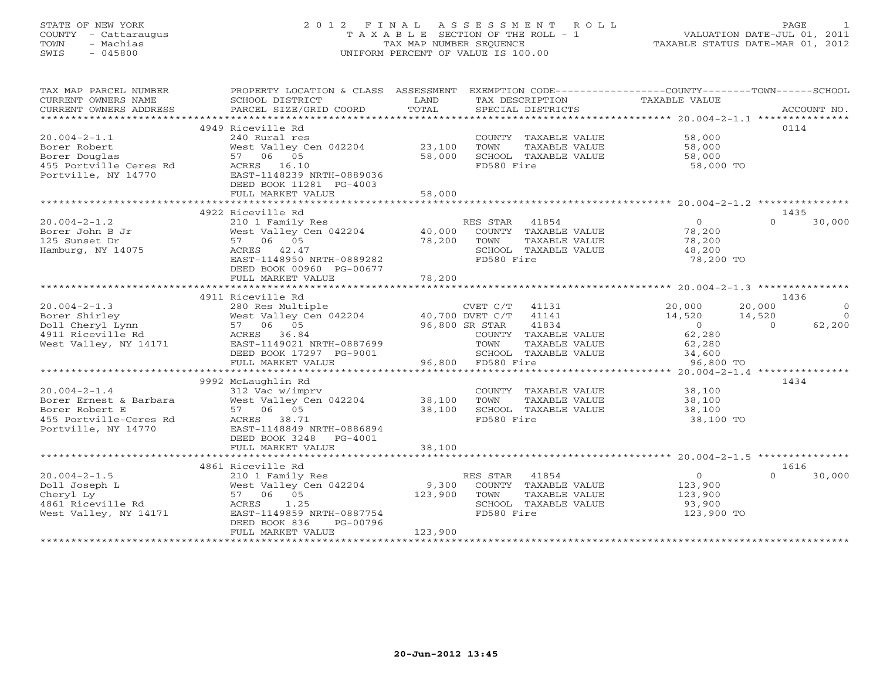STATE OF NEW YORK
COUNTY - Cattaraugus
TOWN - Machias
SWIS - 045800

# 2012 FINAL ASSESSMENT ROLL

TAXABLE SECTION OF THE ROLL - 1
TAX MAP NUMBER SEQUENCE
UNIFORM PERCENT OF VALUE IS 100.00

VALUATION DATE-JUL 01, 2011
TAXABLE STATUS DATE-MAR 01, 2012

| TAX MAP PARCEL NUMBER / CURRENT OWNERS NAME / CURRENT OWNERS ADDRESS | PROPERTY LOCATION & CLASS / SCHOOL DISTRICT / PARCEL SIZE/GRID COORD | ASSESSMENT LAND / TOTAL | EXEMPTION CODE / TAX DESCRIPTION / SPECIAL DISTRICTS | COUNTY TAXABLE VALUE | TOWN | SCHOOL | ACCOUNT NO. |
|---|---|---|---|---|---|---|---|
| | 4949 Riceville Rd | | | | | | 0114 |
| 20.004-2-1.1 | 240 Rural res | | COUNTY TAXABLE VALUE | 58,000 | | | |
| Borer Robert | West Valley Cen 042204 | 23,100 | TOWN TAXABLE VALUE | 58,000 | | | |
| Borer Douglas | 57 06 05 | 58,000 | SCHOOL TAXABLE VALUE | 58,000 | | | |
| 455 Portville Ceres Rd | ACRES 16.10 | | FD580 Fire | 58,000 TO | | | |
| Portville, NY 14770 | EAST-1148239 NRTH-0889036 | | | | | | |
| | DEED BOOK 11281 PG-4003 | | | | | | |
| | FULL MARKET VALUE | 58,000 | | | | | |
| | 4922 Riceville Rd | | | | | | 1435 |
| 20.004-2-1.2 | 210 1 Family Res | | RES STAR 41854 | 0 | 0 | 30,000 | |
| Borer John B Jr | West Valley Cen 042204 | 40,000 | COUNTY TAXABLE VALUE | 78,200 | | | |
| 125 Sunset Dr | 57 06 05 | 78,200 | TOWN TAXABLE VALUE | 78,200 | | | |
| Hamburg, NY 14075 | ACRES 42.47 | | SCHOOL TAXABLE VALUE | 48,200 | | | |
| | EAST-1148950 NRTH-0889282 | | FD580 Fire | 78,200 TO | | | |
| | DEED BOOK 00960 PG-00677 | | | | | | |
| | FULL MARKET VALUE | 78,200 | | | | | |
| | 4911 Riceville Rd | | | | | | 1436 |
| 20.004-2-1.3 | 280 Res Multiple | | CVET C/T 41131 | 20,000 | 20,000 | 0 | |
| Borer Shirley | West Valley Cen 042204 | 40,700 | DVET C/T 41141 | 14,520 | 14,520 | 0 | |
| Doll Cheryl Lynn | 57 06 05 | 96,800 | SR STAR 41834 | 0 | 0 | 62,200 | |
| 4911 Riceville Rd | ACRES 36.84 | | COUNTY TAXABLE VALUE | 62,280 | | | |
| West Valley, NY 14171 | EAST-1149021 NRTH-0887699 | | TOWN TAXABLE VALUE | 62,280 | | | |
| | DEED BOOK 17297 PG-9001 | | SCHOOL TAXABLE VALUE | 34,600 | | | |
| | FULL MARKET VALUE | 96,800 | FD580 Fire | 96,800 TO | | | |
| | 9992 McLaughlin Rd | | | | | | 1434 |
| 20.004-2-1.4 | 312 Vac w/imprv | | COUNTY TAXABLE VALUE | 38,100 | | | |
| Borer Ernest & Barbara | West Valley Cen 042204 | 38,100 | TOWN TAXABLE VALUE | 38,100 | | | |
| Borer Robert E | 57 06 05 | 38,100 | SCHOOL TAXABLE VALUE | 38,100 | | | |
| 455 Portville-Ceres Rd | ACRES 38.71 | | FD580 Fire | 38,100 TO | | | |
| Portville, NY 14770 | EAST-1148849 NRTH-0886894 | | | | | | |
| | DEED BOOK 3248 PG-4001 | | | | | | |
| | FULL MARKET VALUE | 38,100 | | | | | |
| | 4861 Riceville Rd | | | | | | 1616 |
| 20.004-2-1.5 | 210 1 Family Res | | RES STAR 41854 | 0 | 0 | 30,000 | |
| Doll Joseph L | West Valley Cen 042204 | 9,300 | COUNTY TAXABLE VALUE | 123,900 | | | |
| Cheryl Ly | 57 06 05 | 123,900 | TOWN TAXABLE VALUE | 123,900 | | | |
| 4861 Riceville Rd | ACRES 1.25 | | SCHOOL TAXABLE VALUE | 93,900 | | | |
| West Valley, NY 14171 | EAST-1149859 NRTH-0887754 | | FD580 Fire | 123,900 TO | | | |
| | DEED BOOK 836 PG-00796 | | | | | | |
| | FULL MARKET VALUE | 123,900 | | | | | |

20-Jun-2012 13:45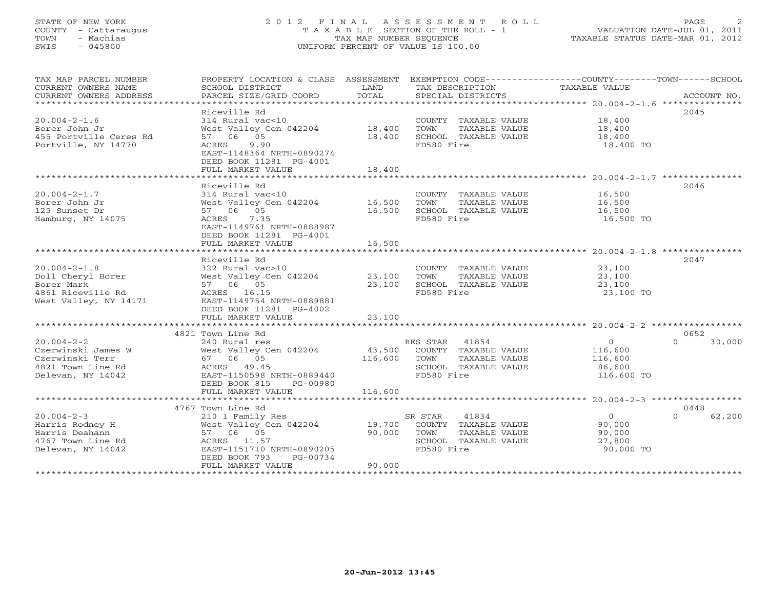STATE OF NEW YORK
COUNTY - Cattaraugus
TOWN - Machias
SWIS - 045800

2012 FINAL ASSESSMENT ROLL
TAXABLE SECTION OF THE ROLL - 1
TAX MAP NUMBER SEQUENCE
UNIFORM PERCENT OF VALUE IS 100.00

VALUATION DATE-JUL 01, 2011
TAXABLE STATUS DATE-MAR 01, 2012

| TAX MAP PARCEL NUMBER / CURRENT OWNERS NAME / CURRENT OWNERS ADDRESS | PROPERTY LOCATION & CLASS / SCHOOL DISTRICT / PARCEL SIZE/GRID COORD | ASSESSMENT LAND | TOTAL | EXEMPTION CODE / TAX DESCRIPTION / SPECIAL DISTRICTS | COUNTY / TOWN / SCHOOL TAXABLE VALUE | ACCOUNT NO. |
|---|---|---|---|---|---|---|
| 20.004-2-1.6 | Riceville Rd | | | | | 2045 |
| 20.004-2-1.6 | 314 Rural vac<10 | | | COUNTY TAXABLE VALUE | 18,400 | |
| Borer John Jr | West Valley Cen 042204 | 18,400 | | TOWN TAXABLE VALUE | 18,400 | |
| 455 Portville Ceres Rd | 57 06 05 | | 18,400 | SCHOOL TAXABLE VALUE | 18,400 | |
| Portville, NY 14770 | ACRES 9.90 | | | FD580 Fire | 18,400 TO | |
| | EAST-1148364 NRTH-0890274 | | | | | |
| | DEED BOOK 11281 PG-4001 | | | | | |
| | FULL MARKET VALUE | | 18,400 | | | |
| 20.004-2-1.7 | Riceville Rd | | | | | 2046 |
| 20.004-2-1.7 | 314 Rural vac<10 | | | COUNTY TAXABLE VALUE | 16,500 | |
| Borer John Jr | West Valley Cen 042204 | 16,500 | | TOWN TAXABLE VALUE | 16,500 | |
| 125 Sunset Dr | 57 06 05 | | 16,500 | SCHOOL TAXABLE VALUE | 16,500 | |
| Hamburg, NY 14075 | ACRES 7.35 | | | FD580 Fire | 16,500 TO | |
| | EAST-1149761 NRTH-0888987 | | | | | |
| | DEED BOOK 11281 PG-4001 | | | | | |
| | FULL MARKET VALUE | | 16,500 | | | |
| 20.004-2-1.8 | Riceville Rd | | | | | 2047 |
| 20.004-2-1.8 | 322 Rural vac>10 | | | COUNTY TAXABLE VALUE | 23,100 | |
| Doll Cheryl Borer | West Valley Cen 042204 | 23,100 | | TOWN TAXABLE VALUE | 23,100 | |
| Borer Mark | 57 06 05 | | 23,100 | SCHOOL TAXABLE VALUE | 23,100 | |
| 4861 Riceville Rd | ACRES 16.15 | | | FD580 Fire | 23,100 TO | |
| West Valley, NY 14171 | EAST-1149754 NRTH-0889881 | | | | | |
| | DEED BOOK 11281 PG-4002 | | | | | |
| | FULL MARKET VALUE | | 23,100 | | | |
| 20.004-2-2 | 4821 Town Line Rd | | | | | 0652 |
| 20.004-2-2 | 240 Rural res | | | RES STAR 41854 | 0 / 0 / 30,000 | |
| Czerwinski James W | West Valley Cen 042204 | 43,500 | | COUNTY TAXABLE VALUE | 116,600 | |
| Czerwinski Terr | 67 06 05 | | 116,600 | TOWN TAXABLE VALUE | 116,600 | |
| 4821 Town Line Rd | ACRES 49.45 | | | SCHOOL TAXABLE VALUE | 86,600 | |
| Delevan, NY 14042 | EAST-1150598 NRTH-0889440 | | | FD580 Fire | 116,600 TO | |
| | DEED BOOK 815 PG-00980 | | | | | |
| | FULL MARKET VALUE | | 116,600 | | | |
| 20.004-2-3 | 4767 Town Line Rd | | | | | 0448 |
| 20.004-2-3 | 210 1 Family Res | | | SR STAR 41834 | 0 / 0 / 62,200 | |
| Harris Rodney H | West Valley Cen 042204 | 19,700 | | COUNTY TAXABLE VALUE | 90,000 | |
| Harris Deahann | 57 06 05 | | 90,000 | TOWN TAXABLE VALUE | 90,000 | |
| 4767 Town Line Rd | ACRES 11.57 | | | SCHOOL TAXABLE VALUE | 27,800 | |
| Delevan, NY 14042 | EAST-1151710 NRTH-0890205 | | | FD580 Fire | 90,000 TO | |
| | DEED BOOK 793 PG-00734 | | | | | |
| | FULL MARKET VALUE | | 90,000 | | | |

20-Jun-2012 13:45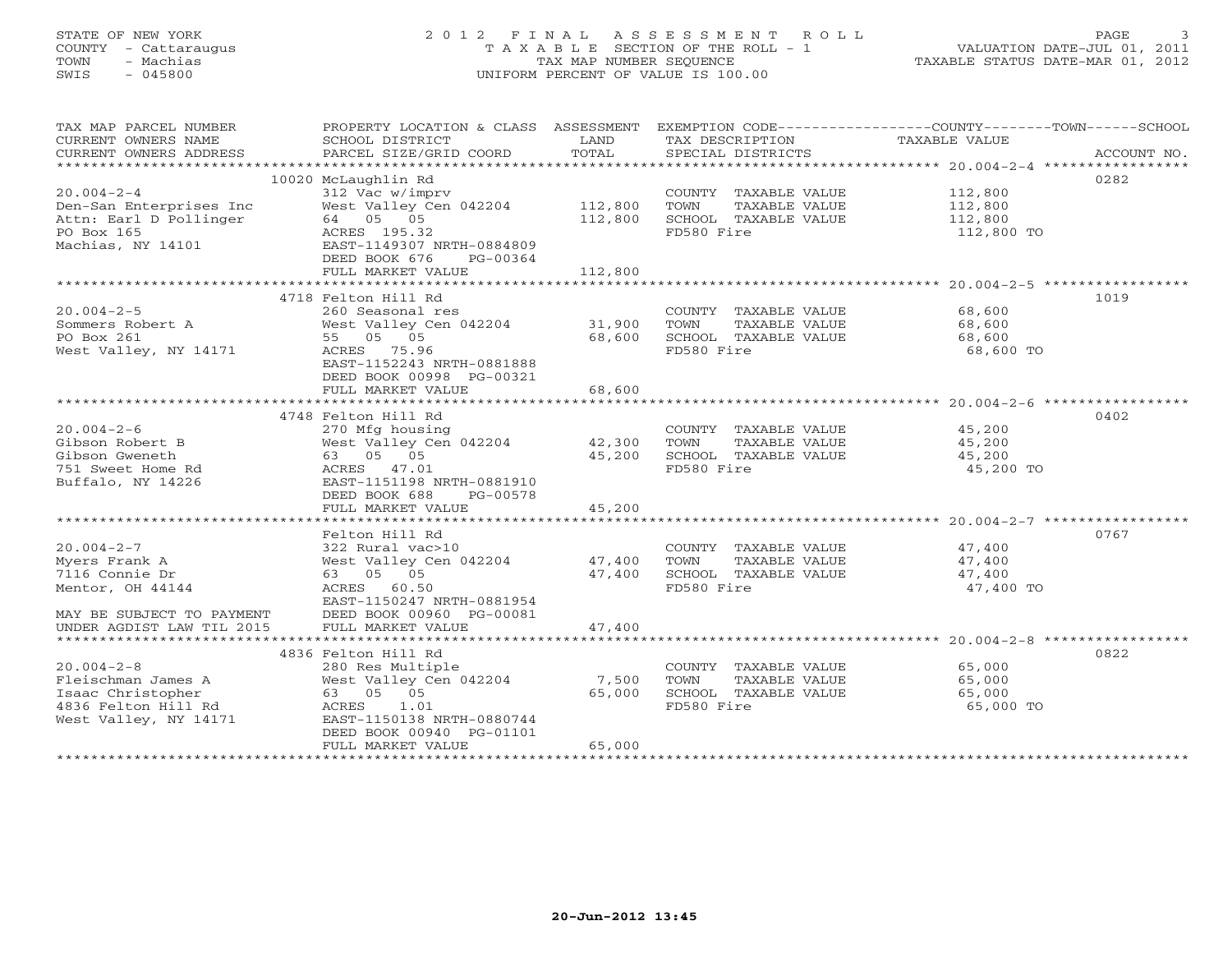STATE OF NEW YORK
COUNTY - Cattaraugus
TOWN - Machias
SWIS - 045800

# 2012 FINAL ASSESSMENT ROLL

TAXABLE SECTION OF THE ROLL - 1
TAX MAP NUMBER SEQUENCE
UNIFORM PERCENT OF VALUE IS 100.00

VALUATION DATE-JUL 01, 2011
TAXABLE STATUS DATE-MAR 01, 2012

| TAX MAP PARCEL NUMBER / CURRENT OWNERS NAME / CURRENT OWNERS ADDRESS | PROPERTY LOCATION & CLASS / SCHOOL DISTRICT / PARCEL SIZE/GRID COORD | ASSESSMENT LAND | ASSESSMENT TOTAL | EXEMPTION CODE / TAX DESCRIPTION / SPECIAL DISTRICTS | TAXABLE VALUE (COUNTY / TOWN / SCHOOL) | ACCOUNT NO. |
|---|---|---|---|---|---|---|
| 20.004-2-4 | 10020 McLaughlin Rd | | | | | 0282 |
| Den-San Enterprises Inc | 312 Vac w/imprv | | | COUNTY TAXABLE VALUE | 112,800 | |
| Attn: Earl D Pollinger | West Valley Cen 042204 | 112,800 | | TOWN TAXABLE VALUE | 112,800 | |
| PO Box 165 | 64 05 05 | | 112,800 | SCHOOL TAXABLE VALUE | 112,800 | |
| Machias, NY 14101 | ACRES 195.32 | | | FD580 Fire | 112,800 TO | |
| | EAST-1149307 NRTH-0884809 | | | | | |
| | DEED BOOK 676 PG-00364 | | | | | |
| | FULL MARKET VALUE | | 112,800 | | | |
| 20.004-2-5 | 4718 Felton Hill Rd | | | | | 1019 |
| Sommers Robert A | 260 Seasonal res | | | COUNTY TAXABLE VALUE | 68,600 | |
| PO Box 261 | West Valley Cen 042204 | 31,900 | | TOWN TAXABLE VALUE | 68,600 | |
| West Valley, NY 14171 | 55 05 05 | | 68,600 | SCHOOL TAXABLE VALUE | 68,600 | |
| | ACRES 75.96 | | | FD580 Fire | 68,600 TO | |
| | EAST-1152243 NRTH-0881888 | | | | | |
| | DEED BOOK 00998 PG-00321 | | | | | |
| | FULL MARKET VALUE | | 68,600 | | | |
| 20.004-2-6 | 4748 Felton Hill Rd | | | | | 0402 |
| Gibson Robert B | 270 Mfg housing | | | COUNTY TAXABLE VALUE | 45,200 | |
| Gibson Gweneth | West Valley Cen 042204 | 42,300 | | TOWN TAXABLE VALUE | 45,200 | |
| 751 Sweet Home Rd | 63 05 05 | | 45,200 | SCHOOL TAXABLE VALUE | 45,200 | |
| Buffalo, NY 14226 | ACRES 47.01 | | | FD580 Fire | 45,200 TO | |
| | EAST-1151198 NRTH-0881910 | | | | | |
| | DEED BOOK 688 PG-00578 | | | | | |
| | FULL MARKET VALUE | | 45,200 | | | |
| 20.004-2-7 | Felton Hill Rd | | | | | 0767 |
| Myers Frank A | 322 Rural vac>10 | | | COUNTY TAXABLE VALUE | 47,400 | |
| 7116 Connie Dr | West Valley Cen 042204 | 47,400 | | TOWN TAXABLE VALUE | 47,400 | |
| Mentor, OH 44144 | 63 05 05 | | 47,400 | SCHOOL TAXABLE VALUE | 47,400 | |
| | ACRES 60.50 | | | FD580 Fire | 47,400 TO | |
| | EAST-1150247 NRTH-0881954 | | | | | |
| MAY BE SUBJECT TO PAYMENT | DEED BOOK 00960 PG-00081 | | | | | |
| UNDER AGDIST LAW TIL 2015 | FULL MARKET VALUE | | 47,400 | | | |
| 20.004-2-8 | 4836 Felton Hill Rd | | | | | 0822 |
| Fleischman James A | 280 Res Multiple | | | COUNTY TAXABLE VALUE | 65,000 | |
| Isaac Christopher | West Valley Cen 042204 | 7,500 | | TOWN TAXABLE VALUE | 65,000 | |
| 4836 Felton Hill Rd | 63 05 05 | | 65,000 | SCHOOL TAXABLE VALUE | 65,000 | |
| West Valley, NY 14171 | ACRES 1.01 | | | FD580 Fire | 65,000 TO | |
| | EAST-1150138 NRTH-0880744 | | | | | |
| | DEED BOOK 00940 PG-01101 | | | | | |
| | FULL MARKET VALUE | | 65,000 | | | |

20-Jun-2012 13:45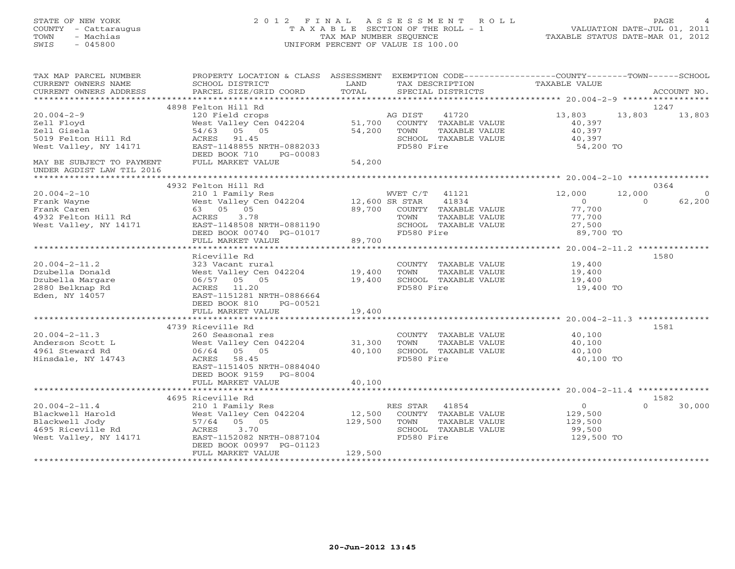STATE OF NEW YORK
COUNTY - Cattaraugus
TOWN - Machias
SWIS - 045800

# 2012 FINAL ASSESSMENT ROLL
TAXABLE SECTION OF THE ROLL - 1
TAX MAP NUMBER SEQUENCE
UNIFORM PERCENT OF VALUE IS 100.00

VALUATION DATE-JUL 01, 2011
TAXABLE STATUS DATE-MAR 01, 2012

| TAX MAP PARCEL NUMBER / CURRENT OWNERS NAME / CURRENT OWNERS ADDRESS | PROPERTY LOCATION & CLASS / SCHOOL DISTRICT / PARCEL SIZE/GRID COORD | ASSESSMENT LAND | TOTAL | EXEMPTION CODE / TAX DESCRIPTION / SPECIAL DISTRICTS | COUNTY TAXABLE VALUE | TOWN | SCHOOL | ACCOUNT NO. |
|---|---|---|---|---|---|---|---|---|
| | 4898 Felton Hill Rd | | | | | | | 1247 |
| 20.004-2-9 | 120 Field crops | | | AG DIST 41720 | 13,803 | 13,803 | 13,803 | |
| Zell Floyd | West Valley Cen 042204 | 51,700 | | COUNTY TAXABLE VALUE | 40,397 | | | |
| Zell Gisela | 54/63 05 05 | | 54,200 | TOWN TAXABLE VALUE | 40,397 | | | |
| 5019 Felton Hill Rd | ACRES 91.45 | | | SCHOOL TAXABLE VALUE | 40,397 | | | |
| West Valley, NY 14171 | EAST-1148855 NRTH-0882033 | | | FD580 Fire | 54,200 TO | | | |
| | DEED BOOK 710 PG-00083 | | | | | | | |
| MAY BE SUBJECT TO PAYMENT | FULL MARKET VALUE | | 54,200 | | | | | |
| UNDER AGDIST LAW TIL 2016 | | | | | | | | |
| | 4932 Felton Hill Rd | | | | | | | 0364 |
| 20.004-2-10 | 210 1 Family Res | | | WVET C/T 41121 | 12,000 | 12,000 | 0 | |
| Frank Wayne | West Valley Cen 042204 | 12,600 | | SR STAR 41834 | 0 | 0 | 62,200 | |
| Frank Caren | 63 05 05 | | 89,700 | COUNTY TAXABLE VALUE | 77,700 | | | |
| 4932 Felton Hill Rd | ACRES 3.78 | | | TOWN TAXABLE VALUE | 77,700 | | | |
| West Valley, NY 14171 | EAST-1148508 NRTH-0881190 | | | SCHOOL TAXABLE VALUE | 27,500 | | | |
| | DEED BOOK 00740 PG-01017 | | | FD580 Fire | 89,700 TO | | | |
| | FULL MARKET VALUE | | 89,700 | | | | | |
| | Riceville Rd | | | | | | | 1580 |
| 20.004-2-11.2 | 323 Vacant rural | | | COUNTY TAXABLE VALUE | 19,400 | | | |
| Dzubella Donald | West Valley Cen 042204 | 19,400 | | TOWN TAXABLE VALUE | 19,400 | | | |
| Dzubella Margare | 06/57 05 05 | | 19,400 | SCHOOL TAXABLE VALUE | 19,400 | | | |
| 2880 Belknap Rd | ACRES 11.20 | | | FD580 Fire | 19,400 TO | | | |
| Eden, NY 14057 | EAST-1151281 NRTH-0886664 | | | | | | | |
| | DEED BOOK 810 PG-00521 | | | | | | | |
| | FULL MARKET VALUE | | 19,400 | | | | | |
| | 4739 Riceville Rd | | | | | | | 1581 |
| 20.004-2-11.3 | 260 Seasonal res | | | COUNTY TAXABLE VALUE | 40,100 | | | |
| Anderson Scott L | West Valley Cen 042204 | 31,300 | | TOWN TAXABLE VALUE | 40,100 | | | |
| 4961 Steward Rd | 06/64 05 05 | | 40,100 | SCHOOL TAXABLE VALUE | 40,100 | | | |
| Hinsdale, NY 14743 | ACRES 58.45 | | | FD580 Fire | 40,100 TO | | | |
| | EAST-1151405 NRTH-0884040 | | | | | | | |
| | DEED BOOK 9159 PG-8004 | | | | | | | |
| | FULL MARKET VALUE | | 40,100 | | | | | |
| | 4695 Riceville Rd | | | | | | | 1582 |
| 20.004-2-11.4 | 210 1 Family Res | | | RES STAR 41854 | 0 | 0 | 30,000 | |
| Blackwell Harold | West Valley Cen 042204 | 12,500 | | COUNTY TAXABLE VALUE | 129,500 | | | |
| Blackwell Jody | 57/64 05 05 | | 129,500 | TOWN TAXABLE VALUE | 129,500 | | | |
| 4695 Riceville Rd | ACRES 3.70 | | | SCHOOL TAXABLE VALUE | 99,500 | | | |
| West Valley, NY 14171 | EAST-1152082 NRTH-0887104 | | | FD580 Fire | 129,500 TO | | | |
| | DEED BOOK 00997 PG-01123 | | | | | | | |
| | FULL MARKET VALUE | | 129,500 | | | | | |

20-Jun-2012 13:45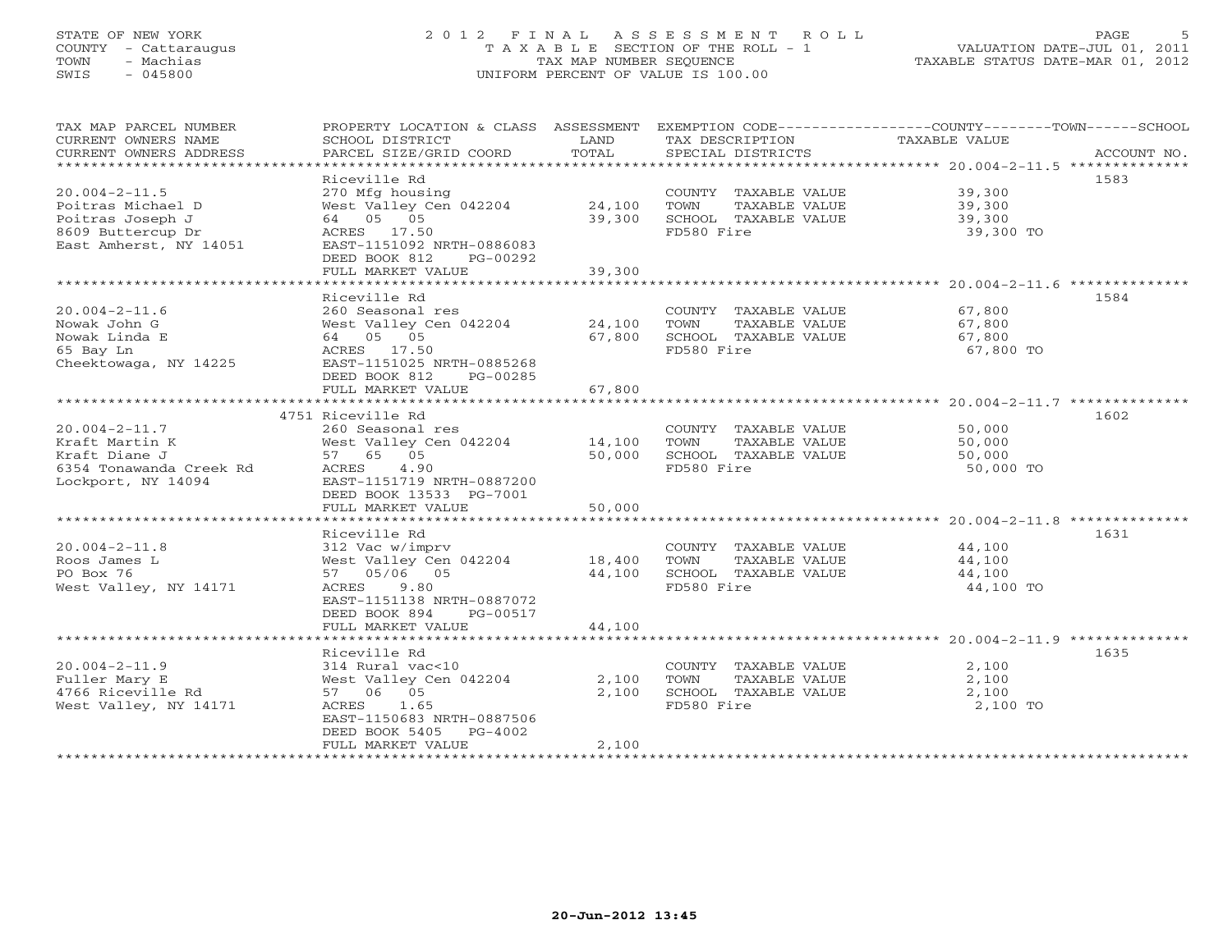STATE OF NEW YORK — 2012 FINAL ASSESSMENT ROLL — PAGE 5
COUNTY - Cattaraugus — TAXABLE SECTION OF THE ROLL - 1 — VALUATION DATE-JUL 01, 2011
TOWN - Machias — TAX MAP NUMBER SEQUENCE — TAXABLE STATUS DATE-MAR 01, 2012
SWIS - 045800 — UNIFORM PERCENT OF VALUE IS 100.00

| TAX MAP PARCEL NUMBER / CURRENT OWNERS NAME / CURRENT OWNERS ADDRESS | PROPERTY LOCATION & CLASS / SCHOOL DISTRICT / PARCEL SIZE/GRID COORD | ASSESSMENT LAND | TOTAL | EXEMPTION CODE / TAX DESCRIPTION / SPECIAL DISTRICTS | COUNTY/TOWN/SCHOOL TAXABLE VALUE | ACCOUNT NO. |
|---|---|---|---|---|---|---|
| 20.004-2-11.5 | Riceville Rd | | | | | 1583 |
| Poitras Michael D | 270 Mfg housing | | | COUNTY TAXABLE VALUE | 39,300 | |
| Poitras Joseph J | West Valley Cen 042204 | 24,100 | | TOWN TAXABLE VALUE | 39,300 | |
| 8609 Buttercup Dr | 64 05 05 | | 39,300 | SCHOOL TAXABLE VALUE | 39,300 | |
| East Amherst, NY 14051 | ACRES 17.50 | | | FD580 Fire | 39,300 TO | |
| | EAST-1151092 NRTH-0886083 | | | | | |
| | DEED BOOK 812 PG-00292 | | | | | |
| | FULL MARKET VALUE | | 39,300 | | | |
| 20.004-2-11.6 | Riceville Rd | | | | | 1584 |
| Nowak John G | 260 Seasonal res | | | COUNTY TAXABLE VALUE | 67,800 | |
| Nowak Linda E | West Valley Cen 042204 | 24,100 | | TOWN TAXABLE VALUE | 67,800 | |
| 65 Bay Ln | 64 05 05 | | 67,800 | SCHOOL TAXABLE VALUE | 67,800 | |
| Cheektowaga, NY 14225 | ACRES 17.50 | | | FD580 Fire | 67,800 TO | |
| | EAST-1151025 NRTH-0885268 | | | | | |
| | DEED BOOK 812 PG-00285 | | | | | |
| | FULL MARKET VALUE | | 67,800 | | | |
| 20.004-2-11.7 | 4751 Riceville Rd | | | | | 1602 |
| Kraft Martin K | 260 Seasonal res | | | COUNTY TAXABLE VALUE | 50,000 | |
| Kraft Diane J | West Valley Cen 042204 | 14,100 | | TOWN TAXABLE VALUE | 50,000 | |
| 6354 Tonawanda Creek Rd | 57 65 05 | | 50,000 | SCHOOL TAXABLE VALUE | 50,000 | |
| Lockport, NY 14094 | ACRES 4.90 | | | FD580 Fire | 50,000 TO | |
| | EAST-1151719 NRTH-0887200 | | | | | |
| | DEED BOOK 13533 PG-7001 | | | | | |
| | FULL MARKET VALUE | | 50,000 | | | |
| 20.004-2-11.8 | Riceville Rd | | | | | 1631 |
| Roos James L | 312 Vac w/imprv | | | COUNTY TAXABLE VALUE | 44,100 | |
| PO Box 76 | West Valley Cen 042204 | 18,400 | | TOWN TAXABLE VALUE | 44,100 | |
| West Valley, NY 14171 | 57 05/06 05 | | 44,100 | SCHOOL TAXABLE VALUE | 44,100 | |
| | ACRES 9.80 | | | FD580 Fire | 44,100 TO | |
| | EAST-1151138 NRTH-0887072 | | | | | |
| | DEED BOOK 894 PG-00517 | | | | | |
| | FULL MARKET VALUE | | 44,100 | | | |
| 20.004-2-11.9 | Riceville Rd | | | | | 1635 |
| Fuller Mary E | 314 Rural vac<10 | | | COUNTY TAXABLE VALUE | 2,100 | |
| 4766 Riceville Rd | West Valley Cen 042204 | 2,100 | | TOWN TAXABLE VALUE | 2,100 | |
| West Valley, NY 14171 | 57 06 05 | | 2,100 | SCHOOL TAXABLE VALUE | 2,100 | |
| | ACRES 1.65 | | | FD580 Fire | 2,100 TO | |
| | EAST-1150683 NRTH-0887506 | | | | | |
| | DEED BOOK 5405 PG-4002 | | | | | |
| | FULL MARKET VALUE | | 2,100 | | | |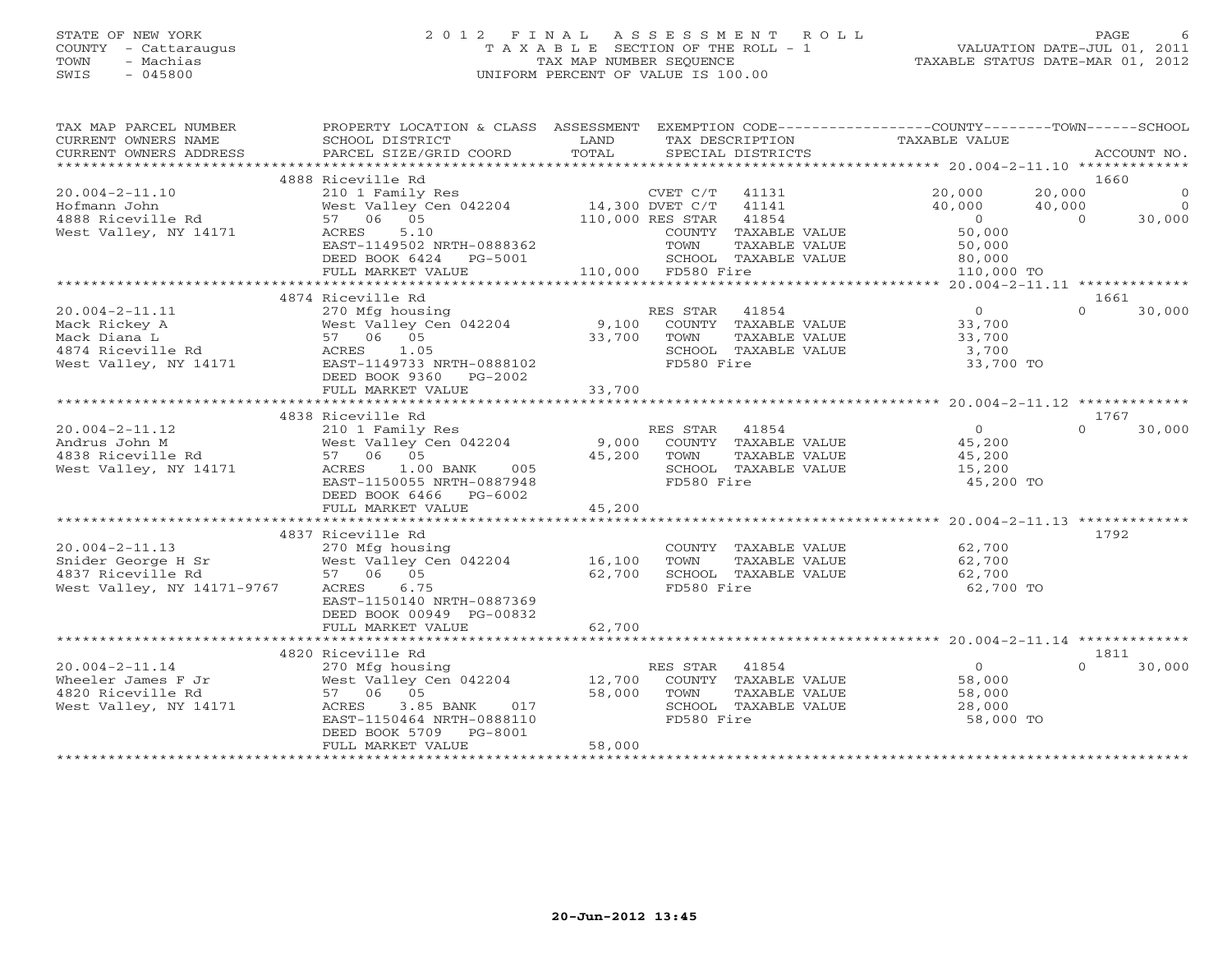STATE OF NEW YORK
COUNTY - Cattaraugus
TOWN - Machias
SWIS - 045800

# 2012 FINAL ASSESSMENT ROLL
TAXABLE SECTION OF THE ROLL - 1
TAX MAP NUMBER SEQUENCE
UNIFORM PERCENT OF VALUE IS 100.00

VALUATION DATE-JUL 01, 2011
TAXABLE STATUS DATE-MAR 01, 2012

| TAX MAP PARCEL NUMBER / CURRENT OWNERS NAME / CURRENT OWNERS ADDRESS | PROPERTY LOCATION & CLASS / SCHOOL DISTRICT / PARCEL SIZE/GRID COORD | ASSESSMENT LAND / TOTAL | EXEMPTION CODE / TAX DESCRIPTION / SPECIAL DISTRICTS | COUNTY TAXABLE VALUE | TOWN | SCHOOL | ACCOUNT NO. |
|---|---|---|---|---|---|---|---|
| | 4888 Riceville Rd | | | | | | 1660 |
| 20.004-2-11.10 | 210 1 Family Res | | CVET C/T 41131 | 20,000 | 20,000 | 0 | |
| Hofmann John | West Valley Cen 042204 | 14,300 | DVET C/T 41141 | 40,000 | 40,000 | 0 | |
| 4888 Riceville Rd | 57 06 05 | 110,000 | RES STAR 41854 | 0 | 0 | 30,000 | |
| West Valley, NY 14171 | ACRES 5.10 | | COUNTY TAXABLE VALUE | 50,000 | | | |
| | EAST-1149502 NRTH-0888362 | | TOWN TAXABLE VALUE | 50,000 | | | |
| | DEED BOOK 6424 PG-5001 | | SCHOOL TAXABLE VALUE | 80,000 | | | |
| | FULL MARKET VALUE | 110,000 | FD580 Fire | 110,000 TO | | | |
| | 4874 Riceville Rd | | | | | | 1661 |
| 20.004-2-11.11 | 270 Mfg housing | | RES STAR 41854 | 0 | 0 | 30,000 | |
| Mack Rickey A | West Valley Cen 042204 | 9,100 | COUNTY TAXABLE VALUE | 33,700 | | | |
| Mack Diana L | 57 06 05 | 33,700 | TOWN TAXABLE VALUE | 33,700 | | | |
| 4874 Riceville Rd | ACRES 1.05 | | SCHOOL TAXABLE VALUE | 3,700 | | | |
| West Valley, NY 14171 | EAST-1149733 NRTH-0888102 | | FD580 Fire | 33,700 TO | | | |
| | DEED BOOK 9360 PG-2002 | | | | | | |
| | FULL MARKET VALUE | 33,700 | | | | | |
| | 4838 Riceville Rd | | | | | | 1767 |
| 20.004-2-11.12 | 210 1 Family Res | | RES STAR 41854 | 0 | 0 | 30,000 | |
| Andrus John M | West Valley Cen 042204 | 9,000 | COUNTY TAXABLE VALUE | 45,200 | | | |
| 4838 Riceville Rd | 57 06 05 | 45,200 | TOWN TAXABLE VALUE | 45,200 | | | |
| West Valley, NY 14171 | ACRES 1.00 BANK 005 | | SCHOOL TAXABLE VALUE | 15,200 | | | |
| | EAST-1150055 NRTH-0887948 | | FD580 Fire | 45,200 TO | | | |
| | DEED BOOK 6466 PG-6002 | | | | | | |
| | FULL MARKET VALUE | 45,200 | | | | | |
| | 4837 Riceville Rd | | | | | | 1792 |
| 20.004-2-11.13 | 270 Mfg housing | | COUNTY TAXABLE VALUE | 62,700 | | | |
| Snider George H Sr | West Valley Cen 042204 | 16,100 | TOWN TAXABLE VALUE | 62,700 | | | |
| 4837 Riceville Rd | 57 06 05 | 62,700 | SCHOOL TAXABLE VALUE | 62,700 | | | |
| West Valley, NY 14171-9767 | ACRES 6.75 | | FD580 Fire | 62,700 TO | | | |
| | EAST-1150140 NRTH-0887369 | | | | | | |
| | DEED BOOK 00949 PG-00832 | | | | | | |
| | FULL MARKET VALUE | 62,700 | | | | | |
| | 4820 Riceville Rd | | | | | | 1811 |
| 20.004-2-11.14 | 270 Mfg housing | | RES STAR 41854 | 0 | 0 | 30,000 | |
| Wheeler James F Jr | West Valley Cen 042204 | 12,700 | COUNTY TAXABLE VALUE | 58,000 | | | |
| 4820 Riceville Rd | 57 06 05 | 58,000 | TOWN TAXABLE VALUE | 58,000 | | | |
| West Valley, NY 14171 | ACRES 3.85 BANK 017 | | SCHOOL TAXABLE VALUE | 28,000 | | | |
| | EAST-1150464 NRTH-0888110 | | FD580 Fire | 58,000 TO | | | |
| | DEED BOOK 5709 PG-8001 | | | | | | |
| | FULL MARKET VALUE | 58,000 | | | | | |

20-Jun-2012 13:45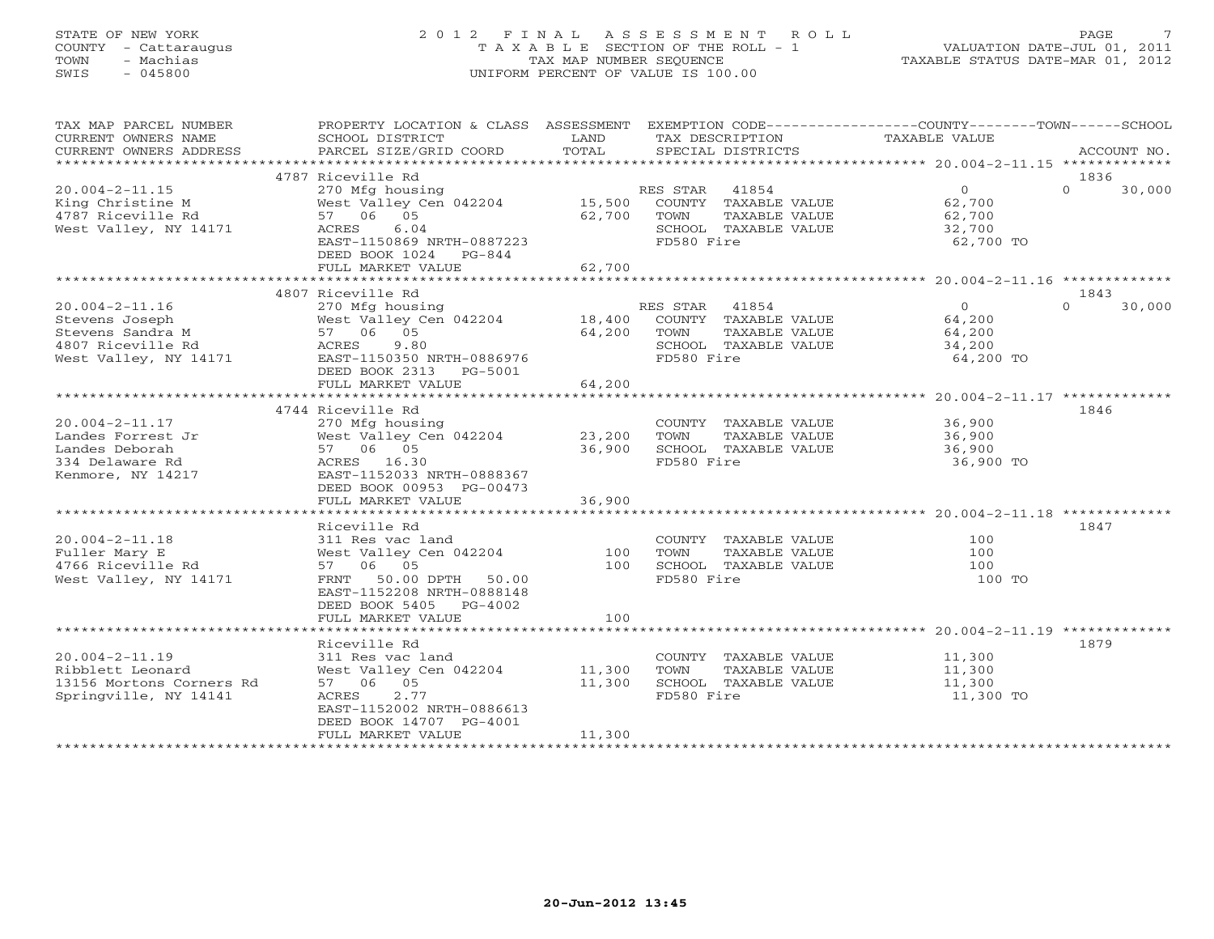STATE OF NEW YORK
COUNTY - Cattaraugus
TOWN - Machias
SWIS - 045800

# 2012 FINAL ASSESSMENT ROLL
TAXABLE SECTION OF THE ROLL - 1
TAX MAP NUMBER SEQUENCE
UNIFORM PERCENT OF VALUE IS 100.00

VALUATION DATE-JUL 01, 2011
TAXABLE STATUS DATE-MAR 01, 2012

| TAX MAP PARCEL NUMBER / CURRENT OWNERS NAME / CURRENT OWNERS ADDRESS | PROPERTY LOCATION & CLASS / SCHOOL DISTRICT / PARCEL SIZE/GRID COORD | ASSESSMENT LAND / TOTAL | EXEMPTION CODE / TAX DESCRIPTION / SPECIAL DISTRICTS | COUNTY / TOWN / SCHOOL TAXABLE VALUE | ACCOUNT NO. |
|---|---|---|---|---|---|
| | 4787 Riceville Rd | | | | 1836 |
| 20.004-2-11.15 | 270 Mfg housing | | RES STAR 41854 | 0 / 0 | 30,000 |
| King Christine M | West Valley Cen 042204 | 15,500 | COUNTY TAXABLE VALUE | 62,700 | |
| 4787 Riceville Rd | 57 06 05 | 62,700 | TOWN TAXABLE VALUE | 62,700 | |
| West Valley, NY 14171 | ACRES 6.04 | | SCHOOL TAXABLE VALUE | 32,700 | |
| | EAST-1150869 NRTH-0887223 | | FD580 Fire | 62,700 TO | |
| | DEED BOOK 1024 PG-844 | | | | |
| | FULL MARKET VALUE | 62,700 | | | |
| | 4807 Riceville Rd | | | | 1843 |
| 20.004-2-11.16 | 270 Mfg housing | | RES STAR 41854 | 0 / 0 | 30,000 |
| Stevens Joseph | West Valley Cen 042204 | 18,400 | COUNTY TAXABLE VALUE | 64,200 | |
| Stevens Sandra M | 57 06 05 | 64,200 | TOWN TAXABLE VALUE | 64,200 | |
| 4807 Riceville Rd | ACRES 9.80 | | SCHOOL TAXABLE VALUE | 34,200 | |
| West Valley, NY 14171 | EAST-1150350 NRTH-0886976 | | FD580 Fire | 64,200 TO | |
| | DEED BOOK 2313 PG-5001 | | | | |
| | FULL MARKET VALUE | 64,200 | | | |
| | 4744 Riceville Rd | | | | 1846 |
| 20.004-2-11.17 | 270 Mfg housing | | COUNTY TAXABLE VALUE | 36,900 | |
| Landes Forrest Jr | West Valley Cen 042204 | 23,200 | TOWN TAXABLE VALUE | 36,900 | |
| Landes Deborah | 57 06 05 | 36,900 | SCHOOL TAXABLE VALUE | 36,900 | |
| 334 Delaware Rd | ACRES 16.30 | | FD580 Fire | 36,900 TO | |
| Kenmore, NY 14217 | EAST-1152033 NRTH-0888367 | | | | |
| | DEED BOOK 00953 PG-00473 | | | | |
| | FULL MARKET VALUE | 36,900 | | | |
| | Riceville Rd | | | | 1847 |
| 20.004-2-11.18 | 311 Res vac land | | COUNTY TAXABLE VALUE | 100 | |
| Fuller Mary E | West Valley Cen 042204 | 100 | TOWN TAXABLE VALUE | 100 | |
| 4766 Riceville Rd | 57 06 05 | 100 | SCHOOL TAXABLE VALUE | 100 | |
| West Valley, NY 14171 | FRNT 50.00 DPTH 50.00 | | FD580 Fire | 100 TO | |
| | EAST-1152208 NRTH-0888148 | | | | |
| | DEED BOOK 5405 PG-4002 | | | | |
| | FULL MARKET VALUE | 100 | | | |
| | Riceville Rd | | | | 1879 |
| 20.004-2-11.19 | 311 Res vac land | | COUNTY TAXABLE VALUE | 11,300 | |
| Ribblett Leonard | West Valley Cen 042204 | 11,300 | TOWN TAXABLE VALUE | 11,300 | |
| 13156 Mortons Corners Rd | 57 06 05 | 11,300 | SCHOOL TAXABLE VALUE | 11,300 | |
| Springville, NY 14141 | ACRES 2.77 | | FD580 Fire | 11,300 TO | |
| | EAST-1152002 NRTH-0886613 | | | | |
| | DEED BOOK 14707 PG-4001 | | | | |
| | FULL MARKET VALUE | 11,300 | | | |

20-Jun-2012 13:45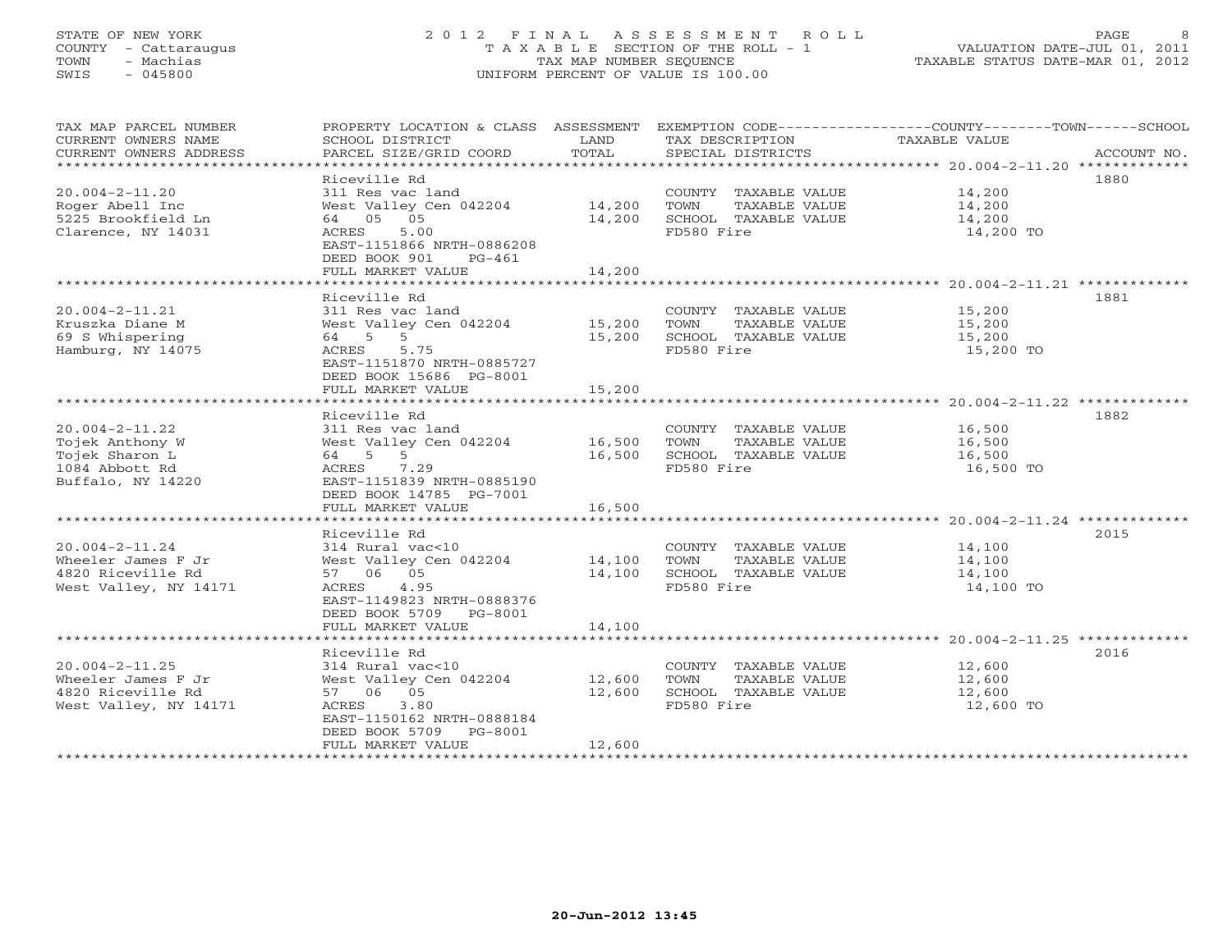STATE OF NEW YORK
COUNTY - Cattaraugus
TOWN - Machias
SWIS - 045800

# 2012 FINAL ASSESSMENT ROLL
TAXABLE SECTION OF THE ROLL - 1
TAX MAP NUMBER SEQUENCE
UNIFORM PERCENT OF VALUE IS 100.00

VALUATION DATE-JUL 01, 2011
TAXABLE STATUS DATE-MAR 01, 2012

| TAX MAP PARCEL NUMBER / CURRENT OWNERS NAME / CURRENT OWNERS ADDRESS | PROPERTY LOCATION & CLASS / SCHOOL DISTRICT / PARCEL SIZE/GRID COORD | ASSESSMENT LAND | TOTAL | EXEMPTION CODE / TAX DESCRIPTION / SPECIAL DISTRICTS | TAXABLE VALUE (COUNTY/TOWN/SCHOOL) | ACCOUNT NO. |
|---|---|---|---|---|---|---|
| 20.004-2-11.20 | Riceville Rd | | | | | 1880 |
| | 311 Res vac land | | | COUNTY TAXABLE VALUE | 14,200 | |
| Roger Abell Inc | West Valley Cen 042204 | 14,200 | | TOWN TAXABLE VALUE | 14,200 | |
| 5225 Brookfield Ln | 64 05 05 | | 14,200 | SCHOOL TAXABLE VALUE | 14,200 | |
| Clarence, NY 14031 | ACRES 5.00 | | | FD580 Fire | 14,200 TO | |
| | EAST-1151866 NRTH-0886208 | | | | | |
| | DEED BOOK 901 PG-461 | | | | | |
| | FULL MARKET VALUE | | 14,200 | | | |
| 20.004-2-11.21 | Riceville Rd | | | | | 1881 |
| | 311 Res vac land | | | COUNTY TAXABLE VALUE | 15,200 | |
| Kruszka Diane M | West Valley Cen 042204 | 15,200 | | TOWN TAXABLE VALUE | 15,200 | |
| 69 S Whispering | 64 5 5 | | 15,200 | SCHOOL TAXABLE VALUE | 15,200 | |
| Hamburg, NY 14075 | ACRES 5.75 | | | FD580 Fire | 15,200 TO | |
| | EAST-1151870 NRTH-0885727 | | | | | |
| | DEED BOOK 15686 PG-8001 | | | | | |
| | FULL MARKET VALUE | | 15,200 | | | |
| 20.004-2-11.22 | Riceville Rd | | | | | 1882 |
| | 311 Res vac land | | | COUNTY TAXABLE VALUE | 16,500 | |
| Tojek Anthony W | West Valley Cen 042204 | 16,500 | | TOWN TAXABLE VALUE | 16,500 | |
| Tojek Sharon L | 64 5 5 | | 16,500 | SCHOOL TAXABLE VALUE | 16,500 | |
| 1084 Abbott Rd | ACRES 7.29 | | | FD580 Fire | 16,500 TO | |
| Buffalo, NY 14220 | EAST-1151839 NRTH-0885190 | | | | | |
| | DEED BOOK 14785 PG-7001 | | | | | |
| | FULL MARKET VALUE | | 16,500 | | | |
| 20.004-2-11.24 | Riceville Rd | | | | | 2015 |
| | 314 Rural vac<10 | | | COUNTY TAXABLE VALUE | 14,100 | |
| Wheeler James F Jr | West Valley Cen 042204 | 14,100 | | TOWN TAXABLE VALUE | 14,100 | |
| 4820 Riceville Rd | 57 06 05 | | 14,100 | SCHOOL TAXABLE VALUE | 14,100 | |
| West Valley, NY 14171 | ACRES 4.95 | | | FD580 Fire | 14,100 TO | |
| | EAST-1149823 NRTH-0888376 | | | | | |
| | DEED BOOK 5709 PG-8001 | | | | | |
| | FULL MARKET VALUE | | 14,100 | | | |
| 20.004-2-11.25 | Riceville Rd | | | | | 2016 |
| | 314 Rural vac<10 | | | COUNTY TAXABLE VALUE | 12,600 | |
| Wheeler James F Jr | West Valley Cen 042204 | 12,600 | | TOWN TAXABLE VALUE | 12,600 | |
| 4820 Riceville Rd | 57 06 05 | | 12,600 | SCHOOL TAXABLE VALUE | 12,600 | |
| West Valley, NY 14171 | ACRES 3.80 | | | FD580 Fire | 12,600 TO | |
| | EAST-1150162 NRTH-0888184 | | | | | |
| | DEED BOOK 5709 PG-8001 | | | | | |
| | FULL MARKET VALUE | | 12,600 | | | |

20-Jun-2012 13:45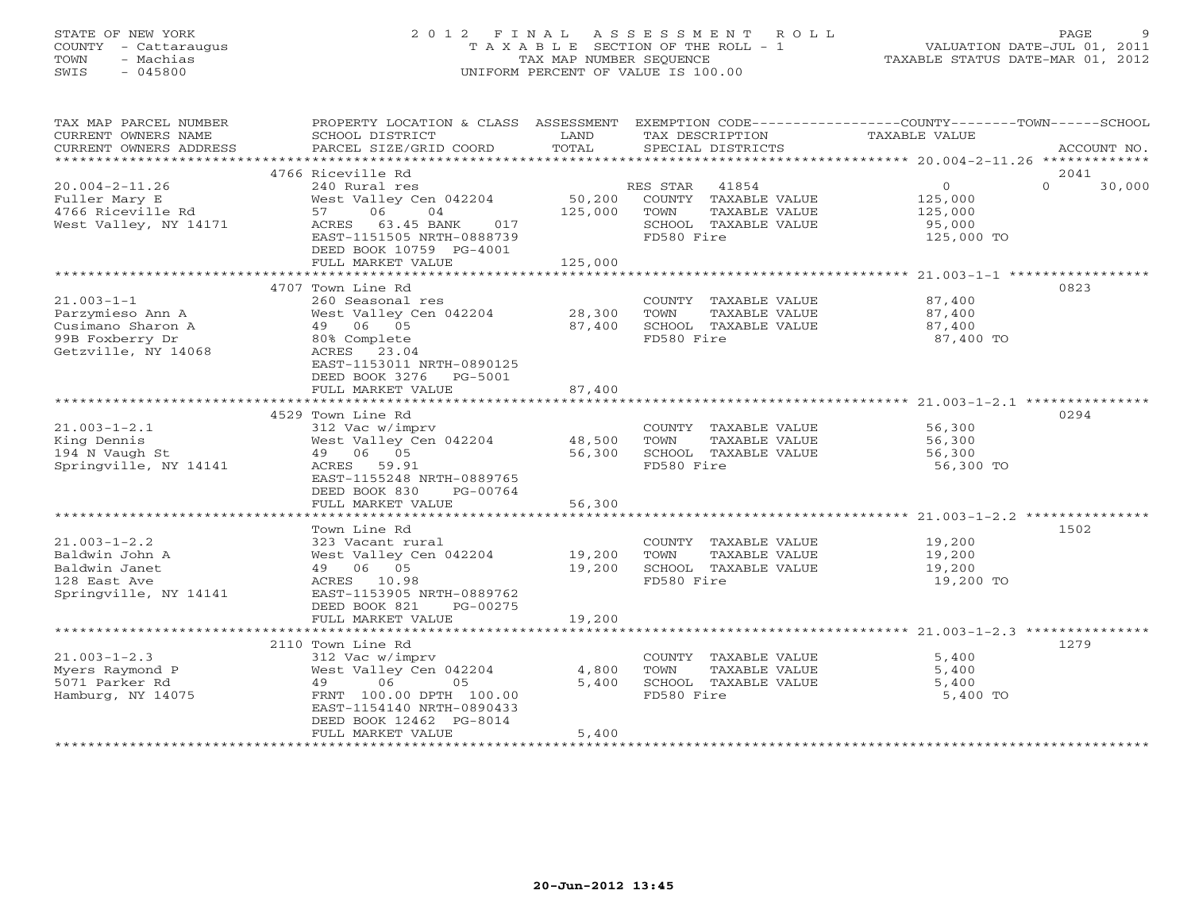STATE OF NEW YORK
COUNTY - Cattaraugus
TOWN - Machias
SWIS - 045800

# 2012 FINAL ASSESSMENT ROLL

T A X A B L E SECTION OF THE ROLL - 1
TAX MAP NUMBER SEQUENCE
UNIFORM PERCENT OF VALUE IS 100.00

VALUATION DATE-JUL 01, 2011
TAXABLE STATUS DATE-MAR 01, 2012

| TAX MAP PARCEL NUMBER / CURRENT OWNERS NAME / CURRENT OWNERS ADDRESS | PROPERTY LOCATION & CLASS / SCHOOL DISTRICT / PARCEL SIZE/GRID COORD | ASSESSMENT LAND / TOTAL | EXEMPTION CODE / TAX DESCRIPTION / SPECIAL DISTRICTS | COUNTY / TOWN / SCHOOL TAXABLE VALUE | ACCOUNT NO. |
|---|---|---|---|---|---|
| 20.004-2-11.26 | 4766 Riceville Rd | | | | 2041 |
| | 240 Rural res | | RES STAR 41854 | 0 / 0 / 30,000 | |
| Fuller Mary E | West Valley Cen 042204 | 50,200 | COUNTY TAXABLE VALUE | 125,000 | |
| 4766 Riceville Rd | 57 06 04 | 125,000 | TOWN TAXABLE VALUE | 125,000 | |
| West Valley, NY 14171 | ACRES 63.45 BANK 017 | | SCHOOL TAXABLE VALUE | 95,000 | |
| | EAST-1151505 NRTH-0888739 | | FD580 Fire | 125,000 TO | |
| | DEED BOOK 10759 PG-4001 | | | | |
| | FULL MARKET VALUE | 125,000 | | | |
| 21.003-1-1 | 4707 Town Line Rd | | | | 0823 |
| | 260 Seasonal res | | COUNTY TAXABLE VALUE | 87,400 | |
| Parzymieso Ann A | West Valley Cen 042204 | 28,300 | TOWN TAXABLE VALUE | 87,400 | |
| Cusimano Sharon A | 49 06 05 | 87,400 | SCHOOL TAXABLE VALUE | 87,400 | |
| 99B Foxberry Dr | 80% Complete | | FD580 Fire | 87,400 TO | |
| Getzville, NY 14068 | ACRES 23.04 | | | | |
| | EAST-1153011 NRTH-0890125 | | | | |
| | DEED BOOK 3276 PG-5001 | | | | |
| | FULL MARKET VALUE | 87,400 | | | |
| 21.003-1-2.1 | 4529 Town Line Rd | | | | 0294 |
| | 312 Vac w/imprv | | COUNTY TAXABLE VALUE | 56,300 | |
| King Dennis | West Valley Cen 042204 | 48,500 | TOWN TAXABLE VALUE | 56,300 | |
| 194 N Vaugh St | 49 06 05 | 56,300 | SCHOOL TAXABLE VALUE | 56,300 | |
| Springville, NY 14141 | ACRES 59.91 | | FD580 Fire | 56,300 TO | |
| | EAST-1155248 NRTH-0889765 | | | | |
| | DEED BOOK 830 PG-00764 | | | | |
| | FULL MARKET VALUE | 56,300 | | | |
| 21.003-1-2.2 | Town Line Rd | | | | 1502 |
| | 323 Vacant rural | | COUNTY TAXABLE VALUE | 19,200 | |
| Baldwin John A | West Valley Cen 042204 | 19,200 | TOWN TAXABLE VALUE | 19,200 | |
| Baldwin Janet | 49 06 05 | 19,200 | SCHOOL TAXABLE VALUE | 19,200 | |
| 128 East Ave | ACRES 10.98 | | FD580 Fire | 19,200 TO | |
| Springville, NY 14141 | EAST-1153905 NRTH-0889762 | | | | |
| | DEED BOOK 821 PG-00275 | | | | |
| | FULL MARKET VALUE | 19,200 | | | |
| 21.003-1-2.3 | 2110 Town Line Rd | | | | 1279 |
| | 312 Vac w/imprv | | COUNTY TAXABLE VALUE | 5,400 | |
| Myers Raymond P | West Valley Cen 042204 | 4,800 | TOWN TAXABLE VALUE | 5,400 | |
| 5071 Parker Rd | 49 06 05 | 5,400 | SCHOOL TAXABLE VALUE | 5,400 | |
| Hamburg, NY 14075 | FRNT 100.00 DPTH 100.00 | | FD580 Fire | 5,400 TO | |
| | EAST-1154140 NRTH-0890433 | | | | |
| | DEED BOOK 12462 PG-8014 | | | | |
| | FULL MARKET VALUE | 5,400 | | | |

20-Jun-2012 13:45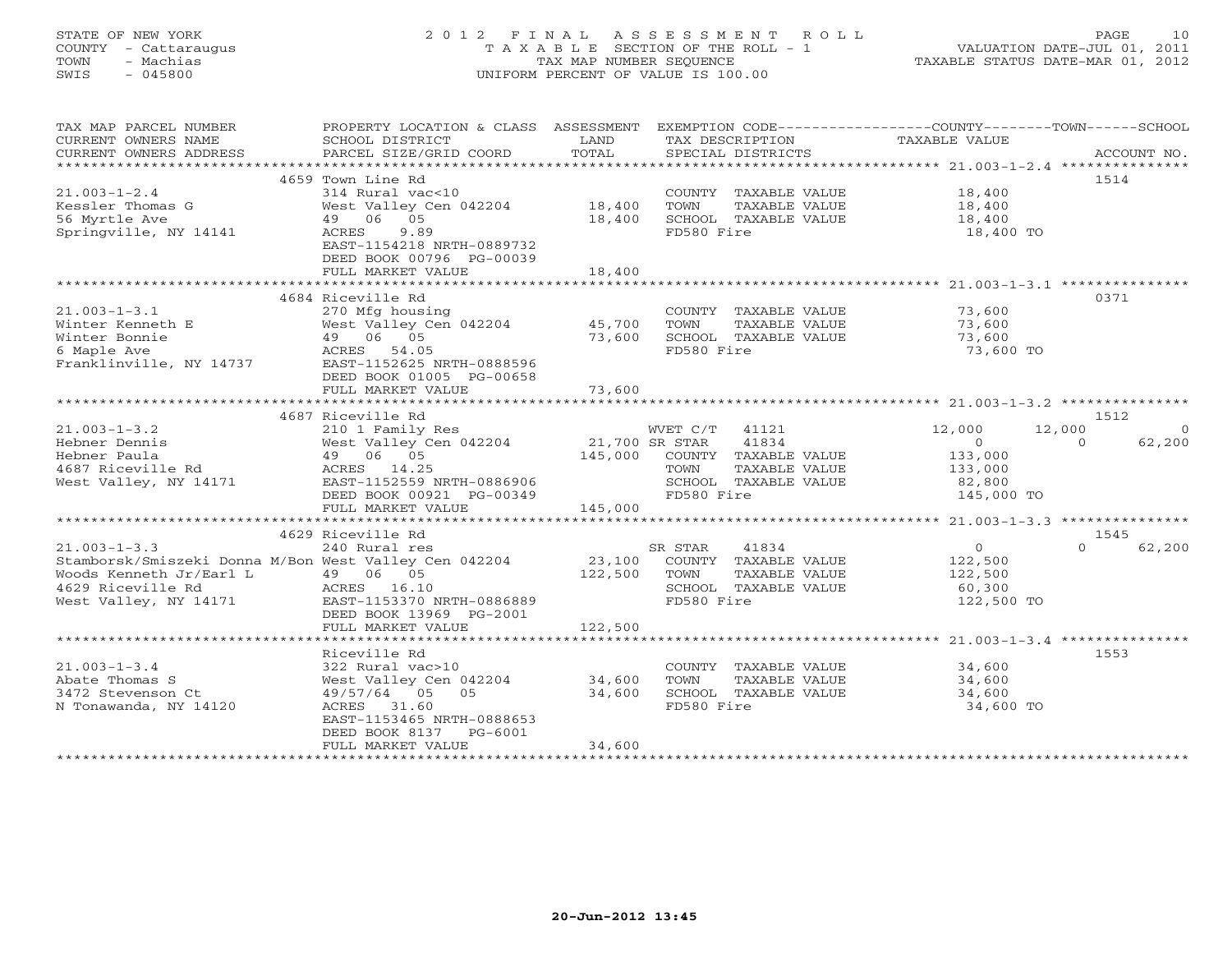STATE OF NEW YORK
COUNTY - Cattaraugus
TOWN - Machias
SWIS - 045800

# 2012 FINAL ASSESSMENT ROLL

TAXABLE SECTION OF THE ROLL - 1
TAX MAP NUMBER SEQUENCE
UNIFORM PERCENT OF VALUE IS 100.00

VALUATION DATE-JUL 01, 2011
TAXABLE STATUS DATE-MAR 01, 2012

| TAX MAP PARCEL NUMBER / CURRENT OWNERS NAME / CURRENT OWNERS ADDRESS | PROPERTY LOCATION & CLASS / SCHOOL DISTRICT / PARCEL SIZE/GRID COORD | ASSESSMENT LAND | TOTAL | EXEMPTION CODE / TAX DESCRIPTION / SPECIAL DISTRICTS | COUNTY TAXABLE VALUE | TOWN | SCHOOL | ACCOUNT NO. |
|---|---|---|---|---|---|---|---|---|
| 21.003-1-2.4 | 4659 Town Line Rd | | | | | | | 1514 |
| | 314 Rural vac<10 | | | COUNTY TAXABLE VALUE | 18,400 | | | |
| Kessler Thomas G | West Valley Cen 042204 | 18,400 | | TOWN TAXABLE VALUE | 18,400 | | | |
| 56 Myrtle Ave | 49 06 05 | | 18,400 | SCHOOL TAXABLE VALUE | 18,400 | | | |
| Springville, NY 14141 | ACRES 9.89 | | | FD580 Fire | 18,400 TO | | | |
| | EAST-1154218 NRTH-0889732 | | | | | | | |
| | DEED BOOK 00796 PG-00039 | | | | | | | |
| | FULL MARKET VALUE | | 18,400 | | | | | |
| 21.003-1-3.1 | 4684 Riceville Rd | | | | | | | 0371 |
| | 270 Mfg housing | | | COUNTY TAXABLE VALUE | 73,600 | | | |
| Winter Kenneth E | West Valley Cen 042204 | 45,700 | | TOWN TAXABLE VALUE | 73,600 | | | |
| Winter Bonnie | 49 06 05 | | 73,600 | SCHOOL TAXABLE VALUE | 73,600 | | | |
| 6 Maple Ave | ACRES 54.05 | | | FD580 Fire | 73,600 TO | | | |
| Franklinville, NY 14737 | EAST-1152625 NRTH-0888596 | | | | | | | |
| | DEED BOOK 01005 PG-00658 | | | | | | | |
| | FULL MARKET VALUE | | 73,600 | | | | | |
| 21.003-1-3.2 | 4687 Riceville Rd | | | | | | | 1512 |
| | 210 1 Family Res | | | WVET C/T 41121 | 12,000 | 12,000 | 0 | |
| Hebner Dennis | West Valley Cen 042204 | 21,700 | | SR STAR 41834 | 0 | 0 | 62,200 | |
| Hebner Paula | 49 06 05 | | 145,000 | COUNTY TAXABLE VALUE | 133,000 | | | |
| 4687 Riceville Rd | ACRES 14.25 | | | TOWN TAXABLE VALUE | 133,000 | | | |
| West Valley, NY 14171 | EAST-1152559 NRTH-0886906 | | | SCHOOL TAXABLE VALUE | 82,800 | | | |
| | DEED BOOK 00921 PG-00349 | | | FD580 Fire | 145,000 TO | | | |
| | FULL MARKET VALUE | | 145,000 | | | | | |
| 21.003-1-3.3 | 4629 Riceville Rd | | | | | | | 1545 |
| | 240 Rural res | | | SR STAR 41834 | 0 | 0 | 62,200 | |
| Stamborsk/Smiszeki Donna M/Bon | West Valley Cen 042204 | 23,100 | | COUNTY TAXABLE VALUE | 122,500 | | | |
| Woods Kenneth Jr/Earl L | 49 06 05 | | 122,500 | TOWN TAXABLE VALUE | 122,500 | | | |
| 4629 Riceville Rd | ACRES 16.10 | | | SCHOOL TAXABLE VALUE | 60,300 | | | |
| West Valley, NY 14171 | EAST-1153370 NRTH-0886889 | | | FD580 Fire | 122,500 TO | | | |
| | DEED BOOK 13969 PG-2001 | | | | | | | |
| | FULL MARKET VALUE | | 122,500 | | | | | |
| 21.003-1-3.4 | Riceville Rd | | | | | | | 1553 |
| | 322 Rural vac>10 | | | COUNTY TAXABLE VALUE | 34,600 | | | |
| Abate Thomas S | West Valley Cen 042204 | 34,600 | | TOWN TAXABLE VALUE | 34,600 | | | |
| 3472 Stevenson Ct | 49/57/64 05 05 | | 34,600 | SCHOOL TAXABLE VALUE | 34,600 | | | |
| N Tonawanda, NY 14120 | ACRES 31.60 | | | FD580 Fire | 34,600 TO | | | |
| | EAST-1153465 NRTH-0888653 | | | | | | | |
| | DEED BOOK 8137 PG-6001 | | | | | | | |
| | FULL MARKET VALUE | | 34,600 | | | | | |

20-Jun-2012 13:45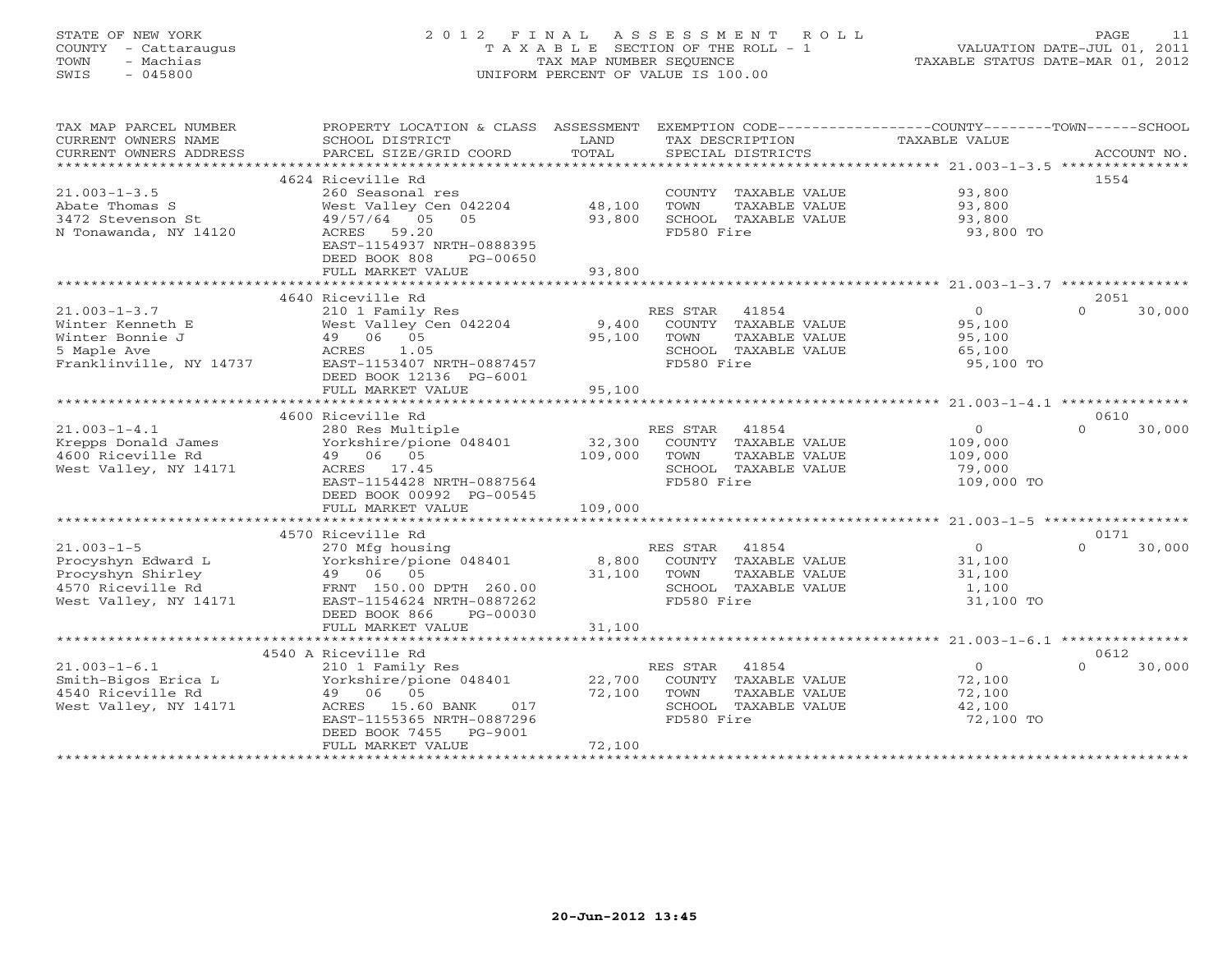STATE OF NEW YORK 2012 FINAL ASSESSMENT ROLL
COUNTY - Cattaraugus T A X A B L E SECTION OF THE ROLL - 1 VALUATION DATE-JUL 01, 2011
TOWN - Machias TAX MAP NUMBER SEQUENCE TAXABLE STATUS DATE-MAR 01, 2012
SWIS - 045800 UNIFORM PERCENT OF VALUE IS 100.00

| TAX MAP PARCEL NUMBER / CURRENT OWNERS NAME / CURRENT OWNERS ADDRESS | PROPERTY LOCATION & CLASS / SCHOOL DISTRICT / PARCEL SIZE/GRID COORD | ASSESSMENT LAND / TOTAL | EXEMPTION CODE / TAX DESCRIPTION / SPECIAL DISTRICTS | COUNTY / TOWN / SCHOOL TAXABLE VALUE | ACCOUNT NO. |
|---|---|---|---|---|---|
| 21.003-1-3.5 | 4624 Riceville Rd | | | | 1554 |
| | 260 Seasonal res | | COUNTY TAXABLE VALUE | 93,800 | |
| Abate Thomas S | West Valley Cen 042204 | 48,100 | TOWN TAXABLE VALUE | 93,800 | |
| 3472 Stevenson St | 49/57/64 05 05 | 93,800 | SCHOOL TAXABLE VALUE | 93,800 | |
| N Tonawanda, NY 14120 | ACRES 59.20 | | FD580 Fire | 93,800 TO | |
| | EAST-1154937 NRTH-0888395 | | | | |
| | DEED BOOK 808 PG-00650 | | | | |
| | FULL MARKET VALUE | 93,800 | | | |
| 21.003-1-3.7 | 4640 Riceville Rd | | | | 2051 |
| | 210 1 Family Res | | RES STAR 41854 | 0 / 0 | 30,000 |
| Winter Kenneth E | West Valley Cen 042204 | 9,400 | COUNTY TAXABLE VALUE | 95,100 | |
| Winter Bonnie J | 49 06 05 | 95,100 | TOWN TAXABLE VALUE | 95,100 | |
| 5 Maple Ave | ACRES 1.05 | | SCHOOL TAXABLE VALUE | 65,100 | |
| Franklinville, NY 14737 | EAST-1153407 NRTH-0887457 | | FD580 Fire | 95,100 TO | |
| | DEED BOOK 12136 PG-6001 | | | | |
| | FULL MARKET VALUE | 95,100 | | | |
| 21.003-1-4.1 | 4600 Riceville Rd | | | | 0610 |
| | 280 Res Multiple | | RES STAR 41854 | 0 / 0 | 30,000 |
| Krepps Donald James | Yorkshire/pione 048401 | 32,300 | COUNTY TAXABLE VALUE | 109,000 | |
| 4600 Riceville Rd | 49 06 05 | 109,000 | TOWN TAXABLE VALUE | 109,000 | |
| West Valley, NY 14171 | ACRES 17.45 | | SCHOOL TAXABLE VALUE | 79,000 | |
| | EAST-1154428 NRTH-0887564 | | FD580 Fire | 109,000 TO | |
| | DEED BOOK 00992 PG-00545 | | | | |
| | FULL MARKET VALUE | 109,000 | | | |
| 21.003-1-5 | 4570 Riceville Rd | | | | 0171 |
| | 270 Mfg housing | | RES STAR 41854 | 0 / 0 | 30,000 |
| Procyshyn Edward L | Yorkshire/pione 048401 | 8,800 | COUNTY TAXABLE VALUE | 31,100 | |
| Procyshyn Shirley | 49 06 05 | 31,100 | TOWN TAXABLE VALUE | 31,100 | |
| 4570 Riceville Rd | FRNT 150.00 DPTH 260.00 | | SCHOOL TAXABLE VALUE | 1,100 | |
| West Valley, NY 14171 | EAST-1154624 NRTH-0887262 | | FD580 Fire | 31,100 TO | |
| | DEED BOOK 866 PG-00030 | | | | |
| | FULL MARKET VALUE | 31,100 | | | |
| 21.003-1-6.1 | 4540 A Riceville Rd | | | | 0612 |
| | 210 1 Family Res | | RES STAR 41854 | 0 / 0 | 30,000 |
| Smith-Bigos Erica L | Yorkshire/pione 048401 | 22,700 | COUNTY TAXABLE VALUE | 72,100 | |
| 4540 Riceville Rd | 49 06 05 | 72,100 | TOWN TAXABLE VALUE | 72,100 | |
| West Valley, NY 14171 | ACRES 15.60 BANK 017 | | SCHOOL TAXABLE VALUE | 42,100 | |
| | EAST-1155365 NRTH-0887296 | | FD580 Fire | 72,100 TO | |
| | DEED BOOK 7455 PG-9001 | | | | |
| | FULL MARKET VALUE | 72,100 | | | |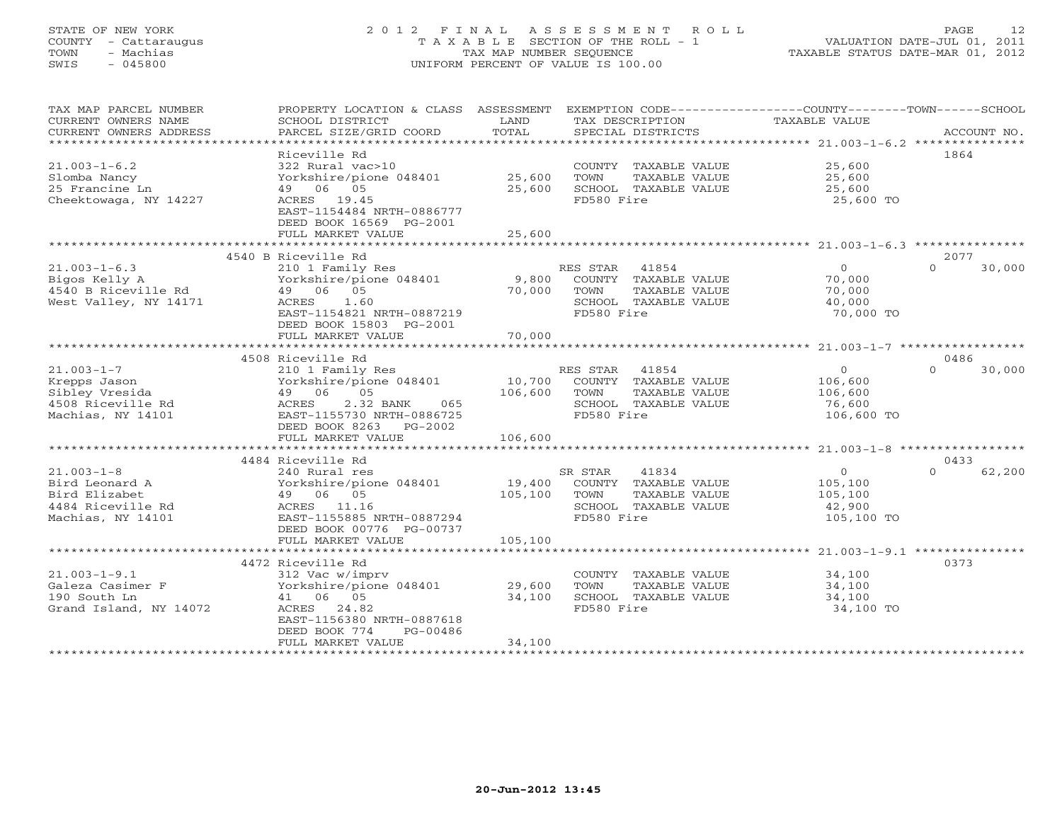STATE OF NEW YORK
COUNTY - Cattaraugus
TOWN - Machias
SWIS - 045800

# 2012 FINAL ASSESSMENT ROLL
TAXABLE SECTION OF THE ROLL - 1
TAX MAP NUMBER SEQUENCE
UNIFORM PERCENT OF VALUE IS 100.00

VALUATION DATE-JUL 01, 2011
TAXABLE STATUS DATE-MAR 01, 2012

| TAX MAP PARCEL NUMBER / CURRENT OWNERS NAME / CURRENT OWNERS ADDRESS | PROPERTY LOCATION & CLASS / SCHOOL DISTRICT / PARCEL SIZE/GRID COORD | ASSESSMENT LAND | TOTAL | EXEMPTION CODE / TAX DESCRIPTION / SPECIAL DISTRICTS | COUNTY TAXABLE VALUE | TOWN | SCHOOL | ACCOUNT NO. |
|---|---|---|---|---|---|---|---|---|
| 21.003-1-6.2 | Riceville Rd | | | | | | | 1864 |
| Slomba Nancy | 322 Rural vac>10 | | | COUNTY TAXABLE VALUE | 25,600 | | | |
| 25 Francine Ln | Yorkshire/pione 048401 | 25,600 | | TOWN TAXABLE VALUE | 25,600 | | | |
| Cheektowaga, NY 14227 | 49 06 05 | | 25,600 | SCHOOL TAXABLE VALUE | 25,600 | | | |
| | ACRES 19.45 | | | FD580 Fire | 25,600 TO | | | |
| | EAST-1154484 NRTH-0886777 | | | | | | | |
| | DEED BOOK 16569 PG-2001 | | | | | | | |
| | FULL MARKET VALUE | | 25,600 | | | | | |
| 21.003-1-6.3 | 4540 B Riceville Rd | | | | | | | 2077 |
| Bigos Kelly A | 210 1 Family Res | | | RES STAR 41854 | 0 | 0 | 30,000 | |
| 4540 B Riceville Rd | Yorkshire/pione 048401 | 9,800 | | COUNTY TAXABLE VALUE | 70,000 | | | |
| West Valley, NY 14171 | 49 06 05 | | 70,000 | TOWN TAXABLE VALUE | 70,000 | | | |
| | ACRES 1.60 | | | SCHOOL TAXABLE VALUE | 40,000 | | | |
| | EAST-1154821 NRTH-0887219 | | | FD580 Fire | 70,000 TO | | | |
| | DEED BOOK 15803 PG-2001 | | | | | | | |
| | FULL MARKET VALUE | | 70,000 | | | | | |
| 21.003-1-7 | 4508 Riceville Rd | | | | | | | 0486 |
| Krepps Jason | 210 1 Family Res | | | RES STAR 41854 | 0 | 0 | 30,000 | |
| Sibley Vresida | Yorkshire/pione 048401 | 10,700 | | COUNTY TAXABLE VALUE | 106,600 | | | |
| 4508 Riceville Rd | 49 06 05 | | 106,600 | TOWN TAXABLE VALUE | 106,600 | | | |
| Machias, NY 14101 | ACRES 2.32 BANK 065 | | | SCHOOL TAXABLE VALUE | 76,600 | | | |
| | EAST-1155730 NRTH-0886725 | | | FD580 Fire | 106,600 TO | | | |
| | DEED BOOK 8263 PG-2002 | | | | | | | |
| | FULL MARKET VALUE | | 106,600 | | | | | |
| 21.003-1-8 | 4484 Riceville Rd | | | | | | | 0433 |
| Bird Leonard A | 240 Rural res | | | SR STAR 41834 | 0 | 0 | 62,200 | |
| Bird Elizabet | Yorkshire/pione 048401 | 19,400 | | COUNTY TAXABLE VALUE | 105,100 | | | |
| 4484 Riceville Rd | 49 06 05 | | 105,100 | TOWN TAXABLE VALUE | 105,100 | | | |
| Machias, NY 14101 | ACRES 11.16 | | | SCHOOL TAXABLE VALUE | 42,900 | | | |
| | EAST-1155885 NRTH-0887294 | | | FD580 Fire | 105,100 TO | | | |
| | DEED BOOK 00776 PG-00737 | | | | | | | |
| | FULL MARKET VALUE | | 105,100 | | | | | |
| 21.003-1-9.1 | 4472 Riceville Rd | | | | | | | 0373 |
| Galeza Casimer F | 312 Vac w/imprv | | | COUNTY TAXABLE VALUE | 34,100 | | | |
| 190 South Ln | Yorkshire/pione 048401 | 29,600 | | TOWN TAXABLE VALUE | 34,100 | | | |
| Grand Island, NY 14072 | 41 06 05 | | 34,100 | SCHOOL TAXABLE VALUE | 34,100 | | | |
| | ACRES 24.82 | | | FD580 Fire | 34,100 TO | | | |
| | EAST-1156380 NRTH-0887618 | | | | | | | |
| | DEED BOOK 774 PG-00486 | | | | | | | |
| | FULL MARKET VALUE | | 34,100 | | | | | |

20-Jun-2012 13:45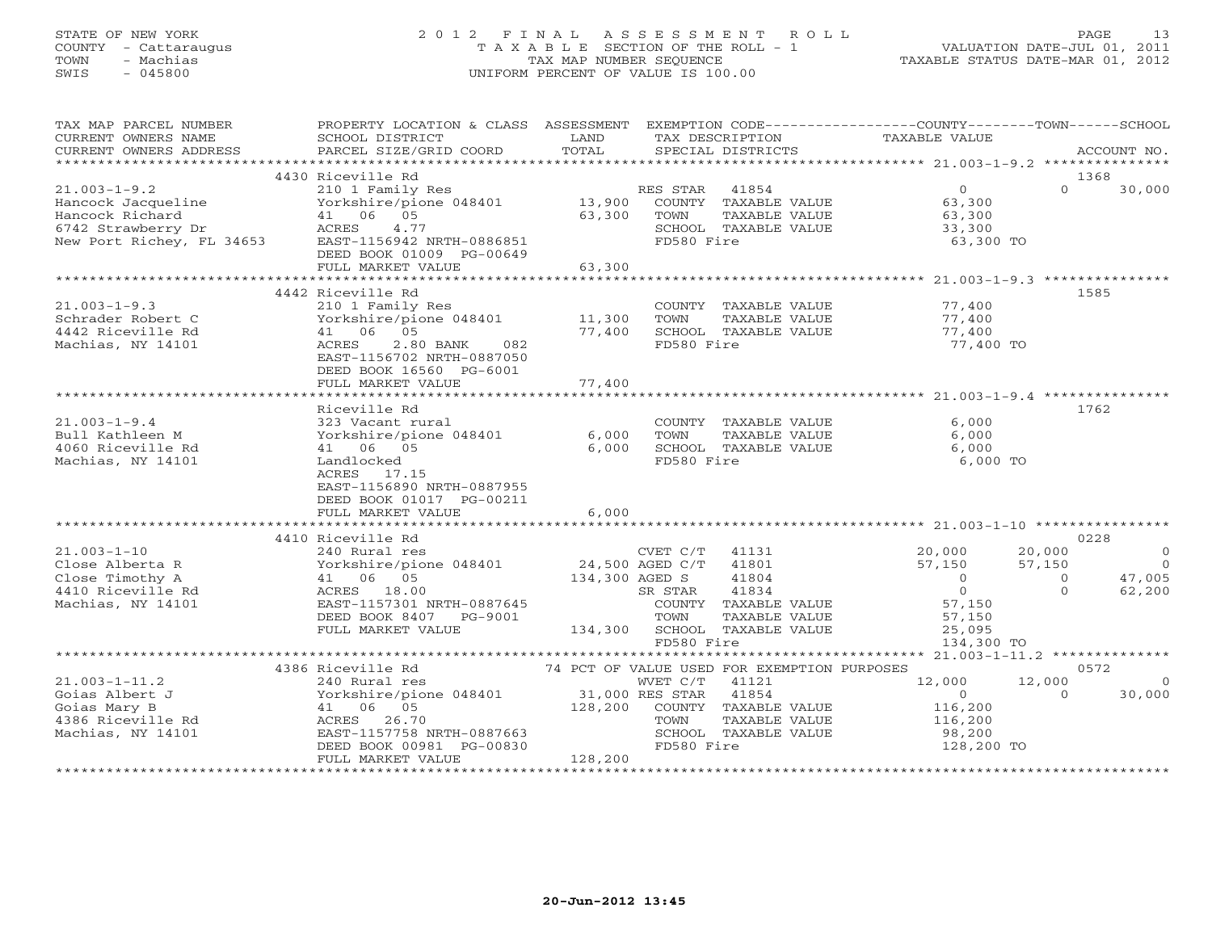STATE OF NEW YORK
COUNTY - Cattaraugus
TOWN - Machias
SWIS - 045800

# 2012 FINAL ASSESSMENT ROLL

TAXABLE SECTION OF THE ROLL - 1
TAX MAP NUMBER SEQUENCE
UNIFORM PERCENT OF VALUE IS 100.00

VALUATION DATE-JUL 01, 2011
TAXABLE STATUS DATE-MAR 01, 2012

| TAX MAP PARCEL NUMBER / CURRENT OWNERS NAME / CURRENT OWNERS ADDRESS | PROPERTY LOCATION & CLASS / SCHOOL DISTRICT / PARCEL SIZE/GRID COORD | LAND | ASSESSMENT TOTAL | EXEMPTION CODE / TAX DESCRIPTION / SPECIAL DISTRICTS | COUNTY TAXABLE VALUE | TOWN | SCHOOL | ACCOUNT NO. |
|---|---|---|---|---|---|---|---|---|
| 21.003-1-9.2 | 4430 Riceville Rd | | | | | | | 1368 |
| Hancock Jacqueline | 210 1 Family Res | | | RES STAR 41854 | 0 | 0 | 30,000 | |
| Hancock Richard | Yorkshire/pione 048401 | 13,900 | | COUNTY TAXABLE VALUE | 63,300 | | | |
| 6742 Strawberry Dr | 41 06 05 | | 63,300 | TOWN TAXABLE VALUE | 63,300 | | | |
| New Port Richey, FL 34653 | ACRES 4.77 | | | SCHOOL TAXABLE VALUE | 33,300 | | | |
| | EAST-1156942 NRTH-0886851 | | | FD580 Fire | 63,300 TO | | | |
| | DEED BOOK 01009 PG-00649 | | | | | | | |
| | FULL MARKET VALUE | | 63,300 | | | | | |
| 21.003-1-9.3 | 4442 Riceville Rd | | | | | | | 1585 |
| Schrader Robert C | 210 1 Family Res | | | COUNTY TAXABLE VALUE | 77,400 | | | |
| 4442 Riceville Rd | Yorkshire/pione 048401 | 11,300 | | TOWN TAXABLE VALUE | 77,400 | | | |
| Machias, NY 14101 | 41 06 05 | | 77,400 | SCHOOL TAXABLE VALUE | 77,400 | | | |
| | ACRES 2.80 BANK 082 | | | FD580 Fire | 77,400 TO | | | |
| | EAST-1156702 NRTH-0887050 | | | | | | | |
| | DEED BOOK 16560 PG-6001 | | | | | | | |
| | FULL MARKET VALUE | | 77,400 | | | | | |
| 21.003-1-9.4 | Riceville Rd | | | | | | | 1762 |
| Bull Kathleen M | 323 Vacant rural | | | COUNTY TAXABLE VALUE | 6,000 | | | |
| 4060 Riceville Rd | Yorkshire/pione 048401 | 6,000 | | TOWN TAXABLE VALUE | 6,000 | | | |
| Machias, NY 14101 | 41 06 05 | | 6,000 | SCHOOL TAXABLE VALUE | 6,000 | | | |
| | Landlocked | | | FD580 Fire | 6,000 TO | | | |
| | ACRES 17.15 | | | | | | | |
| | EAST-1156890 NRTH-0887955 | | | | | | | |
| | DEED BOOK 01017 PG-00211 | | | | | | | |
| | FULL MARKET VALUE | | 6,000 | | | | | |
| 21.003-1-10 | 4410 Riceville Rd | | | | | | | 0228 |
| Close Alberta R | 240 Rural res | | | CVET C/T 41131 | 20,000 | 20,000 | 0 | |
| Close Timothy A | Yorkshire/pione 048401 | 24,500 | | AGED C/T 41801 | 57,150 | 57,150 | 0 | |
| 4410 Riceville Rd | 41 06 05 | | 134,300 | AGED S 41804 | 0 | 0 | 47,005 | |
| Machias, NY 14101 | ACRES 18.00 | | | SR STAR 41834 | 0 | 0 | 62,200 | |
| | EAST-1157301 NRTH-0887645 | | | COUNTY TAXABLE VALUE | 57,150 | | | |
| | DEED BOOK 8407 PG-9001 | | | TOWN TAXABLE VALUE | 57,150 | | | |
| | FULL MARKET VALUE | | 134,300 | SCHOOL TAXABLE VALUE | 25,095 | | | |
| | | | | FD580 Fire | 134,300 TO | | | |
| 21.003-1-11.2 | 4386 Riceville Rd | | | 74 PCT OF VALUE USED FOR EXEMPTION PURPOSES | | | | 0572 |
| Goias Albert J | 240 Rural res | | | WVET C/T 41121 | 12,000 | 12,000 | 0 | |
| Goias Mary B | Yorkshire/pione 048401 | 31,000 | | RES STAR 41854 | 0 | 0 | 30,000 | |
| 4386 Riceville Rd | 41 06 05 | | 128,200 | COUNTY TAXABLE VALUE | 116,200 | | | |
| Machias, NY 14101 | ACRES 26.70 | | | TOWN TAXABLE VALUE | 116,200 | | | |
| | EAST-1157758 NRTH-0887663 | | | SCHOOL TAXABLE VALUE | 98,200 | | | |
| | DEED BOOK 00981 PG-00830 | | | FD580 Fire | 128,200 TO | | | |
| | FULL MARKET VALUE | | 128,200 | | | | | |

20-Jun-2012 13:45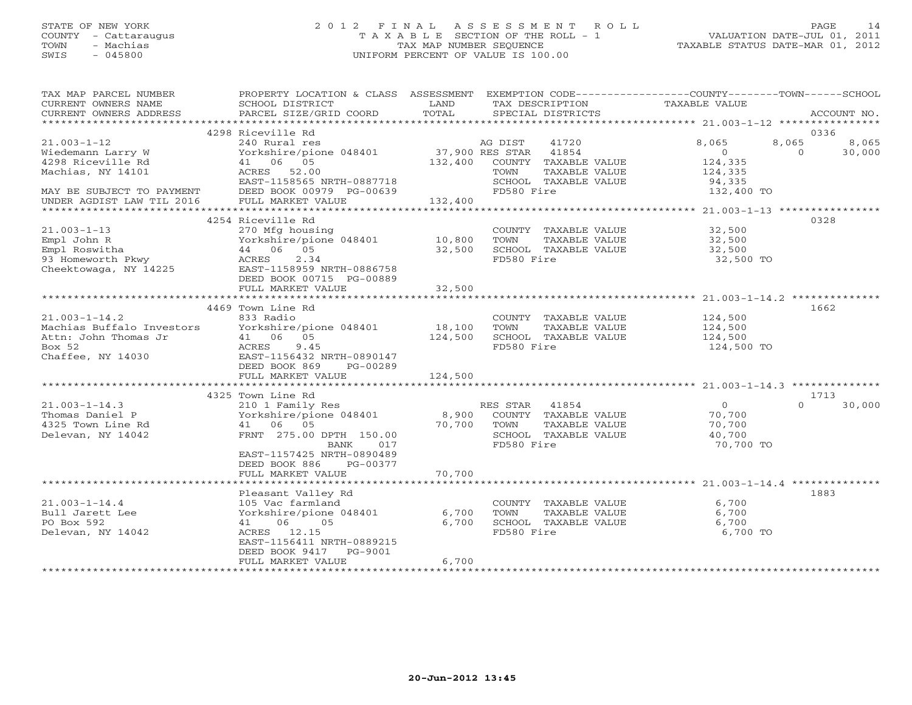STATE OF NEW YORK
COUNTY - Cattaraugus
TOWN - Machias
SWIS - 045800

# 2012 FINAL ASSESSMENT ROLL

TAXABLE SECTION OF THE ROLL - 1
TAX MAP NUMBER SEQUENCE
UNIFORM PERCENT OF VALUE IS 100.00

VALUATION DATE-JUL 01, 2011
TAXABLE STATUS DATE-MAR 01, 2012

| TAX MAP PARCEL NUMBER / CURRENT OWNERS NAME / CURRENT OWNERS ADDRESS | PROPERTY LOCATION & CLASS / SCHOOL DISTRICT / PARCEL SIZE/GRID COORD | ASSESSMENT LAND | TOTAL | EXEMPTION CODE / TAX DESCRIPTION / SPECIAL DISTRICTS | COUNTY TAXABLE VALUE | TOWN | SCHOOL | ACCOUNT NO. |
|---|---|---|---|---|---|---|---|---|
| **21.003-1-12** | 4298 Riceville Rd | | | | | | | 0336 |
| Wiedemann Larry W | 240 Rural res | | | AG DIST 41720 | 8,065 | 8,065 | 8,065 | |
| 4298 Riceville Rd | Yorkshire/pione 048401 | 37,900 | | RES STAR 41854 | 0 | 0 | 30,000 | |
| Machias, NY 14101 | 41 06 05 | | 132,400 | COUNTY TAXABLE VALUE | 124,335 | | | |
| | ACRES 52.00 | | | TOWN TAXABLE VALUE | 124,335 | | | |
| | EAST-1158565 NRTH-0887718 | | | SCHOOL TAXABLE VALUE | 94,335 | | | |
| MAY BE SUBJECT TO PAYMENT | DEED BOOK 00979 PG-00639 | | | FD580 Fire | 132,400 TO | | | |
| UNDER AGDIST LAW TIL 2016 | FULL MARKET VALUE | | 132,400 | | | | | |
| **21.003-1-13** | 4254 Riceville Rd | | | | | | | 0328 |
| Empl John R | 270 Mfg housing | | | COUNTY TAXABLE VALUE | 32,500 | | | |
| Empl Roswitha | Yorkshire/pione 048401 | 10,800 | | TOWN TAXABLE VALUE | 32,500 | | | |
| 93 Homeworth Pkwy | 44 06 05 | | 32,500 | SCHOOL TAXABLE VALUE | 32,500 | | | |
| Cheektowaga, NY 14225 | ACRES 2.34 | | | FD580 Fire | 32,500 TO | | | |
| | EAST-1158959 NRTH-0886758 | | | | | | | |
| | DEED BOOK 00715 PG-00889 | | | | | | | |
| | FULL MARKET VALUE | | 32,500 | | | | | |
| **21.003-1-14.2** | 4469 Town Line Rd | | | | | | | 1662 |
| Machias Buffalo Investors | 833 Radio | | | COUNTY TAXABLE VALUE | 124,500 | | | |
| Attn: John Thomas Jr | Yorkshire/pione 048401 | 18,100 | | TOWN TAXABLE VALUE | 124,500 | | | |
| Box 52 | 41 06 05 | | 124,500 | SCHOOL TAXABLE VALUE | 124,500 | | | |
| Chaffee, NY 14030 | ACRES 9.45 | | | FD580 Fire | 124,500 TO | | | |
| | EAST-1156432 NRTH-0890147 | | | | | | | |
| | DEED BOOK 869 PG-00289 | | | | | | | |
| | FULL MARKET VALUE | | 124,500 | | | | | |
| **21.003-1-14.3** | 4325 Town Line Rd | | | | | | | 1713 |
| Thomas Daniel P | 210 1 Family Res | | | RES STAR 41854 | 0 | 0 | 30,000 | |
| 4325 Town Line Rd | Yorkshire/pione 048401 | 8,900 | | COUNTY TAXABLE VALUE | 70,700 | | | |
| Delevan, NY 14042 | 41 06 05 | | 70,700 | TOWN TAXABLE VALUE | 70,700 | | | |
| | FRNT 275.00 DPTH 150.00 | | | SCHOOL TAXABLE VALUE | 40,700 | | | |
| | BANK 017 | | | FD580 Fire | 70,700 TO | | | |
| | EAST-1157425 NRTH-0890489 | | | | | | | |
| | DEED BOOK 886 PG-00377 | | | | | | | |
| | FULL MARKET VALUE | | 70,700 | | | | | |
| **21.003-1-14.4** | Pleasant Valley Rd | | | | | | | 1883 |
| Bull Jarett Lee | 105 Vac farmland | | | COUNTY TAXABLE VALUE | 6,700 | | | |
| PO Box 592 | Yorkshire/pione 048401 | 6,700 | | TOWN TAXABLE VALUE | 6,700 | | | |
| Delevan, NY 14042 | 41 06 05 | | 6,700 | SCHOOL TAXABLE VALUE | 6,700 | | | |
| | ACRES 12.15 | | | FD580 Fire | 6,700 TO | | | |
| | EAST-1156411 NRTH-0889215 | | | | | | | |
| | DEED BOOK 9417 PG-9001 | | | | | | | |
| | FULL MARKET VALUE | | 6,700 | | | | | |

20-Jun-2012 13:45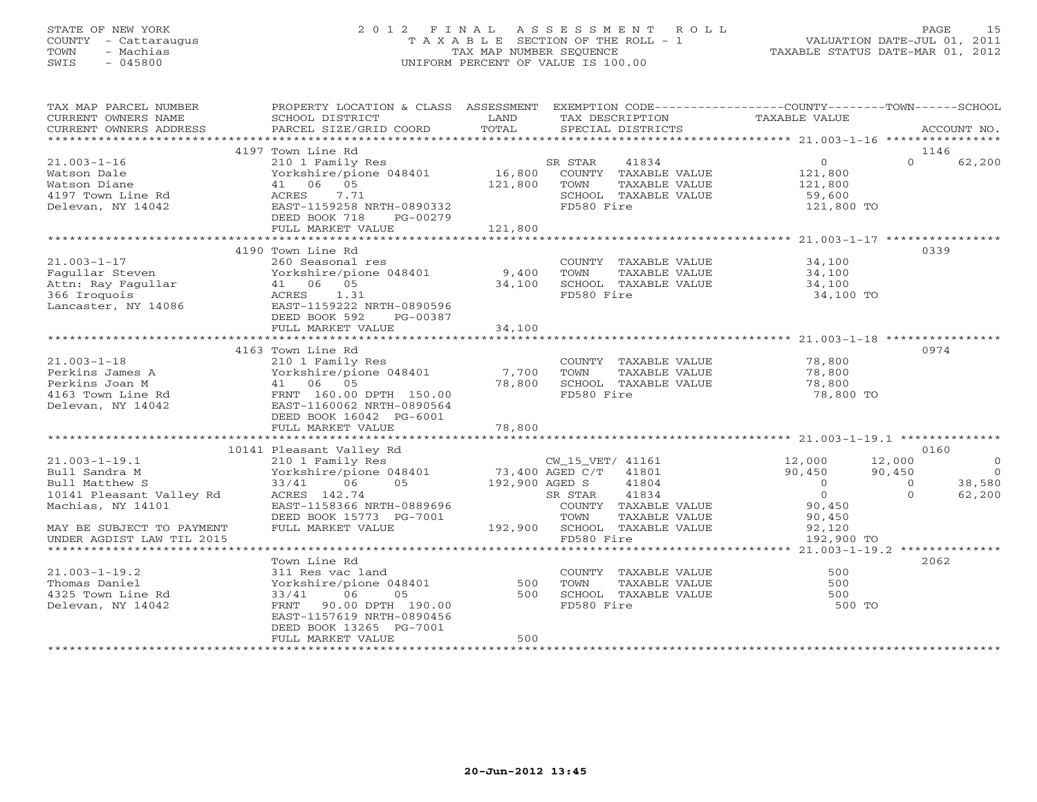STATE OF NEW YORK
COUNTY - Cattaraugus
TOWN - Machias
SWIS - 045800

# 2012 FINAL ASSESSMENT ROLL
TAXABLE SECTION OF THE ROLL - 1
TAX MAP NUMBER SEQUENCE
UNIFORM PERCENT OF VALUE IS 100.00

VALUATION DATE-JUL 01, 2011
TAXABLE STATUS DATE-MAR 01, 2012

| TAX MAP PARCEL NUMBER / CURRENT OWNERS NAME / CURRENT OWNERS ADDRESS | PROPERTY LOCATION & CLASS / SCHOOL DISTRICT / PARCEL SIZE/GRID COORD | ASSESSMENT LAND | TOTAL | EXEMPTION CODE / TAX DESCRIPTION / SPECIAL DISTRICTS | COUNTY TAXABLE VALUE | TOWN | SCHOOL | ACCOUNT NO. |
|---|---|---|---|---|---|---|---|---|
| | 4197 Town Line Rd | | | | | | | 1146 |
| 21.003-1-16 | 210 1 Family Res | | | SR STAR 41834 | 0 | 0 | 62,200 | |
| Watson Dale | Yorkshire/pione 048401 | 16,800 | | COUNTY TAXABLE VALUE | 121,800 | | | |
| Watson Diane | 41 06 05 | | 121,800 | TOWN TAXABLE VALUE | 121,800 | | | |
| 4197 Town Line Rd | ACRES 7.71 | | | SCHOOL TAXABLE VALUE | 59,600 | | | |
| Delevan, NY 14042 | EAST-1159258 NRTH-0890332 | | | FD580 Fire | 121,800 TO | | | |
| | DEED BOOK 718 PG-00279 | | | | | | | |
| | FULL MARKET VALUE | | 121,800 | | | | | |
| | 4190 Town Line Rd | | | | | | | 0339 |
| 21.003-1-17 | 260 Seasonal res | | | COUNTY TAXABLE VALUE | 34,100 | | | |
| Fagullar Steven | Yorkshire/pione 048401 | 9,400 | | TOWN TAXABLE VALUE | 34,100 | | | |
| Attn: Ray Fagullar | 41 06 05 | | 34,100 | SCHOOL TAXABLE VALUE | 34,100 | | | |
| 366 Iroquois | ACRES 1.31 | | | FD580 Fire | 34,100 TO | | | |
| Lancaster, NY 14086 | EAST-1159222 NRTH-0890596 | | | | | | | |
| | DEED BOOK 592 PG-00387 | | | | | | | |
| | FULL MARKET VALUE | | 34,100 | | | | | |
| | 4163 Town Line Rd | | | | | | | 0974 |
| 21.003-1-18 | 210 1 Family Res | | | COUNTY TAXABLE VALUE | 78,800 | | | |
| Perkins James A | Yorkshire/pione 048401 | 7,700 | | TOWN TAXABLE VALUE | 78,800 | | | |
| Perkins Joan M | 41 06 05 | | 78,800 | SCHOOL TAXABLE VALUE | 78,800 | | | |
| 4163 Town Line Rd | FRNT 160.00 DPTH 150.00 | | | FD580 Fire | 78,800 TO | | | |
| Delevan, NY 14042 | EAST-1160062 NRTH-0890564 | | | | | | | |
| | DEED BOOK 16042 PG-6001 | | | | | | | |
| | FULL MARKET VALUE | | 78,800 | | | | | |
| | 10141 Pleasant Valley Rd | | | | | | | 0160 |
| 21.003-1-19.1 | 210 1 Family Res | | | CW_15_VET/ 41161 | 12,000 | 12,000 | 0 | |
| Bull Sandra M | Yorkshire/pione 048401 | 73,400 | | AGED C/T 41801 | 90,450 | 90,450 | 0 | |
| Bull Matthew S | 33/41 06 05 | | 192,900 | AGED S 41804 | 0 | 0 | 38,580 | |
| 10141 Pleasant Valley Rd | ACRES 142.74 | | | SR STAR 41834 | 0 | 0 | 62,200 | |
| Machias, NY 14101 | EAST-1158366 NRTH-0889696 | | | COUNTY TAXABLE VALUE | 90,450 | | | |
| | DEED BOOK 15773 PG-7001 | | | TOWN TAXABLE VALUE | 90,450 | | | |
| MAY BE SUBJECT TO PAYMENT | FULL MARKET VALUE | | 192,900 | SCHOOL TAXABLE VALUE | 92,120 | | | |
| UNDER AGDIST LAW TIL 2015 | | | | FD580 Fire | 192,900 TO | | | |
| | Town Line Rd | | | | | | | 2062 |
| 21.003-1-19.2 | 311 Res vac land | | | COUNTY TAXABLE VALUE | 500 | | | |
| Thomas Daniel | Yorkshire/pione 048401 | 500 | | TOWN TAXABLE VALUE | 500 | | | |
| 4325 Town Line Rd | 33/41 06 05 | | 500 | SCHOOL TAXABLE VALUE | 500 | | | |
| Delevan, NY 14042 | FRNT 90.00 DPTH 190.00 | | | FD580 Fire | 500 TO | | | |
| | EAST-1157619 NRTH-0890456 | | | | | | | |
| | DEED BOOK 13265 PG-7001 | | | | | | | |
| | FULL MARKET VALUE | | 500 | | | | | |

20-Jun-2012 13:45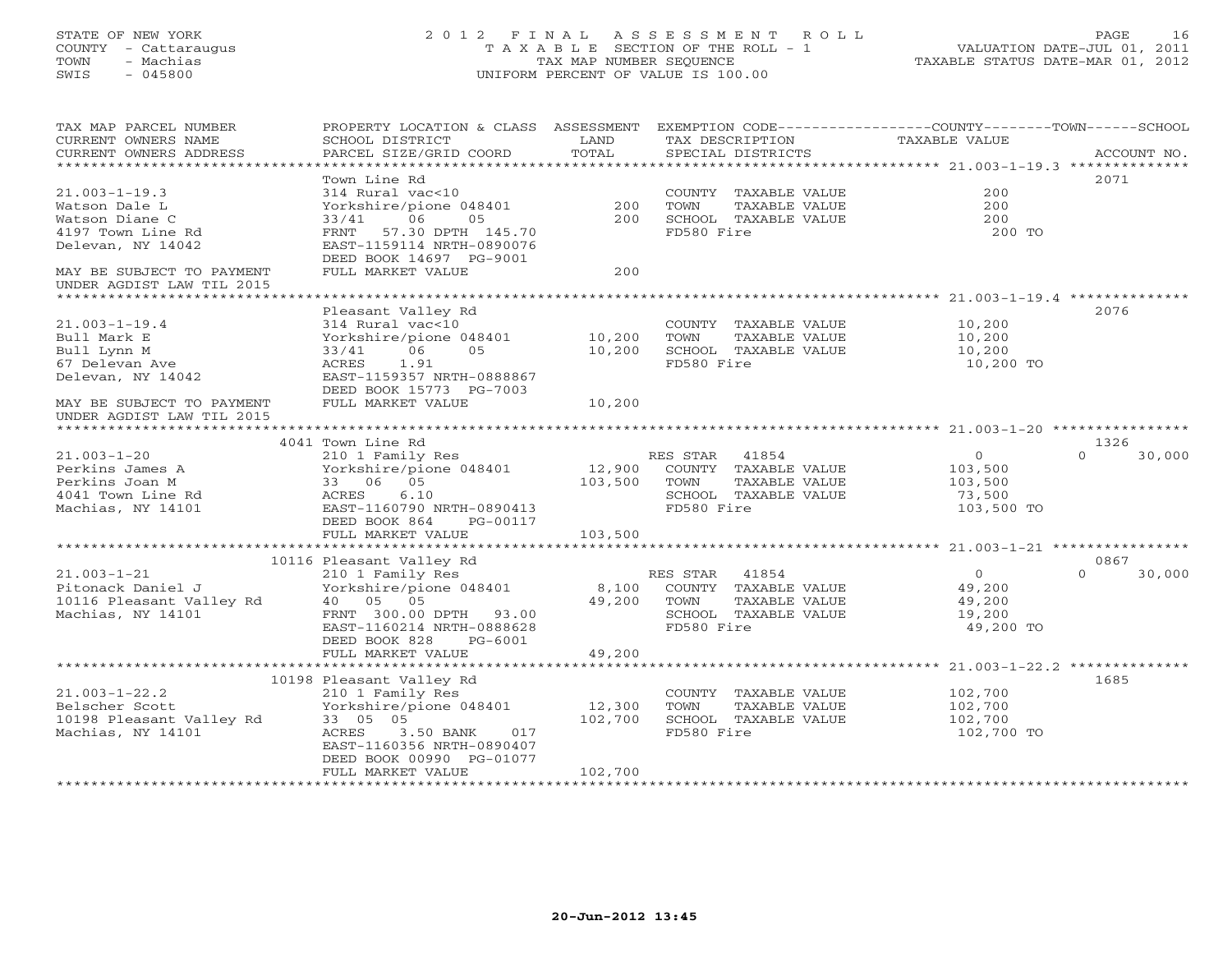STATE OF NEW YORK
COUNTY - Cattaraugus
TOWN - Machias
SWIS - 045800

# 2012 FINAL ASSESSMENT ROLL

TAXABLE SECTION OF THE ROLL - 1
TAX MAP NUMBER SEQUENCE
UNIFORM PERCENT OF VALUE IS 100.00

VALUATION DATE-JUL 01, 2011
TAXABLE STATUS DATE-MAR 01, 2012

| TAX MAP PARCEL NUMBER / CURRENT OWNERS NAME / CURRENT OWNERS ADDRESS | PROPERTY LOCATION & CLASS / SCHOOL DISTRICT / PARCEL SIZE/GRID COORD | ASSESSMENT LAND | TOTAL | EXEMPTION CODE / TAX DESCRIPTION / SPECIAL DISTRICTS | COUNTY / TOWN / SCHOOL TAXABLE VALUE | ACCOUNT NO. |
|---|---|---|---|---|---|---|
| 21.003-1-19.3 | Town Line Rd | | | | | 2071 |
| 21.003-1-19.3 | 314 Rural vac<10 | | | COUNTY TAXABLE VALUE | 200 | |
| Watson Dale L | Yorkshire/pione 048401 | 200 | | TOWN TAXABLE VALUE | 200 | |
| Watson Diane C | 33/41 06 05 | | 200 | SCHOOL TAXABLE VALUE | 200 | |
| 4197 Town Line Rd | FRNT 57.30 DPTH 145.70 | | | FD580 Fire | 200 TO | |
| Delevan, NY 14042 | EAST-1159114 NRTH-0890076 | | | | | |
| | DEED BOOK 14697 PG-9001 | | | | | |
| MAY BE SUBJECT TO PAYMENT UNDER AGDIST LAW TIL 2015 | FULL MARKET VALUE | | 200 | | | |
| 21.003-1-19.4 | Pleasant Valley Rd | | | | | 2076 |
| 21.003-1-19.4 | 314 Rural vac<10 | | | COUNTY TAXABLE VALUE | 10,200 | |
| Bull Mark E | Yorkshire/pione 048401 | 10,200 | | TOWN TAXABLE VALUE | 10,200 | |
| Bull Lynn M | 33/41 06 05 | | 10,200 | SCHOOL TAXABLE VALUE | 10,200 | |
| 67 Delevan Ave | ACRES 1.91 | | | FD580 Fire | 10,200 TO | |
| Delevan, NY 14042 | EAST-1159357 NRTH-0888867 | | | | | |
| | DEED BOOK 15773 PG-7003 | | | | | |
| MAY BE SUBJECT TO PAYMENT UNDER AGDIST LAW TIL 2015 | FULL MARKET VALUE | | 10,200 | | | |
| 21.003-1-20 | 4041 Town Line Rd | | | | | 1326 |
| 21.003-1-20 | 210 1 Family Res | | | RES STAR 41854 | 0 / 0 / 30,000 | |
| Perkins James A | Yorkshire/pione 048401 | 12,900 | | COUNTY TAXABLE VALUE | 103,500 | |
| Perkins Joan M | 33 06 05 | | 103,500 | TOWN TAXABLE VALUE | 103,500 | |
| 4041 Town Line Rd | ACRES 6.10 | | | SCHOOL TAXABLE VALUE | 73,500 | |
| Machias, NY 14101 | EAST-1160790 NRTH-0890413 | | | FD580 Fire | 103,500 TO | |
| | DEED BOOK 864 PG-00117 | | | | | |
| | FULL MARKET VALUE | | 103,500 | | | |
| 21.003-1-21 | 10116 Pleasant Valley Rd | | | | | 0867 |
| 21.003-1-21 | 210 1 Family Res | | | RES STAR 41854 | 0 / 0 / 30,000 | |
| Pitonack Daniel J | Yorkshire/pione 048401 | 8,100 | | COUNTY TAXABLE VALUE | 49,200 | |
| 10116 Pleasant Valley Rd | 40 05 05 | | 49,200 | TOWN TAXABLE VALUE | 49,200 | |
| Machias, NY 14101 | FRNT 300.00 DPTH 93.00 | | | SCHOOL TAXABLE VALUE | 19,200 | |
| | EAST-1160214 NRTH-0888628 | | | FD580 Fire | 49,200 TO | |
| | DEED BOOK 828 PG-6001 | | | | | |
| | FULL MARKET VALUE | | 49,200 | | | |
| 21.003-1-22.2 | 10198 Pleasant Valley Rd | | | | | 1685 |
| 21.003-1-22.2 | 210 1 Family Res | | | COUNTY TAXABLE VALUE | 102,700 | |
| Belscher Scott | Yorkshire/pione 048401 | 12,300 | | TOWN TAXABLE VALUE | 102,700 | |
| 10198 Pleasant Valley Rd | 33 05 05 | | 102,700 | SCHOOL TAXABLE VALUE | 102,700 | |
| Machias, NY 14101 | ACRES 3.50 BANK 017 | | | FD580 Fire | 102,700 TO | |
| | EAST-1160356 NRTH-0890407 | | | | | |
| | DEED BOOK 00990 PG-01077 | | | | | |
| | FULL MARKET VALUE | | 102,700 | | | |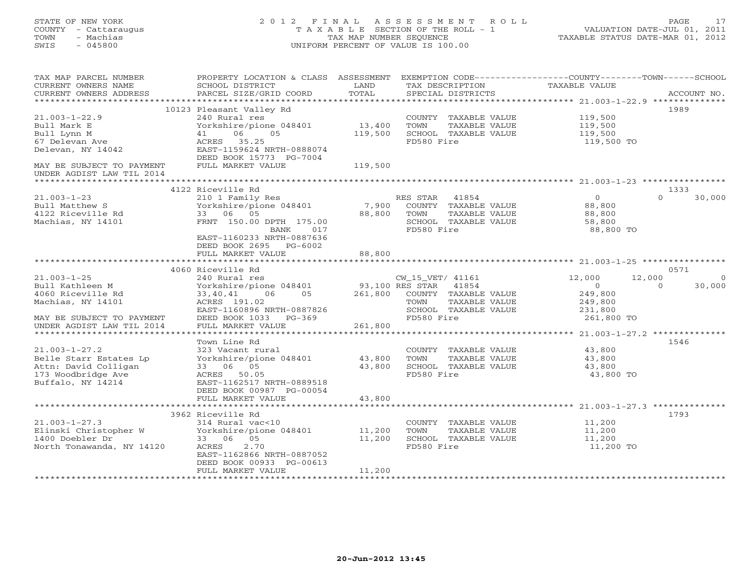STATE OF NEW YORK — COUNTY - Cattaraugus — TOWN - Machias — SWIS - 045800

# 2012 FINAL ASSESSMENT ROLL

TAXABLE SECTION OF THE ROLL - 1
TAX MAP NUMBER SEQUENCE
UNIFORM PERCENT OF VALUE IS 100.00

VALUATION DATE-JUL 01, 2011
TAXABLE STATUS DATE-MAR 01, 2012

| TAX MAP PARCEL NUMBER / CURRENT OWNERS NAME / CURRENT OWNERS ADDRESS | PROPERTY LOCATION & CLASS / SCHOOL DISTRICT / PARCEL SIZE/GRID COORD | ASSESSMENT LAND | TOTAL | EXEMPTION CODE / TAX DESCRIPTION / SPECIAL DISTRICTS | COUNTY TAXABLE VALUE | TOWN | SCHOOL | ACCOUNT NO. |
|---|---|---|---|---|---|---|---|---|
| | 10123 Pleasant Valley Rd | | | | | | | 1989 |
| 21.003-1-22.9 | 240 Rural res | | | COUNTY TAXABLE VALUE | 119,500 | | | |
| Bull Mark E | Yorkshire/pione 048401 | 13,400 | | TOWN TAXABLE VALUE | 119,500 | | | |
| Bull Lynn M | 41 06 05 | | 119,500 | SCHOOL TAXABLE VALUE | 119,500 | | | |
| 67 Delevan Ave | ACRES 35.25 | | | FD580 Fire | 119,500 TO | | | |
| Delevan, NY 14042 | EAST-1159624 NRTH-0888074 | | | | | | | |
| | DEED BOOK 15773 PG-7004 | | | | | | | |
| MAY BE SUBJECT TO PAYMENT UNDER AGDIST LAW TIL 2014 | FULL MARKET VALUE | | 119,500 | | | | | |
| | 4122 Riceville Rd | | | | | | | 1333 |
| 21.003-1-23 | 210 1 Family Res | | | RES STAR 41854 | 0 | 0 | 30,000 | |
| Bull Matthew S | Yorkshire/pione 048401 | 7,900 | | COUNTY TAXABLE VALUE | 88,800 | | | |
| 4122 Riceville Rd | 33 06 05 | | 88,800 | TOWN TAXABLE VALUE | 88,800 | | | |
| Machias, NY 14101 | FRNT 150.00 DPTH 175.00 | | | SCHOOL TAXABLE VALUE | 58,800 | | | |
| | BANK 017 | | | FD580 Fire | 88,800 TO | | | |
| | EAST-1160233 NRTH-0887636 | | | | | | | |
| | DEED BOOK 2695 PG-6002 | | | | | | | |
| | FULL MARKET VALUE | | 88,800 | | | | | |
| | 4060 Riceville Rd | | | | | | | 0571 |
| 21.003-1-25 | 240 Rural res | | | CW_15_VET/ 41161 | 12,000 | 12,000 | 0 | |
| Bull Kathleen M | Yorkshire/pione 048401 | 93,100 | | RES STAR 41854 | 0 | 0 | 30,000 | |
| 4060 Riceville Rd | 33,40,41 06 05 | | 261,800 | COUNTY TAXABLE VALUE | 249,800 | | | |
| Machias, NY 14101 | ACRES 191.02 | | | TOWN TAXABLE VALUE | 249,800 | | | |
| | EAST-1160896 NRTH-0887826 | | | SCHOOL TAXABLE VALUE | 231,800 | | | |
| MAY BE SUBJECT TO PAYMENT | DEED BOOK 1033 PG-369 | | | FD580 Fire | 261,800 TO | | | |
| UNDER AGDIST LAW TIL 2014 | FULL MARKET VALUE | | 261,800 | | | | | |
| | Town Line Rd | | | | | | | 1546 |
| 21.003-1-27.2 | 323 Vacant rural | | | COUNTY TAXABLE VALUE | 43,800 | | | |
| Belle Starr Estates Lp | Yorkshire/pione 048401 | 43,800 | | TOWN TAXABLE VALUE | 43,800 | | | |
| Attn: David Colligan | 33 06 05 | | 43,800 | SCHOOL TAXABLE VALUE | 43,800 | | | |
| 173 Woodbridge Ave | ACRES 50.05 | | | FD580 Fire | 43,800 TO | | | |
| Buffalo, NY 14214 | EAST-1162517 NRTH-0889518 | | | | | | | |
| | DEED BOOK 00987 PG-00054 | | | | | | | |
| | FULL MARKET VALUE | | 43,800 | | | | | |
| | 3962 Riceville Rd | | | | | | | 1793 |
| 21.003-1-27.3 | 314 Rural vac<10 | | | COUNTY TAXABLE VALUE | 11,200 | | | |
| Elinski Christopher W | Yorkshire/pione 048401 | 11,200 | | TOWN TAXABLE VALUE | 11,200 | | | |
| 1400 Doebler Dr | 33 06 05 | | 11,200 | SCHOOL TAXABLE VALUE | 11,200 | | | |
| North Tonawanda, NY 14120 | ACRES 2.70 | | | FD580 Fire | 11,200 TO | | | |
| | EAST-1162866 NRTH-0887052 | | | | | | | |
| | DEED BOOK 00933 PG-00613 | | | | | | | |
| | FULL MARKET VALUE | | 11,200 | | | | | |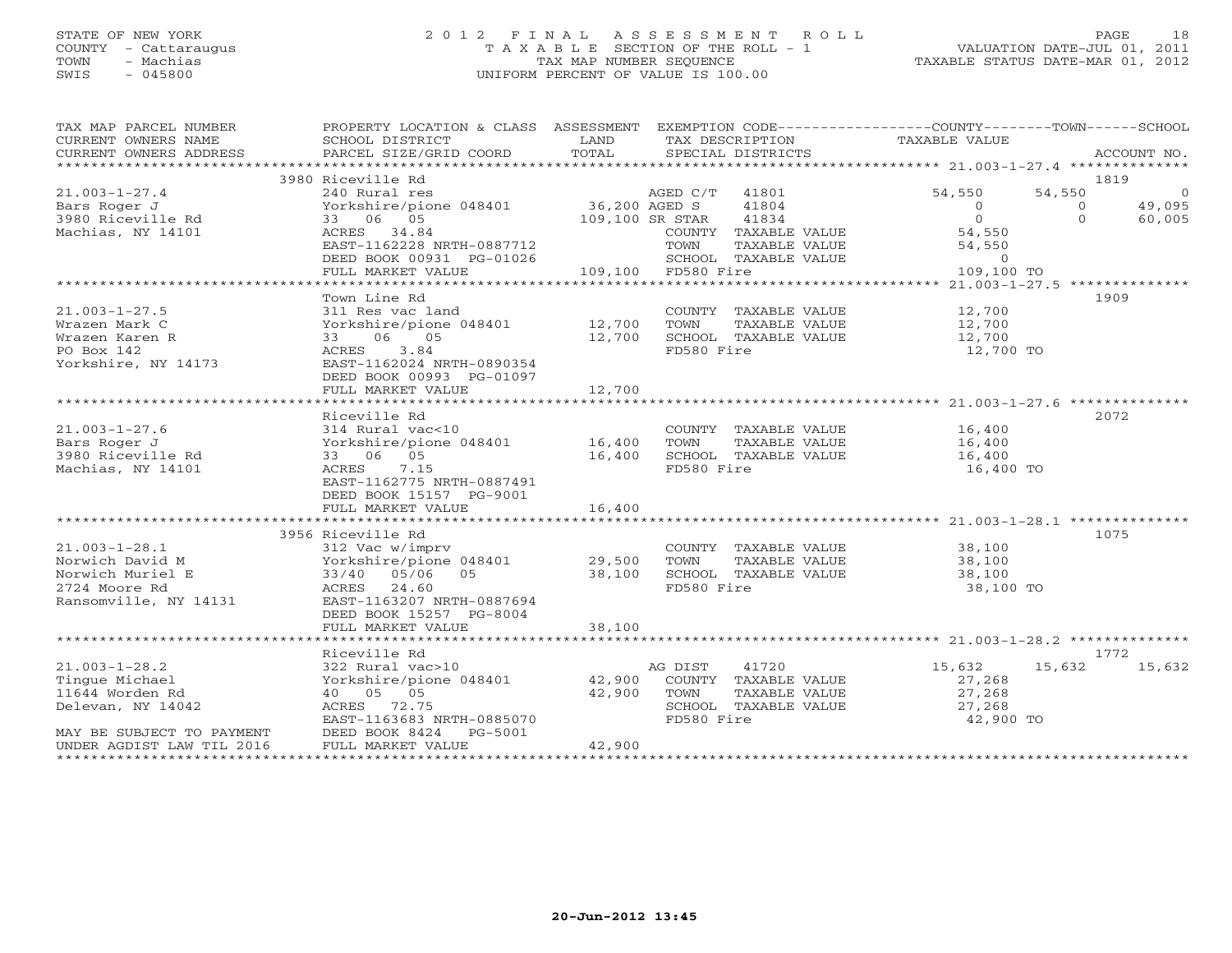STATE OF NEW YORK
COUNTY - Cattaraugus
TOWN - Machias
SWIS - 045800

2 0 1 2 F I N A L A S S E S S M E N T R O L L
T A X A B L E SECTION OF THE ROLL - 1
TAX MAP NUMBER SEQUENCE
UNIFORM PERCENT OF VALUE IS 100.00

VALUATION DATE-JUL 01, 2011
TAXABLE STATUS DATE-MAR 01, 2012

| TAX MAP PARCEL NUMBER / CURRENT OWNERS NAME / CURRENT OWNERS ADDRESS | PROPERTY LOCATION & CLASS / SCHOOL DISTRICT / PARCEL SIZE/GRID COORD | ASSESSMENT LAND / TOTAL | EXEMPTION CODE / TAX DESCRIPTION / SPECIAL DISTRICTS | COUNTY TAXABLE VALUE | TOWN | SCHOOL / ACCOUNT NO. |
|---|---|---|---|---|---|---|
| | 3980 Riceville Rd | | | | | 1819 |
| 21.003-1-27.4 | 240 Rural res | | AGED C/T 41801 | 54,550 | 54,550 | 0 |
| Bars Roger J | Yorkshire/pione 048401 | 36,200 | AGED S 41804 | 0 | 0 | 49,095 |
| 3980 Riceville Rd | 33 06 05 | 109,100 | SR STAR 41834 | 0 | 0 | 60,005 |
| Machias, NY 14101 | ACRES 34.84 | | COUNTY TAXABLE VALUE | 54,550 | | |
| | EAST-1162228 NRTH-0887712 | | TOWN TAXABLE VALUE | 54,550 | | |
| | DEED BOOK 00931 PG-01026 | | SCHOOL TAXABLE VALUE | 0 | | |
| | FULL MARKET VALUE | 109,100 | FD580 Fire | 109,100 TO | | |
| | Town Line Rd | | | | | 1909 |
| 21.003-1-27.5 | 311 Res vac land | | COUNTY TAXABLE VALUE | 12,700 | | |
| Wrazen Mark C | Yorkshire/pione 048401 | 12,700 | TOWN TAXABLE VALUE | 12,700 | | |
| Wrazen Karen R | 33 06 05 | 12,700 | SCHOOL TAXABLE VALUE | 12,700 | | |
| PO Box 142 | ACRES 3.84 | | FD580 Fire | 12,700 TO | | |
| Yorkshire, NY 14173 | EAST-1162024 NRTH-0890354 | | | | | |
| | DEED BOOK 00993 PG-01097 | | | | | |
| | FULL MARKET VALUE | 12,700 | | | | |
| | Riceville Rd | | | | | 2072 |
| 21.003-1-27.6 | 314 Rural vac<10 | | COUNTY TAXABLE VALUE | 16,400 | | |
| Bars Roger J | Yorkshire/pione 048401 | 16,400 | TOWN TAXABLE VALUE | 16,400 | | |
| 3980 Riceville Rd | 33 06 05 | 16,400 | SCHOOL TAXABLE VALUE | 16,400 | | |
| Machias, NY 14101 | ACRES 7.15 | | FD580 Fire | 16,400 TO | | |
| | EAST-1162775 NRTH-0887491 | | | | | |
| | DEED BOOK 15157 PG-9001 | | | | | |
| | FULL MARKET VALUE | 16,400 | | | | |
| | 3956 Riceville Rd | | | | | 1075 |
| 21.003-1-28.1 | 312 Vac w/imprv | | COUNTY TAXABLE VALUE | 38,100 | | |
| Norwich David M | Yorkshire/pione 048401 | 29,500 | TOWN TAXABLE VALUE | 38,100 | | |
| Norwich Muriel E | 33/40 05/06 05 | 38,100 | SCHOOL TAXABLE VALUE | 38,100 | | |
| 2724 Moore Rd | ACRES 24.60 | | FD580 Fire | 38,100 TO | | |
| Ransomville, NY 14131 | EAST-1163207 NRTH-0887694 | | | | | |
| | DEED BOOK 15257 PG-8004 | | | | | |
| | FULL MARKET VALUE | 38,100 | | | | |
| | Riceville Rd | | | | | 1772 |
| 21.003-1-28.2 | 322 Rural vac>10 | | AG DIST 41720 | 15,632 | 15,632 | 15,632 |
| Tingue Michael | Yorkshire/pione 048401 | 42,900 | COUNTY TAXABLE VALUE | 27,268 | | |
| 11644 Worden Rd | 40 05 05 | 42,900 | TOWN TAXABLE VALUE | 27,268 | | |
| Delevan, NY 14042 | ACRES 72.75 | | SCHOOL TAXABLE VALUE | 27,268 | | |
| | EAST-1163683 NRTH-0885070 | | FD580 Fire | 42,900 TO | | |
| MAY BE SUBJECT TO PAYMENT | DEED BOOK 8424 PG-5001 | | | | | |
| UNDER AGDIST LAW TIL 2016 | FULL MARKET VALUE | 42,900 | | | | |

20-Jun-2012 13:45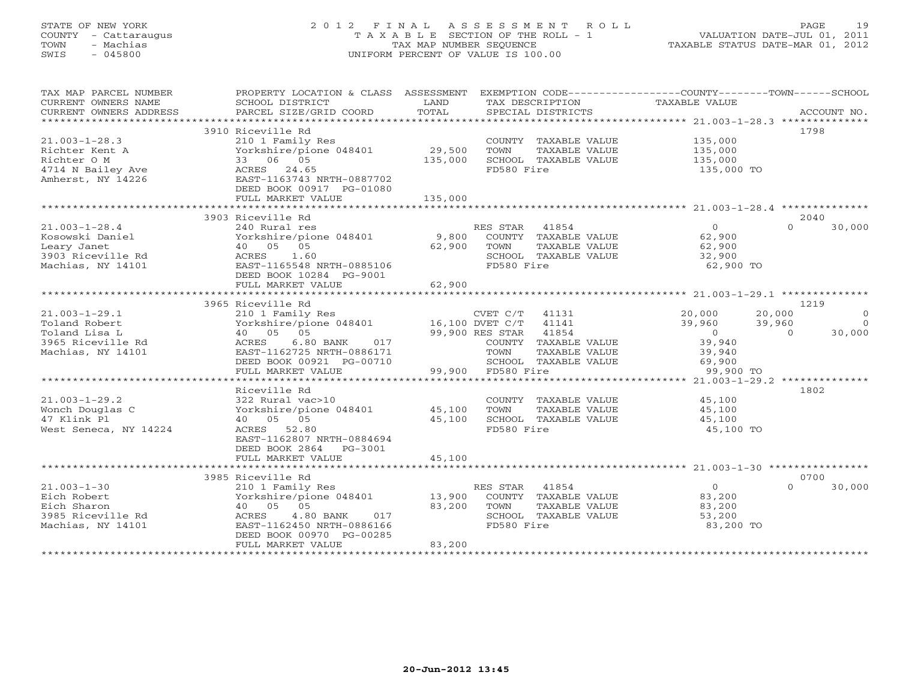STATE OF NEW YORK
COUNTY - Cattaraugus
TOWN - Machias
SWIS - 045800

2 0 1 2 F I N A L A S S E S S M E N T R O L L
T A X A B L E SECTION OF THE ROLL - 1
TAX MAP NUMBER SEQUENCE
UNIFORM PERCENT OF VALUE IS 100.00

VALUATION DATE-JUL 01, 2011
TAXABLE STATUS DATE-MAR 01, 2012

| TAX MAP PARCEL NUMBER / CURRENT OWNERS NAME / CURRENT OWNERS ADDRESS | PROPERTY LOCATION & CLASS / SCHOOL DISTRICT / PARCEL SIZE/GRID COORD | ASSESSMENT LAND / TOTAL | EXEMPTION CODE / TAX DESCRIPTION / SPECIAL DISTRICTS | COUNTY TAXABLE VALUE | TOWN | SCHOOL | ACCOUNT NO. |
|---|---|---|---|---|---|---|---|
| 21.003-1-28.3 | 3910 Riceville Rd | | | | | | 1798 |
| Richter Kent A | 210 1 Family Res | | COUNTY TAXABLE VALUE | 135,000 | | | |
| Richter O M | Yorkshire/pione 048401 | 29,500 | TOWN TAXABLE VALUE | 135,000 | | | |
| 4714 N Bailey Ave | 33 06 05 | 135,000 | SCHOOL TAXABLE VALUE | 135,000 | | | |
| Amherst, NY 14226 | ACRES 24.65 | | FD580 Fire | 135,000 TO | | | |
| | EAST-1163743 NRTH-0887702 | | | | | | |
| | DEED BOOK 00917 PG-01080 | | | | | | |
| | FULL MARKET VALUE | 135,000 | | | | | |
| 21.003-1-28.4 | 3903 Riceville Rd | | | | | | 2040 |
| Kosowski Daniel | 240 Rural res | | RES STAR 41854 | 0 | 0 | 30,000 | |
| Leary Janet | Yorkshire/pione 048401 | 9,800 | COUNTY TAXABLE VALUE | 62,900 | | | |
| 3903 Riceville Rd | 40 05 05 | 62,900 | TOWN TAXABLE VALUE | 62,900 | | | |
| Machias, NY 14101 | ACRES 1.60 | | SCHOOL TAXABLE VALUE | 32,900 | | | |
| | EAST-1165548 NRTH-0885106 | | FD580 Fire | 62,900 TO | | | |
| | DEED BOOK 10284 PG-9001 | | | | | | |
| | FULL MARKET VALUE | 62,900 | | | | | |
| 21.003-1-29.1 | 3965 Riceville Rd | | | | | | 1219 |
| Toland Robert | 210 1 Family Res | | CVET C/T 41131 | 20,000 | 20,000 | 0 | |
| Toland Lisa L | Yorkshire/pione 048401 | 16,100 | DVET C/T 41141 | 39,960 | 39,960 | 0 | |
| 3965 Riceville Rd | 40 05 05 | 99,900 | RES STAR 41854 | 0 | 0 | 30,000 | |
| Machias, NY 14101 | ACRES 6.80 BANK 017 | | COUNTY TAXABLE VALUE | 39,940 | | | |
| | EAST-1162725 NRTH-0886171 | | TOWN TAXABLE VALUE | 39,940 | | | |
| | DEED BOOK 00921 PG-00710 | | SCHOOL TAXABLE VALUE | 69,900 | | | |
| | FULL MARKET VALUE | 99,900 | FD580 Fire | 99,900 TO | | | |
| 21.003-1-29.2 | Riceville Rd | | | | | | 1802 |
| Wonch Douglas C | 322 Rural vac>10 | | COUNTY TAXABLE VALUE | 45,100 | | | |
| 47 Klink Pl | Yorkshire/pione 048401 | 45,100 | TOWN TAXABLE VALUE | 45,100 | | | |
| West Seneca, NY 14224 | 40 05 05 | 45,100 | SCHOOL TAXABLE VALUE | 45,100 | | | |
| | ACRES 52.80 | | FD580 Fire | 45,100 TO | | | |
| | EAST-1162807 NRTH-0884694 | | | | | | |
| | DEED BOOK 2864 PG-3001 | | | | | | |
| | FULL MARKET VALUE | 45,100 | | | | | |
| 21.003-1-30 | 3985 Riceville Rd | | | | | | 0700 |
| Eich Robert | 210 1 Family Res | | RES STAR 41854 | 0 | 0 | 30,000 | |
| Eich Sharon | Yorkshire/pione 048401 | 13,900 | COUNTY TAXABLE VALUE | 83,200 | | | |
| 3985 Riceville Rd | 40 05 05 | 83,200 | TOWN TAXABLE VALUE | 83,200 | | | |
| Machias, NY 14101 | ACRES 4.80 BANK 017 | | SCHOOL TAXABLE VALUE | 53,200 | | | |
| | EAST-1162450 NRTH-0886166 | | FD580 Fire | 83,200 TO | | | |
| | DEED BOOK 00970 PG-00285 | | | | | | |
| | FULL MARKET VALUE | 83,200 | | | | | |

20-Jun-2012 13:45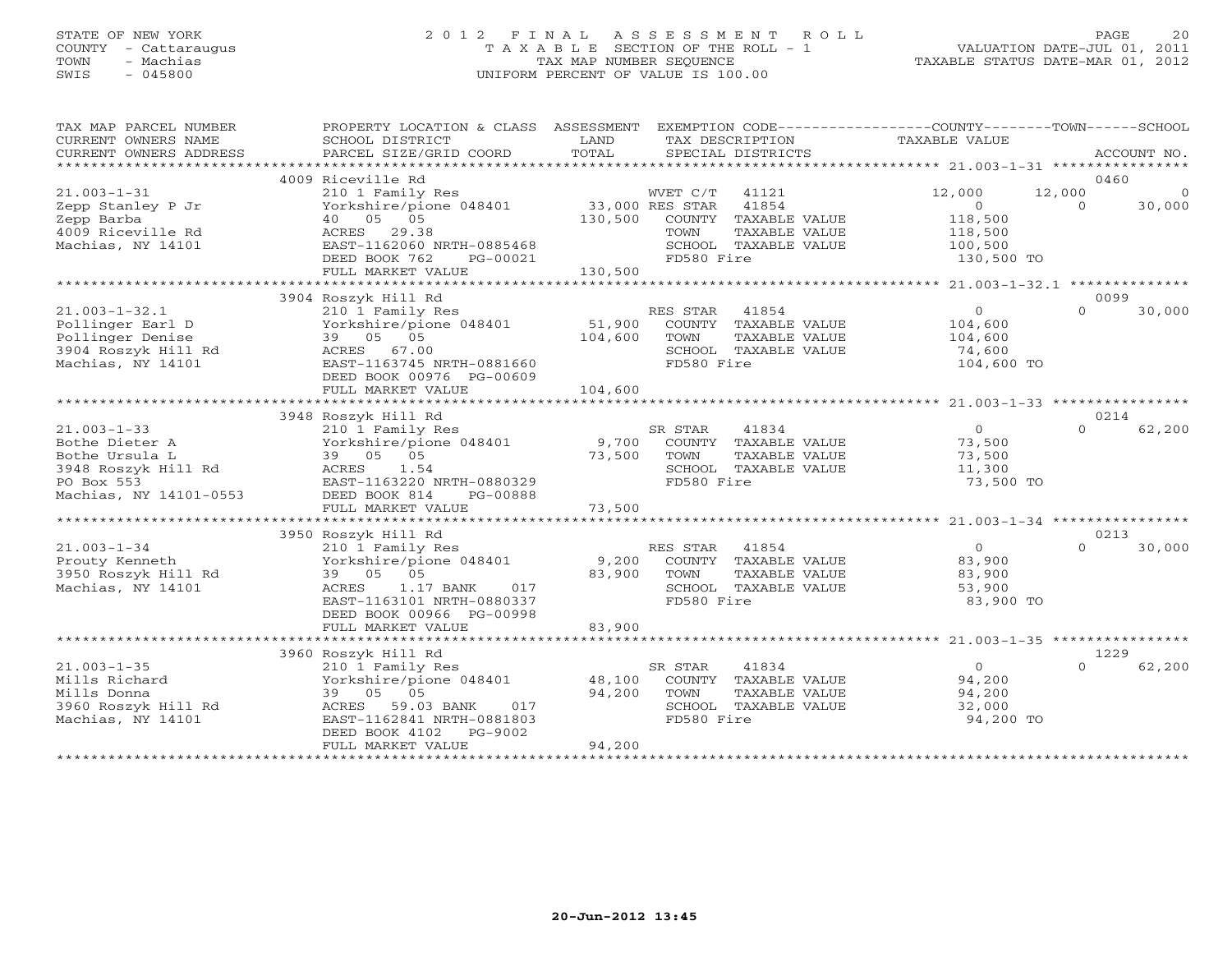STATE OF NEW YORK
COUNTY - Cattaraugus
TOWN - Machias
SWIS - 045800

2012 FINAL ASSESSMENT ROLL
TAXABLE SECTION OF THE ROLL - 1
TAX MAP NUMBER SEQUENCE
UNIFORM PERCENT OF VALUE IS 100.00

VALUATION DATE-JUL 01, 2011
TAXABLE STATUS DATE-MAR 01, 2012

| TAX MAP PARCEL NUMBER / CURRENT OWNERS NAME / CURRENT OWNERS ADDRESS | PROPERTY LOCATION & CLASS / SCHOOL DISTRICT / PARCEL SIZE/GRID COORD | ASSESSMENT LAND | TOTAL | EXEMPTION CODE / TAX DESCRIPTION / SPECIAL DISTRICTS | COUNTY TAXABLE VALUE | TOWN | SCHOOL | ACCOUNT NO. |
|---|---|---|---|---|---|---|---|---|
| | 4009 Riceville Rd | | | | | | | 0460 |
| 21.003-1-31 | 210 1 Family Res | | | WVET C/T 41121 | 12,000 | 12,000 | 0 | |
| Zepp Stanley P Jr | Yorkshire/pione 048401 | 33,000 | | RES STAR 41854 | 0 | 0 | 30,000 | |
| Zepp Barba | 40 05 05 | | 130,500 | COUNTY TAXABLE VALUE | 118,500 | | | |
| 4009 Riceville Rd | ACRES 29.38 | | | TOWN TAXABLE VALUE | 118,500 | | | |
| Machias, NY 14101 | EAST-1162060 NRTH-0885468 | | | SCHOOL TAXABLE VALUE | 100,500 | | | |
| | DEED BOOK 762 PG-00021 | | | FD580 Fire | 130,500 TO | | | |
| | FULL MARKET VALUE | | 130,500 | | | | | |
| | 3904 Roszyk Hill Rd | | | | | | | 0099 |
| 21.003-1-32.1 | 210 1 Family Res | | | RES STAR 41854 | 0 | 0 | 30,000 | |
| Pollinger Earl D | Yorkshire/pione 048401 | 51,900 | | COUNTY TAXABLE VALUE | 104,600 | | | |
| Pollinger Denise | 39 05 05 | | 104,600 | TOWN TAXABLE VALUE | 104,600 | | | |
| 3904 Roszyk Hill Rd | ACRES 67.00 | | | SCHOOL TAXABLE VALUE | 74,600 | | | |
| Machias, NY 14101 | EAST-1163745 NRTH-0881660 | | | FD580 Fire | 104,600 TO | | | |
| | DEED BOOK 00976 PG-00609 | | | | | | | |
| | FULL MARKET VALUE | | 104,600 | | | | | |
| | 3948 Roszyk Hill Rd | | | | | | | 0214 |
| 21.003-1-33 | 210 1 Family Res | | | SR STAR 41834 | 0 | 0 | 62,200 | |
| Bothe Dieter A | Yorkshire/pione 048401 | 9,700 | | COUNTY TAXABLE VALUE | 73,500 | | | |
| Bothe Ursula L | 39 05 05 | | 73,500 | TOWN TAXABLE VALUE | 73,500 | | | |
| 3948 Roszyk Hill Rd | ACRES 1.54 | | | SCHOOL TAXABLE VALUE | 11,300 | | | |
| PO Box 553 | EAST-1163220 NRTH-0880329 | | | FD580 Fire | 73,500 TO | | | |
| Machias, NY 14101-0553 | DEED BOOK 814 PG-00888 | | | | | | | |
| | FULL MARKET VALUE | | 73,500 | | | | | |
| | 3950 Roszyk Hill Rd | | | | | | | 0213 |
| 21.003-1-34 | 210 1 Family Res | | | RES STAR 41854 | 0 | 0 | 30,000 | |
| Prouty Kenneth | Yorkshire/pione 048401 | 9,200 | | COUNTY TAXABLE VALUE | 83,900 | | | |
| 3950 Roszyk Hill Rd | 39 05 05 | | 83,900 | TOWN TAXABLE VALUE | 83,900 | | | |
| Machias, NY 14101 | ACRES 1.17 BANK 017 | | | SCHOOL TAXABLE VALUE | 53,900 | | | |
| | EAST-1163101 NRTH-0880337 | | | FD580 Fire | 83,900 TO | | | |
| | DEED BOOK 00966 PG-00998 | | | | | | | |
| | FULL MARKET VALUE | | 83,900 | | | | | |
| | 3960 Roszyk Hill Rd | | | | | | | 1229 |
| 21.003-1-35 | 210 1 Family Res | | | SR STAR 41834 | 0 | 0 | 62,200 | |
| Mills Richard | Yorkshire/pione 048401 | 48,100 | | COUNTY TAXABLE VALUE | 94,200 | | | |
| Mills Donna | 39 05 05 | | 94,200 | TOWN TAXABLE VALUE | 94,200 | | | |
| 3960 Roszyk Hill Rd | ACRES 59.03 BANK 017 | | | SCHOOL TAXABLE VALUE | 32,000 | | | |
| Machias, NY 14101 | EAST-1162841 NRTH-0881803 | | | FD580 Fire | 94,200 TO | | | |
| | DEED BOOK 4102 PG-9002 | | | | | | | |
| | FULL MARKET VALUE | | 94,200 | | | | | |

20-Jun-2012 13:45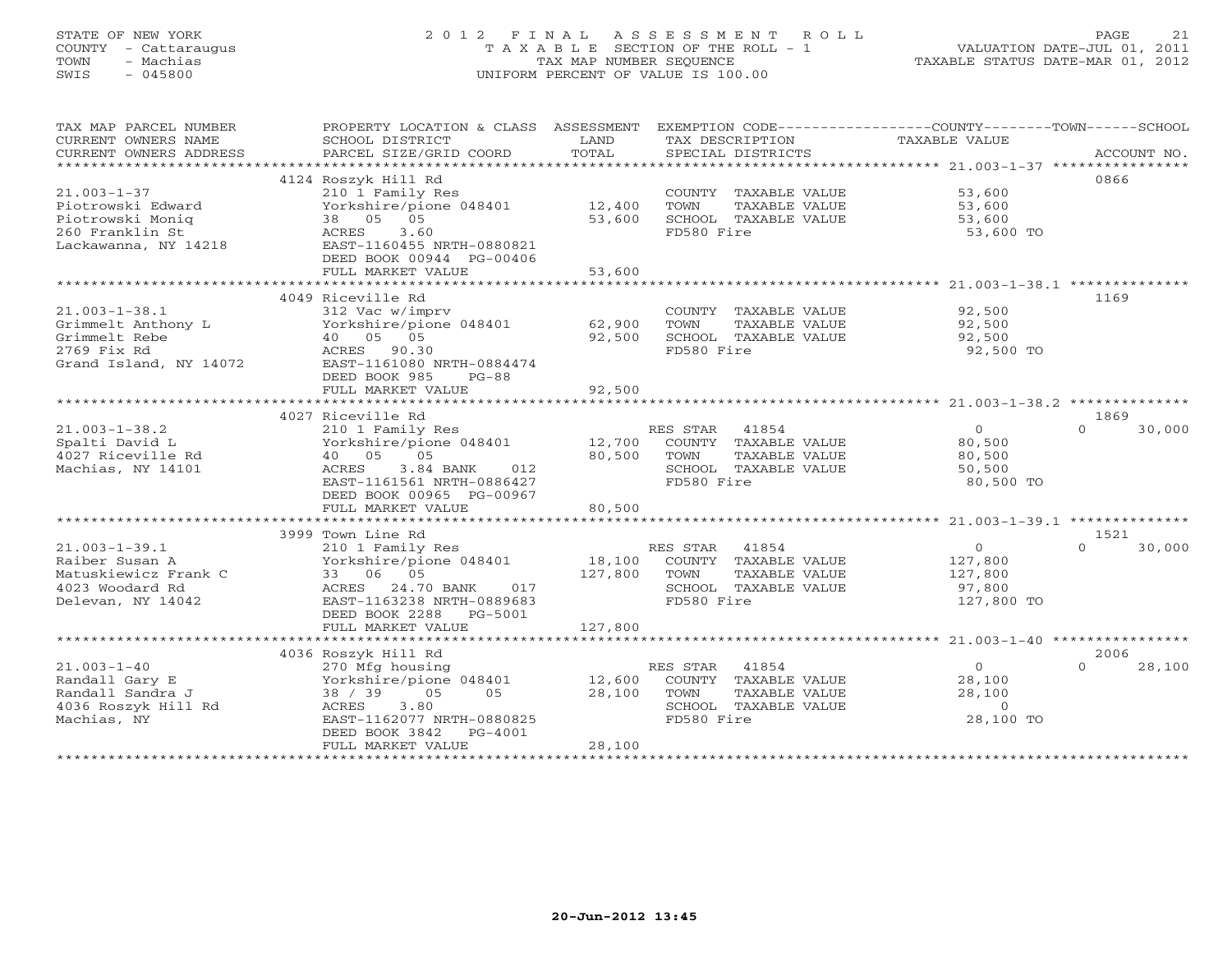STATE OF NEW YORK
COUNTY - Cattaraugus
TOWN - Machias
SWIS - 045800

# 2012 FINAL ASSESSMENT ROLL

TAXABLE SECTION OF THE ROLL - 1
TAX MAP NUMBER SEQUENCE
UNIFORM PERCENT OF VALUE IS 100.00

VALUATION DATE-JUL 01, 2011
TAXABLE STATUS DATE-MAR 01, 2012

| TAX MAP PARCEL NUMBER / CURRENT OWNERS NAME / CURRENT OWNERS ADDRESS | PROPERTY LOCATION & CLASS / SCHOOL DISTRICT / PARCEL SIZE/GRID COORD | ASSESSMENT LAND | TOTAL | EXEMPTION CODE / TAX DESCRIPTION / SPECIAL DISTRICTS | COUNTY TAXABLE VALUE | TOWN | SCHOOL | ACCOUNT NO. |
|---|---|---|---|---|---|---|---|---|
| 21.003-1-37 | 4124 Roszyk Hill Rd | | | | | | | 0866 |
| Piotrowski Edward | 210 1 Family Res | | | COUNTY TAXABLE VALUE | 53,600 | | | |
| Piotrowski Moniq | Yorkshire/pione 048401 | 12,400 | | TOWN TAXABLE VALUE | 53,600 | | | |
| 260 Franklin St | 38 05 05 | | 53,600 | SCHOOL TAXABLE VALUE | 53,600 | | | |
| Lackawanna, NY 14218 | ACRES 3.60 | | | FD580 Fire | 53,600 TO | | | |
| | EAST-1160455 NRTH-0880821 | | | | | | | |
| | DEED BOOK 00944 PG-00406 | | | | | | | |
| | FULL MARKET VALUE | | 53,600 | | | | | |
| 21.003-1-38.1 | 4049 Riceville Rd | | | | | | | 1169 |
| Grimmelt Anthony L | 312 Vac w/imprv | | | COUNTY TAXABLE VALUE | 92,500 | | | |
| Grimmelt Rebe | Yorkshire/pione 048401 | 62,900 | | TOWN TAXABLE VALUE | 92,500 | | | |
| 2769 Fix Rd | 40 05 05 | | 92,500 | SCHOOL TAXABLE VALUE | 92,500 | | | |
| Grand Island, NY 14072 | ACRES 90.30 | | | FD580 Fire | 92,500 TO | | | |
| | EAST-1161080 NRTH-0884474 | | | | | | | |
| | DEED BOOK 985 PG-88 | | | | | | | |
| | FULL MARKET VALUE | | 92,500 | | | | | |
| 21.003-1-38.2 | 4027 Riceville Rd | | | | | | | 1869 |
| Spalti David L | 210 1 Family Res | | | RES STAR 41854 | 0 | 0 | 30,000 | |
| 4027 Riceville Rd | Yorkshire/pione 048401 | 12,700 | | COUNTY TAXABLE VALUE | 80,500 | | | |
| Machias, NY 14101 | 40 05 05 | | 80,500 | TOWN TAXABLE VALUE | 80,500 | | | |
| | ACRES 3.84 BANK 012 | | | SCHOOL TAXABLE VALUE | 50,500 | | | |
| | EAST-1161561 NRTH-0886427 | | | FD580 Fire | 80,500 TO | | | |
| | DEED BOOK 00965 PG-00967 | | | | | | | |
| | FULL MARKET VALUE | | 80,500 | | | | | |
| 21.003-1-39.1 | 3999 Town Line Rd | | | | | | | 1521 |
| Raiber Susan A | 210 1 Family Res | | | RES STAR 41854 | 0 | 0 | 30,000 | |
| Matuskiewicz Frank C | Yorkshire/pione 048401 | 18,100 | | COUNTY TAXABLE VALUE | 127,800 | | | |
| 4023 Woodard Rd | 33 06 05 | | 127,800 | TOWN TAXABLE VALUE | 127,800 | | | |
| Delevan, NY 14042 | ACRES 24.70 BANK 017 | | | SCHOOL TAXABLE VALUE | 97,800 | | | |
| | EAST-1163238 NRTH-0889683 | | | FD580 Fire | 127,800 TO | | | |
| | DEED BOOK 2288 PG-5001 | | | | | | | |
| | FULL MARKET VALUE | | 127,800 | | | | | |
| 21.003-1-40 | 4036 Roszyk Hill Rd | | | | | | | 2006 |
| Randall Gary E | 270 Mfg housing | | | RES STAR 41854 | 0 | 0 | 28,100 | |
| Randall Sandra J | Yorkshire/pione 048401 | 12,600 | | COUNTY TAXABLE VALUE | 28,100 | | | |
| 4036 Roszyk Hill Rd | 38 / 39 05 05 | | 28,100 | TOWN TAXABLE VALUE | 28,100 | | | |
| Machias, NY | ACRES 3.80 | | | SCHOOL TAXABLE VALUE | 0 | | | |
| | EAST-1162077 NRTH-0880825 | | | FD580 Fire | 28,100 TO | | | |
| | DEED BOOK 3842 PG-4001 | | | | | | | |
| | FULL MARKET VALUE | | 28,100 | | | | | |

20-Jun-2012 13:45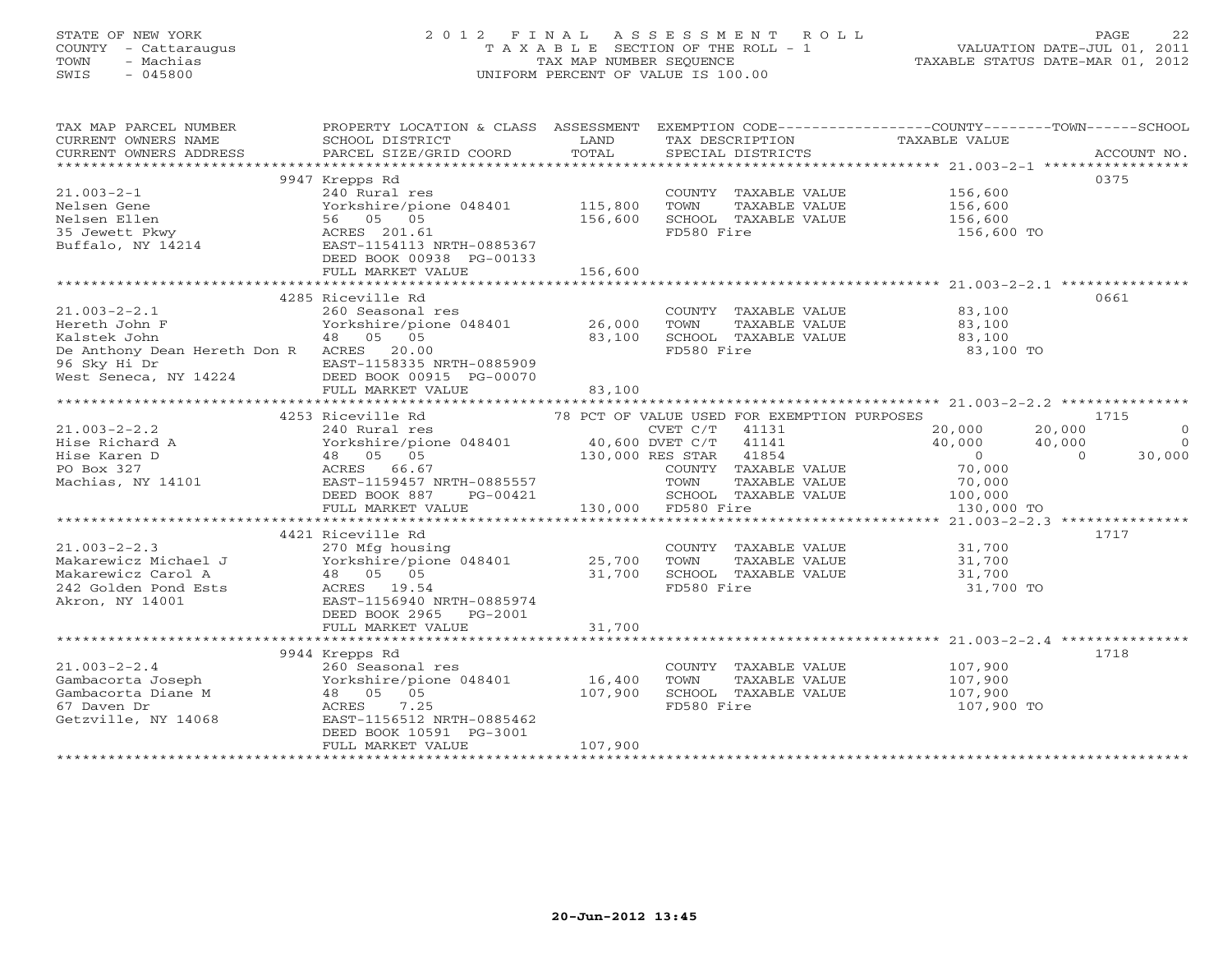STATE OF NEW YORK
COUNTY - Cattaraugus
TOWN - Machias
SWIS - 045800

# 2012 FINAL ASSESSMENT ROLL

TAXABLE SECTION OF THE ROLL - 1
TAX MAP NUMBER SEQUENCE
UNIFORM PERCENT OF VALUE IS 100.00

VALUATION DATE-JUL 01, 2011
TAXABLE STATUS DATE-MAR 01, 2012

| TAX MAP PARCEL NUMBER / CURRENT OWNERS NAME / CURRENT OWNERS ADDRESS | PROPERTY LOCATION & CLASS / SCHOOL DISTRICT / PARCEL SIZE/GRID COORD | ASSESSMENT LAND | TOTAL | EXEMPTION CODE / TAX DESCRIPTION / SPECIAL DISTRICTS | COUNTY TAXABLE VALUE | TOWN | SCHOOL | ACCOUNT NO. |
|---|---|---|---|---|---|---|---|---|
| 21.003-2-1 | 9947 Krepps Rd | | | | | | | 0375 |
| Nelsen Gene | 240 Rural res | | | COUNTY TAXABLE VALUE | 156,600 | | | |
| Nelsen Ellen | Yorkshire/pione 048401 | 115,800 | | TOWN TAXABLE VALUE | 156,600 | | | |
| 35 Jewett Pkwy | 56 05 05 | | 156,600 | SCHOOL TAXABLE VALUE | 156,600 | | | |
| Buffalo, NY 14214 | ACRES 201.61 | | | FD580 Fire | 156,600 TO | | | |
| | EAST-1154113 NRTH-0885367 | | | | | | | |
| | DEED BOOK 00938 PG-00133 | | | | | | | |
| | FULL MARKET VALUE | | 156,600 | | | | | |
| 21.003-2-2.1 | 4285 Riceville Rd | | | | | | | 0661 |
| Hereth John F | 260 Seasonal res | | | COUNTY TAXABLE VALUE | 83,100 | | | |
| Kalstek John | Yorkshire/pione 048401 | 26,000 | | TOWN TAXABLE VALUE | 83,100 | | | |
| De Anthony Dean Hereth Don R | 48 05 05 | | 83,100 | SCHOOL TAXABLE VALUE | 83,100 | | | |
| 96 Sky Hi Dr | ACRES 20.00 | | | FD580 Fire | 83,100 TO | | | |
| West Seneca, NY 14224 | EAST-1158335 NRTH-0885909 | | | | | | | |
| | DEED BOOK 00915 PG-00070 | | | | | | | |
| | FULL MARKET VALUE | | 83,100 | | | | | |
| 21.003-2-2.2 | 4253 Riceville Rd | | | 78 PCT OF VALUE USED FOR EXEMPTION PURPOSES | | | | 1715 |
| Hise Richard A | 240 Rural res | | | CVET C/T 41131 | 20,000 | 20,000 | 0 | |
| Hise Karen D | Yorkshire/pione 048401 | 40,600 | | DVET C/T 41141 | 40,000 | 40,000 | 0 | |
| PO Box 327 | 48 05 05 | | 130,000 | RES STAR 41854 | 0 | 0 | 30,000 | |
| Machias, NY 14101 | ACRES 66.67 | | | COUNTY TAXABLE VALUE | 70,000 | | | |
| | EAST-1159457 NRTH-0885557 | | | TOWN TAXABLE VALUE | 70,000 | | | |
| | DEED BOOK 887 PG-00421 | | | SCHOOL TAXABLE VALUE | 100,000 | | | |
| | FULL MARKET VALUE | | 130,000 | FD580 Fire | 130,000 TO | | | |
| 21.003-2-2.3 | 4421 Riceville Rd | | | | | | | 1717 |
| Makarewicz Michael J | 270 Mfg housing | | | COUNTY TAXABLE VALUE | 31,700 | | | |
| Makarewicz Carol A | Yorkshire/pione 048401 | 25,700 | | TOWN TAXABLE VALUE | 31,700 | | | |
| 242 Golden Pond Ests | 48 05 05 | | 31,700 | SCHOOL TAXABLE VALUE | 31,700 | | | |
| Akron, NY 14001 | ACRES 19.54 | | | FD580 Fire | 31,700 TO | | | |
| | EAST-1156940 NRTH-0885974 | | | | | | | |
| | DEED BOOK 2965 PG-2001 | | | | | | | |
| | FULL MARKET VALUE | | 31,700 | | | | | |
| 21.003-2-2.4 | 9944 Krepps Rd | | | | | | | 1718 |
| Gambacorta Joseph | 260 Seasonal res | | | COUNTY TAXABLE VALUE | 107,900 | | | |
| Gambacorta Diane M | Yorkshire/pione 048401 | 16,400 | | TOWN TAXABLE VALUE | 107,900 | | | |
| 67 Daven Dr | 48 05 05 | | 107,900 | SCHOOL TAXABLE VALUE | 107,900 | | | |
| Getzville, NY 14068 | ACRES 7.25 | | | FD580 Fire | 107,900 TO | | | |
| | EAST-1156512 NRTH-0885462 | | | | | | | |
| | DEED BOOK 10591 PG-3001 | | | | | | | |
| | FULL MARKET VALUE | | 107,900 | | | | | |

20-Jun-2012 13:45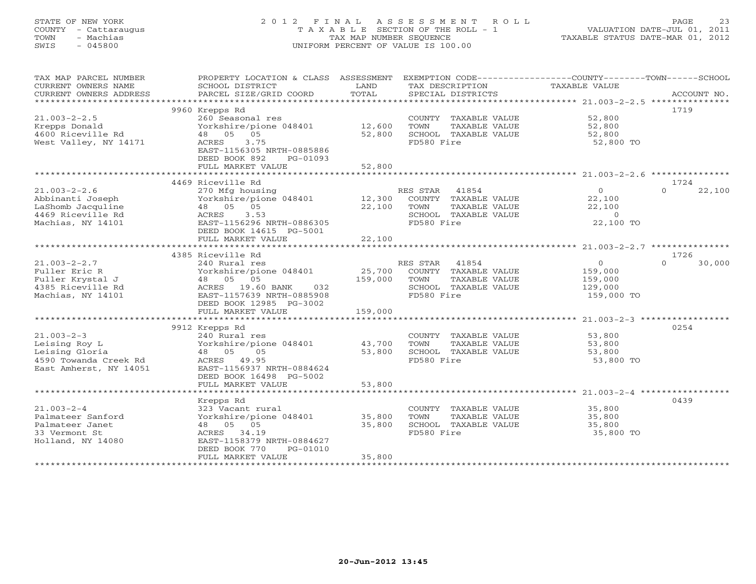STATE OF NEW YORK
COUNTY - Cattaraugus
TOWN - Machias
SWIS - 045800

# 2012 FINAL ASSESSMENT ROLL
TAXABLE SECTION OF THE ROLL - 1
TAX MAP NUMBER SEQUENCE
UNIFORM PERCENT OF VALUE IS 100.00

VALUATION DATE-JUL 01, 2011
TAXABLE STATUS DATE-MAR 01, 2012

| TAX MAP PARCEL NUMBER / CURRENT OWNERS NAME / CURRENT OWNERS ADDRESS | PROPERTY LOCATION & CLASS / SCHOOL DISTRICT / PARCEL SIZE/GRID COORD | ASSESSMENT LAND / TOTAL | EXEMPTION CODE / TAX DESCRIPTION / SPECIAL DISTRICTS | COUNTY TAXABLE VALUE | TOWN | SCHOOL / ACCOUNT NO. |
|---|---|---|---|---|---|---|
| **21.003-2-2.5** | 9960 Krepps Rd | | | | | 1719 |
| 21.003-2-2.5 | 260 Seasonal res | | COUNTY TAXABLE VALUE | 52,800 | | |
| Krepps Donald | Yorkshire/pione 048401 | 12,600 | TOWN TAXABLE VALUE | 52,800 | | |
| 4600 Riceville Rd | 48 05 05 | 52,800 | SCHOOL TAXABLE VALUE | 52,800 | | |
| West Valley, NY 14171 | ACRES 3.75 | | FD580 Fire | 52,800 TO | | |
| | EAST-1156305 NRTH-0885886 | | | | | |
| | DEED BOOK 892 PG-01093 | | | | | |
| | FULL MARKET VALUE | 52,800 | | | | |
| **21.003-2-2.6** | 4469 Riceville Rd | | | | | 1724 |
| 21.003-2-2.6 | 270 Mfg housing | | RES STAR 41854 | 0 | 0 | 22,100 |
| Abbinanti Joseph | Yorkshire/pione 048401 | 12,300 | COUNTY TAXABLE VALUE | 22,100 | | |
| LaShomb Jacquline | 48 05 05 | 22,100 | TOWN TAXABLE VALUE | 22,100 | | |
| 4469 Riceville Rd | ACRES 3.53 | | SCHOOL TAXABLE VALUE | 0 | | |
| Machias, NY 14101 | EAST-1156296 NRTH-0886305 | | FD580 Fire | 22,100 TO | | |
| | DEED BOOK 14615 PG-5001 | | | | | |
| | FULL MARKET VALUE | 22,100 | | | | |
| **21.003-2-2.7** | 4385 Riceville Rd | | | | | 1726 |
| 21.003-2-2.7 | 240 Rural res | | RES STAR 41854 | 0 | 0 | 30,000 |
| Fuller Eric R | Yorkshire/pione 048401 | 25,700 | COUNTY TAXABLE VALUE | 159,000 | | |
| Fuller Krystal J | 48 05 05 | 159,000 | TOWN TAXABLE VALUE | 159,000 | | |
| 4385 Riceville Rd | ACRES 19.60 BANK 032 | | SCHOOL TAXABLE VALUE | 129,000 | | |
| Machias, NY 14101 | EAST-1157639 NRTH-0885908 | | FD580 Fire | 159,000 TO | | |
| | DEED BOOK 12985 PG-3002 | | | | | |
| | FULL MARKET VALUE | 159,000 | | | | |
| **21.003-2-3** | 9912 Krepps Rd | | | | | 0254 |
| 21.003-2-3 | 240 Rural res | | COUNTY TAXABLE VALUE | 53,800 | | |
| Leising Roy L | Yorkshire/pione 048401 | 43,700 | TOWN TAXABLE VALUE | 53,800 | | |
| Leising Gloria | 48 05 05 | 53,800 | SCHOOL TAXABLE VALUE | 53,800 | | |
| 4590 Towanda Creek Rd | ACRES 49.95 | | FD580 Fire | 53,800 TO | | |
| East Amherst, NY 14051 | EAST-1156937 NRTH-0884624 | | | | | |
| | DEED BOOK 16498 PG-5002 | | | | | |
| | FULL MARKET VALUE | 53,800 | | | | |
| **21.003-2-4** | Krepps Rd | | | | | 0439 |
| 21.003-2-4 | 323 Vacant rural | | COUNTY TAXABLE VALUE | 35,800 | | |
| Palmateer Sanford | Yorkshire/pione 048401 | 35,800 | TOWN TAXABLE VALUE | 35,800 | | |
| Palmateer Janet | 48 05 05 | 35,800 | SCHOOL TAXABLE VALUE | 35,800 | | |
| 33 Vermont St | ACRES 34.19 | | FD580 Fire | 35,800 TO | | |
| Holland, NY 14080 | EAST-1158379 NRTH-0884627 | | | | | |
| | DEED BOOK 770 PG-01010 | | | | | |
| | FULL MARKET VALUE | 35,800 | | | | |

20-Jun-2012 13:45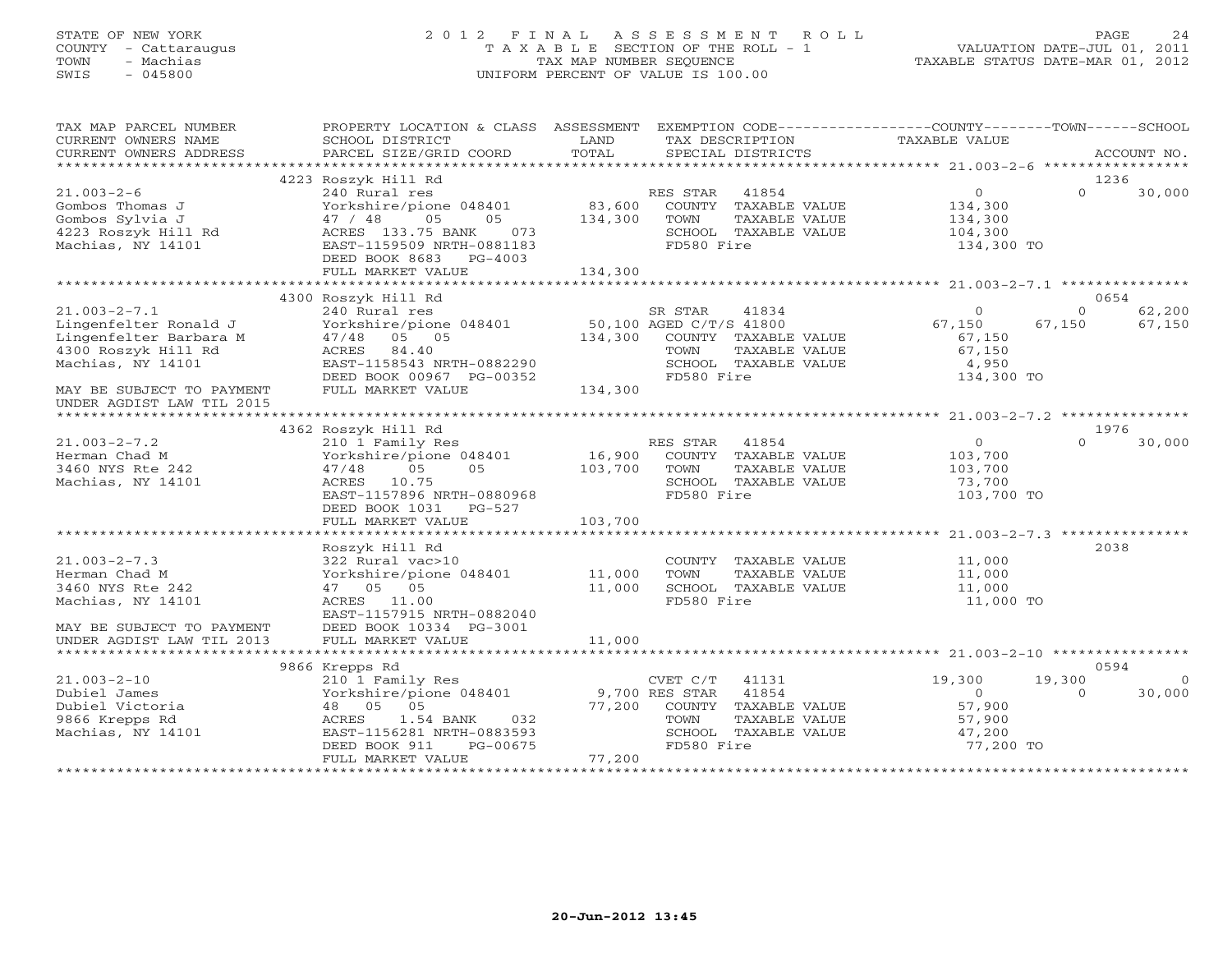STATE OF NEW YORK
COUNTY - Cattaraugus
TOWN - Machias
SWIS - 045800

# 2012 FINAL ASSESSMENT ROLL

TAXABLE SECTION OF THE ROLL - 1
TAX MAP NUMBER SEQUENCE
UNIFORM PERCENT OF VALUE IS 100.00

VALUATION DATE-JUL 01, 2011
TAXABLE STATUS DATE-MAR 01, 2012

| TAX MAP PARCEL NUMBER / CURRENT OWNERS NAME / CURRENT OWNERS ADDRESS | PROPERTY LOCATION & CLASS / SCHOOL DISTRICT / PARCEL SIZE/GRID COORD | ASSESSMENT LAND / TOTAL | EXEMPTION CODE / TAX DESCRIPTION / SPECIAL DISTRICTS | COUNTY TAXABLE VALUE | TOWN | SCHOOL | ACCOUNT NO. |
|---|---|---|---|---|---|---|---|
| 21.003-2-6 | 4223 Roszyk Hill Rd | | | | | | 1236 |
| | 240 Rural res | | RES STAR 41854 | 0 | 0 | 30,000 | |
| Gombos Thomas J | Yorkshire/pione 048401 | 83,600 | COUNTY TAXABLE VALUE | 134,300 | | | |
| Gombos Sylvia J | 47 / 48 05 05 | 134,300 | TOWN TAXABLE VALUE | 134,300 | | | |
| 4223 Roszyk Hill Rd | ACRES 133.75 BANK 073 | | SCHOOL TAXABLE VALUE | 104,300 | | | |
| Machias, NY 14101 | EAST-1159509 NRTH-0881183 | | FD580 Fire | 134,300 TO | | | |
| | DEED BOOK 8683 PG-4003 | | | | | | |
| | FULL MARKET VALUE | 134,300 | | | | | |
| 21.003-2-7.1 | 4300 Roszyk Hill Rd | | | | | | 0654 |
| | 240 Rural res | | SR STAR 41834 | 0 | 0 | 62,200 | |
| Lingenfelter Ronald J | Yorkshire/pione 048401 | 50,100 | AGED C/T/S 41800 | 67,150 | 67,150 | 67,150 | |
| Lingenfelter Barbara M | 47/48 05 05 | 134,300 | COUNTY TAXABLE VALUE | 67,150 | | | |
| 4300 Roszyk Hill Rd | ACRES 84.40 | | TOWN TAXABLE VALUE | 67,150 | | | |
| Machias, NY 14101 | EAST-1158543 NRTH-0882290 | | SCHOOL TAXABLE VALUE | 4,950 | | | |
| | DEED BOOK 00967 PG-00352 | | FD580 Fire | 134,300 TO | | | |
| MAY BE SUBJECT TO PAYMENT UNDER AGDIST LAW TIL 2015 | FULL MARKET VALUE | 134,300 | | | | | |
| 21.003-2-7.2 | 4362 Roszyk Hill Rd | | | | | | 1976 |
| | 210 1 Family Res | | RES STAR 41854 | 0 | 0 | 30,000 | |
| Herman Chad M | Yorkshire/pione 048401 | 16,900 | COUNTY TAXABLE VALUE | 103,700 | | | |
| 3460 NYS Rte 242 | 47/48 05 05 | 103,700 | TOWN TAXABLE VALUE | 103,700 | | | |
| Machias, NY 14101 | ACRES 10.75 | | SCHOOL TAXABLE VALUE | 73,700 | | | |
| | EAST-1157896 NRTH-0880968 | | FD580 Fire | 103,700 TO | | | |
| | DEED BOOK 1031 PG-527 | | | | | | |
| | FULL MARKET VALUE | 103,700 | | | | | |
| 21.003-2-7.3 | Roszyk Hill Rd | | | | | | 2038 |
| | 322 Rural vac>10 | | COUNTY TAXABLE VALUE | 11,000 | | | |
| Herman Chad M | Yorkshire/pione 048401 | 11,000 | TOWN TAXABLE VALUE | 11,000 | | | |
| 3460 NYS Rte 242 | 47 05 05 | 11,000 | SCHOOL TAXABLE VALUE | 11,000 | | | |
| Machias, NY 14101 | ACRES 11.00 | | FD580 Fire | 11,000 TO | | | |
| | EAST-1157915 NRTH-0882040 | | | | | | |
| MAY BE SUBJECT TO PAYMENT | DEED BOOK 10334 PG-3001 | | | | | | |
| UNDER AGDIST LAW TIL 2013 | FULL MARKET VALUE | 11,000 | | | | | |
| 21.003-2-10 | 9866 Krepps Rd | | | | | | 0594 |
| | 210 1 Family Res | | CVET C/T 41131 | 19,300 | 19,300 | 0 | |
| Dubiel James | Yorkshire/pione 048401 | 9,700 | RES STAR 41854 | 0 | 0 | 30,000 | |
| Dubiel Victoria | 48 05 05 | 77,200 | COUNTY TAXABLE VALUE | 57,900 | | | |
| 9866 Krepps Rd | ACRES 1.54 BANK 032 | | TOWN TAXABLE VALUE | 57,900 | | | |
| Machias, NY 14101 | EAST-1156281 NRTH-0883593 | | SCHOOL TAXABLE VALUE | 47,200 | | | |
| | DEED BOOK 911 PG-00675 | | FD580 Fire | 77,200 TO | | | |
| | FULL MARKET VALUE | 77,200 | | | | | |

20-Jun-2012 13:45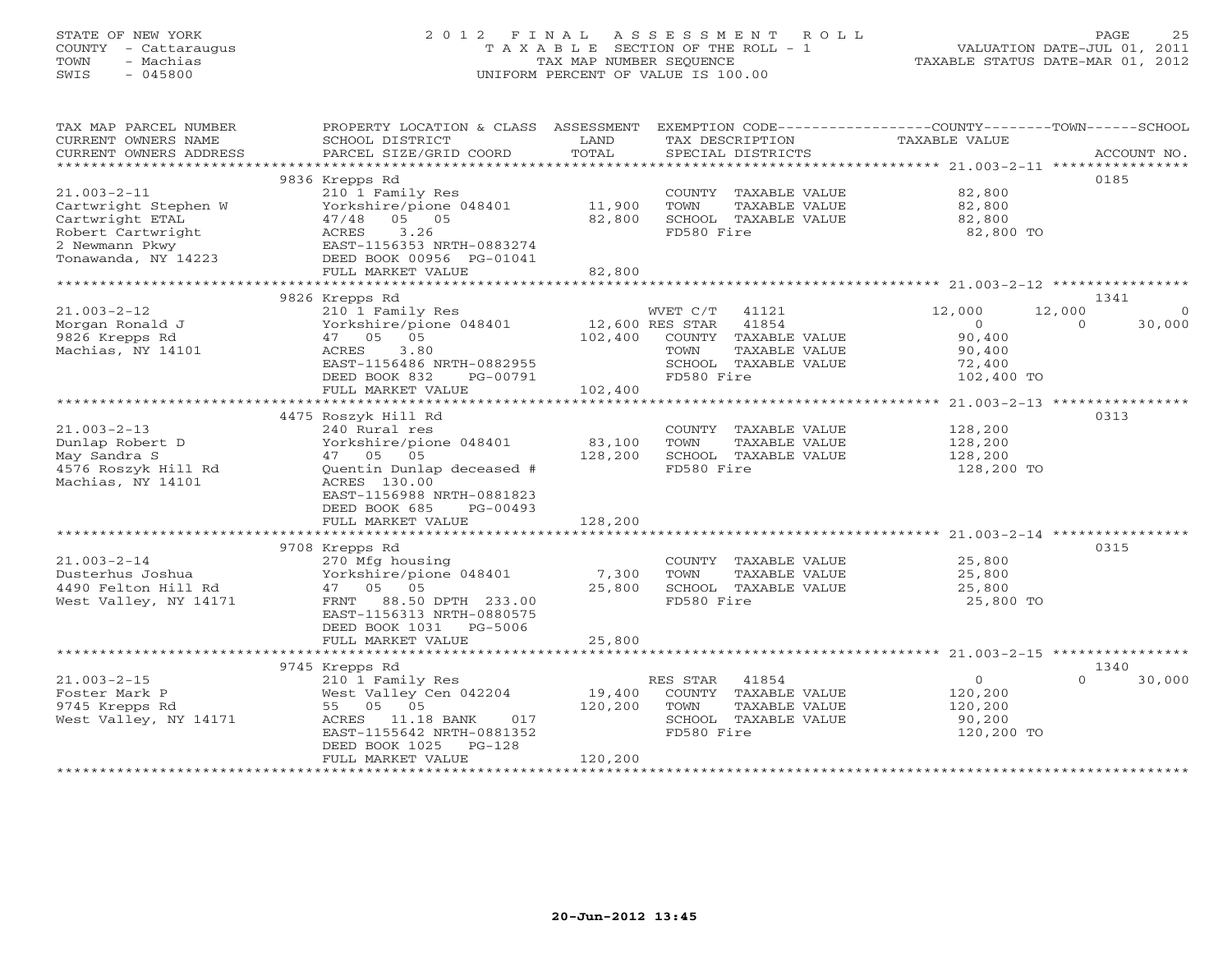STATE OF NEW YORK
COUNTY - Cattaraugus
TOWN - Machias
SWIS - 045800

# 2012 FINAL ASSESSMENT ROLL

TAXABLE SECTION OF THE ROLL - 1
TAX MAP NUMBER SEQUENCE
UNIFORM PERCENT OF VALUE IS 100.00

VALUATION DATE-JUL 01, 2011
TAXABLE STATUS DATE-MAR 01, 2012

| TAX MAP PARCEL NUMBER / CURRENT OWNERS NAME / CURRENT OWNERS ADDRESS | PROPERTY LOCATION & CLASS / SCHOOL DISTRICT / PARCEL SIZE/GRID COORD | ASSESSMENT LAND | ASSESSMENT TOTAL | EXEMPTION CODE / TAX DESCRIPTION / SPECIAL DISTRICTS | COUNTY TAXABLE VALUE | TOWN | SCHOOL | ACCOUNT NO. |
|---|---|---|---|---|---|---|---|---|
| | 9836 Krepps Rd | | | | | | | 0185 |
| 21.003-2-11 | 210 1 Family Res | | | COUNTY TAXABLE VALUE | 82,800 | | | |
| Cartwright Stephen W | Yorkshire/pione 048401 | 11,900 | | TOWN TAXABLE VALUE | 82,800 | | | |
| Cartwright ETAL | 47/48 05 05 | | 82,800 | SCHOOL TAXABLE VALUE | 82,800 | | | |
| Robert Cartwright | ACRES 3.26 | | | FD580 Fire | 82,800 TO | | | |
| 2 Newmann Pkwy | EAST-1156353 NRTH-0883274 | | | | | | | |
| Tonawanda, NY 14223 | DEED BOOK 00956 PG-01041 | | | | | | | |
| | FULL MARKET VALUE | | 82,800 | | | | | |
| | 9826 Krepps Rd | | | | | | | 1341 |
| 21.003-2-12 | 210 1 Family Res | | | WVET C/T 41121 | 12,000 | 12,000 | 0 | |
| Morgan Ronald J | Yorkshire/pione 048401 | 12,600 | | RES STAR 41854 | 0 | 0 | 30,000 | |
| 9826 Krepps Rd | 47 05 05 | | 102,400 | COUNTY TAXABLE VALUE | 90,400 | | | |
| Machias, NY 14101 | ACRES 3.80 | | | TOWN TAXABLE VALUE | 90,400 | | | |
| | EAST-1156486 NRTH-0882955 | | | SCHOOL TAXABLE VALUE | 72,400 | | | |
| | DEED BOOK 832 PG-00791 | | | FD580 Fire | 102,400 TO | | | |
| | FULL MARKET VALUE | | 102,400 | | | | | |
| | 4475 Roszyk Hill Rd | | | | | | | 0313 |
| 21.003-2-13 | 240 Rural res | | | COUNTY TAXABLE VALUE | 128,200 | | | |
| Dunlap Robert D | Yorkshire/pione 048401 | 83,100 | | TOWN TAXABLE VALUE | 128,200 | | | |
| May Sandra S | 47 05 05 | | 128,200 | SCHOOL TAXABLE VALUE | 128,200 | | | |
| 4576 Roszyk Hill Rd | Quentin Dunlap deceased # | | | FD580 Fire | 128,200 TO | | | |
| Machias, NY 14101 | ACRES 130.00 | | | | | | | |
| | EAST-1156988 NRTH-0881823 | | | | | | | |
| | DEED BOOK 685 PG-00493 | | | | | | | |
| | FULL MARKET VALUE | | 128,200 | | | | | |
| | 9708 Krepps Rd | | | | | | | 0315 |
| 21.003-2-14 | 270 Mfg housing | | | COUNTY TAXABLE VALUE | 25,800 | | | |
| Dusterhus Joshua | Yorkshire/pione 048401 | 7,300 | | TOWN TAXABLE VALUE | 25,800 | | | |
| 4490 Felton Hill Rd | 47 05 05 | | 25,800 | SCHOOL TAXABLE VALUE | 25,800 | | | |
| West Valley, NY 14171 | FRNT 88.50 DPTH 233.00 | | | FD580 Fire | 25,800 TO | | | |
| | EAST-1156313 NRTH-0880575 | | | | | | | |
| | DEED BOOK 1031 PG-5006 | | | | | | | |
| | FULL MARKET VALUE | | 25,800 | | | | | |
| | 9745 Krepps Rd | | | | | | | 1340 |
| 21.003-2-15 | 210 1 Family Res | | | RES STAR 41854 | 0 | 0 | 30,000 | |
| Foster Mark P | West Valley Cen 042204 | 19,400 | | COUNTY TAXABLE VALUE | 120,200 | | | |
| 9745 Krepps Rd | 55 05 05 | | 120,200 | TOWN TAXABLE VALUE | 120,200 | | | |
| West Valley, NY 14171 | ACRES 11.18 BANK 017 | | | SCHOOL TAXABLE VALUE | 90,200 | | | |
| | EAST-1155642 NRTH-0881352 | | | FD580 Fire | 120,200 TO | | | |
| | DEED BOOK 1025 PG-128 | | | | | | | |
| | FULL MARKET VALUE | | 120,200 | | | | | |

20-Jun-2012 13:45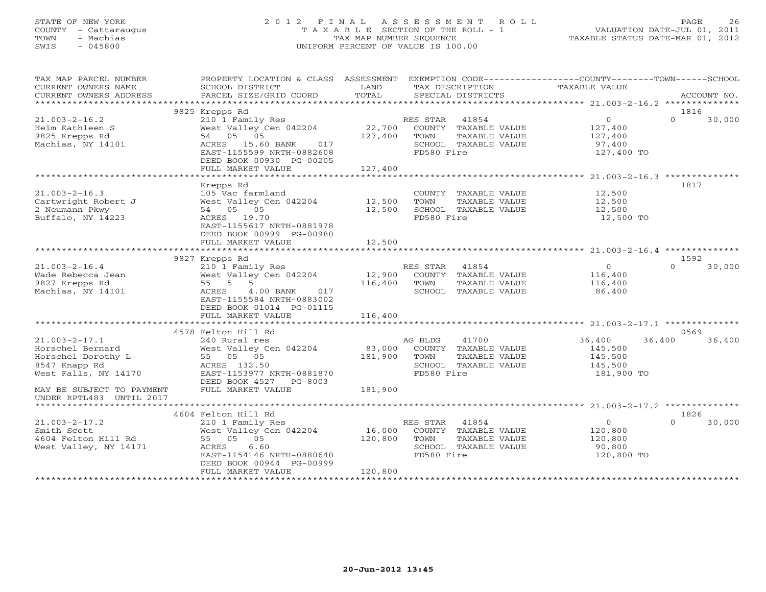STATE OF NEW YORK — COUNTY - Cattaraugus — TOWN - Machias — SWIS - 045800

2012 FINAL ASSESSMENT ROLL
TAXABLE SECTION OF THE ROLL - 1
TAX MAP NUMBER SEQUENCE
UNIFORM PERCENT OF VALUE IS 100.00

VALUATION DATE-JUL 01, 2011
TAXABLE STATUS DATE-MAR 01, 2012

| TAX MAP PARCEL NUMBER / CURRENT OWNERS NAME / CURRENT OWNERS ADDRESS | PROPERTY LOCATION & CLASS / SCHOOL DISTRICT / PARCEL SIZE/GRID COORD | ASSESSMENT LAND / TOTAL | EXEMPTION CODE / TAX DESCRIPTION / SPECIAL DISTRICTS | COUNTY TAXABLE VALUE | TOWN | SCHOOL | ACCOUNT NO. |
|---|---|---|---|---|---|---|---|
| 21.003-2-16.2 | 9825 Krepps Rd | | | | | | 1816 |
| Heim Kathleen S | 210 1 Family Res | | RES STAR 41854 | 0 | 0 | 30,000 | |
| 9825 Krepps Rd | West Valley Cen 042204 | 22,700 | COUNTY TAXABLE VALUE | 127,400 | | | |
| Machias, NY 14101 | 54 05 05 | 127,400 | TOWN TAXABLE VALUE | 127,400 | | | |
| | ACRES 15.60 BANK 017 | | SCHOOL TAXABLE VALUE | 97,400 | | | |
| | EAST-1155599 NRTH-0882608 | | FD580 Fire | 127,400 TO | | | |
| | DEED BOOK 00930 PG-00205 | | | | | | |
| | FULL MARKET VALUE | 127,400 | | | | | |
| 21.003-2-16.3 | Krepps Rd | | | | | | 1817 |
| Cartwright Robert J | 105 Vac farmland | | COUNTY TAXABLE VALUE | 12,500 | | | |
| 2 Neumann Pkwy | West Valley Cen 042204 | 12,500 | TOWN TAXABLE VALUE | 12,500 | | | |
| Buffalo, NY 14223 | 54 05 05 | 12,500 | SCHOOL TAXABLE VALUE | 12,500 | | | |
| | ACRES 19.70 | | FD580 Fire | 12,500 TO | | | |
| | EAST-1155617 NRTH-0881978 | | | | | | |
| | DEED BOOK 00999 PG-00980 | | | | | | |
| | FULL MARKET VALUE | 12,500 | | | | | |
| 21.003-2-16.4 | 9827 Krepps Rd | | | | | | 1592 |
| Wade Rebecca Jean | 210 1 Family Res | | RES STAR 41854 | 0 | 0 | 30,000 | |
| 9827 Krepps Rd | West Valley Cen 042204 | 12,900 | COUNTY TAXABLE VALUE | 116,400 | | | |
| Machias, NY 14101 | 55 5 5 | 116,400 | TOWN TAXABLE VALUE | 116,400 | | | |
| | ACRES 4.00 BANK 017 | | SCHOOL TAXABLE VALUE | 86,400 | | | |
| | EAST-1155584 NRTH-0883002 | | | | | | |
| | DEED BOOK 01014 PG-01115 | | | | | | |
| | FULL MARKET VALUE | 116,400 | | | | | |
| 21.003-2-17.1 | 4578 Felton Hill Rd | | | | | | 0569 |
| Horschel Bernard | 240 Rural res | | AG BLDG 41700 | 36,400 | 36,400 | 36,400 | |
| Horschel Dorothy L | West Valley Cen 042204 | 83,000 | COUNTY TAXABLE VALUE | 145,500 | | | |
| 8547 Knapp Rd | 55 05 05 | 181,900 | TOWN TAXABLE VALUE | 145,500 | | | |
| West Falls, NY 14170 | ACRES 132.50 | | SCHOOL TAXABLE VALUE | 145,500 | | | |
| | EAST-1153977 NRTH-0881870 | | FD580 Fire | 181,900 TO | | | |
| | DEED BOOK 4527 PG-8003 | | | | | | |
| MAY BE SUBJECT TO PAYMENT UNDER RPTL483 UNTIL 2017 | FULL MARKET VALUE | 181,900 | | | | | |
| 21.003-2-17.2 | 4604 Felton Hill Rd | | | | | | 1826 |
| Smith Scott | 210 1 Family Res | | RES STAR 41854 | 0 | 0 | 30,000 | |
| 4604 Felton Hill Rd | West Valley Cen 042204 | 16,000 | COUNTY TAXABLE VALUE | 120,800 | | | |
| West Valley, NY 14171 | 55 05 05 | 120,800 | TOWN TAXABLE VALUE | 120,800 | | | |
| | ACRES 6.60 | | SCHOOL TAXABLE VALUE | 90,800 | | | |
| | EAST-1154146 NRTH-0880640 | | FD580 Fire | 120,800 TO | | | |
| | DEED BOOK 00944 PG-00999 | | | | | | |
| | FULL MARKET VALUE | 120,800 | | | | | |

20-Jun-2012 13:45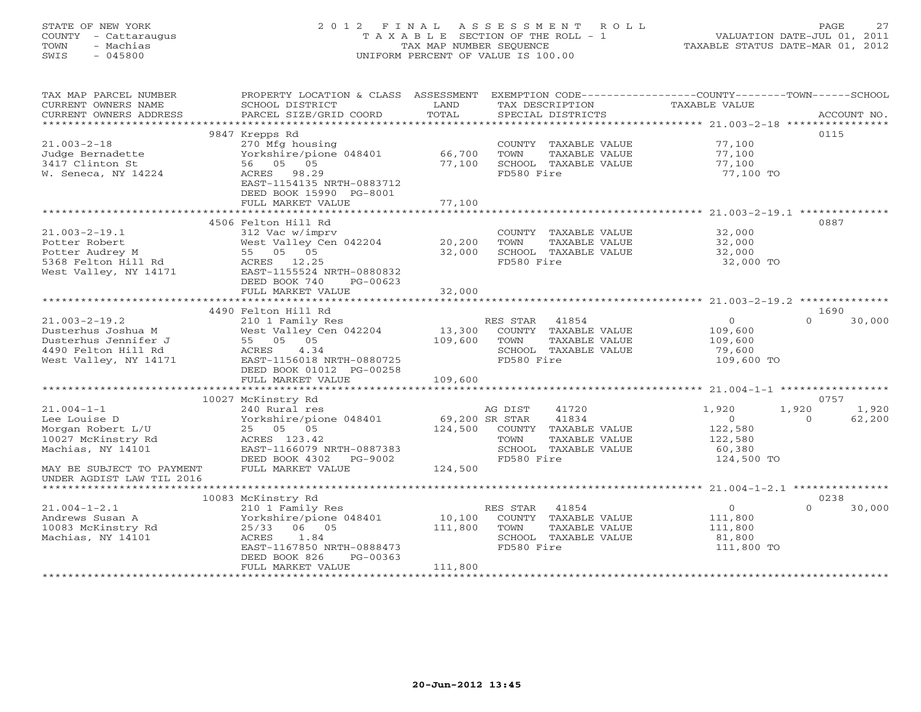STATE OF NEW YORK
COUNTY - Cattaraugus
TOWN - Machias
SWIS - 045800

2012 FINAL ASSESSMENT ROLL
TAXABLE SECTION OF THE ROLL - 1
TAX MAP NUMBER SEQUENCE
UNIFORM PERCENT OF VALUE IS 100.00

VALUATION DATE-JUL 01, 2011
TAXABLE STATUS DATE-MAR 01, 2012

| TAX MAP PARCEL NUMBER / CURRENT OWNERS NAME / CURRENT OWNERS ADDRESS | PROPERTY LOCATION & CLASS / SCHOOL DISTRICT / PARCEL SIZE/GRID COORD | ASSESSMENT LAND / TOTAL | EXEMPTION CODE / TAX DESCRIPTION / SPECIAL DISTRICTS | COUNTY TAXABLE VALUE | TOWN | SCHOOL | ACCOUNT NO. |
|---|---|---|---|---|---|---|---|
| **21.003-2-18** | 9847 Krepps Rd | | | | | | 0115 |
| 21.003-2-18 | 270 Mfg housing | | COUNTY TAXABLE VALUE | 77,100 | | | |
| Judge Bernadette | Yorkshire/pione 048401 | 66,700 | TOWN TAXABLE VALUE | 77,100 | | | |
| 3417 Clinton St | 56 05 05 | 77,100 | SCHOOL TAXABLE VALUE | 77,100 | | | |
| W. Seneca, NY 14224 | ACRES 98.29 | | FD580 Fire | 77,100 TO | | | |
| | EAST-1154135 NRTH-0883712 | | | | | | |
| | DEED BOOK 15990 PG-8001 | | | | | | |
| | FULL MARKET VALUE | 77,100 | | | | | |
| **21.003-2-19.1** | 4506 Felton Hill Rd | | | | | | 0887 |
| 21.003-2-19.1 | 312 Vac w/imprv | | COUNTY TAXABLE VALUE | 32,000 | | | |
| Potter Robert | West Valley Cen 042204 | 20,200 | TOWN TAXABLE VALUE | 32,000 | | | |
| Potter Audrey M | 55 05 05 | 32,000 | SCHOOL TAXABLE VALUE | 32,000 | | | |
| 5368 Felton Hill Rd | ACRES 12.25 | | FD580 Fire | 32,000 TO | | | |
| West Valley, NY 14171 | EAST-1155524 NRTH-0880832 | | | | | | |
| | DEED BOOK 740 PG-00623 | | | | | | |
| | FULL MARKET VALUE | 32,000 | | | | | |
| **21.003-2-19.2** | 4490 Felton Hill Rd | | | | | | 1690 |
| 21.003-2-19.2 | 210 1 Family Res | | RES STAR 41854 | 0 | 0 | 30,000 | |
| Dusterhus Joshua M | West Valley Cen 042204 | 13,300 | COUNTY TAXABLE VALUE | 109,600 | | | |
| Dusterhus Jennifer J | 55 05 05 | 109,600 | TOWN TAXABLE VALUE | 109,600 | | | |
| 4490 Felton Hill Rd | ACRES 4.34 | | SCHOOL TAXABLE VALUE | 79,600 | | | |
| West Valley, NY 14171 | EAST-1156018 NRTH-0880725 | | FD580 Fire | 109,600 TO | | | |
| | DEED BOOK 01012 PG-00258 | | | | | | |
| | FULL MARKET VALUE | 109,600 | | | | | |
| **21.004-1-1** | 10027 McKinstry Rd | | | | | | 0757 |
| 21.004-1-1 | 240 Rural res | | AG DIST 41720 | 1,920 | 1,920 | 1,920 | |
| Lee Louise D | Yorkshire/pione 048401 | 69,200 | SR STAR 41834 | 0 | 0 | 62,200 | |
| Morgan Robert L/U | 25 05 05 | 124,500 | COUNTY TAXABLE VALUE | 122,580 | | | |
| 10027 McKinstry Rd | ACRES 123.42 | | TOWN TAXABLE VALUE | 122,580 | | | |
| Machias, NY 14101 | EAST-1166079 NRTH-0887383 | | SCHOOL TAXABLE VALUE | 60,380 | | | |
| | DEED BOOK 4302 PG-9002 | | FD580 Fire | 124,500 TO | | | |
| MAY BE SUBJECT TO PAYMENT UNDER AGDIST LAW TIL 2016 | FULL MARKET VALUE | 124,500 | | | | | |
| **21.004-1-2.1** | 10083 McKinstry Rd | | | | | | 0238 |
| 21.004-1-2.1 | 210 1 Family Res | | RES STAR 41854 | 0 | 0 | 30,000 | |
| Andrews Susan A | Yorkshire/pione 048401 | 10,100 | COUNTY TAXABLE VALUE | 111,800 | | | |
| 10083 McKinstry Rd | 25/33 06 05 | 111,800 | TOWN TAXABLE VALUE | 111,800 | | | |
| Machias, NY 14101 | ACRES 1.84 | | SCHOOL TAXABLE VALUE | 81,800 | | | |
| | EAST-1167850 NRTH-0888473 | | FD580 Fire | 111,800 TO | | | |
| | DEED BOOK 826 PG-00363 | | | | | | |
| | FULL MARKET VALUE | 111,800 | | | | | |

20-Jun-2012 13:45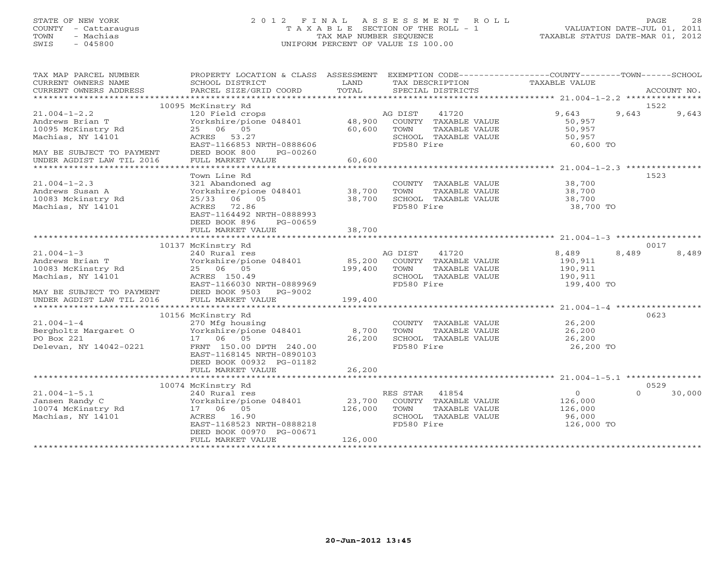STATE OF NEW YORK
COUNTY - Cattaraugus
TOWN - Machias
SWIS - 045800

# 2012 FINAL ASSESSMENT ROLL

TAXABLE SECTION OF THE ROLL - 1
TAX MAP NUMBER SEQUENCE
UNIFORM PERCENT OF VALUE IS 100.00

VALUATION DATE-JUL 01, 2011
TAXABLE STATUS DATE-MAR 01, 2012

| TAX MAP PARCEL NUMBER / CURRENT OWNERS NAME / CURRENT OWNERS ADDRESS | PROPERTY LOCATION & CLASS / SCHOOL DISTRICT / PARCEL SIZE/GRID COORD | ASSESSMENT LAND | TOTAL | EXEMPTION CODE / TAX DESCRIPTION / SPECIAL DISTRICTS | COUNTY TAXABLE VALUE | TOWN | SCHOOL | ACCOUNT NO. |
|---|---|---|---|---|---|---|---|---|
| 21.004-1-2.2 | 10095 McKinstry Rd | | | | | | | 1522 |
| | 120 Field crops | | | AG DIST 41720 | 9,643 | 9,643 | 9,643 | |
| Andrews Brian T | Yorkshire/pione 048401 | 48,900 | | COUNTY TAXABLE VALUE | 50,957 | | | |
| 10095 McKinstry Rd | 25 06 05 | | 60,600 | TOWN TAXABLE VALUE | 50,957 | | | |
| Machias, NY 14101 | ACRES 53.27 | | | SCHOOL TAXABLE VALUE | 50,957 | | | |
| | EAST-1166853 NRTH-0888606 | | | FD580 Fire | 60,600 TO | | | |
| MAY BE SUBJECT TO PAYMENT | DEED BOOK 800 PG-00260 | | | | | | | |
| UNDER AGDIST LAW TIL 2016 | FULL MARKET VALUE | | 60,600 | | | | | |
| 21.004-1-2.3 | Town Line Rd | | | | | | | 1523 |
| | 321 Abandoned ag | | | COUNTY TAXABLE VALUE | 38,700 | | | |
| Andrews Susan A | Yorkshire/pione 048401 | 38,700 | | TOWN TAXABLE VALUE | 38,700 | | | |
| 10083 Mckinstry Rd | 25/33 06 05 | | 38,700 | SCHOOL TAXABLE VALUE | 38,700 | | | |
| Machias, NY 14101 | ACRES 72.86 | | | FD580 Fire | 38,700 TO | | | |
| | EAST-1164492 NRTH-0888993 | | | | | | | |
| | DEED BOOK 896 PG-00659 | | | | | | | |
| | FULL MARKET VALUE | | 38,700 | | | | | |
| 21.004-1-3 | 10137 McKinstry Rd | | | | | | | 0017 |
| | 240 Rural res | | | AG DIST 41720 | 8,489 | 8,489 | 8,489 | |
| Andrews Brian T | Yorkshire/pione 048401 | 85,200 | | COUNTY TAXABLE VALUE | 190,911 | | | |
| 10083 McKinstry Rd | 25 06 05 | | 199,400 | TOWN TAXABLE VALUE | 190,911 | | | |
| Machias, NY 14101 | ACRES 150.49 | | | SCHOOL TAXABLE VALUE | 190,911 | | | |
| | EAST-1166030 NRTH-0889969 | | | FD580 Fire | 199,400 TO | | | |
| MAY BE SUBJECT TO PAYMENT | DEED BOOK 9503 PG-9002 | | | | | | | |
| UNDER AGDIST LAW TIL 2016 | FULL MARKET VALUE | | 199,400 | | | | | |
| 21.004-1-4 | 10156 McKinstry Rd | | | | | | | 0623 |
| | 270 Mfg housing | | | COUNTY TAXABLE VALUE | 26,200 | | | |
| Bergholtz Margaret O | Yorkshire/pione 048401 | 8,700 | | TOWN TAXABLE VALUE | 26,200 | | | |
| PO Box 221 | 17 06 05 | | 26,200 | SCHOOL TAXABLE VALUE | 26,200 | | | |
| Delevan, NY 14042-0221 | FRNT 150.00 DPTH 240.00 | | | FD580 Fire | 26,200 TO | | | |
| | EAST-1168145 NRTH-0890103 | | | | | | | |
| | DEED BOOK 00932 PG-01182 | | | | | | | |
| | FULL MARKET VALUE | | 26,200 | | | | | |
| 21.004-1-5.1 | 10074 McKinstry Rd | | | | | | | 0529 |
| | 240 Rural res | | | RES STAR 41854 | 0 | 0 | 30,000 | |
| Jansen Randy C | Yorkshire/pione 048401 | 23,700 | | COUNTY TAXABLE VALUE | 126,000 | | | |
| 10074 McKinstry Rd | 17 06 05 | | 126,000 | TOWN TAXABLE VALUE | 126,000 | | | |
| Machias, NY 14101 | ACRES 16.90 | | | SCHOOL TAXABLE VALUE | 96,000 | | | |
| | EAST-1168523 NRTH-0888218 | | | FD580 Fire | 126,000 TO | | | |
| | DEED BOOK 00970 PG-00671 | | | | | | | |
| | FULL MARKET VALUE | | 126,000 | | | | | |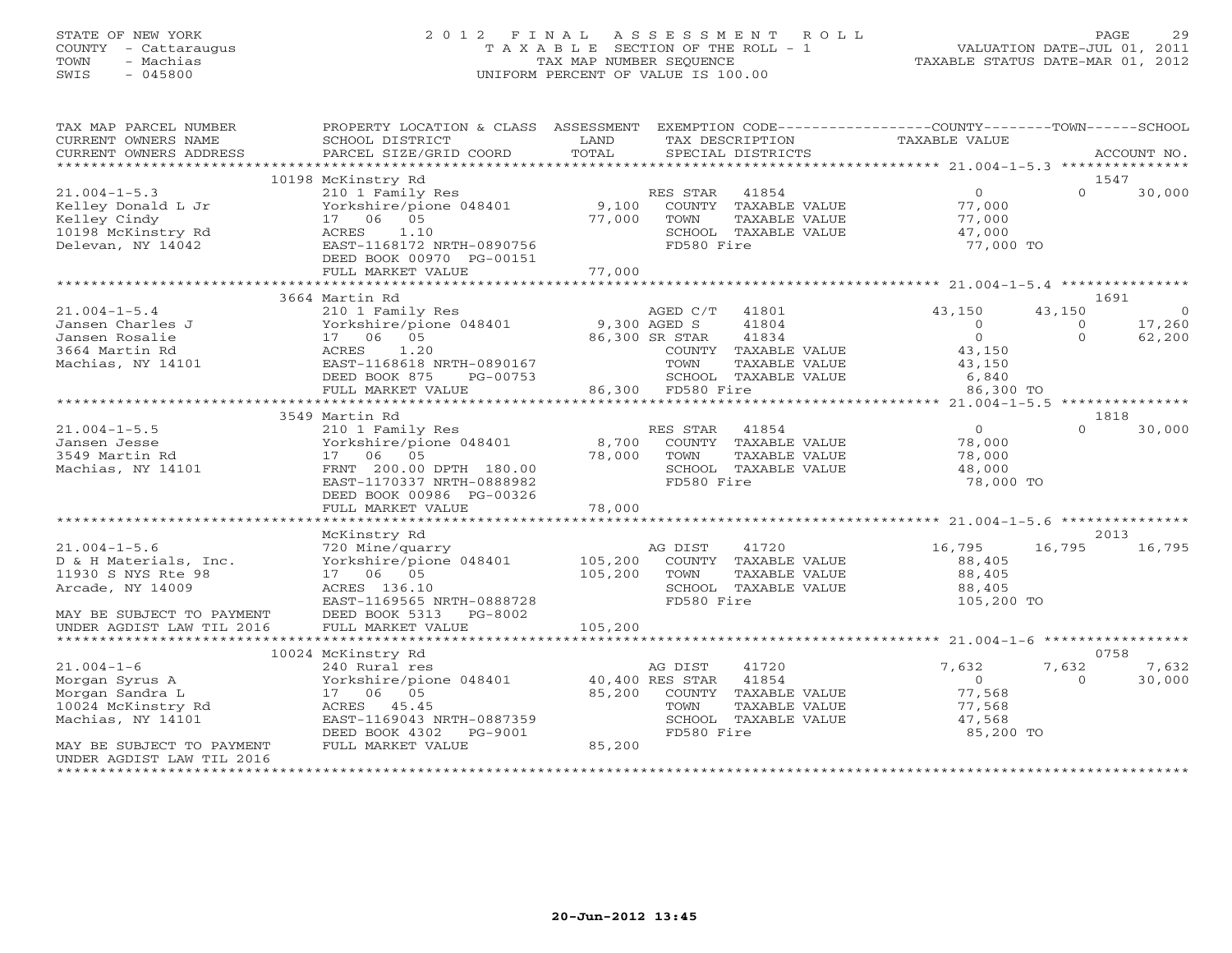STATE OF NEW YORK
COUNTY - Cattaraugus
TOWN - Machias
SWIS - 045800

2012 FINAL ASSESSMENT ROLL
TAXABLE SECTION OF THE ROLL - 1
TAX MAP NUMBER SEQUENCE
UNIFORM PERCENT OF VALUE IS 100.00

VALUATION DATE-JUL 01, 2011
TAXABLE STATUS DATE-MAR 01, 2012

| TAX MAP PARCEL NUMBER / CURRENT OWNERS NAME / CURRENT OWNERS ADDRESS | PROPERTY LOCATION & CLASS / SCHOOL DISTRICT / PARCEL SIZE/GRID COORD | ASSESSMENT LAND | TOTAL | EXEMPTION CODE / TAX DESCRIPTION / SPECIAL DISTRICTS | COUNTY TAXABLE VALUE | TOWN | SCHOOL | ACCOUNT NO. |
|---|---|---|---|---|---|---|---|---|
| | 10198 McKinstry Rd | | | | | | | 1547 |
| 21.004-1-5.3 | 210 1 Family Res | | | RES STAR 41854 | 0 | 0 | 30,000 | |
| Kelley Donald L Jr | Yorkshire/pione 048401 | 9,100 | | COUNTY TAXABLE VALUE | 77,000 | | | |
| Kelley Cindy | 17 06 05 | | 77,000 | TOWN TAXABLE VALUE | 77,000 | | | |
| 10198 McKinstry Rd | ACRES 1.10 | | | SCHOOL TAXABLE VALUE | 47,000 | | | |
| Delevan, NY 14042 | EAST-1168172 NRTH-0890756 | | | FD580 Fire | 77,000 TO | | | |
| | DEED BOOK 00970 PG-00151 | | | | | | | |
| | FULL MARKET VALUE | | 77,000 | | | | | |
| | 3664 Martin Rd | | | | | | | 1691 |
| 21.004-1-5.4 | 210 1 Family Res | | | AGED C/T 41801 | 43,150 | 43,150 | 0 | |
| Jansen Charles J | Yorkshire/pione 048401 | 9,300 | | AGED S 41804 | 0 | 0 | 17,260 | |
| Jansen Rosalie | 17 06 05 | | 86,300 | SR STAR 41834 | 0 | 0 | 62,200 | |
| 3664 Martin Rd | ACRES 1.20 | | | COUNTY TAXABLE VALUE | 43,150 | | | |
| Machias, NY 14101 | EAST-1168618 NRTH-0890167 | | | TOWN TAXABLE VALUE | 43,150 | | | |
| | DEED BOOK 875 PG-00753 | | | SCHOOL TAXABLE VALUE | 6,840 | | | |
| | FULL MARKET VALUE | | 86,300 | FD580 Fire | 86,300 TO | | | |
| | 3549 Martin Rd | | | | | | | 1818 |
| 21.004-1-5.5 | 210 1 Family Res | | | RES STAR 41854 | 0 | 0 | 30,000 | |
| Jansen Jesse | Yorkshire/pione 048401 | 8,700 | | COUNTY TAXABLE VALUE | 78,000 | | | |
| 3549 Martin Rd | 17 06 05 | | 78,000 | TOWN TAXABLE VALUE | 78,000 | | | |
| Machias, NY 14101 | FRNT 200.00 DPTH 180.00 | | | SCHOOL TAXABLE VALUE | 48,000 | | | |
| | EAST-1170337 NRTH-0888982 | | | FD580 Fire | 78,000 TO | | | |
| | DEED BOOK 00986 PG-00326 | | | | | | | |
| | FULL MARKET VALUE | | 78,000 | | | | | |
| | McKinstry Rd | | | | | | | 2013 |
| 21.004-1-5.6 | 720 Mine/quarry | | | AG DIST 41720 | 16,795 | 16,795 | 16,795 | |
| D & H Materials, Inc. | Yorkshire/pione 048401 | 105,200 | | COUNTY TAXABLE VALUE | 88,405 | | | |
| 11930 S NYS Rte 98 | 17 06 05 | | 105,200 | TOWN TAXABLE VALUE | 88,405 | | | |
| Arcade, NY 14009 | ACRES 136.10 | | | SCHOOL TAXABLE VALUE | 88,405 | | | |
| | EAST-1169565 NRTH-0888728 | | | FD580 Fire | 105,200 TO | | | |
| MAY BE SUBJECT TO PAYMENT | DEED BOOK 5313 PG-8002 | | | | | | | |
| UNDER AGDIST LAW TIL 2016 | FULL MARKET VALUE | | 105,200 | | | | | |
| | 10024 McKinstry Rd | | | | | | | 0758 |
| 21.004-1-6 | 240 Rural res | | | AG DIST 41720 | 7,632 | 7,632 | 7,632 | |
| Morgan Syrus A | Yorkshire/pione 048401 | 40,400 | | RES STAR 41854 | 0 | 0 | 30,000 | |
| Morgan Sandra L | 17 06 05 | | 85,200 | COUNTY TAXABLE VALUE | 77,568 | | | |
| 10024 McKinstry Rd | ACRES 45.45 | | | TOWN TAXABLE VALUE | 77,568 | | | |
| Machias, NY 14101 | EAST-1169043 NRTH-0887359 | | | SCHOOL TAXABLE VALUE | 47,568 | | | |
| | DEED BOOK 4302 PG-9001 | | | FD580 Fire | 85,200 TO | | | |
| MAY BE SUBJECT TO PAYMENT | FULL MARKET VALUE | | 85,200 | | | | | |
| UNDER AGDIST LAW TIL 2016 | | | | | | | | |

20-Jun-2012 13:45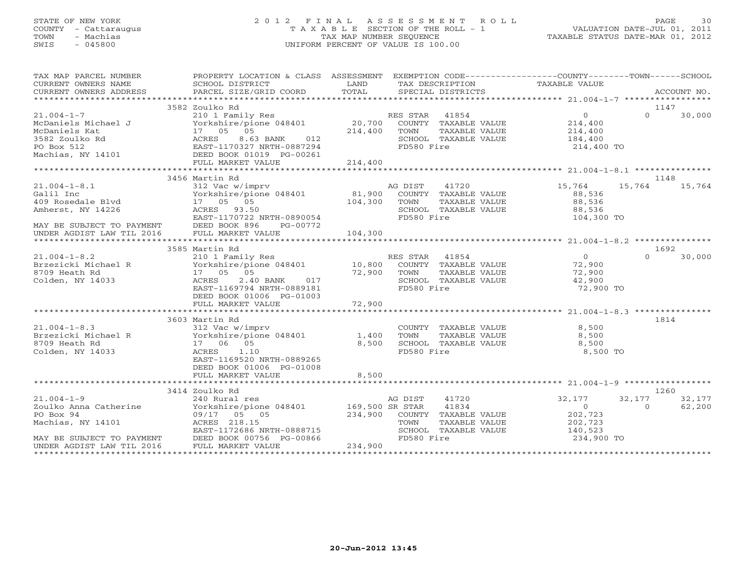STATE OF NEW YORK
COUNTY - Cattaraugus
TOWN - Machias
SWIS - 045800

# 2012 FINAL ASSESSMENT ROLL

TAXABLE SECTION OF THE ROLL - 1
TAX MAP NUMBER SEQUENCE
UNIFORM PERCENT OF VALUE IS 100.00

VALUATION DATE-JUL 01, 2011
TAXABLE STATUS DATE-MAR 01, 2012

| TAX MAP PARCEL NUMBER / CURRENT OWNERS NAME / CURRENT OWNERS ADDRESS | PROPERTY LOCATION & CLASS / SCHOOL DISTRICT / PARCEL SIZE/GRID COORD | ASSESSMENT LAND / TOTAL | EXEMPTION CODE / TAX DESCRIPTION / SPECIAL DISTRICTS | COUNTY TAXABLE VALUE | TOWN | SCHOOL | ACCOUNT NO. |
|---|---|---|---|---|---|---|---|
| 21.004-1-7 | 3582 Zoulko Rd | | | | | | 1147 |
| McDaniels Michael J | 210 1 Family Res | | RES STAR 41854 | 0 | 0 | 30,000 | |
| McDaniels Kat | Yorkshire/pione 048401 | 20,700 | COUNTY TAXABLE VALUE | 214,400 | | | |
| 3582 Zoulko Rd | 17 05 05 | 214,400 | TOWN TAXABLE VALUE | 214,400 | | | |
| PO Box 512 | ACRES 8.63 BANK 012 | | SCHOOL TAXABLE VALUE | 184,400 | | | |
| Machias, NY 14101 | EAST-1170327 NRTH-0887294 | | FD580 Fire | 214,400 TO | | | |
| | DEED BOOK 01019 PG-00261 | | | | | | |
| | FULL MARKET VALUE | 214,400 | | | | | |
| 21.004-1-8.1 | 3456 Martin Rd | | | | | | 1148 |
| Galil Inc | 312 Vac w/imprv | | AG DIST 41720 | 15,764 | 15,764 | 15,764 | |
| 409 Rosedale Blvd | Yorkshire/pione 048401 | 81,900 | COUNTY TAXABLE VALUE | 88,536 | | | |
| Amherst, NY 14226 | 17 05 05 | 104,300 | TOWN TAXABLE VALUE | 88,536 | | | |
| | ACRES 93.50 | | SCHOOL TAXABLE VALUE | 88,536 | | | |
| | EAST-1170722 NRTH-0890054 | | FD580 Fire | 104,300 TO | | | |
| MAY BE SUBJECT TO PAYMENT | DEED BOOK 896 PG-00772 | | | | | | |
| UNDER AGDIST LAW TIL 2016 | FULL MARKET VALUE | 104,300 | | | | | |
| 21.004-1-8.2 | 3585 Martin Rd | | | | | | 1692 |
| Brzezicki Michael R | 210 1 Family Res | | RES STAR 41854 | 0 | 0 | 30,000 | |
| 8709 Heath Rd | Yorkshire/pione 048401 | 10,800 | COUNTY TAXABLE VALUE | 72,900 | | | |
| Colden, NY 14033 | 17 05 05 | 72,900 | TOWN TAXABLE VALUE | 72,900 | | | |
| | ACRES 2.40 BANK 017 | | SCHOOL TAXABLE VALUE | 42,900 | | | |
| | EAST-1169794 NRTH-0889181 | | FD580 Fire | 72,900 TO | | | |
| | DEED BOOK 01006 PG-01003 | | | | | | |
| | FULL MARKET VALUE | 72,900 | | | | | |
| 21.004-1-8.3 | 3603 Martin Rd | | | | | | 1814 |
| Brzezicki Michael R | 312 Vac w/imprv | | COUNTY TAXABLE VALUE | 8,500 | | | |
| 8709 Heath Rd | Yorkshire/pione 048401 | 1,400 | TOWN TAXABLE VALUE | 8,500 | | | |
| Colden, NY 14033 | 17 06 05 | 8,500 | SCHOOL TAXABLE VALUE | 8,500 | | | |
| | ACRES 1.10 | | FD580 Fire | 8,500 TO | | | |
| | EAST-1169520 NRTH-0889265 | | | | | | |
| | DEED BOOK 01006 PG-01008 | | | | | | |
| | FULL MARKET VALUE | 8,500 | | | | | |
| 21.004-1-9 | 3414 Zoulko Rd | | | | | | 1260 |
| Zoulko Anna Catherine | 240 Rural res | | AG DIST 41720 | 32,177 | 32,177 | 32,177 | |
| PO Box 94 | Yorkshire/pione 048401 | 169,500 | SR STAR 41834 | 0 | 0 | 62,200 | |
| Machias, NY 14101 | 09/17 05 05 | 234,900 | COUNTY TAXABLE VALUE | 202,723 | | | |
| | ACRES 218.15 | | TOWN TAXABLE VALUE | 202,723 | | | |
| | EAST-1172686 NRTH-0888715 | | SCHOOL TAXABLE VALUE | 140,523 | | | |
| MAY BE SUBJECT TO PAYMENT | DEED BOOK 00756 PG-00866 | | FD580 Fire | 234,900 TO | | | |
| UNDER AGDIST LAW TIL 2016 | FULL MARKET VALUE | 234,900 | | | | | |

20-Jun-2012 13:45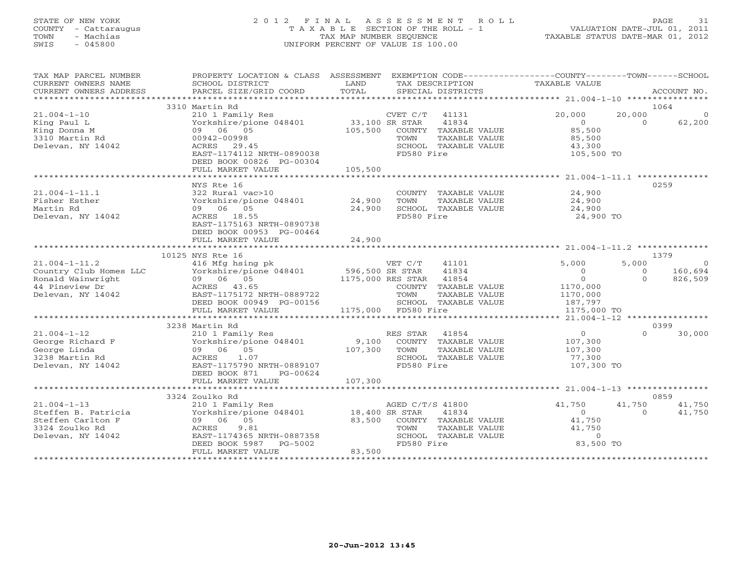STATE OF NEW YORK
COUNTY - Cattaraugus
TOWN - Machias
SWIS - 045800

# 2012 FINAL ASSESSMENT ROLL
TAXABLE SECTION OF THE ROLL - 1
TAX MAP NUMBER SEQUENCE
UNIFORM PERCENT OF VALUE IS 100.00

VALUATION DATE-JUL 01, 2011
TAXABLE STATUS DATE-MAR 01, 2012

```
TAX MAP PARCEL NUMBER      PROPERTY LOCATION & CLASS  ASSESSMENT  EXEMPTION CODE-----------------COUNTY--------TOWN------SCHOOL
CURRENT OWNERS NAME        SCHOOL DISTRICT              LAND      TAX DESCRIPTION            TAXABLE VALUE
CURRENT OWNERS ADDRESS     PARCEL SIZE/GRID COORD       TOTAL     SPECIAL DISTRICTS                                  ACCOUNT NO.
******************************************************************************************* 21.004-1-10 *****************
                          3310 Martin Rd                                                                             1064
21.004-1-10                210 1 Family Res                  CVET C/T   41131          20,000      20,000           0
King Paul L                Yorkshire/pione 048401    33,100 SR STAR    41834               0           0      62,200
King Donna M               09   06   05             105,500   COUNTY  TAXABLE VALUE       85,500
3310 Martin Rd             00942-00998                         TOWN    TAXABLE VALUE       85,500
Delevan, NY 14042          ACRES   29.45                       SCHOOL  TAXABLE VALUE       43,300
                           EAST-1174112 NRTH-0890038           FD580 Fire                 105,500 TO
                           DEED BOOK 00826 PG-00304
                           FULL MARKET VALUE          105,500
******************************************************************************************* 21.004-1-11.1 **************
                          NYS Rte 16                                                                                 0259
21.004-1-11.1              322 Rural vac>10                    COUNTY  TAXABLE VALUE       24,900
Fisher Esther              Yorkshire/pione 048401    24,900    TOWN    TAXABLE VALUE       24,900
Martin Rd                  09   06   05              24,900    SCHOOL  TAXABLE VALUE       24,900
Delevan, NY 14042          ACRES   18.55                       FD580 Fire                  24,900 TO
                           EAST-1175163 NRTH-0890738
                           DEED BOOK 00953 PG-00464
                           FULL MARKET VALUE           24,900
******************************************************************************************* 21.004-1-11.2 **************
                          10125 NYS Rte 16                                                                           1379
21.004-1-11.2              416 Mfg hsing pk                  VET C/T    41101           5,000       5,000           0
Country Club Homes LLC     Yorkshire/pione 048401   596,500 SR STAR    41834               0           0     160,694
Ronald Wainwright          09   06   05           1175,000 RES STAR   41854               0           0     826,509
44 Pineview Dr             ACRES   43.65                       COUNTY  TAXABLE VALUE    1170,000
Delevan, NY 14042          EAST-1175172 NRTH-0889722           TOWN    TAXABLE VALUE    1170,000
                           DEED BOOK 00949 PG-00156            SCHOOL  TAXABLE VALUE     187,797
                           FULL MARKET VALUE         1175,000  FD580 Fire               1175,000 TO
******************************************************************************************* 21.004-1-12 ****************
                          3238 Martin Rd                                                                             0399
21.004-1-12                210 1 Family Res                  RES STAR   41854               0           0      30,000
George Richard F           Yorkshire/pione 048401     9,100    COUNTY  TAXABLE VALUE      107,300
George Linda               09   06   05             107,300    TOWN    TAXABLE VALUE      107,300
3238 Martin Rd             ACRES    1.07                       SCHOOL  TAXABLE VALUE       77,300
Delevan, NY 14042          EAST-1175790 NRTH-0889107           FD580 Fire                 107,300 TO
                           DEED BOOK 871    PG-00624
                           FULL MARKET VALUE          107,300
******************************************************************************************* 21.004-1-13 ****************
                          3324 Zoulko Rd                                                                             0859
21.004-1-13                210 1 Family Res                  AGED C/T/S 41800          41,750      41,750      41,750
Steffen B. Patricia        Yorkshire/pione 048401    18,400 SR STAR    41834               0           0      41,750
Steffen Carlton F          09   06   05              83,500   COUNTY  TAXABLE VALUE       41,750
3324 Zoulko Rd             ACRES    9.81                       TOWN    TAXABLE VALUE       41,750
Delevan, NY 14042          EAST-1174365 NRTH-0887358           SCHOOL  TAXABLE VALUE            0
                           DEED BOOK 5987   PG-5002            FD580 Fire                  83,500 TO
                           FULL MARKET VALUE           83,500
*************************************************************************************************************************
```

20-Jun-2012 13:45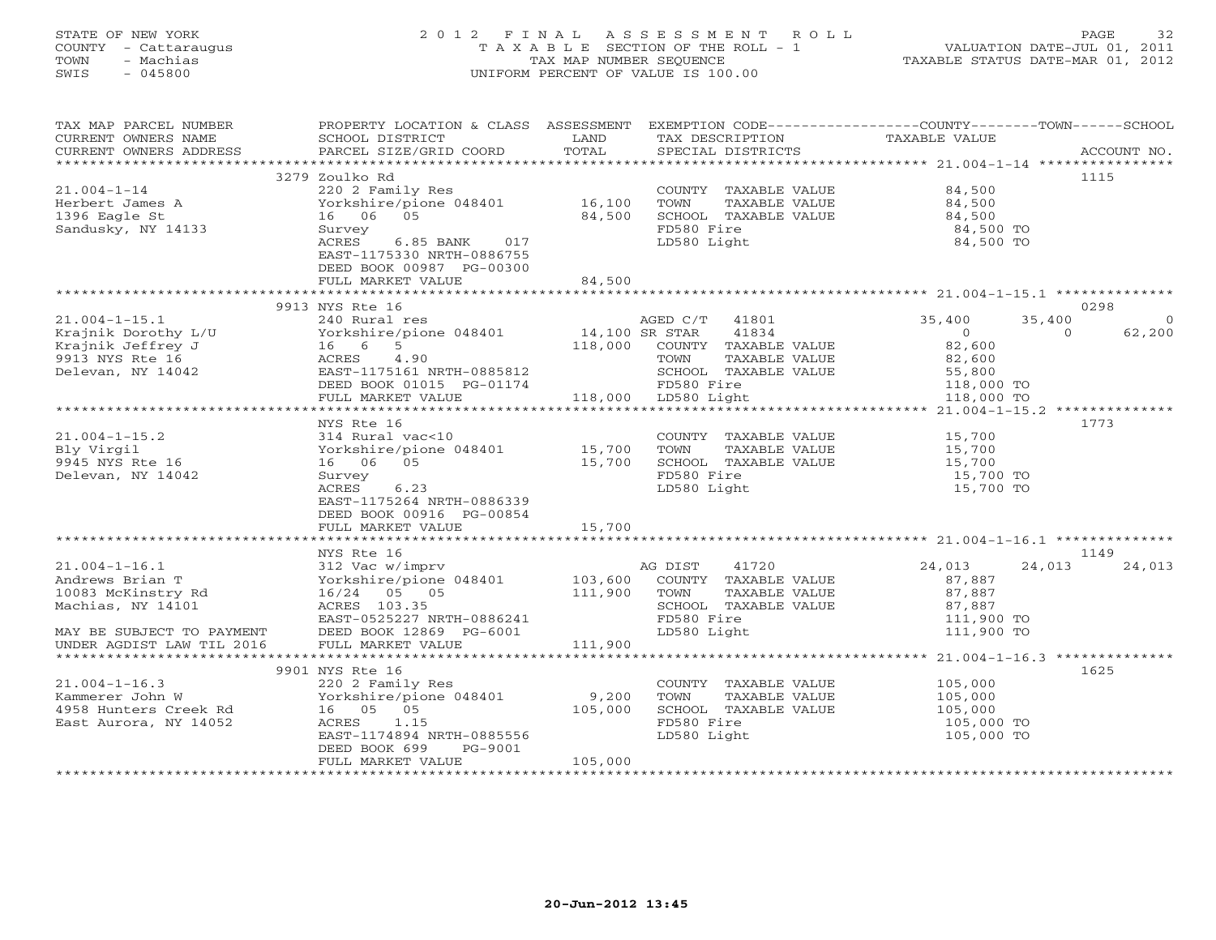STATE OF NEW YORK
COUNTY - Cattaraugus
TOWN - Machias
SWIS - 045800

# 2012 FINAL ASSESSMENT ROLL
TAXABLE SECTION OF THE ROLL - 1
TAX MAP NUMBER SEQUENCE
UNIFORM PERCENT OF VALUE IS 100.00

VALUATION DATE-JUL 01, 2011
TAXABLE STATUS DATE-MAR 01, 2012

| TAX MAP PARCEL NUMBER / CURRENT OWNERS NAME / CURRENT OWNERS ADDRESS | PROPERTY LOCATION & CLASS / SCHOOL DISTRICT / PARCEL SIZE/GRID COORD | ASSESSMENT LAND / TOTAL | EXEMPTION CODE / TAX DESCRIPTION / SPECIAL DISTRICTS | COUNTY | TOWN | SCHOOL | ACCOUNT NO. |
|---|---|---|---|---|---|---|---|
| **21.004-1-14** | 3279 Zoulko Rd | | | | | | 1115 |
| Herbert James A | 220 2 Family Res | | COUNTY TAXABLE VALUE | 84,500 | | | |
| 1396 Eagle St | Yorkshire/pione 048401 | 16,100 | TOWN TAXABLE VALUE | | 84,500 | | |
| Sandusky, NY 14133 | 16 06 05 | 84,500 | SCHOOL TAXABLE VALUE | | | 84,500 | |
| | Survey | | FD580 Fire | 84,500 TO | | | |
| | ACRES 6.85 BANK 017 | | LD580 Light | 84,500 TO | | | |
| | EAST-1175330 NRTH-0886755 | | | | | | |
| | DEED BOOK 00987 PG-00300 | | | | | | |
| | FULL MARKET VALUE | 84,500 | | | | | |
| **21.004-1-15.1** | 9913 NYS Rte 16 | | | | | | 0298 |
| Krajnik Dorothy L/U | 240 Rural res | | AGED C/T 41801 | 35,400 | 35,400 | 0 | |
| Krajnik Jeffrey J | Yorkshire/pione 048401 | 14,100 | SR STAR 41834 | 0 | 0 | 62,200 | |
| 9913 NYS Rte 16 | 16 6 5 | 118,000 | COUNTY TAXABLE VALUE | 82,600 | | | |
| Delevan, NY 14042 | ACRES 4.90 | | TOWN TAXABLE VALUE | | 82,600 | | |
| | EAST-1175161 NRTH-0885812 | | SCHOOL TAXABLE VALUE | | | 55,800 | |
| | DEED BOOK 01015 PG-01174 | | FD580 Fire | 118,000 TO | | | |
| | FULL MARKET VALUE | 118,000 | LD580 Light | 118,000 TO | | | |
| **21.004-1-15.2** | NYS Rte 16 | | | | | | 1773 |
| Bly Virgil | 314 Rural vac<10 | | COUNTY TAXABLE VALUE | 15,700 | | | |
| 9945 NYS Rte 16 | Yorkshire/pione 048401 | 15,700 | TOWN TAXABLE VALUE | | 15,700 | | |
| Delevan, NY 14042 | 16 06 05 | 15,700 | SCHOOL TAXABLE VALUE | | | 15,700 | |
| | Survey | | FD580 Fire | 15,700 TO | | | |
| | ACRES 6.23 | | LD580 Light | 15,700 TO | | | |
| | EAST-1175264 NRTH-0886339 | | | | | | |
| | DEED BOOK 00916 PG-00854 | | | | | | |
| | FULL MARKET VALUE | 15,700 | | | | | |
| **21.004-1-16.1** | NYS Rte 16 | | | | | | 1149 |
| Andrews Brian T | 312 Vac w/imprv | | AG DIST 41720 | 24,013 | 24,013 | 24,013 | |
| 10083 McKinstry Rd | Yorkshire/pione 048401 | 103,600 | COUNTY TAXABLE VALUE | 87,887 | | | |
| Machias, NY 14101 | 16/24 05 05 | 111,900 | TOWN TAXABLE VALUE | | 87,887 | | |
| | ACRES 103.35 | | SCHOOL TAXABLE VALUE | | | 87,887 | |
| | EAST-0525227 NRTH-0886241 | | FD580 Fire | 111,900 TO | | | |
| MAY BE SUBJECT TO PAYMENT | DEED BOOK 12869 PG-6001 | | LD580 Light | 111,900 TO | | | |
| UNDER AGDIST LAW TIL 2016 | FULL MARKET VALUE | 111,900 | | | | | |
| **21.004-1-16.3** | 9901 NYS Rte 16 | | | | | | 1625 |
| Kammerer John W | 220 2 Family Res | | COUNTY TAXABLE VALUE | 105,000 | | | |
| 4958 Hunters Creek Rd | Yorkshire/pione 048401 | 9,200 | TOWN TAXABLE VALUE | | 105,000 | | |
| East Aurora, NY 14052 | 16 05 05 | 105,000 | SCHOOL TAXABLE VALUE | | | 105,000 | |
| | ACRES 1.15 | | FD580 Fire | 105,000 TO | | | |
| | EAST-1174894 NRTH-0885556 | | LD580 Light | 105,000 TO | | | |
| | DEED BOOK 699 PG-9001 | | | | | | |
| | FULL MARKET VALUE | 105,000 | | | | | |

20-Jun-2012 13:45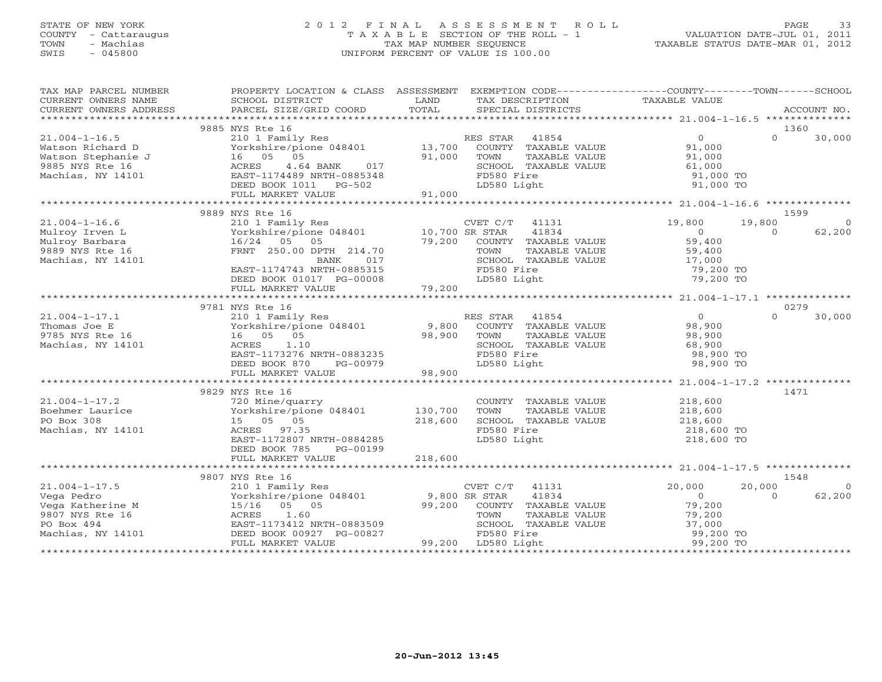STATE OF NEW YORK
COUNTY - Cattaraugus
TOWN - Machias
SWIS - 045800

# 2012 FINAL ASSESSMENT ROLL
TAXABLE SECTION OF THE ROLL - 1
TAX MAP NUMBER SEQUENCE
UNIFORM PERCENT OF VALUE IS 100.00

VALUATION DATE-JUL 01, 2011
TAXABLE STATUS DATE-MAR 01, 2012

| TAX MAP PARCEL NUMBER / CURRENT OWNERS NAME / CURRENT OWNERS ADDRESS | PROPERTY LOCATION & CLASS / SCHOOL DISTRICT / PARCEL SIZE/GRID COORD | ASSESSMENT LAND / TOTAL | EXEMPTION CODE / TAX DESCRIPTION / SPECIAL DISTRICTS | COUNTY | TOWN | SCHOOL / ACCOUNT NO. |
|---|---|---|---|---|---|---|
| | 9885 NYS Rte 16 | | | | | 1360 |
| 21.004-1-16.5 | 210 1 Family Res | | RES STAR 41854 | 0 | 0 | 30,000 |
| Watson Richard D | Yorkshire/pione 048401 | 13,700 | COUNTY TAXABLE VALUE | 91,000 | | |
| Watson Stephanie J | 16 05 05 | 91,000 | TOWN TAXABLE VALUE | | 91,000 | |
| 9885 NYS Rte 16 | ACRES 4.64 BANK 017 | | SCHOOL TAXABLE VALUE | | | 61,000 |
| Machias, NY 14101 | EAST-1174489 NRTH-0885348 | | FD580 Fire | 91,000 TO | | |
| | DEED BOOK 1011 PG-502 | | LD580 Light | 91,000 TO | | |
| | FULL MARKET VALUE | 91,000 | | | | |
| | 9889 NYS Rte 16 | | | | | 1599 |
| 21.004-1-16.6 | 210 1 Family Res | | CVET C/T 41131 | 19,800 | 19,800 | 0 |
| Mulroy Irven L | Yorkshire/pione 048401 | 10,700 | SR STAR 41834 | 0 | 0 | 62,200 |
| Mulroy Barbara | 16/24 05 05 | 79,200 | COUNTY TAXABLE VALUE | 59,400 | | |
| 9889 NYS Rte 16 | FRNT 250.00 DPTH 214.70 | | TOWN TAXABLE VALUE | | 59,400 | |
| Machias, NY 14101 | BANK 017 | | SCHOOL TAXABLE VALUE | | | 17,000 |
| | EAST-1174743 NRTH-0885315 | | FD580 Fire | 79,200 TO | | |
| | DEED BOOK 01017 PG-00008 | | LD580 Light | 79,200 TO | | |
| | FULL MARKET VALUE | 79,200 | | | | |
| | 9781 NYS Rte 16 | | | | | 0279 |
| 21.004-1-17.1 | 210 1 Family Res | | RES STAR 41854 | 0 | 0 | 30,000 |
| Thomas Joe E | Yorkshire/pione 048401 | 9,800 | COUNTY TAXABLE VALUE | 98,900 | | |
| 9785 NYS Rte 16 | 16 05 05 | 98,900 | TOWN TAXABLE VALUE | | 98,900 | |
| Machias, NY 14101 | ACRES 1.10 | | SCHOOL TAXABLE VALUE | | | 68,900 |
| | EAST-1173276 NRTH-0883235 | | FD580 Fire | 98,900 TO | | |
| | DEED BOOK 870 PG-00979 | | LD580 Light | 98,900 TO | | |
| | FULL MARKET VALUE | 98,900 | | | | |
| | 9829 NYS Rte 16 | | | | | 1471 |
| 21.004-1-17.2 | 720 Mine/quarry | | COUNTY TAXABLE VALUE | 218,600 | | |
| Boehmer Laurice | Yorkshire/pione 048401 | 130,700 | TOWN TAXABLE VALUE | | 218,600 | |
| PO Box 308 | 15 05 05 | 218,600 | SCHOOL TAXABLE VALUE | | | 218,600 |
| Machias, NY 14101 | ACRES 97.35 | | FD580 Fire | 218,600 TO | | |
| | EAST-1172807 NRTH-0884285 | | LD580 Light | 218,600 TO | | |
| | DEED BOOK 785 PG-00199 | | | | | |
| | FULL MARKET VALUE | 218,600 | | | | |
| | 9807 NYS Rte 16 | | | | | 1548 |
| 21.004-1-17.5 | 210 1 Family Res | | CVET C/T 41131 | 20,000 | 20,000 | 0 |
| Vega Pedro | Yorkshire/pione 048401 | 9,800 | SR STAR 41834 | 0 | 0 | 62,200 |
| Vega Katherine M | 15/16 05 05 | 99,200 | COUNTY TAXABLE VALUE | 79,200 | | |
| 9807 NYS Rte 16 | ACRES 1.60 | | TOWN TAXABLE VALUE | | 79,200 | |
| PO Box 494 | EAST-1173412 NRTH-0883509 | | SCHOOL TAXABLE VALUE | | | 37,000 |
| Machias, NY 14101 | DEED BOOK 00927 PG-00827 | | FD580 Fire | 99,200 TO | | |
| | FULL MARKET VALUE | 99,200 | LD580 Light | 99,200 TO | | |

20-Jun-2012 13:45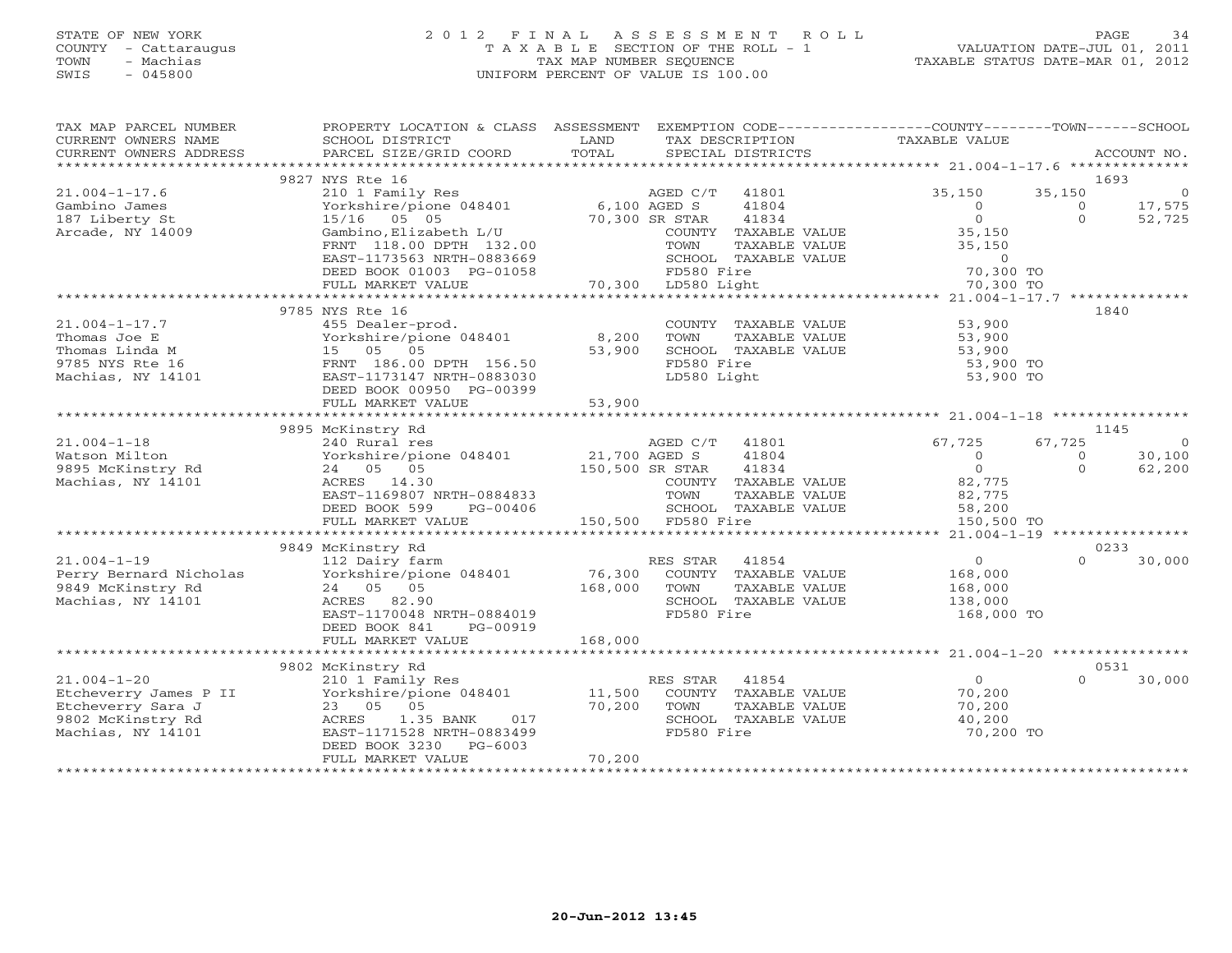STATE OF NEW YORK
COUNTY - Cattaraugus
TOWN - Machias
SWIS - 045800

# 2012 FINAL ASSESSMENT ROLL
TAXABLE SECTION OF THE ROLL - 1
TAX MAP NUMBER SEQUENCE
UNIFORM PERCENT OF VALUE IS 100.00

VALUATION DATE-JUL 01, 2011
TAXABLE STATUS DATE-MAR 01, 2012

| TAX MAP PARCEL NUMBER / CURRENT OWNERS NAME / CURRENT OWNERS ADDRESS | PROPERTY LOCATION & CLASS / SCHOOL DISTRICT / PARCEL SIZE/GRID COORD | ASSESSMENT LAND / TOTAL | EXEMPTION CODE / TAX DESCRIPTION / SPECIAL DISTRICTS | COUNTY | TOWN | SCHOOL | ACCOUNT NO. |
|---|---|---|---|---|---|---|---|
| **21.004-1-17.6** | 9827 NYS Rte 16 | | | | | | 1693 |
| Gambino James | 210 1 Family Res | | AGED C/T 41801 | 35,150 | 35,150 | 0 | |
| 187 Liberty St | Yorkshire/pione 048401 | 6,100 | AGED S 41804 | 0 | 0 | 17,575 | |
| Arcade, NY 14009 | 15/16 05 05 | 70,300 | SR STAR 41834 | 0 | 0 | 52,725 | |
| | Gambino,Elizabeth L/U | | COUNTY TAXABLE VALUE | 35,150 | | | |
| | FRNT 118.00 DPTH 132.00 | | TOWN TAXABLE VALUE | | 35,150 | | |
| | EAST-1173563 NRTH-0883669 | | SCHOOL TAXABLE VALUE | | | 0 | |
| | DEED BOOK 01003 PG-01058 | | FD580 Fire | 70,300 TO | | | |
| | FULL MARKET VALUE | 70,300 | LD580 Light | 70,300 TO | | | |
| **21.004-1-17.7** | 9785 NYS Rte 16 | | | | | | 1840 |
| Thomas Joe E | 455 Dealer-prod. | | COUNTY TAXABLE VALUE | 53,900 | | | |
| Thomas Linda M | Yorkshire/pione 048401 | 8,200 | TOWN TAXABLE VALUE | | 53,900 | | |
| 9785 NYS Rte 16 | 15 05 05 | 53,900 | SCHOOL TAXABLE VALUE | | | 53,900 | |
| Machias, NY 14101 | FRNT 186.00 DPTH 156.50 | | FD580 Fire | 53,900 TO | | | |
| | EAST-1173147 NRTH-0883030 | | LD580 Light | 53,900 TO | | | |
| | DEED BOOK 00950 PG-00399 | | | | | | |
| | FULL MARKET VALUE | 53,900 | | | | | |
| **21.004-1-18** | 9895 McKinstry Rd | | | | | | 1145 |
| Watson Milton | 240 Rural res | | AGED C/T 41801 | 67,725 | 67,725 | 0 | |
| 9895 McKinstry Rd | Yorkshire/pione 048401 | 21,700 | AGED S 41804 | 0 | 0 | 30,100 | |
| Machias, NY 14101 | 24 05 05 | 150,500 | SR STAR 41834 | 0 | 0 | 62,200 | |
| | ACRES 14.30 | | COUNTY TAXABLE VALUE | 82,775 | | | |
| | EAST-1169807 NRTH-0884833 | | TOWN TAXABLE VALUE | | 82,775 | | |
| | DEED BOOK 599 PG-00406 | | SCHOOL TAXABLE VALUE | | | 58,200 | |
| | FULL MARKET VALUE | 150,500 | FD580 Fire | 150,500 TO | | | |
| **21.004-1-19** | 9849 McKinstry Rd | | | | | | 0233 |
| Perry Bernard Nicholas | 112 Dairy farm | | RES STAR 41854 | 0 | 0 | 30,000 | |
| 9849 McKinstry Rd | Yorkshire/pione 048401 | 76,300 | COUNTY TAXABLE VALUE | 168,000 | | | |
| Machias, NY 14101 | 24 05 05 | 168,000 | TOWN TAXABLE VALUE | | 168,000 | | |
| | ACRES 82.90 | | SCHOOL TAXABLE VALUE | | | 138,000 | |
| | EAST-1170048 NRTH-0884019 | | FD580 Fire | 168,000 TO | | | |
| | DEED BOOK 841 PG-00919 | | | | | | |
| | FULL MARKET VALUE | 168,000 | | | | | |
| **21.004-1-20** | 9802 McKinstry Rd | | | | | | 0531 |
| Etcheverry James P II | 210 1 Family Res | | RES STAR 41854 | 0 | 0 | 30,000 | |
| Etcheverry Sara J | Yorkshire/pione 048401 | 11,500 | COUNTY TAXABLE VALUE | 70,200 | | | |
| 9802 McKinstry Rd | 23 05 05 | 70,200 | TOWN TAXABLE VALUE | | 70,200 | | |
| Machias, NY 14101 | ACRES 1.35 BANK 017 | | SCHOOL TAXABLE VALUE | | | 40,200 | |
| | EAST-1171528 NRTH-0883499 | | FD580 Fire | 70,200 TO | | | |
| | DEED BOOK 3230 PG-6003 | | | | | | |
| | FULL MARKET VALUE | 70,200 | | | | | |

20-Jun-2012 13:45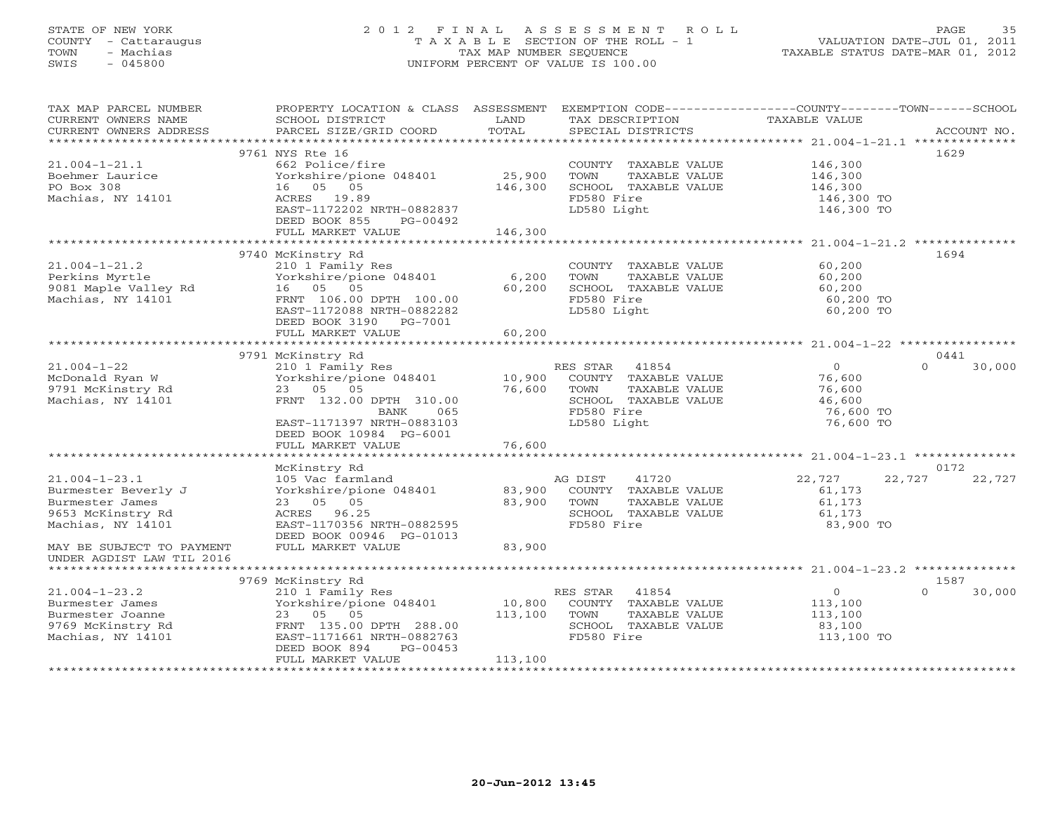STATE OF NEW YORK
COUNTY - Cattaraugus
TOWN - Machias
SWIS - 045800

# 2012 FINAL ASSESSMENT ROLL
TAXABLE SECTION OF THE ROLL - 1
TAX MAP NUMBER SEQUENCE
UNIFORM PERCENT OF VALUE IS 100.00

VALUATION DATE-JUL 01, 2011
TAXABLE STATUS DATE-MAR 01, 2012

| TAX MAP PARCEL NUMBER / CURRENT OWNERS NAME / CURRENT OWNERS ADDRESS | PROPERTY LOCATION & CLASS / SCHOOL DISTRICT / PARCEL SIZE/GRID COORD | ASSESSMENT LAND | TOTAL | EXEMPTION CODE / TAX DESCRIPTION / SPECIAL DISTRICTS | COUNTY TAXABLE VALUE | TOWN | SCHOOL | ACCOUNT NO. |
|---|---|---|---|---|---|---|---|---|
| 21.004-1-21.1 | 9761 NYS Rte 16 | | | | | | | 1629 |
| Boehmer Laurice | 662 Police/fire | | | COUNTY TAXABLE VALUE | 146,300 | | | |
| PO Box 308 | Yorkshire/pione 048401 | 25,900 | | TOWN TAXABLE VALUE | 146,300 | | | |
| Machias, NY 14101 | 16 05 05 | | 146,300 | SCHOOL TAXABLE VALUE | 146,300 | | | |
| | ACRES 19.89 | | | FD580 Fire | 146,300 TO | | | |
| | EAST-1172202 NRTH-0882837 | | | LD580 Light | 146,300 TO | | | |
| | DEED BOOK 855 PG-00492 | | | | | | | |
| | FULL MARKET VALUE | | 146,300 | | | | | |
| 21.004-1-21.2 | 9740 McKinstry Rd | | | | | | | 1694 |
| Perkins Myrtle | 210 1 Family Res | | | COUNTY TAXABLE VALUE | 60,200 | | | |
| 9081 Maple Valley Rd | Yorkshire/pione 048401 | 6,200 | | TOWN TAXABLE VALUE | 60,200 | | | |
| Machias, NY 14101 | 16 05 05 | | 60,200 | SCHOOL TAXABLE VALUE | 60,200 | | | |
| | FRNT 106.00 DPTH 100.00 | | | FD580 Fire | 60,200 TO | | | |
| | EAST-1172088 NRTH-0882282 | | | LD580 Light | 60,200 TO | | | |
| | DEED BOOK 3190 PG-7001 | | | | | | | |
| | FULL MARKET VALUE | | 60,200 | | | | | |
| 21.004-1-22 | 9791 McKinstry Rd | | | | | | | 0441 |
| McDonald Ryan W | 210 1 Family Res | | | RES STAR 41854 | 0 | 0 | 30,000 | |
| 9791 McKinstry Rd | Yorkshire/pione 048401 | 10,900 | | COUNTY TAXABLE VALUE | 76,600 | | | |
| Machias, NY 14101 | 23 05 05 | | 76,600 | TOWN TAXABLE VALUE | 76,600 | | | |
| | FRNT 132.00 DPTH 310.00 | | | SCHOOL TAXABLE VALUE | 46,600 | | | |
| | BANK 065 | | | FD580 Fire | 76,600 TO | | | |
| | EAST-1171397 NRTH-0883103 | | | LD580 Light | 76,600 TO | | | |
| | DEED BOOK 10984 PG-6001 | | | | | | | |
| | FULL MARKET VALUE | | 76,600 | | | | | |
| 21.004-1-23.1 | McKinstry Rd | | | | | | | 0172 |
| Burmester Beverly J | 105 Vac farmland | | | AG DIST 41720 | 22,727 | 22,727 | 22,727 | |
| Burmester James | Yorkshire/pione 048401 | 83,900 | | COUNTY TAXABLE VALUE | 61,173 | | | |
| 9653 McKinstry Rd | 23 05 05 | | 83,900 | TOWN TAXABLE VALUE | 61,173 | | | |
| Machias, NY 14101 | ACRES 96.25 | | | SCHOOL TAXABLE VALUE | 61,173 | | | |
| | EAST-1170356 NRTH-0882595 | | | FD580 Fire | 83,900 TO | | | |
| | DEED BOOK 00946 PG-01013 | | | | | | | |
| MAY BE SUBJECT TO PAYMENT UNDER AGDIST LAW TIL 2016 | FULL MARKET VALUE | | 83,900 | | | | | |
| 21.004-1-23.2 | 9769 McKinstry Rd | | | | | | | 1587 |
| Burmester James | 210 1 Family Res | | | RES STAR 41854 | 0 | 0 | 30,000 | |
| Burmester Joanne | Yorkshire/pione 048401 | 10,800 | | COUNTY TAXABLE VALUE | 113,100 | | | |
| 9769 McKinstry Rd | 23 05 05 | | 113,100 | TOWN TAXABLE VALUE | 113,100 | | | |
| Machias, NY 14101 | FRNT 135.00 DPTH 288.00 | | | SCHOOL TAXABLE VALUE | 83,100 | | | |
| | EAST-1171661 NRTH-0882763 | | | FD580 Fire | 113,100 TO | | | |
| | DEED BOOK 894 PG-00453 | | | | | | | |
| | FULL MARKET VALUE | | 113,100 | | | | | |

20-Jun-2012 13:45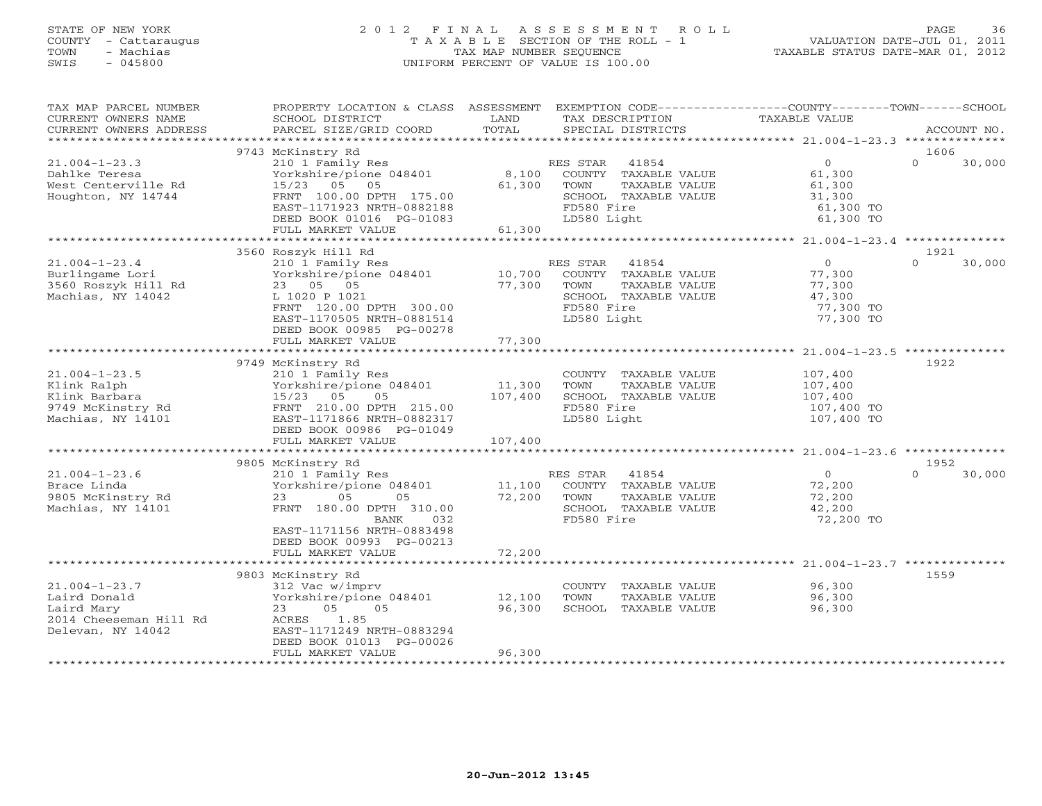STATE OF NEW YORK
COUNTY - Cattaraugus
TOWN - Machias
SWIS - 045800

2012 FINAL ASSESSMENT ROLL
TAXABLE SECTION OF THE ROLL - 1
TAX MAP NUMBER SEQUENCE
UNIFORM PERCENT OF VALUE IS 100.00

VALUATION DATE-JUL 01, 2011
TAXABLE STATUS DATE-MAR 01, 2012

| TAX MAP PARCEL NUMBER / CURRENT OWNERS NAME / CURRENT OWNERS ADDRESS | PROPERTY LOCATION & CLASS / SCHOOL DISTRICT / PARCEL SIZE/GRID COORD | ASSESSMENT LAND / TOTAL | EXEMPTION CODE / TAX DESCRIPTION / SPECIAL DISTRICTS | COUNTY / TOWN / TAXABLE VALUE | SCHOOL / ACCOUNT NO. |
|---|---|---|---|---|---|
| 21.004-1-23.3 | 9743 McKinstry Rd | | | | 1606 |
| Dahlke Teresa | 210 1 Family Res | | RES STAR 41854 | 0 | 0 30,000 |
| West Centerville Rd | Yorkshire/pione 048401 | 8,100 | COUNTY TAXABLE VALUE | 61,300 | |
| Houghton, NY 14744 | 15/23 05 05 | 61,300 | TOWN TAXABLE VALUE | 61,300 | |
| | FRNT 100.00 DPTH 175.00 | | SCHOOL TAXABLE VALUE | 31,300 | |
| | EAST-1171923 NRTH-0882188 | | FD580 Fire | 61,300 TO | |
| | DEED BOOK 01016 PG-01083 | | LD580 Light | 61,300 TO | |
| | FULL MARKET VALUE | 61,300 | | | |
| 21.004-1-23.4 | 3560 Roszyk Hill Rd | | | | 1921 |
| Burlingame Lori | 210 1 Family Res | | RES STAR 41854 | 0 | 0 30,000 |
| 3560 Roszyk Hill Rd | Yorkshire/pione 048401 | 10,700 | COUNTY TAXABLE VALUE | 77,300 | |
| Machias, NY 14042 | 23 05 05 | 77,300 | TOWN TAXABLE VALUE | 77,300 | |
| | L 1020 P 1021 | | SCHOOL TAXABLE VALUE | 47,300 | |
| | FRNT 120.00 DPTH 300.00 | | FD580 Fire | 77,300 TO | |
| | EAST-1170505 NRTH-0881514 | | LD580 Light | 77,300 TO | |
| | DEED BOOK 00985 PG-00278 | | | | |
| | FULL MARKET VALUE | 77,300 | | | |
| 21.004-1-23.5 | 9749 McKinstry Rd | | | | 1922 |
| Klink Ralph | 210 1 Family Res | | COUNTY TAXABLE VALUE | 107,400 | |
| Klink Barbara | Yorkshire/pione 048401 | 11,300 | TOWN TAXABLE VALUE | 107,400 | |
| 9749 McKinstry Rd | 15/23 05 05 | 107,400 | SCHOOL TAXABLE VALUE | 107,400 | |
| Machias, NY 14101 | FRNT 210.00 DPTH 215.00 | | FD580 Fire | 107,400 TO | |
| | EAST-1171866 NRTH-0882317 | | LD580 Light | 107,400 TO | |
| | DEED BOOK 00986 PG-01049 | | | | |
| | FULL MARKET VALUE | 107,400 | | | |
| 21.004-1-23.6 | 9805 McKinstry Rd | | | | 1952 |
| Brace Linda | 210 1 Family Res | | RES STAR 41854 | 0 | 0 30,000 |
| 9805 McKinstry Rd | Yorkshire/pione 048401 | 11,100 | COUNTY TAXABLE VALUE | 72,200 | |
| Machias, NY 14101 | 23 05 05 | 72,200 | TOWN TAXABLE VALUE | 72,200 | |
| | FRNT 180.00 DPTH 310.00 | | SCHOOL TAXABLE VALUE | 42,200 | |
| | BANK 032 | | FD580 Fire | 72,200 TO | |
| | EAST-1171156 NRTH-0883498 | | | | |
| | DEED BOOK 00993 PG-00213 | | | | |
| | FULL MARKET VALUE | 72,200 | | | |
| 21.004-1-23.7 | 9803 McKinstry Rd | | | | 1559 |
| Laird Donald | 312 Vac w/imprv | | COUNTY TAXABLE VALUE | 96,300 | |
| Laird Mary | Yorkshire/pione 048401 | 12,100 | TOWN TAXABLE VALUE | 96,300 | |
| 2014 Cheeseman Hill Rd | 23 05 05 | 96,300 | SCHOOL TAXABLE VALUE | 96,300 | |
| Delevan, NY 14042 | ACRES 1.85 | | | | |
| | EAST-1171249 NRTH-0883294 | | | | |
| | DEED BOOK 01013 PG-00026 | | | | |
| | FULL MARKET VALUE | 96,300 | | | |

20-Jun-2012 13:45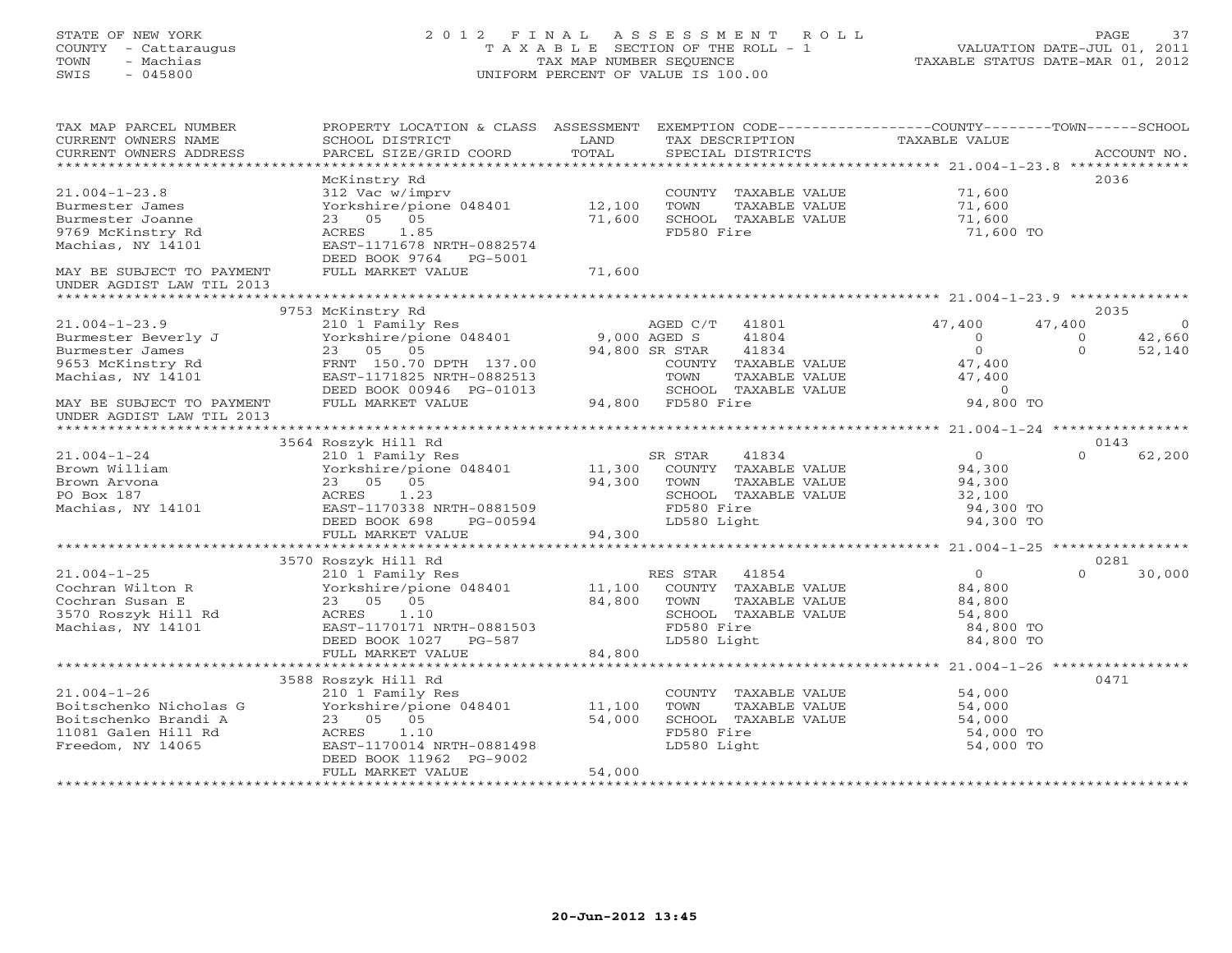STATE OF NEW YORK
COUNTY - Cattaraugus
TOWN - Machias
SWIS - 045800

# 2012 FINAL ASSESSMENT ROLL

TAXABLE SECTION OF THE ROLL - 1
TAX MAP NUMBER SEQUENCE
UNIFORM PERCENT OF VALUE IS 100.00

VALUATION DATE-JUL 01, 2011
TAXABLE STATUS DATE-MAR 01, 2012

| TAX MAP PARCEL NUMBER / CURRENT OWNERS NAME / CURRENT OWNERS ADDRESS | PROPERTY LOCATION & CLASS / SCHOOL DISTRICT / PARCEL SIZE/GRID COORD | ASSESSMENT LAND | TOTAL | EXEMPTION CODE / TAX DESCRIPTION / SPECIAL DISTRICTS | COUNTY TAXABLE VALUE | TOWN | SCHOOL | ACCOUNT NO. |
|---|---|---|---|---|---|---|---|---|
| **21.004-1-23.8** | McKinstry Rd | | | | | | | 2036 |
| Burmester James | 312 Vac w/imprv | | | COUNTY TAXABLE VALUE | 71,600 | | | |
| Burmester Joanne | Yorkshire/pione 048401 | 12,100 | | TOWN TAXABLE VALUE | 71,600 | | | |
| 9769 McKinstry Rd | 23 05 05 | | 71,600 | SCHOOL TAXABLE VALUE | 71,600 | | | |
| Machias, NY 14101 | ACRES 1.85 | | | FD580 Fire | 71,600 TO | | | |
| | EAST-1171678 NRTH-0882574 | | | | | | | |
| | DEED BOOK 9764 PG-5001 | | | | | | | |
| MAY BE SUBJECT TO PAYMENT UNDER AGDIST LAW TIL 2013 | FULL MARKET VALUE | | 71,600 | | | | | |
| **21.004-1-23.9** | 9753 McKinstry Rd | | | | | | | 2035 |
| Burmester Beverly J | 210 1 Family Res | | | AGED C/T 41801 | 47,400 | 47,400 | 0 | |
| Burmester James | Yorkshire/pione 048401 | 9,000 | | AGED S 41804 | 0 | 0 | 42,660 | |
| 9653 McKinstry Rd | 23 05 05 | | 94,800 | SR STAR 41834 | 0 | 0 | 52,140 | |
| Machias, NY 14101 | FRNT 150.70 DPTH 137.00 | | | COUNTY TAXABLE VALUE | 47,400 | | | |
| | EAST-1171825 NRTH-0882513 | | | TOWN TAXABLE VALUE | 47,400 | | | |
| | DEED BOOK 00946 PG-01013 | | | SCHOOL TAXABLE VALUE | 0 | | | |
| MAY BE SUBJECT TO PAYMENT UNDER AGDIST LAW TIL 2013 | FULL MARKET VALUE | | 94,800 | FD580 Fire | 94,800 TO | | | |
| **21.004-1-24** | 3564 Roszyk Hill Rd | | | | | | | 0143 |
| Brown William | 210 1 Family Res | | | SR STAR 41834 | 0 | 0 | 62,200 | |
| Brown Arvona | Yorkshire/pione 048401 | 11,300 | | COUNTY TAXABLE VALUE | 94,300 | | | |
| PO Box 187 | 23 05 05 | | 94,300 | TOWN TAXABLE VALUE | 94,300 | | | |
| Machias, NY 14101 | ACRES 1.23 | | | SCHOOL TAXABLE VALUE | 32,100 | | | |
| | EAST-1170338 NRTH-0881509 | | | FD580 Fire | 94,300 TO | | | |
| | DEED BOOK 698 PG-00594 | | | LD580 Light | 94,300 TO | | | |
| | FULL MARKET VALUE | | 94,300 | | | | | |
| **21.004-1-25** | 3570 Roszyk Hill Rd | | | | | | | 0281 |
| Cochran Wilton R | 210 1 Family Res | | | RES STAR 41854 | 0 | 0 | 30,000 | |
| Cochran Susan E | Yorkshire/pione 048401 | 11,100 | | COUNTY TAXABLE VALUE | 84,800 | | | |
| 3570 Roszyk Hill Rd | 23 05 05 | | 84,800 | TOWN TAXABLE VALUE | 84,800 | | | |
| Machias, NY 14101 | ACRES 1.10 | | | SCHOOL TAXABLE VALUE | 54,800 | | | |
| | EAST-1170171 NRTH-0881503 | | | FD580 Fire | 84,800 TO | | | |
| | DEED BOOK 1027 PG-587 | | | LD580 Light | 84,800 TO | | | |
| | FULL MARKET VALUE | | 84,800 | | | | | |
| **21.004-1-26** | 3588 Roszyk Hill Rd | | | | | | | 0471 |
| Boitschenko Nicholas G | 210 1 Family Res | | | COUNTY TAXABLE VALUE | 54,000 | | | |
| Boitschenko Brandi A | Yorkshire/pione 048401 | 11,100 | | TOWN TAXABLE VALUE | 54,000 | | | |
| 11081 Galen Hill Rd | 23 05 05 | | 54,000 | SCHOOL TAXABLE VALUE | 54,000 | | | |
| Freedom, NY 14065 | ACRES 1.10 | | | FD580 Fire | 54,000 TO | | | |
| | EAST-1170014 NRTH-0881498 | | | LD580 Light | 54,000 TO | | | |
| | DEED BOOK 11962 PG-9002 | | | | | | | |
| | FULL MARKET VALUE | | 54,000 | | | | | |

20-Jun-2012 13:45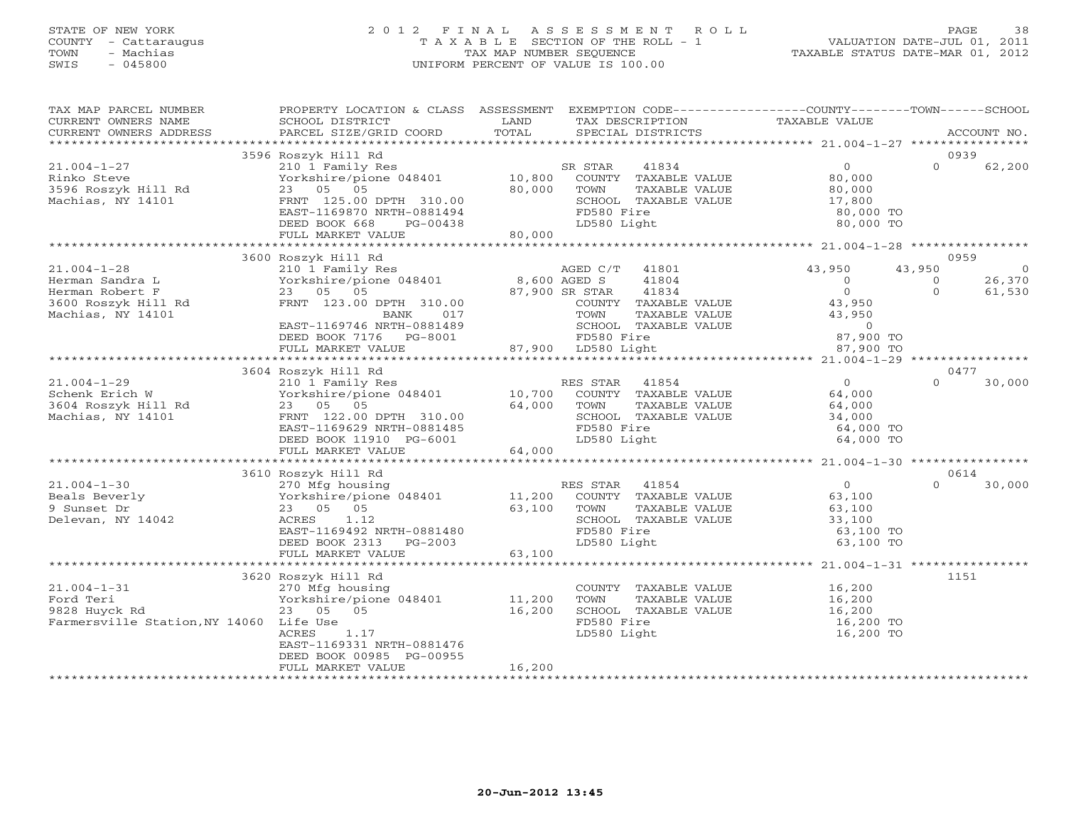STATE OF NEW YORK
COUNTY - Cattaraugus
TOWN - Machias
SWIS - 045800

# 2012 FINAL ASSESSMENT ROLL

TAXABLE SECTION OF THE ROLL - 1
TAX MAP NUMBER SEQUENCE
UNIFORM PERCENT OF VALUE IS 100.00

VALUATION DATE-JUL 01, 2011
TAXABLE STATUS DATE-MAR 01, 2012

| TAX MAP PARCEL NUMBER / CURRENT OWNERS NAME / CURRENT OWNERS ADDRESS | PROPERTY LOCATION & CLASS / SCHOOL DISTRICT / PARCEL SIZE/GRID COORD | ASSESSMENT LAND | TOTAL | EXEMPTION CODE / TAX DESCRIPTION / SPECIAL DISTRICTS | COUNTY TAXABLE VALUE | TOWN | SCHOOL | ACCOUNT NO. |
|---|---|---|---|---|---|---|---|---|
| 21.004-1-27 | 3596 Roszyk Hill Rd | | | | | | | 0939 |
| Rinko Steve | 210 1 Family Res | | | SR STAR 41834 | 0 | 0 | 62,200 | |
| 3596 Roszyk Hill Rd | Yorkshire/pione 048401 | 10,800 | | COUNTY TAXABLE VALUE | 80,000 | | | |
| Machias, NY 14101 | 23 05 05 | | 80,000 | TOWN TAXABLE VALUE | 80,000 | | | |
| | FRNT 125.00 DPTH 310.00 | | | SCHOOL TAXABLE VALUE | 17,800 | | | |
| | EAST-1169870 NRTH-0881494 | | | FD580 Fire | 80,000 TO | | | |
| | DEED BOOK 668 PG-00438 | | | LD580 Light | 80,000 TO | | | |
| | FULL MARKET VALUE | | 80,000 | | | | | |
| 21.004-1-28 | 3600 Roszyk Hill Rd | | | | | | | 0959 |
| Herman Sandra L | 210 1 Family Res | | | AGED C/T 41801 | 43,950 | 43,950 | 0 | |
| Herman Robert F | Yorkshire/pione 048401 | 8,600 | | AGED S 41804 | 0 | 0 | 26,370 | |
| 3600 Roszyk Hill Rd | 23 05 05 | | 87,900 | SR STAR 41834 | 0 | 0 | 61,530 | |
| Machias, NY 14101 | FRNT 123.00 DPTH 310.00 | | | COUNTY TAXABLE VALUE | 43,950 | | | |
| | BANK 017 | | | TOWN TAXABLE VALUE | 43,950 | | | |
| | EAST-1169746 NRTH-0881489 | | | SCHOOL TAXABLE VALUE | 0 | | | |
| | DEED BOOK 7176 PG-8001 | | | FD580 Fire | 87,900 TO | | | |
| | FULL MARKET VALUE | | 87,900 | LD580 Light | 87,900 TO | | | |
| 21.004-1-29 | 3604 Roszyk Hill Rd | | | | | | | 0477 |
| Schenk Erich W | 210 1 Family Res | | | RES STAR 41854 | 0 | 0 | 30,000 | |
| 3604 Roszyk Hill Rd | Yorkshire/pione 048401 | 10,700 | | COUNTY TAXABLE VALUE | 64,000 | | | |
| Machias, NY 14101 | 23 05 05 | | 64,000 | TOWN TAXABLE VALUE | 64,000 | | | |
| | FRNT 122.00 DPTH 310.00 | | | SCHOOL TAXABLE VALUE | 34,000 | | | |
| | EAST-1169629 NRTH-0881485 | | | FD580 Fire | 64,000 TO | | | |
| | DEED BOOK 11910 PG-6001 | | | LD580 Light | 64,000 TO | | | |
| | FULL MARKET VALUE | | 64,000 | | | | | |
| 21.004-1-30 | 3610 Roszyk Hill Rd | | | | | | | 0614 |
| Beals Beverly | 270 Mfg housing | | | RES STAR 41854 | 0 | 0 | 30,000 | |
| 9 Sunset Dr | Yorkshire/pione 048401 | 11,200 | | COUNTY TAXABLE VALUE | 63,100 | | | |
| Delevan, NY 14042 | 23 05 05 | | 63,100 | TOWN TAXABLE VALUE | 63,100 | | | |
| | ACRES 1.12 | | | SCHOOL TAXABLE VALUE | 33,100 | | | |
| | EAST-1169492 NRTH-0881480 | | | FD580 Fire | 63,100 TO | | | |
| | DEED BOOK 2313 PG-2003 | | | LD580 Light | 63,100 TO | | | |
| | FULL MARKET VALUE | | 63,100 | | | | | |
| 21.004-1-31 | 3620 Roszyk Hill Rd | | | | | | | 1151 |
| Ford Teri | 270 Mfg housing | | | COUNTY TAXABLE VALUE | 16,200 | | | |
| 9828 Huyck Rd | Yorkshire/pione 048401 | 11,200 | | TOWN TAXABLE VALUE | 16,200 | | | |
| Farmersville Station,NY 14060 | 23 05 05 | | 16,200 | SCHOOL TAXABLE VALUE | 16,200 | | | |
| | Life Use | | | FD580 Fire | 16,200 TO | | | |
| | ACRES 1.17 | | | LD580 Light | 16,200 TO | | | |
| | EAST-1169331 NRTH-0881476 | | | | | | | |
| | DEED BOOK 00985 PG-00955 | | | | | | | |
| | FULL MARKET VALUE | | 16,200 | | | | | |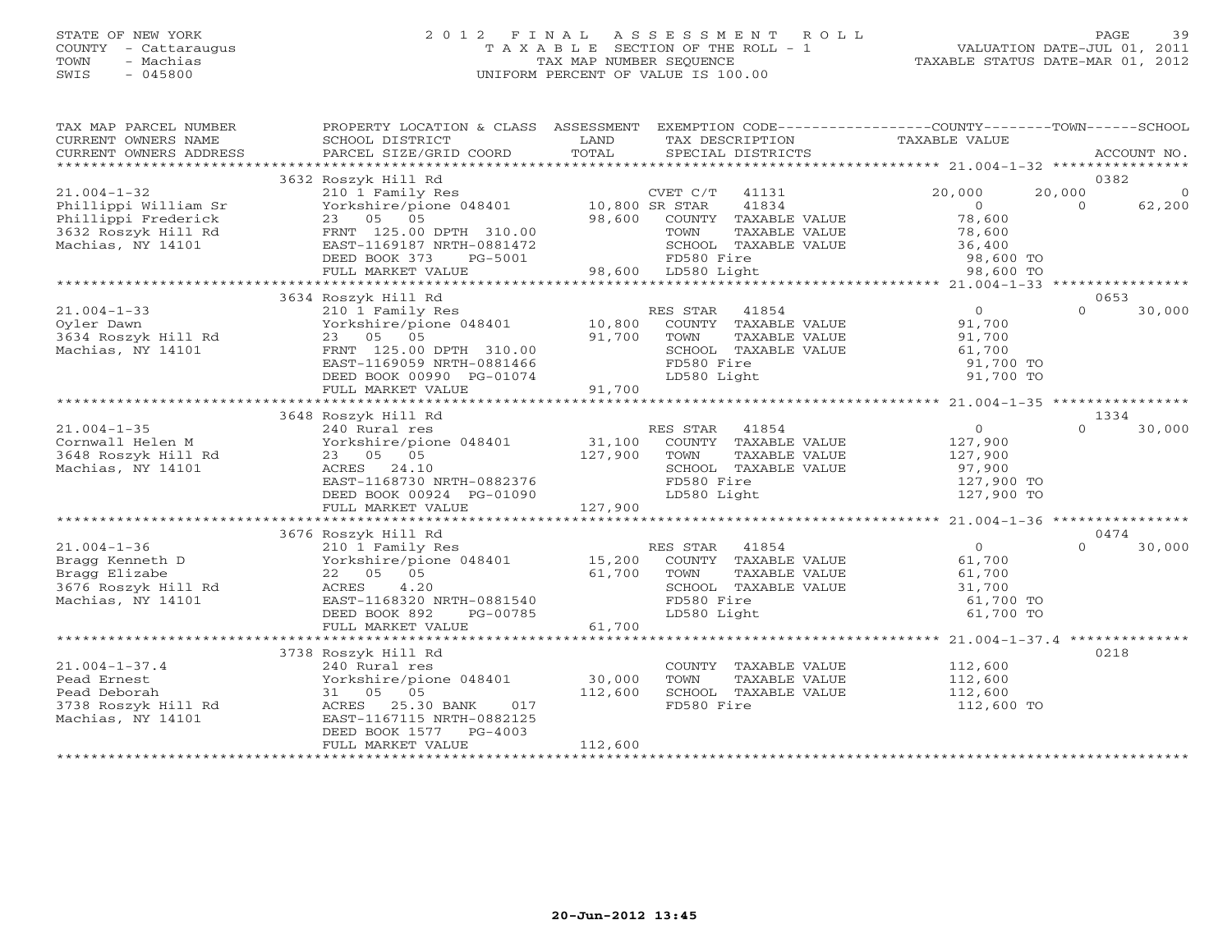STATE OF NEW YORK — 2012 FINAL ASSESSMENT ROLL
COUNTY - Cattaraugus — TAXABLE SECTION OF THE ROLL - 1 — VALUATION DATE-JUL 01, 2011
TOWN - Machias — TAX MAP NUMBER SEQUENCE — TAXABLE STATUS DATE-MAR 01, 2012
SWIS - 045800 — UNIFORM PERCENT OF VALUE IS 100.00

| TAX MAP PARCEL NUMBER / CURRENT OWNERS NAME / CURRENT OWNERS ADDRESS | PROPERTY LOCATION & CLASS / SCHOOL DISTRICT / PARCEL SIZE/GRID COORD | ASSESSMENT LAND / TOTAL | EXEMPTION CODE / TAX DESCRIPTION / SPECIAL DISTRICTS | COUNTY TAXABLE VALUE | TOWN | SCHOOL | ACCOUNT NO. |
|---|---|---|---|---|---|---|---|
| | 3632 Roszyk Hill Rd | | | | | | 0382 |
| 21.004-1-32 | 210 1 Family Res | | CVET C/T 41131 | 20,000 | 20,000 | 0 | |
| Phillippi William Sr | Yorkshire/pione 048401 | 10,800 | SR STAR 41834 | 0 | 0 | 62,200 | |
| Phillippi Frederick | 23 05 05 | 98,600 | COUNTY TAXABLE VALUE | 78,600 | | | |
| 3632 Roszyk Hill Rd | FRNT 125.00 DPTH 310.00 | | TOWN TAXABLE VALUE | 78,600 | | | |
| Machias, NY 14101 | EAST-1169187 NRTH-0881472 | | SCHOOL TAXABLE VALUE | 36,400 | | | |
| | DEED BOOK 373 PG-5001 | | FD580 Fire | 98,600 TO | | | |
| | FULL MARKET VALUE | 98,600 | LD580 Light | 98,600 TO | | | |
| | 3634 Roszyk Hill Rd | | | | | | 0653 |
| 21.004-1-33 | 210 1 Family Res | | RES STAR 41854 | 0 | 0 | 30,000 | |
| Oyler Dawn | Yorkshire/pione 048401 | 10,800 | COUNTY TAXABLE VALUE | 91,700 | | | |
| 3634 Roszyk Hill Rd | 23 05 05 | 91,700 | TOWN TAXABLE VALUE | 91,700 | | | |
| Machias, NY 14101 | FRNT 125.00 DPTH 310.00 | | SCHOOL TAXABLE VALUE | 61,700 | | | |
| | EAST-1169059 NRTH-0881466 | | FD580 Fire | 91,700 TO | | | |
| | DEED BOOK 00990 PG-01074 | | LD580 Light | 91,700 TO | | | |
| | FULL MARKET VALUE | 91,700 | | | | | |
| | 3648 Roszyk Hill Rd | | | | | | 1334 |
| 21.004-1-35 | 240 Rural res | | RES STAR 41854 | 0 | 0 | 30,000 | |
| Cornwall Helen M | Yorkshire/pione 048401 | 31,100 | COUNTY TAXABLE VALUE | 127,900 | | | |
| 3648 Roszyk Hill Rd | 23 05 05 | 127,900 | TOWN TAXABLE VALUE | 127,900 | | | |
| Machias, NY 14101 | ACRES 24.10 | | SCHOOL TAXABLE VALUE | 97,900 | | | |
| | EAST-1168730 NRTH-0882376 | | FD580 Fire | 127,900 TO | | | |
| | DEED BOOK 00924 PG-01090 | | LD580 Light | 127,900 TO | | | |
| | FULL MARKET VALUE | 127,900 | | | | | |
| | 3676 Roszyk Hill Rd | | | | | | 0474 |
| 21.004-1-36 | 210 1 Family Res | | RES STAR 41854 | 0 | 0 | 30,000 | |
| Bragg Kenneth D | Yorkshire/pione 048401 | 15,200 | COUNTY TAXABLE VALUE | 61,700 | | | |
| Bragg Elizabe | 22 05 05 | 61,700 | TOWN TAXABLE VALUE | 61,700 | | | |
| 3676 Roszyk Hill Rd | ACRES 4.20 | | SCHOOL TAXABLE VALUE | 31,700 | | | |
| Machias, NY 14101 | EAST-1168320 NRTH-0881540 | | FD580 Fire | 61,700 TO | | | |
| | DEED BOOK 892 PG-00785 | | LD580 Light | 61,700 TO | | | |
| | FULL MARKET VALUE | 61,700 | | | | | |
| | 3738 Roszyk Hill Rd | | | | | | 0218 |
| 21.004-1-37.4 | 240 Rural res | | COUNTY TAXABLE VALUE | 112,600 | | | |
| Pead Ernest | Yorkshire/pione 048401 | 30,000 | TOWN TAXABLE VALUE | 112,600 | | | |
| Pead Deborah | 31 05 05 | 112,600 | SCHOOL TAXABLE VALUE | 112,600 | | | |
| 3738 Roszyk Hill Rd | ACRES 25.30 BANK 017 | | FD580 Fire | 112,600 TO | | | |
| Machias, NY 14101 | EAST-1167115 NRTH-0882125 | | | | | | |
| | DEED BOOK 1577 PG-4003 | | | | | | |
| | FULL MARKET VALUE | 112,600 | | | | | |

20-Jun-2012 13:45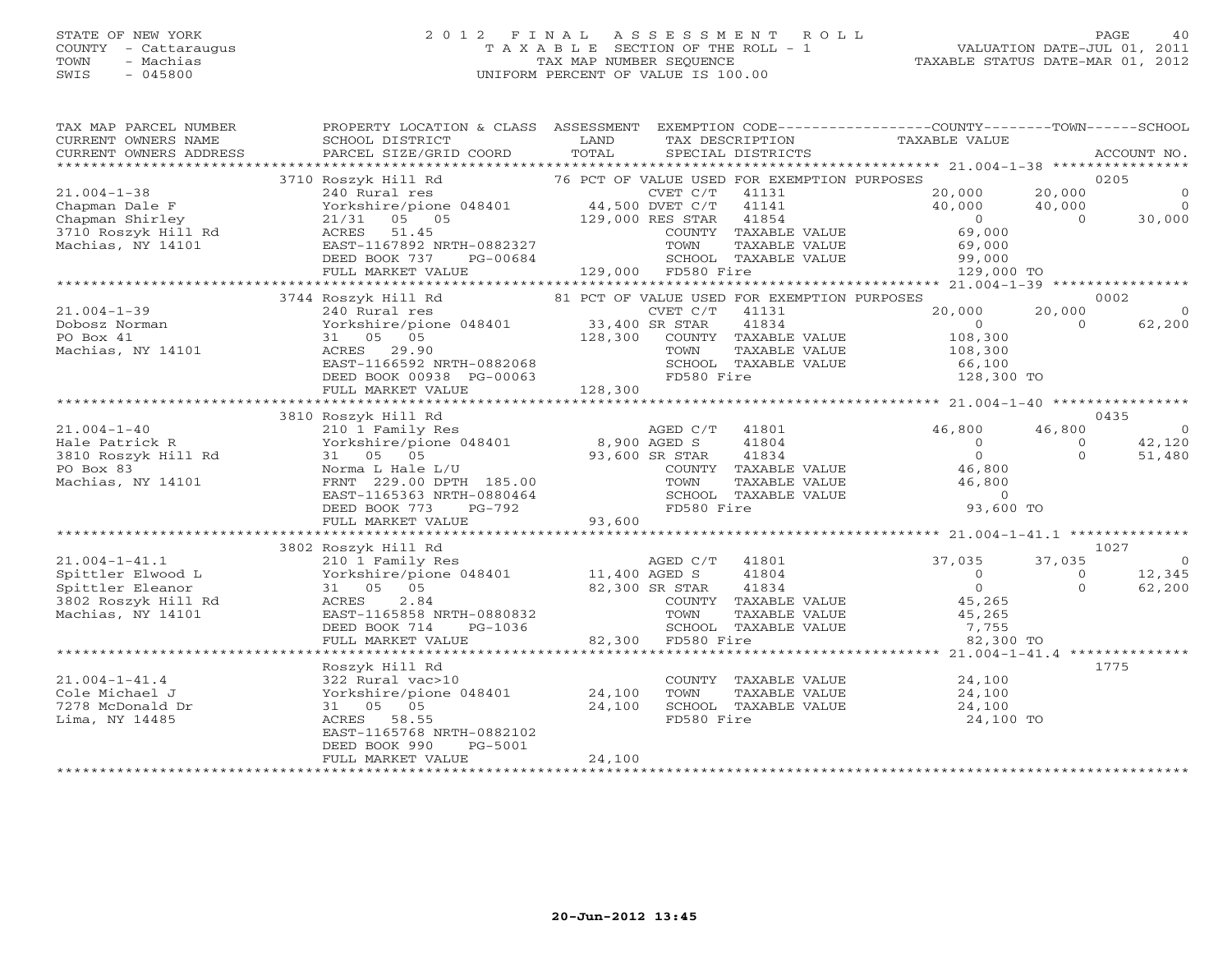STATE OF NEW YORK
COUNTY - Cattaraugus
TOWN - Machias
SWIS - 045800

# 2012 FINAL ASSESSMENT ROLL
TAXABLE SECTION OF THE ROLL - 1
TAX MAP NUMBER SEQUENCE
UNIFORM PERCENT OF VALUE IS 100.00

VALUATION DATE-JUL 01, 2011
TAXABLE STATUS DATE-MAR 01, 2012

| TAX MAP PARCEL NUMBER / CURRENT OWNERS NAME / CURRENT OWNERS ADDRESS | PROPERTY LOCATION & CLASS / SCHOOL DISTRICT / PARCEL SIZE/GRID COORD | ASSESSMENT LAND / TOTAL | EXEMPTION CODE / TAX DESCRIPTION / SPECIAL DISTRICTS | COUNTY TAXABLE VALUE | TOWN | SCHOOL | ACCOUNT NO. |
|---|---|---|---|---|---|---|---|
| | 3710 Roszyk Hill Rd | | 76 PCT OF VALUE USED FOR EXEMPTION PURPOSES | | | | 0205 |
| 21.004-1-38 | 240 Rural res | | CVET C/T 41131 | 20,000 | 20,000 | 0 | |
| Chapman Dale F | Yorkshire/pione 048401 | 44,500 | DVET C/T 41141 | 40,000 | 40,000 | 0 | |
| Chapman Shirley | 21/31 05 05 | 129,000 | RES STAR 41854 | 0 | 0 | 30,000 | |
| 3710 Roszyk Hill Rd | ACRES 51.45 | | COUNTY TAXABLE VALUE | 69,000 | | | |
| Machias, NY 14101 | EAST-1167892 NRTH-0882327 | | TOWN TAXABLE VALUE | 69,000 | | | |
| | DEED BOOK 737 PG-00684 | | SCHOOL TAXABLE VALUE | 99,000 | | | |
| | FULL MARKET VALUE | 129,000 | FD580 Fire | 129,000 TO | | | |
| | 3744 Roszyk Hill Rd | | 81 PCT OF VALUE USED FOR EXEMPTION PURPOSES | | | | 0002 |
| 21.004-1-39 | 240 Rural res | | CVET C/T 41131 | 20,000 | 20,000 | 0 | |
| Dobosz Norman | Yorkshire/pione 048401 | 33,400 | SR STAR 41834 | 0 | 0 | 62,200 | |
| PO Box 41 | 31 05 05 | 128,300 | COUNTY TAXABLE VALUE | 108,300 | | | |
| Machias, NY 14101 | ACRES 29.90 | | TOWN TAXABLE VALUE | 108,300 | | | |
| | EAST-1166592 NRTH-0882068 | | SCHOOL TAXABLE VALUE | 66,100 | | | |
| | DEED BOOK 00938 PG-00063 | | FD580 Fire | 128,300 TO | | | |
| | FULL MARKET VALUE | 128,300 | | | | | |
| | 3810 Roszyk Hill Rd | | | | | | 0435 |
| 21.004-1-40 | 210 1 Family Res | | AGED C/T 41801 | 46,800 | 46,800 | 0 | |
| Hale Patrick R | Yorkshire/pione 048401 | 8,900 | AGED S 41804 | 0 | 0 | 42,120 | |
| 3810 Roszyk Hill Rd | 31 05 05 | 93,600 | SR STAR 41834 | 0 | 0 | 51,480 | |
| PO Box 83 | Norma L Hale L/U | | COUNTY TAXABLE VALUE | 46,800 | | | |
| Machias, NY 14101 | FRNT 229.00 DPTH 185.00 | | TOWN TAXABLE VALUE | 46,800 | | | |
| | EAST-1165363 NRTH-0880464 | | SCHOOL TAXABLE VALUE | 0 | | | |
| | DEED BOOK 773 PG-792 | | FD580 Fire | 93,600 TO | | | |
| | FULL MARKET VALUE | 93,600 | | | | | |
| | 3802 Roszyk Hill Rd | | | | | | 1027 |
| 21.004-1-41.1 | 210 1 Family Res | | AGED C/T 41801 | 37,035 | 37,035 | 0 | |
| Spittler Elwood L | Yorkshire/pione 048401 | 11,400 | AGED S 41804 | 0 | 0 | 12,345 | |
| Spittler Eleanor | 31 05 05 | 82,300 | SR STAR 41834 | 0 | 0 | 62,200 | |
| 3802 Roszyk Hill Rd | ACRES 2.84 | | COUNTY TAXABLE VALUE | 45,265 | | | |
| Machias, NY 14101 | EAST-1165858 NRTH-0880832 | | TOWN TAXABLE VALUE | 45,265 | | | |
| | DEED BOOK 714 PG-1036 | | SCHOOL TAXABLE VALUE | 7,755 | | | |
| | FULL MARKET VALUE | 82,300 | FD580 Fire | 82,300 TO | | | |
| | Roszyk Hill Rd | | | | | | 1775 |
| 21.004-1-41.4 | 322 Rural vac>10 | | COUNTY TAXABLE VALUE | 24,100 | | | |
| Cole Michael J | Yorkshire/pione 048401 | 24,100 | TOWN TAXABLE VALUE | 24,100 | | | |
| 7278 McDonald Dr | 31 05 05 | 24,100 | SCHOOL TAXABLE VALUE | 24,100 | | | |
| Lima, NY 14485 | ACRES 58.55 | | FD580 Fire | 24,100 TO | | | |
| | EAST-1165768 NRTH-0882102 | | | | | | |
| | DEED BOOK 990 PG-5001 | | | | | | |
| | FULL MARKET VALUE | 24,100 | | | | | |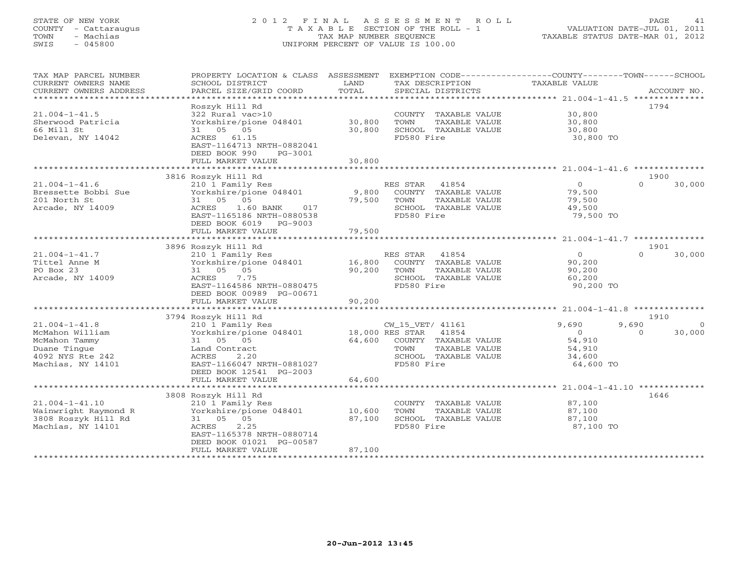STATE OF NEW YORK
COUNTY - Cattaraugus
TOWN - Machias
SWIS - 045800

# 2012 FINAL ASSESSMENT ROLL
TAXABLE SECTION OF THE ROLL - 1
TAX MAP NUMBER SEQUENCE
UNIFORM PERCENT OF VALUE IS 100.00

VALUATION DATE-JUL 01, 2011
TAXABLE STATUS DATE-MAR 01, 2012

| TAX MAP PARCEL NUMBER / CURRENT OWNERS NAME / CURRENT OWNERS ADDRESS | PROPERTY LOCATION & CLASS / SCHOOL DISTRICT / PARCEL SIZE/GRID COORD | ASSESSMENT LAND / TOTAL | EXEMPTION CODE / TAX DESCRIPTION / SPECIAL DISTRICTS | COUNTY TAXABLE VALUE | TOWN | SCHOOL | ACCOUNT NO. |
|---|---|---|---|---|---|---|---|
| **21.004-1-41.5** | Roszyk Hill Rd | | | | | | 1794 |
| 21.004-1-41.5 | 322 Rural vac>10 | | COUNTY TAXABLE VALUE | 30,800 | | | |
| Sherwood Patricia | Yorkshire/pione 048401 | 30,800 | TOWN TAXABLE VALUE | 30,800 | | | |
| 66 Mill St | 31 05 05 | 30,800 | SCHOOL TAXABLE VALUE | 30,800 | | | |
| Delevan, NY 14042 | ACRES 61.15 | | FD580 Fire | 30,800 TO | | | |
| | EAST-1164713 NRTH-0882041 | | | | | | |
| | DEED BOOK 990 PG-3001 | | | | | | |
| | FULL MARKET VALUE | 30,800 | | | | | |
| **21.004-1-41.6** | 3816 Roszyk Hill Rd | | | | | | 1900 |
| 21.004-1-41.6 | 210 1 Family Res | | RES STAR 41854 | 0 | 0 | 30,000 | |
| Bressette Bobbi Sue | Yorkshire/pione 048401 | 9,800 | COUNTY TAXABLE VALUE | 79,500 | | | |
| 201 North St | 31 05 05 | 79,500 | TOWN TAXABLE VALUE | 79,500 | | | |
| Arcade, NY 14009 | ACRES 1.60 BANK 017 | | SCHOOL TAXABLE VALUE | 49,500 | | | |
| | EAST-1165186 NRTH-0880538 | | FD580 Fire | 79,500 TO | | | |
| | DEED BOOK 6019 PG-9003 | | | | | | |
| | FULL MARKET VALUE | 79,500 | | | | | |
| **21.004-1-41.7** | 3896 Roszyk Hill Rd | | | | | | 1901 |
| 21.004-1-41.7 | 210 1 Family Res | | RES STAR 41854 | 0 | 0 | 30,000 | |
| Tittel Anne M | Yorkshire/pione 048401 | 16,800 | COUNTY TAXABLE VALUE | 90,200 | | | |
| PO Box 23 | 31 05 05 | 90,200 | TOWN TAXABLE VALUE | 90,200 | | | |
| Arcade, NY 14009 | ACRES 7.75 | | SCHOOL TAXABLE VALUE | 60,200 | | | |
| | EAST-1164586 NRTH-0880475 | | FD580 Fire | 90,200 TO | | | |
| | DEED BOOK 00989 PG-00671 | | | | | | |
| | FULL MARKET VALUE | 90,200 | | | | | |
| **21.004-1-41.8** | 3794 Roszyk Hill Rd | | | | | | 1910 |
| 21.004-1-41.8 | 210 1 Family Res | | CW_15_VET/ 41161 | 9,690 | 9,690 | 0 | |
| McMahon William | Yorkshire/pione 048401 | 18,000 | RES STAR 41854 | 0 | 0 | 30,000 | |
| McMahon Tammy | 31 05 05 | 64,600 | COUNTY TAXABLE VALUE | 54,910 | | | |
| Duane Tingue | Land Contract | | TOWN TAXABLE VALUE | 54,910 | | | |
| 4092 NYS Rte 242 | ACRES 2.20 | | SCHOOL TAXABLE VALUE | 34,600 | | | |
| Machias, NY 14101 | EAST-1166047 NRTH-0881027 | | FD580 Fire | 64,600 TO | | | |
| | DEED BOOK 12541 PG-2003 | | | | | | |
| | FULL MARKET VALUE | 64,600 | | | | | |
| **21.004-1-41.10** | 3808 Roszyk Hill Rd | | | | | | 1646 |
| 21.004-1-41.10 | 210 1 Family Res | | COUNTY TAXABLE VALUE | 87,100 | | | |
| Wainwright Raymond R | Yorkshire/pione 048401 | 10,600 | TOWN TAXABLE VALUE | 87,100 | | | |
| 3808 Roszyk Hill Rd | 31 05 05 | 87,100 | SCHOOL TAXABLE VALUE | 87,100 | | | |
| Machias, NY 14101 | ACRES 2.25 | | FD580 Fire | 87,100 TO | | | |
| | EAST-1165378 NRTH-0880714 | | | | | | |
| | DEED BOOK 01021 PG-00587 | | | | | | |
| | FULL MARKET VALUE | 87,100 | | | | | |

20-Jun-2012 13:45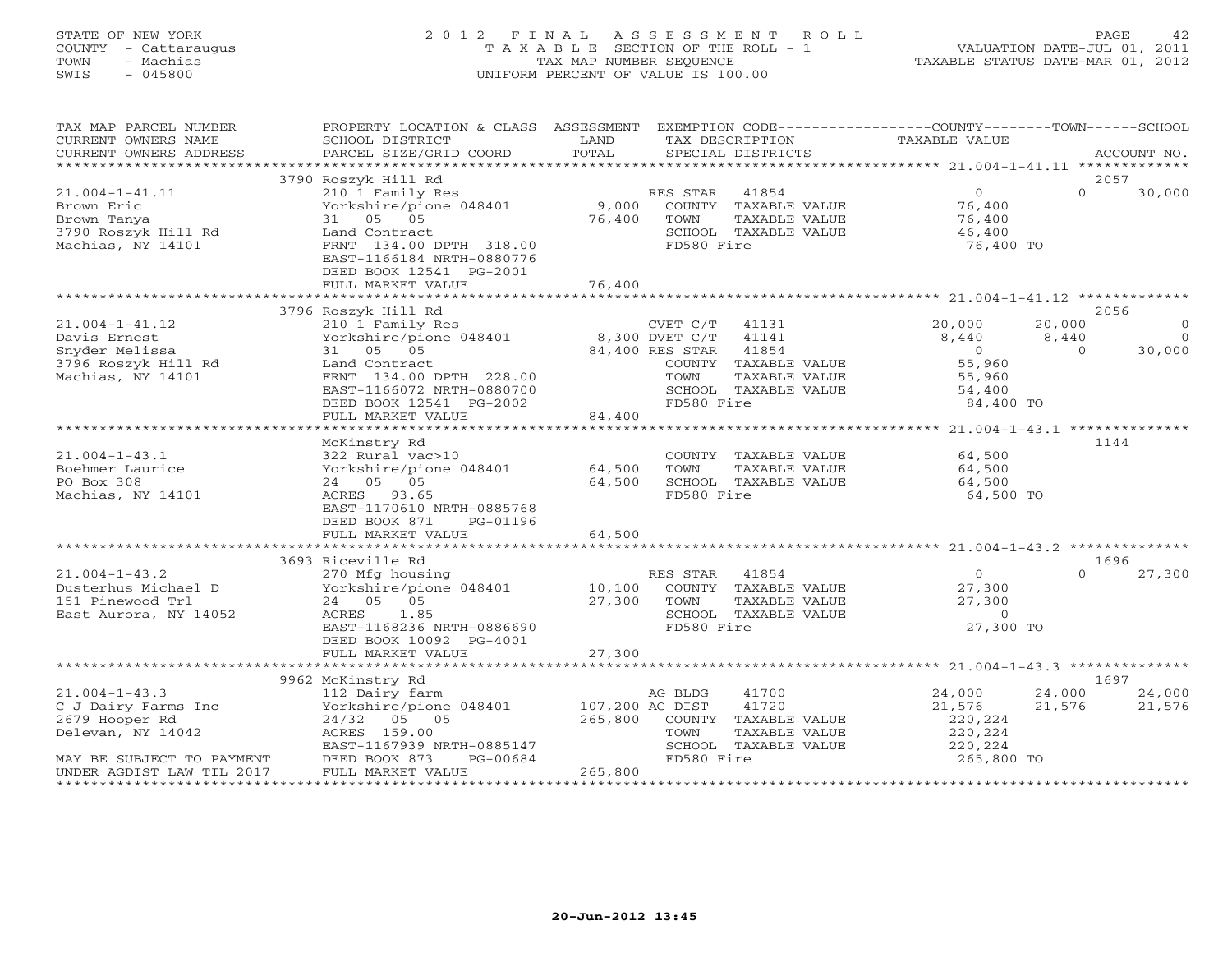STATE OF NEW YORK — 2012 FINAL ASSESSMENT ROLL
COUNTY - Cattaraugus — TAXABLE SECTION OF THE ROLL - 1 — VALUATION DATE-JUL 01, 2011
TOWN - Machias — TAX MAP NUMBER SEQUENCE — TAXABLE STATUS DATE-MAR 01, 2012
SWIS - 045800 — UNIFORM PERCENT OF VALUE IS 100.00

| TAX MAP PARCEL NUMBER / CURRENT OWNERS NAME / CURRENT OWNERS ADDRESS | PROPERTY LOCATION & CLASS / SCHOOL DISTRICT / PARCEL SIZE/GRID COORD | ASSESSMENT LAND / TOTAL | EXEMPTION CODE / TAX DESCRIPTION / SPECIAL DISTRICTS | COUNTY TAXABLE VALUE | TOWN | SCHOOL | ACCOUNT NO. |
|---|---|---|---|---|---|---|---|
| 21.004-1-41.11 | 3790 Roszyk Hill Rd | | | | | | 2057 |
| | 210 1 Family Res | | RES STAR 41854 | 0 | 0 | 30,000 | |
| Brown Eric | Yorkshire/pione 048401 | 9,000 | COUNTY TAXABLE VALUE | 76,400 | | | |
| Brown Tanya | 31 05 05 | 76,400 | TOWN TAXABLE VALUE | 76,400 | | | |
| 3790 Roszyk Hill Rd | Land Contract | | SCHOOL TAXABLE VALUE | 46,400 | | | |
| Machias, NY 14101 | FRNT 134.00 DPTH 318.00 | | FD580 Fire | 76,400 TO | | | |
| | EAST-1166184 NRTH-0880776 | | | | | | |
| | DEED BOOK 12541 PG-2001 | | | | | | |
| | FULL MARKET VALUE | 76,400 | | | | | |
| 21.004-1-41.12 | 3796 Roszyk Hill Rd | | | | | | 2056 |
| | 210 1 Family Res | | CVET C/T 41131 | 20,000 | 20,000 | 0 | |
| Davis Ernest | Yorkshire/pione 048401 | 8,300 | DVET C/T 41141 | 8,440 | 8,440 | 0 | |
| Snyder Melissa | 31 05 05 | 84,400 | RES STAR 41854 | 0 | 0 | 30,000 | |
| 3796 Roszyk Hill Rd | Land Contract | | COUNTY TAXABLE VALUE | 55,960 | | | |
| Machias, NY 14101 | FRNT 134.00 DPTH 228.00 | | TOWN TAXABLE VALUE | 55,960 | | | |
| | EAST-1166072 NRTH-0880700 | | SCHOOL TAXABLE VALUE | 54,400 | | | |
| | DEED BOOK 12541 PG-2002 | | FD580 Fire | 84,400 TO | | | |
| | FULL MARKET VALUE | 84,400 | | | | | |
| 21.004-1-43.1 | McKinstry Rd | | | | | | 1144 |
| | 322 Rural vac>10 | | COUNTY TAXABLE VALUE | 64,500 | | | |
| Boehmer Laurice | Yorkshire/pione 048401 | 64,500 | TOWN TAXABLE VALUE | 64,500 | | | |
| PO Box 308 | 24 05 05 | 64,500 | SCHOOL TAXABLE VALUE | 64,500 | | | |
| Machias, NY 14101 | ACRES 93.65 | | FD580 Fire | 64,500 TO | | | |
| | EAST-1170610 NRTH-0885768 | | | | | | |
| | DEED BOOK 871 PG-01196 | | | | | | |
| | FULL MARKET VALUE | 64,500 | | | | | |
| 21.004-1-43.2 | 3693 Riceville Rd | | | | | | 1696 |
| | 270 Mfg housing | | RES STAR 41854 | 0 | 0 | 27,300 | |
| Dusterhus Michael D | Yorkshire/pione 048401 | 10,100 | COUNTY TAXABLE VALUE | 27,300 | | | |
| 151 Pinewood Trl | 24 05 05 | 27,300 | TOWN TAXABLE VALUE | 27,300 | | | |
| East Aurora, NY 14052 | ACRES 1.85 | | SCHOOL TAXABLE VALUE | 0 | | | |
| | EAST-1168236 NRTH-0886690 | | FD580 Fire | 27,300 TO | | | |
| | DEED BOOK 10092 PG-4001 | | | | | | |
| | FULL MARKET VALUE | 27,300 | | | | | |
| 21.004-1-43.3 | 9962 McKinstry Rd | | | | | | 1697 |
| | 112 Dairy farm | | AG BLDG 41700 | 24,000 | 24,000 | 24,000 | |
| C J Dairy Farms Inc | Yorkshire/pione 048401 | 107,200 | AG DIST 41720 | 21,576 | 21,576 | 21,576 | |
| 2679 Hooper Rd | 24/32 05 05 | 265,800 | COUNTY TAXABLE VALUE | 220,224 | | | |
| Delevan, NY 14042 | ACRES 159.00 | | TOWN TAXABLE VALUE | 220,224 | | | |
| | EAST-1167939 NRTH-0885147 | | SCHOOL TAXABLE VALUE | 220,224 | | | |
| MAY BE SUBJECT TO PAYMENT | DEED BOOK 873 PG-00684 | | FD580 Fire | 265,800 TO | | | |
| UNDER AGDIST LAW TIL 2017 | FULL MARKET VALUE | 265,800 | | | | | |

20-Jun-2012 13:45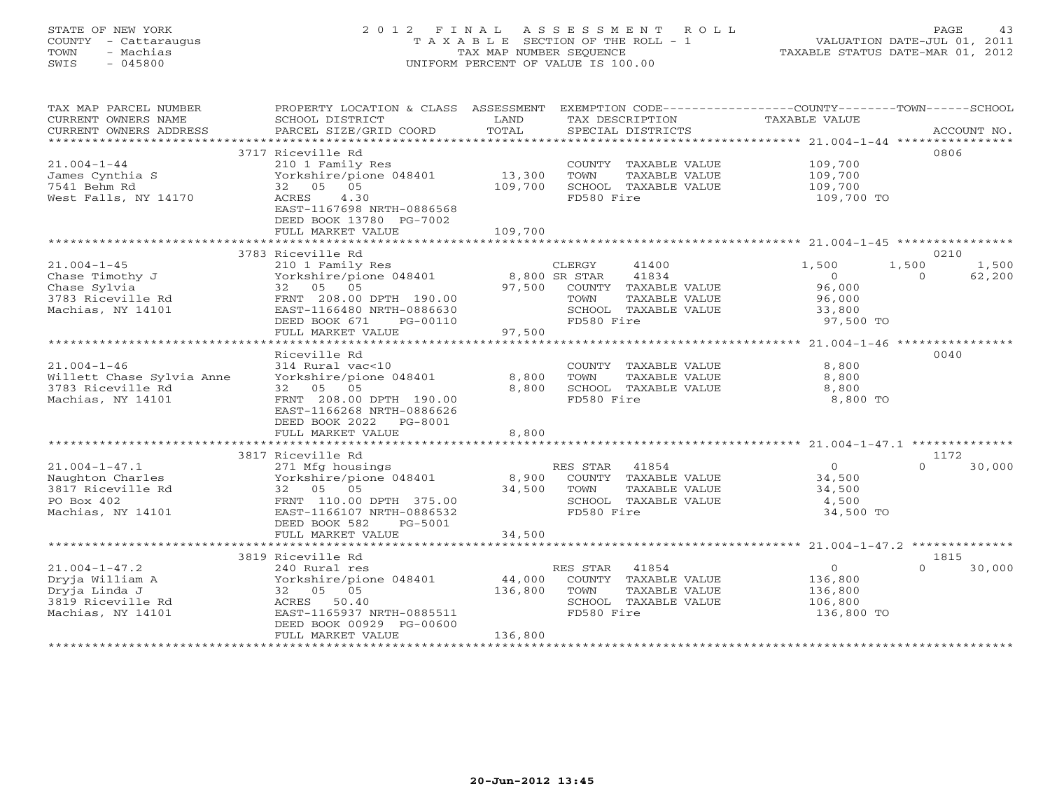STATE OF NEW YORK
COUNTY - Cattaraugus
TOWN - Machias
SWIS - 045800

# 2012 FINAL ASSESSMENT ROLL
TAXABLE SECTION OF THE ROLL - 1
TAX MAP NUMBER SEQUENCE
UNIFORM PERCENT OF VALUE IS 100.00

VALUATION DATE-JUL 01, 2011
TAXABLE STATUS DATE-MAR 01, 2012

| TAX MAP PARCEL NUMBER / CURRENT OWNERS NAME / CURRENT OWNERS ADDRESS | PROPERTY LOCATION & CLASS / SCHOOL DISTRICT / PARCEL SIZE/GRID COORD | ASSESSMENT LAND | TOTAL | EXEMPTION CODE / TAX DESCRIPTION / SPECIAL DISTRICTS | COUNTY TAXABLE VALUE | TOWN | SCHOOL | ACCOUNT NO. |
|---|---|---|---|---|---|---|---|---|
| 21.004-1-44 | 3717 Riceville Rd | | | | | | | 0806 |
| | 210 1 Family Res | | | COUNTY TAXABLE VALUE | 109,700 | | | |
| James Cynthia S | Yorkshire/pione 048401 | 13,300 | | TOWN TAXABLE VALUE | 109,700 | | | |
| 7541 Behm Rd | 32 05 05 | | 109,700 | SCHOOL TAXABLE VALUE | 109,700 | | | |
| West Falls, NY 14170 | ACRES 4.30 | | | FD580 Fire | 109,700 TO | | | |
| | EAST-1167698 NRTH-0886568 | | | | | | | |
| | DEED BOOK 13780 PG-7002 | | | | | | | |
| | FULL MARKET VALUE | | 109,700 | | | | | |
| 21.004-1-45 | 3783 Riceville Rd | | | | | | | 0210 |
| | 210 1 Family Res | | | CLERGY 41400 | 1,500 | 1,500 | 1,500 | |
| Chase Timothy J | Yorkshire/pione 048401 | 8,800 | | SR STAR 41834 | 0 | 0 | 62,200 | |
| Chase Sylvia | 32 05 05 | | 97,500 | COUNTY TAXABLE VALUE | 96,000 | | | |
| 3783 Riceville Rd | FRNT 208.00 DPTH 190.00 | | | TOWN TAXABLE VALUE | 96,000 | | | |
| Machias, NY 14101 | EAST-1166480 NRTH-0886630 | | | SCHOOL TAXABLE VALUE | 33,800 | | | |
| | DEED BOOK 671 PG-00110 | | | FD580 Fire | 97,500 TO | | | |
| | FULL MARKET VALUE | | 97,500 | | | | | |
| 21.004-1-46 | Riceville Rd | | | | | | | 0040 |
| | 314 Rural vac<10 | | | COUNTY TAXABLE VALUE | 8,800 | | | |
| Willett Chase Sylvia Anne | Yorkshire/pione 048401 | 8,800 | | TOWN TAXABLE VALUE | 8,800 | | | |
| 3783 Riceville Rd | 32 05 05 | | 8,800 | SCHOOL TAXABLE VALUE | 8,800 | | | |
| Machias, NY 14101 | FRNT 208.00 DPTH 190.00 | | | FD580 Fire | 8,800 TO | | | |
| | EAST-1166268 NRTH-0886626 | | | | | | | |
| | DEED BOOK 2022 PG-8001 | | | | | | | |
| | FULL MARKET VALUE | | 8,800 | | | | | |
| 21.004-1-47.1 | 3817 Riceville Rd | | | | | | | 1172 |
| | 271 Mfg housings | | | RES STAR 41854 | 0 | 0 | 30,000 | |
| Naughton Charles | Yorkshire/pione 048401 | 8,900 | | COUNTY TAXABLE VALUE | 34,500 | | | |
| 3817 Riceville Rd | 32 05 05 | | 34,500 | TOWN TAXABLE VALUE | 34,500 | | | |
| PO Box 402 | FRNT 110.00 DPTH 375.00 | | | SCHOOL TAXABLE VALUE | 4,500 | | | |
| Machias, NY 14101 | EAST-1166107 NRTH-0886532 | | | FD580 Fire | 34,500 TO | | | |
| | DEED BOOK 582 PG-5001 | | | | | | | |
| | FULL MARKET VALUE | | 34,500 | | | | | |
| 21.004-1-47.2 | 3819 Riceville Rd | | | | | | | 1815 |
| | 240 Rural res | | | RES STAR 41854 | 0 | 0 | 30,000 | |
| Dryja William A | Yorkshire/pione 048401 | 44,000 | | COUNTY TAXABLE VALUE | 136,800 | | | |
| Dryja Linda J | 32 05 05 | | 136,800 | TOWN TAXABLE VALUE | 136,800 | | | |
| 3819 Riceville Rd | ACRES 50.40 | | | SCHOOL TAXABLE VALUE | 106,800 | | | |
| Machias, NY 14101 | EAST-1165937 NRTH-0885511 | | | FD580 Fire | 136,800 TO | | | |
| | DEED BOOK 00929 PG-00600 | | | | | | | |
| | FULL MARKET VALUE | | 136,800 | | | | | |

20-Jun-2012 13:45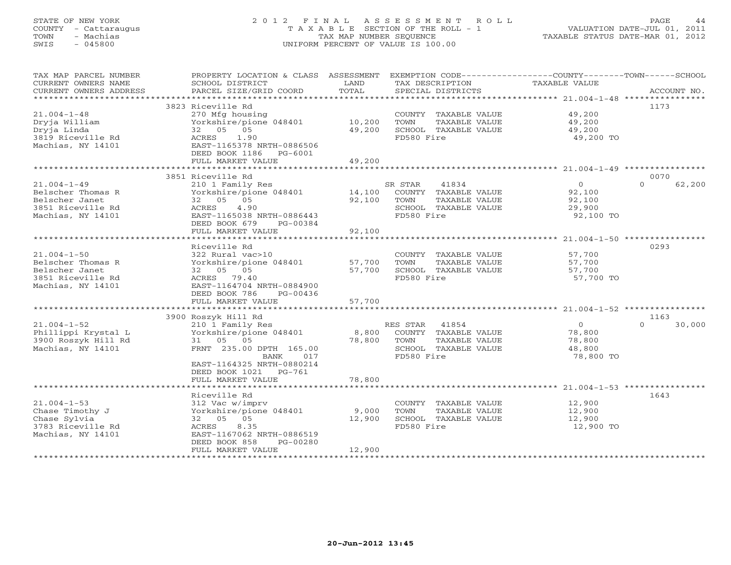STATE OF NEW YORK
COUNTY - Cattaraugus
TOWN - Machias
SWIS - 045800

# 2012 FINAL ASSESSMENT ROLL
TAXABLE SECTION OF THE ROLL - 1
TAX MAP NUMBER SEQUENCE
UNIFORM PERCENT OF VALUE IS 100.00

VALUATION DATE-JUL 01, 2011
TAXABLE STATUS DATE-MAR 01, 2012

| TAX MAP PARCEL NUMBER / CURRENT OWNERS NAME / CURRENT OWNERS ADDRESS | PROPERTY LOCATION & CLASS / SCHOOL DISTRICT / PARCEL SIZE/GRID COORD | ASSESSMENT LAND | TOTAL | EXEMPTION CODE / TAX DESCRIPTION / SPECIAL DISTRICTS | COUNTY TAXABLE VALUE | TOWN | SCHOOL | ACCOUNT NO. |
|---|---|---|---|---|---|---|---|---|
| 21.004-1-48 | 3823 Riceville Rd | | | | | | | 1173 |
| Dryja William | 270 Mfg housing | | | COUNTY TAXABLE VALUE | 49,200 | | | |
| Dryja Linda | Yorkshire/pione 048401 | 10,200 | | TOWN TAXABLE VALUE | 49,200 | | | |
| 3819 Riceville Rd | 32 05 05 | | 49,200 | SCHOOL TAXABLE VALUE | 49,200 | | | |
| Machias, NY 14101 | ACRES 1.90 | | | FD580 Fire | 49,200 TO | | | |
| | EAST-1165378 NRTH-0886506 | | | | | | | |
| | DEED BOOK 1186 PG-6001 | | | | | | | |
| | FULL MARKET VALUE | | 49,200 | | | | | |
| 21.004-1-49 | 3851 Riceville Rd | | | | | | | 0070 |
| Belscher Thomas R | 210 1 Family Res | | | SR STAR 41834 | 0 | 0 | 62,200 | |
| Belscher Janet | Yorkshire/pione 048401 | 14,100 | | COUNTY TAXABLE VALUE | 92,100 | | | |
| 3851 Riceville Rd | 32 05 05 | | 92,100 | TOWN TAXABLE VALUE | 92,100 | | | |
| Machias, NY 14101 | ACRES 4.90 | | | SCHOOL TAXABLE VALUE | 29,900 | | | |
| | EAST-1165038 NRTH-0886443 | | | FD580 Fire | 92,100 TO | | | |
| | DEED BOOK 679 PG-00384 | | | | | | | |
| | FULL MARKET VALUE | | 92,100 | | | | | |
| 21.004-1-50 | Riceville Rd | | | | | | | 0293 |
| Belscher Thomas R | 322 Rural vac>10 | | | COUNTY TAXABLE VALUE | 57,700 | | | |
| Belscher Janet | Yorkshire/pione 048401 | 57,700 | | TOWN TAXABLE VALUE | 57,700 | | | |
| 3851 Riceville Rd | 32 05 05 | | 57,700 | SCHOOL TAXABLE VALUE | 57,700 | | | |
| Machias, NY 14101 | ACRES 79.40 | | | FD580 Fire | 57,700 TO | | | |
| | EAST-1164704 NRTH-0884900 | | | | | | | |
| | DEED BOOK 786 PG-00436 | | | | | | | |
| | FULL MARKET VALUE | | 57,700 | | | | | |
| 21.004-1-52 | 3900 Roszyk Hill Rd | | | | | | | 1163 |
| Phillippi Krystal L | 210 1 Family Res | | | RES STAR 41854 | 0 | 0 | 30,000 | |
| 3900 Roszyk Hill Rd | Yorkshire/pione 048401 | 8,800 | | COUNTY TAXABLE VALUE | 78,800 | | | |
| Machias, NY 14101 | 31 05 05 | | 78,800 | TOWN TAXABLE VALUE | 78,800 | | | |
| | FRNT 235.00 DPTH 165.00 | | | SCHOOL TAXABLE VALUE | 48,800 | | | |
| | BANK 017 | | | FD580 Fire | 78,800 TO | | | |
| | EAST-1164325 NRTH-0880214 | | | | | | | |
| | DEED BOOK 1021 PG-761 | | | | | | | |
| | FULL MARKET VALUE | | 78,800 | | | | | |
| 21.004-1-53 | Riceville Rd | | | | | | | 1643 |
| Chase Timothy J | 312 Vac w/imprv | | | COUNTY TAXABLE VALUE | 12,900 | | | |
| Chase Sylvia | Yorkshire/pione 048401 | 9,000 | | TOWN TAXABLE VALUE | 12,900 | | | |
| 3783 Riceville Rd | 32 05 05 | | 12,900 | SCHOOL TAXABLE VALUE | 12,900 | | | |
| Machias, NY 14101 | ACRES 8.35 | | | FD580 Fire | 12,900 TO | | | |
| | EAST-1167062 NRTH-0886519 | | | | | | | |
| | DEED BOOK 858 PG-00280 | | | | | | | |
| | FULL MARKET VALUE | | 12,900 | | | | | |

20-Jun-2012 13:45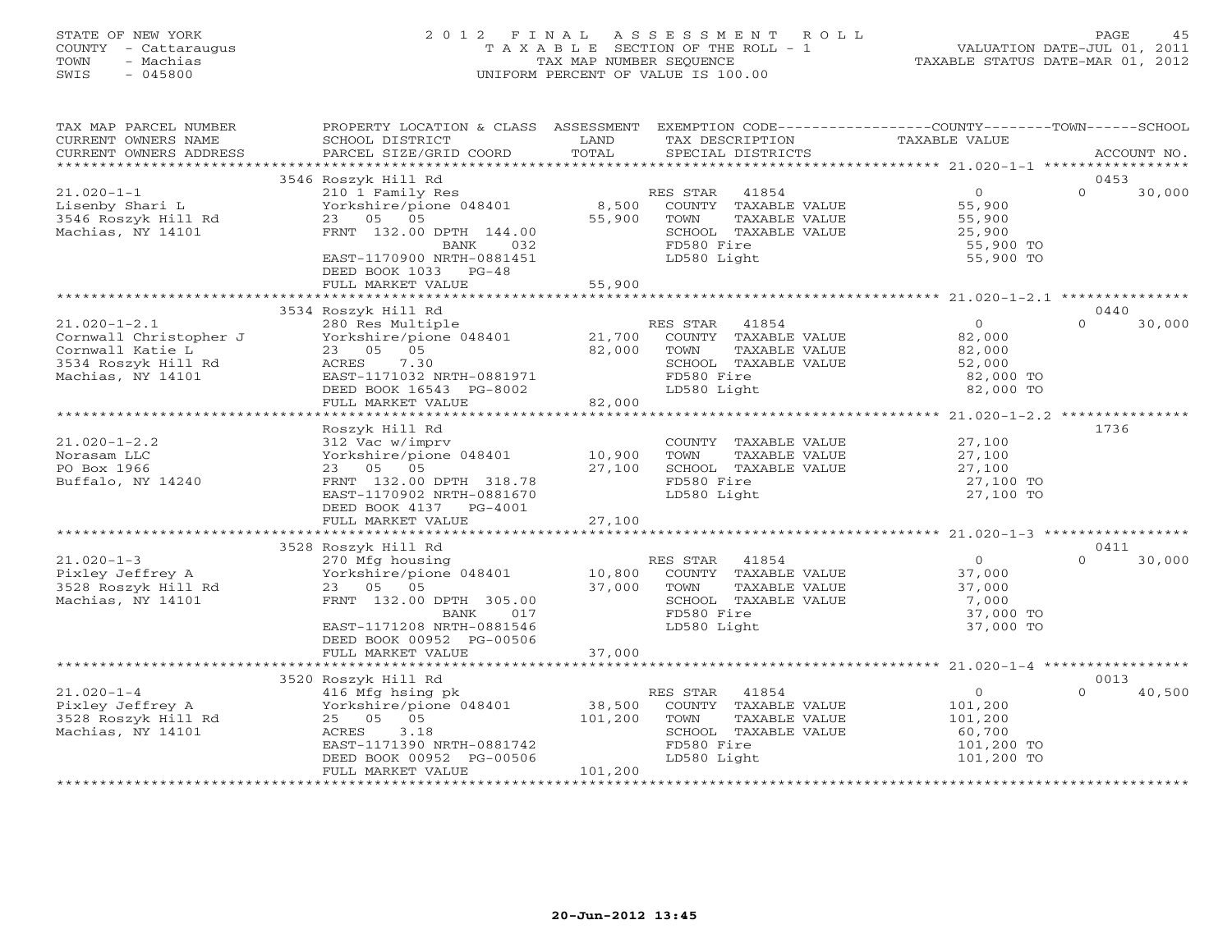STATE OF NEW YORK
COUNTY - Cattaraugus
TOWN - Machias
SWIS - 045800

# 2012 FINAL ASSESSMENT ROLL

TAXABLE SECTION OF THE ROLL - 1
TAX MAP NUMBER SEQUENCE
UNIFORM PERCENT OF VALUE IS 100.00

VALUATION DATE-JUL 01, 2011
TAXABLE STATUS DATE-MAR 01, 2012

| TAX MAP PARCEL NUMBER / CURRENT OWNERS NAME / CURRENT OWNERS ADDRESS | PROPERTY LOCATION & CLASS / SCHOOL DISTRICT / PARCEL SIZE/GRID COORD | ASSESSMENT LAND | TOTAL | EXEMPTION CODE / TAX DESCRIPTION / SPECIAL DISTRICTS | COUNTY TAXABLE VALUE | TOWN | SCHOOL / ACCOUNT NO. |
|---|---|---|---|---|---|---|---|
| | 3546 Roszyk Hill Rd | | | | | | 0453 |
| 21.020-1-1 | 210 1 Family Res | | | RES STAR 41854 | 0 | 0 | 30,000 |
| Lisenby Shari L | Yorkshire/pione 048401 | 8,500 | | COUNTY TAXABLE VALUE | 55,900 | | |
| 3546 Roszyk Hill Rd | 23 05 05 | | 55,900 | TOWN TAXABLE VALUE | 55,900 | | |
| Machias, NY 14101 | FRNT 132.00 DPTH 144.00 | | | SCHOOL TAXABLE VALUE | 25,900 | | |
| | BANK 032 | | | FD580 Fire | 55,900 TO | | |
| | EAST-1170900 NRTH-0881451 | | | LD580 Light | 55,900 TO | | |
| | DEED BOOK 1033 PG-48 | | | | | | |
| | FULL MARKET VALUE | | 55,900 | | | | |
| | 3534 Roszyk Hill Rd | | | | | | 0440 |
| 21.020-1-2.1 | 280 Res Multiple | | | RES STAR 41854 | 0 | 0 | 30,000 |
| Cornwall Christopher J | Yorkshire/pione 048401 | 21,700 | | COUNTY TAXABLE VALUE | 82,000 | | |
| Cornwall Katie L | 23 05 05 | | 82,000 | TOWN TAXABLE VALUE | 82,000 | | |
| 3534 Roszyk Hill Rd | ACRES 7.30 | | | SCHOOL TAXABLE VALUE | 52,000 | | |
| Machias, NY 14101 | EAST-1171032 NRTH-0881971 | | | FD580 Fire | 82,000 TO | | |
| | DEED BOOK 16543 PG-8002 | | | LD580 Light | 82,000 TO | | |
| | FULL MARKET VALUE | | 82,000 | | | | |
| | Roszyk Hill Rd | | | | | | 1736 |
| 21.020-1-2.2 | 312 Vac w/imprv | | | COUNTY TAXABLE VALUE | 27,100 | | |
| Norasam LLC | Yorkshire/pione 048401 | 10,900 | | TOWN TAXABLE VALUE | 27,100 | | |
| PO Box 1966 | 23 05 05 | | 27,100 | SCHOOL TAXABLE VALUE | 27,100 | | |
| Buffalo, NY 14240 | FRNT 132.00 DPTH 318.78 | | | FD580 Fire | 27,100 TO | | |
| | EAST-1170902 NRTH-0881670 | | | LD580 Light | 27,100 TO | | |
| | DEED BOOK 4137 PG-4001 | | | | | | |
| | FULL MARKET VALUE | | 27,100 | | | | |
| | 3528 Roszyk Hill Rd | | | | | | 0411 |
| 21.020-1-3 | 270 Mfg housing | | | RES STAR 41854 | 0 | 0 | 30,000 |
| Pixley Jeffrey A | Yorkshire/pione 048401 | 10,800 | | COUNTY TAXABLE VALUE | 37,000 | | |
| 3528 Roszyk Hill Rd | 23 05 05 | | 37,000 | TOWN TAXABLE VALUE | 37,000 | | |
| Machias, NY 14101 | FRNT 132.00 DPTH 305.00 | | | SCHOOL TAXABLE VALUE | 7,000 | | |
| | BANK 017 | | | FD580 Fire | 37,000 TO | | |
| | EAST-1171208 NRTH-0881546 | | | LD580 Light | 37,000 TO | | |
| | DEED BOOK 00952 PG-00506 | | | | | | |
| | FULL MARKET VALUE | | 37,000 | | | | |
| | 3520 Roszyk Hill Rd | | | | | | 0013 |
| 21.020-1-4 | 416 Mfg hsing pk | | | RES STAR 41854 | 0 | 0 | 40,500 |
| Pixley Jeffrey A | Yorkshire/pione 048401 | 38,500 | | COUNTY TAXABLE VALUE | 101,200 | | |
| 3528 Roszyk Hill Rd | 25 05 05 | | 101,200 | TOWN TAXABLE VALUE | 101,200 | | |
| Machias, NY 14101 | ACRES 3.18 | | | SCHOOL TAXABLE VALUE | 60,700 | | |
| | EAST-1171390 NRTH-0881742 | | | FD580 Fire | 101,200 TO | | |
| | DEED BOOK 00952 PG-00506 | | | LD580 Light | 101,200 TO | | |
| | FULL MARKET VALUE | | 101,200 | | | | |

20-Jun-2012 13:45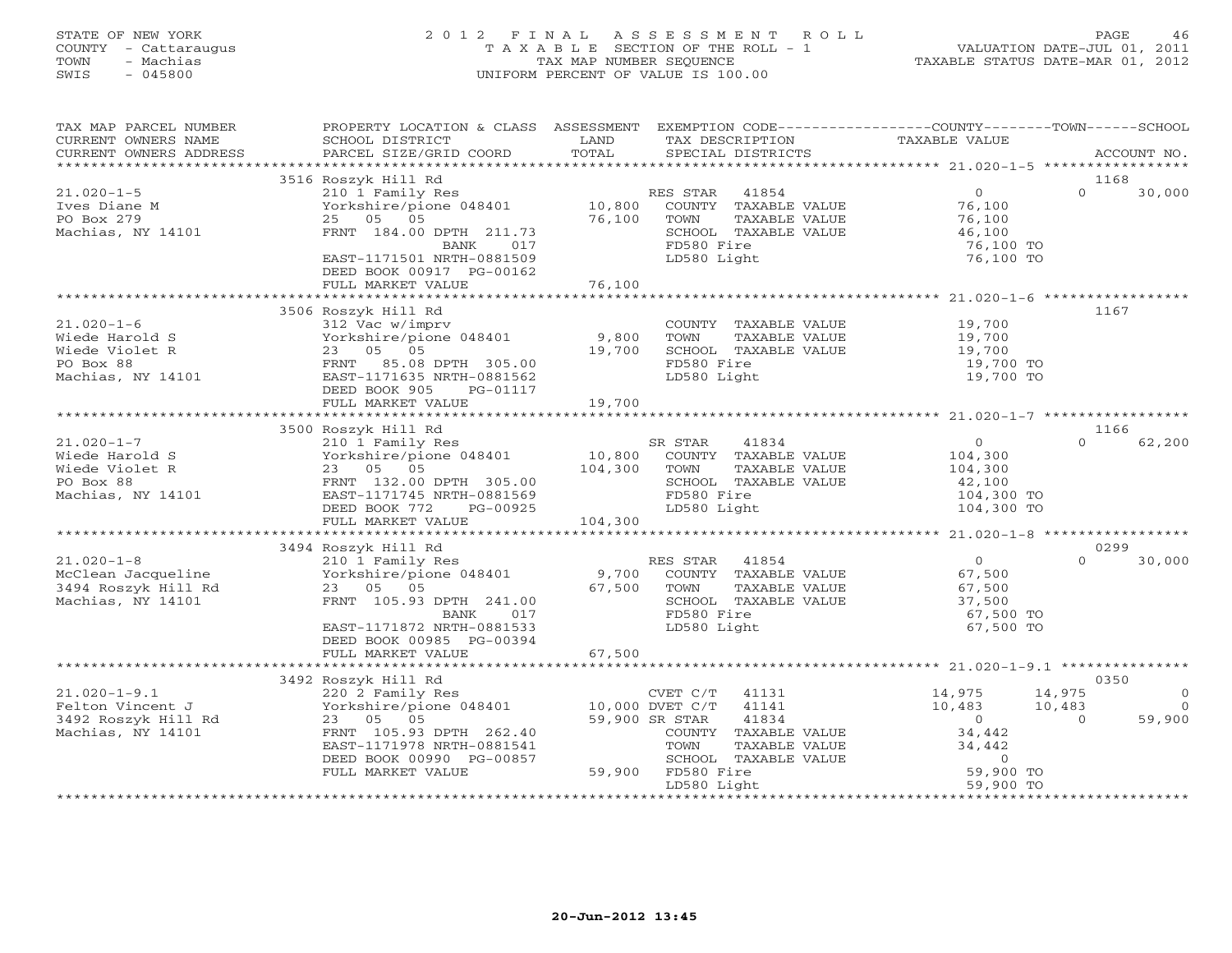STATE OF NEW YORK
COUNTY - Cattaraugus
TOWN - Machias
SWIS - 045800

# 2012 FINAL ASSESSMENT ROLL
TAXABLE SECTION OF THE ROLL - 1
TAX MAP NUMBER SEQUENCE
UNIFORM PERCENT OF VALUE IS 100.00

VALUATION DATE-JUL 01, 2011
TAXABLE STATUS DATE-MAR 01, 2012

| TAX MAP PARCEL NUMBER / CURRENT OWNERS NAME / CURRENT OWNERS ADDRESS | PROPERTY LOCATION & CLASS / SCHOOL DISTRICT / PARCEL SIZE/GRID COORD | ASSESSMENT LAND / TOTAL | EXEMPTION CODE / TAX DESCRIPTION / SPECIAL DISTRICTS | COUNTY TAXABLE VALUE | TOWN | SCHOOL / ACCOUNT NO. |
|---|---|---|---|---|---|---|
| 21.020-1-5 | 3516 Roszyk Hill Rd | | | | | 1168 |
| Ives Diane M | 210 1 Family Res | | RES STAR 41854 | 0 | 0 | 30,000 |
| PO Box 279 | Yorkshire/pione 048401 | 10,800 | COUNTY TAXABLE VALUE | 76,100 | | |
| Machias, NY 14101 | 25 05 05 | 76,100 | TOWN TAXABLE VALUE | 76,100 | | |
| | FRNT 184.00 DPTH 211.73 | | SCHOOL TAXABLE VALUE | 46,100 | | |
| | BANK 017 | | FD580 Fire | 76,100 TO | | |
| | EAST-1171501 NRTH-0881509 | | LD580 Light | 76,100 TO | | |
| | DEED BOOK 00917 PG-00162 | | | | | |
| | FULL MARKET VALUE | 76,100 | | | | |
| 21.020-1-6 | 3506 Roszyk Hill Rd | | | | | 1167 |
| Wiede Harold S | 312 Vac w/imprv | | COUNTY TAXABLE VALUE | 19,700 | | |
| Wiede Violet R | Yorkshire/pione 048401 | 9,800 | TOWN TAXABLE VALUE | 19,700 | | |
| PO Box 88 | 23 05 05 | 19,700 | SCHOOL TAXABLE VALUE | 19,700 | | |
| Machias, NY 14101 | FRNT 85.08 DPTH 305.00 | | FD580 Fire | 19,700 TO | | |
| | EAST-1171635 NRTH-0881562 | | LD580 Light | 19,700 TO | | |
| | DEED BOOK 905 PG-01117 | | | | | |
| | FULL MARKET VALUE | 19,700 | | | | |
| 21.020-1-7 | 3500 Roszyk Hill Rd | | | | | 1166 |
| Wiede Harold S | 210 1 Family Res | | SR STAR 41834 | 0 | 0 | 62,200 |
| Wiede Violet R | Yorkshire/pione 048401 | 10,800 | COUNTY TAXABLE VALUE | 104,300 | | |
| PO Box 88 | 23 05 05 | 104,300 | TOWN TAXABLE VALUE | 104,300 | | |
| Machias, NY 14101 | FRNT 132.00 DPTH 305.00 | | SCHOOL TAXABLE VALUE | 42,100 | | |
| | EAST-1171745 NRTH-0881569 | | FD580 Fire | 104,300 TO | | |
| | DEED BOOK 772 PG-00925 | | LD580 Light | 104,300 TO | | |
| | FULL MARKET VALUE | 104,300 | | | | |
| 21.020-1-8 | 3494 Roszyk Hill Rd | | | | | 0299 |
| McClean Jacqueline | 210 1 Family Res | | RES STAR 41854 | 0 | 0 | 30,000 |
| 3494 Roszyk Hill Rd | Yorkshire/pione 048401 | 9,700 | COUNTY TAXABLE VALUE | 67,500 | | |
| Machias, NY 14101 | 23 05 05 | 67,500 | TOWN TAXABLE VALUE | 67,500 | | |
| | FRNT 105.93 DPTH 241.00 | | SCHOOL TAXABLE VALUE | 37,500 | | |
| | BANK 017 | | FD580 Fire | 67,500 TO | | |
| | EAST-1171872 NRTH-0881533 | | LD580 Light | 67,500 TO | | |
| | DEED BOOK 00985 PG-00394 | | | | | |
| | FULL MARKET VALUE | 67,500 | | | | |
| 21.020-1-9.1 | 3492 Roszyk Hill Rd | | | | | 0350 |
| Felton Vincent J | 220 2 Family Res | | CVET C/T 41131 | 14,975 | 14,975 | 0 |
| 3492 Roszyk Hill Rd | Yorkshire/pione 048401 | 10,000 | DVET C/T 41141 | 10,483 | 10,483 | 0 |
| Machias, NY 14101 | 23 05 05 | 59,900 | SR STAR 41834 | 0 | 0 | 59,900 |
| | FRNT 105.93 DPTH 262.40 | | COUNTY TAXABLE VALUE | 34,442 | | |
| | EAST-1171978 NRTH-0881541 | | TOWN TAXABLE VALUE | 34,442 | | |
| | DEED BOOK 00990 PG-00857 | | SCHOOL TAXABLE VALUE | 0 | | |
| | FULL MARKET VALUE | 59,900 | FD580 Fire | 59,900 TO | | |
| | | | LD580 Light | 59,900 TO | | |

20-Jun-2012 13:45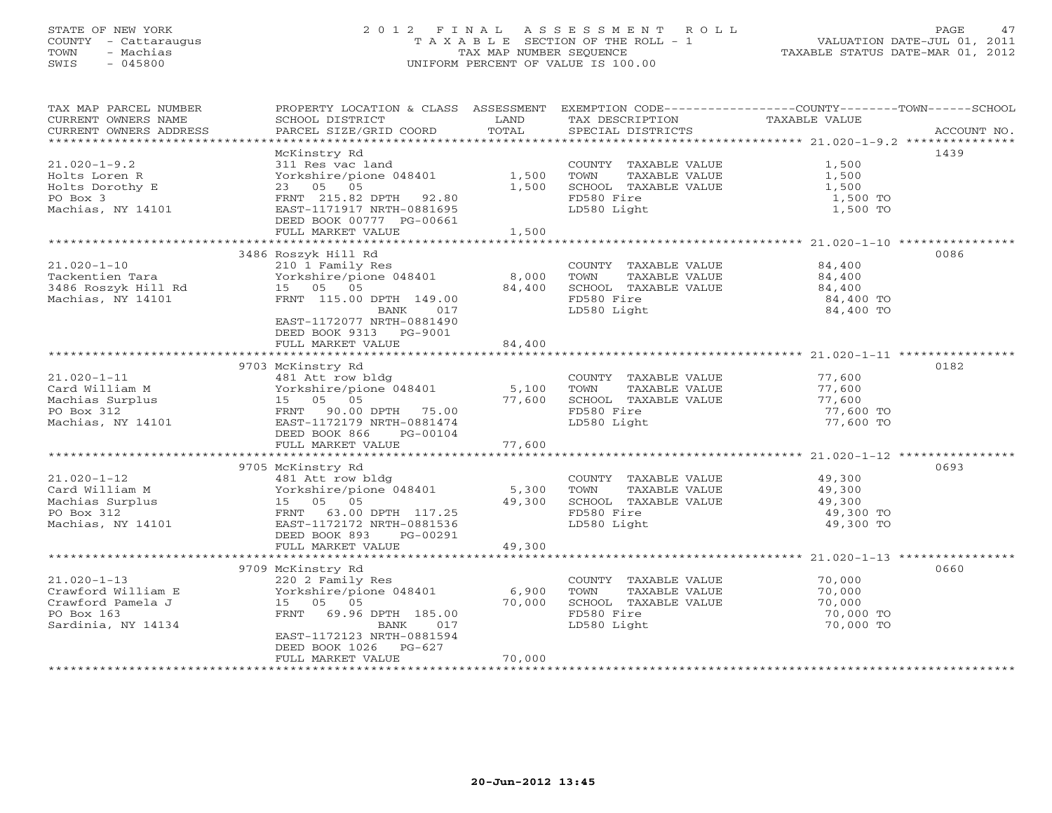STATE OF NEW YORK
COUNTY - Cattaraugus
TOWN - Machias
SWIS - 045800

2012 FINAL ASSESSMENT ROLL
TAXABLE SECTION OF THE ROLL - 1
TAX MAP NUMBER SEQUENCE
UNIFORM PERCENT OF VALUE IS 100.00

VALUATION DATE-JUL 01, 2011
TAXABLE STATUS DATE-MAR 01, 2012

| TAX MAP PARCEL NUMBER / CURRENT OWNERS NAME / CURRENT OWNERS ADDRESS | PROPERTY LOCATION & CLASS / SCHOOL DISTRICT / PARCEL SIZE/GRID COORD | ASSESSMENT LAND | TOTAL | EXEMPTION CODE / TAX DESCRIPTION / SPECIAL DISTRICTS | TAXABLE VALUE (COUNTY--TOWN--SCHOOL) | ACCOUNT NO. |
|---|---|---|---|---|---|---|
| 21.020-1-9.2 | McKinstry Rd | | | | | 1439 |
| | 311 Res vac land | | | COUNTY TAXABLE VALUE | 1,500 | |
| Holts Loren R | Yorkshire/pione 048401 | 1,500 | | TOWN TAXABLE VALUE | 1,500 | |
| Holts Dorothy E | 23 05 05 | | 1,500 | SCHOOL TAXABLE VALUE | 1,500 | |
| PO Box 3 | FRNT 215.82 DPTH 92.80 | | | FD580 Fire | 1,500 TO | |
| Machias, NY 14101 | EAST-1171917 NRTH-0881695 | | | LD580 Light | 1,500 TO | |
| | DEED BOOK 00777 PG-00661 | | | | | |
| | FULL MARKET VALUE | | 1,500 | | | |
| 21.020-1-10 | 3486 Roszyk Hill Rd | | | | | 0086 |
| | 210 1 Family Res | | | COUNTY TAXABLE VALUE | 84,400 | |
| Tackentien Tara | Yorkshire/pione 048401 | 8,000 | | TOWN TAXABLE VALUE | 84,400 | |
| 3486 Roszyk Hill Rd | 15 05 05 | | 84,400 | SCHOOL TAXABLE VALUE | 84,400 | |
| Machias, NY 14101 | FRNT 115.00 DPTH 149.00 | | | FD580 Fire | 84,400 TO | |
| | BANK 017 | | | LD580 Light | 84,400 TO | |
| | EAST-1172077 NRTH-0881490 | | | | | |
| | DEED BOOK 9313 PG-9001 | | | | | |
| | FULL MARKET VALUE | | 84,400 | | | |
| 21.020-1-11 | 9703 McKinstry Rd | | | | | 0182 |
| | 481 Att row bldg | | | COUNTY TAXABLE VALUE | 77,600 | |
| Card William M | Yorkshire/pione 048401 | 5,100 | | TOWN TAXABLE VALUE | 77,600 | |
| Machias Surplus | 15 05 05 | | 77,600 | SCHOOL TAXABLE VALUE | 77,600 | |
| PO Box 312 | FRNT 90.00 DPTH 75.00 | | | FD580 Fire | 77,600 TO | |
| Machias, NY 14101 | EAST-1172179 NRTH-0881474 | | | LD580 Light | 77,600 TO | |
| | DEED BOOK 866 PG-00104 | | | | | |
| | FULL MARKET VALUE | | 77,600 | | | |
| 21.020-1-12 | 9705 McKinstry Rd | | | | | 0693 |
| | 481 Att row bldg | | | COUNTY TAXABLE VALUE | 49,300 | |
| Card William M | Yorkshire/pione 048401 | 5,300 | | TOWN TAXABLE VALUE | 49,300 | |
| Machias Surplus | 15 05 05 | | 49,300 | SCHOOL TAXABLE VALUE | 49,300 | |
| PO Box 312 | FRNT 63.00 DPTH 117.25 | | | FD580 Fire | 49,300 TO | |
| Machias, NY 14101 | EAST-1172172 NRTH-0881536 | | | LD580 Light | 49,300 TO | |
| | DEED BOOK 893 PG-00291 | | | | | |
| | FULL MARKET VALUE | | 49,300 | | | |
| 21.020-1-13 | 9709 McKinstry Rd | | | | | 0660 |
| | 220 2 Family Res | | | COUNTY TAXABLE VALUE | 70,000 | |
| Crawford William E | Yorkshire/pione 048401 | 6,900 | | TOWN TAXABLE VALUE | 70,000 | |
| Crawford Pamela J | 15 05 05 | | 70,000 | SCHOOL TAXABLE VALUE | 70,000 | |
| PO Box 163 | FRNT 69.96 DPTH 185.00 | | | FD580 Fire | 70,000 TO | |
| Sardinia, NY 14134 | BANK 017 | | | LD580 Light | 70,000 TO | |
| | EAST-1172123 NRTH-0881594 | | | | | |
| | DEED BOOK 1026 PG-627 | | | | | |
| | FULL MARKET VALUE | | 70,000 | | | |

20-Jun-2012 13:45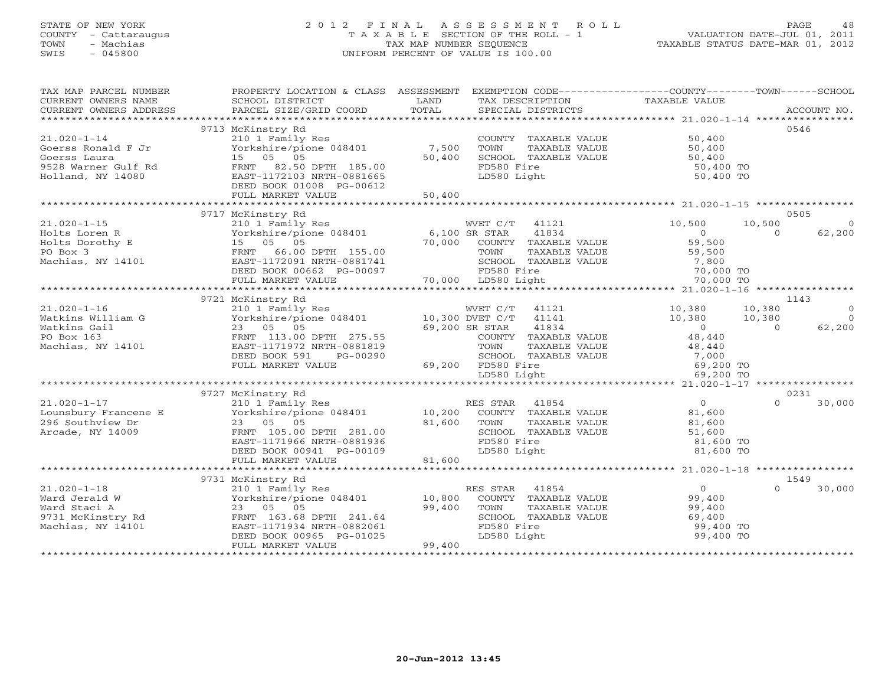STATE OF NEW YORK
COUNTY - Cattaraugus
TOWN - Machias
SWIS - 045800

# 2012 FINAL ASSESSMENT ROLL
TAXABLE SECTION OF THE ROLL - 1
TAX MAP NUMBER SEQUENCE
UNIFORM PERCENT OF VALUE IS 100.00

VALUATION DATE-JUL 01, 2011
TAXABLE STATUS DATE-MAR 01, 2012

| TAX MAP PARCEL NUMBER / CURRENT OWNERS NAME / CURRENT OWNERS ADDRESS | PROPERTY LOCATION & CLASS / SCHOOL DISTRICT / PARCEL SIZE/GRID COORD | ASSESSMENT LAND / TOTAL | EXEMPTION CODE / TAX DESCRIPTION / SPECIAL DISTRICTS | COUNTY TAXABLE VALUE | TOWN | SCHOOL | ACCOUNT NO. |
|---|---|---|---|---|---|---|---|
| | 9713 McKinstry Rd | | | | | | 0546 |
| 21.020-1-14 | 210 1 Family Res | | COUNTY TAXABLE VALUE | 50,400 | | | |
| Goerss Ronald F Jr | Yorkshire/pione 048401 | 7,500 | TOWN TAXABLE VALUE | 50,400 | | | |
| Goerss Laura | 15 05 05 | 50,400 | SCHOOL TAXABLE VALUE | 50,400 | | | |
| 9528 Warner Gulf Rd | FRNT 82.50 DPTH 185.00 | | FD580 Fire | 50,400 TO | | | |
| Holland, NY 14080 | EAST-1172103 NRTH-0881665 | | LD580 Light | 50,400 TO | | | |
| | DEED BOOK 01008 PG-00612 | | | | | | |
| | FULL MARKET VALUE | 50,400 | | | | | |
| | 9717 McKinstry Rd | | | | | | 0505 |
| 21.020-1-15 | 210 1 Family Res | | WVET C/T 41121 | 10,500 | 10,500 | 0 | |
| Holts Loren R | Yorkshire/pione 048401 | 6,100 | SR STAR 41834 | 0 | 0 | 62,200 | |
| Holts Dorothy E | 15 05 05 | 70,000 | COUNTY TAXABLE VALUE | 59,500 | | | |
| PO Box 3 | FRNT 66.00 DPTH 155.00 | | TOWN TAXABLE VALUE | 59,500 | | | |
| Machias, NY 14101 | EAST-1172091 NRTH-0881741 | | SCHOOL TAXABLE VALUE | 7,800 | | | |
| | DEED BOOK 00662 PG-00097 | | FD580 Fire | 70,000 TO | | | |
| | FULL MARKET VALUE | 70,000 | LD580 Light | 70,000 TO | | | |
| | 9721 McKinstry Rd | | | | | | 1143 |
| 21.020-1-16 | 210 1 Family Res | | WVET C/T 41121 | 10,380 | 10,380 | 0 | |
| Watkins William G | Yorkshire/pione 048401 | 10,300 | DVET C/T 41141 | 10,380 | 10,380 | 0 | |
| Watkins Gail | 23 05 05 | 69,200 | SR STAR 41834 | 0 | 0 | 62,200 | |
| PO Box 163 | FRNT 113.00 DPTH 275.55 | | COUNTY TAXABLE VALUE | 48,440 | | | |
| Machias, NY 14101 | EAST-1171972 NRTH-0881819 | | TOWN TAXABLE VALUE | 48,440 | | | |
| | DEED BOOK 591 PG-00290 | | SCHOOL TAXABLE VALUE | 7,000 | | | |
| | FULL MARKET VALUE | 69,200 | FD580 Fire | 69,200 TO | | | |
| | | | LD580 Light | 69,200 TO | | | |
| | 9727 McKinstry Rd | | | | | | 0231 |
| 21.020-1-17 | 210 1 Family Res | | RES STAR 41854 | 0 | 0 | 30,000 | |
| Lounsbury Francene E | Yorkshire/pione 048401 | 10,200 | COUNTY TAXABLE VALUE | 81,600 | | | |
| 296 Southview Dr | 23 05 05 | 81,600 | TOWN TAXABLE VALUE | 81,600 | | | |
| Arcade, NY 14009 | FRNT 105.00 DPTH 281.00 | | SCHOOL TAXABLE VALUE | 51,600 | | | |
| | EAST-1171966 NRTH-0881936 | | FD580 Fire | 81,600 TO | | | |
| | DEED BOOK 00941 PG-00109 | | LD580 Light | 81,600 TO | | | |
| | FULL MARKET VALUE | 81,600 | | | | | |
| | 9731 McKinstry Rd | | | | | | 1549 |
| 21.020-1-18 | 210 1 Family Res | | RES STAR 41854 | 0 | 0 | 30,000 | |
| Ward Jerald W | Yorkshire/pione 048401 | 10,800 | COUNTY TAXABLE VALUE | 99,400 | | | |
| Ward Staci A | 23 05 05 | 99,400 | TOWN TAXABLE VALUE | 99,400 | | | |
| 9731 McKinstry Rd | FRNT 163.68 DPTH 241.64 | | SCHOOL TAXABLE VALUE | 69,400 | | | |
| Machias, NY 14101 | EAST-1171934 NRTH-0882061 | | FD580 Fire | 99,400 TO | | | |
| | DEED BOOK 00965 PG-01025 | | LD580 Light | 99,400 TO | | | |
| | FULL MARKET VALUE | 99,400 | | | | | |

20-Jun-2012 13:45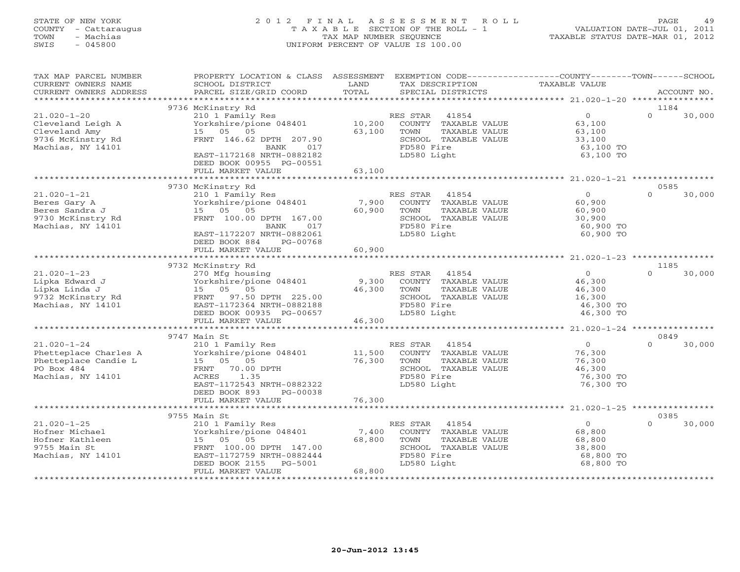STATE OF NEW YORK
COUNTY - Cattaraugus
TOWN - Machias
SWIS - 045800

# 2012 FINAL ASSESSMENT ROLL
TAXABLE SECTION OF THE ROLL - 1
TAX MAP NUMBER SEQUENCE
UNIFORM PERCENT OF VALUE IS 100.00

VALUATION DATE-JUL 01, 2011
TAXABLE STATUS DATE-MAR 01, 2012

| TAX MAP PARCEL NUMBER / CURRENT OWNERS NAME / CURRENT OWNERS ADDRESS | PROPERTY LOCATION & CLASS / SCHOOL DISTRICT / PARCEL SIZE/GRID COORD | ASSESSMENT LAND / TOTAL | EXEMPTION CODE / TAX DESCRIPTION / SPECIAL DISTRICTS | COUNTY/TOWN TAXABLE VALUE | SCHOOL / ACCOUNT NO. |
|---|---|---|---|---|---|
| | 9736 McKinstry Rd | | | | 1184 |
| 21.020-1-20 | 210 1 Family Res | | RES STAR 41854 | 0 | 0 30,000 |
| Cleveland Leigh A | Yorkshire/pione 048401 | 10,200 | COUNTY TAXABLE VALUE | 63,100 | |
| Cleveland Amy | 15 05 05 | 63,100 | TOWN TAXABLE VALUE | 63,100 | |
| 9736 McKinstry Rd | FRNT 146.62 DPTH 207.90 | | SCHOOL TAXABLE VALUE | 33,100 | |
| Machias, NY 14101 | BANK 017 | | FD580 Fire | 63,100 TO | |
| | EAST-1172168 NRTH-0882182 | | LD580 Light | 63,100 TO | |
| | DEED BOOK 00955 PG-00551 | | | | |
| | FULL MARKET VALUE | 63,100 | | | |
| | 9730 McKinstry Rd | | | | 0585 |
| 21.020-1-21 | 210 1 Family Res | | RES STAR 41854 | 0 | 0 30,000 |
| Beres Gary A | Yorkshire/pione 048401 | 7,900 | COUNTY TAXABLE VALUE | 60,900 | |
| Beres Sandra J | 15 05 05 | 60,900 | TOWN TAXABLE VALUE | 60,900 | |
| 9730 McKinstry Rd | FRNT 100.00 DPTH 167.00 | | SCHOOL TAXABLE VALUE | 30,900 | |
| Machias, NY 14101 | BANK 017 | | FD580 Fire | 60,900 TO | |
| | EAST-1172207 NRTH-0882061 | | LD580 Light | 60,900 TO | |
| | DEED BOOK 884 PG-00768 | | | | |
| | FULL MARKET VALUE | 60,900 | | | |
| | 9732 McKinstry Rd | | | | 1185 |
| 21.020-1-23 | 270 Mfg housing | | RES STAR 41854 | 0 | 0 30,000 |
| Lipka Edward J | Yorkshire/pione 048401 | 9,300 | COUNTY TAXABLE VALUE | 46,300 | |
| Lipka Linda J | 15 05 05 | 46,300 | TOWN TAXABLE VALUE | 46,300 | |
| 9732 McKinstry Rd | FRNT 97.50 DPTH 225.00 | | SCHOOL TAXABLE VALUE | 16,300 | |
| Machias, NY 14101 | EAST-1172364 NRTH-0882188 | | FD580 Fire | 46,300 TO | |
| | DEED BOOK 00935 PG-00657 | | LD580 Light | 46,300 TO | |
| | FULL MARKET VALUE | 46,300 | | | |
| | 9747 Main St | | | | 0849 |
| 21.020-1-24 | 210 1 Family Res | | RES STAR 41854 | 0 | 0 30,000 |
| Phetteplace Charles A | Yorkshire/pione 048401 | 11,500 | COUNTY TAXABLE VALUE | 76,300 | |
| Phetteplace Candie L | 15 05 05 | 76,300 | TOWN TAXABLE VALUE | 76,300 | |
| PO Box 484 | FRNT 70.00 DPTH | | SCHOOL TAXABLE VALUE | 46,300 | |
| Machias, NY 14101 | ACRES 1.35 | | FD580 Fire | 76,300 TO | |
| | EAST-1172543 NRTH-0882322 | | LD580 Light | 76,300 TO | |
| | DEED BOOK 893 PG-00038 | | | | |
| | FULL MARKET VALUE | 76,300 | | | |
| | 9755 Main St | | | | 0385 |
| 21.020-1-25 | 210 1 Family Res | | RES STAR 41854 | 0 | 0 30,000 |
| Hofner Michael | Yorkshire/pione 048401 | 7,400 | COUNTY TAXABLE VALUE | 68,800 | |
| Hofner Kathleen | 15 05 05 | 68,800 | TOWN TAXABLE VALUE | 68,800 | |
| 9755 Main St | FRNT 100.00 DPTH 147.00 | | SCHOOL TAXABLE VALUE | 38,800 | |
| Machias, NY 14101 | EAST-1172759 NRTH-0882444 | | FD580 Fire | 68,800 TO | |
| | DEED BOOK 2155 PG-5001 | | LD580 Light | 68,800 TO | |
| | FULL MARKET VALUE | 68,800 | | | |

20-Jun-2012 13:45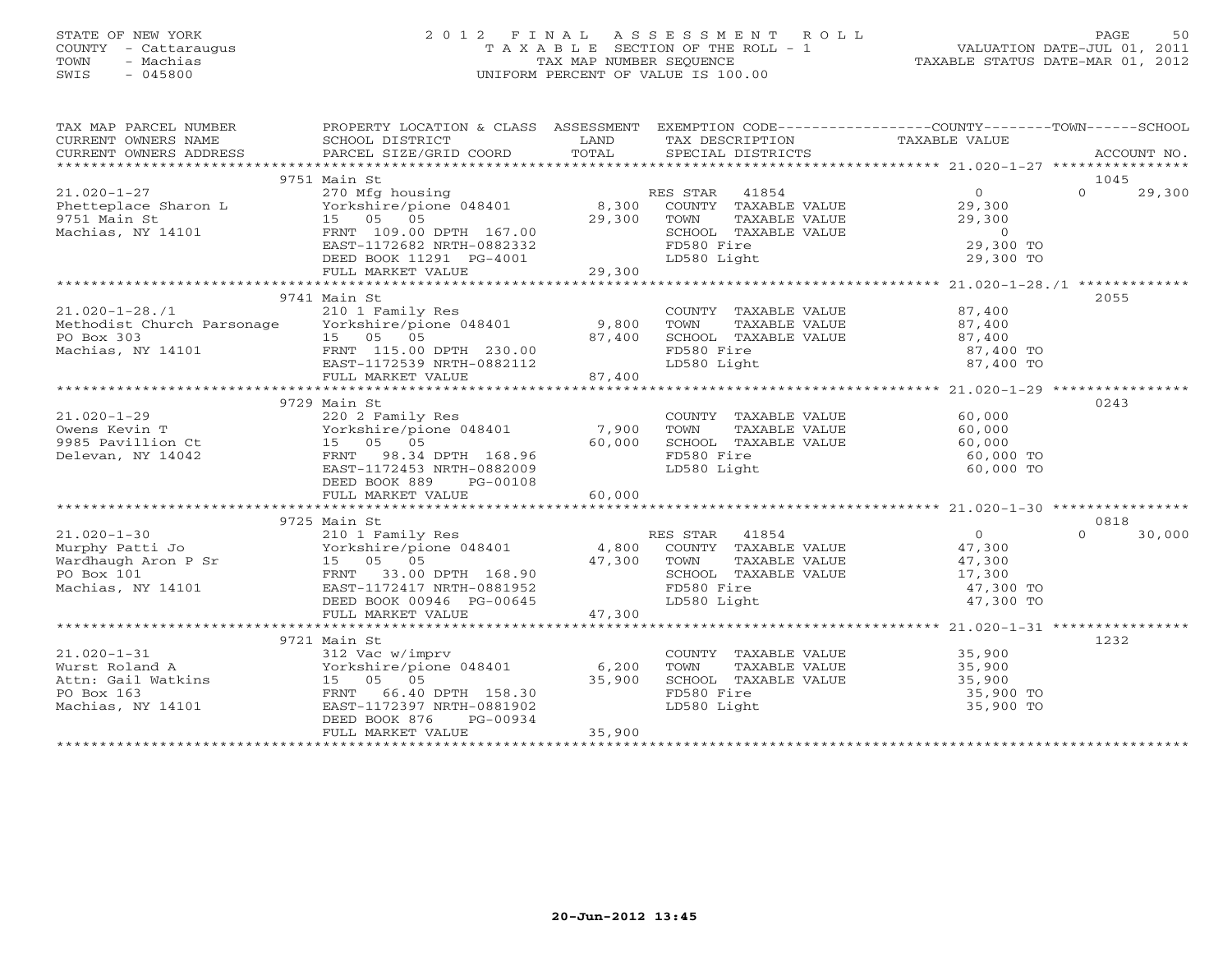STATE OF NEW YORK
COUNTY - Cattaraugus
TOWN - Machias
SWIS - 045800

# 2012 FINAL ASSESSMENT ROLL

TAXABLE SECTION OF THE ROLL - 1
TAX MAP NUMBER SEQUENCE
UNIFORM PERCENT OF VALUE IS 100.00

VALUATION DATE-JUL 01, 2011
TAXABLE STATUS DATE-MAR 01, 2012

| TAX MAP PARCEL NUMBER / CURRENT OWNERS NAME / CURRENT OWNERS ADDRESS | PROPERTY LOCATION & CLASS / SCHOOL DISTRICT / PARCEL SIZE/GRID COORD | ASSESSMENT LAND | TOTAL | EXEMPTION CODE / TAX DESCRIPTION / SPECIAL DISTRICTS | COUNTY / TOWN TAXABLE VALUE | SCHOOL | ACCOUNT NO. |
|---|---|---|---|---|---|---|---|
| | 9751 Main St | | | | | | 1045 |
| 21.020-1-27 | 270 Mfg housing | | | RES STAR 41854 | 0 | 29,300 | |
| Phetteplace Sharon L | Yorkshire/pione 048401 | 8,300 | | COUNTY TAXABLE VALUE | 29,300 | | |
| 9751 Main St | 15 05 05 | | 29,300 | TOWN TAXABLE VALUE | 29,300 | | |
| Machias, NY 14101 | FRNT 109.00 DPTH 167.00 | | | SCHOOL TAXABLE VALUE | 0 | | |
| | EAST-1172682 NRTH-0882332 | | | FD580 Fire | 29,300 TO | | |
| | DEED BOOK 11291 PG-4001 | | | LD580 Light | 29,300 TO | | |
| | FULL MARKET VALUE | | 29,300 | | | | |
| | 9741 Main St | | | | | | 2055 |
| 21.020-1-28./1 | 210 1 Family Res | | | COUNTY TAXABLE VALUE | 87,400 | | |
| Methodist Church Parsonage | Yorkshire/pione 048401 | 9,800 | | TOWN TAXABLE VALUE | 87,400 | | |
| PO Box 303 | 15 05 05 | | 87,400 | SCHOOL TAXABLE VALUE | 87,400 | | |
| Machias, NY 14101 | FRNT 115.00 DPTH 230.00 | | | FD580 Fire | 87,400 TO | | |
| | EAST-1172539 NRTH-0882112 | | | LD580 Light | 87,400 TO | | |
| | FULL MARKET VALUE | | 87,400 | | | | |
| | 9729 Main St | | | | | | 0243 |
| 21.020-1-29 | 220 2 Family Res | | | COUNTY TAXABLE VALUE | 60,000 | | |
| Owens Kevin T | Yorkshire/pione 048401 | 7,900 | | TOWN TAXABLE VALUE | 60,000 | | |
| 9985 Pavillion Ct | 15 05 05 | | 60,000 | SCHOOL TAXABLE VALUE | 60,000 | | |
| Delevan, NY 14042 | FRNT 98.34 DPTH 168.96 | | | FD580 Fire | 60,000 TO | | |
| | EAST-1172453 NRTH-0882009 | | | LD580 Light | 60,000 TO | | |
| | DEED BOOK 889 PG-00108 | | | | | | |
| | FULL MARKET VALUE | | 60,000 | | | | |
| | 9725 Main St | | | | | | 0818 |
| 21.020-1-30 | 210 1 Family Res | | | RES STAR 41854 | 0 | 30,000 | |
| Murphy Patti Jo | Yorkshire/pione 048401 | 4,800 | | COUNTY TAXABLE VALUE | 47,300 | | |
| Wardhaugh Aron P Sr | 15 05 05 | | 47,300 | TOWN TAXABLE VALUE | 47,300 | | |
| PO Box 101 | FRNT 33.00 DPTH 168.90 | | | SCHOOL TAXABLE VALUE | 17,300 | | |
| Machias, NY 14101 | EAST-1172417 NRTH-0881952 | | | FD580 Fire | 47,300 TO | | |
| | DEED BOOK 00946 PG-00645 | | | LD580 Light | 47,300 TO | | |
| | FULL MARKET VALUE | | 47,300 | | | | |
| | 9721 Main St | | | | | | 1232 |
| 21.020-1-31 | 312 Vac w/imprv | | | COUNTY TAXABLE VALUE | 35,900 | | |
| Wurst Roland A | Yorkshire/pione 048401 | 6,200 | | TOWN TAXABLE VALUE | 35,900 | | |
| Attn: Gail Watkins | 15 05 05 | | 35,900 | SCHOOL TAXABLE VALUE | 35,900 | | |
| PO Box 163 | FRNT 66.40 DPTH 158.30 | | | FD580 Fire | 35,900 TO | | |
| Machias, NY 14101 | EAST-1172397 NRTH-0881902 | | | LD580 Light | 35,900 TO | | |
| | DEED BOOK 876 PG-00934 | | | | | | |
| | FULL MARKET VALUE | | 35,900 | | | | |

20-Jun-2012 13:45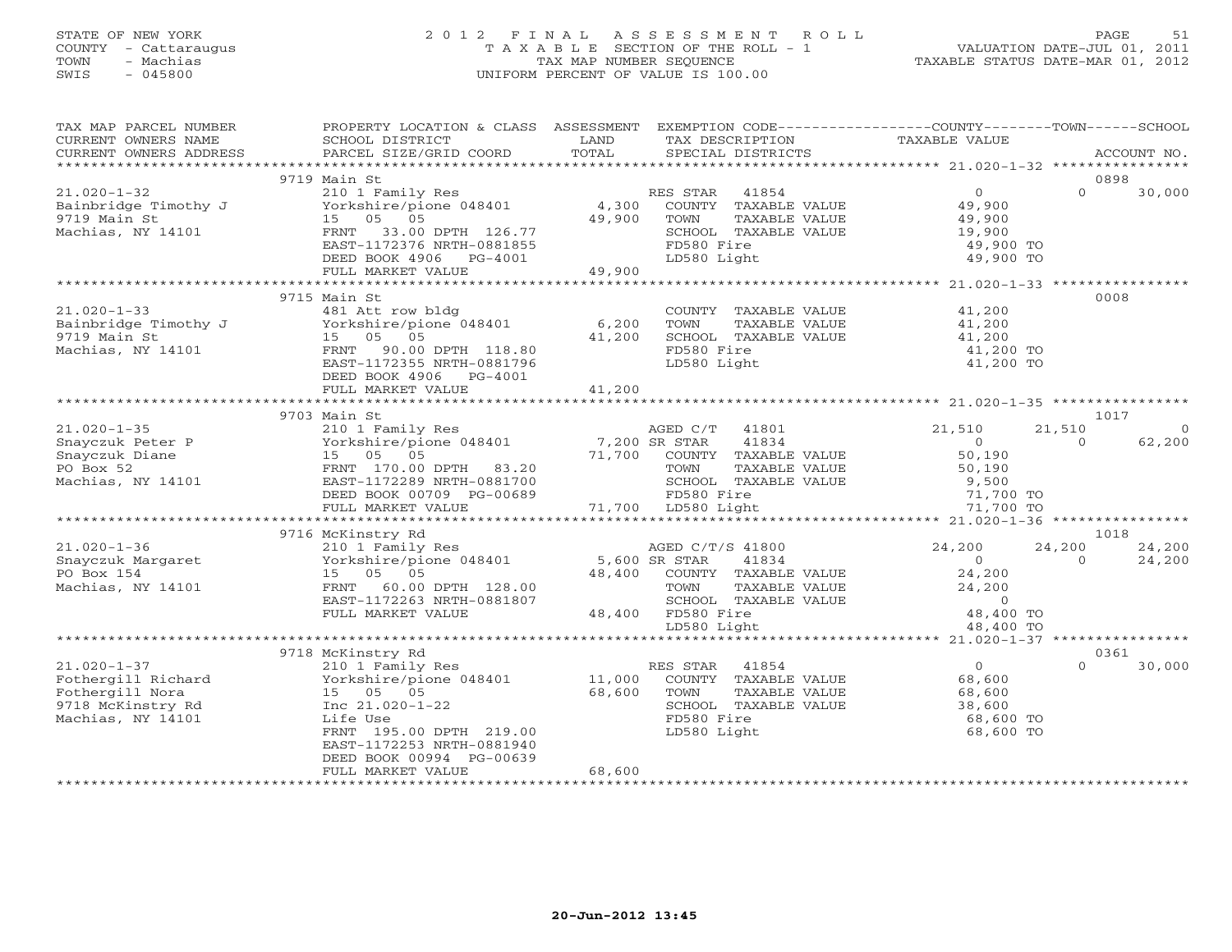STATE OF NEW YORK
COUNTY - Cattaraugus
TOWN - Machias
SWIS - 045800

# 2012 FINAL ASSESSMENT ROLL
TAXABLE SECTION OF THE ROLL - 1
TAX MAP NUMBER SEQUENCE
UNIFORM PERCENT OF VALUE IS 100.00

VALUATION DATE-JUL 01, 2011
TAXABLE STATUS DATE-MAR 01, 2012

| TAX MAP PARCEL NUMBER / CURRENT OWNERS NAME / CURRENT OWNERS ADDRESS | PROPERTY LOCATION & CLASS / SCHOOL DISTRICT / PARCEL SIZE/GRID COORD | ASSESSMENT LAND / TOTAL | EXEMPTION CODE / TAX DESCRIPTION / SPECIAL DISTRICTS | COUNTY TAXABLE VALUE | TOWN | SCHOOL / ACCOUNT NO. |
|---|---|---|---|---|---|---|
| | 9719 Main St | | | | | 0898 |
| 21.020-1-32 | 210 1 Family Res | | RES STAR 41854 | 0 | 0 | 30,000 |
| Bainbridge Timothy J | Yorkshire/pione 048401 | 4,300 | COUNTY TAXABLE VALUE | 49,900 | | |
| 9719 Main St | 15 05 05 | 49,900 | TOWN TAXABLE VALUE | 49,900 | | |
| Machias, NY 14101 | FRNT 33.00 DPTH 126.77 | | SCHOOL TAXABLE VALUE | 19,900 | | |
| | EAST-1172376 NRTH-0881855 | | FD580 Fire | 49,900 TO | | |
| | DEED BOOK 4906 PG-4001 | | LD580 Light | 49,900 TO | | |
| | FULL MARKET VALUE | 49,900 | | | | |
| | 9715 Main St | | | | | 0008 |
| 21.020-1-33 | 481 Att row bldg | | COUNTY TAXABLE VALUE | 41,200 | | |
| Bainbridge Timothy J | Yorkshire/pione 048401 | 6,200 | TOWN TAXABLE VALUE | 41,200 | | |
| 9719 Main St | 15 05 05 | 41,200 | SCHOOL TAXABLE VALUE | 41,200 | | |
| Machias, NY 14101 | FRNT 90.00 DPTH 118.80 | | FD580 Fire | 41,200 TO | | |
| | EAST-1172355 NRTH-0881796 | | LD580 Light | 41,200 TO | | |
| | DEED BOOK 4906 PG-4001 | | | | | |
| | FULL MARKET VALUE | 41,200 | | | | |
| | 9703 Main St | | | | | 1017 |
| 21.020-1-35 | 210 1 Family Res | | AGED C/T 41801 | 21,510 | 21,510 | 0 |
| Snayczuk Peter P | Yorkshire/pione 048401 | 7,200 | SR STAR 41834 | 0 | 0 | 62,200 |
| Snayczuk Diane | 15 05 05 | 71,700 | COUNTY TAXABLE VALUE | 50,190 | | |
| PO Box 52 | FRNT 170.00 DPTH 83.20 | | TOWN TAXABLE VALUE | 50,190 | | |
| Machias, NY 14101 | EAST-1172289 NRTH-0881700 | | SCHOOL TAXABLE VALUE | 9,500 | | |
| | DEED BOOK 00709 PG-00689 | | FD580 Fire | 71,700 TO | | |
| | FULL MARKET VALUE | 71,700 | LD580 Light | 71,700 TO | | |
| | 9716 McKinstry Rd | | | | | 1018 |
| 21.020-1-36 | 210 1 Family Res | | AGED C/T/S 41800 | 24,200 | 24,200 | 24,200 |
| Snayczuk Margaret | Yorkshire/pione 048401 | 5,600 | SR STAR 41834 | 0 | 0 | 24,200 |
| PO Box 154 | 15 05 05 | 48,400 | COUNTY TAXABLE VALUE | 24,200 | | |
| Machias, NY 14101 | FRNT 60.00 DPTH 128.00 | | TOWN TAXABLE VALUE | 24,200 | | |
| | EAST-1172263 NRTH-0881807 | | SCHOOL TAXABLE VALUE | 0 | | |
| | FULL MARKET VALUE | 48,400 | FD580 Fire | 48,400 TO | | |
| | | | LD580 Light | 48,400 TO | | |
| | 9718 McKinstry Rd | | | | | 0361 |
| 21.020-1-37 | 210 1 Family Res | | RES STAR 41854 | 0 | 0 | 30,000 |
| Fothergill Richard | Yorkshire/pione 048401 | 11,000 | COUNTY TAXABLE VALUE | 68,600 | | |
| Fothergill Nora | 15 05 05 | 68,600 | TOWN TAXABLE VALUE | 68,600 | | |
| 9718 McKinstry Rd | Inc 21.020-1-22 | | SCHOOL TAXABLE VALUE | 38,600 | | |
| Machias, NY 14101 | Life Use | | FD580 Fire | 68,600 TO | | |
| | FRNT 195.00 DPTH 219.00 | | LD580 Light | 68,600 TO | | |
| | EAST-1172253 NRTH-0881940 | | | | | |
| | DEED BOOK 00994 PG-00639 | | | | | |
| | FULL MARKET VALUE | 68,600 | | | | |

20-Jun-2012 13:45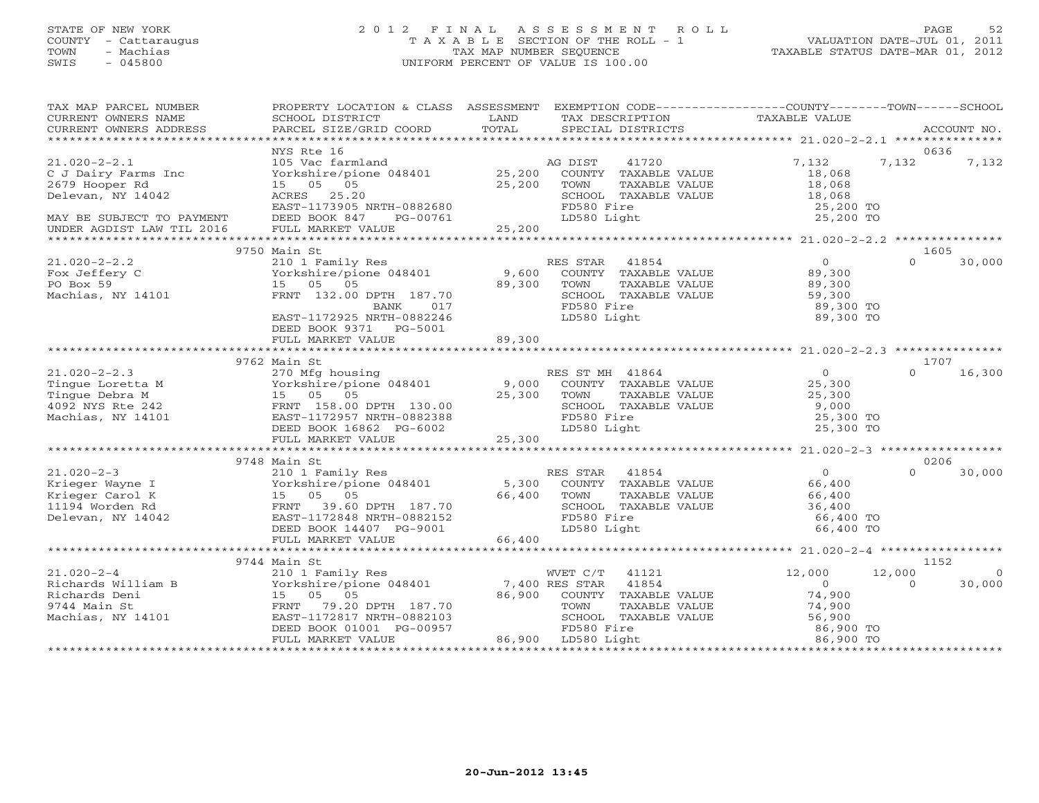STATE OF NEW YORK
COUNTY - Cattaraugus
TOWN - Machias
SWIS - 045800

2012 FINAL ASSESSMENT ROLL
TAXABLE SECTION OF THE ROLL - 1
TAX MAP NUMBER SEQUENCE
UNIFORM PERCENT OF VALUE IS 100.00

VALUATION DATE-JUL 01, 2011
TAXABLE STATUS DATE-MAR 01, 2012

| TAX MAP PARCEL NUMBER / CURRENT OWNERS NAME / CURRENT OWNERS ADDRESS | PROPERTY LOCATION & CLASS / SCHOOL DISTRICT / PARCEL SIZE/GRID COORD | ASSESSMENT LAND | TOTAL | EXEMPTION CODE / TAX DESCRIPTION / SPECIAL DISTRICTS | COUNTY TAXABLE VALUE | TOWN | SCHOOL | ACCOUNT NO. |
|---|---|---|---|---|---|---|---|---|
| | NYS Rte 16 | | | | | | | 0636 |
| 21.020-2-2.1 | 105 Vac farmland | | | AG DIST 41720 | 7,132 | 7,132 | 7,132 | |
| C J Dairy Farms Inc | Yorkshire/pione 048401 | 25,200 | | COUNTY TAXABLE VALUE | 18,068 | | | |
| 2679 Hooper Rd | 15 05 05 | | 25,200 | TOWN TAXABLE VALUE | 18,068 | | | |
| Delevan, NY 14042 | ACRES 25.20 | | | SCHOOL TAXABLE VALUE | 18,068 | | | |
| | EAST-1173905 NRTH-0882680 | | | FD580 Fire | 25,200 TO | | | |
| MAY BE SUBJECT TO PAYMENT | DEED BOOK 847 PG-00761 | | | LD580 Light | 25,200 TO | | | |
| UNDER AGDIST LAW TIL 2016 | FULL MARKET VALUE | | 25,200 | | | | | |
| | 9750 Main St | | | | | | | 1605 |
| 21.020-2-2.2 | 210 1 Family Res | | | RES STAR 41854 | 0 | 0 | 30,000 | |
| Fox Jeffery C | Yorkshire/pione 048401 | 9,600 | | COUNTY TAXABLE VALUE | 89,300 | | | |
| PO Box 59 | 15 05 05 | | 89,300 | TOWN TAXABLE VALUE | 89,300 | | | |
| Machias, NY 14101 | FRNT 132.00 DPTH 187.70 | | | SCHOOL TAXABLE VALUE | 59,300 | | | |
| | BANK 017 | | | FD580 Fire | 89,300 TO | | | |
| | EAST-1172925 NRTH-0882246 | | | LD580 Light | 89,300 TO | | | |
| | DEED BOOK 9371 PG-5001 | | | | | | | |
| | FULL MARKET VALUE | | 89,300 | | | | | |
| | 9762 Main St | | | | | | | 1707 |
| 21.020-2-2.3 | 270 Mfg housing | | | RES ST MH 41864 | 0 | 0 | 16,300 | |
| Tingue Loretta M | Yorkshire/pione 048401 | 9,000 | | COUNTY TAXABLE VALUE | 25,300 | | | |
| Tingue Debra M | 15 05 05 | | 25,300 | TOWN TAXABLE VALUE | 25,300 | | | |
| 4092 NYS Rte 242 | FRNT 158.00 DPTH 130.00 | | | SCHOOL TAXABLE VALUE | 9,000 | | | |
| Machias, NY 14101 | EAST-1172957 NRTH-0882388 | | | FD580 Fire | 25,300 TO | | | |
| | DEED BOOK 16862 PG-6002 | | | LD580 Light | 25,300 TO | | | |
| | FULL MARKET VALUE | | 25,300 | | | | | |
| | 9748 Main St | | | | | | | 0206 |
| 21.020-2-3 | 210 1 Family Res | | | RES STAR 41854 | 0 | 0 | 30,000 | |
| Krieger Wayne I | Yorkshire/pione 048401 | 5,300 | | COUNTY TAXABLE VALUE | 66,400 | | | |
| Krieger Carol K | 15 05 05 | | 66,400 | TOWN TAXABLE VALUE | 66,400 | | | |
| 11194 Worden Rd | FRNT 39.60 DPTH 187.70 | | | SCHOOL TAXABLE VALUE | 36,400 | | | |
| Delevan, NY 14042 | EAST-1172848 NRTH-0882152 | | | FD580 Fire | 66,400 TO | | | |
| | DEED BOOK 14407 PG-9001 | | | LD580 Light | 66,400 TO | | | |
| | FULL MARKET VALUE | | 66,400 | | | | | |
| | 9744 Main St | | | | | | | 1152 |
| 21.020-2-4 | 210 1 Family Res | | | WVET C/T 41121 | 12,000 | 12,000 | 0 | |
| Richards William B | Yorkshire/pione 048401 | 7,400 | | RES STAR 41854 | 0 | 0 | 30,000 | |
| Richards Deni | 15 05 05 | | 86,900 | COUNTY TAXABLE VALUE | 74,900 | | | |
| 9744 Main St | FRNT 79.20 DPTH 187.70 | | | TOWN TAXABLE VALUE | 74,900 | | | |
| Machias, NY 14101 | EAST-1172817 NRTH-0882103 | | | SCHOOL TAXABLE VALUE | 56,900 | | | |
| | DEED BOOK 01001 PG-00957 | | | FD580 Fire | 86,900 TO | | | |
| | FULL MARKET VALUE | | 86,900 | LD580 Light | 86,900 TO | | | |

20-Jun-2012 13:45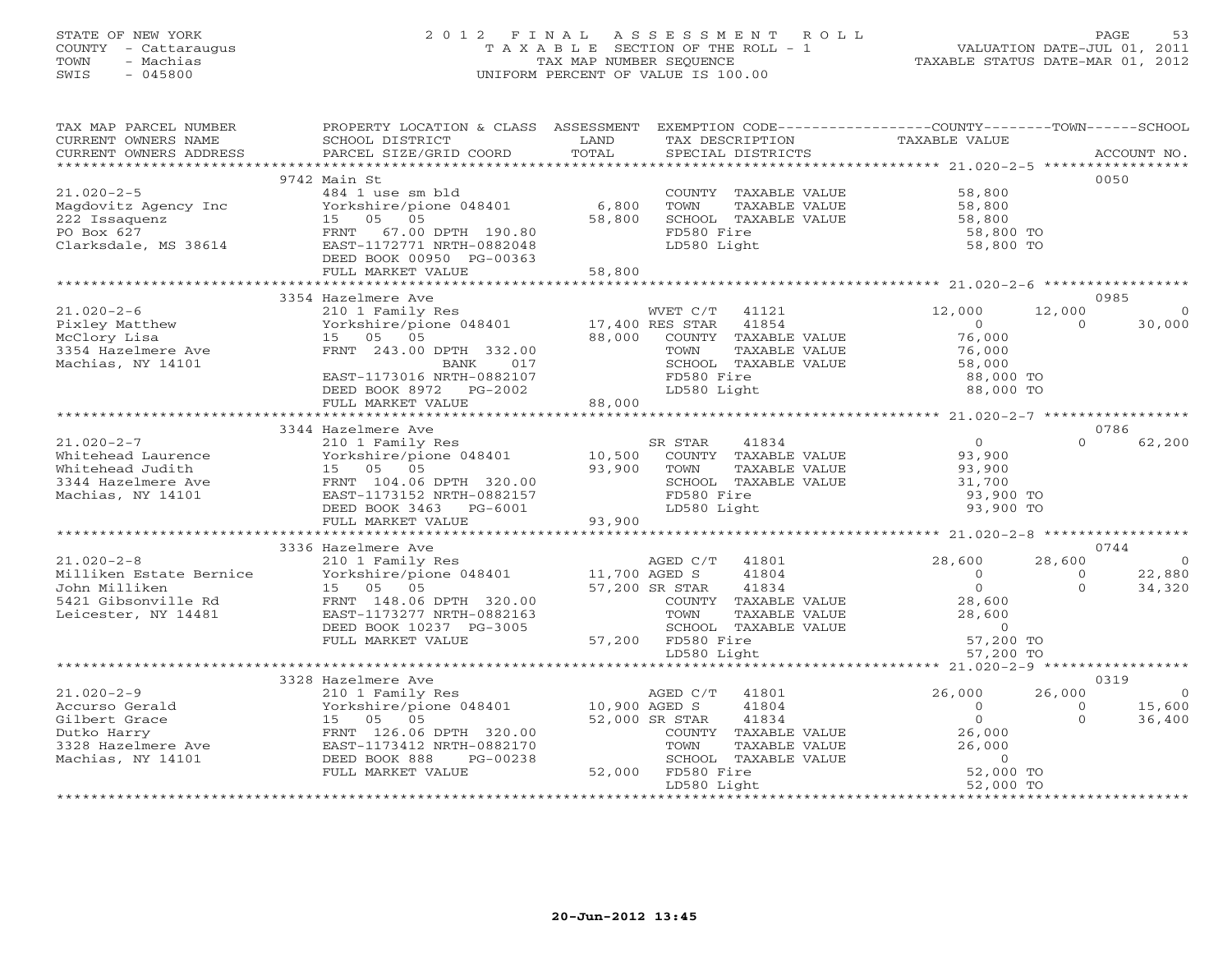STATE OF NEW YORK
COUNTY - Cattaraugus
TOWN - Machias
SWIS - 045800

2012 FINAL ASSESSMENT ROLL
TAXABLE SECTION OF THE ROLL - 1
TAX MAP NUMBER SEQUENCE
UNIFORM PERCENT OF VALUE IS 100.00

VALUATION DATE-JUL 01, 2011
TAXABLE STATUS DATE-MAR 01, 2012

| TAX MAP PARCEL NUMBER / CURRENT OWNERS NAME / CURRENT OWNERS ADDRESS | PROPERTY LOCATION & CLASS / SCHOOL DISTRICT / PARCEL SIZE/GRID COORD | ASSESSMENT LAND / TOTAL | EXEMPTION CODE / TAX DESCRIPTION / SPECIAL DISTRICTS | COUNTY TAXABLE VALUE | TOWN | SCHOOL | ACCOUNT NO. |
|---|---|---|---|---|---|---|---|
| | 9742 Main St | | | | | | 0050 |
| 21.020-2-5 | 484 1 use sm bld | | COUNTY TAXABLE VALUE | 58,800 | | | |
| Magdovitz Agency Inc | Yorkshire/pione 048401 | 6,800 | TOWN TAXABLE VALUE | 58,800 | | | |
| 222 Issaquenz | 15 05 05 | 58,800 | SCHOOL TAXABLE VALUE | 58,800 | | | |
| PO Box 627 | FRNT 67.00 DPTH 190.80 | | FD580 Fire | 58,800 TO | | | |
| Clarksdale, MS 38614 | EAST-1172771 NRTH-0882048 | | LD580 Light | 58,800 TO | | | |
| | DEED BOOK 00950 PG-00363 | | | | | | |
| | FULL MARKET VALUE | 58,800 | | | | | |
| | 3354 Hazelmere Ave | | | | | | 0985 |
| 21.020-2-6 | 210 1 Family Res | | WVET C/T 41121 | 12,000 | 12,000 | 0 | |
| Pixley Matthew | Yorkshire/pione 048401 | 17,400 | RES STAR 41854 | 0 | 0 | 30,000 | |
| McClory Lisa | 15 05 05 | 88,000 | COUNTY TAXABLE VALUE | 76,000 | | | |
| 3354 Hazelmere Ave | FRNT 243.00 DPTH 332.00 | | TOWN TAXABLE VALUE | 76,000 | | | |
| Machias, NY 14101 | BANK 017 | | SCHOOL TAXABLE VALUE | 58,000 | | | |
| | EAST-1173016 NRTH-0882107 | | FD580 Fire | 88,000 TO | | | |
| | DEED BOOK 8972 PG-2002 | | LD580 Light | 88,000 TO | | | |
| | FULL MARKET VALUE | 88,000 | | | | | |
| | 3344 Hazelmere Ave | | | | | | 0786 |
| 21.020-2-7 | 210 1 Family Res | | SR STAR 41834 | 0 | 0 | 62,200 | |
| Whitehead Laurence | Yorkshire/pione 048401 | 10,500 | COUNTY TAXABLE VALUE | 93,900 | | | |
| Whitehead Judith | 15 05 05 | 93,900 | TOWN TAXABLE VALUE | 93,900 | | | |
| 3344 Hazelmere Ave | FRNT 104.06 DPTH 320.00 | | SCHOOL TAXABLE VALUE | 31,700 | | | |
| Machias, NY 14101 | EAST-1173152 NRTH-0882157 | | FD580 Fire | 93,900 TO | | | |
| | DEED BOOK 3463 PG-6001 | | LD580 Light | 93,900 TO | | | |
| | FULL MARKET VALUE | 93,900 | | | | | |
| | 3336 Hazelmere Ave | | | | | | 0744 |
| 21.020-2-8 | 210 1 Family Res | | AGED C/T 41801 | 28,600 | 28,600 | 0 | |
| Milliken Estate Bernice | Yorkshire/pione 048401 | 11,700 | AGED S 41804 | 0 | 0 | 22,880 | |
| John Milliken | 15 05 05 | 57,200 | SR STAR 41834 | 0 | 0 | 34,320 | |
| 5421 Gibsonville Rd | FRNT 148.06 DPTH 320.00 | | COUNTY TAXABLE VALUE | 28,600 | | | |
| Leicester, NY 14481 | EAST-1173277 NRTH-0882163 | | TOWN TAXABLE VALUE | 28,600 | | | |
| | DEED BOOK 10237 PG-3005 | | SCHOOL TAXABLE VALUE | 0 | | | |
| | FULL MARKET VALUE | 57,200 | FD580 Fire | 57,200 TO | | | |
| | | | LD580 Light | 57,200 TO | | | |
| | 3328 Hazelmere Ave | | | | | | 0319 |
| 21.020-2-9 | 210 1 Family Res | | AGED C/T 41801 | 26,000 | 26,000 | 0 | |
| Accurso Gerald | Yorkshire/pione 048401 | 10,900 | AGED S 41804 | 0 | 0 | 15,600 | |
| Gilbert Grace | 15 05 05 | 52,000 | SR STAR 41834 | 0 | 0 | 36,400 | |
| Dutko Harry | FRNT 126.06 DPTH 320.00 | | COUNTY TAXABLE VALUE | 26,000 | | | |
| 3328 Hazelmere Ave | EAST-1173412 NRTH-0882170 | | TOWN TAXABLE VALUE | 26,000 | | | |
| Machias, NY 14101 | DEED BOOK 888 PG-00238 | | SCHOOL TAXABLE VALUE | 0 | | | |
| | FULL MARKET VALUE | 52,000 | FD580 Fire | 52,000 TO | | | |
| | | | LD580 Light | 52,000 TO | | | |

20-Jun-2012 13:45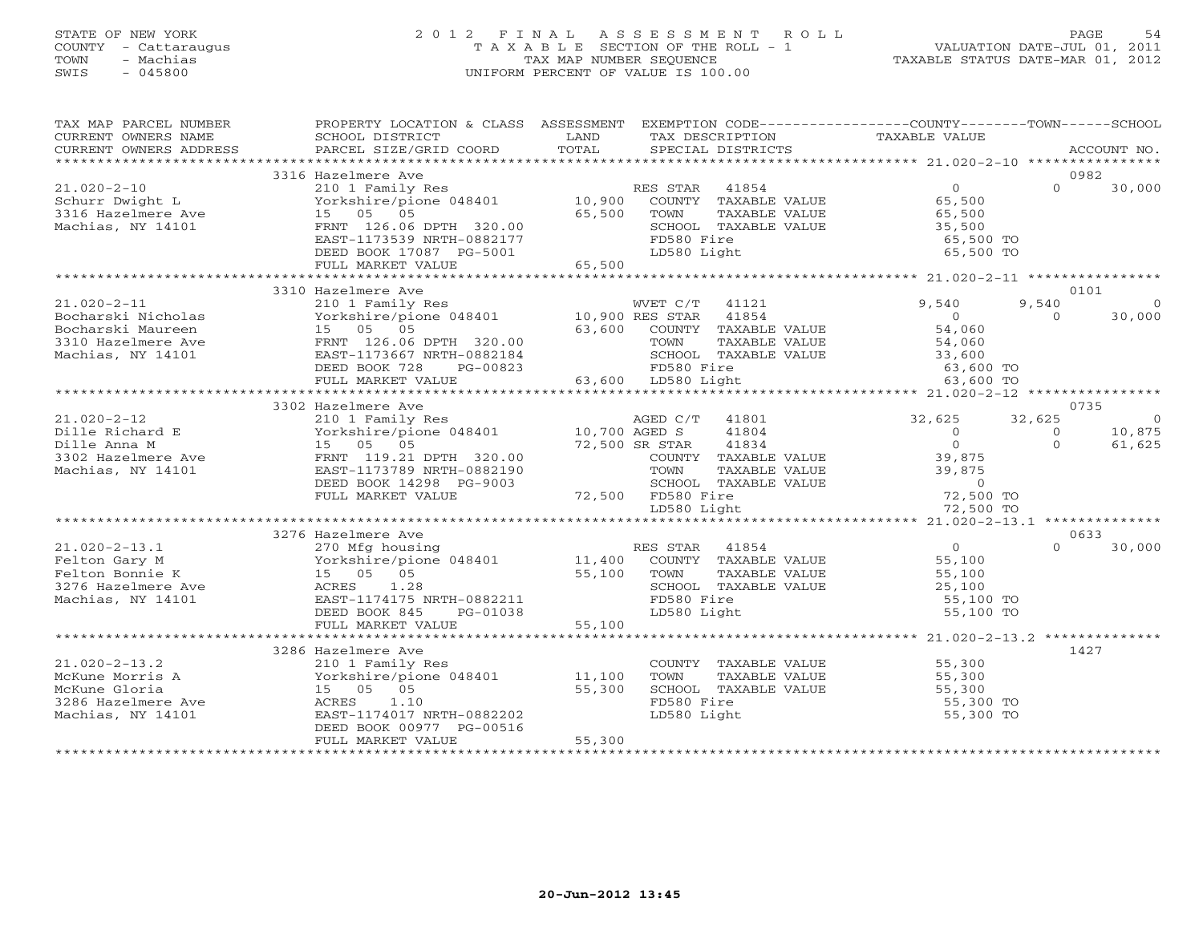STATE OF NEW YORK
COUNTY - Cattaraugus
TOWN - Machias
SWIS - 045800

# 2012 FINAL ASSESSMENT ROLL
TAXABLE SECTION OF THE ROLL - 1
TAX MAP NUMBER SEQUENCE
UNIFORM PERCENT OF VALUE IS 100.00

VALUATION DATE-JUL 01, 2011
TAXABLE STATUS DATE-MAR 01, 2012

| TAX MAP PARCEL NUMBER / CURRENT OWNERS NAME / CURRENT OWNERS ADDRESS | PROPERTY LOCATION & CLASS / SCHOOL DISTRICT / PARCEL SIZE/GRID COORD | ASSESSMENT LAND / TOTAL | EXEMPTION CODE / TAX DESCRIPTION / SPECIAL DISTRICTS | COUNTY TAXABLE VALUE | TOWN | SCHOOL | ACCOUNT NO. |
|---|---|---|---|---|---|---|---|
| 21.020-2-10 | 3316 Hazelmere Ave | | | | | | 0982 |
| Schurr Dwight L | 210 1 Family Res | | RES STAR 41854 | 0 | 0 | 30,000 | |
| 3316 Hazelmere Ave | Yorkshire/pione 048401 | 10,900 | COUNTY TAXABLE VALUE | 65,500 | | | |
| Machias, NY 14101 | 15 05 05 | 65,500 | TOWN TAXABLE VALUE | 65,500 | | | |
| | FRNT 126.06 DPTH 320.00 | | SCHOOL TAXABLE VALUE | 35,500 | | | |
| | EAST-1173539 NRTH-0882177 | | FD580 Fire | 65,500 TO | | | |
| | DEED BOOK 17087 PG-5001 | | LD580 Light | 65,500 TO | | | |
| | FULL MARKET VALUE | 65,500 | | | | | |
| 21.020-2-11 | 3310 Hazelmere Ave | | | | | | 0101 |
| Bocharski Nicholas | 210 1 Family Res | | WVET C/T 41121 | 9,540 | 9,540 | 0 | |
| Bocharski Maureen | Yorkshire/pione 048401 | 10,900 | RES STAR 41854 | 0 | 0 | 30,000 | |
| 3310 Hazelmere Ave | 15 05 05 | 63,600 | COUNTY TAXABLE VALUE | 54,060 | | | |
| Machias, NY 14101 | FRNT 126.06 DPTH 320.00 | | TOWN TAXABLE VALUE | 54,060 | | | |
| | EAST-1173667 NRTH-0882184 | | SCHOOL TAXABLE VALUE | 33,600 | | | |
| | DEED BOOK 728 PG-00823 | | FD580 Fire | 63,600 TO | | | |
| | FULL MARKET VALUE | 63,600 | LD580 Light | 63,600 TO | | | |
| 21.020-2-12 | 3302 Hazelmere Ave | | | | | | 0735 |
| Dille Richard E | 210 1 Family Res | | AGED C/T 41801 | 32,625 | 32,625 | 0 | |
| Dille Anna M | Yorkshire/pione 048401 | 10,700 | AGED S 41804 | 0 | 0 | 10,875 | |
| 3302 Hazelmere Ave | 15 05 05 | 72,500 | SR STAR 41834 | 0 | 0 | 61,625 | |
| Machias, NY 14101 | FRNT 119.21 DPTH 320.00 | | COUNTY TAXABLE VALUE | 39,875 | | | |
| | EAST-1173789 NRTH-0882190 | | TOWN TAXABLE VALUE | 39,875 | | | |
| | DEED BOOK 14298 PG-9003 | | SCHOOL TAXABLE VALUE | 0 | | | |
| | FULL MARKET VALUE | 72,500 | FD580 Fire | 72,500 TO | | | |
| | | | LD580 Light | 72,500 TO | | | |
| 21.020-2-13.1 | 3276 Hazelmere Ave | | | | | | 0633 |
| Felton Gary M | 270 Mfg housing | | RES STAR 41854 | 0 | 0 | 30,000 | |
| Felton Bonnie K | Yorkshire/pione 048401 | 11,400 | COUNTY TAXABLE VALUE | 55,100 | | | |
| 3276 Hazelmere Ave | 15 05 05 | 55,100 | TOWN TAXABLE VALUE | 55,100 | | | |
| Machias, NY 14101 | ACRES 1.28 | | SCHOOL TAXABLE VALUE | 25,100 | | | |
| | EAST-1174175 NRTH-0882211 | | FD580 Fire | 55,100 TO | | | |
| | DEED BOOK 845 PG-01038 | | LD580 Light | 55,100 TO | | | |
| | FULL MARKET VALUE | 55,100 | | | | | |
| 21.020-2-13.2 | 3286 Hazelmere Ave | | | | | | 1427 |
| McKune Morris A | 210 1 Family Res | | COUNTY TAXABLE VALUE | 55,300 | | | |
| McKune Gloria | Yorkshire/pione 048401 | 11,100 | TOWN TAXABLE VALUE | 55,300 | | | |
| 3286 Hazelmere Ave | 15 05 05 | 55,300 | SCHOOL TAXABLE VALUE | 55,300 | | | |
| Machias, NY 14101 | ACRES 1.10 | | FD580 Fire | 55,300 TO | | | |
| | EAST-1174017 NRTH-0882202 | | LD580 Light | 55,300 TO | | | |
| | DEED BOOK 00977 PG-00516 | | | | | | |
| | FULL MARKET VALUE | 55,300 | | | | | |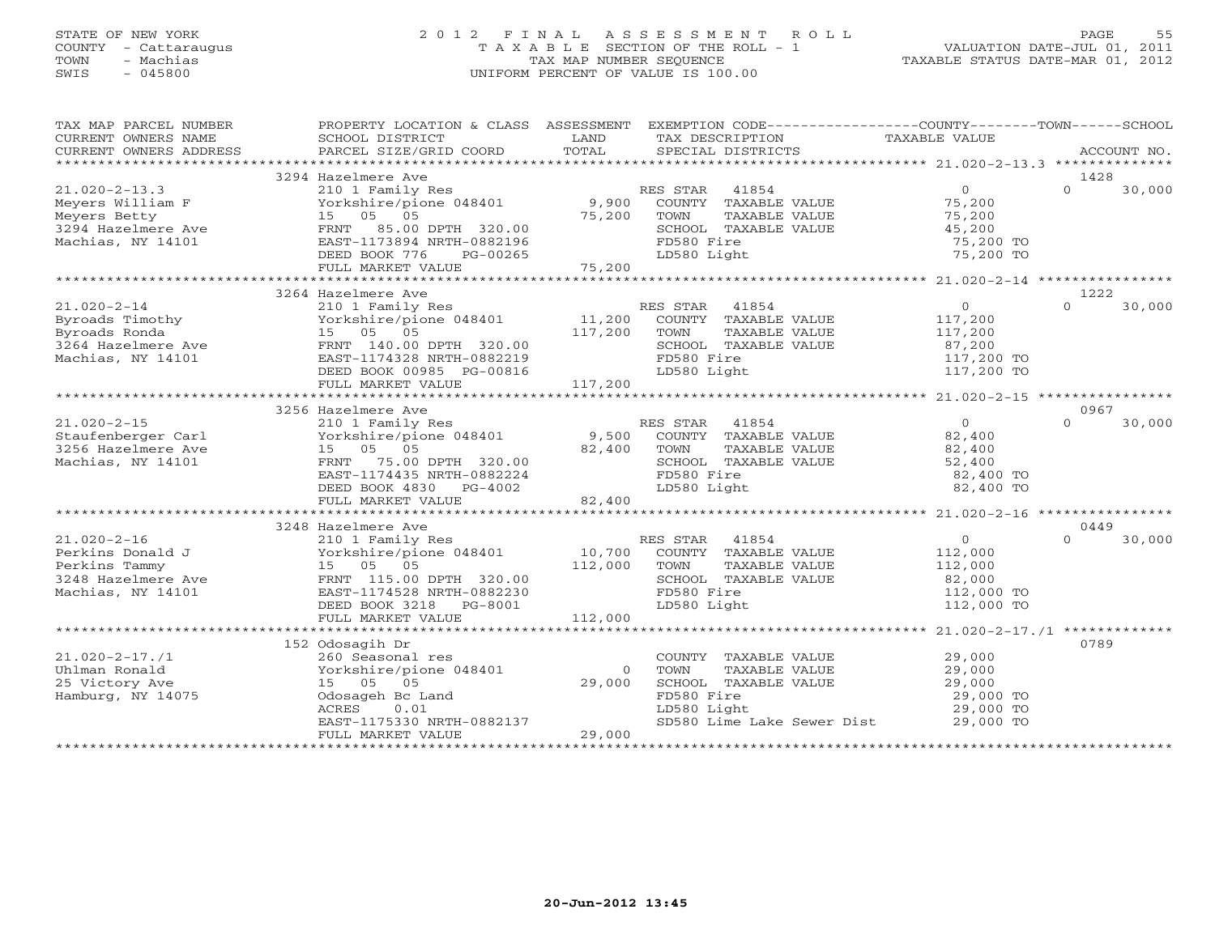STATE OF NEW YORK
COUNTY - Cattaraugus
TOWN - Machias
SWIS - 045800

# 2012 FINAL ASSESSMENT ROLL
TAXABLE SECTION OF THE ROLL - 1
TAX MAP NUMBER SEQUENCE
UNIFORM PERCENT OF VALUE IS 100.00

VALUATION DATE-JUL 01, 2011
TAXABLE STATUS DATE-MAR 01, 2012

| TAX MAP PARCEL NUMBER / CURRENT OWNERS NAME / CURRENT OWNERS ADDRESS | PROPERTY LOCATION & CLASS / SCHOOL DISTRICT / PARCEL SIZE/GRID COORD | ASSESSMENT LAND / TOTAL | EXEMPTION CODE / TAX DESCRIPTION / SPECIAL DISTRICTS | COUNTY / TOWN TAXABLE VALUE | SCHOOL / ACCOUNT NO. |
|---|---|---|---|---|---|
| **21.020-2-13.3** | 3294 Hazelmere Ave | | | | 1428 |
| Meyers William F | 210 1 Family Res | | RES STAR 41854 | 0 | 0 30,000 |
| Meyers Betty | Yorkshire/pione 048401 | 9,900 | COUNTY TAXABLE VALUE | 75,200 | |
| 3294 Hazelmere Ave | 15 05 05 | 75,200 | TOWN TAXABLE VALUE | 75,200 | |
| Machias, NY 14101 | FRNT 85.00 DPTH 320.00 | | SCHOOL TAXABLE VALUE | 45,200 | |
| | EAST-1173894 NRTH-0882196 | | FD580 Fire | 75,200 TO | |
| | DEED BOOK 776 PG-00265 | | LD580 Light | 75,200 TO | |
| | FULL MARKET VALUE | 75,200 | | | |
| **21.020-2-14** | 3264 Hazelmere Ave | | | | 1222 |
| Byroads Timothy | 210 1 Family Res | | RES STAR 41854 | 0 | 0 30,000 |
| Byroads Ronda | Yorkshire/pione 048401 | 11,200 | COUNTY TAXABLE VALUE | 117,200 | |
| 3264 Hazelmere Ave | 15 05 05 | 117,200 | TOWN TAXABLE VALUE | 117,200 | |
| Machias, NY 14101 | FRNT 140.00 DPTH 320.00 | | SCHOOL TAXABLE VALUE | 87,200 | |
| | EAST-1174328 NRTH-0882219 | | FD580 Fire | 117,200 TO | |
| | DEED BOOK 00985 PG-00816 | | LD580 Light | 117,200 TO | |
| | FULL MARKET VALUE | 117,200 | | | |
| **21.020-2-15** | 3256 Hazelmere Ave | | | | 0967 |
| Staufenberger Carl | 210 1 Family Res | | RES STAR 41854 | 0 | 0 30,000 |
| 3256 Hazelmere Ave | Yorkshire/pione 048401 | 9,500 | COUNTY TAXABLE VALUE | 82,400 | |
| Machias, NY 14101 | 15 05 05 | 82,400 | TOWN TAXABLE VALUE | 82,400 | |
| | FRNT 75.00 DPTH 320.00 | | SCHOOL TAXABLE VALUE | 52,400 | |
| | EAST-1174435 NRTH-0882224 | | FD580 Fire | 82,400 TO | |
| | DEED BOOK 4830 PG-4002 | | LD580 Light | 82,400 TO | |
| | FULL MARKET VALUE | 82,400 | | | |
| **21.020-2-16** | 3248 Hazelmere Ave | | | | 0449 |
| Perkins Donald J | 210 1 Family Res | | RES STAR 41854 | 0 | 0 30,000 |
| Perkins Tammy | Yorkshire/pione 048401 | 10,700 | COUNTY TAXABLE VALUE | 112,000 | |
| 3248 Hazelmere Ave | 15 05 05 | 112,000 | TOWN TAXABLE VALUE | 112,000 | |
| Machias, NY 14101 | FRNT 115.00 DPTH 320.00 | | SCHOOL TAXABLE VALUE | 82,000 | |
| | EAST-1174528 NRTH-0882230 | | FD580 Fire | 112,000 TO | |
| | DEED BOOK 3218 PG-8001 | | LD580 Light | 112,000 TO | |
| | FULL MARKET VALUE | 112,000 | | | |
| **21.020-2-17./1** | 152 Odosagih Dr | | | | 0789 |
| Uhlman Ronald | 260 Seasonal res | | COUNTY TAXABLE VALUE | 29,000 | |
| 25 Victory Ave | Yorkshire/pione 048401 | 0 | TOWN TAXABLE VALUE | 29,000 | |
| Hamburg, NY 14075 | 15 05 05 | 29,000 | SCHOOL TAXABLE VALUE | 29,000 | |
| | Odosageh Bc Land | | FD580 Fire | 29,000 TO | |
| | ACRES 0.01 | | LD580 Light | 29,000 TO | |
| | EAST-1175330 NRTH-0882137 | | SD580 Lime Lake Sewer Dist | 29,000 TO | |
| | FULL MARKET VALUE | 29,000 | | | |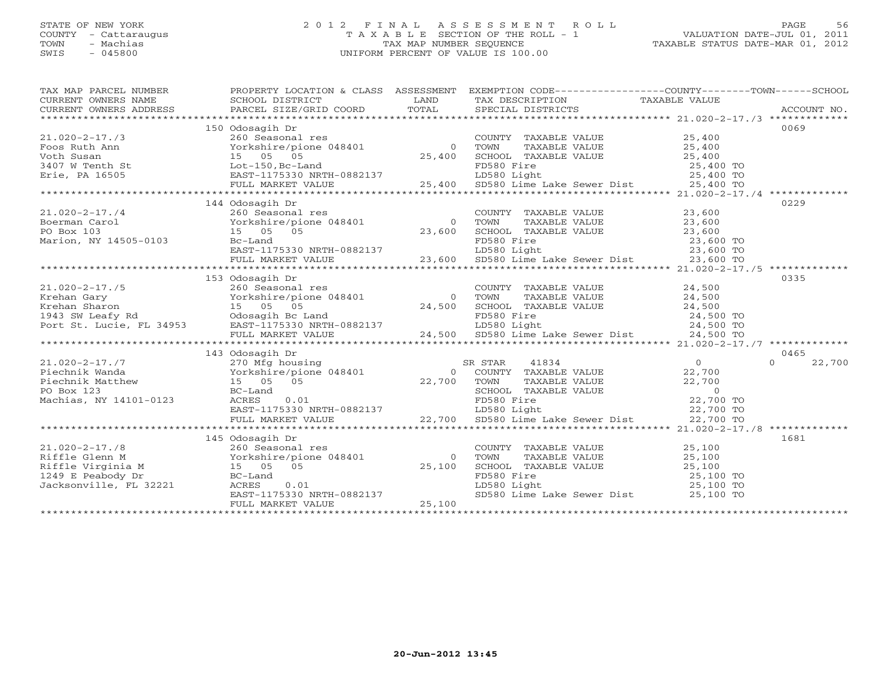STATE OF NEW YORK
COUNTY - Cattaraugus
TOWN - Machias
SWIS - 045800

# 2012 FINAL ASSESSMENT ROLL
TAXABLE SECTION OF THE ROLL - 1
TAX MAP NUMBER SEQUENCE
UNIFORM PERCENT OF VALUE IS 100.00

VALUATION DATE-JUL 01, 2011
TAXABLE STATUS DATE-MAR 01, 2012

| TAX MAP PARCEL NUMBER / CURRENT OWNERS NAME / CURRENT OWNERS ADDRESS | PROPERTY LOCATION & CLASS / SCHOOL DISTRICT / PARCEL SIZE/GRID COORD | ASSESSMENT LAND / TOTAL | EXEMPTION CODE / TAX DESCRIPTION / SPECIAL DISTRICTS | COUNTY / TOWN / SCHOOL TAXABLE VALUE | ACCOUNT NO. |
|---|---|---|---|---|---|
| | 150 Odosagih Dr | | | | 0069 |
| 21.020-2-17./3 | 260 Seasonal res | | COUNTY TAXABLE VALUE | 25,400 | |
| Foos Ruth Ann | Yorkshire/pione 048401 | 0 | TOWN TAXABLE VALUE | 25,400 | |
| Voth Susan | 15 05 05 | 25,400 | SCHOOL TAXABLE VALUE | 25,400 | |
| 3407 W Tenth St | Lot-150,Bc-Land | | FD580 Fire | 25,400 TO | |
| Erie, PA 16505 | EAST-1175330 NRTH-0882137 | | LD580 Light | 25,400 TO | |
| | FULL MARKET VALUE | 25,400 | SD580 Lime Lake Sewer Dist | 25,400 TO | |
| | 144 Odosagih Dr | | | | 0229 |
| 21.020-2-17./4 | 260 Seasonal res | | COUNTY TAXABLE VALUE | 23,600 | |
| Boerman Carol | Yorkshire/pione 048401 | 0 | TOWN TAXABLE VALUE | 23,600 | |
| PO Box 103 | 15 05 05 | 23,600 | SCHOOL TAXABLE VALUE | 23,600 | |
| Marion, NY 14505-0103 | Bc-Land | | FD580 Fire | 23,600 TO | |
| | EAST-1175330 NRTH-0882137 | | LD580 Light | 23,600 TO | |
| | FULL MARKET VALUE | 23,600 | SD580 Lime Lake Sewer Dist | 23,600 TO | |
| | 153 Odosagih Dr | | | | 0335 |
| 21.020-2-17./5 | 260 Seasonal res | | COUNTY TAXABLE VALUE | 24,500 | |
| Krehan Gary | Yorkshire/pione 048401 | 0 | TOWN TAXABLE VALUE | 24,500 | |
| Krehan Sharon | 15 05 05 | 24,500 | SCHOOL TAXABLE VALUE | 24,500 | |
| 1943 SW Leafy Rd | Odosagih Bc Land | | FD580 Fire | 24,500 TO | |
| Port St. Lucie, FL 34953 | EAST-1175330 NRTH-0882137 | | LD580 Light | 24,500 TO | |
| | FULL MARKET VALUE | 24,500 | SD580 Lime Lake Sewer Dist | 24,500 TO | |
| | 143 Odosagih Dr | | | | 0465 |
| 21.020-2-17./7 | 270 Mfg housing | | SR STAR 41834 | 0 0 22,700 | |
| Piechnik Wanda | Yorkshire/pione 048401 | 0 | COUNTY TAXABLE VALUE | 22,700 | |
| Piechnik Matthew | 15 05 05 | 22,700 | TOWN TAXABLE VALUE | 22,700 | |
| PO Box 123 | BC-Land | | SCHOOL TAXABLE VALUE | 0 | |
| Machias, NY 14101-0123 | ACRES 0.01 | | FD580 Fire | 22,700 TO | |
| | EAST-1175330 NRTH-0882137 | | LD580 Light | 22,700 TO | |
| | FULL MARKET VALUE | 22,700 | SD580 Lime Lake Sewer Dist | 22,700 TO | |
| | 145 Odosagih Dr | | | | 1681 |
| 21.020-2-17./8 | 260 Seasonal res | | COUNTY TAXABLE VALUE | 25,100 | |
| Riffle Glenn M | Yorkshire/pione 048401 | 0 | TOWN TAXABLE VALUE | 25,100 | |
| Riffle Virginia M | 15 05 05 | 25,100 | SCHOOL TAXABLE VALUE | 25,100 | |
| 1249 E Peabody Dr | BC-Land | | FD580 Fire | 25,100 TO | |
| Jacksonville, FL 32221 | ACRES 0.01 | | LD580 Light | 25,100 TO | |
| | EAST-1175330 NRTH-0882137 | | SD580 Lime Lake Sewer Dist | 25,100 TO | |
| | FULL MARKET VALUE | 25,100 | | | |

20-Jun-2012 13:45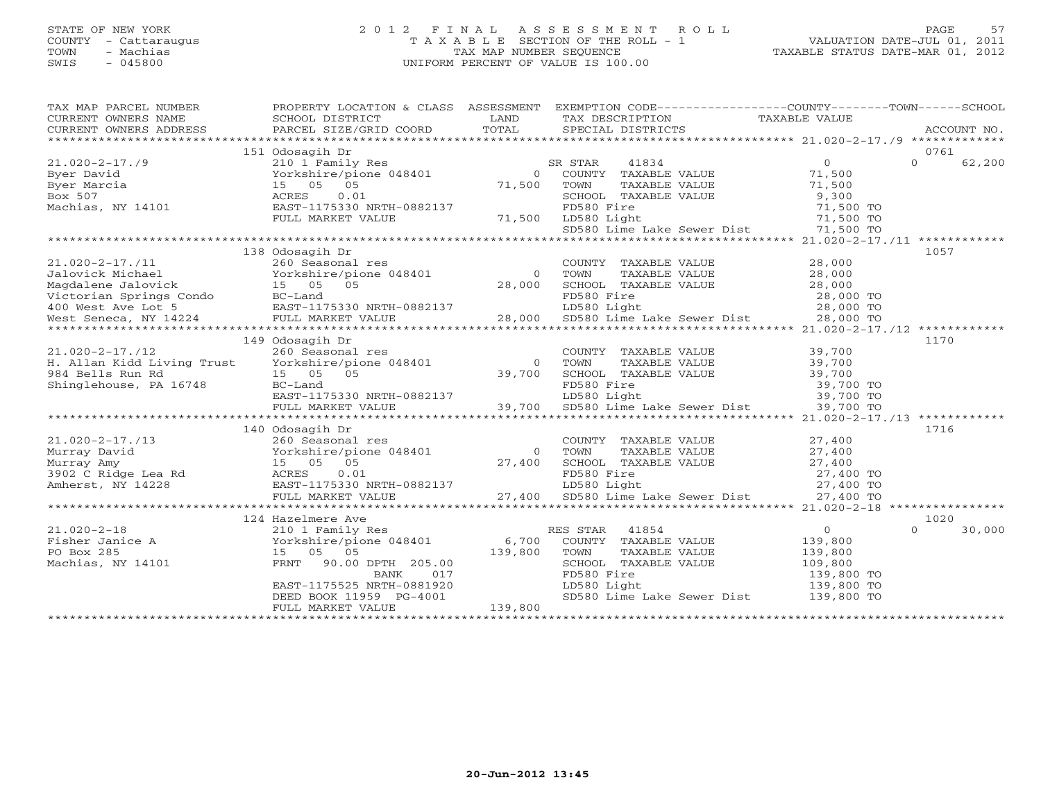STATE OF NEW YORK
COUNTY - Cattaraugus
TOWN - Machias
SWIS - 045800

# 2012 FINAL ASSESSMENT ROLL
TAXABLE SECTION OF THE ROLL - 1
TAX MAP NUMBER SEQUENCE
UNIFORM PERCENT OF VALUE IS 100.00

VALUATION DATE-JUL 01, 2011
TAXABLE STATUS DATE-MAR 01, 2012

| TAX MAP PARCEL NUMBER / CURRENT OWNERS NAME / CURRENT OWNERS ADDRESS | PROPERTY LOCATION & CLASS / SCHOOL DISTRICT / PARCEL SIZE/GRID COORD | ASSESSMENT LAND / TOTAL | EXEMPTION CODE / TAX DESCRIPTION / SPECIAL DISTRICTS | COUNTY / TOWN / SCHOOL TAXABLE VALUE | ACCOUNT NO. |
|---|---|---|---|---|---|
| 21.020-2-17./9 | 151 Odosagih Dr | | | | 0761 |
| Byer David | 210 1 Family Res | | SR STAR 41834 | 0 0 62,200 | |
| Byer Marcia | Yorkshire/pione 048401 | 0 | COUNTY TAXABLE VALUE | 71,500 | |
| Box 507 | 15 05 05 | 71,500 | TOWN TAXABLE VALUE | 71,500 | |
| Machias, NY 14101 | ACRES 0.01 | | SCHOOL TAXABLE VALUE | 9,300 | |
| | EAST-1175330 NRTH-0882137 | | FD580 Fire | 71,500 TO | |
| | FULL MARKET VALUE | 71,500 | LD580 Light | 71,500 TO | |
| | | | SD580 Lime Lake Sewer Dist | 71,500 TO | |
| 21.020-2-17./11 | 138 Odosagih Dr | | | | 1057 |
| Jalovick Michael | 260 Seasonal res | | COUNTY TAXABLE VALUE | 28,000 | |
| Magdalene Jalovick | Yorkshire/pione 048401 | 0 | TOWN TAXABLE VALUE | 28,000 | |
| Victorian Springs Condo | 15 05 05 | 28,000 | SCHOOL TAXABLE VALUE | 28,000 | |
| 400 West Ave Lot 5 | BC-Land | | FD580 Fire | 28,000 TO | |
| West Seneca, NY 14224 | EAST-1175330 NRTH-0882137 | | LD580 Light | 28,000 TO | |
| | FULL MARKET VALUE | 28,000 | SD580 Lime Lake Sewer Dist | 28,000 TO | |
| 21.020-2-17./12 | 149 Odosagih Dr | | | | 1170 |
| H. Allan Kidd Living Trust | 260 Seasonal res | | COUNTY TAXABLE VALUE | 39,700 | |
| 984 Bells Run Rd | Yorkshire/pione 048401 | 0 | TOWN TAXABLE VALUE | 39,700 | |
| Shinglehouse, PA 16748 | 15 05 05 | 39,700 | SCHOOL TAXABLE VALUE | 39,700 | |
| | BC-Land | | FD580 Fire | 39,700 TO | |
| | EAST-1175330 NRTH-0882137 | | LD580 Light | 39,700 TO | |
| | FULL MARKET VALUE | 39,700 | SD580 Lime Lake Sewer Dist | 39,700 TO | |
| 21.020-2-17./13 | 140 Odosagih Dr | | | | 1716 |
| Murray David | 260 Seasonal res | | COUNTY TAXABLE VALUE | 27,400 | |
| Murray Amy | Yorkshire/pione 048401 | 0 | TOWN TAXABLE VALUE | 27,400 | |
| 3902 C Ridge Lea Rd | 15 05 05 | 27,400 | SCHOOL TAXABLE VALUE | 27,400 | |
| Amherst, NY 14228 | ACRES 0.01 | | FD580 Fire | 27,400 TO | |
| | EAST-1175330 NRTH-0882137 | | LD580 Light | 27,400 TO | |
| | FULL MARKET VALUE | 27,400 | SD580 Lime Lake Sewer Dist | 27,400 TO | |
| 21.020-2-18 | 124 Hazelmere Ave | | | | 1020 |
| Fisher Janice A | 210 1 Family Res | | RES STAR 41854 | 0 0 30,000 | |
| PO Box 285 | Yorkshire/pione 048401 | 6,700 | COUNTY TAXABLE VALUE | 139,800 | |
| Machias, NY 14101 | 15 05 05 | 139,800 | TOWN TAXABLE VALUE | 139,800 | |
| | FRNT 90.00 DPTH 205.00 | | SCHOOL TAXABLE VALUE | 109,800 | |
| | BANK 017 | | FD580 Fire | 139,800 TO | |
| | EAST-1175525 NRTH-0881920 | | LD580 Light | 139,800 TO | |
| | DEED BOOK 11959 PG-4001 | | SD580 Lime Lake Sewer Dist | 139,800 TO | |
| | FULL MARKET VALUE | 139,800 | | | |

20-Jun-2012 13:45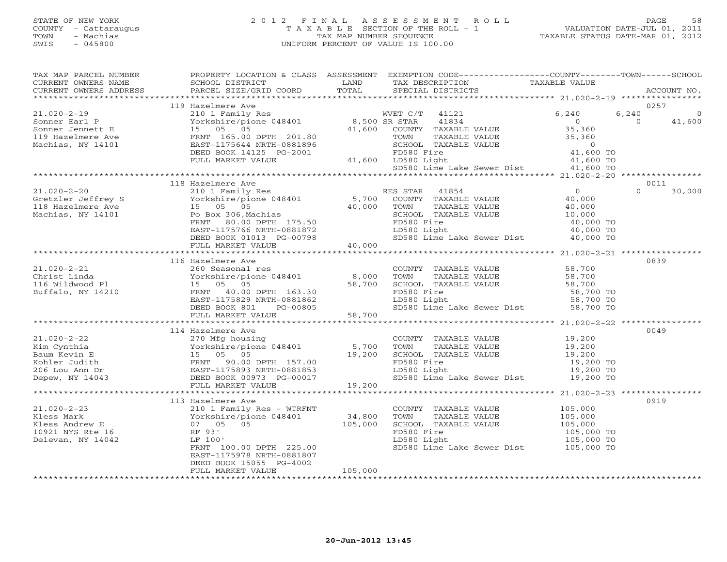STATE OF NEW YORK
COUNTY - Cattaraugus
TOWN - Machias
SWIS - 045800

# 2012 FINAL ASSESSMENT ROLL
TAXABLE SECTION OF THE ROLL - 1
TAX MAP NUMBER SEQUENCE
UNIFORM PERCENT OF VALUE IS 100.00

VALUATION DATE-JUL 01, 2011
TAXABLE STATUS DATE-MAR 01, 2012

```
TAX MAP PARCEL NUMBER     PROPERTY LOCATION & CLASS  ASSESSMENT  EXEMPTION CODE-----------------COUNTY--------TOWN------SCHOOL
CURRENT OWNERS NAME       SCHOOL DISTRICT               LAND      TAX DESCRIPTION              TAXABLE VALUE
CURRENT OWNERS ADDRESS    PARCEL SIZE/GRID COORD        TOTAL     SPECIAL DISTRICTS                                        ACCOUNT NO.
******************************************************************************************************* 21.020-2-19 ****************
                          119 Hazelmere Ave                                                                               0257
21.020-2-19               210 1 Family Res                         WVET C/T   41121              6,240       6,240           0
Sonner Earl P             Yorkshire/pione 048401        8,500 SR STAR      41834                  0           0         41,600
Sonner Jennett E          15   05   05                 41,600   COUNTY  TAXABLE VALUE           35,360
119 Hazelmere Ave         FRNT 165.00 DPTH 201.80               TOWN    TAXABLE VALUE           35,360
Machias, NY 14101         EAST-1175644 NRTH-0881896             SCHOOL  TAXABLE VALUE                0
                          DEED BOOK 14125  PG-2001              FD580 Fire                      41,600 TO
                          FULL MARKET VALUE             41,600  LD580 Light                     41,600 TO
                                                                SD580 Lime Lake Sewer Dist      41,600 TO
******************************************************************************************************* 21.020-2-20 ****************
                          118 Hazelmere Ave                                                                               0011
21.020-2-20               210 1 Family Res                         RES STAR   41854                  0           0         30,000
Gretzler Jeffrey S        Yorkshire/pione 048401        5,700   COUNTY  TAXABLE VALUE           40,000
118 Hazelmere Ave         15   05   05                 40,000   TOWN    TAXABLE VALUE           40,000
Machias, NY 14101         Po Box 306,Machias                    SCHOOL  TAXABLE VALUE           10,000
                          FRNT  80.00 DPTH 175.50               FD580 Fire                      40,000 TO
                          EAST-1175766 NRTH-0881872             LD580 Light                     40,000 TO
                          DEED BOOK 01013  PG-00798             SD580 Lime Lake Sewer Dist      40,000 TO
                          FULL MARKET VALUE             40,000
******************************************************************************************************* 21.020-2-21 ****************
                          116 Hazelmere Ave                                                                               0839
21.020-2-21               260 Seasonal res                         COUNTY  TAXABLE VALUE           58,700
Christ Linda              Yorkshire/pione 048401        8,000   TOWN    TAXABLE VALUE           58,700
116 Wildwood Pl           15   05   05                 58,700   SCHOOL  TAXABLE VALUE           58,700
Buffalo, NY 14210         FRNT  40.00 DPTH 163.30               FD580 Fire                      58,700 TO
                          EAST-1175829 NRTH-0881862             LD580 Light                     58,700 TO
                          DEED BOOK 801    PG-00805             SD580 Lime Lake Sewer Dist      58,700 TO
                          FULL MARKET VALUE             58,700
******************************************************************************************************* 21.020-2-22 ****************
                          114 Hazelmere Ave                                                                               0049
21.020-2-22               270 Mfg housing                          COUNTY  TAXABLE VALUE           19,200
Kim Cynthia               Yorkshire/pione 048401        5,700   TOWN    TAXABLE VALUE           19,200
Baum Kevin E              15   05   05                 19,200   SCHOOL  TAXABLE VALUE           19,200
Kohler Judith             FRNT  90.00 DPTH 157.00               FD580 Fire                      19,200 TO
206 Lou Ann Dr            EAST-1175893 NRTH-0881853             LD580 Light                     19,200 TO
Depew, NY 14043           DEED BOOK 00973  PG-00017             SD580 Lime Lake Sewer Dist      19,200 TO
                          FULL MARKET VALUE             19,200
******************************************************************************************************* 21.020-2-23 ****************
                          113 Hazelmere Ave                                                                               0919
21.020-2-23               210 1 Family Res - WTRFNT                COUNTY  TAXABLE VALUE          105,000
Kless Mark                Yorkshire/pione 048401       34,800   TOWN    TAXABLE VALUE          105,000
Kless Andrew E            07   05   05                105,000   SCHOOL  TAXABLE VALUE          105,000
10921 NYS Rte 16          RF 93'                                FD580 Fire                     105,000 TO
Delevan, NY 14042         LF 100'                               LD580 Light                    105,000 TO
                          FRNT 100.00 DPTH 225.00               SD580 Lime Lake Sewer Dist     105,000 TO
                          EAST-1175978 NRTH-0881807
                          DEED BOOK 15055  PG-4002
                          FULL MARKET VALUE            105,000
************************************************************************************************************************************
```

20-Jun-2012 13:45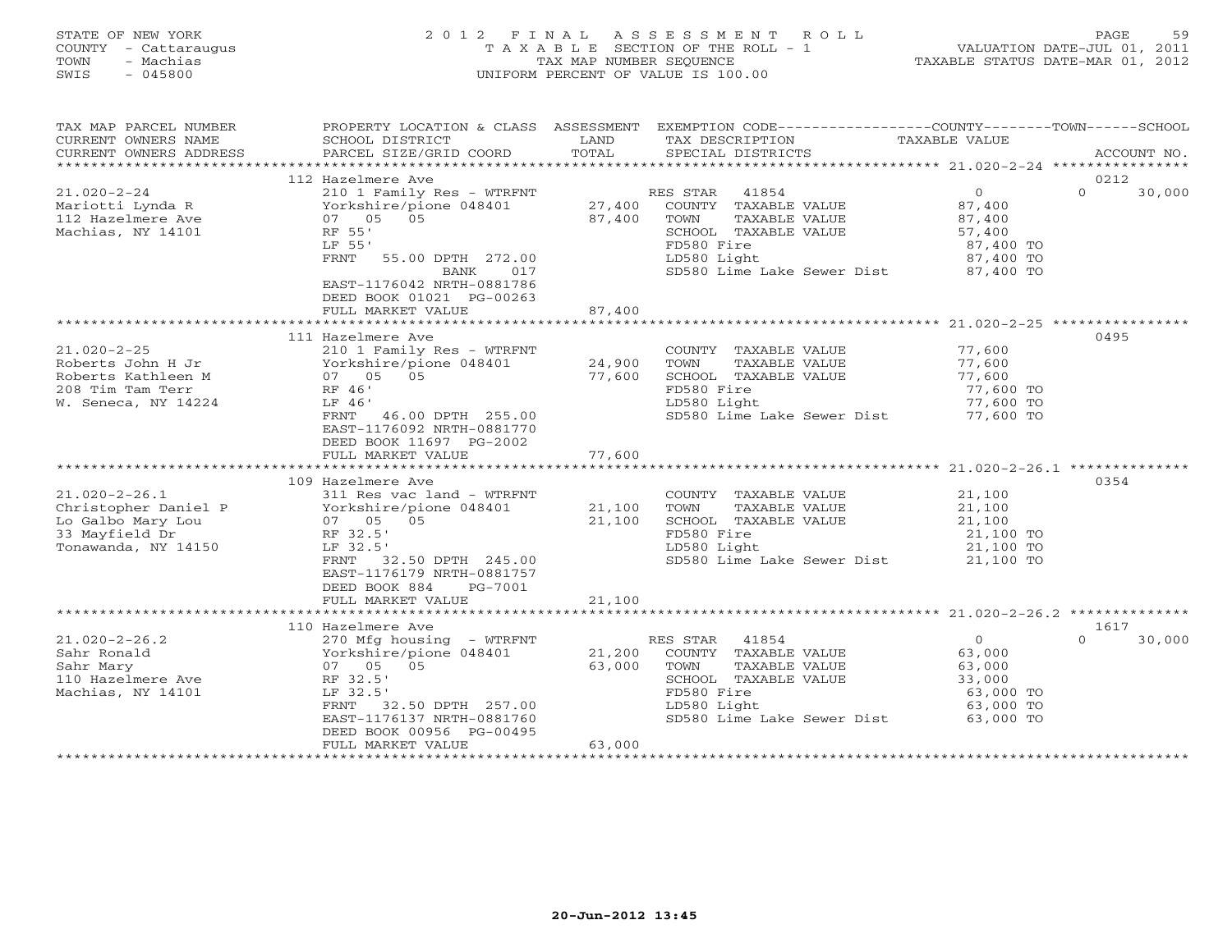STATE OF NEW YORK
COUNTY - Cattaraugus
TOWN - Machias
SWIS - 045800

2 0 1 2 F I N A L A S S E S S M E N T R O L L
T A X A B L E SECTION OF THE ROLL - 1
TAX MAP NUMBER SEQUENCE
UNIFORM PERCENT OF VALUE IS 100.00

VALUATION DATE-JUL 01, 2011
TAXABLE STATUS DATE-MAR 01, 2012

| TAX MAP PARCEL NUMBER / CURRENT OWNERS NAME / CURRENT OWNERS ADDRESS | PROPERTY LOCATION & CLASS / SCHOOL DISTRICT / PARCEL SIZE/GRID COORD | ASSESSMENT LAND / TOTAL | EXEMPTION CODE / TAX DESCRIPTION / SPECIAL DISTRICTS | COUNTY TAXABLE VALUE | TOWN | SCHOOL | ACCOUNT NO. |
|---|---|---|---|---|---|---|---|
| | 112 Hazelmere Ave | | | | | | 0212 |
| 21.020-2-24 | 210 1 Family Res - WTRFNT | | RES STAR 41854 | 0 | | 0 30,000 | |
| Mariotti Lynda R | Yorkshire/pione 048401 | 27,400 | COUNTY TAXABLE VALUE | 87,400 | | | |
| 112 Hazelmere Ave | 07 05 05 | 87,400 | TOWN TAXABLE VALUE | 87,400 | | | |
| Machias, NY 14101 | RF 55' | | SCHOOL TAXABLE VALUE | 57,400 | | | |
| | LF 55' | | FD580 Fire | 87,400 TO | | | |
| | FRNT 55.00 DPTH 272.00 | | LD580 Light | 87,400 TO | | | |
| | BANK 017 | | SD580 Lime Lake Sewer Dist | 87,400 TO | | | |
| | EAST-1176042 NRTH-0881786 | | | | | | |
| | DEED BOOK 01021 PG-00263 | | | | | | |
| | FULL MARKET VALUE | 87,400 | | | | | |
| | 111 Hazelmere Ave | | | | | | 0495 |
| 21.020-2-25 | 210 1 Family Res - WTRFNT | | COUNTY TAXABLE VALUE | 77,600 | | | |
| Roberts John H Jr | Yorkshire/pione 048401 | 24,900 | TOWN TAXABLE VALUE | 77,600 | | | |
| Roberts Kathleen M | 07 05 05 | 77,600 | SCHOOL TAXABLE VALUE | 77,600 | | | |
| 208 Tim Tam Terr | RF 46' | | FD580 Fire | 77,600 TO | | | |
| W. Seneca, NY 14224 | LF 46' | | LD580 Light | 77,600 TO | | | |
| | FRNT 46.00 DPTH 255.00 | | SD580 Lime Lake Sewer Dist | 77,600 TO | | | |
| | EAST-1176092 NRTH-0881770 | | | | | | |
| | DEED BOOK 11697 PG-2002 | | | | | | |
| | FULL MARKET VALUE | 77,600 | | | | | |
| | 109 Hazelmere Ave | | | | | | 0354 |
| 21.020-2-26.1 | 311 Res vac land - WTRFNT | | COUNTY TAXABLE VALUE | 21,100 | | | |
| Christopher Daniel P | Yorkshire/pione 048401 | 21,100 | TOWN TAXABLE VALUE | 21,100 | | | |
| Lo Galbo Mary Lou | 07 05 05 | 21,100 | SCHOOL TAXABLE VALUE | 21,100 | | | |
| 33 Mayfield Dr | RF 32.5' | | FD580 Fire | 21,100 TO | | | |
| Tonawanda, NY 14150 | LF 32.5' | | LD580 Light | 21,100 TO | | | |
| | FRNT 32.50 DPTH 245.00 | | SD580 Lime Lake Sewer Dist | 21,100 TO | | | |
| | EAST-1176179 NRTH-0881757 | | | | | | |
| | DEED BOOK 884 PG-7001 | | | | | | |
| | FULL MARKET VALUE | 21,100 | | | | | |
| | 110 Hazelmere Ave | | | | | | 1617 |
| 21.020-2-26.2 | 270 Mfg housing - WTRFNT | | RES STAR 41854 | 0 | | 0 30,000 | |
| Sahr Ronald | Yorkshire/pione 048401 | 21,200 | COUNTY TAXABLE VALUE | 63,000 | | | |
| Sahr Mary | 07 05 05 | 63,000 | TOWN TAXABLE VALUE | 63,000 | | | |
| 110 Hazelmere Ave | RF 32.5' | | SCHOOL TAXABLE VALUE | 33,000 | | | |
| Machias, NY 14101 | LF 32.5' | | FD580 Fire | 63,000 TO | | | |
| | FRNT 32.50 DPTH 257.00 | | LD580 Light | 63,000 TO | | | |
| | EAST-1176137 NRTH-0881760 | | SD580 Lime Lake Sewer Dist | 63,000 TO | | | |
| | DEED BOOK 00956 PG-00495 | | | | | | |
| | FULL MARKET VALUE | 63,000 | | | | | |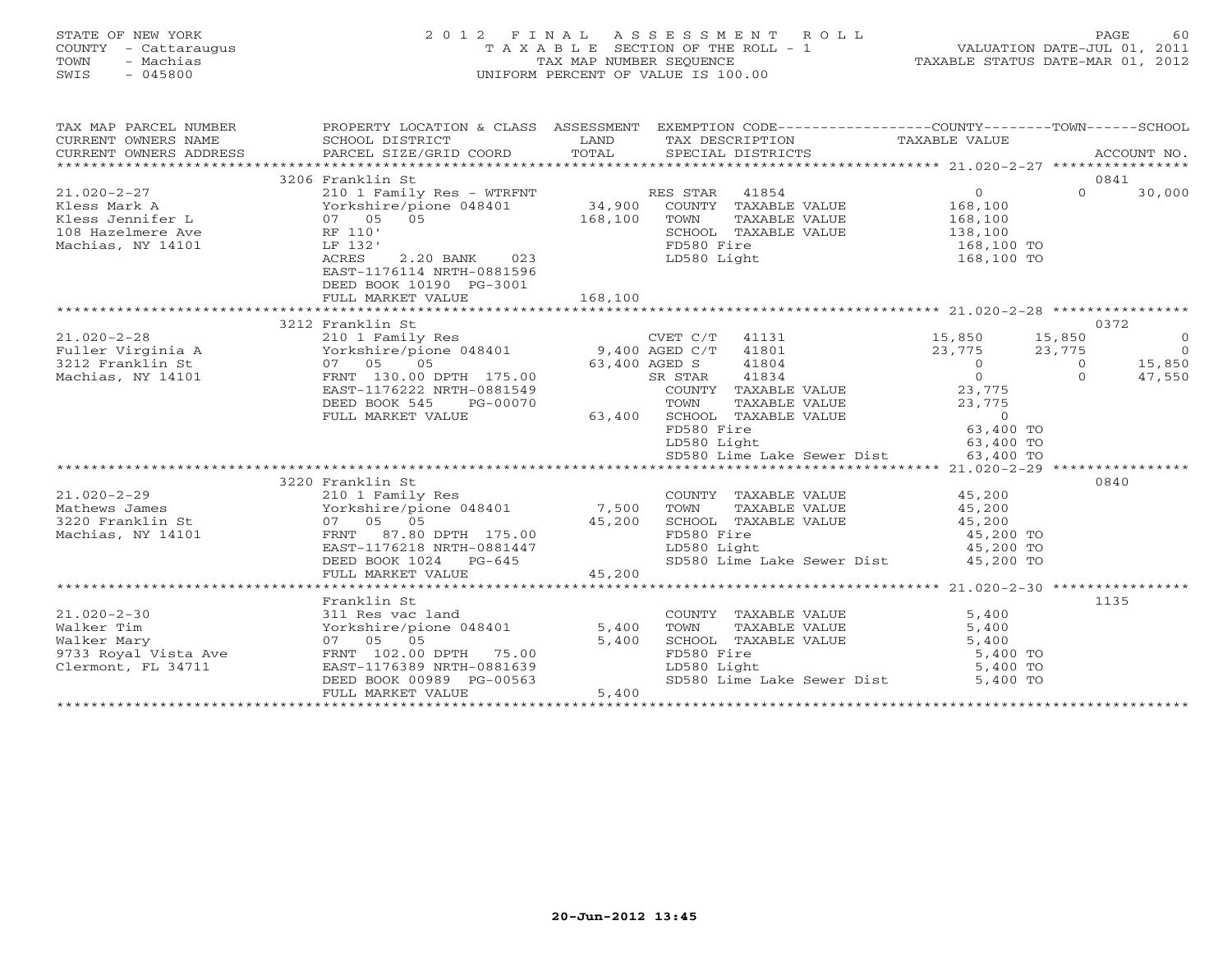STATE OF NEW YORK
COUNTY - Cattaraugus
TOWN - Machias
SWIS - 045800

# 2012 FINAL ASSESSMENT ROLL

TAXABLE SECTION OF THE ROLL - 1
TAX MAP NUMBER SEQUENCE
UNIFORM PERCENT OF VALUE IS 100.00

VALUATION DATE-JUL 01, 2011
TAXABLE STATUS DATE-MAR 01, 2012

| TAX MAP PARCEL NUMBER / CURRENT OWNERS NAME / CURRENT OWNERS ADDRESS | PROPERTY LOCATION & CLASS / SCHOOL DISTRICT / PARCEL SIZE/GRID COORD | ASSESSMENT LAND / TOTAL | EXEMPTION CODE / TAX DESCRIPTION / SPECIAL DISTRICTS | COUNTY TAXABLE VALUE | TOWN | SCHOOL | ACCOUNT NO. |
|---|---|---|---|---|---|---|---|
| | 3206 Franklin St | | | | | | 0841 |
| 21.020-2-27 | 210 1 Family Res - WTRFNT | | RES STAR 41854 | 0 | 0 | 30,000 | |
| Kless Mark A | Yorkshire/pione 048401 | 34,900 | COUNTY TAXABLE VALUE | 168,100 | | | |
| Kless Jennifer L | 07 05 05 | 168,100 | TOWN TAXABLE VALUE | 168,100 | | | |
| 108 Hazelmere Ave | RF 110' | | SCHOOL TAXABLE VALUE | 138,100 | | | |
| Machias, NY 14101 | LF 132' | | FD580 Fire | 168,100 TO | | | |
| | ACRES 2.20 BANK 023 | | LD580 Light | 168,100 TO | | | |
| | EAST-1176114 NRTH-0881596 | | | | | | |
| | DEED BOOK 10190 PG-3001 | | | | | | |
| | FULL MARKET VALUE | 168,100 | | | | | |
| | 3212 Franklin St | | | | | | 0372 |
| 21.020-2-28 | 210 1 Family Res | | CVET C/T 41131 | 15,850 | 15,850 | 0 | |
| Fuller Virginia A | Yorkshire/pione 048401 | 9,400 | AGED C/T 41801 | 23,775 | 23,775 | 0 | |
| 3212 Franklin St | 07 05 05 | 63,400 | AGED S 41804 | 0 | 0 | 15,850 | |
| Machias, NY 14101 | FRNT 130.00 DPTH 175.00 | | SR STAR 41834 | 0 | 0 | 47,550 | |
| | EAST-1176222 NRTH-0881549 | | COUNTY TAXABLE VALUE | 23,775 | | | |
| | DEED BOOK 545 PG-00070 | | TOWN TAXABLE VALUE | 23,775 | | | |
| | FULL MARKET VALUE | 63,400 | SCHOOL TAXABLE VALUE | 0 | | | |
| | | | FD580 Fire | 63,400 TO | | | |
| | | | LD580 Light | 63,400 TO | | | |
| | | | SD580 Lime Lake Sewer Dist | 63,400 TO | | | |
| | 3220 Franklin St | | | | | | 0840 |
| 21.020-2-29 | 210 1 Family Res | | COUNTY TAXABLE VALUE | 45,200 | | | |
| Mathews James | Yorkshire/pione 048401 | 7,500 | TOWN TAXABLE VALUE | 45,200 | | | |
| 3220 Franklin St | 07 05 05 | 45,200 | SCHOOL TAXABLE VALUE | 45,200 | | | |
| Machias, NY 14101 | FRNT 87.80 DPTH 175.00 | | FD580 Fire | 45,200 TO | | | |
| | EAST-1176218 NRTH-0881447 | | LD580 Light | 45,200 TO | | | |
| | DEED BOOK 1024 PG-645 | | SD580 Lime Lake Sewer Dist | 45,200 TO | | | |
| | FULL MARKET VALUE | 45,200 | | | | | |
| | Franklin St | | | | | | 1135 |
| 21.020-2-30 | 311 Res vac land | | COUNTY TAXABLE VALUE | 5,400 | | | |
| Walker Tim | Yorkshire/pione 048401 | 5,400 | TOWN TAXABLE VALUE | 5,400 | | | |
| Walker Mary | 07 05 05 | 5,400 | SCHOOL TAXABLE VALUE | 5,400 | | | |
| 9733 Royal Vista Ave | FRNT 102.00 DPTH 75.00 | | FD580 Fire | 5,400 TO | | | |
| Clermont, FL 34711 | EAST-1176389 NRTH-0881639 | | LD580 Light | 5,400 TO | | | |
| | DEED BOOK 00989 PG-00563 | | SD580 Lime Lake Sewer Dist | 5,400 TO | | | |
| | FULL MARKET VALUE | 5,400 | | | | | |

20-Jun-2012 13:45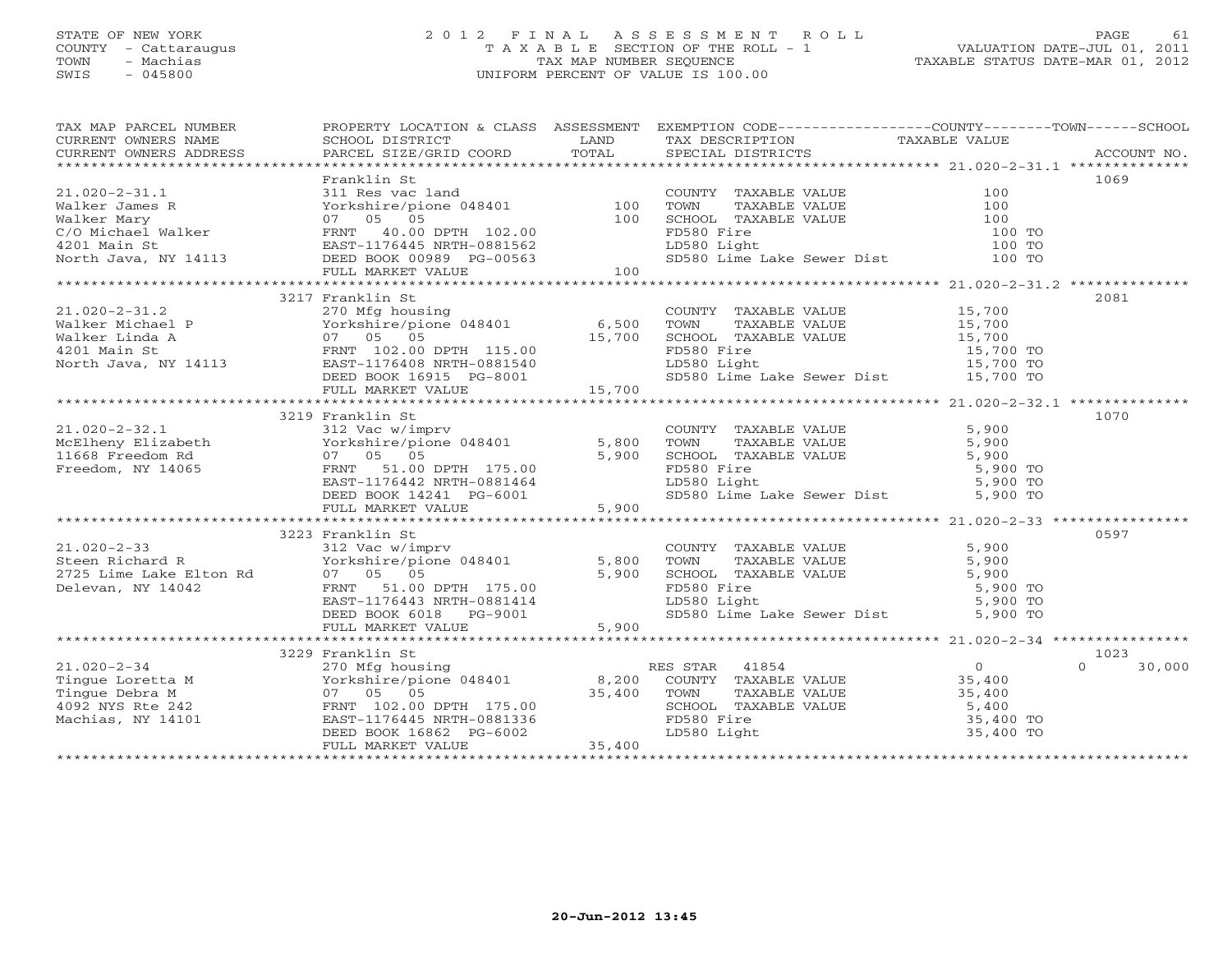STATE OF NEW YORK
COUNTY - Cattaraugus
TOWN - Machias
SWIS - 045800

# 2012 FINAL ASSESSMENT ROLL
TAXABLE SECTION OF THE ROLL - 1
TAX MAP NUMBER SEQUENCE
UNIFORM PERCENT OF VALUE IS 100.00

VALUATION DATE-JUL 01, 2011
TAXABLE STATUS DATE-MAR 01, 2012

| TAX MAP PARCEL NUMBER / CURRENT OWNERS NAME / CURRENT OWNERS ADDRESS | PROPERTY LOCATION & CLASS / SCHOOL DISTRICT / PARCEL SIZE/GRID COORD | ASSESSMENT LAND / TOTAL | EXEMPTION CODE / TAX DESCRIPTION / SPECIAL DISTRICTS | COUNTY / TOWN / SCHOOL TAXABLE VALUE | ACCOUNT NO. |
|---|---|---|---|---|---|
| 21.020-2-31.1 | Franklin St | | | | 1069 |
| 21.020-2-31.1 | 311 Res vac land | | COUNTY TAXABLE VALUE | 100 | |
| Walker James R | Yorkshire/pione 048401 | 100 | TOWN TAXABLE VALUE | 100 | |
| Walker Mary | 07 05 05 | 100 | SCHOOL TAXABLE VALUE | 100 | |
| C/O Michael Walker | FRNT 40.00 DPTH 102.00 | | FD580 Fire | 100 TO | |
| 4201 Main St | EAST-1176445 NRTH-0881562 | | LD580 Light | 100 TO | |
| North Java, NY 14113 | DEED BOOK 00989 PG-00563 | | SD580 Lime Lake Sewer Dist | 100 TO | |
| | FULL MARKET VALUE | 100 | | | |
| 21.020-2-31.2 | 3217 Franklin St | | | | 2081 |
| 21.020-2-31.2 | 270 Mfg housing | | COUNTY TAXABLE VALUE | 15,700 | |
| Walker Michael P | Yorkshire/pione 048401 | 6,500 | TOWN TAXABLE VALUE | 15,700 | |
| Walker Linda A | 07 05 05 | 15,700 | SCHOOL TAXABLE VALUE | 15,700 | |
| 4201 Main St | FRNT 102.00 DPTH 115.00 | | FD580 Fire | 15,700 TO | |
| North Java, NY 14113 | EAST-1176408 NRTH-0881540 | | LD580 Light | 15,700 TO | |
| | DEED BOOK 16915 PG-8001 | | SD580 Lime Lake Sewer Dist | 15,700 TO | |
| | FULL MARKET VALUE | 15,700 | | | |
| 21.020-2-32.1 | 3219 Franklin St | | | | 1070 |
| 21.020-2-32.1 | 312 Vac w/imprv | | COUNTY TAXABLE VALUE | 5,900 | |
| McElheny Elizabeth | Yorkshire/pione 048401 | 5,800 | TOWN TAXABLE VALUE | 5,900 | |
| 11668 Freedom Rd | 07 05 05 | 5,900 | SCHOOL TAXABLE VALUE | 5,900 | |
| Freedom, NY 14065 | FRNT 51.00 DPTH 175.00 | | FD580 Fire | 5,900 TO | |
| | EAST-1176442 NRTH-0881464 | | LD580 Light | 5,900 TO | |
| | DEED BOOK 14241 PG-6001 | | SD580 Lime Lake Sewer Dist | 5,900 TO | |
| | FULL MARKET VALUE | 5,900 | | | |
| 21.020-2-33 | 3223 Franklin St | | | | 0597 |
| 21.020-2-33 | 312 Vac w/imprv | | COUNTY TAXABLE VALUE | 5,900 | |
| Steen Richard R | Yorkshire/pione 048401 | 5,800 | TOWN TAXABLE VALUE | 5,900 | |
| 2725 Lime Lake Elton Rd | 07 05 05 | 5,900 | SCHOOL TAXABLE VALUE | 5,900 | |
| Delevan, NY 14042 | FRNT 51.00 DPTH 175.00 | | FD580 Fire | 5,900 TO | |
| | EAST-1176443 NRTH-0881414 | | LD580 Light | 5,900 TO | |
| | DEED BOOK 6018 PG-9001 | | SD580 Lime Lake Sewer Dist | 5,900 TO | |
| | FULL MARKET VALUE | 5,900 | | | |
| 21.020-2-34 | 3229 Franklin St | | | | 1023 |
| 21.020-2-34 | 270 Mfg housing | | RES STAR 41854 | 0 | 0 30,000 |
| Tingue Loretta M | Yorkshire/pione 048401 | 8,200 | COUNTY TAXABLE VALUE | 35,400 | |
| Tingue Debra M | 07 05 05 | 35,400 | TOWN TAXABLE VALUE | 35,400 | |
| 4092 NYS Rte 242 | FRNT 102.00 DPTH 175.00 | | SCHOOL TAXABLE VALUE | 5,400 | |
| Machias, NY 14101 | EAST-1176445 NRTH-0881336 | | FD580 Fire | 35,400 TO | |
| | DEED BOOK 16862 PG-6002 | | LD580 Light | 35,400 TO | |
| | FULL MARKET VALUE | 35,400 | | | |

20-Jun-2012 13:45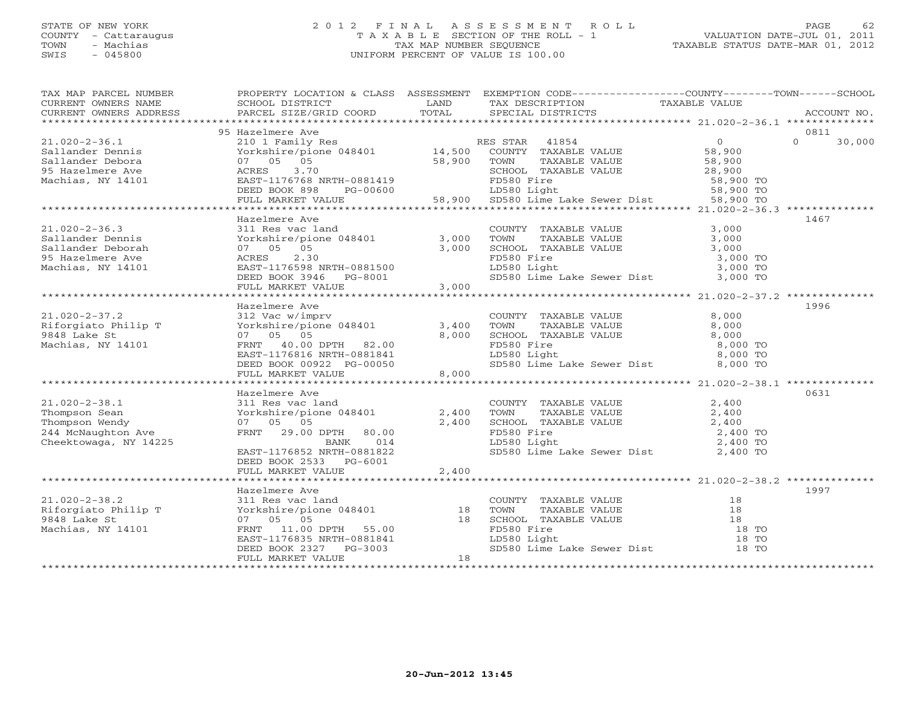STATE OF NEW YORK
COUNTY - Cattaraugus
TOWN - Machias
SWIS - 045800

2012 FINAL ASSESSMENT ROLL
TAXABLE SECTION OF THE ROLL - 1
TAX MAP NUMBER SEQUENCE
UNIFORM PERCENT OF VALUE IS 100.00

VALUATION DATE-JUL 01, 2011
TAXABLE STATUS DATE-MAR 01, 2012

| TAX MAP PARCEL NUMBER / CURRENT OWNERS NAME / CURRENT OWNERS ADDRESS | PROPERTY LOCATION & CLASS / SCHOOL DISTRICT / PARCEL SIZE/GRID COORD | ASSESSMENT LAND / TOTAL | EXEMPTION CODE / TAX DESCRIPTION / SPECIAL DISTRICTS | COUNTY / TOWN / SCHOOL TAXABLE VALUE | ACCOUNT NO. |
|---|---|---|---|---|---|
| | 95 Hazelmere Ave | | | | 0811 |
| 21.020-2-36.1 | 210 1 Family Res | | RES STAR 41854 | 0 0 30,000 | |
| Sallander Dennis | Yorkshire/pione 048401 | 14,500 | COUNTY TAXABLE VALUE | 58,900 | |
| Sallander Debora | 07 05 05 | 58,900 | TOWN TAXABLE VALUE | 58,900 | |
| 95 Hazelmere Ave | ACRES 3.70 | | SCHOOL TAXABLE VALUE | 28,900 | |
| Machias, NY 14101 | EAST-1176768 NRTH-0881419 | | FD580 Fire | 58,900 TO | |
| | DEED BOOK 898 PG-00600 | | LD580 Light | 58,900 TO | |
| | FULL MARKET VALUE | 58,900 | SD580 Lime Lake Sewer Dist | 58,900 TO | |
| | Hazelmere Ave | | | | 1467 |
| 21.020-2-36.3 | 311 Res vac land | | COUNTY TAXABLE VALUE | 3,000 | |
| Sallander Dennis | Yorkshire/pione 048401 | 3,000 | TOWN TAXABLE VALUE | 3,000 | |
| Sallander Deborah | 07 05 05 | 3,000 | SCHOOL TAXABLE VALUE | 3,000 | |
| 95 Hazelmere Ave | ACRES 2.30 | | FD580 Fire | 3,000 TO | |
| Machias, NY 14101 | EAST-1176598 NRTH-0881500 | | LD580 Light | 3,000 TO | |
| | DEED BOOK 3946 PG-8001 | | SD580 Lime Lake Sewer Dist | 3,000 TO | |
| | FULL MARKET VALUE | 3,000 | | | |
| | Hazelmere Ave | | | | 1996 |
| 21.020-2-37.2 | 312 Vac w/imprv | | COUNTY TAXABLE VALUE | 8,000 | |
| Riforgiato Philip T | Yorkshire/pione 048401 | 3,400 | TOWN TAXABLE VALUE | 8,000 | |
| 9848 Lake St | 07 05 05 | 8,000 | SCHOOL TAXABLE VALUE | 8,000 | |
| Machias, NY 14101 | FRNT 40.00 DPTH 82.00 | | FD580 Fire | 8,000 TO | |
| | EAST-1176816 NRTH-0881841 | | LD580 Light | 8,000 TO | |
| | DEED BOOK 00922 PG-00050 | | SD580 Lime Lake Sewer Dist | 8,000 TO | |
| | FULL MARKET VALUE | 8,000 | | | |
| | Hazelmere Ave | | | | 0631 |
| 21.020-2-38.1 | 311 Res vac land | | COUNTY TAXABLE VALUE | 2,400 | |
| Thompson Sean | Yorkshire/pione 048401 | 2,400 | TOWN TAXABLE VALUE | 2,400 | |
| Thompson Wendy | 07 05 05 | 2,400 | SCHOOL TAXABLE VALUE | 2,400 | |
| 244 McNaughton Ave | FRNT 29.00 DPTH 80.00 | | FD580 Fire | 2,400 TO | |
| Cheektowaga, NY 14225 | BANK 014 | | LD580 Light | 2,400 TO | |
| | EAST-1176852 NRTH-0881822 | | SD580 Lime Lake Sewer Dist | 2,400 TO | |
| | DEED BOOK 2533 PG-6001 | | | | |
| | FULL MARKET VALUE | 2,400 | | | |
| | Hazelmere Ave | | | | 1997 |
| 21.020-2-38.2 | 311 Res vac land | | COUNTY TAXABLE VALUE | 18 | |
| Riforgiato Philip T | Yorkshire/pione 048401 | 18 | TOWN TAXABLE VALUE | 18 | |
| 9848 Lake St | 07 05 05 | 18 | SCHOOL TAXABLE VALUE | 18 | |
| Machias, NY 14101 | FRNT 11.00 DPTH 55.00 | | FD580 Fire | 18 TO | |
| | EAST-1176835 NRTH-0881841 | | LD580 Light | 18 TO | |
| | DEED BOOK 2327 PG-3003 | | SD580 Lime Lake Sewer Dist | 18 TO | |
| | FULL MARKET VALUE | 18 | | | |

20-Jun-2012 13:45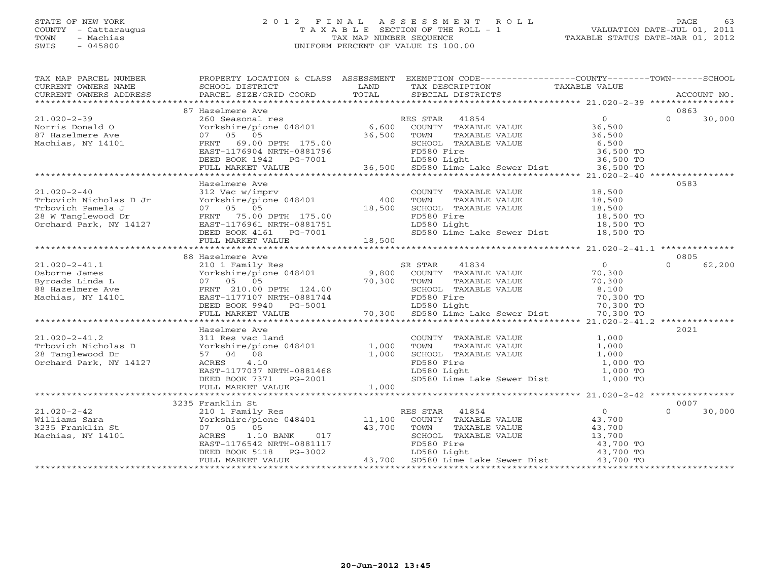STATE OF NEW YORK
COUNTY - Cattaraugus
TOWN - Machias
SWIS - 045800

2012 FINAL ASSESSMENT ROLL
TAXABLE SECTION OF THE ROLL - 1
TAX MAP NUMBER SEQUENCE
UNIFORM PERCENT OF VALUE IS 100.00

VALUATION DATE-JUL 01, 2011
TAXABLE STATUS DATE-MAR 01, 2012

| TAX MAP PARCEL NUMBER / CURRENT OWNERS NAME / CURRENT OWNERS ADDRESS | PROPERTY LOCATION & CLASS / SCHOOL DISTRICT / PARCEL SIZE/GRID COORD | ASSESSMENT LAND / TOTAL | EXEMPTION CODE / TAX DESCRIPTION / SPECIAL DISTRICTS | COUNTY / TAXABLE VALUE | TOWN | SCHOOL | ACCOUNT NO. |
|---|---|---|---|---|---|---|---|
| 21.020-2-39 | 87 Hazelmere Ave | | | | | | 0863 |
| Norris Donald O | 260 Seasonal res | | RES STAR 41854 | 0 | 0 | 30,000 | |
| 87 Hazelmere Ave | Yorkshire/pione 048401 | 6,600 | COUNTY TAXABLE VALUE | 36,500 | | | |
| Machias, NY 14101 | 07 05 05 | 36,500 | TOWN TAXABLE VALUE | 36,500 | | | |
| | FRNT 69.00 DPTH 175.00 | | SCHOOL TAXABLE VALUE | 6,500 | | | |
| | EAST-1176904 NRTH-0881796 | | FD580 Fire | 36,500 TO | | | |
| | DEED BOOK 1942 PG-7001 | | LD580 Light | 36,500 TO | | | |
| | FULL MARKET VALUE | 36,500 | SD580 Lime Lake Sewer Dist | 36,500 TO | | | |
| 21.020-2-40 | Hazelmere Ave | | | | | | 0583 |
| Trbovich Nicholas D Jr | 312 Vac w/imprv | | COUNTY TAXABLE VALUE | 18,500 | | | |
| Trbovich Pamela J | Yorkshire/pione 048401 | 400 | TOWN TAXABLE VALUE | 18,500 | | | |
| 28 W Tanglewood Dr | 07 05 05 | 18,500 | SCHOOL TAXABLE VALUE | 18,500 | | | |
| Orchard Park, NY 14127 | FRNT 75.00 DPTH 175.00 | | FD580 Fire | 18,500 TO | | | |
| | EAST-1176961 NRTH-0881751 | | LD580 Light | 18,500 TO | | | |
| | DEED BOOK 4161 PG-7001 | | SD580 Lime Lake Sewer Dist | 18,500 TO | | | |
| | FULL MARKET VALUE | 18,500 | | | | | |
| 21.020-2-41.1 | 88 Hazelmere Ave | | | | | | 0805 |
| Osborne James | 210 1 Family Res | | SR STAR 41834 | 0 | 0 | 62,200 | |
| Byroads Linda L | Yorkshire/pione 048401 | 9,800 | COUNTY TAXABLE VALUE | 70,300 | | | |
| 88 Hazelmere Ave | 07 05 05 | 70,300 | TOWN TAXABLE VALUE | 70,300 | | | |
| Machias, NY 14101 | FRNT 210.00 DPTH 124.00 | | SCHOOL TAXABLE VALUE | 8,100 | | | |
| | EAST-1177107 NRTH-0881744 | | FD580 Fire | 70,300 TO | | | |
| | DEED BOOK 9940 PG-5001 | | LD580 Light | 70,300 TO | | | |
| | FULL MARKET VALUE | 70,300 | SD580 Lime Lake Sewer Dist | 70,300 TO | | | |
| 21.020-2-41.2 | Hazelmere Ave | | | | | | 2021 |
| Trbovich Nicholas D | 311 Res vac land | | COUNTY TAXABLE VALUE | 1,000 | | | |
| 28 Tanglewood Dr | Yorkshire/pione 048401 | 1,000 | TOWN TAXABLE VALUE | 1,000 | | | |
| Orchard Park, NY 14127 | 57 04 08 | 1,000 | SCHOOL TAXABLE VALUE | 1,000 | | | |
| | ACRES 4.10 | | FD580 Fire | 1,000 TO | | | |
| | EAST-1177037 NRTH-0881468 | | LD580 Light | 1,000 TO | | | |
| | DEED BOOK 7371 PG-2001 | | SD580 Lime Lake Sewer Dist | 1,000 TO | | | |
| | FULL MARKET VALUE | 1,000 | | | | | |
| 21.020-2-42 | 3235 Franklin St | | | | | | 0007 |
| Williams Sara | 210 1 Family Res | | RES STAR 41854 | 0 | 0 | 30,000 | |
| 3235 Franklin St | Yorkshire/pione 048401 | 11,100 | COUNTY TAXABLE VALUE | 43,700 | | | |
| Machias, NY 14101 | 07 05 05 | 43,700 | TOWN TAXABLE VALUE | 43,700 | | | |
| | ACRES 1.10 BANK 017 | | SCHOOL TAXABLE VALUE | 13,700 | | | |
| | EAST-1176542 NRTH-0881117 | | FD580 Fire | 43,700 TO | | | |
| | DEED BOOK 5118 PG-3002 | | LD580 Light | 43,700 TO | | | |
| | FULL MARKET VALUE | 43,700 | SD580 Lime Lake Sewer Dist | 43,700 TO | | | |

20-Jun-2012 13:45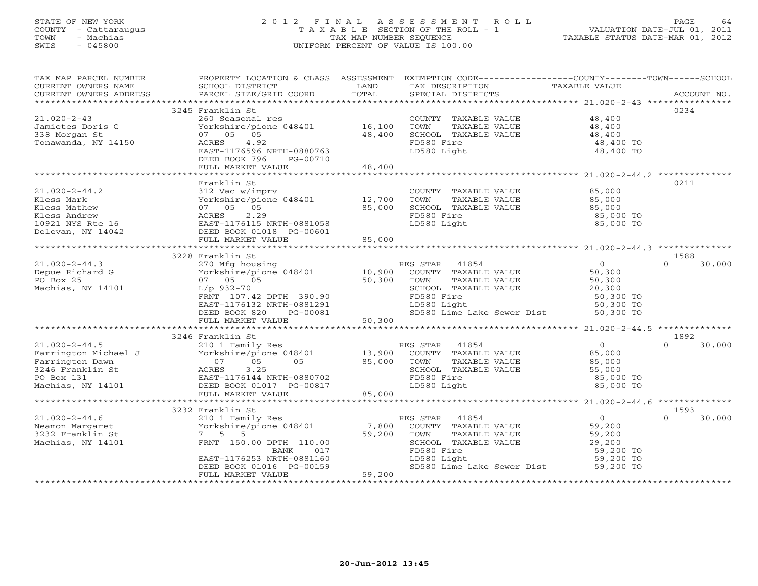STATE OF NEW YORK
COUNTY - Cattaraugus
TOWN - Machias
SWIS - 045800

# 2012 FINAL ASSESSMENT ROLL

TAXABLE SECTION OF THE ROLL - 1
TAX MAP NUMBER SEQUENCE
UNIFORM PERCENT OF VALUE IS 100.00

VALUATION DATE-JUL 01, 2011
TAXABLE STATUS DATE-MAR 01, 2012

| TAX MAP PARCEL NUMBER / CURRENT OWNERS NAME / CURRENT OWNERS ADDRESS | PROPERTY LOCATION & CLASS / SCHOOL DISTRICT / PARCEL SIZE/GRID COORD | ASSESSMENT LAND | TOTAL | EXEMPTION CODE / TAX DESCRIPTION / SPECIAL DISTRICTS | COUNTY / TOWN TAXABLE VALUE | SCHOOL | ACCOUNT NO. |
|---|---|---|---|---|---|---|---|
| **21.020-2-43** | 3245 Franklin St | | | | | | 0234 |
| Jamietes Doris G | 260 Seasonal res | | | COUNTY TAXABLE VALUE | 48,400 | | |
| 338 Morgan St | Yorkshire/pione 048401 | 16,100 | | TOWN TAXABLE VALUE | 48,400 | | |
| Tonawanda, NY 14150 | 07 05 05 | | 48,400 | SCHOOL TAXABLE VALUE | 48,400 | | |
| | ACRES 4.92 | | | FD580 Fire | 48,400 TO | | |
| | EAST-1176596 NRTH-0880763 | | | LD580 Light | 48,400 TO | | |
| | DEED BOOK 796 PG-00710 | | | | | | |
| | FULL MARKET VALUE | | 48,400 | | | | |
| **21.020-2-44.2** | Franklin St | | | | | | 0211 |
| Kless Mark | 312 Vac w/imprv | | | COUNTY TAXABLE VALUE | 85,000 | | |
| Kless Mathew | Yorkshire/pione 048401 | 12,700 | | TOWN TAXABLE VALUE | 85,000 | | |
| Kless Andrew | 07 05 05 | | 85,000 | SCHOOL TAXABLE VALUE | 85,000 | | |
| 10921 NYS Rte 16 | ACRES 2.29 | | | FD580 Fire | 85,000 TO | | |
| Delevan, NY 14042 | EAST-1176115 NRTH-0881058 | | | LD580 Light | 85,000 TO | | |
| | DEED BOOK 01018 PG-00601 | | | | | | |
| | FULL MARKET VALUE | | 85,000 | | | | |
| **21.020-2-44.3** | 3228 Franklin St | | | | | | 1588 |
| Depue Richard G | 270 Mfg housing | | | RES STAR 41854 | 0 | 30,000 | |
| PO Box 25 | Yorkshire/pione 048401 | 10,900 | | COUNTY TAXABLE VALUE | 50,300 | | |
| Machias, NY 14101 | 07 05 05 | | 50,300 | TOWN TAXABLE VALUE | 50,300 | | |
| | L/p 932-70 | | | SCHOOL TAXABLE VALUE | 20,300 | | |
| | FRNT 107.42 DPTH 390.90 | | | FD580 Fire | 50,300 TO | | |
| | EAST-1176132 NRTH-0881291 | | | LD580 Light | 50,300 TO | | |
| | DEED BOOK 820 PG-00081 | | | SD580 Lime Lake Sewer Dist | 50,300 TO | | |
| | FULL MARKET VALUE | | 50,300 | | | | |
| **21.020-2-44.5** | 3246 Franklin St | | | | | | 1892 |
| Farrington Michael J | 210 1 Family Res | | | RES STAR 41854 | 0 | 30,000 | |
| Farrington Dawn | Yorkshire/pione 048401 | 13,900 | | COUNTY TAXABLE VALUE | 85,000 | | |
| 3246 Franklin St | 07 05 05 | | 85,000 | TOWN TAXABLE VALUE | 85,000 | | |
| PO Box 131 | ACRES 3.25 | | | SCHOOL TAXABLE VALUE | 55,000 | | |
| Machias, NY 14101 | EAST-1176144 NRTH-0880702 | | | FD580 Fire | 85,000 TO | | |
| | DEED BOOK 01017 PG-00817 | | | LD580 Light | 85,000 TO | | |
| | FULL MARKET VALUE | | 85,000 | | | | |
| **21.020-2-44.6** | 3232 Franklin St | | | | | | 1593 |
| Neamon Margaret | 210 1 Family Res | | | RES STAR 41854 | 0 | 30,000 | |
| 3232 Franklin St | Yorkshire/pione 048401 | 7,800 | | COUNTY TAXABLE VALUE | 59,200 | | |
| Machias, NY 14101 | 7 5 5 | | 59,200 | TOWN TAXABLE VALUE | 59,200 | | |
| | FRNT 150.00 DPTH 110.00 | | | SCHOOL TAXABLE VALUE | 29,200 | | |
| | BANK 017 | | | FD580 Fire | 59,200 TO | | |
| | EAST-1176253 NRTH-0881160 | | | LD580 Light | 59,200 TO | | |
| | DEED BOOK 01016 PG-00159 | | | SD580 Lime Lake Sewer Dist | 59,200 TO | | |
| | FULL MARKET VALUE | | 59,200 | | | | |

20-Jun-2012 13:45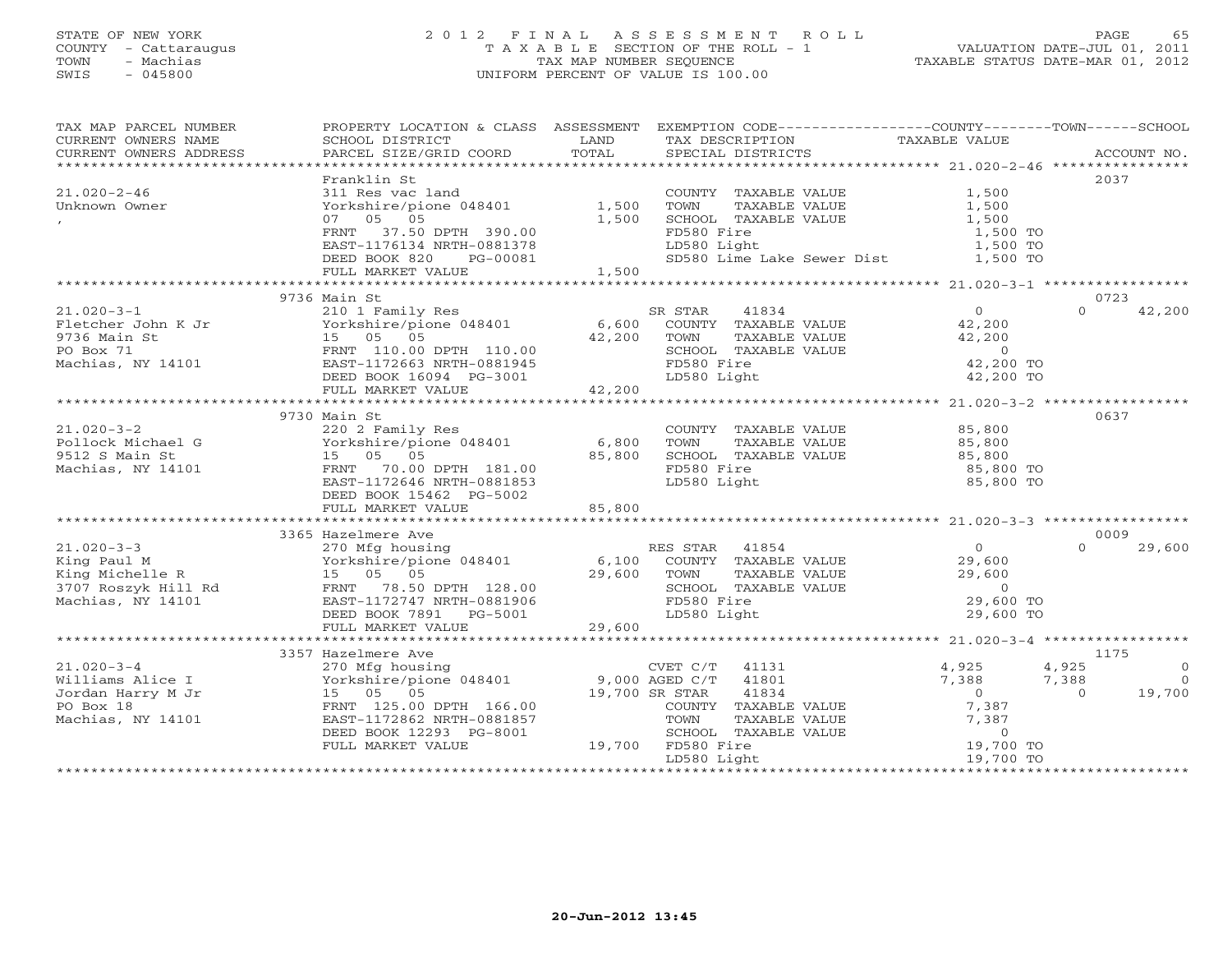STATE OF NEW YORK
COUNTY - Cattaraugus
TOWN - Machias
SWIS - 045800

2012 FINAL ASSESSMENT ROLL
TAXABLE SECTION OF THE ROLL - 1
TAX MAP NUMBER SEQUENCE
UNIFORM PERCENT OF VALUE IS 100.00

VALUATION DATE-JUL 01, 2011
TAXABLE STATUS DATE-MAR 01, 2012

| TAX MAP PARCEL NUMBER / CURRENT OWNERS NAME / CURRENT OWNERS ADDRESS | PROPERTY LOCATION & CLASS / SCHOOL DISTRICT / PARCEL SIZE/GRID COORD | ASSESSMENT LAND | TOTAL | EXEMPTION CODE / TAX DESCRIPTION / SPECIAL DISTRICTS | COUNTY TAXABLE VALUE | TOWN | SCHOOL | ACCOUNT NO. |
|---|---|---|---|---|---|---|---|---|
| **21.020-2-46** | Franklin St | | | | | | | 2037 |
| Unknown Owner | 311 Res vac land | | | COUNTY TAXABLE VALUE | 1,500 | | | |
| , | Yorkshire/pione 048401 | 1,500 | | TOWN TAXABLE VALUE | 1,500 | | | |
| | 07 05 05 | | 1,500 | SCHOOL TAXABLE VALUE | 1,500 | | | |
| | FRNT 37.50 DPTH 390.00 | | | FD580 Fire | 1,500 TO | | | |
| | EAST-1176134 NRTH-0881378 | | | LD580 Light | 1,500 TO | | | |
| | DEED BOOK 820 PG-00081 | | | SD580 Lime Lake Sewer Dist | 1,500 TO | | | |
| | FULL MARKET VALUE | | 1,500 | | | | | |
| **21.020-3-1** | 9736 Main St | | | | | | | 0723 |
| Fletcher John K Jr | 210 1 Family Res | | | SR STAR 41834 | 0 | 0 | 42,200 | |
| 9736 Main St | Yorkshire/pione 048401 | 6,600 | | COUNTY TAXABLE VALUE | 42,200 | | | |
| PO Box 71 | 15 05 05 | | 42,200 | TOWN TAXABLE VALUE | 42,200 | | | |
| Machias, NY 14101 | FRNT 110.00 DPTH 110.00 | | | SCHOOL TAXABLE VALUE | 0 | | | |
| | EAST-1172663 NRTH-0881945 | | | FD580 Fire | 42,200 TO | | | |
| | DEED BOOK 16094 PG-3001 | | | LD580 Light | 42,200 TO | | | |
| | FULL MARKET VALUE | | 42,200 | | | | | |
| **21.020-3-2** | 9730 Main St | | | | | | | 0637 |
| Pollock Michael G | 220 2 Family Res | | | COUNTY TAXABLE VALUE | 85,800 | | | |
| 9512 S Main St | Yorkshire/pione 048401 | 6,800 | | TOWN TAXABLE VALUE | 85,800 | | | |
| Machias, NY 14101 | 15 05 05 | | 85,800 | SCHOOL TAXABLE VALUE | 85,800 | | | |
| | FRNT 70.00 DPTH 181.00 | | | FD580 Fire | 85,800 TO | | | |
| | EAST-1172646 NRTH-0881853 | | | LD580 Light | 85,800 TO | | | |
| | DEED BOOK 15462 PG-5002 | | | | | | | |
| | FULL MARKET VALUE | | 85,800 | | | | | |
| **21.020-3-3** | 3365 Hazelmere Ave | | | | | | | 0009 |
| King Paul M | 270 Mfg housing | | | RES STAR 41854 | 0 | 0 | 29,600 | |
| King Michelle R | Yorkshire/pione 048401 | 6,100 | | COUNTY TAXABLE VALUE | 29,600 | | | |
| 3707 Roszyk Hill Rd | 15 05 05 | | 29,600 | TOWN TAXABLE VALUE | 29,600 | | | |
| Machias, NY 14101 | FRNT 78.50 DPTH 128.00 | | | SCHOOL TAXABLE VALUE | 0 | | | |
| | EAST-1172747 NRTH-0881906 | | | FD580 Fire | 29,600 TO | | | |
| | DEED BOOK 7891 PG-5001 | | | LD580 Light | 29,600 TO | | | |
| | FULL MARKET VALUE | | 29,600 | | | | | |
| **21.020-3-4** | 3357 Hazelmere Ave | | | | | | | 1175 |
| Williams Alice I | 270 Mfg housing | | | CVET C/T 41131 | 4,925 | 4,925 | 0 | |
| Jordan Harry M Jr | Yorkshire/pione 048401 | 9,000 | | AGED C/T 41801 | 7,388 | 7,388 | 0 | |
| PO Box 18 | 15 05 05 | | 19,700 | SR STAR 41834 | 0 | 0 | 19,700 | |
| Machias, NY 14101 | FRNT 125.00 DPTH 166.00 | | | COUNTY TAXABLE VALUE | 7,387 | | | |
| | EAST-1172862 NRTH-0881857 | | | TOWN TAXABLE VALUE | 7,387 | | | |
| | DEED BOOK 12293 PG-8001 | | | SCHOOL TAXABLE VALUE | 0 | | | |
| | FULL MARKET VALUE | | 19,700 | FD580 Fire | 19,700 TO | | | |
| | | | | LD580 Light | 19,700 TO | | | |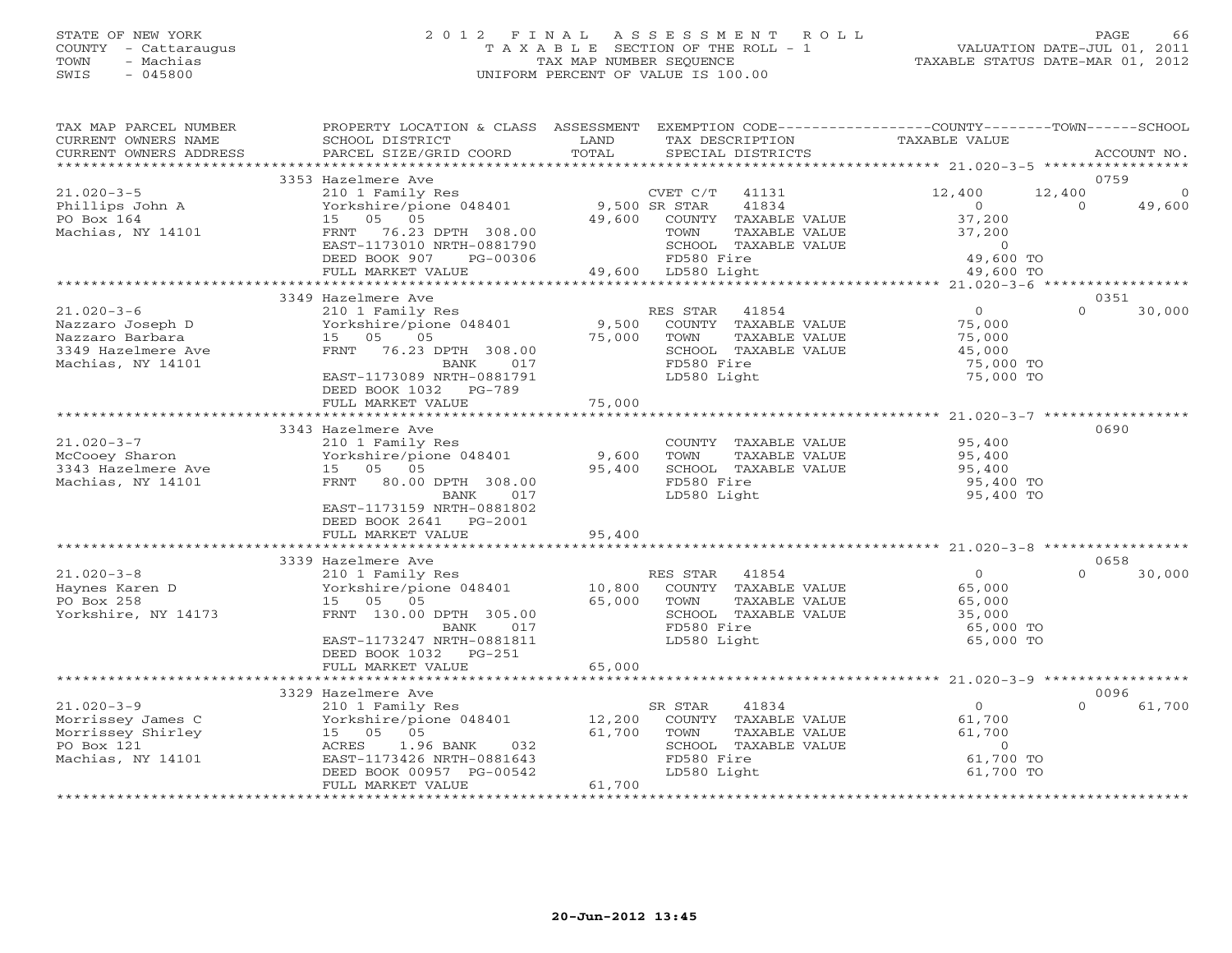STATE OF NEW YORK
COUNTY - Cattaraugus
TOWN - Machias
SWIS - 045800

# 2012 FINAL ASSESSMENT ROLL
TAXABLE SECTION OF THE ROLL - 1
TAX MAP NUMBER SEQUENCE
UNIFORM PERCENT OF VALUE IS 100.00

VALUATION DATE-JUL 01, 2011
TAXABLE STATUS DATE-MAR 01, 2012

| TAX MAP PARCEL NUMBER / CURRENT OWNERS NAME / CURRENT OWNERS ADDRESS | PROPERTY LOCATION & CLASS / SCHOOL DISTRICT / PARCEL SIZE/GRID COORD | ASSESSMENT LAND | TOTAL | EXEMPTION CODE / TAX DESCRIPTION / SPECIAL DISTRICTS | COUNTY TAXABLE VALUE | TOWN | SCHOOL | ACCOUNT NO. |
|---|---|---|---|---|---|---|---|---|
| | 3353 Hazelmere Ave | | | | | | | 0759 |
| 21.020-3-5 | 210 1 Family Res | | | CVET C/T 41131 | 12,400 | 12,400 | 0 | |
| Phillips John A | Yorkshire/pione 048401 | 9,500 | | SR STAR 41834 | 0 | 0 | 49,600 | |
| PO Box 164 | 15 05 05 | | 49,600 | COUNTY TAXABLE VALUE | 37,200 | | | |
| Machias, NY 14101 | FRNT 76.23 DPTH 308.00 | | | TOWN TAXABLE VALUE | 37,200 | | | |
| | EAST-1173010 NRTH-0881790 | | | SCHOOL TAXABLE VALUE | 0 | | | |
| | DEED BOOK 907 PG-00306 | | | FD580 Fire | 49,600 TO | | | |
| | FULL MARKET VALUE | | 49,600 | LD580 Light | 49,600 TO | | | |
| | 3349 Hazelmere Ave | | | | | | | 0351 |
| 21.020-3-6 | 210 1 Family Res | | | RES STAR 41854 | 0 | 0 | 30,000 | |
| Nazzaro Joseph D | Yorkshire/pione 048401 | 9,500 | | COUNTY TAXABLE VALUE | 75,000 | | | |
| Nazzaro Barbara | 15 05 05 | | 75,000 | TOWN TAXABLE VALUE | 75,000 | | | |
| 3349 Hazelmere Ave | FRNT 76.23 DPTH 308.00 | | | SCHOOL TAXABLE VALUE | 45,000 | | | |
| Machias, NY 14101 | BANK 017 | | | FD580 Fire | 75,000 TO | | | |
| | EAST-1173089 NRTH-0881791 | | | LD580 Light | 75,000 TO | | | |
| | DEED BOOK 1032 PG-789 | | | | | | | |
| | FULL MARKET VALUE | | 75,000 | | | | | |
| | 3343 Hazelmere Ave | | | | | | | 0690 |
| 21.020-3-7 | 210 1 Family Res | | | COUNTY TAXABLE VALUE | 95,400 | | | |
| McCooey Sharon | Yorkshire/pione 048401 | 9,600 | | TOWN TAXABLE VALUE | 95,400 | | | |
| 3343 Hazelmere Ave | 15 05 05 | | 95,400 | SCHOOL TAXABLE VALUE | 95,400 | | | |
| Machias, NY 14101 | FRNT 80.00 DPTH 308.00 | | | FD580 Fire | 95,400 TO | | | |
| | BANK 017 | | | LD580 Light | 95,400 TO | | | |
| | EAST-1173159 NRTH-0881802 | | | | | | | |
| | DEED BOOK 2641 PG-2001 | | | | | | | |
| | FULL MARKET VALUE | | 95,400 | | | | | |
| | 3339 Hazelmere Ave | | | | | | | 0658 |
| 21.020-3-8 | 210 1 Family Res | | | RES STAR 41854 | 0 | 0 | 30,000 | |
| Haynes Karen D | Yorkshire/pione 048401 | 10,800 | | COUNTY TAXABLE VALUE | 65,000 | | | |
| PO Box 258 | 15 05 05 | | 65,000 | TOWN TAXABLE VALUE | 65,000 | | | |
| Yorkshire, NY 14173 | FRNT 130.00 DPTH 305.00 | | | SCHOOL TAXABLE VALUE | 35,000 | | | |
| | BANK 017 | | | FD580 Fire | 65,000 TO | | | |
| | EAST-1173247 NRTH-0881811 | | | LD580 Light | 65,000 TO | | | |
| | DEED BOOK 1032 PG-251 | | | | | | | |
| | FULL MARKET VALUE | | 65,000 | | | | | |
| | 3329 Hazelmere Ave | | | | | | | 0096 |
| 21.020-3-9 | 210 1 Family Res | | | SR STAR 41834 | 0 | 0 | 61,700 | |
| Morrissey James C | Yorkshire/pione 048401 | 12,200 | | COUNTY TAXABLE VALUE | 61,700 | | | |
| Morrissey Shirley | 15 05 05 | | 61,700 | TOWN TAXABLE VALUE | 61,700 | | | |
| PO Box 121 | ACRES 1.96 BANK 032 | | | SCHOOL TAXABLE VALUE | 0 | | | |
| Machias, NY 14101 | EAST-1173426 NRTH-0881643 | | | FD580 Fire | 61,700 TO | | | |
| | DEED BOOK 00957 PG-00542 | | | LD580 Light | 61,700 TO | | | |
| | FULL MARKET VALUE | | 61,700 | | | | | |

20-Jun-2012 13:45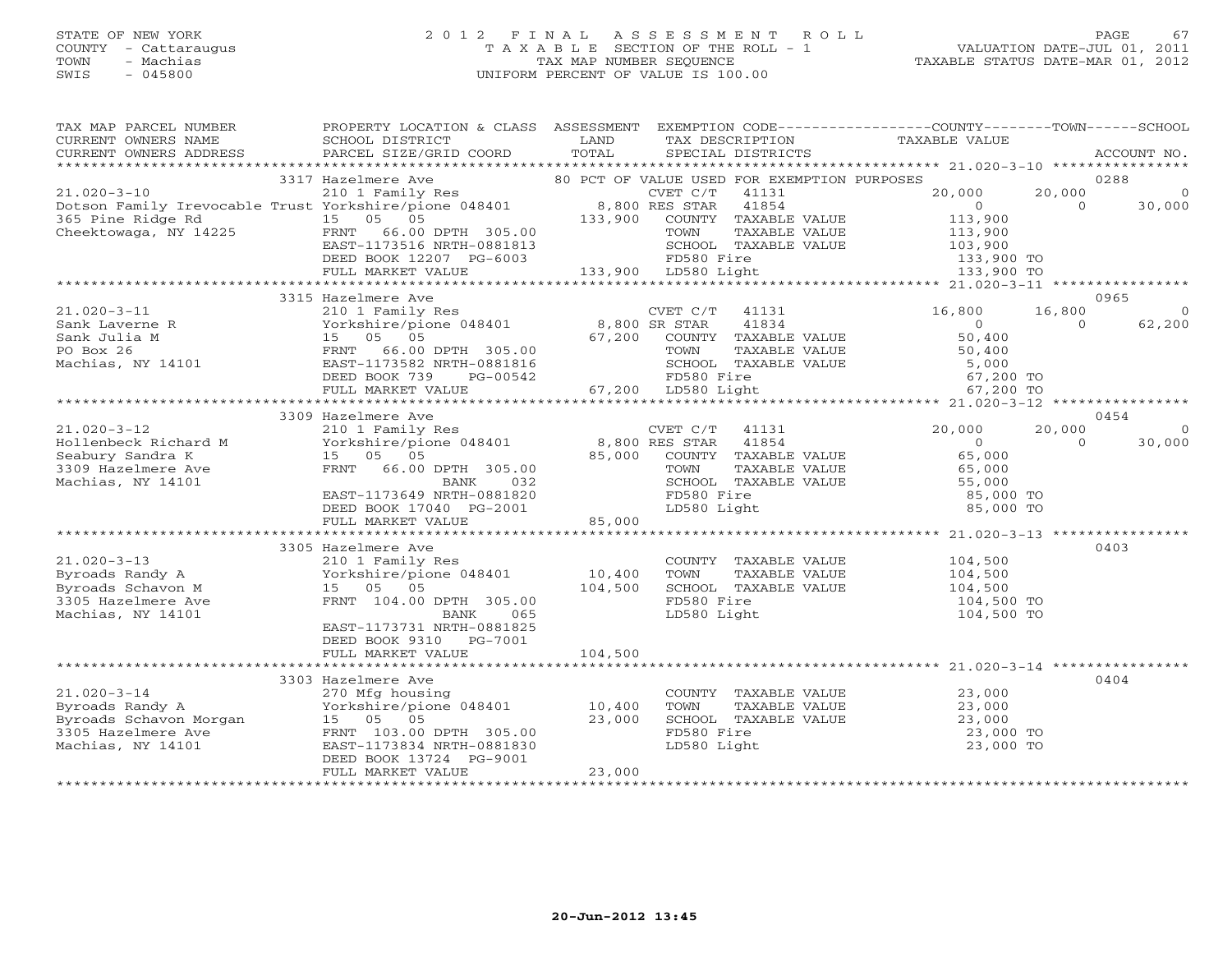STATE OF NEW YORK
COUNTY - Cattaraugus
TOWN - Machias
SWIS - 045800

2012 FINAL ASSESSMENT ROLL
TAXABLE SECTION OF THE ROLL - 1
TAX MAP NUMBER SEQUENCE
UNIFORM PERCENT OF VALUE IS 100.00

VALUATION DATE-JUL 01, 2011
TAXABLE STATUS DATE-MAR 01, 2012

```
TAX MAP PARCEL NUMBER     PROPERTY LOCATION & CLASS  ASSESSMENT  EXEMPTION CODE-----------------COUNTY--------TOWN------SCHOOL
CURRENT OWNERS NAME       SCHOOL DISTRICT             LAND       TAX DESCRIPTION            TAXABLE VALUE
CURRENT OWNERS ADDRESS    PARCEL SIZE/GRID COORD      TOTAL      SPECIAL DISTRICTS                                    ACCOUNT NO.
******************************************************************************************************* 21.020-3-10 *****************
                   3317 Hazelmere Ave                 80 PCT OF VALUE USED FOR EXEMPTION PURPOSES                     0288
21.020-3-10               210 1 Family Res                    CVET C/T   41131          20,000      20,000          0
Dotson Family Irevocable Trust Yorkshire/pione 048401   8,800 RES STAR   41854               0           0     30,000
365 Pine Ridge Rd         15   05   05              133,900   COUNTY  TAXABLE VALUE       113,900
Cheektowaga, NY 14225     FRNT   66.00 DPTH 305.00            TOWN    TAXABLE VALUE       113,900
                          EAST-1173516 NRTH-0881813           SCHOOL  TAXABLE VALUE       103,900
                          DEED BOOK 12207  PG-6003            FD580 Fire                  133,900 TO
                          FULL MARKET VALUE         133,900   LD580 Light                 133,900 TO
******************************************************************************************************* 21.020-3-11 *****************
                   3315 Hazelmere Ave                                                                                 0965
21.020-3-11               210 1 Family Res                    CVET C/T   41131          16,800      16,800          0
Sank Laverne R            Yorkshire/pione 048401    8,800 SR STAR    41834               0           0     62,200
Sank Julia M              15   05   05               67,200   COUNTY  TAXABLE VALUE        50,400
PO Box 26                 FRNT   66.00 DPTH 305.00            TOWN    TAXABLE VALUE        50,400
Machias, NY 14101         EAST-1173582 NRTH-0881816           SCHOOL  TAXABLE VALUE         5,000
                          DEED BOOK 739     PG-00542          FD580 Fire                   67,200 TO
                          FULL MARKET VALUE          67,200   LD580 Light                  67,200 TO
******************************************************************************************************* 21.020-3-12 *****************
                   3309 Hazelmere Ave                                                                                 0454
21.020-3-12               210 1 Family Res                    CVET C/T   41131          20,000      20,000          0
Hollenbeck Richard M      Yorkshire/pione 048401    8,800 RES STAR   41854               0           0     30,000
Seabury Sandra K          15   05   05               85,000   COUNTY  TAXABLE VALUE        65,000
3309 Hazelmere Ave        FRNT   66.00 DPTH 305.00            TOWN    TAXABLE VALUE        65,000
Machias, NY 14101                    BANK     032             SCHOOL  TAXABLE VALUE        55,000
                          EAST-1173649 NRTH-0881820           FD580 Fire                   85,000 TO
                          DEED BOOK 17040  PG-2001            LD580 Light                  85,000 TO
                          FULL MARKET VALUE          85,000
******************************************************************************************************* 21.020-3-13 *****************
                   3305 Hazelmere Ave                                                                                 0403
21.020-3-13               210 1 Family Res                    COUNTY  TAXABLE VALUE       104,500
Byroads Randy A           Yorkshire/pione 048401   10,400     TOWN    TAXABLE VALUE       104,500
Byroads Schavon M         15   05   05              104,500   SCHOOL  TAXABLE VALUE       104,500
3305 Hazelmere Ave        FRNT  104.00 DPTH 305.00            FD580 Fire                  104,500 TO
Machias, NY 14101                    BANK     065             LD580 Light                 104,500 TO
                          EAST-1173731 NRTH-0881825
                          DEED BOOK 9310    PG-7001
                          FULL MARKET VALUE         104,500
******************************************************************************************************* 21.020-3-14 *****************
                   3303 Hazelmere Ave                                                                                 0404
21.020-3-14               270 Mfg housing                     COUNTY  TAXABLE VALUE        23,000
Byroads Randy A           Yorkshire/pione 048401   10,400     TOWN    TAXABLE VALUE        23,000
Byroads Schavon Morgan    15   05   05               23,000   SCHOOL  TAXABLE VALUE        23,000
3305 Hazelmere Ave        FRNT  103.00 DPTH 305.00            FD580 Fire                   23,000 TO
Machias, NY 14101         EAST-1173834 NRTH-0881830           LD580 Light                  23,000 TO
                          DEED BOOK 13724  PG-9001
                          FULL MARKET VALUE          23,000
*************************************************************************************************************************************
```

20-Jun-2012 13:45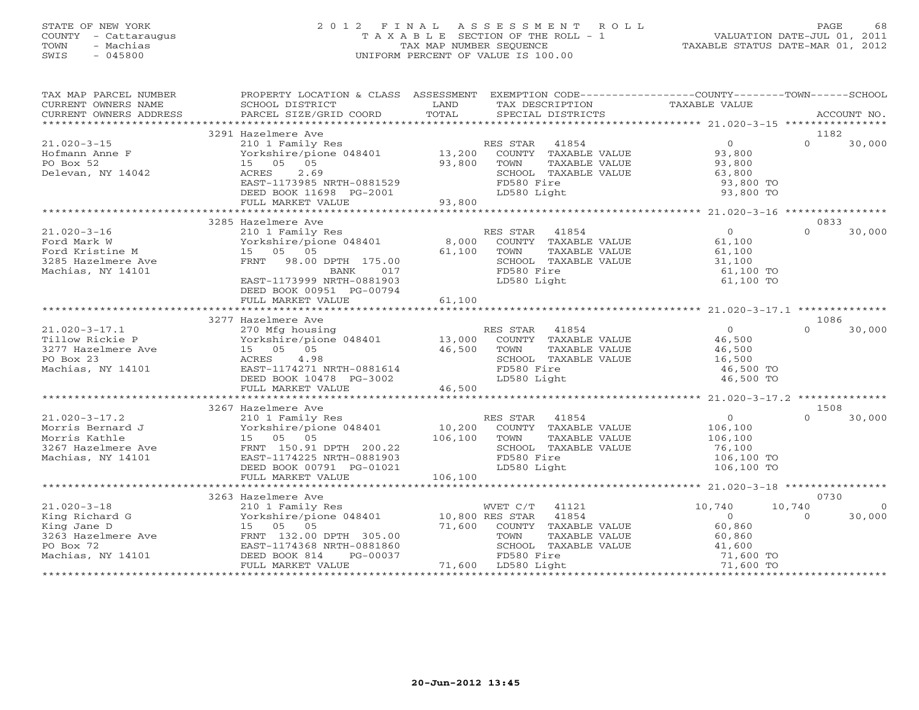STATE OF NEW YORK
COUNTY - Cattaraugus
TOWN - Machias
SWIS - 045800

# 2012 FINAL ASSESSMENT ROLL
TAXABLE SECTION OF THE ROLL - 1
TAX MAP NUMBER SEQUENCE
UNIFORM PERCENT OF VALUE IS 100.00

VALUATION DATE-JUL 01, 2011
TAXABLE STATUS DATE-MAR 01, 2012

| TAX MAP PARCEL NUMBER / CURRENT OWNERS NAME / CURRENT OWNERS ADDRESS | PROPERTY LOCATION & CLASS / SCHOOL DISTRICT / PARCEL SIZE/GRID COORD | ASSESSMENT LAND / TOTAL | EXEMPTION CODE / TAX DESCRIPTION / SPECIAL DISTRICTS | COUNTY TAXABLE VALUE | TOWN | SCHOOL | ACCOUNT NO. |
|---|---|---|---|---|---|---|---|
| **21.020-3-15** | 3291 Hazelmere Ave | | | | | | 1182 |
| Hofmann Anne F | 210 1 Family Res | | RES STAR 41854 | 0 | 0 | 30,000 | |
| PO Box 52 | Yorkshire/pione 048401 | 13,200 | COUNTY TAXABLE VALUE | 93,800 | | | |
| Delevan, NY 14042 | 15 05 05 | 93,800 | TOWN TAXABLE VALUE | 93,800 | | | |
| | ACRES 2.69 | | SCHOOL TAXABLE VALUE | 63,800 | | | |
| | EAST-1173985 NRTH-0881529 | | FD580 Fire | 93,800 TO | | | |
| | DEED BOOK 11698 PG-2001 | | LD580 Light | 93,800 TO | | | |
| | FULL MARKET VALUE | 93,800 | | | | | |
| **21.020-3-16** | 3285 Hazelmere Ave | | | | | | 0833 |
| Ford Mark W | 210 1 Family Res | | RES STAR 41854 | 0 | 0 | 30,000 | |
| Ford Kristine M | Yorkshire/pione 048401 | 8,000 | COUNTY TAXABLE VALUE | 61,100 | | | |
| 3285 Hazelmere Ave | 15 05 05 | 61,100 | TOWN TAXABLE VALUE | 61,100 | | | |
| Machias, NY 14101 | FRNT 98.00 DPTH 175.00 | | SCHOOL TAXABLE VALUE | 31,100 | | | |
| | BANK 017 | | FD580 Fire | 61,100 TO | | | |
| | EAST-1173999 NRTH-0881903 | | LD580 Light | 61,100 TO | | | |
| | DEED BOOK 00951 PG-00794 | | | | | | |
| | FULL MARKET VALUE | 61,100 | | | | | |
| **21.020-3-17.1** | 3277 Hazelmere Ave | | | | | | 1086 |
| Tillow Rickie P | 270 Mfg housing | | RES STAR 41854 | 0 | 0 | 30,000 | |
| 3277 Hazelmere Ave | Yorkshire/pione 048401 | 13,000 | COUNTY TAXABLE VALUE | 46,500 | | | |
| PO Box 23 | 15 05 05 | 46,500 | TOWN TAXABLE VALUE | 46,500 | | | |
| Machias, NY 14101 | ACRES 4.98 | | SCHOOL TAXABLE VALUE | 16,500 | | | |
| | EAST-1174271 NRTH-0881614 | | FD580 Fire | 46,500 TO | | | |
| | DEED BOOK 10478 PG-3002 | | LD580 Light | 46,500 TO | | | |
| | FULL MARKET VALUE | 46,500 | | | | | |
| **21.020-3-17.2** | 3267 Hazelmere Ave | | | | | | 1508 |
| Morris Bernard J | 210 1 Family Res | | RES STAR 41854 | 0 | 0 | 30,000 | |
| Morris Kathle | Yorkshire/pione 048401 | 10,200 | COUNTY TAXABLE VALUE | 106,100 | | | |
| 3267 Hazelmere Ave | 15 05 05 | 106,100 | TOWN TAXABLE VALUE | 106,100 | | | |
| Machias, NY 14101 | FRNT 150.91 DPTH 200.22 | | SCHOOL TAXABLE VALUE | 76,100 | | | |
| | EAST-1174225 NRTH-0881903 | | FD580 Fire | 106,100 TO | | | |
| | DEED BOOK 00791 PG-01021 | | LD580 Light | 106,100 TO | | | |
| | FULL MARKET VALUE | 106,100 | | | | | |
| **21.020-3-18** | 3263 Hazelmere Ave | | | | | | 0730 |
| King Richard G | 210 1 Family Res | | WVET C/T 41121 | 10,740 | 10,740 | 0 | |
| King Jane D | Yorkshire/pione 048401 | 10,800 | RES STAR 41854 | 0 | 0 | 30,000 | |
| 3263 Hazelmere Ave | 15 05 05 | 71,600 | COUNTY TAXABLE VALUE | 60,860 | | | |
| PO Box 72 | FRNT 132.00 DPTH 305.00 | | TOWN TAXABLE VALUE | 60,860 | | | |
| Machias, NY 14101 | EAST-1174368 NRTH-0881860 | | SCHOOL TAXABLE VALUE | 41,600 | | | |
| | DEED BOOK 814 PG-00037 | | FD580 Fire | 71,600 TO | | | |
| | FULL MARKET VALUE | 71,600 | LD580 Light | 71,600 TO | | | |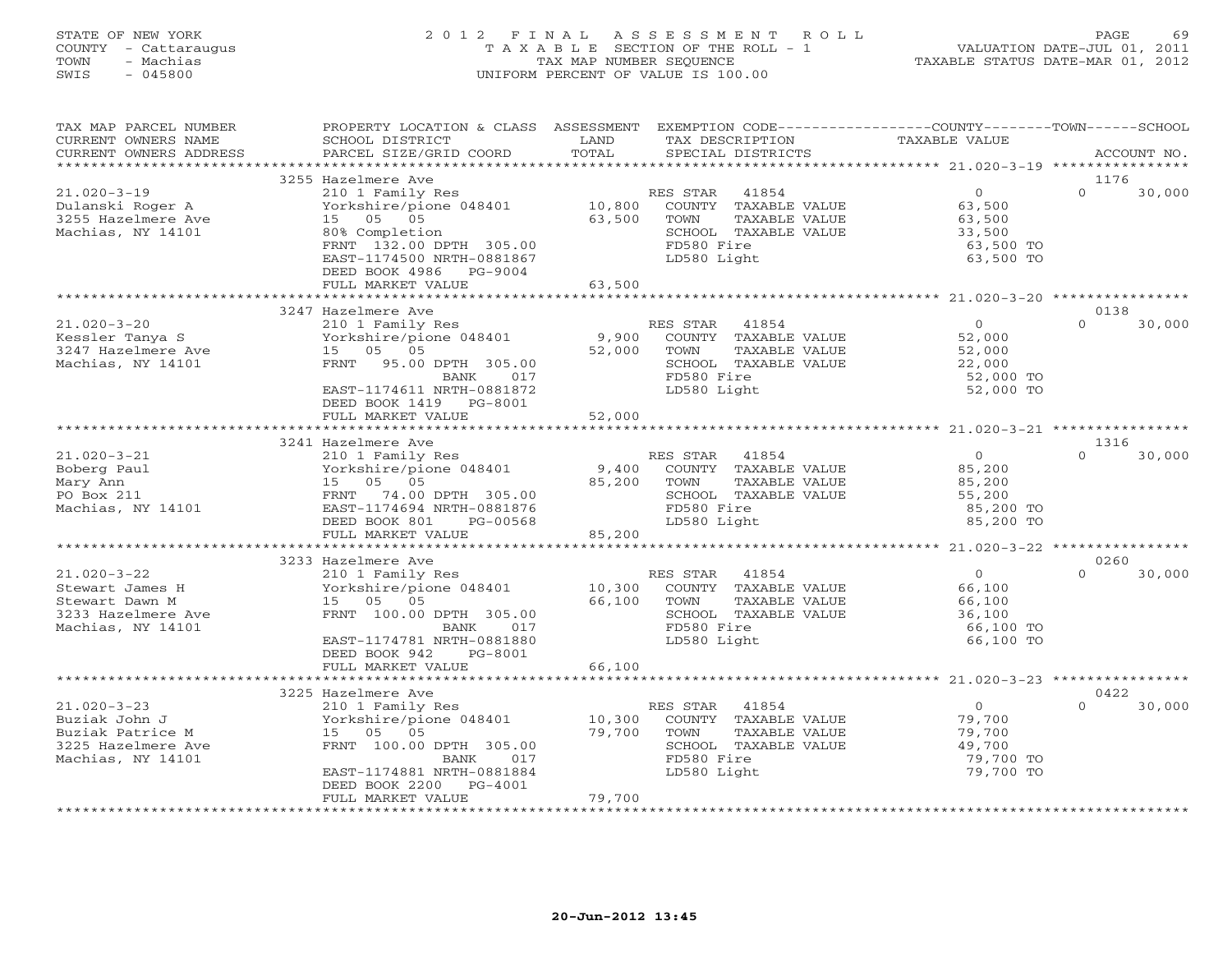STATE OF NEW YORK
COUNTY - Cattaraugus
TOWN - Machias
SWIS - 045800

2012 FINAL ASSESSMENT ROLL
TAXABLE SECTION OF THE ROLL - 1
TAX MAP NUMBER SEQUENCE
UNIFORM PERCENT OF VALUE IS 100.00

VALUATION DATE-JUL 01, 2011
TAXABLE STATUS DATE-MAR 01, 2012

| TAX MAP PARCEL NUMBER / CURRENT OWNERS NAME / CURRENT OWNERS ADDRESS | PROPERTY LOCATION & CLASS / SCHOOL DISTRICT / PARCEL SIZE/GRID COORD | ASSESSMENT LAND | ASSESSMENT TOTAL | EXEMPTION CODE / TAX DESCRIPTION / SPECIAL DISTRICTS | COUNTY TAXABLE VALUE | TOWN | SCHOOL / ACCOUNT NO. |
|---|---|---|---|---|---|---|---|
| | 3255 Hazelmere Ave | | | | | | 1176 |
| 21.020-3-19 | 210 1 Family Res | | | RES STAR 41854 | 0 | 0 | 30,000 |
| Dulanski Roger A | Yorkshire/pione 048401 | 10,800 | | COUNTY TAXABLE VALUE | 63,500 | | |
| 3255 Hazelmere Ave | 15 05 05 | | 63,500 | TOWN TAXABLE VALUE | 63,500 | | |
| Machias, NY 14101 | 80% Completion | | | SCHOOL TAXABLE VALUE | 33,500 | | |
| | FRNT 132.00 DPTH 305.00 | | | FD580 Fire | 63,500 TO | | |
| | EAST-1174500 NRTH-0881867 | | | LD580 Light | 63,500 TO | | |
| | DEED BOOK 4986 PG-9004 | | | | | | |
| | FULL MARKET VALUE | | 63,500 | | | | |
| | 3247 Hazelmere Ave | | | | | | 0138 |
| 21.020-3-20 | 210 1 Family Res | | | RES STAR 41854 | 0 | 0 | 30,000 |
| Kessler Tanya S | Yorkshire/pione 048401 | 9,900 | | COUNTY TAXABLE VALUE | 52,000 | | |
| 3247 Hazelmere Ave | 15 05 05 | | 52,000 | TOWN TAXABLE VALUE | 52,000 | | |
| Machias, NY 14101 | FRNT 95.00 DPTH 305.00 | | | SCHOOL TAXABLE VALUE | 22,000 | | |
| | BANK 017 | | | FD580 Fire | 52,000 TO | | |
| | EAST-1174611 NRTH-0881872 | | | LD580 Light | 52,000 TO | | |
| | DEED BOOK 1419 PG-8001 | | | | | | |
| | FULL MARKET VALUE | | 52,000 | | | | |
| | 3241 Hazelmere Ave | | | | | | 1316 |
| 21.020-3-21 | 210 1 Family Res | | | RES STAR 41854 | 0 | 0 | 30,000 |
| Boberg Paul | Yorkshire/pione 048401 | 9,400 | | COUNTY TAXABLE VALUE | 85,200 | | |
| Mary Ann | 15 05 05 | | 85,200 | TOWN TAXABLE VALUE | 85,200 | | |
| PO Box 211 | FRNT 74.00 DPTH 305.00 | | | SCHOOL TAXABLE VALUE | 55,200 | | |
| Machias, NY 14101 | EAST-1174694 NRTH-0881876 | | | FD580 Fire | 85,200 TO | | |
| | DEED BOOK 801 PG-00568 | | | LD580 Light | 85,200 TO | | |
| | FULL MARKET VALUE | | 85,200 | | | | |
| | 3233 Hazelmere Ave | | | | | | 0260 |
| 21.020-3-22 | 210 1 Family Res | | | RES STAR 41854 | 0 | 0 | 30,000 |
| Stewart James H | Yorkshire/pione 048401 | 10,300 | | COUNTY TAXABLE VALUE | 66,100 | | |
| Stewart Dawn M | 15 05 05 | | 66,100 | TOWN TAXABLE VALUE | 66,100 | | |
| 3233 Hazelmere Ave | FRNT 100.00 DPTH 305.00 | | | SCHOOL TAXABLE VALUE | 36,100 | | |
| Machias, NY 14101 | BANK 017 | | | FD580 Fire | 66,100 TO | | |
| | EAST-1174781 NRTH-0881880 | | | LD580 Light | 66,100 TO | | |
| | DEED BOOK 942 PG-8001 | | | | | | |
| | FULL MARKET VALUE | | 66,100 | | | | |
| | 3225 Hazelmere Ave | | | | | | 0422 |
| 21.020-3-23 | 210 1 Family Res | | | RES STAR 41854 | 0 | 0 | 30,000 |
| Buziak John J | Yorkshire/pione 048401 | 10,300 | | COUNTY TAXABLE VALUE | 79,700 | | |
| Buziak Patrice M | 15 05 05 | | 79,700 | TOWN TAXABLE VALUE | 79,700 | | |
| 3225 Hazelmere Ave | FRNT 100.00 DPTH 305.00 | | | SCHOOL TAXABLE VALUE | 49,700 | | |
| Machias, NY 14101 | BANK 017 | | | FD580 Fire | 79,700 TO | | |
| | EAST-1174881 NRTH-0881884 | | | LD580 Light | 79,700 TO | | |
| | DEED BOOK 2200 PG-4001 | | | | | | |
| | FULL MARKET VALUE | | 79,700 | | | | |

20-Jun-2012 13:45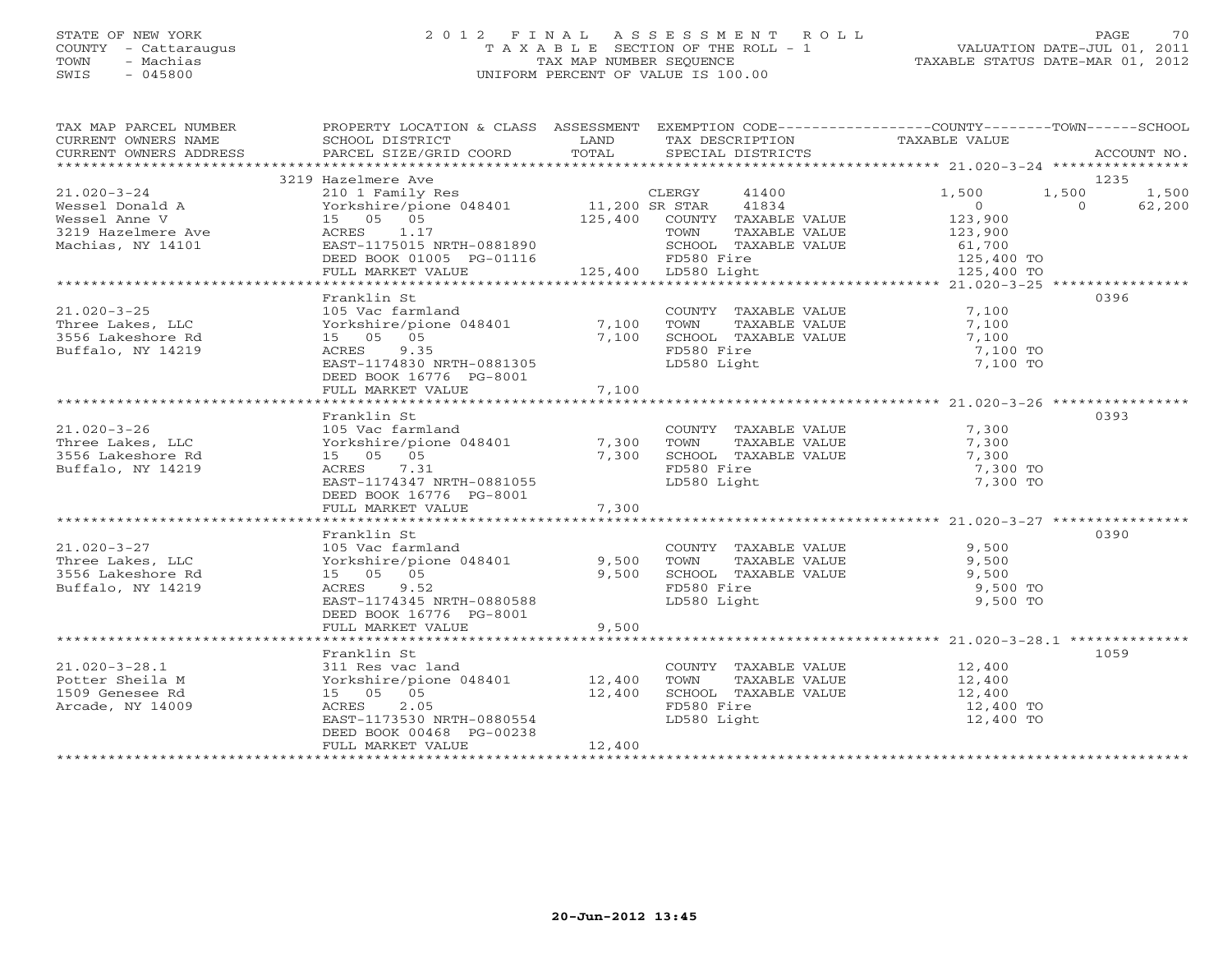STATE OF NEW YORK
COUNTY - Cattaraugus
TOWN - Machias
SWIS - 045800

# 2012 FINAL ASSESSMENT ROLL
TAXABLE SECTION OF THE ROLL - 1
TAX MAP NUMBER SEQUENCE
UNIFORM PERCENT OF VALUE IS 100.00

VALUATION DATE-JUL 01, 2011
TAXABLE STATUS DATE-MAR 01, 2012

| TAX MAP PARCEL NUMBER / CURRENT OWNERS NAME / CURRENT OWNERS ADDRESS | PROPERTY LOCATION & CLASS / SCHOOL DISTRICT / PARCEL SIZE/GRID COORD | ASSESSMENT LAND | TOTAL | EXEMPTION CODE / TAX DESCRIPTION / SPECIAL DISTRICTS | COUNTY TAXABLE VALUE | TOWN | SCHOOL | ACCOUNT NO. |
|---|---|---|---|---|---|---|---|---|
| | 3219 Hazelmere Ave | | | | | | | 1235 |
| 21.020-3-24 | 210 1 Family Res | | | CLERGY 41400 | 1,500 | 1,500 | 1,500 | |
| Wessel Donald A | Yorkshire/pione 048401 | 11,200 | | SR STAR 41834 | 0 | 0 | 62,200 | |
| Wessel Anne V | 15 05 05 | | 125,400 | COUNTY TAXABLE VALUE | 123,900 | | | |
| 3219 Hazelmere Ave | ACRES 1.17 | | | TOWN TAXABLE VALUE | 123,900 | | | |
| Machias, NY 14101 | EAST-1175015 NRTH-0881890 | | | SCHOOL TAXABLE VALUE | 61,700 | | | |
| | DEED BOOK 01005 PG-01116 | | | FD580 Fire | 125,400 TO | | | |
| | FULL MARKET VALUE | | 125,400 | LD580 Light | 125,400 TO | | | |
| | Franklin St | | | | | | | 0396 |
| 21.020-3-25 | 105 Vac farmland | | | COUNTY TAXABLE VALUE | 7,100 | | | |
| Three Lakes, LLC | Yorkshire/pione 048401 | 7,100 | | TOWN TAXABLE VALUE | 7,100 | | | |
| 3556 Lakeshore Rd | 15 05 05 | | 7,100 | SCHOOL TAXABLE VALUE | 7,100 | | | |
| Buffalo, NY 14219 | ACRES 9.35 | | | FD580 Fire | 7,100 TO | | | |
| | EAST-1174830 NRTH-0881305 | | | LD580 Light | 7,100 TO | | | |
| | DEED BOOK 16776 PG-8001 | | | | | | | |
| | FULL MARKET VALUE | | 7,100 | | | | | |
| | Franklin St | | | | | | | 0393 |
| 21.020-3-26 | 105 Vac farmland | | | COUNTY TAXABLE VALUE | 7,300 | | | |
| Three Lakes, LLC | Yorkshire/pione 048401 | 7,300 | | TOWN TAXABLE VALUE | 7,300 | | | |
| 3556 Lakeshore Rd | 15 05 05 | | 7,300 | SCHOOL TAXABLE VALUE | 7,300 | | | |
| Buffalo, NY 14219 | ACRES 7.31 | | | FD580 Fire | 7,300 TO | | | |
| | EAST-1174347 NRTH-0881055 | | | LD580 Light | 7,300 TO | | | |
| | DEED BOOK 16776 PG-8001 | | | | | | | |
| | FULL MARKET VALUE | | 7,300 | | | | | |
| | Franklin St | | | | | | | 0390 |
| 21.020-3-27 | 105 Vac farmland | | | COUNTY TAXABLE VALUE | 9,500 | | | |
| Three Lakes, LLC | Yorkshire/pione 048401 | 9,500 | | TOWN TAXABLE VALUE | 9,500 | | | |
| 3556 Lakeshore Rd | 15 05 05 | | 9,500 | SCHOOL TAXABLE VALUE | 9,500 | | | |
| Buffalo, NY 14219 | ACRES 9.52 | | | FD580 Fire | 9,500 TO | | | |
| | EAST-1174345 NRTH-0880588 | | | LD580 Light | 9,500 TO | | | |
| | DEED BOOK 16776 PG-8001 | | | | | | | |
| | FULL MARKET VALUE | | 9,500 | | | | | |
| | Franklin St | | | | | | | 1059 |
| 21.020-3-28.1 | 311 Res vac land | | | COUNTY TAXABLE VALUE | 12,400 | | | |
| Potter Sheila M | Yorkshire/pione 048401 | 12,400 | | TOWN TAXABLE VALUE | 12,400 | | | |
| 1509 Genesee Rd | 15 05 05 | | 12,400 | SCHOOL TAXABLE VALUE | 12,400 | | | |
| Arcade, NY 14009 | ACRES 2.05 | | | FD580 Fire | 12,400 TO | | | |
| | EAST-1173530 NRTH-0880554 | | | LD580 Light | 12,400 TO | | | |
| | DEED BOOK 00468 PG-00238 | | | | | | | |
| | FULL MARKET VALUE | | 12,400 | | | | | |

20-Jun-2012 13:45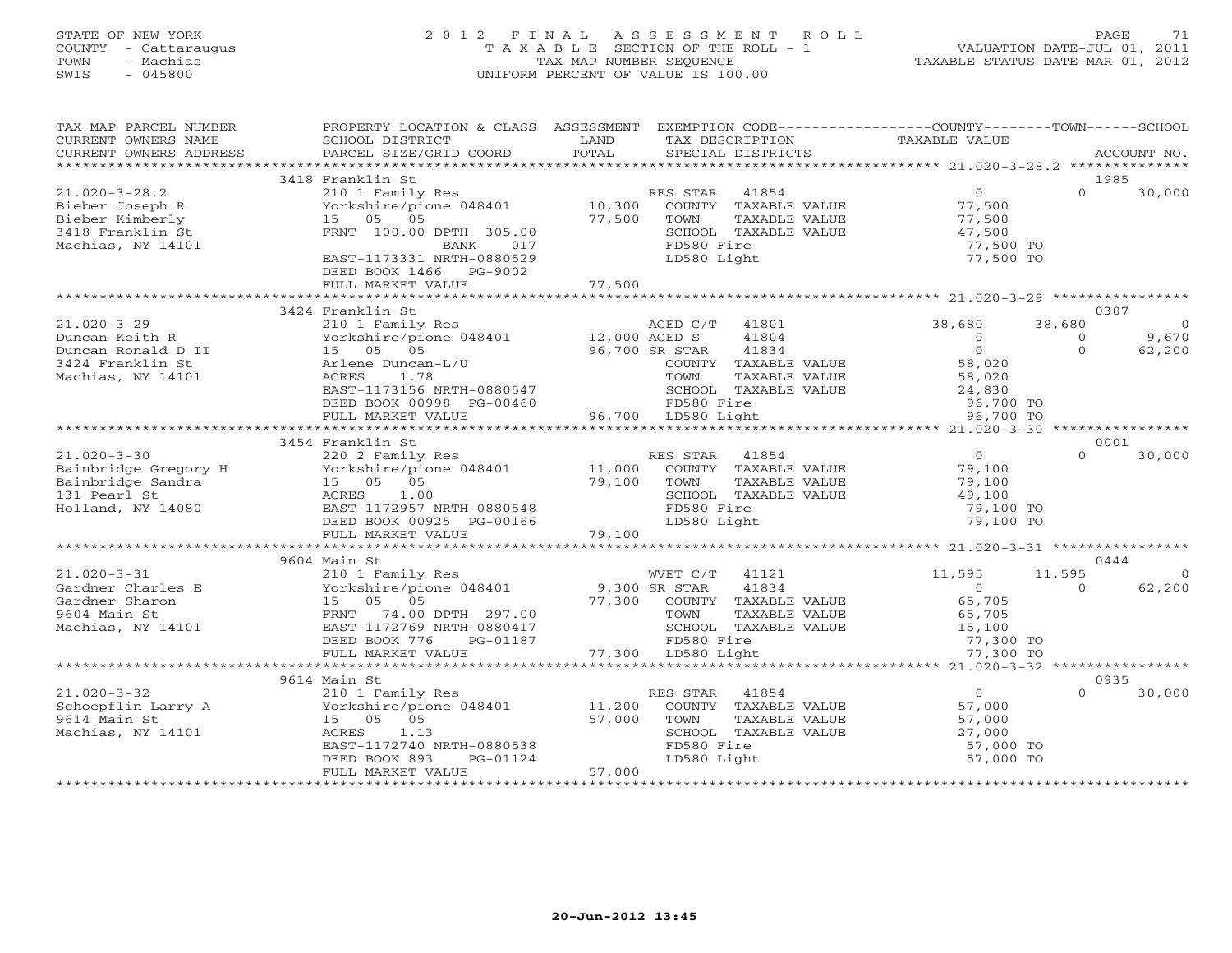STATE OF NEW YORK
COUNTY - Cattaraugus
TOWN - Machias
SWIS - 045800

# 2012 FINAL ASSESSMENT ROLL

TAXABLE SECTION OF THE ROLL - 1
TAX MAP NUMBER SEQUENCE
UNIFORM PERCENT OF VALUE IS 100.00

VALUATION DATE-JUL 01, 2011
TAXABLE STATUS DATE-MAR 01, 2012

| TAX MAP PARCEL NUMBER / CURRENT OWNERS NAME / CURRENT OWNERS ADDRESS | PROPERTY LOCATION & CLASS / SCHOOL DISTRICT / PARCEL SIZE/GRID COORD | ASSESSMENT LAND | ASSESSMENT TOTAL | EXEMPTION CODE / TAX DESCRIPTION / SPECIAL DISTRICTS | COUNTY TAXABLE VALUE | TOWN | SCHOOL | ACCOUNT NO. |
|---|---|---|---|---|---|---|---|---|
| | 3418 Franklin St | | | | | | | 1985 |
| 21.020-3-28.2 | 210 1 Family Res | | | RES STAR 41854 | 0 | 0 | 30,000 | |
| Bieber Joseph R | Yorkshire/pione 048401 | 10,300 | | COUNTY TAXABLE VALUE | 77,500 | | | |
| Bieber Kimberly | 15 05 05 | | 77,500 | TOWN TAXABLE VALUE | 77,500 | | | |
| 3418 Franklin St | FRNT 100.00 DPTH 305.00 | | | SCHOOL TAXABLE VALUE | 47,500 | | | |
| Machias, NY 14101 | BANK 017 | | | FD580 Fire | 77,500 TO | | | |
| | EAST-1173331 NRTH-0880529 | | | LD580 Light | 77,500 TO | | | |
| | DEED BOOK 1466 PG-9002 | | | | | | | |
| | FULL MARKET VALUE | | 77,500 | | | | | |
| | 3424 Franklin St | | | | | | | 0307 |
| 21.020-3-29 | 210 1 Family Res | | | AGED C/T 41801 | 38,680 | 38,680 | 0 | |
| Duncan Keith R | Yorkshire/pione 048401 | 12,000 | | AGED S 41804 | 0 | 0 | 9,670 | |
| Duncan Ronald D II | 15 05 05 | | 96,700 | SR STAR 41834 | 0 | 0 | 62,200 | |
| 3424 Franklin St | Arlene Duncan-L/U | | | COUNTY TAXABLE VALUE | 58,020 | | | |
| Machias, NY 14101 | ACRES 1.78 | | | TOWN TAXABLE VALUE | 58,020 | | | |
| | EAST-1173156 NRTH-0880547 | | | SCHOOL TAXABLE VALUE | 24,830 | | | |
| | DEED BOOK 00998 PG-00460 | | | FD580 Fire | 96,700 TO | | | |
| | FULL MARKET VALUE | | 96,700 | LD580 Light | 96,700 TO | | | |
| | 3454 Franklin St | | | | | | | 0001 |
| 21.020-3-30 | 220 2 Family Res | | | RES STAR 41854 | 0 | 0 | 30,000 | |
| Bainbridge Gregory H | Yorkshire/pione 048401 | 11,000 | | COUNTY TAXABLE VALUE | 79,100 | | | |
| Bainbridge Sandra | 15 05 05 | | 79,100 | TOWN TAXABLE VALUE | 79,100 | | | |
| 131 Pearl St | ACRES 1.00 | | | SCHOOL TAXABLE VALUE | 49,100 | | | |
| Holland, NY 14080 | EAST-1172957 NRTH-0880548 | | | FD580 Fire | 79,100 TO | | | |
| | DEED BOOK 00925 PG-00166 | | | LD580 Light | 79,100 TO | | | |
| | FULL MARKET VALUE | | 79,100 | | | | | |
| | 9604 Main St | | | | | | | 0444 |
| 21.020-3-31 | 210 1 Family Res | | | WVET C/T 41121 | 11,595 | 11,595 | 0 | |
| Gardner Charles E | Yorkshire/pione 048401 | 9,300 | | SR STAR 41834 | 0 | 0 | 62,200 | |
| Gardner Sharon | 15 05 05 | | 77,300 | COUNTY TAXABLE VALUE | 65,705 | | | |
| 9604 Main St | FRNT 74.00 DPTH 297.00 | | | TOWN TAXABLE VALUE | 65,705 | | | |
| Machias, NY 14101 | EAST-1172769 NRTH-0880417 | | | SCHOOL TAXABLE VALUE | 15,100 | | | |
| | DEED BOOK 776 PG-01187 | | | FD580 Fire | 77,300 TO | | | |
| | FULL MARKET VALUE | | 77,300 | LD580 Light | 77,300 TO | | | |
| | 9614 Main St | | | | | | | 0935 |
| 21.020-3-32 | 210 1 Family Res | | | RES STAR 41854 | 0 | 0 | 30,000 | |
| Schoepflin Larry A | Yorkshire/pione 048401 | 11,200 | | COUNTY TAXABLE VALUE | 57,000 | | | |
| 9614 Main St | 15 05 05 | | 57,000 | TOWN TAXABLE VALUE | 57,000 | | | |
| Machias, NY 14101 | ACRES 1.13 | | | SCHOOL TAXABLE VALUE | 27,000 | | | |
| | EAST-1172740 NRTH-0880538 | | | FD580 Fire | 57,000 TO | | | |
| | DEED BOOK 893 PG-01124 | | | LD580 Light | 57,000 TO | | | |
| | FULL MARKET VALUE | | 57,000 | | | | | |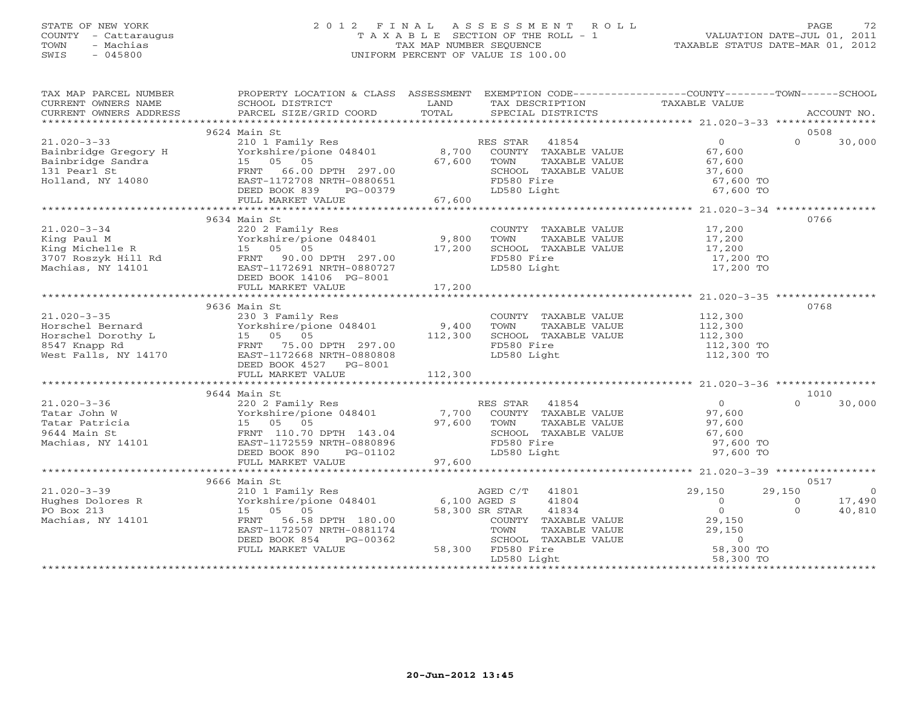STATE OF NEW YORK
COUNTY - Cattaraugus
TOWN - Machias
SWIS - 045800

# 2012 FINAL ASSESSMENT ROLL
TAXABLE SECTION OF THE ROLL - 1
TAX MAP NUMBER SEQUENCE
UNIFORM PERCENT OF VALUE IS 100.00

VALUATION DATE-JUL 01, 2011
TAXABLE STATUS DATE-MAR 01, 2012

| TAX MAP PARCEL NUMBER / CURRENT OWNERS NAME / CURRENT OWNERS ADDRESS | PROPERTY LOCATION & CLASS / SCHOOL DISTRICT / PARCEL SIZE/GRID COORD | ASSESSMENT LAND / TOTAL | EXEMPTION CODE / TAX DESCRIPTION / SPECIAL DISTRICTS | COUNTY TAXABLE VALUE | TOWN | SCHOOL / ACCOUNT NO. |
|---|---|---|---|---|---|---|
| **21.020-3-33** | 9624 Main St | | | | | 0508 |
| | 210 1 Family Res | | RES STAR 41854 | 0 | 0 | 30,000 |
| Bainbridge Gregory H | Yorkshire/pione 048401 | 8,700 | COUNTY TAXABLE VALUE | 67,600 | | |
| Bainbridge Sandra | 15 05 05 | 67,600 | TOWN TAXABLE VALUE | 67,600 | | |
| 131 Pearl St | FRNT 66.00 DPTH 297.00 | | SCHOOL TAXABLE VALUE | 37,600 | | |
| Holland, NY 14080 | EAST-1172708 NRTH-0880651 | | FD580 Fire | 67,600 TO | | |
| | DEED BOOK 839 PG-00379 | | LD580 Light | 67,600 TO | | |
| | FULL MARKET VALUE | 67,600 | | | | |
| **21.020-3-34** | 9634 Main St | | | | | 0766 |
| | 220 2 Family Res | | COUNTY TAXABLE VALUE | 17,200 | | |
| King Paul M | Yorkshire/pione 048401 | 9,800 | TOWN TAXABLE VALUE | 17,200 | | |
| King Michelle R | 15 05 05 | 17,200 | SCHOOL TAXABLE VALUE | 17,200 | | |
| 3707 Roszyk Hill Rd | FRNT 90.00 DPTH 297.00 | | FD580 Fire | 17,200 TO | | |
| Machias, NY 14101 | EAST-1172691 NRTH-0880727 | | LD580 Light | 17,200 TO | | |
| | DEED BOOK 14106 PG-8001 | | | | | |
| | FULL MARKET VALUE | 17,200 | | | | |
| **21.020-3-35** | 9636 Main St | | | | | 0768 |
| | 230 3 Family Res | | COUNTY TAXABLE VALUE | 112,300 | | |
| Horschel Bernard | Yorkshire/pione 048401 | 9,400 | TOWN TAXABLE VALUE | 112,300 | | |
| Horschel Dorothy L | 15 05 05 | 112,300 | SCHOOL TAXABLE VALUE | 112,300 | | |
| 8547 Knapp Rd | FRNT 75.00 DPTH 297.00 | | FD580 Fire | 112,300 TO | | |
| West Falls, NY 14170 | EAST-1172668 NRTH-0880808 | | LD580 Light | 112,300 TO | | |
| | DEED BOOK 4527 PG-8001 | | | | | |
| | FULL MARKET VALUE | 112,300 | | | | |
| **21.020-3-36** | 9644 Main St | | | | | 1010 |
| | 220 2 Family Res | | RES STAR 41854 | 0 | 0 | 30,000 |
| Tatar John W | Yorkshire/pione 048401 | 7,700 | COUNTY TAXABLE VALUE | 97,600 | | |
| Tatar Patricia | 15 05 05 | 97,600 | TOWN TAXABLE VALUE | 97,600 | | |
| 9644 Main St | FRNT 110.70 DPTH 143.04 | | SCHOOL TAXABLE VALUE | 67,600 | | |
| Machias, NY 14101 | EAST-1172559 NRTH-0880896 | | FD580 Fire | 97,600 TO | | |
| | DEED BOOK 890 PG-01102 | | LD580 Light | 97,600 TO | | |
| | FULL MARKET VALUE | 97,600 | | | | |
| **21.020-3-39** | 9666 Main St | | | | | 0517 |
| | 210 1 Family Res | | AGED C/T 41801 | 29,150 | 29,150 | 0 |
| Hughes Dolores R | Yorkshire/pione 048401 | 6,100 | AGED S 41804 | 0 | 0 | 17,490 |
| PO Box 213 | 15 05 05 | 58,300 | SR STAR 41834 | 0 | 0 | 40,810 |
| Machias, NY 14101 | FRNT 56.58 DPTH 180.00 | | COUNTY TAXABLE VALUE | 29,150 | | |
| | EAST-1172507 NRTH-0881174 | | TOWN TAXABLE VALUE | 29,150 | | |
| | DEED BOOK 854 PG-00362 | | SCHOOL TAXABLE VALUE | 0 | | |
| | FULL MARKET VALUE | 58,300 | FD580 Fire | 58,300 TO | | |
| | | | LD580 Light | 58,300 TO | | |

20-Jun-2012 13:45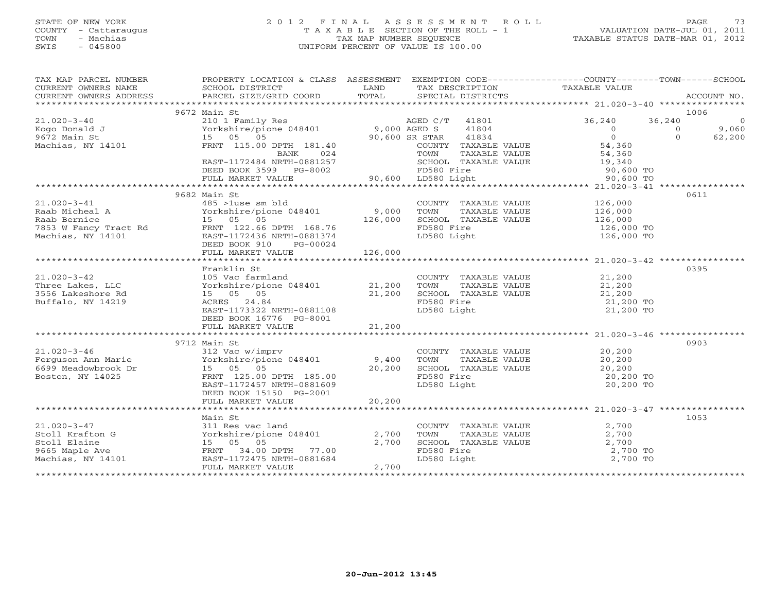STATE OF NEW YORK
COUNTY - Cattaraugus
TOWN - Machias
SWIS - 045800

2 0 1 2 F I N A L A S S E S S M E N T R O L L
T A X A B L E SECTION OF THE ROLL - 1
TAX MAP NUMBER SEQUENCE
UNIFORM PERCENT OF VALUE IS 100.00

VALUATION DATE-JUL 01, 2011
TAXABLE STATUS DATE-MAR 01, 2012

| TAX MAP PARCEL NUMBER / CURRENT OWNERS NAME / CURRENT OWNERS ADDRESS | PROPERTY LOCATION & CLASS / SCHOOL DISTRICT / PARCEL SIZE/GRID COORD | ASSESSMENT LAND / TOTAL | EXEMPTION CODE / TAX DESCRIPTION / SPECIAL DISTRICTS | COUNTY TAXABLE VALUE | TOWN | SCHOOL | ACCOUNT NO. |
|---|---|---|---|---|---|---|---|
| 21.020-3-40 | 9672 Main St | | | | | | 1006 |
| | 210 1 Family Res | | AGED C/T 41801 | 36,240 | 36,240 | 0 | |
| Kogo Donald J | Yorkshire/pione 048401 | 9,000 | AGED S 41804 | 0 | 0 | 9,060 | |
| 9672 Main St | 15 05 05 | 90,600 | SR STAR 41834 | 0 | 0 | 62,200 | |
| Machias, NY 14101 | FRNT 115.00 DPTH 181.40 | | COUNTY TAXABLE VALUE | 54,360 | | | |
| | BANK 024 | | TOWN TAXABLE VALUE | 54,360 | | | |
| | EAST-1172484 NRTH-0881257 | | SCHOOL TAXABLE VALUE | 19,340 | | | |
| | DEED BOOK 3599 PG-8002 | | FD580 Fire | 90,600 TO | | | |
| | FULL MARKET VALUE | 90,600 | LD580 Light | 90,600 TO | | | |
| 21.020-3-41 | 9682 Main St | | | | | | 0611 |
| | 485 >1use sm bld | | COUNTY TAXABLE VALUE | 126,000 | | | |
| Raab Micheal A | Yorkshire/pione 048401 | 9,000 | TOWN TAXABLE VALUE | 126,000 | | | |
| Raab Bernice | 15 05 05 | 126,000 | SCHOOL TAXABLE VALUE | 126,000 | | | |
| 7853 W Fancy Tract Rd | FRNT 122.66 DPTH 168.76 | | FD580 Fire | 126,000 TO | | | |
| Machias, NY 14101 | EAST-1172436 NRTH-0881374 | | LD580 Light | 126,000 TO | | | |
| | DEED BOOK 910 PG-00024 | | | | | | |
| | FULL MARKET VALUE | 126,000 | | | | | |
| 21.020-3-42 | Franklin St | | | | | | 0395 |
| | 105 Vac farmland | | COUNTY TAXABLE VALUE | 21,200 | | | |
| Three Lakes, LLC | Yorkshire/pione 048401 | 21,200 | TOWN TAXABLE VALUE | 21,200 | | | |
| 3556 Lakeshore Rd | 15 05 05 | 21,200 | SCHOOL TAXABLE VALUE | 21,200 | | | |
| Buffalo, NY 14219 | ACRES 24.84 | | FD580 Fire | 21,200 TO | | | |
| | EAST-1173322 NRTH-0881108 | | LD580 Light | 21,200 TO | | | |
| | DEED BOOK 16776 PG-8001 | | | | | | |
| | FULL MARKET VALUE | 21,200 | | | | | |
| 21.020-3-46 | 9712 Main St | | | | | | 0903 |
| | 312 Vac w/imprv | | COUNTY TAXABLE VALUE | 20,200 | | | |
| Ferguson Ann Marie | Yorkshire/pione 048401 | 9,400 | TOWN TAXABLE VALUE | 20,200 | | | |
| 6699 Meadowbrook Dr | 15 05 05 | 20,200 | SCHOOL TAXABLE VALUE | 20,200 | | | |
| Boston, NY 14025 | FRNT 125.00 DPTH 185.00 | | FD580 Fire | 20,200 TO | | | |
| | EAST-1172457 NRTH-0881609 | | LD580 Light | 20,200 TO | | | |
| | DEED BOOK 15150 PG-2001 | | | | | | |
| | FULL MARKET VALUE | 20,200 | | | | | |
| 21.020-3-47 | Main St | | | | | | 1053 |
| | 311 Res vac land | | COUNTY TAXABLE VALUE | 2,700 | | | |
| Stoll Krafton G | Yorkshire/pione 048401 | 2,700 | TOWN TAXABLE VALUE | 2,700 | | | |
| Stoll Elaine | 15 05 05 | 2,700 | SCHOOL TAXABLE VALUE | 2,700 | | | |
| 9665 Maple Ave | FRNT 34.00 DPTH 77.00 | | FD580 Fire | 2,700 TO | | | |
| Machias, NY 14101 | EAST-1172475 NRTH-0881684 | | LD580 Light | 2,700 TO | | | |
| | FULL MARKET VALUE | 2,700 | | | | | |

20-Jun-2012 13:45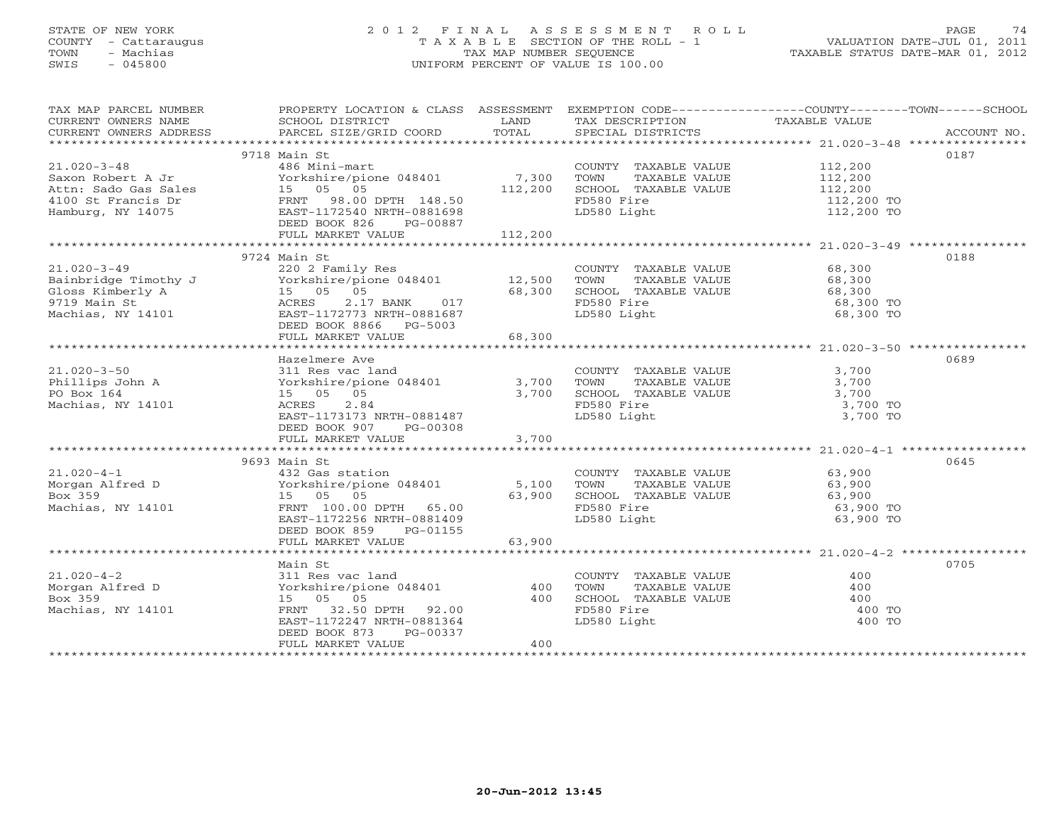STATE OF NEW YORK
COUNTY - Cattaraugus
TOWN - Machias
SWIS - 045800

# 2012 FINAL ASSESSMENT ROLL

T A X A B L E SECTION OF THE ROLL - 1
TAX MAP NUMBER SEQUENCE
UNIFORM PERCENT OF VALUE IS 100.00

VALUATION DATE-JUL 01, 2011
TAXABLE STATUS DATE-MAR 01, 2012

| TAX MAP PARCEL NUMBER / CURRENT OWNERS NAME / CURRENT OWNERS ADDRESS | PROPERTY LOCATION & CLASS / SCHOOL DISTRICT / PARCEL SIZE/GRID COORD | ASSESSMENT LAND / TOTAL | EXEMPTION CODE / TAX DESCRIPTION / SPECIAL DISTRICTS | COUNTY--------TOWN------SCHOOL TAXABLE VALUE | ACCOUNT NO. |
|---|---|---|---|---|---|
| **21.020-3-48** | 9718 Main St | | | | 0187 |
| Saxon Robert A Jr | 486 Mini-mart | | COUNTY TAXABLE VALUE | 112,200 | |
| Attn: Sado Gas Sales | Yorkshire/pione 048401 | 7,300 | TOWN TAXABLE VALUE | 112,200 | |
| 4100 St Francis Dr | 15 05 05 | 112,200 | SCHOOL TAXABLE VALUE | 112,200 | |
| Hamburg, NY 14075 | FRNT 98.00 DPTH 148.50 | | FD580 Fire | 112,200 TO | |
| | EAST-1172540 NRTH-0881698 | | LD580 Light | 112,200 TO | |
| | DEED BOOK 826 PG-00887 | | | | |
| | FULL MARKET VALUE | 112,200 | | | |
| **21.020-3-49** | 9724 Main St | | | | 0188 |
| Bainbridge Timothy J | 220 2 Family Res | | COUNTY TAXABLE VALUE | 68,300 | |
| Gloss Kimberly A | Yorkshire/pione 048401 | 12,500 | TOWN TAXABLE VALUE | 68,300 | |
| 9719 Main St | 15 05 05 | 68,300 | SCHOOL TAXABLE VALUE | 68,300 | |
| Machias, NY 14101 | ACRES 2.17 BANK 017 | | FD580 Fire | 68,300 TO | |
| | EAST-1172773 NRTH-0881687 | | LD580 Light | 68,300 TO | |
| | DEED BOOK 8866 PG-5003 | | | | |
| | FULL MARKET VALUE | 68,300 | | | |
| **21.020-3-50** | Hazelmere Ave | | | | 0689 |
| Phillips John A | 311 Res vac land | | COUNTY TAXABLE VALUE | 3,700 | |
| PO Box 164 | Yorkshire/pione 048401 | 3,700 | TOWN TAXABLE VALUE | 3,700 | |
| Machias, NY 14101 | 15 05 05 | 3,700 | SCHOOL TAXABLE VALUE | 3,700 | |
| | ACRES 2.84 | | FD580 Fire | 3,700 TO | |
| | EAST-1173173 NRTH-0881487 | | LD580 Light | 3,700 TO | |
| | DEED BOOK 907 PG-00308 | | | | |
| | FULL MARKET VALUE | 3,700 | | | |
| **21.020-4-1** | 9693 Main St | | | | 0645 |
| Morgan Alfred D | 432 Gas station | | COUNTY TAXABLE VALUE | 63,900 | |
| Box 359 | Yorkshire/pione 048401 | 5,100 | TOWN TAXABLE VALUE | 63,900 | |
| Machias, NY 14101 | 15 05 05 | 63,900 | SCHOOL TAXABLE VALUE | 63,900 | |
| | FRNT 100.00 DPTH 65.00 | | FD580 Fire | 63,900 TO | |
| | EAST-1172256 NRTH-0881409 | | LD580 Light | 63,900 TO | |
| | DEED BOOK 859 PG-01155 | | | | |
| | FULL MARKET VALUE | 63,900 | | | |
| **21.020-4-2** | Main St | | | | 0705 |
| Morgan Alfred D | 311 Res vac land | | COUNTY TAXABLE VALUE | 400 | |
| Box 359 | Yorkshire/pione 048401 | 400 | TOWN TAXABLE VALUE | 400 | |
| Machias, NY 14101 | 15 05 05 | 400 | SCHOOL TAXABLE VALUE | 400 | |
| | FRNT 32.50 DPTH 92.00 | | FD580 Fire | 400 TO | |
| | EAST-1172247 NRTH-0881364 | | LD580 Light | 400 TO | |
| | DEED BOOK 873 PG-00337 | | | | |
| | FULL MARKET VALUE | 400 | | | |

20-Jun-2012 13:45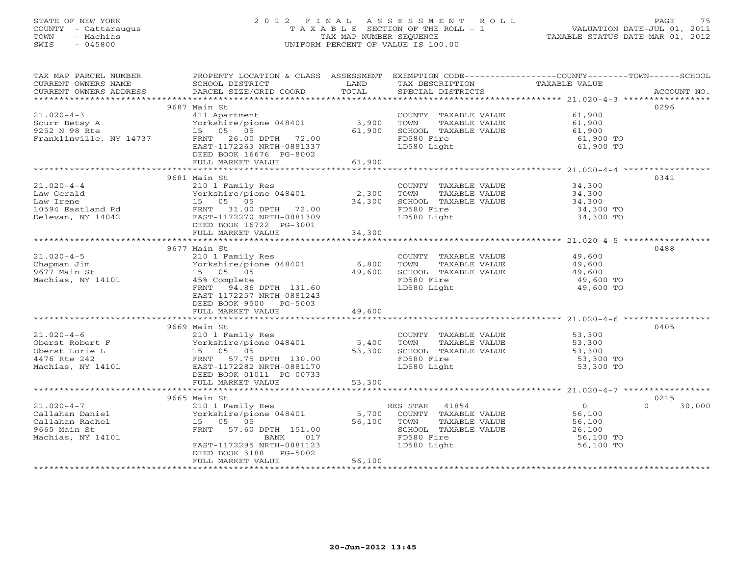STATE OF NEW YORK
COUNTY - Cattaraugus
TOWN - Machias
SWIS - 045800

2 0 1 2 F I N A L A S S E S S M E N T R O L L
T A X A B L E SECTION OF THE ROLL - 1
TAX MAP NUMBER SEQUENCE
UNIFORM PERCENT OF VALUE IS 100.00

VALUATION DATE-JUL 01, 2011
TAXABLE STATUS DATE-MAR 01, 2012

| TAX MAP PARCEL NUMBER / CURRENT OWNERS NAME / CURRENT OWNERS ADDRESS | PROPERTY LOCATION & CLASS / SCHOOL DISTRICT / PARCEL SIZE/GRID COORD | ASSESSMENT LAND / TOTAL | EXEMPTION CODE / TAX DESCRIPTION / SPECIAL DISTRICTS | COUNTY / TOWN TAXABLE VALUE | SCHOOL | ACCOUNT NO. |
|---|---|---|---|---|---|---|
| 21.020-4-3 | 9687 Main St | | | | | 0296 |
| Scurr Betsy A | 411 Apartment | | COUNTY TAXABLE VALUE | 61,900 | | |
| 9252 N 98 Rte | Yorkshire/pione 048401 | 3,900 | TOWN TAXABLE VALUE | 61,900 | | |
| Franklinville, NY 14737 | 15 05 05 | 61,900 | SCHOOL TAXABLE VALUE | 61,900 | | |
| | FRNT 26.00 DPTH 72.00 | | FD580 Fire | 61,900 TO | | |
| | EAST-1172263 NRTH-0881337 | | LD580 Light | 61,900 TO | | |
| | DEED BOOK 16676 PG-8002 | | | | | |
| | FULL MARKET VALUE | 61,900 | | | | |
| 21.020-4-4 | 9681 Main St | | | | | 0341 |
| Law Gerald | 210 1 Family Res | | COUNTY TAXABLE VALUE | 34,300 | | |
| Law Irene | Yorkshire/pione 048401 | 2,300 | TOWN TAXABLE VALUE | 34,300 | | |
| 10594 Eastland Rd | 15 05 05 | 34,300 | SCHOOL TAXABLE VALUE | 34,300 | | |
| Delevan, NY 14042 | FRNT 31.00 DPTH 72.00 | | FD580 Fire | 34,300 TO | | |
| | EAST-1172270 NRTH-0881309 | | LD580 Light | 34,300 TO | | |
| | DEED BOOK 16722 PG-3001 | | | | | |
| | FULL MARKET VALUE | 34,300 | | | | |
| 21.020-4-5 | 9677 Main St | | | | | 0488 |
| Chapman Jim | 210 1 Family Res | | COUNTY TAXABLE VALUE | 49,600 | | |
| 9677 Main St | Yorkshire/pione 048401 | 6,800 | TOWN TAXABLE VALUE | 49,600 | | |
| Machias, NY 14101 | 15 05 05 | 49,600 | SCHOOL TAXABLE VALUE | 49,600 | | |
| | 45% Complete | | FD580 Fire | 49,600 TO | | |
| | FRNT 94.86 DPTH 131.60 | | LD580 Light | 49,600 TO | | |
| | EAST-1172257 NRTH-0881243 | | | | | |
| | DEED BOOK 9500 PG-5003 | | | | | |
| | FULL MARKET VALUE | 49,600 | | | | |
| 21.020-4-6 | 9669 Main St | | | | | 0405 |
| Oberst Robert F | 210 1 Family Res | | COUNTY TAXABLE VALUE | 53,300 | | |
| Oberst Lorie L | Yorkshire/pione 048401 | 5,400 | TOWN TAXABLE VALUE | 53,300 | | |
| 4476 Rte 242 | 15 05 05 | 53,300 | SCHOOL TAXABLE VALUE | 53,300 | | |
| Machias, NY 14101 | FRNT 57.75 DPTH 130.00 | | FD580 Fire | 53,300 TO | | |
| | EAST-1172282 NRTH-0881170 | | LD580 Light | 53,300 TO | | |
| | DEED BOOK 01011 PG-00733 | | | | | |
| | FULL MARKET VALUE | 53,300 | | | | |
| 21.020-4-7 | 9665 Main St | | | | | 0215 |
| Callahan Daniel | 210 1 Family Res | | RES STAR 41854 | 0 | 0 | 30,000 |
| Callahan Rachel | Yorkshire/pione 048401 | 5,700 | COUNTY TAXABLE VALUE | 56,100 | | |
| 9665 Main St | 15 05 05 | 56,100 | TOWN TAXABLE VALUE | 56,100 | | |
| Machias, NY 14101 | FRNT 57.60 DPTH 151.00 | | SCHOOL TAXABLE VALUE | 26,100 | | |
| | BANK 017 | | FD580 Fire | 56,100 TO | | |
| | EAST-1172295 NRTH-0881123 | | LD580 Light | 56,100 TO | | |
| | DEED BOOK 3188 PG-5002 | | | | | |
| | FULL MARKET VALUE | 56,100 | | | | |

20-Jun-2012 13:45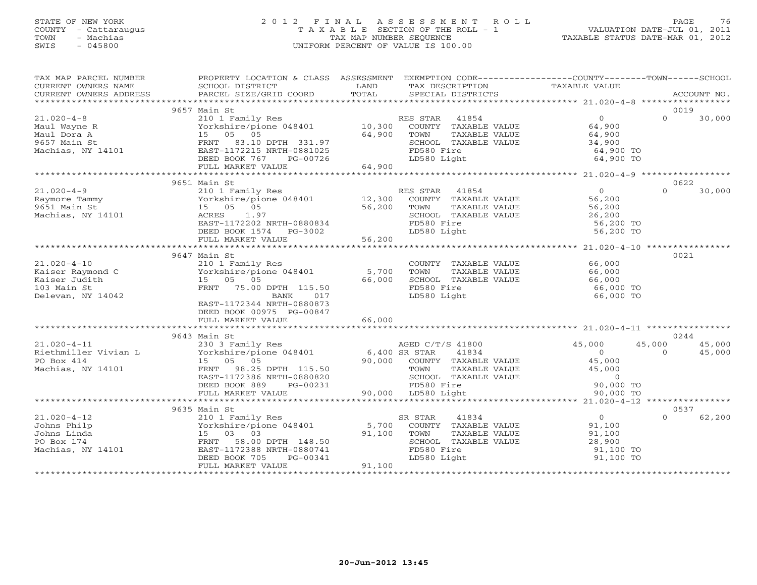STATE OF NEW YORK
COUNTY - Cattaraugus
TOWN - Machias
SWIS - 045800

2012 FINAL ASSESSMENT ROLL
TAXABLE SECTION OF THE ROLL - 1
TAX MAP NUMBER SEQUENCE
UNIFORM PERCENT OF VALUE IS 100.00

VALUATION DATE-JUL 01, 2011
TAXABLE STATUS DATE-MAR 01, 2012

| TAX MAP PARCEL NUMBER / CURRENT OWNERS NAME / CURRENT OWNERS ADDRESS | PROPERTY LOCATION & CLASS / SCHOOL DISTRICT / PARCEL SIZE/GRID COORD | ASSESSMENT LAND | TOTAL | EXEMPTION CODE / TAX DESCRIPTION / SPECIAL DISTRICTS | COUNTY TAXABLE VALUE | TOWN | SCHOOL / ACCOUNT NO. |
|---|---|---|---|---|---|---|---|
| | 9657 Main St | | | | | | 0019 |
| 21.020-4-8 | 210 1 Family Res | | | RES STAR 41854 | 0 | 0 | 30,000 |
| Maul Wayne R | Yorkshire/pione 048401 | 10,300 | | COUNTY TAXABLE VALUE | 64,900 | | |
| Maul Dora A | 15 05 05 | | 64,900 | TOWN TAXABLE VALUE | 64,900 | | |
| 9657 Main St | FRNT 83.10 DPTH 331.97 | | | SCHOOL TAXABLE VALUE | 34,900 | | |
| Machias, NY 14101 | EAST-1172215 NRTH-0881025 | | | FD580 Fire | 64,900 TO | | |
| | DEED BOOK 767 PG-00726 | | | LD580 Light | 64,900 TO | | |
| | FULL MARKET VALUE | | 64,900 | | | | |
| | 9651 Main St | | | | | | 0622 |
| 21.020-4-9 | 210 1 Family Res | | | RES STAR 41854 | 0 | 0 | 30,000 |
| Raymore Tammy | Yorkshire/pione 048401 | 12,300 | | COUNTY TAXABLE VALUE | 56,200 | | |
| 9651 Main St | 15 05 05 | | 56,200 | TOWN TAXABLE VALUE | 56,200 | | |
| Machias, NY 14101 | ACRES 1.97 | | | SCHOOL TAXABLE VALUE | 26,200 | | |
| | EAST-1172202 NRTH-0880834 | | | FD580 Fire | 56,200 TO | | |
| | DEED BOOK 1574 PG-3002 | | | LD580 Light | 56,200 TO | | |
| | FULL MARKET VALUE | | 56,200 | | | | |
| | 9647 Main St | | | | | | 0021 |
| 21.020-4-10 | 210 1 Family Res | | | COUNTY TAXABLE VALUE | 66,000 | | |
| Kaiser Raymond C | Yorkshire/pione 048401 | 5,700 | | TOWN TAXABLE VALUE | 66,000 | | |
| Kaiser Judith | 15 05 05 | | 66,000 | SCHOOL TAXABLE VALUE | 66,000 | | |
| 103 Main St | FRNT 75.00 DPTH 115.50 | | | FD580 Fire | 66,000 TO | | |
| Delevan, NY 14042 | BANK 017 | | | LD580 Light | 66,000 TO | | |
| | EAST-1172344 NRTH-0880873 | | | | | | |
| | DEED BOOK 00975 PG-00847 | | | | | | |
| | FULL MARKET VALUE | | 66,000 | | | | |
| | 9643 Main St | | | | | | 0244 |
| 21.020-4-11 | 230 3 Family Res | | | AGED C/T/S 41800 | 45,000 | 45,000 | 45,000 |
| Riethmiller Vivian L | Yorkshire/pione 048401 | 6,400 | | SR STAR 41834 | 0 | 0 | 45,000 |
| PO Box 414 | 15 05 05 | | 90,000 | COUNTY TAXABLE VALUE | 45,000 | | |
| Machias, NY 14101 | FRNT 98.25 DPTH 115.50 | | | TOWN TAXABLE VALUE | 45,000 | | |
| | EAST-1172386 NRTH-0880820 | | | SCHOOL TAXABLE VALUE | 0 | | |
| | DEED BOOK 889 PG-00231 | | | FD580 Fire | 90,000 TO | | |
| | FULL MARKET VALUE | | 90,000 | LD580 Light | 90,000 TO | | |
| | 9635 Main St | | | | | | 0537 |
| 21.020-4-12 | 210 1 Family Res | | | SR STAR 41834 | 0 | 0 | 62,200 |
| Johns Philp | Yorkshire/pione 048401 | 5,700 | | COUNTY TAXABLE VALUE | 91,100 | | |
| Johns Linda | 15 03 03 | | 91,100 | TOWN TAXABLE VALUE | 91,100 | | |
| PO Box 174 | FRNT 58.00 DPTH 148.50 | | | SCHOOL TAXABLE VALUE | 28,900 | | |
| Machias, NY 14101 | EAST-1172388 NRTH-0880741 | | | FD580 Fire | 91,100 TO | | |
| | DEED BOOK 705 PG-00341 | | | LD580 Light | 91,100 TO | | |
| | FULL MARKET VALUE | | 91,100 | | | | |

20-Jun-2012 13:45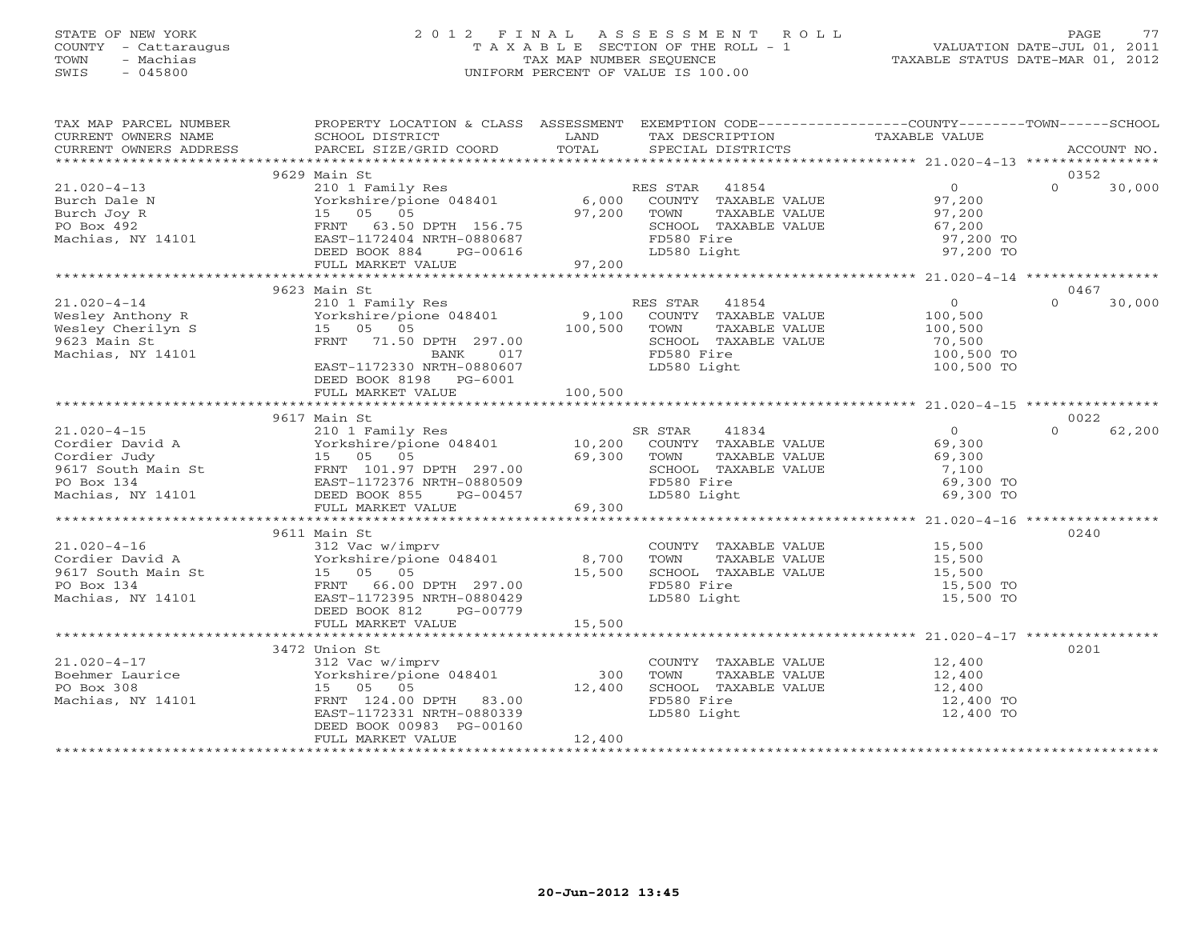STATE OF NEW YORK
COUNTY - Cattaraugus
TOWN - Machias
SWIS - 045800

# 2012 FINAL ASSESSMENT ROLL

TAXABLE SECTION OF THE ROLL - 1
TAX MAP NUMBER SEQUENCE
UNIFORM PERCENT OF VALUE IS 100.00

VALUATION DATE-JUL 01, 2011
TAXABLE STATUS DATE-MAR 01, 2012

| TAX MAP PARCEL NUMBER / CURRENT OWNERS NAME / CURRENT OWNERS ADDRESS | PROPERTY LOCATION & CLASS / SCHOOL DISTRICT / PARCEL SIZE/GRID COORD | ASSESSMENT LAND | TOTAL | EXEMPTION CODE / TAX DESCRIPTION / SPECIAL DISTRICTS | COUNTY / TOWN TAXABLE VALUE | SCHOOL | ACCOUNT NO. |
|---|---|---|---|---|---|---|---|
| | 9629 Main St | | | | | | 0352 |
| 21.020-4-13 | 210 1 Family Res | | | RES STAR 41854 | 0 | 0 | 30,000 |
| Burch Dale N | Yorkshire/pione 048401 | 6,000 | | COUNTY TAXABLE VALUE | 97,200 | | |
| Burch Joy R | 15 05 05 | | 97,200 | TOWN TAXABLE VALUE | 97,200 | | |
| PO Box 492 | FRNT 63.50 DPTH 156.75 | | | SCHOOL TAXABLE VALUE | 67,200 | | |
| Machias, NY 14101 | EAST-1172404 NRTH-0880687 | | | FD580 Fire | 97,200 TO | | |
| | DEED BOOK 884 PG-00616 | | | LD580 Light | 97,200 TO | | |
| | FULL MARKET VALUE | | 97,200 | | | | |
| | 9623 Main St | | | | | | 0467 |
| 21.020-4-14 | 210 1 Family Res | | | RES STAR 41854 | 0 | 0 | 30,000 |
| Wesley Anthony R | Yorkshire/pione 048401 | 9,100 | | COUNTY TAXABLE VALUE | 100,500 | | |
| Wesley Cherilyn S | 15 05 05 | | 100,500 | TOWN TAXABLE VALUE | 100,500 | | |
| 9623 Main St | FRNT 71.50 DPTH 297.00 | | | SCHOOL TAXABLE VALUE | 70,500 | | |
| Machias, NY 14101 | BANK 017 | | | FD580 Fire | 100,500 TO | | |
| | EAST-1172330 NRTH-0880607 | | | LD580 Light | 100,500 TO | | |
| | DEED BOOK 8198 PG-6001 | | | | | | |
| | FULL MARKET VALUE | | 100,500 | | | | |
| | 9617 Main St | | | | | | 0022 |
| 21.020-4-15 | 210 1 Family Res | | | SR STAR 41834 | 0 | 0 | 62,200 |
| Cordier David A | Yorkshire/pione 048401 | 10,200 | | COUNTY TAXABLE VALUE | 69,300 | | |
| Cordier Judy | 15 05 05 | | 69,300 | TOWN TAXABLE VALUE | 69,300 | | |
| 9617 South Main St | FRNT 101.97 DPTH 297.00 | | | SCHOOL TAXABLE VALUE | 7,100 | | |
| PO Box 134 | EAST-1172376 NRTH-0880509 | | | FD580 Fire | 69,300 TO | | |
| Machias, NY 14101 | DEED BOOK 855 PG-00457 | | | LD580 Light | 69,300 TO | | |
| | FULL MARKET VALUE | | 69,300 | | | | |
| | 9611 Main St | | | | | | 0240 |
| 21.020-4-16 | 312 Vac w/imprv | | | COUNTY TAXABLE VALUE | 15,500 | | |
| Cordier David A | Yorkshire/pione 048401 | 8,700 | | TOWN TAXABLE VALUE | 15,500 | | |
| 9617 South Main St | 15 05 05 | | 15,500 | SCHOOL TAXABLE VALUE | 15,500 | | |
| PO Box 134 | FRNT 66.00 DPTH 297.00 | | | FD580 Fire | 15,500 TO | | |
| Machias, NY 14101 | EAST-1172395 NRTH-0880429 | | | LD580 Light | 15,500 TO | | |
| | DEED BOOK 812 PG-00779 | | | | | | |
| | FULL MARKET VALUE | | 15,500 | | | | |
| | 3472 Union St | | | | | | 0201 |
| 21.020-4-17 | 312 Vac w/imprv | | | COUNTY TAXABLE VALUE | 12,400 | | |
| Boehmer Laurice | Yorkshire/pione 048401 | 300 | | TOWN TAXABLE VALUE | 12,400 | | |
| PO Box 308 | 15 05 05 | | 12,400 | SCHOOL TAXABLE VALUE | 12,400 | | |
| Machias, NY 14101 | FRNT 124.00 DPTH 83.00 | | | FD580 Fire | 12,400 TO | | |
| | EAST-1172331 NRTH-0880339 | | | LD580 Light | 12,400 TO | | |
| | DEED BOOK 00983 PG-00160 | | | | | | |
| | FULL MARKET VALUE | | 12,400 | | | | |

20-Jun-2012 13:45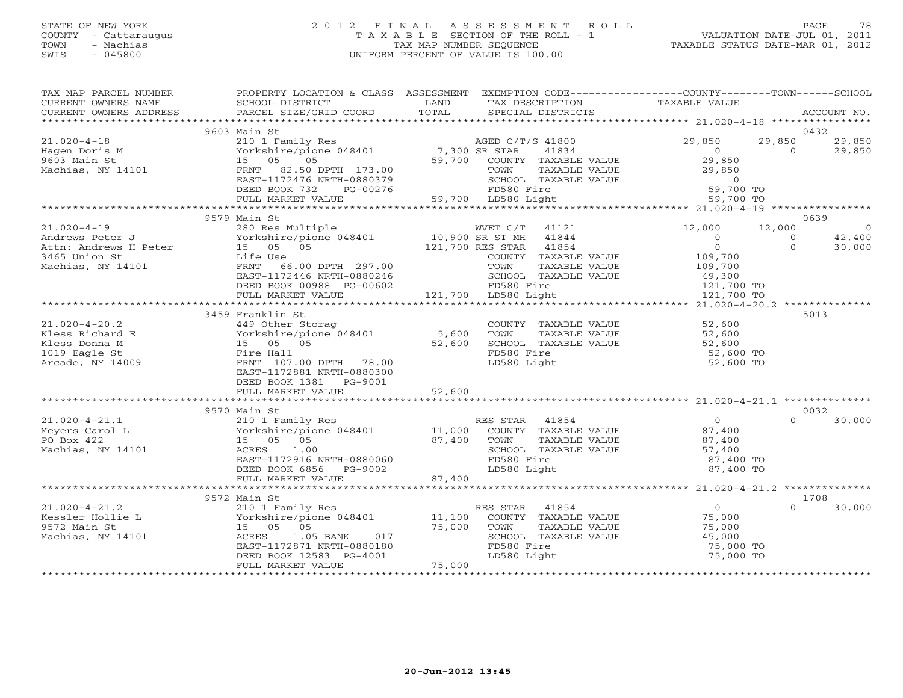STATE OF NEW YORK
COUNTY - Cattaraugus
TOWN - Machias
SWIS - 045800

# 2012 FINAL ASSESSMENT ROLL

TAXABLE SECTION OF THE ROLL - 1
TAX MAP NUMBER SEQUENCE
UNIFORM PERCENT OF VALUE IS 100.00

VALUATION DATE-JUL 01, 2011
TAXABLE STATUS DATE-MAR 01, 2012

| TAX MAP PARCEL NUMBER / CURRENT OWNERS NAME / CURRENT OWNERS ADDRESS | PROPERTY LOCATION & CLASS / SCHOOL DISTRICT / PARCEL SIZE/GRID COORD | ASSESSMENT LAND / TOTAL | EXEMPTION CODE / TAX DESCRIPTION / SPECIAL DISTRICTS | COUNTY | TOWN | SCHOOL | ACCOUNT NO. |
|---|---|---|---|---|---|---|---|
| 21.020-4-18 | 9603 Main St | | | | | | 0432 |
| Hagen Doris M | 210 1 Family Res | | AGED C/T/S 41800 | 29,850 | 29,850 | 29,850 | |
| 9603 Main St | Yorkshire/pione 048401 | 7,300 | SR STAR 41834 | 0 | 0 | 29,850 | |
| Machias, NY 14101 | 15 05 05 | 59,700 | COUNTY TAXABLE VALUE | 29,850 | | | |
| | FRNT 82.50 DPTH 173.00 | | TOWN TAXABLE VALUE | | 29,850 | | |
| | EAST-1172476 NRTH-0880379 | | SCHOOL TAXABLE VALUE | | | 0 | |
| | DEED BOOK 732 PG-00276 | | FD580 Fire | 59,700 TO | | | |
| | FULL MARKET VALUE | 59,700 | LD580 Light | 59,700 TO | | | |
| 21.020-4-19 | 9579 Main St | | | | | | 0639 |
| Andrews Peter J | 280 Res Multiple | | WVET C/T 41121 | 12,000 | 12,000 | 0 | |
| Attn: Andrews H Peter | Yorkshire/pione 048401 | 10,900 | SR ST MH 41844 | 0 | 0 | 42,400 | |
| 3465 Union St | 15 05 05 | 121,700 | RES STAR 41854 | 0 | 0 | 30,000 | |
| Machias, NY 14101 | Life Use | | COUNTY TAXABLE VALUE | 109,700 | | | |
| | FRNT 66.00 DPTH 297.00 | | TOWN TAXABLE VALUE | | 109,700 | | |
| | EAST-1172446 NRTH-0880246 | | SCHOOL TAXABLE VALUE | | | 49,300 | |
| | DEED BOOK 00988 PG-00602 | | FD580 Fire | 121,700 TO | | | |
| | FULL MARKET VALUE | 121,700 | LD580 Light | 121,700 TO | | | |
| 21.020-4-20.2 | 3459 Franklin St | | | | | | 5013 |
| Kless Richard E | 449 Other Storag | | COUNTY TAXABLE VALUE | 52,600 | | | |
| Kless Donna M | Yorkshire/pione 048401 | 5,600 | TOWN TAXABLE VALUE | | 52,600 | | |
| 1019 Eagle St | 15 05 05 | 52,600 | SCHOOL TAXABLE VALUE | | | 52,600 | |
| Arcade, NY 14009 | Fire Hall | | FD580 Fire | 52,600 TO | | | |
| | FRNT 107.00 DPTH 78.00 | | LD580 Light | 52,600 TO | | | |
| | EAST-1172881 NRTH-0880300 | | | | | | |
| | DEED BOOK 1381 PG-9001 | | | | | | |
| | FULL MARKET VALUE | 52,600 | | | | | |
| 21.020-4-21.1 | 9570 Main St | | | | | | 0032 |
| Meyers Carol L | 210 1 Family Res | | RES STAR 41854 | 0 | 0 | 30,000 | |
| PO Box 422 | Yorkshire/pione 048401 | 11,000 | COUNTY TAXABLE VALUE | 87,400 | | | |
| Machias, NY 14101 | 15 05 05 | 87,400 | TOWN TAXABLE VALUE | | 87,400 | | |
| | ACRES 1.00 | | SCHOOL TAXABLE VALUE | | | 57,400 | |
| | EAST-1172916 NRTH-0880060 | | FD580 Fire | 87,400 TO | | | |
| | DEED BOOK 6856 PG-9002 | | LD580 Light | 87,400 TO | | | |
| | FULL MARKET VALUE | 87,400 | | | | | |
| 21.020-4-21.2 | 9572 Main St | | | | | | 1708 |
| Kessler Hollie L | 210 1 Family Res | | RES STAR 41854 | 0 | 0 | 30,000 | |
| 9572 Main St | Yorkshire/pione 048401 | 11,100 | COUNTY TAXABLE VALUE | 75,000 | | | |
| Machias, NY 14101 | 15 05 05 | 75,000 | TOWN TAXABLE VALUE | | 75,000 | | |
| | ACRES 1.05 BANK 017 | | SCHOOL TAXABLE VALUE | | | 45,000 | |
| | EAST-1172871 NRTH-0880180 | | FD580 Fire | 75,000 TO | | | |
| | DEED BOOK 12583 PG-4001 | | LD580 Light | 75,000 TO | | | |
| | FULL MARKET VALUE | 75,000 | | | | | |

20-Jun-2012 13:45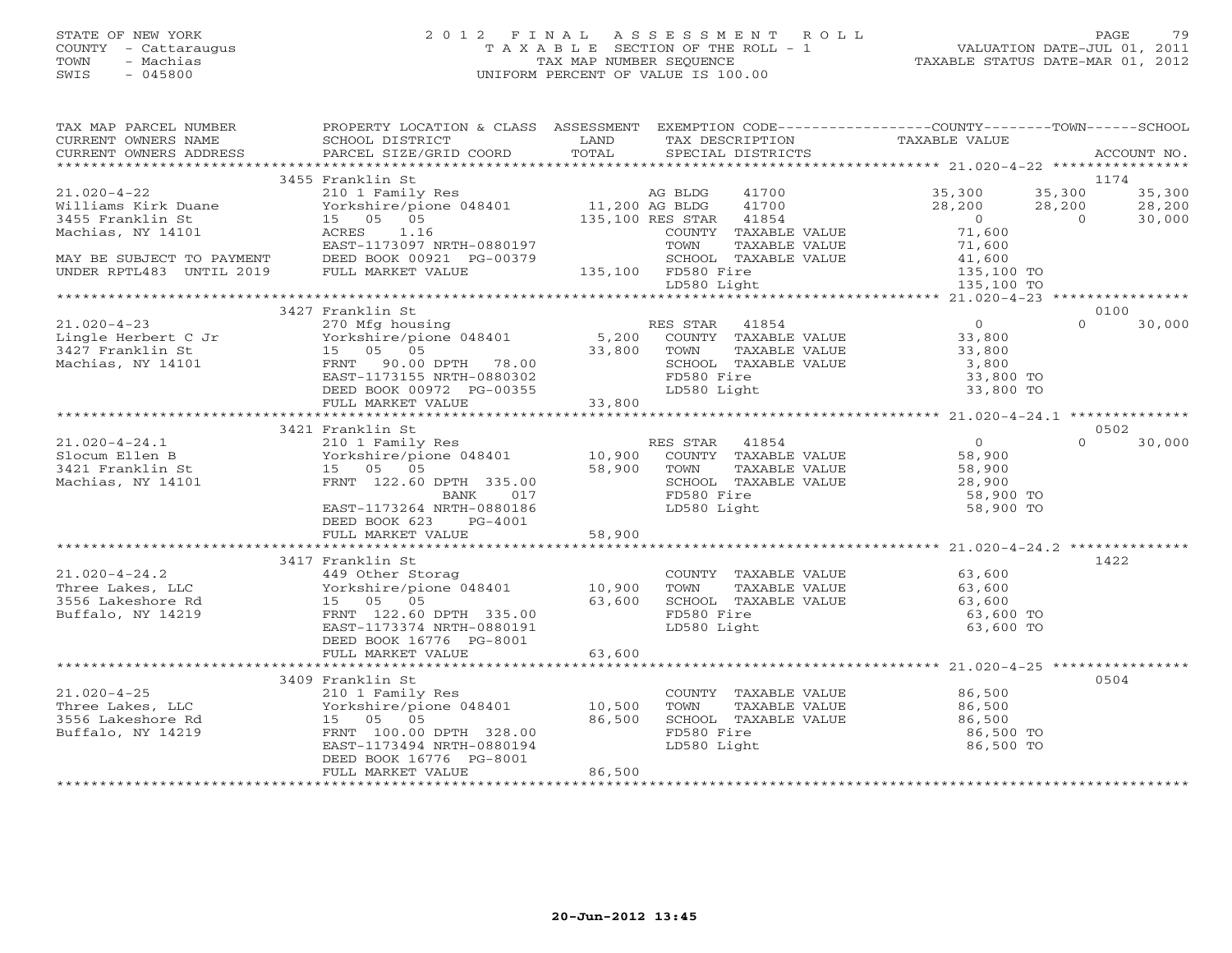STATE OF NEW YORK
COUNTY - Cattaraugus
TOWN - Machias
SWIS - 045800

2012 FINAL ASSESSMENT ROLL
TAXABLE SECTION OF THE ROLL - 1
TAX MAP NUMBER SEQUENCE
UNIFORM PERCENT OF VALUE IS 100.00

VALUATION DATE-JUL 01, 2011
TAXABLE STATUS DATE-MAR 01, 2012

| TAX MAP PARCEL NUMBER / CURRENT OWNERS NAME / CURRENT OWNERS ADDRESS | PROPERTY LOCATION & CLASS / SCHOOL DISTRICT / PARCEL SIZE/GRID COORD | ASSESSMENT LAND / TOTAL | EXEMPTION CODE / TAX DESCRIPTION / SPECIAL DISTRICTS | COUNTY TAXABLE VALUE | TOWN | SCHOOL | ACCOUNT NO. |
|---|---|---|---|---|---|---|---|
| | 3455 Franklin St | | | | | | 1174 |
| 21.020-4-22 | 210 1 Family Res | | AG BLDG 41700 | 35,300 | 35,300 | 35,300 | |
| Williams Kirk Duane | Yorkshire/pione 048401 | 11,200 | AG BLDG 41700 | 28,200 | 28,200 | 28,200 | |
| 3455 Franklin St | 15 05 05 | 135,100 | RES STAR 41854 | 0 | 0 | 30,000 | |
| Machias, NY 14101 | ACRES 1.16 | | COUNTY TAXABLE VALUE | 71,600 | | | |
| | EAST-1173097 NRTH-0880197 | | TOWN TAXABLE VALUE | 71,600 | | | |
| MAY BE SUBJECT TO PAYMENT | DEED BOOK 00921 PG-00379 | | SCHOOL TAXABLE VALUE | 41,600 | | | |
| UNDER RPTL483 UNTIL 2019 | FULL MARKET VALUE | 135,100 | FD580 Fire | 135,100 TO | | | |
| | | | LD580 Light | 135,100 TO | | | |
| | 3427 Franklin St | | | | | | 0100 |
| 21.020-4-23 | 270 Mfg housing | | RES STAR 41854 | 0 | 0 | 30,000 | |
| Lingle Herbert C Jr | Yorkshire/pione 048401 | 5,200 | COUNTY TAXABLE VALUE | 33,800 | | | |
| 3427 Franklin St | 15 05 05 | 33,800 | TOWN TAXABLE VALUE | 33,800 | | | |
| Machias, NY 14101 | FRNT 90.00 DPTH 78.00 | | SCHOOL TAXABLE VALUE | 3,800 | | | |
| | EAST-1173155 NRTH-0880302 | | FD580 Fire | 33,800 TO | | | |
| | DEED BOOK 00972 PG-00355 | | LD580 Light | 33,800 TO | | | |
| | FULL MARKET VALUE | 33,800 | | | | | |
| | 3421 Franklin St | | | | | | 0502 |
| 21.020-4-24.1 | 210 1 Family Res | | RES STAR 41854 | 0 | 0 | 30,000 | |
| Slocum Ellen B | Yorkshire/pione 048401 | 10,900 | COUNTY TAXABLE VALUE | 58,900 | | | |
| 3421 Franklin St | 15 05 05 | 58,900 | TOWN TAXABLE VALUE | 58,900 | | | |
| Machias, NY 14101 | FRNT 122.60 DPTH 335.00 | | SCHOOL TAXABLE VALUE | 28,900 | | | |
| | BANK 017 | | FD580 Fire | 58,900 TO | | | |
| | EAST-1173264 NRTH-0880186 | | LD580 Light | 58,900 TO | | | |
| | DEED BOOK 623 PG-4001 | | | | | | |
| | FULL MARKET VALUE | 58,900 | | | | | |
| | 3417 Franklin St | | | | | | 1422 |
| 21.020-4-24.2 | 449 Other Storag | | COUNTY TAXABLE VALUE | 63,600 | | | |
| Three Lakes, LLC | Yorkshire/pione 048401 | 10,900 | TOWN TAXABLE VALUE | 63,600 | | | |
| 3556 Lakeshore Rd | 15 05 05 | 63,600 | SCHOOL TAXABLE VALUE | 63,600 | | | |
| Buffalo, NY 14219 | FRNT 122.60 DPTH 335.00 | | FD580 Fire | 63,600 TO | | | |
| | EAST-1173374 NRTH-0880191 | | LD580 Light | 63,600 TO | | | |
| | DEED BOOK 16776 PG-8001 | | | | | | |
| | FULL MARKET VALUE | 63,600 | | | | | |
| | 3409 Franklin St | | | | | | 0504 |
| 21.020-4-25 | 210 1 Family Res | | COUNTY TAXABLE VALUE | 86,500 | | | |
| Three Lakes, LLC | Yorkshire/pione 048401 | 10,500 | TOWN TAXABLE VALUE | 86,500 | | | |
| 3556 Lakeshore Rd | 15 05 05 | 86,500 | SCHOOL TAXABLE VALUE | 86,500 | | | |
| Buffalo, NY 14219 | FRNT 100.00 DPTH 328.00 | | FD580 Fire | 86,500 TO | | | |
| | EAST-1173494 NRTH-0880194 | | LD580 Light | 86,500 TO | | | |
| | DEED BOOK 16776 PG-8001 | | | | | | |
| | FULL MARKET VALUE | 86,500 | | | | | |

20-Jun-2012 13:45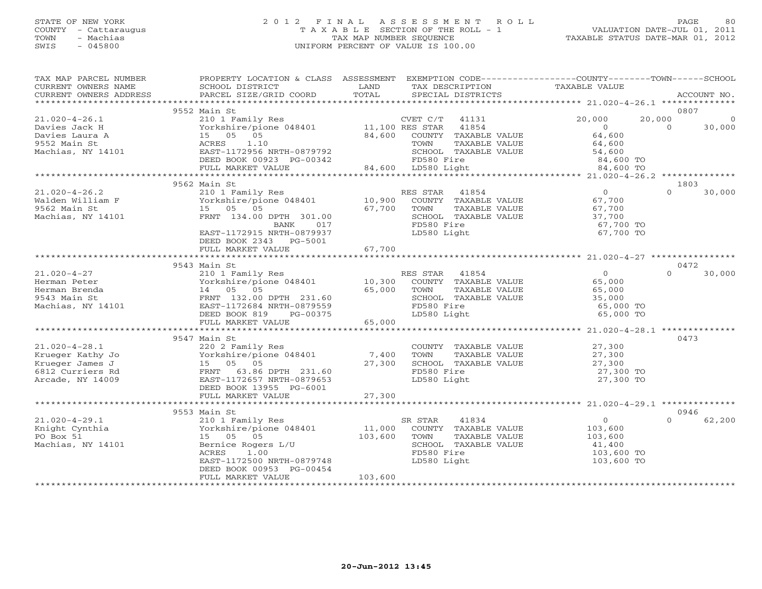STATE OF NEW YORK
COUNTY - Cattaraugus
TOWN - Machias
SWIS - 045800

# 2012 FINAL ASSESSMENT ROLL
TAXABLE SECTION OF THE ROLL - 1
TAX MAP NUMBER SEQUENCE
UNIFORM PERCENT OF VALUE IS 100.00

VALUATION DATE-JUL 01, 2011
TAXABLE STATUS DATE-MAR 01, 2012

| TAX MAP PARCEL NUMBER / CURRENT OWNERS NAME / CURRENT OWNERS ADDRESS | PROPERTY LOCATION & CLASS / SCHOOL DISTRICT / PARCEL SIZE/GRID COORD | ASSESSMENT LAND / TOTAL | EXEMPTION CODE / TAX DESCRIPTION / SPECIAL DISTRICTS | COUNTY TAXABLE VALUE | TOWN | SCHOOL / ACCOUNT NO. |
|---|---|---|---|---|---|---|
| | 9552 Main St | | | | | 0807 |
| 21.020-4-26.1 | 210 1 Family Res | | CVET C/T 41131 | 20,000 | 20,000 | 0 |
| Davies Jack H | Yorkshire/pione 048401 | 11,100 | RES STAR 41854 | 0 | 0 | 30,000 |
| Davies Laura A | 15 05 05 | 84,600 | COUNTY TAXABLE VALUE | 64,600 | | |
| 9552 Main St | ACRES 1.10 | | TOWN TAXABLE VALUE | 64,600 | | |
| Machias, NY 14101 | EAST-1172956 NRTH-0879792 | | SCHOOL TAXABLE VALUE | 54,600 | | |
| | DEED BOOK 00923 PG-00342 | | FD580 Fire | 84,600 TO | | |
| | FULL MARKET VALUE | 84,600 | LD580 Light | 84,600 TO | | |
| | 9562 Main St | | | | | 1803 |
| 21.020-4-26.2 | 210 1 Family Res | | RES STAR 41854 | 0 | 0 | 30,000 |
| Walden William F | Yorkshire/pione 048401 | 10,900 | COUNTY TAXABLE VALUE | 67,700 | | |
| 9562 Main St | 15 05 05 | 67,700 | TOWN TAXABLE VALUE | 67,700 | | |
| Machias, NY 14101 | FRNT 134.00 DPTH 301.00 | | SCHOOL TAXABLE VALUE | 37,700 | | |
| | BANK 017 | | FD580 Fire | 67,700 TO | | |
| | EAST-1172915 NRTH-0879937 | | LD580 Light | 67,700 TO | | |
| | DEED BOOK 2343 PG-5001 | | | | | |
| | FULL MARKET VALUE | 67,700 | | | | |
| | 9543 Main St | | | | | 0472 |
| 21.020-4-27 | 210 1 Family Res | | RES STAR 41854 | 0 | 0 | 30,000 |
| Herman Peter | Yorkshire/pione 048401 | 10,300 | COUNTY TAXABLE VALUE | 65,000 | | |
| Herman Brenda | 14 05 05 | 65,000 | TOWN TAXABLE VALUE | 65,000 | | |
| 9543 Main St | FRNT 132.00 DPTH 231.60 | | SCHOOL TAXABLE VALUE | 35,000 | | |
| Machias, NY 14101 | EAST-1172684 NRTH-0879559 | | FD580 Fire | 65,000 TO | | |
| | DEED BOOK 819 PG-00375 | | LD580 Light | 65,000 TO | | |
| | FULL MARKET VALUE | 65,000 | | | | |
| | 9547 Main St | | | | | 0473 |
| 21.020-4-28.1 | 220 2 Family Res | | COUNTY TAXABLE VALUE | 27,300 | | |
| Krueger Kathy Jo | Yorkshire/pione 048401 | 7,400 | TOWN TAXABLE VALUE | 27,300 | | |
| Krueger James J | 15 05 05 | 27,300 | SCHOOL TAXABLE VALUE | 27,300 | | |
| 6812 Curriers Rd | FRNT 63.86 DPTH 231.60 | | FD580 Fire | 27,300 TO | | |
| Arcade, NY 14009 | EAST-1172657 NRTH-0879653 | | LD580 Light | 27,300 TO | | |
| | DEED BOOK 13955 PG-6001 | | | | | |
| | FULL MARKET VALUE | 27,300 | | | | |
| | 9553 Main St | | | | | 0946 |
| 21.020-4-29.1 | 210 1 Family Res | | SR STAR 41834 | 0 | 0 | 62,200 |
| Knight Cynthia | Yorkshire/pione 048401 | 11,000 | COUNTY TAXABLE VALUE | 103,600 | | |
| PO Box 51 | 15 05 05 | 103,600 | TOWN TAXABLE VALUE | 103,600 | | |
| Machias, NY 14101 | Bernice Rogers L/U | | SCHOOL TAXABLE VALUE | 41,400 | | |
| | ACRES 1.00 | | FD580 Fire | 103,600 TO | | |
| | EAST-1172500 NRTH-0879748 | | LD580 Light | 103,600 TO | | |
| | DEED BOOK 00953 PG-00454 | | | | | |
| | FULL MARKET VALUE | 103,600 | | | | |

20-Jun-2012 13:45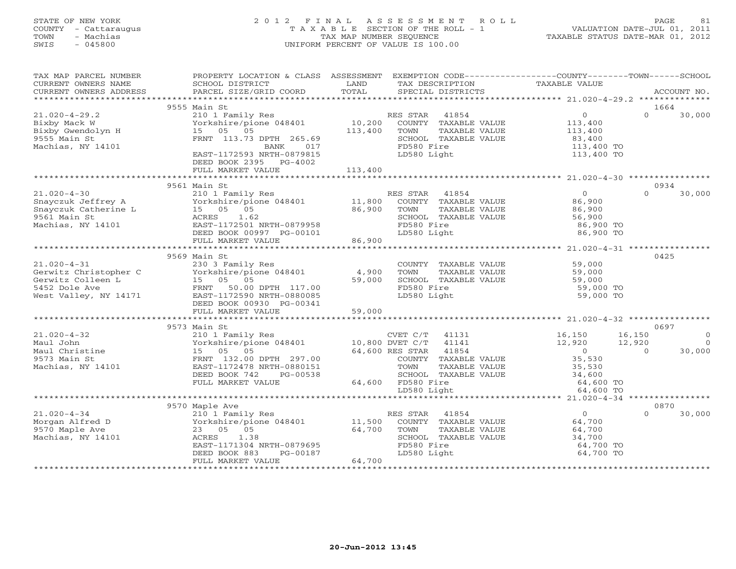STATE OF NEW YORK
COUNTY - Cattaraugus
TOWN - Machias
SWIS - 045800

# 2012 FINAL ASSESSMENT ROLL
TAXABLE SECTION OF THE ROLL - 1
TAX MAP NUMBER SEQUENCE
UNIFORM PERCENT OF VALUE IS 100.00

VALUATION DATE-JUL 01, 2011
TAXABLE STATUS DATE-MAR 01, 2012

| TAX MAP PARCEL NUMBER / CURRENT OWNERS NAME / CURRENT OWNERS ADDRESS | PROPERTY LOCATION & CLASS / SCHOOL DISTRICT / PARCEL SIZE/GRID COORD | ASSESSMENT LAND / TOTAL | EXEMPTION CODE / TAX DESCRIPTION / SPECIAL DISTRICTS | COUNTY TAXABLE VALUE | TOWN | SCHOOL | ACCOUNT NO. |
|---|---|---|---|---|---|---|---|
| | 9555 Main St | | | | | | 1664 |
| 21.020-4-29.2 | 210 1 Family Res | | RES STAR 41854 | 0 | 0 | 30,000 | |
| Bixby Mack W | Yorkshire/pione 048401 | 10,200 | COUNTY TAXABLE VALUE | 113,400 | | | |
| Bixby Gwendolyn H | 15 05 05 | 113,400 | TOWN TAXABLE VALUE | 113,400 | | | |
| 9555 Main St | FRNT 113.73 DPTH 265.69 | | SCHOOL TAXABLE VALUE | 83,400 | | | |
| Machias, NY 14101 | BANK 017 | | FD580 Fire | 113,400 TO | | | |
| | EAST-1172593 NRTH-0879815 | | LD580 Light | 113,400 TO | | | |
| | DEED BOOK 2395 PG-4002 | | | | | | |
| | FULL MARKET VALUE | 113,400 | | | | | |
| | 9561 Main St | | | | | | 0934 |
| 21.020-4-30 | 210 1 Family Res | | RES STAR 41854 | 0 | 0 | 30,000 | |
| Snayczuk Jeffrey A | Yorkshire/pione 048401 | 11,800 | COUNTY TAXABLE VALUE | 86,900 | | | |
| Snayczuk Catherine L | 15 05 05 | 86,900 | TOWN TAXABLE VALUE | 86,900 | | | |
| 9561 Main St | ACRES 1.62 | | SCHOOL TAXABLE VALUE | 56,900 | | | |
| Machias, NY 14101 | EAST-1172501 NRTH-0879958 | | FD580 Fire | 86,900 TO | | | |
| | DEED BOOK 00997 PG-00101 | | LD580 Light | 86,900 TO | | | |
| | FULL MARKET VALUE | 86,900 | | | | | |
| | 9569 Main St | | | | | | 0425 |
| 21.020-4-31 | 230 3 Family Res | | COUNTY TAXABLE VALUE | 59,000 | | | |
| Gerwitz Christopher C | Yorkshire/pione 048401 | 4,900 | TOWN TAXABLE VALUE | 59,000 | | | |
| Gerwitz Colleen L | 15 05 05 | 59,000 | SCHOOL TAXABLE VALUE | 59,000 | | | |
| 5452 Dole Ave | FRNT 50.00 DPTH 117.00 | | FD580 Fire | 59,000 TO | | | |
| West Valley, NY 14171 | EAST-1172590 NRTH-0880085 | | LD580 Light | 59,000 TO | | | |
| | DEED BOOK 00930 PG-00341 | | | | | | |
| | FULL MARKET VALUE | 59,000 | | | | | |
| | 9573 Main St | | | | | | 0697 |
| 21.020-4-32 | 210 1 Family Res | | CVET C/T 41131 | 16,150 | 16,150 | 0 | |
| Maul John | Yorkshire/pione 048401 | 10,800 | DVET C/T 41141 | 12,920 | 12,920 | 0 | |
| Maul Christine | 15 05 05 | 64,600 | RES STAR 41854 | 0 | 0 | 30,000 | |
| 9573 Main St | FRNT 132.00 DPTH 297.00 | | COUNTY TAXABLE VALUE | 35,530 | | | |
| Machias, NY 14101 | EAST-1172478 NRTH-0880151 | | TOWN TAXABLE VALUE | 35,530 | | | |
| | DEED BOOK 742 PG-00538 | | SCHOOL TAXABLE VALUE | 34,600 | | | |
| | FULL MARKET VALUE | 64,600 | FD580 Fire | 64,600 TO | | | |
| | | | LD580 Light | 64,600 TO | | | |
| | 9570 Maple Ave | | | | | | 0870 |
| 21.020-4-34 | 210 1 Family Res | | RES STAR 41854 | 0 | 0 | 30,000 | |
| Morgan Alfred D | Yorkshire/pione 048401 | 11,500 | COUNTY TAXABLE VALUE | 64,700 | | | |
| 9570 Maple Ave | 23 05 05 | 64,700 | TOWN TAXABLE VALUE | 64,700 | | | |
| Machias, NY 14101 | ACRES 1.38 | | SCHOOL TAXABLE VALUE | 34,700 | | | |
| | EAST-1171304 NRTH-0879695 | | FD580 Fire | 64,700 TO | | | |
| | DEED BOOK 883 PG-00187 | | LD580 Light | 64,700 TO | | | |
| | FULL MARKET VALUE | 64,700 | | | | | |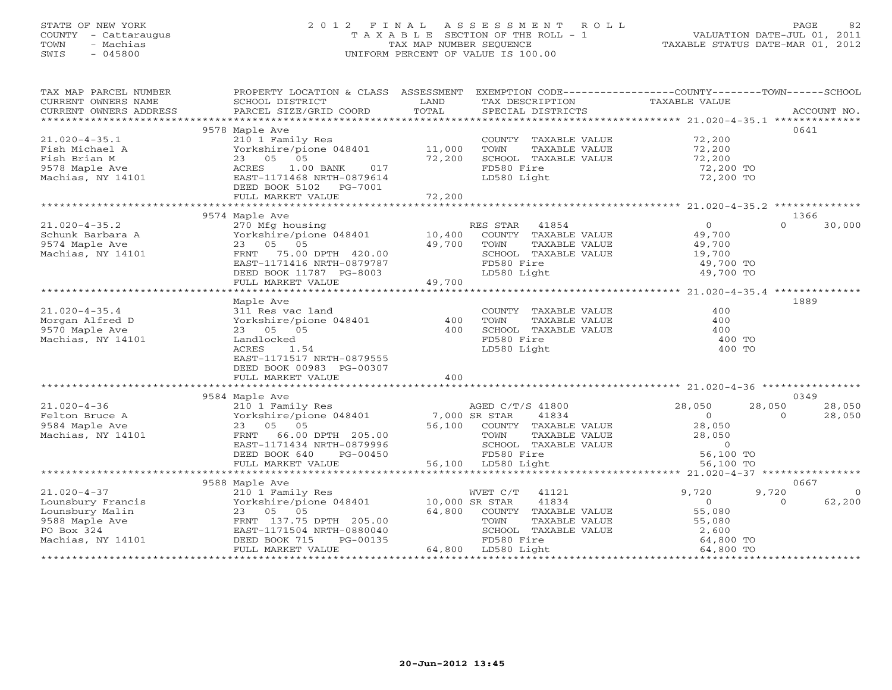STATE OF NEW YORK
COUNTY - Cattaraugus
TOWN - Machias
SWIS - 045800

2012 FINAL ASSESSMENT ROLL
TAXABLE SECTION OF THE ROLL - 1
TAX MAP NUMBER SEQUENCE
UNIFORM PERCENT OF VALUE IS 100.00

VALUATION DATE-JUL 01, 2011
TAXABLE STATUS DATE-MAR 01, 2012

| TAX MAP PARCEL NUMBER / CURRENT OWNERS NAME / CURRENT OWNERS ADDRESS | PROPERTY LOCATION & CLASS / SCHOOL DISTRICT / PARCEL SIZE/GRID COORD | ASSESSMENT LAND | TOTAL | EXEMPTION CODE / TAX DESCRIPTION / SPECIAL DISTRICTS | COUNTY TAXABLE VALUE | TOWN | SCHOOL | ACCOUNT NO. |
|---|---|---|---|---|---|---|---|---|
| **21.020-4-35.1** | 9578 Maple Ave | | | | | | | 0641 |
| Fish Michael A | 210 1 Family Res | | | COUNTY TAXABLE VALUE | 72,200 | | | |
| Fish Brian M | Yorkshire/pione 048401 | 11,000 | | TOWN TAXABLE VALUE | 72,200 | | | |
| 9578 Maple Ave | 23 05 05 | | 72,200 | SCHOOL TAXABLE VALUE | 72,200 | | | |
| Machias, NY 14101 | ACRES 1.00 BANK 017 | | | FD580 Fire | 72,200 TO | | | |
| | EAST-1171468 NRTH-0879614 | | | LD580 Light | 72,200 TO | | | |
| | DEED BOOK 5102 PG-7001 | | | | | | | |
| | FULL MARKET VALUE | | 72,200 | | | | | |
| **21.020-4-35.2** | 9574 Maple Ave | | | | | | | 1366 |
| Schunk Barbara A | 270 Mfg housing | | | RES STAR 41854 | 0 | | 30,000 | |
| 9574 Maple Ave | Yorkshire/pione 048401 | 10,400 | | COUNTY TAXABLE VALUE | 49,700 | | | |
| Machias, NY 14101 | 23 05 05 | | 49,700 | TOWN TAXABLE VALUE | 49,700 | | | |
| | FRNT 75.00 DPTH 420.00 | | | SCHOOL TAXABLE VALUE | 19,700 | | | |
| | EAST-1171416 NRTH-0879787 | | | FD580 Fire | 49,700 TO | | | |
| | DEED BOOK 11787 PG-8003 | | | LD580 Light | 49,700 TO | | | |
| | FULL MARKET VALUE | | 49,700 | | | | | |
| **21.020-4-35.4** | Maple Ave | | | | | | | 1889 |
| Morgan Alfred D | 311 Res vac land | | | COUNTY TAXABLE VALUE | 400 | | | |
| 9570 Maple Ave | Yorkshire/pione 048401 | 400 | | TOWN TAXABLE VALUE | 400 | | | |
| Machias, NY 14101 | 23 05 05 | | 400 | SCHOOL TAXABLE VALUE | 400 | | | |
| | Landlocked | | | FD580 Fire | 400 TO | | | |
| | ACRES 1.54 | | | LD580 Light | 400 TO | | | |
| | EAST-1171517 NRTH-0879555 | | | | | | | |
| | DEED BOOK 00983 PG-00307 | | | | | | | |
| | FULL MARKET VALUE | | 400 | | | | | |
| **21.020-4-36** | 9584 Maple Ave | | | | | | | 0349 |
| Felton Bruce A | 210 1 Family Res | | | AGED C/T/S 41800 | 28,050 | 28,050 | 28,050 | |
| 9584 Maple Ave | Yorkshire/pione 048401 | 7,000 | | SR STAR 41834 | 0 | 0 | 28,050 | |
| Machias, NY 14101 | 23 05 05 | | 56,100 | COUNTY TAXABLE VALUE | 28,050 | | | |
| | FRNT 66.00 DPTH 205.00 | | | TOWN TAXABLE VALUE | 28,050 | | | |
| | EAST-1171434 NRTH-0879996 | | | SCHOOL TAXABLE VALUE | 0 | | | |
| | DEED BOOK 640 PG-00450 | | | FD580 Fire | 56,100 TO | | | |
| | FULL MARKET VALUE | | 56,100 | LD580 Light | 56,100 TO | | | |
| **21.020-4-37** | 9588 Maple Ave | | | | | | | 0667 |
| Lounsbury Francis | 210 1 Family Res | | | WVET C/T 41121 | 9,720 | 9,720 | 0 | |
| Lounsbury Malin | Yorkshire/pione 048401 | 10,000 | | SR STAR 41834 | 0 | 0 | 62,200 | |
| 9588 Maple Ave | 23 05 05 | | 64,800 | COUNTY TAXABLE VALUE | 55,080 | | | |
| PO Box 324 | FRNT 137.75 DPTH 205.00 | | | TOWN TAXABLE VALUE | 55,080 | | | |
| Machias, NY 14101 | EAST-1171504 NRTH-0880040 | | | SCHOOL TAXABLE VALUE | 2,600 | | | |
| | DEED BOOK 715 PG-00135 | | | FD580 Fire | 64,800 TO | | | |
| | FULL MARKET VALUE | | 64,800 | LD580 Light | 64,800 TO | | | |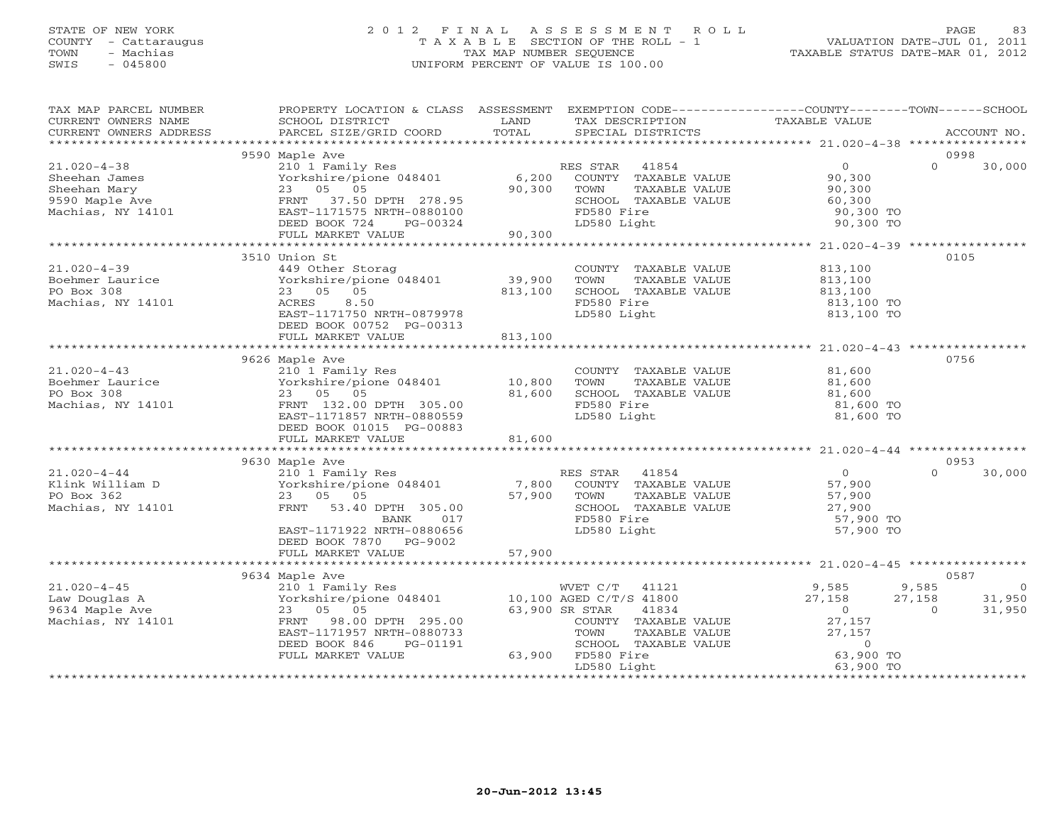STATE OF NEW YORK
COUNTY - Cattaraugus
TOWN - Machias
SWIS - 045800

2012 FINAL ASSESSMENT ROLL
TAXABLE SECTION OF THE ROLL - 1
TAX MAP NUMBER SEQUENCE
UNIFORM PERCENT OF VALUE IS 100.00

VALUATION DATE-JUL 01, 2011
TAXABLE STATUS DATE-MAR 01, 2012

| TAX MAP PARCEL NUMBER / CURRENT OWNERS NAME / CURRENT OWNERS ADDRESS | PROPERTY LOCATION & CLASS / SCHOOL DISTRICT / PARCEL SIZE/GRID COORD | ASSESSMENT LAND | TOTAL | EXEMPTION CODE / TAX DESCRIPTION / SPECIAL DISTRICTS | COUNTY TAXABLE VALUE | TOWN | SCHOOL / ACCOUNT NO. |
|---|---|---|---|---|---|---|---|
| | 9590 Maple Ave | | | | | | 0998 |
| 21.020-4-38 | 210 1 Family Res | | | RES STAR 41854 | 0 | 0 | 30,000 |
| Sheehan James | Yorkshire/pione 048401 | 6,200 | | COUNTY TAXABLE VALUE | 90,300 | | |
| Sheehan Mary | 23 05 05 | | 90,300 | TOWN TAXABLE VALUE | 90,300 | | |
| 9590 Maple Ave | FRNT 37.50 DPTH 278.95 | | | SCHOOL TAXABLE VALUE | 60,300 | | |
| Machias, NY 14101 | EAST-1171575 NRTH-0880100 | | | FD580 Fire | 90,300 TO | | |
| | DEED BOOK 724 PG-00324 | | | LD580 Light | 90,300 TO | | |
| | FULL MARKET VALUE | | 90,300 | | | | |
| | 3510 Union St | | | | | | 0105 |
| 21.020-4-39 | 449 Other Storag | | | COUNTY TAXABLE VALUE | 813,100 | | |
| Boehmer Laurice | Yorkshire/pione 048401 | 39,900 | | TOWN TAXABLE VALUE | 813,100 | | |
| PO Box 308 | 23 05 05 | | 813,100 | SCHOOL TAXABLE VALUE | 813,100 | | |
| Machias, NY 14101 | ACRES 8.50 | | | FD580 Fire | 813,100 TO | | |
| | EAST-1171750 NRTH-0879978 | | | LD580 Light | 813,100 TO | | |
| | DEED BOOK 00752 PG-00313 | | | | | | |
| | FULL MARKET VALUE | | 813,100 | | | | |
| | 9626 Maple Ave | | | | | | 0756 |
| 21.020-4-43 | 210 1 Family Res | | | COUNTY TAXABLE VALUE | 81,600 | | |
| Boehmer Laurice | Yorkshire/pione 048401 | 10,800 | | TOWN TAXABLE VALUE | 81,600 | | |
| PO Box 308 | 23 05 05 | | 81,600 | SCHOOL TAXABLE VALUE | 81,600 | | |
| Machias, NY 14101 | FRNT 132.00 DPTH 305.00 | | | FD580 Fire | 81,600 TO | | |
| | EAST-1171857 NRTH-0880559 | | | LD580 Light | 81,600 TO | | |
| | DEED BOOK 01015 PG-00883 | | | | | | |
| | FULL MARKET VALUE | | 81,600 | | | | |
| | 9630 Maple Ave | | | | | | 0953 |
| 21.020-4-44 | 210 1 Family Res | | | RES STAR 41854 | 0 | 0 | 30,000 |
| Klink William D | Yorkshire/pione 048401 | 7,800 | | COUNTY TAXABLE VALUE | 57,900 | | |
| PO Box 362 | 23 05 05 | | 57,900 | TOWN TAXABLE VALUE | 57,900 | | |
| Machias, NY 14101 | FRNT 53.40 DPTH 305.00 | | | SCHOOL TAXABLE VALUE | 27,900 | | |
| | BANK 017 | | | FD580 Fire | 57,900 TO | | |
| | EAST-1171922 NRTH-0880656 | | | LD580 Light | 57,900 TO | | |
| | DEED BOOK 7870 PG-9002 | | | | | | |
| | FULL MARKET VALUE | | 57,900 | | | | |
| | 9634 Maple Ave | | | | | | 0587 |
| 21.020-4-45 | 210 1 Family Res | | | WVET C/T 41121 | 9,585 | 9,585 | 0 |
| Law Douglas A | Yorkshire/pione 048401 | 10,100 | | AGED C/T/S 41800 | 27,158 | 27,158 | 31,950 |
| 9634 Maple Ave | 23 05 05 | | 63,900 | SR STAR 41834 | 0 | 0 | 31,950 |
| Machias, NY 14101 | FRNT 98.00 DPTH 295.00 | | | COUNTY TAXABLE VALUE | 27,157 | | |
| | EAST-1171957 NRTH-0880733 | | | TOWN TAXABLE VALUE | 27,157 | | |
| | DEED BOOK 846 PG-01191 | | | SCHOOL TAXABLE VALUE | 0 | | |
| | FULL MARKET VALUE | | 63,900 | FD580 Fire | 63,900 TO | | |
| | | | | LD580 Light | 63,900 TO | | |

20-Jun-2012 13:45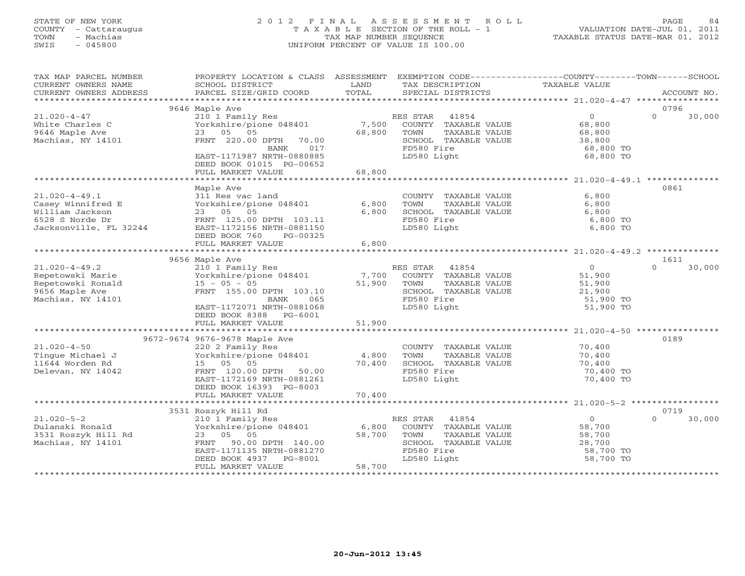STATE OF NEW YORK
COUNTY - Cattaraugus
TOWN - Machias
SWIS - 045800

2012 FINAL ASSESSMENT ROLL
TAXABLE SECTION OF THE ROLL - 1
TAX MAP NUMBER SEQUENCE
UNIFORM PERCENT OF VALUE IS 100.00

VALUATION DATE-JUL 01, 2011
TAXABLE STATUS DATE-MAR 01, 2012

| TAX MAP PARCEL NUMBER / CURRENT OWNERS NAME / CURRENT OWNERS ADDRESS | PROPERTY LOCATION & CLASS / SCHOOL DISTRICT / PARCEL SIZE/GRID COORD | ASSESSMENT LAND / TOTAL | EXEMPTION CODE / TAX DESCRIPTION / SPECIAL DISTRICTS | COUNTY / TOWN / SCHOOL TAXABLE VALUE | ACCOUNT NO. |
|---|---|---|---|---|---|
| | 9646 Maple Ave | | | | 0796 |
| 21.020-4-47 | 210 1 Family Res | | RES STAR 41854 | 0 | 0 30,000 |
| White Charles C | Yorkshire/pione 048401 | 7,500 | COUNTY TAXABLE VALUE | 68,800 | |
| 9646 Maple Ave | 23 05 05 | 68,800 | TOWN TAXABLE VALUE | 68,800 | |
| Machias, NY 14101 | FRNT 220.00 DPTH 70.00 | | SCHOOL TAXABLE VALUE | 38,800 | |
| | BANK 017 | | FD580 Fire | 68,800 TO | |
| | EAST-1171987 NRTH-0880885 | | LD580 Light | 68,800 TO | |
| | DEED BOOK 01015 PG-00652 | | | | |
| | FULL MARKET VALUE | 68,800 | | | |
| | Maple Ave | | | | 0861 |
| 21.020-4-49.1 | 311 Res vac land | | COUNTY TAXABLE VALUE | 6,800 | |
| Casey Winnifred E | Yorkshire/pione 048401 | 6,800 | TOWN TAXABLE VALUE | 6,800 | |
| William Jackson | 23 05 05 | 6,800 | SCHOOL TAXABLE VALUE | 6,800 | |
| 6528 S Norde Dr | FRNT 125.00 DPTH 103.11 | | FD580 Fire | 6,800 TO | |
| Jacksonville, FL 32244 | EAST-1172156 NRTH-0881150 | | LD580 Light | 6,800 TO | |
| | DEED BOOK 760 PG-00325 | | | | |
| | FULL MARKET VALUE | 6,800 | | | |
| | 9656 Maple Ave | | | | 1611 |
| 21.020-4-49.2 | 210 1 Family Res | | RES STAR 41854 | 0 | 0 30,000 |
| Repetowski Marie | Yorkshire/pione 048401 | 7,700 | COUNTY TAXABLE VALUE | 51,900 | |
| Repetowski Ronald | 15 - 05 - 05 | 51,900 | TOWN TAXABLE VALUE | 51,900 | |
| 9656 Maple Ave | FRNT 155.00 DPTH 103.10 | | SCHOOL TAXABLE VALUE | 21,900 | |
| Machias, NY 14101 | BANK 065 | | FD580 Fire | 51,900 TO | |
| | EAST-1172071 NRTH-0881068 | | LD580 Light | 51,900 TO | |
| | DEED BOOK 8388 PG-6001 | | | | |
| | FULL MARKET VALUE | 51,900 | | | |
| | 9672-9674 9676-9678 Maple Ave | | | | 0189 |
| 21.020-4-50 | 220 2 Family Res | | COUNTY TAXABLE VALUE | 70,400 | |
| Tingue Michael J | Yorkshire/pione 048401 | 4,800 | TOWN TAXABLE VALUE | 70,400 | |
| 11644 Worden Rd | 15 05 05 | 70,400 | SCHOOL TAXABLE VALUE | 70,400 | |
| Delevan, NY 14042 | FRNT 120.00 DPTH 50.00 | | FD580 Fire | 70,400 TO | |
| | EAST-1172169 NRTH-0881261 | | LD580 Light | 70,400 TO | |
| | DEED BOOK 16393 PG-8003 | | | | |
| | FULL MARKET VALUE | 70,400 | | | |
| | 3531 Roszyk Hill Rd | | | | 0719 |
| 21.020-5-2 | 210 1 Family Res | | RES STAR 41854 | 0 | 0 30,000 |
| Dulanski Ronald | Yorkshire/pione 048401 | 6,800 | COUNTY TAXABLE VALUE | 58,700 | |
| 3531 Roszyk Hill Rd | 23 05 05 | 58,700 | TOWN TAXABLE VALUE | 58,700 | |
| Machias, NY 14101 | FRNT 90.00 DPTH 140.00 | | SCHOOL TAXABLE VALUE | 28,700 | |
| | EAST-1171135 NRTH-0881270 | | FD580 Fire | 58,700 TO | |
| | DEED BOOK 4937 PG-8001 | | LD580 Light | 58,700 TO | |
| | FULL MARKET VALUE | 58,700 | | | |

20-Jun-2012 13:45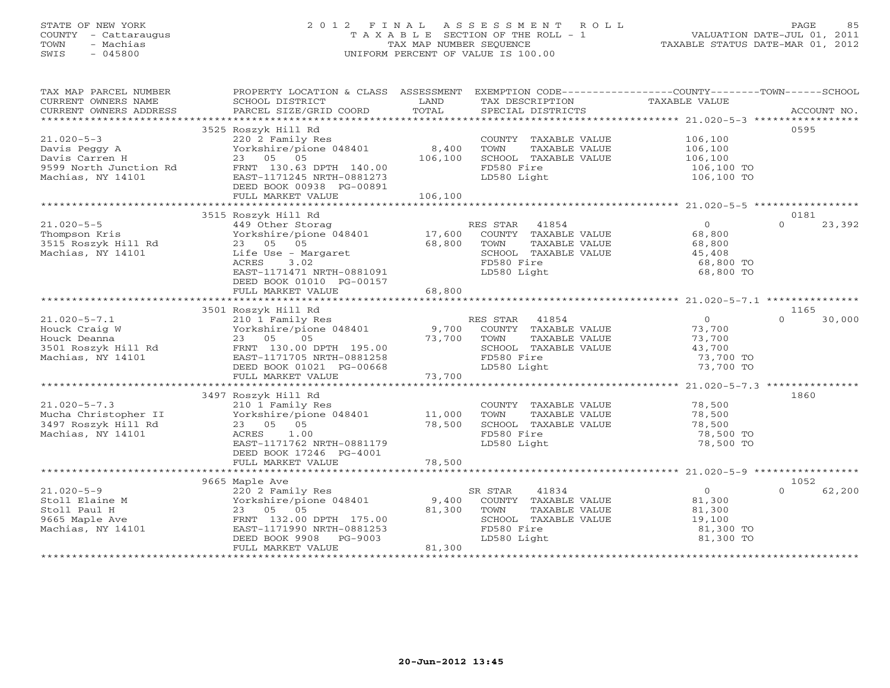STATE OF NEW YORK
COUNTY - Cattaraugus
TOWN - Machias
SWIS - 045800

# 2012 FINAL ASSESSMENT ROLL

TAXABLE SECTION OF THE ROLL - 1
TAX MAP NUMBER SEQUENCE
UNIFORM PERCENT OF VALUE IS 100.00

VALUATION DATE-JUL 01, 2011
TAXABLE STATUS DATE-MAR 01, 2012

| TAX MAP PARCEL NUMBER / CURRENT OWNERS NAME / CURRENT OWNERS ADDRESS | PROPERTY LOCATION & CLASS / SCHOOL DISTRICT / PARCEL SIZE/GRID COORD | ASSESSMENT LAND | TOTAL | EXEMPTION CODE / TAX DESCRIPTION / SPECIAL DISTRICTS | COUNTY / TOWN TAXABLE VALUE | SCHOOL | ACCOUNT NO. |
|---|---|---|---|---|---|---|---|
| | 3525 Roszyk Hill Rd | | | | | | 0595 |
| 21.020-5-3 | 220 2 Family Res | | | COUNTY TAXABLE VALUE | 106,100 | | |
| Davis Peggy A | Yorkshire/pione 048401 | 8,400 | | TOWN TAXABLE VALUE | 106,100 | | |
| Davis Carren H | 23 05 05 | | 106,100 | SCHOOL TAXABLE VALUE | 106,100 | | |
| 9599 North Junction Rd | FRNT 130.63 DPTH 140.00 | | | FD580 Fire | 106,100 TO | | |
| Machias, NY 14101 | EAST-1171245 NRTH-0881273 | | | LD580 Light | 106,100 TO | | |
| | DEED BOOK 00938 PG-00891 | | | | | | |
| | FULL MARKET VALUE | | 106,100 | | | | |
| | 3515 Roszyk Hill Rd | | | | | | 0181 |
| 21.020-5-5 | 449 Other Storag | | | RES STAR 41854 | 0 | 0 | 23,392 |
| Thompson Kris | Yorkshire/pione 048401 | 17,600 | | COUNTY TAXABLE VALUE | 68,800 | | |
| 3515 Roszyk Hill Rd | 23 05 05 | | 68,800 | TOWN TAXABLE VALUE | 68,800 | | |
| Machias, NY 14101 | Life Use - Margaret | | | SCHOOL TAXABLE VALUE | 45,408 | | |
| | ACRES 3.02 | | | FD580 Fire | 68,800 TO | | |
| | EAST-1171471 NRTH-0881091 | | | LD580 Light | 68,800 TO | | |
| | DEED BOOK 01010 PG-00157 | | | | | | |
| | FULL MARKET VALUE | | 68,800 | | | | |
| | 3501 Roszyk Hill Rd | | | | | | 1165 |
| 21.020-5-7.1 | 210 1 Family Res | | | RES STAR 41854 | 0 | 0 | 30,000 |
| Houck Craig W | Yorkshire/pione 048401 | 9,700 | | COUNTY TAXABLE VALUE | 73,700 | | |
| Houck Deanna | 23 05 05 | | 73,700 | TOWN TAXABLE VALUE | 73,700 | | |
| 3501 Roszyk Hill Rd | FRNT 130.00 DPTH 195.00 | | | SCHOOL TAXABLE VALUE | 43,700 | | |
| Machias, NY 14101 | EAST-1171705 NRTH-0881258 | | | FD580 Fire | 73,700 TO | | |
| | DEED BOOK 01021 PG-00668 | | | LD580 Light | 73,700 TO | | |
| | FULL MARKET VALUE | | 73,700 | | | | |
| | 3497 Roszyk Hill Rd | | | | | | 1860 |
| 21.020-5-7.3 | 210 1 Family Res | | | COUNTY TAXABLE VALUE | 78,500 | | |
| Mucha Christopher II | Yorkshire/pione 048401 | 11,000 | | TOWN TAXABLE VALUE | 78,500 | | |
| 3497 Roszyk Hill Rd | 23 05 05 | | 78,500 | SCHOOL TAXABLE VALUE | 78,500 | | |
| Machias, NY 14101 | ACRES 1.00 | | | FD580 Fire | 78,500 TO | | |
| | EAST-1171762 NRTH-0881179 | | | LD580 Light | 78,500 TO | | |
| | DEED BOOK 17246 PG-4001 | | | | | | |
| | FULL MARKET VALUE | | 78,500 | | | | |
| | 9665 Maple Ave | | | | | | 1052 |
| 21.020-5-9 | 220 2 Family Res | | | SR STAR 41834 | 0 | 0 | 62,200 |
| Stoll Elaine M | Yorkshire/pione 048401 | 9,400 | | COUNTY TAXABLE VALUE | 81,300 | | |
| Stoll Paul H | 23 05 05 | | 81,300 | TOWN TAXABLE VALUE | 81,300 | | |
| 9665 Maple Ave | FRNT 132.00 DPTH 175.00 | | | SCHOOL TAXABLE VALUE | 19,100 | | |
| Machias, NY 14101 | EAST-1171990 NRTH-0881253 | | | FD580 Fire | 81,300 TO | | |
| | DEED BOOK 9908 PG-9003 | | | LD580 Light | 81,300 TO | | |
| | FULL MARKET VALUE | | 81,300 | | | | |

20-Jun-2012 13:45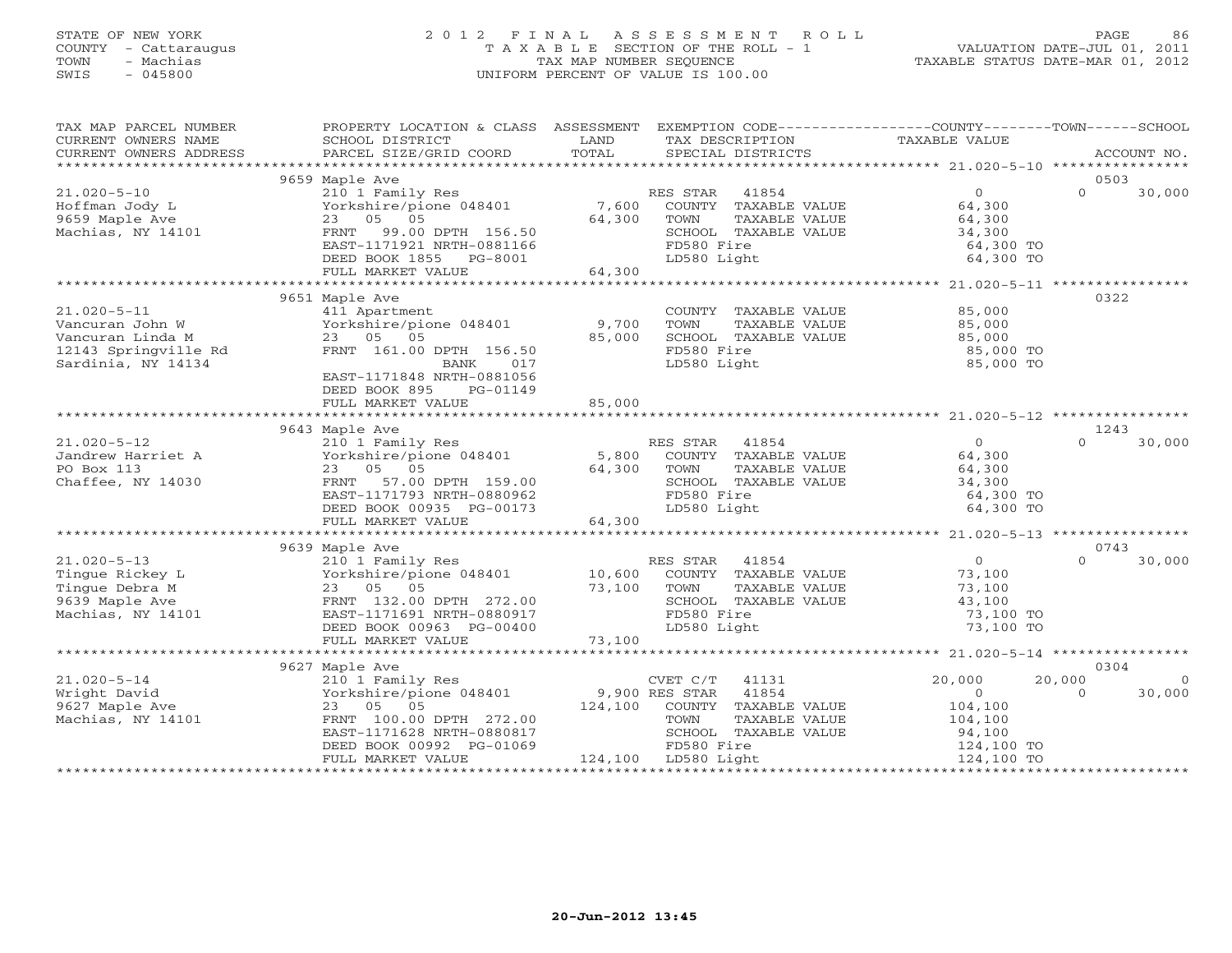STATE OF NEW YORK
COUNTY - Cattaraugus
TOWN - Machias
SWIS - 045800

# 2012 FINAL ASSESSMENT ROLL
TAXABLE SECTION OF THE ROLL - 1
TAX MAP NUMBER SEQUENCE
UNIFORM PERCENT OF VALUE IS 100.00

VALUATION DATE-JUL 01, 2011
TAXABLE STATUS DATE-MAR 01, 2012

| TAX MAP PARCEL NUMBER / CURRENT OWNERS NAME / CURRENT OWNERS ADDRESS | PROPERTY LOCATION & CLASS / SCHOOL DISTRICT / PARCEL SIZE/GRID COORD | ASSESSMENT LAND / TOTAL | EXEMPTION CODE / TAX DESCRIPTION / SPECIAL DISTRICTS | COUNTY TAXABLE VALUE | TOWN | SCHOOL / ACCOUNT NO. |
|---|---|---|---|---|---|---|
| **21.020-5-10** | 9659 Maple Ave | | | | | 0503 |
| Hoffman Jody L | 210 1 Family Res | | RES STAR 41854 | 0 | 0 | 30,000 |
| 9659 Maple Ave | Yorkshire/pione 048401 | 7,600 | COUNTY TAXABLE VALUE | 64,300 | | |
| Machias, NY 14101 | 23 05 05 | 64,300 | TOWN TAXABLE VALUE | 64,300 | | |
| | FRNT 99.00 DPTH 156.50 | | SCHOOL TAXABLE VALUE | 34,300 | | |
| | EAST-1171921 NRTH-0881166 | | FD580 Fire | 64,300 TO | | |
| | DEED BOOK 1855 PG-8001 | | LD580 Light | 64,300 TO | | |
| | FULL MARKET VALUE | 64,300 | | | | |
| **21.020-5-11** | 9651 Maple Ave | | | | | 0322 |
| Vancuran John W | 411 Apartment | | COUNTY TAXABLE VALUE | 85,000 | | |
| Vancuran Linda M | Yorkshire/pione 048401 | 9,700 | TOWN TAXABLE VALUE | 85,000 | | |
| 12143 Springville Rd | 23 05 05 | 85,000 | SCHOOL TAXABLE VALUE | 85,000 | | |
| Sardinia, NY 14134 | FRNT 161.00 DPTH 156.50 | | FD580 Fire | 85,000 TO | | |
| | BANK 017 | | LD580 Light | 85,000 TO | | |
| | EAST-1171848 NRTH-0881056 | | | | | |
| | DEED BOOK 895 PG-01149 | | | | | |
| | FULL MARKET VALUE | 85,000 | | | | |
| **21.020-5-12** | 9643 Maple Ave | | | | | 1243 |
| Jandrew Harriet A | 210 1 Family Res | | RES STAR 41854 | 0 | 0 | 30,000 |
| PO Box 113 | Yorkshire/pione 048401 | 5,800 | COUNTY TAXABLE VALUE | 64,300 | | |
| Chaffee, NY 14030 | 23 05 05 | 64,300 | TOWN TAXABLE VALUE | 64,300 | | |
| | FRNT 57.00 DPTH 159.00 | | SCHOOL TAXABLE VALUE | 34,300 | | |
| | EAST-1171793 NRTH-0880962 | | FD580 Fire | 64,300 TO | | |
| | DEED BOOK 00935 PG-00173 | | LD580 Light | 64,300 TO | | |
| | FULL MARKET VALUE | 64,300 | | | | |
| **21.020-5-13** | 9639 Maple Ave | | | | | 0743 |
| Tingue Rickey L | 210 1 Family Res | | RES STAR 41854 | 0 | 0 | 30,000 |
| Tingue Debra M | Yorkshire/pione 048401 | 10,600 | COUNTY TAXABLE VALUE | 73,100 | | |
| 9639 Maple Ave | 23 05 05 | 73,100 | TOWN TAXABLE VALUE | 73,100 | | |
| Machias, NY 14101 | FRNT 132.00 DPTH 272.00 | | SCHOOL TAXABLE VALUE | 43,100 | | |
| | EAST-1171691 NRTH-0880917 | | FD580 Fire | 73,100 TO | | |
| | DEED BOOK 00963 PG-00400 | | LD580 Light | 73,100 TO | | |
| | FULL MARKET VALUE | 73,100 | | | | |
| **21.020-5-14** | 9627 Maple Ave | | | | | 0304 |
| Wright David | 210 1 Family Res | | CVET C/T 41131 | 20,000 | 20,000 | 0 |
| 9627 Maple Ave | Yorkshire/pione 048401 | 9,900 | RES STAR 41854 | 0 | 0 | 30,000 |
| Machias, NY 14101 | 23 05 05 | 124,100 | COUNTY TAXABLE VALUE | 104,100 | | |
| | FRNT 100.00 DPTH 272.00 | | TOWN TAXABLE VALUE | 104,100 | | |
| | EAST-1171628 NRTH-0880817 | | SCHOOL TAXABLE VALUE | 94,100 | | |
| | DEED BOOK 00992 PG-01069 | | FD580 Fire | 124,100 TO | | |
| | FULL MARKET VALUE | 124,100 | LD580 Light | 124,100 TO | | |

20-Jun-2012 13:45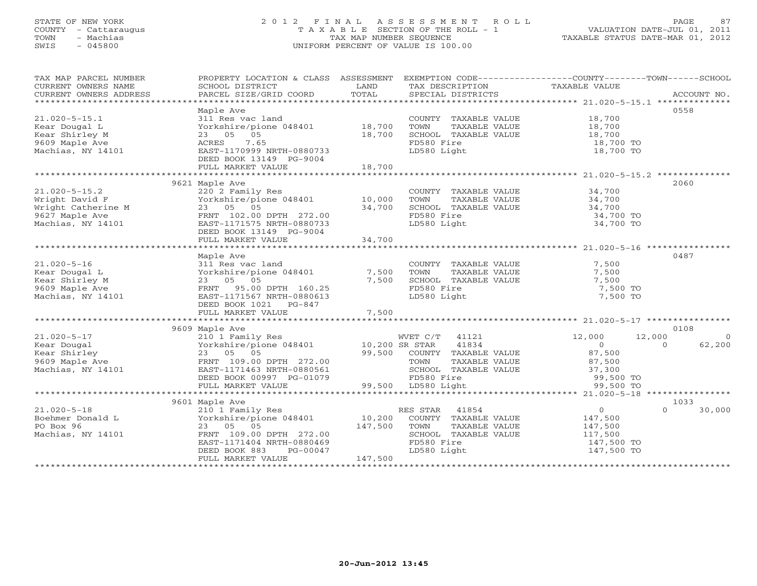STATE OF NEW YORK
COUNTY - Cattaraugus
TOWN - Machias
SWIS - 045800

# 2012 FINAL ASSESSMENT ROLL
TAXABLE SECTION OF THE ROLL - 1
TAX MAP NUMBER SEQUENCE
UNIFORM PERCENT OF VALUE IS 100.00

VALUATION DATE-JUL 01, 2011
TAXABLE STATUS DATE-MAR 01, 2012

| TAX MAP PARCEL NUMBER / CURRENT OWNERS NAME / CURRENT OWNERS ADDRESS | PROPERTY LOCATION & CLASS / SCHOOL DISTRICT / PARCEL SIZE/GRID COORD | ASSESSMENT LAND | TOTAL | EXEMPTION CODE / TAX DESCRIPTION / SPECIAL DISTRICTS | COUNTY TAXABLE VALUE | TOWN | SCHOOL | ACCOUNT NO. |
|---|---|---|---|---|---|---|---|---|
| 21.020-5-15.1 | Maple Ave | | | | | | | 0558 |
| | 311 Res vac land | | | COUNTY TAXABLE VALUE | 18,700 | | | |
| Kear Dougal L | Yorkshire/pione 048401 | 18,700 | | TOWN TAXABLE VALUE | 18,700 | | | |
| Kear Shirley M | 23 05 05 | | 18,700 | SCHOOL TAXABLE VALUE | 18,700 | | | |
| 9609 Maple Ave | ACRES 7.65 | | | FD580 Fire | 18,700 TO | | | |
| Machias, NY 14101 | EAST-1170999 NRTH-0880733 | | | LD580 Light | 18,700 TO | | | |
| | DEED BOOK 13149 PG-9004 | | | | | | | |
| | FULL MARKET VALUE | | 18,700 | | | | | |
| 21.020-5-15.2 | 9621 Maple Ave | | | | | | | 2060 |
| | 220 2 Family Res | | | COUNTY TAXABLE VALUE | 34,700 | | | |
| Wright David F | Yorkshire/pione 048401 | 10,000 | | TOWN TAXABLE VALUE | 34,700 | | | |
| Wright Catherine M | 23 05 05 | | 34,700 | SCHOOL TAXABLE VALUE | 34,700 | | | |
| 9627 Maple Ave | FRNT 102.00 DPTH 272.00 | | | FD580 Fire | 34,700 TO | | | |
| Machias, NY 14101 | EAST-1171575 NRTH-0880733 | | | LD580 Light | 34,700 TO | | | |
| | DEED BOOK 13149 PG-9004 | | | | | | | |
| | FULL MARKET VALUE | | 34,700 | | | | | |
| 21.020-5-16 | Maple Ave | | | | | | | 0487 |
| | 311 Res vac land | | | COUNTY TAXABLE VALUE | 7,500 | | | |
| Kear Dougal L | Yorkshire/pione 048401 | 7,500 | | TOWN TAXABLE VALUE | 7,500 | | | |
| Kear Shirley M | 23 05 05 | | 7,500 | SCHOOL TAXABLE VALUE | 7,500 | | | |
| 9609 Maple Ave | FRNT 95.00 DPTH 160.25 | | | FD580 Fire | 7,500 TO | | | |
| Machias, NY 14101 | EAST-1171567 NRTH-0880613 | | | LD580 Light | 7,500 TO | | | |
| | DEED BOOK 1021 PG-847 | | | | | | | |
| | FULL MARKET VALUE | | 7,500 | | | | | |
| 21.020-5-17 | 9609 Maple Ave | | | | | | | 0108 |
| | 210 1 Family Res | | | WVET C/T 41121 | 12,000 | 12,000 | 0 | |
| Kear Dougal | Yorkshire/pione 048401 | 10,200 | | SR STAR 41834 | 0 | 0 | 62,200 | |
| Kear Shirley | 23 05 05 | | 99,500 | COUNTY TAXABLE VALUE | 87,500 | | | |
| 9609 Maple Ave | FRNT 109.00 DPTH 272.00 | | | TOWN TAXABLE VALUE | 87,500 | | | |
| Machias, NY 14101 | EAST-1171463 NRTH-0880561 | | | SCHOOL TAXABLE VALUE | 37,300 | | | |
| | DEED BOOK 00997 PG-01079 | | | FD580 Fire | 99,500 TO | | | |
| | FULL MARKET VALUE | | 99,500 | LD580 Light | 99,500 TO | | | |
| 21.020-5-18 | 9601 Maple Ave | | | | | | | 1033 |
| | 210 1 Family Res | | | RES STAR 41854 | 0 | 0 | 30,000 | |
| Boehmer Donald L | Yorkshire/pione 048401 | 10,200 | | COUNTY TAXABLE VALUE | 147,500 | | | |
| PO Box 96 | 23 05 05 | | 147,500 | TOWN TAXABLE VALUE | 147,500 | | | |
| Machias, NY 14101 | FRNT 109.00 DPTH 272.00 | | | SCHOOL TAXABLE VALUE | 117,500 | | | |
| | EAST-1171404 NRTH-0880469 | | | FD580 Fire | 147,500 TO | | | |
| | DEED BOOK 883 PG-00047 | | | LD580 Light | 147,500 TO | | | |
| | FULL MARKET VALUE | | 147,500 | | | | | |

20-Jun-2012 13:45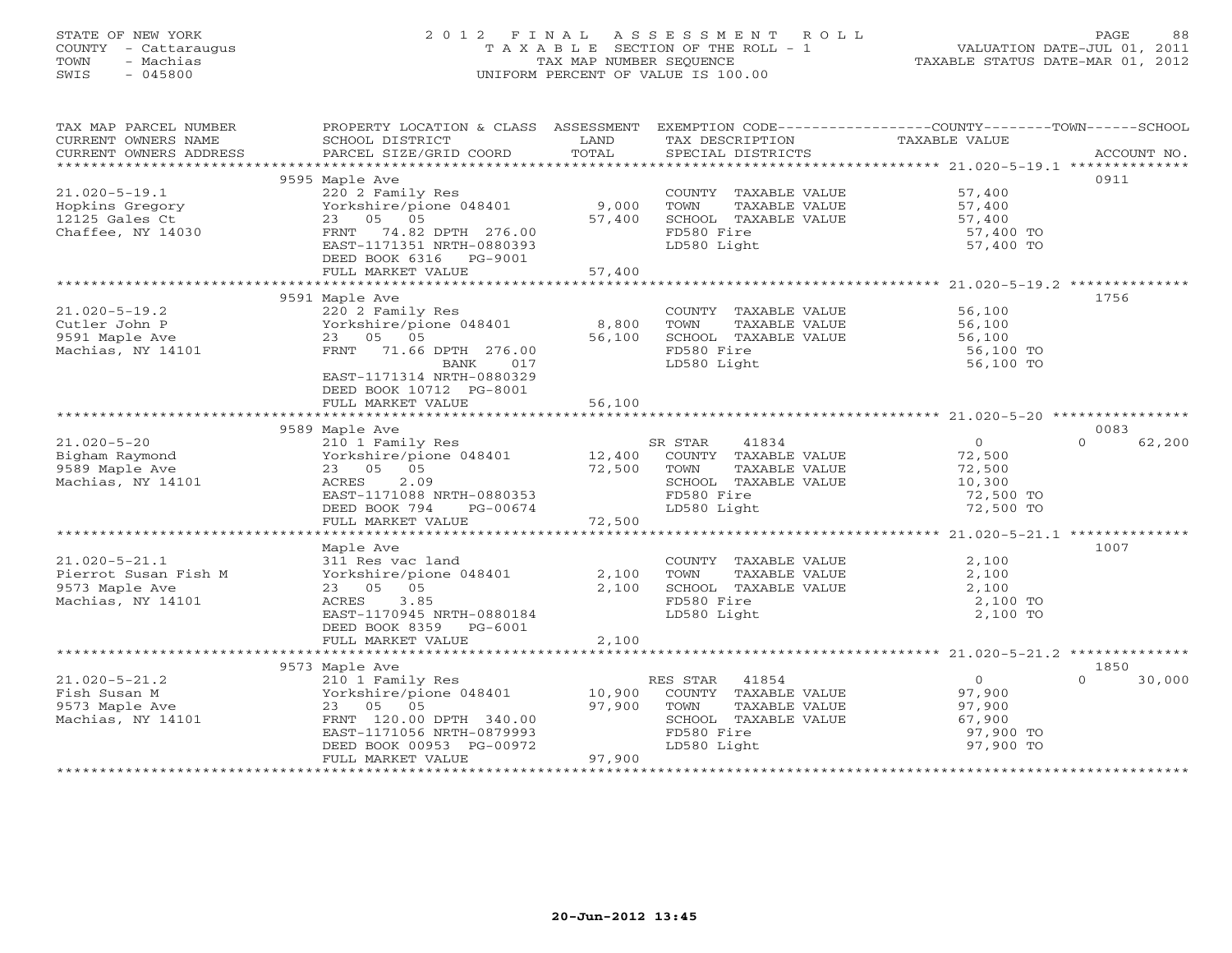STATE OF NEW YORK
COUNTY - Cattaraugus
TOWN - Machias
SWIS - 045800

2 0 1 2 F I N A L A S S E S S M E N T R O L L
T A X A B L E SECTION OF THE ROLL - 1
TAX MAP NUMBER SEQUENCE
UNIFORM PERCENT OF VALUE IS 100.00

VALUATION DATE-JUL 01, 2011
TAXABLE STATUS DATE-MAR 01, 2012

| TAX MAP PARCEL NUMBER / CURRENT OWNERS NAME / CURRENT OWNERS ADDRESS | PROPERTY LOCATION & CLASS / SCHOOL DISTRICT / PARCEL SIZE/GRID COORD | ASSESSMENT LAND / TOTAL | EXEMPTION CODE / TAX DESCRIPTION / SPECIAL DISTRICTS | COUNTY / TOWN / SCHOOL TAXABLE VALUE | ACCOUNT NO. |
|---|---|---|---|---|---|
| **21.020-5-19.1** | 9595 Maple Ave | | | | 0911 |
| Hopkins Gregory | 220 2 Family Res | | COUNTY TAXABLE VALUE | 57,400 | |
| 12125 Gales Ct | Yorkshire/pione 048401 | 9,000 | TOWN TAXABLE VALUE | 57,400 | |
| Chaffee, NY 14030 | 23 05 05 | 57,400 | SCHOOL TAXABLE VALUE | 57,400 | |
| | FRNT 74.82 DPTH 276.00 | | FD580 Fire | 57,400 TO | |
| | EAST-1171351 NRTH-0880393 | | LD580 Light | 57,400 TO | |
| | DEED BOOK 6316 PG-9001 | | | | |
| | FULL MARKET VALUE | 57,400 | | | |
| **21.020-5-19.2** | 9591 Maple Ave | | | | 1756 |
| Cutler John P | 220 2 Family Res | | COUNTY TAXABLE VALUE | 56,100 | |
| 9591 Maple Ave | Yorkshire/pione 048401 | 8,800 | TOWN TAXABLE VALUE | 56,100 | |
| Machias, NY 14101 | 23 05 05 | 56,100 | SCHOOL TAXABLE VALUE | 56,100 | |
| | FRNT 71.66 DPTH 276.00 | | FD580 Fire | 56,100 TO | |
| | BANK 017 | | LD580 Light | 56,100 TO | |
| | EAST-1171314 NRTH-0880329 | | | | |
| | DEED BOOK 10712 PG-8001 | | | | |
| | FULL MARKET VALUE | 56,100 | | | |
| **21.020-5-20** | 9589 Maple Ave | | | | 0083 |
| Bigham Raymond | 210 1 Family Res | | SR STAR 41834 | 0 / 0 / 62,200 | |
| 9589 Maple Ave | Yorkshire/pione 048401 | 12,400 | COUNTY TAXABLE VALUE | 72,500 | |
| Machias, NY 14101 | 23 05 05 | 72,500 | TOWN TAXABLE VALUE | 72,500 | |
| | ACRES 2.09 | | SCHOOL TAXABLE VALUE | 10,300 | |
| | EAST-1171088 NRTH-0880353 | | FD580 Fire | 72,500 TO | |
| | DEED BOOK 794 PG-00674 | | LD580 Light | 72,500 TO | |
| | FULL MARKET VALUE | 72,500 | | | |
| **21.020-5-21.1** | Maple Ave | | | | 1007 |
| Pierrot Susan Fish M | 311 Res vac land | | COUNTY TAXABLE VALUE | 2,100 | |
| 9573 Maple Ave | Yorkshire/pione 048401 | 2,100 | TOWN TAXABLE VALUE | 2,100 | |
| Machias, NY 14101 | 23 05 05 | 2,100 | SCHOOL TAXABLE VALUE | 2,100 | |
| | ACRES 3.85 | | FD580 Fire | 2,100 TO | |
| | EAST-1170945 NRTH-0880184 | | LD580 Light | 2,100 TO | |
| | DEED BOOK 8359 PG-6001 | | | | |
| | FULL MARKET VALUE | 2,100 | | | |
| **21.020-5-21.2** | 9573 Maple Ave | | | | 1850 |
| Fish Susan M | 210 1 Family Res | | RES STAR 41854 | 0 / 0 / 30,000 | |
| 9573 Maple Ave | Yorkshire/pione 048401 | 10,900 | COUNTY TAXABLE VALUE | 97,900 | |
| Machias, NY 14101 | 23 05 05 | 97,900 | TOWN TAXABLE VALUE | 97,900 | |
| | FRNT 120.00 DPTH 340.00 | | SCHOOL TAXABLE VALUE | 67,900 | |
| | EAST-1171056 NRTH-0879993 | | FD580 Fire | 97,900 TO | |
| | DEED BOOK 00953 PG-00972 | | LD580 Light | 97,900 TO | |
| | FULL MARKET VALUE | 97,900 | | | |

20-Jun-2012 13:45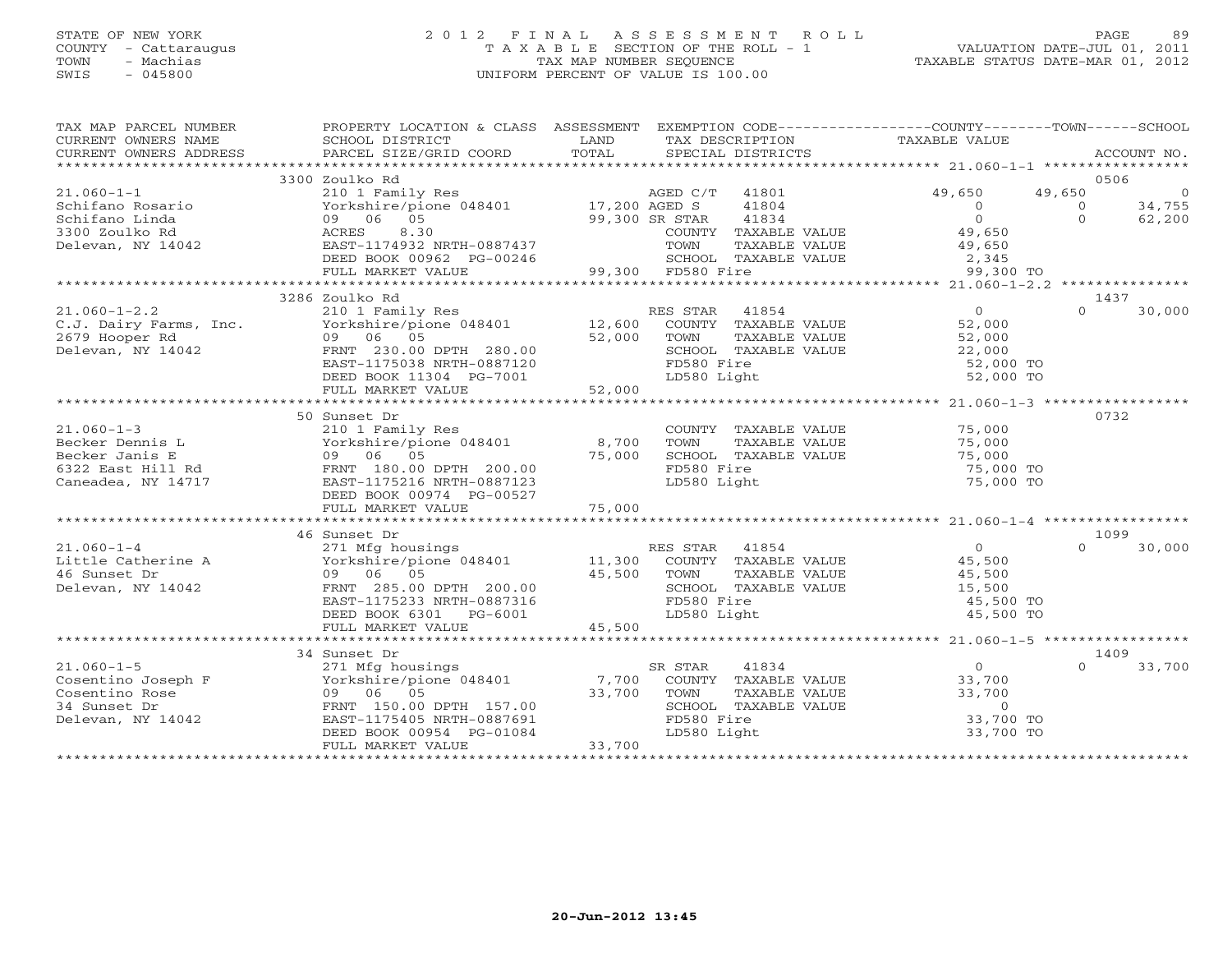STATE OF NEW YORK
COUNTY - Cattaraugus
TOWN - Machias
SWIS - 045800

2012 FINAL ASSESSMENT ROLL
TAXABLE SECTION OF THE ROLL - 1
TAX MAP NUMBER SEQUENCE
UNIFORM PERCENT OF VALUE IS 100.00

VALUATION DATE-JUL 01, 2011
TAXABLE STATUS DATE-MAR 01, 2012

| TAX MAP PARCEL NUMBER / CURRENT OWNERS NAME / CURRENT OWNERS ADDRESS | PROPERTY LOCATION & CLASS / SCHOOL DISTRICT / PARCEL SIZE/GRID COORD | ASSESSMENT LAND | TOTAL | EXEMPTION CODE / TAX DESCRIPTION / SPECIAL DISTRICTS | COUNTY | TOWN | SCHOOL | ACCOUNT NO. |
|---|---|---|---|---|---|---|---|---|
| **21.060-1-1** | 3300 Zoulko Rd | | | | | | | 0506 |
| Schifano Rosario | 210 1 Family Res | | | AGED C/T 41801 | 49,650 | 49,650 | 0 | |
| Schifano Linda | Yorkshire/pione 048401 | 17,200 | | AGED S 41804 | 0 | 0 | 34,755 | |
| 3300 Zoulko Rd | 09 06 05 | | 99,300 | SR STAR 41834 | 0 | 0 | 62,200 | |
| Delevan, NY 14042 | ACRES 8.30 | | | COUNTY TAXABLE VALUE | 49,650 | | | |
| | EAST-1174932 NRTH-0887437 | | | TOWN TAXABLE VALUE | | 49,650 | | |
| | DEED BOOK 00962 PG-00246 | | | SCHOOL TAXABLE VALUE | | | 2,345 | |
| | FULL MARKET VALUE | | 99,300 | FD580 Fire | 99,300 TO | | | |
| **21.060-1-2.2** | 3286 Zoulko Rd | | | | | | | 1437 |
| C.J. Dairy Farms, Inc. | 210 1 Family Res | | | RES STAR 41854 | 0 | 0 | 30,000 | |
| 2679 Hooper Rd | Yorkshire/pione 048401 | 12,600 | | COUNTY TAXABLE VALUE | 52,000 | | | |
| Delevan, NY 14042 | 09 06 05 | | 52,000 | TOWN TAXABLE VALUE | | 52,000 | | |
| | FRNT 230.00 DPTH 280.00 | | | SCHOOL TAXABLE VALUE | | | 22,000 | |
| | EAST-1175038 NRTH-0887120 | | | FD580 Fire | 52,000 TO | | | |
| | DEED BOOK 11304 PG-7001 | | | LD580 Light | 52,000 TO | | | |
| | FULL MARKET VALUE | | 52,000 | | | | | |
| **21.060-1-3** | 50 Sunset Dr | | | | | | | 0732 |
| Becker Dennis L | 210 1 Family Res | | | COUNTY TAXABLE VALUE | 75,000 | | | |
| Becker Janis E | Yorkshire/pione 048401 | 8,700 | | TOWN TAXABLE VALUE | | 75,000 | | |
| 6322 East Hill Rd | 09 06 05 | | 75,000 | SCHOOL TAXABLE VALUE | | | 75,000 | |
| Caneadea, NY 14717 | FRNT 180.00 DPTH 200.00 | | | FD580 Fire | 75,000 TO | | | |
| | EAST-1175216 NRTH-0887123 | | | LD580 Light | 75,000 TO | | | |
| | DEED BOOK 00974 PG-00527 | | | | | | | |
| | FULL MARKET VALUE | | 75,000 | | | | | |
| **21.060-1-4** | 46 Sunset Dr | | | | | | | 1099 |
| Little Catherine A | 271 Mfg housings | | | RES STAR 41854 | 0 | 0 | 30,000 | |
| 46 Sunset Dr | Yorkshire/pione 048401 | 11,300 | | COUNTY TAXABLE VALUE | 45,500 | | | |
| Delevan, NY 14042 | 09 06 05 | | 45,500 | TOWN TAXABLE VALUE | | 45,500 | | |
| | FRNT 285.00 DPTH 200.00 | | | SCHOOL TAXABLE VALUE | | | 15,500 | |
| | EAST-1175233 NRTH-0887316 | | | FD580 Fire | 45,500 TO | | | |
| | DEED BOOK 6301 PG-6001 | | | LD580 Light | 45,500 TO | | | |
| | FULL MARKET VALUE | | 45,500 | | | | | |
| **21.060-1-5** | 34 Sunset Dr | | | | | | | 1409 |
| Cosentino Joseph F | 271 Mfg housings | | | SR STAR 41834 | 0 | 0 | 33,700 | |
| Cosentino Rose | Yorkshire/pione 048401 | 7,700 | | COUNTY TAXABLE VALUE | 33,700 | | | |
| 34 Sunset Dr | 09 06 05 | | 33,700 | TOWN TAXABLE VALUE | | 33,700 | | |
| Delevan, NY 14042 | FRNT 150.00 DPTH 157.00 | | | SCHOOL TAXABLE VALUE | | | 0 | |
| | EAST-1175405 NRTH-0887691 | | | FD580 Fire | 33,700 TO | | | |
| | DEED BOOK 00954 PG-01084 | | | LD580 Light | 33,700 TO | | | |
| | FULL MARKET VALUE | | 33,700 | | | | | |

20-Jun-2012 13:45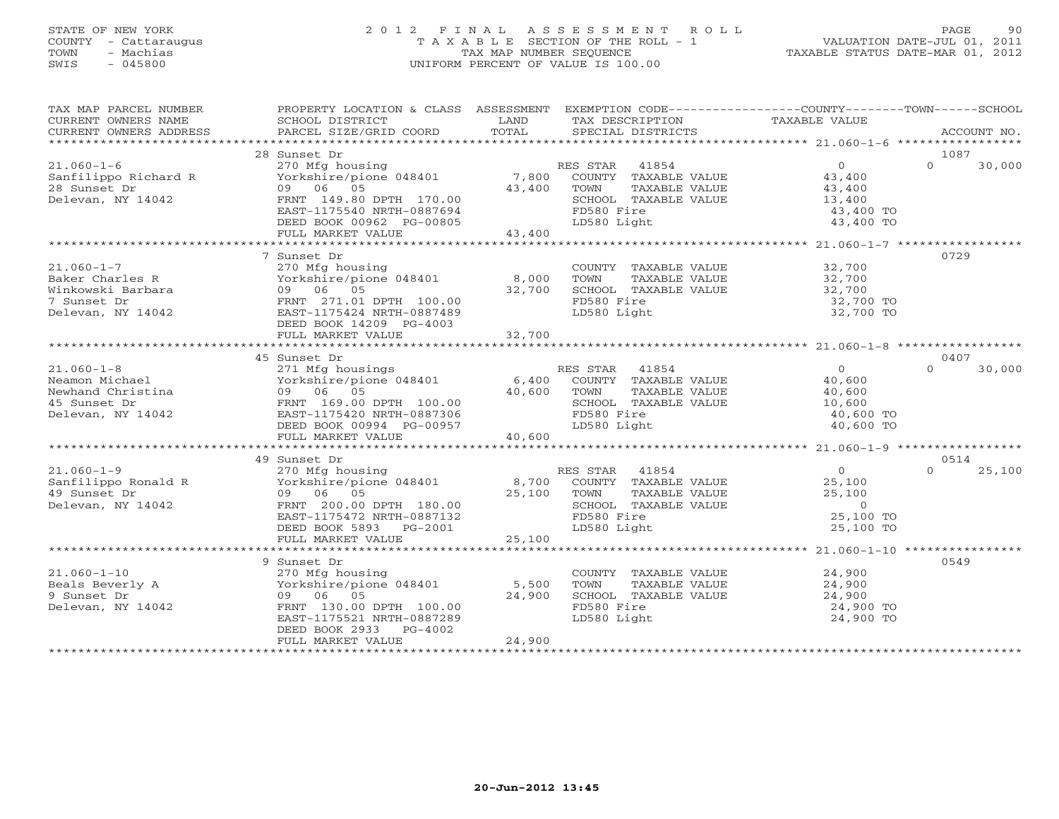STATE OF NEW YORK
COUNTY - Cattaraugus
TOWN - Machias
SWIS - 045800

# 2012 FINAL ASSESSMENT ROLL
TAXABLE SECTION OF THE ROLL - 1
TAX MAP NUMBER SEQUENCE
UNIFORM PERCENT OF VALUE IS 100.00

VALUATION DATE-JUL 01, 2011
TAXABLE STATUS DATE-MAR 01, 2012

| TAX MAP PARCEL NUMBER / CURRENT OWNERS NAME / CURRENT OWNERS ADDRESS | PROPERTY LOCATION & CLASS / SCHOOL DISTRICT / PARCEL SIZE/GRID COORD | ASSESSMENT LAND / TOTAL | EXEMPTION CODE / TAX DESCRIPTION / SPECIAL DISTRICTS | COUNTY TAXABLE VALUE | TOWN | SCHOOL / ACCOUNT NO. |
|---|---|---|---|---|---|---|
| 21.060-1-6 | 28 Sunset Dr | | | | | 1087 |
| Sanfilippo Richard R | 270 Mfg housing | | RES STAR 41854 | 0 | 0 | 30,000 |
| 28 Sunset Dr | Yorkshire/pione 048401 | 7,800 | COUNTY TAXABLE VALUE | 43,400 | | |
| Delevan, NY 14042 | 09 06 05 | 43,400 | TOWN TAXABLE VALUE | 43,400 | | |
| | FRNT 149.80 DPTH 170.00 | | SCHOOL TAXABLE VALUE | 13,400 | | |
| | EAST-1175540 NRTH-0887694 | | FD580 Fire | 43,400 TO | | |
| | DEED BOOK 00962 PG-00805 | | LD580 Light | 43,400 TO | | |
| | FULL MARKET VALUE | 43,400 | | | | |
| 21.060-1-7 | 7 Sunset Dr | | | | | 0729 |
| Baker Charles R | 270 Mfg housing | | COUNTY TAXABLE VALUE | 32,700 | | |
| Winkowski Barbara | Yorkshire/pione 048401 | 8,000 | TOWN TAXABLE VALUE | 32,700 | | |
| 7 Sunset Dr | 09 06 05 | 32,700 | SCHOOL TAXABLE VALUE | 32,700 | | |
| Delevan, NY 14042 | FRNT 271.01 DPTH 100.00 | | FD580 Fire | 32,700 TO | | |
| | EAST-1175424 NRTH-0887489 | | LD580 Light | 32,700 TO | | |
| | DEED BOOK 14209 PG-4003 | | | | | |
| | FULL MARKET VALUE | 32,700 | | | | |
| 21.060-1-8 | 45 Sunset Dr | | | | | 0407 |
| Neamon Michael | 271 Mfg housings | | RES STAR 41854 | 0 | 0 | 30,000 |
| Newhand Christina | Yorkshire/pione 048401 | 6,400 | COUNTY TAXABLE VALUE | 40,600 | | |
| 45 Sunset Dr | 09 06 05 | 40,600 | TOWN TAXABLE VALUE | 40,600 | | |
| Delevan, NY 14042 | FRNT 169.00 DPTH 100.00 | | SCHOOL TAXABLE VALUE | 10,600 | | |
| | EAST-1175420 NRTH-0887306 | | FD580 Fire | 40,600 TO | | |
| | DEED BOOK 00994 PG-00957 | | LD580 Light | 40,600 TO | | |
| | FULL MARKET VALUE | 40,600 | | | | |
| 21.060-1-9 | 49 Sunset Dr | | | | | 0514 |
| Sanfilippo Ronald R | 270 Mfg housing | | RES STAR 41854 | 0 | 0 | 25,100 |
| 49 Sunset Dr | Yorkshire/pione 048401 | 8,700 | COUNTY TAXABLE VALUE | 25,100 | | |
| Delevan, NY 14042 | 09 06 05 | 25,100 | TOWN TAXABLE VALUE | 25,100 | | |
| | FRNT 200.00 DPTH 180.00 | | SCHOOL TAXABLE VALUE | 0 | | |
| | EAST-1175472 NRTH-0887132 | | FD580 Fire | 25,100 TO | | |
| | DEED BOOK 5893 PG-2001 | | LD580 Light | 25,100 TO | | |
| | FULL MARKET VALUE | 25,100 | | | | |
| 21.060-1-10 | 9 Sunset Dr | | | | | 0549 |
| Beals Beverly A | 270 Mfg housing | | COUNTY TAXABLE VALUE | 24,900 | | |
| 9 Sunset Dr | Yorkshire/pione 048401 | 5,500 | TOWN TAXABLE VALUE | 24,900 | | |
| Delevan, NY 14042 | 09 06 05 | 24,900 | SCHOOL TAXABLE VALUE | 24,900 | | |
| | FRNT 130.00 DPTH 100.00 | | FD580 Fire | 24,900 TO | | |
| | EAST-1175521 NRTH-0887289 | | LD580 Light | 24,900 TO | | |
| | DEED BOOK 2933 PG-4002 | | | | | |
| | FULL MARKET VALUE | 24,900 | | | | |

20-Jun-2012 13:45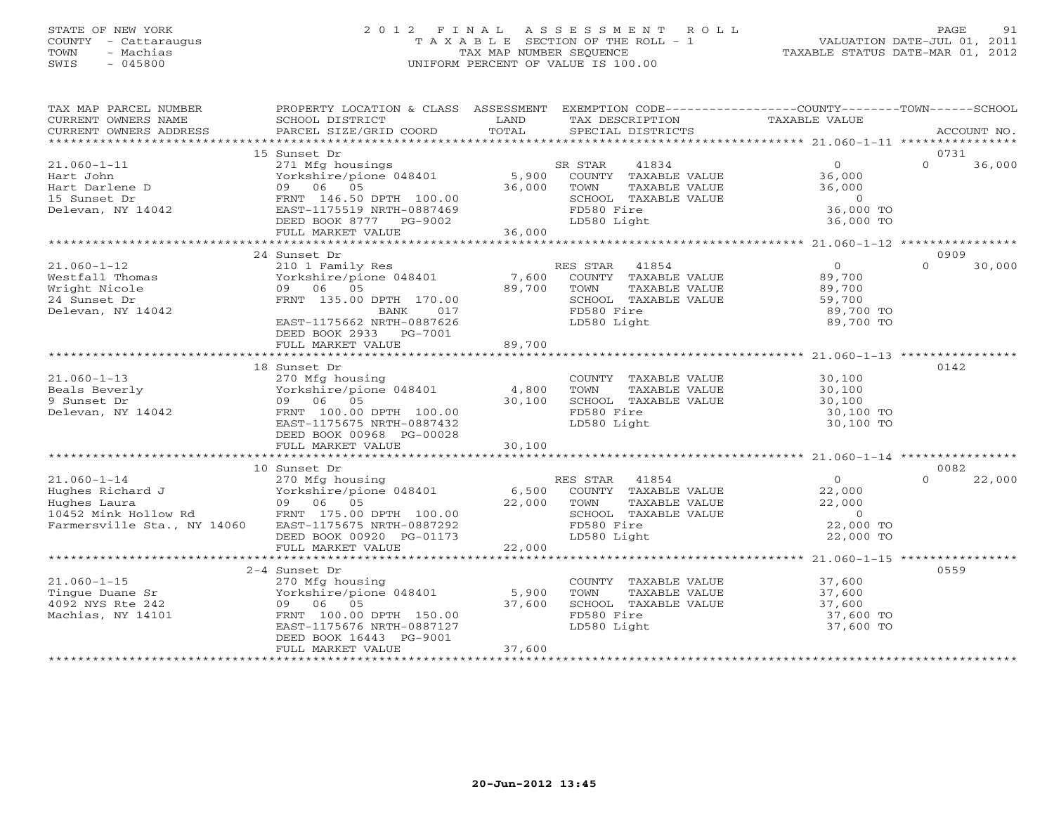STATE OF NEW YORK
COUNTY - Cattaraugus
TOWN - Machias
SWIS - 045800

# 2012 FINAL ASSESSMENT ROLL

TAXABLE SECTION OF THE ROLL - 1
TAX MAP NUMBER SEQUENCE
UNIFORM PERCENT OF VALUE IS 100.00

VALUATION DATE-JUL 01, 2011
TAXABLE STATUS DATE-MAR 01, 2012

| TAX MAP PARCEL NUMBER / CURRENT OWNERS NAME / CURRENT OWNERS ADDRESS | PROPERTY LOCATION & CLASS / SCHOOL DISTRICT / PARCEL SIZE/GRID COORD | ASSESSMENT LAND | TOTAL | EXEMPTION CODE / TAX DESCRIPTION / SPECIAL DISTRICTS | COUNTY TAXABLE VALUE | TOWN | SCHOOL / ACCOUNT NO. |
|---|---|---|---|---|---|---|---|
| | 15 Sunset Dr | | | | | | 0731 |
| 21.060-1-11 | 271 Mfg housings | | | SR STAR 41834 | 0 | 0 | 36,000 |
| Hart John | Yorkshire/pione 048401 | 5,900 | | COUNTY TAXABLE VALUE | 36,000 | | |
| Hart Darlene D | 09 06 05 | | 36,000 | TOWN TAXABLE VALUE | 36,000 | | |
| 15 Sunset Dr | FRNT 146.50 DPTH 100.00 | | | SCHOOL TAXABLE VALUE | 0 | | |
| Delevan, NY 14042 | EAST-1175519 NRTH-0887469 | | | FD580 Fire | 36,000 TO | | |
| | DEED BOOK 8777 PG-9002 | | | LD580 Light | 36,000 TO | | |
| | FULL MARKET VALUE | | 36,000 | | | | |
| | 24 Sunset Dr | | | | | | 0909 |
| 21.060-1-12 | 210 1 Family Res | | | RES STAR 41854 | 0 | 0 | 30,000 |
| Westfall Thomas | Yorkshire/pione 048401 | 7,600 | | COUNTY TAXABLE VALUE | 89,700 | | |
| Wright Nicole | 09 06 05 | | 89,700 | TOWN TAXABLE VALUE | 89,700 | | |
| 24 Sunset Dr | FRNT 135.00 DPTH 170.00 | | | SCHOOL TAXABLE VALUE | 59,700 | | |
| Delevan, NY 14042 | BANK 017 | | | FD580 Fire | 89,700 TO | | |
| | EAST-1175662 NRTH-0887626 | | | LD580 Light | 89,700 TO | | |
| | DEED BOOK 2933 PG-7001 | | | | | | |
| | FULL MARKET VALUE | | 89,700 | | | | |
| | 18 Sunset Dr | | | | | | 0142 |
| 21.060-1-13 | 270 Mfg housing | | | COUNTY TAXABLE VALUE | 30,100 | | |
| Beals Beverly | Yorkshire/pione 048401 | 4,800 | | TOWN TAXABLE VALUE | 30,100 | | |
| 9 Sunset Dr | 09 06 05 | | 30,100 | SCHOOL TAXABLE VALUE | 30,100 | | |
| Delevan, NY 14042 | FRNT 100.00 DPTH 100.00 | | | FD580 Fire | 30,100 TO | | |
| | EAST-1175675 NRTH-0887432 | | | LD580 Light | 30,100 TO | | |
| | DEED BOOK 00968 PG-00028 | | | | | | |
| | FULL MARKET VALUE | | 30,100 | | | | |
| | 10 Sunset Dr | | | | | | 0082 |
| 21.060-1-14 | 270 Mfg housing | | | RES STAR 41854 | 0 | 0 | 22,000 |
| Hughes Richard J | Yorkshire/pione 048401 | 6,500 | | COUNTY TAXABLE VALUE | 22,000 | | |
| Hughes Laura | 09 06 05 | | 22,000 | TOWN TAXABLE VALUE | 22,000 | | |
| 10452 Mink Hollow Rd | FRNT 175.00 DPTH 100.00 | | | SCHOOL TAXABLE VALUE | 0 | | |
| Farmersville Sta., NY 14060 | EAST-1175675 NRTH-0887292 | | | FD580 Fire | 22,000 TO | | |
| | DEED BOOK 00920 PG-01173 | | | LD580 Light | 22,000 TO | | |
| | FULL MARKET VALUE | | 22,000 | | | | |
| | 2-4 Sunset Dr | | | | | | 0559 |
| 21.060-1-15 | 270 Mfg housing | | | COUNTY TAXABLE VALUE | 37,600 | | |
| Tingue Duane Sr | Yorkshire/pione 048401 | 5,900 | | TOWN TAXABLE VALUE | 37,600 | | |
| 4092 NYS Rte 242 | 09 06 05 | | 37,600 | SCHOOL TAXABLE VALUE | 37,600 | | |
| Machias, NY 14101 | FRNT 100.00 DPTH 150.00 | | | FD580 Fire | 37,600 TO | | |
| | EAST-1175676 NRTH-0887127 | | | LD580 Light | 37,600 TO | | |
| | DEED BOOK 16443 PG-9001 | | | | | | |
| | FULL MARKET VALUE | | 37,600 | | | | |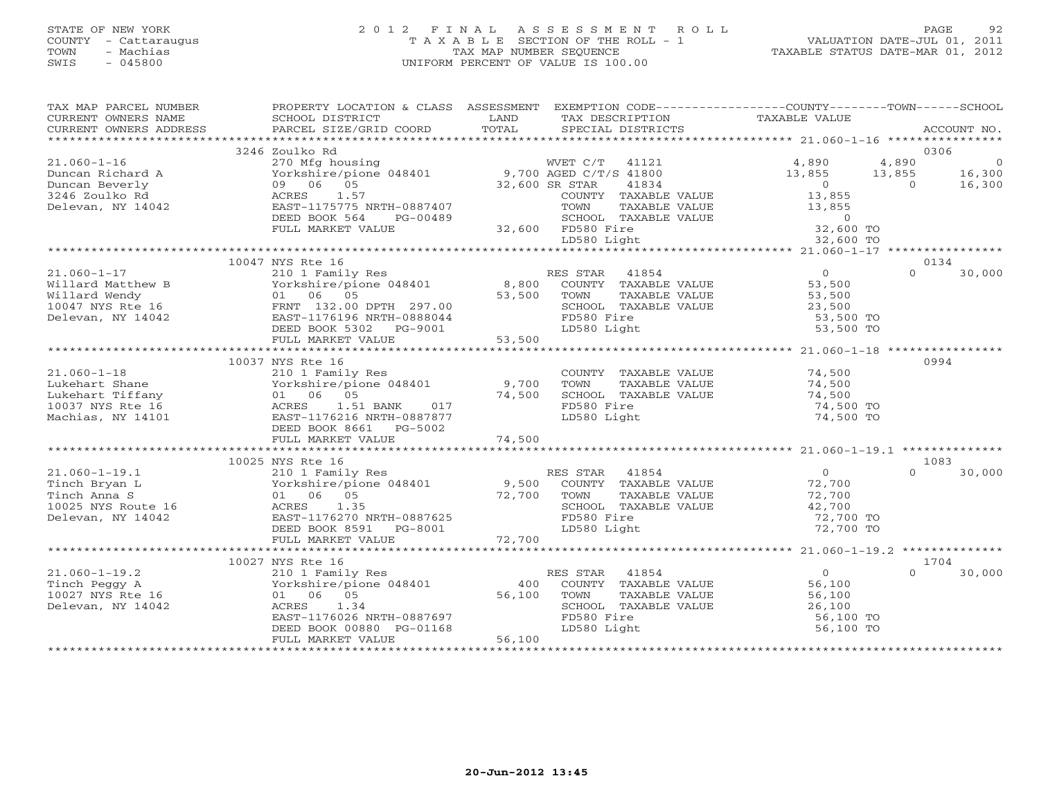STATE OF NEW YORK
COUNTY - Cattaraugus
TOWN - Machias
SWIS - 045800

# 2012 FINAL ASSESSMENT ROLL
TAXABLE SECTION OF THE ROLL - 1
TAX MAP NUMBER SEQUENCE
UNIFORM PERCENT OF VALUE IS 100.00

VALUATION DATE-JUL 01, 2011
TAXABLE STATUS DATE-MAR 01, 2012

| TAX MAP PARCEL NUMBER / CURRENT OWNERS NAME / CURRENT OWNERS ADDRESS | PROPERTY LOCATION & CLASS / SCHOOL DISTRICT / PARCEL SIZE/GRID COORD | ASSESSMENT LAND / TOTAL | EXEMPTION CODE / TAX DESCRIPTION / SPECIAL DISTRICTS | COUNTY | TOWN | SCHOOL | ACCOUNT NO. |
|---|---|---|---|---|---|---|---|
| | 3246 Zoulko Rd | | | | | | 0306 |
| 21.060-1-16 | 270 Mfg housing | | WVET C/T 41121 | 4,890 | 4,890 | 0 | |
| Duncan Richard A | Yorkshire/pione 048401 | 9,700 | AGED C/T/S 41800 | 13,855 | 13,855 | 16,300 | |
| Duncan Beverly | 09 06 05 | 32,600 | SR STAR 41834 | 0 | 0 | 16,300 | |
| 3246 Zoulko Rd | ACRES 1.57 | | COUNTY TAXABLE VALUE | 13,855 | | | |
| Delevan, NY 14042 | EAST-1175775 NRTH-0887407 | | TOWN TAXABLE VALUE | | 13,855 | | |
| | DEED BOOK 564 PG-00489 | | SCHOOL TAXABLE VALUE | | | 0 | |
| | FULL MARKET VALUE | 32,600 | FD580 Fire | 32,600 TO | | | |
| | | | LD580 Light | 32,600 TO | | | |
| | 10047 NYS Rte 16 | | | | | | 0134 |
| 21.060-1-17 | 210 1 Family Res | | RES STAR 41854 | 0 | 0 | 30,000 | |
| Willard Matthew B | Yorkshire/pione 048401 | 8,800 | COUNTY TAXABLE VALUE | 53,500 | | | |
| Willard Wendy | 01 06 05 | 53,500 | TOWN TAXABLE VALUE | | 53,500 | | |
| 10047 NYS Rte 16 | FRNT 132.00 DPTH 297.00 | | SCHOOL TAXABLE VALUE | | | 23,500 | |
| Delevan, NY 14042 | EAST-1176196 NRTH-0888044 | | FD580 Fire | 53,500 TO | | | |
| | DEED BOOK 5302 PG-9001 | | LD580 Light | 53,500 TO | | | |
| | FULL MARKET VALUE | 53,500 | | | | | |
| | 10037 NYS Rte 16 | | | | | | 0994 |
| 21.060-1-18 | 210 1 Family Res | | COUNTY TAXABLE VALUE | 74,500 | | | |
| Lukehart Shane | Yorkshire/pione 048401 | 9,700 | TOWN TAXABLE VALUE | | 74,500 | | |
| Lukehart Tiffany | 01 06 05 | 74,500 | SCHOOL TAXABLE VALUE | | | 74,500 | |
| 10037 NYS Rte 16 | ACRES 1.51 BANK 017 | | FD580 Fire | 74,500 TO | | | |
| Machias, NY 14101 | EAST-1176216 NRTH-0887877 | | LD580 Light | 74,500 TO | | | |
| | DEED BOOK 8661 PG-5002 | | | | | | |
| | FULL MARKET VALUE | 74,500 | | | | | |
| | 10025 NYS Rte 16 | | | | | | 1083 |
| 21.060-1-19.1 | 210 1 Family Res | | RES STAR 41854 | 0 | 0 | 30,000 | |
| Tinch Bryan L | Yorkshire/pione 048401 | 9,500 | COUNTY TAXABLE VALUE | 72,700 | | | |
| Tinch Anna S | 01 06 05 | 72,700 | TOWN TAXABLE VALUE | | 72,700 | | |
| 10025 NYS Route 16 | ACRES 1.35 | | SCHOOL TAXABLE VALUE | | | 42,700 | |
| Delevan, NY 14042 | EAST-1176270 NRTH-0887625 | | FD580 Fire | 72,700 TO | | | |
| | DEED BOOK 8591 PG-8001 | | LD580 Light | 72,700 TO | | | |
| | FULL MARKET VALUE | 72,700 | | | | | |
| | 10027 NYS Rte 16 | | | | | | 1704 |
| 21.060-1-19.2 | 210 1 Family Res | | RES STAR 41854 | 0 | 0 | 30,000 | |
| Tinch Peggy A | Yorkshire/pione 048401 | 400 | COUNTY TAXABLE VALUE | 56,100 | | | |
| 10027 NYS Rte 16 | 01 06 05 | 56,100 | TOWN TAXABLE VALUE | | 56,100 | | |
| Delevan, NY 14042 | ACRES 1.34 | | SCHOOL TAXABLE VALUE | | | 26,100 | |
| | EAST-1176026 NRTH-0887697 | | FD580 Fire | 56,100 TO | | | |
| | DEED BOOK 00880 PG-01168 | | LD580 Light | 56,100 TO | | | |
| | FULL MARKET VALUE | 56,100 | | | | | |

20-Jun-2012 13:45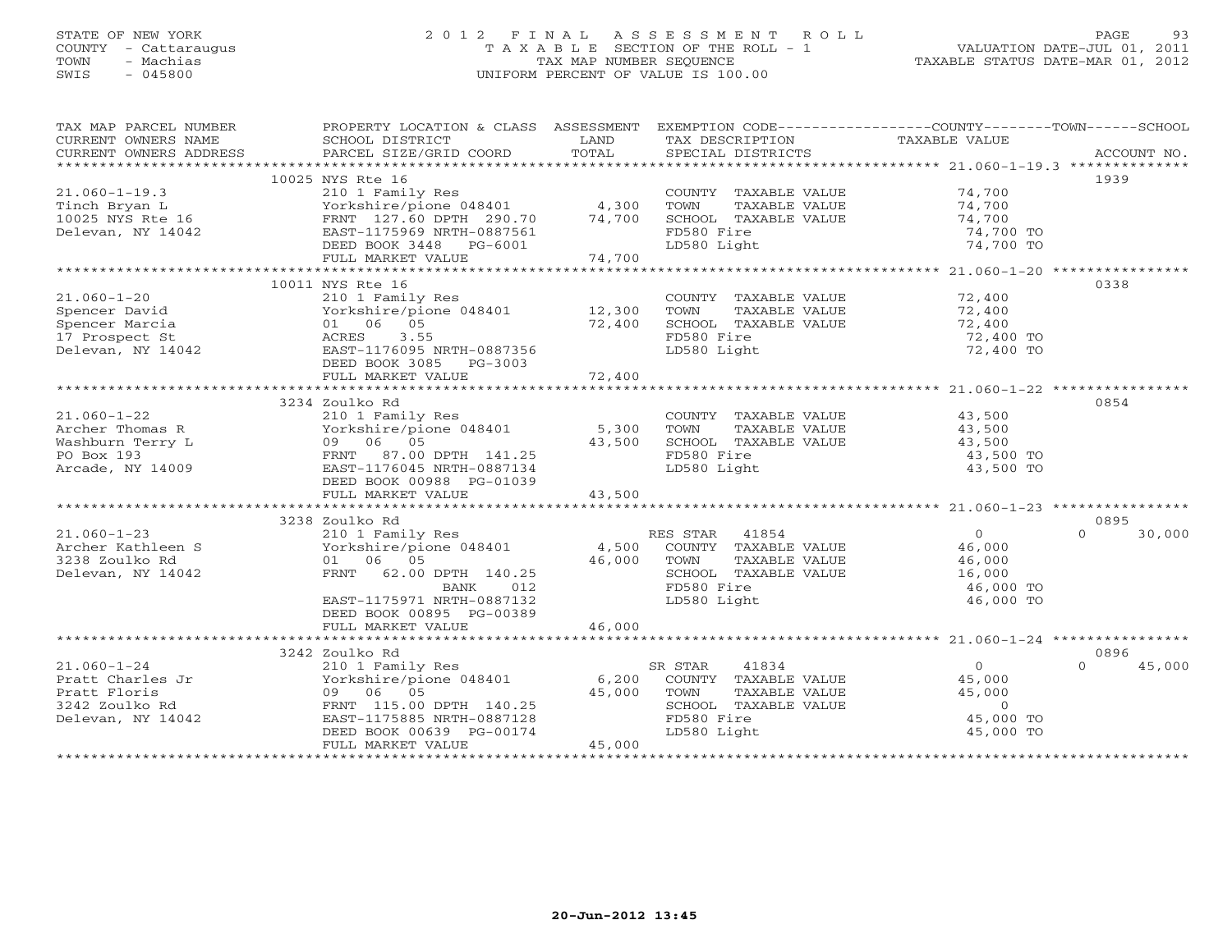STATE OF NEW YORK
COUNTY - Cattaraugus
TOWN - Machias
SWIS - 045800

# 2012 FINAL ASSESSMENT ROLL
TAXABLE SECTION OF THE ROLL - 1
TAX MAP NUMBER SEQUENCE
UNIFORM PERCENT OF VALUE IS 100.00

VALUATION DATE-JUL 01, 2011
TAXABLE STATUS DATE-MAR 01, 2012

| TAX MAP PARCEL NUMBER / CURRENT OWNERS NAME / CURRENT OWNERS ADDRESS | PROPERTY LOCATION & CLASS / SCHOOL DISTRICT / PARCEL SIZE/GRID COORD | ASSESSMENT LAND | TOTAL | EXEMPTION CODE / TAX DESCRIPTION / SPECIAL DISTRICTS | COUNTY TAXABLE VALUE | TOWN | SCHOOL | ACCOUNT NO. |
|---|---|---|---|---|---|---|---|---|
| | 10025 NYS Rte 16 | | | | | | | 1939 |
| 21.060-1-19.3 | 210 1 Family Res | | | COUNTY TAXABLE VALUE | 74,700 | | | |
| Tinch Bryan L | Yorkshire/pione 048401 | 4,300 | | TOWN TAXABLE VALUE | 74,700 | | | |
| 10025 NYS Rte 16 | FRNT 127.60 DPTH 290.70 | | 74,700 | SCHOOL TAXABLE VALUE | 74,700 | | | |
| Delevan, NY 14042 | EAST-1175969 NRTH-0887561 | | | FD580 Fire | 74,700 TO | | | |
| | DEED BOOK 3448 PG-6001 | | | LD580 Light | 74,700 TO | | | |
| | FULL MARKET VALUE | | 74,700 | | | | | |
| | 10011 NYS Rte 16 | | | | | | | 0338 |
| 21.060-1-20 | 210 1 Family Res | | | COUNTY TAXABLE VALUE | 72,400 | | | |
| Spencer David | Yorkshire/pione 048401 | 12,300 | | TOWN TAXABLE VALUE | 72,400 | | | |
| Spencer Marcia | 01 06 05 | | 72,400 | SCHOOL TAXABLE VALUE | 72,400 | | | |
| 17 Prospect St | ACRES 3.55 | | | FD580 Fire | 72,400 TO | | | |
| Delevan, NY 14042 | EAST-1176095 NRTH-0887356 | | | LD580 Light | 72,400 TO | | | |
| | DEED BOOK 3085 PG-3003 | | | | | | | |
| | FULL MARKET VALUE | | 72,400 | | | | | |
| | 3234 Zoulko Rd | | | | | | | 0854 |
| 21.060-1-22 | 210 1 Family Res | | | COUNTY TAXABLE VALUE | 43,500 | | | |
| Archer Thomas R | Yorkshire/pione 048401 | 5,300 | | TOWN TAXABLE VALUE | 43,500 | | | |
| Washburn Terry L | 09 06 05 | | 43,500 | SCHOOL TAXABLE VALUE | 43,500 | | | |
| PO Box 193 | FRNT 87.00 DPTH 141.25 | | | FD580 Fire | 43,500 TO | | | |
| Arcade, NY 14009 | EAST-1176045 NRTH-0887134 | | | LD580 Light | 43,500 TO | | | |
| | DEED BOOK 00988 PG-01039 | | | | | | | |
| | FULL MARKET VALUE | | 43,500 | | | | | |
| | 3238 Zoulko Rd | | | | | | | 0895 |
| 21.060-1-23 | 210 1 Family Res | | | RES STAR 41854 | 0 | | 0 | 30,000 |
| Archer Kathleen S | Yorkshire/pione 048401 | 4,500 | | COUNTY TAXABLE VALUE | 46,000 | | | |
| 3238 Zoulko Rd | 01 06 05 | | 46,000 | TOWN TAXABLE VALUE | 46,000 | | | |
| Delevan, NY 14042 | FRNT 62.00 DPTH 140.25 | | | SCHOOL TAXABLE VALUE | 16,000 | | | |
| | BANK 012 | | | FD580 Fire | 46,000 TO | | | |
| | EAST-1175971 NRTH-0887132 | | | LD580 Light | 46,000 TO | | | |
| | DEED BOOK 00895 PG-00389 | | | | | | | |
| | FULL MARKET VALUE | | 46,000 | | | | | |
| | 3242 Zoulko Rd | | | | | | | 0896 |
| 21.060-1-24 | 210 1 Family Res | | | SR STAR 41834 | 0 | | 0 | 45,000 |
| Pratt Charles Jr | Yorkshire/pione 048401 | 6,200 | | COUNTY TAXABLE VALUE | 45,000 | | | |
| Pratt Floris | 09 06 05 | | 45,000 | TOWN TAXABLE VALUE | 45,000 | | | |
| 3242 Zoulko Rd | FRNT 115.00 DPTH 140.25 | | | SCHOOL TAXABLE VALUE | 0 | | | |
| Delevan, NY 14042 | EAST-1175885 NRTH-0887128 | | | FD580 Fire | 45,000 TO | | | |
| | DEED BOOK 00639 PG-00174 | | | LD580 Light | 45,000 TO | | | |
| | FULL MARKET VALUE | | 45,000 | | | | | |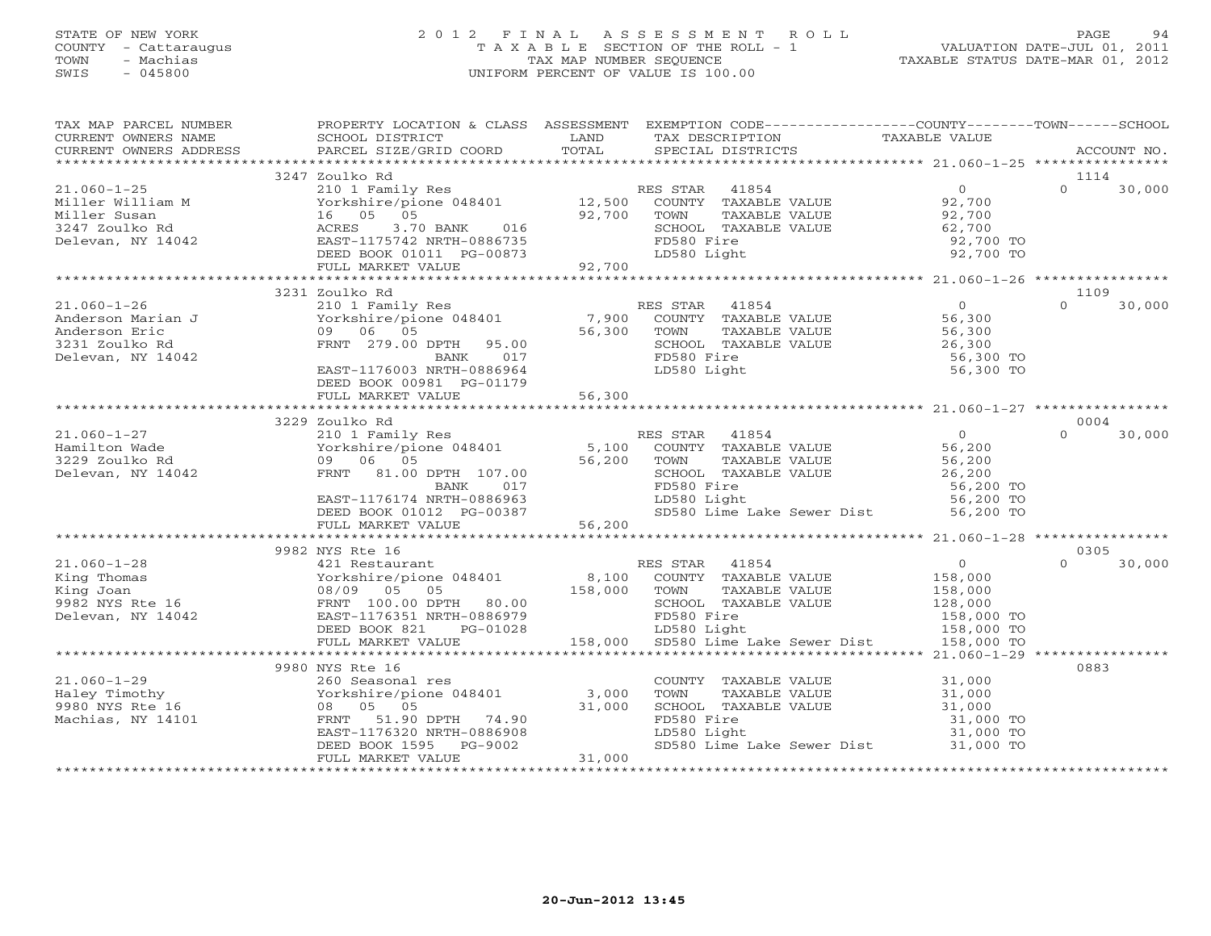STATE OF NEW YORK
COUNTY - Cattaraugus
TOWN - Machias
SWIS - 045800

2012 FINAL ASSESSMENT ROLL
TAXABLE SECTION OF THE ROLL - 1
TAX MAP NUMBER SEQUENCE
UNIFORM PERCENT OF VALUE IS 100.00

VALUATION DATE-JUL 01, 2011
TAXABLE STATUS DATE-MAR 01, 2012

| TAX MAP PARCEL NUMBER / CURRENT OWNERS NAME / CURRENT OWNERS ADDRESS | PROPERTY LOCATION & CLASS / SCHOOL DISTRICT / PARCEL SIZE/GRID COORD | ASSESSMENT LAND / TOTAL | EXEMPTION CODE / TAX DESCRIPTION / SPECIAL DISTRICTS | COUNTY TAXABLE VALUE | TOWN | SCHOOL / ACCOUNT NO. |
|---|---|---|---|---|---|---|
| **21.060-1-25** | 3247 Zoulko Rd | | | | | 1114 |
| Miller William M | 210 1 Family Res | | RES STAR 41854 | 0 | 0 | 30,000 |
| Miller Susan | Yorkshire/pione 048401 | 12,500 | COUNTY TAXABLE VALUE | 92,700 | | |
| 3247 Zoulko Rd | 16 05 05 | 92,700 | TOWN TAXABLE VALUE | 92,700 | | |
| Delevan, NY 14042 | ACRES 3.70 BANK 016 | | SCHOOL TAXABLE VALUE | 62,700 | | |
| | EAST-1175742 NRTH-0886735 | | FD580 Fire | 92,700 TO | | |
| | DEED BOOK 01011 PG-00873 | | LD580 Light | 92,700 TO | | |
| | FULL MARKET VALUE | 92,700 | | | | |
| **21.060-1-26** | 3231 Zoulko Rd | | | | | 1109 |
| Anderson Marian J | 210 1 Family Res | | RES STAR 41854 | 0 | 0 | 30,000 |
| Anderson Eric | Yorkshire/pione 048401 | 7,900 | COUNTY TAXABLE VALUE | 56,300 | | |
| 3231 Zoulko Rd | 09 06 05 | 56,300 | TOWN TAXABLE VALUE | 56,300 | | |
| Delevan, NY 14042 | FRNT 279.00 DPTH 95.00 | | SCHOOL TAXABLE VALUE | 26,300 | | |
| | BANK 017 | | FD580 Fire | 56,300 TO | | |
| | EAST-1176003 NRTH-0886964 | | LD580 Light | 56,300 TO | | |
| | DEED BOOK 00981 PG-01179 | | | | | |
| | FULL MARKET VALUE | 56,300 | | | | |
| **21.060-1-27** | 3229 Zoulko Rd | | | | | 0004 |
| Hamilton Wade | 210 1 Family Res | | RES STAR 41854 | 0 | 0 | 30,000 |
| 3229 Zoulko Rd | Yorkshire/pione 048401 | 5,100 | COUNTY TAXABLE VALUE | 56,200 | | |
| Delevan, NY 14042 | 09 06 05 | 56,200 | TOWN TAXABLE VALUE | 56,200 | | |
| | FRNT 81.00 DPTH 107.00 | | SCHOOL TAXABLE VALUE | 26,200 | | |
| | BANK 017 | | FD580 Fire | 56,200 TO | | |
| | EAST-1176174 NRTH-0886963 | | LD580 Light | 56,200 TO | | |
| | DEED BOOK 01012 PG-00387 | | SD580 Lime Lake Sewer Dist | 56,200 TO | | |
| | FULL MARKET VALUE | 56,200 | | | | |
| **21.060-1-28** | 9982 NYS Rte 16 | | | | | 0305 |
| King Thomas | 421 Restaurant | | RES STAR 41854 | 0 | 0 | 30,000 |
| King Joan | Yorkshire/pione 048401 | 8,100 | COUNTY TAXABLE VALUE | 158,000 | | |
| 9982 NYS Rte 16 | 08/09 05 05 | 158,000 | TOWN TAXABLE VALUE | 158,000 | | |
| Delevan, NY 14042 | FRNT 100.00 DPTH 80.00 | | SCHOOL TAXABLE VALUE | 128,000 | | |
| | EAST-1176351 NRTH-0886979 | | FD580 Fire | 158,000 TO | | |
| | DEED BOOK 821 PG-01028 | | LD580 Light | 158,000 TO | | |
| | FULL MARKET VALUE | 158,000 | SD580 Lime Lake Sewer Dist | 158,000 TO | | |
| **21.060-1-29** | 9980 NYS Rte 16 | | | | | 0883 |
| Haley Timothy | 260 Seasonal res | | COUNTY TAXABLE VALUE | 31,000 | | |
| 9980 NYS Rte 16 | Yorkshire/pione 048401 | 3,000 | TOWN TAXABLE VALUE | 31,000 | | |
| Machias, NY 14101 | 08 05 05 | 31,000 | SCHOOL TAXABLE VALUE | 31,000 | | |
| | FRNT 51.90 DPTH 74.90 | | FD580 Fire | 31,000 TO | | |
| | EAST-1176320 NRTH-0886908 | | LD580 Light | 31,000 TO | | |
| | DEED BOOK 1595 PG-9002 | | SD580 Lime Lake Sewer Dist | 31,000 TO | | |
| | FULL MARKET VALUE | 31,000 | | | | |

20-Jun-2012 13:45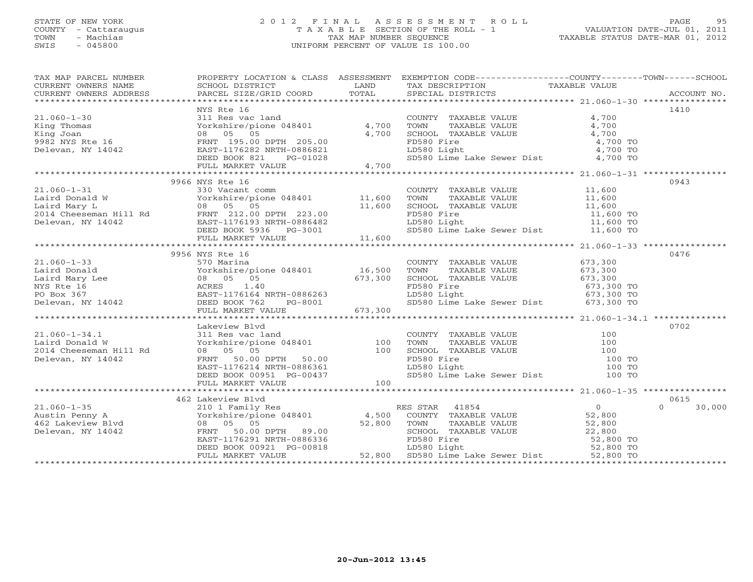STATE OF NEW YORK
COUNTY - Cattaraugus
TOWN - Machias
SWIS - 045800

# 2012 FINAL ASSESSMENT ROLL
TAXABLE SECTION OF THE ROLL - 1
TAX MAP NUMBER SEQUENCE
UNIFORM PERCENT OF VALUE IS 100.00

VALUATION DATE-JUL 01, 2011
TAXABLE STATUS DATE-MAR 01, 2012

| TAX MAP PARCEL NUMBER / CURRENT OWNERS NAME / CURRENT OWNERS ADDRESS | PROPERTY LOCATION & CLASS / SCHOOL DISTRICT / PARCEL SIZE/GRID COORD | ASSESSMENT LAND | TOTAL | EXEMPTION CODE / TAX DESCRIPTION / SPECIAL DISTRICTS | TAXABLE VALUE (COUNTY--TOWN--SCHOOL) | ACCOUNT NO. |
|---|---|---|---|---|---|---|
| 21.060-1-30 | NYS Rte 16 | | | | | 1410 |
| | 311 Res vac land | | | COUNTY TAXABLE VALUE | 4,700 | |
| King Thomas | Yorkshire/pione 048401 | 4,700 | | TOWN TAXABLE VALUE | 4,700 | |
| King Joan | 08 05 05 | | 4,700 | SCHOOL TAXABLE VALUE | 4,700 | |
| 9982 NYS Rte 16 | FRNT 195.00 DPTH 205.00 | | | FD580 Fire | 4,700 TO | |
| Delevan, NY 14042 | EAST-1176282 NRTH-0886821 | | | LD580 Light | 4,700 TO | |
| | DEED BOOK 821 PG-01028 | | | SD580 Lime Lake Sewer Dist | 4,700 TO | |
| | FULL MARKET VALUE | | 4,700 | | | |
| 21.060-1-31 | 9966 NYS Rte 16 | | | | | 0943 |
| | 330 Vacant comm | | | COUNTY TAXABLE VALUE | 11,600 | |
| Laird Donald W | Yorkshire/pione 048401 | 11,600 | | TOWN TAXABLE VALUE | 11,600 | |
| Laird Mary L | 08 05 05 | | 11,600 | SCHOOL TAXABLE VALUE | 11,600 | |
| 2014 Cheeseman Hill Rd | FRNT 212.00 DPTH 223.00 | | | FD580 Fire | 11,600 TO | |
| Delevan, NY 14042 | EAST-1176193 NRTH-0886482 | | | LD580 Light | 11,600 TO | |
| | DEED BOOK 5936 PG-3001 | | | SD580 Lime Lake Sewer Dist | 11,600 TO | |
| | FULL MARKET VALUE | | 11,600 | | | |
| 21.060-1-33 | 9956 NYS Rte 16 | | | | | 0476 |
| | 570 Marina | | | COUNTY TAXABLE VALUE | 673,300 | |
| Laird Donald | Yorkshire/pione 048401 | 16,500 | | TOWN TAXABLE VALUE | 673,300 | |
| Laird Mary Lee | 08 05 05 | | 673,300 | SCHOOL TAXABLE VALUE | 673,300 | |
| NYS Rte 16 | ACRES 1.40 | | | FD580 Fire | 673,300 TO | |
| PO Box 367 | EAST-1176164 NRTH-0886263 | | | LD580 Light | 673,300 TO | |
| Delevan, NY 14042 | DEED BOOK 762 PG-8001 | | | SD580 Lime Lake Sewer Dist | 673,300 TO | |
| | FULL MARKET VALUE | | 673,300 | | | |
| 21.060-1-34.1 | Lakeview Blvd | | | | | 0702 |
| | 311 Res vac land | | | COUNTY TAXABLE VALUE | 100 | |
| Laird Donald W | Yorkshire/pione 048401 | 100 | | TOWN TAXABLE VALUE | 100 | |
| 2014 Cheeseman Hill Rd | 08 05 05 | | 100 | SCHOOL TAXABLE VALUE | 100 | |
| Delevan, NY 14042 | FRNT 50.00 DPTH 50.00 | | | FD580 Fire | 100 TO | |
| | EAST-1176214 NRTH-0886361 | | | LD580 Light | 100 TO | |
| | DEED BOOK 00951 PG-00437 | | | SD580 Lime Lake Sewer Dist | 100 TO | |
| | FULL MARKET VALUE | | 100 | | | |
| 21.060-1-35 | 462 Lakeview Blvd | | | | | 0615 |
| | 210 1 Family Res | | | RES STAR 41854 | 0 / 0 / 30,000 | |
| Austin Penny A | Yorkshire/pione 048401 | 4,500 | | COUNTY TAXABLE VALUE | 52,800 | |
| 462 Lakeview Blvd | 08 05 05 | | 52,800 | TOWN TAXABLE VALUE | 52,800 | |
| Delevan, NY 14042 | FRNT 50.00 DPTH 89.00 | | | SCHOOL TAXABLE VALUE | 22,800 | |
| | EAST-1176291 NRTH-0886336 | | | FD580 Fire | 52,800 TO | |
| | DEED BOOK 00921 PG-00818 | | | LD580 Light | 52,800 TO | |
| | FULL MARKET VALUE | | 52,800 | SD580 Lime Lake Sewer Dist | 52,800 TO | |

20-Jun-2012 13:45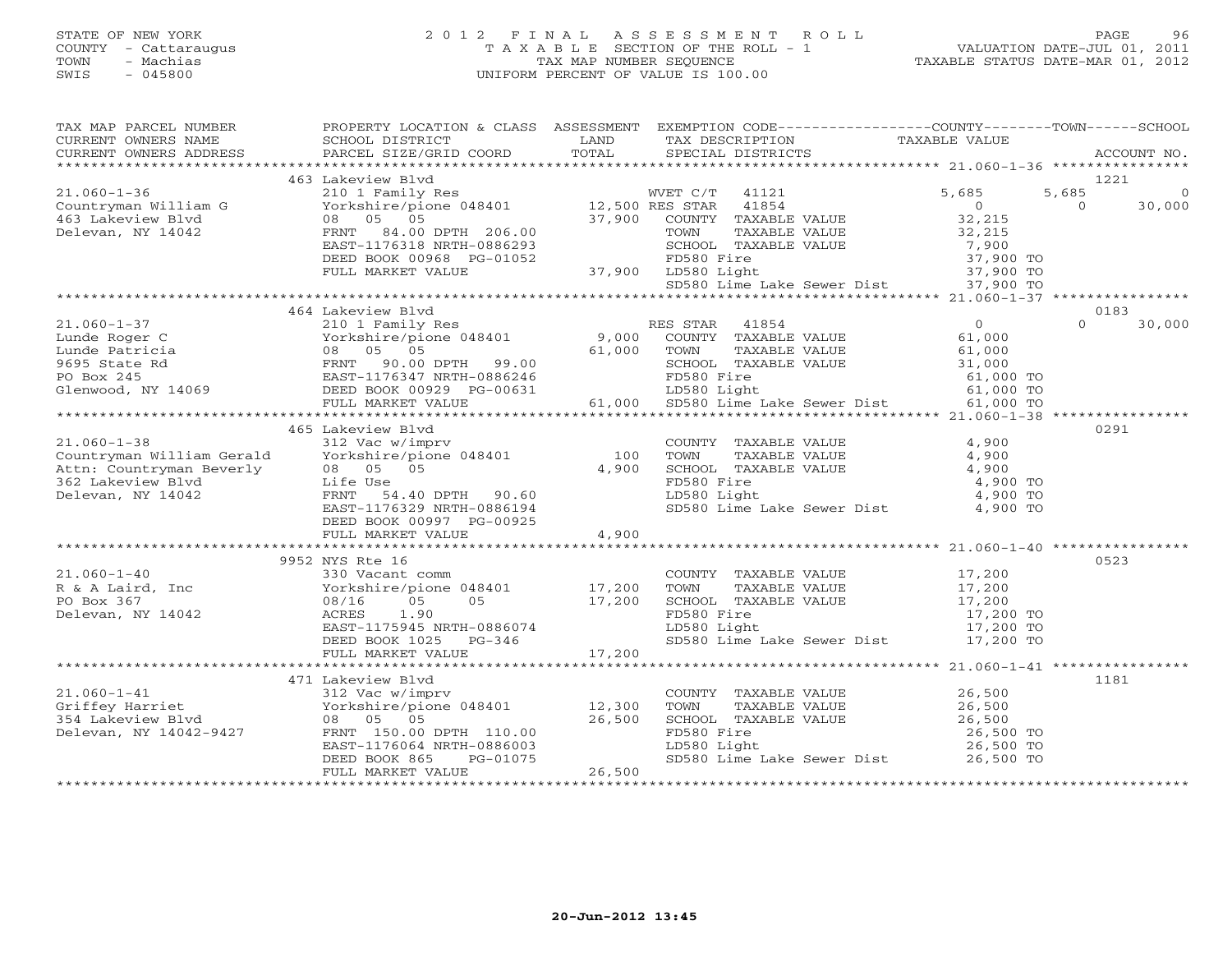STATE OF NEW YORK
COUNTY - Cattaraugus
TOWN - Machias
SWIS - 045800

# 2012 FINAL ASSESSMENT ROLL
TAXABLE SECTION OF THE ROLL - 1
TAX MAP NUMBER SEQUENCE
UNIFORM PERCENT OF VALUE IS 100.00

VALUATION DATE-JUL 01, 2011
TAXABLE STATUS DATE-MAR 01, 2012

| TAX MAP PARCEL NUMBER / CURRENT OWNERS NAME / CURRENT OWNERS ADDRESS | PROPERTY LOCATION & CLASS / SCHOOL DISTRICT / PARCEL SIZE/GRID COORD | ASSESSMENT LAND / TOTAL | EXEMPTION CODE / TAX DESCRIPTION / SPECIAL DISTRICTS | COUNTY | TOWN | SCHOOL | ACCOUNT NO. |
|---|---|---|---|---|---|---|---|
| | 463 Lakeview Blvd | | | | | | 1221 |
| 21.060-1-36 | 210 1 Family Res | | WVET C/T 41121 | 5,685 | 5,685 | 0 | |
| Countryman William G | Yorkshire/pione 048401 | 12,500 | RES STAR 41854 | 0 | 0 | 30,000 | |
| 463 Lakeview Blvd | 08 05 05 | 37,900 | COUNTY TAXABLE VALUE | 32,215 | | | |
| Delevan, NY 14042 | FRNT 84.00 DPTH 206.00 | | TOWN TAXABLE VALUE | | 32,215 | | |
| | EAST-1176318 NRTH-0886293 | | SCHOOL TAXABLE VALUE | | | 7,900 | |
| | DEED BOOK 00968 PG-01052 | | FD580 Fire | 37,900 TO | | | |
| | FULL MARKET VALUE | 37,900 | LD580 Light | 37,900 TO | | | |
| | | | SD580 Lime Lake Sewer Dist | 37,900 TO | | | |
| | 464 Lakeview Blvd | | | | | | 0183 |
| 21.060-1-37 | 210 1 Family Res | | RES STAR 41854 | 0 | 0 | 30,000 | |
| Lunde Roger C | Yorkshire/pione 048401 | 9,000 | COUNTY TAXABLE VALUE | 61,000 | | | |
| Lunde Patricia | 08 05 05 | 61,000 | TOWN TAXABLE VALUE | | 61,000 | | |
| 9695 State Rd | FRNT 90.00 DPTH 99.00 | | SCHOOL TAXABLE VALUE | | | 31,000 | |
| PO Box 245 | EAST-1176347 NRTH-0886246 | | FD580 Fire | 61,000 TO | | | |
| Glenwood, NY 14069 | DEED BOOK 00929 PG-00631 | | LD580 Light | 61,000 TO | | | |
| | FULL MARKET VALUE | 61,000 | SD580 Lime Lake Sewer Dist | 61,000 TO | | | |
| | 465 Lakeview Blvd | | | | | | 0291 |
| 21.060-1-38 | 312 Vac w/imprv | | COUNTY TAXABLE VALUE | 4,900 | | | |
| Countryman William Gerald | Yorkshire/pione 048401 | 100 | TOWN TAXABLE VALUE | | 4,900 | | |
| Attn: Countryman Beverly | 08 05 05 | 4,900 | SCHOOL TAXABLE VALUE | | | 4,900 | |
| 362 Lakeview Blvd | Life Use | | FD580 Fire | 4,900 TO | | | |
| Delevan, NY 14042 | FRNT 54.40 DPTH 90.60 | | LD580 Light | 4,900 TO | | | |
| | EAST-1176329 NRTH-0886194 | | SD580 Lime Lake Sewer Dist | 4,900 TO | | | |
| | DEED BOOK 00997 PG-00925 | | | | | | |
| | FULL MARKET VALUE | 4,900 | | | | | |
| | 9952 NYS Rte 16 | | | | | | 0523 |
| 21.060-1-40 | 330 Vacant comm | | COUNTY TAXABLE VALUE | 17,200 | | | |
| R & A Laird, Inc | Yorkshire/pione 048401 | 17,200 | TOWN TAXABLE VALUE | | 17,200 | | |
| PO Box 367 | 08/16 05 05 | 17,200 | SCHOOL TAXABLE VALUE | | | 17,200 | |
| Delevan, NY 14042 | ACRES 1.90 | | FD580 Fire | 17,200 TO | | | |
| | EAST-1175945 NRTH-0886074 | | LD580 Light | 17,200 TO | | | |
| | DEED BOOK 1025 PG-346 | | SD580 Lime Lake Sewer Dist | 17,200 TO | | | |
| | FULL MARKET VALUE | 17,200 | | | | | |
| | 471 Lakeview Blvd | | | | | | 1181 |
| 21.060-1-41 | 312 Vac w/imprv | | COUNTY TAXABLE VALUE | 26,500 | | | |
| Griffey Harriet | Yorkshire/pione 048401 | 12,300 | TOWN TAXABLE VALUE | | 26,500 | | |
| 354 Lakeview Blvd | 08 05 05 | 26,500 | SCHOOL TAXABLE VALUE | | | 26,500 | |
| Delevan, NY 14042-9427 | FRNT 150.00 DPTH 110.00 | | FD580 Fire | 26,500 TO | | | |
| | EAST-1176064 NRTH-0886003 | | LD580 Light | 26,500 TO | | | |
| | DEED BOOK 865 PG-01075 | | SD580 Lime Lake Sewer Dist | 26,500 TO | | | |
| | FULL MARKET VALUE | 26,500 | | | | | |

20-Jun-2012 13:45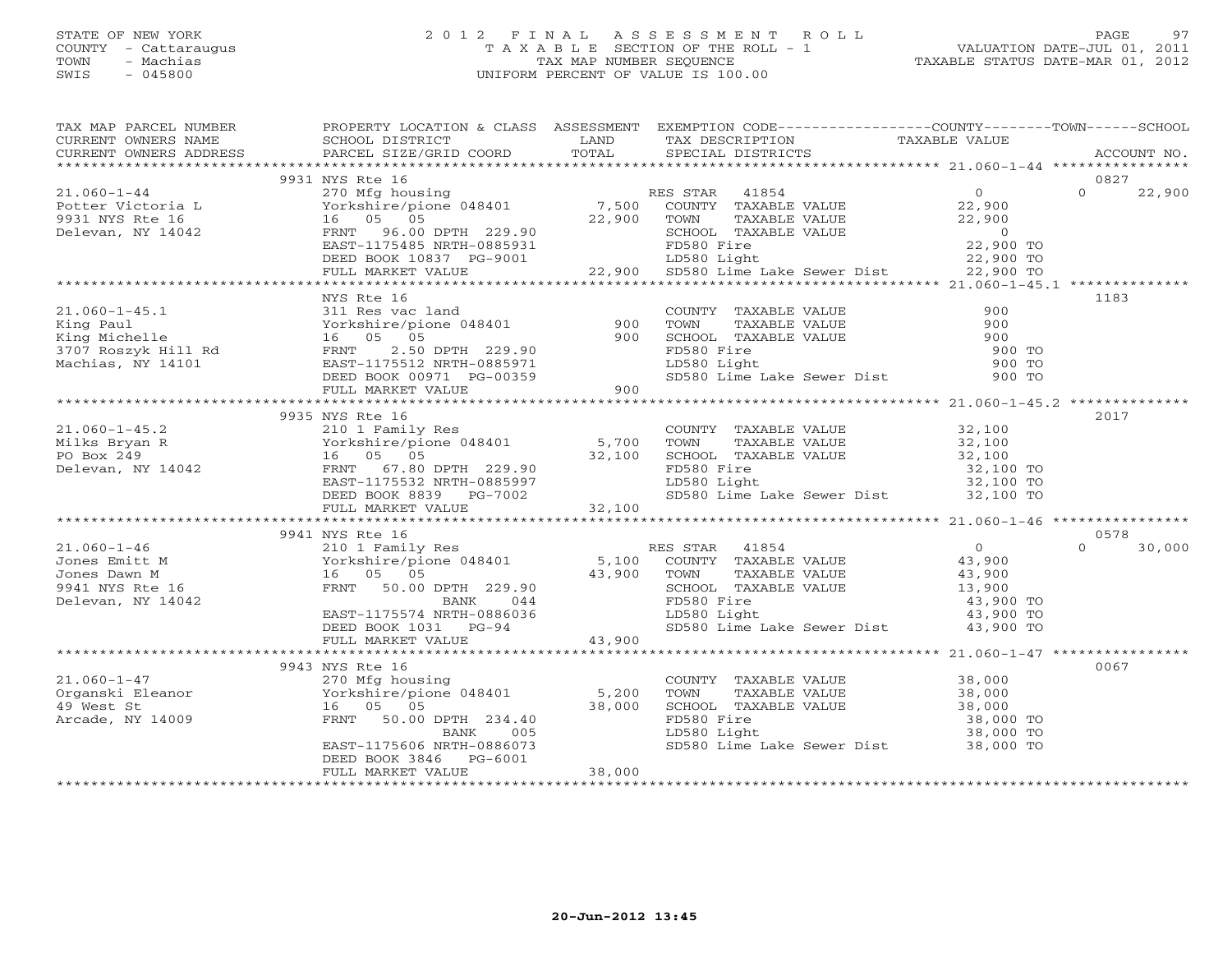STATE OF NEW YORK
COUNTY - Cattaraugus
TOWN - Machias
SWIS - 045800

2012 FINAL ASSESSMENT ROLL
TAXABLE SECTION OF THE ROLL - 1
TAX MAP NUMBER SEQUENCE
UNIFORM PERCENT OF VALUE IS 100.00

VALUATION DATE-JUL 01, 2011
TAXABLE STATUS DATE-MAR 01, 2012

| TAX MAP PARCEL NUMBER / CURRENT OWNERS NAME / CURRENT OWNERS ADDRESS | PROPERTY LOCATION & CLASS / SCHOOL DISTRICT / PARCEL SIZE/GRID COORD | ASSESSMENT LAND / TOTAL | EXEMPTION CODE / TAX DESCRIPTION / SPECIAL DISTRICTS | COUNTY / TAXABLE VALUE | TOWN | SCHOOL / ACCOUNT NO. |
|---|---|---|---|---|---|---|
| | 9931 NYS Rte 16 | | | | | 0827 |
| 21.060-1-44 | 270 Mfg housing | | RES STAR 41854 | 0 | 0 | 22,900 |
| Potter Victoria L | Yorkshire/pione 048401 | 7,500 | COUNTY TAXABLE VALUE | 22,900 | | |
| 9931 NYS Rte 16 | 16 05 05 | 22,900 | TOWN TAXABLE VALUE | 22,900 | | |
| Delevan, NY 14042 | FRNT 96.00 DPTH 229.90 | | SCHOOL TAXABLE VALUE | 0 | | |
| | EAST-1175485 NRTH-0885931 | | FD580 Fire | 22,900 TO | | |
| | DEED BOOK 10837 PG-9001 | | LD580 Light | 22,900 TO | | |
| | FULL MARKET VALUE | 22,900 | SD580 Lime Lake Sewer Dist | 22,900 TO | | |
| | NYS Rte 16 | | | | | 1183 |
| 21.060-1-45.1 | 311 Res vac land | | COUNTY TAXABLE VALUE | 900 | | |
| King Paul | Yorkshire/pione 048401 | 900 | TOWN TAXABLE VALUE | 900 | | |
| King Michelle | 16 05 05 | 900 | SCHOOL TAXABLE VALUE | 900 | | |
| 3707 Roszyk Hill Rd | FRNT 2.50 DPTH 229.90 | | FD580 Fire | 900 TO | | |
| Machias, NY 14101 | EAST-1175512 NRTH-0885971 | | LD580 Light | 900 TO | | |
| | DEED BOOK 00971 PG-00359 | | SD580 Lime Lake Sewer Dist | 900 TO | | |
| | FULL MARKET VALUE | 900 | | | | |
| | 9935 NYS Rte 16 | | | | | 2017 |
| 21.060-1-45.2 | 210 1 Family Res | | COUNTY TAXABLE VALUE | 32,100 | | |
| Milks Bryan R | Yorkshire/pione 048401 | 5,700 | TOWN TAXABLE VALUE | 32,100 | | |
| PO Box 249 | 16 05 05 | 32,100 | SCHOOL TAXABLE VALUE | 32,100 | | |
| Delevan, NY 14042 | FRNT 67.80 DPTH 229.90 | | FD580 Fire | 32,100 TO | | |
| | EAST-1175532 NRTH-0885997 | | LD580 Light | 32,100 TO | | |
| | DEED BOOK 8839 PG-7002 | | SD580 Lime Lake Sewer Dist | 32,100 TO | | |
| | FULL MARKET VALUE | 32,100 | | | | |
| | 9941 NYS Rte 16 | | | | | 0578 |
| 21.060-1-46 | 210 1 Family Res | | RES STAR 41854 | 0 | 0 | 30,000 |
| Jones Emitt M | Yorkshire/pione 048401 | 5,100 | COUNTY TAXABLE VALUE | 43,900 | | |
| Jones Dawn M | 16 05 05 | 43,900 | TOWN TAXABLE VALUE | 43,900 | | |
| 9941 NYS Rte 16 | FRNT 50.00 DPTH 229.90 | | SCHOOL TAXABLE VALUE | 13,900 | | |
| Delevan, NY 14042 | BANK 044 | | FD580 Fire | 43,900 TO | | |
| | EAST-1175574 NRTH-0886036 | | LD580 Light | 43,900 TO | | |
| | DEED BOOK 1031 PG-94 | | SD580 Lime Lake Sewer Dist | 43,900 TO | | |
| | FULL MARKET VALUE | 43,900 | | | | |
| | 9943 NYS Rte 16 | | | | | 0067 |
| 21.060-1-47 | 270 Mfg housing | | COUNTY TAXABLE VALUE | 38,000 | | |
| Organski Eleanor | Yorkshire/pione 048401 | 5,200 | TOWN TAXABLE VALUE | 38,000 | | |
| 49 West St | 16 05 05 | 38,000 | SCHOOL TAXABLE VALUE | 38,000 | | |
| Arcade, NY 14009 | FRNT 50.00 DPTH 234.40 | | FD580 Fire | 38,000 TO | | |
| | BANK 005 | | LD580 Light | 38,000 TO | | |
| | EAST-1175606 NRTH-0886073 | | SD580 Lime Lake Sewer Dist | 38,000 TO | | |
| | DEED BOOK 3846 PG-6001 | | | | | |
| | FULL MARKET VALUE | 38,000 | | | | |

20-Jun-2012 13:45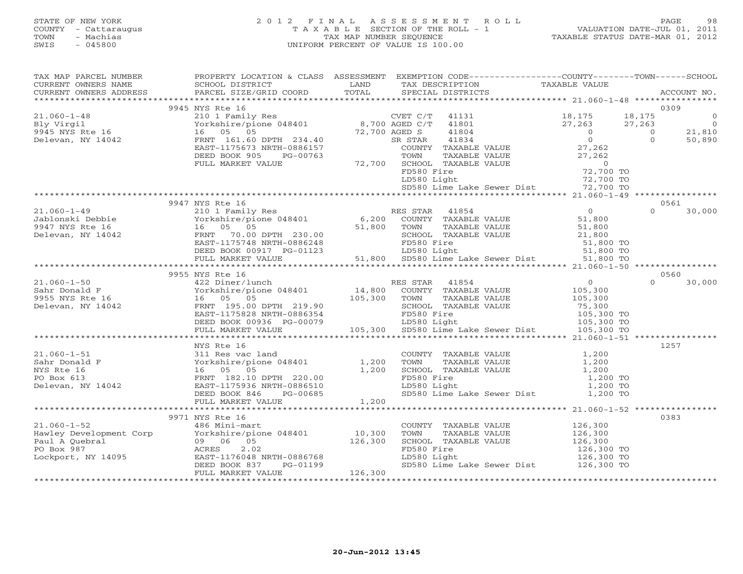STATE OF NEW YORK
COUNTY - Cattaraugus
TOWN - Machias
SWIS - 045800

2012 FINAL ASSESSMENT ROLL
TAXABLE SECTION OF THE ROLL - 1
TAX MAP NUMBER SEQUENCE
UNIFORM PERCENT OF VALUE IS 100.00

VALUATION DATE-JUL 01, 2011
TAXABLE STATUS DATE-MAR 01, 2012

| TAX MAP PARCEL NUMBER / CURRENT OWNERS NAME / CURRENT OWNERS ADDRESS | PROPERTY LOCATION & CLASS / SCHOOL DISTRICT / PARCEL SIZE/GRID COORD | ASSESSMENT LAND / TOTAL | EXEMPTION CODE / TAX DESCRIPTION / SPECIAL DISTRICTS | COUNTY TAXABLE VALUE | TOWN | SCHOOL | ACCOUNT NO. |
|---|---|---|---|---|---|---|---|
| **21.060-1-48** | 9945 NYS Rte 16 | | | | | | 0309 |
| 21.060-1-48 | 210 1 Family Res | | CVET C/T 41131 | 18,175 | 18,175 | 0 | |
| Bly Virgil | Yorkshire/pione 048401 | 8,700 | AGED C/T 41801 | 27,263 | 27,263 | 0 | |
| 9945 NYS Rte 16 | 16 05 05 | 72,700 | AGED S 41804 | 0 | 0 | 21,810 | |
| Delevan, NY 14042 | FRNT 161.60 DPTH 234.40 | | SR STAR 41834 | 0 | 0 | 50,890 | |
| | EAST-1175673 NRTH-0886157 | | COUNTY TAXABLE VALUE | 27,262 | | | |
| | DEED BOOK 905 PG-00763 | | TOWN TAXABLE VALUE | 27,262 | | | |
| | FULL MARKET VALUE | 72,700 | SCHOOL TAXABLE VALUE | 0 | | | |
| | | | FD580 Fire | 72,700 TO | | | |
| | | | LD580 Light | 72,700 TO | | | |
| | | | SD580 Lime Lake Sewer Dist | 72,700 TO | | | |
| **21.060-1-49** | 9947 NYS Rte 16 | | | | | | 0561 |
| 21.060-1-49 | 210 1 Family Res | | RES STAR 41854 | 0 | 0 | 30,000 | |
| Jablonski Debbie | Yorkshire/pione 048401 | 6,200 | COUNTY TAXABLE VALUE | 51,800 | | | |
| 9947 NYS Rte 16 | 16 05 05 | 51,800 | TOWN TAXABLE VALUE | 51,800 | | | |
| Delevan, NY 14042 | FRNT 70.00 DPTH 230.00 | | SCHOOL TAXABLE VALUE | 21,800 | | | |
| | EAST-1175748 NRTH-0886248 | | FD580 Fire | 51,800 TO | | | |
| | DEED BOOK 00917 PG-01123 | | LD580 Light | 51,800 TO | | | |
| | FULL MARKET VALUE | 51,800 | SD580 Lime Lake Sewer Dist | 51,800 TO | | | |
| **21.060-1-50** | 9955 NYS Rte 16 | | | | | | 0560 |
| 21.060-1-50 | 422 Diner/lunch | | RES STAR 41854 | 0 | 0 | 30,000 | |
| Sahr Donald F | Yorkshire/pione 048401 | 14,800 | COUNTY TAXABLE VALUE | 105,300 | | | |
| 9955 NYS Rte 16 | 16 05 05 | 105,300 | TOWN TAXABLE VALUE | 105,300 | | | |
| Delevan, NY 14042 | FRNT 195.00 DPTH 219.90 | | SCHOOL TAXABLE VALUE | 75,300 | | | |
| | EAST-1175828 NRTH-0886354 | | FD580 Fire | 105,300 TO | | | |
| | DEED BOOK 00936 PG-00079 | | LD580 Light | 105,300 TO | | | |
| | FULL MARKET VALUE | 105,300 | SD580 Lime Lake Sewer Dist | 105,300 TO | | | |
| **21.060-1-51** | NYS Rte 16 | | | | | | 1257 |
| 21.060-1-51 | 311 Res vac land | | COUNTY TAXABLE VALUE | 1,200 | | | |
| Sahr Donald F | Yorkshire/pione 048401 | 1,200 | TOWN TAXABLE VALUE | 1,200 | | | |
| NYS Rte 16 | 16 05 05 | 1,200 | SCHOOL TAXABLE VALUE | 1,200 | | | |
| PO Box 613 | FRNT 182.10 DPTH 220.00 | | FD580 Fire | 1,200 TO | | | |
| Delevan, NY 14042 | EAST-1175936 NRTH-0886510 | | LD580 Light | 1,200 TO | | | |
| | DEED BOOK 846 PG-00685 | | SD580 Lime Lake Sewer Dist | 1,200 TO | | | |
| | FULL MARKET VALUE | 1,200 | | | | | |
| **21.060-1-52** | 9971 NYS Rte 16 | | | | | | 0383 |
| 21.060-1-52 | 486 Mini-mart | | COUNTY TAXABLE VALUE | 126,300 | | | |
| Hawley Development Corp | Yorkshire/pione 048401 | 10,300 | TOWN TAXABLE VALUE | 126,300 | | | |
| Paul A Quebral | 09 06 05 | 126,300 | SCHOOL TAXABLE VALUE | 126,300 | | | |
| PO Box 987 | ACRES 2.02 | | FD580 Fire | 126,300 TO | | | |
| Lockport, NY 14095 | EAST-1176048 NRTH-0886768 | | LD580 Light | 126,300 TO | | | |
| | DEED BOOK 837 PG-01199 | | SD580 Lime Lake Sewer Dist | 126,300 TO | | | |
| | FULL MARKET VALUE | 126,300 | | | | | |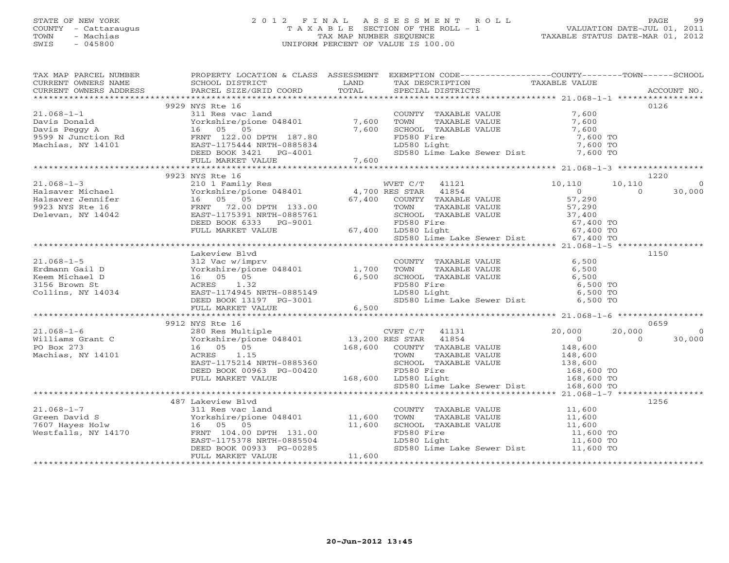STATE OF NEW YORK
COUNTY - Cattaraugus
TOWN - Machias
SWIS - 045800

# 2012 FINAL ASSESSMENT ROLL

T A X A B L E SECTION OF THE ROLL - 1
TAX MAP NUMBER SEQUENCE
UNIFORM PERCENT OF VALUE IS 100.00

VALUATION DATE-JUL 01, 2011
TAXABLE STATUS DATE-MAR 01, 2012

| TAX MAP PARCEL NUMBER / CURRENT OWNERS NAME / CURRENT OWNERS ADDRESS | PROPERTY LOCATION & CLASS / SCHOOL DISTRICT / PARCEL SIZE/GRID COORD | ASSESSMENT LAND | TOTAL | EXEMPTION CODE / TAX DESCRIPTION / SPECIAL DISTRICTS | COUNTY | TOWN | SCHOOL | ACCOUNT NO. |
|---|---|---|---|---|---|---|---|---|
| 21.068-1-1 | 9929 NYS Rte 16 | | | | | | | 0126 |
| Davis Donald | 311 Res vac land | | | COUNTY TAXABLE VALUE | 7,600 | | | |
| Davis Peggy A | Yorkshire/pione 048401 | 7,600 | | TOWN TAXABLE VALUE | | 7,600 | | |
| 9599 N Junction Rd | 16 05 05 | | 7,600 | SCHOOL TAXABLE VALUE | | | 7,600 | |
| Machias, NY 14101 | FRNT 122.00 DPTH 187.80 | | | FD580 Fire | 7,600 TO | | | |
| | EAST-1175444 NRTH-0885834 | | | LD580 Light | 7,600 TO | | | |
| | DEED BOOK 3421 PG-4001 | | | SD580 Lime Lake Sewer Dist | 7,600 TO | | | |
| | FULL MARKET VALUE | | 7,600 | | | | | |
| 21.068-1-3 | 9923 NYS Rte 16 | | | | | | | 1220 |
| Halsaver Michael | 210 1 Family Res | | | WVET C/T 41121 | 10,110 | 10,110 | 0 | |
| Halsaver Jennifer | Yorkshire/pione 048401 | 4,700 | | RES STAR 41854 | 0 | 0 | 30,000 | |
| 9923 NYS Rte 16 | 16 05 05 | | 67,400 | COUNTY TAXABLE VALUE | 57,290 | | | |
| Delevan, NY 14042 | FRNT 72.00 DPTH 133.00 | | | TOWN TAXABLE VALUE | | 57,290 | | |
| | EAST-1175391 NRTH-0885761 | | | SCHOOL TAXABLE VALUE | | | 37,400 | |
| | DEED BOOK 6333 PG-9001 | | | FD580 Fire | 67,400 TO | | | |
| | FULL MARKET VALUE | | 67,400 | LD580 Light | 67,400 TO | | | |
| | | | | SD580 Lime Lake Sewer Dist | 67,400 TO | | | |
| 21.068-1-5 | Lakeview Blvd | | | | | | | 1150 |
| Erdmann Gail D | 312 Vac w/imprv | | | COUNTY TAXABLE VALUE | 6,500 | | | |
| Keem Michael D | Yorkshire/pione 048401 | 1,700 | | TOWN TAXABLE VALUE | | 6,500 | | |
| 3156 Brown St | 16 05 05 | | 6,500 | SCHOOL TAXABLE VALUE | | | 6,500 | |
| Collins, NY 14034 | ACRES 1.32 | | | FD580 Fire | 6,500 TO | | | |
| | EAST-1174945 NRTH-0885149 | | | LD580 Light | 6,500 TO | | | |
| | DEED BOOK 13197 PG-3001 | | | SD580 Lime Lake Sewer Dist | 6,500 TO | | | |
| | FULL MARKET VALUE | | 6,500 | | | | | |
| 21.068-1-6 | 9912 NYS Rte 16 | | | | | | | 0659 |
| Williams Grant C | 280 Res Multiple | | | CVET C/T 41131 | 20,000 | 20,000 | 0 | |
| PO Box 273 | Yorkshire/pione 048401 | 13,200 | | RES STAR 41854 | 0 | 0 | 30,000 | |
| Machias, NY 14101 | 16 05 05 | | 168,600 | COUNTY TAXABLE VALUE | 148,600 | | | |
| | ACRES 1.15 | | | TOWN TAXABLE VALUE | | 148,600 | | |
| | EAST-1175214 NRTH-0885360 | | | SCHOOL TAXABLE VALUE | | | 138,600 | |
| | DEED BOOK 00963 PG-00420 | | | FD580 Fire | 168,600 TO | | | |
| | FULL MARKET VALUE | | 168,600 | LD580 Light | 168,600 TO | | | |
| | | | | SD580 Lime Lake Sewer Dist | 168,600 TO | | | |
| 21.068-1-7 | 487 Lakeview Blvd | | | | | | | 1256 |
| Green David S | 311 Res vac land | | | COUNTY TAXABLE VALUE | 11,600 | | | |
| 7607 Hayes Holw | Yorkshire/pione 048401 | 11,600 | | TOWN TAXABLE VALUE | | 11,600 | | |
| Westfalls, NY 14170 | 16 05 05 | | 11,600 | SCHOOL TAXABLE VALUE | | | 11,600 | |
| | FRNT 104.00 DPTH 131.00 | | | FD580 Fire | 11,600 TO | | | |
| | EAST-1175378 NRTH-0885504 | | | LD580 Light | 11,600 TO | | | |
| | DEED BOOK 00933 PG-00285 | | | SD580 Lime Lake Sewer Dist | 11,600 TO | | | |
| | FULL MARKET VALUE | | 11,600 | | | | | |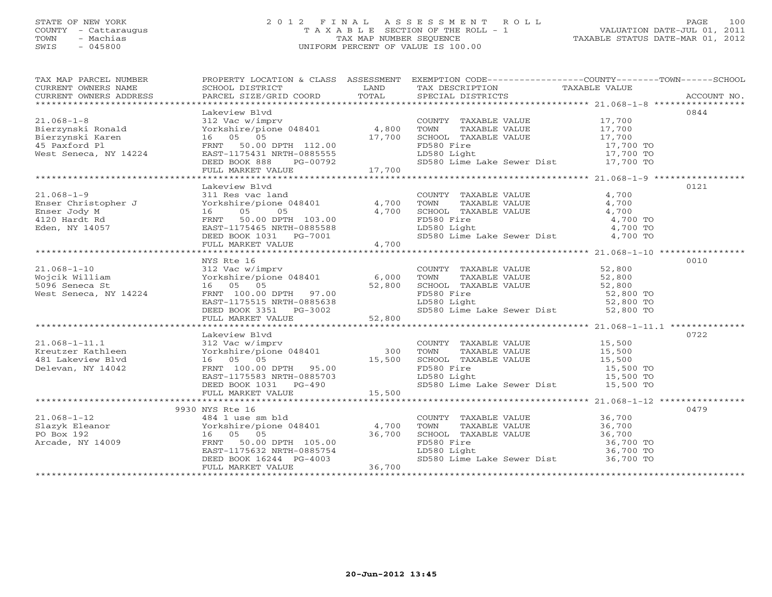STATE OF NEW YORK
COUNTY - Cattaraugus
TOWN - Machias
SWIS - 045800

2012 FINAL ASSESSMENT ROLL
TAXABLE SECTION OF THE ROLL - 1
TAX MAP NUMBER SEQUENCE
UNIFORM PERCENT OF VALUE IS 100.00

VALUATION DATE-JUL 01, 2011
TAXABLE STATUS DATE-MAR 01, 2012

| TAX MAP PARCEL NUMBER / CURRENT OWNERS NAME / CURRENT OWNERS ADDRESS | PROPERTY LOCATION & CLASS / SCHOOL DISTRICT / PARCEL SIZE/GRID COORD | ASSESSMENT LAND | TOTAL | EXEMPTION CODE / TAX DESCRIPTION / SPECIAL DISTRICTS | TAXABLE VALUE (COUNTY--TOWN--SCHOOL) | ACCOUNT NO. |
|---|---|---|---|---|---|---|
| **21.068-1-8** | Lakeview Blvd | | | | | 0844 |
| 21.068-1-8 | 312 Vac w/imprv | | | COUNTY TAXABLE VALUE | 17,700 | |
| Bierzynski Ronald | Yorkshire/pione 048401 | 4,800 | | TOWN TAXABLE VALUE | 17,700 | |
| Bierzynski Karen | 16 05 05 | | 17,700 | SCHOOL TAXABLE VALUE | 17,700 | |
| 45 Paxford Pl | FRNT 50.00 DPTH 112.00 | | | FD580 Fire | 17,700 TO | |
| West Seneca, NY 14224 | EAST-1175431 NRTH-0885555 | | | LD580 Light | 17,700 TO | |
| | DEED BOOK 888 PG-00792 | | | SD580 Lime Lake Sewer Dist | 17,700 TO | |
| | FULL MARKET VALUE | | 17,700 | | | |
| **21.068-1-9** | Lakeview Blvd | | | | | 0121 |
| 21.068-1-9 | 311 Res vac land | | | COUNTY TAXABLE VALUE | 4,700 | |
| Enser Christopher J | Yorkshire/pione 048401 | 4,700 | | TOWN TAXABLE VALUE | 4,700 | |
| Enser Jody M | 16 05 05 | | 4,700 | SCHOOL TAXABLE VALUE | 4,700 | |
| 4120 Hardt Rd | FRNT 50.00 DPTH 103.00 | | | FD580 Fire | 4,700 TO | |
| Eden, NY 14057 | EAST-1175465 NRTH-0885588 | | | LD580 Light | 4,700 TO | |
| | DEED BOOK 1031 PG-7001 | | | SD580 Lime Lake Sewer Dist | 4,700 TO | |
| | FULL MARKET VALUE | | 4,700 | | | |
| **21.068-1-10** | NYS Rte 16 | | | | | 0010 |
| 21.068-1-10 | 312 Vac w/imprv | | | COUNTY TAXABLE VALUE | 52,800 | |
| Wojcik William | Yorkshire/pione 048401 | 6,000 | | TOWN TAXABLE VALUE | 52,800 | |
| 5096 Seneca St | 16 05 05 | | 52,800 | SCHOOL TAXABLE VALUE | 52,800 | |
| West Seneca, NY 14224 | FRNT 100.00 DPTH 97.00 | | | FD580 Fire | 52,800 TO | |
| | EAST-1175515 NRTH-0885638 | | | LD580 Light | 52,800 TO | |
| | DEED BOOK 3351 PG-3002 | | | SD580 Lime Lake Sewer Dist | 52,800 TO | |
| | FULL MARKET VALUE | | 52,800 | | | |
| **21.068-1-11.1** | Lakeview Blvd | | | | | 0722 |
| 21.068-1-11.1 | 312 Vac w/imprv | | | COUNTY TAXABLE VALUE | 15,500 | |
| Kreutzer Kathleen | Yorkshire/pione 048401 | 300 | | TOWN TAXABLE VALUE | 15,500 | |
| 481 Lakeview Blvd | 16 05 05 | | 15,500 | SCHOOL TAXABLE VALUE | 15,500 | |
| Delevan, NY 14042 | FRNT 100.00 DPTH 95.00 | | | FD580 Fire | 15,500 TO | |
| | EAST-1175583 NRTH-0885703 | | | LD580 Light | 15,500 TO | |
| | DEED BOOK 1031 PG-490 | | | SD580 Lime Lake Sewer Dist | 15,500 TO | |
| | FULL MARKET VALUE | | 15,500 | | | |
| **21.068-1-12** | 9930 NYS Rte 16 | | | | | 0479 |
| 21.068-1-12 | 484 1 use sm bld | | | COUNTY TAXABLE VALUE | 36,700 | |
| Slazyk Eleanor | Yorkshire/pione 048401 | 4,700 | | TOWN TAXABLE VALUE | 36,700 | |
| PO Box 192 | 16 05 05 | | 36,700 | SCHOOL TAXABLE VALUE | 36,700 | |
| Arcade, NY 14009 | FRNT 50.00 DPTH 105.00 | | | FD580 Fire | 36,700 TO | |
| | EAST-1175632 NRTH-0885754 | | | LD580 Light | 36,700 TO | |
| | DEED BOOK 16244 PG-4003 | | | SD580 Lime Lake Sewer Dist | 36,700 TO | |
| | FULL MARKET VALUE | | 36,700 | | | |

20-Jun-2012 13:45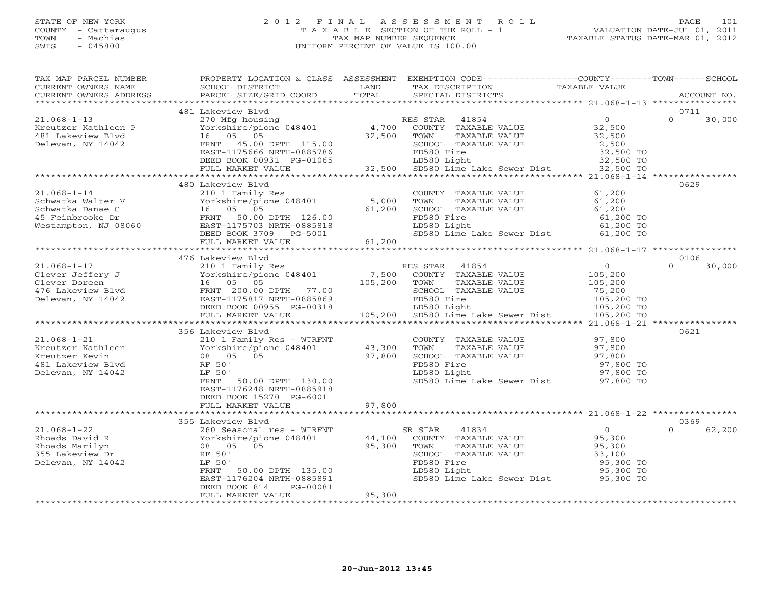STATE OF NEW YORK
COUNTY - Cattaraugus
TOWN - Machias
SWIS - 045800

2012 FINAL ASSESSMENT ROLL
TAXABLE SECTION OF THE ROLL - 1
TAX MAP NUMBER SEQUENCE
UNIFORM PERCENT OF VALUE IS 100.00

VALUATION DATE-JUL 01, 2011
TAXABLE STATUS DATE-MAR 01, 2012

| TAX MAP PARCEL NUMBER / CURRENT OWNERS NAME / CURRENT OWNERS ADDRESS | PROPERTY LOCATION & CLASS / SCHOOL DISTRICT / PARCEL SIZE/GRID COORD | ASSESSMENT LAND | TOTAL | EXEMPTION CODE / TAX DESCRIPTION / SPECIAL DISTRICTS | COUNTY | TOWN | SCHOOL | ACCOUNT NO. |
|---|---|---|---|---|---|---|---|---|
| 21.068-1-13 | 481 Lakeview Blvd | | | | | | | 0711 |
| Kreutzer Kathleen P | 270 Mfg housing | | | RES STAR 41854 | 0 | 0 | 30,000 | |
| 481 Lakeview Blvd | Yorkshire/pione 048401 | 4,700 | | COUNTY TAXABLE VALUE | 32,500 | | | |
| Delevan, NY 14042 | 16 05 05 | | 32,500 | TOWN TAXABLE VALUE | | 32,500 | | |
| | FRNT 45.00 DPTH 115.00 | | | SCHOOL TAXABLE VALUE | | | 2,500 | |
| | EAST-1175666 NRTH-0885786 | | | FD580 Fire | 32,500 TO | | | |
| | DEED BOOK 00931 PG-01065 | | | LD580 Light | 32,500 TO | | | |
| | FULL MARKET VALUE | | 32,500 | SD580 Lime Lake Sewer Dist | 32,500 TO | | | |
| 21.068-1-14 | 480 Lakeview Blvd | | | | | | | 0629 |
| Schwatka Walter V | 210 1 Family Res | | | COUNTY TAXABLE VALUE | 61,200 | | | |
| Schwatka Danae C | Yorkshire/pione 048401 | 5,000 | | TOWN TAXABLE VALUE | | 61,200 | | |
| 45 Feinbrooke Dr | 16 05 05 | | 61,200 | SCHOOL TAXABLE VALUE | | | 61,200 | |
| Westampton, NJ 08060 | FRNT 50.00 DPTH 126.00 | | | FD580 Fire | 61,200 TO | | | |
| | EAST-1175703 NRTH-0885818 | | | LD580 Light | 61,200 TO | | | |
| | DEED BOOK 3709 PG-5001 | | | SD580 Lime Lake Sewer Dist | 61,200 TO | | | |
| | FULL MARKET VALUE | | 61,200 | | | | | |
| 21.068-1-17 | 476 Lakeview Blvd | | | | | | | 0106 |
| Clever Jeffery J | 210 1 Family Res | | | RES STAR 41854 | 0 | 0 | 30,000 | |
| Clever Doreen | Yorkshire/pione 048401 | 7,500 | | COUNTY TAXABLE VALUE | 105,200 | | | |
| 476 Lakeview Blvd | 16 05 05 | | 105,200 | TOWN TAXABLE VALUE | | 105,200 | | |
| Delevan, NY 14042 | FRNT 200.00 DPTH 77.00 | | | SCHOOL TAXABLE VALUE | | | 75,200 | |
| | EAST-1175817 NRTH-0885869 | | | FD580 Fire | 105,200 TO | | | |
| | DEED BOOK 00955 PG-00318 | | | LD580 Light | 105,200 TO | | | |
| | FULL MARKET VALUE | | 105,200 | SD580 Lime Lake Sewer Dist | 105,200 TO | | | |
| 21.068-1-21 | 356 Lakeview Blvd | | | | | | | 0621 |
| Kreutzer Kathleen | 210 1 Family Res - WTRFNT | | | COUNTY TAXABLE VALUE | 97,800 | | | |
| Kreutzer Kevin | Yorkshire/pione 048401 | 43,300 | | TOWN TAXABLE VALUE | | 97,800 | | |
| 481 Lakeview Blvd | 08 05 05 | | 97,800 | SCHOOL TAXABLE VALUE | | | 97,800 | |
| Delevan, NY 14042 | RF 50' | | | FD580 Fire | 97,800 TO | | | |
| | LF 50' | | | LD580 Light | 97,800 TO | | | |
| | FRNT 50.00 DPTH 130.00 | | | SD580 Lime Lake Sewer Dist | 97,800 TO | | | |
| | EAST-1176248 NRTH-0885918 | | | | | | | |
| | DEED BOOK 15270 PG-6001 | | | | | | | |
| | FULL MARKET VALUE | | 97,800 | | | | | |
| 21.068-1-22 | 355 Lakeview Blvd | | | | | | | 0369 |
| Rhoads David R | 260 Seasonal res - WTRFNT | | | SR STAR 41834 | 0 | 0 | 62,200 | |
| Rhoads Marilyn | Yorkshire/pione 048401 | 44,100 | | COUNTY TAXABLE VALUE | 95,300 | | | |
| 355 Lakeview Dr | 08 05 05 | | 95,300 | TOWN TAXABLE VALUE | | 95,300 | | |
| Delevan, NY 14042 | RF 50' | | | SCHOOL TAXABLE VALUE | | | 33,100 | |
| | LF 50' | | | FD580 Fire | 95,300 TO | | | |
| | FRNT 50.00 DPTH 135.00 | | | LD580 Light | 95,300 TO | | | |
| | EAST-1176204 NRTH-0885891 | | | SD580 Lime Lake Sewer Dist | 95,300 TO | | | |
| | DEED BOOK 814 PG-00081 | | | | | | | |
| | FULL MARKET VALUE | | 95,300 | | | | | |

20-Jun-2012 13:45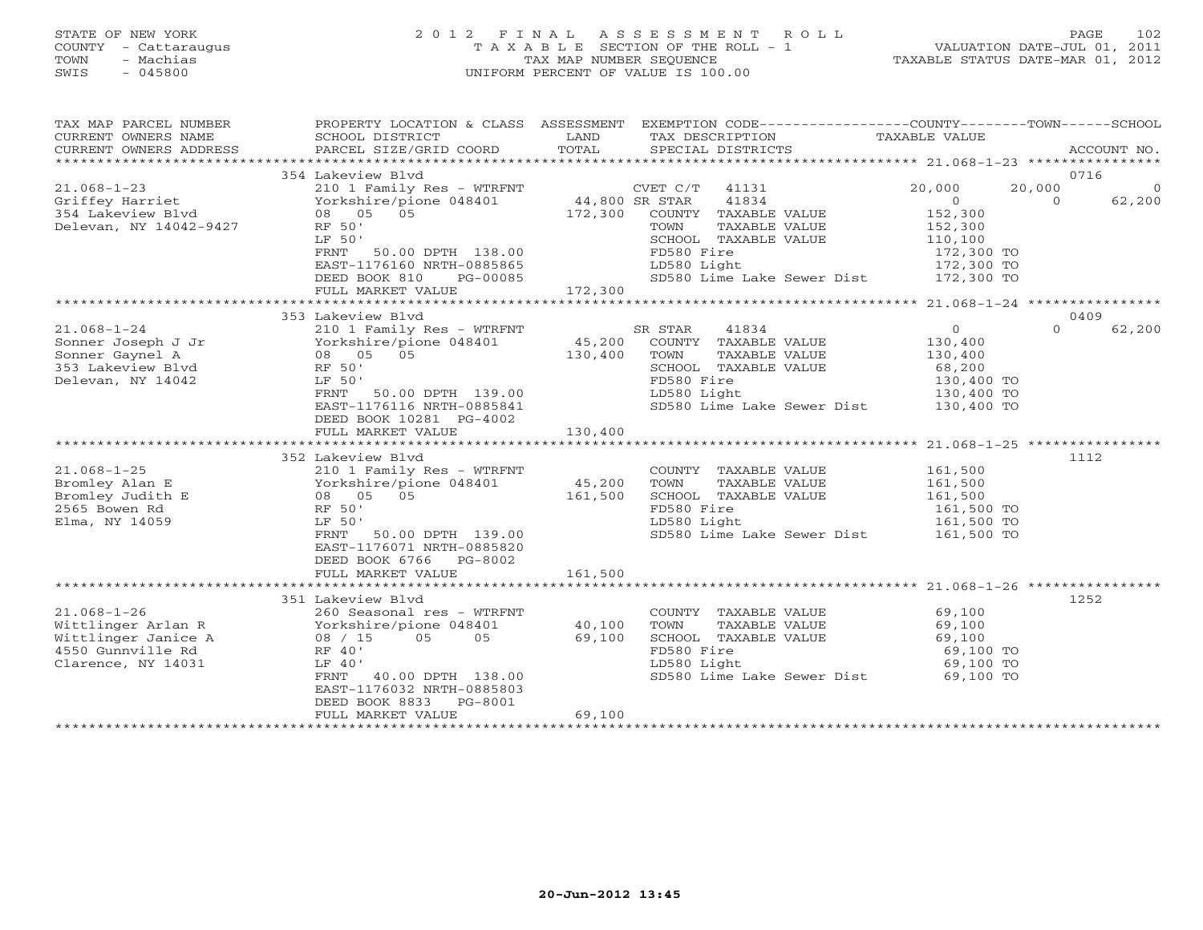STATE OF NEW YORK
COUNTY - Cattaraugus
TOWN - Machias
SWIS - 045800

2 0 1 2 F I N A L A S S E S S M E N T R O L L
T A X A B L E SECTION OF THE ROLL - 1
TAX MAP NUMBER SEQUENCE
UNIFORM PERCENT OF VALUE IS 100.00

VALUATION DATE-JUL 01, 2011
TAXABLE STATUS DATE-MAR 01, 2012

| TAX MAP PARCEL NUMBER / CURRENT OWNERS NAME / CURRENT OWNERS ADDRESS | PROPERTY LOCATION & CLASS / SCHOOL DISTRICT / PARCEL SIZE/GRID COORD | ASSESSMENT LAND / TOTAL | EXEMPTION CODE / TAX DESCRIPTION / SPECIAL DISTRICTS | COUNTY TAXABLE VALUE | TOWN | SCHOOL | ACCOUNT NO. |
|---|---|---|---|---|---|---|---|
| | 354 Lakeview Blvd | | | | | | 0716 |
| 21.068-1-23 | 210 1 Family Res - WTRFNT | | CVET C/T 41131 | 20,000 | 20,000 | 0 | |
| Griffey Harriet | Yorkshire/pione 048401 | 44,800 | SR STAR 41834 | 0 | 0 | 62,200 | |
| 354 Lakeview Blvd | 08 05 05 | 172,300 | COUNTY TAXABLE VALUE | 152,300 | | | |
| Delevan, NY 14042-9427 | RF 50' | | TOWN TAXABLE VALUE | 152,300 | | | |
| | LF 50' | | SCHOOL TAXABLE VALUE | 110,100 | | | |
| | FRNT 50.00 DPTH 138.00 | | FD580 Fire | 172,300 TO | | | |
| | EAST-1176160 NRTH-0885865 | | LD580 Light | 172,300 TO | | | |
| | DEED BOOK 810 PG-00085 | | SD580 Lime Lake Sewer Dist | 172,300 TO | | | |
| | FULL MARKET VALUE | 172,300 | | | | | |
| | 353 Lakeview Blvd | | | | | | 0409 |
| 21.068-1-24 | 210 1 Family Res - WTRFNT | | SR STAR 41834 | 0 | 0 | 62,200 | |
| Sonner Joseph J Jr | Yorkshire/pione 048401 | 45,200 | COUNTY TAXABLE VALUE | 130,400 | | | |
| Sonner Gaynel A | 08 05 05 | 130,400 | TOWN TAXABLE VALUE | 130,400 | | | |
| 353 Lakeview Blvd | RF 50' | | SCHOOL TAXABLE VALUE | 68,200 | | | |
| Delevan, NY 14042 | LF 50' | | FD580 Fire | 130,400 TO | | | |
| | FRNT 50.00 DPTH 139.00 | | LD580 Light | 130,400 TO | | | |
| | EAST-1176116 NRTH-0885841 | | SD580 Lime Lake Sewer Dist | 130,400 TO | | | |
| | DEED BOOK 10281 PG-4002 | | | | | | |
| | FULL MARKET VALUE | 130,400 | | | | | |
| | 352 Lakeview Blvd | | | | | | 1112 |
| 21.068-1-25 | 210 1 Family Res - WTRFNT | | COUNTY TAXABLE VALUE | 161,500 | | | |
| Bromley Alan E | Yorkshire/pione 048401 | 45,200 | TOWN TAXABLE VALUE | 161,500 | | | |
| Bromley Judith E | 08 05 05 | 161,500 | SCHOOL TAXABLE VALUE | 161,500 | | | |
| 2565 Bowen Rd | RF 50' | | FD580 Fire | 161,500 TO | | | |
| Elma, NY 14059 | LF 50' | | LD580 Light | 161,500 TO | | | |
| | FRNT 50.00 DPTH 139.00 | | SD580 Lime Lake Sewer Dist | 161,500 TO | | | |
| | EAST-1176071 NRTH-0885820 | | | | | | |
| | DEED BOOK 6766 PG-8002 | | | | | | |
| | FULL MARKET VALUE | 161,500 | | | | | |
| | 351 Lakeview Blvd | | | | | | 1252 |
| 21.068-1-26 | 260 Seasonal res - WTRFNT | | COUNTY TAXABLE VALUE | 69,100 | | | |
| Wittlinger Arlan R | Yorkshire/pione 048401 | 40,100 | TOWN TAXABLE VALUE | 69,100 | | | |
| Wittlinger Janice A | 08 / 15 05 05 | 69,100 | SCHOOL TAXABLE VALUE | 69,100 | | | |
| 4550 Gunnville Rd | RF 40' | | FD580 Fire | 69,100 TO | | | |
| Clarence, NY 14031 | LF 40' | | LD580 Light | 69,100 TO | | | |
| | FRNT 40.00 DPTH 138.00 | | SD580 Lime Lake Sewer Dist | 69,100 TO | | | |
| | EAST-1176032 NRTH-0885803 | | | | | | |
| | DEED BOOK 8833 PG-8001 | | | | | | |
| | FULL MARKET VALUE | 69,100 | | | | | |

20-Jun-2012 13:45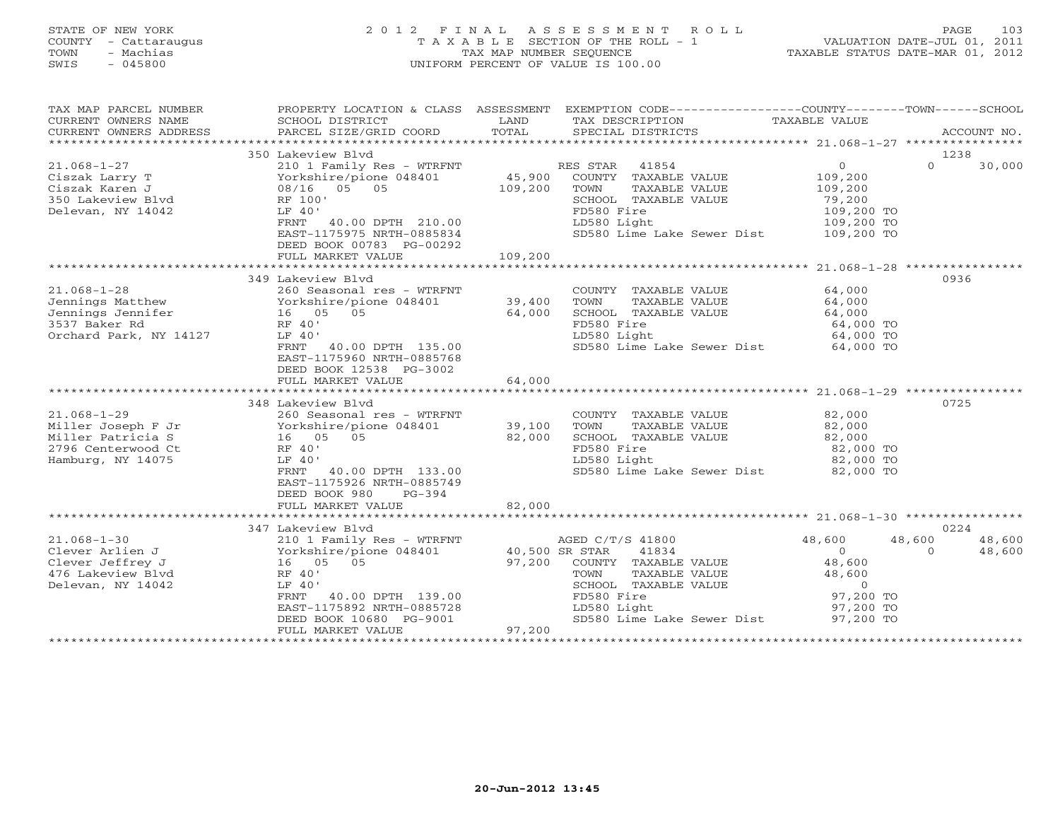STATE OF NEW YORK
COUNTY - Cattaraugus
TOWN - Machias
SWIS - 045800

# 2012 FINAL ASSESSMENT ROLL

TAXABLE SECTION OF THE ROLL - 1
TAX MAP NUMBER SEQUENCE
UNIFORM PERCENT OF VALUE IS 100.00

VALUATION DATE-JUL 01, 2011
TAXABLE STATUS DATE-MAR 01, 2012

| TAX MAP PARCEL NUMBER / CURRENT OWNERS NAME / CURRENT OWNERS ADDRESS | PROPERTY LOCATION & CLASS / SCHOOL DISTRICT / PARCEL SIZE/GRID COORD | ASSESSMENT LAND / TOTAL | EXEMPTION CODE / TAX DESCRIPTION / SPECIAL DISTRICTS | COUNTY TAXABLE VALUE | TOWN | SCHOOL / ACCOUNT NO. |
|---|---|---|---|---|---|---|
| | 350 Lakeview Blvd | | | | | 1238 |
| 21.068-1-27 | 210 1 Family Res - WTRFNT | | RES STAR 41854 | 0 | 0 | 30,000 |
| Ciszak Larry T | Yorkshire/pione 048401 | 45,900 | COUNTY TAXABLE VALUE | 109,200 | | |
| Ciszak Karen J | 08/16 05 05 | 109,200 | TOWN TAXABLE VALUE | 109,200 | | |
| 350 Lakeview Blvd | RF 100' | | SCHOOL TAXABLE VALUE | 79,200 | | |
| Delevan, NY 14042 | LF 40' | | FD580 Fire | 109,200 TO | | |
| | FRNT 40.00 DPTH 210.00 | | LD580 Light | 109,200 TO | | |
| | EAST-1175975 NRTH-0885834 | | SD580 Lime Lake Sewer Dist | 109,200 TO | | |
| | DEED BOOK 00783 PG-00292 | | | | | |
| | FULL MARKET VALUE | 109,200 | | | | |
| | 349 Lakeview Blvd | | | | | 0936 |
| 21.068-1-28 | 260 Seasonal res - WTRFNT | | COUNTY TAXABLE VALUE | 64,000 | | |
| Jennings Matthew | Yorkshire/pione 048401 | 39,400 | TOWN TAXABLE VALUE | 64,000 | | |
| Jennings Jennifer | 16 05 05 | 64,000 | SCHOOL TAXABLE VALUE | 64,000 | | |
| 3537 Baker Rd | RF 40' | | FD580 Fire | 64,000 TO | | |
| Orchard Park, NY 14127 | LF 40' | | LD580 Light | 64,000 TO | | |
| | FRNT 40.00 DPTH 135.00 | | SD580 Lime Lake Sewer Dist | 64,000 TO | | |
| | EAST-1175960 NRTH-0885768 | | | | | |
| | DEED BOOK 12538 PG-3002 | | | | | |
| | FULL MARKET VALUE | 64,000 | | | | |
| | 348 Lakeview Blvd | | | | | 0725 |
| 21.068-1-29 | 260 Seasonal res - WTRFNT | | COUNTY TAXABLE VALUE | 82,000 | | |
| Miller Joseph F Jr | Yorkshire/pione 048401 | 39,100 | TOWN TAXABLE VALUE | 82,000 | | |
| Miller Patricia S | 16 05 05 | 82,000 | SCHOOL TAXABLE VALUE | 82,000 | | |
| 2796 Centerwood Ct | RF 40' | | FD580 Fire | 82,000 TO | | |
| Hamburg, NY 14075 | LF 40' | | LD580 Light | 82,000 TO | | |
| | FRNT 40.00 DPTH 133.00 | | SD580 Lime Lake Sewer Dist | 82,000 TO | | |
| | EAST-1175926 NRTH-0885749 | | | | | |
| | DEED BOOK 980 PG-394 | | | | | |
| | FULL MARKET VALUE | 82,000 | | | | |
| | 347 Lakeview Blvd | | | | | 0224 |
| 21.068-1-30 | 210 1 Family Res - WTRFNT | | AGED C/T/S 41800 | 48,600 | 48,600 | 48,600 |
| Clever Arlien J | Yorkshire/pione 048401 | 40,500 | SR STAR 41834 | 0 | 0 | 48,600 |
| Clever Jeffrey J | 16 05 05 | 97,200 | COUNTY TAXABLE VALUE | 48,600 | | |
| 476 Lakeview Blvd | RF 40' | | TOWN TAXABLE VALUE | 48,600 | | |
| Delevan, NY 14042 | LF 40' | | SCHOOL TAXABLE VALUE | 0 | | |
| | FRNT 40.00 DPTH 139.00 | | FD580 Fire | 97,200 TO | | |
| | EAST-1175892 NRTH-0885728 | | LD580 Light | 97,200 TO | | |
| | DEED BOOK 10680 PG-9001 | | SD580 Lime Lake Sewer Dist | 97,200 TO | | |
| | FULL MARKET VALUE | 97,200 | | | | |

20-Jun-2012 13:45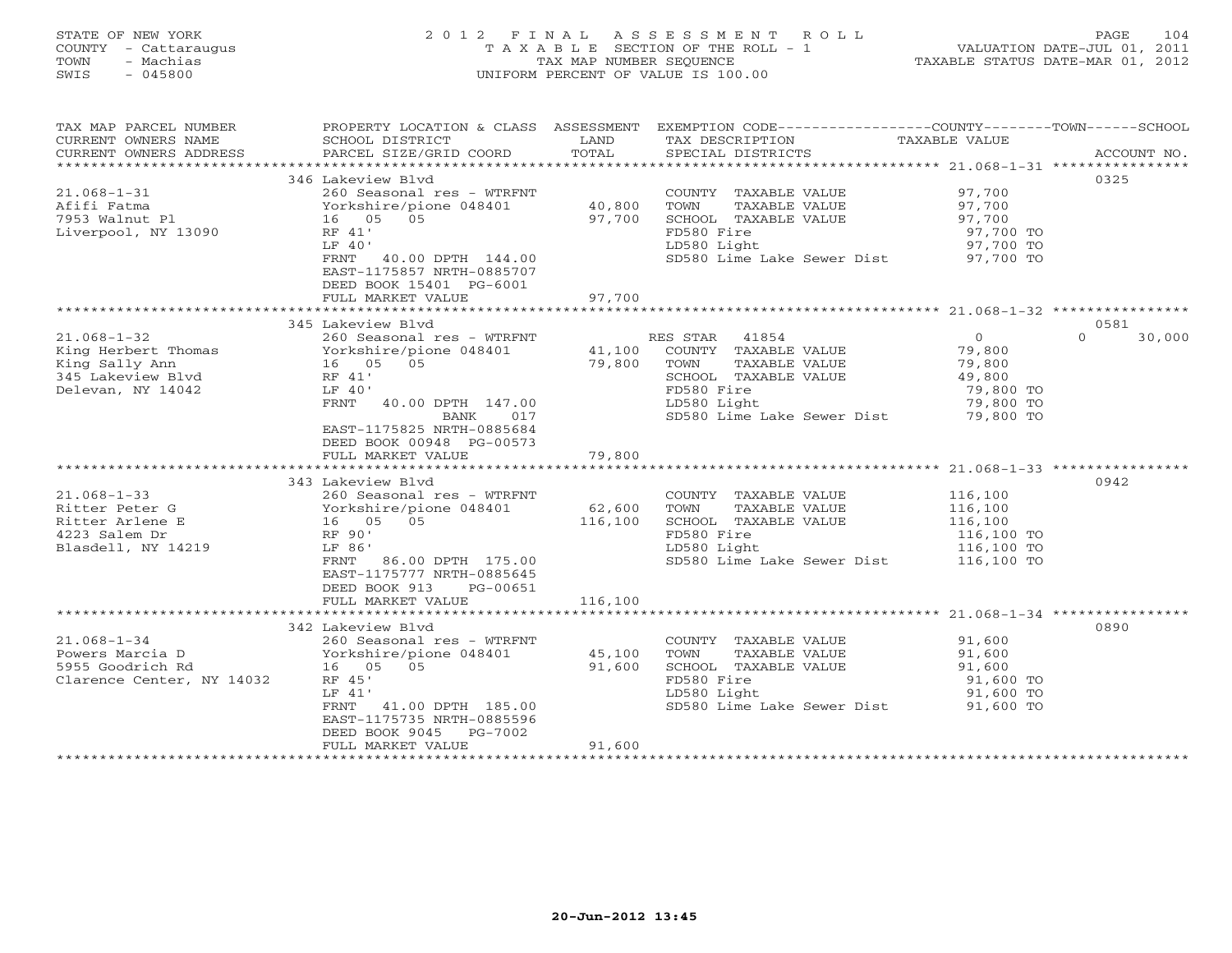STATE OF NEW YORK
COUNTY - Cattaraugus
TOWN - Machias
SWIS - 045800

2 0 1 2 F I N A L A S S E S S M E N T R O L L
T A X A B L E SECTION OF THE ROLL - 1
TAX MAP NUMBER SEQUENCE
UNIFORM PERCENT OF VALUE IS 100.00

VALUATION DATE-JUL 01, 2011
TAXABLE STATUS DATE-MAR 01, 2012

| TAX MAP PARCEL NUMBER / CURRENT OWNERS NAME / CURRENT OWNERS ADDRESS | PROPERTY LOCATION & CLASS / SCHOOL DISTRICT / PARCEL SIZE/GRID COORD | ASSESSMENT LAND / TOTAL | EXEMPTION CODE / TAX DESCRIPTION / SPECIAL DISTRICTS | COUNTY / TOWN / SCHOOL TAXABLE VALUE | ACCOUNT NO. |
|---|---|---|---|---|---|
| **21.068-1-31** | 346 Lakeview Blvd | | | | 0325 |
| 21.068-1-31 | 260 Seasonal res - WTRFNT | | COUNTY TAXABLE VALUE | 97,700 | |
| Afifi Fatma | Yorkshire/pione 048401 | 40,800 | TOWN TAXABLE VALUE | 97,700 | |
| 7953 Walnut Pl | 16 05 05 | 97,700 | SCHOOL TAXABLE VALUE | 97,700 | |
| Liverpool, NY 13090 | RF 41' | | FD580 Fire | 97,700 TO | |
| | LF 40' | | LD580 Light | 97,700 TO | |
| | FRNT 40.00 DPTH 144.00 | | SD580 Lime Lake Sewer Dist | 97,700 TO | |
| | EAST-1175857 NRTH-0885707 | | | | |
| | DEED BOOK 15401 PG-6001 | | | | |
| | FULL MARKET VALUE | 97,700 | | | |
| **21.068-1-32** | 345 Lakeview Blvd | | | | 0581 |
| 21.068-1-32 | 260 Seasonal res - WTRFNT | | RES STAR 41854 | 0 / 0 / 30,000 | |
| King Herbert Thomas | Yorkshire/pione 048401 | 41,100 | COUNTY TAXABLE VALUE | 79,800 | |
| King Sally Ann | 16 05 05 | 79,800 | TOWN TAXABLE VALUE | 79,800 | |
| 345 Lakeview Blvd | RF 41' | | SCHOOL TAXABLE VALUE | 49,800 | |
| Delevan, NY 14042 | LF 40' | | FD580 Fire | 79,800 TO | |
| | FRNT 40.00 DPTH 147.00 | | LD580 Light | 79,800 TO | |
| | BANK 017 | | SD580 Lime Lake Sewer Dist | 79,800 TO | |
| | EAST-1175825 NRTH-0885684 | | | | |
| | DEED BOOK 00948 PG-00573 | | | | |
| | FULL MARKET VALUE | 79,800 | | | |
| **21.068-1-33** | 343 Lakeview Blvd | | | | 0942 |
| 21.068-1-33 | 260 Seasonal res - WTRFNT | | COUNTY TAXABLE VALUE | 116,100 | |
| Ritter Peter G | Yorkshire/pione 048401 | 62,600 | TOWN TAXABLE VALUE | 116,100 | |
| Ritter Arlene E | 16 05 05 | 116,100 | SCHOOL TAXABLE VALUE | 116,100 | |
| 4223 Salem Dr | RF 90' | | FD580 Fire | 116,100 TO | |
| Blasdell, NY 14219 | LF 86' | | LD580 Light | 116,100 TO | |
| | FRNT 86.00 DPTH 175.00 | | SD580 Lime Lake Sewer Dist | 116,100 TO | |
| | EAST-1175777 NRTH-0885645 | | | | |
| | DEED BOOK 913 PG-00651 | | | | |
| | FULL MARKET VALUE | 116,100 | | | |
| **21.068-1-34** | 342 Lakeview Blvd | | | | 0890 |
| 21.068-1-34 | 260 Seasonal res - WTRFNT | | COUNTY TAXABLE VALUE | 91,600 | |
| Powers Marcia D | Yorkshire/pione 048401 | 45,100 | TOWN TAXABLE VALUE | 91,600 | |
| 5955 Goodrich Rd | 16 05 05 | 91,600 | SCHOOL TAXABLE VALUE | 91,600 | |
| Clarence Center, NY 14032 | RF 45' | | FD580 Fire | 91,600 TO | |
| | LF 41' | | LD580 Light | 91,600 TO | |
| | FRNT 41.00 DPTH 185.00 | | SD580 Lime Lake Sewer Dist | 91,600 TO | |
| | EAST-1175735 NRTH-0885596 | | | | |
| | DEED BOOK 9045 PG-7002 | | | | |
| | FULL MARKET VALUE | 91,600 | | | |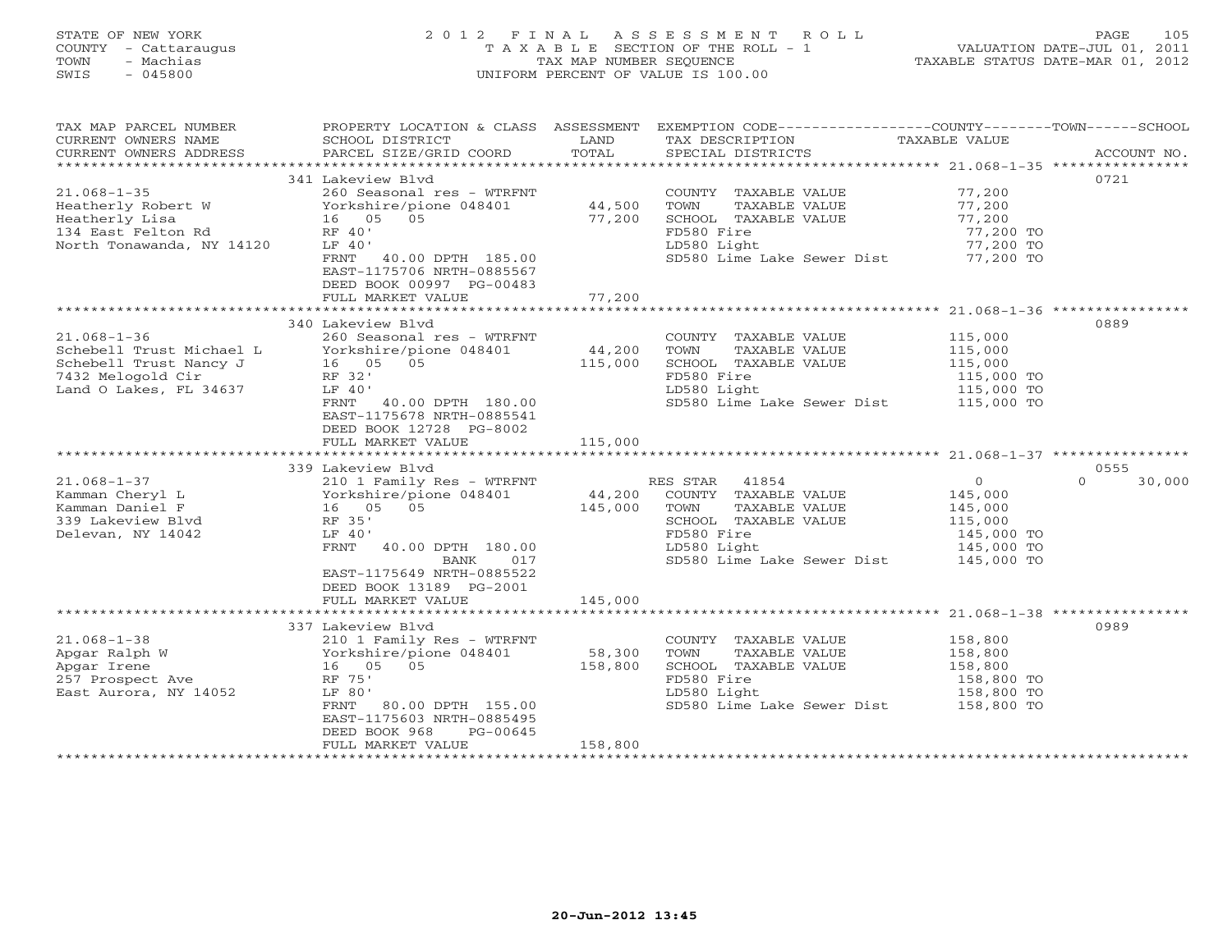STATE OF NEW YORK
COUNTY - Cattaraugus
TOWN - Machias
SWIS - 045800

2012 FINAL ASSESSMENT ROLL
TAXABLE SECTION OF THE ROLL - 1
TAX MAP NUMBER SEQUENCE
UNIFORM PERCENT OF VALUE IS 100.00

VALUATION DATE-JUL 01, 2011
TAXABLE STATUS DATE-MAR 01, 2012

| TAX MAP PARCEL NUMBER / CURRENT OWNERS NAME / CURRENT OWNERS ADDRESS | PROPERTY LOCATION & CLASS / SCHOOL DISTRICT / PARCEL SIZE/GRID COORD | ASSESSMENT LAND / TOTAL | EXEMPTION CODE / TAX DESCRIPTION / SPECIAL DISTRICTS | COUNTY / TOWN / SCHOOL TAXABLE VALUE | ACCOUNT NO. |
|---|---|---|---|---|---|
| | 341 Lakeview Blvd | | | | 0721 |
| 21.068-1-35 | 260 Seasonal res - WTRFNT | | COUNTY TAXABLE VALUE | 77,200 | |
| Heatherly Robert W | Yorkshire/pione 048401 | 44,500 | TOWN TAXABLE VALUE | 77,200 | |
| Heatherly Lisa | 16 05 05 | 77,200 | SCHOOL TAXABLE VALUE | 77,200 | |
| 134 East Felton Rd | RF 40' | | FD580 Fire | 77,200 TO | |
| North Tonawanda, NY 14120 | LF 40' | | LD580 Light | 77,200 TO | |
| | FRNT 40.00 DPTH 185.00 | | SD580 Lime Lake Sewer Dist | 77,200 TO | |
| | EAST-1175706 NRTH-0885567 | | | | |
| | DEED BOOK 00997 PG-00483 | | | | |
| | FULL MARKET VALUE | 77,200 | | | |
| | 340 Lakeview Blvd | | | | 0889 |
| 21.068-1-36 | 260 Seasonal res - WTRFNT | | COUNTY TAXABLE VALUE | 115,000 | |
| Schebell Trust Michael L | Yorkshire/pione 048401 | 44,200 | TOWN TAXABLE VALUE | 115,000 | |
| Schebell Trust Nancy J | 16 05 05 | 115,000 | SCHOOL TAXABLE VALUE | 115,000 | |
| 7432 Melogold Cir | RF 32' | | FD580 Fire | 115,000 TO | |
| Land O Lakes, FL 34637 | LF 40' | | LD580 Light | 115,000 TO | |
| | FRNT 40.00 DPTH 180.00 | | SD580 Lime Lake Sewer Dist | 115,000 TO | |
| | EAST-1175678 NRTH-0885541 | | | | |
| | DEED BOOK 12728 PG-8002 | | | | |
| | FULL MARKET VALUE | 115,000 | | | |
| | 339 Lakeview Blvd | | | | 0555 |
| 21.068-1-37 | 210 1 Family Res - WTRFNT | | RES STAR 41854 | 0 / 0 / 30,000 | |
| Kamman Cheryl L | Yorkshire/pione 048401 | 44,200 | COUNTY TAXABLE VALUE | 145,000 | |
| Kamman Daniel F | 16 05 05 | 145,000 | TOWN TAXABLE VALUE | 145,000 | |
| 339 Lakeview Blvd | RF 35' | | SCHOOL TAXABLE VALUE | 115,000 | |
| Delevan, NY 14042 | LF 40' | | FD580 Fire | 145,000 TO | |
| | FRNT 40.00 DPTH 180.00 | | LD580 Light | 145,000 TO | |
| | BANK 017 | | SD580 Lime Lake Sewer Dist | 145,000 TO | |
| | EAST-1175649 NRTH-0885522 | | | | |
| | DEED BOOK 13189 PG-2001 | | | | |
| | FULL MARKET VALUE | 145,000 | | | |
| | 337 Lakeview Blvd | | | | 0989 |
| 21.068-1-38 | 210 1 Family Res - WTRFNT | | COUNTY TAXABLE VALUE | 158,800 | |
| Apgar Ralph W | Yorkshire/pione 048401 | 58,300 | TOWN TAXABLE VALUE | 158,800 | |
| Apgar Irene | 16 05 05 | 158,800 | SCHOOL TAXABLE VALUE | 158,800 | |
| 257 Prospect Ave | RF 75' | | FD580 Fire | 158,800 TO | |
| East Aurora, NY 14052 | LF 80' | | LD580 Light | 158,800 TO | |
| | FRNT 80.00 DPTH 155.00 | | SD580 Lime Lake Sewer Dist | 158,800 TO | |
| | EAST-1175603 NRTH-0885495 | | | | |
| | DEED BOOK 968 PG-00645 | | | | |
| | FULL MARKET VALUE | 158,800 | | | |

20-Jun-2012 13:45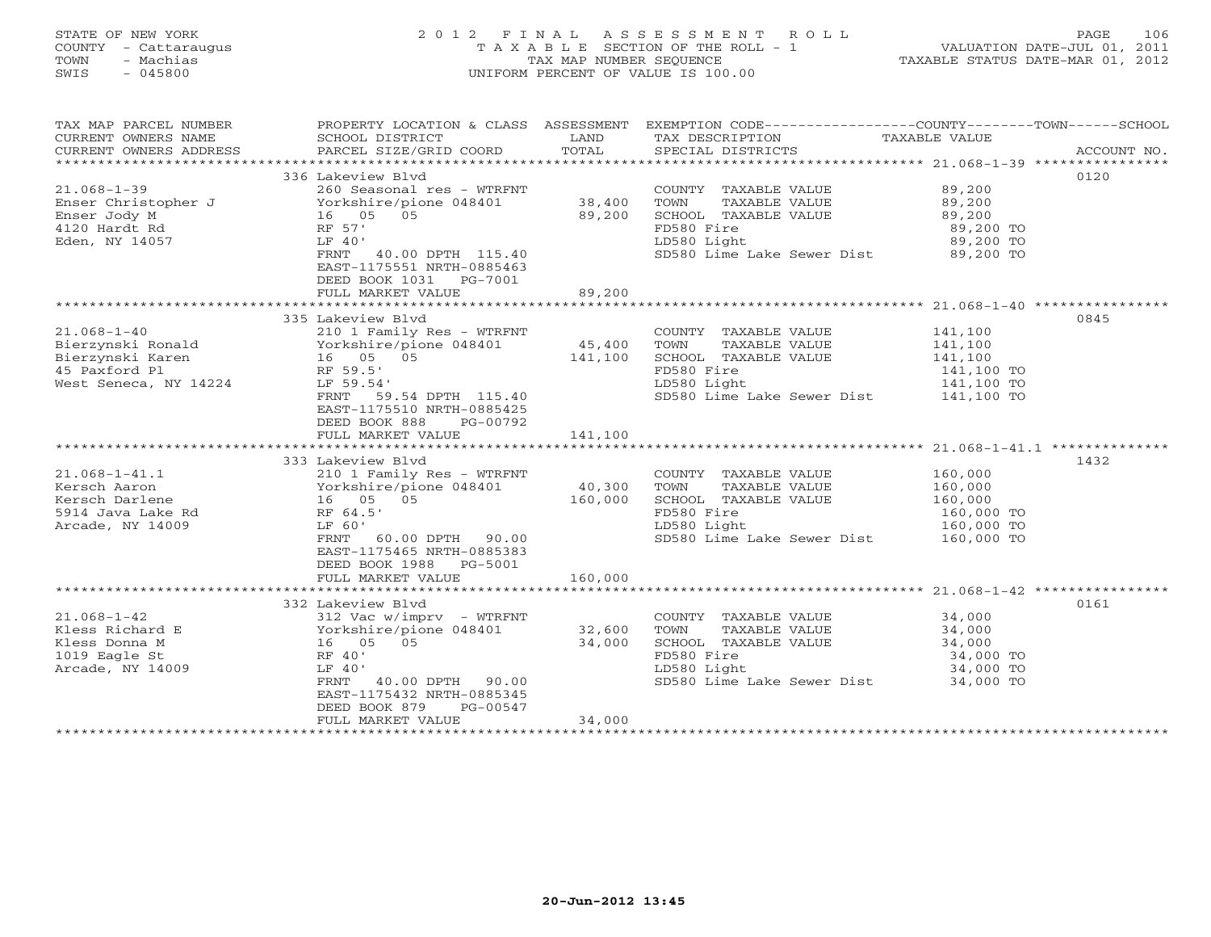STATE OF NEW YORK
COUNTY - Cattaraugus
TOWN - Machias
SWIS - 045800

2 0 1 2 F I N A L A S S E S S M E N T R O L L
T A X A B L E SECTION OF THE ROLL - 1
TAX MAP NUMBER SEQUENCE
UNIFORM PERCENT OF VALUE IS 100.00

VALUATION DATE-JUL 01, 2011
TAXABLE STATUS DATE-MAR 01, 2012

| TAX MAP PARCEL NUMBER<br>CURRENT OWNERS NAME<br>CURRENT OWNERS ADDRESS | PROPERTY LOCATION & CLASS<br>SCHOOL DISTRICT<br>PARCEL SIZE/GRID COORD | ASSESSMENT<br>LAND<br>TOTAL | EXEMPTION CODE<br>TAX DESCRIPTION<br>SPECIAL DISTRICTS | COUNTY--------TOWN------SCHOOL<br>TAXABLE VALUE | ACCOUNT NO. |
|---|---|---|---|---|---|
| **21.068-1-39** | 336 Lakeview Blvd | | | | 0120 |
| 21.068-1-39 | 260 Seasonal res - WTRFNT | | COUNTY TAXABLE VALUE | 89,200 | |
| Enser Christopher J | Yorkshire/pione 048401 | 38,400 | TOWN TAXABLE VALUE | 89,200 | |
| Enser Jody M | 16 05 05 | 89,200 | SCHOOL TAXABLE VALUE | 89,200 | |
| 4120 Hardt Rd | RF 57' | | FD580 Fire | 89,200 TO | |
| Eden, NY 14057 | LF 40' | | LD580 Light | 89,200 TO | |
| | FRNT 40.00 DPTH 115.40 | | SD580 Lime Lake Sewer Dist | 89,200 TO | |
| | EAST-1175551 NRTH-0885463 | | | | |
| | DEED BOOK 1031 PG-7001 | | | | |
| | FULL MARKET VALUE | 89,200 | | | |
| **21.068-1-40** | 335 Lakeview Blvd | | | | 0845 |
| 21.068-1-40 | 210 1 Family Res - WTRFNT | | COUNTY TAXABLE VALUE | 141,100 | |
| Bierzynski Ronald | Yorkshire/pione 048401 | 45,400 | TOWN TAXABLE VALUE | 141,100 | |
| Bierzynski Karen | 16 05 05 | 141,100 | SCHOOL TAXABLE VALUE | 141,100 | |
| 45 Paxford Pl | RF 59.5' | | FD580 Fire | 141,100 TO | |
| West Seneca, NY 14224 | LF 59.54' | | LD580 Light | 141,100 TO | |
| | FRNT 59.54 DPTH 115.40 | | SD580 Lime Lake Sewer Dist | 141,100 TO | |
| | EAST-1175510 NRTH-0885425 | | | | |
| | DEED BOOK 888 PG-00792 | | | | |
| | FULL MARKET VALUE | 141,100 | | | |
| **21.068-1-41.1** | 333 Lakeview Blvd | | | | 1432 |
| 21.068-1-41.1 | 210 1 Family Res - WTRFNT | | COUNTY TAXABLE VALUE | 160,000 | |
| Kersch Aaron | Yorkshire/pione 048401 | 40,300 | TOWN TAXABLE VALUE | 160,000 | |
| Kersch Darlene | 16 05 05 | 160,000 | SCHOOL TAXABLE VALUE | 160,000 | |
| 5914 Java Lake Rd | RF 64.5' | | FD580 Fire | 160,000 TO | |
| Arcade, NY 14009 | LF 60' | | LD580 Light | 160,000 TO | |
| | FRNT 60.00 DPTH 90.00 | | SD580 Lime Lake Sewer Dist | 160,000 TO | |
| | EAST-1175465 NRTH-0885383 | | | | |
| | DEED BOOK 1988 PG-5001 | | | | |
| | FULL MARKET VALUE | 160,000 | | | |
| **21.068-1-42** | 332 Lakeview Blvd | | | | 0161 |
| 21.068-1-42 | 312 Vac w/imprv - WTRFNT | | COUNTY TAXABLE VALUE | 34,000 | |
| Kless Richard E | Yorkshire/pione 048401 | 32,600 | TOWN TAXABLE VALUE | 34,000 | |
| Kless Donna M | 16 05 05 | 34,000 | SCHOOL TAXABLE VALUE | 34,000 | |
| 1019 Eagle St | RF 40' | | FD580 Fire | 34,000 TO | |
| Arcade, NY 14009 | LF 40' | | LD580 Light | 34,000 TO | |
| | FRNT 40.00 DPTH 90.00 | | SD580 Lime Lake Sewer Dist | 34,000 TO | |
| | EAST-1175432 NRTH-0885345 | | | | |
| | DEED BOOK 879 PG-00547 | | | | |
| | FULL MARKET VALUE | 34,000 | | | |

20-Jun-2012 13:45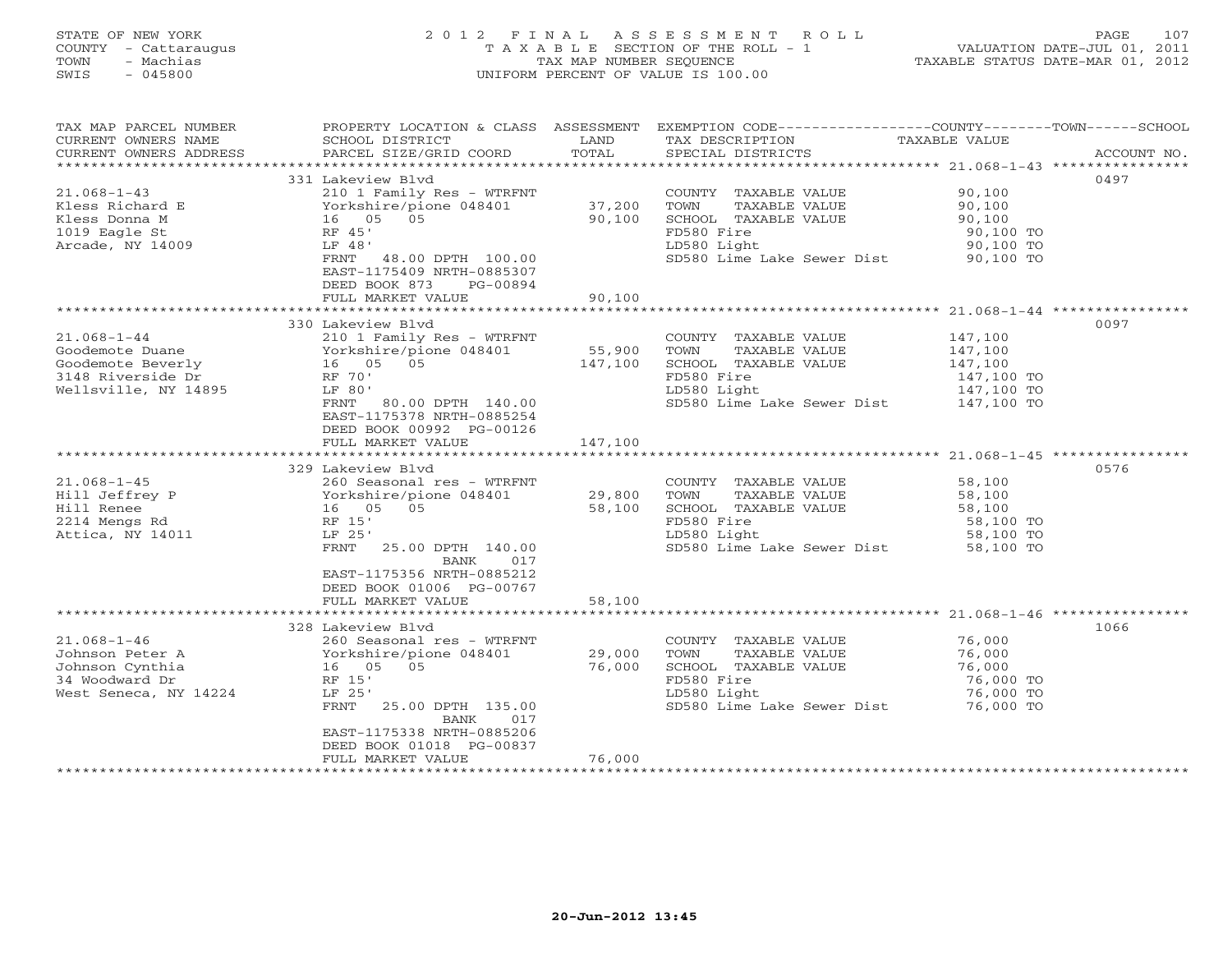STATE OF NEW YORK
COUNTY - Cattaraugus
TOWN - Machias
SWIS - 045800

2 0 1 2 F I N A L A S S E S S M E N T R O L L
T A X A B L E SECTION OF THE ROLL - 1
TAX MAP NUMBER SEQUENCE
UNIFORM PERCENT OF VALUE IS 100.00

VALUATION DATE-JUL 01, 2011
TAXABLE STATUS DATE-MAR 01, 2012

| TAX MAP PARCEL NUMBER / CURRENT OWNERS NAME / CURRENT OWNERS ADDRESS | PROPERTY LOCATION & CLASS / SCHOOL DISTRICT / PARCEL SIZE/GRID COORD | ASSESSMENT LAND / TOTAL | EXEMPTION CODE / TAX DESCRIPTION / SPECIAL DISTRICTS | TAXABLE VALUE (COUNTY / TOWN / SCHOOL) | ACCOUNT NO. |
|---|---|---|---|---|---|
| **21.068-1-43** | 331 Lakeview Blvd | | | | 0497 |
| 21.068-1-43 | 210 1 Family Res - WTRFNT | | COUNTY TAXABLE VALUE | 90,100 | |
| Kless Richard E | Yorkshire/pione 048401 | 37,200 | TOWN TAXABLE VALUE | 90,100 | |
| Kless Donna M | 16 05 05 | 90,100 | SCHOOL TAXABLE VALUE | 90,100 | |
| 1019 Eagle St | RF 45' | | FD580 Fire | 90,100 TO | |
| Arcade, NY 14009 | LF 48' | | LD580 Light | 90,100 TO | |
| | FRNT 48.00 DPTH 100.00 | | SD580 Lime Lake Sewer Dist | 90,100 TO | |
| | EAST-1175409 NRTH-0885307 | | | | |
| | DEED BOOK 873 PG-00894 | | | | |
| | FULL MARKET VALUE | 90,100 | | | |
| **21.068-1-44** | 330 Lakeview Blvd | | | | 0097 |
| 21.068-1-44 | 210 1 Family Res - WTRFNT | | COUNTY TAXABLE VALUE | 147,100 | |
| Goodemote Duane | Yorkshire/pione 048401 | 55,900 | TOWN TAXABLE VALUE | 147,100 | |
| Goodemote Beverly | 16 05 05 | 147,100 | SCHOOL TAXABLE VALUE | 147,100 | |
| 3148 Riverside Dr | RF 70' | | FD580 Fire | 147,100 TO | |
| Wellsville, NY 14895 | LF 80' | | LD580 Light | 147,100 TO | |
| | FRNT 80.00 DPTH 140.00 | | SD580 Lime Lake Sewer Dist | 147,100 TO | |
| | EAST-1175378 NRTH-0885254 | | | | |
| | DEED BOOK 00992 PG-00126 | | | | |
| | FULL MARKET VALUE | 147,100 | | | |
| **21.068-1-45** | 329 Lakeview Blvd | | | | 0576 |
| 21.068-1-45 | 260 Seasonal res - WTRFNT | | COUNTY TAXABLE VALUE | 58,100 | |
| Hill Jeffrey P | Yorkshire/pione 048401 | 29,800 | TOWN TAXABLE VALUE | 58,100 | |
| Hill Renee | 16 05 05 | 58,100 | SCHOOL TAXABLE VALUE | 58,100 | |
| 2214 Mengs Rd | RF 15' | | FD580 Fire | 58,100 TO | |
| Attica, NY 14011 | LF 25' | | LD580 Light | 58,100 TO | |
| | FRNT 25.00 DPTH 140.00 | | SD580 Lime Lake Sewer Dist | 58,100 TO | |
| | BANK 017 | | | | |
| | EAST-1175356 NRTH-0885212 | | | | |
| | DEED BOOK 01006 PG-00767 | | | | |
| | FULL MARKET VALUE | 58,100 | | | |
| **21.068-1-46** | 328 Lakeview Blvd | | | | 1066 |
| 21.068-1-46 | 260 Seasonal res - WTRFNT | | COUNTY TAXABLE VALUE | 76,000 | |
| Johnson Peter A | Yorkshire/pione 048401 | 29,000 | TOWN TAXABLE VALUE | 76,000 | |
| Johnson Cynthia | 16 05 05 | 76,000 | SCHOOL TAXABLE VALUE | 76,000 | |
| 34 Woodward Dr | RF 15' | | FD580 Fire | 76,000 TO | |
| West Seneca, NY 14224 | LF 25' | | LD580 Light | 76,000 TO | |
| | FRNT 25.00 DPTH 135.00 | | SD580 Lime Lake Sewer Dist | 76,000 TO | |
| | BANK 017 | | | | |
| | EAST-1175338 NRTH-0885206 | | | | |
| | DEED BOOK 01018 PG-00837 | | | | |
| | FULL MARKET VALUE | 76,000 | | | |

20-Jun-2012 13:45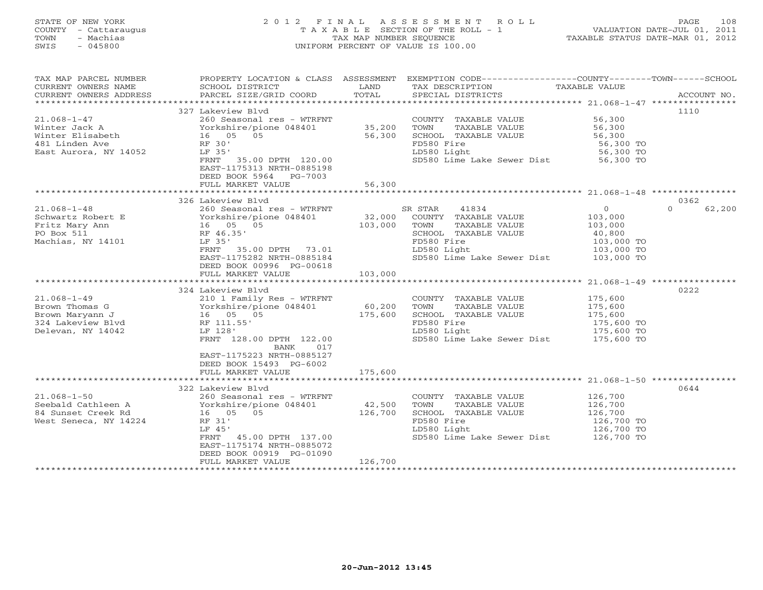STATE OF NEW YORK
COUNTY - Cattaraugus
TOWN - Machias
SWIS - 045800

# 2012 FINAL ASSESSMENT ROLL

TAXABLE SECTION OF THE ROLL - 1
TAX MAP NUMBER SEQUENCE
UNIFORM PERCENT OF VALUE IS 100.00

VALUATION DATE-JUL 01, 2011
TAXABLE STATUS DATE-MAR 01, 2012

| TAX MAP PARCEL NUMBER / CURRENT OWNERS NAME / CURRENT OWNERS ADDRESS | PROPERTY LOCATION & CLASS / SCHOOL DISTRICT / PARCEL SIZE/GRID COORD | ASSESSMENT LAND / TOTAL | EXEMPTION CODE / TAX DESCRIPTION / SPECIAL DISTRICTS | COUNTY / TOWN / SCHOOL TAXABLE VALUE | ACCOUNT NO. |
|---|---|---|---|---|---|
| **21.068-1-47** | 327 Lakeview Blvd | | | | 1110 |
| Winter Jack A | 260 Seasonal res - WTRFNT | | COUNTY TAXABLE VALUE | 56,300 | |
| Winter Elisabeth | Yorkshire/pione 048401 | 35,200 | TOWN TAXABLE VALUE | 56,300 | |
| 481 Linden Ave | 16 05 05 | 56,300 | SCHOOL TAXABLE VALUE | 56,300 | |
| East Aurora, NY 14052 | RF 30' | | FD580 Fire | 56,300 TO | |
| | LF 35' | | LD580 Light | 56,300 TO | |
| | FRNT 35.00 DPTH 120.00 | | SD580 Lime Lake Sewer Dist | 56,300 TO | |
| | EAST-1175313 NRTH-0885198 | | | | |
| | DEED BOOK 5964 PG-7003 | | | | |
| | FULL MARKET VALUE | 56,300 | | | |
| **21.068-1-48** | 326 Lakeview Blvd | | | | 0362 |
| Schwartz Robert E | 260 Seasonal res - WTRFNT | | SR STAR 41834 | 0 / 0 / 62,200 | |
| Fritz Mary Ann | Yorkshire/pione 048401 | 32,000 | COUNTY TAXABLE VALUE | 103,000 | |
| PO Box 511 | 16 05 05 | 103,000 | TOWN TAXABLE VALUE | 103,000 | |
| Machias, NY 14101 | RF 46.35' | | SCHOOL TAXABLE VALUE | 40,800 | |
| | LF 35' | | FD580 Fire | 103,000 TO | |
| | FRNT 35.00 DPTH 73.01 | | LD580 Light | 103,000 TO | |
| | EAST-1175282 NRTH-0885184 | | SD580 Lime Lake Sewer Dist | 103,000 TO | |
| | DEED BOOK 00996 PG-00618 | | | | |
| | FULL MARKET VALUE | 103,000 | | | |
| **21.068-1-49** | 324 Lakeview Blvd | | | | 0222 |
| Brown Thomas G | 210 1 Family Res - WTRFNT | | COUNTY TAXABLE VALUE | 175,600 | |
| Brown Maryann J | Yorkshire/pione 048401 | 60,200 | TOWN TAXABLE VALUE | 175,600 | |
| 324 Lakeview Blvd | 16 05 05 | 175,600 | SCHOOL TAXABLE VALUE | 175,600 | |
| Delevan, NY 14042 | RF 111.55' | | FD580 Fire | 175,600 TO | |
| | LF 128' | | LD580 Light | 175,600 TO | |
| | FRNT 128.00 DPTH 122.00 | | SD580 Lime Lake Sewer Dist | 175,600 TO | |
| | BANK 017 | | | | |
| | EAST-1175223 NRTH-0885127 | | | | |
| | DEED BOOK 15493 PG-6002 | | | | |
| | FULL MARKET VALUE | 175,600 | | | |
| **21.068-1-50** | 322 Lakeview Blvd | | | | 0644 |
| Seebald Cathleen A | 260 Seasonal res - WTRFNT | | COUNTY TAXABLE VALUE | 126,700 | |
| 84 Sunset Creek Rd | Yorkshire/pione 048401 | 42,500 | TOWN TAXABLE VALUE | 126,700 | |
| West Seneca, NY 14224 | 16 05 05 | 126,700 | SCHOOL TAXABLE VALUE | 126,700 | |
| | RF 31' | | FD580 Fire | 126,700 TO | |
| | LF 45' | | LD580 Light | 126,700 TO | |
| | FRNT 45.00 DPTH 137.00 | | SD580 Lime Lake Sewer Dist | 126,700 TO | |
| | EAST-1175174 NRTH-0885072 | | | | |
| | DEED BOOK 00919 PG-01090 | | | | |
| | FULL MARKET VALUE | 126,700 | | | |

20-Jun-2012 13:45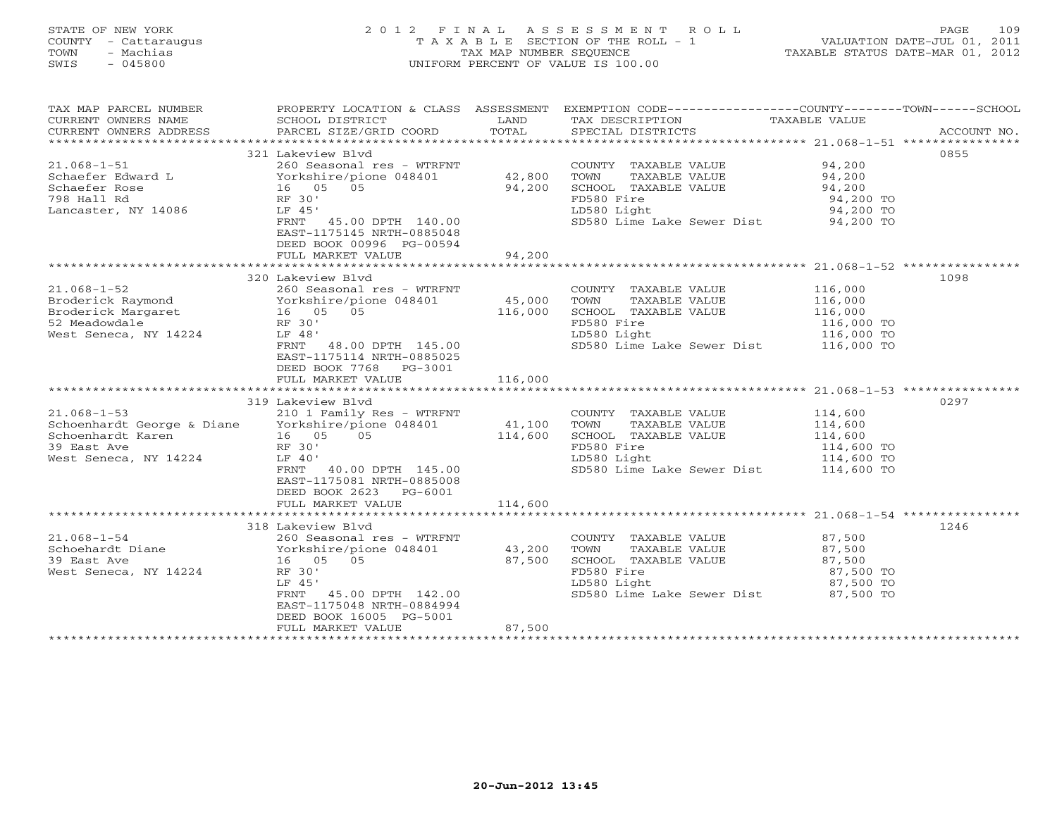STATE OF NEW YORK
COUNTY - Cattaraugus
TOWN - Machias
SWIS - 045800

# 2012 FINAL ASSESSMENT ROLL
TAXABLE SECTION OF THE ROLL - 1
TAX MAP NUMBER SEQUENCE
UNIFORM PERCENT OF VALUE IS 100.00

VALUATION DATE-JUL 01, 2011
TAXABLE STATUS DATE-MAR 01, 2012

| TAX MAP PARCEL NUMBER / CURRENT OWNERS NAME / CURRENT OWNERS ADDRESS | PROPERTY LOCATION & CLASS / SCHOOL DISTRICT / PARCEL SIZE/GRID COORD | ASSESSMENT LAND / TOTAL | EXEMPTION CODE / TAX DESCRIPTION / SPECIAL DISTRICTS | TAXABLE VALUE | ACCOUNT NO. |
|---|---|---|---|---|---|
| | 321 Lakeview Blvd | | | | 0855 |
| 21.068-1-51 | 260 Seasonal res - WTRFNT | | COUNTY TAXABLE VALUE | 94,200 | |
| Schaefer Edward L | Yorkshire/pione 048401 | 42,800 | TOWN TAXABLE VALUE | 94,200 | |
| Schaefer Rose | 16 05 05 | 94,200 | SCHOOL TAXABLE VALUE | 94,200 | |
| 798 Hall Rd | RF 30' | | FD580 Fire | 94,200 TO | |
| Lancaster, NY 14086 | LF 45' | | LD580 Light | 94,200 TO | |
| | FRNT 45.00 DPTH 140.00 | | SD580 Lime Lake Sewer Dist | 94,200 TO | |
| | EAST-1175145 NRTH-0885048 | | | | |
| | DEED BOOK 00996 PG-00594 | | | | |
| | FULL MARKET VALUE | 94,200 | | | |
| | 320 Lakeview Blvd | | | | 1098 |
| 21.068-1-52 | 260 Seasonal res - WTRFNT | | COUNTY TAXABLE VALUE | 116,000 | |
| Broderick Raymond | Yorkshire/pione 048401 | 45,000 | TOWN TAXABLE VALUE | 116,000 | |
| Broderick Margaret | 16 05 05 | 116,000 | SCHOOL TAXABLE VALUE | 116,000 | |
| 52 Meadowdale | RF 30' | | FD580 Fire | 116,000 TO | |
| West Seneca, NY 14224 | LF 48' | | LD580 Light | 116,000 TO | |
| | FRNT 48.00 DPTH 145.00 | | SD580 Lime Lake Sewer Dist | 116,000 TO | |
| | EAST-1175114 NRTH-0885025 | | | | |
| | DEED BOOK 7768 PG-3001 | | | | |
| | FULL MARKET VALUE | 116,000 | | | |
| | 319 Lakeview Blvd | | | | 0297 |
| 21.068-1-53 | 210 1 Family Res - WTRFNT | | COUNTY TAXABLE VALUE | 114,600 | |
| Schoenhardt George & Diane | Yorkshire/pione 048401 | 41,100 | TOWN TAXABLE VALUE | 114,600 | |
| Schoenhardt Karen | 16 05 05 | 114,600 | SCHOOL TAXABLE VALUE | 114,600 | |
| 39 East Ave | RF 30' | | FD580 Fire | 114,600 TO | |
| West Seneca, NY 14224 | LF 40' | | LD580 Light | 114,600 TO | |
| | FRNT 40.00 DPTH 145.00 | | SD580 Lime Lake Sewer Dist | 114,600 TO | |
| | EAST-1175081 NRTH-0885008 | | | | |
| | DEED BOOK 2623 PG-6001 | | | | |
| | FULL MARKET VALUE | 114,600 | | | |
| | 318 Lakeview Blvd | | | | 1246 |
| 21.068-1-54 | 260 Seasonal res - WTRFNT | | COUNTY TAXABLE VALUE | 87,500 | |
| Schoehardt Diane | Yorkshire/pione 048401 | 43,200 | TOWN TAXABLE VALUE | 87,500 | |
| 39 East Ave | 16 05 05 | 87,500 | SCHOOL TAXABLE VALUE | 87,500 | |
| West Seneca, NY 14224 | RF 30' | | FD580 Fire | 87,500 TO | |
| | LF 45' | | LD580 Light | 87,500 TO | |
| | FRNT 45.00 DPTH 142.00 | | SD580 Lime Lake Sewer Dist | 87,500 TO | |
| | EAST-1175048 NRTH-0884994 | | | | |
| | DEED BOOK 16005 PG-5001 | | | | |
| | FULL MARKET VALUE | 87,500 | | | |

20-Jun-2012 13:45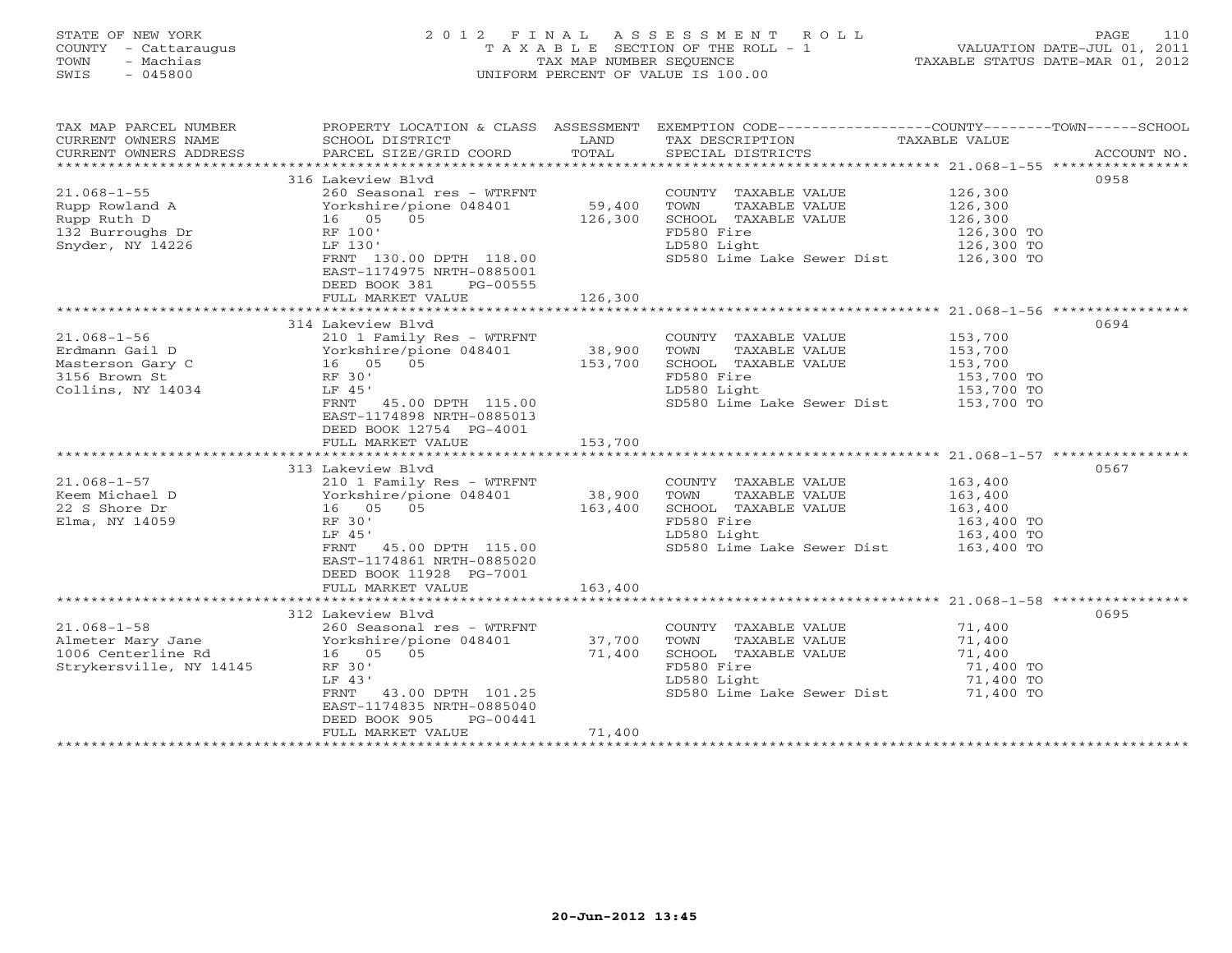STATE OF NEW YORK
COUNTY - Cattaraugus
TOWN - Machias
SWIS - 045800

2 0 1 2 F I N A L A S S E S S M E N T R O L L
T A X A B L E SECTION OF THE ROLL - 1
TAX MAP NUMBER SEQUENCE
UNIFORM PERCENT OF VALUE IS 100.00

VALUATION DATE-JUL 01, 2011
TAXABLE STATUS DATE-MAR 01, 2012

| TAX MAP PARCEL NUMBER / CURRENT OWNERS NAME / CURRENT OWNERS ADDRESS | PROPERTY LOCATION & CLASS / SCHOOL DISTRICT / PARCEL SIZE/GRID COORD | ASSESSMENT LAND / TOTAL | EXEMPTION CODE / TAX DESCRIPTION / SPECIAL DISTRICTS | TAXABLE VALUE | ACCOUNT NO. |
|---|---|---|---|---|---|
| **21.068-1-55** | 316 Lakeview Blvd | | | | 0958 |
| 21.068-1-55 | 260 Seasonal res - WTRFNT | | COUNTY TAXABLE VALUE | 126,300 | |
| Rupp Rowland A | Yorkshire/pione 048401 | 59,400 | TOWN TAXABLE VALUE | 126,300 | |
| Rupp Ruth D | 16 05 05 | 126,300 | SCHOOL TAXABLE VALUE | 126,300 | |
| 132 Burroughs Dr | RF 100' | | FD580 Fire | 126,300 TO | |
| Snyder, NY 14226 | LF 130' | | LD580 Light | 126,300 TO | |
| | FRNT 130.00 DPTH 118.00 | | SD580 Lime Lake Sewer Dist | 126,300 TO | |
| | EAST-1174975 NRTH-0885001 | | | | |
| | DEED BOOK 381 PG-00555 | | | | |
| | FULL MARKET VALUE | 126,300 | | | |
| **21.068-1-56** | 314 Lakeview Blvd | | | | 0694 |
| 21.068-1-56 | 210 1 Family Res - WTRFNT | | COUNTY TAXABLE VALUE | 153,700 | |
| Erdmann Gail D | Yorkshire/pione 048401 | 38,900 | TOWN TAXABLE VALUE | 153,700 | |
| Masterson Gary C | 16 05 05 | 153,700 | SCHOOL TAXABLE VALUE | 153,700 | |
| 3156 Brown St | RF 30' | | FD580 Fire | 153,700 TO | |
| Collins, NY 14034 | LF 45' | | LD580 Light | 153,700 TO | |
| | FRNT 45.00 DPTH 115.00 | | SD580 Lime Lake Sewer Dist | 153,700 TO | |
| | EAST-1174898 NRTH-0885013 | | | | |
| | DEED BOOK 12754 PG-4001 | | | | |
| | FULL MARKET VALUE | 153,700 | | | |
| **21.068-1-57** | 313 Lakeview Blvd | | | | 0567 |
| 21.068-1-57 | 210 1 Family Res - WTRFNT | | COUNTY TAXABLE VALUE | 163,400 | |
| Keem Michael D | Yorkshire/pione 048401 | 38,900 | TOWN TAXABLE VALUE | 163,400 | |
| 22 S Shore Dr | 16 05 05 | 163,400 | SCHOOL TAXABLE VALUE | 163,400 | |
| Elma, NY 14059 | RF 30' | | FD580 Fire | 163,400 TO | |
| | LF 45' | | LD580 Light | 163,400 TO | |
| | FRNT 45.00 DPTH 115.00 | | SD580 Lime Lake Sewer Dist | 163,400 TO | |
| | EAST-1174861 NRTH-0885020 | | | | |
| | DEED BOOK 11928 PG-7001 | | | | |
| | FULL MARKET VALUE | 163,400 | | | |
| **21.068-1-58** | 312 Lakeview Blvd | | | | 0695 |
| 21.068-1-58 | 260 Seasonal res - WTRFNT | | COUNTY TAXABLE VALUE | 71,400 | |
| Almeter Mary Jane | Yorkshire/pione 048401 | 37,700 | TOWN TAXABLE VALUE | 71,400 | |
| 1006 Centerline Rd | 16 05 05 | 71,400 | SCHOOL TAXABLE VALUE | 71,400 | |
| Strykersville, NY 14145 | RF 30' | | FD580 Fire | 71,400 TO | |
| | LF 43' | | LD580 Light | 71,400 TO | |
| | FRNT 43.00 DPTH 101.25 | | SD580 Lime Lake Sewer Dist | 71,400 TO | |
| | EAST-1174835 NRTH-0885040 | | | | |
| | DEED BOOK 905 PG-00441 | | | | |
| | FULL MARKET VALUE | 71,400 | | | |

20-Jun-2012 13:45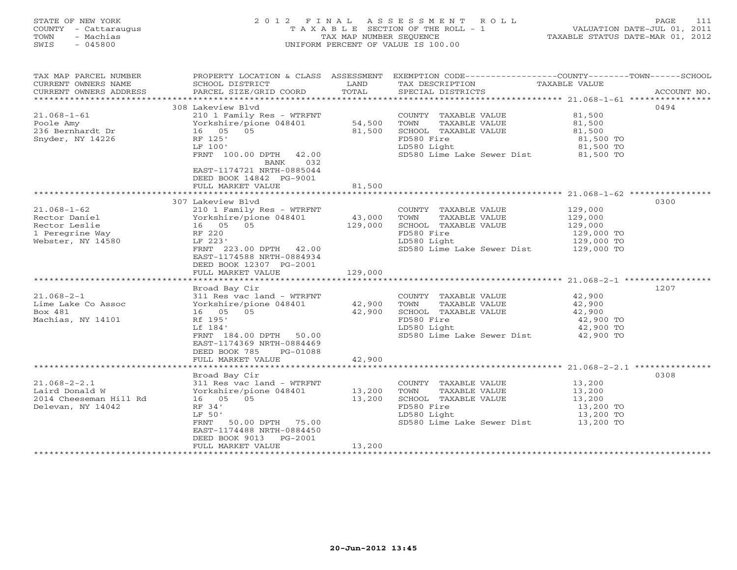STATE OF NEW YORK
COUNTY - Cattaraugus
TOWN - Machias
SWIS - 045800

2012 FINAL ASSESSMENT ROLL
TAXABLE SECTION OF THE ROLL - 1
TAX MAP NUMBER SEQUENCE
UNIFORM PERCENT OF VALUE IS 100.00

VALUATION DATE-JUL 01, 2011
TAXABLE STATUS DATE-MAR 01, 2012

| TAX MAP PARCEL NUMBER / CURRENT OWNERS NAME / CURRENT OWNERS ADDRESS | PROPERTY LOCATION & CLASS / SCHOOL DISTRICT / PARCEL SIZE/GRID COORD | ASSESSMENT LAND / TOTAL | EXEMPTION CODE / TAX DESCRIPTION / SPECIAL DISTRICTS | TAXABLE VALUE | ACCOUNT NO. |
|---|---|---|---|---|---|
| | 308 Lakeview Blvd | | | | 0494 |
| 21.068-1-61 | 210 1 Family Res - WTRFNT | | COUNTY TAXABLE VALUE | 81,500 | |
| Poole Amy | Yorkshire/pione 048401 | 54,500 | TOWN TAXABLE VALUE | 81,500 | |
| 236 Bernhardt Dr | 16 05 05 | 81,500 | SCHOOL TAXABLE VALUE | 81,500 | |
| Snyder, NY 14226 | RF 125' | | FD580 Fire | 81,500 TO | |
| | LF 100' | | LD580 Light | 81,500 TO | |
| | FRNT 100.00 DPTH 42.00 | | SD580 Lime Lake Sewer Dist | 81,500 TO | |
| | BANK 032 | | | | |
| | EAST-1174721 NRTH-0885044 | | | | |
| | DEED BOOK 14842 PG-9001 | | | | |
| | FULL MARKET VALUE | 81,500 | | | |
| | 307 Lakeview Blvd | | | | 0300 |
| 21.068-1-62 | 210 1 Family Res - WTRFNT | | COUNTY TAXABLE VALUE | 129,000 | |
| Rector Daniel | Yorkshire/pione 048401 | 43,000 | TOWN TAXABLE VALUE | 129,000 | |
| Rector Leslie | 16 05 05 | 129,000 | SCHOOL TAXABLE VALUE | 129,000 | |
| 1 Peregrine Way | RF 220 | | FD580 Fire | 129,000 TO | |
| Webster, NY 14580 | LF 223' | | LD580 Light | 129,000 TO | |
| | FRNT 223.00 DPTH 42.00 | | SD580 Lime Lake Sewer Dist | 129,000 TO | |
| | EAST-1174588 NRTH-0884934 | | | | |
| | DEED BOOK 12307 PG-2001 | | | | |
| | FULL MARKET VALUE | 129,000 | | | |
| | Broad Bay Cir | | | | 1207 |
| 21.068-2-1 | 311 Res vac land - WTRFNT | | COUNTY TAXABLE VALUE | 42,900 | |
| Lime Lake Co Assoc | Yorkshire/pione 048401 | 42,900 | TOWN TAXABLE VALUE | 42,900 | |
| Box 481 | 16 05 05 | 42,900 | SCHOOL TAXABLE VALUE | 42,900 | |
| Machias, NY 14101 | Rf 195' | | FD580 Fire | 42,900 TO | |
| | Lf 184' | | LD580 Light | 42,900 TO | |
| | FRNT 184.00 DPTH 50.00 | | SD580 Lime Lake Sewer Dist | 42,900 TO | |
| | EAST-1174369 NRTH-0884469 | | | | |
| | DEED BOOK 785 PG-01088 | | | | |
| | FULL MARKET VALUE | 42,900 | | | |
| | Broad Bay Cir | | | | 0308 |
| 21.068-2-2.1 | 311 Res vac land - WTRFNT | | COUNTY TAXABLE VALUE | 13,200 | |
| Laird Donald W | Yorkshire/pione 048401 | 13,200 | TOWN TAXABLE VALUE | 13,200 | |
| 2014 Cheeseman Hill Rd | 16 05 05 | 13,200 | SCHOOL TAXABLE VALUE | 13,200 | |
| Delevan, NY 14042 | RF 34' | | FD580 Fire | 13,200 TO | |
| | LF 50' | | LD580 Light | 13,200 TO | |
| | FRNT 50.00 DPTH 75.00 | | SD580 Lime Lake Sewer Dist | 13,200 TO | |
| | EAST-1174488 NRTH-0884450 | | | | |
| | DEED BOOK 9013 PG-2001 | | | | |
| | FULL MARKET VALUE | 13,200 | | | |

20-Jun-2012 13:45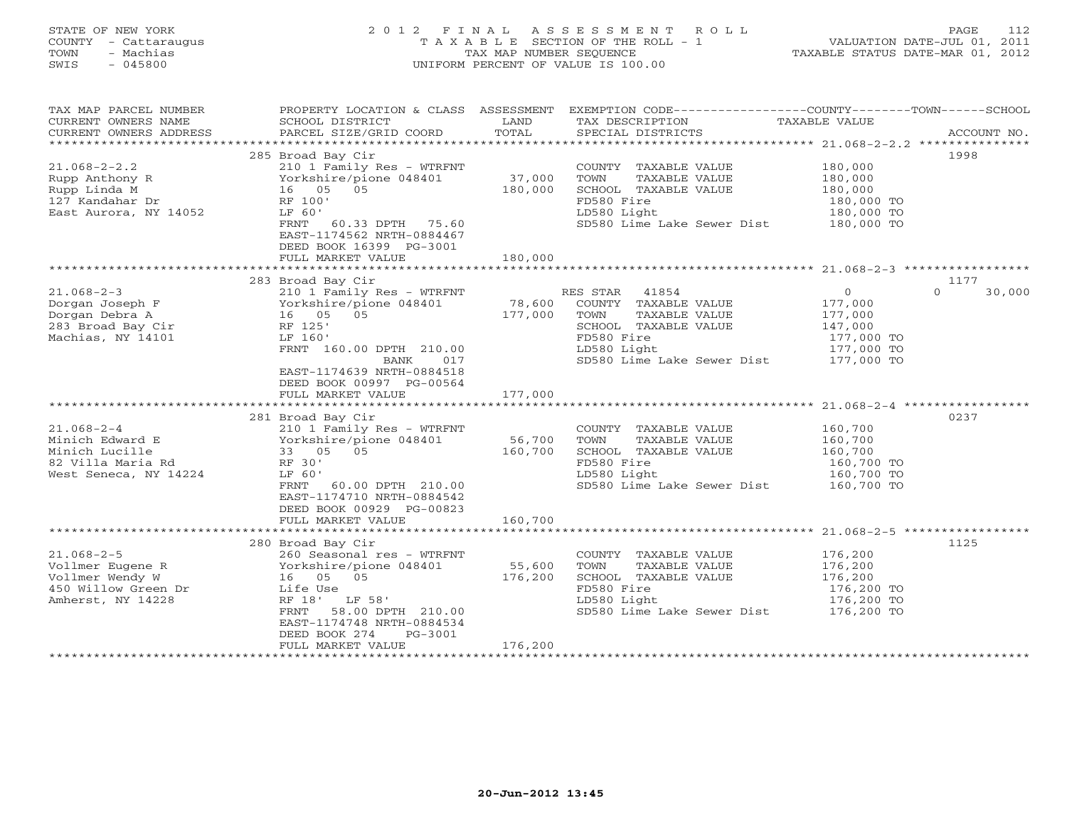STATE OF NEW YORK
COUNTY - Cattaraugus
TOWN - Machias
SWIS - 045800

# 2012 FINAL ASSESSMENT ROLL

TAXABLE SECTION OF THE ROLL - 1
TAX MAP NUMBER SEQUENCE
UNIFORM PERCENT OF VALUE IS 100.00

VALUATION DATE-JUL 01, 2011
TAXABLE STATUS DATE-MAR 01, 2012

| TAX MAP PARCEL NUMBER / CURRENT OWNERS NAME / CURRENT OWNERS ADDRESS | PROPERTY LOCATION & CLASS / SCHOOL DISTRICT / PARCEL SIZE/GRID COORD | ASSESSMENT LAND / TOTAL | EXEMPTION CODE / TAX DESCRIPTION / SPECIAL DISTRICTS | COUNTY / TOWN / SCHOOL TAXABLE VALUE | ACCOUNT NO. |
|---|---|---|---|---|---|
| **21.068-2-2.2** | 285 Broad Bay Cir | | | | 1998 |
| Rupp Anthony R | 210 1 Family Res - WTRFNT | | COUNTY TAXABLE VALUE | 180,000 | |
| Rupp Linda M | Yorkshire/pione 048401 | 37,000 | TOWN TAXABLE VALUE | 180,000 | |
| 127 Kandahar Dr | 16 05 05 | 180,000 | SCHOOL TAXABLE VALUE | 180,000 | |
| East Aurora, NY 14052 | RF 100' | | FD580 Fire | 180,000 TO | |
| | LF 60' | | LD580 Light | 180,000 TO | |
| | FRNT 60.33 DPTH 75.60 | | SD580 Lime Lake Sewer Dist | 180,000 TO | |
| | EAST-1174562 NRTH-0884467 | | | | |
| | DEED BOOK 16399 PG-3001 | | | | |
| | FULL MARKET VALUE | 180,000 | | | |
| **21.068-2-3** | 283 Broad Bay Cir | | | | 1177 |
| Dorgan Joseph F | 210 1 Family Res - WTRFNT | | RES STAR 41854 | 0 / 0 / 30,000 | |
| Dorgan Debra A | Yorkshire/pione 048401 | 78,600 | COUNTY TAXABLE VALUE | 177,000 | |
| 283 Broad Bay Cir | 16 05 05 | 177,000 | TOWN TAXABLE VALUE | 177,000 | |
| Machias, NY 14101 | RF 125' | | SCHOOL TAXABLE VALUE | 147,000 | |
| | LF 160' | | FD580 Fire | 177,000 TO | |
| | FRNT 160.00 DPTH 210.00 | | LD580 Light | 177,000 TO | |
| | BANK 017 | | SD580 Lime Lake Sewer Dist | 177,000 TO | |
| | EAST-1174639 NRTH-0884518 | | | | |
| | DEED BOOK 00997 PG-00564 | | | | |
| | FULL MARKET VALUE | 177,000 | | | |
| **21.068-2-4** | 281 Broad Bay Cir | | | | 0237 |
| Minich Edward E | 210 1 Family Res - WTRFNT | | COUNTY TAXABLE VALUE | 160,700 | |
| Minich Lucille | Yorkshire/pione 048401 | 56,700 | TOWN TAXABLE VALUE | 160,700 | |
| 82 Villa Maria Rd | 33 05 05 | 160,700 | SCHOOL TAXABLE VALUE | 160,700 | |
| West Seneca, NY 14224 | RF 30' | | FD580 Fire | 160,700 TO | |
| | LF 60' | | LD580 Light | 160,700 TO | |
| | FRNT 60.00 DPTH 210.00 | | SD580 Lime Lake Sewer Dist | 160,700 TO | |
| | EAST-1174710 NRTH-0884542 | | | | |
| | DEED BOOK 00929 PG-00823 | | | | |
| | FULL MARKET VALUE | 160,700 | | | |
| **21.068-2-5** | 280 Broad Bay Cir | | | | 1125 |
| Vollmer Eugene R | 260 Seasonal res - WTRFNT | | COUNTY TAXABLE VALUE | 176,200 | |
| Vollmer Wendy W | Yorkshire/pione 048401 | 55,600 | TOWN TAXABLE VALUE | 176,200 | |
| 450 Willow Green Dr | 16 05 05 | 176,200 | SCHOOL TAXABLE VALUE | 176,200 | |
| Amherst, NY 14228 | Life Use | | FD580 Fire | 176,200 TO | |
| | RF 18' LF 58' | | LD580 Light | 176,200 TO | |
| | FRNT 58.00 DPTH 210.00 | | SD580 Lime Lake Sewer Dist | 176,200 TO | |
| | EAST-1174748 NRTH-0884534 | | | | |
| | DEED BOOK 274 PG-3001 | | | | |
| | FULL MARKET VALUE | 176,200 | | | |

20-Jun-2012 13:45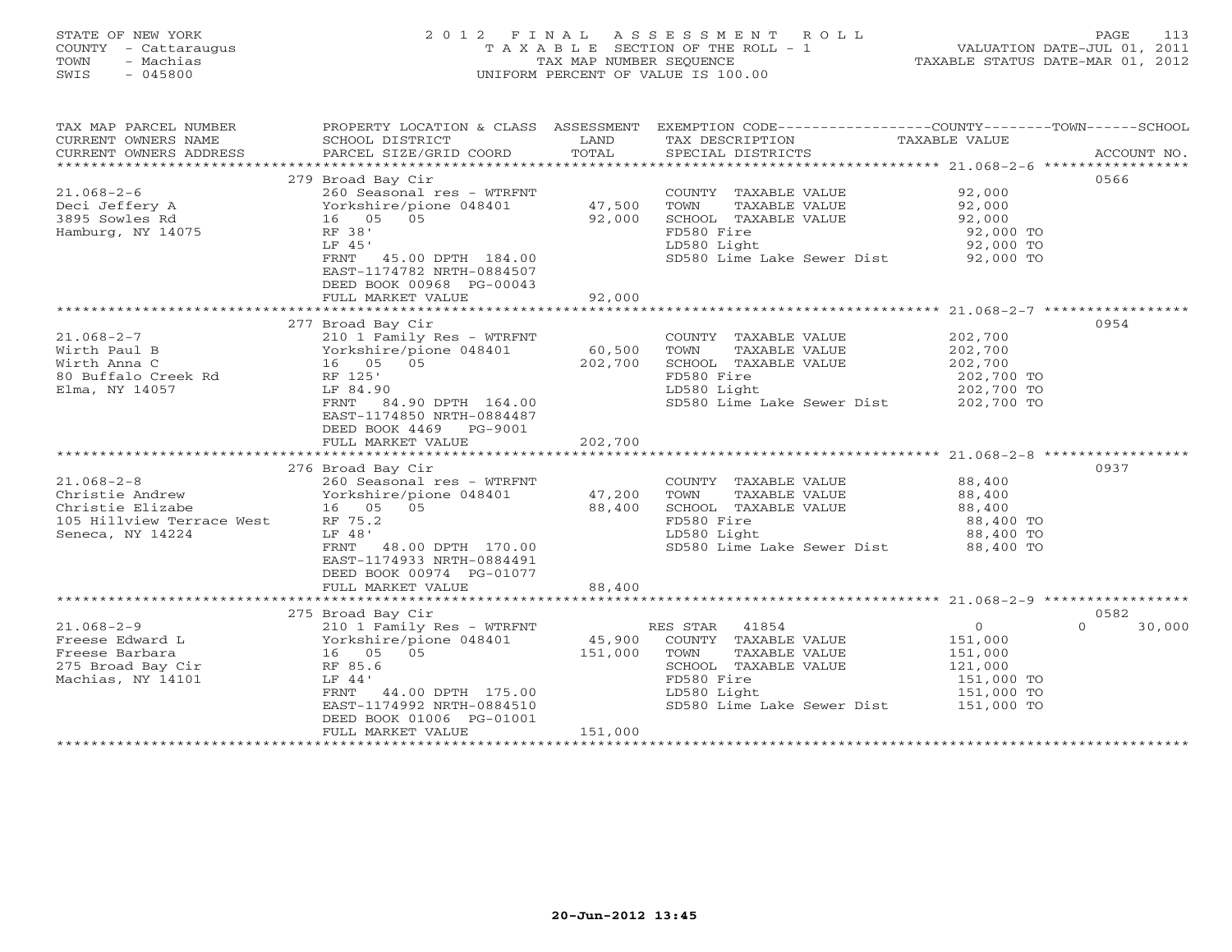STATE OF NEW YORK
COUNTY - Cattaraugus
TOWN - Machias
SWIS - 045800

2 0 1 2 F I N A L A S S E S S M E N T R O L L
T A X A B L E SECTION OF THE ROLL - 1
TAX MAP NUMBER SEQUENCE
UNIFORM PERCENT OF VALUE IS 100.00

VALUATION DATE-JUL 01, 2011
TAXABLE STATUS DATE-MAR 01, 2012

| TAX MAP PARCEL NUMBER / CURRENT OWNERS NAME / CURRENT OWNERS ADDRESS | PROPERTY LOCATION & CLASS / SCHOOL DISTRICT / PARCEL SIZE/GRID COORD | ASSESSMENT LAND / TOTAL | EXEMPTION CODE / TAX DESCRIPTION / SPECIAL DISTRICTS | COUNTY / TOWN TAXABLE VALUE | SCHOOL | ACCOUNT NO. |
|---|---|---|---|---|---|---|
| 21.068-2-6 | 279 Broad Bay Cir | | | | | 0566 |
| | 260 Seasonal res - WTRFNT | | COUNTY TAXABLE VALUE | 92,000 | | |
| Deci Jeffery A | Yorkshire/pione 048401 | 47,500 | TOWN TAXABLE VALUE | 92,000 | | |
| 3895 Sowles Rd | 16 05 05 | 92,000 | SCHOOL TAXABLE VALUE | 92,000 | | |
| Hamburg, NY 14075 | RF 38' | | FD580 Fire | 92,000 TO | | |
| | LF 45' | | LD580 Light | 92,000 TO | | |
| | FRNT 45.00 DPTH 184.00 | | SD580 Lime Lake Sewer Dist | 92,000 TO | | |
| | EAST-1174782 NRTH-0884507 | | | | | |
| | DEED BOOK 00968 PG-00043 | | | | | |
| | FULL MARKET VALUE | 92,000 | | | | |
| 21.068-2-7 | 277 Broad Bay Cir | | | | | 0954 |
| | 210 1 Family Res - WTRFNT | | COUNTY TAXABLE VALUE | 202,700 | | |
| Wirth Paul B | Yorkshire/pione 048401 | 60,500 | TOWN TAXABLE VALUE | 202,700 | | |
| Wirth Anna C | 16 05 05 | 202,700 | SCHOOL TAXABLE VALUE | 202,700 | | |
| 80 Buffalo Creek Rd | RF 125' | | FD580 Fire | 202,700 TO | | |
| Elma, NY 14057 | LF 84.90 | | LD580 Light | 202,700 TO | | |
| | FRNT 84.90 DPTH 164.00 | | SD580 Lime Lake Sewer Dist | 202,700 TO | | |
| | EAST-1174850 NRTH-0884487 | | | | | |
| | DEED BOOK 4469 PG-9001 | | | | | |
| | FULL MARKET VALUE | 202,700 | | | | |
| 21.068-2-8 | 276 Broad Bay Cir | | | | | 0937 |
| | 260 Seasonal res - WTRFNT | | COUNTY TAXABLE VALUE | 88,400 | | |
| Christie Andrew | Yorkshire/pione 048401 | 47,200 | TOWN TAXABLE VALUE | 88,400 | | |
| Christie Elizabe | 16 05 05 | 88,400 | SCHOOL TAXABLE VALUE | 88,400 | | |
| 105 Hillview Terrace West | RF 75.2 | | FD580 Fire | 88,400 TO | | |
| Seneca, NY 14224 | LF 48' | | LD580 Light | 88,400 TO | | |
| | FRNT 48.00 DPTH 170.00 | | SD580 Lime Lake Sewer Dist | 88,400 TO | | |
| | EAST-1174933 NRTH-0884491 | | | | | |
| | DEED BOOK 00974 PG-01077 | | | | | |
| | FULL MARKET VALUE | 88,400 | | | | |
| 21.068-2-9 | 275 Broad Bay Cir | | | | | 0582 |
| | 210 1 Family Res - WTRFNT | | RES STAR 41854 | 0 | 0 | 30,000 |
| Freese Edward L | Yorkshire/pione 048401 | 45,900 | COUNTY TAXABLE VALUE | 151,000 | | |
| Freese Barbara | 16 05 05 | 151,000 | TOWN TAXABLE VALUE | 151,000 | | |
| 275 Broad Bay Cir | RF 85.6 | | SCHOOL TAXABLE VALUE | 121,000 | | |
| Machias, NY 14101 | LF 44' | | FD580 Fire | 151,000 TO | | |
| | FRNT 44.00 DPTH 175.00 | | LD580 Light | 151,000 TO | | |
| | EAST-1174992 NRTH-0884510 | | SD580 Lime Lake Sewer Dist | 151,000 TO | | |
| | DEED BOOK 01006 PG-01001 | | | | | |
| | FULL MARKET VALUE | 151,000 | | | | |

20-Jun-2012 13:45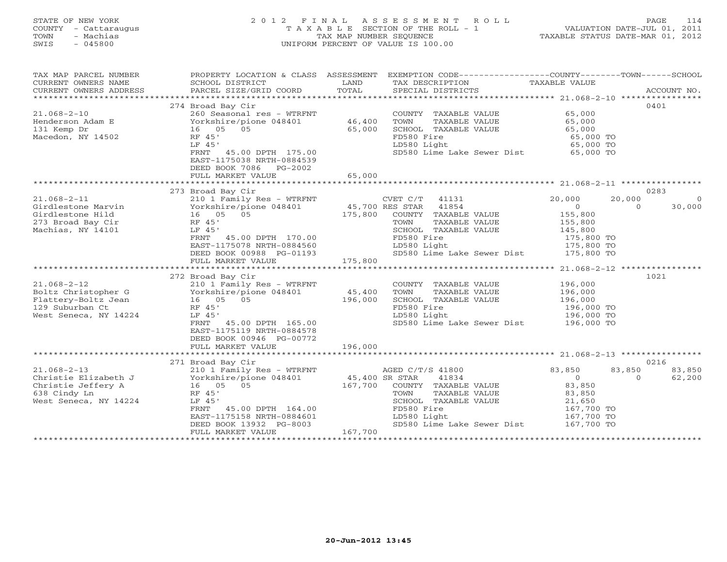STATE OF NEW YORK
COUNTY - Cattaraugus
TOWN - Machias
SWIS - 045800

# 2012 FINAL ASSESSMENT ROLL

TAXABLE SECTION OF THE ROLL - 1
TAX MAP NUMBER SEQUENCE
UNIFORM PERCENT OF VALUE IS 100.00

VALUATION DATE-JUL 01, 2011
TAXABLE STATUS DATE-MAR 01, 2012

| TAX MAP PARCEL NUMBER / CURRENT OWNERS NAME / CURRENT OWNERS ADDRESS | PROPERTY LOCATION & CLASS / SCHOOL DISTRICT / PARCEL SIZE/GRID COORD | ASSESSMENT LAND / TOTAL | EXEMPTION CODE / TAX DESCRIPTION / SPECIAL DISTRICTS | COUNTY TAXABLE VALUE | TOWN | SCHOOL | ACCOUNT NO. |
|---|---|---|---|---|---|---|---|
| 21.068-2-10 | 274 Broad Bay Cir | | | | | | 0401 |
| Henderson Adam E | 260 Seasonal res - WTRFNT | | COUNTY TAXABLE VALUE | 65,000 | | | |
| 131 Kemp Dr | Yorkshire/pione 048401 | 46,400 | TOWN TAXABLE VALUE | 65,000 | | | |
| Macedon, NY 14502 | 16 05 05 | 65,000 | SCHOOL TAXABLE VALUE | 65,000 | | | |
| | RF 45' | | FD580 Fire | 65,000 TO | | | |
| | LF 45' | | LD580 Light | 65,000 TO | | | |
| | FRNT 45.00 DPTH 175.00 | | SD580 Lime Lake Sewer Dist | 65,000 TO | | | |
| | EAST-1175038 NRTH-0884539 | | | | | | |
| | DEED BOOK 7086 PG-2002 | | | | | | |
| | FULL MARKET VALUE | 65,000 | | | | | |
| 21.068-2-11 | 273 Broad Bay Cir | | | | | | 0283 |
| Girdlestone Marvin | 210 1 Family Res - WTRFNT | | CVET C/T 41131 | 20,000 | 20,000 | 0 | |
| Girdlestone Hild | Yorkshire/pione 048401 | 45,700 | RES STAR 41854 | 0 | 0 | 30,000 | |
| 273 Broad Bay Cir | 16 05 05 | 175,800 | COUNTY TAXABLE VALUE | 155,800 | | | |
| Machias, NY 14101 | RF 45' | | TOWN TAXABLE VALUE | 155,800 | | | |
| | LF 45' | | SCHOOL TAXABLE VALUE | 145,800 | | | |
| | FRNT 45.00 DPTH 170.00 | | FD580 Fire | 175,800 TO | | | |
| | EAST-1175078 NRTH-0884560 | | LD580 Light | 175,800 TO | | | |
| | DEED BOOK 00988 PG-01193 | | SD580 Lime Lake Sewer Dist | 175,800 TO | | | |
| | FULL MARKET VALUE | 175,800 | | | | | |
| 21.068-2-12 | 272 Broad Bay Cir | | | | | | 1021 |
| Boltz Christopher G | 210 1 Family Res - WTRFNT | | COUNTY TAXABLE VALUE | 196,000 | | | |
| Flattery-Boltz Jean | Yorkshire/pione 048401 | 45,400 | TOWN TAXABLE VALUE | 196,000 | | | |
| 129 Suburban Ct | 16 05 05 | 196,000 | SCHOOL TAXABLE VALUE | 196,000 | | | |
| West Seneca, NY 14224 | RF 45' | | FD580 Fire | 196,000 TO | | | |
| | LF 45' | | LD580 Light | 196,000 TO | | | |
| | FRNT 45.00 DPTH 165.00 | | SD580 Lime Lake Sewer Dist | 196,000 TO | | | |
| | EAST-1175119 NRTH-0884578 | | | | | | |
| | DEED BOOK 00946 PG-00772 | | | | | | |
| | FULL MARKET VALUE | 196,000 | | | | | |
| 21.068-2-13 | 271 Broad Bay Cir | | | | | | 0216 |
| Christie Elizabeth J | 210 1 Family Res - WTRFNT | | AGED C/T/S 41800 | 83,850 | 83,850 | 83,850 | |
| Christie Jeffery A | Yorkshire/pione 048401 | 45,400 | SR STAR 41834 | 0 | 0 | 62,200 | |
| 638 Cindy Ln | 16 05 05 | 167,700 | COUNTY TAXABLE VALUE | 83,850 | | | |
| West Seneca, NY 14224 | RF 45' | | TOWN TAXABLE VALUE | 83,850 | | | |
| | LF 45' | | SCHOOL TAXABLE VALUE | 21,650 | | | |
| | FRNT 45.00 DPTH 164.00 | | FD580 Fire | 167,700 TO | | | |
| | EAST-1175158 NRTH-0884601 | | LD580 Light | 167,700 TO | | | |
| | DEED BOOK 13932 PG-8003 | | SD580 Lime Lake Sewer Dist | 167,700 TO | | | |
| | FULL MARKET VALUE | 167,700 | | | | | |

20-Jun-2012 13:45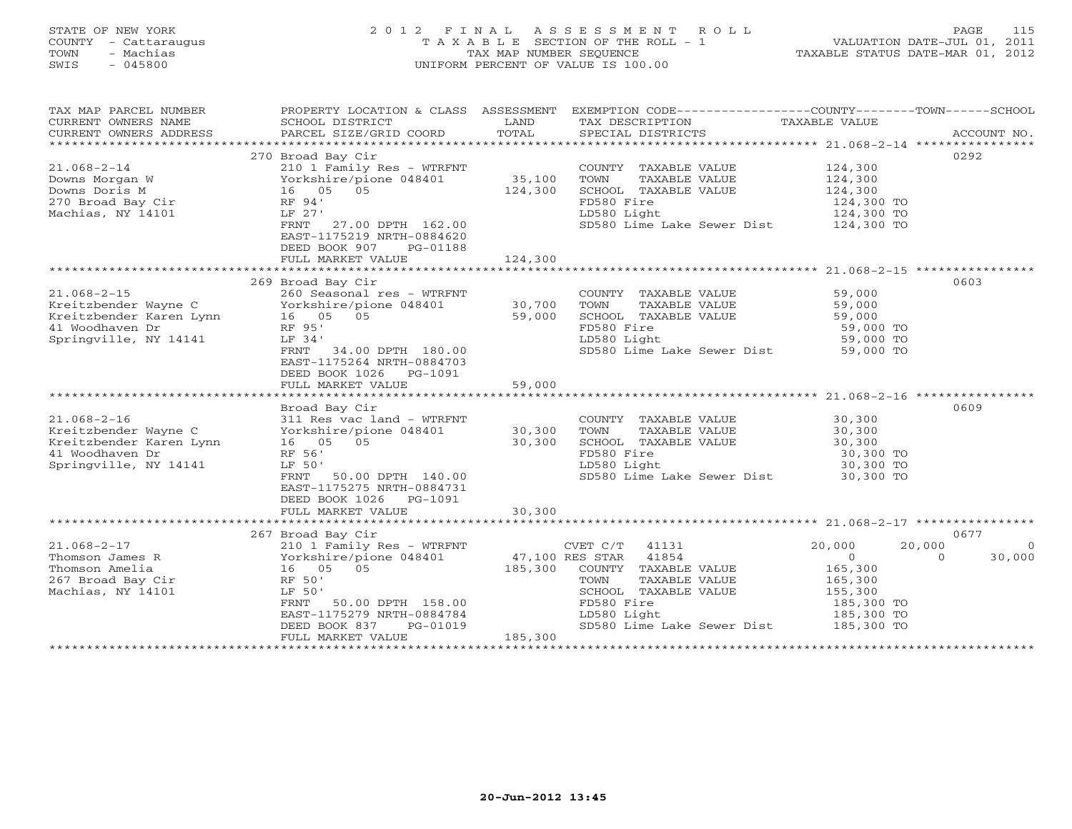STATE OF NEW YORK
COUNTY - Cattaraugus
TOWN - Machias
SWIS - 045800

# 2012 FINAL ASSESSMENT ROLL
TAXABLE SECTION OF THE ROLL - 1
TAX MAP NUMBER SEQUENCE
UNIFORM PERCENT OF VALUE IS 100.00

VALUATION DATE-JUL 01, 2011
TAXABLE STATUS DATE-MAR 01, 2012

| TAX MAP PARCEL NUMBER / CURRENT OWNERS NAME / CURRENT OWNERS ADDRESS | PROPERTY LOCATION & CLASS / SCHOOL DISTRICT / PARCEL SIZE/GRID COORD | ASSESSMENT LAND / TOTAL | EXEMPTION CODE / TAX DESCRIPTION / SPECIAL DISTRICTS | COUNTY | TOWN | SCHOOL | ACCOUNT NO. |
|---|---|---|---|---|---|---|---|
| **21.068-2-14** | 270 Broad Bay Cir | | | | | | 0292 |
| Downs Morgan W | 210 1 Family Res - WTRFNT | | COUNTY TAXABLE VALUE | 124,300 | | | |
| Downs Doris M | Yorkshire/pione 048401 | 35,100 | TOWN TAXABLE VALUE | | 124,300 | | |
| 270 Broad Bay Cir | 16 05 05 | 124,300 | SCHOOL TAXABLE VALUE | | | 124,300 | |
| Machias, NY 14101 | RF 94' | | FD580 Fire | 124,300 TO | | | |
| | LF 27' | | LD580 Light | 124,300 TO | | | |
| | FRNT 27.00 DPTH 162.00 | | SD580 Lime Lake Sewer Dist | 124,300 TO | | | |
| | EAST-1175219 NRTH-0884620 | | | | | | |
| | DEED BOOK 907 PG-01188 | | | | | | |
| | FULL MARKET VALUE | 124,300 | | | | | |
| **21.068-2-15** | 269 Broad Bay Cir | | | | | | 0603 |
| Kreitzbender Wayne C | 260 Seasonal res - WTRFNT | | COUNTY TAXABLE VALUE | 59,000 | | | |
| Kreitzbender Karen Lynn | Yorkshire/pione 048401 | 30,700 | TOWN TAXABLE VALUE | | 59,000 | | |
| 41 Woodhaven Dr | 16 05 05 | 59,000 | SCHOOL TAXABLE VALUE | | | 59,000 | |
| Springville, NY 14141 | RF 95' | | FD580 Fire | 59,000 TO | | | |
| | LF 34' | | LD580 Light | 59,000 TO | | | |
| | FRNT 34.00 DPTH 180.00 | | SD580 Lime Lake Sewer Dist | 59,000 TO | | | |
| | EAST-1175264 NRTH-0884703 | | | | | | |
| | DEED BOOK 1026 PG-1091 | | | | | | |
| | FULL MARKET VALUE | 59,000 | | | | | |
| **21.068-2-16** | Broad Bay Cir | | | | | | 0609 |
| Kreitzbender Wayne C | 311 Res vac land - WTRFNT | | COUNTY TAXABLE VALUE | 30,300 | | | |
| Kreitzbender Karen Lynn | Yorkshire/pione 048401 | 30,300 | TOWN TAXABLE VALUE | | 30,300 | | |
| 41 Woodhaven Dr | 16 05 05 | 30,300 | SCHOOL TAXABLE VALUE | | | 30,300 | |
| Springville, NY 14141 | RF 56' | | FD580 Fire | 30,300 TO | | | |
| | LF 50' | | LD580 Light | 30,300 TO | | | |
| | FRNT 50.00 DPTH 140.00 | | SD580 Lime Lake Sewer Dist | 30,300 TO | | | |
| | EAST-1175275 NRTH-0884731 | | | | | | |
| | DEED BOOK 1026 PG-1091 | | | | | | |
| | FULL MARKET VALUE | 30,300 | | | | | |
| **21.068-2-17** | 267 Broad Bay Cir | | | | | | 0677 |
| Thomson James R | 210 1 Family Res - WTRFNT | | CVET C/T 41131 | 20,000 | 20,000 | 0 | |
| Thomson Amelia | Yorkshire/pione 048401 | 47,100 | RES STAR 41854 | 0 | 0 | 30,000 | |
| 267 Broad Bay Cir | 16 05 05 | 185,300 | COUNTY TAXABLE VALUE | 165,300 | | | |
| Machias, NY 14101 | RF 50' | | TOWN TAXABLE VALUE | | 165,300 | | |
| | LF 50' | | SCHOOL TAXABLE VALUE | | | 155,300 | |
| | FRNT 50.00 DPTH 158.00 | | FD580 Fire | 185,300 TO | | | |
| | EAST-1175279 NRTH-0884784 | | LD580 Light | 185,300 TO | | | |
| | DEED BOOK 837 PG-01019 | | SD580 Lime Lake Sewer Dist | 185,300 TO | | | |
| | FULL MARKET VALUE | 185,300 | | | | | |

20-Jun-2012 13:45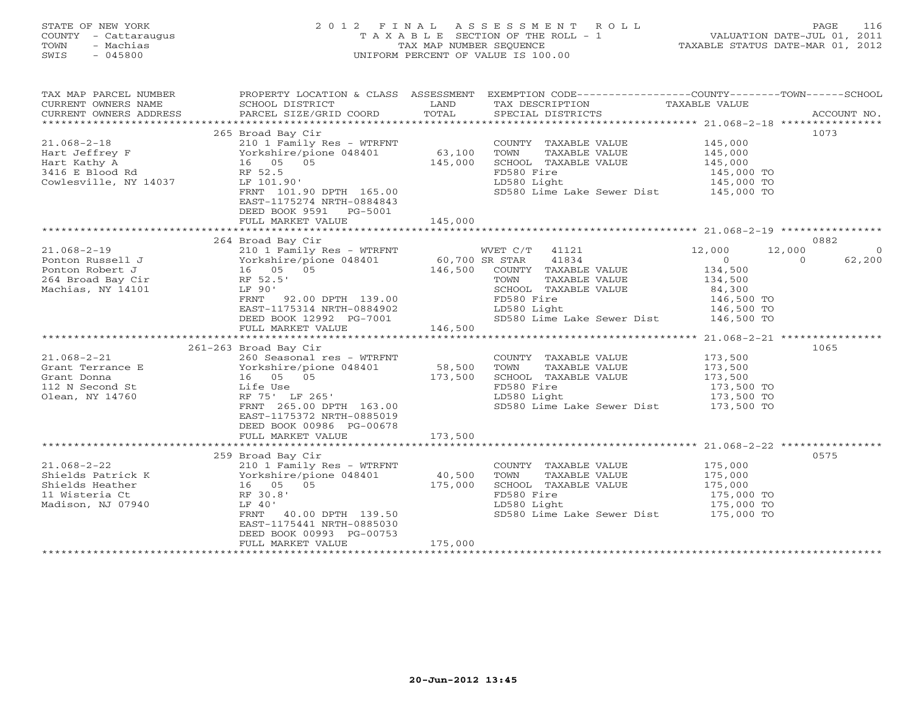STATE OF NEW YORK
COUNTY - Cattaraugus
TOWN - Machias
SWIS - 045800

# 2012 FINAL ASSESSMENT ROLL

TAXABLE SECTION OF THE ROLL - 1
TAX MAP NUMBER SEQUENCE
UNIFORM PERCENT OF VALUE IS 100.00

VALUATION DATE-JUL 01, 2011
TAXABLE STATUS DATE-MAR 01, 2012

| TAX MAP PARCEL NUMBER / CURRENT OWNERS NAME / CURRENT OWNERS ADDRESS | PROPERTY LOCATION & CLASS / SCHOOL DISTRICT / PARCEL SIZE/GRID COORD | ASSESSMENT LAND | TOTAL | EXEMPTION CODE / TAX DESCRIPTION / SPECIAL DISTRICTS | COUNTY TAXABLE VALUE | TOWN | SCHOOL | ACCOUNT NO. |
|---|---|---|---|---|---|---|---|---|
| | 265 Broad Bay Cir | | | | | | | 1073 |
| 21.068-2-18 | 210 1 Family Res - WTRFNT | | | COUNTY TAXABLE VALUE | 145,000 | | | |
| Hart Jeffrey F | Yorkshire/pione 048401 | 63,100 | | TOWN TAXABLE VALUE | 145,000 | | | |
| Hart Kathy A | 16 05 05 | | 145,000 | SCHOOL TAXABLE VALUE | 145,000 | | | |
| 3416 E Blood Rd | RF 52.5 | | | FD580 Fire | 145,000 TO | | | |
| Cowlesville, NY 14037 | LF 101.90' | | | LD580 Light | 145,000 TO | | | |
| | FRNT 101.90 DPTH 165.00 | | | SD580 Lime Lake Sewer Dist | 145,000 TO | | | |
| | EAST-1175274 NRTH-0884843 | | | | | | | |
| | DEED BOOK 9591 PG-5001 | | | | | | | |
| | FULL MARKET VALUE | | 145,000 | | | | | |
| | 264 Broad Bay Cir | | | | | | | 0882 |
| 21.068-2-19 | 210 1 Family Res - WTRFNT | | | WVET C/T 41121 | 12,000 | 12,000 | 0 | |
| Ponton Russell J | Yorkshire/pione 048401 | 60,700 | | SR STAR 41834 | 0 | 0 | 62,200 | |
| Ponton Robert J | 16 05 05 | | 146,500 | COUNTY TAXABLE VALUE | 134,500 | | | |
| 264 Broad Bay Cir | RF 52.5' | | | TOWN TAXABLE VALUE | 134,500 | | | |
| Machias, NY 14101 | LF 90' | | | SCHOOL TAXABLE VALUE | 84,300 | | | |
| | FRNT 92.00 DPTH 139.00 | | | FD580 Fire | 146,500 TO | | | |
| | EAST-1175314 NRTH-0884902 | | | LD580 Light | 146,500 TO | | | |
| | DEED BOOK 12992 PG-7001 | | | SD580 Lime Lake Sewer Dist | 146,500 TO | | | |
| | FULL MARKET VALUE | | 146,500 | | | | | |
| | 261-263 Broad Bay Cir | | | | | | | 1065 |
| 21.068-2-21 | 260 Seasonal res - WTRFNT | | | COUNTY TAXABLE VALUE | 173,500 | | | |
| Grant Terrance E | Yorkshire/pione 048401 | 58,500 | | TOWN TAXABLE VALUE | 173,500 | | | |
| Grant Donna | 16 05 05 | | 173,500 | SCHOOL TAXABLE VALUE | 173,500 | | | |
| 112 N Second St | Life Use | | | FD580 Fire | 173,500 TO | | | |
| Olean, NY 14760 | RF 75' LF 265' | | | LD580 Light | 173,500 TO | | | |
| | FRNT 265.00 DPTH 163.00 | | | SD580 Lime Lake Sewer Dist | 173,500 TO | | | |
| | EAST-1175372 NRTH-0885019 | | | | | | | |
| | DEED BOOK 00986 PG-00678 | | | | | | | |
| | FULL MARKET VALUE | | 173,500 | | | | | |
| | 259 Broad Bay Cir | | | | | | | 0575 |
| 21.068-2-22 | 210 1 Family Res - WTRFNT | | | COUNTY TAXABLE VALUE | 175,000 | | | |
| Shields Patrick K | Yorkshire/pione 048401 | 40,500 | | TOWN TAXABLE VALUE | 175,000 | | | |
| Shields Heather | 16 05 05 | | 175,000 | SCHOOL TAXABLE VALUE | 175,000 | | | |
| 11 Wisteria Ct | RF 30.8' | | | FD580 Fire | 175,000 TO | | | |
| Madison, NJ 07940 | LF 40' | | | LD580 Light | 175,000 TO | | | |
| | FRNT 40.00 DPTH 139.50 | | | SD580 Lime Lake Sewer Dist | 175,000 TO | | | |
| | EAST-1175441 NRTH-0885030 | | | | | | | |
| | DEED BOOK 00993 PG-00753 | | | | | | | |
| | FULL MARKET VALUE | | 175,000 | | | | | |

20-Jun-2012 13:45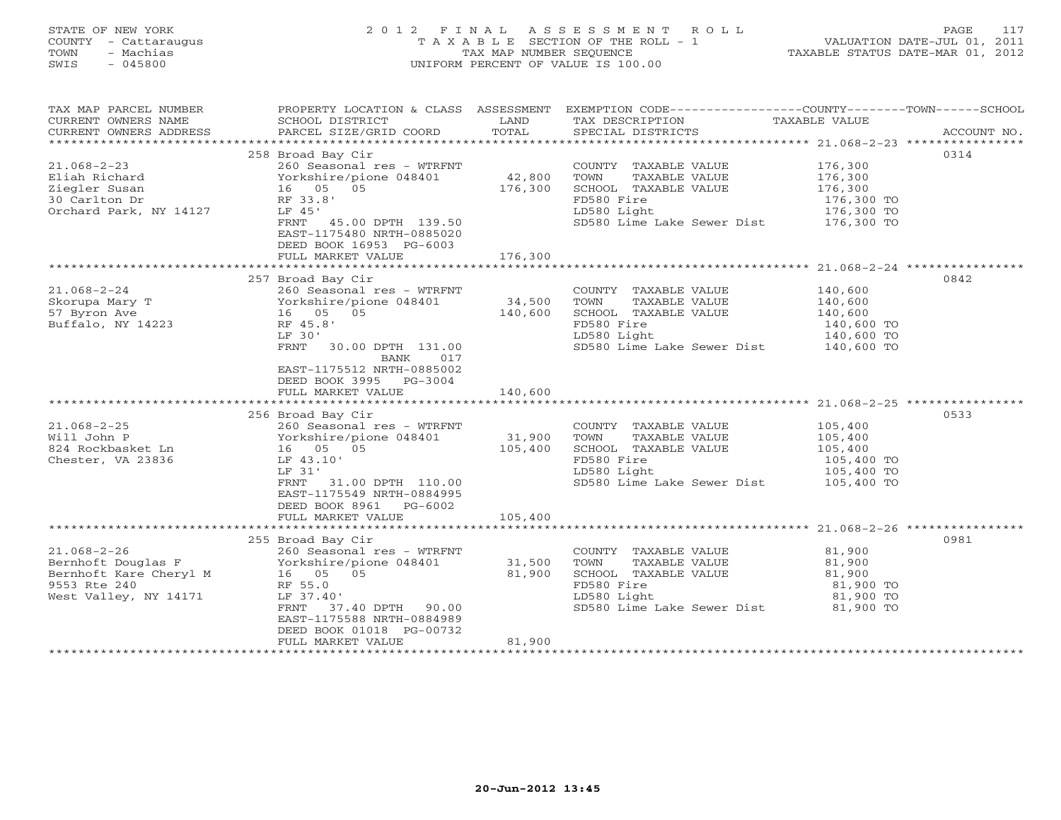STATE OF NEW YORK
COUNTY - Cattaraugus
TOWN - Machias
SWIS - 045800

2012 FINAL ASSESSMENT ROLL
TAXABLE SECTION OF THE ROLL - 1
TAX MAP NUMBER SEQUENCE
UNIFORM PERCENT OF VALUE IS 100.00

VALUATION DATE-JUL 01, 2011
TAXABLE STATUS DATE-MAR 01, 2012

| TAX MAP PARCEL NUMBER / CURRENT OWNERS NAME / CURRENT OWNERS ADDRESS | PROPERTY LOCATION & CLASS / SCHOOL DISTRICT / PARCEL SIZE/GRID COORD | ASSESSMENT LAND / TOTAL | EXEMPTION CODE / TAX DESCRIPTION / SPECIAL DISTRICTS | TAXABLE VALUE | ACCOUNT NO. |
|---|---|---|---|---|---|
| | 258 Broad Bay Cir | | | | 0314 |
| 21.068-2-23 | 260 Seasonal res - WTRFNT | | COUNTY TAXABLE VALUE | 176,300 | |
| Eliah Richard | Yorkshire/pione 048401 | 42,800 | TOWN TAXABLE VALUE | 176,300 | |
| Ziegler Susan | 16 05 05 | 176,300 | SCHOOL TAXABLE VALUE | 176,300 | |
| 30 Carlton Dr | RF 33.8' | | FD580 Fire | 176,300 TO | |
| Orchard Park, NY 14127 | LF 45' | | LD580 Light | 176,300 TO | |
| | FRNT 45.00 DPTH 139.50 | | SD580 Lime Lake Sewer Dist | 176,300 TO | |
| | EAST-1175480 NRTH-0885020 | | | | |
| | DEED BOOK 16953 PG-6003 | | | | |
| | FULL MARKET VALUE | 176,300 | | | |
| | 257 Broad Bay Cir | | | | 0842 |
| 21.068-2-24 | 260 Seasonal res - WTRFNT | | COUNTY TAXABLE VALUE | 140,600 | |
| Skorupa Mary T | Yorkshire/pione 048401 | 34,500 | TOWN TAXABLE VALUE | 140,600 | |
| 57 Byron Ave | 16 05 05 | 140,600 | SCHOOL TAXABLE VALUE | 140,600 | |
| Buffalo, NY 14223 | RF 45.8' | | FD580 Fire | 140,600 TO | |
| | LF 30' | | LD580 Light | 140,600 TO | |
| | FRNT 30.00 DPTH 131.00 | | SD580 Lime Lake Sewer Dist | 140,600 TO | |
| | BANK 017 | | | | |
| | EAST-1175512 NRTH-0885002 | | | | |
| | DEED BOOK 3995 PG-3004 | | | | |
| | FULL MARKET VALUE | 140,600 | | | |
| | 256 Broad Bay Cir | | | | 0533 |
| 21.068-2-25 | 260 Seasonal res - WTRFNT | | COUNTY TAXABLE VALUE | 105,400 | |
| Will John P | Yorkshire/pione 048401 | 31,900 | TOWN TAXABLE VALUE | 105,400 | |
| 824 Rockbasket Ln | 16 05 05 | 105,400 | SCHOOL TAXABLE VALUE | 105,400 | |
| Chester, VA 23836 | LF 43.10' | | FD580 Fire | 105,400 TO | |
| | LF 31' | | LD580 Light | 105,400 TO | |
| | FRNT 31.00 DPTH 110.00 | | SD580 Lime Lake Sewer Dist | 105,400 TO | |
| | EAST-1175549 NRTH-0884995 | | | | |
| | DEED BOOK 8961 PG-6002 | | | | |
| | FULL MARKET VALUE | 105,400 | | | |
| | 255 Broad Bay Cir | | | | 0981 |
| 21.068-2-26 | 260 Seasonal res - WTRFNT | | COUNTY TAXABLE VALUE | 81,900 | |
| Bernhoft Douglas F | Yorkshire/pione 048401 | 31,500 | TOWN TAXABLE VALUE | 81,900 | |
| Bernhoft Kare Cheryl M | 16 05 05 | 81,900 | SCHOOL TAXABLE VALUE | 81,900 | |
| 9553 Rte 240 | RF 55.0 | | FD580 Fire | 81,900 TO | |
| West Valley, NY 14171 | LF 37.40' | | LD580 Light | 81,900 TO | |
| | FRNT 37.40 DPTH 90.00 | | SD580 Lime Lake Sewer Dist | 81,900 TO | |
| | EAST-1175588 NRTH-0884989 | | | | |
| | DEED BOOK 01018 PG-00732 | | | | |
| | FULL MARKET VALUE | 81,900 | | | |

20-Jun-2012 13:45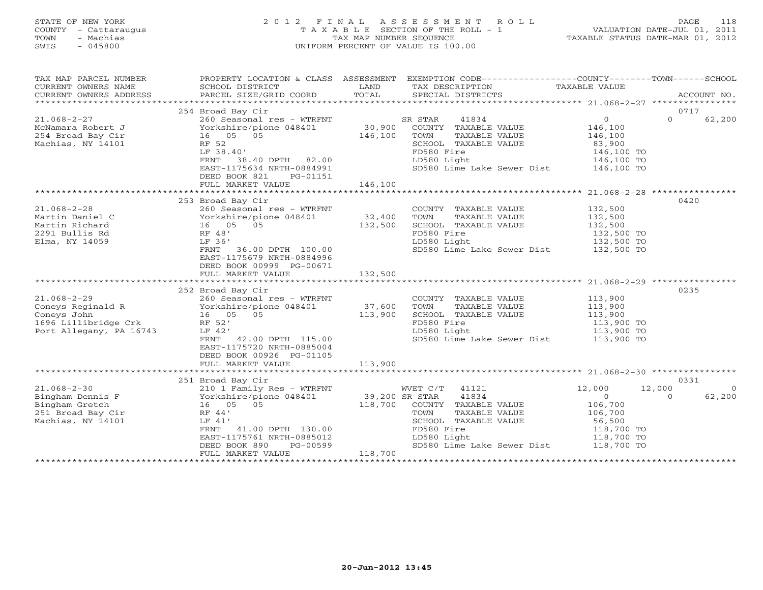STATE OF NEW YORK
COUNTY - Cattaraugus
TOWN - Machias
SWIS - 045800

# 2012 FINAL ASSESSMENT ROLL

TAXABLE SECTION OF THE ROLL - 1
TAX MAP NUMBER SEQUENCE
UNIFORM PERCENT OF VALUE IS 100.00

VALUATION DATE-JUL 01, 2011
TAXABLE STATUS DATE-MAR 01, 2012

| TAX MAP PARCEL NUMBER / CURRENT OWNERS NAME / CURRENT OWNERS ADDRESS | PROPERTY LOCATION & CLASS / SCHOOL DISTRICT / PARCEL SIZE/GRID COORD | ASSESSMENT LAND | ASSESSMENT TOTAL | EXEMPTION CODE / TAX DESCRIPTION / SPECIAL DISTRICTS | COUNTY TAXABLE VALUE | TOWN | SCHOOL / ACCOUNT NO. |
|---|---|---|---|---|---|---|---|
| **21.068-2-27** | 254 Broad Bay Cir | | | | | | 0717 |
| McNamara Robert J | 260 Seasonal res - WTRFNT | | | SR STAR 41834 | 0 | 0 | 62,200 |
| 254 Broad Bay Cir | Yorkshire/pione 048401 | 30,900 | | COUNTY TAXABLE VALUE | 146,100 | | |
| Machias, NY 14101 | 16 05 05 | | 146,100 | TOWN TAXABLE VALUE | 146,100 | | |
| | RF 52 | | | SCHOOL TAXABLE VALUE | 83,900 | | |
| | LF 38.40' | | | FD580 Fire | 146,100 TO | | |
| | FRNT 38.40 DPTH 82.00 | | | LD580 Light | 146,100 TO | | |
| | EAST-1175634 NRTH-0884991 | | | SD580 Lime Lake Sewer Dist | 146,100 TO | | |
| | DEED BOOK 821 PG-01151 | | | | | | |
| | FULL MARKET VALUE | | 146,100 | | | | |
| **21.068-2-28** | 253 Broad Bay Cir | | | | | | 0420 |
| Martin Daniel C | 260 Seasonal res - WTRFNT | | | COUNTY TAXABLE VALUE | 132,500 | | |
| Martin Richard | Yorkshire/pione 048401 | 32,400 | | TOWN TAXABLE VALUE | 132,500 | | |
| 2291 Bullis Rd | 16 05 05 | | 132,500 | SCHOOL TAXABLE VALUE | 132,500 | | |
| Elma, NY 14059 | RF 48' | | | FD580 Fire | 132,500 TO | | |
| | LF 36' | | | LD580 Light | 132,500 TO | | |
| | FRNT 36.00 DPTH 100.00 | | | SD580 Lime Lake Sewer Dist | 132,500 TO | | |
| | EAST-1175679 NRTH-0884996 | | | | | | |
| | DEED BOOK 00999 PG-00671 | | | | | | |
| | FULL MARKET VALUE | | 132,500 | | | | |
| **21.068-2-29** | 252 Broad Bay Cir | | | | | | 0235 |
| Coneys Reginald R | 260 Seasonal res - WTRFNT | | | COUNTY TAXABLE VALUE | 113,900 | | |
| Coneys John | Yorkshire/pione 048401 | 37,600 | | TOWN TAXABLE VALUE | 113,900 | | |
| 1696 Lillibridge Crk | 16 05 05 | | 113,900 | SCHOOL TAXABLE VALUE | 113,900 | | |
| Port Allegany, PA 16743 | RF 52' | | | FD580 Fire | 113,900 TO | | |
| | LF 42' | | | LD580 Light | 113,900 TO | | |
| | FRNT 42.00 DPTH 115.00 | | | SD580 Lime Lake Sewer Dist | 113,900 TO | | |
| | EAST-1175720 NRTH-0885004 | | | | | | |
| | DEED BOOK 00926 PG-01105 | | | | | | |
| | FULL MARKET VALUE | | 113,900 | | | | |
| **21.068-2-30** | 251 Broad Bay Cir | | | | | | 0331 |
| Bingham Dennis F | 210 1 Family Res - WTRFNT | | | WVET C/T 41121 | 12,000 | 12,000 | 0 |
| Bingham Gretch | Yorkshire/pione 048401 | 39,200 | | SR STAR 41834 | 0 | 0 | 62,200 |
| 251 Broad Bay Cir | 16 05 05 | | 118,700 | COUNTY TAXABLE VALUE | 106,700 | | |
| Machias, NY 14101 | RF 44' | | | TOWN TAXABLE VALUE | 106,700 | | |
| | LF 41' | | | SCHOOL TAXABLE VALUE | 56,500 | | |
| | FRNT 41.00 DPTH 130.00 | | | FD580 Fire | 118,700 TO | | |
| | EAST-1175761 NRTH-0885012 | | | LD580 Light | 118,700 TO | | |
| | DEED BOOK 890 PG-00599 | | | SD580 Lime Lake Sewer Dist | 118,700 TO | | |
| | FULL MARKET VALUE | | 118,700 | | | | |

20-Jun-2012 13:45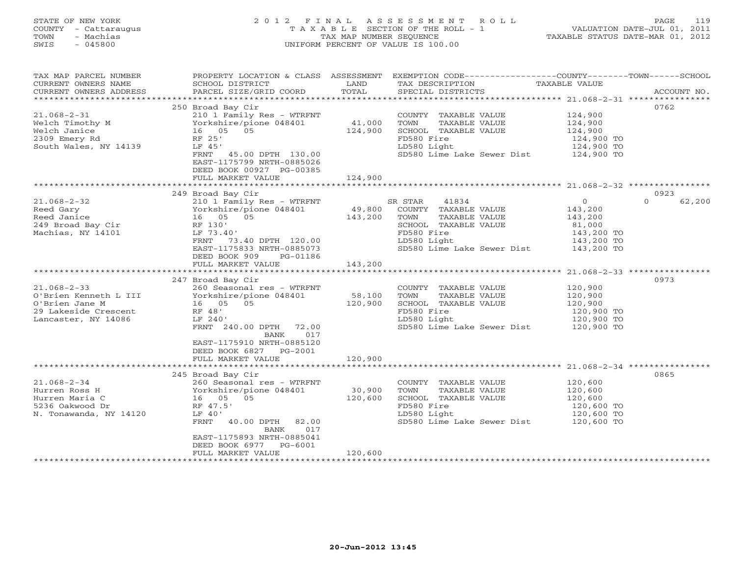STATE OF NEW YORK
COUNTY - Cattaraugus
TOWN - Machias
SWIS - 045800

2012 FINAL ASSESSMENT ROLL
TAXABLE SECTION OF THE ROLL - 1
TAX MAP NUMBER SEQUENCE
UNIFORM PERCENT OF VALUE IS 100.00

VALUATION DATE-JUL 01, 2011
TAXABLE STATUS DATE-MAR 01, 2012

| TAX MAP PARCEL NUMBER / CURRENT OWNERS NAME / CURRENT OWNERS ADDRESS | PROPERTY LOCATION & CLASS / SCHOOL DISTRICT / PARCEL SIZE/GRID COORD | ASSESSMENT LAND / TOTAL | EXEMPTION CODE / TAX DESCRIPTION / SPECIAL DISTRICTS | COUNTY / TOWN / SCHOOL TAXABLE VALUE | ACCOUNT NO. |
|---|---|---|---|---|---|
| 21.068-2-31 | 250 Broad Bay Cir | | | | 0762 |
| 21.068-2-31 | 210 1 Family Res - WTRFNT | | COUNTY TAXABLE VALUE | 124,900 | |
| Welch Timothy M | Yorkshire/pione 048401 | 41,000 | TOWN TAXABLE VALUE | 124,900 | |
| Welch Janice | 16 05 05 | 124,900 | SCHOOL TAXABLE VALUE | 124,900 | |
| 2309 Emery Rd | RF 25' | | FD580 Fire | 124,900 TO | |
| South Wales, NY 14139 | LF 45' | | LD580 Light | 124,900 TO | |
| | FRNT 45.00 DPTH 130.00 | | SD580 Lime Lake Sewer Dist | 124,900 TO | |
| | EAST-1175799 NRTH-0885026 | | | | |
| | DEED BOOK 00927 PG-00385 | | | | |
| | FULL MARKET VALUE | 124,900 | | | |
| 21.068-2-32 | 249 Broad Bay Cir | | | | 0923 |
| 21.068-2-32 | 210 1 Family Res - WTRFNT | | SR STAR 41834 | 0 / 0 / 62,200 | |
| Reed Gary | Yorkshire/pione 048401 | 49,800 | COUNTY TAXABLE VALUE | 143,200 | |
| Reed Janice | 16 05 05 | 143,200 | TOWN TAXABLE VALUE | 143,200 | |
| 249 Broad Bay Cir | RF 130' | | SCHOOL TAXABLE VALUE | 81,000 | |
| Machias, NY 14101 | LF 73.40' | | FD580 Fire | 143,200 TO | |
| | FRNT 73.40 DPTH 120.00 | | LD580 Light | 143,200 TO | |
| | EAST-1175833 NRTH-0885073 | | SD580 Lime Lake Sewer Dist | 143,200 TO | |
| | DEED BOOK 909 PG-01186 | | | | |
| | FULL MARKET VALUE | 143,200 | | | |
| 21.068-2-33 | 247 Broad Bay Cir | | | | 0973 |
| 21.068-2-33 | 260 Seasonal res - WTRFNT | | COUNTY TAXABLE VALUE | 120,900 | |
| O'Brien Kenneth L III | Yorkshire/pione 048401 | 58,100 | TOWN TAXABLE VALUE | 120,900 | |
| O'Brien Jane M | 16 05 05 | 120,900 | SCHOOL TAXABLE VALUE | 120,900 | |
| 29 Lakeside Crescent | RF 48' | | FD580 Fire | 120,900 TO | |
| Lancaster, NY 14086 | LF 240' | | LD580 Light | 120,900 TO | |
| | FRNT 240.00 DPTH 72.00 | | SD580 Lime Lake Sewer Dist | 120,900 TO | |
| | BANK 017 | | | | |
| | EAST-1175910 NRTH-0885120 | | | | |
| | DEED BOOK 6827 PG-2001 | | | | |
| | FULL MARKET VALUE | 120,900 | | | |
| 21.068-2-34 | 245 Broad Bay Cir | | | | 0865 |
| 21.068-2-34 | 260 Seasonal res - WTRFNT | | COUNTY TAXABLE VALUE | 120,600 | |
| Hurren Ross H | Yorkshire/pione 048401 | 30,900 | TOWN TAXABLE VALUE | 120,600 | |
| Hurren Maria C | 16 05 05 | 120,600 | SCHOOL TAXABLE VALUE | 120,600 | |
| 5236 Oakwood Dr | RF 47.5' | | FD580 Fire | 120,600 TO | |
| N. Tonawanda, NY 14120 | LF 40' | | LD580 Light | 120,600 TO | |
| | FRNT 40.00 DPTH 82.00 | | SD580 Lime Lake Sewer Dist | 120,600 TO | |
| | BANK 017 | | | | |
| | EAST-1175893 NRTH-0885041 | | | | |
| | DEED BOOK 6977 PG-6001 | | | | |
| | FULL MARKET VALUE | 120,600 | | | |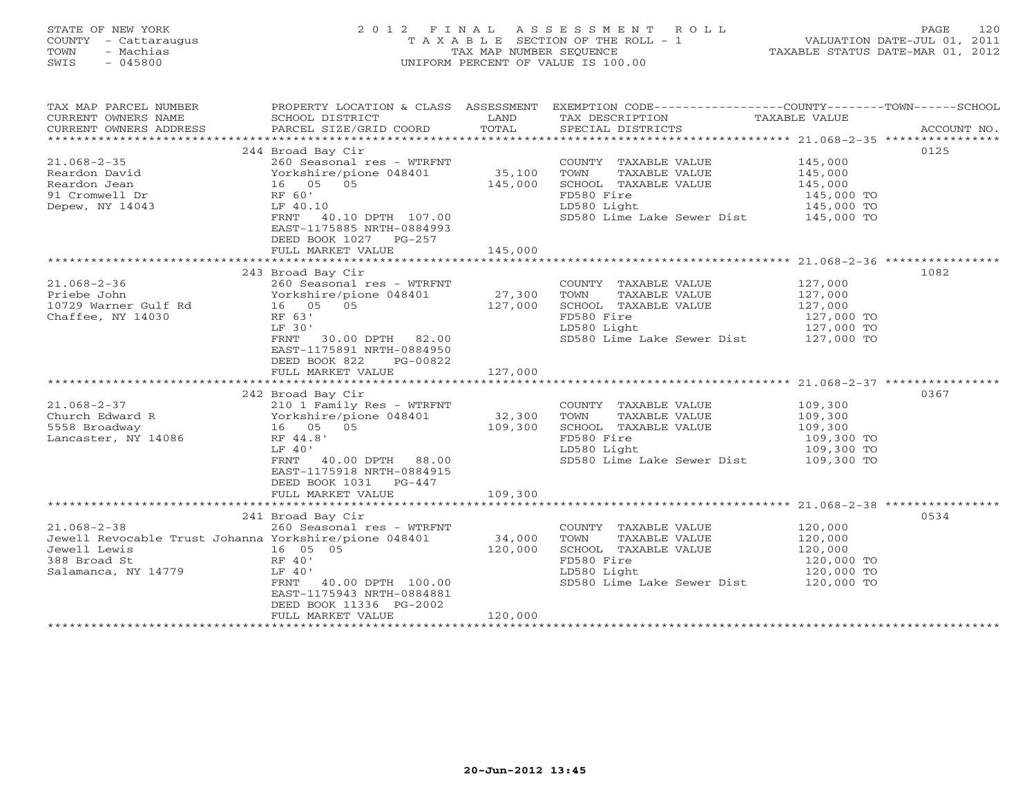STATE OF NEW YORK
COUNTY - Cattaraugus
TOWN - Machias
SWIS - 045800

2 0 1 2 F I N A L A S S E S S M E N T R O L L
T A X A B L E SECTION OF THE ROLL - 1
TAX MAP NUMBER SEQUENCE
UNIFORM PERCENT OF VALUE IS 100.00

VALUATION DATE-JUL 01, 2011
TAXABLE STATUS DATE-MAR 01, 2012

| TAX MAP PARCEL NUMBER / CURRENT OWNERS NAME / CURRENT OWNERS ADDRESS | PROPERTY LOCATION & CLASS / SCHOOL DISTRICT / PARCEL SIZE/GRID COORD | ASSESSMENT LAND / TOTAL | EXEMPTION CODE / TAX DESCRIPTION / SPECIAL DISTRICTS | TAXABLE VALUE (COUNTY--TOWN--SCHOOL) | ACCOUNT NO. |
|---|---|---|---|---|---|
| 21.068-2-35 | 244 Broad Bay Cir | | | | 0125 |
| Reardon David | 260 Seasonal res - WTRFNT | | COUNTY TAXABLE VALUE | 145,000 | |
| Reardon Jean | Yorkshire/pione 048401 | 35,100 | TOWN TAXABLE VALUE | 145,000 | |
| 91 Cromwell Dr | 16 05 05 | 145,000 | SCHOOL TAXABLE VALUE | 145,000 | |
| Depew, NY 14043 | RF 60' | | FD580 Fire | 145,000 TO | |
| | LF 40.10 | | LD580 Light | 145,000 TO | |
| | FRNT 40.10 DPTH 107.00 | | SD580 Lime Lake Sewer Dist | 145,000 TO | |
| | EAST-1175885 NRTH-0884993 | | | | |
| | DEED BOOK 1027 PG-257 | | | | |
| | FULL MARKET VALUE | 145,000 | | | |
| 21.068-2-36 | 243 Broad Bay Cir | | | | 1082 |
| Priebe John | 260 Seasonal res - WTRFNT | | COUNTY TAXABLE VALUE | 127,000 | |
| 10729 Warner Gulf Rd | Yorkshire/pione 048401 | 27,300 | TOWN TAXABLE VALUE | 127,000 | |
| Chaffee, NY 14030 | 16 05 05 | 127,000 | SCHOOL TAXABLE VALUE | 127,000 | |
| | RF 63' | | FD580 Fire | 127,000 TO | |
| | LF 30' | | LD580 Light | 127,000 TO | |
| | FRNT 30.00 DPTH 82.00 | | SD580 Lime Lake Sewer Dist | 127,000 TO | |
| | EAST-1175891 NRTH-0884950 | | | | |
| | DEED BOOK 822 PG-00822 | | | | |
| | FULL MARKET VALUE | 127,000 | | | |
| 21.068-2-37 | 242 Broad Bay Cir | | | | 0367 |
| Church Edward R | 210 1 Family Res - WTRFNT | | COUNTY TAXABLE VALUE | 109,300 | |
| 5558 Broadway | Yorkshire/pione 048401 | 32,300 | TOWN TAXABLE VALUE | 109,300 | |
| Lancaster, NY 14086 | 16 05 05 | 109,300 | SCHOOL TAXABLE VALUE | 109,300 | |
| | RF 44.8' | | FD580 Fire | 109,300 TO | |
| | LF 40' | | LD580 Light | 109,300 TO | |
| | FRNT 40.00 DPTH 88.00 | | SD580 Lime Lake Sewer Dist | 109,300 TO | |
| | EAST-1175918 NRTH-0884915 | | | | |
| | DEED BOOK 1031 PG-447 | | | | |
| | FULL MARKET VALUE | 109,300 | | | |
| 21.068-2-38 | 241 Broad Bay Cir | | | | 0534 |
| Jewell Revocable Trust Johanna | 260 Seasonal res - WTRFNT | | COUNTY TAXABLE VALUE | 120,000 | |
| Jewell Lewis | Yorkshire/pione 048401 | 34,000 | TOWN TAXABLE VALUE | 120,000 | |
| 388 Broad St | 16 05 05 | 120,000 | SCHOOL TAXABLE VALUE | 120,000 | |
| Salamanca, NY 14779 | RF 40' | | FD580 Fire | 120,000 TO | |
| | LF 40' | | LD580 Light | 120,000 TO | |
| | FRNT 40.00 DPTH 100.00 | | SD580 Lime Lake Sewer Dist | 120,000 TO | |
| | EAST-1175943 NRTH-0884881 | | | | |
| | DEED BOOK 11336 PG-2002 | | | | |
| | FULL MARKET VALUE | 120,000 | | | |

20-Jun-2012 13:45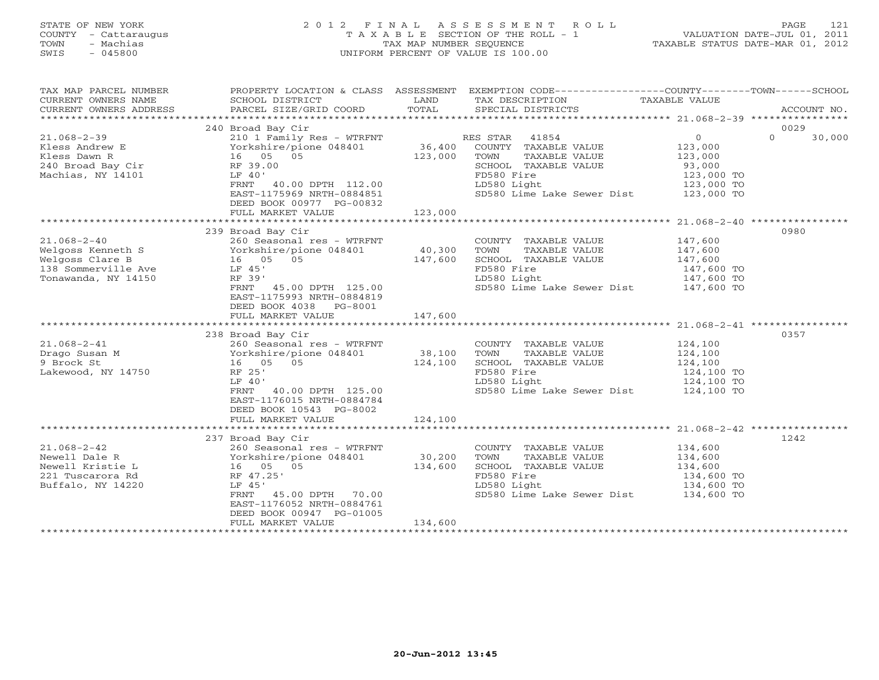STATE OF NEW YORK
COUNTY - Cattaraugus
TOWN - Machias
SWIS - 045800

# 2012 FINAL ASSESSMENT ROLL
TAXABLE SECTION OF THE ROLL - 1
TAX MAP NUMBER SEQUENCE
UNIFORM PERCENT OF VALUE IS 100.00

VALUATION DATE-JUL 01, 2011
TAXABLE STATUS DATE-MAR 01, 2012

| TAX MAP PARCEL NUMBER / CURRENT OWNERS NAME / CURRENT OWNERS ADDRESS | PROPERTY LOCATION & CLASS / SCHOOL DISTRICT / PARCEL SIZE/GRID COORD | ASSESSMENT LAND / TOTAL | EXEMPTION CODE / TAX DESCRIPTION / SPECIAL DISTRICTS | COUNTY TAXABLE VALUE | TOWN | SCHOOL / ACCOUNT NO. |
|---|---|---|---|---|---|---|
| | 240 Broad Bay Cir | | | | | 0029 |
| 21.068-2-39 | 210 1 Family Res - WTRFNT | | RES STAR 41854 | 0 | 0 | 30,000 |
| Kless Andrew E | Yorkshire/pione 048401 | 36,400 | COUNTY TAXABLE VALUE | 123,000 | | |
| Kless Dawn R | 16 05 05 | 123,000 | TOWN TAXABLE VALUE | 123,000 | | |
| 240 Broad Bay Cir | RF 39.00 | | SCHOOL TAXABLE VALUE | 93,000 | | |
| Machias, NY 14101 | LF 40' | | FD580 Fire | 123,000 TO | | |
| | FRNT 40.00 DPTH 112.00 | | LD580 Light | 123,000 TO | | |
| | EAST-1175969 NRTH-0884851 | | SD580 Lime Lake Sewer Dist | 123,000 TO | | |
| | DEED BOOK 00977 PG-00832 | | | | | |
| | FULL MARKET VALUE | 123,000 | | | | |
| | 239 Broad Bay Cir | | | | | 0980 |
| 21.068-2-40 | 260 Seasonal res - WTRFNT | | COUNTY TAXABLE VALUE | 147,600 | | |
| Welgoss Kenneth S | Yorkshire/pione 048401 | 40,300 | TOWN TAXABLE VALUE | 147,600 | | |
| Welgoss Clare B | 16 05 05 | 147,600 | SCHOOL TAXABLE VALUE | 147,600 | | |
| 138 Sommerville Ave | LF 45' | | FD580 Fire | 147,600 TO | | |
| Tonawanda, NY 14150 | RF 39' | | LD580 Light | 147,600 TO | | |
| | FRNT 45.00 DPTH 125.00 | | SD580 Lime Lake Sewer Dist | 147,600 TO | | |
| | EAST-1175993 NRTH-0884819 | | | | | |
| | DEED BOOK 4038 PG-8001 | | | | | |
| | FULL MARKET VALUE | 147,600 | | | | |
| | 238 Broad Bay Cir | | | | | 0357 |
| 21.068-2-41 | 260 Seasonal res - WTRFNT | | COUNTY TAXABLE VALUE | 124,100 | | |
| Drago Susan M | Yorkshire/pione 048401 | 38,100 | TOWN TAXABLE VALUE | 124,100 | | |
| 9 Brock St | 16 05 05 | 124,100 | SCHOOL TAXABLE VALUE | 124,100 | | |
| Lakewood, NY 14750 | RF 25' | | FD580 Fire | 124,100 TO | | |
| | LF 40' | | LD580 Light | 124,100 TO | | |
| | FRNT 40.00 DPTH 125.00 | | SD580 Lime Lake Sewer Dist | 124,100 TO | | |
| | EAST-1176015 NRTH-0884784 | | | | | |
| | DEED BOOK 10543 PG-8002 | | | | | |
| | FULL MARKET VALUE | 124,100 | | | | |
| | 237 Broad Bay Cir | | | | | 1242 |
| 21.068-2-42 | 260 Seasonal res - WTRFNT | | COUNTY TAXABLE VALUE | 134,600 | | |
| Newell Dale R | Yorkshire/pione 048401 | 30,200 | TOWN TAXABLE VALUE | 134,600 | | |
| Newell Kristie L | 16 05 05 | 134,600 | SCHOOL TAXABLE VALUE | 134,600 | | |
| 221 Tuscarora Rd | RF 47.25' | | FD580 Fire | 134,600 TO | | |
| Buffalo, NY 14220 | LF 45' | | LD580 Light | 134,600 TO | | |
| | FRNT 45.00 DPTH 70.00 | | SD580 Lime Lake Sewer Dist | 134,600 TO | | |
| | EAST-1176052 NRTH-0884761 | | | | | |
| | DEED BOOK 00947 PG-01005 | | | | | |
| | FULL MARKET VALUE | 134,600 | | | | |

20-Jun-2012 13:45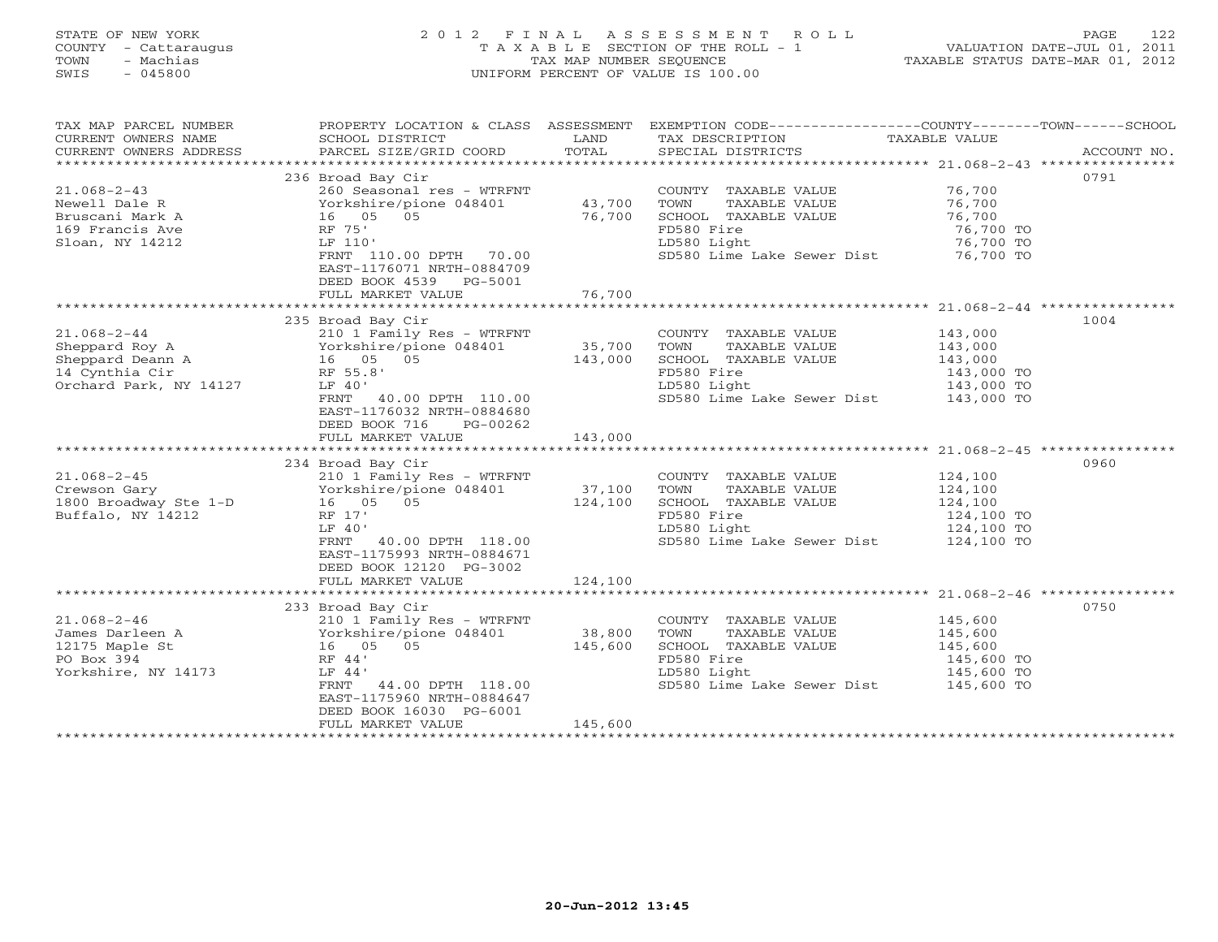STATE OF NEW YORK
COUNTY - Cattaraugus
TOWN - Machias
SWIS - 045800

2012 FINAL ASSESSMENT ROLL
TAXABLE SECTION OF THE ROLL - 1
TAX MAP NUMBER SEQUENCE
UNIFORM PERCENT OF VALUE IS 100.00

VALUATION DATE-JUL 01, 2011
TAXABLE STATUS DATE-MAR 01, 2012

| TAX MAP PARCEL NUMBER / CURRENT OWNERS NAME / CURRENT OWNERS ADDRESS | PROPERTY LOCATION & CLASS / SCHOOL DISTRICT / PARCEL SIZE/GRID COORD | ASSESSMENT LAND / TOTAL | EXEMPTION CODE / TAX DESCRIPTION / SPECIAL DISTRICTS | TAXABLE VALUE | ACCOUNT NO. |
|---|---|---|---|---|---|
| | 236 Broad Bay Cir | | | | 0791 |
| 21.068-2-43 | 260 Seasonal res - WTRFNT | | COUNTY TAXABLE VALUE | 76,700 | |
| Newell Dale R | Yorkshire/pione 048401 | 43,700 | TOWN TAXABLE VALUE | 76,700 | |
| Bruscani Mark A | 16 05 05 | 76,700 | SCHOOL TAXABLE VALUE | 76,700 | |
| 169 Francis Ave | RF 75' | | FD580 Fire | 76,700 TO | |
| Sloan, NY 14212 | LF 110' | | LD580 Light | 76,700 TO | |
| | FRNT 110.00 DPTH 70.00 | | SD580 Lime Lake Sewer Dist | 76,700 TO | |
| | EAST-1176071 NRTH-0884709 | | | | |
| | DEED BOOK 4539 PG-5001 | | | | |
| | FULL MARKET VALUE | 76,700 | | | |
| | 235 Broad Bay Cir | | | | 1004 |
| 21.068-2-44 | 210 1 Family Res - WTRFNT | | COUNTY TAXABLE VALUE | 143,000 | |
| Sheppard Roy A | Yorkshire/pione 048401 | 35,700 | TOWN TAXABLE VALUE | 143,000 | |
| Sheppard Deann A | 16 05 05 | 143,000 | SCHOOL TAXABLE VALUE | 143,000 | |
| 14 Cynthia Cir | RF 55.8' | | FD580 Fire | 143,000 TO | |
| Orchard Park, NY 14127 | LF 40' | | LD580 Light | 143,000 TO | |
| | FRNT 40.00 DPTH 110.00 | | SD580 Lime Lake Sewer Dist | 143,000 TO | |
| | EAST-1176032 NRTH-0884680 | | | | |
| | DEED BOOK 716 PG-00262 | | | | |
| | FULL MARKET VALUE | 143,000 | | | |
| | 234 Broad Bay Cir | | | | 0960 |
| 21.068-2-45 | 210 1 Family Res - WTRFNT | | COUNTY TAXABLE VALUE | 124,100 | |
| Crewson Gary | Yorkshire/pione 048401 | 37,100 | TOWN TAXABLE VALUE | 124,100 | |
| 1800 Broadway Ste 1-D | 16 05 05 | 124,100 | SCHOOL TAXABLE VALUE | 124,100 | |
| Buffalo, NY 14212 | RF 17' | | FD580 Fire | 124,100 TO | |
| | LF 40' | | LD580 Light | 124,100 TO | |
| | FRNT 40.00 DPTH 118.00 | | SD580 Lime Lake Sewer Dist | 124,100 TO | |
| | EAST-1175993 NRTH-0884671 | | | | |
| | DEED BOOK 12120 PG-3002 | | | | |
| | FULL MARKET VALUE | 124,100 | | | |
| | 233 Broad Bay Cir | | | | 0750 |
| 21.068-2-46 | 210 1 Family Res - WTRFNT | | COUNTY TAXABLE VALUE | 145,600 | |
| James Darleen A | Yorkshire/pione 048401 | 38,800 | TOWN TAXABLE VALUE | 145,600 | |
| 12175 Maple St | 16 05 05 | 145,600 | SCHOOL TAXABLE VALUE | 145,600 | |
| PO Box 394 | RF 44' | | FD580 Fire | 145,600 TO | |
| Yorkshire, NY 14173 | LF 44' | | LD580 Light | 145,600 TO | |
| | FRNT 44.00 DPTH 118.00 | | SD580 Lime Lake Sewer Dist | 145,600 TO | |
| | EAST-1175960 NRTH-0884647 | | | | |
| | DEED BOOK 16030 PG-6001 | | | | |
| | FULL MARKET VALUE | 145,600 | | | |

20-Jun-2012 13:45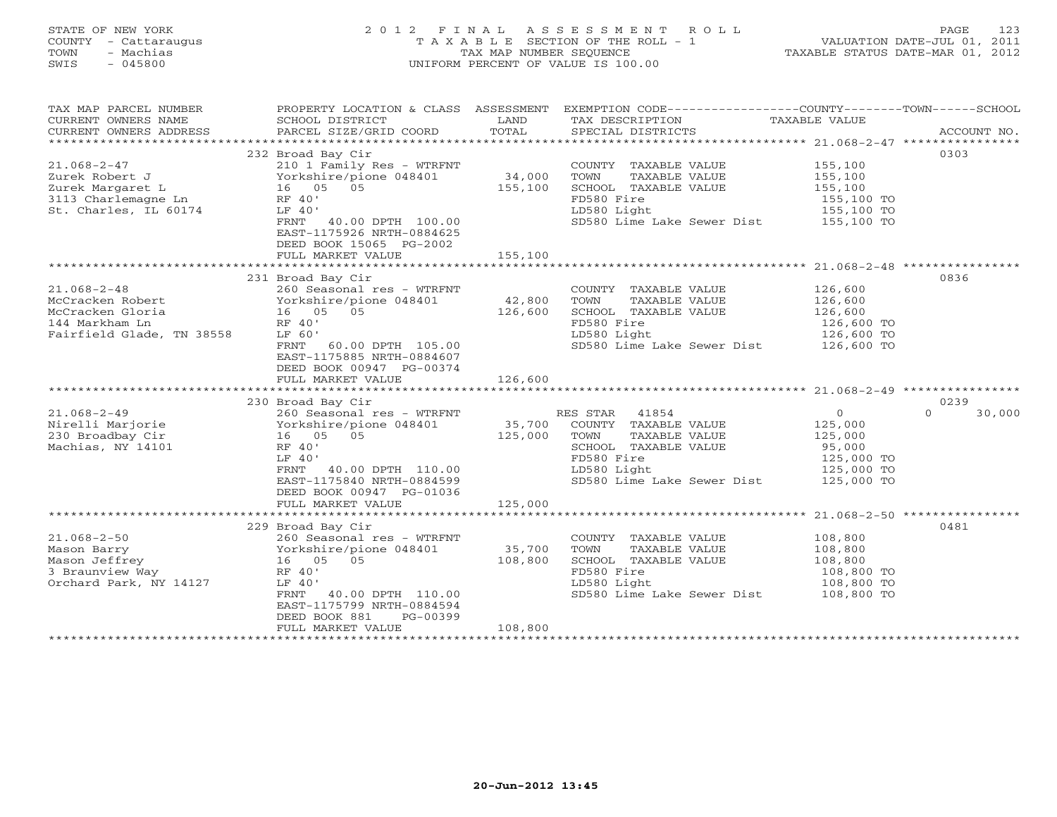STATE OF NEW YORK
COUNTY - Cattaraugus
TOWN - Machias
SWIS - 045800

# 2012 FINAL ASSESSMENT ROLL

TAXABLE SECTION OF THE ROLL - 1
TAX MAP NUMBER SEQUENCE
UNIFORM PERCENT OF VALUE IS 100.00

VALUATION DATE-JUL 01, 2011
TAXABLE STATUS DATE-MAR 01, 2012

| TAX MAP PARCEL NUMBER / CURRENT OWNERS NAME / CURRENT OWNERS ADDRESS | PROPERTY LOCATION & CLASS / SCHOOL DISTRICT / PARCEL SIZE/GRID COORD | LAND / ASSESSMENT TOTAL | EXEMPTION CODE / TAX DESCRIPTION / SPECIAL DISTRICTS | COUNTY TAXABLE VALUE | TOWN | SCHOOL | ACCOUNT NO. |
|---|---|---|---|---|---|---|---|
| **21.068-2-47** | 232 Broad Bay Cir | | | | | | 0303 |
| Zurek Robert J | 210 1 Family Res - WTRFNT | | COUNTY TAXABLE VALUE | 155,100 | | | |
| Zurek Margaret L | Yorkshire/pione 048401 | 34,000 | TOWN TAXABLE VALUE | 155,100 | | | |
| 3113 Charlemagne Ln | 16 05 05 | 155,100 | SCHOOL TAXABLE VALUE | 155,100 | | | |
| St. Charles, IL 60174 | RF 40' | | FD580 Fire | 155,100 TO | | | |
| | LF 40' | | LD580 Light | 155,100 TO | | | |
| | FRNT 40.00 DPTH 100.00 | | SD580 Lime Lake Sewer Dist | 155,100 TO | | | |
| | EAST-1175926 NRTH-0884625 | | | | | | |
| | DEED BOOK 15065 PG-2002 | | | | | | |
| | FULL MARKET VALUE | 155,100 | | | | | |
| **21.068-2-48** | 231 Broad Bay Cir | | | | | | 0836 |
| McCracken Robert | 260 Seasonal res - WTRFNT | | COUNTY TAXABLE VALUE | 126,600 | | | |
| McCracken Gloria | Yorkshire/pione 048401 | 42,800 | TOWN TAXABLE VALUE | 126,600 | | | |
| 144 Markham Ln | 16 05 05 | 126,600 | SCHOOL TAXABLE VALUE | 126,600 | | | |
| Fairfield Glade, TN 38558 | RF 40' | | FD580 Fire | 126,600 TO | | | |
| | LF 60' | | LD580 Light | 126,600 TO | | | |
| | FRNT 60.00 DPTH 105.00 | | SD580 Lime Lake Sewer Dist | 126,600 TO | | | |
| | EAST-1175885 NRTH-0884607 | | | | | | |
| | DEED BOOK 00947 PG-00374 | | | | | | |
| | FULL MARKET VALUE | 126,600 | | | | | |
| **21.068-2-49** | 230 Broad Bay Cir | | | | | | 0239 |
| Nirelli Marjorie | 260 Seasonal res - WTRFNT | | RES STAR 41854 | 0 | 0 | 30,000 | |
| 230 Broadbay Cir | Yorkshire/pione 048401 | 35,700 | COUNTY TAXABLE VALUE | 125,000 | | | |
| Machias, NY 14101 | 16 05 05 | 125,000 | TOWN TAXABLE VALUE | 125,000 | | | |
| | RF 40' | | SCHOOL TAXABLE VALUE | 95,000 | | | |
| | LF 40' | | FD580 Fire | 125,000 TO | | | |
| | FRNT 40.00 DPTH 110.00 | | LD580 Light | 125,000 TO | | | |
| | EAST-1175840 NRTH-0884599 | | SD580 Lime Lake Sewer Dist | 125,000 TO | | | |
| | DEED BOOK 00947 PG-01036 | | | | | | |
| | FULL MARKET VALUE | 125,000 | | | | | |
| **21.068-2-50** | 229 Broad Bay Cir | | | | | | 0481 |
| Mason Barry | 260 Seasonal res - WTRFNT | | COUNTY TAXABLE VALUE | 108,800 | | | |
| Mason Jeffrey | Yorkshire/pione 048401 | 35,700 | TOWN TAXABLE VALUE | 108,800 | | | |
| 3 Braunview Way | 16 05 05 | 108,800 | SCHOOL TAXABLE VALUE | 108,800 | | | |
| Orchard Park, NY 14127 | RF 40' | | FD580 Fire | 108,800 TO | | | |
| | LF 40' | | LD580 Light | 108,800 TO | | | |
| | FRNT 40.00 DPTH 110.00 | | SD580 Lime Lake Sewer Dist | 108,800 TO | | | |
| | EAST-1175799 NRTH-0884594 | | | | | | |
| | DEED BOOK 881 PG-00399 | | | | | | |
| | FULL MARKET VALUE | 108,800 | | | | | |

20-Jun-2012 13:45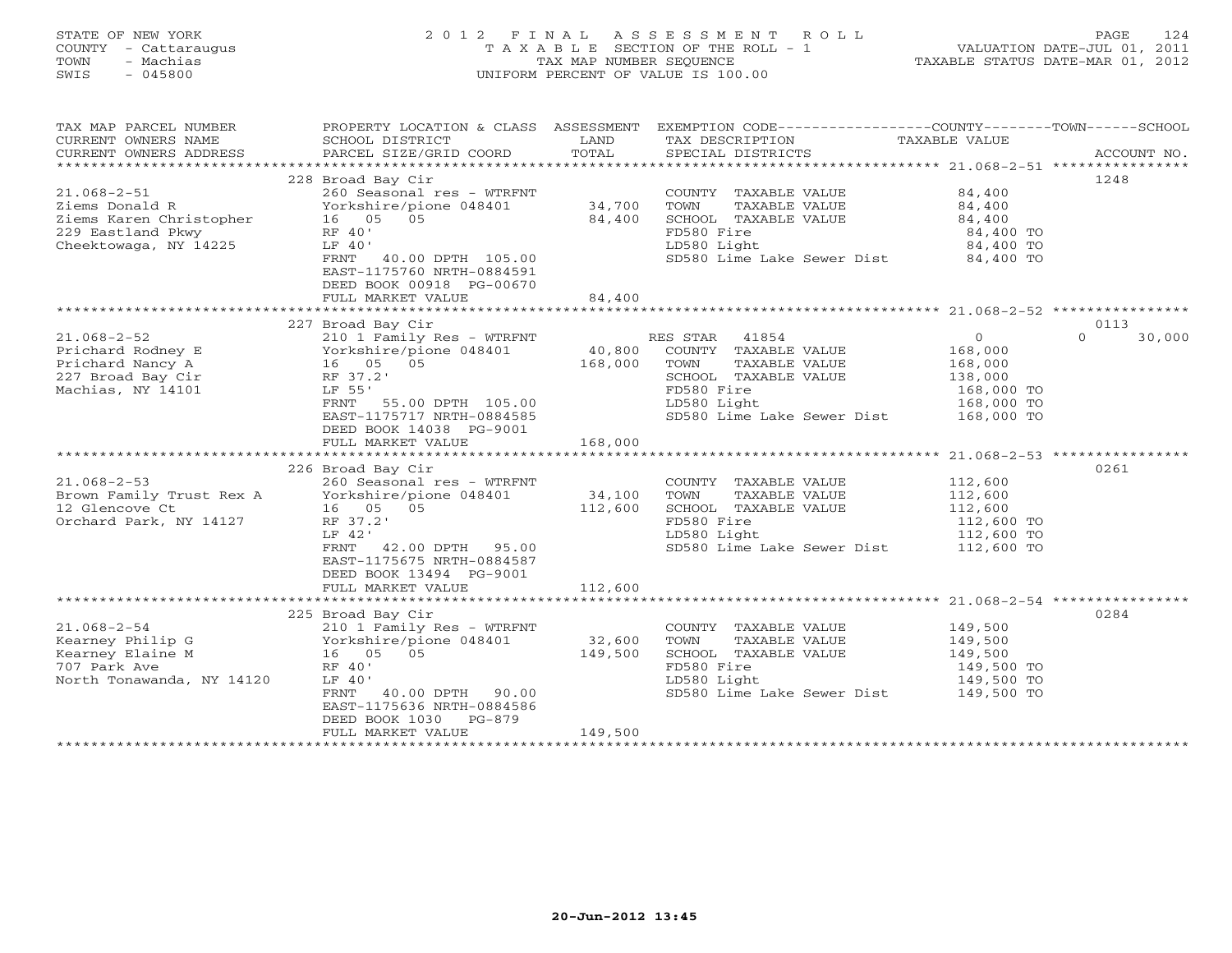STATE OF NEW YORK
COUNTY - Cattaraugus
TOWN - Machias
SWIS - 045800

2012 FINAL ASSESSMENT ROLL
TAXABLE SECTION OF THE ROLL - 1
TAX MAP NUMBER SEQUENCE
UNIFORM PERCENT OF VALUE IS 100.00

VALUATION DATE-JUL 01, 2011
TAXABLE STATUS DATE-MAR 01, 2012

| TAX MAP PARCEL NUMBER / CURRENT OWNERS NAME / CURRENT OWNERS ADDRESS | PROPERTY LOCATION & CLASS / SCHOOL DISTRICT / PARCEL SIZE/GRID COORD | ASSESSMENT LAND / TOTAL | EXEMPTION CODE / TAX DESCRIPTION / SPECIAL DISTRICTS | COUNTY TAXABLE VALUE | TOWN | SCHOOL / ACCOUNT NO. |
|---|---|---|---|---|---|---|
| 21.068-2-51 | 228 Broad Bay Cir | | | | | 1248 |
| Ziems Donald R | 260 Seasonal res - WTRFNT | | COUNTY TAXABLE VALUE | 84,400 | | |
| Ziems Karen Christopher | Yorkshire/pione 048401 | 34,700 | TOWN TAXABLE VALUE | 84,400 | | |
| 229 Eastland Pkwy | 16 05 05 | 84,400 | SCHOOL TAXABLE VALUE | 84,400 | | |
| Cheektowaga, NY 14225 | RF 40' | | FD580 Fire | 84,400 TO | | |
| | LF 40' | | LD580 Light | 84,400 TO | | |
| | FRNT 40.00 DPTH 105.00 | | SD580 Lime Lake Sewer Dist | 84,400 TO | | |
| | EAST-1175760 NRTH-0884591 | | | | | |
| | DEED BOOK 00918 PG-00670 | | | | | |
| | FULL MARKET VALUE | 84,400 | | | | |
| 21.068-2-52 | 227 Broad Bay Cir | | | | | 0113 |
| Prichard Rodney E | 210 1 Family Res - WTRFNT | | RES STAR 41854 | 0 | 0 | 30,000 |
| Prichard Nancy A | Yorkshire/pione 048401 | 40,800 | COUNTY TAXABLE VALUE | 168,000 | | |
| 227 Broad Bay Cir | 16 05 05 | 168,000 | TOWN TAXABLE VALUE | 168,000 | | |
| Machias, NY 14101 | RF 37.2' | | SCHOOL TAXABLE VALUE | 138,000 | | |
| | LF 55' | | FD580 Fire | 168,000 TO | | |
| | FRNT 55.00 DPTH 105.00 | | LD580 Light | 168,000 TO | | |
| | EAST-1175717 NRTH-0884585 | | SD580 Lime Lake Sewer Dist | 168,000 TO | | |
| | DEED BOOK 14038 PG-9001 | | | | | |
| | FULL MARKET VALUE | 168,000 | | | | |
| 21.068-2-53 | 226 Broad Bay Cir | | | | | 0261 |
| Brown Family Trust Rex A | 260 Seasonal res - WTRFNT | | COUNTY TAXABLE VALUE | 112,600 | | |
| 12 Glencove Ct | Yorkshire/pione 048401 | 34,100 | TOWN TAXABLE VALUE | 112,600 | | |
| Orchard Park, NY 14127 | 16 05 05 | 112,600 | SCHOOL TAXABLE VALUE | 112,600 | | |
| | RF 37.2' | | FD580 Fire | 112,600 TO | | |
| | LF 42' | | LD580 Light | 112,600 TO | | |
| | FRNT 42.00 DPTH 95.00 | | SD580 Lime Lake Sewer Dist | 112,600 TO | | |
| | EAST-1175675 NRTH-0884587 | | | | | |
| | DEED BOOK 13494 PG-9001 | | | | | |
| | FULL MARKET VALUE | 112,600 | | | | |
| 21.068-2-54 | 225 Broad Bay Cir | | | | | 0284 |
| Kearney Philip G | 210 1 Family Res - WTRFNT | | COUNTY TAXABLE VALUE | 149,500 | | |
| Kearney Elaine M | Yorkshire/pione 048401 | 32,600 | TOWN TAXABLE VALUE | 149,500 | | |
| 707 Park Ave | 16 05 05 | 149,500 | SCHOOL TAXABLE VALUE | 149,500 | | |
| North Tonawanda, NY 14120 | RF 40' | | FD580 Fire | 149,500 TO | | |
| | LF 40' | | LD580 Light | 149,500 TO | | |
| | FRNT 40.00 DPTH 90.00 | | SD580 Lime Lake Sewer Dist | 149,500 TO | | |
| | EAST-1175636 NRTH-0884586 | | | | | |
| | DEED BOOK 1030 PG-879 | | | | | |
| | FULL MARKET VALUE | 149,500 | | | | |

20-Jun-2012 13:45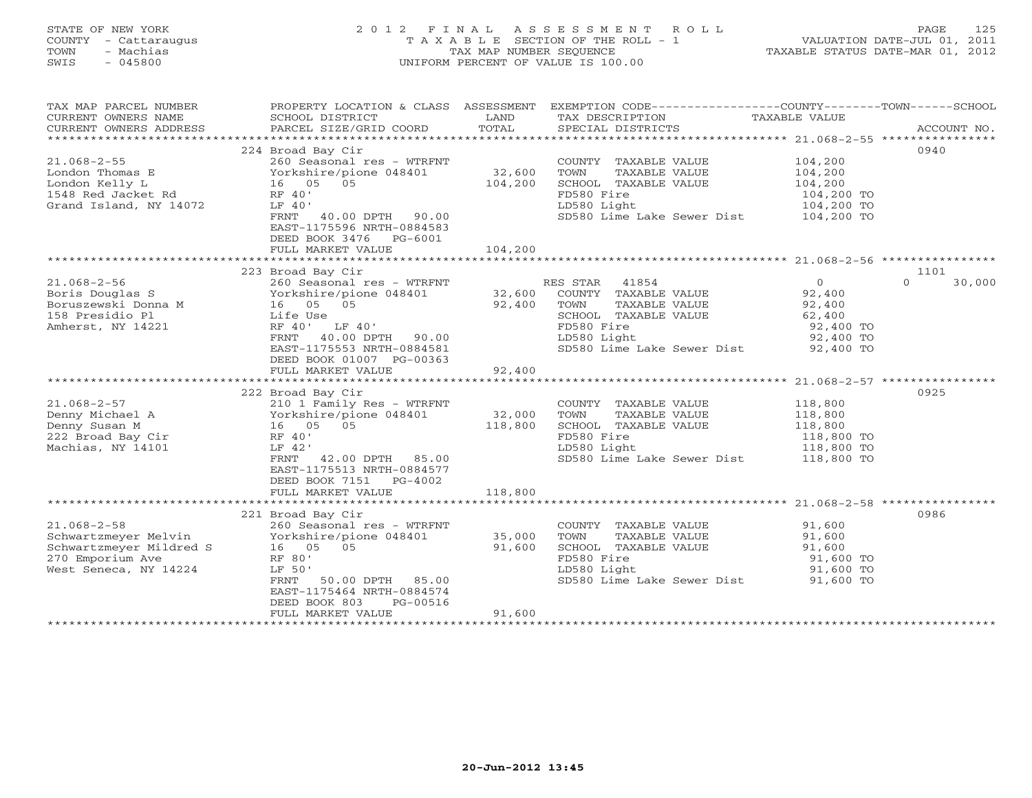STATE OF NEW YORK
COUNTY - Cattaraugus
TOWN - Machias
SWIS - 045800

2 0 1 2 F I N A L A S S E S S M E N T R O L L
T A X A B L E SECTION OF THE ROLL - 1
TAX MAP NUMBER SEQUENCE
UNIFORM PERCENT OF VALUE IS 100.00

VALUATION DATE-JUL 01, 2011
TAXABLE STATUS DATE-MAR 01, 2012

| TAX MAP PARCEL NUMBER / CURRENT OWNERS NAME / CURRENT OWNERS ADDRESS | PROPERTY LOCATION & CLASS / SCHOOL DISTRICT / PARCEL SIZE/GRID COORD | ASSESSMENT LAND / TOTAL | EXEMPTION CODE / TAX DESCRIPTION / SPECIAL DISTRICTS | COUNTY--------TOWN------SCHOOL TAXABLE VALUE | ACCOUNT NO. |
|---|---|---|---|---|---|
| | 224 Broad Bay Cir | | | | 0940 |
| 21.068-2-55 | 260 Seasonal res - WTRFNT | | COUNTY TAXABLE VALUE | 104,200 | |
| London Thomas E | Yorkshire/pione 048401 | 32,600 | TOWN TAXABLE VALUE | 104,200 | |
| London Kelly L | 16 05 05 | 104,200 | SCHOOL TAXABLE VALUE | 104,200 | |
| 1548 Red Jacket Rd | RF 40' | | FD580 Fire | 104,200 TO | |
| Grand Island, NY 14072 | LF 40' | | LD580 Light | 104,200 TO | |
| | FRNT 40.00 DPTH 90.00 | | SD580 Lime Lake Sewer Dist | 104,200 TO | |
| | EAST-1175596 NRTH-0884583 | | | | |
| | DEED BOOK 3476 PG-6001 | | | | |
| | FULL MARKET VALUE | 104,200 | | | |
| | 223 Broad Bay Cir | | | | 1101 |
| 21.068-2-56 | 260 Seasonal res - WTRFNT | | RES STAR 41854 | 0 0 30,000 | |
| Boris Douglas S | Yorkshire/pione 048401 | 32,600 | COUNTY TAXABLE VALUE | 92,400 | |
| Boruszewski Donna M | 16 05 05 | 92,400 | TOWN TAXABLE VALUE | 92,400 | |
| 158 Presidio Pl | Life Use | | SCHOOL TAXABLE VALUE | 62,400 | |
| Amherst, NY 14221 | RF 40' LF 40' | | FD580 Fire | 92,400 TO | |
| | FRNT 40.00 DPTH 90.00 | | LD580 Light | 92,400 TO | |
| | EAST-1175553 NRTH-0884581 | | SD580 Lime Lake Sewer Dist | 92,400 TO | |
| | DEED BOOK 01007 PG-00363 | | | | |
| | FULL MARKET VALUE | 92,400 | | | |
| | 222 Broad Bay Cir | | | | 0925 |
| 21.068-2-57 | 210 1 Family Res - WTRFNT | | COUNTY TAXABLE VALUE | 118,800 | |
| Denny Michael A | Yorkshire/pione 048401 | 32,000 | TOWN TAXABLE VALUE | 118,800 | |
| Denny Susan M | 16 05 05 | 118,800 | SCHOOL TAXABLE VALUE | 118,800 | |
| 222 Broad Bay Cir | RF 40' | | FD580 Fire | 118,800 TO | |
| Machias, NY 14101 | LF 42' | | LD580 Light | 118,800 TO | |
| | FRNT 42.00 DPTH 85.00 | | SD580 Lime Lake Sewer Dist | 118,800 TO | |
| | EAST-1175513 NRTH-0884577 | | | | |
| | DEED BOOK 7151 PG-4002 | | | | |
| | FULL MARKET VALUE | 118,800 | | | |
| | 221 Broad Bay Cir | | | | 0986 |
| 21.068-2-58 | 260 Seasonal res - WTRFNT | | COUNTY TAXABLE VALUE | 91,600 | |
| Schwartzmeyer Melvin | Yorkshire/pione 048401 | 35,000 | TOWN TAXABLE VALUE | 91,600 | |
| Schwartzmeyer Mildred S | 16 05 05 | 91,600 | SCHOOL TAXABLE VALUE | 91,600 | |
| 270 Emporium Ave | RF 80' | | FD580 Fire | 91,600 TO | |
| West Seneca, NY 14224 | LF 50' | | LD580 Light | 91,600 TO | |
| | FRNT 50.00 DPTH 85.00 | | SD580 Lime Lake Sewer Dist | 91,600 TO | |
| | EAST-1175464 NRTH-0884574 | | | | |
| | DEED BOOK 803 PG-00516 | | | | |
| | FULL MARKET VALUE | 91,600 | | | |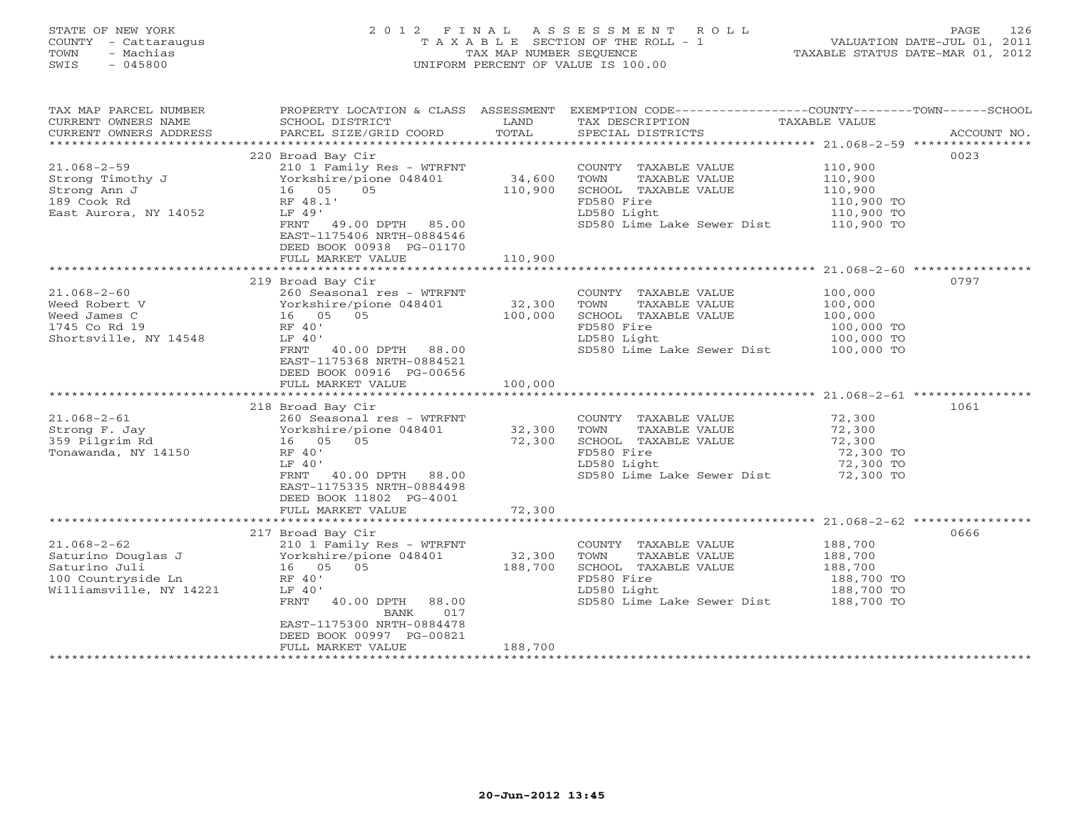STATE OF NEW YORK
COUNTY - Cattaraugus
TOWN - Machias
SWIS - 045800

# 2012 FINAL ASSESSMENT ROLL
TAXABLE SECTION OF THE ROLL - 1
TAX MAP NUMBER SEQUENCE
UNIFORM PERCENT OF VALUE IS 100.00

VALUATION DATE-JUL 01, 2011
TAXABLE STATUS DATE-MAR 01, 2012

| TAX MAP PARCEL NUMBER / CURRENT OWNERS NAME / CURRENT OWNERS ADDRESS | PROPERTY LOCATION & CLASS / SCHOOL DISTRICT / PARCEL SIZE/GRID COORD | ASSESSMENT LAND / TOTAL | EXEMPTION CODE / TAX DESCRIPTION / SPECIAL DISTRICTS | TAXABLE VALUE | ACCOUNT NO. |
|---|---|---|---|---|---|
| 21.068-2-59 | 220 Broad Bay Cir | | | | 0023 |
| 21.068-2-59 | 210 1 Family Res - WTRFNT | | COUNTY TAXABLE VALUE | 110,900 | |
| Strong Timothy J | Yorkshire/pione 048401 | 34,600 | TOWN TAXABLE VALUE | 110,900 | |
| Strong Ann J | 16 05 05 | 110,900 | SCHOOL TAXABLE VALUE | 110,900 | |
| 189 Cook Rd | RF 48.1' | | FD580 Fire | 110,900 TO | |
| East Aurora, NY 14052 | LF 49' | | LD580 Light | 110,900 TO | |
| | FRNT 49.00 DPTH 85.00 | | SD580 Lime Lake Sewer Dist | 110,900 TO | |
| | EAST-1175406 NRTH-0884546 | | | | |
| | DEED BOOK 00938 PG-01170 | | | | |
| | FULL MARKET VALUE | 110,900 | | | |
| 21.068-2-60 | 219 Broad Bay Cir | | | | 0797 |
| 21.068-2-60 | 260 Seasonal res - WTRFNT | | COUNTY TAXABLE VALUE | 100,000 | |
| Weed Robert V | Yorkshire/pione 048401 | 32,300 | TOWN TAXABLE VALUE | 100,000 | |
| Weed James C | 16 05 05 | 100,000 | SCHOOL TAXABLE VALUE | 100,000 | |
| 1745 Co Rd 19 | RF 40' | | FD580 Fire | 100,000 TO | |
| Shortsville, NY 14548 | LF 40' | | LD580 Light | 100,000 TO | |
| | FRNT 40.00 DPTH 88.00 | | SD580 Lime Lake Sewer Dist | 100,000 TO | |
| | EAST-1175368 NRTH-0884521 | | | | |
| | DEED BOOK 00916 PG-00656 | | | | |
| | FULL MARKET VALUE | 100,000 | | | |
| 21.068-2-61 | 218 Broad Bay Cir | | | | 1061 |
| 21.068-2-61 | 260 Seasonal res - WTRFNT | | COUNTY TAXABLE VALUE | 72,300 | |
| Strong F. Jay | Yorkshire/pione 048401 | 32,300 | TOWN TAXABLE VALUE | 72,300 | |
| 359 Pilgrim Rd | 16 05 05 | 72,300 | SCHOOL TAXABLE VALUE | 72,300 | |
| Tonawanda, NY 14150 | RF 40' | | FD580 Fire | 72,300 TO | |
| | LF 40' | | LD580 Light | 72,300 TO | |
| | FRNT 40.00 DPTH 88.00 | | SD580 Lime Lake Sewer Dist | 72,300 TO | |
| | EAST-1175335 NRTH-0884498 | | | | |
| | DEED BOOK 11802 PG-4001 | | | | |
| | FULL MARKET VALUE | 72,300 | | | |
| 21.068-2-62 | 217 Broad Bay Cir | | | | 0666 |
| 21.068-2-62 | 210 1 Family Res - WTRFNT | | COUNTY TAXABLE VALUE | 188,700 | |
| Saturino Douglas J | Yorkshire/pione 048401 | 32,300 | TOWN TAXABLE VALUE | 188,700 | |
| Saturino Juli | 16 05 05 | 188,700 | SCHOOL TAXABLE VALUE | 188,700 | |
| 100 Countryside Ln | RF 40' | | FD580 Fire | 188,700 TO | |
| Williamsville, NY 14221 | LF 40' | | LD580 Light | 188,700 TO | |
| | FRNT 40.00 DPTH 88.00 | | SD580 Lime Lake Sewer Dist | 188,700 TO | |
| | BANK 017 | | | | |
| | EAST-1175300 NRTH-0884478 | | | | |
| | DEED BOOK 00997 PG-00821 | | | | |
| | FULL MARKET VALUE | 188,700 | | | |

20-Jun-2012 13:45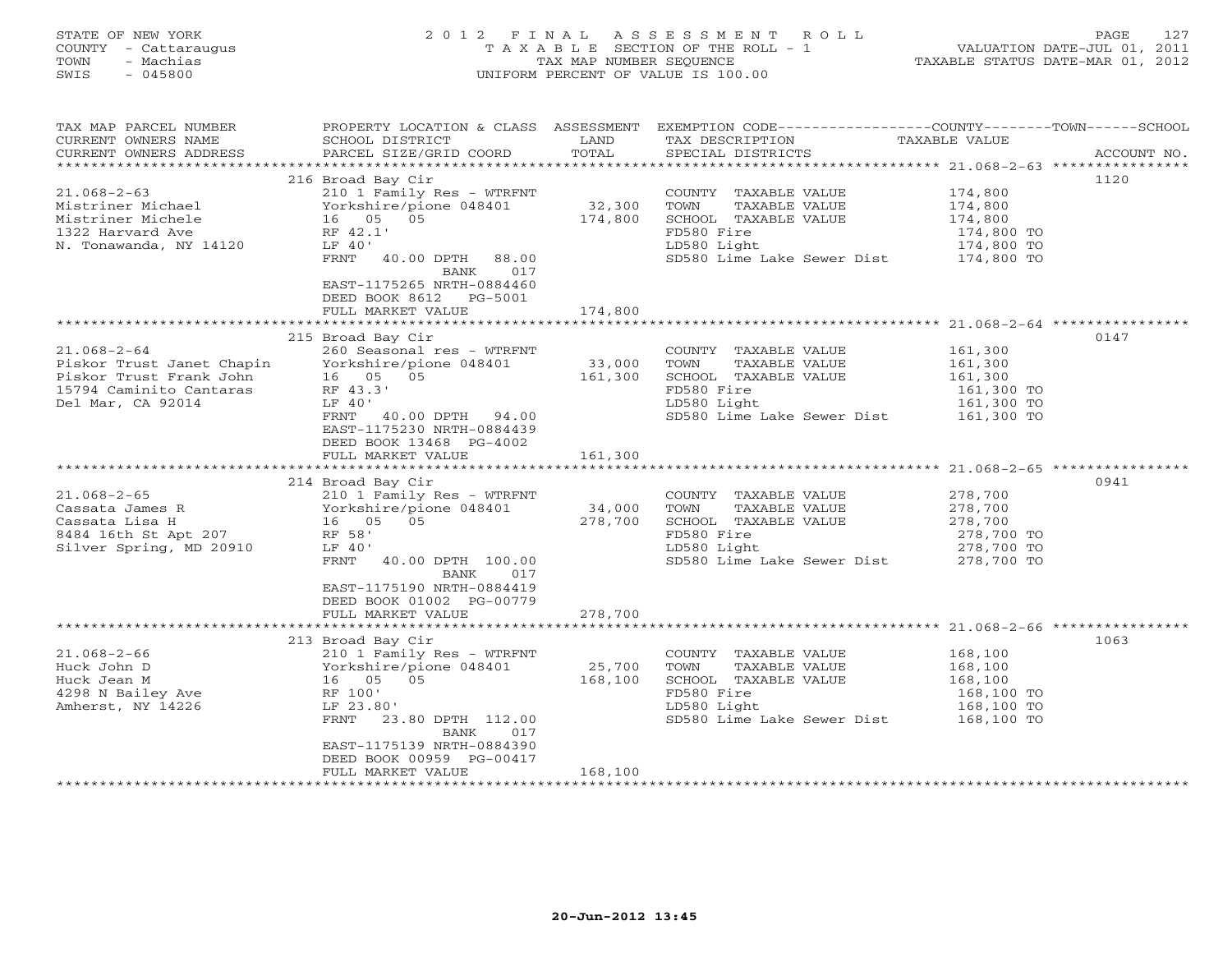STATE OF NEW YORK
COUNTY - Cattaraugus
TOWN - Machias
SWIS - 045800

# 2012 FINAL ASSESSMENT ROLL

TAXABLE SECTION OF THE ROLL - 1
TAX MAP NUMBER SEQUENCE
UNIFORM PERCENT OF VALUE IS 100.00

VALUATION DATE-JUL 01, 2011
TAXABLE STATUS DATE-MAR 01, 2012

| TAX MAP PARCEL NUMBER / CURRENT OWNERS NAME / CURRENT OWNERS ADDRESS | PROPERTY LOCATION & CLASS / SCHOOL DISTRICT / PARCEL SIZE/GRID COORD | ASSESSMENT LAND | TOTAL | EXEMPTION CODE / TAX DESCRIPTION / SPECIAL DISTRICTS | TAXABLE VALUE (COUNTY / TOWN / SCHOOL) | ACCOUNT NO. |
|---|---|---|---|---|---|---|
| 21.068-2-63 | 216 Broad Bay Cir | | | | | 1120 |
| | 210 1 Family Res - WTRFNT | | | COUNTY TAXABLE VALUE | 174,800 | |
| Mistriner Michael | Yorkshire/pione 048401 | 32,300 | | TOWN TAXABLE VALUE | 174,800 | |
| Mistriner Michele | 16 05 05 | | 174,800 | SCHOOL TAXABLE VALUE | 174,800 | |
| 1322 Harvard Ave | RF 42.1' | | | FD580 Fire | 174,800 TO | |
| N. Tonawanda, NY 14120 | LF 40' | | | LD580 Light | 174,800 TO | |
| | FRNT 40.00 DPTH 88.00 BANK 017 | | | SD580 Lime Lake Sewer Dist | 174,800 TO | |
| | EAST-1175265 NRTH-0884460 | | | | | |
| | DEED BOOK 8612 PG-5001 | | | | | |
| | FULL MARKET VALUE | | 174,800 | | | |
| 21.068-2-64 | 215 Broad Bay Cir | | | | | 0147 |
| | 260 Seasonal res - WTRFNT | | | COUNTY TAXABLE VALUE | 161,300 | |
| Piskor Trust Janet Chapin | Yorkshire/pione 048401 | 33,000 | | TOWN TAXABLE VALUE | 161,300 | |
| Piskor Trust Frank John | 16 05 05 | | 161,300 | SCHOOL TAXABLE VALUE | 161,300 | |
| 15794 Caminito Cantaras | RF 43.3' | | | FD580 Fire | 161,300 TO | |
| Del Mar, CA 92014 | LF 40' | | | LD580 Light | 161,300 TO | |
| | FRNT 40.00 DPTH 94.00 | | | SD580 Lime Lake Sewer Dist | 161,300 TO | |
| | EAST-1175230 NRTH-0884439 | | | | | |
| | DEED BOOK 13468 PG-4002 | | | | | |
| | FULL MARKET VALUE | | 161,300 | | | |
| 21.068-2-65 | 214 Broad Bay Cir | | | | | 0941 |
| | 210 1 Family Res - WTRFNT | | | COUNTY TAXABLE VALUE | 278,700 | |
| Cassata James R | Yorkshire/pione 048401 | 34,000 | | TOWN TAXABLE VALUE | 278,700 | |
| Cassata Lisa H | 16 05 05 | | 278,700 | SCHOOL TAXABLE VALUE | 278,700 | |
| 8484 16th St Apt 207 | RF 58' | | | FD580 Fire | 278,700 TO | |
| Silver Spring, MD 20910 | LF 40' | | | LD580 Light | 278,700 TO | |
| | FRNT 40.00 DPTH 100.00 BANK 017 | | | SD580 Lime Lake Sewer Dist | 278,700 TO | |
| | EAST-1175190 NRTH-0884419 | | | | | |
| | DEED BOOK 01002 PG-00779 | | | | | |
| | FULL MARKET VALUE | | 278,700 | | | |
| 21.068-2-66 | 213 Broad Bay Cir | | | | | 1063 |
| | 210 1 Family Res - WTRFNT | | | COUNTY TAXABLE VALUE | 168,100 | |
| Huck John D | Yorkshire/pione 048401 | 25,700 | | TOWN TAXABLE VALUE | 168,100 | |
| Huck Jean M | 16 05 05 | | 168,100 | SCHOOL TAXABLE VALUE | 168,100 | |
| 4298 N Bailey Ave | RF 100' | | | FD580 Fire | 168,100 TO | |
| Amherst, NY 14226 | LF 23.80' | | | LD580 Light | 168,100 TO | |
| | FRNT 23.80 DPTH 112.00 BANK 017 | | | SD580 Lime Lake Sewer Dist | 168,100 TO | |
| | EAST-1175139 NRTH-0884390 | | | | | |
| | DEED BOOK 00959 PG-00417 | | | | | |
| | FULL MARKET VALUE | | 168,100 | | | |

20-Jun-2012 13:45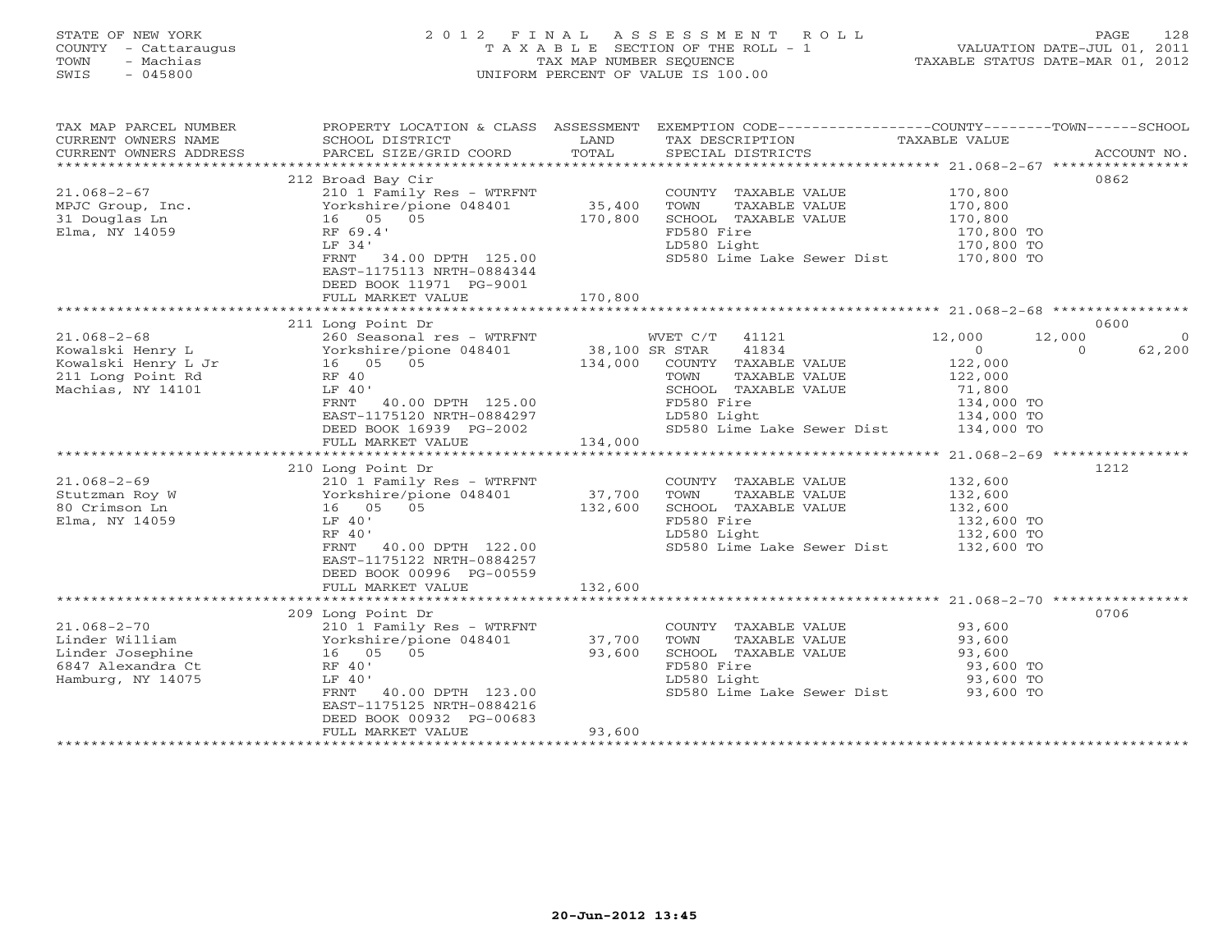STATE OF NEW YORK
COUNTY - Cattaraugus
TOWN - Machias
SWIS - 045800

2 0 1 2 F I N A L A S S E S S M E N T R O L L
T A X A B L E SECTION OF THE ROLL - 1
TAX MAP NUMBER SEQUENCE
UNIFORM PERCENT OF VALUE IS 100.00

VALUATION DATE-JUL 01, 2011
TAXABLE STATUS DATE-MAR 01, 2012

| TAX MAP PARCEL NUMBER / CURRENT OWNERS NAME / CURRENT OWNERS ADDRESS | PROPERTY LOCATION & CLASS / SCHOOL DISTRICT / PARCEL SIZE/GRID COORD | ASSESSMENT LAND / TOTAL | EXEMPTION CODE / TAX DESCRIPTION / SPECIAL DISTRICTS | COUNTY TAXABLE VALUE | TOWN | SCHOOL | ACCOUNT NO. |
|---|---|---|---|---|---|---|---|
| **21.068-2-67** | 212 Broad Bay Cir | | | | | | 0862 |
| 21.068-2-67 | 210 1 Family Res - WTRFNT | | COUNTY TAXABLE VALUE | 170,800 | | | |
| MPJC Group, Inc. | Yorkshire/pione 048401 | 35,400 | TOWN TAXABLE VALUE | 170,800 | | | |
| 31 Douglas Ln | 16 05 05 | 170,800 | SCHOOL TAXABLE VALUE | 170,800 | | | |
| Elma, NY 14059 | RF 69.4' | | FD580 Fire | 170,800 TO | | | |
| | LF 34' | | LD580 Light | 170,800 TO | | | |
| | FRNT 34.00 DPTH 125.00 | | SD580 Lime Lake Sewer Dist | 170,800 TO | | | |
| | EAST-1175113 NRTH-0884344 | | | | | | |
| | DEED BOOK 11971 PG-9001 | | | | | | |
| | FULL MARKET VALUE | 170,800 | | | | | |
| **21.068-2-68** | 211 Long Point Dr | | | | | | 0600 |
| 21.068-2-68 | 260 Seasonal res - WTRFNT | | WVET C/T 41121 | 12,000 | 12,000 | 0 | |
| Kowalski Henry L | Yorkshire/pione 048401 | 38,100 | SR STAR 41834 | 0 | 0 | 62,200 | |
| Kowalski Henry L Jr | 16 05 05 | 134,000 | COUNTY TAXABLE VALUE | 122,000 | | | |
| 211 Long Point Rd | RF 40 | | TOWN TAXABLE VALUE | 122,000 | | | |
| Machias, NY 14101 | LF 40' | | SCHOOL TAXABLE VALUE | 71,800 | | | |
| | FRNT 40.00 DPTH 125.00 | | FD580 Fire | 134,000 TO | | | |
| | EAST-1175120 NRTH-0884297 | | LD580 Light | 134,000 TO | | | |
| | DEED BOOK 16939 PG-2002 | | SD580 Lime Lake Sewer Dist | 134,000 TO | | | |
| | FULL MARKET VALUE | 134,000 | | | | | |
| **21.068-2-69** | 210 Long Point Dr | | | | | | 1212 |
| 21.068-2-69 | 210 1 Family Res - WTRFNT | | COUNTY TAXABLE VALUE | 132,600 | | | |
| Stutzman Roy W | Yorkshire/pione 048401 | 37,700 | TOWN TAXABLE VALUE | 132,600 | | | |
| 80 Crimson Ln | 16 05 05 | 132,600 | SCHOOL TAXABLE VALUE | 132,600 | | | |
| Elma, NY 14059 | LF 40' | | FD580 Fire | 132,600 TO | | | |
| | RF 40' | | LD580 Light | 132,600 TO | | | |
| | FRNT 40.00 DPTH 122.00 | | SD580 Lime Lake Sewer Dist | 132,600 TO | | | |
| | EAST-1175122 NRTH-0884257 | | | | | | |
| | DEED BOOK 00996 PG-00559 | | | | | | |
| | FULL MARKET VALUE | 132,600 | | | | | |
| **21.068-2-70** | 209 Long Point Dr | | | | | | 0706 |
| 21.068-2-70 | 210 1 Family Res - WTRFNT | | COUNTY TAXABLE VALUE | 93,600 | | | |
| Linder William | Yorkshire/pione 048401 | 37,700 | TOWN TAXABLE VALUE | 93,600 | | | |
| Linder Josephine | 16 05 05 | 93,600 | SCHOOL TAXABLE VALUE | 93,600 | | | |
| 6847 Alexandra Ct | RF 40' | | FD580 Fire | 93,600 TO | | | |
| Hamburg, NY 14075 | LF 40' | | LD580 Light | 93,600 TO | | | |
| | FRNT 40.00 DPTH 123.00 | | SD580 Lime Lake Sewer Dist | 93,600 TO | | | |
| | EAST-1175125 NRTH-0884216 | | | | | | |
| | DEED BOOK 00932 PG-00683 | | | | | | |
| | FULL MARKET VALUE | 93,600 | | | | | |

20-Jun-2012 13:45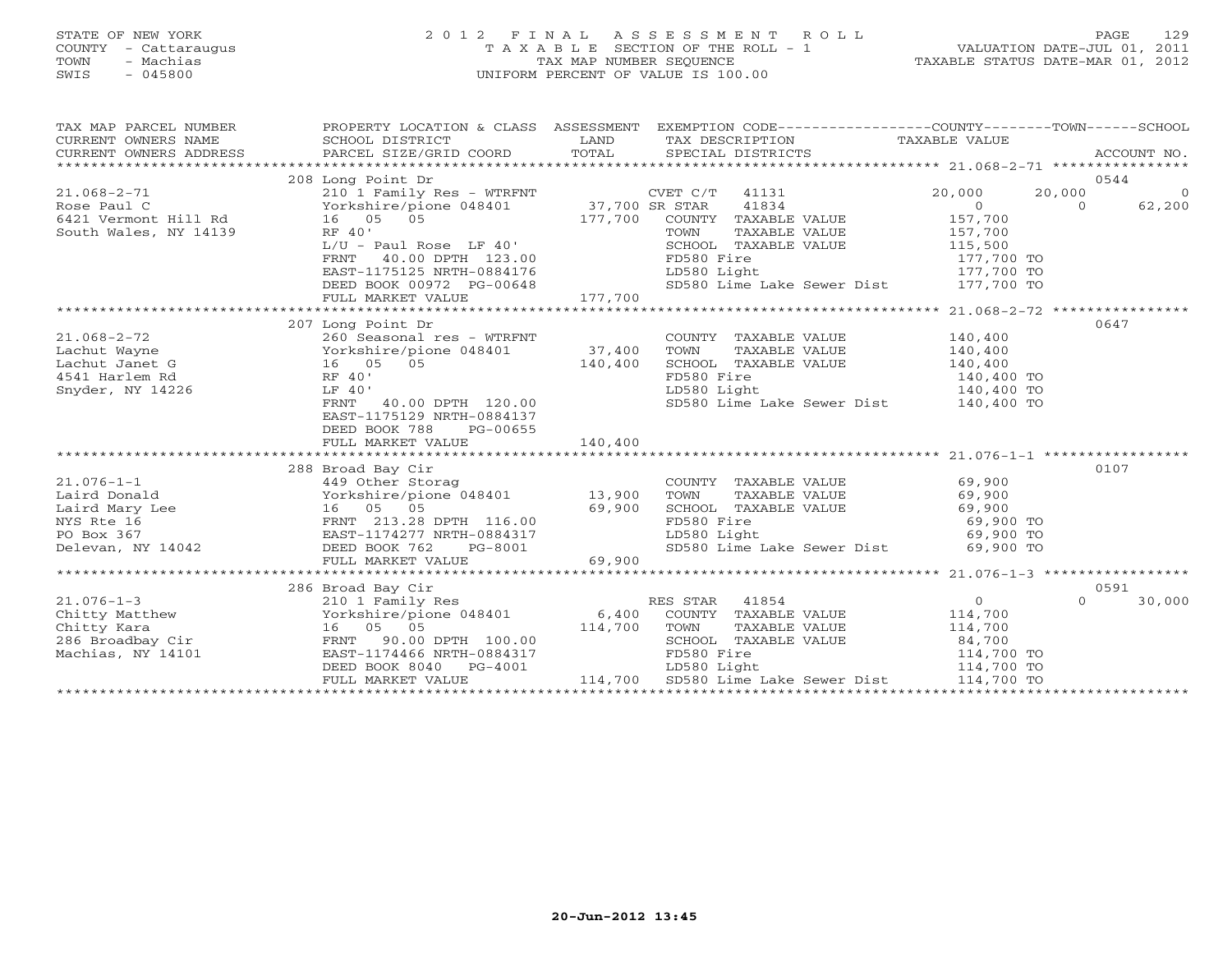STATE OF NEW YORK
COUNTY - Cattaraugus
TOWN - Machias
SWIS - 045800

# 2012 FINAL ASSESSMENT ROLL
TAXABLE SECTION OF THE ROLL - 1
TAX MAP NUMBER SEQUENCE
UNIFORM PERCENT OF VALUE IS 100.00

VALUATION DATE-JUL 01, 2011
TAXABLE STATUS DATE-MAR 01, 2012

| TAX MAP PARCEL NUMBER / CURRENT OWNERS NAME / CURRENT OWNERS ADDRESS | PROPERTY LOCATION & CLASS / SCHOOL DISTRICT / PARCEL SIZE/GRID COORD | ASSESSMENT LAND / TOTAL | EXEMPTION CODE / TAX DESCRIPTION / SPECIAL DISTRICTS | COUNTY TAXABLE VALUE | TOWN | SCHOOL | ACCOUNT NO. |
|---|---|---|---|---|---|---|---|
| 21.068-2-71 | 208 Long Point Dr | | | | | | 0544 |
| | 210 1 Family Res - WTRFNT | | CVET C/T 41131 | 20,000 | 20,000 | 0 | |
| Rose Paul C | Yorkshire/pione 048401 | 37,700 | SR STAR 41834 | 0 | 0 | 62,200 | |
| 6421 Vermont Hill Rd | 16 05 05 | 177,700 | COUNTY TAXABLE VALUE | 157,700 | | | |
| South Wales, NY 14139 | RF 40' | | TOWN TAXABLE VALUE | 157,700 | | | |
| | L/U - Paul Rose LF 40' | | SCHOOL TAXABLE VALUE | 115,500 | | | |
| | FRNT 40.00 DPTH 123.00 | | FD580 Fire | 177,700 TO | | | |
| | EAST-1175125 NRTH-0884176 | | LD580 Light | 177,700 TO | | | |
| | DEED BOOK 00972 PG-00648 | | SD580 Lime Lake Sewer Dist | 177,700 TO | | | |
| | FULL MARKET VALUE | 177,700 | | | | | |
| 21.068-2-72 | 207 Long Point Dr | | | | | | 0647 |
| | 260 Seasonal res - WTRFNT | | COUNTY TAXABLE VALUE | 140,400 | | | |
| Lachut Wayne | Yorkshire/pione 048401 | 37,400 | TOWN TAXABLE VALUE | 140,400 | | | |
| Lachut Janet G | 16 05 05 | 140,400 | SCHOOL TAXABLE VALUE | 140,400 | | | |
| 4541 Harlem Rd | RF 40' | | FD580 Fire | 140,400 TO | | | |
| Snyder, NY 14226 | LF 40' | | LD580 Light | 140,400 TO | | | |
| | FRNT 40.00 DPTH 120.00 | | SD580 Lime Lake Sewer Dist | 140,400 TO | | | |
| | EAST-1175129 NRTH-0884137 | | | | | | |
| | DEED BOOK 788 PG-00655 | | | | | | |
| | FULL MARKET VALUE | 140,400 | | | | | |
| 21.076-1-1 | 288 Broad Bay Cir | | | | | | 0107 |
| | 449 Other Storag | | COUNTY TAXABLE VALUE | 69,900 | | | |
| Laird Donald | Yorkshire/pione 048401 | 13,900 | TOWN TAXABLE VALUE | 69,900 | | | |
| Laird Mary Lee | 16 05 05 | 69,900 | SCHOOL TAXABLE VALUE | 69,900 | | | |
| NYS Rte 16 | FRNT 213.28 DPTH 116.00 | | FD580 Fire | 69,900 TO | | | |
| PO Box 367 | EAST-1174277 NRTH-0884317 | | LD580 Light | 69,900 TO | | | |
| Delevan, NY 14042 | DEED BOOK 762 PG-8001 | | SD580 Lime Lake Sewer Dist | 69,900 TO | | | |
| | FULL MARKET VALUE | 69,900 | | | | | |
| 21.076-1-3 | 286 Broad Bay Cir | | | | | | 0591 |
| | 210 1 Family Res | | RES STAR 41854 | 0 | 0 | 30,000 | |
| Chitty Matthew | Yorkshire/pione 048401 | 6,400 | COUNTY TAXABLE VALUE | 114,700 | | | |
| Chitty Kara | 16 05 05 | 114,700 | TOWN TAXABLE VALUE | 114,700 | | | |
| 286 Broadbay Cir | FRNT 90.00 DPTH 100.00 | | SCHOOL TAXABLE VALUE | 84,700 | | | |
| Machias, NY 14101 | EAST-1174466 NRTH-0884317 | | FD580 Fire | 114,700 TO | | | |
| | DEED BOOK 8040 PG-4001 | | LD580 Light | 114,700 TO | | | |
| | FULL MARKET VALUE | 114,700 | SD580 Lime Lake Sewer Dist | 114,700 TO | | | |

20-Jun-2012 13:45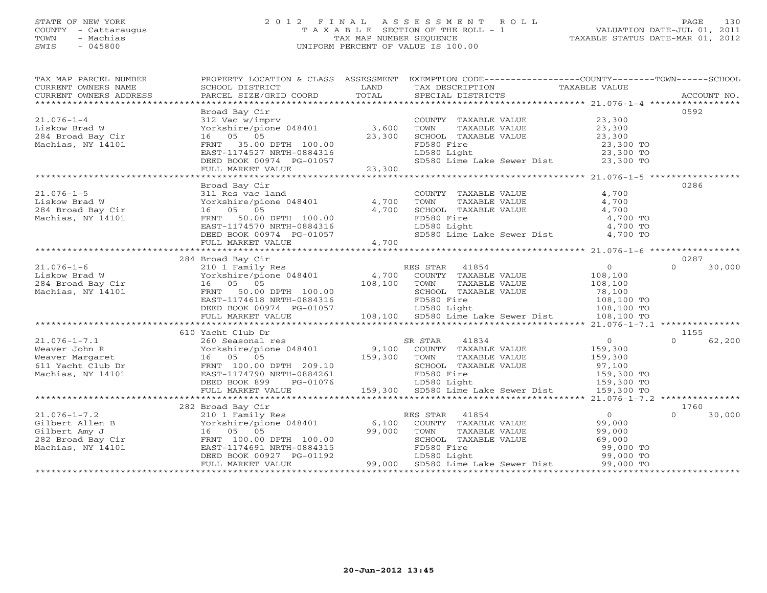STATE OF NEW YORK
COUNTY - Cattaraugus
TOWN - Machias
SWIS - 045800

# 2012 FINAL ASSESSMENT ROLL
TAXABLE SECTION OF THE ROLL - 1
TAX MAP NUMBER SEQUENCE
UNIFORM PERCENT OF VALUE IS 100.00

VALUATION DATE-JUL 01, 2011
TAXABLE STATUS DATE-MAR 01, 2012

| TAX MAP PARCEL NUMBER / CURRENT OWNERS NAME / CURRENT OWNERS ADDRESS | PROPERTY LOCATION & CLASS / SCHOOL DISTRICT / PARCEL SIZE/GRID COORD | ASSESSMENT LAND / TOTAL | EXEMPTION CODE / TAX DESCRIPTION / SPECIAL DISTRICTS | COUNTY | TOWN | SCHOOL | TAXABLE VALUE | ACCOUNT NO. |
|---|---|---|---|---|---|---|---|---|
| 21.076-1-4 | Broad Bay Cir | | | | | | | 0592 |
| Liskow Brad W | 312 Vac w/imprv | | COUNTY TAXABLE VALUE | | | | 23,300 | |
| 284 Broad Bay Cir | Yorkshire/pione 048401 | 3,600 | TOWN TAXABLE VALUE | | | | 23,300 | |
| Machias, NY 14101 | 16 05 05 | 23,300 | SCHOOL TAXABLE VALUE | | | | 23,300 | |
| | FRNT 35.00 DPTH 100.00 | | FD580 Fire | | | | 23,300 TO | |
| | EAST-1174527 NRTH-0884316 | | LD580 Light | | | | 23,300 TO | |
| | DEED BOOK 00974 PG-01057 | | SD580 Lime Lake Sewer Dist | | | | 23,300 TO | |
| | FULL MARKET VALUE | 23,300 | | | | | | |
| 21.076-1-5 | Broad Bay Cir | | | | | | | 0286 |
| Liskow Brad W | 311 Res vac land | | COUNTY TAXABLE VALUE | | | | 4,700 | |
| 284 Broad Bay Cir | Yorkshire/pione 048401 | 4,700 | TOWN TAXABLE VALUE | | | | 4,700 | |
| Machias, NY 14101 | 16 05 05 | 4,700 | SCHOOL TAXABLE VALUE | | | | 4,700 | |
| | FRNT 50.00 DPTH 100.00 | | FD580 Fire | | | | 4,700 TO | |
| | EAST-1174570 NRTH-0884316 | | LD580 Light | | | | 4,700 TO | |
| | DEED BOOK 00974 PG-01057 | | SD580 Lime Lake Sewer Dist | | | | 4,700 TO | |
| | FULL MARKET VALUE | 4,700 | | | | | | |
| 21.076-1-6 | 284 Broad Bay Cir | | | | | | | 0287 |
| Liskow Brad W | 210 1 Family Res | | RES STAR 41854 | 0 | 0 | 30,000 | | |
| 284 Broad Bay Cir | Yorkshire/pione 048401 | 4,700 | COUNTY TAXABLE VALUE | | | | 108,100 | |
| Machias, NY 14101 | 16 05 05 | 108,100 | TOWN TAXABLE VALUE | | | | 108,100 | |
| | FRNT 50.00 DPTH 100.00 | | SCHOOL TAXABLE VALUE | | | | 78,100 | |
| | EAST-1174618 NRTH-0884316 | | FD580 Fire | | | | 108,100 TO | |
| | DEED BOOK 00974 PG-01057 | | LD580 Light | | | | 108,100 TO | |
| | FULL MARKET VALUE | 108,100 | SD580 Lime Lake Sewer Dist | | | | 108,100 TO | |
| 21.076-1-7.1 | 610 Yacht Club Dr | | | | | | | 1155 |
| Weaver John R | 260 Seasonal res | | SR STAR 41834 | 0 | 0 | 62,200 | | |
| Weaver Margaret | Yorkshire/pione 048401 | 9,100 | COUNTY TAXABLE VALUE | | | | 159,300 | |
| 611 Yacht Club Dr | 16 05 05 | 159,300 | TOWN TAXABLE VALUE | | | | 159,300 | |
| Machias, NY 14101 | FRNT 100.00 DPTH 209.10 | | SCHOOL TAXABLE VALUE | | | | 97,100 | |
| | EAST-1174790 NRTH-0884261 | | FD580 Fire | | | | 159,300 TO | |
| | DEED BOOK 899 PG-01076 | | LD580 Light | | | | 159,300 TO | |
| | FULL MARKET VALUE | 159,300 | SD580 Lime Lake Sewer Dist | | | | 159,300 TO | |
| 21.076-1-7.2 | 282 Broad Bay Cir | | | | | | | 1760 |
| Gilbert Allen B | 210 1 Family Res | | RES STAR 41854 | 0 | 0 | 30,000 | | |
| Gilbert Amy J | Yorkshire/pione 048401 | 6,100 | COUNTY TAXABLE VALUE | | | | 99,000 | |
| 282 Broad Bay Cir | 16 05 05 | 99,000 | TOWN TAXABLE VALUE | | | | 99,000 | |
| Machias, NY 14101 | FRNT 100.00 DPTH 100.00 | | SCHOOL TAXABLE VALUE | | | | 69,000 | |
| | EAST-1174691 NRTH-0884315 | | FD580 Fire | | | | 99,000 TO | |
| | DEED BOOK 00927 PG-01192 | | LD580 Light | | | | 99,000 TO | |
| | FULL MARKET VALUE | 99,000 | SD580 Lime Lake Sewer Dist | | | | 99,000 TO | |

20-Jun-2012 13:45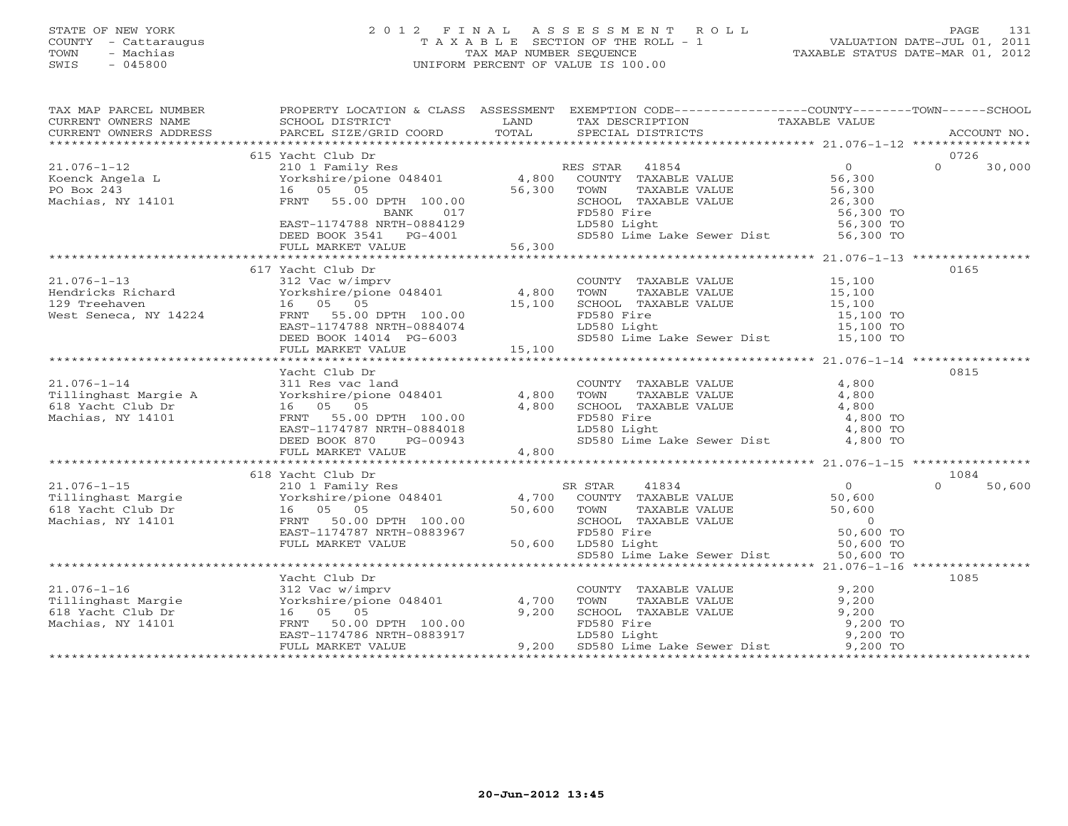STATE OF NEW YORK
COUNTY - Cattaraugus
TOWN - Machias
SWIS - 045800

2012 FINAL ASSESSMENT ROLL
TAXABLE SECTION OF THE ROLL - 1
TAX MAP NUMBER SEQUENCE
UNIFORM PERCENT OF VALUE IS 100.00

VALUATION DATE-JUL 01, 2011
TAXABLE STATUS DATE-MAR 01, 2012

| TAX MAP PARCEL NUMBER / CURRENT OWNERS NAME / CURRENT OWNERS ADDRESS | PROPERTY LOCATION & CLASS / SCHOOL DISTRICT / PARCEL SIZE/GRID COORD | ASSESSMENT LAND | TOTAL | EXEMPTION CODE / TAX DESCRIPTION / SPECIAL DISTRICTS | COUNTY / TOWN / SCHOOL TAXABLE VALUE | ACCOUNT NO. |
|---|---|---|---|---|---|---|
| | 615 Yacht Club Dr | | | | | 0726 |
| 21.076-1-12 | 210 1 Family Res | | | RES STAR 41854 | 0 | 0 30,000 |
| Koenck Angela L | Yorkshire/pione 048401 | 4,800 | | COUNTY TAXABLE VALUE | 56,300 | |
| PO Box 243 | 16 05 05 | | 56,300 | TOWN TAXABLE VALUE | 56,300 | |
| Machias, NY 14101 | FRNT 55.00 DPTH 100.00 | | | SCHOOL TAXABLE VALUE | 26,300 | |
| | BANK 017 | | | FD580 Fire | 56,300 TO | |
| | EAST-1174788 NRTH-0884129 | | | LD580 Light | 56,300 TO | |
| | DEED BOOK 3541 PG-4001 | | | SD580 Lime Lake Sewer Dist | 56,300 TO | |
| | FULL MARKET VALUE | | 56,300 | | | |
| | 617 Yacht Club Dr | | | | | 0165 |
| 21.076-1-13 | 312 Vac w/imprv | | | COUNTY TAXABLE VALUE | 15,100 | |
| Hendricks Richard | Yorkshire/pione 048401 | 4,800 | | TOWN TAXABLE VALUE | 15,100 | |
| 129 Treehaven | 16 05 05 | | 15,100 | SCHOOL TAXABLE VALUE | 15,100 | |
| West Seneca, NY 14224 | FRNT 55.00 DPTH 100.00 | | | FD580 Fire | 15,100 TO | |
| | EAST-1174788 NRTH-0884074 | | | LD580 Light | 15,100 TO | |
| | DEED BOOK 14014 PG-6003 | | | SD580 Lime Lake Sewer Dist | 15,100 TO | |
| | FULL MARKET VALUE | | 15,100 | | | |
| | Yacht Club Dr | | | | | 0815 |
| 21.076-1-14 | 311 Res vac land | | | COUNTY TAXABLE VALUE | 4,800 | |
| Tillinghast Margie A | Yorkshire/pione 048401 | 4,800 | | TOWN TAXABLE VALUE | 4,800 | |
| 618 Yacht Club Dr | 16 05 05 | | 4,800 | SCHOOL TAXABLE VALUE | 4,800 | |
| Machias, NY 14101 | FRNT 55.00 DPTH 100.00 | | | FD580 Fire | 4,800 TO | |
| | EAST-1174787 NRTH-0884018 | | | LD580 Light | 4,800 TO | |
| | DEED BOOK 870 PG-00943 | | | SD580 Lime Lake Sewer Dist | 4,800 TO | |
| | FULL MARKET VALUE | | 4,800 | | | |
| | 618 Yacht Club Dr | | | | | 1084 |
| 21.076-1-15 | 210 1 Family Res | | | SR STAR 41834 | 0 | 0 50,600 |
| Tillinghast Margie | Yorkshire/pione 048401 | 4,700 | | COUNTY TAXABLE VALUE | 50,600 | |
| 618 Yacht Club Dr | 16 05 05 | | 50,600 | TOWN TAXABLE VALUE | 50,600 | |
| Machias, NY 14101 | FRNT 50.00 DPTH 100.00 | | | SCHOOL TAXABLE VALUE | 0 | |
| | EAST-1174787 NRTH-0883967 | | | FD580 Fire | 50,600 TO | |
| | FULL MARKET VALUE | | 50,600 | LD580 Light | 50,600 TO | |
| | | | | SD580 Lime Lake Sewer Dist | 50,600 TO | |
| | Yacht Club Dr | | | | | 1085 |
| 21.076-1-16 | 312 Vac w/imprv | | | COUNTY TAXABLE VALUE | 9,200 | |
| Tillinghast Margie | Yorkshire/pione 048401 | 4,700 | | TOWN TAXABLE VALUE | 9,200 | |
| 618 Yacht Club Dr | 16 05 05 | | 9,200 | SCHOOL TAXABLE VALUE | 9,200 | |
| Machias, NY 14101 | FRNT 50.00 DPTH 100.00 | | | FD580 Fire | 9,200 TO | |
| | EAST-1174786 NRTH-0883917 | | | LD580 Light | 9,200 TO | |
| | FULL MARKET VALUE | | 9,200 | SD580 Lime Lake Sewer Dist | 9,200 TO | |

20-Jun-2012 13:45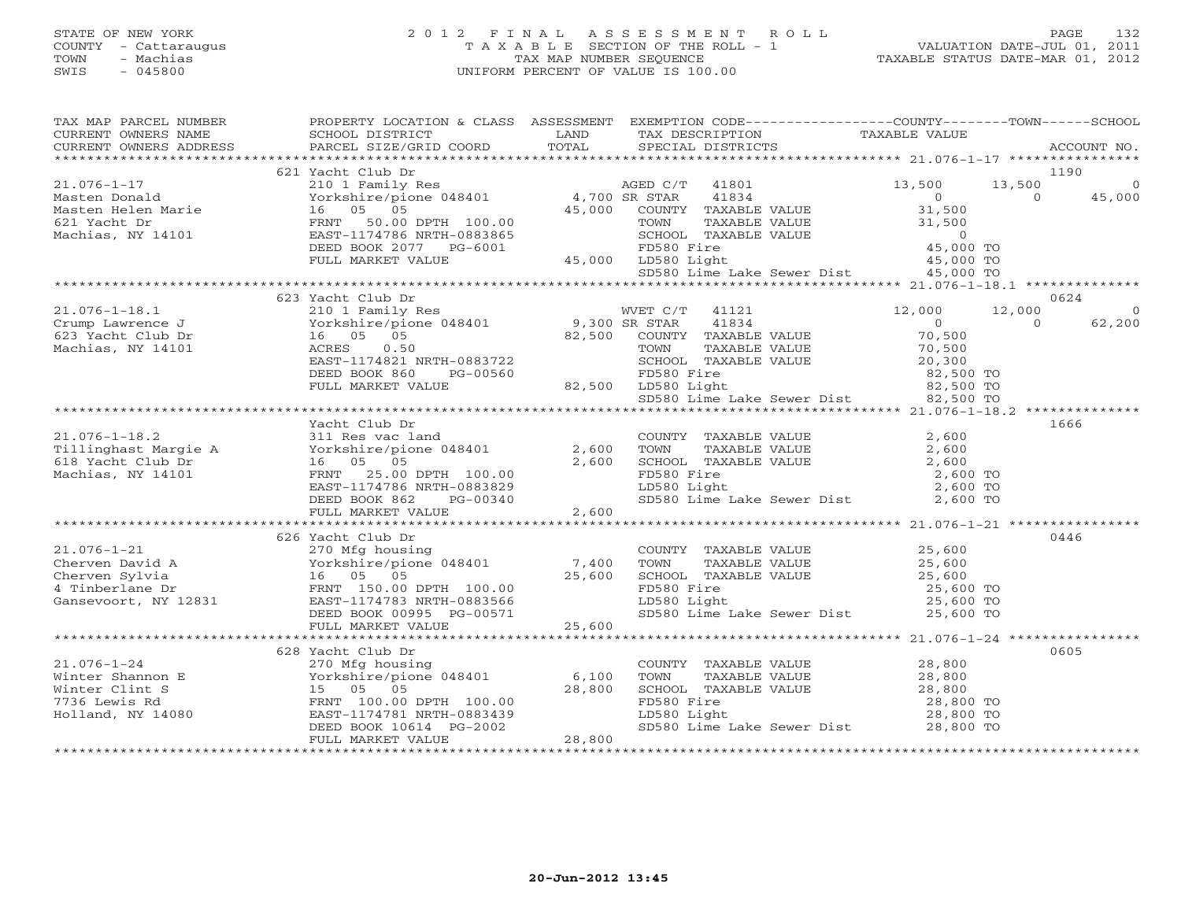STATE OF NEW YORK
COUNTY - Cattaraugus
TOWN - Machias
SWIS - 045800

# 2012 FINAL ASSESSMENT ROLL
TAXABLE SECTION OF THE ROLL - 1
TAX MAP NUMBER SEQUENCE
UNIFORM PERCENT OF VALUE IS 100.00

VALUATION DATE-JUL 01, 2011
TAXABLE STATUS DATE-MAR 01, 2012

| TAX MAP PARCEL NUMBER / CURRENT OWNERS NAME / CURRENT OWNERS ADDRESS | PROPERTY LOCATION & CLASS / SCHOOL DISTRICT / PARCEL SIZE/GRID COORD | ASSESSMENT LAND / TOTAL | EXEMPTION CODE / TAX DESCRIPTION / SPECIAL DISTRICTS | COUNTY | TOWN | SCHOOL | ACCOUNT NO. |
|---|---|---|---|---|---|---|---|
| **21.076-1-17** | 621 Yacht Club Dr | | | | | | 1190 |
| Masten Donald | 210 1 Family Res | | AGED C/T 41801 | 13,500 | 13,500 | 0 | |
| Masten Helen Marie | Yorkshire/pione 048401 | 4,700 | SR STAR 41834 | 0 | 0 | 45,000 | |
| 621 Yacht Dr | 16 05 05 | 45,000 | COUNTY TAXABLE VALUE | 31,500 | | | |
| Machias, NY 14101 | FRNT 50.00 DPTH 100.00 | | TOWN TAXABLE VALUE | | 31,500 | | |
| | EAST-1174786 NRTH-0883865 | | SCHOOL TAXABLE VALUE | | | 0 | |
| | DEED BOOK 2077 PG-6001 | | FD580 Fire | 45,000 TO | | | |
| | FULL MARKET VALUE | 45,000 | LD580 Light | 45,000 TO | | | |
| | | | SD580 Lime Lake Sewer Dist | 45,000 TO | | | |
| **21.076-1-18.1** | 623 Yacht Club Dr | | | | | | 0624 |
| Crump Lawrence J | 210 1 Family Res | | WVET C/T 41121 | 12,000 | 12,000 | 0 | |
| 623 Yacht Club Dr | Yorkshire/pione 048401 | 9,300 | SR STAR 41834 | 0 | 0 | 62,200 | |
| Machias, NY 14101 | 16 05 05 | 82,500 | COUNTY TAXABLE VALUE | 70,500 | | | |
| | ACRES 0.50 | | TOWN TAXABLE VALUE | | 70,500 | | |
| | EAST-1174821 NRTH-0883722 | | SCHOOL TAXABLE VALUE | | | 20,300 | |
| | DEED BOOK 860 PG-00560 | | FD580 Fire | 82,500 TO | | | |
| | FULL MARKET VALUE | 82,500 | LD580 Light | 82,500 TO | | | |
| | | | SD580 Lime Lake Sewer Dist | 82,500 TO | | | |
| **21.076-1-18.2** | Yacht Club Dr | | | | | | 1666 |
| Tillinghast Margie A | 311 Res vac land | | COUNTY TAXABLE VALUE | 2,600 | | | |
| 618 Yacht Club Dr | Yorkshire/pione 048401 | 2,600 | TOWN TAXABLE VALUE | | 2,600 | | |
| Machias, NY 14101 | 16 05 05 | 2,600 | SCHOOL TAXABLE VALUE | | | 2,600 | |
| | FRNT 25.00 DPTH 100.00 | | FD580 Fire | 2,600 TO | | | |
| | EAST-1174786 NRTH-0883829 | | LD580 Light | 2,600 TO | | | |
| | DEED BOOK 862 PG-00340 | | SD580 Lime Lake Sewer Dist | 2,600 TO | | | |
| | FULL MARKET VALUE | 2,600 | | | | | |
| **21.076-1-21** | 626 Yacht Club Dr | | | | | | 0446 |
| Cherven David A | 270 Mfg housing | | COUNTY TAXABLE VALUE | 25,600 | | | |
| Cherven Sylvia | Yorkshire/pione 048401 | 7,400 | TOWN TAXABLE VALUE | | 25,600 | | |
| 4 Tinberlane Dr | 16 05 05 | 25,600 | SCHOOL TAXABLE VALUE | | | 25,600 | |
| Gansevoort, NY 12831 | FRNT 150.00 DPTH 100.00 | | FD580 Fire | 25,600 TO | | | |
| | EAST-1174783 NRTH-0883566 | | LD580 Light | 25,600 TO | | | |
| | DEED BOOK 00995 PG-00571 | | SD580 Lime Lake Sewer Dist | 25,600 TO | | | |
| | FULL MARKET VALUE | 25,600 | | | | | |
| **21.076-1-24** | 628 Yacht Club Dr | | | | | | 0605 |
| Winter Shannon E | 270 Mfg housing | | COUNTY TAXABLE VALUE | 28,800 | | | |
| Winter Clint S | Yorkshire/pione 048401 | 6,100 | TOWN TAXABLE VALUE | | 28,800 | | |
| 7736 Lewis Rd | 15 05 05 | 28,800 | SCHOOL TAXABLE VALUE | | | 28,800 | |
| Holland, NY 14080 | FRNT 100.00 DPTH 100.00 | | FD580 Fire | 28,800 TO | | | |
| | EAST-1174781 NRTH-0883439 | | LD580 Light | 28,800 TO | | | |
| | DEED BOOK 10614 PG-2002 | | SD580 Lime Lake Sewer Dist | 28,800 TO | | | |
| | FULL MARKET VALUE | 28,800 | | | | | |

20-Jun-2012 13:45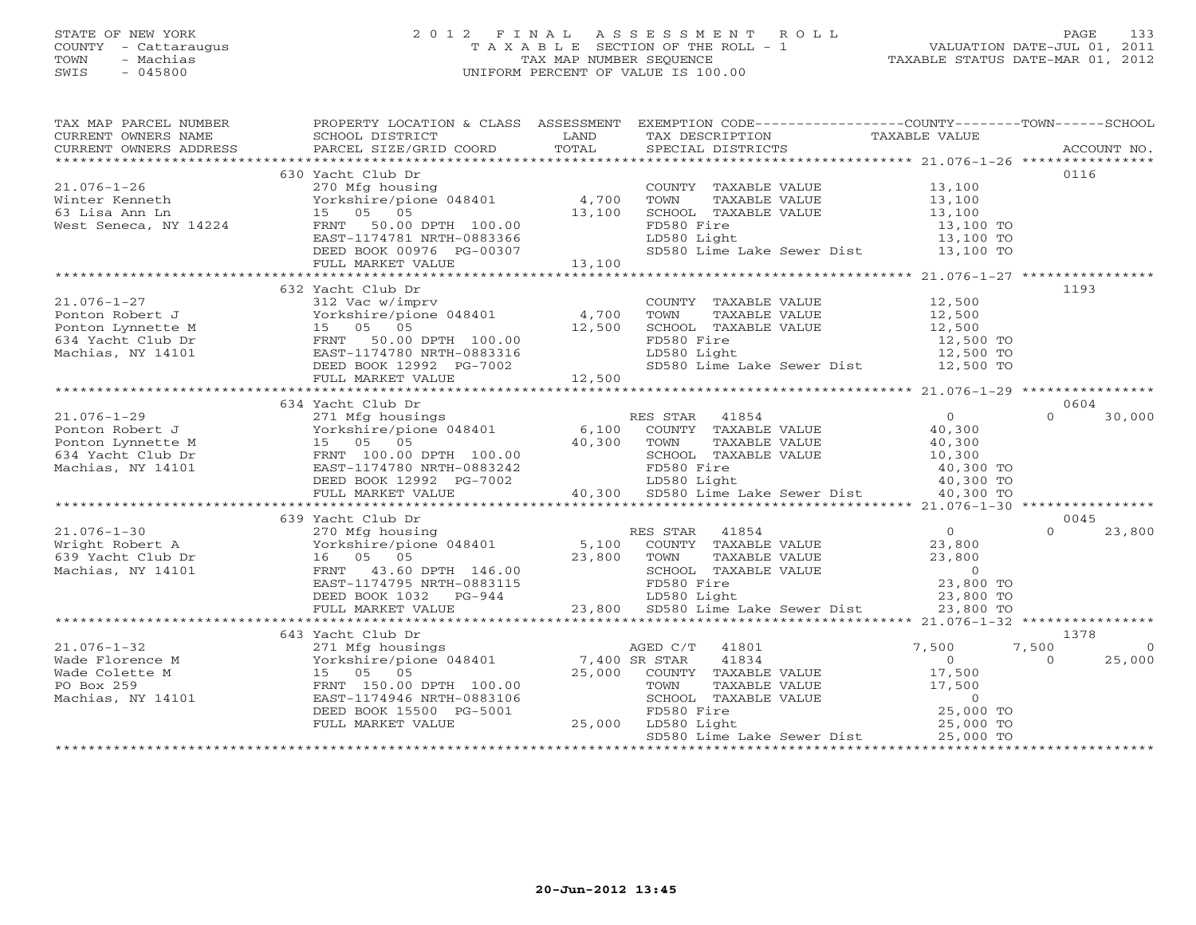STATE OF NEW YORK
COUNTY - Cattaraugus
TOWN - Machias
SWIS - 045800

# 2012 FINAL ASSESSMENT ROLL
TAXABLE SECTION OF THE ROLL - 1
TAX MAP NUMBER SEQUENCE
UNIFORM PERCENT OF VALUE IS 100.00

VALUATION DATE-JUL 01, 2011
TAXABLE STATUS DATE-MAR 01, 2012

| TAX MAP PARCEL NUMBER / CURRENT OWNERS NAME / CURRENT OWNERS ADDRESS | PROPERTY LOCATION & CLASS / SCHOOL DISTRICT / PARCEL SIZE/GRID COORD | ASSESSMENT LAND | TOTAL | EXEMPTION CODE / TAX DESCRIPTION / SPECIAL DISTRICTS | COUNTY TAXABLE VALUE | TOWN | SCHOOL | ACCOUNT NO. |
|---|---|---|---|---|---|---|---|---|
| | 630 Yacht Club Dr | | | | | | | 0116 |
| 21.076-1-26 | 270 Mfg housing | | | COUNTY TAXABLE VALUE | 13,100 | | | |
| Winter Kenneth | Yorkshire/pione 048401 | 4,700 | | TOWN TAXABLE VALUE | 13,100 | | | |
| 63 Lisa Ann Ln | 15 05 05 | | 13,100 | SCHOOL TAXABLE VALUE | 13,100 | | | |
| West Seneca, NY 14224 | FRNT 50.00 DPTH 100.00 | | | FD580 Fire | 13,100 TO | | | |
| | EAST-1174781 NRTH-0883366 | | | LD580 Light | 13,100 TO | | | |
| | DEED BOOK 00976 PG-00307 | | | SD580 Lime Lake Sewer Dist | 13,100 TO | | | |
| | FULL MARKET VALUE | | 13,100 | | | | | |
| | 632 Yacht Club Dr | | | | | | | 1193 |
| 21.076-1-27 | 312 Vac w/imprv | | | COUNTY TAXABLE VALUE | 12,500 | | | |
| Ponton Robert J | Yorkshire/pione 048401 | 4,700 | | TOWN TAXABLE VALUE | 12,500 | | | |
| Ponton Lynnette M | 15 05 05 | | 12,500 | SCHOOL TAXABLE VALUE | 12,500 | | | |
| 634 Yacht Club Dr | FRNT 50.00 DPTH 100.00 | | | FD580 Fire | 12,500 TO | | | |
| Machias, NY 14101 | EAST-1174780 NRTH-0883316 | | | LD580 Light | 12,500 TO | | | |
| | DEED BOOK 12992 PG-7002 | | | SD580 Lime Lake Sewer Dist | 12,500 TO | | | |
| | FULL MARKET VALUE | | 12,500 | | | | | |
| | 634 Yacht Club Dr | | | | | | | 0604 |
| 21.076-1-29 | 271 Mfg housings | | | RES STAR 41854 | 0 | | 0 | 30,000 |
| Ponton Robert J | Yorkshire/pione 048401 | 6,100 | | COUNTY TAXABLE VALUE | 40,300 | | | |
| Ponton Lynnette M | 15 05 05 | | 40,300 | TOWN TAXABLE VALUE | 40,300 | | | |
| 634 Yacht Club Dr | FRNT 100.00 DPTH 100.00 | | | SCHOOL TAXABLE VALUE | 10,300 | | | |
| Machias, NY 14101 | EAST-1174780 NRTH-0883242 | | | FD580 Fire | 40,300 TO | | | |
| | DEED BOOK 12992 PG-7002 | | | LD580 Light | 40,300 TO | | | |
| | FULL MARKET VALUE | | 40,300 | SD580 Lime Lake Sewer Dist | 40,300 TO | | | |
| | 639 Yacht Club Dr | | | | | | | 0045 |
| 21.076-1-30 | 270 Mfg housing | | | RES STAR 41854 | 0 | | 0 | 23,800 |
| Wright Robert A | Yorkshire/pione 048401 | 5,100 | | COUNTY TAXABLE VALUE | 23,800 | | | |
| 639 Yacht Club Dr | 16 05 05 | | 23,800 | TOWN TAXABLE VALUE | 23,800 | | | |
| Machias, NY 14101 | FRNT 43.60 DPTH 146.00 | | | SCHOOL TAXABLE VALUE | 0 | | | |
| | EAST-1174795 NRTH-0883115 | | | FD580 Fire | 23,800 TO | | | |
| | DEED BOOK 1032 PG-944 | | | LD580 Light | 23,800 TO | | | |
| | FULL MARKET VALUE | | 23,800 | SD580 Lime Lake Sewer Dist | 23,800 TO | | | |
| | 643 Yacht Club Dr | | | | | | | 1378 |
| 21.076-1-32 | 271 Mfg housings | | | AGED C/T 41801 | 7,500 | 7,500 | | 0 |
| Wade Florence M | Yorkshire/pione 048401 | 7,400 | | SR STAR 41834 | 0 | | 0 | 25,000 |
| Wade Colette M | 15 05 05 | | 25,000 | COUNTY TAXABLE VALUE | 17,500 | | | |
| PO Box 259 | FRNT 150.00 DPTH 100.00 | | | TOWN TAXABLE VALUE | 17,500 | | | |
| Machias, NY 14101 | EAST-1174946 NRTH-0883106 | | | SCHOOL TAXABLE VALUE | 0 | | | |
| | DEED BOOK 15500 PG-5001 | | | FD580 Fire | 25,000 TO | | | |
| | FULL MARKET VALUE | | 25,000 | LD580 Light | 25,000 TO | | | |
| | | | | SD580 Lime Lake Sewer Dist | 25,000 TO | | | |

20-Jun-2012 13:45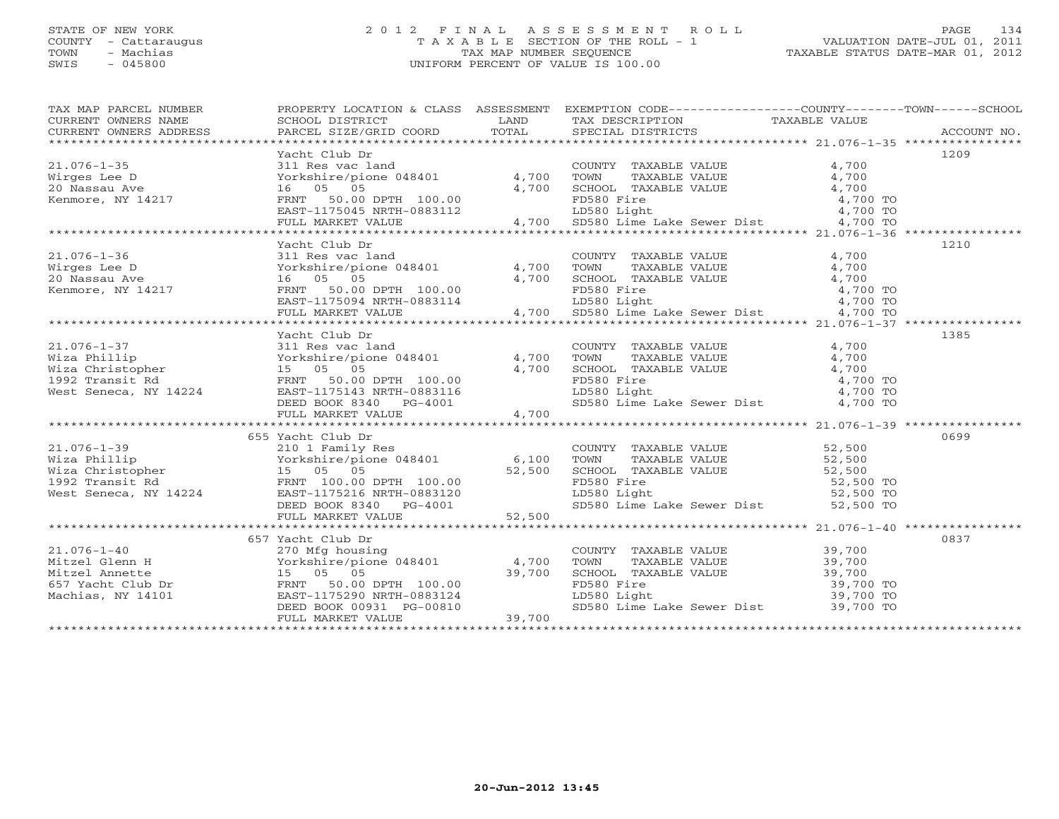STATE OF NEW YORK
COUNTY - Cattaraugus
TOWN - Machias
SWIS - 045800

# 2012 FINAL ASSESSMENT ROLL
TAXABLE SECTION OF THE ROLL - 1
TAX MAP NUMBER SEQUENCE
UNIFORM PERCENT OF VALUE IS 100.00

VALUATION DATE-JUL 01, 2011
TAXABLE STATUS DATE-MAR 01, 2012

| TAX MAP PARCEL NUMBER / CURRENT OWNERS NAME / CURRENT OWNERS ADDRESS | PROPERTY LOCATION & CLASS / SCHOOL DISTRICT / PARCEL SIZE/GRID COORD | ASSESSMENT LAND | TOTAL | EXEMPTION CODE / TAX DESCRIPTION / SPECIAL DISTRICTS | TAXABLE VALUE (COUNTY--TOWN--SCHOOL) | ACCOUNT NO. |
|---|---|---|---|---|---|---|
| | Yacht Club Dr | | | | | 1209 |
| 21.076-1-35 | 311 Res vac land | | | COUNTY TAXABLE VALUE | 4,700 | |
| Wirges Lee D | Yorkshire/pione 048401 | 4,700 | | TOWN TAXABLE VALUE | 4,700 | |
| 20 Nassau Ave | 16 05 05 | | 4,700 | SCHOOL TAXABLE VALUE | 4,700 | |
| Kenmore, NY 14217 | FRNT 50.00 DPTH 100.00 | | | FD580 Fire | 4,700 TO | |
| | EAST-1175045 NRTH-0883112 | | | LD580 Light | 4,700 TO | |
| | FULL MARKET VALUE | | 4,700 | SD580 Lime Lake Sewer Dist | 4,700 TO | |
| | Yacht Club Dr | | | | | 1210 |
| 21.076-1-36 | 311 Res vac land | | | COUNTY TAXABLE VALUE | 4,700 | |
| Wirges Lee D | Yorkshire/pione 048401 | 4,700 | | TOWN TAXABLE VALUE | 4,700 | |
| 20 Nassau Ave | 16 05 05 | | 4,700 | SCHOOL TAXABLE VALUE | 4,700 | |
| Kenmore, NY 14217 | FRNT 50.00 DPTH 100.00 | | | FD580 Fire | 4,700 TO | |
| | EAST-1175094 NRTH-0883114 | | | LD580 Light | 4,700 TO | |
| | FULL MARKET VALUE | | 4,700 | SD580 Lime Lake Sewer Dist | 4,700 TO | |
| | Yacht Club Dr | | | | | 1385 |
| 21.076-1-37 | 311 Res vac land | | | COUNTY TAXABLE VALUE | 4,700 | |
| Wiza Phillip | Yorkshire/pione 048401 | 4,700 | | TOWN TAXABLE VALUE | 4,700 | |
| Wiza Christopher | 15 05 05 | | 4,700 | SCHOOL TAXABLE VALUE | 4,700 | |
| 1992 Transit Rd | FRNT 50.00 DPTH 100.00 | | | FD580 Fire | 4,700 TO | |
| West Seneca, NY 14224 | EAST-1175143 NRTH-0883116 | | | LD580 Light | 4,700 TO | |
| | DEED BOOK 8340 PG-4001 | | | SD580 Lime Lake Sewer Dist | 4,700 TO | |
| | FULL MARKET VALUE | | 4,700 | | | |
| | 655 Yacht Club Dr | | | | | 0699 |
| 21.076-1-39 | 210 1 Family Res | | | COUNTY TAXABLE VALUE | 52,500 | |
| Wiza Phillip | Yorkshire/pione 048401 | 6,100 | | TOWN TAXABLE VALUE | 52,500 | |
| Wiza Christopher | 15 05 05 | | 52,500 | SCHOOL TAXABLE VALUE | 52,500 | |
| 1992 Transit Rd | FRNT 100.00 DPTH 100.00 | | | FD580 Fire | 52,500 TO | |
| West Seneca, NY 14224 | EAST-1175216 NRTH-0883120 | | | LD580 Light | 52,500 TO | |
| | DEED BOOK 8340 PG-4001 | | | SD580 Lime Lake Sewer Dist | 52,500 TO | |
| | FULL MARKET VALUE | | 52,500 | | | |
| | 657 Yacht Club Dr | | | | | 0837 |
| 21.076-1-40 | 270 Mfg housing | | | COUNTY TAXABLE VALUE | 39,700 | |
| Mitzel Glenn H | Yorkshire/pione 048401 | 4,700 | | TOWN TAXABLE VALUE | 39,700 | |
| Mitzel Annette | 15 05 05 | | 39,700 | SCHOOL TAXABLE VALUE | 39,700 | |
| 657 Yacht Club Dr | FRNT 50.00 DPTH 100.00 | | | FD580 Fire | 39,700 TO | |
| Machias, NY 14101 | EAST-1175290 NRTH-0883124 | | | LD580 Light | 39,700 TO | |
| | DEED BOOK 00931 PG-00810 | | | SD580 Lime Lake Sewer Dist | 39,700 TO | |
| | FULL MARKET VALUE | | 39,700 | | | |

20-Jun-2012 13:45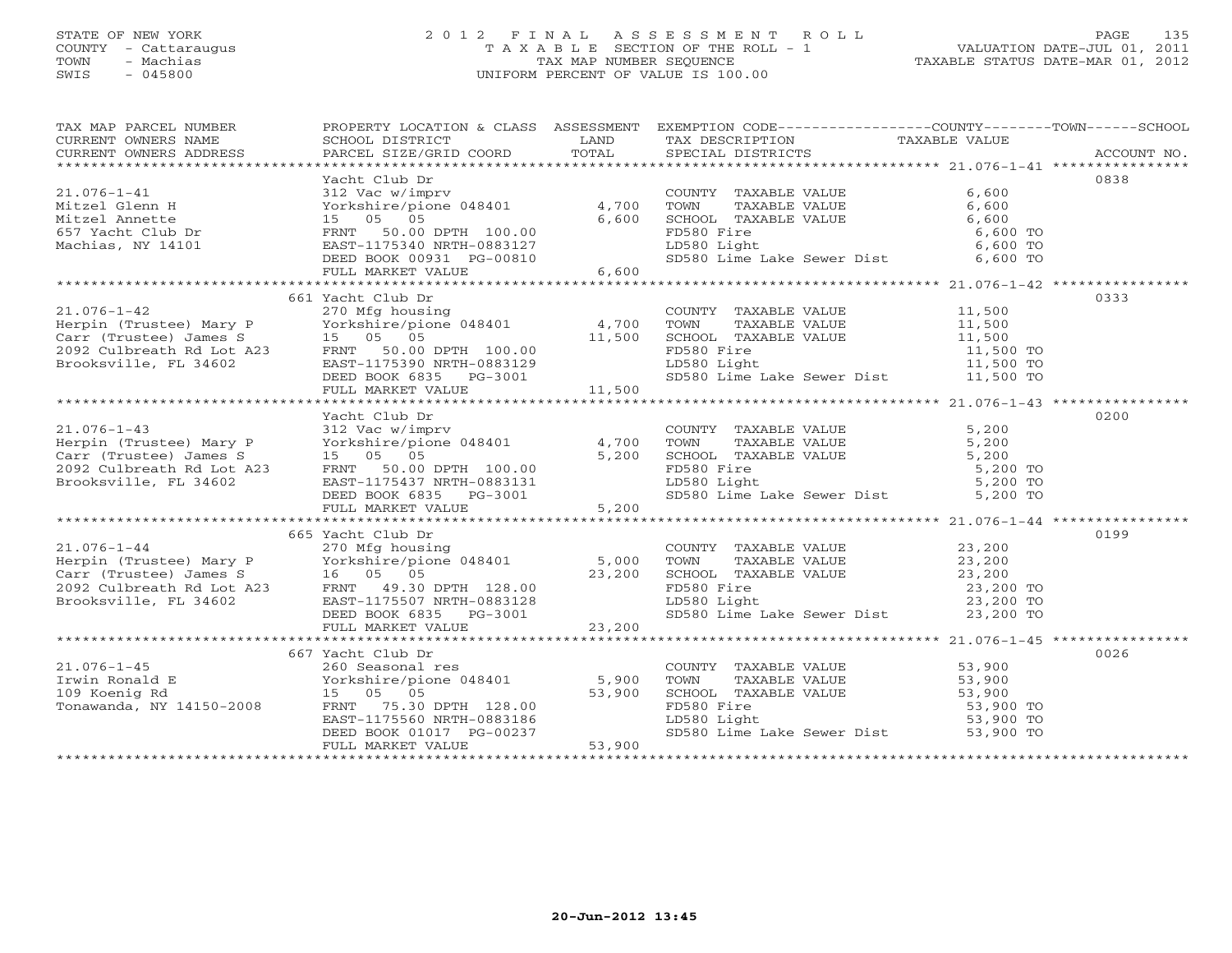STATE OF NEW YORK
COUNTY - Cattaraugus
TOWN - Machias
SWIS - 045800

# 2012 FINAL ASSESSMENT ROLL
TAXABLE SECTION OF THE ROLL - 1
TAX MAP NUMBER SEQUENCE
UNIFORM PERCENT OF VALUE IS 100.00

VALUATION DATE-JUL 01, 2011
TAXABLE STATUS DATE-MAR 01, 2012

| TAX MAP PARCEL NUMBER / CURRENT OWNERS NAME / CURRENT OWNERS ADDRESS | PROPERTY LOCATION & CLASS / SCHOOL DISTRICT / PARCEL SIZE/GRID COORD | ASSESSMENT LAND / TOTAL | EXEMPTION CODE / TAX DESCRIPTION / SPECIAL DISTRICTS | TAXABLE VALUE (COUNTY / TOWN / SCHOOL) | ACCOUNT NO. |
|---|---|---|---|---|---|
| **21.076-1-41** | Yacht Club Dr | | | | 0838 |
| 21.076-1-41 | 312 Vac w/imprv | | COUNTY TAXABLE VALUE | 6,600 | |
| Mitzel Glenn H | Yorkshire/pione 048401 | 4,700 | TOWN TAXABLE VALUE | 6,600 | |
| Mitzel Annette | 15 05 05 | 6,600 | SCHOOL TAXABLE VALUE | 6,600 | |
| 657 Yacht Club Dr | FRNT 50.00 DPTH 100.00 | | FD580 Fire | 6,600 TO | |
| Machias, NY 14101 | EAST-1175340 NRTH-0883127 | | LD580 Light | 6,600 TO | |
| | DEED BOOK 00931 PG-00810 | | SD580 Lime Lake Sewer Dist | 6,600 TO | |
| | FULL MARKET VALUE | 6,600 | | | |
| **21.076-1-42** | 661 Yacht Club Dr | | | | 0333 |
| 21.076-1-42 | 270 Mfg housing | | COUNTY TAXABLE VALUE | 11,500 | |
| Herpin (Trustee) Mary P | Yorkshire/pione 048401 | 4,700 | TOWN TAXABLE VALUE | 11,500 | |
| Carr (Trustee) James S | 15 05 05 | 11,500 | SCHOOL TAXABLE VALUE | 11,500 | |
| 2092 Culbreath Rd Lot A23 | FRNT 50.00 DPTH 100.00 | | FD580 Fire | 11,500 TO | |
| Brooksville, FL 34602 | EAST-1175390 NRTH-0883129 | | LD580 Light | 11,500 TO | |
| | DEED BOOK 6835 PG-3001 | | SD580 Lime Lake Sewer Dist | 11,500 TO | |
| | FULL MARKET VALUE | 11,500 | | | |
| **21.076-1-43** | Yacht Club Dr | | | | 0200 |
| 21.076-1-43 | 312 Vac w/imprv | | COUNTY TAXABLE VALUE | 5,200 | |
| Herpin (Trustee) Mary P | Yorkshire/pione 048401 | 4,700 | TOWN TAXABLE VALUE | 5,200 | |
| Carr (Trustee) James S | 15 05 05 | 5,200 | SCHOOL TAXABLE VALUE | 5,200 | |
| 2092 Culbreath Rd Lot A23 | FRNT 50.00 DPTH 100.00 | | FD580 Fire | 5,200 TO | |
| Brooksville, FL 34602 | EAST-1175437 NRTH-0883131 | | LD580 Light | 5,200 TO | |
| | DEED BOOK 6835 PG-3001 | | SD580 Lime Lake Sewer Dist | 5,200 TO | |
| | FULL MARKET VALUE | 5,200 | | | |
| **21.076-1-44** | 665 Yacht Club Dr | | | | 0199 |
| 21.076-1-44 | 270 Mfg housing | | COUNTY TAXABLE VALUE | 23,200 | |
| Herpin (Trustee) Mary P | Yorkshire/pione 048401 | 5,000 | TOWN TAXABLE VALUE | 23,200 | |
| Carr (Trustee) James S | 16 05 05 | 23,200 | SCHOOL TAXABLE VALUE | 23,200 | |
| 2092 Culbreath Rd Lot A23 | FRNT 49.30 DPTH 128.00 | | FD580 Fire | 23,200 TO | |
| Brooksville, FL 34602 | EAST-1175507 NRTH-0883128 | | LD580 Light | 23,200 TO | |
| | DEED BOOK 6835 PG-3001 | | SD580 Lime Lake Sewer Dist | 23,200 TO | |
| | FULL MARKET VALUE | 23,200 | | | |
| **21.076-1-45** | 667 Yacht Club Dr | | | | 0026 |
| 21.076-1-45 | 260 Seasonal res | | COUNTY TAXABLE VALUE | 53,900 | |
| Irwin Ronald E | Yorkshire/pione 048401 | 5,900 | TOWN TAXABLE VALUE | 53,900 | |
| 109 Koenig Rd | 15 05 05 | 53,900 | SCHOOL TAXABLE VALUE | 53,900 | |
| Tonawanda, NY 14150-2008 | FRNT 75.30 DPTH 128.00 | | FD580 Fire | 53,900 TO | |
| | EAST-1175560 NRTH-0883186 | | LD580 Light | 53,900 TO | |
| | DEED BOOK 01017 PG-00237 | | SD580 Lime Lake Sewer Dist | 53,900 TO | |
| | FULL MARKET VALUE | 53,900 | | | |

20-Jun-2012 13:45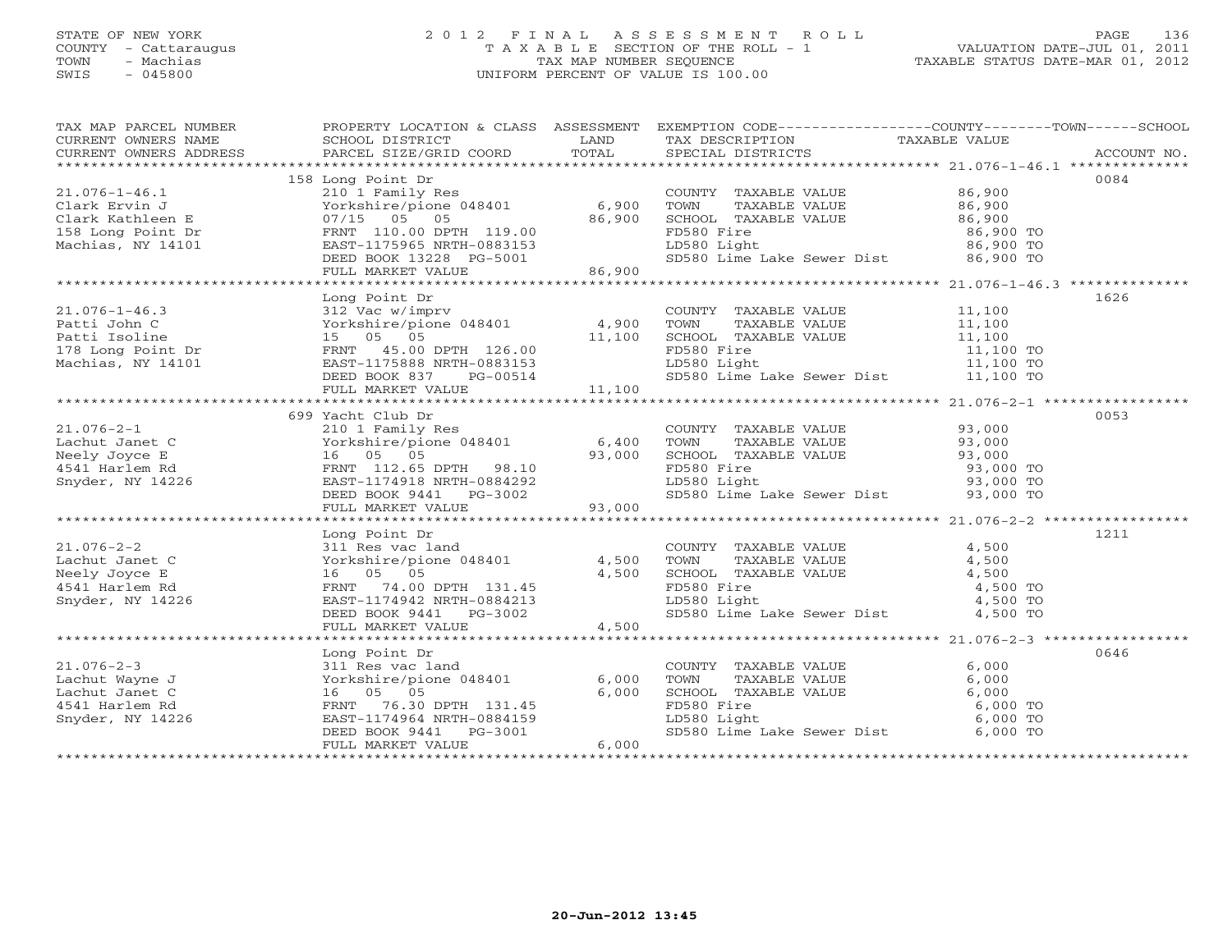STATE OF NEW YORK
COUNTY - Cattaraugus
TOWN - Machias
SWIS - 045800

2012 FINAL ASSESSMENT ROLL
TAXABLE SECTION OF THE ROLL - 1
TAX MAP NUMBER SEQUENCE
UNIFORM PERCENT OF VALUE IS 100.00

VALUATION DATE-JUL 01, 2011
TAXABLE STATUS DATE-MAR 01, 2012

| TAX MAP PARCEL NUMBER / CURRENT OWNERS NAME / CURRENT OWNERS ADDRESS | PROPERTY LOCATION & CLASS / SCHOOL DISTRICT / PARCEL SIZE/GRID COORD | ASSESSMENT LAND | ASSESSMENT TOTAL | EXEMPTION CODE / TAX DESCRIPTION / SPECIAL DISTRICTS | COUNTY--------TOWN------SCHOOL TAXABLE VALUE | ACCOUNT NO. |
|---|---|---|---|---|---|---|
| 21.076-1-46.1 | 158 Long Point Dr | | | | | 0084 |
| Clark Ervin J | 210 1 Family Res | | | COUNTY TAXABLE VALUE | 86,900 | |
| Clark Kathleen E | Yorkshire/pione 048401 | 6,900 | | TOWN TAXABLE VALUE | 86,900 | |
| 158 Long Point Dr | 07/15 05 05 | | 86,900 | SCHOOL TAXABLE VALUE | 86,900 | |
| Machias, NY 14101 | FRNT 110.00 DPTH 119.00 | | | FD580 Fire | 86,900 TO | |
| | EAST-1175965 NRTH-0883153 | | | LD580 Light | 86,900 TO | |
| | DEED BOOK 13228 PG-5001 | | | SD580 Lime Lake Sewer Dist | 86,900 TO | |
| | FULL MARKET VALUE | | 86,900 | | | |
| 21.076-1-46.3 | Long Point Dr | | | | | 1626 |
| Patti John C | 312 Vac w/imprv | | | COUNTY TAXABLE VALUE | 11,100 | |
| Patti Isoline | Yorkshire/pione 048401 | 4,900 | | TOWN TAXABLE VALUE | 11,100 | |
| 178 Long Point Dr | 15 05 05 | | 11,100 | SCHOOL TAXABLE VALUE | 11,100 | |
| Machias, NY 14101 | FRNT 45.00 DPTH 126.00 | | | FD580 Fire | 11,100 TO | |
| | EAST-1175888 NRTH-0883153 | | | LD580 Light | 11,100 TO | |
| | DEED BOOK 837 PG-00514 | | | SD580 Lime Lake Sewer Dist | 11,100 TO | |
| | FULL MARKET VALUE | | 11,100 | | | |
| 21.076-2-1 | 699 Yacht Club Dr | | | | | 0053 |
| Lachut Janet C | 210 1 Family Res | | | COUNTY TAXABLE VALUE | 93,000 | |
| Neely Joyce E | Yorkshire/pione 048401 | 6,400 | | TOWN TAXABLE VALUE | 93,000 | |
| 4541 Harlem Rd | 16 05 05 | | 93,000 | SCHOOL TAXABLE VALUE | 93,000 | |
| Snyder, NY 14226 | FRNT 112.65 DPTH 98.10 | | | FD580 Fire | 93,000 TO | |
| | EAST-1174918 NRTH-0884292 | | | LD580 Light | 93,000 TO | |
| | DEED BOOK 9441 PG-3002 | | | SD580 Lime Lake Sewer Dist | 93,000 TO | |
| | FULL MARKET VALUE | | 93,000 | | | |
| 21.076-2-2 | Long Point Dr | | | | | 1211 |
| Lachut Janet C | 311 Res vac land | | | COUNTY TAXABLE VALUE | 4,500 | |
| Neely Joyce E | Yorkshire/pione 048401 | 4,500 | | TOWN TAXABLE VALUE | 4,500 | |
| 4541 Harlem Rd | 16 05 05 | | 4,500 | SCHOOL TAXABLE VALUE | 4,500 | |
| Snyder, NY 14226 | FRNT 74.00 DPTH 131.45 | | | FD580 Fire | 4,500 TO | |
| | EAST-1174942 NRTH-0884213 | | | LD580 Light | 4,500 TO | |
| | DEED BOOK 9441 PG-3002 | | | SD580 Lime Lake Sewer Dist | 4,500 TO | |
| | FULL MARKET VALUE | | 4,500 | | | |
| 21.076-2-3 | Long Point Dr | | | | | 0646 |
| Lachut Wayne J | 311 Res vac land | | | COUNTY TAXABLE VALUE | 6,000 | |
| Lachut Janet C | Yorkshire/pione 048401 | 6,000 | | TOWN TAXABLE VALUE | 6,000 | |
| 4541 Harlem Rd | 16 05 05 | | 6,000 | SCHOOL TAXABLE VALUE | 6,000 | |
| Snyder, NY 14226 | FRNT 76.30 DPTH 131.45 | | | FD580 Fire | 6,000 TO | |
| | EAST-1174964 NRTH-0884159 | | | LD580 Light | 6,000 TO | |
| | DEED BOOK 9441 PG-3001 | | | SD580 Lime Lake Sewer Dist | 6,000 TO | |
| | FULL MARKET VALUE | | 6,000 | | | |

20-Jun-2012 13:45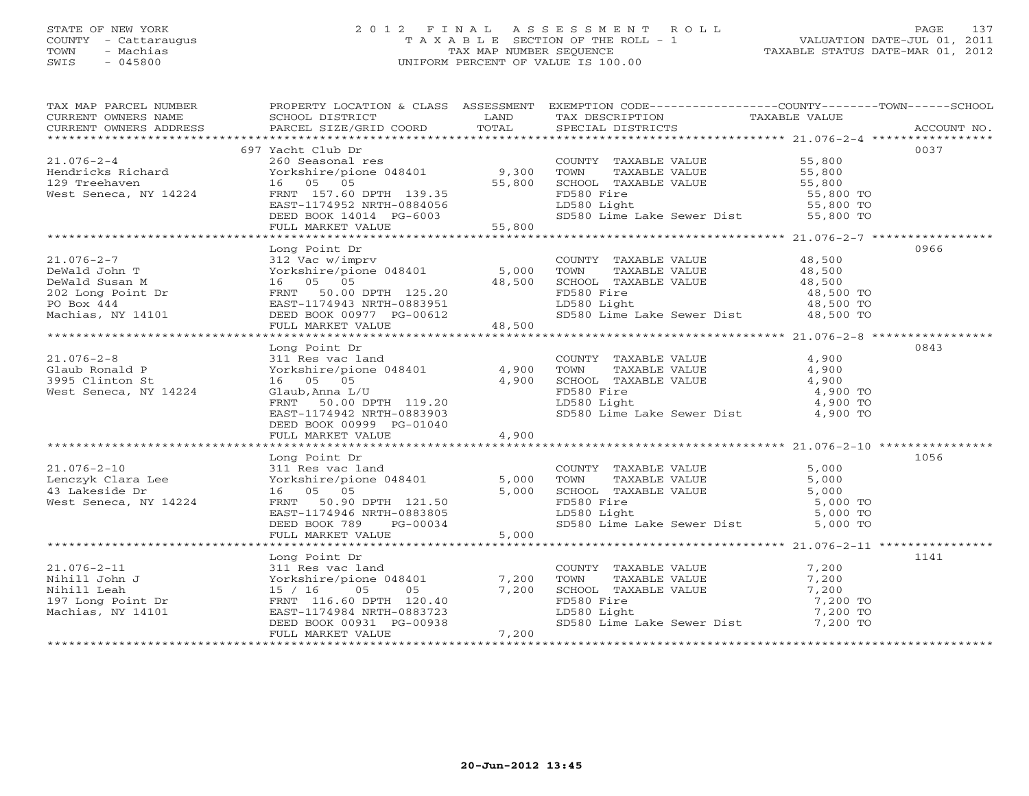STATE OF NEW YORK
COUNTY - Cattaraugus
TOWN - Machias
SWIS - 045800

# 2012 FINAL ASSESSMENT ROLL
TAXABLE SECTION OF THE ROLL - 1
TAX MAP NUMBER SEQUENCE
UNIFORM PERCENT OF VALUE IS 100.00

VALUATION DATE-JUL 01, 2011
TAXABLE STATUS DATE-MAR 01, 2012

| TAX MAP PARCEL NUMBER / CURRENT OWNERS NAME / CURRENT OWNERS ADDRESS | PROPERTY LOCATION & CLASS / SCHOOL DISTRICT / PARCEL SIZE/GRID COORD | ASSESSMENT LAND / TOTAL | EXEMPTION CODE / TAX DESCRIPTION / SPECIAL DISTRICTS | TAXABLE VALUE (COUNTY--TOWN--SCHOOL) | ACCOUNT NO. |
|---|---|---|---|---|---|
| | 697 Yacht Club Dr | | | | 0037 |
| 21.076-2-4 | 260 Seasonal res | | COUNTY TAXABLE VALUE | 55,800 | |
| Hendricks Richard | Yorkshire/pione 048401 | 9,300 | TOWN TAXABLE VALUE | 55,800 | |
| 129 Treehaven | 16 05 05 | 55,800 | SCHOOL TAXABLE VALUE | 55,800 | |
| West Seneca, NY 14224 | FRNT 157.60 DPTH 139.35 | | FD580 Fire | 55,800 TO | |
| | EAST-1174952 NRTH-0884056 | | LD580 Light | 55,800 TO | |
| | DEED BOOK 14014 PG-6003 | | SD580 Lime Lake Sewer Dist | 55,800 TO | |
| | FULL MARKET VALUE | 55,800 | | | |
| | Long Point Dr | | | | 0966 |
| 21.076-2-7 | 312 Vac w/imprv | | COUNTY TAXABLE VALUE | 48,500 | |
| DeWald John T | Yorkshire/pione 048401 | 5,000 | TOWN TAXABLE VALUE | 48,500 | |
| DeWald Susan M | 16 05 05 | 48,500 | SCHOOL TAXABLE VALUE | 48,500 | |
| 202 Long Point Dr | FRNT 50.00 DPTH 125.20 | | FD580 Fire | 48,500 TO | |
| PO Box 444 | EAST-1174943 NRTH-0883951 | | LD580 Light | 48,500 TO | |
| Machias, NY 14101 | DEED BOOK 00977 PG-00612 | | SD580 Lime Lake Sewer Dist | 48,500 TO | |
| | FULL MARKET VALUE | 48,500 | | | |
| | Long Point Dr | | | | 0843 |
| 21.076-2-8 | 311 Res vac land | | COUNTY TAXABLE VALUE | 4,900 | |
| Glaub Ronald P | Yorkshire/pione 048401 | 4,900 | TOWN TAXABLE VALUE | 4,900 | |
| 3995 Clinton St | 16 05 05 | 4,900 | SCHOOL TAXABLE VALUE | 4,900 | |
| West Seneca, NY 14224 | Glaub,Anna L/U | | FD580 Fire | 4,900 TO | |
| | FRNT 50.00 DPTH 119.20 | | LD580 Light | 4,900 TO | |
| | EAST-1174942 NRTH-0883903 | | SD580 Lime Lake Sewer Dist | 4,900 TO | |
| | DEED BOOK 00999 PG-01040 | | | | |
| | FULL MARKET VALUE | 4,900 | | | |
| | Long Point Dr | | | | 1056 |
| 21.076-2-10 | 311 Res vac land | | COUNTY TAXABLE VALUE | 5,000 | |
| Lenczyk Clara Lee | Yorkshire/pione 048401 | 5,000 | TOWN TAXABLE VALUE | 5,000 | |
| 43 Lakeside Dr | 16 05 05 | 5,000 | SCHOOL TAXABLE VALUE | 5,000 | |
| West Seneca, NY 14224 | FRNT 50.90 DPTH 121.50 | | FD580 Fire | 5,000 TO | |
| | EAST-1174946 NRTH-0883805 | | LD580 Light | 5,000 TO | |
| | DEED BOOK 789 PG-00034 | | SD580 Lime Lake Sewer Dist | 5,000 TO | |
| | FULL MARKET VALUE | 5,000 | | | |
| | Long Point Dr | | | | 1141 |
| 21.076-2-11 | 311 Res vac land | | COUNTY TAXABLE VALUE | 7,200 | |
| Nihill John J | Yorkshire/pione 048401 | 7,200 | TOWN TAXABLE VALUE | 7,200 | |
| Nihill Leah | 15 / 16 05 05 | 7,200 | SCHOOL TAXABLE VALUE | 7,200 | |
| 197 Long Point Dr | FRNT 116.60 DPTH 120.40 | | FD580 Fire | 7,200 TO | |
| Machias, NY 14101 | EAST-1174984 NRTH-0883723 | | LD580 Light | 7,200 TO | |
| | DEED BOOK 00931 PG-00938 | | SD580 Lime Lake Sewer Dist | 7,200 TO | |
| | FULL MARKET VALUE | 7,200 | | | |

20-Jun-2012 13:45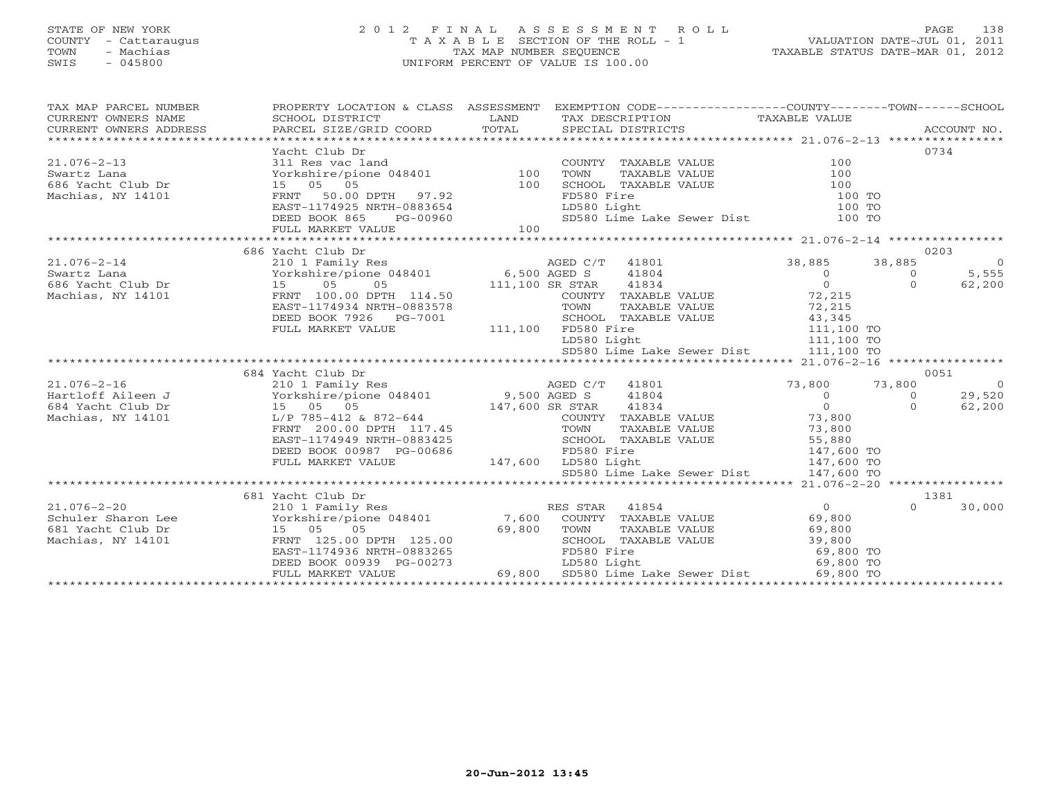STATE OF NEW YORK
COUNTY - Cattaraugus
TOWN - Machias
SWIS - 045800

# 2012 FINAL ASSESSMENT ROLL
TAXABLE SECTION OF THE ROLL - 1
TAX MAP NUMBER SEQUENCE
UNIFORM PERCENT OF VALUE IS 100.00

VALUATION DATE-JUL 01, 2011
TAXABLE STATUS DATE-MAR 01, 2012

| TAX MAP PARCEL NUMBER / CURRENT OWNERS NAME / CURRENT OWNERS ADDRESS | PROPERTY LOCATION & CLASS / SCHOOL DISTRICT / PARCEL SIZE/GRID COORD | ASSESSMENT LAND / TOTAL | EXEMPTION CODE / TAX DESCRIPTION / SPECIAL DISTRICTS | COUNTY | TOWN | SCHOOL | ACCOUNT NO. |
|---|---|---|---|---|---|---|---|
| **21.076-2-13** | Yacht Club Dr | | | | | | 0734 |
| Swartz Lana | 311 Res vac land | | COUNTY TAXABLE VALUE | 100 | | | |
| 686 Yacht Club Dr | Yorkshire/pione 048401 | 100 | TOWN TAXABLE VALUE | 100 | | | |
| Machias, NY 14101 | 15 05 05 | 100 | SCHOOL TAXABLE VALUE | 100 | | | |
| | FRNT 50.00 DPTH 97.92 | | FD580 Fire | 100 TO | | | |
| | EAST-1174925 NRTH-0883654 | | LD580 Light | 100 TO | | | |
| | DEED BOOK 865 PG-00960 | | SD580 Lime Lake Sewer Dist | 100 TO | | | |
| | FULL MARKET VALUE | 100 | | | | | |
| **21.076-2-14** | 686 Yacht Club Dr | | | | | | 0203 |
| Swartz Lana | 210 1 Family Res | | AGED C/T 41801 | 38,885 | 38,885 | 0 | |
| 686 Yacht Club Dr | Yorkshire/pione 048401 | 6,500 | AGED S 41804 | 0 | 0 | 5,555 | |
| Machias, NY 14101 | 15 05 05 | 111,100 | SR STAR 41834 | 0 | 0 | 62,200 | |
| | FRNT 100.00 DPTH 114.50 | | COUNTY TAXABLE VALUE | 72,215 | | | |
| | EAST-1174934 NRTH-0883578 | | TOWN TAXABLE VALUE | 72,215 | | | |
| | DEED BOOK 7926 PG-7001 | | SCHOOL TAXABLE VALUE | 43,345 | | | |
| | FULL MARKET VALUE | 111,100 | FD580 Fire | 111,100 TO | | | |
| | | | LD580 Light | 111,100 TO | | | |
| | | | SD580 Lime Lake Sewer Dist | 111,100 TO | | | |
| **21.076-2-16** | 684 Yacht Club Dr | | | | | | 0051 |
| Hartloff Aileen J | 210 1 Family Res | | AGED C/T 41801 | 73,800 | 73,800 | 0 | |
| 684 Yacht Club Dr | Yorkshire/pione 048401 | 9,500 | AGED S 41804 | 0 | 0 | 29,520 | |
| Machias, NY 14101 | 15 05 05 | 147,600 | SR STAR 41834 | 0 | 0 | 62,200 | |
| | L/P 785-412 & 872-644 | | COUNTY TAXABLE VALUE | 73,800 | | | |
| | FRNT 200.00 DPTH 117.45 | | TOWN TAXABLE VALUE | 73,800 | | | |
| | EAST-1174949 NRTH-0883425 | | SCHOOL TAXABLE VALUE | 55,880 | | | |
| | DEED BOOK 00987 PG-00686 | | FD580 Fire | 147,600 TO | | | |
| | FULL MARKET VALUE | 147,600 | LD580 Light | 147,600 TO | | | |
| | | | SD580 Lime Lake Sewer Dist | 147,600 TO | | | |
| **21.076-2-20** | 681 Yacht Club Dr | | | | | | 1381 |
| Schuler Sharon Lee | 210 1 Family Res | | RES STAR 41854 | 0 | 0 | 30,000 | |
| 681 Yacht Club Dr | Yorkshire/pione 048401 | 7,600 | COUNTY TAXABLE VALUE | 69,800 | | | |
| Machias, NY 14101 | 15 05 05 | 69,800 | TOWN TAXABLE VALUE | 69,800 | | | |
| | FRNT 125.00 DPTH 125.00 | | SCHOOL TAXABLE VALUE | 39,800 | | | |
| | EAST-1174936 NRTH-0883265 | | FD580 Fire | 69,800 TO | | | |
| | DEED BOOK 00939 PG-00273 | | LD580 Light | 69,800 TO | | | |
| | FULL MARKET VALUE | 69,800 | SD580 Lime Lake Sewer Dist | 69,800 TO | | | |

20-Jun-2012 13:45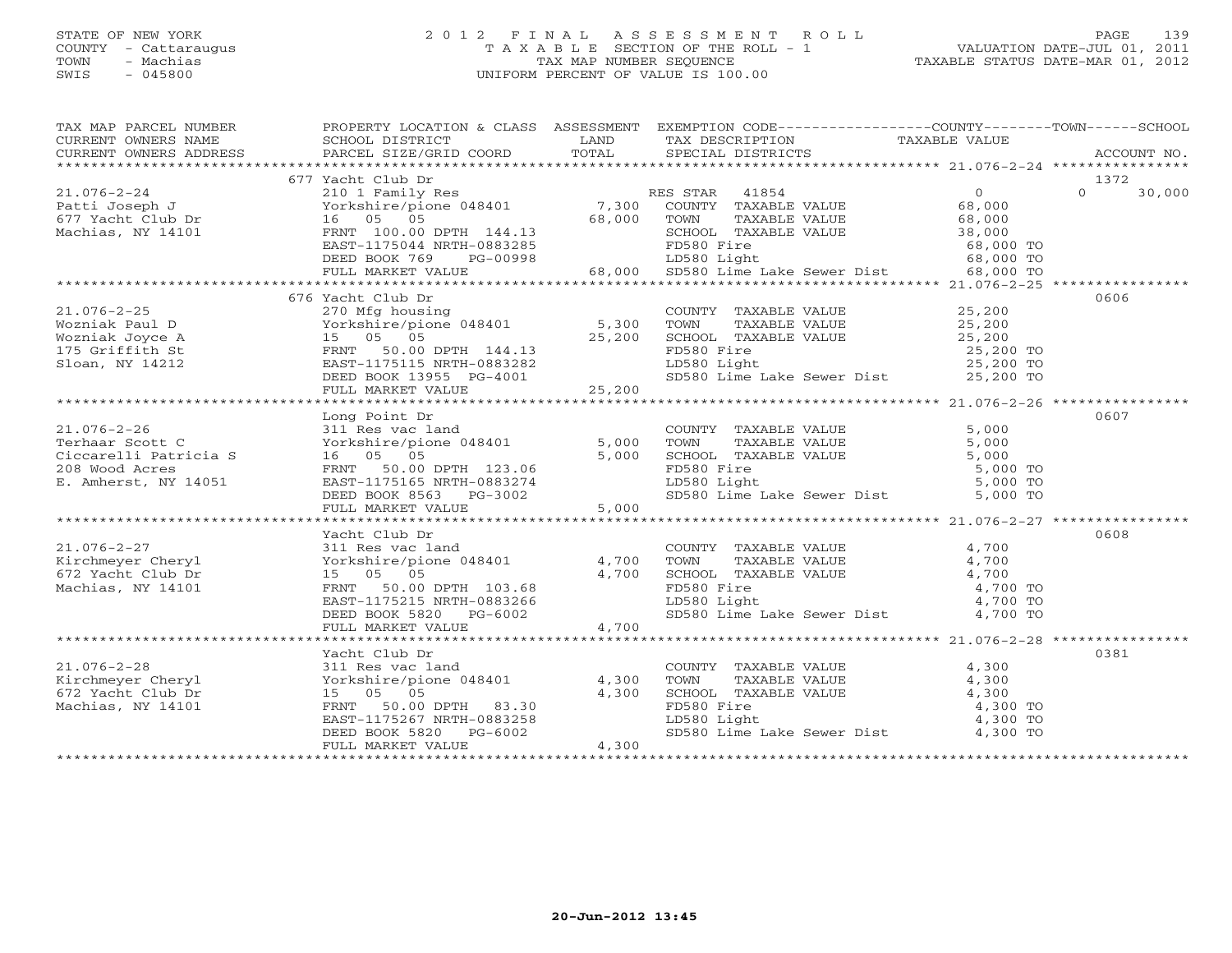STATE OF NEW YORK — COUNTY - Cattaraugus — TOWN - Machias — SWIS - 045800

# 2012 FINAL ASSESSMENT ROLL
TAXABLE SECTION OF THE ROLL - 1
TAX MAP NUMBER SEQUENCE
UNIFORM PERCENT OF VALUE IS 100.00

VALUATION DATE-JUL 01, 2011
TAXABLE STATUS DATE-MAR 01, 2012

| TAX MAP PARCEL NUMBER / CURRENT OWNERS NAME / CURRENT OWNERS ADDRESS | PROPERTY LOCATION & CLASS / SCHOOL DISTRICT / PARCEL SIZE/GRID COORD | ASSESSMENT LAND | TOTAL | EXEMPTION CODE / TAX DESCRIPTION / SPECIAL DISTRICTS | COUNTY / TAXABLE VALUE | TOWN | SCHOOL | ACCOUNT NO. |
|---|---|---|---|---|---|---|---|---|
| **21.076-2-24** | 677 Yacht Club Dr | | | | | | | 1372 |
| Patti Joseph J | 210 1 Family Res | | | RES STAR 41854 | 0 | 0 | 30,000 | |
| 677 Yacht Club Dr | Yorkshire/pione 048401 | 7,300 | | COUNTY TAXABLE VALUE | 68,000 | | | |
| Machias, NY 14101 | 16 05 05 | | 68,000 | TOWN TAXABLE VALUE | 68,000 | | | |
| | FRNT 100.00 DPTH 144.13 | | | SCHOOL TAXABLE VALUE | 38,000 | | | |
| | EAST-1175044 NRTH-0883285 | | | FD580 Fire | 68,000 TO | | | |
| | DEED BOOK 769 PG-00998 | | | LD580 Light | 68,000 TO | | | |
| | FULL MARKET VALUE | | 68,000 | SD580 Lime Lake Sewer Dist | 68,000 TO | | | |
| **21.076-2-25** | 676 Yacht Club Dr | | | | | | | 0606 |
| Wozniak Paul D | 270 Mfg housing | | | COUNTY TAXABLE VALUE | 25,200 | | | |
| Wozniak Joyce A | Yorkshire/pione 048401 | 5,300 | | TOWN TAXABLE VALUE | 25,200 | | | |
| 175 Griffith St | 15 05 05 | | 25,200 | SCHOOL TAXABLE VALUE | 25,200 | | | |
| Sloan, NY 14212 | FRNT 50.00 DPTH 144.13 | | | FD580 Fire | 25,200 TO | | | |
| | EAST-1175115 NRTH-0883282 | | | LD580 Light | 25,200 TO | | | |
| | DEED BOOK 13955 PG-4001 | | | SD580 Lime Lake Sewer Dist | 25,200 TO | | | |
| | FULL MARKET VALUE | | 25,200 | | | | | |
| **21.076-2-26** | Long Point Dr | | | | | | | 0607 |
| Terhaar Scott C | 311 Res vac land | | | COUNTY TAXABLE VALUE | 5,000 | | | |
| Ciccarelli Patricia S | Yorkshire/pione 048401 | 5,000 | | TOWN TAXABLE VALUE | 5,000 | | | |
| 208 Wood Acres | 16 05 05 | | 5,000 | SCHOOL TAXABLE VALUE | 5,000 | | | |
| E. Amherst, NY 14051 | FRNT 50.00 DPTH 123.06 | | | FD580 Fire | 5,000 TO | | | |
| | EAST-1175165 NRTH-0883274 | | | LD580 Light | 5,000 TO | | | |
| | DEED BOOK 8563 PG-3002 | | | SD580 Lime Lake Sewer Dist | 5,000 TO | | | |
| | FULL MARKET VALUE | | 5,000 | | | | | |
| **21.076-2-27** | Yacht Club Dr | | | | | | | 0608 |
| Kirchmeyer Cheryl | 311 Res vac land | | | COUNTY TAXABLE VALUE | 4,700 | | | |
| 672 Yacht Club Dr | Yorkshire/pione 048401 | 4,700 | | TOWN TAXABLE VALUE | 4,700 | | | |
| Machias, NY 14101 | 15 05 05 | | 4,700 | SCHOOL TAXABLE VALUE | 4,700 | | | |
| | FRNT 50.00 DPTH 103.68 | | | FD580 Fire | 4,700 TO | | | |
| | EAST-1175215 NRTH-0883266 | | | LD580 Light | 4,700 TO | | | |
| | DEED BOOK 5820 PG-6002 | | | SD580 Lime Lake Sewer Dist | 4,700 TO | | | |
| | FULL MARKET VALUE | | 4,700 | | | | | |
| **21.076-2-28** | Yacht Club Dr | | | | | | | 0381 |
| Kirchmeyer Cheryl | 311 Res vac land | | | COUNTY TAXABLE VALUE | 4,300 | | | |
| 672 Yacht Club Dr | Yorkshire/pione 048401 | 4,300 | | TOWN TAXABLE VALUE | 4,300 | | | |
| Machias, NY 14101 | 15 05 05 | | 4,300 | SCHOOL TAXABLE VALUE | 4,300 | | | |
| | FRNT 50.00 DPTH 83.30 | | | FD580 Fire | 4,300 TO | | | |
| | EAST-1175267 NRTH-0883258 | | | LD580 Light | 4,300 TO | | | |
| | DEED BOOK 5820 PG-6002 | | | SD580 Lime Lake Sewer Dist | 4,300 TO | | | |
| | FULL MARKET VALUE | | 4,300 | | | | | |

20-Jun-2012 13:45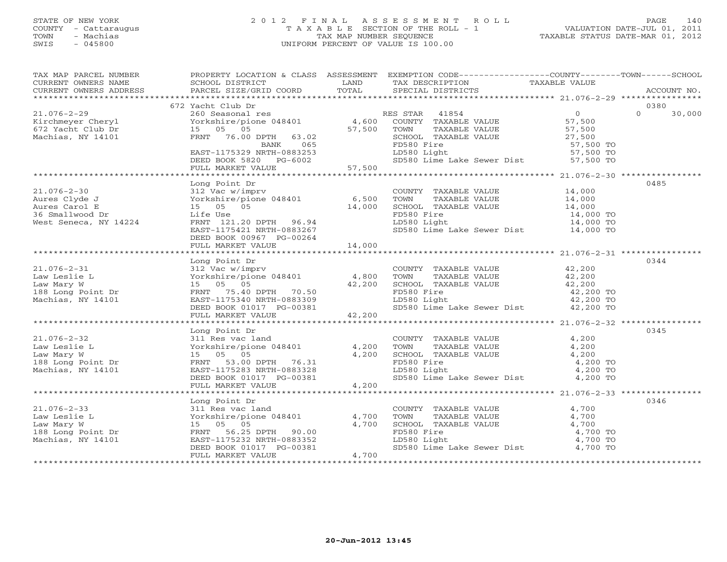STATE OF NEW YORK
COUNTY - Cattaraugus
TOWN - Machias
SWIS - 045800

2 0 1 2 F I N A L A S S E S S M E N T R O L L
T A X A B L E SECTION OF THE ROLL - 1
TAX MAP NUMBER SEQUENCE
UNIFORM PERCENT OF VALUE IS 100.00

VALUATION DATE-JUL 01, 2011
TAXABLE STATUS DATE-MAR 01, 2012

| TAX MAP PARCEL NUMBER / CURRENT OWNERS NAME / CURRENT OWNERS ADDRESS | PROPERTY LOCATION & CLASS / SCHOOL DISTRICT / PARCEL SIZE/GRID COORD | ASSESSMENT LAND / TOTAL | EXEMPTION CODE / TAX DESCRIPTION / SPECIAL DISTRICTS | COUNTY / TOWN / SCHOOL TAXABLE VALUE | ACCOUNT NO. |
|---|---|---|---|---|---|
| | 672 Yacht Club Dr | | | | 0380 |
| 21.076-2-29 | 260 Seasonal res | | RES STAR 41854 | 0 | 0 30,000 |
| Kirchmeyer Cheryl | Yorkshire/pione 048401 | 4,600 | COUNTY TAXABLE VALUE | 57,500 | |
| 672 Yacht Club Dr | 15 05 05 | 57,500 | TOWN TAXABLE VALUE | 57,500 | |
| Machias, NY 14101 | FRNT 76.00 DPTH 63.02 | | SCHOOL TAXABLE VALUE | 27,500 | |
| | BANK 065 | | FD580 Fire | 57,500 TO | |
| | EAST-1175329 NRTH-0883253 | | LD580 Light | 57,500 TO | |
| | DEED BOOK 5820 PG-6002 | | SD580 Lime Lake Sewer Dist | 57,500 TO | |
| | FULL MARKET VALUE | 57,500 | | | |
| | Long Point Dr | | | | 0485 |
| 21.076-2-30 | 312 Vac w/imprv | | COUNTY TAXABLE VALUE | 14,000 | |
| Aures Clyde J | Yorkshire/pione 048401 | 6,500 | TOWN TAXABLE VALUE | 14,000 | |
| Aures Carol E | 15 05 05 | 14,000 | SCHOOL TAXABLE VALUE | 14,000 | |
| 36 Smallwood Dr | Life Use | | FD580 Fire | 14,000 TO | |
| West Seneca, NY 14224 | FRNT 121.20 DPTH 96.94 | | LD580 Light | 14,000 TO | |
| | EAST-1175421 NRTH-0883267 | | SD580 Lime Lake Sewer Dist | 14,000 TO | |
| | DEED BOOK 00967 PG-00264 | | | | |
| | FULL MARKET VALUE | 14,000 | | | |
| | Long Point Dr | | | | 0344 |
| 21.076-2-31 | 312 Vac w/imprv | | COUNTY TAXABLE VALUE | 42,200 | |
| Law Leslie L | Yorkshire/pione 048401 | 4,800 | TOWN TAXABLE VALUE | 42,200 | |
| Law Mary W | 15 05 05 | 42,200 | SCHOOL TAXABLE VALUE | 42,200 | |
| 188 Long Point Dr | FRNT 75.40 DPTH 70.50 | | FD580 Fire | 42,200 TO | |
| Machias, NY 14101 | EAST-1175340 NRTH-0883309 | | LD580 Light | 42,200 TO | |
| | DEED BOOK 01017 PG-00381 | | SD580 Lime Lake Sewer Dist | 42,200 TO | |
| | FULL MARKET VALUE | 42,200 | | | |
| | Long Point Dr | | | | 0345 |
| 21.076-2-32 | 311 Res vac land | | COUNTY TAXABLE VALUE | 4,200 | |
| Law Leslie L | Yorkshire/pione 048401 | 4,200 | TOWN TAXABLE VALUE | 4,200 | |
| Law Mary W | 15 05 05 | 4,200 | SCHOOL TAXABLE VALUE | 4,200 | |
| 188 Long Point Dr | FRNT 53.00 DPTH 76.31 | | FD580 Fire | 4,200 TO | |
| Machias, NY 14101 | EAST-1175283 NRTH-0883328 | | LD580 Light | 4,200 TO | |
| | DEED BOOK 01017 PG-00381 | | SD580 Lime Lake Sewer Dist | 4,200 TO | |
| | FULL MARKET VALUE | 4,200 | | | |
| | Long Point Dr | | | | 0346 |
| 21.076-2-33 | 311 Res vac land | | COUNTY TAXABLE VALUE | 4,700 | |
| Law Leslie L | Yorkshire/pione 048401 | 4,700 | TOWN TAXABLE VALUE | 4,700 | |
| Law Mary W | 15 05 05 | 4,700 | SCHOOL TAXABLE VALUE | 4,700 | |
| 188 Long Point Dr | FRNT 56.25 DPTH 90.00 | | FD580 Fire | 4,700 TO | |
| Machias, NY 14101 | EAST-1175232 NRTH-0883352 | | LD580 Light | 4,700 TO | |
| | DEED BOOK 01017 PG-00381 | | SD580 Lime Lake Sewer Dist | 4,700 TO | |
| | FULL MARKET VALUE | 4,700 | | | |

20-Jun-2012 13:45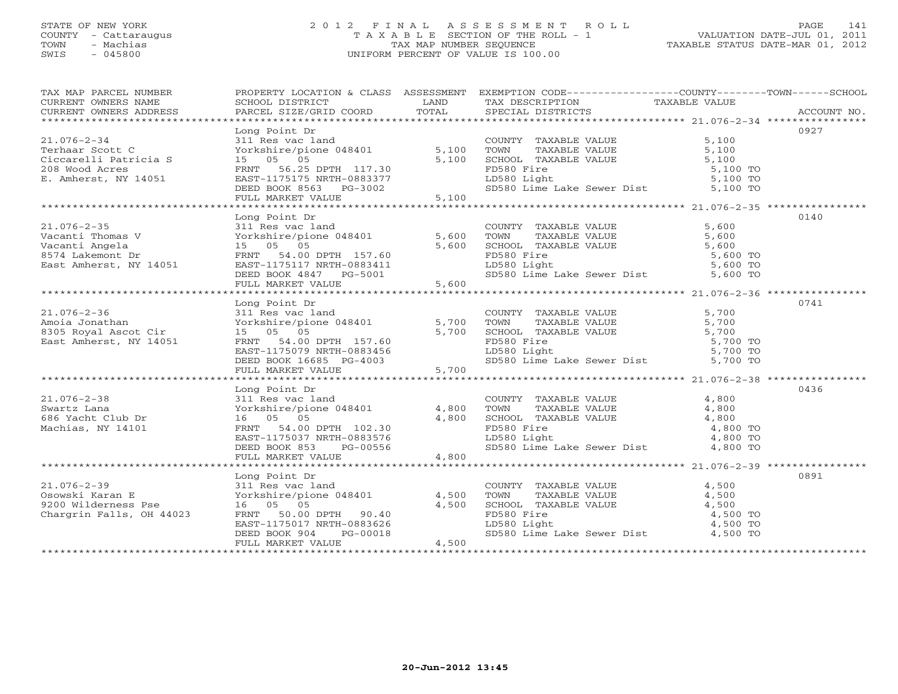STATE OF NEW YORK
COUNTY - Cattaraugus
TOWN - Machias
SWIS - 045800

# 2012 FINAL ASSESSMENT ROLL
TAXABLE SECTION OF THE ROLL - 1
TAX MAP NUMBER SEQUENCE
UNIFORM PERCENT OF VALUE IS 100.00

VALUATION DATE-JUL 01, 2011
TAXABLE STATUS DATE-MAR 01, 2012

| TAX MAP PARCEL NUMBER / CURRENT OWNERS NAME / CURRENT OWNERS ADDRESS | PROPERTY LOCATION & CLASS / SCHOOL DISTRICT / PARCEL SIZE/GRID COORD | ASSESSMENT LAND / TOTAL | EXEMPTION CODE / TAX DESCRIPTION / SPECIAL DISTRICTS | TAXABLE VALUE (COUNTY / TOWN / SCHOOL) | ACCOUNT NO. |
|---|---|---|---|---|---|
| 21.076-2-34 | Long Point Dr | | | | 0927 |
| Terhaar Scott C | 311 Res vac land | | COUNTY TAXABLE VALUE | 5,100 | |
| Ciccarelli Patricia S | Yorkshire/pione 048401 | 5,100 | TOWN TAXABLE VALUE | 5,100 | |
| 208 Wood Acres | 15 05 05 | 5,100 | SCHOOL TAXABLE VALUE | 5,100 | |
| E. Amherst, NY 14051 | FRNT 56.25 DPTH 117.30 | | FD580 Fire | 5,100 TO | |
| | EAST-1175175 NRTH-0883377 | | LD580 Light | 5,100 TO | |
| | DEED BOOK 8563 PG-3002 | | SD580 Lime Lake Sewer Dist | 5,100 TO | |
| | FULL MARKET VALUE | 5,100 | | | |
| 21.076-2-35 | Long Point Dr | | | | 0140 |
| Vacanti Thomas V | 311 Res vac land | | COUNTY TAXABLE VALUE | 5,600 | |
| Vacanti Angela | Yorkshire/pione 048401 | 5,600 | TOWN TAXABLE VALUE | 5,600 | |
| 8574 Lakemont Dr | 15 05 05 | 5,600 | SCHOOL TAXABLE VALUE | 5,600 | |
| East Amherst, NY 14051 | FRNT 54.00 DPTH 157.60 | | FD580 Fire | 5,600 TO | |
| | EAST-1175117 NRTH-0883411 | | LD580 Light | 5,600 TO | |
| | DEED BOOK 4847 PG-5001 | | SD580 Lime Lake Sewer Dist | 5,600 TO | |
| | FULL MARKET VALUE | 5,600 | | | |
| 21.076-2-36 | Long Point Dr | | | | 0741 |
| Amoia Jonathan | 311 Res vac land | | COUNTY TAXABLE VALUE | 5,700 | |
| 8305 Royal Ascot Cir | Yorkshire/pione 048401 | 5,700 | TOWN TAXABLE VALUE | 5,700 | |
| East Amherst, NY 14051 | 15 05 05 | 5,700 | SCHOOL TAXABLE VALUE | 5,700 | |
| | FRNT 54.00 DPTH 157.60 | | FD580 Fire | 5,700 TO | |
| | EAST-1175079 NRTH-0883456 | | LD580 Light | 5,700 TO | |
| | DEED BOOK 16685 PG-4003 | | SD580 Lime Lake Sewer Dist | 5,700 TO | |
| | FULL MARKET VALUE | 5,700 | | | |
| 21.076-2-38 | Long Point Dr | | | | 0436 |
| Swartz Lana | 311 Res vac land | | COUNTY TAXABLE VALUE | 4,800 | |
| 686 Yacht Club Dr | Yorkshire/pione 048401 | 4,800 | TOWN TAXABLE VALUE | 4,800 | |
| Machias, NY 14101 | 16 05 05 | 4,800 | SCHOOL TAXABLE VALUE | 4,800 | |
| | FRNT 54.00 DPTH 102.30 | | FD580 Fire | 4,800 TO | |
| | EAST-1175037 NRTH-0883576 | | LD580 Light | 4,800 TO | |
| | DEED BOOK 853 PG-00556 | | SD580 Lime Lake Sewer Dist | 4,800 TO | |
| | FULL MARKET VALUE | 4,800 | | | |
| 21.076-2-39 | Long Point Dr | | | | 0891 |
| Osowski Karan E | 311 Res vac land | | COUNTY TAXABLE VALUE | 4,500 | |
| 9200 Wilderness Pse | Yorkshire/pione 048401 | 4,500 | TOWN TAXABLE VALUE | 4,500 | |
| Chargrin Falls, OH 44023 | 16 05 05 | 4,500 | SCHOOL TAXABLE VALUE | 4,500 | |
| | FRNT 50.00 DPTH 90.40 | | FD580 Fire | 4,500 TO | |
| | EAST-1175017 NRTH-0883626 | | LD580 Light | 4,500 TO | |
| | DEED BOOK 904 PG-00018 | | SD580 Lime Lake Sewer Dist | 4,500 TO | |
| | FULL MARKET VALUE | 4,500 | | | |

20-Jun-2012 13:45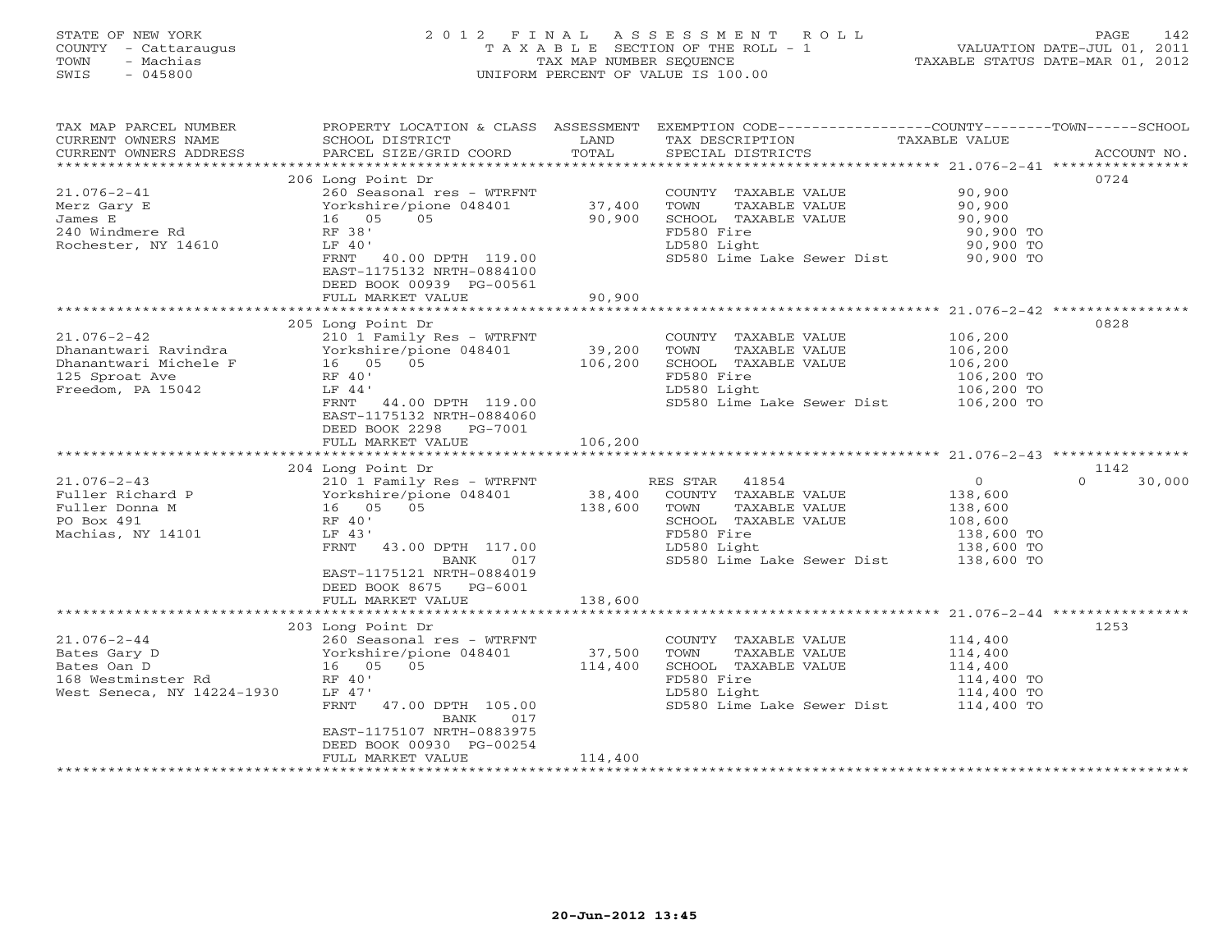STATE OF NEW YORK
COUNTY - Cattaraugus
TOWN - Machias
SWIS - 045800

2012 FINAL ASSESSMENT ROLL
TAXABLE SECTION OF THE ROLL - 1
TAX MAP NUMBER SEQUENCE
UNIFORM PERCENT OF VALUE IS 100.00

VALUATION DATE-JUL 01, 2011
TAXABLE STATUS DATE-MAR 01, 2012

| TAX MAP PARCEL NUMBER / CURRENT OWNERS NAME / CURRENT OWNERS ADDRESS | PROPERTY LOCATION & CLASS / SCHOOL DISTRICT / PARCEL SIZE/GRID COORD | ASSESSMENT LAND / TOTAL | EXEMPTION CODE / TAX DESCRIPTION / SPECIAL DISTRICTS | COUNTY / TOWN / SCHOOL TAXABLE VALUE | ACCOUNT NO. |
|---|---|---|---|---|---|
| 21.076-2-41 | 206 Long Point Dr | | | | 0724 |
| Merz Gary E | 260 Seasonal res - WTRFNT | | COUNTY TAXABLE VALUE | 90,900 | |
| James E | Yorkshire/pione 048401 | 37,400 | TOWN TAXABLE VALUE | 90,900 | |
| 240 Windmere Rd | 16 05 05 | 90,900 | SCHOOL TAXABLE VALUE | 90,900 | |
| Rochester, NY 14610 | RF 38' | | FD580 Fire | 90,900 TO | |
| | LF 40' | | LD580 Light | 90,900 TO | |
| | FRNT 40.00 DPTH 119.00 | | SD580 Lime Lake Sewer Dist | 90,900 TO | |
| | EAST-1175132 NRTH-0884100 | | | | |
| | DEED BOOK 00939 PG-00561 | | | | |
| | FULL MARKET VALUE | 90,900 | | | |
| 21.076-2-42 | 205 Long Point Dr | | | | 0828 |
| Dhanantwari Ravindra | 210 1 Family Res - WTRFNT | | COUNTY TAXABLE VALUE | 106,200 | |
| Dhanantwari Michele F | Yorkshire/pione 048401 | 39,200 | TOWN TAXABLE VALUE | 106,200 | |
| 125 Sproat Ave | 16 05 05 | 106,200 | SCHOOL TAXABLE VALUE | 106,200 | |
| Freedom, PA 15042 | RF 40' | | FD580 Fire | 106,200 TO | |
| | LF 44' | | LD580 Light | 106,200 TO | |
| | FRNT 44.00 DPTH 119.00 | | SD580 Lime Lake Sewer Dist | 106,200 TO | |
| | EAST-1175132 NRTH-0884060 | | | | |
| | DEED BOOK 2298 PG-7001 | | | | |
| | FULL MARKET VALUE | 106,200 | | | |
| 21.076-2-43 | 204 Long Point Dr | | | | 1142 |
| Fuller Richard P | 210 1 Family Res - WTRFNT | | RES STAR 41854 | 0 0 30,000 | |
| Fuller Donna M | Yorkshire/pione 048401 | 38,400 | COUNTY TAXABLE VALUE | 138,600 | |
| PO Box 491 | 16 05 05 | 138,600 | TOWN TAXABLE VALUE | 138,600 | |
| Machias, NY 14101 | RF 40' | | SCHOOL TAXABLE VALUE | 108,600 | |
| | LF 43' | | FD580 Fire | 138,600 TO | |
| | FRNT 43.00 DPTH 117.00 | | LD580 Light | 138,600 TO | |
| | BANK 017 | | SD580 Lime Lake Sewer Dist | 138,600 TO | |
| | EAST-1175121 NRTH-0884019 | | | | |
| | DEED BOOK 8675 PG-6001 | | | | |
| | FULL MARKET VALUE | 138,600 | | | |
| 21.076-2-44 | 203 Long Point Dr | | | | 1253 |
| Bates Gary D | 260 Seasonal res - WTRFNT | | COUNTY TAXABLE VALUE | 114,400 | |
| Bates Oan D | Yorkshire/pione 048401 | 37,500 | TOWN TAXABLE VALUE | 114,400 | |
| 168 Westminster Rd | 16 05 05 | 114,400 | SCHOOL TAXABLE VALUE | 114,400 | |
| West Seneca, NY 14224-1930 | RF 40' | | FD580 Fire | 114,400 TO | |
| | LF 47' | | LD580 Light | 114,400 TO | |
| | FRNT 47.00 DPTH 105.00 | | SD580 Lime Lake Sewer Dist | 114,400 TO | |
| | BANK 017 | | | | |
| | EAST-1175107 NRTH-0883975 | | | | |
| | DEED BOOK 00930 PG-00254 | | | | |
| | FULL MARKET VALUE | 114,400 | | | |

20-Jun-2012 13:45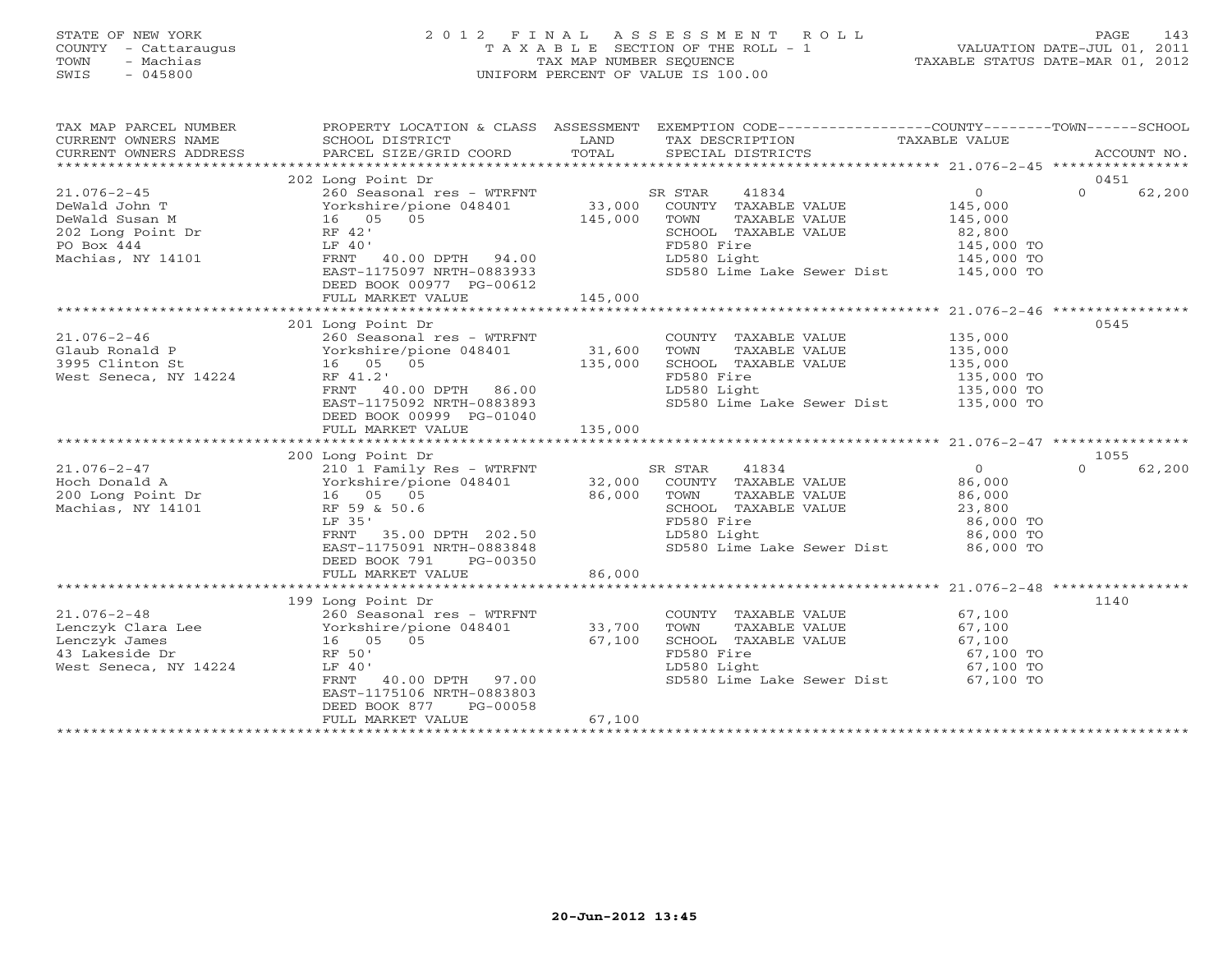STATE OF NEW YORK
COUNTY - Cattaraugus
TOWN - Machias
SWIS - 045800

2 0 1 2 F I N A L A S S E S S M E N T R O L L
T A X A B L E SECTION OF THE ROLL - 1
TAX MAP NUMBER SEQUENCE
UNIFORM PERCENT OF VALUE IS 100.00

VALUATION DATE-JUL 01, 2011
TAXABLE STATUS DATE-MAR 01, 2012

| TAX MAP PARCEL NUMBER / CURRENT OWNERS NAME / CURRENT OWNERS ADDRESS | PROPERTY LOCATION & CLASS / SCHOOL DISTRICT / PARCEL SIZE/GRID COORD | ASSESSMENT LAND / TOTAL | EXEMPTION CODE / TAX DESCRIPTION / SPECIAL DISTRICTS | COUNTY TAXABLE VALUE | TOWN | SCHOOL / ACCOUNT NO. |
|---|---|---|---|---|---|---|
| | 202 Long Point Dr | | | | | 0451 |
| 21.076-2-45 | 260 Seasonal res - WTRFNT | | SR STAR 41834 | 0 | 0 | 62,200 |
| DeWald John T | Yorkshire/pione 048401 | 33,000 | COUNTY TAXABLE VALUE | 145,000 | | |
| DeWald Susan M | 16 05 05 | 145,000 | TOWN TAXABLE VALUE | 145,000 | | |
| 202 Long Point Dr | RF 42' | | SCHOOL TAXABLE VALUE | 82,800 | | |
| PO Box 444 | LF 40' | | FD580 Fire | 145,000 TO | | |
| Machias, NY 14101 | FRNT 40.00 DPTH 94.00 | | LD580 Light | 145,000 TO | | |
| | EAST-1175097 NRTH-0883933 | | SD580 Lime Lake Sewer Dist | 145,000 TO | | |
| | DEED BOOK 00977 PG-00612 | | | | | |
| | FULL MARKET VALUE | 145,000 | | | | |
| | 201 Long Point Dr | | | | | 0545 |
| 21.076-2-46 | 260 Seasonal res - WTRFNT | | COUNTY TAXABLE VALUE | 135,000 | | |
| Glaub Ronald P | Yorkshire/pione 048401 | 31,600 | TOWN TAXABLE VALUE | 135,000 | | |
| 3995 Clinton St | 16 05 05 | 135,000 | SCHOOL TAXABLE VALUE | 135,000 | | |
| West Seneca, NY 14224 | RF 41.2' | | FD580 Fire | 135,000 TO | | |
| | FRNT 40.00 DPTH 86.00 | | LD580 Light | 135,000 TO | | |
| | EAST-1175092 NRTH-0883893 | | SD580 Lime Lake Sewer Dist | 135,000 TO | | |
| | DEED BOOK 00999 PG-01040 | | | | | |
| | FULL MARKET VALUE | 135,000 | | | | |
| | 200 Long Point Dr | | | | | 1055 |
| 21.076-2-47 | 210 1 Family Res - WTRFNT | | SR STAR 41834 | 0 | 0 | 62,200 |
| Hoch Donald A | Yorkshire/pione 048401 | 32,000 | COUNTY TAXABLE VALUE | 86,000 | | |
| 200 Long Point Dr | 16 05 05 | 86,000 | TOWN TAXABLE VALUE | 86,000 | | |
| Machias, NY 14101 | RF 59 & 50.6 | | SCHOOL TAXABLE VALUE | 23,800 | | |
| | LF 35' | | FD580 Fire | 86,000 TO | | |
| | FRNT 35.00 DPTH 202.50 | | LD580 Light | 86,000 TO | | |
| | EAST-1175091 NRTH-0883848 | | SD580 Lime Lake Sewer Dist | 86,000 TO | | |
| | DEED BOOK 791 PG-00350 | | | | | |
| | FULL MARKET VALUE | 86,000 | | | | |
| | 199 Long Point Dr | | | | | 1140 |
| 21.076-2-48 | 260 Seasonal res - WTRFNT | | COUNTY TAXABLE VALUE | 67,100 | | |
| Lenczyk Clara Lee | Yorkshire/pione 048401 | 33,700 | TOWN TAXABLE VALUE | 67,100 | | |
| Lenczyk James | 16 05 05 | 67,100 | SCHOOL TAXABLE VALUE | 67,100 | | |
| 43 Lakeside Dr | RF 50' | | FD580 Fire | 67,100 TO | | |
| West Seneca, NY 14224 | LF 40' | | LD580 Light | 67,100 TO | | |
| | FRNT 40.00 DPTH 97.00 | | SD580 Lime Lake Sewer Dist | 67,100 TO | | |
| | EAST-1175106 NRTH-0883803 | | | | | |
| | DEED BOOK 877 PG-00058 | | | | | |
| | FULL MARKET VALUE | 67,100 | | | | |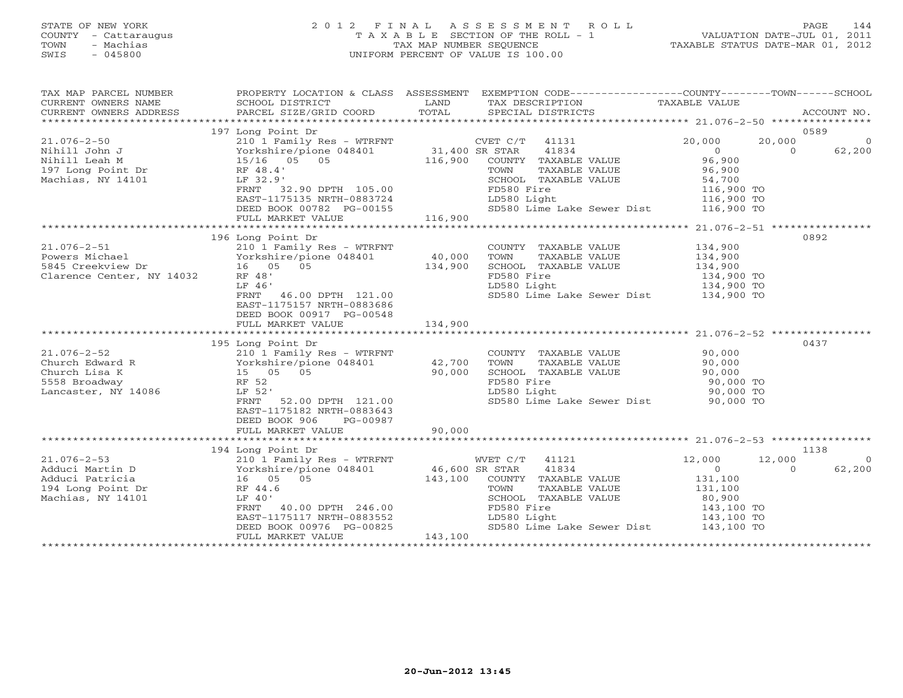STATE OF NEW YORK | 2 0 1 2 F I N A L A S S E S S M E N T R O L L
COUNTY - Cattaraugus | T A X A B L E SECTION OF THE ROLL - 1 | VALUATION DATE-JUL 01, 2011
TOWN - Machias | TAX MAP NUMBER SEQUENCE | TAXABLE STATUS DATE-MAR 01, 2012
SWIS - 045800 | UNIFORM PERCENT OF VALUE IS 100.00

| TAX MAP PARCEL NUMBER / CURRENT OWNERS NAME / CURRENT OWNERS ADDRESS | PROPERTY LOCATION & CLASS / SCHOOL DISTRICT / PARCEL SIZE/GRID COORD | ASSESSMENT LAND | ASSESSMENT TOTAL | EXEMPTION CODE / TAX DESCRIPTION / SPECIAL DISTRICTS | COUNTY TAXABLE VALUE | TOWN | SCHOOL | ACCOUNT NO. |
|---|---|---|---|---|---|---|---|---|
| 21.076-2-50 | 197 Long Point Dr | | | | | | | 0589 |
| Nihill John J | 210 1 Family Res - WTRFNT | | | CVET C/T 41131 | 20,000 | 20,000 | 0 | |
| Nihill Leah M | Yorkshire/pione 048401 | 31,400 | | SR STAR 41834 | 0 | 0 | 62,200 | |
| 197 Long Point Dr | 15/16 05 05 | | 116,900 | COUNTY TAXABLE VALUE | 96,900 | | | |
| Machias, NY 14101 | RF 48.4' | | | TOWN TAXABLE VALUE | 96,900 | | | |
| | LF 32.9' | | | SCHOOL TAXABLE VALUE | 54,700 | | | |
| | FRNT 32.90 DPTH 105.00 | | | FD580 Fire | 116,900 TO | | | |
| | EAST-1175135 NRTH-0883724 | | | LD580 Light | 116,900 TO | | | |
| | DEED BOOK 00782 PG-00155 | | | SD580 Lime Lake Sewer Dist | 116,900 TO | | | |
| | FULL MARKET VALUE | | 116,900 | | | | | |
| 21.076-2-51 | 196 Long Point Dr | | | | | | | 0892 |
| Powers Michael | 210 1 Family Res - WTRFNT | | | COUNTY TAXABLE VALUE | 134,900 | | | |
| 5845 Creekview Dr | Yorkshire/pione 048401 | 40,000 | | TOWN TAXABLE VALUE | 134,900 | | | |
| Clarence Center, NY 14032 | 16 05 05 | | 134,900 | SCHOOL TAXABLE VALUE | 134,900 | | | |
| | RF 48' | | | FD580 Fire | 134,900 TO | | | |
| | LF 46' | | | LD580 Light | 134,900 TO | | | |
| | FRNT 46.00 DPTH 121.00 | | | SD580 Lime Lake Sewer Dist | 134,900 TO | | | |
| | EAST-1175157 NRTH-0883686 | | | | | | | |
| | DEED BOOK 00917 PG-00548 | | | | | | | |
| | FULL MARKET VALUE | | 134,900 | | | | | |
| 21.076-2-52 | 195 Long Point Dr | | | | | | | 0437 |
| Church Edward R | 210 1 Family Res - WTRFNT | | | COUNTY TAXABLE VALUE | 90,000 | | | |
| Church Lisa K | Yorkshire/pione 048401 | 42,700 | | TOWN TAXABLE VALUE | 90,000 | | | |
| 5558 Broadway | 15 05 05 | | 90,000 | SCHOOL TAXABLE VALUE | 90,000 | | | |
| Lancaster, NY 14086 | RF 52 | | | FD580 Fire | 90,000 TO | | | |
| | LF 52' | | | LD580 Light | 90,000 TO | | | |
| | FRNT 52.00 DPTH 121.00 | | | SD580 Lime Lake Sewer Dist | 90,000 TO | | | |
| | EAST-1175182 NRTH-0883643 | | | | | | | |
| | DEED BOOK 906 PG-00987 | | | | | | | |
| | FULL MARKET VALUE | | 90,000 | | | | | |
| 21.076-2-53 | 194 Long Point Dr | | | | | | | 1138 |
| Adduci Martin D | 210 1 Family Res - WTRFNT | | | WVET C/T 41121 | 12,000 | 12,000 | 0 | |
| Adduci Patricia | Yorkshire/pione 048401 | 46,600 | | SR STAR 41834 | 0 | 0 | 62,200 | |
| 194 Long Point Dr | 16 05 05 | | 143,100 | COUNTY TAXABLE VALUE | 131,100 | | | |
| Machias, NY 14101 | RF 44.6 | | | TOWN TAXABLE VALUE | 131,100 | | | |
| | LF 40' | | | SCHOOL TAXABLE VALUE | 80,900 | | | |
| | FRNT 40.00 DPTH 246.00 | | | FD580 Fire | 143,100 TO | | | |
| | EAST-1175117 NRTH-0883552 | | | LD580 Light | 143,100 TO | | | |
| | DEED BOOK 00976 PG-00825 | | | SD580 Lime Lake Sewer Dist | 143,100 TO | | | |
| | FULL MARKET VALUE | | 143,100 | | | | | |

20-Jun-2012 13:45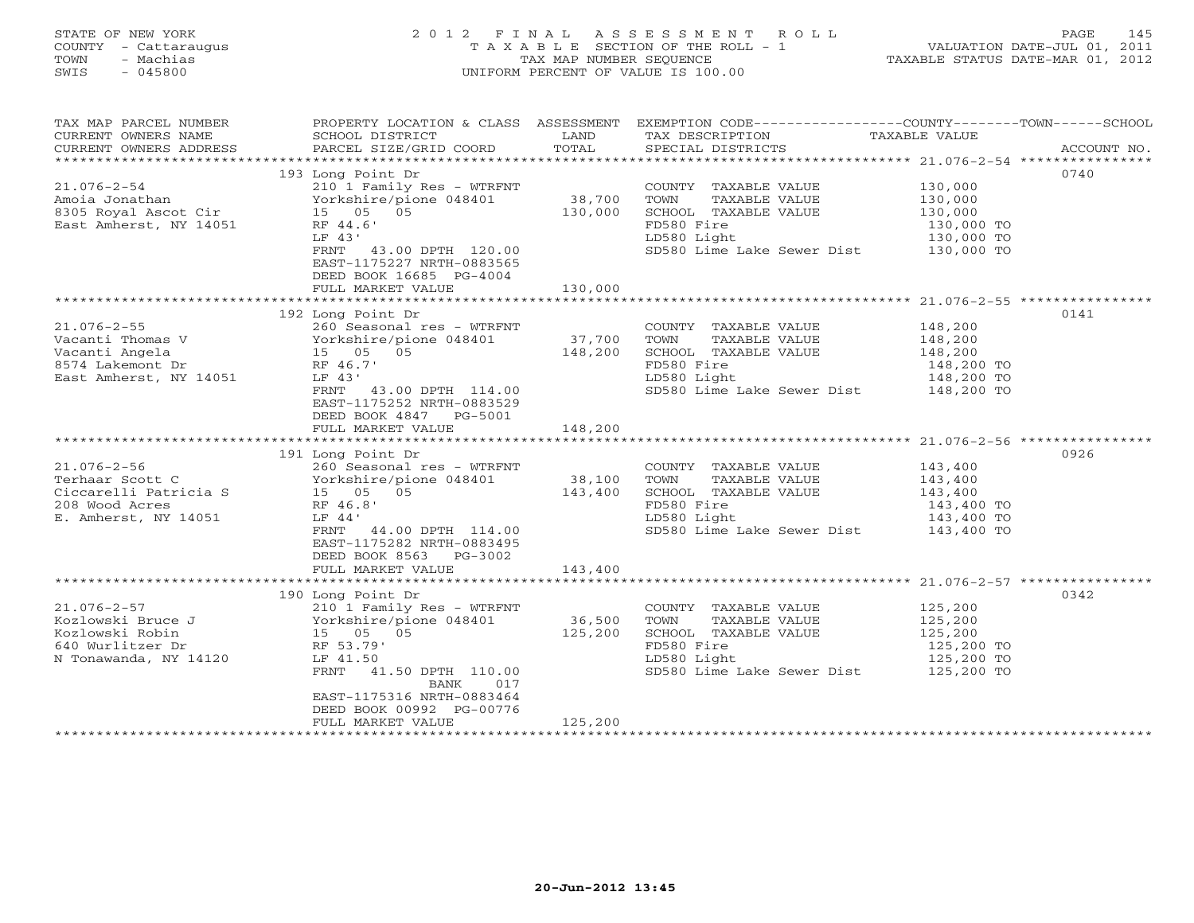STATE OF NEW YORK
COUNTY - Cattaraugus
TOWN - Machias
SWIS - 045800

2012 FINAL ASSESSMENT ROLL
TAXABLE SECTION OF THE ROLL - 1
TAX MAP NUMBER SEQUENCE
UNIFORM PERCENT OF VALUE IS 100.00

VALUATION DATE-JUL 01, 2011
TAXABLE STATUS DATE-MAR 01, 2012

| TAX MAP PARCEL NUMBER / CURRENT OWNERS NAME / CURRENT OWNERS ADDRESS | PROPERTY LOCATION & CLASS / SCHOOL DISTRICT / PARCEL SIZE/GRID COORD | ASSESSMENT LAND / TOTAL | EXEMPTION CODE / TAX DESCRIPTION / SPECIAL DISTRICTS | TAXABLE VALUE (COUNTY / TOWN / SCHOOL) | ACCOUNT NO. |
|---|---|---|---|---|---|
| 21.076-2-54 | 193 Long Point Dr | | | | 0740 |
| Amoia Jonathan | 210 1 Family Res - WTRFNT | | COUNTY TAXABLE VALUE | 130,000 | |
| 8305 Royal Ascot Cir | Yorkshire/pione 048401 | 38,700 | TOWN TAXABLE VALUE | 130,000 | |
| East Amherst, NY 14051 | 15 05 05 | 130,000 | SCHOOL TAXABLE VALUE | 130,000 | |
| | RF 44.6' | | FD580 Fire | 130,000 TO | |
| | LF 43' | | LD580 Light | 130,000 TO | |
| | FRNT 43.00 DPTH 120.00 | | SD580 Lime Lake Sewer Dist | 130,000 TO | |
| | EAST-1175227 NRTH-0883565 | | | | |
| | DEED BOOK 16685 PG-4004 | | | | |
| | FULL MARKET VALUE | 130,000 | | | |
| 21.076-2-55 | 192 Long Point Dr | | | | 0141 |
| Vacanti Thomas V | 260 Seasonal res - WTRFNT | | COUNTY TAXABLE VALUE | 148,200 | |
| Vacanti Angela | Yorkshire/pione 048401 | 37,700 | TOWN TAXABLE VALUE | 148,200 | |
| 8574 Lakemont Dr | 15 05 05 | 148,200 | SCHOOL TAXABLE VALUE | 148,200 | |
| East Amherst, NY 14051 | RF 46.7' | | FD580 Fire | 148,200 TO | |
| | LF 43' | | LD580 Light | 148,200 TO | |
| | FRNT 43.00 DPTH 114.00 | | SD580 Lime Lake Sewer Dist | 148,200 TO | |
| | EAST-1175252 NRTH-0883529 | | | | |
| | DEED BOOK 4847 PG-5001 | | | | |
| | FULL MARKET VALUE | 148,200 | | | |
| 21.076-2-56 | 191 Long Point Dr | | | | 0926 |
| Terhaar Scott C | 260 Seasonal res - WTRFNT | | COUNTY TAXABLE VALUE | 143,400 | |
| Ciccarelli Patricia S | Yorkshire/pione 048401 | 38,100 | TOWN TAXABLE VALUE | 143,400 | |
| 208 Wood Acres | 15 05 05 | 143,400 | SCHOOL TAXABLE VALUE | 143,400 | |
| E. Amherst, NY 14051 | RF 46.8' | | FD580 Fire | 143,400 TO | |
| | LF 44' | | LD580 Light | 143,400 TO | |
| | FRNT 44.00 DPTH 114.00 | | SD580 Lime Lake Sewer Dist | 143,400 TO | |
| | EAST-1175282 NRTH-0883495 | | | | |
| | DEED BOOK 8563 PG-3002 | | | | |
| | FULL MARKET VALUE | 143,400 | | | |
| 21.076-2-57 | 190 Long Point Dr | | | | 0342 |
| Kozlowski Bruce J | 210 1 Family Res - WTRFNT | | COUNTY TAXABLE VALUE | 125,200 | |
| Kozlowski Robin | Yorkshire/pione 048401 | 36,500 | TOWN TAXABLE VALUE | 125,200 | |
| 640 Wurlitzer Dr | 15 05 05 | 125,200 | SCHOOL TAXABLE VALUE | 125,200 | |
| N Tonawanda, NY 14120 | RF 53.79' | | FD580 Fire | 125,200 TO | |
| | LF 41.50 | | LD580 Light | 125,200 TO | |
| | FRNT 41.50 DPTH 110.00 | | SD580 Lime Lake Sewer Dist | 125,200 TO | |
| | BANK 017 | | | | |
| | EAST-1175316 NRTH-0883464 | | | | |
| | DEED BOOK 00992 PG-00776 | | | | |
| | FULL MARKET VALUE | 125,200 | | | |

20-Jun-2012 13:45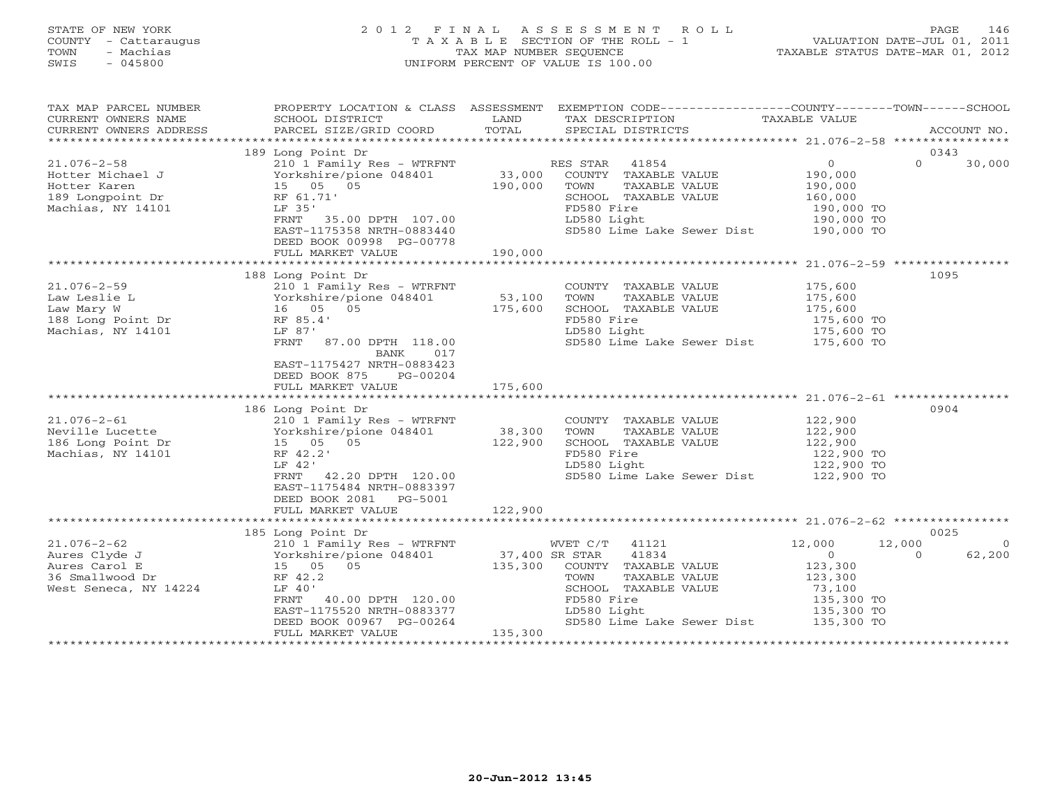STATE OF NEW YORK
COUNTY - Cattaraugus
TOWN - Machias
SWIS - 045800

# 2012 FINAL ASSESSMENT ROLL

TAXABLE SECTION OF THE ROLL - 1
TAX MAP NUMBER SEQUENCE
UNIFORM PERCENT OF VALUE IS 100.00

VALUATION DATE-JUL 01, 2011
TAXABLE STATUS DATE-MAR 01, 2012

| TAX MAP PARCEL NUMBER / CURRENT OWNERS NAME / CURRENT OWNERS ADDRESS | PROPERTY LOCATION & CLASS / SCHOOL DISTRICT / PARCEL SIZE/GRID COORD | ASSESSMENT LAND | TOTAL | EXEMPTION CODE / TAX DESCRIPTION / SPECIAL DISTRICTS | COUNTY TAXABLE VALUE | TOWN | SCHOOL / ACCOUNT NO. |
|---|---|---|---|---|---|---|---|
| | 189 Long Point Dr | | | | | | 0343 |
| 21.076-2-58 | 210 1 Family Res - WTRFNT | | | RES STAR 41854 | 0 | 0 | 30,000 |
| Hotter Michael J | Yorkshire/pione 048401 | 33,000 | | COUNTY TAXABLE VALUE | 190,000 | | |
| Hotter Karen | 15 05 05 | | 190,000 | TOWN TAXABLE VALUE | 190,000 | | |
| 189 Longpoint Dr | RF 61.71' | | | SCHOOL TAXABLE VALUE | 160,000 | | |
| Machias, NY 14101 | LF 35' | | | FD580 Fire | 190,000 TO | | |
| | FRNT 35.00 DPTH 107.00 | | | LD580 Light | 190,000 TO | | |
| | EAST-1175358 NRTH-0883440 | | | SD580 Lime Lake Sewer Dist | 190,000 TO | | |
| | DEED BOOK 00998 PG-00778 | | | | | | |
| | FULL MARKET VALUE | | 190,000 | | | | |
| | 188 Long Point Dr | | | | | | 1095 |
| 21.076-2-59 | 210 1 Family Res - WTRFNT | | | COUNTY TAXABLE VALUE | 175,600 | | |
| Law Leslie L | Yorkshire/pione 048401 | 53,100 | | TOWN TAXABLE VALUE | 175,600 | | |
| Law Mary W | 16 05 05 | | 175,600 | SCHOOL TAXABLE VALUE | 175,600 | | |
| 188 Long Point Dr | RF 85.4' | | | FD580 Fire | 175,600 TO | | |
| Machias, NY 14101 | LF 87' | | | LD580 Light | 175,600 TO | | |
| | FRNT 87.00 DPTH 118.00 | | | SD580 Lime Lake Sewer Dist | 175,600 TO | | |
| | BANK 017 | | | | | | |
| | EAST-1175427 NRTH-0883423 | | | | | | |
| | DEED BOOK 875 PG-00204 | | | | | | |
| | FULL MARKET VALUE | | 175,600 | | | | |
| | 186 Long Point Dr | | | | | | 0904 |
| 21.076-2-61 | 210 1 Family Res - WTRFNT | | | COUNTY TAXABLE VALUE | 122,900 | | |
| Neville Lucette | Yorkshire/pione 048401 | 38,300 | | TOWN TAXABLE VALUE | 122,900 | | |
| 186 Long Point Dr | 15 05 05 | | 122,900 | SCHOOL TAXABLE VALUE | 122,900 | | |
| Machias, NY 14101 | RF 42.2' | | | FD580 Fire | 122,900 TO | | |
| | LF 42' | | | LD580 Light | 122,900 TO | | |
| | FRNT 42.20 DPTH 120.00 | | | SD580 Lime Lake Sewer Dist | 122,900 TO | | |
| | EAST-1175484 NRTH-0883397 | | | | | | |
| | DEED BOOK 2081 PG-5001 | | | | | | |
| | FULL MARKET VALUE | | 122,900 | | | | |
| | 185 Long Point Dr | | | | | | 0025 |
| 21.076-2-62 | 210 1 Family Res - WTRFNT | | | WVET C/T 41121 | 12,000 | 12,000 | 0 |
| Aures Clyde J | Yorkshire/pione 048401 | 37,400 | | SR STAR 41834 | 0 | 0 | 62,200 |
| Aures Carol E | 15 05 05 | | 135,300 | COUNTY TAXABLE VALUE | 123,300 | | |
| 36 Smallwood Dr | RF 42.2 | | | TOWN TAXABLE VALUE | 123,300 | | |
| West Seneca, NY 14224 | LF 40' | | | SCHOOL TAXABLE VALUE | 73,100 | | |
| | FRNT 40.00 DPTH 120.00 | | | FD580 Fire | 135,300 TO | | |
| | EAST-1175520 NRTH-0883377 | | | LD580 Light | 135,300 TO | | |
| | DEED BOOK 00967 PG-00264 | | | SD580 Lime Lake Sewer Dist | 135,300 TO | | |
| | FULL MARKET VALUE | | 135,300 | | | | |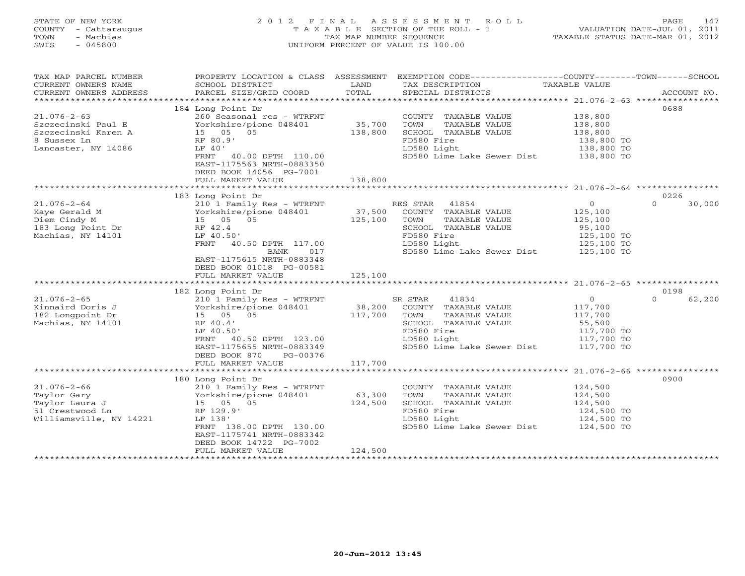STATE OF NEW YORK
COUNTY - Cattaraugus
TOWN - Machias
SWIS - 045800

2012 FINAL ASSESSMENT ROLL
TAXABLE SECTION OF THE ROLL - 1
TAX MAP NUMBER SEQUENCE
UNIFORM PERCENT OF VALUE IS 100.00

VALUATION DATE-JUL 01, 2011
TAXABLE STATUS DATE-MAR 01, 2012

| TAX MAP PARCEL NUMBER / CURRENT OWNERS NAME / CURRENT OWNERS ADDRESS | PROPERTY LOCATION & CLASS / SCHOOL DISTRICT / PARCEL SIZE/GRID COORD | ASSESSMENT LAND / TOTAL | EXEMPTION CODE / TAX DESCRIPTION / SPECIAL DISTRICTS | COUNTY / TOWN / SCHOOL TAXABLE VALUE | ACCOUNT NO. |
|---|---|---|---|---|---|
| 21.076-2-63 | 184 Long Point Dr | | | | 0688 |
| Szczecinski Paul E | 260 Seasonal res - WTRFNT | | COUNTY TAXABLE VALUE | 138,800 | |
| Szczecinski Karen A | Yorkshire/pione 048401 | 35,700 | TOWN TAXABLE VALUE | 138,800 | |
| 8 Sussex Ln | 15 05 05 | 138,800 | SCHOOL TAXABLE VALUE | 138,800 | |
| Lancaster, NY 14086 | RF 80.9' | | FD580 Fire | 138,800 TO | |
| | LF 40' | | LD580 Light | 138,800 TO | |
| | FRNT 40.00 DPTH 110.00 | | SD580 Lime Lake Sewer Dist | 138,800 TO | |
| | EAST-1175563 NRTH-0883350 | | | | |
| | DEED BOOK 14056 PG-7001 | | | | |
| | FULL MARKET VALUE | 138,800 | | | |
| 21.076-2-64 | 183 Long Point Dr | | | | 0226 |
| Kaye Gerald M | 210 1 Family Res - WTRFNT | | RES STAR 41854 | 0 / 0 / 30,000 | |
| Diem Cindy M | Yorkshire/pione 048401 | 37,500 | COUNTY TAXABLE VALUE | 125,100 | |
| 183 Long Point Dr | 15 05 05 | 125,100 | TOWN TAXABLE VALUE | 125,100 | |
| Machias, NY 14101 | RF 42.4 | | SCHOOL TAXABLE VALUE | 95,100 | |
| | LF 40.50' | | FD580 Fire | 125,100 TO | |
| | FRNT 40.50 DPTH 117.00 | | LD580 Light | 125,100 TO | |
| | BANK 017 | | SD580 Lime Lake Sewer Dist | 125,100 TO | |
| | EAST-1175615 NRTH-0883348 | | | | |
| | DEED BOOK 01018 PG-00581 | | | | |
| | FULL MARKET VALUE | 125,100 | | | |
| 21.076-2-65 | 182 Long Point Dr | | | | 0198 |
| Kinnaird Doris J | 210 1 Family Res - WTRFNT | | SR STAR 41834 | 0 / 0 / 62,200 | |
| 182 Longpoint Dr | Yorkshire/pione 048401 | 38,200 | COUNTY TAXABLE VALUE | 117,700 | |
| Machias, NY 14101 | 15 05 05 | 117,700 | TOWN TAXABLE VALUE | 117,700 | |
| | RF 40.4' | | SCHOOL TAXABLE VALUE | 55,500 | |
| | LF 40.50' | | FD580 Fire | 117,700 TO | |
| | FRNT 40.50 DPTH 123.00 | | LD580 Light | 117,700 TO | |
| | EAST-1175655 NRTH-0883349 | | SD580 Lime Lake Sewer Dist | 117,700 TO | |
| | DEED BOOK 870 PG-00376 | | | | |
| | FULL MARKET VALUE | 117,700 | | | |
| 21.076-2-66 | 180 Long Point Dr | | | | 0900 |
| Taylor Gary | 210 1 Family Res - WTRFNT | | COUNTY TAXABLE VALUE | 124,500 | |
| Taylor Laura J | Yorkshire/pione 048401 | 63,300 | TOWN TAXABLE VALUE | 124,500 | |
| 51 Crestwood Ln | 15 05 05 | 124,500 | SCHOOL TAXABLE VALUE | 124,500 | |
| Williamsville, NY 14221 | RF 129.9' | | FD580 Fire | 124,500 TO | |
| | LF 138' | | LD580 Light | 124,500 TO | |
| | FRNT 138.00 DPTH 130.00 | | SD580 Lime Lake Sewer Dist | 124,500 TO | |
| | EAST-1175741 NRTH-0883342 | | | | |
| | DEED BOOK 14722 PG-7002 | | | | |
| | FULL MARKET VALUE | 124,500 | | | |

20-Jun-2012 13:45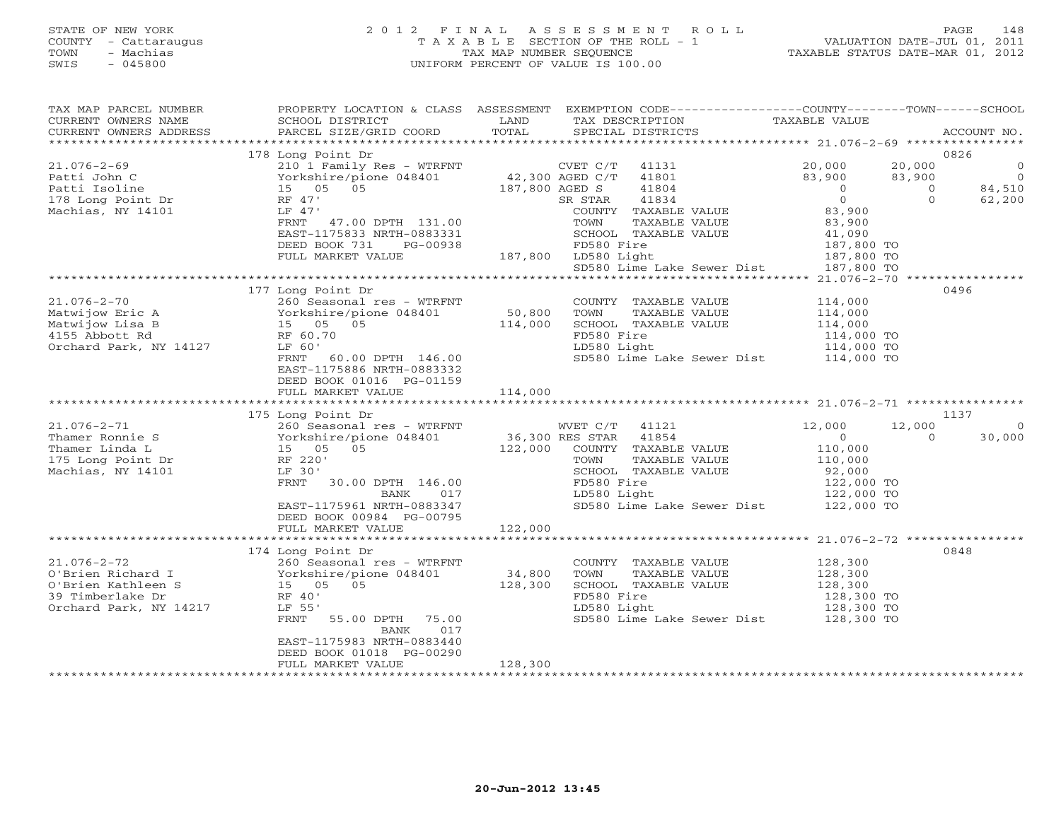STATE OF NEW YORK — COUNTY - Cattaraugus — TOWN - Machias — SWIS - 045800

# 2012 FINAL ASSESSMENT ROLL

TAXABLE SECTION OF THE ROLL - 1
TAX MAP NUMBER SEQUENCE
UNIFORM PERCENT OF VALUE IS 100.00

VALUATION DATE-JUL 01, 2011
TAXABLE STATUS DATE-MAR 01, 2012

| TAX MAP PARCEL NUMBER / CURRENT OWNERS NAME / CURRENT OWNERS ADDRESS | PROPERTY LOCATION & CLASS / SCHOOL DISTRICT / PARCEL SIZE/GRID COORD | LAND | TOTAL | EXEMPTION CODE / TAX DESCRIPTION / SPECIAL DISTRICTS | COUNTY | TOWN | SCHOOL | ACCOUNT NO. |
|---|---|---|---|---|---|---|---|---|
| 21.076-2-69 | 178 Long Point Dr | | | | | | | 0826 |
| Patti John C | 210 1 Family Res - WTRFNT | | | CVET C/T 41131 | 20,000 | 20,000 | 0 | |
| Patti Isoline | Yorkshire/pione 048401 | 42,300 | | AGED C/T 41801 | 83,900 | 83,900 | 0 | |
| 178 Long Point Dr | 15 05 05 | | 187,800 | AGED S 41804 | 0 | 0 | 84,510 | |
| Machias, NY 14101 | RF 47' | | | SR STAR 41834 | 0 | 0 | 62,200 | |
| | LF 47' | | | COUNTY TAXABLE VALUE | 83,900 | | | |
| | FRNT 47.00 DPTH 131.00 | | | TOWN TAXABLE VALUE | | 83,900 | | |
| | EAST-1175833 NRTH-0883331 | | | SCHOOL TAXABLE VALUE | | | 41,090 | |
| | DEED BOOK 731 PG-00938 | | | FD580 Fire | 187,800 TO | | | |
| | FULL MARKET VALUE | | 187,800 | LD580 Light | 187,800 TO | | | |
| | | | | SD580 Lime Lake Sewer Dist | 187,800 TO | | | |
| 21.076-2-70 | 177 Long Point Dr | | | | | | | 0496 |
| Matwijow Eric A | 260 Seasonal res - WTRFNT | | | COUNTY TAXABLE VALUE | 114,000 | | | |
| Matwijow Lisa B | Yorkshire/pione 048401 | 50,800 | | TOWN TAXABLE VALUE | | 114,000 | | |
| 4155 Abbott Rd | 15 05 05 | | 114,000 | SCHOOL TAXABLE VALUE | | | 114,000 | |
| Orchard Park, NY 14127 | RF 60.70 | | | FD580 Fire | 114,000 TO | | | |
| | LF 60' | | | LD580 Light | 114,000 TO | | | |
| | FRNT 60.00 DPTH 146.00 | | | SD580 Lime Lake Sewer Dist | 114,000 TO | | | |
| | EAST-1175886 NRTH-0883332 | | | | | | | |
| | DEED BOOK 01016 PG-01159 | | | | | | | |
| | FULL MARKET VALUE | | 114,000 | | | | | |
| 21.076-2-71 | 175 Long Point Dr | | | | | | | 1137 |
| Thamer Ronnie S | 260 Seasonal res - WTRFNT | | | WVET C/T 41121 | 12,000 | 12,000 | 0 | |
| Thamer Linda L | Yorkshire/pione 048401 | 36,300 | | RES STAR 41854 | 0 | 0 | 30,000 | |
| 175 Long Point Dr | 15 05 05 | | 122,000 | COUNTY TAXABLE VALUE | 110,000 | | | |
| Machias, NY 14101 | RF 220' | | | TOWN TAXABLE VALUE | | 110,000 | | |
| | LF 30' | | | SCHOOL TAXABLE VALUE | | | 92,000 | |
| | FRNT 30.00 DPTH 146.00 | | | FD580 Fire | 122,000 TO | | | |
| | BANK 017 | | | LD580 Light | 122,000 TO | | | |
| | EAST-1175961 NRTH-0883347 | | | SD580 Lime Lake Sewer Dist | 122,000 TO | | | |
| | DEED BOOK 00984 PG-00795 | | | | | | | |
| | FULL MARKET VALUE | | 122,000 | | | | | |
| 21.076-2-72 | 174 Long Point Dr | | | | | | | 0848 |
| O'Brien Richard I | 260 Seasonal res - WTRFNT | | | COUNTY TAXABLE VALUE | 128,300 | | | |
| O'Brien Kathleen S | Yorkshire/pione 048401 | 34,800 | | TOWN TAXABLE VALUE | | 128,300 | | |
| 39 Timberlake Dr | 15 05 05 | | 128,300 | SCHOOL TAXABLE VALUE | | | 128,300 | |
| Orchard Park, NY 14217 | RF 40' | | | FD580 Fire | 128,300 TO | | | |
| | LF 55' | | | LD580 Light | 128,300 TO | | | |
| | FRNT 55.00 DPTH 75.00 | | | SD580 Lime Lake Sewer Dist | 128,300 TO | | | |
| | BANK 017 | | | | | | | |
| | EAST-1175983 NRTH-0883440 | | | | | | | |
| | DEED BOOK 01018 PG-00290 | | | | | | | |
| | FULL MARKET VALUE | | 128,300 | | | | | |

20-Jun-2012 13:45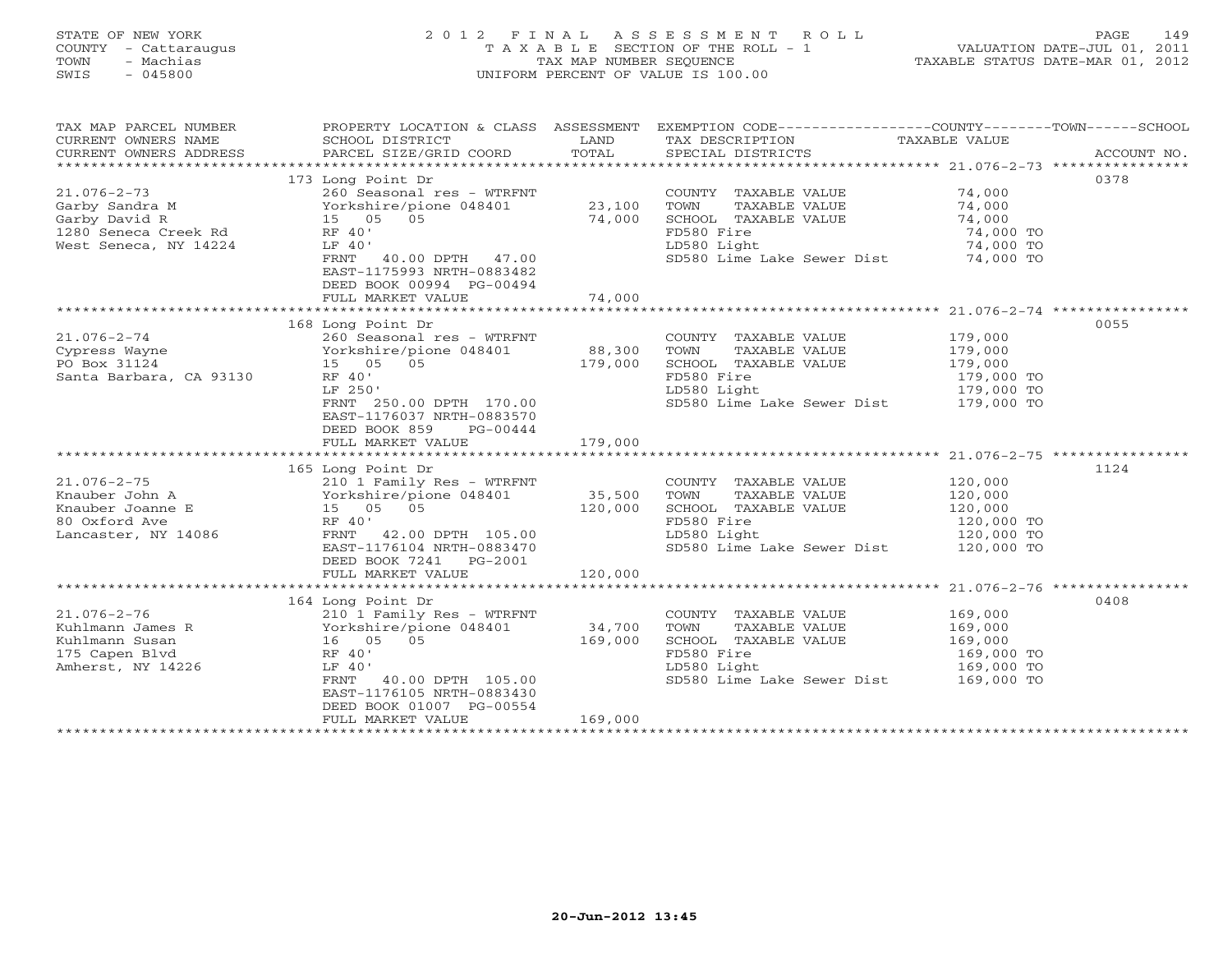STATE OF NEW YORK
COUNTY - Cattaraugus
TOWN - Machias
SWIS - 045800

# 2012 FINAL ASSESSMENT ROLL

TAXABLE SECTION OF THE ROLL - 1
TAX MAP NUMBER SEQUENCE
UNIFORM PERCENT OF VALUE IS 100.00

VALUATION DATE-JUL 01, 2011
TAXABLE STATUS DATE-MAR 01, 2012

| TAX MAP PARCEL NUMBER / CURRENT OWNERS NAME / CURRENT OWNERS ADDRESS | PROPERTY LOCATION & CLASS / SCHOOL DISTRICT / PARCEL SIZE/GRID COORD | ASSESSMENT LAND / TOTAL | EXEMPTION CODE / TAX DESCRIPTION / SPECIAL DISTRICTS | TAXABLE VALUE (COUNTY / TOWN / SCHOOL) | ACCOUNT NO. |
|---|---|---|---|---|---|
| | 173 Long Point Dr | | | | 0378 |
| 21.076-2-73 | 260 Seasonal res - WTRFNT | | COUNTY TAXABLE VALUE | 74,000 | |
| Garby Sandra M | Yorkshire/pione 048401 | 23,100 | TOWN TAXABLE VALUE | 74,000 | |
| Garby David R | 15 05 05 | 74,000 | SCHOOL TAXABLE VALUE | 74,000 | |
| 1280 Seneca Creek Rd | RF 40' | | FD580 Fire | 74,000 TO | |
| West Seneca, NY 14224 | LF 40' | | LD580 Light | 74,000 TO | |
| | FRNT 40.00 DPTH 47.00 | | SD580 Lime Lake Sewer Dist | 74,000 TO | |
| | EAST-1175993 NRTH-0883482 | | | | |
| | DEED BOOK 00994 PG-00494 | | | | |
| | FULL MARKET VALUE | 74,000 | | | |
| | 168 Long Point Dr | | | | 0055 |
| 21.076-2-74 | 260 Seasonal res - WTRFNT | | COUNTY TAXABLE VALUE | 179,000 | |
| Cypress Wayne | Yorkshire/pione 048401 | 88,300 | TOWN TAXABLE VALUE | 179,000 | |
| PO Box 31124 | 15 05 05 | 179,000 | SCHOOL TAXABLE VALUE | 179,000 | |
| Santa Barbara, CA 93130 | RF 40' | | FD580 Fire | 179,000 TO | |
| | LF 250' | | LD580 Light | 179,000 TO | |
| | FRNT 250.00 DPTH 170.00 | | SD580 Lime Lake Sewer Dist | 179,000 TO | |
| | EAST-1176037 NRTH-0883570 | | | | |
| | DEED BOOK 859 PG-00444 | | | | |
| | FULL MARKET VALUE | 179,000 | | | |
| | 165 Long Point Dr | | | | 1124 |
| 21.076-2-75 | 210 1 Family Res - WTRFNT | | COUNTY TAXABLE VALUE | 120,000 | |
| Knauber John A | Yorkshire/pione 048401 | 35,500 | TOWN TAXABLE VALUE | 120,000 | |
| Knauber Joanne E | 15 05 05 | 120,000 | SCHOOL TAXABLE VALUE | 120,000 | |
| 80 Oxford Ave | RF 40' | | FD580 Fire | 120,000 TO | |
| Lancaster, NY 14086 | FRNT 42.00 DPTH 105.00 | | LD580 Light | 120,000 TO | |
| | EAST-1176104 NRTH-0883470 | | SD580 Lime Lake Sewer Dist | 120,000 TO | |
| | DEED BOOK 7241 PG-2001 | | | | |
| | FULL MARKET VALUE | 120,000 | | | |
| | 164 Long Point Dr | | | | 0408 |
| 21.076-2-76 | 210 1 Family Res - WTRFNT | | COUNTY TAXABLE VALUE | 169,000 | |
| Kuhlmann James R | Yorkshire/pione 048401 | 34,700 | TOWN TAXABLE VALUE | 169,000 | |
| Kuhlmann Susan | 16 05 05 | 169,000 | SCHOOL TAXABLE VALUE | 169,000 | |
| 175 Capen Blvd | RF 40' | | FD580 Fire | 169,000 TO | |
| Amherst, NY 14226 | LF 40' | | LD580 Light | 169,000 TO | |
| | FRNT 40.00 DPTH 105.00 | | SD580 Lime Lake Sewer Dist | 169,000 TO | |
| | EAST-1176105 NRTH-0883430 | | | | |
| | DEED BOOK 01007 PG-00554 | | | | |
| | FULL MARKET VALUE | 169,000 | | | |

20-Jun-2012 13:45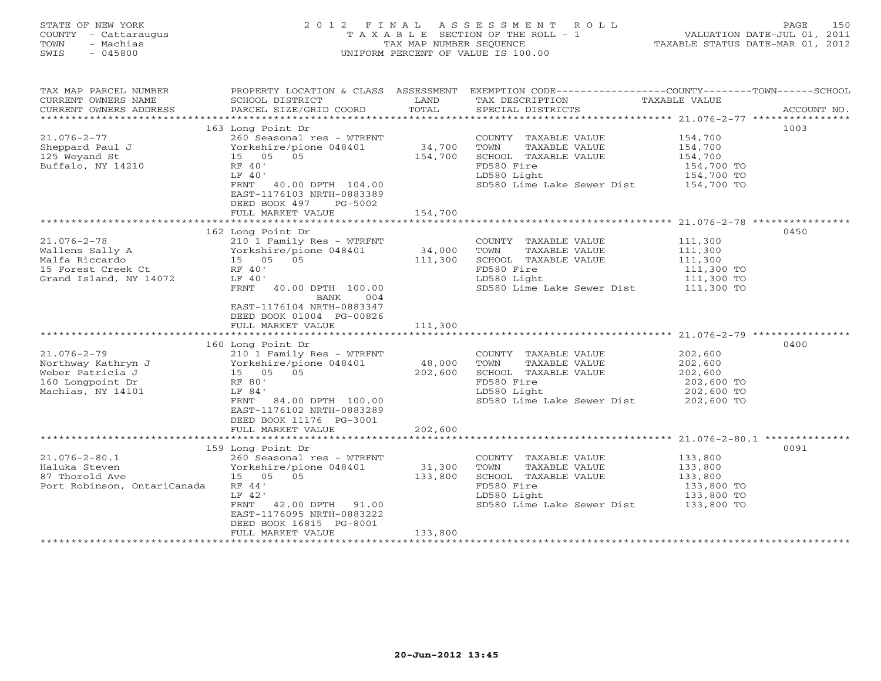STATE OF NEW YORK
COUNTY - Cattaraugus
TOWN - Machias
SWIS - 045800

2 0 1 2 F I N A L A S S E S S M E N T R O L L
T A X A B L E SECTION OF THE ROLL - 1
TAX MAP NUMBER SEQUENCE
UNIFORM PERCENT OF VALUE IS 100.00

VALUATION DATE-JUL 01, 2011
TAXABLE STATUS DATE-MAR 01, 2012

| TAX MAP PARCEL NUMBER / CURRENT OWNERS NAME / CURRENT OWNERS ADDRESS | PROPERTY LOCATION & CLASS / SCHOOL DISTRICT / PARCEL SIZE/GRID COORD | ASSESSMENT LAND / TOTAL | EXEMPTION CODE / TAX DESCRIPTION / SPECIAL DISTRICTS | COUNTY--------TOWN------SCHOOL TAXABLE VALUE | ACCOUNT NO. |
|---|---|---|---|---|---|
| 21.076-2-77 | 163 Long Point Dr | | | | 1003 |
| 21.076-2-77 | 260 Seasonal res - WTRFNT | | COUNTY TAXABLE VALUE | 154,700 | |
| Sheppard Paul J | Yorkshire/pione 048401 | 34,700 | TOWN TAXABLE VALUE | 154,700 | |
| 125 Weyand St | 15 05 05 | 154,700 | SCHOOL TAXABLE VALUE | 154,700 | |
| Buffalo, NY 14210 | RF 40' | | FD580 Fire | 154,700 TO | |
| | LF 40' | | LD580 Light | 154,700 TO | |
| | FRNT 40.00 DPTH 104.00 | | SD580 Lime Lake Sewer Dist | 154,700 TO | |
| | EAST-1176103 NRTH-0883389 | | | | |
| | DEED BOOK 497 PG-5002 | | | | |
| | FULL MARKET VALUE | 154,700 | | | |
| 21.076-2-78 | 162 Long Point Dr | | | | 0450 |
| 21.076-2-78 | 210 1 Family Res - WTRFNT | | COUNTY TAXABLE VALUE | 111,300 | |
| Wallens Sally A | Yorkshire/pione 048401 | 34,000 | TOWN TAXABLE VALUE | 111,300 | |
| Malfa Riccardo | 15 05 05 | 111,300 | SCHOOL TAXABLE VALUE | 111,300 | |
| 15 Forest Creek Ct | RF 40' | | FD580 Fire | 111,300 TO | |
| Grand Island, NY 14072 | LF 40' | | LD580 Light | 111,300 TO | |
| | FRNT 40.00 DPTH 100.00 | | SD580 Lime Lake Sewer Dist | 111,300 TO | |
| | BANK 004 | | | | |
| | EAST-1176104 NRTH-0883347 | | | | |
| | DEED BOOK 01004 PG-00826 | | | | |
| | FULL MARKET VALUE | 111,300 | | | |
| 21.076-2-79 | 160 Long Point Dr | | | | 0400 |
| 21.076-2-79 | 210 1 Family Res - WTRFNT | | COUNTY TAXABLE VALUE | 202,600 | |
| Northway Kathryn J | Yorkshire/pione 048401 | 48,000 | TOWN TAXABLE VALUE | 202,600 | |
| Weber Patricia J | 15 05 05 | 202,600 | SCHOOL TAXABLE VALUE | 202,600 | |
| 160 Longpoint Dr | RF 80' | | FD580 Fire | 202,600 TO | |
| Machias, NY 14101 | LF 84' | | LD580 Light | 202,600 TO | |
| | FRNT 84.00 DPTH 100.00 | | SD580 Lime Lake Sewer Dist | 202,600 TO | |
| | EAST-1176102 NRTH-0883289 | | | | |
| | DEED BOOK 11176 PG-3001 | | | | |
| | FULL MARKET VALUE | 202,600 | | | |
| 21.076-2-80.1 | 159 Long Point Dr | | | | 0091 |
| 21.076-2-80.1 | 260 Seasonal res - WTRFNT | | COUNTY TAXABLE VALUE | 133,800 | |
| Haluka Steven | Yorkshire/pione 048401 | 31,300 | TOWN TAXABLE VALUE | 133,800 | |
| 87 Thorold Ave | 15 05 05 | 133,800 | SCHOOL TAXABLE VALUE | 133,800 | |
| Port Robinson, OntariCanada | RF 44' | | FD580 Fire | 133,800 TO | |
| | LF 42' | | LD580 Light | 133,800 TO | |
| | FRNT 42.00 DPTH 91.00 | | SD580 Lime Lake Sewer Dist | 133,800 TO | |
| | EAST-1176095 NRTH-0883222 | | | | |
| | DEED BOOK 16815 PG-8001 | | | | |
| | FULL MARKET VALUE | 133,800 | | | |

20-Jun-2012 13:45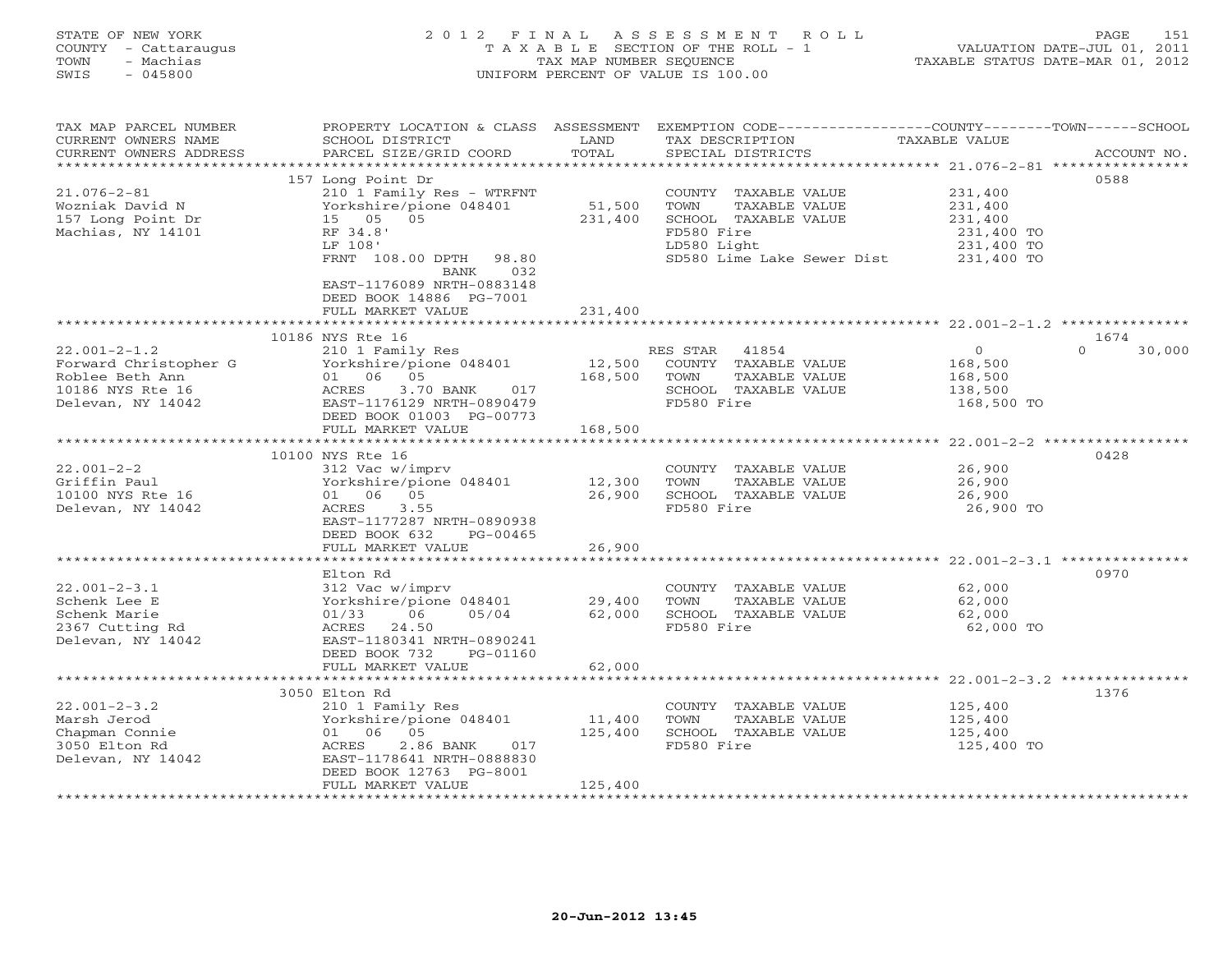STATE OF NEW YORK
COUNTY - Cattaraugus
TOWN - Machias
SWIS - 045800

2012 FINAL ASSESSMENT ROLL
TAXABLE SECTION OF THE ROLL - 1
TAX MAP NUMBER SEQUENCE
UNIFORM PERCENT OF VALUE IS 100.00

VALUATION DATE-JUL 01, 2011
TAXABLE STATUS DATE-MAR 01, 2012

| TAX MAP PARCEL NUMBER / CURRENT OWNERS NAME / CURRENT OWNERS ADDRESS | PROPERTY LOCATION & CLASS / SCHOOL DISTRICT / PARCEL SIZE/GRID COORD | ASSESSMENT LAND / TOTAL | EXEMPTION CODE / TAX DESCRIPTION / SPECIAL DISTRICTS | COUNTY / TOWN / SCHOOL TAXABLE VALUE | ACCOUNT NO. |
|---|---|---|---|---|---|
| 21.076-2-81 | 157 Long Point Dr | | | | 0588 |
| Wozniak David N | 210 1 Family Res - WTRFNT | | COUNTY TAXABLE VALUE | 231,400 | |
| 157 Long Point Dr | Yorkshire/pione 048401 | 51,500 | TOWN TAXABLE VALUE | 231,400 | |
| Machias, NY 14101 | 15 05 05 | 231,400 | SCHOOL TAXABLE VALUE | 231,400 | |
| | RF 34.8' | | FD580 Fire | 231,400 TO | |
| | LF 108' | | LD580 Light | 231,400 TO | |
| | FRNT 108.00 DPTH 98.80 | | SD580 Lime Lake Sewer Dist | 231,400 TO | |
| | BANK 032 | | | | |
| | EAST-1176089 NRTH-0883148 | | | | |
| | DEED BOOK 14886 PG-7001 | | | | |
| | FULL MARKET VALUE | 231,400 | | | |
| 22.001-2-1.2 | 10186 NYS Rte 16 | | | | 1674 |
| Forward Christopher G | 210 1 Family Res | | RES STAR 41854 | 0 / 0 / 30,000 | |
| Roblee Beth Ann | Yorkshire/pione 048401 | 12,500 | COUNTY TAXABLE VALUE | 168,500 | |
| 10186 NYS Rte 16 | 01 06 05 | 168,500 | TOWN TAXABLE VALUE | 168,500 | |
| Delevan, NY 14042 | ACRES 3.70 BANK 017 | | SCHOOL TAXABLE VALUE | 138,500 | |
| | EAST-1176129 NRTH-0890479 | | FD580 Fire | 168,500 TO | |
| | DEED BOOK 01003 PG-00773 | | | | |
| | FULL MARKET VALUE | 168,500 | | | |
| 22.001-2-2 | 10100 NYS Rte 16 | | | | 0428 |
| Griffin Paul | 312 Vac w/imprv | | COUNTY TAXABLE VALUE | 26,900 | |
| 10100 NYS Rte 16 | Yorkshire/pione 048401 | 12,300 | TOWN TAXABLE VALUE | 26,900 | |
| Delevan, NY 14042 | 01 06 05 | 26,900 | SCHOOL TAXABLE VALUE | 26,900 | |
| | ACRES 3.55 | | FD580 Fire | 26,900 TO | |
| | EAST-1177287 NRTH-0890938 | | | | |
| | DEED BOOK 632 PG-00465 | | | | |
| | FULL MARKET VALUE | 26,900 | | | |
| 22.001-2-3.1 | Elton Rd | | | | 0970 |
| Schenk Lee E | 312 Vac w/imprv | | COUNTY TAXABLE VALUE | 62,000 | |
| Schenk Marie | Yorkshire/pione 048401 | 29,400 | TOWN TAXABLE VALUE | 62,000 | |
| 2367 Cutting Rd | 01/33 06 05/04 | 62,000 | SCHOOL TAXABLE VALUE | 62,000 | |
| Delevan, NY 14042 | ACRES 24.50 | | FD580 Fire | 62,000 TO | |
| | EAST-1180341 NRTH-0890241 | | | | |
| | DEED BOOK 732 PG-01160 | | | | |
| | FULL MARKET VALUE | 62,000 | | | |
| 22.001-2-3.2 | 3050 Elton Rd | | | | 1376 |
| Marsh Jerod | 210 1 Family Res | | COUNTY TAXABLE VALUE | 125,400 | |
| Chapman Connie | Yorkshire/pione 048401 | 11,400 | TOWN TAXABLE VALUE | 125,400 | |
| 3050 Elton Rd | 01 06 05 | 125,400 | SCHOOL TAXABLE VALUE | 125,400 | |
| Delevan, NY 14042 | ACRES 2.86 BANK 017 | | FD580 Fire | 125,400 TO | |
| | EAST-1178641 NRTH-0888830 | | | | |
| | DEED BOOK 12763 PG-8001 | | | | |
| | FULL MARKET VALUE | 125,400 | | | |

20-Jun-2012 13:45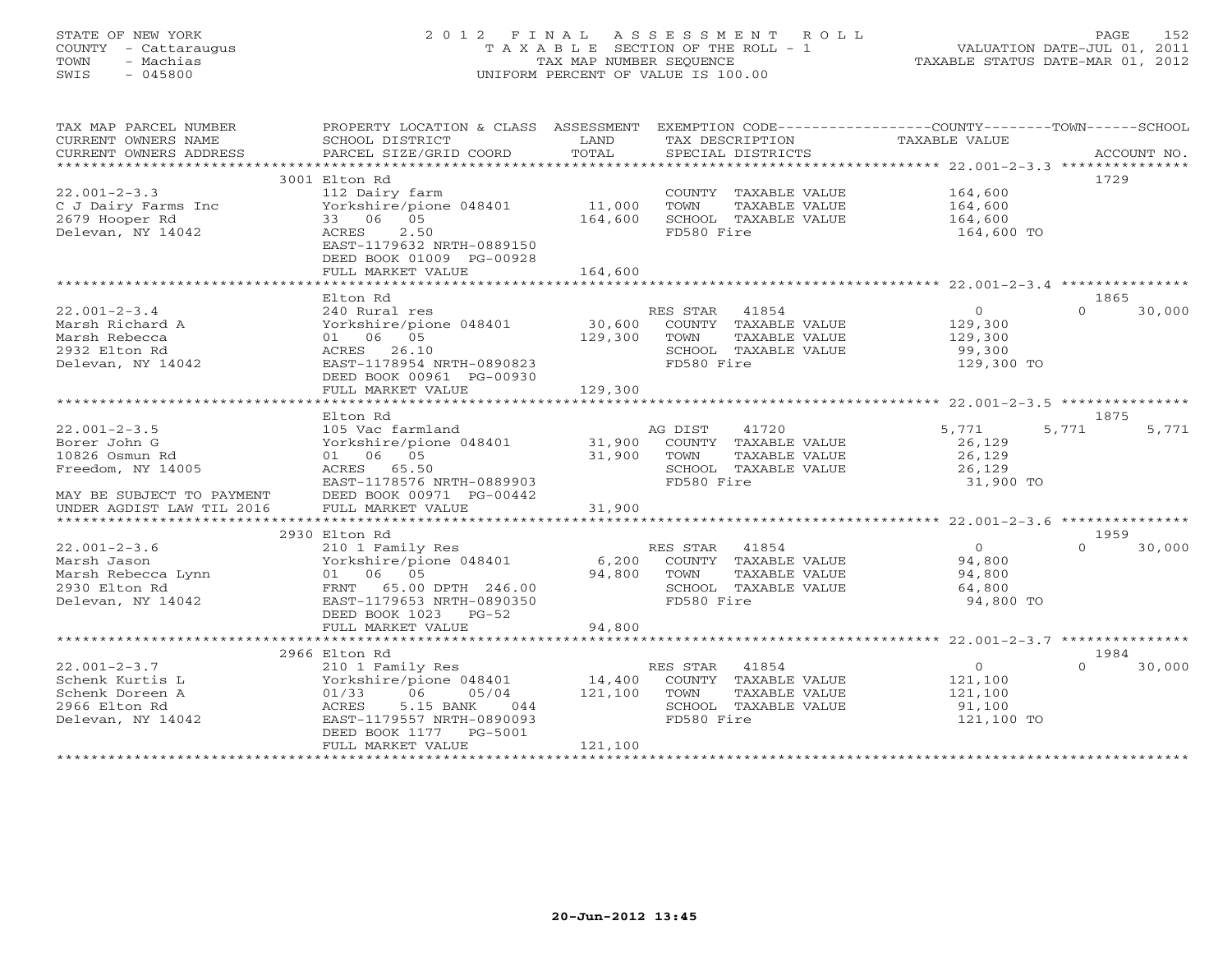STATE OF NEW YORK
COUNTY - Cattaraugus
TOWN - Machias
SWIS - 045800

# 2012 FINAL ASSESSMENT ROLL
TAXABLE SECTION OF THE ROLL - 1
TAX MAP NUMBER SEQUENCE
UNIFORM PERCENT OF VALUE IS 100.00

VALUATION DATE-JUL 01, 2011
TAXABLE STATUS DATE-MAR 01, 2012

| TAX MAP PARCEL NUMBER / CURRENT OWNERS NAME / CURRENT OWNERS ADDRESS | PROPERTY LOCATION & CLASS / SCHOOL DISTRICT / PARCEL SIZE/GRID COORD | ASSESSMENT LAND / TOTAL | EXEMPTION CODE / TAX DESCRIPTION / SPECIAL DISTRICTS | COUNTY | TOWN | SCHOOL | ACCOUNT NO. |
|---|---|---|---|---|---|---|---|
| **22.001-2-3.3** | 3001 Elton Rd | | | | | | 1729 |
| C J Dairy Farms Inc | 112 Dairy farm | | COUNTY TAXABLE VALUE | 164,600 | | | |
| 2679 Hooper Rd | Yorkshire/pione 048401 | 11,000 | TOWN TAXABLE VALUE | | 164,600 | | |
| Delevan, NY 14042 | 33 06 05 | 164,600 | SCHOOL TAXABLE VALUE | | | 164,600 | |
| | ACRES 2.50 | | FD580 Fire | 164,600 TO | | | |
| | EAST-1179632 NRTH-0889150 | | | | | | |
| | DEED BOOK 01009 PG-00928 | | | | | | |
| | FULL MARKET VALUE | 164,600 | | | | | |
| **22.001-2-3.4** | Elton Rd | | | | | | 1865 |
| Marsh Richard A | 240 Rural res | | RES STAR 41854 | 0 | 0 | 30,000 | |
| Marsh Rebecca | Yorkshire/pione 048401 | 30,600 | COUNTY TAXABLE VALUE | 129,300 | | | |
| 2932 Elton Rd | 01 06 05 | 129,300 | TOWN TAXABLE VALUE | | 129,300 | | |
| Delevan, NY 14042 | ACRES 26.10 | | SCHOOL TAXABLE VALUE | | | 99,300 | |
| | EAST-1178954 NRTH-0890823 | | FD580 Fire | 129,300 TO | | | |
| | DEED BOOK 00961 PG-00930 | | | | | | |
| | FULL MARKET VALUE | 129,300 | | | | | |
| **22.001-2-3.5** | Elton Rd | | | | | | 1875 |
| Borer John G | 105 Vac farmland | | AG DIST 41720 | 5,771 | 5,771 | 5,771 | |
| 10826 Osmun Rd | Yorkshire/pione 048401 | 31,900 | COUNTY TAXABLE VALUE | 26,129 | | | |
| Freedom, NY 14005 | 01 06 05 | 31,900 | TOWN TAXABLE VALUE | | 26,129 | | |
| | ACRES 65.50 | | SCHOOL TAXABLE VALUE | | | 26,129 | |
| | EAST-1178576 NRTH-0889903 | | FD580 Fire | 31,900 TO | | | |
| MAY BE SUBJECT TO PAYMENT | DEED BOOK 00971 PG-00442 | | | | | | |
| UNDER AGDIST LAW TIL 2016 | FULL MARKET VALUE | 31,900 | | | | | |
| **22.001-2-3.6** | 2930 Elton Rd | | | | | | 1959 |
| Marsh Jason | 210 1 Family Res | | RES STAR 41854 | 0 | 0 | 30,000 | |
| Marsh Rebecca Lynn | Yorkshire/pione 048401 | 6,200 | COUNTY TAXABLE VALUE | 94,800 | | | |
| 2930 Elton Rd | 01 06 05 | 94,800 | TOWN TAXABLE VALUE | | 94,800 | | |
| Delevan, NY 14042 | FRNT 65.00 DPTH 246.00 | | SCHOOL TAXABLE VALUE | | | 64,800 | |
| | EAST-1179653 NRTH-0890350 | | FD580 Fire | 94,800 TO | | | |
| | DEED BOOK 1023 PG-52 | | | | | | |
| | FULL MARKET VALUE | 94,800 | | | | | |
| **22.001-2-3.7** | 2966 Elton Rd | | | | | | 1984 |
| Schenk Kurtis L | 210 1 Family Res | | RES STAR 41854 | 0 | 0 | 30,000 | |
| Schenk Doreen A | Yorkshire/pione 048401 | 14,400 | COUNTY TAXABLE VALUE | 121,100 | | | |
| 2966 Elton Rd | 01/33 06 05/04 | 121,100 | TOWN TAXABLE VALUE | | 121,100 | | |
| Delevan, NY 14042 | ACRES 5.15 BANK 044 | | SCHOOL TAXABLE VALUE | | | 91,100 | |
| | EAST-1179557 NRTH-0890093 | | FD580 Fire | 121,100 TO | | | |
| | DEED BOOK 1177 PG-5001 | | | | | | |
| | FULL MARKET VALUE | 121,100 | | | | | |

20-Jun-2012 13:45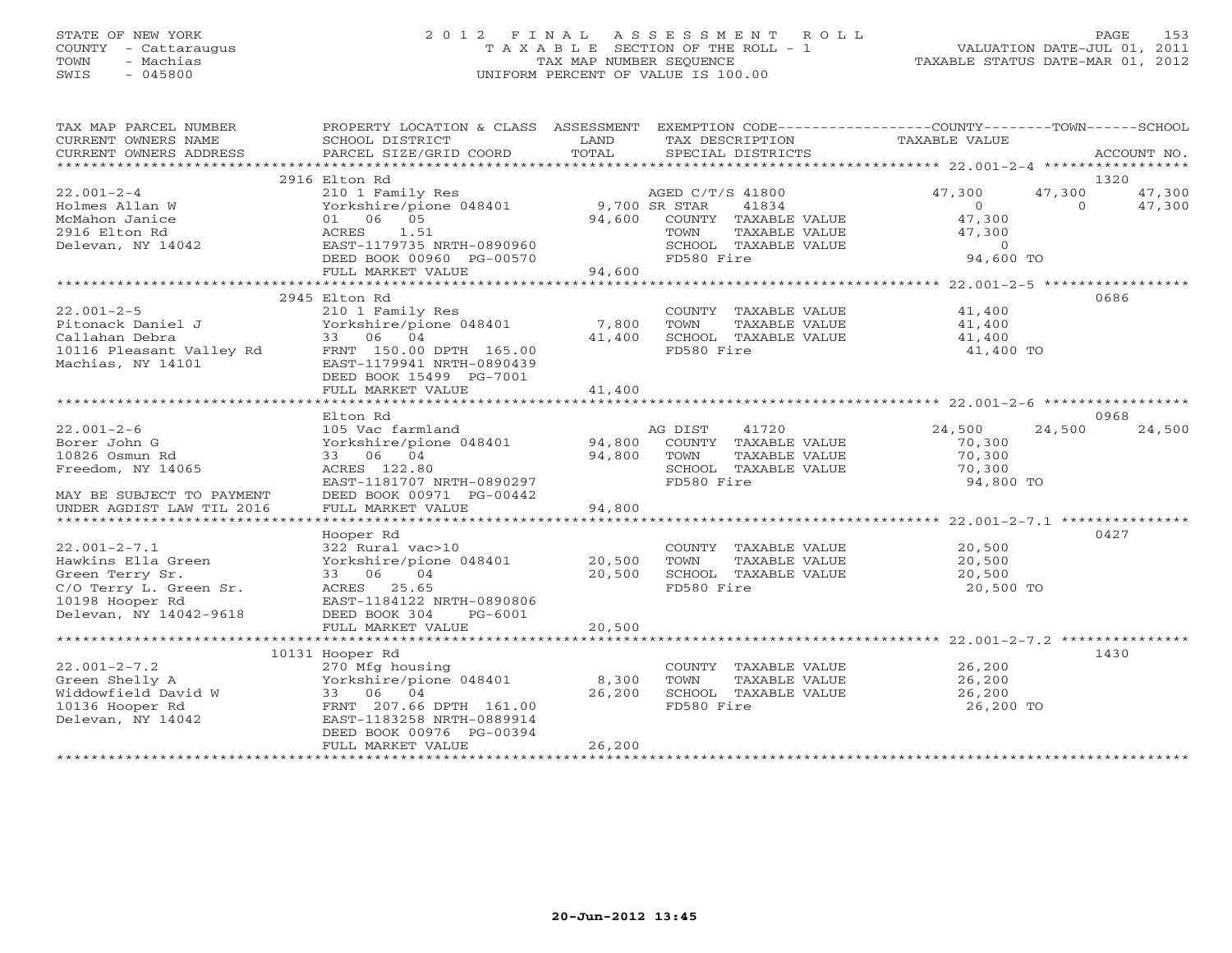STATE OF NEW YORK
COUNTY - Cattaraugus
TOWN - Machias
SWIS - 045800

# 2012 FINAL ASSESSMENT ROLL
TAXABLE SECTION OF THE ROLL - 1
TAX MAP NUMBER SEQUENCE
UNIFORM PERCENT OF VALUE IS 100.00

VALUATION DATE-JUL 01, 2011
TAXABLE STATUS DATE-MAR 01, 2012

| TAX MAP PARCEL NUMBER / CURRENT OWNERS NAME / CURRENT OWNERS ADDRESS | PROPERTY LOCATION & CLASS / SCHOOL DISTRICT / PARCEL SIZE/GRID COORD | ASSESSMENT LAND | TOTAL | EXEMPTION CODE / TAX DESCRIPTION / SPECIAL DISTRICTS | COUNTY TAXABLE VALUE | TOWN | SCHOOL | ACCOUNT NO. |
|---|---|---|---|---|---|---|---|---|
| **22.001-2-4** | 2916 Elton Rd | | | | | | | 1320 |
| Holmes Allan W | 210 1 Family Res | | | AGED C/T/S 41800 | 47,300 | 47,300 | 47,300 | |
| McMahon Janice | Yorkshire/pione 048401 | 9,700 | | SR STAR 41834 | 0 | 0 | 47,300 | |
| 2916 Elton Rd | 01 06 05 | | 94,600 | COUNTY TAXABLE VALUE | 47,300 | | | |
| Delevan, NY 14042 | ACRES 1.51 | | | TOWN TAXABLE VALUE | 47,300 | | | |
| | EAST-1179735 NRTH-0890960 | | | SCHOOL TAXABLE VALUE | 0 | | | |
| | DEED BOOK 00960 PG-00570 | | | FD580 Fire | 94,600 TO | | | |
| | FULL MARKET VALUE | | 94,600 | | | | | |
| **22.001-2-5** | 2945 Elton Rd | | | | | | | 0686 |
| Pitonack Daniel J | 210 1 Family Res | | | COUNTY TAXABLE VALUE | 41,400 | | | |
| Callahan Debra | Yorkshire/pione 048401 | 7,800 | | TOWN TAXABLE VALUE | 41,400 | | | |
| 10116 Pleasant Valley Rd | 33 06 04 | | 41,400 | SCHOOL TAXABLE VALUE | 41,400 | | | |
| Machias, NY 14101 | FRNT 150.00 DPTH 165.00 | | | FD580 Fire | 41,400 TO | | | |
| | EAST-1179941 NRTH-0890439 | | | | | | | |
| | DEED BOOK 15499 PG-7001 | | | | | | | |
| | FULL MARKET VALUE | | 41,400 | | | | | |
| **22.001-2-6** | Elton Rd | | | | | | | 0968 |
| Borer John G | 105 Vac farmland | | | AG DIST 41720 | 24,500 | 24,500 | 24,500 | |
| 10826 Osmun Rd | Yorkshire/pione 048401 | 94,800 | | COUNTY TAXABLE VALUE | 70,300 | | | |
| Freedom, NY 14065 | 33 06 04 | | 94,800 | TOWN TAXABLE VALUE | 70,300 | | | |
| | ACRES 122.80 | | | SCHOOL TAXABLE VALUE | 70,300 | | | |
| | EAST-1181707 NRTH-0890297 | | | FD580 Fire | 94,800 TO | | | |
| MAY BE SUBJECT TO PAYMENT | DEED BOOK 00971 PG-00442 | | | | | | | |
| UNDER AGDIST LAW TIL 2016 | FULL MARKET VALUE | | 94,800 | | | | | |
| **22.001-2-7.1** | Hooper Rd | | | | | | | 0427 |
| Hawkins Ella Green | 322 Rural vac>10 | | | COUNTY TAXABLE VALUE | 20,500 | | | |
| Green Terry Sr. | Yorkshire/pione 048401 | 20,500 | | TOWN TAXABLE VALUE | 20,500 | | | |
| C/O Terry L. Green Sr. | 33 06 04 | | 20,500 | SCHOOL TAXABLE VALUE | 20,500 | | | |
| 10198 Hooper Rd | ACRES 25.65 | | | FD580 Fire | 20,500 TO | | | |
| Delevan, NY 14042-9618 | EAST-1184122 NRTH-0890806 | | | | | | | |
| | DEED BOOK 304 PG-6001 | | | | | | | |
| | FULL MARKET VALUE | | 20,500 | | | | | |
| **22.001-2-7.2** | 10131 Hooper Rd | | | | | | | 1430 |
| Green Shelly A | 270 Mfg housing | | | COUNTY TAXABLE VALUE | 26,200 | | | |
| Widdowfield David W | Yorkshire/pione 048401 | 8,300 | | TOWN TAXABLE VALUE | 26,200 | | | |
| 10136 Hooper Rd | 33 06 04 | | 26,200 | SCHOOL TAXABLE VALUE | 26,200 | | | |
| Delevan, NY 14042 | FRNT 207.66 DPTH 161.00 | | | FD580 Fire | 26,200 TO | | | |
| | EAST-1183258 NRTH-0889914 | | | | | | | |
| | DEED BOOK 00976 PG-00394 | | | | | | | |
| | FULL MARKET VALUE | | 26,200 | | | | | |

20-Jun-2012 13:45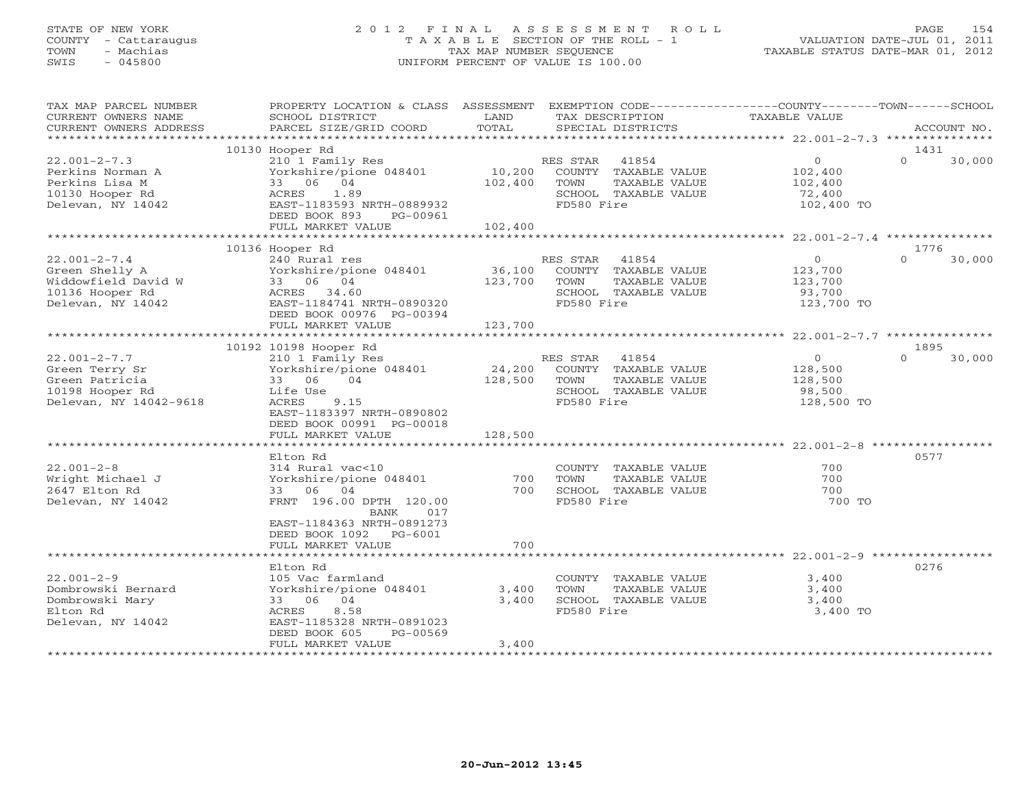STATE OF NEW YORK
COUNTY - Cattaraugus
TOWN - Machias
SWIS - 045800

# 2012 FINAL ASSESSMENT ROLL

TAXABLE SECTION OF THE ROLL - 1
TAX MAP NUMBER SEQUENCE
UNIFORM PERCENT OF VALUE IS 100.00

VALUATION DATE-JUL 01, 2011
TAXABLE STATUS DATE-MAR 01, 2012

| TAX MAP PARCEL NUMBER / CURRENT OWNERS NAME / CURRENT OWNERS ADDRESS | PROPERTY LOCATION & CLASS / SCHOOL DISTRICT / PARCEL SIZE/GRID COORD | ASSESSMENT LAND | TOTAL | EXEMPTION CODE / TAX DESCRIPTION / SPECIAL DISTRICTS | COUNTY TAXABLE VALUE | TOWN | SCHOOL | ACCOUNT NO. |
|---|---|---|---|---|---|---|---|---|
| 22.001-2-7.3 | 10130 Hooper Rd | | | | | | | 1431 |
| Perkins Norman A | 210 1 Family Res | | | RES STAR 41854 | 0 | 0 | 30,000 | |
| Perkins Lisa M | Yorkshire/pione 048401 | 10,200 | | COUNTY TAXABLE VALUE | 102,400 | | | |
| 10130 Hooper Rd | 33 06 04 | | 102,400 | TOWN TAXABLE VALUE | | 102,400 | | |
| Delevan, NY 14042 | ACRES 1.89 | | | SCHOOL TAXABLE VALUE | | | 72,400 | |
| | EAST-1183593 NRTH-0889932 | | | FD580 Fire | 102,400 TO | | | |
| | DEED BOOK 893 PG-00961 | | | | | | | |
| | FULL MARKET VALUE | | 102,400 | | | | | |
| 22.001-2-7.4 | 10136 Hooper Rd | | | | | | | 1776 |
| Green Shelly A | 240 Rural res | | | RES STAR 41854 | 0 | 0 | 30,000 | |
| Widdowfield David W | Yorkshire/pione 048401 | 36,100 | | COUNTY TAXABLE VALUE | 123,700 | | | |
| 10136 Hooper Rd | 33 06 04 | | 123,700 | TOWN TAXABLE VALUE | | 123,700 | | |
| Delevan, NY 14042 | ACRES 34.60 | | | SCHOOL TAXABLE VALUE | | | 93,700 | |
| | EAST-1184741 NRTH-0890320 | | | FD580 Fire | 123,700 TO | | | |
| | DEED BOOK 00976 PG-00394 | | | | | | | |
| | FULL MARKET VALUE | | 123,700 | | | | | |
| 22.001-2-7.7 | 10192 10198 Hooper Rd | | | | | | | 1895 |
| Green Terry Sr | 210 1 Family Res | | | RES STAR 41854 | 0 | 0 | 30,000 | |
| Green Patricia | Yorkshire/pione 048401 | 24,200 | | COUNTY TAXABLE VALUE | 128,500 | | | |
| 10198 Hooper Rd | 33 06 04 | | 128,500 | TOWN TAXABLE VALUE | | 128,500 | | |
| Delevan, NY 14042-9618 | Life Use | | | SCHOOL TAXABLE VALUE | | | 98,500 | |
| | ACRES 9.15 | | | FD580 Fire | 128,500 TO | | | |
| | EAST-1183397 NRTH-0890802 | | | | | | | |
| | DEED BOOK 00991 PG-00018 | | | | | | | |
| | FULL MARKET VALUE | | 128,500 | | | | | |
| 22.001-2-8 | Elton Rd | | | | | | | 0577 |
| Wright Michael J | 314 Rural vac<10 | | | COUNTY TAXABLE VALUE | 700 | | | |
| 2647 Elton Rd | Yorkshire/pione 048401 | 700 | | TOWN TAXABLE VALUE | | 700 | | |
| Delevan, NY 14042 | 33 06 04 | | 700 | SCHOOL TAXABLE VALUE | | | 700 | |
| | FRNT 196.00 DPTH 120.00 | | | FD580 Fire | 700 TO | | | |
| | BANK 017 | | | | | | | |
| | EAST-1184363 NRTH-0891273 | | | | | | | |
| | DEED BOOK 1092 PG-6001 | | | | | | | |
| | FULL MARKET VALUE | | 700 | | | | | |
| 22.001-2-9 | Elton Rd | | | | | | | 0276 |
| Dombrowski Bernard | 105 Vac farmland | | | COUNTY TAXABLE VALUE | 3,400 | | | |
| Dombrowski Mary | Yorkshire/pione 048401 | 3,400 | | TOWN TAXABLE VALUE | | 3,400 | | |
| Elton Rd | 33 06 04 | | 3,400 | SCHOOL TAXABLE VALUE | | | 3,400 | |
| Delevan, NY 14042 | ACRES 8.58 | | | FD580 Fire | 3,400 TO | | | |
| | EAST-1185328 NRTH-0891023 | | | | | | | |
| | DEED BOOK 605 PG-00569 | | | | | | | |
| | FULL MARKET VALUE | | 3,400 | | | | | |

20-Jun-2012 13:45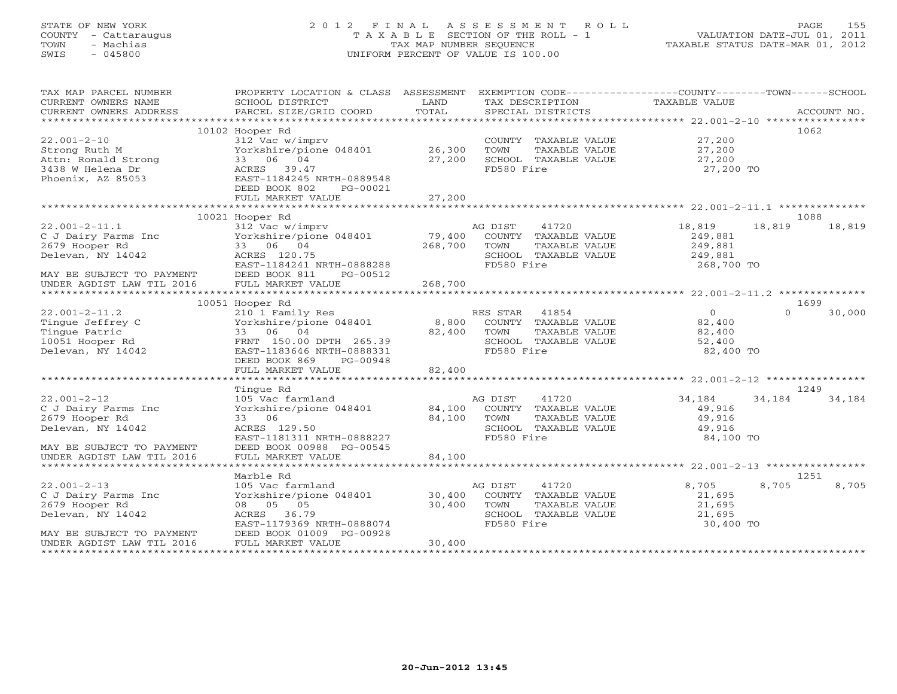STATE OF NEW YORK
COUNTY - Cattaraugus
TOWN - Machias
SWIS - 045800

2012 FINAL ASSESSMENT ROLL
TAXABLE SECTION OF THE ROLL - 1
TAX MAP NUMBER SEQUENCE
UNIFORM PERCENT OF VALUE IS 100.00

VALUATION DATE-JUL 01, 2011
TAXABLE STATUS DATE-MAR 01, 2012

| TAX MAP PARCEL NUMBER / CURRENT OWNERS NAME / CURRENT OWNERS ADDRESS | PROPERTY LOCATION & CLASS / SCHOOL DISTRICT / PARCEL SIZE/GRID COORD | ASSESSMENT LAND / TOTAL | EXEMPTION CODE / TAX DESCRIPTION / SPECIAL DISTRICTS | COUNTY | TOWN | SCHOOL / ACCOUNT NO. |
|---|---|---|---|---|---|---|
| **22.001-2-10** | 10102 Hooper Rd | | | | | 1062 |
| 22.001-2-10 | 312 Vac w/imprv | | COUNTY TAXABLE VALUE | 27,200 | | |
| Strong Ruth M | Yorkshire/pione 048401 | 26,300 | TOWN TAXABLE VALUE | | 27,200 | |
| Attn: Ronald Strong | 33 06 04 | 27,200 | SCHOOL TAXABLE VALUE | | | 27,200 |
| 3438 W Helena Dr | ACRES 39.47 | | FD580 Fire | 27,200 TO | | |
| Phoenix, AZ 85053 | EAST-1184245 NRTH-0889548 | | | | | |
| | DEED BOOK 802 PG-00021 | | | | | |
| | FULL MARKET VALUE | 27,200 | | | | |
| **22.001-2-11.1** | 10021 Hooper Rd | | | | | 1088 |
| 22.001-2-11.1 | 312 Vac w/imprv | | AG DIST 41720 | 18,819 | 18,819 | 18,819 |
| C J Dairy Farms Inc | Yorkshire/pione 048401 | 79,400 | COUNTY TAXABLE VALUE | 249,881 | | |
| 2679 Hooper Rd | 33 06 04 | 268,700 | TOWN TAXABLE VALUE | | 249,881 | |
| Delevan, NY 14042 | ACRES 120.75 | | SCHOOL TAXABLE VALUE | | | 249,881 |
| | EAST-1184241 NRTH-0888288 | | FD580 Fire | 268,700 TO | | |
| MAY BE SUBJECT TO PAYMENT | DEED BOOK 811 PG-00512 | | | | | |
| UNDER AGDIST LAW TIL 2016 | FULL MARKET VALUE | 268,700 | | | | |
| **22.001-2-11.2** | 10051 Hooper Rd | | | | | 1699 |
| 22.001-2-11.2 | 210 1 Family Res | | RES STAR 41854 | 0 | 0 | 30,000 |
| Tingue Jeffrey C | Yorkshire/pione 048401 | 8,800 | COUNTY TAXABLE VALUE | 82,400 | | |
| Tingue Patric | 33 06 04 | 82,400 | TOWN TAXABLE VALUE | | 82,400 | |
| 10051 Hooper Rd | FRNT 150.00 DPTH 265.39 | | SCHOOL TAXABLE VALUE | | | 52,400 |
| Delevan, NY 14042 | EAST-1183646 NRTH-0888331 | | FD580 Fire | 82,400 TO | | |
| | DEED BOOK 869 PG-00948 | | | | | |
| | FULL MARKET VALUE | 82,400 | | | | |
| **22.001-2-12** | Tingue Rd | | | | | 1249 |
| 22.001-2-12 | 105 Vac farmland | | AG DIST 41720 | 34,184 | 34,184 | 34,184 |
| C J Dairy Farms Inc | Yorkshire/pione 048401 | 84,100 | COUNTY TAXABLE VALUE | 49,916 | | |
| 2679 Hooper Rd | 33 06 | 84,100 | TOWN TAXABLE VALUE | | 49,916 | |
| Delevan, NY 14042 | ACRES 129.50 | | SCHOOL TAXABLE VALUE | | | 49,916 |
| | EAST-1181311 NRTH-0888227 | | FD580 Fire | 84,100 TO | | |
| MAY BE SUBJECT TO PAYMENT | DEED BOOK 00988 PG-00545 | | | | | |
| UNDER AGDIST LAW TIL 2016 | FULL MARKET VALUE | 84,100 | | | | |
| **22.001-2-13** | Marble Rd | | | | | 1251 |
| 22.001-2-13 | 105 Vac farmland | | AG DIST 41720 | 8,705 | 8,705 | 8,705 |
| C J Dairy Farms Inc | Yorkshire/pione 048401 | 30,400 | COUNTY TAXABLE VALUE | 21,695 | | |
| 2679 Hooper Rd | 08 05 05 | 30,400 | TOWN TAXABLE VALUE | | 21,695 | |
| Delevan, NY 14042 | ACRES 36.79 | | SCHOOL TAXABLE VALUE | | | 21,695 |
| | EAST-1179369 NRTH-0888074 | | FD580 Fire | 30,400 TO | | |
| MAY BE SUBJECT TO PAYMENT | DEED BOOK 01009 PG-00928 | | | | | |
| UNDER AGDIST LAW TIL 2016 | FULL MARKET VALUE | 30,400 | | | | |

20-Jun-2012 13:45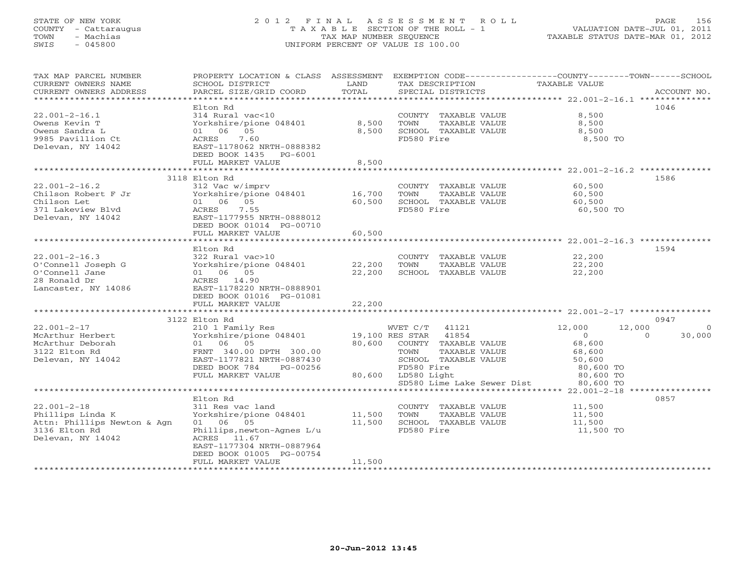STATE OF NEW YORK — 2012 FINAL ASSESSMENT ROLL
COUNTY - Cattaraugus — TAXABLE SECTION OF THE ROLL - 1 — VALUATION DATE-JUL 01, 2011
TOWN - Machias — TAX MAP NUMBER SEQUENCE — TAXABLE STATUS DATE-MAR 01, 2012
SWIS - 045800 — UNIFORM PERCENT OF VALUE IS 100.00

| TAX MAP PARCEL NUMBER / CURRENT OWNERS NAME / CURRENT OWNERS ADDRESS | PROPERTY LOCATION & CLASS / SCHOOL DISTRICT / PARCEL SIZE/GRID COORD | ASSESSMENT LAND | ASSESSMENT TOTAL | EXEMPTION CODE / TAX DESCRIPTION / SPECIAL DISTRICTS | COUNTY TAXABLE VALUE | TOWN | SCHOOL | ACCOUNT NO. |
|---|---|---|---|---|---|---|---|---|
| **22.001-2-16.1** | Elton Rd | | | | | | | 1046 |
| Owens Kevin T | 314 Rural vac<10 | | | COUNTY TAXABLE VALUE | 8,500 | | | |
| Owens Sandra L | Yorkshire/pione 048401 | 8,500 | | TOWN TAXABLE VALUE | 8,500 | | | |
| 9985 Pavillion Ct | 01 06 05 | | 8,500 | SCHOOL TAXABLE VALUE | 8,500 | | | |
| Delevan, NY 14042 | ACRES 7.60 | | | FD580 Fire | 8,500 TO | | | |
| | EAST-1178062 NRTH-0888382 | | | | | | | |
| | DEED BOOK 1435 PG-6001 | | | | | | | |
| | FULL MARKET VALUE | | 8,500 | | | | | |
| **22.001-2-16.2** | 3118 Elton Rd | | | | | | | 1586 |
| Chilson Robert F Jr | 312 Vac w/imprv | | | COUNTY TAXABLE VALUE | 60,500 | | | |
| Chilson Let | Yorkshire/pione 048401 | 16,700 | | TOWN TAXABLE VALUE | 60,500 | | | |
| 371 Lakeview Blvd | 01 06 05 | | 60,500 | SCHOOL TAXABLE VALUE | 60,500 | | | |
| Delevan, NY 14042 | ACRES 7.55 | | | FD580 Fire | 60,500 TO | | | |
| | EAST-1177955 NRTH-0888012 | | | | | | | |
| | DEED BOOK 01014 PG-00710 | | | | | | | |
| | FULL MARKET VALUE | | 60,500 | | | | | |
| **22.001-2-16.3** | Elton Rd | | | | | | | 1594 |
| O'Connell Joseph G | 322 Rural vac>10 | | | COUNTY TAXABLE VALUE | 22,200 | | | |
| O'Connell Jane | Yorkshire/pione 048401 | 22,200 | | TOWN TAXABLE VALUE | 22,200 | | | |
| 28 Ronald Dr | 01 06 05 | | 22,200 | SCHOOL TAXABLE VALUE | 22,200 | | | |
| Lancaster, NY 14086 | ACRES 14.90 | | | | | | | |
| | EAST-1178220 NRTH-0888901 | | | | | | | |
| | DEED BOOK 01016 PG-01081 | | | | | | | |
| | FULL MARKET VALUE | | 22,200 | | | | | |
| **22.001-2-17** | 3122 Elton Rd | | | | | | | 0947 |
| McArthur Herbert | 210 1 Family Res | | | WVET C/T 41121 | 12,000 | 12,000 | 0 | |
| McArthur Deborah | Yorkshire/pione 048401 | 19,100 | | RES STAR 41854 | 0 | 0 | 30,000 | |
| 3122 Elton Rd | 01 06 05 | | 80,600 | COUNTY TAXABLE VALUE | 68,600 | | | |
| Delevan, NY 14042 | FRNT 340.00 DPTH 300.00 | | | TOWN TAXABLE VALUE | 68,600 | | | |
| | EAST-1177821 NRTH-0887430 | | | SCHOOL TAXABLE VALUE | 50,600 | | | |
| | DEED BOOK 784 PG-00256 | | | FD580 Fire | 80,600 TO | | | |
| | FULL MARKET VALUE | | 80,600 | LD580 Light | 80,600 TO | | | |
| | | | | SD580 Lime Lake Sewer Dist | 80,600 TO | | | |
| **22.001-2-18** | Elton Rd | | | | | | | 0857 |
| Phillips Linda K | 311 Res vac land | | | COUNTY TAXABLE VALUE | 11,500 | | | |
| Attn: Phillips Newton & Agn | Yorkshire/pione 048401 | 11,500 | | TOWN TAXABLE VALUE | 11,500 | | | |
| 3136 Elton Rd | 01 06 05 | | 11,500 | SCHOOL TAXABLE VALUE | 11,500 | | | |
| Delevan, NY 14042 | Phillips,newton-Agnes L/u | | | FD580 Fire | 11,500 TO | | | |
| | ACRES 11.67 | | | | | | | |
| | EAST-1177304 NRTH-0887964 | | | | | | | |
| | DEED BOOK 01005 PG-00754 | | | | | | | |
| | FULL MARKET VALUE | | 11,500 | | | | | |

20-Jun-2012 13:45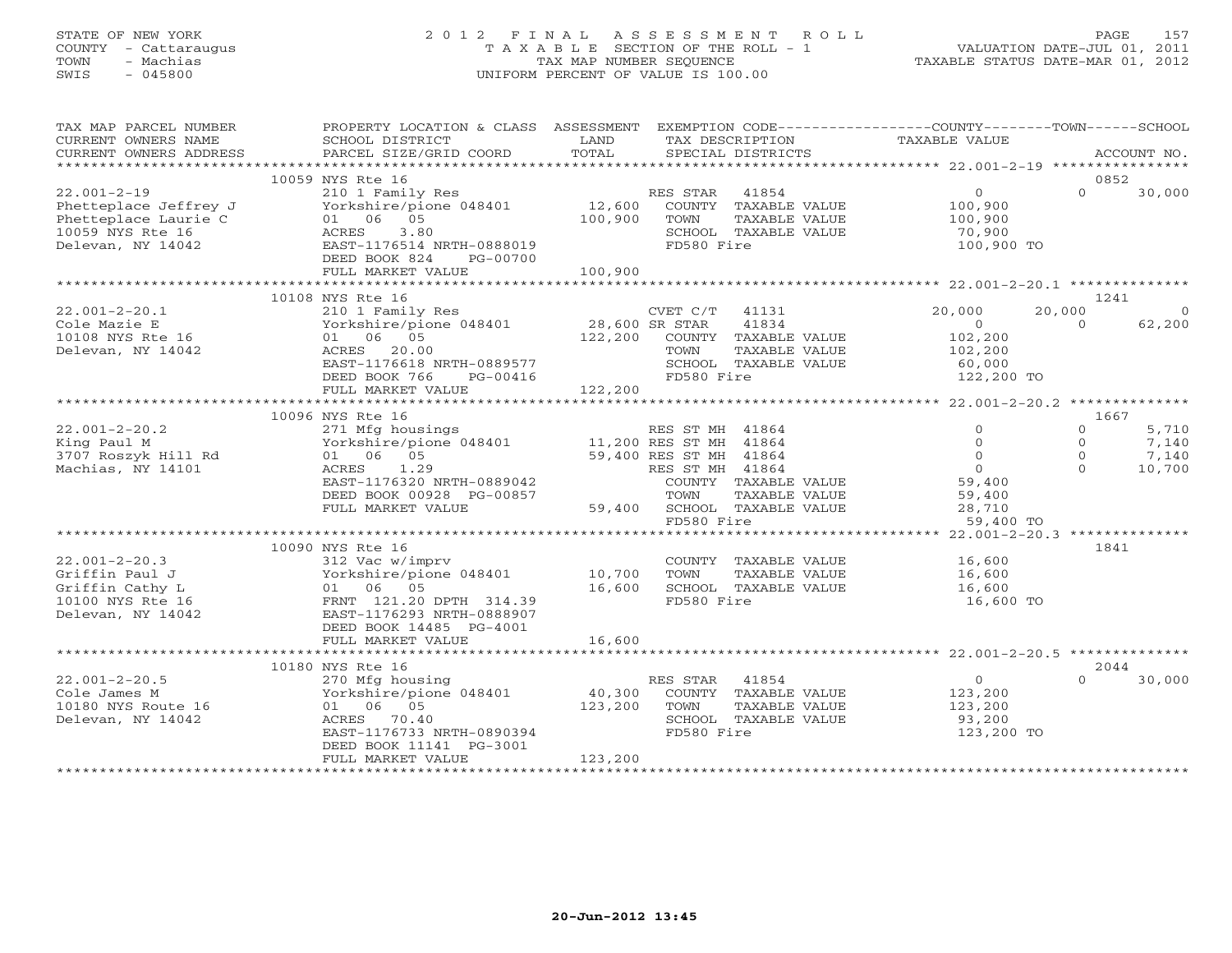STATE OF NEW YORK
COUNTY - Cattaraugus
TOWN - Machias
SWIS - 045800

# 2012 FINAL ASSESSMENT ROLL
TAXABLE SECTION OF THE ROLL - 1
TAX MAP NUMBER SEQUENCE
UNIFORM PERCENT OF VALUE IS 100.00

VALUATION DATE-JUL 01, 2011
TAXABLE STATUS DATE-MAR 01, 2012

| TAX MAP PARCEL NUMBER / CURRENT OWNERS NAME / CURRENT OWNERS ADDRESS | PROPERTY LOCATION & CLASS / SCHOOL DISTRICT / PARCEL SIZE/GRID COORD | ASSESSMENT LAND / TOTAL | EXEMPTION CODE / TAX DESCRIPTION / SPECIAL DISTRICTS | COUNTY TAXABLE VALUE | TOWN | SCHOOL / ACCOUNT NO. |
|---|---|---|---|---|---|---|
| | 10059 NYS Rte 16 | | | | | 0852 |
| 22.001-2-19 | 210 1 Family Res | | RES STAR 41854 | 0 | 0 | 30,000 |
| Phetteplace Jeffrey J | Yorkshire/pione 048401 | 12,600 | COUNTY TAXABLE VALUE | 100,900 | | |
| Phetteplace Laurie C | 01 06 05 | 100,900 | TOWN TAXABLE VALUE | 100,900 | | |
| 10059 NYS Rte 16 | ACRES 3.80 | | SCHOOL TAXABLE VALUE | 70,900 | | |
| Delevan, NY 14042 | EAST-1176514 NRTH-0888019 | | FD580 Fire | 100,900 TO | | |
| | DEED BOOK 824 PG-00700 | | | | | |
| | FULL MARKET VALUE | 100,900 | | | | |
| | 10108 NYS Rte 16 | | | | | 1241 |
| 22.001-2-20.1 | 210 1 Family Res | | CVET C/T 41131 | 20,000 | 20,000 | 0 |
| Cole Mazie E | Yorkshire/pione 048401 | 28,600 | SR STAR 41834 | 0 | 0 | 62,200 |
| 10108 NYS Rte 16 | 01 06 05 | 122,200 | COUNTY TAXABLE VALUE | 102,200 | | |
| Delevan, NY 14042 | ACRES 20.00 | | TOWN TAXABLE VALUE | 102,200 | | |
| | EAST-1176618 NRTH-0889577 | | SCHOOL TAXABLE VALUE | 60,000 | | |
| | DEED BOOK 766 PG-00416 | | FD580 Fire | 122,200 TO | | |
| | FULL MARKET VALUE | 122,200 | | | | |
| | 10096 NYS Rte 16 | | | | | 1667 |
| 22.001-2-20.2 | 271 Mfg housings | | RES ST MH 41864 | 0 | 0 | 5,710 |
| King Paul M | Yorkshire/pione 048401 | 11,200 | RES ST MH 41864 | 0 | 0 | 7,140 |
| 3707 Roszyk Hill Rd | 01 06 05 | 59,400 | RES ST MH 41864 | 0 | 0 | 7,140 |
| Machias, NY 14101 | ACRES 1.29 | | RES ST MH 41864 | 0 | 0 | 10,700 |
| | EAST-1176320 NRTH-0889042 | | COUNTY TAXABLE VALUE | 59,400 | | |
| | DEED BOOK 00928 PG-00857 | | TOWN TAXABLE VALUE | 59,400 | | |
| | FULL MARKET VALUE | 59,400 | SCHOOL TAXABLE VALUE | 28,710 | | |
| | | | FD580 Fire | 59,400 TO | | |
| | 10090 NYS Rte 16 | | | | | 1841 |
| 22.001-2-20.3 | 312 Vac w/imprv | | COUNTY TAXABLE VALUE | 16,600 | | |
| Griffin Paul J | Yorkshire/pione 048401 | 10,700 | TOWN TAXABLE VALUE | 16,600 | | |
| Griffin Cathy L | 01 06 05 | 16,600 | SCHOOL TAXABLE VALUE | 16,600 | | |
| 10100 NYS Rte 16 | FRNT 121.20 DPTH 314.39 | | FD580 Fire | 16,600 TO | | |
| Delevan, NY 14042 | EAST-1176293 NRTH-0888907 | | | | | |
| | DEED BOOK 14485 PG-4001 | | | | | |
| | FULL MARKET VALUE | 16,600 | | | | |
| | 10180 NYS Rte 16 | | | | | 2044 |
| 22.001-2-20.5 | 270 Mfg housing | | RES STAR 41854 | 0 | 0 | 30,000 |
| Cole James M | Yorkshire/pione 048401 | 40,300 | COUNTY TAXABLE VALUE | 123,200 | | |
| 10180 NYS Route 16 | 01 06 05 | 123,200 | TOWN TAXABLE VALUE | 123,200 | | |
| Delevan, NY 14042 | ACRES 70.40 | | SCHOOL TAXABLE VALUE | 93,200 | | |
| | EAST-1176733 NRTH-0890394 | | FD580 Fire | 123,200 TO | | |
| | DEED BOOK 11141 PG-3001 | | | | | |
| | FULL MARKET VALUE | 123,200 | | | | |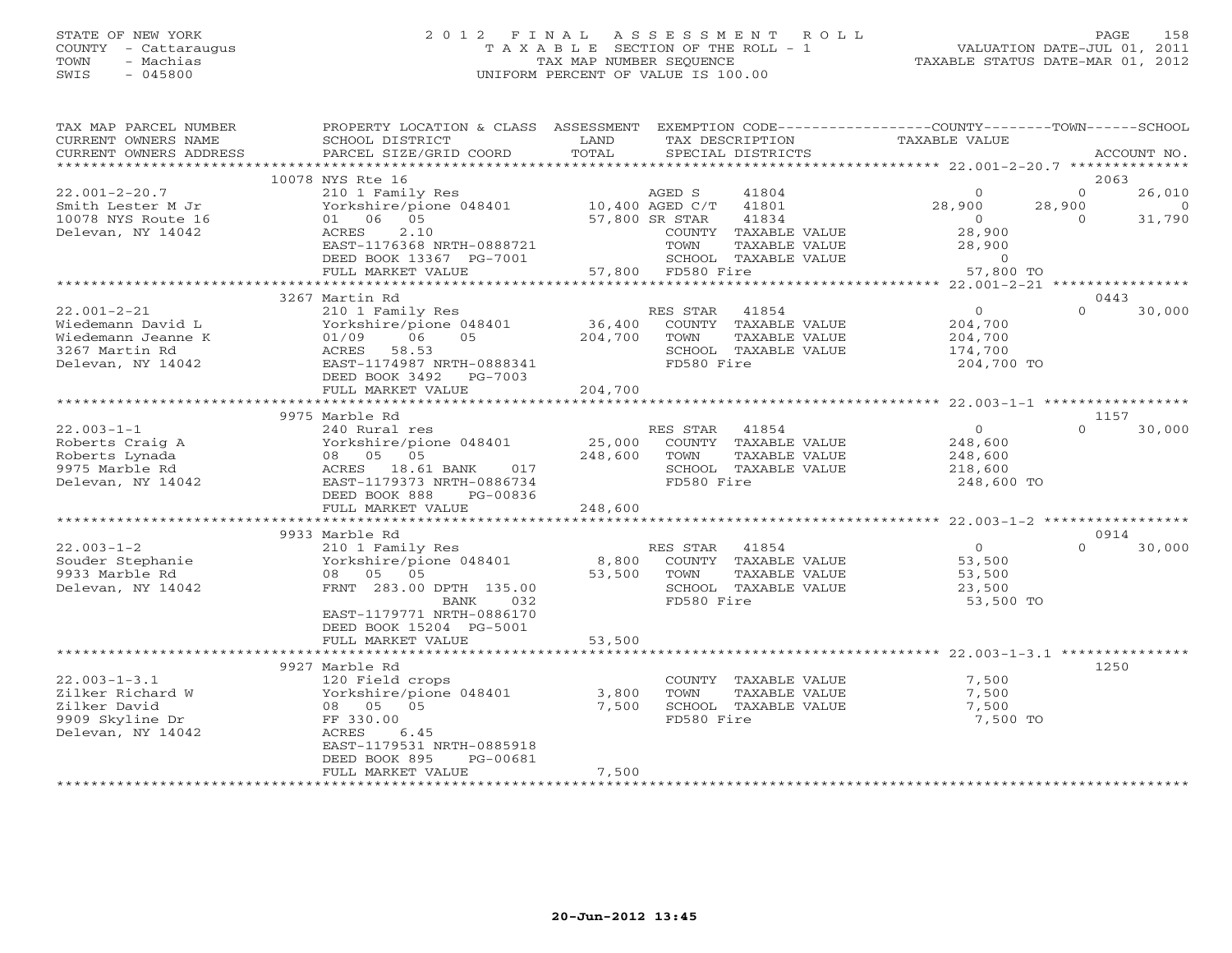STATE OF NEW YORK
COUNTY - Cattaraugus
TOWN - Machias
SWIS - 045800

# 2012 FINAL ASSESSMENT ROLL
TAXABLE SECTION OF THE ROLL - 1
TAX MAP NUMBER SEQUENCE
UNIFORM PERCENT OF VALUE IS 100.00

VALUATION DATE-JUL 01, 2011
TAXABLE STATUS DATE-MAR 01, 2012

| TAX MAP PARCEL NUMBER / CURRENT OWNERS NAME / CURRENT OWNERS ADDRESS | PROPERTY LOCATION & CLASS / SCHOOL DISTRICT / PARCEL SIZE/GRID COORD | ASSESSMENT LAND | TOTAL | EXEMPTION CODE / TAX DESCRIPTION / SPECIAL DISTRICTS | COUNTY TAXABLE VALUE | TOWN | SCHOOL | ACCOUNT NO. |
|---|---|---|---|---|---|---|---|---|
| 22.001-2-20.7 | 10078 NYS Rte 16 | | | | | | | 2063 |
| Smith Lester M Jr | 210 1 Family Res | | | AGED S 41804 | 0 | 0 | 26,010 | |
| 10078 NYS Route 16 | Yorkshire/pione 048401 | 10,400 | | AGED C/T 41801 | 28,900 | 28,900 | 0 | |
| Delevan, NY 14042 | 01 06 05 | | 57,800 | SR STAR 41834 | 0 | 0 | 31,790 | |
| | ACRES 2.10 | | | COUNTY TAXABLE VALUE | 28,900 | | | |
| | EAST-1176368 NRTH-0888721 | | | TOWN TAXABLE VALUE | 28,900 | | | |
| | DEED BOOK 13367 PG-7001 | | | SCHOOL TAXABLE VALUE | 0 | | | |
| | FULL MARKET VALUE | | 57,800 | FD580 Fire | 57,800 TO | | | |
| 22.001-2-21 | 3267 Martin Rd | | | | | | | 0443 |
| Wiedemann David L | 210 1 Family Res | | | RES STAR 41854 | 0 | 0 | 30,000 | |
| Wiedemann Jeanne K | Yorkshire/pione 048401 | 36,400 | | COUNTY TAXABLE VALUE | 204,700 | | | |
| 3267 Martin Rd | 01/09 06 05 | | 204,700 | TOWN TAXABLE VALUE | 204,700 | | | |
| Delevan, NY 14042 | ACRES 58.53 | | | SCHOOL TAXABLE VALUE | 174,700 | | | |
| | EAST-1174987 NRTH-0888341 | | | FD580 Fire | 204,700 TO | | | |
| | DEED BOOK 3492 PG-7003 | | | | | | | |
| | FULL MARKET VALUE | | 204,700 | | | | | |
| 22.003-1-1 | 9975 Marble Rd | | | | | | | 1157 |
| Roberts Craig A | 240 Rural res | | | RES STAR 41854 | 0 | 0 | 30,000 | |
| Roberts Lynada | Yorkshire/pione 048401 | 25,000 | | COUNTY TAXABLE VALUE | 248,600 | | | |
| 9975 Marble Rd | 08 05 05 | | 248,600 | TOWN TAXABLE VALUE | 248,600 | | | |
| Delevan, NY 14042 | ACRES 18.61 BANK 017 | | | SCHOOL TAXABLE VALUE | 218,600 | | | |
| | EAST-1179373 NRTH-0886734 | | | FD580 Fire | 248,600 TO | | | |
| | DEED BOOK 888 PG-00836 | | | | | | | |
| | FULL MARKET VALUE | | 248,600 | | | | | |
| 22.003-1-2 | 9933 Marble Rd | | | | | | | 0914 |
| Souder Stephanie | 210 1 Family Res | | | RES STAR 41854 | 0 | 0 | 30,000 | |
| 9933 Marble Rd | Yorkshire/pione 048401 | 8,800 | | COUNTY TAXABLE VALUE | 53,500 | | | |
| Delevan, NY 14042 | 08 05 05 | | 53,500 | TOWN TAXABLE VALUE | 53,500 | | | |
| | FRNT 283.00 DPTH 135.00 | | | SCHOOL TAXABLE VALUE | 23,500 | | | |
| | BANK 032 | | | FD580 Fire | 53,500 TO | | | |
| | EAST-1179771 NRTH-0886170 | | | | | | | |
| | DEED BOOK 15204 PG-5001 | | | | | | | |
| | FULL MARKET VALUE | | 53,500 | | | | | |
| 22.003-1-3.1 | 9927 Marble Rd | | | | | | | 1250 |
| Zilker Richard W | 120 Field crops | | | COUNTY TAXABLE VALUE | 7,500 | | | |
| Zilker David | Yorkshire/pione 048401 | 3,800 | | TOWN TAXABLE VALUE | 7,500 | | | |
| 9909 Skyline Dr | 08 05 05 | | 7,500 | SCHOOL TAXABLE VALUE | 7,500 | | | |
| Delevan, NY 14042 | FF 330.00 | | | FD580 Fire | 7,500 TO | | | |
| | ACRES 6.45 | | | | | | | |
| | EAST-1179531 NRTH-0885918 | | | | | | | |
| | DEED BOOK 895 PG-00681 | | | | | | | |
| | FULL MARKET VALUE | | 7,500 | | | | | |

20-Jun-2012 13:45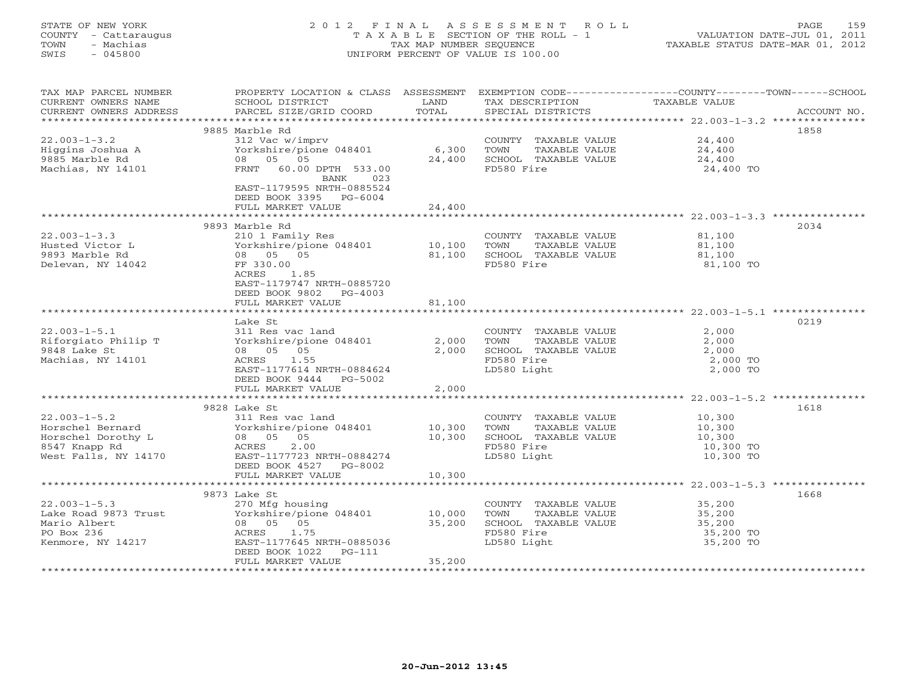STATE OF NEW YORK
COUNTY - Cattaraugus
TOWN - Machias
SWIS - 045800

2012 FINAL ASSESSMENT ROLL
TAXABLE SECTION OF THE ROLL - 1
TAX MAP NUMBER SEQUENCE
UNIFORM PERCENT OF VALUE IS 100.00

VALUATION DATE-JUL 01, 2011
TAXABLE STATUS DATE-MAR 01, 2012

| TAX MAP PARCEL NUMBER / CURRENT OWNERS NAME / CURRENT OWNERS ADDRESS | PROPERTY LOCATION & CLASS / SCHOOL DISTRICT / PARCEL SIZE/GRID COORD | ASSESSMENT LAND / TOTAL | EXEMPTION CODE / TAX DESCRIPTION / SPECIAL DISTRICTS | COUNTY--------TOWN------SCHOOL TAXABLE VALUE | ACCOUNT NO. |
|---|---|---|---|---|---|
| | 9885 Marble Rd | | | | 1858 |
| 22.003-1-3.2 | 312 Vac w/imprv | | COUNTY TAXABLE VALUE | 24,400 | |
| Higgins Joshua A | Yorkshire/pione 048401 | 6,300 | TOWN TAXABLE VALUE | 24,400 | |
| 9885 Marble Rd | 08 05 05 | 24,400 | SCHOOL TAXABLE VALUE | 24,400 | |
| Machias, NY 14101 | FRNT 60.00 DPTH 533.00 | | FD580 Fire | 24,400 TO | |
| | BANK 023 | | | | |
| | EAST-1179595 NRTH-0885524 | | | | |
| | DEED BOOK 3395 PG-6004 | | | | |
| | FULL MARKET VALUE | 24,400 | | | |
| | 9893 Marble Rd | | | | 2034 |
| 22.003-1-3.3 | 210 1 Family Res | | COUNTY TAXABLE VALUE | 81,100 | |
| Husted Victor L | Yorkshire/pione 048401 | 10,100 | TOWN TAXABLE VALUE | 81,100 | |
| 9893 Marble Rd | 08 05 05 | 81,100 | SCHOOL TAXABLE VALUE | 81,100 | |
| Delevan, NY 14042 | FF 330.00 | | FD580 Fire | 81,100 TO | |
| | ACRES 1.85 | | | | |
| | EAST-1179747 NRTH-0885720 | | | | |
| | DEED BOOK 9802 PG-4003 | | | | |
| | FULL MARKET VALUE | 81,100 | | | |
| | Lake St | | | | 0219 |
| 22.003-1-5.1 | 311 Res vac land | | COUNTY TAXABLE VALUE | 2,000 | |
| Riforgiato Philip T | Yorkshire/pione 048401 | 2,000 | TOWN TAXABLE VALUE | 2,000 | |
| 9848 Lake St | 08 05 05 | 2,000 | SCHOOL TAXABLE VALUE | 2,000 | |
| Machias, NY 14101 | ACRES 1.55 | | FD580 Fire | 2,000 TO | |
| | EAST-1177614 NRTH-0884624 | | LD580 Light | 2,000 TO | |
| | DEED BOOK 9444 PG-5002 | | | | |
| | FULL MARKET VALUE | 2,000 | | | |
| | 9828 Lake St | | | | 1618 |
| 22.003-1-5.2 | 311 Res vac land | | COUNTY TAXABLE VALUE | 10,300 | |
| Horschel Bernard | Yorkshire/pione 048401 | 10,300 | TOWN TAXABLE VALUE | 10,300 | |
| Horschel Dorothy L | 08 05 05 | 10,300 | SCHOOL TAXABLE VALUE | 10,300 | |
| 8547 Knapp Rd | ACRES 2.00 | | FD580 Fire | 10,300 TO | |
| West Falls, NY 14170 | EAST-1177723 NRTH-0884274 | | LD580 Light | 10,300 TO | |
| | DEED BOOK 4527 PG-8002 | | | | |
| | FULL MARKET VALUE | 10,300 | | | |
| | 9873 Lake St | | | | 1668 |
| 22.003-1-5.3 | 270 Mfg housing | | COUNTY TAXABLE VALUE | 35,200 | |
| Lake Road 9873 Trust | Yorkshire/pione 048401 | 10,000 | TOWN TAXABLE VALUE | 35,200 | |
| Mario Albert | 08 05 05 | 35,200 | SCHOOL TAXABLE VALUE | 35,200 | |
| PO Box 236 | ACRES 1.75 | | FD580 Fire | 35,200 TO | |
| Kenmore, NY 14217 | EAST-1177645 NRTH-0885036 | | LD580 Light | 35,200 TO | |
| | DEED BOOK 1022 PG-111 | | | | |
| | FULL MARKET VALUE | 35,200 | | | |

20-Jun-2012 13:45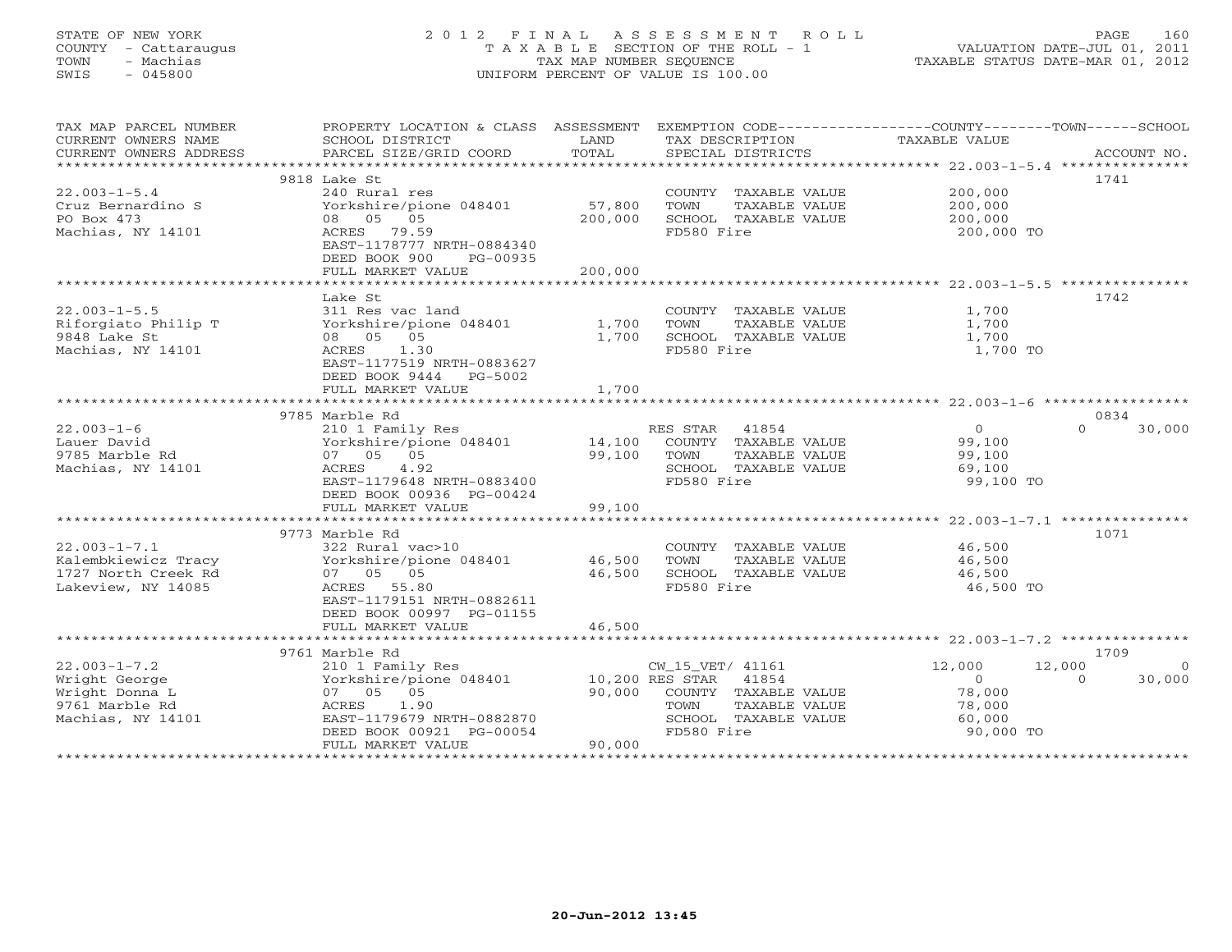STATE OF NEW YORK
COUNTY - Cattaraugus
TOWN - Machias
SWIS - 045800

2012 FINAL ASSESSMENT ROLL
TAXABLE SECTION OF THE ROLL - 1
TAX MAP NUMBER SEQUENCE
UNIFORM PERCENT OF VALUE IS 100.00

VALUATION DATE-JUL 01, 2011
TAXABLE STATUS DATE-MAR 01, 2012

| TAX MAP PARCEL NUMBER / CURRENT OWNERS NAME / CURRENT OWNERS ADDRESS | PROPERTY LOCATION & CLASS / SCHOOL DISTRICT / PARCEL SIZE/GRID COORD | ASSESSMENT LAND / TOTAL | EXEMPTION CODE / TAX DESCRIPTION / SPECIAL DISTRICTS | COUNTY | TOWN | SCHOOL | ACCOUNT NO. |
|---|---|---|---|---|---|---|---|
| **22.003-1-5.4** | 9818 Lake St | | | | | | 1741 |
| Cruz Bernardino S | 240 Rural res | | COUNTY TAXABLE VALUE | 200,000 | | | |
| PO Box 473 | Yorkshire/pione 048401 | 57,800 | TOWN TAXABLE VALUE | | 200,000 | | |
| Machias, NY 14101 | 08 05 05 | 200,000 | SCHOOL TAXABLE VALUE | | | 200,000 | |
| | ACRES 79.59 | | FD580 Fire | 200,000 TO | | | |
| | EAST-1178777 NRTH-0884340 | | | | | | |
| | DEED BOOK 900 PG-00935 | | | | | | |
| | FULL MARKET VALUE | 200,000 | | | | | |
| **22.003-1-5.5** | Lake St | | | | | | 1742 |
| Riforgiato Philip T | 311 Res vac land | | COUNTY TAXABLE VALUE | 1,700 | | | |
| 9848 Lake St | Yorkshire/pione 048401 | 1,700 | TOWN TAXABLE VALUE | | 1,700 | | |
| Machias, NY 14101 | 08 05 05 | 1,700 | SCHOOL TAXABLE VALUE | | | 1,700 | |
| | ACRES 1.30 | | FD580 Fire | 1,700 TO | | | |
| | EAST-1177519 NRTH-0883627 | | | | | | |
| | DEED BOOK 9444 PG-5002 | | | | | | |
| | FULL MARKET VALUE | 1,700 | | | | | |
| **22.003-1-6** | 9785 Marble Rd | | | | | | 0834 |
| Lauer David | 210 1 Family Res | | RES STAR 41854 | 0 | 0 | 30,000 | |
| 9785 Marble Rd | Yorkshire/pione 048401 | 14,100 | COUNTY TAXABLE VALUE | 99,100 | | | |
| Machias, NY 14101 | 07 05 05 | 99,100 | TOWN TAXABLE VALUE | | 99,100 | | |
| | ACRES 4.92 | | SCHOOL TAXABLE VALUE | | | 69,100 | |
| | EAST-1179648 NRTH-0883400 | | FD580 Fire | 99,100 TO | | | |
| | DEED BOOK 00936 PG-00424 | | | | | | |
| | FULL MARKET VALUE | 99,100 | | | | | |
| **22.003-1-7.1** | 9773 Marble Rd | | | | | | 1071 |
| Kalembkiewicz Tracy | 322 Rural vac>10 | | COUNTY TAXABLE VALUE | 46,500 | | | |
| 1727 North Creek Rd | Yorkshire/pione 048401 | 46,500 | TOWN TAXABLE VALUE | | 46,500 | | |
| Lakeview, NY 14085 | 07 05 05 | 46,500 | SCHOOL TAXABLE VALUE | | | 46,500 | |
| | ACRES 55.80 | | FD580 Fire | 46,500 TO | | | |
| | EAST-1179151 NRTH-0882611 | | | | | | |
| | DEED BOOK 00997 PG-01155 | | | | | | |
| | FULL MARKET VALUE | 46,500 | | | | | |
| **22.003-1-7.2** | 9761 Marble Rd | | | | | | 1709 |
| Wright George | 210 1 Family Res | | CW_15_VET/ 41161 | 12,000 | 12,000 | 0 | |
| Wright Donna L | Yorkshire/pione 048401 | 10,200 | RES STAR 41854 | 0 | 0 | 30,000 | |
| 9761 Marble Rd | 07 05 05 | 90,000 | COUNTY TAXABLE VALUE | 78,000 | | | |
| Machias, NY 14101 | ACRES 1.90 | | TOWN TAXABLE VALUE | | 78,000 | | |
| | EAST-1179679 NRTH-0882870 | | SCHOOL TAXABLE VALUE | | | 60,000 | |
| | DEED BOOK 00921 PG-00054 | | FD580 Fire | 90,000 TO | | | |
| | FULL MARKET VALUE | 90,000 | | | | | |

20-Jun-2012 13:45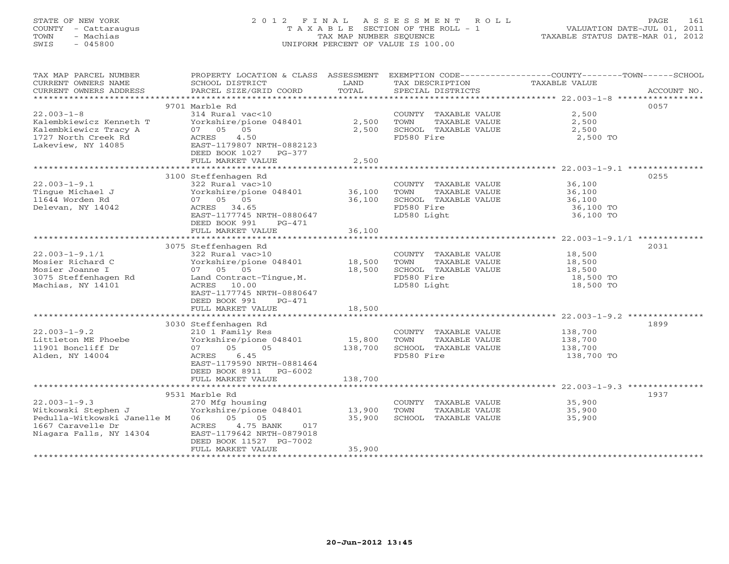STATE OF NEW YORK
COUNTY - Cattaraugus
TOWN - Machias
SWIS - 045800

2012 FINAL ASSESSMENT ROLL
TAXABLE SECTION OF THE ROLL - 1
TAX MAP NUMBER SEQUENCE
UNIFORM PERCENT OF VALUE IS 100.00

VALUATION DATE-JUL 01, 2011
TAXABLE STATUS DATE-MAR 01, 2012

| TAX MAP PARCEL NUMBER / CURRENT OWNERS NAME / CURRENT OWNERS ADDRESS | PROPERTY LOCATION & CLASS / SCHOOL DISTRICT / PARCEL SIZE/GRID COORD | ASSESSMENT LAND | TOTAL | EXEMPTION CODE / TAX DESCRIPTION / SPECIAL DISTRICTS | TAXABLE VALUE (COUNTY / TOWN / SCHOOL) | ACCOUNT NO. |
|---|---|---|---|---|---|---|
| 22.003-1-8 | 9701 Marble Rd | | | | | 0057 |
| Kalembkiewicz Kenneth T | 314 Rural vac<10 | | | COUNTY TAXABLE VALUE | 2,500 | |
| Kalembkiewicz Tracy A | Yorkshire/pione 048401 | 2,500 | | TOWN TAXABLE VALUE | 2,500 | |
| 1727 North Creek Rd | 07 05 05 | | 2,500 | SCHOOL TAXABLE VALUE | 2,500 | |
| Lakeview, NY 14085 | ACRES 4.50 | | | FD580 Fire | 2,500 TO | |
| | EAST-1179807 NRTH-0882123 | | | | | |
| | DEED BOOK 1027 PG-377 | | | | | |
| | FULL MARKET VALUE | | 2,500 | | | |
| 22.003-1-9.1 | 3100 Steffenhagen Rd | | | | | 0255 |
| Tingue Michael J | 322 Rural vac>10 | | | COUNTY TAXABLE VALUE | 36,100 | |
| 11644 Worden Rd | Yorkshire/pione 048401 | 36,100 | | TOWN TAXABLE VALUE | 36,100 | |
| Delevan, NY 14042 | 07 05 05 | | 36,100 | SCHOOL TAXABLE VALUE | 36,100 | |
| | ACRES 34.65 | | | FD580 Fire | 36,100 TO | |
| | EAST-1177745 NRTH-0880647 | | | LD580 Light | 36,100 TO | |
| | DEED BOOK 991 PG-471 | | | | | |
| | FULL MARKET VALUE | | 36,100 | | | |
| 22.003-1-9.1/1 | 3075 Steffenhagen Rd | | | | | 2031 |
| Mosier Richard C | 322 Rural vac>10 | | | COUNTY TAXABLE VALUE | 18,500 | |
| Mosier Joanne I | Yorkshire/pione 048401 | 18,500 | | TOWN TAXABLE VALUE | 18,500 | |
| 3075 Steffenhagen Rd | 07 05 05 | | 18,500 | SCHOOL TAXABLE VALUE | 18,500 | |
| Machias, NY 14101 | Land Contract-Tingue,M. | | | FD580 Fire | 18,500 TO | |
| | ACRES 10.00 | | | LD580 Light | 18,500 TO | |
| | EAST-1177745 NRTH-0880647 | | | | | |
| | DEED BOOK 991 PG-471 | | | | | |
| | FULL MARKET VALUE | | 18,500 | | | |
| 22.003-1-9.2 | 3030 Steffenhagen Rd | | | | | 1899 |
| Littleton ME Phoebe | 210 1 Family Res | | | COUNTY TAXABLE VALUE | 138,700 | |
| 11901 Boncliff Dr | Yorkshire/pione 048401 | 15,800 | | TOWN TAXABLE VALUE | 138,700 | |
| Alden, NY 14004 | 07 05 05 | | 138,700 | SCHOOL TAXABLE VALUE | 138,700 | |
| | ACRES 6.45 | | | FD580 Fire | 138,700 TO | |
| | EAST-1179590 NRTH-0881464 | | | | | |
| | DEED BOOK 8911 PG-6002 | | | | | |
| | FULL MARKET VALUE | | 138,700 | | | |
| 22.003-1-9.3 | 9531 Marble Rd | | | | | 1937 |
| Witkowski Stephen J | 270 Mfg housing | | | COUNTY TAXABLE VALUE | 35,900 | |
| Pedulla-Witkowski Janelle M | Yorkshire/pione 048401 | 13,900 | | TOWN TAXABLE VALUE | 35,900 | |
| 1667 Caravelle Dr | 06 05 05 | | 35,900 | SCHOOL TAXABLE VALUE | 35,900 | |
| Niagara Falls, NY 14304 | ACRES 4.75 BANK 017 | | | | | |
| | EAST-1179642 NRTH-0879018 | | | | | |
| | DEED BOOK 11527 PG-7002 | | | | | |
| | FULL MARKET VALUE | | 35,900 | | | |

20-Jun-2012 13:45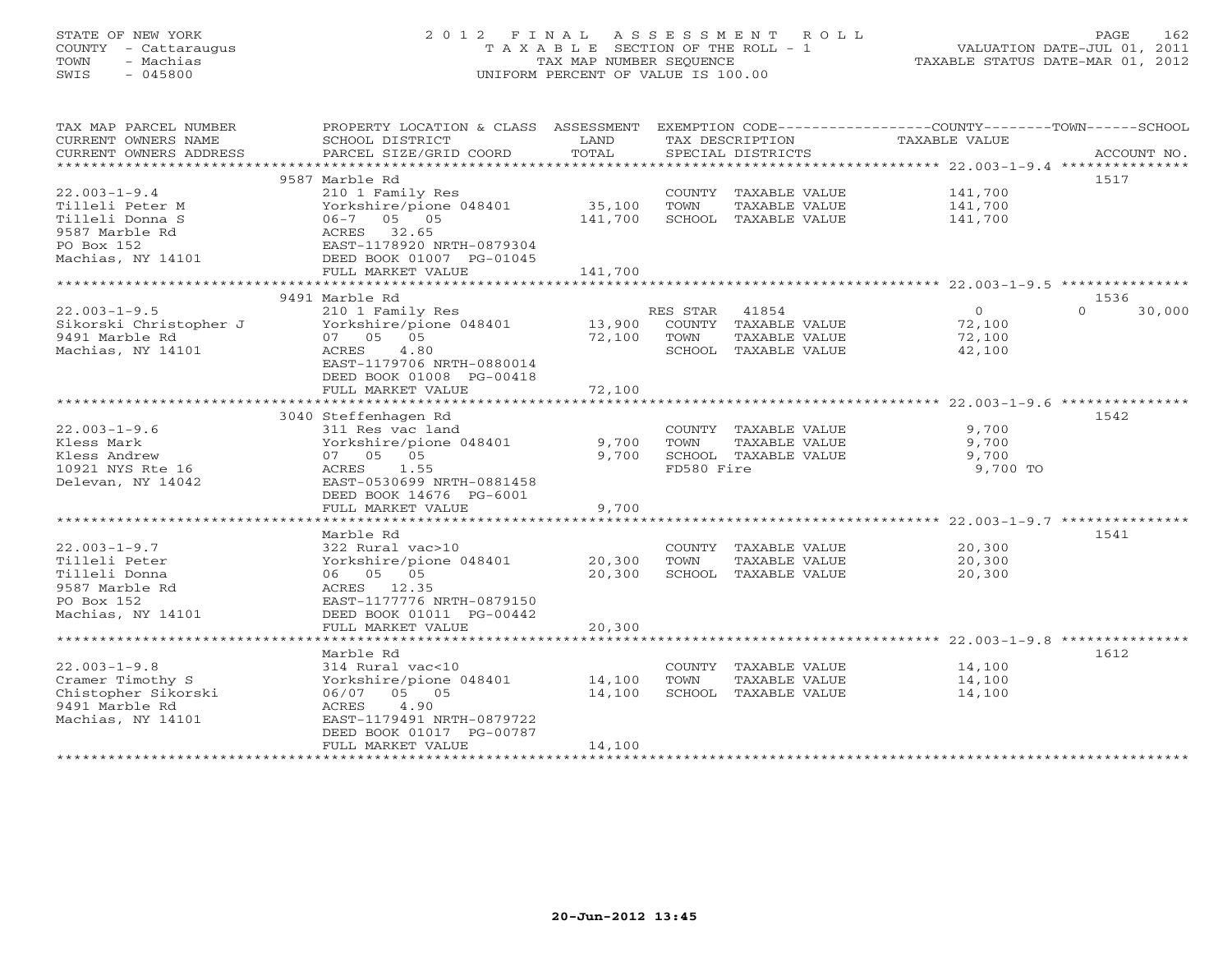STATE OF NEW YORK
COUNTY - Cattaraugus
TOWN - Machias
SWIS - 045800

# 2012 FINAL ASSESSMENT ROLL

TAXABLE SECTION OF THE ROLL - 1
TAX MAP NUMBER SEQUENCE
UNIFORM PERCENT OF VALUE IS 100.00

VALUATION DATE-JUL 01, 2011
TAXABLE STATUS DATE-MAR 01, 2012

| TAX MAP PARCEL NUMBER / CURRENT OWNERS NAME / CURRENT OWNERS ADDRESS | PROPERTY LOCATION & CLASS / SCHOOL DISTRICT / PARCEL SIZE/GRID COORD | ASSESSMENT LAND | ASSESSMENT TOTAL | EXEMPTION CODE / TAX DESCRIPTION / SPECIAL DISTRICTS | COUNTY TAXABLE VALUE | TOWN | SCHOOL | ACCOUNT NO. |
|---|---|---|---|---|---|---|---|---|
| 22.003-1-9.4 | 9587 Marble Rd | | | | | | | 1517 |
| Tilleli Peter M | 210 1 Family Res | | | COUNTY TAXABLE VALUE | 141,700 | | | |
| Tilleli Donna S | Yorkshire/pione 048401 | 35,100 | | TOWN TAXABLE VALUE | 141,700 | | | |
| 9587 Marble Rd | 06-7 05 05 | | 141,700 | SCHOOL TAXABLE VALUE | 141,700 | | | |
| PO Box 152 | ACRES 32.65 | | | | | | | |
| Machias, NY 14101 | EAST-1178920 NRTH-0879304 | | | | | | | |
| | DEED BOOK 01007 PG-01045 | | | | | | | |
| | FULL MARKET VALUE | | 141,700 | | | | | |
| 22.003-1-9.5 | 9491 Marble Rd | | | | | | | 1536 |
| Sikorski Christopher J | 210 1 Family Res | | | RES STAR 41854 | 0 | 0 | 30,000 | |
| 9491 Marble Rd | Yorkshire/pione 048401 | 13,900 | | COUNTY TAXABLE VALUE | 72,100 | | | |
| Machias, NY 14101 | 07 05 05 | | 72,100 | TOWN TAXABLE VALUE | 72,100 | | | |
| | ACRES 4.80 | | | SCHOOL TAXABLE VALUE | 42,100 | | | |
| | EAST-1179706 NRTH-0880014 | | | | | | | |
| | DEED BOOK 01008 PG-00418 | | | | | | | |
| | FULL MARKET VALUE | | 72,100 | | | | | |
| 22.003-1-9.6 | 3040 Steffenhagen Rd | | | | | | | 1542 |
| Kless Mark | 311 Res vac land | | | COUNTY TAXABLE VALUE | 9,700 | | | |
| Kless Andrew | Yorkshire/pione 048401 | 9,700 | | TOWN TAXABLE VALUE | 9,700 | | | |
| 10921 NYS Rte 16 | 07 05 05 | | 9,700 | SCHOOL TAXABLE VALUE | 9,700 | | | |
| Delevan, NY 14042 | ACRES 1.55 | | | FD580 Fire | 9,700 TO | | | |
| | EAST-0530699 NRTH-0881458 | | | | | | | |
| | DEED BOOK 14676 PG-6001 | | | | | | | |
| | FULL MARKET VALUE | | 9,700 | | | | | |
| 22.003-1-9.7 | Marble Rd | | | | | | | 1541 |
| Tilleli Peter | 322 Rural vac>10 | | | COUNTY TAXABLE VALUE | 20,300 | | | |
| Tilleli Donna | Yorkshire/pione 048401 | 20,300 | | TOWN TAXABLE VALUE | 20,300 | | | |
| 9587 Marble Rd | 06 05 05 | | 20,300 | SCHOOL TAXABLE VALUE | 20,300 | | | |
| PO Box 152 | ACRES 12.35 | | | | | | | |
| Machias, NY 14101 | EAST-1177776 NRTH-0879150 | | | | | | | |
| | DEED BOOK 01011 PG-00442 | | | | | | | |
| | FULL MARKET VALUE | | 20,300 | | | | | |
| 22.003-1-9.8 | Marble Rd | | | | | | | 1612 |
| Cramer Timothy S | 314 Rural vac<10 | | | COUNTY TAXABLE VALUE | 14,100 | | | |
| Chistopher Sikorski | Yorkshire/pione 048401 | 14,100 | | TOWN TAXABLE VALUE | 14,100 | | | |
| 9491 Marble Rd | 06/07 05 05 | | 14,100 | SCHOOL TAXABLE VALUE | 14,100 | | | |
| Machias, NY 14101 | ACRES 4.90 | | | | | | | |
| | EAST-1179491 NRTH-0879722 | | | | | | | |
| | DEED BOOK 01017 PG-00787 | | | | | | | |
| | FULL MARKET VALUE | | 14,100 | | | | | |

20-Jun-2012 13:45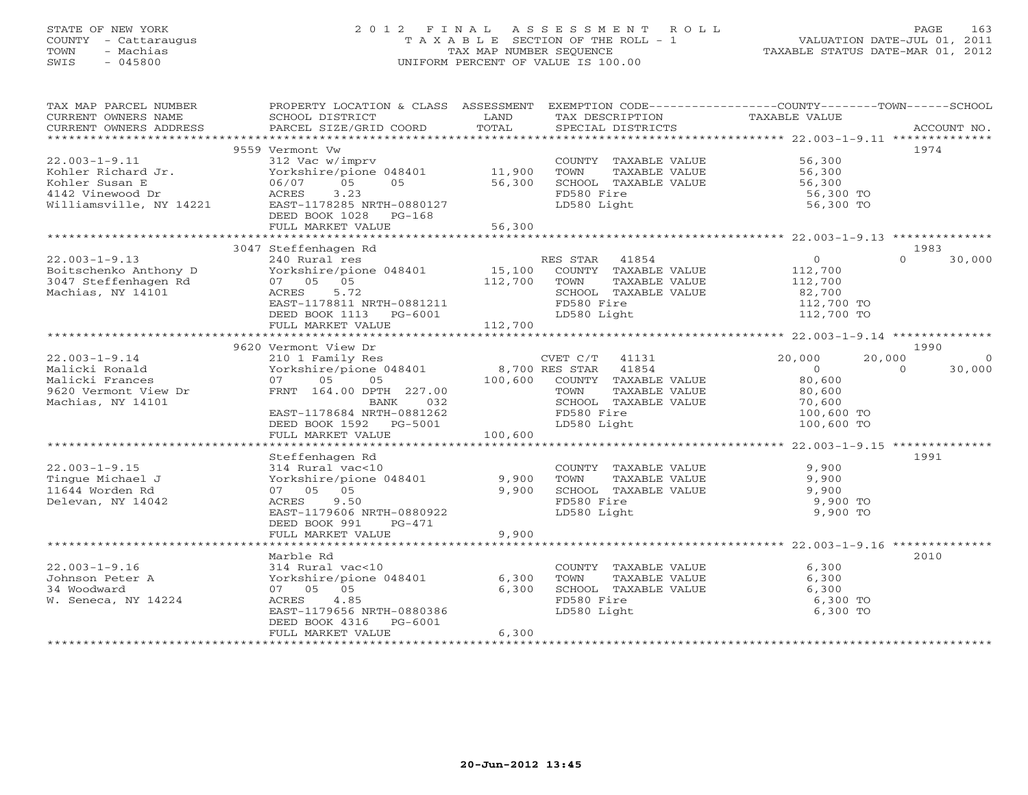STATE OF NEW YORK | 2 0 1 2 F I N A L A S S E S S M E N T R O L L
COUNTY - Cattaraugus | T A X A B L E SECTION OF THE ROLL - 1 | VALUATION DATE-JUL 01, 2011
TOWN - Machias | TAX MAP NUMBER SEQUENCE | TAXABLE STATUS DATE-MAR 01, 2012
SWIS - 045800 | UNIFORM PERCENT OF VALUE IS 100.00

```
TAX MAP PARCEL NUMBER          PROPERTY LOCATION & CLASS  ASSESSMENT  EXEMPTION CODE------------------COUNTY--------TOWN------SCHOOL
CURRENT OWNERS NAME            SCHOOL DISTRICT               LAND      TAX DESCRIPTION               TAXABLE VALUE
CURRENT OWNERS ADDRESS         PARCEL SIZE/GRID COORD        TOTAL     SPECIAL DISTRICTS                                      ACCOUNT NO.
******************************************************************************************************* 22.003-1-9.11 **************
                               9559 Vermont Vw                                                                              1974
22.003-1-9.11                  312 Vac w/imprv                         COUNTY  TAXABLE VALUE            56,300
Kohler Richard Jr.             Yorkshire/pione 048401      11,900      TOWN    TAXABLE VALUE            56,300
Kohler Susan E                 06/07     05      05        56,300      SCHOOL  TAXABLE VALUE            56,300
4142 Vinewood Dr               ACRES     3.23                          FD580 Fire                        56,300 TO
Williamsville, NY 14221        EAST-1178285 NRTH-0880127               LD580 Light                       56,300 TO
                               DEED BOOK 1028    PG-168
                               FULL MARKET VALUE           56,300
******************************************************************************************************* 22.003-1-9.13 **************
                               3047 Steffenhagen Rd                                                                         1983
22.003-1-9.13                  240 Rural res                           RES STAR   41854                  0               0     30,000
Boitschenko Anthony D          Yorkshire/pione 048401      15,100      COUNTY  TAXABLE VALUE           112,700
3047 Steffenhagen Rd           07   05   05               112,700      TOWN    TAXABLE VALUE           112,700
Machias, NY 14101              ACRES     5.72                          SCHOOL  TAXABLE VALUE            82,700
                               EAST-1178811 NRTH-0881211               FD580 Fire                       112,700 TO
                               DEED BOOK 1113    PG-6001               LD580 Light                      112,700 TO
                               FULL MARKET VALUE          112,700
******************************************************************************************************* 22.003-1-9.14 **************
                               9620 Vermont View Dr                                                                         1990
22.003-1-9.14                  210 1 Family Res                        CVET C/T   41131             20,000          20,000          0
Malicki Ronald                 Yorkshire/pione 048401       8,700 RES STAR    41854                  0               0     30,000
Malicki Frances                07      05      05         100,600      COUNTY  TAXABLE VALUE            80,600
9620 Vermont View Dr           FRNT  164.00 DPTH  227.00               TOWN    TAXABLE VALUE            80,600
Machias, NY 14101                            BANK     032              SCHOOL  TAXABLE VALUE            70,600
                               EAST-1178684 NRTH-0881262               FD580 Fire                       100,600 TO
                               DEED BOOK 1592    PG-5001               LD580 Light                      100,600 TO
                               FULL MARKET VALUE          100,600
******************************************************************************************************* 22.003-1-9.15 **************
                               Steffenhagen Rd                                                                              1991
22.003-1-9.15                  314 Rural vac<10                        COUNTY  TAXABLE VALUE             9,900
Tingue Michael J               Yorkshire/pione 048401       9,900      TOWN    TAXABLE VALUE             9,900
11644 Worden Rd                07   05   05                 9,900      SCHOOL  TAXABLE VALUE             9,900
Delevan, NY 14042              ACRES     9.50                          FD580 Fire                          9,900 TO
                               EAST-1179606 NRTH-0880922               LD580 Light                         9,900 TO
                               DEED BOOK 991     PG-471
                               FULL MARKET VALUE            9,900
******************************************************************************************************* 22.003-1-9.16 **************
                               Marble Rd                                                                                    2010
22.003-1-9.16                  314 Rural vac<10                        COUNTY  TAXABLE VALUE             6,300
Johnson Peter A                Yorkshire/pione 048401       6,300      TOWN    TAXABLE VALUE             6,300
34 Woodward                    07   05   05                 6,300      SCHOOL  TAXABLE VALUE             6,300
W. Seneca, NY 14224            ACRES     4.85                          FD580 Fire                          6,300 TO
                               EAST-1179656 NRTH-0880386               LD580 Light                         6,300 TO
                               DEED BOOK 4316    PG-6001
                               FULL MARKET VALUE            6,300
************************************************************************************************************************************
```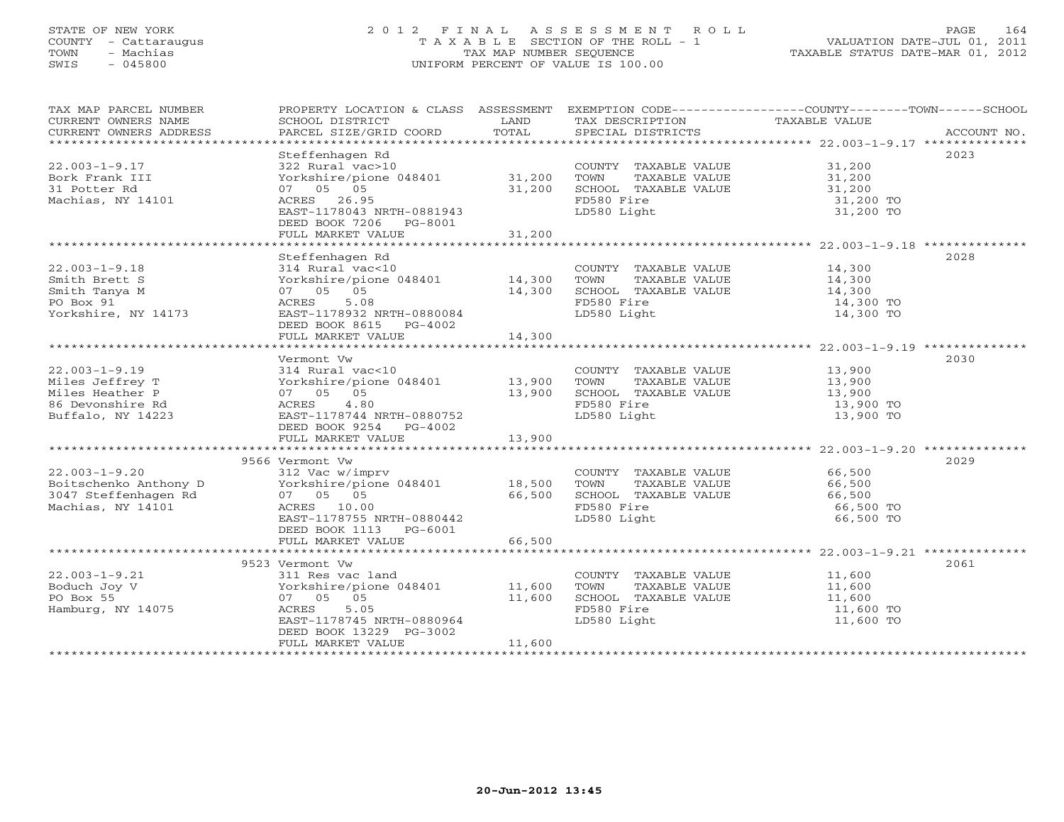STATE OF NEW YORK
COUNTY - Cattaraugus
TOWN - Machias
SWIS - 045800

2012 FINAL ASSESSMENT ROLL
TAXABLE SECTION OF THE ROLL - 1
TAX MAP NUMBER SEQUENCE
UNIFORM PERCENT OF VALUE IS 100.00

VALUATION DATE-JUL 01, 2011
TAXABLE STATUS DATE-MAR 01, 2012

| TAX MAP PARCEL NUMBER / CURRENT OWNERS NAME / CURRENT OWNERS ADDRESS | PROPERTY LOCATION & CLASS / SCHOOL DISTRICT / PARCEL SIZE/GRID COORD | ASSESSMENT LAND | TOTAL | EXEMPTION CODE / TAX DESCRIPTION / SPECIAL DISTRICTS | TAXABLE VALUE | ACCOUNT NO. |
|---|---|---|---|---|---|---|
| 22.003-1-9.17 | Steffenhagen Rd | | | | | 2023 |
| Bork Frank III | 322 Rural vac>10 | | | COUNTY TAXABLE VALUE | 31,200 | |
| 31 Potter Rd | Yorkshire/pione 048401 | 31,200 | | TOWN TAXABLE VALUE | 31,200 | |
| Machias, NY 14101 | 07 05 05 | | 31,200 | SCHOOL TAXABLE VALUE | 31,200 | |
| | ACRES 26.95 | | | FD580 Fire | 31,200 TO | |
| | EAST-1178043 NRTH-0881943 | | | LD580 Light | 31,200 TO | |
| | DEED BOOK 7206 PG-8001 | | | | | |
| | FULL MARKET VALUE | | 31,200 | | | |
| 22.003-1-9.18 | Steffenhagen Rd | | | | | 2028 |
| Smith Brett S | 314 Rural vac<10 | | | COUNTY TAXABLE VALUE | 14,300 | |
| Smith Tanya M | Yorkshire/pione 048401 | 14,300 | | TOWN TAXABLE VALUE | 14,300 | |
| PO Box 91 | 07 05 05 | | 14,300 | SCHOOL TAXABLE VALUE | 14,300 | |
| Yorkshire, NY 14173 | ACRES 5.08 | | | FD580 Fire | 14,300 TO | |
| | EAST-1178932 NRTH-0880084 | | | LD580 Light | 14,300 TO | |
| | DEED BOOK 8615 PG-4002 | | | | | |
| | FULL MARKET VALUE | | 14,300 | | | |
| 22.003-1-9.19 | Vermont Vw | | | | | 2030 |
| Miles Jeffrey T | 314 Rural vac<10 | | | COUNTY TAXABLE VALUE | 13,900 | |
| Miles Heather P | Yorkshire/pione 048401 | 13,900 | | TOWN TAXABLE VALUE | 13,900 | |
| 86 Devonshire Rd | 07 05 05 | | 13,900 | SCHOOL TAXABLE VALUE | 13,900 | |
| Buffalo, NY 14223 | ACRES 4.80 | | | FD580 Fire | 13,900 TO | |
| | EAST-1178744 NRTH-0880752 | | | LD580 Light | 13,900 TO | |
| | DEED BOOK 9254 PG-4002 | | | | | |
| | FULL MARKET VALUE | | 13,900 | | | |
| 22.003-1-9.20 | 9566 Vermont Vw | | | | | 2029 |
| Boitschenko Anthony D | 312 Vac w/imprv | | | COUNTY TAXABLE VALUE | 66,500 | |
| 3047 Steffenhagen Rd | Yorkshire/pione 048401 | 18,500 | | TOWN TAXABLE VALUE | 66,500 | |
| Machias, NY 14101 | 07 05 05 | | 66,500 | SCHOOL TAXABLE VALUE | 66,500 | |
| | ACRES 10.00 | | | FD580 Fire | 66,500 TO | |
| | EAST-1178755 NRTH-0880442 | | | LD580 Light | 66,500 TO | |
| | DEED BOOK 1113 PG-6001 | | | | | |
| | FULL MARKET VALUE | | 66,500 | | | |
| 22.003-1-9.21 | 9523 Vermont Vw | | | | | 2061 |
| Boduch Joy V | 311 Res vac land | | | COUNTY TAXABLE VALUE | 11,600 | |
| PO Box 55 | Yorkshire/pione 048401 | 11,600 | | TOWN TAXABLE VALUE | 11,600 | |
| Hamburg, NY 14075 | 07 05 05 | | 11,600 | SCHOOL TAXABLE VALUE | 11,600 | |
| | ACRES 5.05 | | | FD580 Fire | 11,600 TO | |
| | EAST-1178745 NRTH-0880964 | | | LD580 Light | 11,600 TO | |
| | DEED BOOK 13229 PG-3002 | | | | | |
| | FULL MARKET VALUE | | 11,600 | | | |

20-Jun-2012 13:45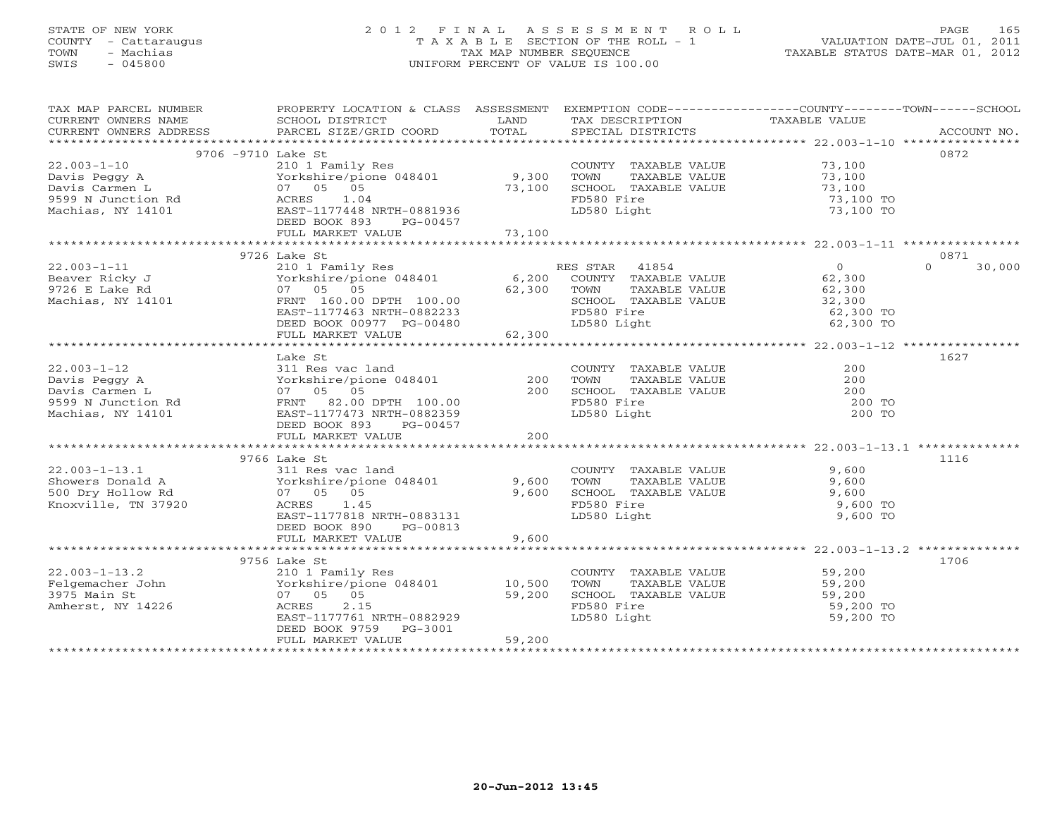STATE OF NEW YORK
COUNTY - Cattaraugus
TOWN - Machias
SWIS - 045800

# 2012 FINAL ASSESSMENT ROLL
TAXABLE SECTION OF THE ROLL - 1
TAX MAP NUMBER SEQUENCE
UNIFORM PERCENT OF VALUE IS 100.00

VALUATION DATE-JUL 01, 2011
TAXABLE STATUS DATE-MAR 01, 2012

| TAX MAP PARCEL NUMBER / CURRENT OWNERS NAME / CURRENT OWNERS ADDRESS | PROPERTY LOCATION & CLASS / SCHOOL DISTRICT / PARCEL SIZE/GRID COORD | ASSESSMENT LAND / TOTAL | EXEMPTION CODE / TAX DESCRIPTION / SPECIAL DISTRICTS | COUNTY / TOWN / SCHOOL TAXABLE VALUE | ACCOUNT NO. |
|---|---|---|---|---|---|
| 22.003-1-10 | 9706 -9710 Lake St | | | | 0872 |
| Davis Peggy A | 210 1 Family Res | | COUNTY TAXABLE VALUE | 73,100 | |
| Davis Carmen L | Yorkshire/pione 048401 | 9,300 | TOWN TAXABLE VALUE | 73,100 | |
| 9599 N Junction Rd | 07 05 05 | 73,100 | SCHOOL TAXABLE VALUE | 73,100 | |
| Machias, NY 14101 | ACRES 1.04 | | FD580 Fire | 73,100 TO | |
| | EAST-1177448 NRTH-0881936 | | LD580 Light | 73,100 TO | |
| | DEED BOOK 893 PG-00457 | | | | |
| | FULL MARKET VALUE | 73,100 | | | |
| 22.003-1-11 | 9726 Lake St | | | | 0871 |
| Beaver Ricky J | 210 1 Family Res | | RES STAR 41854 | 0 / 0 / 30,000 | |
| 9726 E Lake Rd | Yorkshire/pione 048401 | 6,200 | COUNTY TAXABLE VALUE | 62,300 | |
| Machias, NY 14101 | 07 05 05 | 62,300 | TOWN TAXABLE VALUE | 62,300 | |
| | FRNT 160.00 DPTH 100.00 | | SCHOOL TAXABLE VALUE | 32,300 | |
| | EAST-1177463 NRTH-0882233 | | FD580 Fire | 62,300 TO | |
| | DEED BOOK 00977 PG-00480 | | LD580 Light | 62,300 TO | |
| | FULL MARKET VALUE | 62,300 | | | |
| 22.003-1-12 | Lake St | | | | 1627 |
| Davis Peggy A | 311 Res vac land | | COUNTY TAXABLE VALUE | 200 | |
| Davis Carmen L | Yorkshire/pione 048401 | 200 | TOWN TAXABLE VALUE | 200 | |
| 9599 N Junction Rd | 07 05 05 | 200 | SCHOOL TAXABLE VALUE | 200 | |
| Machias, NY 14101 | FRNT 82.00 DPTH 100.00 | | FD580 Fire | 200 TO | |
| | EAST-1177473 NRTH-0882359 | | LD580 Light | 200 TO | |
| | DEED BOOK 893 PG-00457 | | | | |
| | FULL MARKET VALUE | 200 | | | |
| 22.003-1-13.1 | 9766 Lake St | | | | 1116 |
| Showers Donald A | 311 Res vac land | | COUNTY TAXABLE VALUE | 9,600 | |
| 500 Dry Hollow Rd | Yorkshire/pione 048401 | 9,600 | TOWN TAXABLE VALUE | 9,600 | |
| Knoxville, TN 37920 | 07 05 05 | 9,600 | SCHOOL TAXABLE VALUE | 9,600 | |
| | ACRES 1.45 | | FD580 Fire | 9,600 TO | |
| | EAST-1177818 NRTH-0883131 | | LD580 Light | 9,600 TO | |
| | DEED BOOK 890 PG-00813 | | | | |
| | FULL MARKET VALUE | 9,600 | | | |
| 22.003-1-13.2 | 9756 Lake St | | | | 1706 |
| Felgemacher John | 210 1 Family Res | | COUNTY TAXABLE VALUE | 59,200 | |
| 3975 Main St | Yorkshire/pione 048401 | 10,500 | TOWN TAXABLE VALUE | 59,200 | |
| Amherst, NY 14226 | 07 05 05 | 59,200 | SCHOOL TAXABLE VALUE | 59,200 | |
| | ACRES 2.15 | | FD580 Fire | 59,200 TO | |
| | EAST-1177761 NRTH-0882929 | | LD580 Light | 59,200 TO | |
| | DEED BOOK 9759 PG-3001 | | | | |
| | FULL MARKET VALUE | 59,200 | | | |

20-Jun-2012 13:45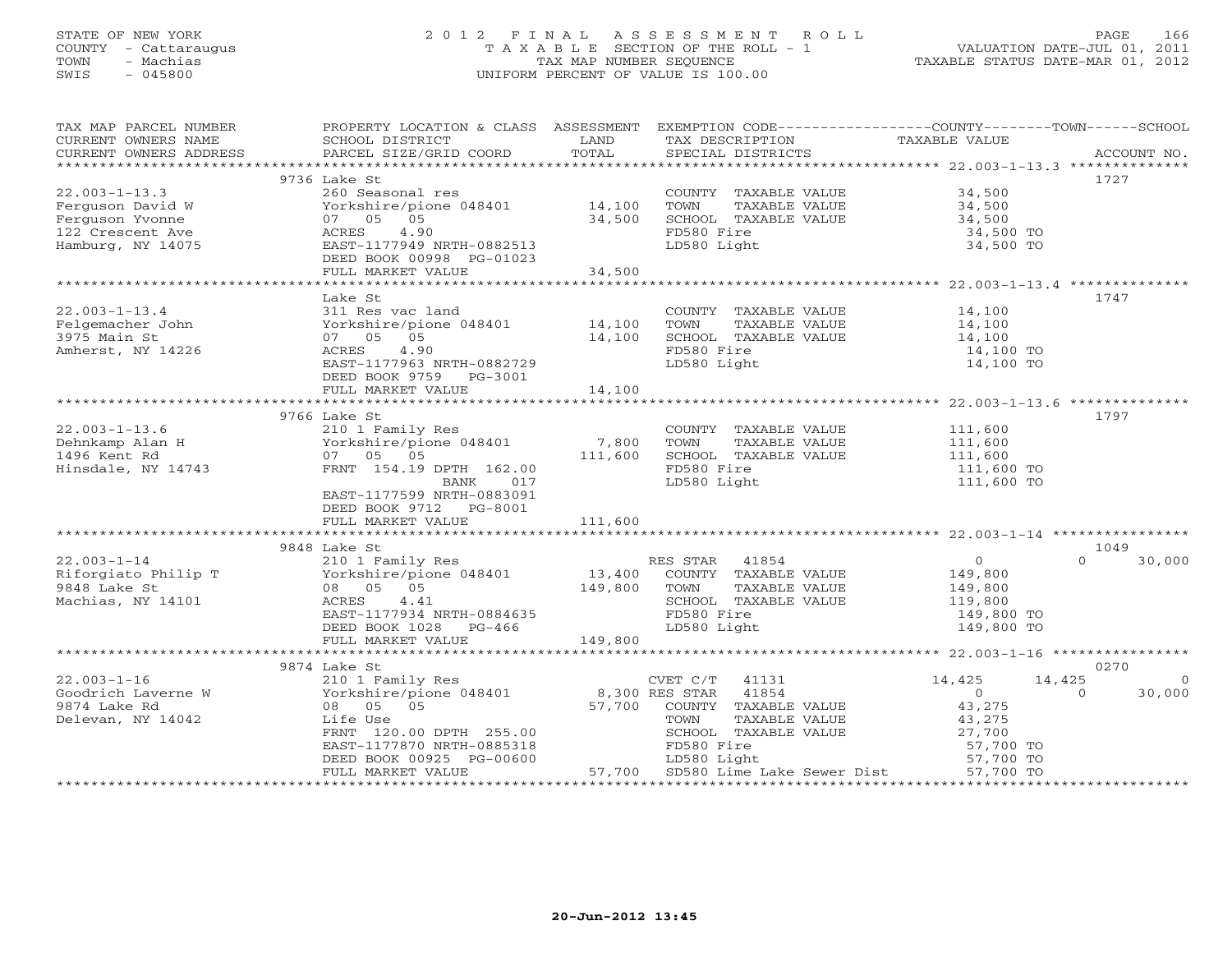STATE OF NEW YORK
COUNTY - Cattaraugus
TOWN - Machias
SWIS - 045800

# 2012 FINAL ASSESSMENT ROLL
TAXABLE SECTION OF THE ROLL - 1
TAX MAP NUMBER SEQUENCE
UNIFORM PERCENT OF VALUE IS 100.00

VALUATION DATE-JUL 01, 2011
TAXABLE STATUS DATE-MAR 01, 2012

| TAX MAP PARCEL NUMBER / CURRENT OWNERS NAME / CURRENT OWNERS ADDRESS | PROPERTY LOCATION & CLASS / SCHOOL DISTRICT / PARCEL SIZE/GRID COORD | ASSESSMENT LAND / TOTAL | EXEMPTION CODE / TAX DESCRIPTION / SPECIAL DISTRICTS | COUNTY | TOWN | SCHOOL | ACCOUNT NO. |
|---|---|---|---|---|---|---|---|
| **22.003-1-13.3** | 9736 Lake St | | | | | | 1727 |
| Ferguson David W | 260 Seasonal res | | COUNTY TAXABLE VALUE | 34,500 | | | |
| Ferguson Yvonne | Yorkshire/pione 048401 | 14,100 | TOWN TAXABLE VALUE | | 34,500 | | |
| 122 Crescent Ave | 07 05 05 | 34,500 | SCHOOL TAXABLE VALUE | | | 34,500 | |
| Hamburg, NY 14075 | ACRES 4.90 | | FD580 Fire | 34,500 TO | | | |
| | EAST-1177949 NRTH-0882513 | | LD580 Light | 34,500 TO | | | |
| | DEED BOOK 00998 PG-01023 | | | | | | |
| | FULL MARKET VALUE | 34,500 | | | | | |
| **22.003-1-13.4** | Lake St | | | | | | 1747 |
| Felgemacher John | 311 Res vac land | | COUNTY TAXABLE VALUE | 14,100 | | | |
| 3975 Main St | Yorkshire/pione 048401 | 14,100 | TOWN TAXABLE VALUE | | 14,100 | | |
| Amherst, NY 14226 | 07 05 05 | 14,100 | SCHOOL TAXABLE VALUE | | | 14,100 | |
| | ACRES 4.90 | | FD580 Fire | 14,100 TO | | | |
| | EAST-1177963 NRTH-0882729 | | LD580 Light | 14,100 TO | | | |
| | DEED BOOK 9759 PG-3001 | | | | | | |
| | FULL MARKET VALUE | 14,100 | | | | | |
| **22.003-1-13.6** | 9766 Lake St | | | | | | 1797 |
| Dehnkamp Alan H | 210 1 Family Res | | COUNTY TAXABLE VALUE | 111,600 | | | |
| 1496 Kent Rd | Yorkshire/pione 048401 | 7,800 | TOWN TAXABLE VALUE | | 111,600 | | |
| Hinsdale, NY 14743 | 07 05 05 | 111,600 | SCHOOL TAXABLE VALUE | | | 111,600 | |
| | FRNT 154.19 DPTH 162.00 | | FD580 Fire | 111,600 TO | | | |
| | BANK 017 | | LD580 Light | 111,600 TO | | | |
| | EAST-1177599 NRTH-0883091 | | | | | | |
| | DEED BOOK 9712 PG-8001 | | | | | | |
| | FULL MARKET VALUE | 111,600 | | | | | |
| **22.003-1-14** | 9848 Lake St | | | | | | 1049 |
| Riforgiato Philip T | 210 1 Family Res | | RES STAR 41854 | 0 | | 0 | 30,000 |
| 9848 Lake St | Yorkshire/pione 048401 | 13,400 | COUNTY TAXABLE VALUE | 149,800 | | | |
| Machias, NY 14101 | 08 05 05 | 149,800 | TOWN TAXABLE VALUE | | 149,800 | | |
| | ACRES 4.41 | | SCHOOL TAXABLE VALUE | | | 119,800 | |
| | EAST-1177934 NRTH-0884635 | | FD580 Fire | 149,800 TO | | | |
| | DEED BOOK 1028 PG-466 | | LD580 Light | 149,800 TO | | | |
| | FULL MARKET VALUE | 149,800 | | | | | |
| **22.003-1-16** | 9874 Lake St | | | | | | 0270 |
| Goodrich Laverne W | 210 1 Family Res | | CVET C/T 41131 | 14,425 | 14,425 | 0 | |
| 9874 Lake Rd | Yorkshire/pione 048401 | 8,300 | RES STAR 41854 | 0 | 0 | 30,000 | |
| Delevan, NY 14042 | 08 05 05 | 57,700 | COUNTY TAXABLE VALUE | 43,275 | | | |
| | Life Use | | TOWN TAXABLE VALUE | | 43,275 | | |
| | FRNT 120.00 DPTH 255.00 | | SCHOOL TAXABLE VALUE | | | 27,700 | |
| | EAST-1177870 NRTH-0885318 | | FD580 Fire | 57,700 TO | | | |
| | DEED BOOK 00925 PG-00600 | | LD580 Light | 57,700 TO | | | |
| | FULL MARKET VALUE | 57,700 | SD580 Lime Lake Sewer Dist | 57,700 TO | | | |

20-Jun-2012 13:45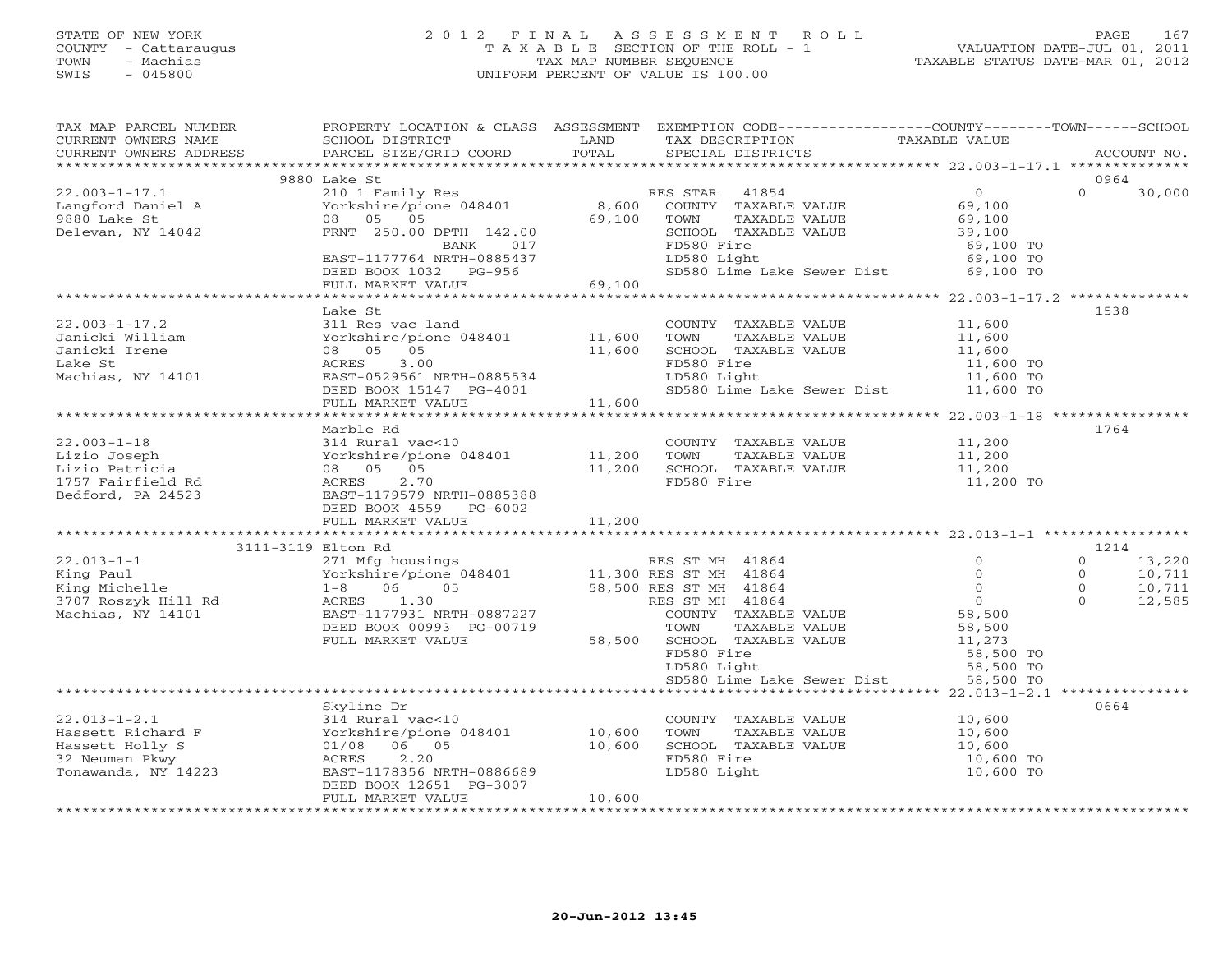STATE OF NEW YORK
COUNTY - Cattaraugus
TOWN - Machias
SWIS - 045800

2012 FINAL ASSESSMENT ROLL
TAXABLE SECTION OF THE ROLL - 1
TAX MAP NUMBER SEQUENCE
UNIFORM PERCENT OF VALUE IS 100.00

VALUATION DATE-JUL 01, 2011
TAXABLE STATUS DATE-MAR 01, 2012

| TAX MAP PARCEL NUMBER / CURRENT OWNERS NAME / CURRENT OWNERS ADDRESS | PROPERTY LOCATION & CLASS / SCHOOL DISTRICT / PARCEL SIZE/GRID COORD | ASSESSMENT LAND / TOTAL | EXEMPTION CODE / TAX DESCRIPTION / SPECIAL DISTRICTS | COUNTY TAXABLE VALUE | TOWN | SCHOOL / ACCOUNT NO. |
|---|---|---|---|---|---|---|
| **22.003-1-17.1** | 9880 Lake St | | | | | 0964 |
| Langford Daniel A | 210 1 Family Res | | RES STAR 41854 | 0 | 0 | 30,000 |
| 9880 Lake St | Yorkshire/pione 048401 | 8,600 | COUNTY TAXABLE VALUE | 69,100 | | |
| Delevan, NY 14042 | 08 05 05 | 69,100 | TOWN TAXABLE VALUE | 69,100 | | |
| | FRNT 250.00 DPTH 142.00 | | SCHOOL TAXABLE VALUE | 39,100 | | |
| | BANK 017 | | FD580 Fire | 69,100 TO | | |
| | EAST-1177764 NRTH-0885437 | | LD580 Light | 69,100 TO | | |
| | DEED BOOK 1032 PG-956 | | SD580 Lime Lake Sewer Dist | 69,100 TO | | |
| | FULL MARKET VALUE | 69,100 | | | | |
| **22.003-1-17.2** | Lake St | | | | | 1538 |
| Janicki William | 311 Res vac land | | COUNTY TAXABLE VALUE | 11,600 | | |
| Janicki Irene | Yorkshire/pione 048401 | 11,600 | TOWN TAXABLE VALUE | 11,600 | | |
| Lake St | 08 05 05 | 11,600 | SCHOOL TAXABLE VALUE | 11,600 | | |
| Machias, NY 14101 | ACRES 3.00 | | FD580 Fire | 11,600 TO | | |
| | EAST-0529561 NRTH-0885534 | | LD580 Light | 11,600 TO | | |
| | DEED BOOK 15147 PG-4001 | | SD580 Lime Lake Sewer Dist | 11,600 TO | | |
| | FULL MARKET VALUE | 11,600 | | | | |
| **22.003-1-18** | Marble Rd | | | | | 1764 |
| Lizio Joseph | 314 Rural vac<10 | | COUNTY TAXABLE VALUE | 11,200 | | |
| Lizio Patricia | Yorkshire/pione 048401 | 11,200 | TOWN TAXABLE VALUE | 11,200 | | |
| 1757 Fairfield Rd | 08 05 05 | 11,200 | SCHOOL TAXABLE VALUE | 11,200 | | |
| Bedford, PA 24523 | ACRES 2.70 | | FD580 Fire | 11,200 TO | | |
| | EAST-1179579 NRTH-0885388 | | | | | |
| | DEED BOOK 4559 PG-6002 | | | | | |
| | FULL MARKET VALUE | 11,200 | | | | |
| **22.013-1-1** | 3111-3119 Elton Rd | | | | | 1214 |
| King Paul | 271 Mfg housings | | RES ST MH 41864 | 0 | 0 | 13,220 |
| King Michelle | Yorkshire/pione 048401 | 11,300 | RES ST MH 41864 | 0 | 0 | 10,711 |
| 3707 Roszyk Hill Rd | 1-8 06 05 | 58,500 | RES ST MH 41864 | 0 | 0 | 10,711 |
| Machias, NY 14101 | ACRES 1.30 | | RES ST MH 41864 | 0 | 0 | 12,585 |
| | EAST-1177931 NRTH-0887227 | | COUNTY TAXABLE VALUE | 58,500 | | |
| | DEED BOOK 00993 PG-00719 | | TOWN TAXABLE VALUE | 58,500 | | |
| | FULL MARKET VALUE | 58,500 | SCHOOL TAXABLE VALUE | 11,273 | | |
| | | | FD580 Fire | 58,500 TO | | |
| | | | LD580 Light | 58,500 TO | | |
| | | | SD580 Lime Lake Sewer Dist | 58,500 TO | | |
| **22.013-1-2.1** | Skyline Dr | | | | | 0664 |
| Hassett Richard F | 314 Rural vac<10 | | COUNTY TAXABLE VALUE | 10,600 | | |
| Hassett Holly S | Yorkshire/pione 048401 | 10,600 | TOWN TAXABLE VALUE | 10,600 | | |
| 32 Neuman Pkwy | 01/08 06 05 | 10,600 | SCHOOL TAXABLE VALUE | 10,600 | | |
| Tonawanda, NY 14223 | ACRES 2.20 | | FD580 Fire | 10,600 TO | | |
| | EAST-1178356 NRTH-0886689 | | LD580 Light | 10,600 TO | | |
| | DEED BOOK 12651 PG-3007 | | | | | |
| | FULL MARKET VALUE | 10,600 | | | | |

20-Jun-2012 13:45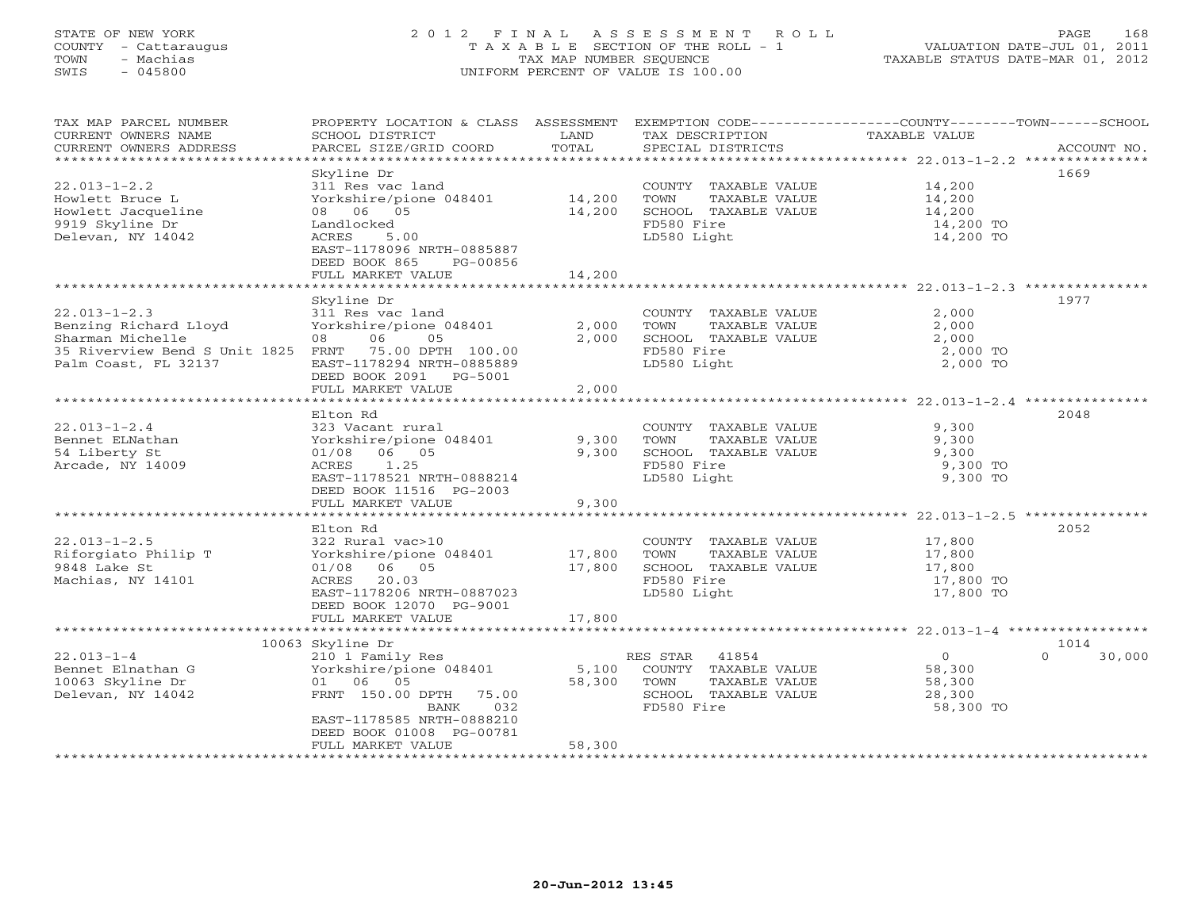STATE OF NEW YORK
COUNTY - Cattaraugus
TOWN - Machias
SWIS - 045800

# 2012 FINAL ASSESSMENT ROLL
TAXABLE SECTION OF THE ROLL - 1
TAX MAP NUMBER SEQUENCE
UNIFORM PERCENT OF VALUE IS 100.00

VALUATION DATE-JUL 01, 2011
TAXABLE STATUS DATE-MAR 01, 2012

| TAX MAP PARCEL NUMBER / CURRENT OWNERS NAME / CURRENT OWNERS ADDRESS | PROPERTY LOCATION & CLASS / SCHOOL DISTRICT / PARCEL SIZE/GRID COORD | ASSESSMENT LAND | TOTAL | EXEMPTION CODE / TAX DESCRIPTION / SPECIAL DISTRICTS | COUNTY / TOWN / SCHOOL TAXABLE VALUE | ACCOUNT NO. |
|---|---|---|---|---|---|---|
| 22.013-1-2.2 | Skyline Dr | | | | | 1669 |
| 22.013-1-2.2 | 311 Res vac land | | | COUNTY TAXABLE VALUE | 14,200 | |
| Howlett Bruce L | Yorkshire/pione 048401 | 14,200 | | TOWN TAXABLE VALUE | 14,200 | |
| Howlett Jacqueline | 08 06 05 | | 14,200 | SCHOOL TAXABLE VALUE | 14,200 | |
| 9919 Skyline Dr | Landlocked | | | FD580 Fire | 14,200 TO | |
| Delevan, NY 14042 | ACRES 5.00 | | | LD580 Light | 14,200 TO | |
| | EAST-1178096 NRTH-0885887 | | | | | |
| | DEED BOOK 865 PG-00856 | | | | | |
| | FULL MARKET VALUE | | 14,200 | | | |
| 22.013-1-2.3 | Skyline Dr | | | | | 1977 |
| 22.013-1-2.3 | 311 Res vac land | | | COUNTY TAXABLE VALUE | 2,000 | |
| Benzing Richard Lloyd | Yorkshire/pione 048401 | 2,000 | | TOWN TAXABLE VALUE | 2,000 | |
| Sharman Michelle | 08 06 05 | | 2,000 | SCHOOL TAXABLE VALUE | 2,000 | |
| 35 Riverview Bend S Unit 1825 | FRNT 75.00 DPTH 100.00 | | | FD580 Fire | 2,000 TO | |
| Palm Coast, FL 32137 | EAST-1178294 NRTH-0885889 | | | LD580 Light | 2,000 TO | |
| | DEED BOOK 2091 PG-5001 | | | | | |
| | FULL MARKET VALUE | | 2,000 | | | |
| 22.013-1-2.4 | Elton Rd | | | | | 2048 |
| 22.013-1-2.4 | 323 Vacant rural | | | COUNTY TAXABLE VALUE | 9,300 | |
| Bennet ELNathan | Yorkshire/pione 048401 | 9,300 | | TOWN TAXABLE VALUE | 9,300 | |
| 54 Liberty St | 01/08 06 05 | | 9,300 | SCHOOL TAXABLE VALUE | 9,300 | |
| Arcade, NY 14009 | ACRES 1.25 | | | FD580 Fire | 9,300 TO | |
| | EAST-1178521 NRTH-0888214 | | | LD580 Light | 9,300 TO | |
| | DEED BOOK 11516 PG-2003 | | | | | |
| | FULL MARKET VALUE | | 9,300 | | | |
| 22.013-1-2.5 | Elton Rd | | | | | 2052 |
| 22.013-1-2.5 | 322 Rural vac>10 | | | COUNTY TAXABLE VALUE | 17,800 | |
| Riforgiato Philip T | Yorkshire/pione 048401 | 17,800 | | TOWN TAXABLE VALUE | 17,800 | |
| 9848 Lake St | 01/08 06 05 | | 17,800 | SCHOOL TAXABLE VALUE | 17,800 | |
| Machias, NY 14101 | ACRES 20.03 | | | FD580 Fire | 17,800 TO | |
| | EAST-1178206 NRTH-0887023 | | | LD580 Light | 17,800 TO | |
| | DEED BOOK 12070 PG-9001 | | | | | |
| | FULL MARKET VALUE | | 17,800 | | | |
| 22.013-1-4 | 10063 Skyline Dr | | | | | 1014 |
| 22.013-1-4 | 210 1 Family Res | | | RES STAR 41854 | 0 / 0 / 30,000 | |
| Bennet Elnathan G | Yorkshire/pione 048401 | 5,100 | | COUNTY TAXABLE VALUE | 58,300 | |
| 10063 Skyline Dr | 01 06 05 | | 58,300 | TOWN TAXABLE VALUE | 58,300 | |
| Delevan, NY 14042 | FRNT 150.00 DPTH 75.00 | | | SCHOOL TAXABLE VALUE | 28,300 | |
| | BANK 032 | | | FD580 Fire | 58,300 TO | |
| | EAST-1178585 NRTH-0888210 | | | | | |
| | DEED BOOK 01008 PG-00781 | | | | | |
| | FULL MARKET VALUE | | 58,300 | | | |

20-Jun-2012 13:45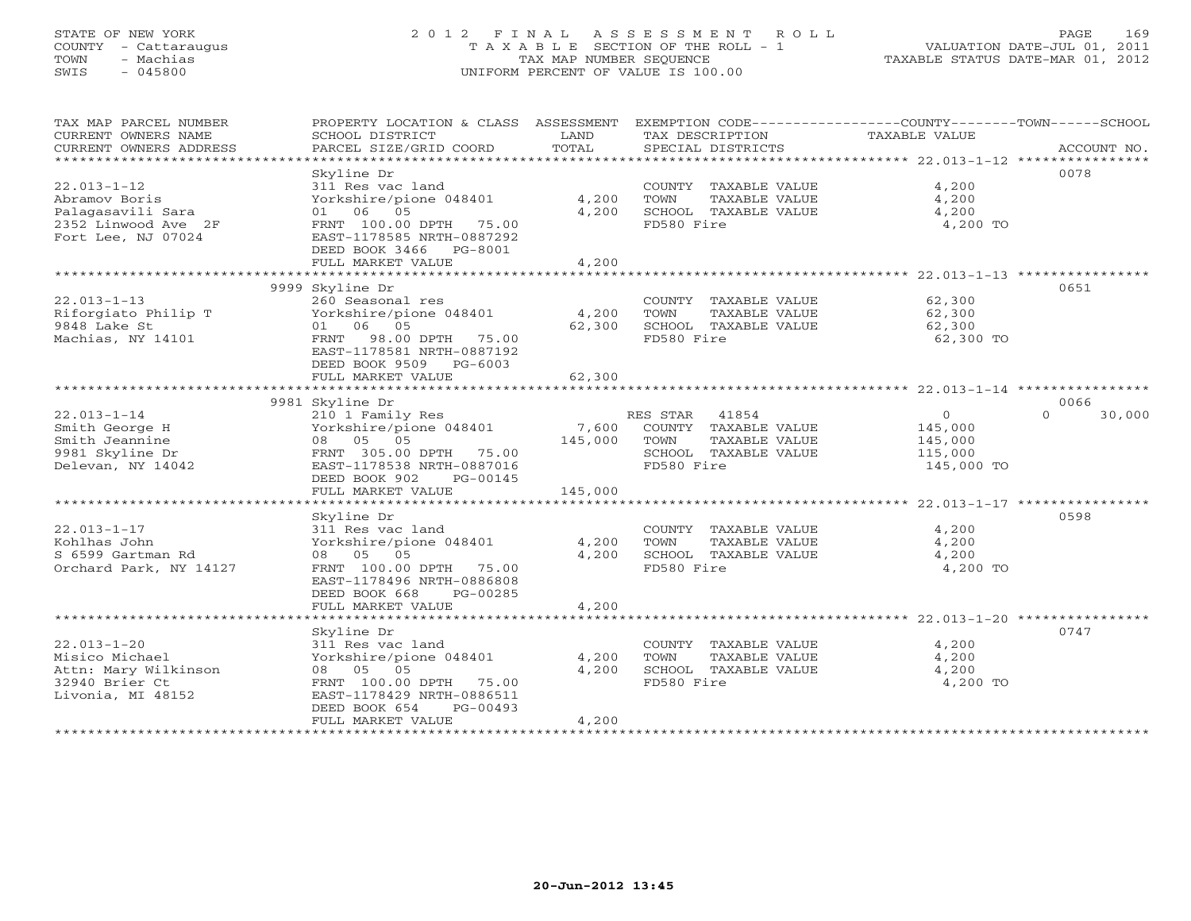STATE OF NEW YORK
COUNTY - Cattaraugus
TOWN - Machias
SWIS - 045800

# 2012 FINAL ASSESSMENT ROLL

TAXABLE SECTION OF THE ROLL - 1
TAX MAP NUMBER SEQUENCE
UNIFORM PERCENT OF VALUE IS 100.00

VALUATION DATE-JUL 01, 2011
TAXABLE STATUS DATE-MAR 01, 2012

| TAX MAP PARCEL NUMBER / CURRENT OWNERS NAME / CURRENT OWNERS ADDRESS | PROPERTY LOCATION & CLASS / SCHOOL DISTRICT / PARCEL SIZE/GRID COORD | ASSESSMENT LAND / TOTAL | EXEMPTION CODE / TAX DESCRIPTION / SPECIAL DISTRICTS | COUNTY TAXABLE VALUE | TOWN | SCHOOL | ACCOUNT NO. |
|---|---|---|---|---|---|---|---|
| 22.013-1-12 | Skyline Dr | | | | | | 0078 |
| | 311 Res vac land | | COUNTY TAXABLE VALUE | 4,200 | | | |
| Abramov Boris | Yorkshire/pione 048401 | 4,200 | TOWN TAXABLE VALUE | 4,200 | | | |
| Palagasavili Sara | 01 06 05 | 4,200 | SCHOOL TAXABLE VALUE | 4,200 | | | |
| 2352 Linwood Ave 2F | FRNT 100.00 DPTH 75.00 | | FD580 Fire | 4,200 TO | | | |
| Fort Lee, NJ 07024 | EAST-1178585 NRTH-0887292 | | | | | | |
| | DEED BOOK 3466 PG-8001 | | | | | | |
| | FULL MARKET VALUE | 4,200 | | | | | |
| 22.013-1-13 | 9999 Skyline Dr | | | | | | 0651 |
| | 260 Seasonal res | | COUNTY TAXABLE VALUE | 62,300 | | | |
| Riforgiato Philip T | Yorkshire/pione 048401 | 4,200 | TOWN TAXABLE VALUE | 62,300 | | | |
| 9848 Lake St | 01 06 05 | 62,300 | SCHOOL TAXABLE VALUE | 62,300 | | | |
| Machias, NY 14101 | FRNT 98.00 DPTH 75.00 | | FD580 Fire | 62,300 TO | | | |
| | EAST-1178581 NRTH-0887192 | | | | | | |
| | DEED BOOK 9509 PG-6003 | | | | | | |
| | FULL MARKET VALUE | 62,300 | | | | | |
| 22.013-1-14 | 9981 Skyline Dr | | | | | | 0066 |
| | 210 1 Family Res | | RES STAR 41854 | 0 | | 0 | 30,000 |
| Smith George H | Yorkshire/pione 048401 | 7,600 | COUNTY TAXABLE VALUE | 145,000 | | | |
| Smith Jeannine | 08 05 05 | 145,000 | TOWN TAXABLE VALUE | 145,000 | | | |
| 9981 Skyline Dr | FRNT 305.00 DPTH 75.00 | | SCHOOL TAXABLE VALUE | 115,000 | | | |
| Delevan, NY 14042 | EAST-1178538 NRTH-0887016 | | FD580 Fire | 145,000 TO | | | |
| | DEED BOOK 902 PG-00145 | | | | | | |
| | FULL MARKET VALUE | 145,000 | | | | | |
| 22.013-1-17 | Skyline Dr | | | | | | 0598 |
| | 311 Res vac land | | COUNTY TAXABLE VALUE | 4,200 | | | |
| Kohlhas John | Yorkshire/pione 048401 | 4,200 | TOWN TAXABLE VALUE | 4,200 | | | |
| S 6599 Gartman Rd | 08 05 05 | 4,200 | SCHOOL TAXABLE VALUE | 4,200 | | | |
| Orchard Park, NY 14127 | FRNT 100.00 DPTH 75.00 | | FD580 Fire | 4,200 TO | | | |
| | EAST-1178496 NRTH-0886808 | | | | | | |
| | DEED BOOK 668 PG-00285 | | | | | | |
| | FULL MARKET VALUE | 4,200 | | | | | |
| 22.013-1-20 | Skyline Dr | | | | | | 0747 |
| | 311 Res vac land | | COUNTY TAXABLE VALUE | 4,200 | | | |
| Misico Michael | Yorkshire/pione 048401 | 4,200 | TOWN TAXABLE VALUE | 4,200 | | | |
| Attn: Mary Wilkinson | 08 05 05 | 4,200 | SCHOOL TAXABLE VALUE | 4,200 | | | |
| 32940 Brier Ct | FRNT 100.00 DPTH 75.00 | | FD580 Fire | 4,200 TO | | | |
| Livonia, MI 48152 | EAST-1178429 NRTH-0886511 | | | | | | |
| | DEED BOOK 654 PG-00493 | | | | | | |
| | FULL MARKET VALUE | 4,200 | | | | | |

20-Jun-2012 13:45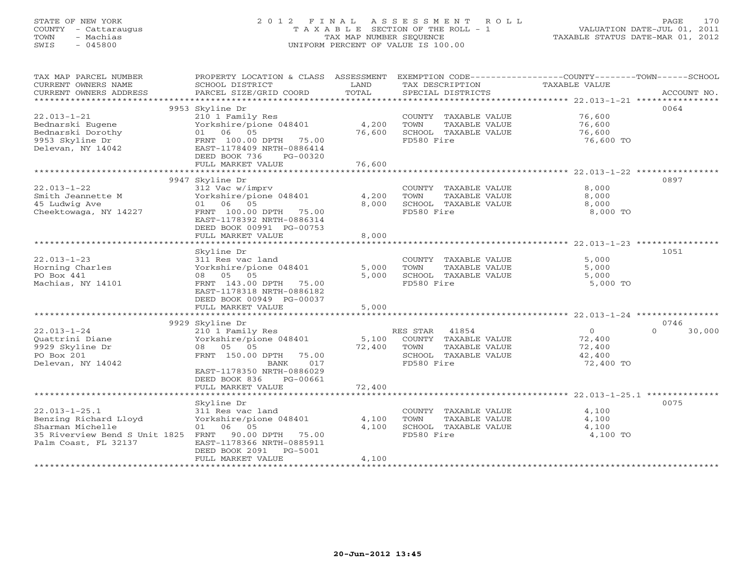STATE OF NEW YORK
COUNTY - Cattaraugus
TOWN - Machias
SWIS - 045800

# 2012 FINAL ASSESSMENT ROLL

TAXABLE SECTION OF THE ROLL - 1
TAX MAP NUMBER SEQUENCE
UNIFORM PERCENT OF VALUE IS 100.00

VALUATION DATE-JUL 01, 2011
TAXABLE STATUS DATE-MAR 01, 2012

| TAX MAP PARCEL NUMBER / CURRENT OWNERS NAME / CURRENT OWNERS ADDRESS | PROPERTY LOCATION & CLASS / SCHOOL DISTRICT / PARCEL SIZE/GRID COORD | ASSESSMENT LAND / TOTAL | EXEMPTION CODE / TAX DESCRIPTION / SPECIAL DISTRICTS | COUNTY | TOWN | SCHOOL | ACCOUNT NO. |
|---|---|---|---|---|---|---|---|
| 22.013-1-21 | 9953 Skyline Dr | | | | | | 0064 |
| Bednarski Eugene | 210 1 Family Res | | COUNTY TAXABLE VALUE | 76,600 | | | |
| Bednarski Dorothy | Yorkshire/pione 048401 | 4,200 | TOWN TAXABLE VALUE | | 76,600 | | |
| 9953 Skyline Dr | 01 06 05 | 76,600 | SCHOOL TAXABLE VALUE | | | 76,600 | |
| Delevan, NY 14042 | FRNT 100.00 DPTH 75.00 | | FD580 Fire | 76,600 TO | | | |
| | EAST-1178409 NRTH-0886414 | | | | | | |
| | DEED BOOK 736 PG-00320 | | | | | | |
| | FULL MARKET VALUE | 76,600 | | | | | |
| 22.013-1-22 | 9947 Skyline Dr | | | | | | 0897 |
| Smith Jeannette M | 312 Vac w/imprv | | COUNTY TAXABLE VALUE | 8,000 | | | |
| 45 Ludwig Ave | Yorkshire/pione 048401 | 4,200 | TOWN TAXABLE VALUE | | 8,000 | | |
| Cheektowaga, NY 14227 | 01 06 05 | 8,000 | SCHOOL TAXABLE VALUE | | | 8,000 | |
| | FRNT 100.00 DPTH 75.00 | | FD580 Fire | 8,000 TO | | | |
| | EAST-1178392 NRTH-0886314 | | | | | | |
| | DEED BOOK 00991 PG-00753 | | | | | | |
| | FULL MARKET VALUE | 8,000 | | | | | |
| 22.013-1-23 | Skyline Dr | | | | | | 1051 |
| Horning Charles | 311 Res vac land | | COUNTY TAXABLE VALUE | 5,000 | | | |
| PO Box 441 | Yorkshire/pione 048401 | 5,000 | TOWN TAXABLE VALUE | | 5,000 | | |
| Machias, NY 14101 | 08 05 05 | 5,000 | SCHOOL TAXABLE VALUE | | | 5,000 | |
| | FRNT 143.00 DPTH 75.00 | | FD580 Fire | 5,000 TO | | | |
| | EAST-1178318 NRTH-0886182 | | | | | | |
| | DEED BOOK 00949 PG-00037 | | | | | | |
| | FULL MARKET VALUE | 5,000 | | | | | |
| 22.013-1-24 | 9929 Skyline Dr | | | | | | 0746 |
| Quattrini Diane | 210 1 Family Res | | RES STAR 41854 | 0 | 0 | 30,000 | |
| 9929 Skyline Dr | Yorkshire/pione 048401 | 5,100 | COUNTY TAXABLE VALUE | 72,400 | | | |
| PO Box 201 | 08 05 05 | 72,400 | TOWN TAXABLE VALUE | | 72,400 | | |
| Delevan, NY 14042 | FRNT 150.00 DPTH 75.00 | | SCHOOL TAXABLE VALUE | | | 42,400 | |
| | BANK 017 | | FD580 Fire | 72,400 TO | | | |
| | EAST-1178350 NRTH-0886029 | | | | | | |
| | DEED BOOK 836 PG-00661 | | | | | | |
| | FULL MARKET VALUE | 72,400 | | | | | |
| 22.013-1-25.1 | Skyline Dr | | | | | | 0075 |
| Benzing Richard Lloyd | 311 Res vac land | | COUNTY TAXABLE VALUE | 4,100 | | | |
| Sharman Michelle | Yorkshire/pione 048401 | 4,100 | TOWN TAXABLE VALUE | | 4,100 | | |
| 35 Riverview Bend S Unit 1825 | 01 06 05 | 4,100 | SCHOOL TAXABLE VALUE | | | 4,100 | |
| Palm Coast, FL 32137 | FRNT 90.00 DPTH 75.00 | | FD580 Fire | 4,100 TO | | | |
| | EAST-1178366 NRTH-0885911 | | | | | | |
| | DEED BOOK 2091 PG-5001 | | | | | | |
| | FULL MARKET VALUE | 4,100 | | | | | |

20-Jun-2012 13:45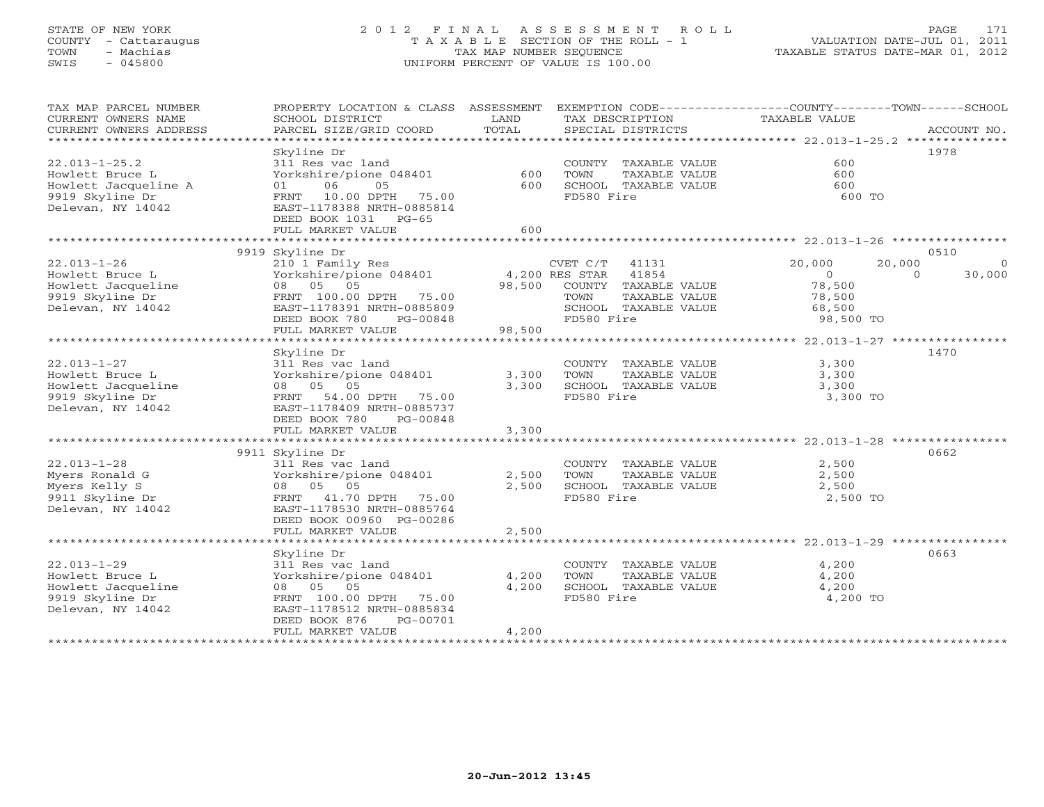STATE OF NEW YORK
COUNTY - Cattaraugus
TOWN - Machias
SWIS - 045800

# 2012 FINAL ASSESSMENT ROLL
TAXABLE SECTION OF THE ROLL - 1
TAX MAP NUMBER SEQUENCE
UNIFORM PERCENT OF VALUE IS 100.00

VALUATION DATE-JUL 01, 2011
TAXABLE STATUS DATE-MAR 01, 2012

| TAX MAP PARCEL NUMBER / CURRENT OWNERS NAME / CURRENT OWNERS ADDRESS | PROPERTY LOCATION & CLASS / SCHOOL DISTRICT / PARCEL SIZE/GRID COORD | ASSESSMENT LAND | TOTAL | EXEMPTION CODE / TAX DESCRIPTION / SPECIAL DISTRICTS | COUNTY TAXABLE VALUE | TOWN | SCHOOL | ACCOUNT NO. |
|---|---|---|---|---|---|---|---|---|
| 22.013-1-25.2 | Skyline Dr | | | | | | | 1978 |
| 22.013-1-25.2 | 311 Res vac land | | | COUNTY TAXABLE VALUE | 600 | | | |
| Howlett Bruce L | Yorkshire/pione 048401 | 600 | | TOWN TAXABLE VALUE | 600 | | | |
| Howlett Jacqueline A | 01 06 05 | | 600 | SCHOOL TAXABLE VALUE | 600 | | | |
| 9919 Skyline Dr | FRNT 10.00 DPTH 75.00 | | | FD580 Fire | 600 TO | | | |
| Delevan, NY 14042 | EAST-1178388 NRTH-0885814 | | | | | | | |
| | DEED BOOK 1031 PG-65 | | | | | | | |
| | FULL MARKET VALUE | | 600 | | | | | |
| 22.013-1-26 | 9919 Skyline Dr | | | | | | | 0510 |
| 22.013-1-26 | 210 1 Family Res | | | CVET C/T 41131 | 20,000 | 20,000 | 0 | |
| Howlett Bruce L | Yorkshire/pione 048401 | 4,200 | | RES STAR 41854 | 0 | 0 | 30,000 | |
| Howlett Jacqueline | 08 05 05 | | 98,500 | COUNTY TAXABLE VALUE | 78,500 | | | |
| 9919 Skyline Dr | FRNT 100.00 DPTH 75.00 | | | TOWN TAXABLE VALUE | 78,500 | | | |
| Delevan, NY 14042 | EAST-1178391 NRTH-0885809 | | | SCHOOL TAXABLE VALUE | 68,500 | | | |
| | DEED BOOK 780 PG-00848 | | | FD580 Fire | 98,500 TO | | | |
| | FULL MARKET VALUE | | 98,500 | | | | | |
| 22.013-1-27 | Skyline Dr | | | | | | | 1470 |
| 22.013-1-27 | 311 Res vac land | | | COUNTY TAXABLE VALUE | 3,300 | | | |
| Howlett Bruce L | Yorkshire/pione 048401 | 3,300 | | TOWN TAXABLE VALUE | 3,300 | | | |
| Howlett Jacqueline | 08 05 05 | | 3,300 | SCHOOL TAXABLE VALUE | 3,300 | | | |
| 9919 Skyline Dr | FRNT 54.00 DPTH 75.00 | | | FD580 Fire | 3,300 TO | | | |
| Delevan, NY 14042 | EAST-1178409 NRTH-0885737 | | | | | | | |
| | DEED BOOK 780 PG-00848 | | | | | | | |
| | FULL MARKET VALUE | | 3,300 | | | | | |
| 22.013-1-28 | 9911 Skyline Dr | | | | | | | 0662 |
| 22.013-1-28 | 311 Res vac land | | | COUNTY TAXABLE VALUE | 2,500 | | | |
| Myers Ronald G | Yorkshire/pione 048401 | 2,500 | | TOWN TAXABLE VALUE | 2,500 | | | |
| Myers Kelly S | 08 05 05 | | 2,500 | SCHOOL TAXABLE VALUE | 2,500 | | | |
| 9911 Skyline Dr | FRNT 41.70 DPTH 75.00 | | | FD580 Fire | 2,500 TO | | | |
| Delevan, NY 14042 | EAST-1178530 NRTH-0885764 | | | | | | | |
| | DEED BOOK 00960 PG-00286 | | | | | | | |
| | FULL MARKET VALUE | | 2,500 | | | | | |
| 22.013-1-29 | Skyline Dr | | | | | | | 0663 |
| 22.013-1-29 | 311 Res vac land | | | COUNTY TAXABLE VALUE | 4,200 | | | |
| Howlett Bruce L | Yorkshire/pione 048401 | 4,200 | | TOWN TAXABLE VALUE | 4,200 | | | |
| Howlett Jacqueline | 08 05 05 | | 4,200 | SCHOOL TAXABLE VALUE | 4,200 | | | |
| 9919 Skyline Dr | FRNT 100.00 DPTH 75.00 | | | FD580 Fire | 4,200 TO | | | |
| Delevan, NY 14042 | EAST-1178512 NRTH-0885834 | | | | | | | |
| | DEED BOOK 876 PG-00701 | | | | | | | |
| | FULL MARKET VALUE | | 4,200 | | | | | |

20-Jun-2012 13:45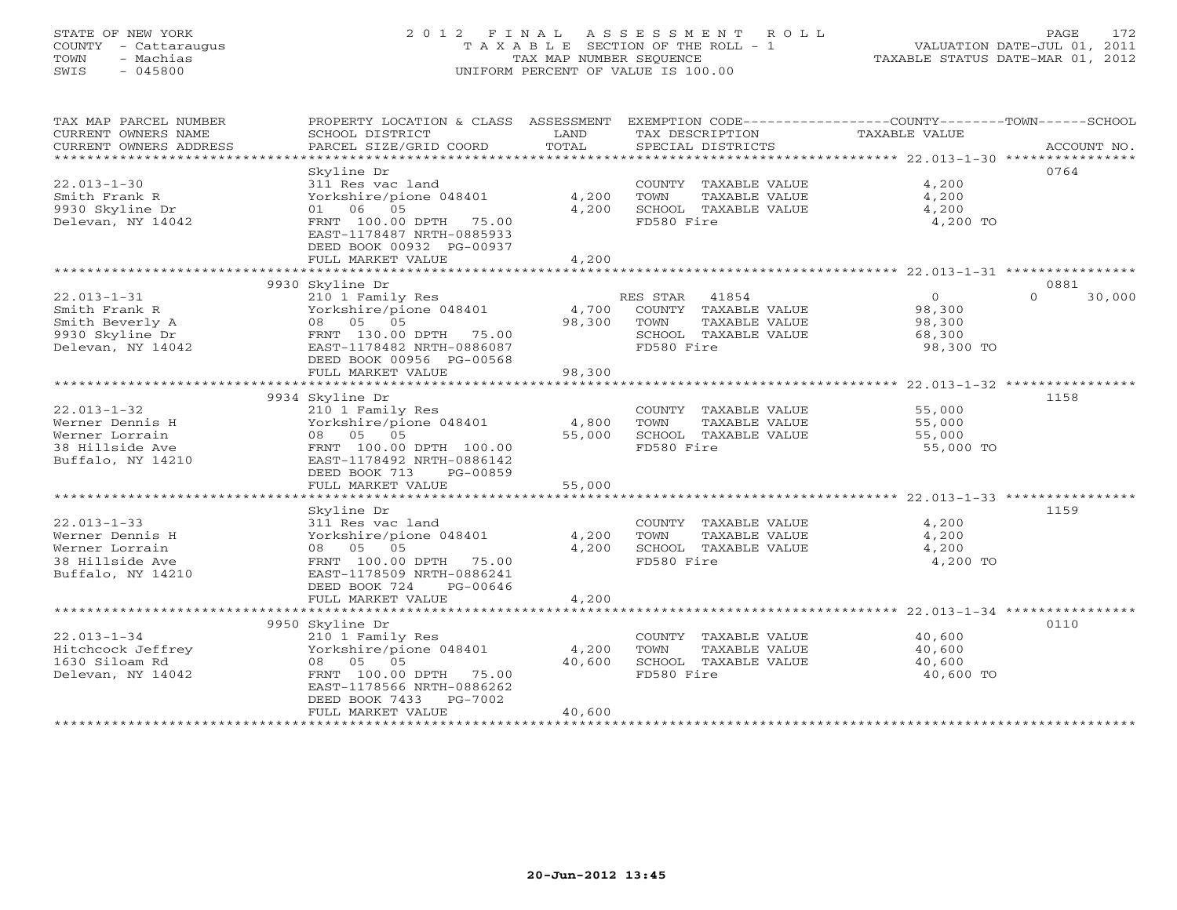STATE OF NEW YORK
COUNTY - Cattaraugus
TOWN - Machias
SWIS - 045800

2 0 1 2 F I N A L A S S E S S M E N T R O L L
T A X A B L E SECTION OF THE ROLL - 1
TAX MAP NUMBER SEQUENCE
UNIFORM PERCENT OF VALUE IS 100.00

VALUATION DATE-JUL 01, 2011
TAXABLE STATUS DATE-MAR 01, 2012

| TAX MAP PARCEL NUMBER / CURRENT OWNERS NAME / CURRENT OWNERS ADDRESS | PROPERTY LOCATION & CLASS / SCHOOL DISTRICT / PARCEL SIZE/GRID COORD | ASSESSMENT LAND | TOTAL | EXEMPTION CODE / TAX DESCRIPTION / SPECIAL DISTRICTS | COUNTY TAXABLE VALUE | TOWN | SCHOOL | ACCOUNT NO. |
|---|---|---|---|---|---|---|---|---|
| 22.013-1-30 | Skyline Dr | | | | | | | 0764 |
| Smith Frank R | 311 Res vac land | | | COUNTY TAXABLE VALUE | 4,200 | | | |
| 9930 Skyline Dr | Yorkshire/pione 048401 | 4,200 | | TOWN TAXABLE VALUE | 4,200 | | | |
| Delevan, NY 14042 | 01 06 05 | | 4,200 | SCHOOL TAXABLE VALUE | 4,200 | | | |
| | FRNT 100.00 DPTH 75.00 | | | FD580 Fire | 4,200 TO | | | |
| | EAST-1178487 NRTH-0885933 | | | | | | | |
| | DEED BOOK 00932 PG-00937 | | | | | | | |
| | FULL MARKET VALUE | | 4,200 | | | | | |
| 22.013-1-31 | 9930 Skyline Dr | | | | | | | 0881 |
| Smith Frank R | 210 1 Family Res | | | RES STAR 41854 | 0 | | 0 | 30,000 |
| Smith Beverly A | Yorkshire/pione 048401 | 4,700 | | COUNTY TAXABLE VALUE | 98,300 | | | |
| 9930 Skyline Dr | 08 05 05 | | 98,300 | TOWN TAXABLE VALUE | 98,300 | | | |
| Delevan, NY 14042 | FRNT 130.00 DPTH 75.00 | | | SCHOOL TAXABLE VALUE | 68,300 | | | |
| | EAST-1178482 NRTH-0886087 | | | FD580 Fire | 98,300 TO | | | |
| | DEED BOOK 00956 PG-00568 | | | | | | | |
| | FULL MARKET VALUE | | 98,300 | | | | | |
| 22.013-1-32 | 9934 Skyline Dr | | | | | | | 1158 |
| Werner Dennis H | 210 1 Family Res | | | COUNTY TAXABLE VALUE | 55,000 | | | |
| Werner Lorrain | Yorkshire/pione 048401 | 4,800 | | TOWN TAXABLE VALUE | 55,000 | | | |
| 38 Hillside Ave | 08 05 05 | | 55,000 | SCHOOL TAXABLE VALUE | 55,000 | | | |
| Buffalo, NY 14210 | FRNT 100.00 DPTH 100.00 | | | FD580 Fire | 55,000 TO | | | |
| | EAST-1178492 NRTH-0886142 | | | | | | | |
| | DEED BOOK 713 PG-00859 | | | | | | | |
| | FULL MARKET VALUE | | 55,000 | | | | | |
| 22.013-1-33 | Skyline Dr | | | | | | | 1159 |
| Werner Dennis H | 311 Res vac land | | | COUNTY TAXABLE VALUE | 4,200 | | | |
| Werner Lorrain | Yorkshire/pione 048401 | 4,200 | | TOWN TAXABLE VALUE | 4,200 | | | |
| 38 Hillside Ave | 08 05 05 | | 4,200 | SCHOOL TAXABLE VALUE | 4,200 | | | |
| Buffalo, NY 14210 | FRNT 100.00 DPTH 75.00 | | | FD580 Fire | 4,200 TO | | | |
| | EAST-1178509 NRTH-0886241 | | | | | | | |
| | DEED BOOK 724 PG-00646 | | | | | | | |
| | FULL MARKET VALUE | | 4,200 | | | | | |
| 22.013-1-34 | 9950 Skyline Dr | | | | | | | 0110 |
| Hitchcock Jeffrey | 210 1 Family Res | | | COUNTY TAXABLE VALUE | 40,600 | | | |
| 1630 Siloam Rd | Yorkshire/pione 048401 | 4,200 | | TOWN TAXABLE VALUE | 40,600 | | | |
| Delevan, NY 14042 | 08 05 05 | | 40,600 | SCHOOL TAXABLE VALUE | 40,600 | | | |
| | FRNT 100.00 DPTH 75.00 | | | FD580 Fire | 40,600 TO | | | |
| | EAST-1178566 NRTH-0886262 | | | | | | | |
| | DEED BOOK 7433 PG-7002 | | | | | | | |
| | FULL MARKET VALUE | | 40,600 | | | | | |

20-Jun-2012 13:45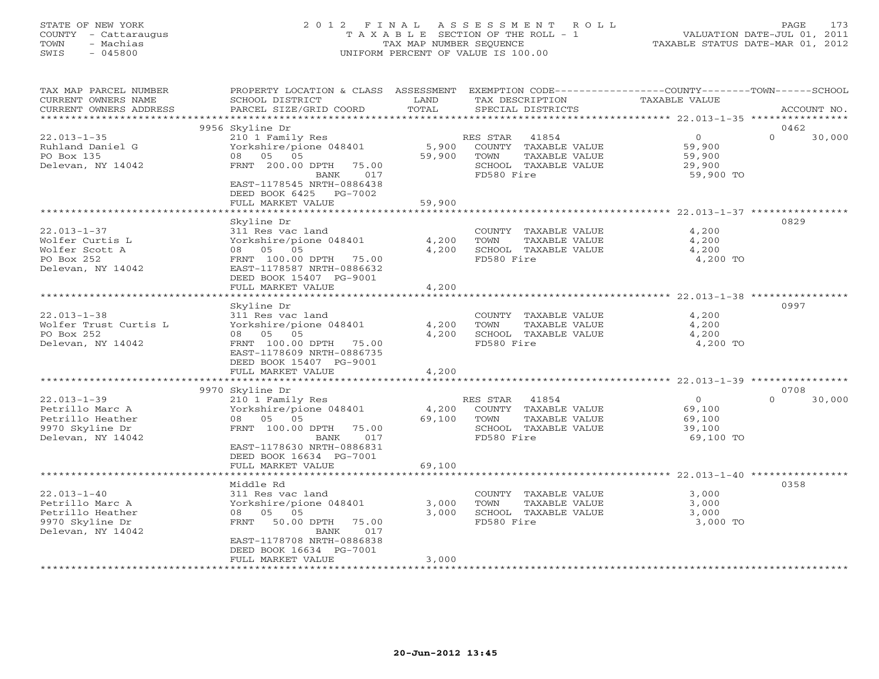STATE OF NEW YORK — COUNTY - Cattaraugus — TOWN - Machias — SWIS - 045800

# 2012 FINAL ASSESSMENT ROLL

TAXABLE SECTION OF THE ROLL - 1 — TAX MAP NUMBER SEQUENCE — UNIFORM PERCENT OF VALUE IS 100.00

VALUATION DATE-JUL 01, 2011 — TAXABLE STATUS DATE-MAR 01, 2012

| TAX MAP PARCEL NUMBER / CURRENT OWNERS NAME / CURRENT OWNERS ADDRESS | PROPERTY LOCATION & CLASS / SCHOOL DISTRICT / PARCEL SIZE/GRID COORD | ASSESSMENT LAND / TOTAL | EXEMPTION CODE / TAX DESCRIPTION / SPECIAL DISTRICTS | COUNTY / TOWN / SCHOOL TAXABLE VALUE | ACCOUNT NO. |
|---|---|---|---|---|---|
| **22.013-1-35** | 9956 Skyline Dr | | | | 0462 |
| Ruhland Daniel G | 210 1 Family Res | | RES STAR 41854 | 0 | 0 30,000 |
| PO Box 135 | Yorkshire/pione 048401 | 5,900 | COUNTY TAXABLE VALUE | 59,900 | |
| Delevan, NY 14042 | 08 05 05 | 59,900 | TOWN TAXABLE VALUE | 59,900 | |
| | FRNT 200.00 DPTH 75.00 | | SCHOOL TAXABLE VALUE | 29,900 | |
| | BANK 017 | | FD580 Fire | 59,900 TO | |
| | EAST-1178545 NRTH-0886438 | | | | |
| | DEED BOOK 6425 PG-7002 | | | | |
| | FULL MARKET VALUE | 59,900 | | | |
| **22.013-1-37** | Skyline Dr | | | | 0829 |
| Wolfer Curtis L | 311 Res vac land | | COUNTY TAXABLE VALUE | 4,200 | |
| Wolfer Scott A | Yorkshire/pione 048401 | 4,200 | TOWN TAXABLE VALUE | 4,200 | |
| PO Box 252 | 08 05 05 | 4,200 | SCHOOL TAXABLE VALUE | 4,200 | |
| Delevan, NY 14042 | FRNT 100.00 DPTH 75.00 | | FD580 Fire | 4,200 TO | |
| | EAST-1178587 NRTH-0886632 | | | | |
| | DEED BOOK 15407 PG-9001 | | | | |
| | FULL MARKET VALUE | 4,200 | | | |
| **22.013-1-38** | Skyline Dr | | | | 0997 |
| Wolfer Trust Curtis L | 311 Res vac land | | COUNTY TAXABLE VALUE | 4,200 | |
| PO Box 252 | Yorkshire/pione 048401 | 4,200 | TOWN TAXABLE VALUE | 4,200 | |
| Delevan, NY 14042 | 08 05 05 | 4,200 | SCHOOL TAXABLE VALUE | 4,200 | |
| | FRNT 100.00 DPTH 75.00 | | FD580 Fire | 4,200 TO | |
| | EAST-1178609 NRTH-0886735 | | | | |
| | DEED BOOK 15407 PG-9001 | | | | |
| | FULL MARKET VALUE | 4,200 | | | |
| **22.013-1-39** | 9970 Skyline Dr | | | | 0708 |
| Petrillo Marc A | 210 1 Family Res | | RES STAR 41854 | 0 | 0 30,000 |
| Petrillo Heather | Yorkshire/pione 048401 | 4,200 | COUNTY TAXABLE VALUE | 69,100 | |
| 9970 Skyline Dr | 08 05 05 | 69,100 | TOWN TAXABLE VALUE | 69,100 | |
| Delevan, NY 14042 | FRNT 100.00 DPTH 75.00 | | SCHOOL TAXABLE VALUE | 39,100 | |
| | BANK 017 | | FD580 Fire | 69,100 TO | |
| | EAST-1178630 NRTH-0886831 | | | | |
| | DEED BOOK 16634 PG-7001 | | | | |
| | FULL MARKET VALUE | 69,100 | | | |
| **22.013-1-40** | Middle Rd | | | | 0358 |
| Petrillo Marc A | 311 Res vac land | | COUNTY TAXABLE VALUE | 3,000 | |
| Petrillo Heather | Yorkshire/pione 048401 | 3,000 | TOWN TAXABLE VALUE | 3,000 | |
| 9970 Skyline Dr | 08 05 05 | 3,000 | SCHOOL TAXABLE VALUE | 3,000 | |
| Delevan, NY 14042 | FRNT 50.00 DPTH 75.00 | | FD580 Fire | 3,000 TO | |
| | BANK 017 | | | | |
| | EAST-1178708 NRTH-0886838 | | | | |
| | DEED BOOK 16634 PG-7001 | | | | |
| | FULL MARKET VALUE | 3,000 | | | |

20-Jun-2012 13:45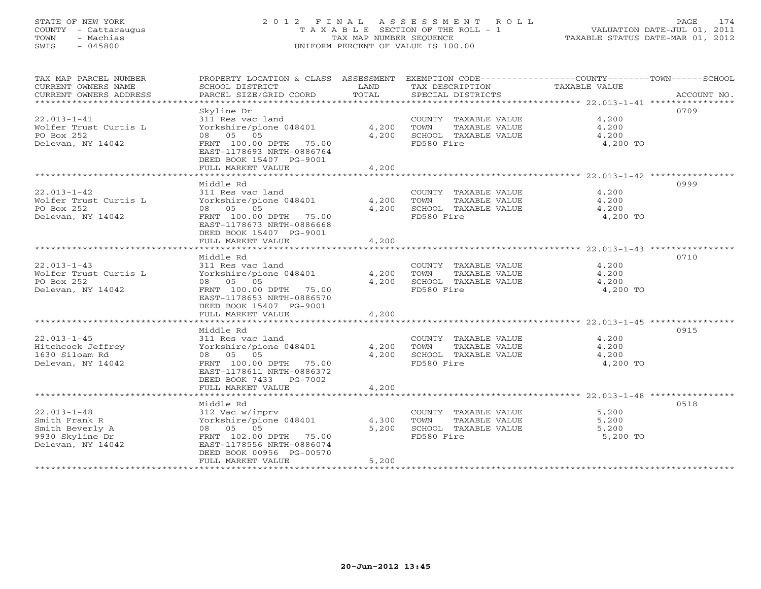STATE OF NEW YORK
COUNTY - Cattaraugus
TOWN - Machias
SWIS - 045800

2012 FINAL ASSESSMENT ROLL
TAXABLE SECTION OF THE ROLL - 1
TAX MAP NUMBER SEQUENCE
UNIFORM PERCENT OF VALUE IS 100.00

VALUATION DATE-JUL 01, 2011
TAXABLE STATUS DATE-MAR 01, 2012

| TAX MAP PARCEL NUMBER / CURRENT OWNERS NAME / CURRENT OWNERS ADDRESS | PROPERTY LOCATION & CLASS / SCHOOL DISTRICT / PARCEL SIZE/GRID COORD | ASSESSMENT LAND | TOTAL | EXEMPTION CODE / TAX DESCRIPTION / SPECIAL DISTRICTS | TAXABLE VALUE (COUNTY / TOWN / SCHOOL) | ACCOUNT NO. |
|---|---|---|---|---|---|---|
| 22.013-1-41 | Skyline Dr | | | | | 0709 |
| Wolfer Trust Curtis L | 311 Res vac land | | | COUNTY TAXABLE VALUE | 4,200 | |
| PO Box 252 | Yorkshire/pione 048401 | 4,200 | | TOWN TAXABLE VALUE | 4,200 | |
| Delevan, NY 14042 | 08 05 05 | | 4,200 | SCHOOL TAXABLE VALUE | 4,200 | |
| | FRNT 100.00 DPTH 75.00 | | | FD580 Fire | 4,200 TO | |
| | EAST-1178693 NRTH-0886764 | | | | | |
| | DEED BOOK 15407 PG-9001 | | | | | |
| | FULL MARKET VALUE | | 4,200 | | | |
| 22.013-1-42 | Middle Rd | | | | | 0999 |
| Wolfer Trust Curtis L | 311 Res vac land | | | COUNTY TAXABLE VALUE | 4,200 | |
| PO Box 252 | Yorkshire/pione 048401 | 4,200 | | TOWN TAXABLE VALUE | 4,200 | |
| Delevan, NY 14042 | 08 05 05 | | 4,200 | SCHOOL TAXABLE VALUE | 4,200 | |
| | FRNT 100.00 DPTH 75.00 | | | FD580 Fire | 4,200 TO | |
| | EAST-1178673 NRTH-0886668 | | | | | |
| | DEED BOOK 15407 PG-9001 | | | | | |
| | FULL MARKET VALUE | | 4,200 | | | |
| 22.013-1-43 | Middle Rd | | | | | 0710 |
| Wolfer Trust Curtis L | 311 Res vac land | | | COUNTY TAXABLE VALUE | 4,200 | |
| PO Box 252 | Yorkshire/pione 048401 | 4,200 | | TOWN TAXABLE VALUE | 4,200 | |
| Delevan, NY 14042 | 08 05 05 | | 4,200 | SCHOOL TAXABLE VALUE | 4,200 | |
| | FRNT 100.00 DPTH 75.00 | | | FD580 Fire | 4,200 TO | |
| | EAST-1178653 NRTH-0886570 | | | | | |
| | DEED BOOK 15407 PG-9001 | | | | | |
| | FULL MARKET VALUE | | 4,200 | | | |
| 22.013-1-45 | Middle Rd | | | | | 0915 |
| Hitchcock Jeffrey | 311 Res vac land | | | COUNTY TAXABLE VALUE | 4,200 | |
| 1630 Siloam Rd | Yorkshire/pione 048401 | 4,200 | | TOWN TAXABLE VALUE | 4,200 | |
| Delevan, NY 14042 | 08 05 05 | | 4,200 | SCHOOL TAXABLE VALUE | 4,200 | |
| | FRNT 100.00 DPTH 75.00 | | | FD580 Fire | 4,200 TO | |
| | EAST-1178611 NRTH-0886372 | | | | | |
| | DEED BOOK 7433 PG-7002 | | | | | |
| | FULL MARKET VALUE | | 4,200 | | | |
| 22.013-1-48 | Middle Rd | | | | | 0518 |
| Smith Frank R | 312 Vac w/imprv | | | COUNTY TAXABLE VALUE | 5,200 | |
| Smith Beverly A | Yorkshire/pione 048401 | 4,300 | | TOWN TAXABLE VALUE | 5,200 | |
| 9930 Skyline Dr | 08 05 05 | | 5,200 | SCHOOL TAXABLE VALUE | 5,200 | |
| Delevan, NY 14042 | FRNT 102.00 DPTH 75.00 | | | FD580 Fire | 5,200 TO | |
| | EAST-1178556 NRTH-0886074 | | | | | |
| | DEED BOOK 00956 PG-00570 | | | | | |
| | FULL MARKET VALUE | | 5,200 | | | |

20-Jun-2012 13:45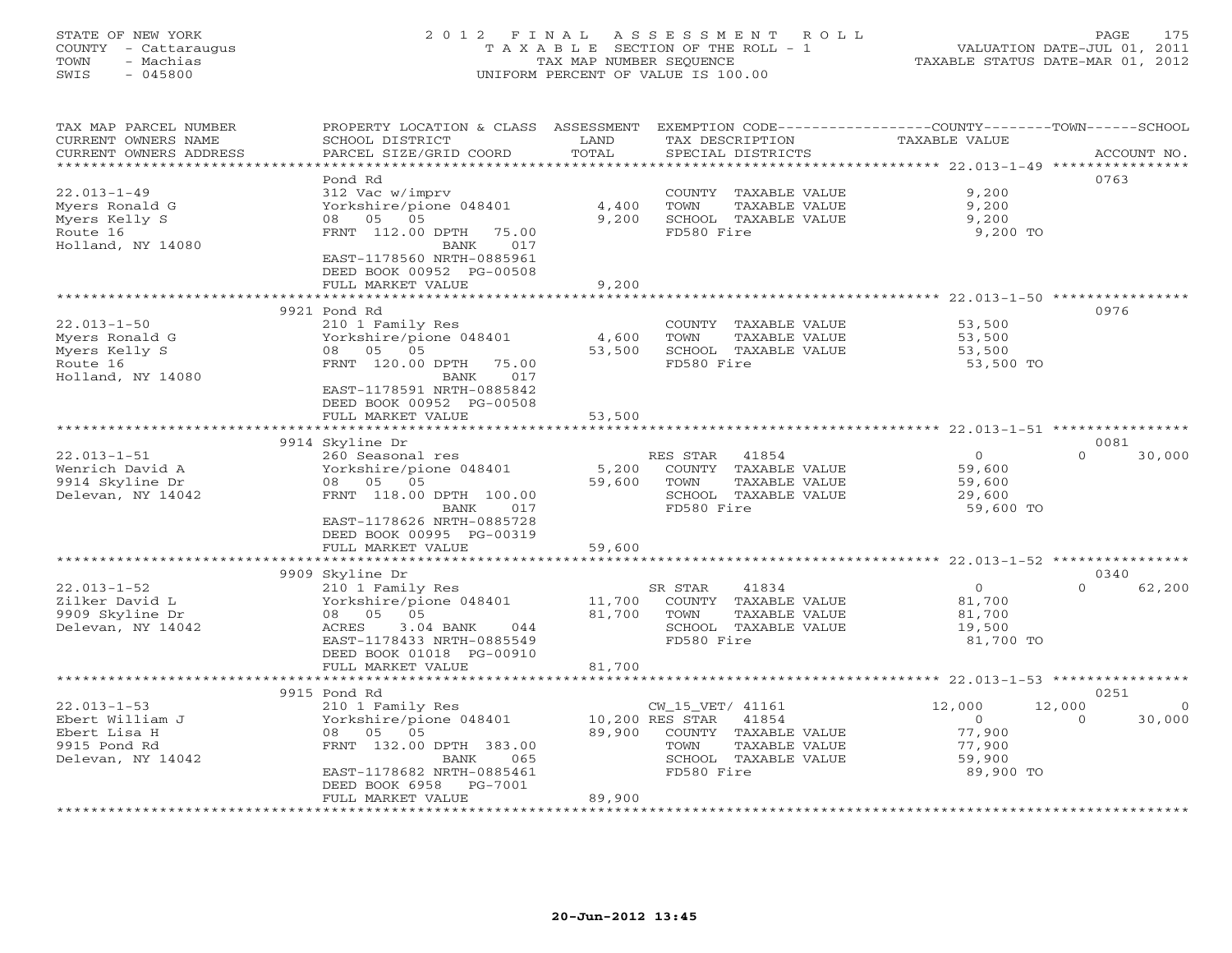STATE OF NEW YORK
COUNTY - Cattaraugus
TOWN - Machias
SWIS - 045800

# 2012 FINAL ASSESSMENT ROLL

TAXABLE SECTION OF THE ROLL - 1
TAX MAP NUMBER SEQUENCE
UNIFORM PERCENT OF VALUE IS 100.00

VALUATION DATE-JUL 01, 2011
TAXABLE STATUS DATE-MAR 01, 2012

| TAX MAP PARCEL NUMBER / CURRENT OWNERS NAME / CURRENT OWNERS ADDRESS | PROPERTY LOCATION & CLASS / SCHOOL DISTRICT / PARCEL SIZE/GRID COORD | ASSESSMENT LAND | TOTAL | EXEMPTION CODE / TAX DESCRIPTION / SPECIAL DISTRICTS | COUNTY TAXABLE VALUE | TOWN | SCHOOL | ACCOUNT NO. |
|---|---|---|---|---|---|---|---|---|
| | Pond Rd | | | | | | | 0763 |
| 22.013-1-49 | 312 Vac w/imprv | | | COUNTY TAXABLE VALUE | 9,200 | | | |
| Myers Ronald G | Yorkshire/pione 048401 | 4,400 | | TOWN TAXABLE VALUE | 9,200 | | | |
| Myers Kelly S | 08 05 05 | | 9,200 | SCHOOL TAXABLE VALUE | 9,200 | | | |
| Route 16 | FRNT 112.00 DPTH 75.00 | | | FD580 Fire | 9,200 TO | | | |
| Holland, NY 14080 | BANK 017 | | | | | | | |
| | EAST-1178560 NRTH-0885961 | | | | | | | |
| | DEED BOOK 00952 PG-00508 | | | | | | | |
| | FULL MARKET VALUE | | 9,200 | | | | | |
| | 9921 Pond Rd | | | | | | | 0976 |
| 22.013-1-50 | 210 1 Family Res | | | COUNTY TAXABLE VALUE | 53,500 | | | |
| Myers Ronald G | Yorkshire/pione 048401 | 4,600 | | TOWN TAXABLE VALUE | 53,500 | | | |
| Myers Kelly S | 08 05 05 | | 53,500 | SCHOOL TAXABLE VALUE | 53,500 | | | |
| Route 16 | FRNT 120.00 DPTH 75.00 | | | FD580 Fire | 53,500 TO | | | |
| Holland, NY 14080 | BANK 017 | | | | | | | |
| | EAST-1178591 NRTH-0885842 | | | | | | | |
| | DEED BOOK 00952 PG-00508 | | | | | | | |
| | FULL MARKET VALUE | | 53,500 | | | | | |
| | 9914 Skyline Dr | | | | | | | 0081 |
| 22.013-1-51 | 260 Seasonal res | | | RES STAR 41854 | 0 | 0 | 30,000 | |
| Wenrich David A | Yorkshire/pione 048401 | 5,200 | | COUNTY TAXABLE VALUE | 59,600 | | | |
| 9914 Skyline Dr | 08 05 05 | | 59,600 | TOWN TAXABLE VALUE | 59,600 | | | |
| Delevan, NY 14042 | FRNT 118.00 DPTH 100.00 | | | SCHOOL TAXABLE VALUE | 29,600 | | | |
| | BANK 017 | | | FD580 Fire | 59,600 TO | | | |
| | EAST-1178626 NRTH-0885728 | | | | | | | |
| | DEED BOOK 00995 PG-00319 | | | | | | | |
| | FULL MARKET VALUE | | 59,600 | | | | | |
| | 9909 Skyline Dr | | | | | | | 0340 |
| 22.013-1-52 | 210 1 Family Res | | | SR STAR 41834 | 0 | 0 | 62,200 | |
| Zilker David L | Yorkshire/pione 048401 | 11,700 | | COUNTY TAXABLE VALUE | 81,700 | | | |
| 9909 Skyline Dr | 08 05 05 | | 81,700 | TOWN TAXABLE VALUE | 81,700 | | | |
| Delevan, NY 14042 | ACRES 3.04 BANK 044 | | | SCHOOL TAXABLE VALUE | 19,500 | | | |
| | EAST-1178433 NRTH-0885549 | | | FD580 Fire | 81,700 TO | | | |
| | DEED BOOK 01018 PG-00910 | | | | | | | |
| | FULL MARKET VALUE | | 81,700 | | | | | |
| | 9915 Pond Rd | | | | | | | 0251 |
| 22.013-1-53 | 210 1 Family Res | | | CW_15_VET/ 41161 | 12,000 | 12,000 | 0 | |
| Ebert William J | Yorkshire/pione 048401 | 10,200 | | RES STAR 41854 | 0 | 0 | 30,000 | |
| Ebert Lisa H | 08 05 05 | | 89,900 | COUNTY TAXABLE VALUE | 77,900 | | | |
| 9915 Pond Rd | FRNT 132.00 DPTH 383.00 | | | TOWN TAXABLE VALUE | 77,900 | | | |
| Delevan, NY 14042 | BANK 065 | | | SCHOOL TAXABLE VALUE | 59,900 | | | |
| | EAST-1178682 NRTH-0885461 | | | FD580 Fire | 89,900 TO | | | |
| | DEED BOOK 6958 PG-7001 | | | | | | | |
| | FULL MARKET VALUE | | 89,900 | | | | | |

20-Jun-2012 13:45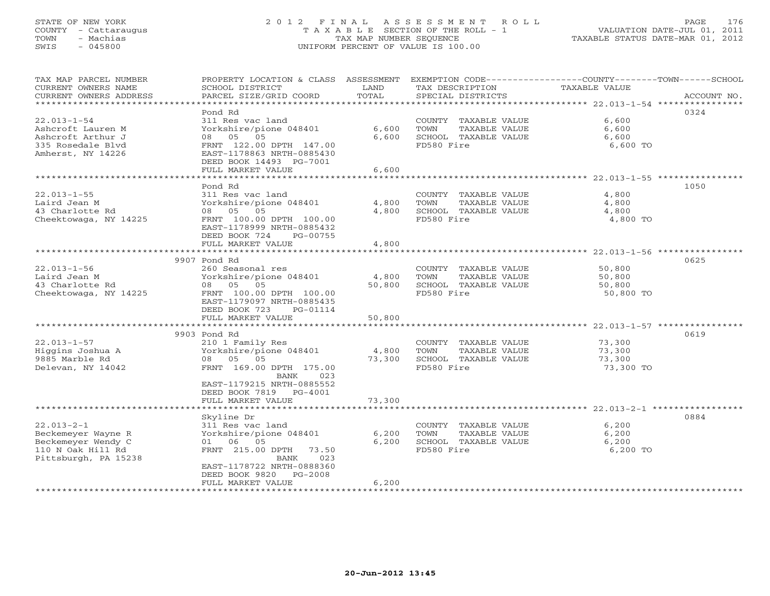STATE OF NEW YORK
COUNTY - Cattaraugus
TOWN - Machias
SWIS - 045800

# 2012 FINAL ASSESSMENT ROLL

TAXABLE SECTION OF THE ROLL - 1
TAX MAP NUMBER SEQUENCE
UNIFORM PERCENT OF VALUE IS 100.00

VALUATION DATE-JUL 01, 2011
TAXABLE STATUS DATE-MAR 01, 2012

| TAX MAP PARCEL NUMBER / CURRENT OWNERS NAME / CURRENT OWNERS ADDRESS | PROPERTY LOCATION & CLASS / SCHOOL DISTRICT / PARCEL SIZE/GRID COORD | ASSESSMENT LAND / TOTAL | EXEMPTION CODE / TAX DESCRIPTION / SPECIAL DISTRICTS | COUNTY / TOWN / SCHOOL TAXABLE VALUE | ACCOUNT NO. |
|---|---|---|---|---|---|
| 22.013-1-54 | Pond Rd | | | | 0324 |
| | 311 Res vac land | | COUNTY TAXABLE VALUE | 6,600 | |
| Ashcroft Lauren M | Yorkshire/pione 048401 | 6,600 | TOWN TAXABLE VALUE | 6,600 | |
| Ashcroft Arthur J | 08 05 05 | 6,600 | SCHOOL TAXABLE VALUE | 6,600 | |
| 335 Rosedale Blvd | FRNT 122.00 DPTH 147.00 | | FD580 Fire | 6,600 TO | |
| Amherst, NY 14226 | EAST-1178863 NRTH-0885430 | | | | |
| | DEED BOOK 14493 PG-7001 | | | | |
| | FULL MARKET VALUE | 6,600 | | | |
| 22.013-1-55 | Pond Rd | | | | 1050 |
| | 311 Res vac land | | COUNTY TAXABLE VALUE | 4,800 | |
| Laird Jean M | Yorkshire/pione 048401 | 4,800 | TOWN TAXABLE VALUE | 4,800 | |
| 43 Charlotte Rd | 08 05 05 | 4,800 | SCHOOL TAXABLE VALUE | 4,800 | |
| Cheektowaga, NY 14225 | FRNT 100.00 DPTH 100.00 | | FD580 Fire | 4,800 TO | |
| | EAST-1178999 NRTH-0885432 | | | | |
| | DEED BOOK 724 PG-00755 | | | | |
| | FULL MARKET VALUE | 4,800 | | | |
| 22.013-1-56 | 9907 Pond Rd | | | | 0625 |
| | 260 Seasonal res | | COUNTY TAXABLE VALUE | 50,800 | |
| Laird Jean M | Yorkshire/pione 048401 | 4,800 | TOWN TAXABLE VALUE | 50,800 | |
| 43 Charlotte Rd | 08 05 05 | 50,800 | SCHOOL TAXABLE VALUE | 50,800 | |
| Cheektowaga, NY 14225 | FRNT 100.00 DPTH 100.00 | | FD580 Fire | 50,800 TO | |
| | EAST-1179097 NRTH-0885435 | | | | |
| | DEED BOOK 723 PG-01114 | | | | |
| | FULL MARKET VALUE | 50,800 | | | |
| 22.013-1-57 | 9903 Pond Rd | | | | 0619 |
| | 210 1 Family Res | | COUNTY TAXABLE VALUE | 73,300 | |
| Higgins Joshua A | Yorkshire/pione 048401 | 4,800 | TOWN TAXABLE VALUE | 73,300 | |
| 9885 Marble Rd | 08 05 05 | 73,300 | SCHOOL TAXABLE VALUE | 73,300 | |
| Delevan, NY 14042 | FRNT 169.00 DPTH 175.00 | | FD580 Fire | 73,300 TO | |
| | BANK 023 | | | | |
| | EAST-1179215 NRTH-0885552 | | | | |
| | DEED BOOK 7819 PG-4001 | | | | |
| | FULL MARKET VALUE | 73,300 | | | |
| 22.013-2-1 | Skyline Dr | | | | 0884 |
| | 311 Res vac land | | COUNTY TAXABLE VALUE | 6,200 | |
| Beckemeyer Wayne R | Yorkshire/pione 048401 | 6,200 | TOWN TAXABLE VALUE | 6,200 | |
| Beckemeyer Wendy C | 01 06 05 | 6,200 | SCHOOL TAXABLE VALUE | 6,200 | |
| 110 N Oak Hill Rd | FRNT 215.00 DPTH 73.50 | | FD580 Fire | 6,200 TO | |
| Pittsburgh, PA 15238 | BANK 023 | | | | |
| | EAST-1178722 NRTH-0888360 | | | | |
| | DEED BOOK 9820 PG-2008 | | | | |
| | FULL MARKET VALUE | 6,200 | | | |

20-Jun-2012 13:45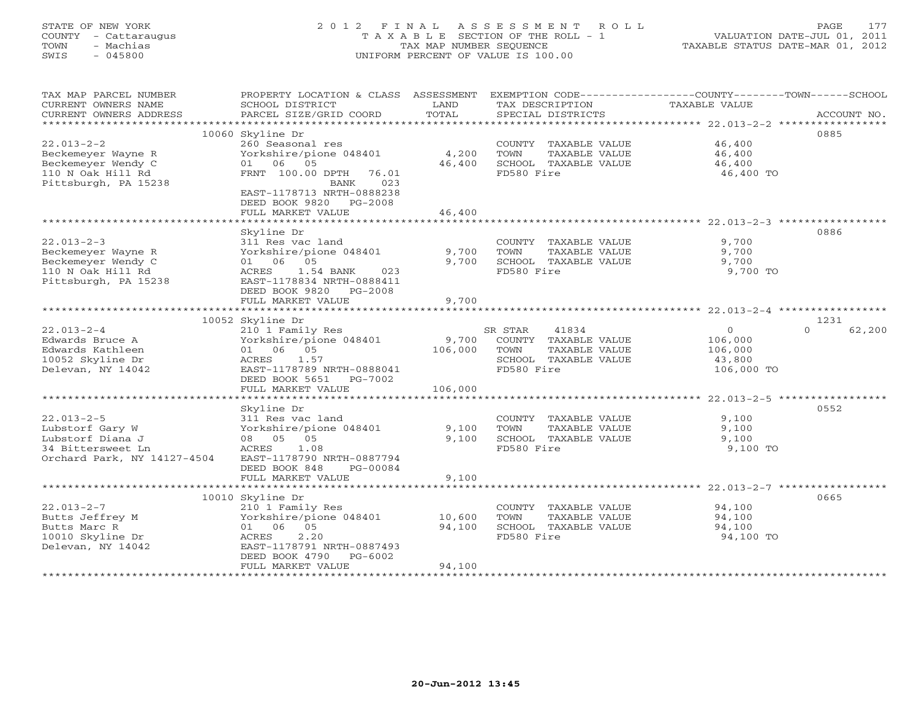STATE OF NEW YORK
COUNTY - Cattaraugus
TOWN - Machias
SWIS - 045800

# 2012 FINAL ASSESSMENT ROLL
TAXABLE SECTION OF THE ROLL - 1
TAX MAP NUMBER SEQUENCE
UNIFORM PERCENT OF VALUE IS 100.00

VALUATION DATE-JUL 01, 2011
TAXABLE STATUS DATE-MAR 01, 2012

| TAX MAP PARCEL NUMBER / CURRENT OWNERS NAME / CURRENT OWNERS ADDRESS | PROPERTY LOCATION & CLASS / SCHOOL DISTRICT / PARCEL SIZE/GRID COORD | ASSESSMENT LAND | TOTAL | EXEMPTION CODE / TAX DESCRIPTION / SPECIAL DISTRICTS | COUNTY / TOWN / SCHOOL TAXABLE VALUE | ACCOUNT NO. |
|---|---|---|---|---|---|---|
| 22.013-2-2 | 10060 Skyline Dr | | | | | 0885 |
| 22.013-2-2 | 260 Seasonal res | | | COUNTY TAXABLE VALUE | 46,400 | |
| Beckemeyer Wayne R | Yorkshire/pione 048401 | 4,200 | | TOWN TAXABLE VALUE | 46,400 | |
| Beckemeyer Wendy C | 01 06 05 | | 46,400 | SCHOOL TAXABLE VALUE | 46,400 | |
| 110 N Oak Hill Rd | FRNT 100.00 DPTH 76.01 | | | FD580 Fire | 46,400 TO | |
| Pittsburgh, PA 15238 | BANK 023 | | | | | |
| | EAST-1178713 NRTH-0888238 | | | | | |
| | DEED BOOK 9820 PG-2008 | | | | | |
| | FULL MARKET VALUE | | 46,400 | | | |
| 22.013-2-3 | Skyline Dr | | | | | 0886 |
| 22.013-2-3 | 311 Res vac land | | | COUNTY TAXABLE VALUE | 9,700 | |
| Beckemeyer Wayne R | Yorkshire/pione 048401 | 9,700 | | TOWN TAXABLE VALUE | 9,700 | |
| Beckemeyer Wendy C | 01 06 05 | | 9,700 | SCHOOL TAXABLE VALUE | 9,700 | |
| 110 N Oak Hill Rd | ACRES 1.54 BANK 023 | | | FD580 Fire | 9,700 TO | |
| Pittsburgh, PA 15238 | EAST-1178834 NRTH-0888411 | | | | | |
| | DEED BOOK 9820 PG-2008 | | | | | |
| | FULL MARKET VALUE | | 9,700 | | | |
| 22.013-2-4 | 10052 Skyline Dr | | | | | 1231 |
| 22.013-2-4 | 210 1 Family Res | | | SR STAR 41834 | 0 / 0 / 62,200 | |
| Edwards Bruce A | Yorkshire/pione 048401 | 9,700 | | COUNTY TAXABLE VALUE | 106,000 | |
| Edwards Kathleen | 01 06 05 | | 106,000 | TOWN TAXABLE VALUE | 106,000 | |
| 10052 Skyline Dr | ACRES 1.57 | | | SCHOOL TAXABLE VALUE | 43,800 | |
| Delevan, NY 14042 | EAST-1178789 NRTH-0888041 | | | FD580 Fire | 106,000 TO | |
| | DEED BOOK 5651 PG-7002 | | | | | |
| | FULL MARKET VALUE | | 106,000 | | | |
| 22.013-2-5 | Skyline Dr | | | | | 0552 |
| 22.013-2-5 | 311 Res vac land | | | COUNTY TAXABLE VALUE | 9,100 | |
| Lubstorf Gary W | Yorkshire/pione 048401 | 9,100 | | TOWN TAXABLE VALUE | 9,100 | |
| Lubstorf Diana J | 08 05 05 | | 9,100 | SCHOOL TAXABLE VALUE | 9,100 | |
| 34 Bittersweet Ln | ACRES 1.08 | | | FD580 Fire | 9,100 TO | |
| Orchard Park, NY 14127-4504 | EAST-1178790 NRTH-0887794 | | | | | |
| | DEED BOOK 848 PG-00084 | | | | | |
| | FULL MARKET VALUE | | 9,100 | | | |
| 22.013-2-7 | 10010 Skyline Dr | | | | | 0665 |
| 22.013-2-7 | 210 1 Family Res | | | COUNTY TAXABLE VALUE | 94,100 | |
| Butts Jeffrey M | Yorkshire/pione 048401 | 10,600 | | TOWN TAXABLE VALUE | 94,100 | |
| Butts Marc R | 01 06 05 | | 94,100 | SCHOOL TAXABLE VALUE | 94,100 | |
| 10010 Skyline Dr | ACRES 2.20 | | | FD580 Fire | 94,100 TO | |
| Delevan, NY 14042 | EAST-1178791 NRTH-0887493 | | | | | |
| | DEED BOOK 4790 PG-6002 | | | | | |
| | FULL MARKET VALUE | | 94,100 | | | |

20-Jun-2012 13:45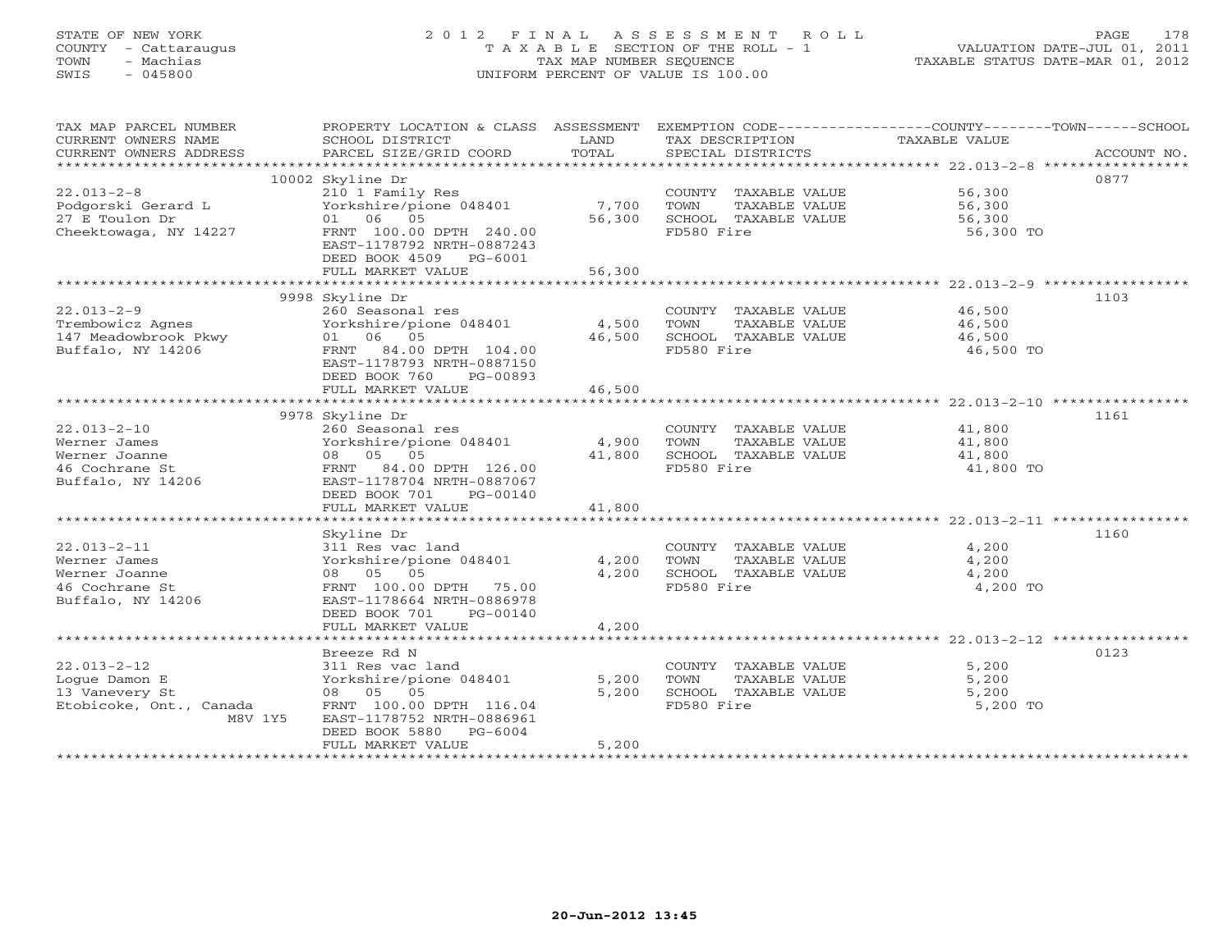STATE OF NEW YORK
COUNTY - Cattaraugus
TOWN - Machias
SWIS - 045800

# 2012 FINAL ASSESSMENT ROLL

TAXABLE SECTION OF THE ROLL - 1
TAX MAP NUMBER SEQUENCE
UNIFORM PERCENT OF VALUE IS 100.00

VALUATION DATE-JUL 01, 2011
TAXABLE STATUS DATE-MAR 01, 2012

| TAX MAP PARCEL NUMBER / CURRENT OWNERS NAME / CURRENT OWNERS ADDRESS | PROPERTY LOCATION & CLASS / SCHOOL DISTRICT / PARCEL SIZE/GRID COORD | ASSESSMENT LAND | TOTAL | EXEMPTION CODE / TAX DESCRIPTION / SPECIAL DISTRICTS | TAXABLE VALUE (COUNTY--TOWN--SCHOOL) | ACCOUNT NO. |
|---|---|---|---|---|---|---|
| | 10002 Skyline Dr | | | | | 0877 |
| 22.013-2-8 | 210 1 Family Res | | | COUNTY TAXABLE VALUE | 56,300 | |
| Podgorski Gerard L | Yorkshire/pione 048401 | 7,700 | | TOWN TAXABLE VALUE | 56,300 | |
| 27 E Toulon Dr | 01 06 05 | | 56,300 | SCHOOL TAXABLE VALUE | 56,300 | |
| Cheektowaga, NY 14227 | FRNT 100.00 DPTH 240.00 | | | FD580 Fire | 56,300 TO | |
| | EAST-1178792 NRTH-0887243 | | | | | |
| | DEED BOOK 4509 PG-6001 | | | | | |
| | FULL MARKET VALUE | | 56,300 | | | |
| | 9998 Skyline Dr | | | | | 1103 |
| 22.013-2-9 | 260 Seasonal res | | | COUNTY TAXABLE VALUE | 46,500 | |
| Trembowicz Agnes | Yorkshire/pione 048401 | 4,500 | | TOWN TAXABLE VALUE | 46,500 | |
| 147 Meadowbrook Pkwy | 01 06 05 | | 46,500 | SCHOOL TAXABLE VALUE | 46,500 | |
| Buffalo, NY 14206 | FRNT 84.00 DPTH 104.00 | | | FD580 Fire | 46,500 TO | |
| | EAST-1178793 NRTH-0887150 | | | | | |
| | DEED BOOK 760 PG-00893 | | | | | |
| | FULL MARKET VALUE | | 46,500 | | | |
| | 9978 Skyline Dr | | | | | 1161 |
| 22.013-2-10 | 260 Seasonal res | | | COUNTY TAXABLE VALUE | 41,800 | |
| Werner James | Yorkshire/pione 048401 | 4,900 | | TOWN TAXABLE VALUE | 41,800 | |
| Werner Joanne | 08 05 05 | | 41,800 | SCHOOL TAXABLE VALUE | 41,800 | |
| 46 Cochrane St | FRNT 84.00 DPTH 126.00 | | | FD580 Fire | 41,800 TO | |
| Buffalo, NY 14206 | EAST-1178704 NRTH-0887067 | | | | | |
| | DEED BOOK 701 PG-00140 | | | | | |
| | FULL MARKET VALUE | | 41,800 | | | |
| | Skyline Dr | | | | | 1160 |
| 22.013-2-11 | 311 Res vac land | | | COUNTY TAXABLE VALUE | 4,200 | |
| Werner James | Yorkshire/pione 048401 | 4,200 | | TOWN TAXABLE VALUE | 4,200 | |
| Werner Joanne | 08 05 05 | | 4,200 | SCHOOL TAXABLE VALUE | 4,200 | |
| 46 Cochrane St | FRNT 100.00 DPTH 75.00 | | | FD580 Fire | 4,200 TO | |
| Buffalo, NY 14206 | EAST-1178664 NRTH-0886978 | | | | | |
| | DEED BOOK 701 PG-00140 | | | | | |
| | FULL MARKET VALUE | | 4,200 | | | |
| | Breeze Rd N | | | | | 0123 |
| 22.013-2-12 | 311 Res vac land | | | COUNTY TAXABLE VALUE | 5,200 | |
| Logue Damon E | Yorkshire/pione 048401 | 5,200 | | TOWN TAXABLE VALUE | 5,200 | |
| 13 Vanevery St | 08 05 05 | | 5,200 | SCHOOL TAXABLE VALUE | 5,200 | |
| Etobicoke, Ont., Canada M8V 1Y5 | FRNT 100.00 DPTH 116.04 | | | FD580 Fire | 5,200 TO | |
| | EAST-1178752 NRTH-0886961 | | | | | |
| | DEED BOOK 5880 PG-6004 | | | | | |
| | FULL MARKET VALUE | | 5,200 | | | |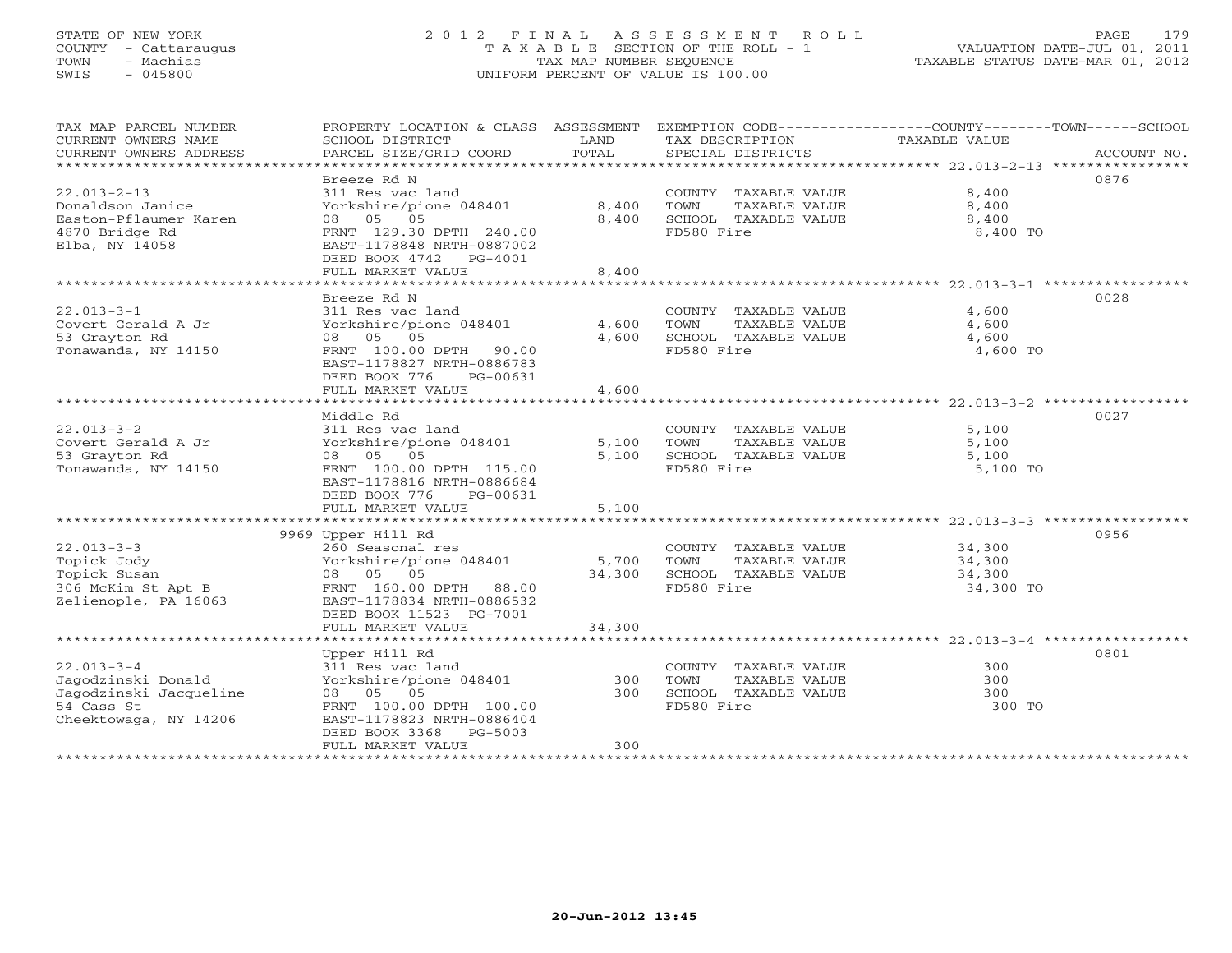STATE OF NEW YORK
COUNTY - Cattaraugus
TOWN - Machias
SWIS - 045800

2 0 1 2 F I N A L A S S E S S M E N T R O L L
T A X A B L E SECTION OF THE ROLL - 1
TAX MAP NUMBER SEQUENCE
UNIFORM PERCENT OF VALUE IS 100.00

VALUATION DATE-JUL 01, 2011
TAXABLE STATUS DATE-MAR 01, 2012

| TAX MAP PARCEL NUMBER / CURRENT OWNERS NAME / CURRENT OWNERS ADDRESS | PROPERTY LOCATION & CLASS / SCHOOL DISTRICT / PARCEL SIZE/GRID COORD | ASSESSMENT LAND / TOTAL | EXEMPTION CODE / TAX DESCRIPTION / SPECIAL DISTRICTS | COUNTY--------TOWN------SCHOOL TAXABLE VALUE | ACCOUNT NO. |
|---|---|---|---|---|---|
| 22.013-2-13 | Breeze Rd N | | | | 0876 |
| Donaldson Janice | 311 Res vac land | | COUNTY TAXABLE VALUE | 8,400 | |
| Easton-Pflaumer Karen | Yorkshire/pione 048401 | 8,400 | TOWN TAXABLE VALUE | 8,400 | |
| 4870 Bridge Rd | 08 05 05 | 8,400 | SCHOOL TAXABLE VALUE | 8,400 | |
| Elba, NY 14058 | FRNT 129.30 DPTH 240.00 | | FD580 Fire | 8,400 TO | |
| | EAST-1178848 NRTH-0887002 | | | | |
| | DEED BOOK 4742 PG-4001 | | | | |
| | FULL MARKET VALUE | 8,400 | | | |
| 22.013-3-1 | Breeze Rd N | | | | 0028 |
| Covert Gerald A Jr | 311 Res vac land | | COUNTY TAXABLE VALUE | 4,600 | |
| 53 Grayton Rd | Yorkshire/pione 048401 | 4,600 | TOWN TAXABLE VALUE | 4,600 | |
| Tonawanda, NY 14150 | 08 05 05 | 4,600 | SCHOOL TAXABLE VALUE | 4,600 | |
| | FRNT 100.00 DPTH 90.00 | | FD580 Fire | 4,600 TO | |
| | EAST-1178827 NRTH-0886783 | | | | |
| | DEED BOOK 776 PG-00631 | | | | |
| | FULL MARKET VALUE | 4,600 | | | |
| 22.013-3-2 | Middle Rd | | | | 0027 |
| Covert Gerald A Jr | 311 Res vac land | | COUNTY TAXABLE VALUE | 5,100 | |
| 53 Grayton Rd | Yorkshire/pione 048401 | 5,100 | TOWN TAXABLE VALUE | 5,100 | |
| Tonawanda, NY 14150 | 08 05 05 | 5,100 | SCHOOL TAXABLE VALUE | 5,100 | |
| | FRNT 100.00 DPTH 115.00 | | FD580 Fire | 5,100 TO | |
| | EAST-1178816 NRTH-0886684 | | | | |
| | DEED BOOK 776 PG-00631 | | | | |
| | FULL MARKET VALUE | 5,100 | | | |
| 22.013-3-3 | 9969 Upper Hill Rd | | | | 0956 |
| Topick Jody | 260 Seasonal res | | COUNTY TAXABLE VALUE | 34,300 | |
| Topick Susan | Yorkshire/pione 048401 | 5,700 | TOWN TAXABLE VALUE | 34,300 | |
| 306 McKim St Apt B | 08 05 05 | 34,300 | SCHOOL TAXABLE VALUE | 34,300 | |
| Zelienople, PA 16063 | FRNT 160.00 DPTH 88.00 | | FD580 Fire | 34,300 TO | |
| | EAST-1178834 NRTH-0886532 | | | | |
| | DEED BOOK 11523 PG-7001 | | | | |
| | FULL MARKET VALUE | 34,300 | | | |
| 22.013-3-4 | Upper Hill Rd | | | | 0801 |
| Jagodzinski Donald | 311 Res vac land | | COUNTY TAXABLE VALUE | 300 | |
| Jagodzinski Jacqueline | Yorkshire/pione 048401 | 300 | TOWN TAXABLE VALUE | 300 | |
| 54 Cass St | 08 05 05 | 300 | SCHOOL TAXABLE VALUE | 300 | |
| Cheektowaga, NY 14206 | FRNT 100.00 DPTH 100.00 | | FD580 Fire | 300 TO | |
| | EAST-1178823 NRTH-0886404 | | | | |
| | DEED BOOK 3368 PG-5003 | | | | |
| | FULL MARKET VALUE | 300 | | | |

20-Jun-2012 13:45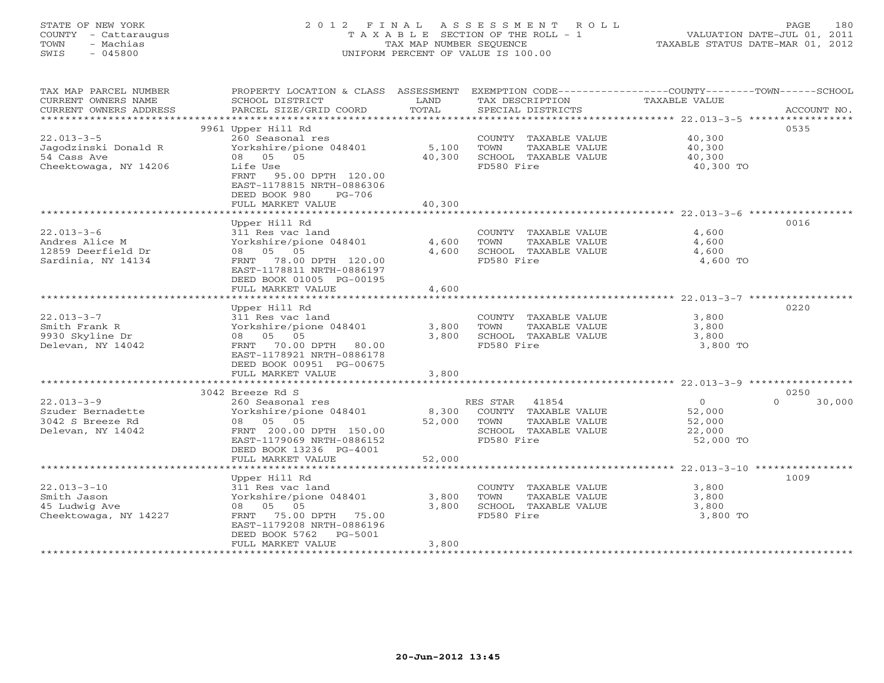STATE OF NEW YORK
COUNTY - Cattaraugus
TOWN - Machias
SWIS - 045800

2012 FINAL ASSESSMENT ROLL
TAXABLE SECTION OF THE ROLL - 1
TAX MAP NUMBER SEQUENCE
UNIFORM PERCENT OF VALUE IS 100.00

VALUATION DATE-JUL 01, 2011
TAXABLE STATUS DATE-MAR 01, 2012

| TAX MAP PARCEL NUMBER / CURRENT OWNERS NAME / CURRENT OWNERS ADDRESS | PROPERTY LOCATION & CLASS / SCHOOL DISTRICT / PARCEL SIZE/GRID COORD | ASSESSMENT LAND | TOTAL | EXEMPTION CODE / TAX DESCRIPTION / SPECIAL DISTRICTS | COUNTY TAXABLE VALUE | TOWN | SCHOOL | ACCOUNT NO. |
|---|---|---|---|---|---|---|---|---|
| 22.013-3-5 | 9961 Upper Hill Rd | | | | | | | 0535 |
| Jagodzinski Donald R | 260 Seasonal res | | | COUNTY TAXABLE VALUE | 40,300 | | | |
| 54 Cass Ave | Yorkshire/pione 048401 | 5,100 | | TOWN TAXABLE VALUE | 40,300 | | | |
| Cheektowaga, NY 14206 | 08 05 05 | | 40,300 | SCHOOL TAXABLE VALUE | 40,300 | | | |
| | Life Use | | | FD580 Fire | 40,300 TO | | | |
| | FRNT 95.00 DPTH 120.00 | | | | | | | |
| | EAST-1178815 NRTH-0886306 | | | | | | | |
| | DEED BOOK 980 PG-706 | | | | | | | |
| | FULL MARKET VALUE | | 40,300 | | | | | |
| 22.013-3-6 | Upper Hill Rd | | | | | | | 0016 |
| Andres Alice M | 311 Res vac land | | | COUNTY TAXABLE VALUE | 4,600 | | | |
| 12859 Deerfield Dr | Yorkshire/pione 048401 | 4,600 | | TOWN TAXABLE VALUE | 4,600 | | | |
| Sardinia, NY 14134 | 08 05 05 | | 4,600 | SCHOOL TAXABLE VALUE | 4,600 | | | |
| | FRNT 78.00 DPTH 120.00 | | | FD580 Fire | 4,600 TO | | | |
| | EAST-1178811 NRTH-0886197 | | | | | | | |
| | DEED BOOK 01005 PG-00195 | | | | | | | |
| | FULL MARKET VALUE | | 4,600 | | | | | |
| 22.013-3-7 | Upper Hill Rd | | | | | | | 0220 |
| Smith Frank R | 311 Res vac land | | | COUNTY TAXABLE VALUE | 3,800 | | | |
| 9930 Skyline Dr | Yorkshire/pione 048401 | 3,800 | | TOWN TAXABLE VALUE | 3,800 | | | |
| Delevan, NY 14042 | 08 05 05 | | 3,800 | SCHOOL TAXABLE VALUE | 3,800 | | | |
| | FRNT 70.00 DPTH 80.00 | | | FD580 Fire | 3,800 TO | | | |
| | EAST-1178921 NRTH-0886178 | | | | | | | |
| | DEED BOOK 00951 PG-00675 | | | | | | | |
| | FULL MARKET VALUE | | 3,800 | | | | | |
| 22.013-3-9 | 3042 Breeze Rd S | | | | | | | 0250 |
| Szuder Bernadette | 260 Seasonal res | | | RES STAR 41854 | 0 | | 0 | 30,000 |
| 3042 S Breeze Rd | Yorkshire/pione 048401 | 8,300 | | COUNTY TAXABLE VALUE | 52,000 | | | |
| Delevan, NY 14042 | 08 05 05 | | 52,000 | TOWN TAXABLE VALUE | 52,000 | | | |
| | FRNT 200.00 DPTH 150.00 | | | SCHOOL TAXABLE VALUE | 22,000 | | | |
| | EAST-1179069 NRTH-0886152 | | | FD580 Fire | 52,000 TO | | | |
| | DEED BOOK 13236 PG-4001 | | | | | | | |
| | FULL MARKET VALUE | | 52,000 | | | | | |
| 22.013-3-10 | Upper Hill Rd | | | | | | | 1009 |
| Smith Jason | 311 Res vac land | | | COUNTY TAXABLE VALUE | 3,800 | | | |
| 45 Ludwig Ave | Yorkshire/pione 048401 | 3,800 | | TOWN TAXABLE VALUE | 3,800 | | | |
| Cheektowaga, NY 14227 | 08 05 05 | | 3,800 | SCHOOL TAXABLE VALUE | 3,800 | | | |
| | FRNT 75.00 DPTH 75.00 | | | FD580 Fire | 3,800 TO | | | |
| | EAST-1179208 NRTH-0886196 | | | | | | | |
| | DEED BOOK 5762 PG-5001 | | | | | | | |
| | FULL MARKET VALUE | | 3,800 | | | | | |

20-Jun-2012 13:45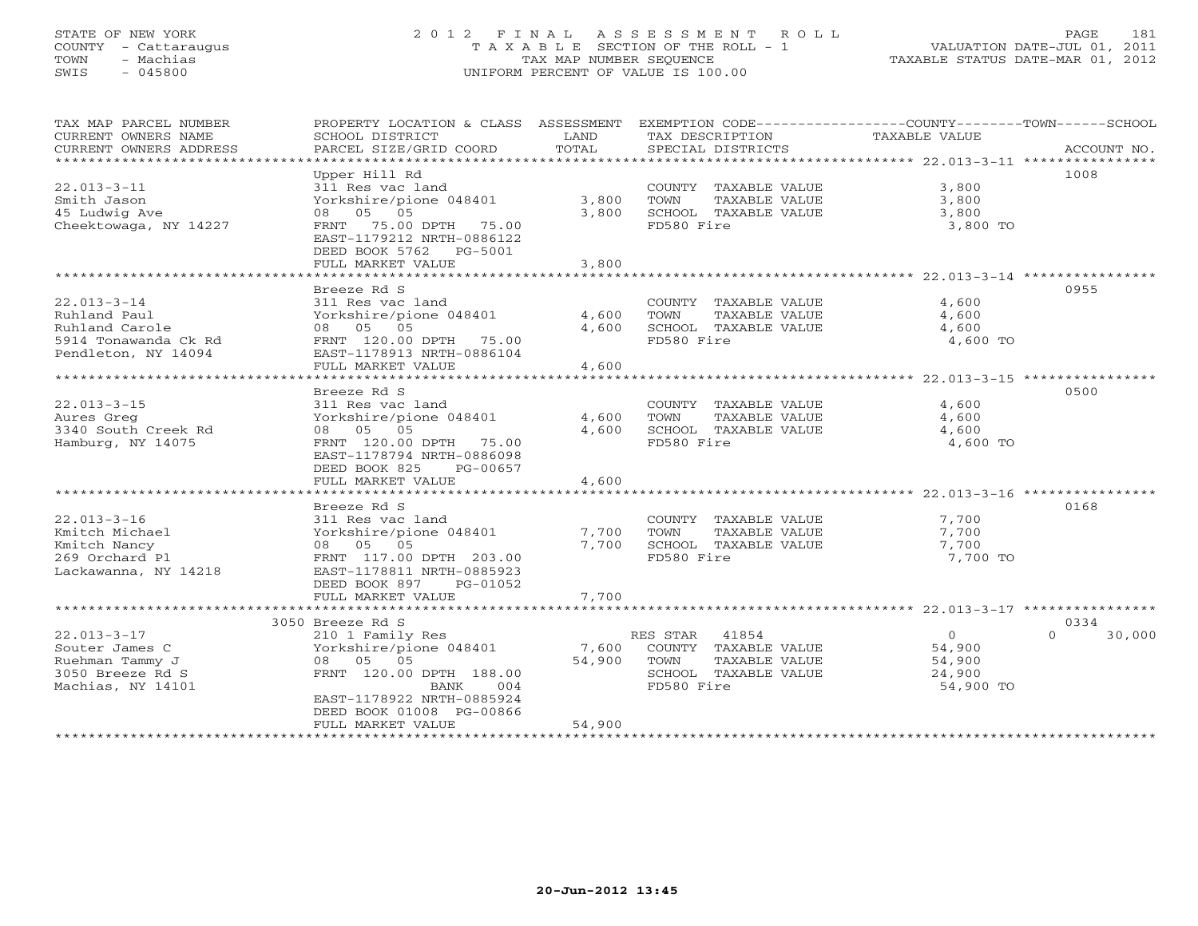STATE OF NEW YORK
COUNTY - Cattaraugus
TOWN - Machias
SWIS - 045800

# 2012 FINAL ASSESSMENT ROLL

TAXABLE SECTION OF THE ROLL - 1
TAX MAP NUMBER SEQUENCE
UNIFORM PERCENT OF VALUE IS 100.00

VALUATION DATE-JUL 01, 2011
TAXABLE STATUS DATE-MAR 01, 2012

| TAX MAP PARCEL NUMBER / CURRENT OWNERS NAME / CURRENT OWNERS ADDRESS | PROPERTY LOCATION & CLASS / SCHOOL DISTRICT / PARCEL SIZE/GRID COORD | ASSESSMENT LAND | TOTAL | EXEMPTION CODE / TAX DESCRIPTION / SPECIAL DISTRICTS | COUNTY / TOWN TAXABLE VALUE | SCHOOL | ACCOUNT NO. |
|---|---|---|---|---|---|---|---|
| 22.013-3-11 | Upper Hill Rd | | | | | | 1008 |
| 22.013-3-11 | 311 Res vac land | | | COUNTY TAXABLE VALUE | 3,800 | | |
| Smith Jason | Yorkshire/pione 048401 | 3,800 | | TOWN TAXABLE VALUE | 3,800 | | |
| 45 Ludwig Ave | 08 05 05 | | 3,800 | SCHOOL TAXABLE VALUE | 3,800 | | |
| Cheektowaga, NY 14227 | FRNT 75.00 DPTH 75.00 | | | FD580 Fire | 3,800 TO | | |
| | EAST-1179212 NRTH-0886122 | | | | | | |
| | DEED BOOK 5762 PG-5001 | | | | | | |
| | FULL MARKET VALUE | | 3,800 | | | | |
| 22.013-3-14 | Breeze Rd S | | | | | | 0955 |
| 22.013-3-14 | 311 Res vac land | | | COUNTY TAXABLE VALUE | 4,600 | | |
| Ruhland Paul | Yorkshire/pione 048401 | 4,600 | | TOWN TAXABLE VALUE | 4,600 | | |
| Ruhland Carole | 08 05 05 | | 4,600 | SCHOOL TAXABLE VALUE | 4,600 | | |
| 5914 Tonawanda Ck Rd | FRNT 120.00 DPTH 75.00 | | | FD580 Fire | 4,600 TO | | |
| Pendleton, NY 14094 | EAST-1178913 NRTH-0886104 | | | | | | |
| | FULL MARKET VALUE | | 4,600 | | | | |
| 22.013-3-15 | Breeze Rd S | | | | | | 0500 |
| 22.013-3-15 | 311 Res vac land | | | COUNTY TAXABLE VALUE | 4,600 | | |
| Aures Greg | Yorkshire/pione 048401 | 4,600 | | TOWN TAXABLE VALUE | 4,600 | | |
| 3340 South Creek Rd | 08 05 05 | | 4,600 | SCHOOL TAXABLE VALUE | 4,600 | | |
| Hamburg, NY 14075 | FRNT 120.00 DPTH 75.00 | | | FD580 Fire | 4,600 TO | | |
| | EAST-1178794 NRTH-0886098 | | | | | | |
| | DEED BOOK 825 PG-00657 | | | | | | |
| | FULL MARKET VALUE | | 4,600 | | | | |
| 22.013-3-16 | Breeze Rd S | | | | | | 0168 |
| 22.013-3-16 | 311 Res vac land | | | COUNTY TAXABLE VALUE | 7,700 | | |
| Kmitch Michael | Yorkshire/pione 048401 | 7,700 | | TOWN TAXABLE VALUE | 7,700 | | |
| Kmitch Nancy | 08 05 05 | | 7,700 | SCHOOL TAXABLE VALUE | 7,700 | | |
| 269 Orchard Pl | FRNT 117.00 DPTH 203.00 | | | FD580 Fire | 7,700 TO | | |
| Lackawanna, NY 14218 | EAST-1178811 NRTH-0885923 | | | | | | |
| | DEED BOOK 897 PG-01052 | | | | | | |
| | FULL MARKET VALUE | | 7,700 | | | | |
| 22.013-3-17 | 3050 Breeze Rd S | | | | | | 0334 |
| 22.013-3-17 | 210 1 Family Res | | | RES STAR 41854 | 0 | 0 | 30,000 |
| Souter James C | Yorkshire/pione 048401 | 7,600 | | COUNTY TAXABLE VALUE | 54,900 | | |
| Ruehman Tammy J | 08 05 05 | | 54,900 | TOWN TAXABLE VALUE | 54,900 | | |
| 3050 Breeze Rd S | FRNT 120.00 DPTH 188.00 | | | SCHOOL TAXABLE VALUE | 24,900 | | |
| Machias, NY 14101 | BANK 004 | | | FD580 Fire | 54,900 TO | | |
| | EAST-1178922 NRTH-0885924 | | | | | | |
| | DEED BOOK 01008 PG-00866 | | | | | | |
| | FULL MARKET VALUE | | 54,900 | | | | |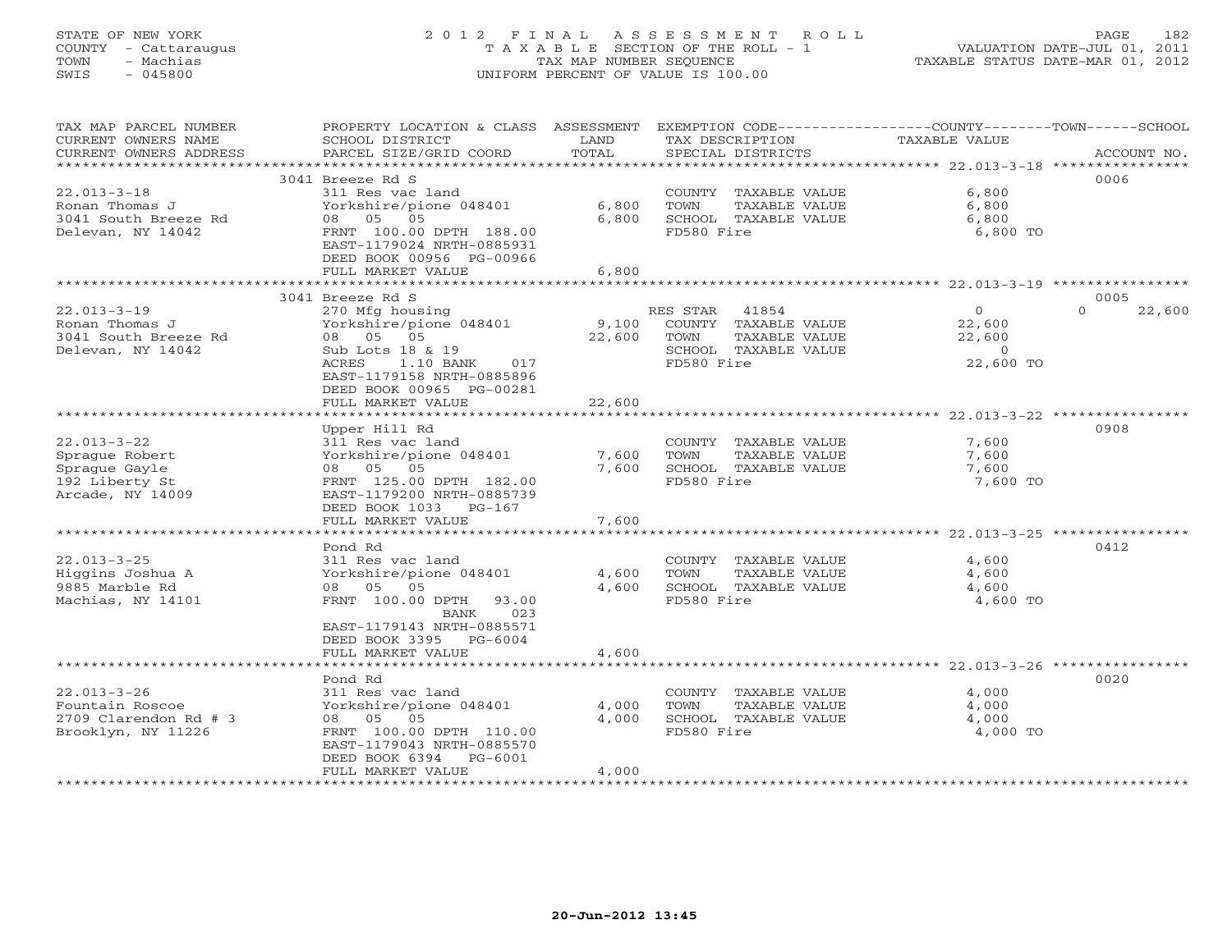STATE OF NEW YORK
COUNTY - Cattaraugus
TOWN - Machias
SWIS - 045800

# 2012 FINAL ASSESSMENT ROLL

TAXABLE SECTION OF THE ROLL - 1
TAX MAP NUMBER SEQUENCE
UNIFORM PERCENT OF VALUE IS 100.00

VALUATION DATE-JUL 01, 2011
TAXABLE STATUS DATE-MAR 01, 2012

| TAX MAP PARCEL NUMBER / CURRENT OWNERS NAME / CURRENT OWNERS ADDRESS | PROPERTY LOCATION & CLASS / SCHOOL DISTRICT / PARCEL SIZE/GRID COORD | ASSESSMENT LAND | TOTAL | EXEMPTION CODE / TAX DESCRIPTION / SPECIAL DISTRICTS | COUNTY TAXABLE VALUE | TOWN | SCHOOL | ACCOUNT NO. |
|---|---|---|---|---|---|---|---|---|
| | 3041 Breeze Rd S | | | | | | | 0006 |
| 22.013-3-18 | 311 Res vac land | | | COUNTY TAXABLE VALUE | 6,800 | | | |
| Ronan Thomas J | Yorkshire/pione 048401 | 6,800 | | TOWN TAXABLE VALUE | 6,800 | | | |
| 3041 South Breeze Rd | 08 05 05 | | 6,800 | SCHOOL TAXABLE VALUE | 6,800 | | | |
| Delevan, NY 14042 | FRNT 100.00 DPTH 188.00 | | | FD580 Fire | 6,800 TO | | | |
| | EAST-1179024 NRTH-0885931 | | | | | | | |
| | DEED BOOK 00956 PG-00966 | | | | | | | |
| | FULL MARKET VALUE | | 6,800 | | | | | |
| | 3041 Breeze Rd S | | | | | | | 0005 |
| 22.013-3-19 | 270 Mfg housing | | | RES STAR 41854 | 0 | | 0 | 22,600 |
| Ronan Thomas J | Yorkshire/pione 048401 | 9,100 | | COUNTY TAXABLE VALUE | 22,600 | | | |
| 3041 South Breeze Rd | 08 05 05 | | 22,600 | TOWN TAXABLE VALUE | 22,600 | | | |
| Delevan, NY 14042 | Sub Lots 18 & 19 | | | SCHOOL TAXABLE VALUE | 0 | | | |
| | ACRES 1.10 BANK 017 | | | FD580 Fire | 22,600 TO | | | |
| | EAST-1179158 NRTH-0885896 | | | | | | | |
| | DEED BOOK 00965 PG-00281 | | | | | | | |
| | FULL MARKET VALUE | | 22,600 | | | | | |
| | Upper Hill Rd | | | | | | | 0908 |
| 22.013-3-22 | 311 Res vac land | | | COUNTY TAXABLE VALUE | 7,600 | | | |
| Sprague Robert | Yorkshire/pione 048401 | 7,600 | | TOWN TAXABLE VALUE | 7,600 | | | |
| Sprague Gayle | 08 05 05 | | 7,600 | SCHOOL TAXABLE VALUE | 7,600 | | | |
| 192 Liberty St | FRNT 125.00 DPTH 182.00 | | | FD580 Fire | 7,600 TO | | | |
| Arcade, NY 14009 | EAST-1179200 NRTH-0885739 | | | | | | | |
| | DEED BOOK 1033 PG-167 | | | | | | | |
| | FULL MARKET VALUE | | 7,600 | | | | | |
| | Pond Rd | | | | | | | 0412 |
| 22.013-3-25 | 311 Res vac land | | | COUNTY TAXABLE VALUE | 4,600 | | | |
| Higgins Joshua A | Yorkshire/pione 048401 | 4,600 | | TOWN TAXABLE VALUE | 4,600 | | | |
| 9885 Marble Rd | 08 05 05 | | 4,600 | SCHOOL TAXABLE VALUE | 4,600 | | | |
| Machias, NY 14101 | FRNT 100.00 DPTH 93.00 | | | FD580 Fire | 4,600 TO | | | |
| | BANK 023 | | | | | | | |
| | EAST-1179143 NRTH-0885571 | | | | | | | |
| | DEED BOOK 3395 PG-6004 | | | | | | | |
| | FULL MARKET VALUE | | 4,600 | | | | | |
| | Pond Rd | | | | | | | 0020 |
| 22.013-3-26 | 311 Res vac land | | | COUNTY TAXABLE VALUE | 4,000 | | | |
| Fountain Roscoe | Yorkshire/pione 048401 | 4,000 | | TOWN TAXABLE VALUE | 4,000 | | | |
| 2709 Clarendon Rd # 3 | 08 05 05 | | 4,000 | SCHOOL TAXABLE VALUE | 4,000 | | | |
| Brooklyn, NY 11226 | FRNT 100.00 DPTH 110.00 | | | FD580 Fire | 4,000 TO | | | |
| | EAST-1179043 NRTH-0885570 | | | | | | | |
| | DEED BOOK 6394 PG-6001 | | | | | | | |
| | FULL MARKET VALUE | | 4,000 | | | | | |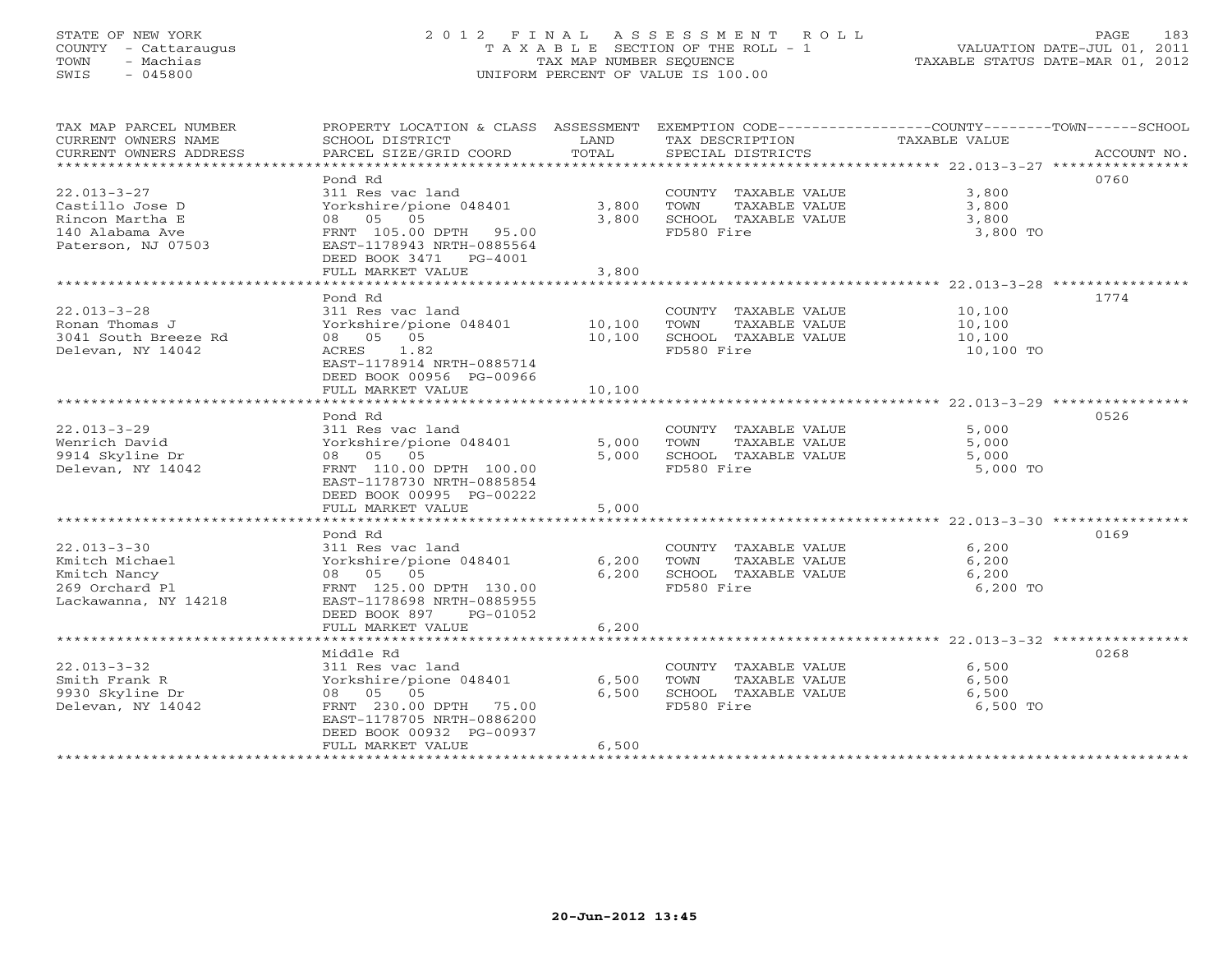STATE OF NEW YORK
COUNTY - Cattaraugus
TOWN - Machias
SWIS - 045800

# 2012 FINAL ASSESSMENT ROLL

TAXABLE SECTION OF THE ROLL - 1
TAX MAP NUMBER SEQUENCE
UNIFORM PERCENT OF VALUE IS 100.00

VALUATION DATE-JUL 01, 2011
TAXABLE STATUS DATE-MAR 01, 2012

| TAX MAP PARCEL NUMBER / CURRENT OWNERS NAME / CURRENT OWNERS ADDRESS | PROPERTY LOCATION & CLASS / SCHOOL DISTRICT / PARCEL SIZE/GRID COORD | ASSESSMENT LAND / TOTAL | EXEMPTION CODE / TAX DESCRIPTION / SPECIAL DISTRICTS | TAXABLE VALUE (COUNTY / TOWN / SCHOOL) | ACCOUNT NO. |
|---|---|---|---|---|---|
| 22.013-3-27 | Pond Rd | | | | 0760 |
| | 311 Res vac land | | COUNTY TAXABLE VALUE | 3,800 | |
| Castillo Jose D | Yorkshire/pione 048401 | 3,800 | TOWN TAXABLE VALUE | 3,800 | |
| Rincon Martha E | 08 05 05 | 3,800 | SCHOOL TAXABLE VALUE | 3,800 | |
| 140 Alabama Ave | FRNT 105.00 DPTH 95.00 | | FD580 Fire | 3,800 TO | |
| Paterson, NJ 07503 | EAST-1178943 NRTH-0885564 | | | | |
| | DEED BOOK 3471 PG-4001 | | | | |
| | FULL MARKET VALUE | 3,800 | | | |
| 22.013-3-28 | Pond Rd | | | | 1774 |
| | 311 Res vac land | | COUNTY TAXABLE VALUE | 10,100 | |
| Ronan Thomas J | Yorkshire/pione 048401 | 10,100 | TOWN TAXABLE VALUE | 10,100 | |
| 3041 South Breeze Rd | 08 05 05 | 10,100 | SCHOOL TAXABLE VALUE | 10,100 | |
| Delevan, NY 14042 | ACRES 1.82 | | FD580 Fire | 10,100 TO | |
| | EAST-1178914 NRTH-0885714 | | | | |
| | DEED BOOK 00956 PG-00966 | | | | |
| | FULL MARKET VALUE | 10,100 | | | |
| 22.013-3-29 | Pond Rd | | | | 0526 |
| | 311 Res vac land | | COUNTY TAXABLE VALUE | 5,000 | |
| Wenrich David | Yorkshire/pione 048401 | 5,000 | TOWN TAXABLE VALUE | 5,000 | |
| 9914 Skyline Dr | 08 05 05 | 5,000 | SCHOOL TAXABLE VALUE | 5,000 | |
| Delevan, NY 14042 | FRNT 110.00 DPTH 100.00 | | FD580 Fire | 5,000 TO | |
| | EAST-1178730 NRTH-0885854 | | | | |
| | DEED BOOK 00995 PG-00222 | | | | |
| | FULL MARKET VALUE | 5,000 | | | |
| 22.013-3-30 | Pond Rd | | | | 0169 |
| | 311 Res vac land | | COUNTY TAXABLE VALUE | 6,200 | |
| Kmitch Michael | Yorkshire/pione 048401 | 6,200 | TOWN TAXABLE VALUE | 6,200 | |
| Kmitch Nancy | 08 05 05 | 6,200 | SCHOOL TAXABLE VALUE | 6,200 | |
| 269 Orchard Pl | FRNT 125.00 DPTH 130.00 | | FD580 Fire | 6,200 TO | |
| Lackawanna, NY 14218 | EAST-1178698 NRTH-0885955 | | | | |
| | DEED BOOK 897 PG-01052 | | | | |
| | FULL MARKET VALUE | 6,200 | | | |
| 22.013-3-32 | Middle Rd | | | | 0268 |
| | 311 Res vac land | | COUNTY TAXABLE VALUE | 6,500 | |
| Smith Frank R | Yorkshire/pione 048401 | 6,500 | TOWN TAXABLE VALUE | 6,500 | |
| 9930 Skyline Dr | 08 05 05 | 6,500 | SCHOOL TAXABLE VALUE | 6,500 | |
| Delevan, NY 14042 | FRNT 230.00 DPTH 75.00 | | FD580 Fire | 6,500 TO | |
| | EAST-1178705 NRTH-0886200 | | | | |
| | DEED BOOK 00932 PG-00937 | | | | |
| | FULL MARKET VALUE | 6,500 | | | |

20-Jun-2012 13:45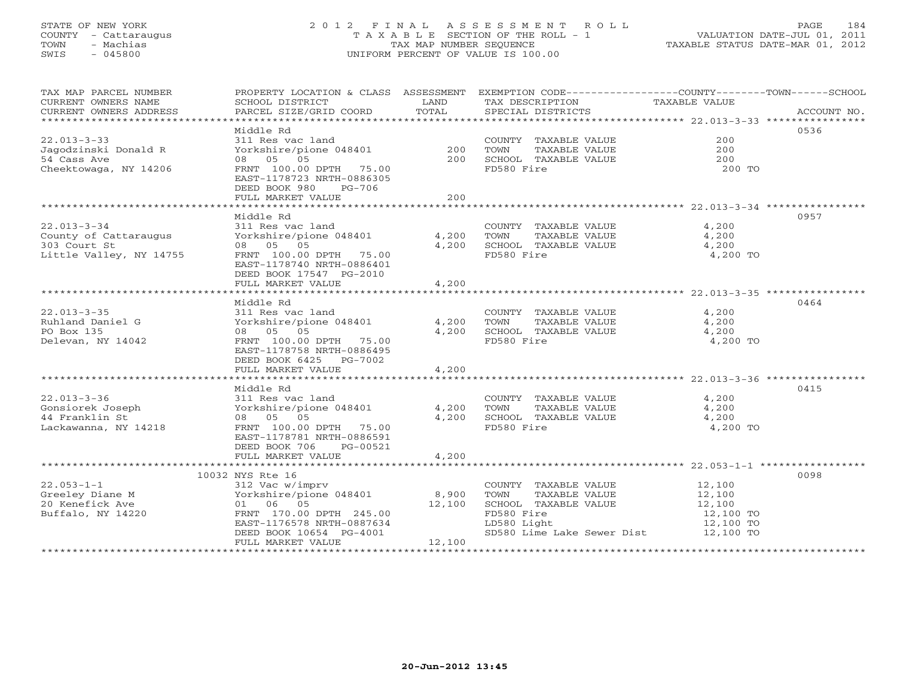STATE OF NEW YORK
COUNTY - Cattaraugus
TOWN - Machias
SWIS - 045800

# 2012 FINAL ASSESSMENT ROLL

TAXABLE SECTION OF THE ROLL - 1
TAX MAP NUMBER SEQUENCE
UNIFORM PERCENT OF VALUE IS 100.00

VALUATION DATE-JUL 01, 2011
TAXABLE STATUS DATE-MAR 01, 2012

| TAX MAP PARCEL NUMBER / CURRENT OWNERS NAME / CURRENT OWNERS ADDRESS | PROPERTY LOCATION & CLASS / SCHOOL DISTRICT / PARCEL SIZE/GRID COORD | ASSESSMENT LAND | TOTAL | EXEMPTION CODE / TAX DESCRIPTION / SPECIAL DISTRICTS | COUNTY--------TOWN------SCHOOL TAXABLE VALUE | ACCOUNT NO. |
|---|---|---|---|---|---|---|
| 22.013-3-33 | Middle Rd | | | | | 0536 |
| Jagodzinski Donald R | 311 Res vac land | | | COUNTY TAXABLE VALUE | 200 | |
| 54 Cass Ave | Yorkshire/pione 048401 | 200 | | TOWN TAXABLE VALUE | 200 | |
| Cheektowaga, NY 14206 | 08 05 05 | | 200 | SCHOOL TAXABLE VALUE | 200 | |
| | FRNT 100.00 DPTH 75.00 | | | FD580 Fire | 200 TO | |
| | EAST-1178723 NRTH-0886305 | | | | | |
| | DEED BOOK 980 PG-706 | | | | | |
| | FULL MARKET VALUE | | 200 | | | |
| 22.013-3-34 | Middle Rd | | | | | 0957 |
| County of Cattaraugus | 311 Res vac land | | | COUNTY TAXABLE VALUE | 4,200 | |
| 303 Court St | Yorkshire/pione 048401 | 4,200 | | TOWN TAXABLE VALUE | 4,200 | |
| Little Valley, NY 14755 | 08 05 05 | | 4,200 | SCHOOL TAXABLE VALUE | 4,200 | |
| | FRNT 100.00 DPTH 75.00 | | | FD580 Fire | 4,200 TO | |
| | EAST-1178740 NRTH-0886401 | | | | | |
| | DEED BOOK 17547 PG-2010 | | | | | |
| | FULL MARKET VALUE | | 4,200 | | | |
| 22.013-3-35 | Middle Rd | | | | | 0464 |
| Ruhland Daniel G | 311 Res vac land | | | COUNTY TAXABLE VALUE | 4,200 | |
| PO Box 135 | Yorkshire/pione 048401 | 4,200 | | TOWN TAXABLE VALUE | 4,200 | |
| Delevan, NY 14042 | 08 05 05 | | 4,200 | SCHOOL TAXABLE VALUE | 4,200 | |
| | FRNT 100.00 DPTH 75.00 | | | FD580 Fire | 4,200 TO | |
| | EAST-1178758 NRTH-0886495 | | | | | |
| | DEED BOOK 6425 PG-7002 | | | | | |
| | FULL MARKET VALUE | | 4,200 | | | |
| 22.013-3-36 | Middle Rd | | | | | 0415 |
| Gonsiorek Joseph | 311 Res vac land | | | COUNTY TAXABLE VALUE | 4,200 | |
| 44 Franklin St | Yorkshire/pione 048401 | 4,200 | | TOWN TAXABLE VALUE | 4,200 | |
| Lackawanna, NY 14218 | 08 05 05 | | 4,200 | SCHOOL TAXABLE VALUE | 4,200 | |
| | FRNT 100.00 DPTH 75.00 | | | FD580 Fire | 4,200 TO | |
| | EAST-1178781 NRTH-0886591 | | | | | |
| | DEED BOOK 706 PG-00521 | | | | | |
| | FULL MARKET VALUE | | 4,200 | | | |
| 22.053-1-1 | 10032 NYS Rte 16 | | | | | 0098 |
| Greeley Diane M | 312 Vac w/imprv | | | COUNTY TAXABLE VALUE | 12,100 | |
| 20 Kenefick Ave | Yorkshire/pione 048401 | 8,900 | | TOWN TAXABLE VALUE | 12,100 | |
| Buffalo, NY 14220 | 01 06 05 | | 12,100 | SCHOOL TAXABLE VALUE | 12,100 | |
| | FRNT 170.00 DPTH 245.00 | | | FD580 Fire | 12,100 TO | |
| | EAST-1176578 NRTH-0887634 | | | LD580 Light | 12,100 TO | |
| | DEED BOOK 10654 PG-4001 | | | SD580 Lime Lake Sewer Dist | 12,100 TO | |
| | FULL MARKET VALUE | | 12,100 | | | |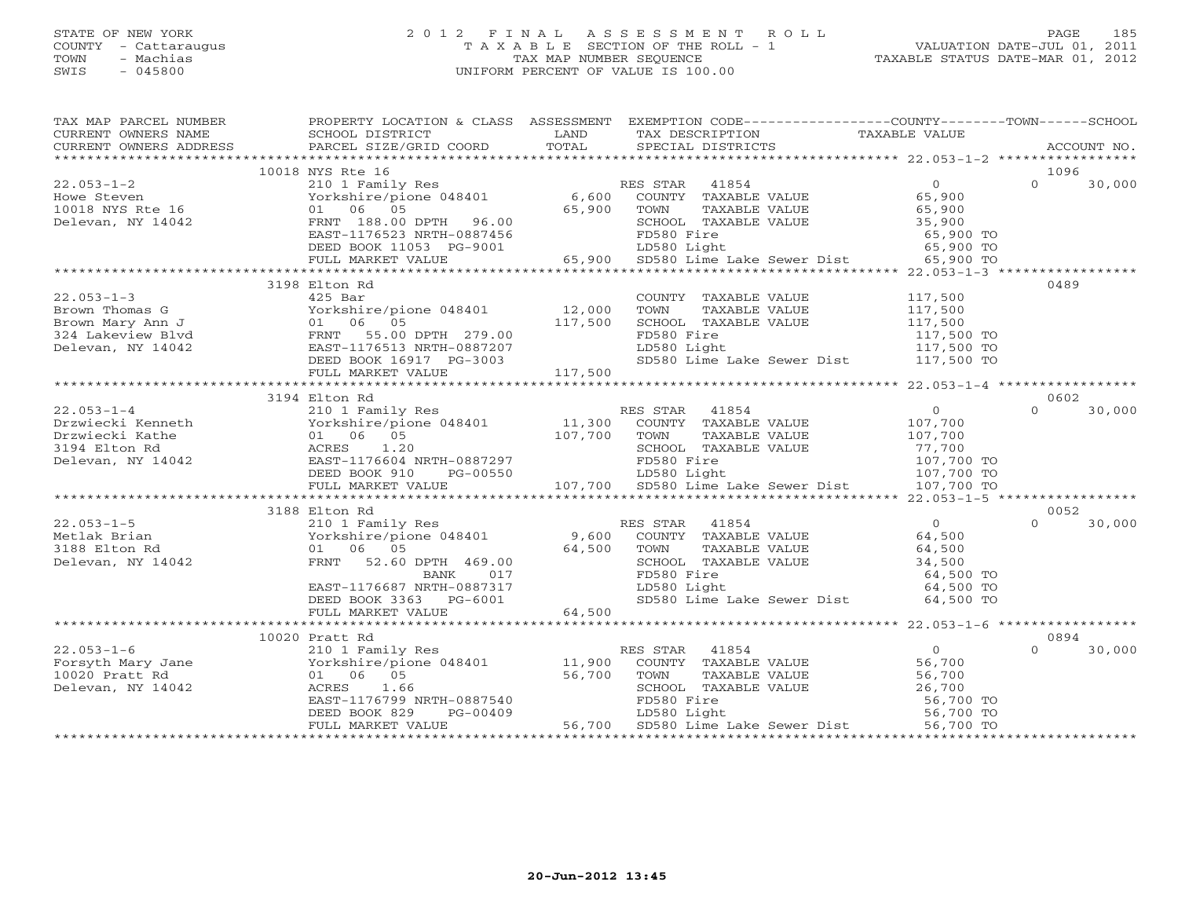STATE OF NEW YORK
COUNTY - Cattaraugus
TOWN - Machias
SWIS - 045800

# 2012 FINAL ASSESSMENT ROLL
TAXABLE SECTION OF THE ROLL - 1
TAX MAP NUMBER SEQUENCE
UNIFORM PERCENT OF VALUE IS 100.00

VALUATION DATE-JUL 01, 2011
TAXABLE STATUS DATE-MAR 01, 2012

| TAX MAP PARCEL NUMBER / CURRENT OWNERS NAME / CURRENT OWNERS ADDRESS | PROPERTY LOCATION & CLASS / SCHOOL DISTRICT / PARCEL SIZE/GRID COORD | ASSESSMENT LAND | TOTAL | EXEMPTION CODE / TAX DESCRIPTION / SPECIAL DISTRICTS | COUNTY TAXABLE VALUE | TOWN | SCHOOL / ACCOUNT NO. |
|---|---|---|---|---|---|---|---|
| | 10018 NYS Rte 16 | | | | | | 1096 |
| 22.053-1-2 | 210 1 Family Res | | | RES STAR 41854 | 0 | 0 | 30,000 |
| Howe Steven | Yorkshire/pione 048401 | 6,600 | | COUNTY TAXABLE VALUE | 65,900 | | |
| 10018 NYS Rte 16 | 01 06 05 | | 65,900 | TOWN TAXABLE VALUE | 65,900 | | |
| Delevan, NY 14042 | FRNT 188.00 DPTH 96.00 | | | SCHOOL TAXABLE VALUE | 35,900 | | |
| | EAST-1176523 NRTH-0887456 | | | FD580 Fire | 65,900 TO | | |
| | DEED BOOK 11053 PG-9001 | | | LD580 Light | 65,900 TO | | |
| | FULL MARKET VALUE | | 65,900 | SD580 Lime Lake Sewer Dist | 65,900 TO | | |
| | 3198 Elton Rd | | | | | | 0489 |
| 22.053-1-3 | 425 Bar | | | COUNTY TAXABLE VALUE | 117,500 | | |
| Brown Thomas G | Yorkshire/pione 048401 | 12,000 | | TOWN TAXABLE VALUE | 117,500 | | |
| Brown Mary Ann J | 01 06 05 | | 117,500 | SCHOOL TAXABLE VALUE | 117,500 | | |
| 324 Lakeview Blvd | FRNT 55.00 DPTH 279.00 | | | FD580 Fire | 117,500 TO | | |
| Delevan, NY 14042 | EAST-1176513 NRTH-0887207 | | | LD580 Light | 117,500 TO | | |
| | DEED BOOK 16917 PG-3003 | | | SD580 Lime Lake Sewer Dist | 117,500 TO | | |
| | FULL MARKET VALUE | | 117,500 | | | | |
| | 3194 Elton Rd | | | | | | 0602 |
| 22.053-1-4 | 210 1 Family Res | | | RES STAR 41854 | 0 | 0 | 30,000 |
| Drzwiecki Kenneth | Yorkshire/pione 048401 | 11,300 | | COUNTY TAXABLE VALUE | 107,700 | | |
| Drzwiecki Kathe | 01 06 05 | | 107,700 | TOWN TAXABLE VALUE | 107,700 | | |
| 3194 Elton Rd | ACRES 1.20 | | | SCHOOL TAXABLE VALUE | 77,700 | | |
| Delevan, NY 14042 | EAST-1176604 NRTH-0887297 | | | FD580 Fire | 107,700 TO | | |
| | DEED BOOK 910 PG-00550 | | | LD580 Light | 107,700 TO | | |
| | FULL MARKET VALUE | | 107,700 | SD580 Lime Lake Sewer Dist | 107,700 TO | | |
| | 3188 Elton Rd | | | | | | 0052 |
| 22.053-1-5 | 210 1 Family Res | | | RES STAR 41854 | 0 | 0 | 30,000 |
| Metlak Brian | Yorkshire/pione 048401 | 9,600 | | COUNTY TAXABLE VALUE | 64,500 | | |
| 3188 Elton Rd | 01 06 05 | | 64,500 | TOWN TAXABLE VALUE | 64,500 | | |
| Delevan, NY 14042 | FRNT 52.60 DPTH 469.00 | | | SCHOOL TAXABLE VALUE | 34,500 | | |
| | BANK 017 | | | FD580 Fire | 64,500 TO | | |
| | EAST-1176687 NRTH-0887317 | | | LD580 Light | 64,500 TO | | |
| | DEED BOOK 3363 PG-6001 | | | SD580 Lime Lake Sewer Dist | 64,500 TO | | |
| | FULL MARKET VALUE | | 64,500 | | | | |
| | 10020 Pratt Rd | | | | | | 0894 |
| 22.053-1-6 | 210 1 Family Res | | | RES STAR 41854 | 0 | 0 | 30,000 |
| Forsyth Mary Jane | Yorkshire/pione 048401 | 11,900 | | COUNTY TAXABLE VALUE | 56,700 | | |
| 10020 Pratt Rd | 01 06 05 | | 56,700 | TOWN TAXABLE VALUE | 56,700 | | |
| Delevan, NY 14042 | ACRES 1.66 | | | SCHOOL TAXABLE VALUE | 26,700 | | |
| | EAST-1176799 NRTH-0887540 | | | FD580 Fire | 56,700 TO | | |
| | DEED BOOK 829 PG-00409 | | | LD580 Light | 56,700 TO | | |
| | FULL MARKET VALUE | | 56,700 | SD580 Lime Lake Sewer Dist | 56,700 TO | | |

20-Jun-2012 13:45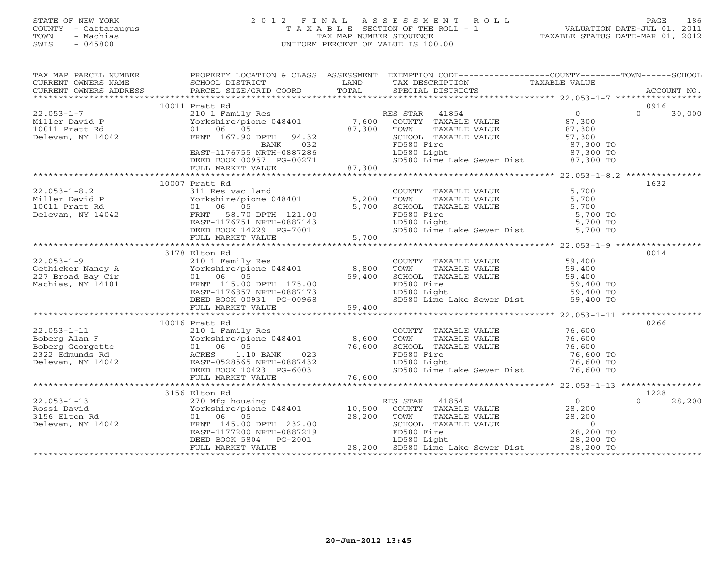STATE OF NEW YORK
COUNTY - Cattaraugus
TOWN - Machias
SWIS - 045800

2012 FINAL ASSESSMENT ROLL
TAXABLE SECTION OF THE ROLL - 1
TAX MAP NUMBER SEQUENCE
UNIFORM PERCENT OF VALUE IS 100.00

VALUATION DATE-JUL 01, 2011
TAXABLE STATUS DATE-MAR 01, 2012

| TAX MAP PARCEL NUMBER / CURRENT OWNERS NAME / CURRENT OWNERS ADDRESS | PROPERTY LOCATION & CLASS / SCHOOL DISTRICT / PARCEL SIZE/GRID COORD | ASSESSMENT LAND | TOTAL | EXEMPTION CODE / TAX DESCRIPTION / SPECIAL DISTRICTS | COUNTY TAXABLE VALUE | TOWN | SCHOOL | ACCOUNT NO. |
|---|---|---|---|---|---|---|---|---|
| **22.053-1-7** | 10011 Pratt Rd | | | | | | | 0916 |
| Miller David P | 210 1 Family Res | | | RES STAR 41854 | 0 | 0 | 30,000 | |
| 10011 Pratt Rd | Yorkshire/pione 048401 | 7,600 | | COUNTY TAXABLE VALUE | 87,300 | | | |
| Delevan, NY 14042 | 01 06 05 | | 87,300 | TOWN TAXABLE VALUE | 87,300 | | | |
| | FRNT 167.90 DPTH 94.32 | | | SCHOOL TAXABLE VALUE | 57,300 | | | |
| | BANK 032 | | | FD580 Fire | 87,300 TO | | | |
| | EAST-1176755 NRTH-0887286 | | | LD580 Light | 87,300 TO | | | |
| | DEED BOOK 00957 PG-00271 | | | SD580 Lime Lake Sewer Dist | 87,300 TO | | | |
| | FULL MARKET VALUE | | 87,300 | | | | | |
| **22.053-1-8.2** | 10007 Pratt Rd | | | | | | | 1632 |
| Miller David P | 311 Res vac land | | | COUNTY TAXABLE VALUE | 5,700 | | | |
| 10011 Pratt Rd | Yorkshire/pione 048401 | 5,200 | | TOWN TAXABLE VALUE | 5,700 | | | |
| Delevan, NY 14042 | 01 06 05 | | 5,700 | SCHOOL TAXABLE VALUE | 5,700 | | | |
| | FRNT 58.70 DPTH 121.00 | | | FD580 Fire | 5,700 TO | | | |
| | EAST-1176751 NRTH-0887143 | | | LD580 Light | 5,700 TO | | | |
| | DEED BOOK 14229 PG-7001 | | | SD580 Lime Lake Sewer Dist | 5,700 TO | | | |
| | FULL MARKET VALUE | | 5,700 | | | | | |
| **22.053-1-9** | 3178 Elton Rd | | | | | | | 0014 |
| Gethicker Nancy A | 210 1 Family Res | | | COUNTY TAXABLE VALUE | 59,400 | | | |
| 227 Broad Bay Cir | Yorkshire/pione 048401 | 8,800 | | TOWN TAXABLE VALUE | 59,400 | | | |
| Machias, NY 14101 | 01 06 05 | | 59,400 | SCHOOL TAXABLE VALUE | 59,400 | | | |
| | FRNT 115.00 DPTH 175.00 | | | FD580 Fire | 59,400 TO | | | |
| | EAST-1176857 NRTH-0887173 | | | LD580 Light | 59,400 TO | | | |
| | DEED BOOK 00931 PG-00968 | | | SD580 Lime Lake Sewer Dist | 59,400 TO | | | |
| | FULL MARKET VALUE | | 59,400 | | | | | |
| **22.053-1-11** | 10016 Pratt Rd | | | | | | | 0266 |
| Boberg Alan F | 210 1 Family Res | | | COUNTY TAXABLE VALUE | 76,600 | | | |
| Boberg Georgette | Yorkshire/pione 048401 | 8,600 | | TOWN TAXABLE VALUE | 76,600 | | | |
| 2322 Edmunds Rd | 01 06 05 | | 76,600 | SCHOOL TAXABLE VALUE | 76,600 | | | |
| Delevan, NY 14042 | ACRES 1.10 BANK 023 | | | FD580 Fire | 76,600 TO | | | |
| | EAST-0528565 NRTH-0887432 | | | LD580 Light | 76,600 TO | | | |
| | DEED BOOK 10423 PG-6003 | | | SD580 Lime Lake Sewer Dist | 76,600 TO | | | |
| | FULL MARKET VALUE | | 76,600 | | | | | |
| **22.053-1-13** | 3156 Elton Rd | | | | | | | 1228 |
| Rossi David | 270 Mfg housing | | | RES STAR 41854 | 0 | 0 | 28,200 | |
| 3156 Elton Rd | Yorkshire/pione 048401 | 10,500 | | COUNTY TAXABLE VALUE | 28,200 | | | |
| Delevan, NY 14042 | 01 06 05 | | 28,200 | TOWN TAXABLE VALUE | 28,200 | | | |
| | FRNT 145.00 DPTH 232.00 | | | SCHOOL TAXABLE VALUE | 0 | | | |
| | EAST-1177200 NRTH-0887219 | | | FD580 Fire | 28,200 TO | | | |
| | DEED BOOK 5804 PG-2001 | | | LD580 Light | 28,200 TO | | | |
| | FULL MARKET VALUE | | 28,200 | SD580 Lime Lake Sewer Dist | 28,200 TO | | | |

20-Jun-2012 13:45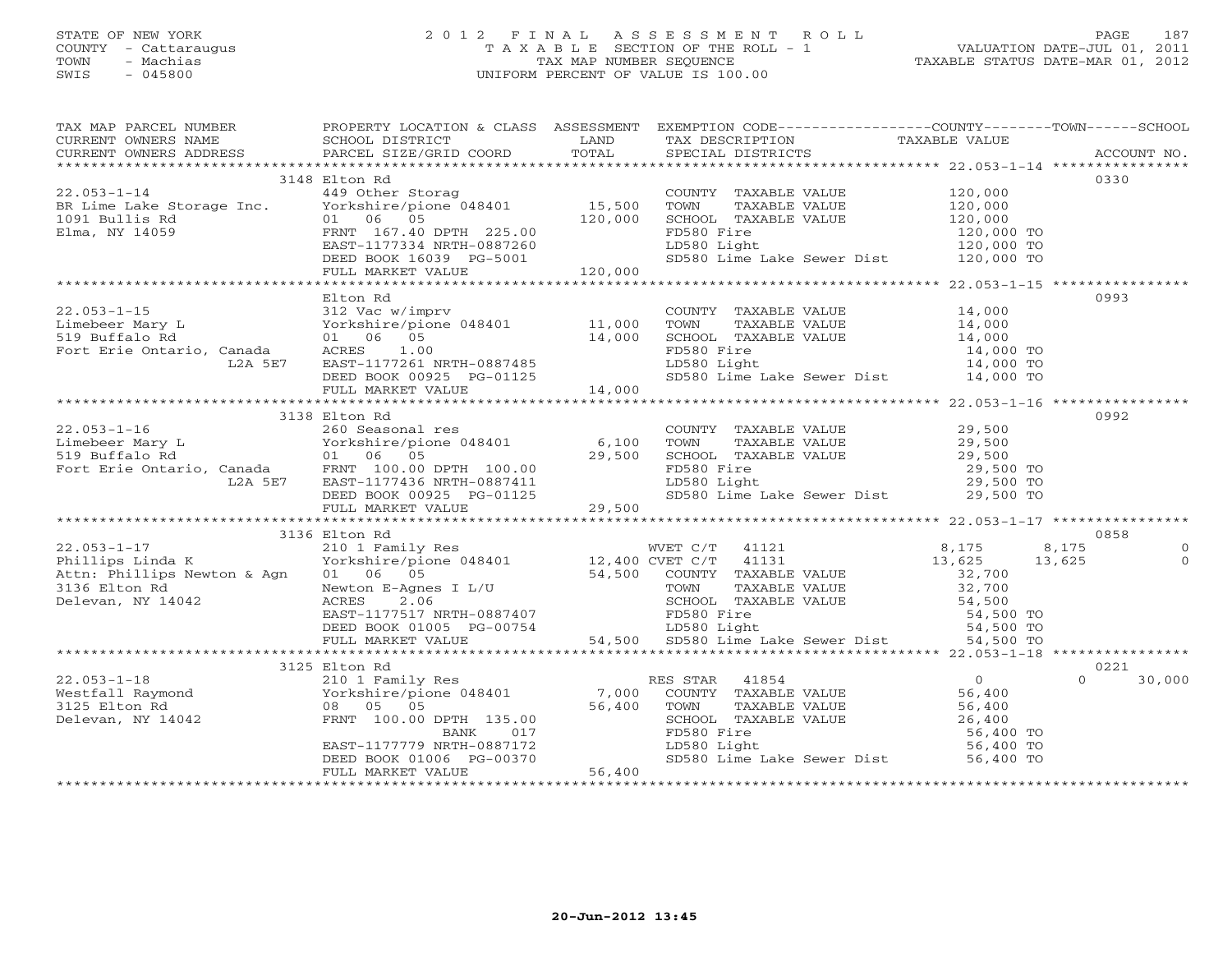STATE OF NEW YORK
COUNTY - Cattaraugus
TOWN - Machias
SWIS - 045800

2012 FINAL ASSESSMENT ROLL
TAXABLE SECTION OF THE ROLL - 1
TAX MAP NUMBER SEQUENCE
UNIFORM PERCENT OF VALUE IS 100.00

VALUATION DATE-JUL 01, 2011
TAXABLE STATUS DATE-MAR 01, 2012

| TAX MAP PARCEL NUMBER / CURRENT OWNERS NAME / CURRENT OWNERS ADDRESS | PROPERTY LOCATION & CLASS / SCHOOL DISTRICT / PARCEL SIZE/GRID COORD | ASSESSMENT LAND | TOTAL | EXEMPTION CODE / TAX DESCRIPTION / SPECIAL DISTRICTS | COUNTY TAXABLE VALUE | TOWN | SCHOOL | ACCOUNT NO. |
|---|---|---|---|---|---|---|---|---|
| | 3148 Elton Rd | | | | | | | 0330 |
| 22.053-1-14 | 449 Other Storag | | | COUNTY TAXABLE VALUE | 120,000 | | | |
| BR Lime Lake Storage Inc. | Yorkshire/pione 048401 | 15,500 | | TOWN TAXABLE VALUE | 120,000 | | | |
| 1091 Bullis Rd | 01 06 05 | | 120,000 | SCHOOL TAXABLE VALUE | 120,000 | | | |
| Elma, NY 14059 | FRNT 167.40 DPTH 225.00 | | | FD580 Fire | 120,000 TO | | | |
| | EAST-1177334 NRTH-0887260 | | | LD580 Light | 120,000 TO | | | |
| | DEED BOOK 16039 PG-5001 | | | SD580 Lime Lake Sewer Dist | 120,000 TO | | | |
| | FULL MARKET VALUE | | 120,000 | | | | | |
| | Elton Rd | | | | | | | 0993 |
| 22.053-1-15 | 312 Vac w/imprv | | | COUNTY TAXABLE VALUE | 14,000 | | | |
| Limebeer Mary L | Yorkshire/pione 048401 | 11,000 | | TOWN TAXABLE VALUE | 14,000 | | | |
| 519 Buffalo Rd | 01 06 05 | | 14,000 | SCHOOL TAXABLE VALUE | 14,000 | | | |
| Fort Erie Ontario, Canada | ACRES 1.00 | | | FD580 Fire | 14,000 TO | | | |
| L2A 5E7 | EAST-1177261 NRTH-0887485 | | | LD580 Light | 14,000 TO | | | |
| | DEED BOOK 00925 PG-01125 | | | SD580 Lime Lake Sewer Dist | 14,000 TO | | | |
| | FULL MARKET VALUE | | 14,000 | | | | | |
| | 3138 Elton Rd | | | | | | | 0992 |
| 22.053-1-16 | 260 Seasonal res | | | COUNTY TAXABLE VALUE | 29,500 | | | |
| Limebeer Mary L | Yorkshire/pione 048401 | 6,100 | | TOWN TAXABLE VALUE | 29,500 | | | |
| 519 Buffalo Rd | 01 06 05 | | 29,500 | SCHOOL TAXABLE VALUE | 29,500 | | | |
| Fort Erie Ontario, Canada | FRNT 100.00 DPTH 100.00 | | | FD580 Fire | 29,500 TO | | | |
| L2A 5E7 | EAST-1177436 NRTH-0887411 | | | LD580 Light | 29,500 TO | | | |
| | DEED BOOK 00925 PG-01125 | | | SD580 Lime Lake Sewer Dist | 29,500 TO | | | |
| | FULL MARKET VALUE | | 29,500 | | | | | |
| | 3136 Elton Rd | | | | | | | 0858 |
| 22.053-1-17 | 210 1 Family Res | | | WVET C/T 41121 | 8,175 | 8,175 | 0 | |
| Phillips Linda K | Yorkshire/pione 048401 | 12,400 | | CVET C/T 41131 | 13,625 | 13,625 | 0 | |
| Attn: Phillips Newton & Agn | 01 06 05 | | 54,500 | COUNTY TAXABLE VALUE | 32,700 | | | |
| 3136 Elton Rd | Newton E-Agnes I L/U | | | TOWN TAXABLE VALUE | 32,700 | | | |
| Delevan, NY 14042 | ACRES 2.06 | | | SCHOOL TAXABLE VALUE | 54,500 | | | |
| | EAST-1177517 NRTH-0887407 | | | FD580 Fire | 54,500 TO | | | |
| | DEED BOOK 01005 PG-00754 | | | LD580 Light | 54,500 TO | | | |
| | FULL MARKET VALUE | | 54,500 | SD580 Lime Lake Sewer Dist | 54,500 TO | | | |
| | 3125 Elton Rd | | | | | | | 0221 |
| 22.053-1-18 | 210 1 Family Res | | | RES STAR 41854 | 0 | 0 | 30,000 | |
| Westfall Raymond | Yorkshire/pione 048401 | 7,000 | | COUNTY TAXABLE VALUE | 56,400 | | | |
| 3125 Elton Rd | 08 05 05 | | 56,400 | TOWN TAXABLE VALUE | 56,400 | | | |
| Delevan, NY 14042 | FRNT 100.00 DPTH 135.00 | | | SCHOOL TAXABLE VALUE | 26,400 | | | |
| | BANK 017 | | | FD580 Fire | 56,400 TO | | | |
| | EAST-1177779 NRTH-0887172 | | | LD580 Light | 56,400 TO | | | |
| | DEED BOOK 01006 PG-00370 | | | SD580 Lime Lake Sewer Dist | 56,400 TO | | | |
| | FULL MARKET VALUE | | 56,400 | | | | | |

20-Jun-2012 13:45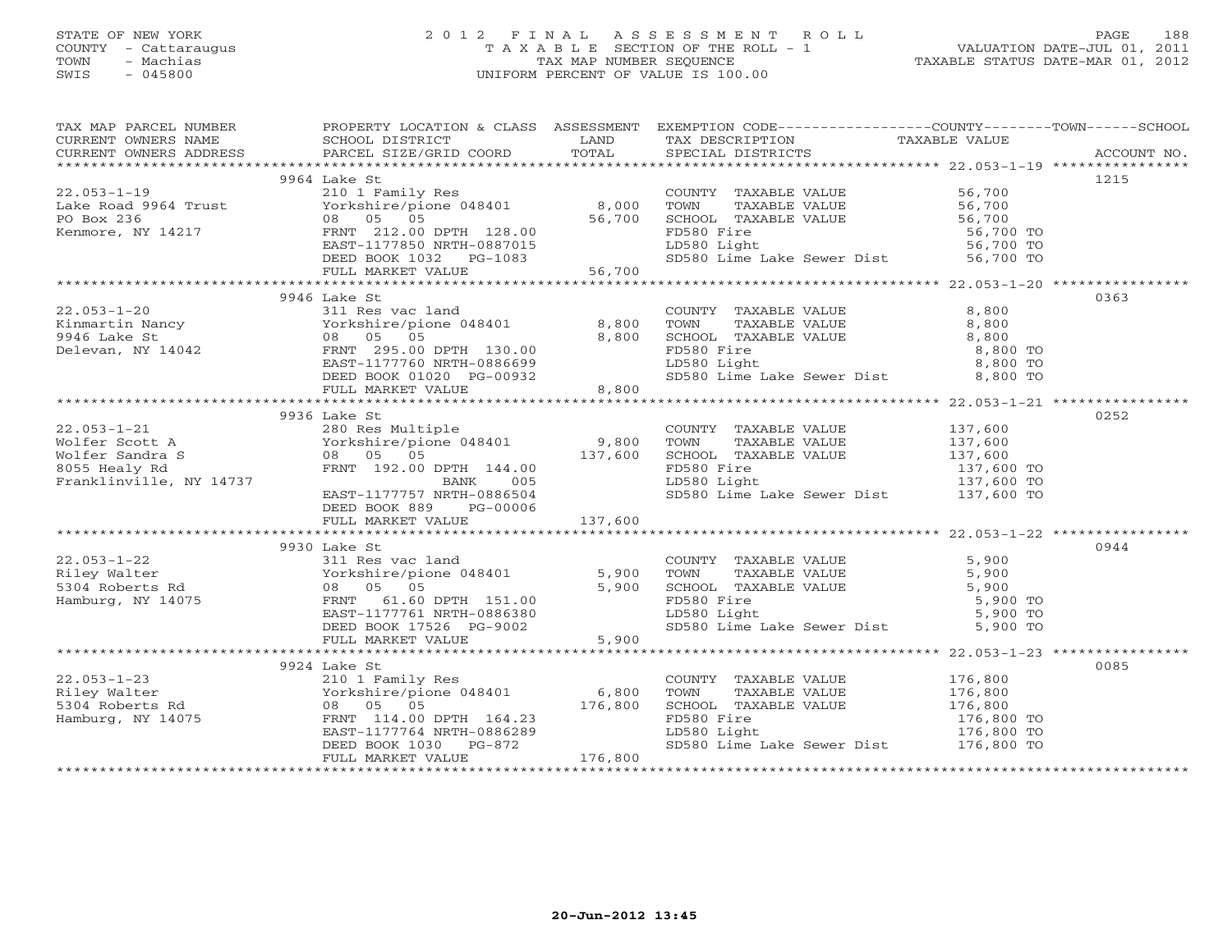STATE OF NEW YORK
COUNTY - Cattaraugus
TOWN - Machias
SWIS - 045800

# 2012 FINAL ASSESSMENT ROLL
TAXABLE SECTION OF THE ROLL - 1
TAX MAP NUMBER SEQUENCE
UNIFORM PERCENT OF VALUE IS 100.00

VALUATION DATE-JUL 01, 2011
TAXABLE STATUS DATE-MAR 01, 2012

| TAX MAP PARCEL NUMBER / CURRENT OWNERS NAME / CURRENT OWNERS ADDRESS | PROPERTY LOCATION & CLASS / SCHOOL DISTRICT / PARCEL SIZE/GRID COORD | ASSESSMENT LAND / TOTAL | EXEMPTION CODE / TAX DESCRIPTION / SPECIAL DISTRICTS | COUNTY--TOWN--SCHOOL TAXABLE VALUE | ACCOUNT NO. |
|---|---|---|---|---|---|
| | 9964 Lake St | | | | 1215 |
| 22.053-1-19 | 210 1 Family Res | | COUNTY TAXABLE VALUE | 56,700 | |
| Lake Road 9964 Trust | Yorkshire/pione 048401 | 8,000 | TOWN TAXABLE VALUE | 56,700 | |
| PO Box 236 | 08 05 05 | 56,700 | SCHOOL TAXABLE VALUE | 56,700 | |
| Kenmore, NY 14217 | FRNT 212.00 DPTH 128.00 | | FD580 Fire | 56,700 TO | |
| | EAST-1177850 NRTH-0887015 | | LD580 Light | 56,700 TO | |
| | DEED BOOK 1032 PG-1083 | | SD580 Lime Lake Sewer Dist | 56,700 TO | |
| | FULL MARKET VALUE | 56,700 | | | |
| | 9946 Lake St | | | | 0363 |
| 22.053-1-20 | 311 Res vac land | | COUNTY TAXABLE VALUE | 8,800 | |
| Kinmartin Nancy | Yorkshire/pione 048401 | 8,800 | TOWN TAXABLE VALUE | 8,800 | |
| 9946 Lake St | 08 05 05 | 8,800 | SCHOOL TAXABLE VALUE | 8,800 | |
| Delevan, NY 14042 | FRNT 295.00 DPTH 130.00 | | FD580 Fire | 8,800 TO | |
| | EAST-1177760 NRTH-0886699 | | LD580 Light | 8,800 TO | |
| | DEED BOOK 01020 PG-00932 | | SD580 Lime Lake Sewer Dist | 8,800 TO | |
| | FULL MARKET VALUE | 8,800 | | | |
| | 9936 Lake St | | | | 0252 |
| 22.053-1-21 | 280 Res Multiple | | COUNTY TAXABLE VALUE | 137,600 | |
| Wolfer Scott A | Yorkshire/pione 048401 | 9,800 | TOWN TAXABLE VALUE | 137,600 | |
| Wolfer Sandra S | 08 05 05 | 137,600 | SCHOOL TAXABLE VALUE | 137,600 | |
| 8055 Healy Rd | FRNT 192.00 DPTH 144.00 | | FD580 Fire | 137,600 TO | |
| Franklinville, NY 14737 | BANK 005 | | LD580 Light | 137,600 TO | |
| | EAST-1177757 NRTH-0886504 | | SD580 Lime Lake Sewer Dist | 137,600 TO | |
| | DEED BOOK 889 PG-00006 | | | | |
| | FULL MARKET VALUE | 137,600 | | | |
| | 9930 Lake St | | | | 0944 |
| 22.053-1-22 | 311 Res vac land | | COUNTY TAXABLE VALUE | 5,900 | |
| Riley Walter | Yorkshire/pione 048401 | 5,900 | TOWN TAXABLE VALUE | 5,900 | |
| 5304 Roberts Rd | 08 05 05 | 5,900 | SCHOOL TAXABLE VALUE | 5,900 | |
| Hamburg, NY 14075 | FRNT 61.60 DPTH 151.00 | | FD580 Fire | 5,900 TO | |
| | EAST-1177761 NRTH-0886380 | | LD580 Light | 5,900 TO | |
| | DEED BOOK 17526 PG-9002 | | SD580 Lime Lake Sewer Dist | 5,900 TO | |
| | FULL MARKET VALUE | 5,900 | | | |
| | 9924 Lake St | | | | 0085 |
| 22.053-1-23 | 210 1 Family Res | | COUNTY TAXABLE VALUE | 176,800 | |
| Riley Walter | Yorkshire/pione 048401 | 6,800 | TOWN TAXABLE VALUE | 176,800 | |
| 5304 Roberts Rd | 08 05 05 | 176,800 | SCHOOL TAXABLE VALUE | 176,800 | |
| Hamburg, NY 14075 | FRNT 114.00 DPTH 164.23 | | FD580 Fire | 176,800 TO | |
| | EAST-1177764 NRTH-0886289 | | LD580 Light | 176,800 TO | |
| | DEED BOOK 1030 PG-872 | | SD580 Lime Lake Sewer Dist | 176,800 TO | |
| | FULL MARKET VALUE | 176,800 | | | |

20-Jun-2012 13:45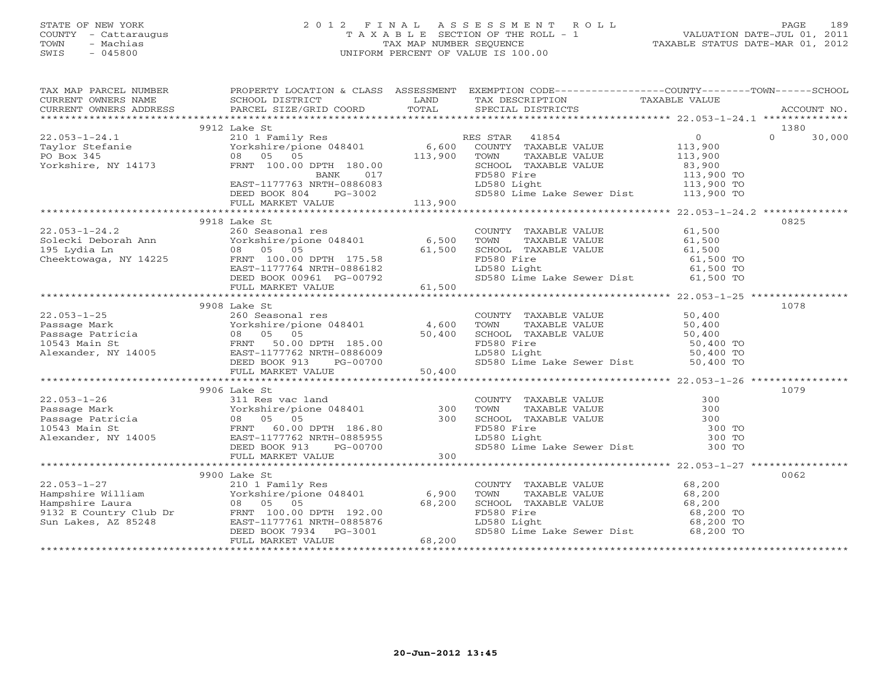STATE OF NEW YORK
COUNTY - Cattaraugus
TOWN - Machias
SWIS - 045800

2012 FINAL ASSESSMENT ROLL
TAXABLE SECTION OF THE ROLL - 1
TAX MAP NUMBER SEQUENCE
UNIFORM PERCENT OF VALUE IS 100.00

VALUATION DATE-JUL 01, 2011
TAXABLE STATUS DATE-MAR 01, 2012

| TAX MAP PARCEL NUMBER / CURRENT OWNERS NAME / CURRENT OWNERS ADDRESS | PROPERTY LOCATION & CLASS / SCHOOL DISTRICT / PARCEL SIZE/GRID COORD | ASSESSMENT LAND / TOTAL | EXEMPTION CODE / TAX DESCRIPTION / SPECIAL DISTRICTS | COUNTY / TOWN / SCHOOL TAXABLE VALUE | ACCOUNT NO. |
|---|---|---|---|---|---|
| | 9912 Lake St | | | | 1380 |
| 22.053-1-24.1 | 210 1 Family Res | | RES STAR 41854 | 0 | 0 30,000 |
| Taylor Stefanie | Yorkshire/pione 048401 | 6,600 | COUNTY TAXABLE VALUE | 113,900 | |
| PO Box 345 | 08 05 05 | 113,900 | TOWN TAXABLE VALUE | 113,900 | |
| Yorkshire, NY 14173 | FRNT 100.00 DPTH 180.00 | | SCHOOL TAXABLE VALUE | 83,900 | |
| | BANK 017 | | FD580 Fire | 113,900 TO | |
| | EAST-1177763 NRTH-0886083 | | LD580 Light | 113,900 TO | |
| | DEED BOOK 804 PG-3002 | | SD580 Lime Lake Sewer Dist | 113,900 TO | |
| | FULL MARKET VALUE | 113,900 | | | |
| | 9918 Lake St | | | | 0825 |
| 22.053-1-24.2 | 260 Seasonal res | | COUNTY TAXABLE VALUE | 61,500 | |
| Solecki Deborah Ann | Yorkshire/pione 048401 | 6,500 | TOWN TAXABLE VALUE | 61,500 | |
| 195 Lydia Ln | 08 05 05 | 61,500 | SCHOOL TAXABLE VALUE | 61,500 | |
| Cheektowaga, NY 14225 | FRNT 100.00 DPTH 175.58 | | FD580 Fire | 61,500 TO | |
| | EAST-1177764 NRTH-0886182 | | LD580 Light | 61,500 TO | |
| | DEED BOOK 00961 PG-00792 | | SD580 Lime Lake Sewer Dist | 61,500 TO | |
| | FULL MARKET VALUE | 61,500 | | | |
| | 9908 Lake St | | | | 1078 |
| 22.053-1-25 | 260 Seasonal res | | COUNTY TAXABLE VALUE | 50,400 | |
| Passage Mark | Yorkshire/pione 048401 | 4,600 | TOWN TAXABLE VALUE | 50,400 | |
| Passage Patricia | 08 05 05 | 50,400 | SCHOOL TAXABLE VALUE | 50,400 | |
| 10543 Main St | FRNT 50.00 DPTH 185.00 | | FD580 Fire | 50,400 TO | |
| Alexander, NY 14005 | EAST-1177762 NRTH-0886009 | | LD580 Light | 50,400 TO | |
| | DEED BOOK 913 PG-00700 | | SD580 Lime Lake Sewer Dist | 50,400 TO | |
| | FULL MARKET VALUE | 50,400 | | | |
| | 9906 Lake St | | | | 1079 |
| 22.053-1-26 | 311 Res vac land | | COUNTY TAXABLE VALUE | 300 | |
| Passage Mark | Yorkshire/pione 048401 | 300 | TOWN TAXABLE VALUE | 300 | |
| Passage Patricia | 08 05 05 | 300 | SCHOOL TAXABLE VALUE | 300 | |
| 10543 Main St | FRNT 60.00 DPTH 186.80 | | FD580 Fire | 300 TO | |
| Alexander, NY 14005 | EAST-1177762 NRTH-0885955 | | LD580 Light | 300 TO | |
| | DEED BOOK 913 PG-00700 | | SD580 Lime Lake Sewer Dist | 300 TO | |
| | FULL MARKET VALUE | 300 | | | |
| | 9900 Lake St | | | | 0062 |
| 22.053-1-27 | 210 1 Family Res | | COUNTY TAXABLE VALUE | 68,200 | |
| Hampshire William | Yorkshire/pione 048401 | 6,900 | TOWN TAXABLE VALUE | 68,200 | |
| Hampshire Laura | 08 05 05 | 68,200 | SCHOOL TAXABLE VALUE | 68,200 | |
| 9132 E Country Club Dr | FRNT 100.00 DPTH 192.00 | | FD580 Fire | 68,200 TO | |
| Sun Lakes, AZ 85248 | EAST-1177761 NRTH-0885876 | | LD580 Light | 68,200 TO | |
| | DEED BOOK 7934 PG-3001 | | SD580 Lime Lake Sewer Dist | 68,200 TO | |
| | FULL MARKET VALUE | 68,200 | | | |

20-Jun-2012 13:45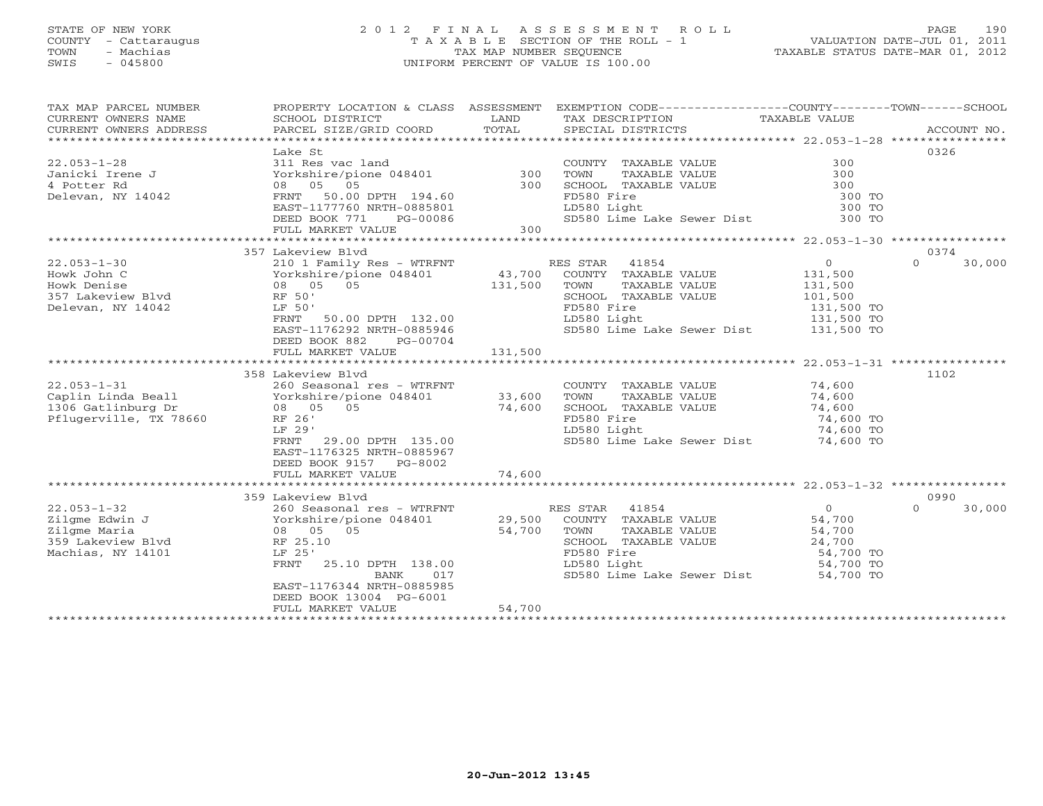STATE OF NEW YORK
COUNTY - Cattaraugus
TOWN - Machias
SWIS - 045800

# 2012 FINAL ASSESSMENT ROLL

TAXABLE SECTION OF THE ROLL - 1
TAX MAP NUMBER SEQUENCE
UNIFORM PERCENT OF VALUE IS 100.00

VALUATION DATE-JUL 01, 2011
TAXABLE STATUS DATE-MAR 01, 2012

| TAX MAP PARCEL NUMBER / CURRENT OWNERS NAME / CURRENT OWNERS ADDRESS | PROPERTY LOCATION & CLASS / SCHOOL DISTRICT / PARCEL SIZE/GRID COORD | ASSESSMENT LAND | TOTAL | EXEMPTION CODE / TAX DESCRIPTION / SPECIAL DISTRICTS | COUNTY TAXABLE VALUE | TOWN | SCHOOL | ACCOUNT NO. |
|---|---|---|---|---|---|---|---|---|
| 22.053-1-28 | Lake St | | | | | | | 0326 |
| Janicki Irene J | 311 Res vac land | | | COUNTY TAXABLE VALUE | 300 | | | |
| 4 Potter Rd | Yorkshire/pione 048401 | 300 | | TOWN TAXABLE VALUE | 300 | | | |
| Delevan, NY 14042 | 08 05 05 | | 300 | SCHOOL TAXABLE VALUE | 300 | | | |
| | FRNT 50.00 DPTH 194.60 | | | FD580 Fire | 300 TO | | | |
| | EAST-1177760 NRTH-0885801 | | | LD580 Light | 300 TO | | | |
| | DEED BOOK 771 PG-00086 | | | SD580 Lime Lake Sewer Dist | 300 TO | | | |
| | FULL MARKET VALUE | | 300 | | | | | |
| 22.053-1-30 | 357 Lakeview Blvd | | | | | | | 0374 |
| Howk John C | 210 1 Family Res - WTRFNT | | | RES STAR 41854 | 0 | | 0 | 30,000 |
| Howk Denise | Yorkshire/pione 048401 | 43,700 | | COUNTY TAXABLE VALUE | 131,500 | | | |
| 357 Lakeview Blvd | 08 05 05 | | 131,500 | TOWN TAXABLE VALUE | 131,500 | | | |
| Delevan, NY 14042 | RF 50' | | | SCHOOL TAXABLE VALUE | 101,500 | | | |
| | LF 50' | | | FD580 Fire | 131,500 TO | | | |
| | FRNT 50.00 DPTH 132.00 | | | LD580 Light | 131,500 TO | | | |
| | EAST-1176292 NRTH-0885946 | | | SD580 Lime Lake Sewer Dist | 131,500 TO | | | |
| | DEED BOOK 882 PG-00704 | | | | | | | |
| | FULL MARKET VALUE | | 131,500 | | | | | |
| 22.053-1-31 | 358 Lakeview Blvd | | | | | | | 1102 |
| Caplin Linda Beall | 260 Seasonal res - WTRFNT | | | COUNTY TAXABLE VALUE | 74,600 | | | |
| 1306 Gatlinburg Dr | Yorkshire/pione 048401 | 33,600 | | TOWN TAXABLE VALUE | 74,600 | | | |
| Pflugerville, TX 78660 | 08 05 05 | | 74,600 | SCHOOL TAXABLE VALUE | 74,600 | | | |
| | RF 26' | | | FD580 Fire | 74,600 TO | | | |
| | LF 29' | | | LD580 Light | 74,600 TO | | | |
| | FRNT 29.00 DPTH 135.00 | | | SD580 Lime Lake Sewer Dist | 74,600 TO | | | |
| | EAST-1176325 NRTH-0885967 | | | | | | | |
| | DEED BOOK 9157 PG-8002 | | | | | | | |
| | FULL MARKET VALUE | | 74,600 | | | | | |
| 22.053-1-32 | 359 Lakeview Blvd | | | | | | | 0990 |
| Zilgme Edwin J | 260 Seasonal res - WTRFNT | | | RES STAR 41854 | 0 | | 0 | 30,000 |
| Zilgme Maria | Yorkshire/pione 048401 | 29,500 | | COUNTY TAXABLE VALUE | 54,700 | | | |
| 359 Lakeview Blvd | 08 05 05 | | 54,700 | TOWN TAXABLE VALUE | 54,700 | | | |
| Machias, NY 14101 | RF 25.10 | | | SCHOOL TAXABLE VALUE | 24,700 | | | |
| | LF 25' | | | FD580 Fire | 54,700 TO | | | |
| | FRNT 25.10 DPTH 138.00 | | | LD580 Light | 54,700 TO | | | |
| | BANK 017 | | | SD580 Lime Lake Sewer Dist | 54,700 TO | | | |
| | EAST-1176344 NRTH-0885985 | | | | | | | |
| | DEED BOOK 13004 PG-6001 | | | | | | | |
| | FULL MARKET VALUE | | 54,700 | | | | | |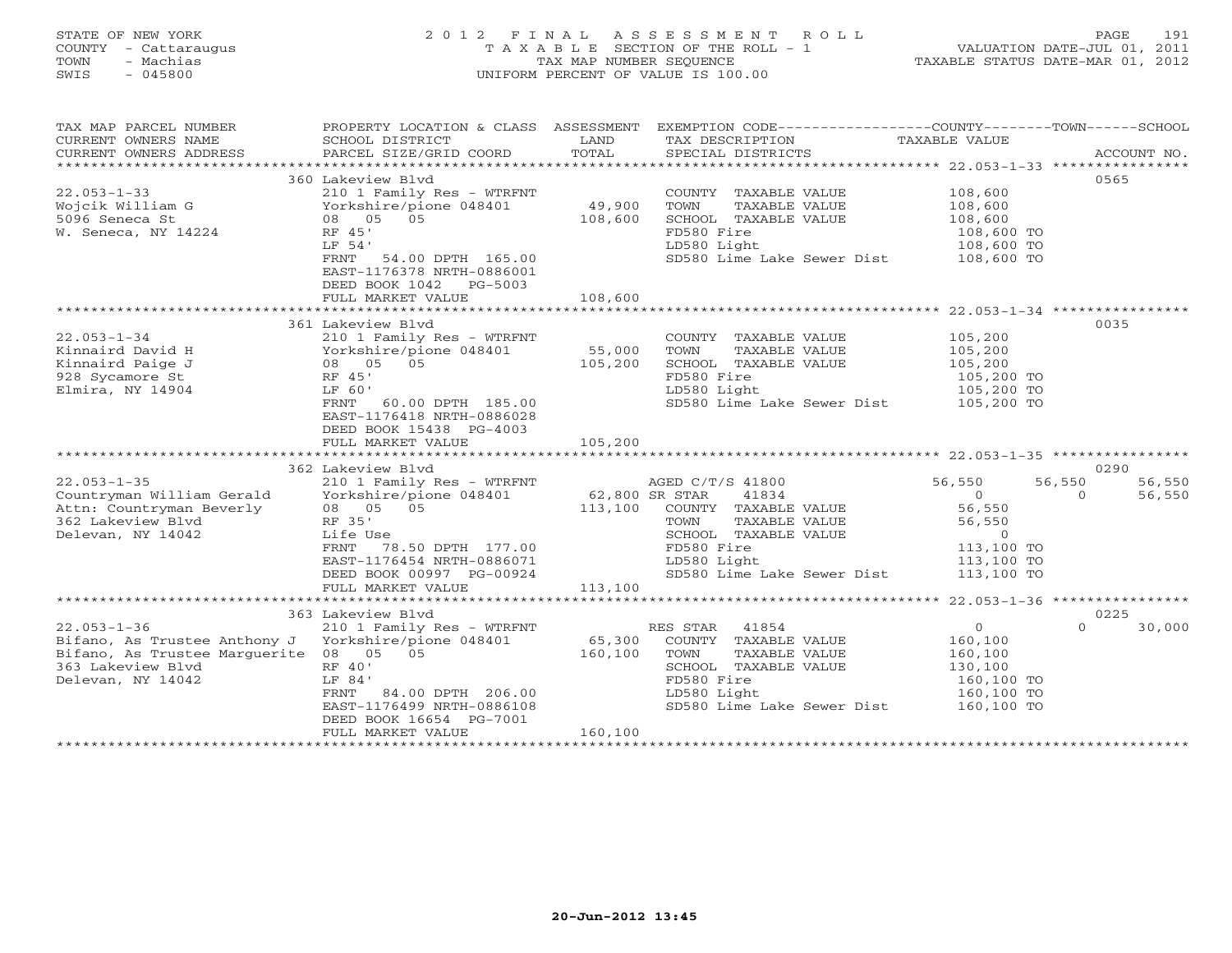STATE OF NEW YORK
COUNTY - Cattaraugus
TOWN - Machias
SWIS - 045800

2 0 1 2 F I N A L A S S E S S M E N T R O L L
T A X A B L E SECTION OF THE ROLL - 1
TAX MAP NUMBER SEQUENCE
UNIFORM PERCENT OF VALUE IS 100.00

VALUATION DATE-JUL 01, 2011
TAXABLE STATUS DATE-MAR 01, 2012

| TAX MAP PARCEL NUMBER / CURRENT OWNERS NAME / CURRENT OWNERS ADDRESS | PROPERTY LOCATION & CLASS / SCHOOL DISTRICT / PARCEL SIZE/GRID COORD | ASSESSMENT LAND / TOTAL | EXEMPTION CODE / TAX DESCRIPTION / SPECIAL DISTRICTS | COUNTY TAXABLE VALUE | TOWN | SCHOOL | ACCOUNT NO. |
|---|---|---|---|---|---|---|---|
| 22.053-1-33 | 360 Lakeview Blvd | | | | | | 0565 |
| | 210 1 Family Res - WTRFNT | | COUNTY TAXABLE VALUE | 108,600 | | | |
| Wojcik William G | Yorkshire/pione 048401 | 49,900 | TOWN TAXABLE VALUE | 108,600 | | | |
| 5096 Seneca St | 08 05 05 | 108,600 | SCHOOL TAXABLE VALUE | 108,600 | | | |
| W. Seneca, NY 14224 | RF 45' | | FD580 Fire | 108,600 TO | | | |
| | LF 54' | | LD580 Light | 108,600 TO | | | |
| | FRNT 54.00 DPTH 165.00 | | SD580 Lime Lake Sewer Dist | 108,600 TO | | | |
| | EAST-1176378 NRTH-0886001 | | | | | | |
| | DEED BOOK 1042 PG-5003 | | | | | | |
| | FULL MARKET VALUE | 108,600 | | | | | |
| 22.053-1-34 | 361 Lakeview Blvd | | | | | | 0035 |
| | 210 1 Family Res - WTRFNT | | COUNTY TAXABLE VALUE | 105,200 | | | |
| Kinnaird David H | Yorkshire/pione 048401 | 55,000 | TOWN TAXABLE VALUE | 105,200 | | | |
| Kinnaird Paige J | 08 05 05 | 105,200 | SCHOOL TAXABLE VALUE | 105,200 | | | |
| 928 Sycamore St | RF 45' | | FD580 Fire | 105,200 TO | | | |
| Elmira, NY 14904 | LF 60' | | LD580 Light | 105,200 TO | | | |
| | FRNT 60.00 DPTH 185.00 | | SD580 Lime Lake Sewer Dist | 105,200 TO | | | |
| | EAST-1176418 NRTH-0886028 | | | | | | |
| | DEED BOOK 15438 PG-4003 | | | | | | |
| | FULL MARKET VALUE | 105,200 | | | | | |
| 22.053-1-35 | 362 Lakeview Blvd | | | | | | 0290 |
| | 210 1 Family Res - WTRFNT | | AGED C/T/S 41800 | 56,550 | 56,550 | 56,550 | |
| Countryman William Gerald | Yorkshire/pione 048401 | 62,800 | SR STAR 41834 | 0 | 0 | 56,550 | |
| Attn: Countryman Beverly | 08 05 05 | 113,100 | COUNTY TAXABLE VALUE | 56,550 | | | |
| 362 Lakeview Blvd | RF 35' | | TOWN TAXABLE VALUE | 56,550 | | | |
| Delevan, NY 14042 | Life Use | | SCHOOL TAXABLE VALUE | 0 | | | |
| | FRNT 78.50 DPTH 177.00 | | FD580 Fire | 113,100 TO | | | |
| | EAST-1176454 NRTH-0886071 | | LD580 Light | 113,100 TO | | | |
| | DEED BOOK 00997 PG-00924 | | SD580 Lime Lake Sewer Dist | 113,100 TO | | | |
| | FULL MARKET VALUE | 113,100 | | | | | |
| 22.053-1-36 | 363 Lakeview Blvd | | | | | | 0225 |
| | 210 1 Family Res - WTRFNT | | RES STAR 41854 | 0 | 0 | 30,000 | |
| Bifano, As Trustee Anthony J | Yorkshire/pione 048401 | 65,300 | COUNTY TAXABLE VALUE | 160,100 | | | |
| Bifano, As Trustee Marguerite | 08 05 05 | 160,100 | TOWN TAXABLE VALUE | 160,100 | | | |
| 363 Lakeview Blvd | RF 40' | | SCHOOL TAXABLE VALUE | 130,100 | | | |
| Delevan, NY 14042 | LF 84' | | FD580 Fire | 160,100 TO | | | |
| | FRNT 84.00 DPTH 206.00 | | LD580 Light | 160,100 TO | | | |
| | EAST-1176499 NRTH-0886108 | | SD580 Lime Lake Sewer Dist | 160,100 TO | | | |
| | DEED BOOK 16654 PG-7001 | | | | | | |
| | FULL MARKET VALUE | 160,100 | | | | | |

20-Jun-2012 13:45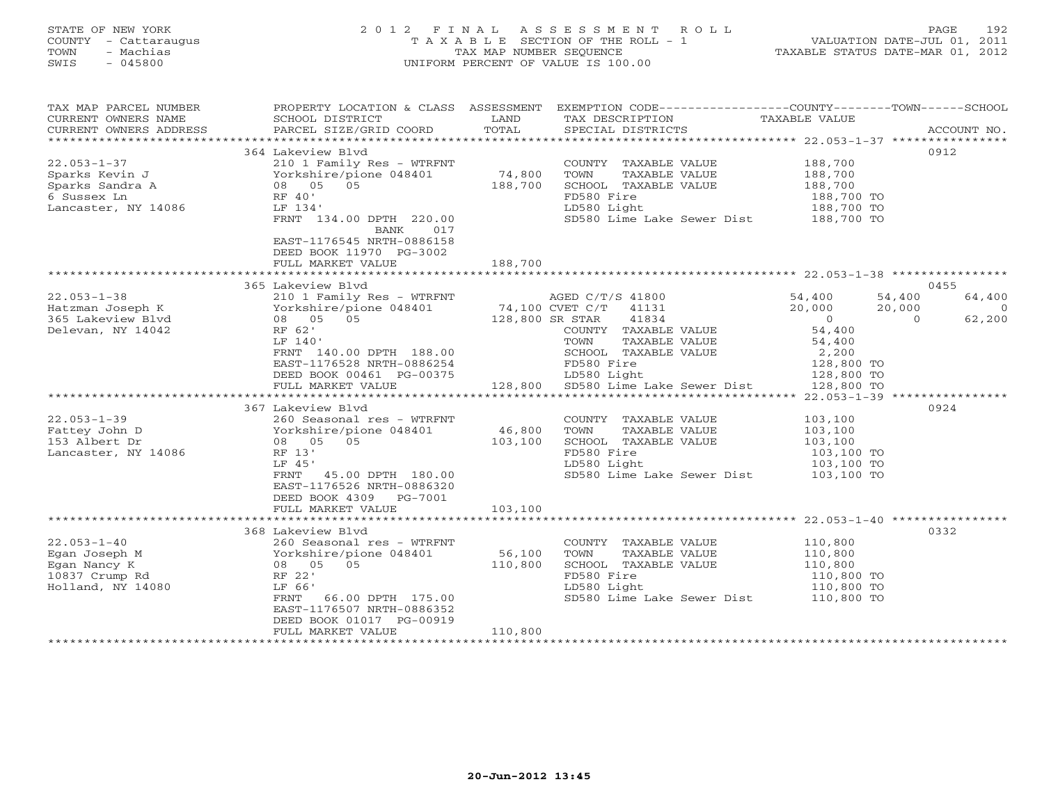STATE OF NEW YORK
COUNTY - Cattaraugus
TOWN - Machias
SWIS - 045800

# 2012 FINAL ASSESSMENT ROLL

TAXABLE SECTION OF THE ROLL - 1
TAX MAP NUMBER SEQUENCE
UNIFORM PERCENT OF VALUE IS 100.00

VALUATION DATE-JUL 01, 2011
TAXABLE STATUS DATE-MAR 01, 2012

| TAX MAP PARCEL NUMBER / CURRENT OWNERS NAME / CURRENT OWNERS ADDRESS | PROPERTY LOCATION & CLASS / SCHOOL DISTRICT / PARCEL SIZE/GRID COORD | ASSESSMENT LAND | TOTAL | EXEMPTION CODE / TAX DESCRIPTION / SPECIAL DISTRICTS | COUNTY TAXABLE VALUE | TOWN | SCHOOL | ACCOUNT NO. |
|---|---|---|---|---|---|---|---|---|
| 22.053-1-37 | 364 Lakeview Blvd | | | | | | | 0912 |
| Sparks Kevin J | 210 1 Family Res - WTRFNT | | | COUNTY TAXABLE VALUE | 188,700 | | | |
| Sparks Sandra A | Yorkshire/pione 048401 | 74,800 | | TOWN TAXABLE VALUE | 188,700 | | | |
| 6 Sussex Ln | 08 05 05 | | 188,700 | SCHOOL TAXABLE VALUE | 188,700 | | | |
| Lancaster, NY 14086 | RF 40' | | | FD580 Fire | 188,700 TO | | | |
| | LF 134' | | | LD580 Light | 188,700 TO | | | |
| | FRNT 134.00 DPTH 220.00 | | | SD580 Lime Lake Sewer Dist | 188,700 TO | | | |
| | BANK 017 | | | | | | | |
| | EAST-1176545 NRTH-0886158 | | | | | | | |
| | DEED BOOK 11970 PG-3002 | | | | | | | |
| | FULL MARKET VALUE | | 188,700 | | | | | |
| 22.053-1-38 | 365 Lakeview Blvd | | | | | | | 0455 |
| Hatzman Joseph K | 210 1 Family Res - WTRFNT | | | AGED C/T/S 41800 | 54,400 | 54,400 | 64,400 | |
| 365 Lakeview Blvd | Yorkshire/pione 048401 | 74,100 | | CVET C/T 41131 | 20,000 | 20,000 | 0 | |
| Delevan, NY 14042 | 08 05 05 | | 128,800 | SR STAR 41834 | 0 | 0 | 62,200 | |
| | RF 62' | | | COUNTY TAXABLE VALUE | 54,400 | | | |
| | LF 140' | | | TOWN TAXABLE VALUE | 54,400 | | | |
| | FRNT 140.00 DPTH 188.00 | | | SCHOOL TAXABLE VALUE | 2,200 | | | |
| | EAST-1176528 NRTH-0886254 | | | FD580 Fire | 128,800 TO | | | |
| | DEED BOOK 00461 PG-00375 | | | LD580 Light | 128,800 TO | | | |
| | FULL MARKET VALUE | | 128,800 | SD580 Lime Lake Sewer Dist | 128,800 TO | | | |
| 22.053-1-39 | 367 Lakeview Blvd | | | | | | | 0924 |
| Fattey John D | 260 Seasonal res - WTRFNT | | | COUNTY TAXABLE VALUE | 103,100 | | | |
| 153 Albert Dr | Yorkshire/pione 048401 | 46,800 | | TOWN TAXABLE VALUE | 103,100 | | | |
| Lancaster, NY 14086 | 08 05 05 | | 103,100 | SCHOOL TAXABLE VALUE | 103,100 | | | |
| | RF 13' | | | FD580 Fire | 103,100 TO | | | |
| | LF 45' | | | LD580 Light | 103,100 TO | | | |
| | FRNT 45.00 DPTH 180.00 | | | SD580 Lime Lake Sewer Dist | 103,100 TO | | | |
| | EAST-1176526 NRTH-0886320 | | | | | | | |
| | DEED BOOK 4309 PG-7001 | | | | | | | |
| | FULL MARKET VALUE | | 103,100 | | | | | |
| 22.053-1-40 | 368 Lakeview Blvd | | | | | | | 0332 |
| Egan Joseph M | 260 Seasonal res - WTRFNT | | | COUNTY TAXABLE VALUE | 110,800 | | | |
| Egan Nancy K | Yorkshire/pione 048401 | 56,100 | | TOWN TAXABLE VALUE | 110,800 | | | |
| 10837 Crump Rd | 08 05 05 | | 110,800 | SCHOOL TAXABLE VALUE | 110,800 | | | |
| Holland, NY 14080 | RF 22' | | | FD580 Fire | 110,800 TO | | | |
| | LF 66' | | | LD580 Light | 110,800 TO | | | |
| | FRNT 66.00 DPTH 175.00 | | | SD580 Lime Lake Sewer Dist | 110,800 TO | | | |
| | EAST-1176507 NRTH-0886352 | | | | | | | |
| | DEED BOOK 01017 PG-00919 | | | | | | | |
| | FULL MARKET VALUE | | 110,800 | | | | | |

20-Jun-2012 13:45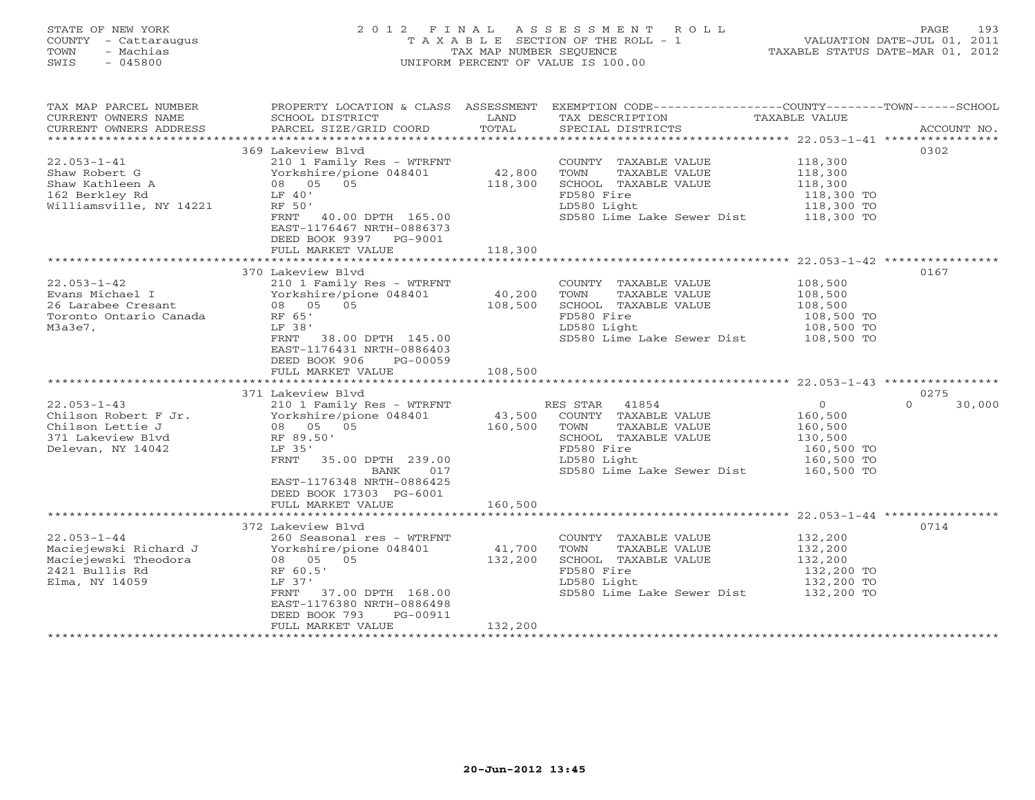STATE OF NEW YORK
COUNTY - Cattaraugus
TOWN - Machias
SWIS - 045800

# 2012 FINAL ASSESSMENT ROLL
TAXABLE SECTION OF THE ROLL - 1
TAX MAP NUMBER SEQUENCE
UNIFORM PERCENT OF VALUE IS 100.00

VALUATION DATE-JUL 01, 2011
TAXABLE STATUS DATE-MAR 01, 2012

| TAX MAP PARCEL NUMBER / CURRENT OWNERS NAME / CURRENT OWNERS ADDRESS | PROPERTY LOCATION & CLASS / SCHOOL DISTRICT / PARCEL SIZE/GRID COORD | ASSESSMENT LAND / TOTAL | EXEMPTION CODE / TAX DESCRIPTION / SPECIAL DISTRICTS | COUNTY / TOWN / SCHOOL TAXABLE VALUE | ACCOUNT NO. |
|---|---|---|---|---|---|
| **22.053-1-41** | 369 Lakeview Blvd | | | | 0302 |
| Shaw Robert G | 210 1 Family Res - WTRFNT | | COUNTY TAXABLE VALUE | 118,300 | |
| Shaw Kathleen A | Yorkshire/pione 048401 | 42,800 | TOWN TAXABLE VALUE | 118,300 | |
| 162 Berkley Rd | 08 05 05 | 118,300 | SCHOOL TAXABLE VALUE | 118,300 | |
| Williamsville, NY 14221 | LF 40' | | FD580 Fire | 118,300 TO | |
| | RF 50' | | LD580 Light | 118,300 TO | |
| | FRNT 40.00 DPTH 165.00 | | SD580 Lime Lake Sewer Dist | 118,300 TO | |
| | EAST-1176467 NRTH-0886373 | | | | |
| | DEED BOOK 9397 PG-9001 | | | | |
| | FULL MARKET VALUE | 118,300 | | | |
| **22.053-1-42** | 370 Lakeview Blvd | | | | 0167 |
| Evans Michael I | 210 1 Family Res - WTRFNT | | COUNTY TAXABLE VALUE | 108,500 | |
| 26 Larabee Cresant | Yorkshire/pione 048401 | 40,200 | TOWN TAXABLE VALUE | 108,500 | |
| Toronto Ontario Canada | 08 05 05 | 108,500 | SCHOOL TAXABLE VALUE | 108,500 | |
| M3a3e7, | RF 65' | | FD580 Fire | 108,500 TO | |
| | LF 38' | | LD580 Light | 108,500 TO | |
| | FRNT 38.00 DPTH 145.00 | | SD580 Lime Lake Sewer Dist | 108,500 TO | |
| | EAST-1176431 NRTH-0886403 | | | | |
| | DEED BOOK 906 PG-00059 | | | | |
| | FULL MARKET VALUE | 108,500 | | | |
| **22.053-1-43** | 371 Lakeview Blvd | | | | 0275 |
| Chilson Robert F Jr. | 210 1 Family Res - WTRFNT | | RES STAR 41854 | 0 / 0 / 30,000 | |
| Chilson Lettie J | Yorkshire/pione 048401 | 43,500 | COUNTY TAXABLE VALUE | 160,500 | |
| 371 Lakeview Blvd | 08 05 05 | 160,500 | TOWN TAXABLE VALUE | 160,500 | |
| Delevan, NY 14042 | RF 89.50' | | SCHOOL TAXABLE VALUE | 130,500 | |
| | LF 35' | | FD580 Fire | 160,500 TO | |
| | FRNT 35.00 DPTH 239.00 | | LD580 Light | 160,500 TO | |
| | BANK 017 | | SD580 Lime Lake Sewer Dist | 160,500 TO | |
| | EAST-1176348 NRTH-0886425 | | | | |
| | DEED BOOK 17303 PG-6001 | | | | |
| | FULL MARKET VALUE | 160,500 | | | |
| **22.053-1-44** | 372 Lakeview Blvd | | | | 0714 |
| Maciejewski Richard J | 260 Seasonal res - WTRFNT | | COUNTY TAXABLE VALUE | 132,200 | |
| Maciejewski Theodora | Yorkshire/pione 048401 | 41,700 | TOWN TAXABLE VALUE | 132,200 | |
| 2421 Bullis Rd | 08 05 05 | 132,200 | SCHOOL TAXABLE VALUE | 132,200 | |
| Elma, NY 14059 | RF 60.5' | | FD580 Fire | 132,200 TO | |
| | LF 37' | | LD580 Light | 132,200 TO | |
| | FRNT 37.00 DPTH 168.00 | | SD580 Lime Lake Sewer Dist | 132,200 TO | |
| | EAST-1176380 NRTH-0886498 | | | | |
| | DEED BOOK 793 PG-00911 | | | | |
| | FULL MARKET VALUE | 132,200 | | | |

20-Jun-2012 13:45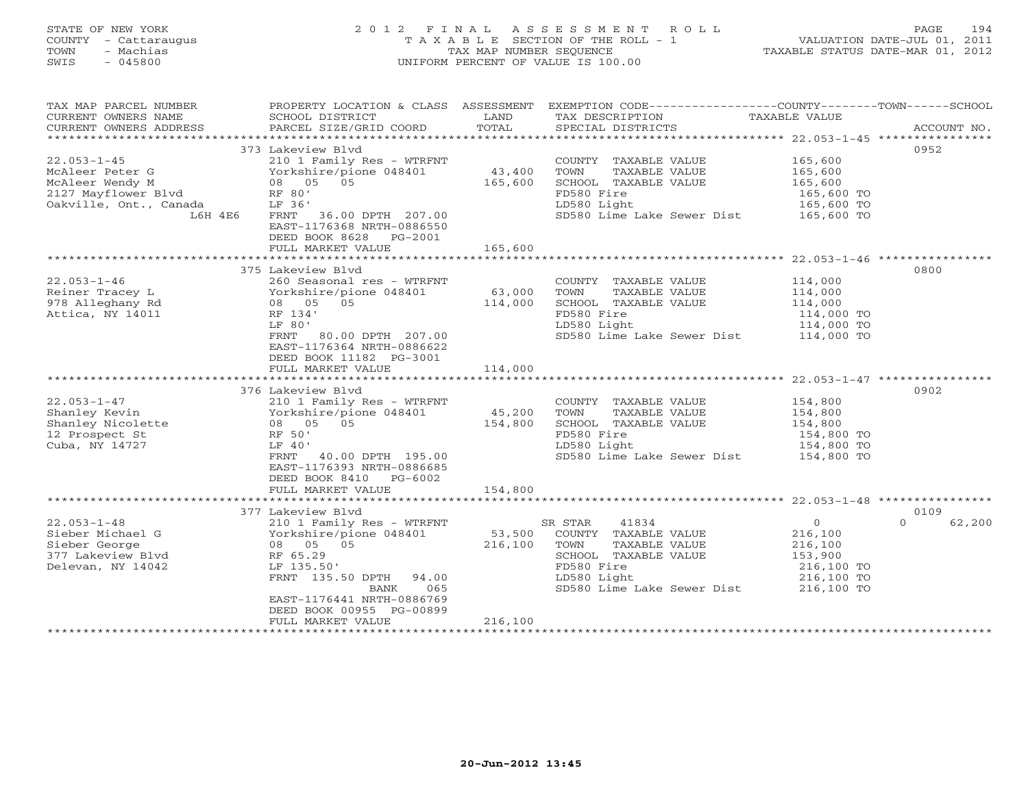STATE OF NEW YORK
COUNTY - Cattaraugus
TOWN - Machias
SWIS - 045800

# 2012 FINAL ASSESSMENT ROLL
TAXABLE SECTION OF THE ROLL - 1
TAX MAP NUMBER SEQUENCE
UNIFORM PERCENT OF VALUE IS 100.00

VALUATION DATE-JUL 01, 2011
TAXABLE STATUS DATE-MAR 01, 2012

| TAX MAP PARCEL NUMBER / CURRENT OWNERS NAME / CURRENT OWNERS ADDRESS | PROPERTY LOCATION & CLASS / SCHOOL DISTRICT / PARCEL SIZE/GRID COORD | ASSESSMENT LAND / TOTAL | EXEMPTION CODE / TAX DESCRIPTION / SPECIAL DISTRICTS | COUNTY / TOWN / SCHOOL TAXABLE VALUE | ACCOUNT NO. |
|---|---|---|---|---|---|
| 22.053-1-45 | 373 Lakeview Blvd | | | | 0952 |
| McAleer Peter G | 210 1 Family Res - WTRFNT | | COUNTY TAXABLE VALUE | 165,600 | |
| McAleer Wendy M | Yorkshire/pione 048401 | 43,400 | TOWN TAXABLE VALUE | 165,600 | |
| 2127 Mayflower Blvd | 08 05 05 | 165,600 | SCHOOL TAXABLE VALUE | 165,600 | |
| Oakville, Ont., Canada L6H 4E6 | RF 80' | | FD580 Fire | 165,600 TO | |
| | LF 36' | | LD580 Light | 165,600 TO | |
| | FRNT 36.00 DPTH 207.00 | | SD580 Lime Lake Sewer Dist | 165,600 TO | |
| | EAST-1176368 NRTH-0886550 | | | | |
| | DEED BOOK 8628 PG-2001 | | | | |
| | FULL MARKET VALUE | 165,600 | | | |
| 22.053-1-46 | 375 Lakeview Blvd | | | | 0800 |
| Reiner Tracey L | 260 Seasonal res - WTRFNT | | COUNTY TAXABLE VALUE | 114,000 | |
| 978 Alleghany Rd | Yorkshire/pione 048401 | 63,000 | TOWN TAXABLE VALUE | 114,000 | |
| Attica, NY 14011 | 08 05 05 | 114,000 | SCHOOL TAXABLE VALUE | 114,000 | |
| | RF 134' | | FD580 Fire | 114,000 TO | |
| | LF 80' | | LD580 Light | 114,000 TO | |
| | FRNT 80.00 DPTH 207.00 | | SD580 Lime Lake Sewer Dist | 114,000 TO | |
| | EAST-1176364 NRTH-0886622 | | | | |
| | DEED BOOK 11182 PG-3001 | | | | |
| | FULL MARKET VALUE | 114,000 | | | |
| 22.053-1-47 | 376 Lakeview Blvd | | | | 0902 |
| Shanley Kevin | 210 1 Family Res - WTRFNT | | COUNTY TAXABLE VALUE | 154,800 | |
| Shanley Nicolette | Yorkshire/pione 048401 | 45,200 | TOWN TAXABLE VALUE | 154,800 | |
| 12 Prospect St | 08 05 05 | 154,800 | SCHOOL TAXABLE VALUE | 154,800 | |
| Cuba, NY 14727 | RF 50' | | FD580 Fire | 154,800 TO | |
| | LF 40' | | LD580 Light | 154,800 TO | |
| | FRNT 40.00 DPTH 195.00 | | SD580 Lime Lake Sewer Dist | 154,800 TO | |
| | EAST-1176393 NRTH-0886685 | | | | |
| | DEED BOOK 8410 PG-6002 | | | | |
| | FULL MARKET VALUE | 154,800 | | | |
| 22.053-1-48 | 377 Lakeview Blvd | | | | 0109 |
| Sieber Michael G | 210 1 Family Res - WTRFNT | | SR STAR 41834 | 0 / 0 / 62,200 | |
| Sieber George | Yorkshire/pione 048401 | 53,500 | COUNTY TAXABLE VALUE | 216,100 | |
| 377 Lakeview Blvd | 08 05 05 | 216,100 | TOWN TAXABLE VALUE | 216,100 | |
| Delevan, NY 14042 | RF 65.29 | | SCHOOL TAXABLE VALUE | 153,900 | |
| | LF 135.50' | | FD580 Fire | 216,100 TO | |
| | FRNT 135.50 DPTH 94.00 | | LD580 Light | 216,100 TO | |
| | BANK 065 | | SD580 Lime Lake Sewer Dist | 216,100 TO | |
| | EAST-1176441 NRTH-0886769 | | | | |
| | DEED BOOK 00955 PG-00899 | | | | |
| | FULL MARKET VALUE | 216,100 | | | |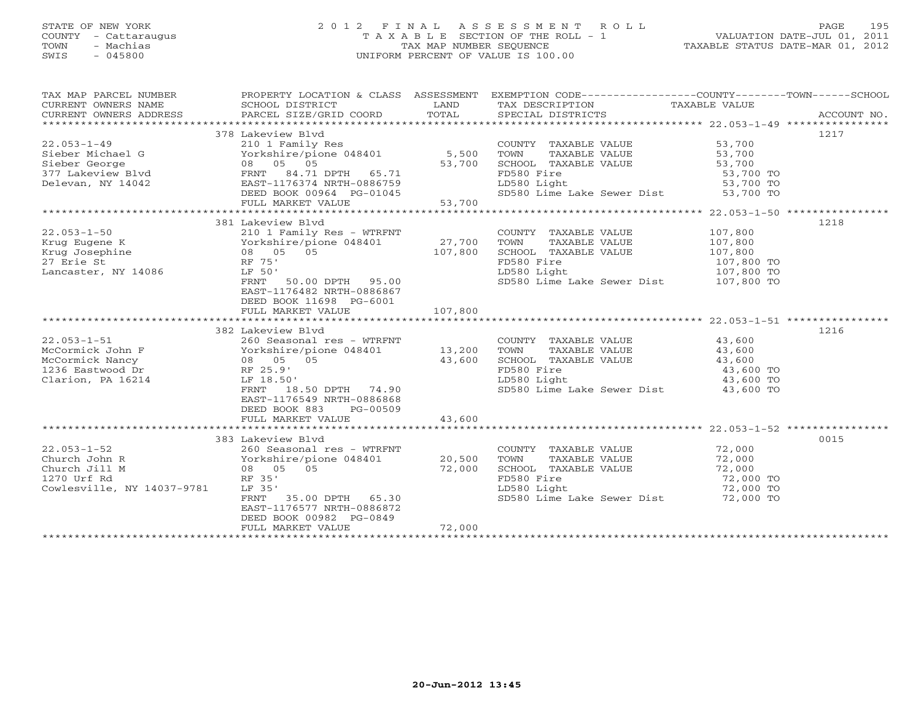STATE OF NEW YORK
COUNTY - Cattaraugus
TOWN - Machias
SWIS - 045800

2 0 1 2 F I N A L A S S E S S M E N T R O L L
T A X A B L E SECTION OF THE ROLL - 1
TAX MAP NUMBER SEQUENCE
UNIFORM PERCENT OF VALUE IS 100.00

VALUATION DATE-JUL 01, 2011
TAXABLE STATUS DATE-MAR 01, 2012

| TAX MAP PARCEL NUMBER / CURRENT OWNERS NAME / CURRENT OWNERS ADDRESS | PROPERTY LOCATION & CLASS / SCHOOL DISTRICT / PARCEL SIZE/GRID COORD | ASSESSMENT LAND | TOTAL | EXEMPTION CODE / TAX DESCRIPTION / SPECIAL DISTRICTS | COUNTY / TOWN / SCHOOL TAXABLE VALUE | ACCOUNT NO. |
|---|---|---|---|---|---|---|
| **22.053-1-49** | 378 Lakeview Blvd | | | | | 1217 |
| 22.053-1-49 | 210 1 Family Res | | | COUNTY TAXABLE VALUE | 53,700 | |
| Sieber Michael G | Yorkshire/pione 048401 | 5,500 | | TOWN TAXABLE VALUE | 53,700 | |
| Sieber George | 08 05 05 | | 53,700 | SCHOOL TAXABLE VALUE | 53,700 | |
| 377 Lakeview Blvd | FRNT 84.71 DPTH 65.71 | | | FD580 Fire | 53,700 TO | |
| Delevan, NY 14042 | EAST-1176374 NRTH-0886759 | | | LD580 Light | 53,700 TO | |
| | DEED BOOK 00964 PG-01045 | | | SD580 Lime Lake Sewer Dist | 53,700 TO | |
| | FULL MARKET VALUE | | 53,700 | | | |
| **22.053-1-50** | 381 Lakeview Blvd | | | | | 1218 |
| 22.053-1-50 | 210 1 Family Res - WTRFNT | | | COUNTY TAXABLE VALUE | 107,800 | |
| Krug Eugene K | Yorkshire/pione 048401 | 27,700 | | TOWN TAXABLE VALUE | 107,800 | |
| Krug Josephine | 08 05 05 | | 107,800 | SCHOOL TAXABLE VALUE | 107,800 | |
| 27 Erie St | RF 75' | | | FD580 Fire | 107,800 TO | |
| Lancaster, NY 14086 | LF 50' | | | LD580 Light | 107,800 TO | |
| | FRNT 50.00 DPTH 95.00 | | | SD580 Lime Lake Sewer Dist | 107,800 TO | |
| | EAST-1176482 NRTH-0886867 | | | | | |
| | DEED BOOK 11698 PG-6001 | | | | | |
| | FULL MARKET VALUE | | 107,800 | | | |
| **22.053-1-51** | 382 Lakeview Blvd | | | | | 1216 |
| 22.053-1-51 | 260 Seasonal res - WTRFNT | | | COUNTY TAXABLE VALUE | 43,600 | |
| McCormick John F | Yorkshire/pione 048401 | 13,200 | | TOWN TAXABLE VALUE | 43,600 | |
| McCormick Nancy | 08 05 05 | | 43,600 | SCHOOL TAXABLE VALUE | 43,600 | |
| 1236 Eastwood Dr | RF 25.9' | | | FD580 Fire | 43,600 TO | |
| Clarion, PA 16214 | LF 18.50' | | | LD580 Light | 43,600 TO | |
| | FRNT 18.50 DPTH 74.90 | | | SD580 Lime Lake Sewer Dist | 43,600 TO | |
| | EAST-1176549 NRTH-0886868 | | | | | |
| | DEED BOOK 883 PG-00509 | | | | | |
| | FULL MARKET VALUE | | 43,600 | | | |
| **22.053-1-52** | 383 Lakeview Blvd | | | | | 0015 |
| 22.053-1-52 | 260 Seasonal res - WTRFNT | | | COUNTY TAXABLE VALUE | 72,000 | |
| Church John R | Yorkshire/pione 048401 | 20,500 | | TOWN TAXABLE VALUE | 72,000 | |
| Church Jill M | 08 05 05 | | 72,000 | SCHOOL TAXABLE VALUE | 72,000 | |
| 1270 Urf Rd | RF 35' | | | FD580 Fire | 72,000 TO | |
| Cowlesville, NY 14037-9781 | LF 35' | | | LD580 Light | 72,000 TO | |
| | FRNT 35.00 DPTH 65.30 | | | SD580 Lime Lake Sewer Dist | 72,000 TO | |
| | EAST-1176577 NRTH-0886872 | | | | | |
| | DEED BOOK 00982 PG-0849 | | | | | |
| | FULL MARKET VALUE | | 72,000 | | | |

20-Jun-2012 13:45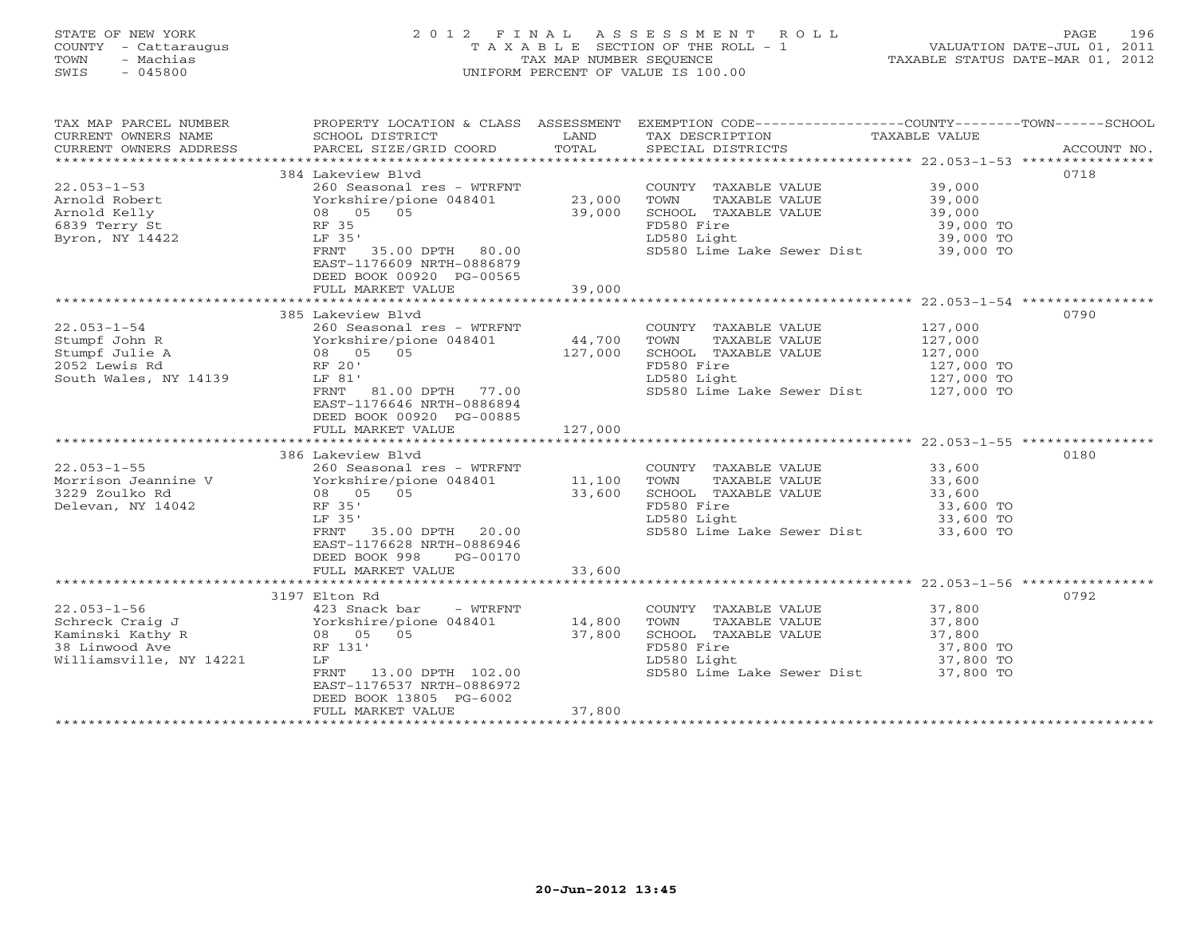STATE OF NEW YORK
COUNTY - Cattaraugus
TOWN - Machias
SWIS - 045800

# 2012 FINAL ASSESSMENT ROLL

TAXABLE SECTION OF THE ROLL - 1
TAX MAP NUMBER SEQUENCE
UNIFORM PERCENT OF VALUE IS 100.00

VALUATION DATE-JUL 01, 2011
TAXABLE STATUS DATE-MAR 01, 2012

| TAX MAP PARCEL NUMBER / CURRENT OWNERS NAME / CURRENT OWNERS ADDRESS | PROPERTY LOCATION & CLASS / SCHOOL DISTRICT / PARCEL SIZE/GRID COORD | ASSESSMENT LAND / TOTAL | EXEMPTION CODE / TAX DESCRIPTION / SPECIAL DISTRICTS | TAXABLE VALUE (COUNTY / TOWN / SCHOOL) | ACCOUNT NO. |
|---|---|---|---|---|---|
| 22.053-1-53 | 384 Lakeview Blvd | | | | 0718 |
| | 260 Seasonal res - WTRFNT | | COUNTY TAXABLE VALUE | 39,000 | |
| Arnold Robert | Yorkshire/pione 048401 | 23,000 | TOWN TAXABLE VALUE | 39,000 | |
| Arnold Kelly | 08 05 05 | 39,000 | SCHOOL TAXABLE VALUE | 39,000 | |
| 6839 Terry St | RF 35 | | FD580 Fire | 39,000 TO | |
| Byron, NY 14422 | LF 35' | | LD580 Light | 39,000 TO | |
| | FRNT 35.00 DPTH 80.00 | | SD580 Lime Lake Sewer Dist | 39,000 TO | |
| | EAST-1176609 NRTH-0886879 | | | | |
| | DEED BOOK 00920 PG-00565 | | | | |
| | FULL MARKET VALUE | 39,000 | | | |
| 22.053-1-54 | 385 Lakeview Blvd | | | | 0790 |
| | 260 Seasonal res - WTRFNT | | COUNTY TAXABLE VALUE | 127,000 | |
| Stumpf John R | Yorkshire/pione 048401 | 44,700 | TOWN TAXABLE VALUE | 127,000 | |
| Stumpf Julie A | 08 05 05 | 127,000 | SCHOOL TAXABLE VALUE | 127,000 | |
| 2052 Lewis Rd | RF 20' | | FD580 Fire | 127,000 TO | |
| South Wales, NY 14139 | LF 81' | | LD580 Light | 127,000 TO | |
| | FRNT 81.00 DPTH 77.00 | | SD580 Lime Lake Sewer Dist | 127,000 TO | |
| | EAST-1176646 NRTH-0886894 | | | | |
| | DEED BOOK 00920 PG-00885 | | | | |
| | FULL MARKET VALUE | 127,000 | | | |
| 22.053-1-55 | 386 Lakeview Blvd | | | | 0180 |
| | 260 Seasonal res - WTRFNT | | COUNTY TAXABLE VALUE | 33,600 | |
| Morrison Jeannine V | Yorkshire/pione 048401 | 11,100 | TOWN TAXABLE VALUE | 33,600 | |
| 3229 Zoulko Rd | 08 05 05 | 33,600 | SCHOOL TAXABLE VALUE | 33,600 | |
| Delevan, NY 14042 | RF 35' | | FD580 Fire | 33,600 TO | |
| | LF 35' | | LD580 Light | 33,600 TO | |
| | FRNT 35.00 DPTH 20.00 | | SD580 Lime Lake Sewer Dist | 33,600 TO | |
| | EAST-1176628 NRTH-0886946 | | | | |
| | DEED BOOK 998 PG-00170 | | | | |
| | FULL MARKET VALUE | 33,600 | | | |
| 22.053-1-56 | 3197 Elton Rd | | | | 0792 |
| | 423 Snack bar - WTRFNT | | COUNTY TAXABLE VALUE | 37,800 | |
| Schreck Craig J | Yorkshire/pione 048401 | 14,800 | TOWN TAXABLE VALUE | 37,800 | |
| Kaminski Kathy R | 08 05 05 | 37,800 | SCHOOL TAXABLE VALUE | 37,800 | |
| 38 Linwood Ave | RF 131' | | FD580 Fire | 37,800 TO | |
| Williamsville, NY 14221 | LF | | LD580 Light | 37,800 TO | |
| | FRNT 13.00 DPTH 102.00 | | SD580 Lime Lake Sewer Dist | 37,800 TO | |
| | EAST-1176537 NRTH-0886972 | | | | |
| | DEED BOOK 13805 PG-6002 | | | | |
| | FULL MARKET VALUE | 37,800 | | | |

20-Jun-2012 13:45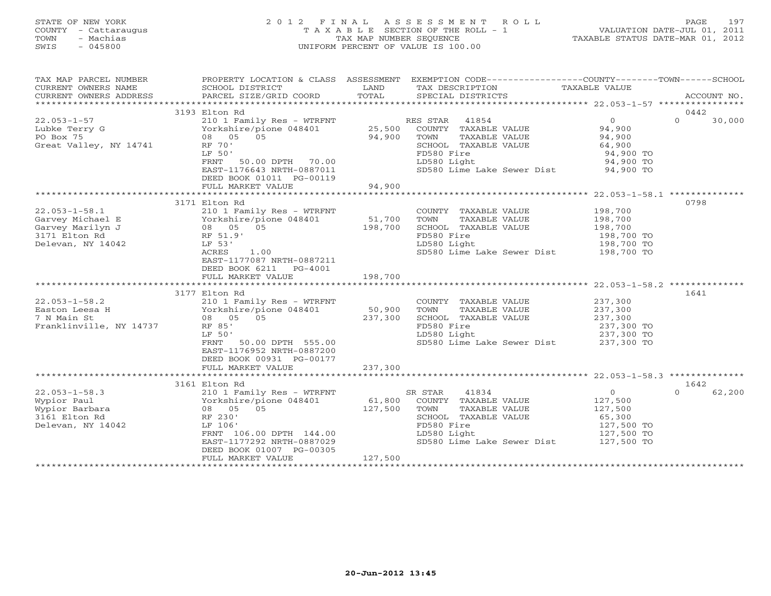STATE OF NEW YORK
COUNTY - Cattaraugus
TOWN - Machias
SWIS - 045800

# 2012 FINAL ASSESSMENT ROLL
TAXABLE SECTION OF THE ROLL - 1
TAX MAP NUMBER SEQUENCE
UNIFORM PERCENT OF VALUE IS 100.00

VALUATION DATE-JUL 01, 2011
TAXABLE STATUS DATE-MAR 01, 2012

| TAX MAP PARCEL NUMBER / CURRENT OWNERS NAME / CURRENT OWNERS ADDRESS | PROPERTY LOCATION & CLASS / SCHOOL DISTRICT / PARCEL SIZE/GRID COORD | ASSESSMENT LAND / TOTAL | EXEMPTION CODE / TAX DESCRIPTION / SPECIAL DISTRICTS | COUNTY TAXABLE VALUE | TOWN | SCHOOL / ACCOUNT NO. |
|---|---|---|---|---|---|---|
| | 3193 Elton Rd | | | | | 0442 |
| 22.053-1-57 | 210 1 Family Res - WTRFNT | | RES STAR 41854 | 0 | 0 | 30,000 |
| Lubke Terry G | Yorkshire/pione 048401 | 25,500 | COUNTY TAXABLE VALUE | 94,900 | | |
| PO Box 75 | 08 05 05 | 94,900 | TOWN TAXABLE VALUE | 94,900 | | |
| Great Valley, NY 14741 | RF 70' | | SCHOOL TAXABLE VALUE | 64,900 | | |
| | LF 50' | | FD580 Fire | 94,900 TO | | |
| | FRNT 50.00 DPTH 70.00 | | LD580 Light | 94,900 TO | | |
| | EAST-1176643 NRTH-0887011 | | SD580 Lime Lake Sewer Dist | 94,900 TO | | |
| | DEED BOOK 01011 PG-00119 | | | | | |
| | FULL MARKET VALUE | 94,900 | | | | |
| | 3171 Elton Rd | | | | | 0798 |
| 22.053-1-58.1 | 210 1 Family Res - WTRFNT | | COUNTY TAXABLE VALUE | 198,700 | | |
| Garvey Michael E | Yorkshire/pione 048401 | 51,700 | TOWN TAXABLE VALUE | 198,700 | | |
| Garvey Marilyn J | 08 05 05 | 198,700 | SCHOOL TAXABLE VALUE | 198,700 | | |
| 3171 Elton Rd | RF 51.9' | | FD580 Fire | 198,700 TO | | |
| Delevan, NY 14042 | LF 53' | | LD580 Light | 198,700 TO | | |
| | ACRES 1.00 | | SD580 Lime Lake Sewer Dist | 198,700 TO | | |
| | EAST-1177087 NRTH-0887211 | | | | | |
| | DEED BOOK 6211 PG-4001 | | | | | |
| | FULL MARKET VALUE | 198,700 | | | | |
| | 3177 Elton Rd | | | | | 1641 |
| 22.053-1-58.2 | 210 1 Family Res - WTRFNT | | COUNTY TAXABLE VALUE | 237,300 | | |
| Easton Leesa H | Yorkshire/pione 048401 | 50,900 | TOWN TAXABLE VALUE | 237,300 | | |
| 7 N Main St | 08 05 05 | 237,300 | SCHOOL TAXABLE VALUE | 237,300 | | |
| Franklinville, NY 14737 | RF 85' | | FD580 Fire | 237,300 TO | | |
| | LF 50' | | LD580 Light | 237,300 TO | | |
| | FRNT 50.00 DPTH 555.00 | | SD580 Lime Lake Sewer Dist | 237,300 TO | | |
| | EAST-1176952 NRTH-0887200 | | | | | |
| | DEED BOOK 00931 PG-00177 | | | | | |
| | FULL MARKET VALUE | 237,300 | | | | |
| | 3161 Elton Rd | | | | | 1642 |
| 22.053-1-58.3 | 210 1 Family Res - WTRFNT | | SR STAR 41834 | 0 | 0 | 62,200 |
| Wypior Paul | Yorkshire/pione 048401 | 61,800 | COUNTY TAXABLE VALUE | 127,500 | | |
| Wypior Barbara | 08 05 05 | 127,500 | TOWN TAXABLE VALUE | 127,500 | | |
| 3161 Elton Rd | RF 230' | | SCHOOL TAXABLE VALUE | 65,300 | | |
| Delevan, NY 14042 | LF 106' | | FD580 Fire | 127,500 TO | | |
| | FRNT 106.00 DPTH 144.00 | | LD580 Light | 127,500 TO | | |
| | EAST-1177292 NRTH-0887029 | | SD580 Lime Lake Sewer Dist | 127,500 TO | | |
| | DEED BOOK 01007 PG-00305 | | | | | |
| | FULL MARKET VALUE | 127,500 | | | | |

20-Jun-2012 13:45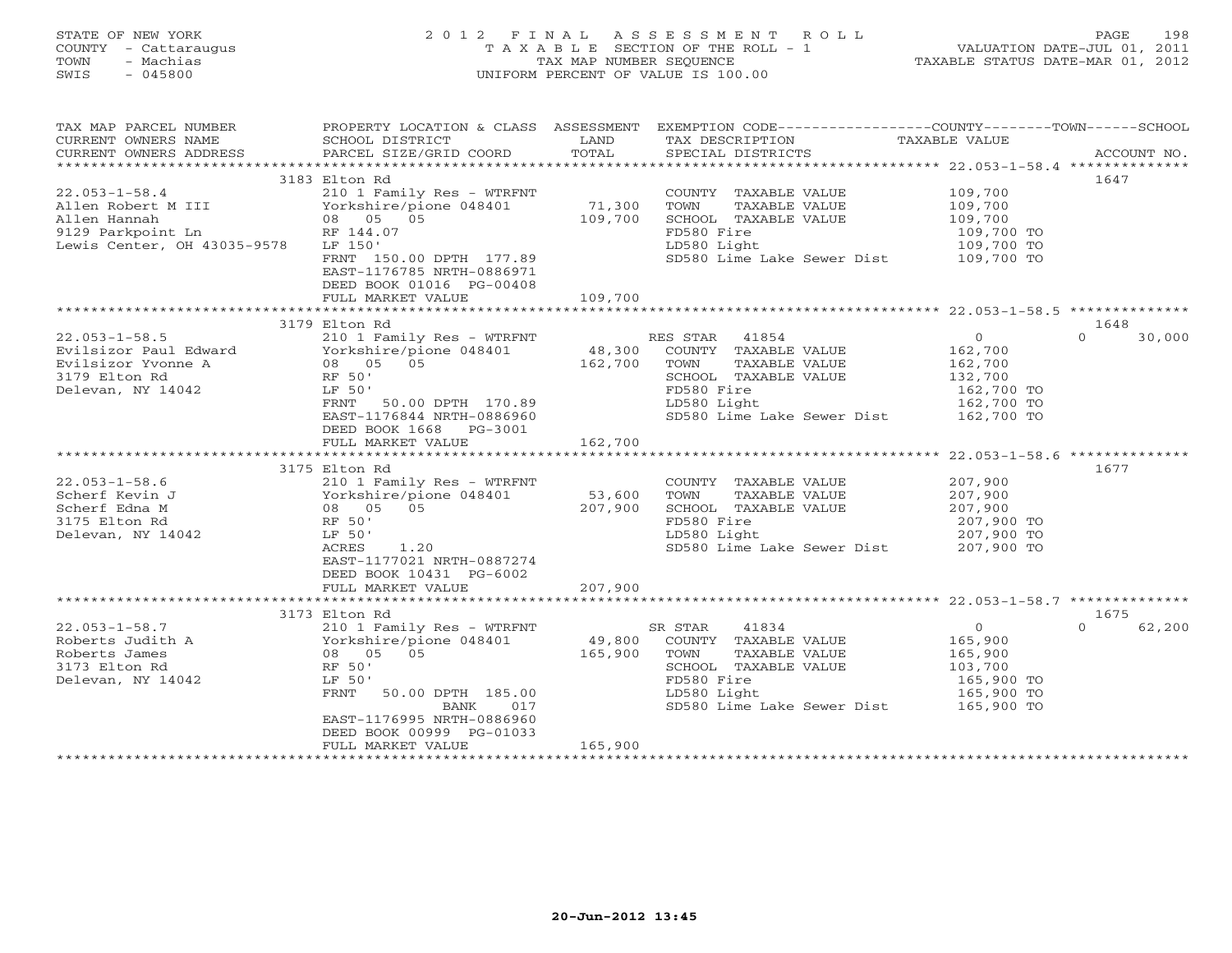STATE OF NEW YORK
COUNTY - Cattaraugus
TOWN - Machias
SWIS - 045800

2 0 1 2 F I N A L A S S E S S M E N T R O L L
T A X A B L E SECTION OF THE ROLL - 1
TAX MAP NUMBER SEQUENCE
UNIFORM PERCENT OF VALUE IS 100.00

VALUATION DATE-JUL 01, 2011
TAXABLE STATUS DATE-MAR 01, 2012

| TAX MAP PARCEL NUMBER / CURRENT OWNERS NAME / CURRENT OWNERS ADDRESS | PROPERTY LOCATION & CLASS / SCHOOL DISTRICT / PARCEL SIZE/GRID COORD | ASSESSMENT LAND / TOTAL | EXEMPTION CODE / TAX DESCRIPTION / SPECIAL DISTRICTS | COUNTY / TOWN / SCHOOL TAXABLE VALUE | ACCOUNT NO. |
|---|---|---|---|---|---|
| 22.053-1-58.4 | 3183 Elton Rd | | | | 1647 |
| | 210 1 Family Res - WTRFNT | | COUNTY TAXABLE VALUE | 109,700 | |
| Allen Robert M III | Yorkshire/pione 048401 | 71,300 | TOWN TAXABLE VALUE | 109,700 | |
| Allen Hannah | 08 05 05 | 109,700 | SCHOOL TAXABLE VALUE | 109,700 | |
| 9129 Parkpoint Ln | RF 144.07 | | FD580 Fire | 109,700 TO | |
| Lewis Center, OH 43035-9578 | LF 150' | | LD580 Light | 109,700 TO | |
| | FRNT 150.00 DPTH 177.89 | | SD580 Lime Lake Sewer Dist | 109,700 TO | |
| | EAST-1176785 NRTH-0886971 | | | | |
| | DEED BOOK 01016 PG-00408 | | | | |
| | FULL MARKET VALUE | 109,700 | | | |
| 22.053-1-58.5 | 3179 Elton Rd | | | | 1648 |
| | 210 1 Family Res - WTRFNT | | RES STAR 41854 | 0 / 0 / 30,000 | |
| Evilsizor Paul Edward | Yorkshire/pione 048401 | 48,300 | COUNTY TAXABLE VALUE | 162,700 | |
| Evilsizor Yvonne A | 08 05 05 | 162,700 | TOWN TAXABLE VALUE | 162,700 | |
| 3179 Elton Rd | RF 50' | | SCHOOL TAXABLE VALUE | 132,700 | |
| Delevan, NY 14042 | LF 50' | | FD580 Fire | 162,700 TO | |
| | FRNT 50.00 DPTH 170.89 | | LD580 Light | 162,700 TO | |
| | EAST-1176844 NRTH-0886960 | | SD580 Lime Lake Sewer Dist | 162,700 TO | |
| | DEED BOOK 1668 PG-3001 | | | | |
| | FULL MARKET VALUE | 162,700 | | | |
| 22.053-1-58.6 | 3175 Elton Rd | | | | 1677 |
| | 210 1 Family Res - WTRFNT | | COUNTY TAXABLE VALUE | 207,900 | |
| Scherf Kevin J | Yorkshire/pione 048401 | 53,600 | TOWN TAXABLE VALUE | 207,900 | |
| Scherf Edna M | 08 05 05 | 207,900 | SCHOOL TAXABLE VALUE | 207,900 | |
| 3175 Elton Rd | RF 50' | | FD580 Fire | 207,900 TO | |
| Delevan, NY 14042 | LF 50' | | LD580 Light | 207,900 TO | |
| | ACRES 1.20 | | SD580 Lime Lake Sewer Dist | 207,900 TO | |
| | EAST-1177021 NRTH-0887274 | | | | |
| | DEED BOOK 10431 PG-6002 | | | | |
| | FULL MARKET VALUE | 207,900 | | | |
| 22.053-1-58.7 | 3173 Elton Rd | | | | 1675 |
| | 210 1 Family Res - WTRFNT | | SR STAR 41834 | 0 / 0 / 62,200 | |
| Roberts Judith A | Yorkshire/pione 048401 | 49,800 | COUNTY TAXABLE VALUE | 165,900 | |
| Roberts James | 08 05 05 | 165,900 | TOWN TAXABLE VALUE | 165,900 | |
| 3173 Elton Rd | RF 50' | | SCHOOL TAXABLE VALUE | 103,700 | |
| Delevan, NY 14042 | LF 50' | | FD580 Fire | 165,900 TO | |
| | FRNT 50.00 DPTH 185.00 | | LD580 Light | 165,900 TO | |
| | BANK 017 | | SD580 Lime Lake Sewer Dist | 165,900 TO | |
| | EAST-1176995 NRTH-0886960 | | | | |
| | DEED BOOK 00999 PG-01033 | | | | |
| | FULL MARKET VALUE | 165,900 | | | |

20-Jun-2012 13:45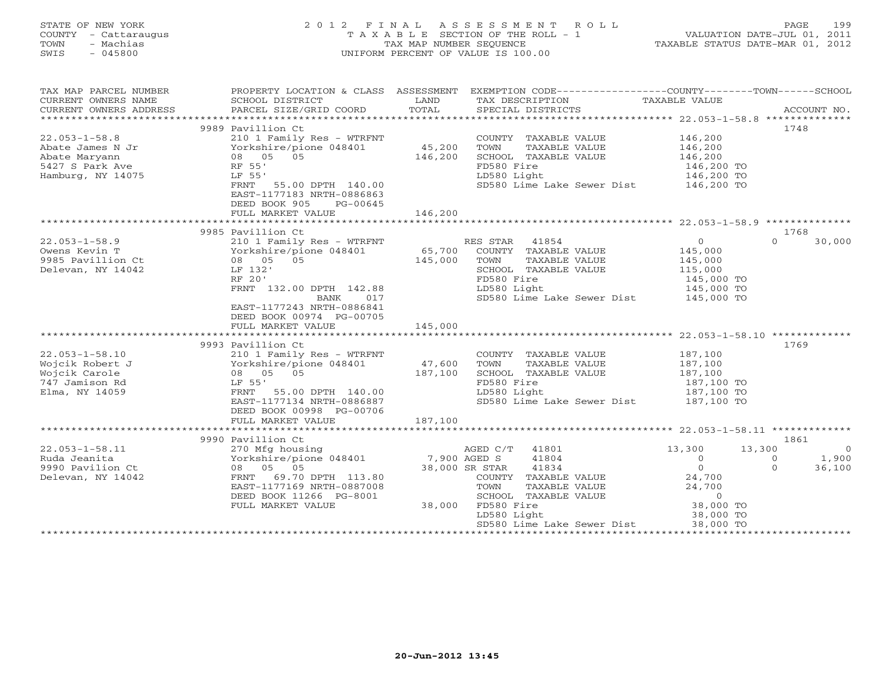STATE OF NEW YORK
COUNTY - Cattaraugus
TOWN - Machias
SWIS - 045800

# 2012 FINAL ASSESSMENT ROLL

TAXABLE SECTION OF THE ROLL - 1
TAX MAP NUMBER SEQUENCE
UNIFORM PERCENT OF VALUE IS 100.00

VALUATION DATE-JUL 01, 2011
TAXABLE STATUS DATE-MAR 01, 2012

| TAX MAP PARCEL NUMBER / CURRENT OWNERS NAME / CURRENT OWNERS ADDRESS | PROPERTY LOCATION & CLASS / SCHOOL DISTRICT / PARCEL SIZE/GRID COORD | ASSESSMENT LAND / TOTAL | EXEMPTION CODE / TAX DESCRIPTION / SPECIAL DISTRICTS | COUNTY | TOWN | SCHOOL | ACCOUNT NO. |
|---|---|---|---|---|---|---|---|
| 22.053-1-58.8 | 9989 Pavillion Ct | | | | | | 1748 |
| | 210 1 Family Res - WTRFNT | | COUNTY TAXABLE VALUE | 146,200 | | | |
| Abate James N Jr | Yorkshire/pione 048401 | 45,200 | TOWN TAXABLE VALUE | | 146,200 | | |
| Abate Maryann | 08 05 05 | 146,200 | SCHOOL TAXABLE VALUE | | | 146,200 | |
| 5427 S Park Ave | RF 55' | | FD580 Fire | 146,200 TO | | | |
| Hamburg, NY 14075 | LF 55' | | LD580 Light | 146,200 TO | | | |
| | FRNT 55.00 DPTH 140.00 | | SD580 Lime Lake Sewer Dist | 146,200 TO | | | |
| | EAST-1177183 NRTH-0886863 | | | | | | |
| | DEED BOOK 905 PG-00645 | | | | | | |
| | FULL MARKET VALUE | 146,200 | | | | | |
| 22.053-1-58.9 | 9985 Pavillion Ct | | | | | | 1768 |
| Owens Kevin T | 210 1 Family Res - WTRFNT | | RES STAR 41854 | 0 | 0 | 30,000 | |
| 9985 Pavillion Ct | Yorkshire/pione 048401 | 65,700 | COUNTY TAXABLE VALUE | 145,000 | | | |
| Delevan, NY 14042 | 08 05 05 | 145,000 | TOWN TAXABLE VALUE | | 145,000 | | |
| | LF 132' | | SCHOOL TAXABLE VALUE | | | 115,000 | |
| | RF 20' | | FD580 Fire | 145,000 TO | | | |
| | FRNT 132.00 DPTH 142.88 | | LD580 Light | 145,000 TO | | | |
| | BANK 017 | | SD580 Lime Lake Sewer Dist | 145,000 TO | | | |
| | EAST-1177243 NRTH-0886841 | | | | | | |
| | DEED BOOK 00974 PG-00705 | | | | | | |
| | FULL MARKET VALUE | 145,000 | | | | | |
| 22.053-1-58.10 | 9993 Pavillion Ct | | | | | | 1769 |
| Wojcik Robert J | 210 1 Family Res - WTRFNT | | COUNTY TAXABLE VALUE | 187,100 | | | |
| Wojcik Carole | Yorkshire/pione 048401 | 47,600 | TOWN TAXABLE VALUE | | 187,100 | | |
| 747 Jamison Rd | 08 05 05 | 187,100 | SCHOOL TAXABLE VALUE | | | 187,100 | |
| Elma, NY 14059 | LF 55' | | FD580 Fire | 187,100 TO | | | |
| | FRNT 55.00 DPTH 140.00 | | LD580 Light | 187,100 TO | | | |
| | EAST-1177134 NRTH-0886887 | | SD580 Lime Lake Sewer Dist | 187,100 TO | | | |
| | DEED BOOK 00998 PG-00706 | | | | | | |
| | FULL MARKET VALUE | 187,100 | | | | | |
| 22.053-1-58.11 | 9990 Pavillion Ct | | | | | | 1861 |
| Ruda Jeanita | 270 Mfg housing | | AGED C/T 41801 | 13,300 | 13,300 | 0 | |
| 9990 Pavilion Ct | Yorkshire/pione 048401 | 7,900 | AGED S 41804 | 0 | 0 | 1,900 | |
| Delevan, NY 14042 | 08 05 05 | 38,000 | SR STAR 41834 | 0 | 0 | 36,100 | |
| | FRNT 69.70 DPTH 113.80 | | COUNTY TAXABLE VALUE | 24,700 | | | |
| | EAST-1177169 NRTH-0887008 | | TOWN TAXABLE VALUE | | 24,700 | | |
| | DEED BOOK 11266 PG-8001 | | SCHOOL TAXABLE VALUE | | | 0 | |
| | FULL MARKET VALUE | 38,000 | FD580 Fire | 38,000 TO | | | |
| | | | LD580 Light | 38,000 TO | | | |
| | | | SD580 Lime Lake Sewer Dist | 38,000 TO | | | |

20-Jun-2012 13:45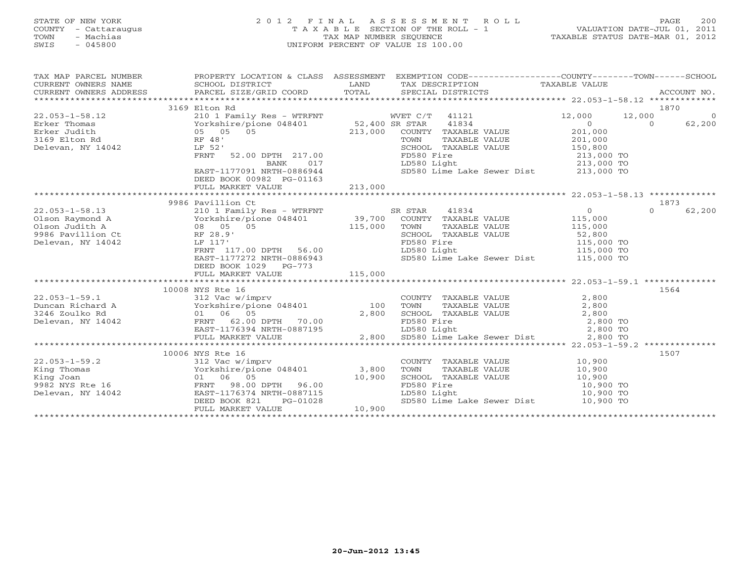STATE OF NEW YORK
COUNTY - Cattaraugus
TOWN - Machias
SWIS - 045800

2012 FINAL ASSESSMENT ROLL
TAXABLE SECTION OF THE ROLL - 1
TAX MAP NUMBER SEQUENCE
UNIFORM PERCENT OF VALUE IS 100.00

VALUATION DATE-JUL 01, 2011
TAXABLE STATUS DATE-MAR 01, 2012

| TAX MAP PARCEL NUMBER / CURRENT OWNERS NAME / CURRENT OWNERS ADDRESS | PROPERTY LOCATION & CLASS / SCHOOL DISTRICT / PARCEL SIZE/GRID COORD | ASSESSMENT LAND | TOTAL | EXEMPTION CODE / TAX DESCRIPTION / SPECIAL DISTRICTS | COUNTY | TOWN | SCHOOL | ACCOUNT NO. |
|---|---|---|---|---|---|---|---|---|
| **22.053-1-58.12** | 3169 Elton Rd | | | | | | | 1870 |
| Erker Thomas | 210 1 Family Res - WTRFNT | | | WVET C/T 41121 | 12,000 | 12,000 | 0 | |
| Erker Judith | Yorkshire/pione 048401 | 52,400 | | SR STAR 41834 | 0 | 0 | 62,200 | |
| 3169 Elton Rd | 05 05 05 | | 213,000 | COUNTY TAXABLE VALUE | 201,000 | | | |
| Delevan, NY 14042 | RF 48' | | | TOWN TAXABLE VALUE | | 201,000 | | |
| | LF 52' | | | SCHOOL TAXABLE VALUE | | | 150,800 | |
| | FRNT 52.00 DPTH 217.00 | | | FD580 Fire | 213,000 TO | | | |
| | BANK 017 | | | LD580 Light | 213,000 TO | | | |
| | EAST-1177091 NRTH-0886944 | | | SD580 Lime Lake Sewer Dist | 213,000 TO | | | |
| | DEED BOOK 00982 PG-01163 | | | | | | | |
| | FULL MARKET VALUE | | 213,000 | | | | | |
| **22.053-1-58.13** | 9986 Pavillion Ct | | | | | | | 1873 |
| Olson Raymond A | 210 1 Family Res - WTRFNT | | | SR STAR 41834 | 0 | 0 | 62,200 | |
| Olson Judith A | Yorkshire/pione 048401 | 39,700 | | COUNTY TAXABLE VALUE | 115,000 | | | |
| 9986 Pavillion Ct | 08 05 05 | | 115,000 | TOWN TAXABLE VALUE | | 115,000 | | |
| Delevan, NY 14042 | RF 28.9' | | | SCHOOL TAXABLE VALUE | | | 52,800 | |
| | LF 117' | | | FD580 Fire | 115,000 TO | | | |
| | FRNT 117.00 DPTH 56.00 | | | LD580 Light | 115,000 TO | | | |
| | EAST-1177272 NRTH-0886943 | | | SD580 Lime Lake Sewer Dist | 115,000 TO | | | |
| | DEED BOOK 1029 PG-773 | | | | | | | |
| | FULL MARKET VALUE | | 115,000 | | | | | |
| **22.053-1-59.1** | 10008 NYS Rte 16 | | | | | | | 1564 |
| Duncan Richard A | 312 Vac w/imprv | | | COUNTY TAXABLE VALUE | 2,800 | | | |
| 3246 Zoulko Rd | Yorkshire/pione 048401 | 100 | | TOWN TAXABLE VALUE | | 2,800 | | |
| Delevan, NY 14042 | 01 06 05 | | 2,800 | SCHOOL TAXABLE VALUE | | | 2,800 | |
| | FRNT 62.00 DPTH 70.00 | | | FD580 Fire | 2,800 TO | | | |
| | EAST-1176394 NRTH-0887195 | | | LD580 Light | 2,800 TO | | | |
| | FULL MARKET VALUE | | 2,800 | SD580 Lime Lake Sewer Dist | 2,800 TO | | | |
| **22.053-1-59.2** | 10006 NYS Rte 16 | | | | | | | 1507 |
| King Thomas | 312 Vac w/imprv | | | COUNTY TAXABLE VALUE | 10,900 | | | |
| King Joan | Yorkshire/pione 048401 | 3,800 | | TOWN TAXABLE VALUE | | 10,900 | | |
| 9982 NYS Rte 16 | 01 06 05 | | 10,900 | SCHOOL TAXABLE VALUE | | | 10,900 | |
| Delevan, NY 14042 | FRNT 98.00 DPTH 96.00 | | | FD580 Fire | 10,900 TO | | | |
| | EAST-1176374 NRTH-0887115 | | | LD580 Light | 10,900 TO | | | |
| | DEED BOOK 821 PG-01028 | | | SD580 Lime Lake Sewer Dist | 10,900 TO | | | |
| | FULL MARKET VALUE | | 10,900 | | | | | |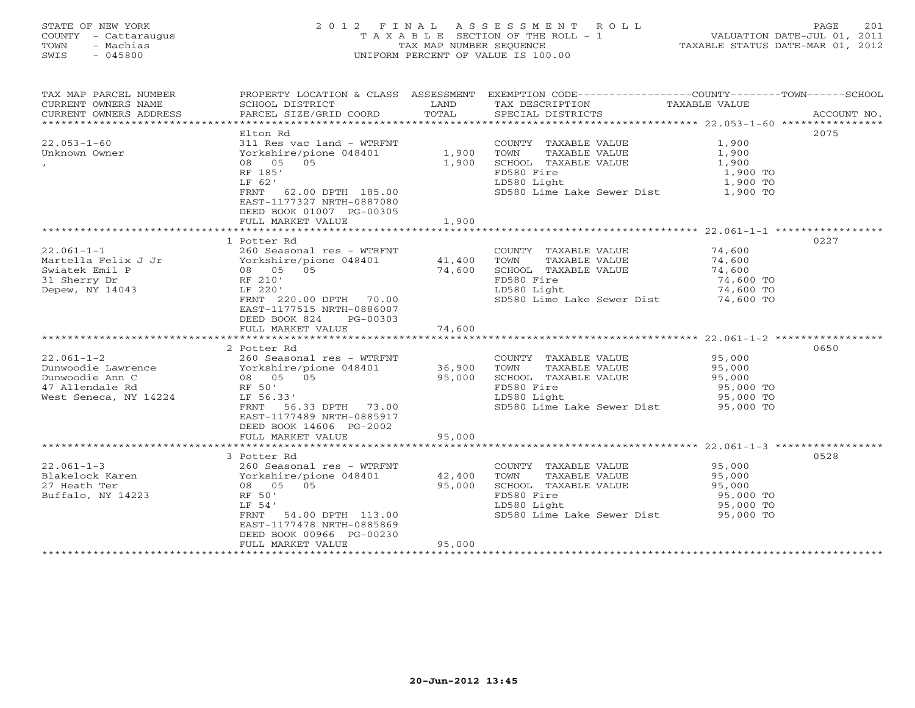STATE OF NEW YORK
COUNTY - Cattaraugus
TOWN - Machias
SWIS - 045800

2 0 1 2 F I N A L A S S E S S M E N T R O L L
T A X A B L E SECTION OF THE ROLL - 1
TAX MAP NUMBER SEQUENCE
UNIFORM PERCENT OF VALUE IS 100.00

VALUATION DATE-JUL 01, 2011
TAXABLE STATUS DATE-MAR 01, 2012

| TAX MAP PARCEL NUMBER / CURRENT OWNERS NAME / CURRENT OWNERS ADDRESS | PROPERTY LOCATION & CLASS / SCHOOL DISTRICT / PARCEL SIZE/GRID COORD | ASSESSMENT LAND / TOTAL | EXEMPTION CODE / TAX DESCRIPTION / SPECIAL DISTRICTS | TAXABLE VALUE | ACCOUNT NO. |
|---|---|---|---|---|---|
| **22.053-1-60** | Elton Rd | | | | 2075 |
| 22.053-1-60 | 311 Res vac land - WTRFNT | | COUNTY TAXABLE VALUE | 1,900 | |
| Unknown Owner | Yorkshire/pione 048401 | 1,900 | TOWN TAXABLE VALUE | 1,900 | |
| , | 08 05 05 | 1,900 | SCHOOL TAXABLE VALUE | 1,900 | |
| | RF 185' | | FD580 Fire | 1,900 TO | |
| | LF 62' | | LD580 Light | 1,900 TO | |
| | FRNT 62.00 DPTH 185.00 | | SD580 Lime Lake Sewer Dist | 1,900 TO | |
| | EAST-1177327 NRTH-0887080 | | | | |
| | DEED BOOK 01007 PG-00305 | | | | |
| | FULL MARKET VALUE | 1,900 | | | |
| **22.061-1-1** | 1 Potter Rd | | | | 0227 |
| 22.061-1-1 | 260 Seasonal res - WTRFNT | | COUNTY TAXABLE VALUE | 74,600 | |
| Martella Felix J Jr | Yorkshire/pione 048401 | 41,400 | TOWN TAXABLE VALUE | 74,600 | |
| Swiatek Emil P | 08 05 05 | 74,600 | SCHOOL TAXABLE VALUE | 74,600 | |
| 31 Sherry Dr | RF 210' | | FD580 Fire | 74,600 TO | |
| Depew, NY 14043 | LF 220' | | LD580 Light | 74,600 TO | |
| | FRNT 220.00 DPTH 70.00 | | SD580 Lime Lake Sewer Dist | 74,600 TO | |
| | EAST-1177515 NRTH-0886007 | | | | |
| | DEED BOOK 824 PG-00303 | | | | |
| | FULL MARKET VALUE | 74,600 | | | |
| **22.061-1-2** | 2 Potter Rd | | | | 0650 |
| 22.061-1-2 | 260 Seasonal res - WTRFNT | | COUNTY TAXABLE VALUE | 95,000 | |
| Dunwoodie Lawrence | Yorkshire/pione 048401 | 36,900 | TOWN TAXABLE VALUE | 95,000 | |
| Dunwoodie Ann C | 08 05 05 | 95,000 | SCHOOL TAXABLE VALUE | 95,000 | |
| 47 Allendale Rd | RF 50' | | FD580 Fire | 95,000 TO | |
| West Seneca, NY 14224 | LF 56.33' | | LD580 Light | 95,000 TO | |
| | FRNT 56.33 DPTH 73.00 | | SD580 Lime Lake Sewer Dist | 95,000 TO | |
| | EAST-1177489 NRTH-0885917 | | | | |
| | DEED BOOK 14606 PG-2002 | | | | |
| | FULL MARKET VALUE | 95,000 | | | |
| **22.061-1-3** | 3 Potter Rd | | | | 0528 |
| 22.061-1-3 | 260 Seasonal res - WTRFNT | | COUNTY TAXABLE VALUE | 95,000 | |
| Blakelock Karen | Yorkshire/pione 048401 | 42,400 | TOWN TAXABLE VALUE | 95,000 | |
| 27 Heath Ter | 08 05 05 | 95,000 | SCHOOL TAXABLE VALUE | 95,000 | |
| Buffalo, NY 14223 | RF 50' | | FD580 Fire | 95,000 TO | |
| | LF 54' | | LD580 Light | 95,000 TO | |
| | FRNT 54.00 DPTH 113.00 | | SD580 Lime Lake Sewer Dist | 95,000 TO | |
| | EAST-1177478 NRTH-0885869 | | | | |
| | DEED BOOK 00966 PG-00230 | | | | |
| | FULL MARKET VALUE | 95,000 | | | |

20-Jun-2012 13:45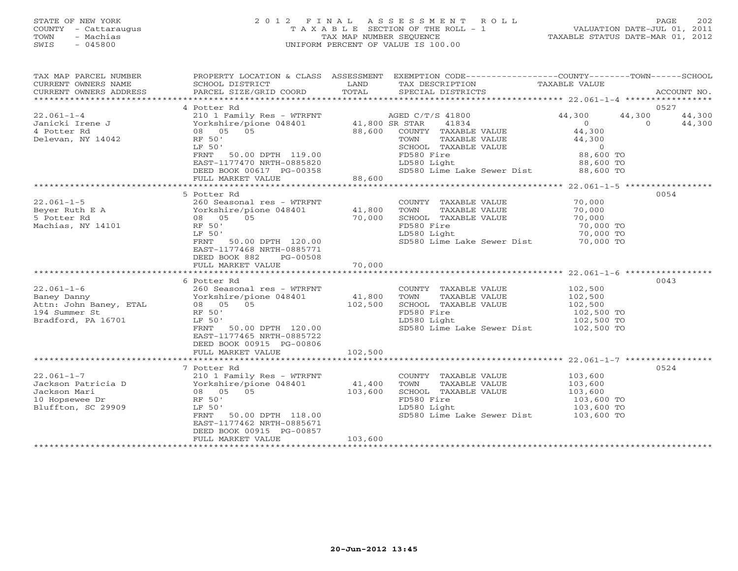STATE OF NEW YORK
COUNTY - Cattaraugus
TOWN - Machias
SWIS - 045800

# 2012 FINAL ASSESSMENT ROLL

TAXABLE SECTION OF THE ROLL - 1
TAX MAP NUMBER SEQUENCE
UNIFORM PERCENT OF VALUE IS 100.00

VALUATION DATE-JUL 01, 2011
TAXABLE STATUS DATE-MAR 01, 2012

| TAX MAP PARCEL NUMBER / CURRENT OWNERS NAME / CURRENT OWNERS ADDRESS | PROPERTY LOCATION & CLASS / SCHOOL DISTRICT / PARCEL SIZE/GRID COORD | ASSESSMENT LAND / TOTAL | EXEMPTION CODE / TAX DESCRIPTION / SPECIAL DISTRICTS | COUNTY | TOWN | SCHOOL | ACCOUNT NO. |
|---|---|---|---|---|---|---|---|
| **22.061-1-4** | 4 Potter Rd | | | | | | 0527 |
| Janicki Irene J | 210 1 Family Res - WTRFNT | | AGED C/T/S 41800 | 44,300 | 44,300 | 44,300 | |
| 4 Potter Rd | Yorkshire/pione 048401 | 41,800 | SR STAR 41834 | 0 | 0 | 44,300 | |
| Delevan, NY 14042 | 08 05 05 | 88,600 | COUNTY TAXABLE VALUE | 44,300 | | | |
| | RF 50' | | TOWN TAXABLE VALUE | | 44,300 | | |
| | LF 50' | | SCHOOL TAXABLE VALUE | | | 0 | |
| | FRNT 50.00 DPTH 119.00 | | FD580 Fire | 88,600 TO | | | |
| | EAST-1177470 NRTH-0885820 | | LD580 Light | 88,600 TO | | | |
| | DEED BOOK 00617 PG-00358 | | SD580 Lime Lake Sewer Dist | 88,600 TO | | | |
| | FULL MARKET VALUE | 88,600 | | | | | |
| **22.061-1-5** | 5 Potter Rd | | | | | | 0054 |
| Beyer Ruth E A | 260 Seasonal res - WTRFNT | | COUNTY TAXABLE VALUE | 70,000 | | | |
| 5 Potter Rd | Yorkshire/pione 048401 | 41,800 | TOWN TAXABLE VALUE | | 70,000 | | |
| Machias, NY 14101 | 08 05 05 | 70,000 | SCHOOL TAXABLE VALUE | | | 70,000 | |
| | RF 50' | | FD580 Fire | 70,000 TO | | | |
| | LF 50' | | LD580 Light | 70,000 TO | | | |
| | FRNT 50.00 DPTH 120.00 | | SD580 Lime Lake Sewer Dist | 70,000 TO | | | |
| | EAST-1177468 NRTH-0885771 | | | | | | |
| | DEED BOOK 882 PG-00508 | | | | | | |
| | FULL MARKET VALUE | 70,000 | | | | | |
| **22.061-1-6** | 6 Potter Rd | | | | | | 0043 |
| Baney Danny | 260 Seasonal res - WTRFNT | | COUNTY TAXABLE VALUE | 102,500 | | | |
| Attn: John Baney, ETAL | Yorkshire/pione 048401 | 41,800 | TOWN TAXABLE VALUE | | 102,500 | | |
| 194 Summer St | 08 05 05 | 102,500 | SCHOOL TAXABLE VALUE | | | 102,500 | |
| Bradford, PA 16701 | RF 50' | | FD580 Fire | 102,500 TO | | | |
| | LF 50' | | LD580 Light | 102,500 TO | | | |
| | FRNT 50.00 DPTH 120.00 | | SD580 Lime Lake Sewer Dist | 102,500 TO | | | |
| | EAST-1177465 NRTH-0885722 | | | | | | |
| | DEED BOOK 00915 PG-00806 | | | | | | |
| | FULL MARKET VALUE | 102,500 | | | | | |
| **22.061-1-7** | 7 Potter Rd | | | | | | 0524 |
| Jackson Patricia D | 210 1 Family Res - WTRFNT | | COUNTY TAXABLE VALUE | 103,600 | | | |
| Jackson Mari | Yorkshire/pione 048401 | 41,400 | TOWN TAXABLE VALUE | | 103,600 | | |
| 10 Hopsewee Dr | 08 05 05 | 103,600 | SCHOOL TAXABLE VALUE | | | 103,600 | |
| Bluffton, SC 29909 | RF 50' | | FD580 Fire | 103,600 TO | | | |
| | LF 50' | | LD580 Light | 103,600 TO | | | |
| | FRNT 50.00 DPTH 118.00 | | SD580 Lime Lake Sewer Dist | 103,600 TO | | | |
| | EAST-1177462 NRTH-0885671 | | | | | | |
| | DEED BOOK 00915 PG-00857 | | | | | | |
| | FULL MARKET VALUE | 103,600 | | | | | |

20-Jun-2012 13:45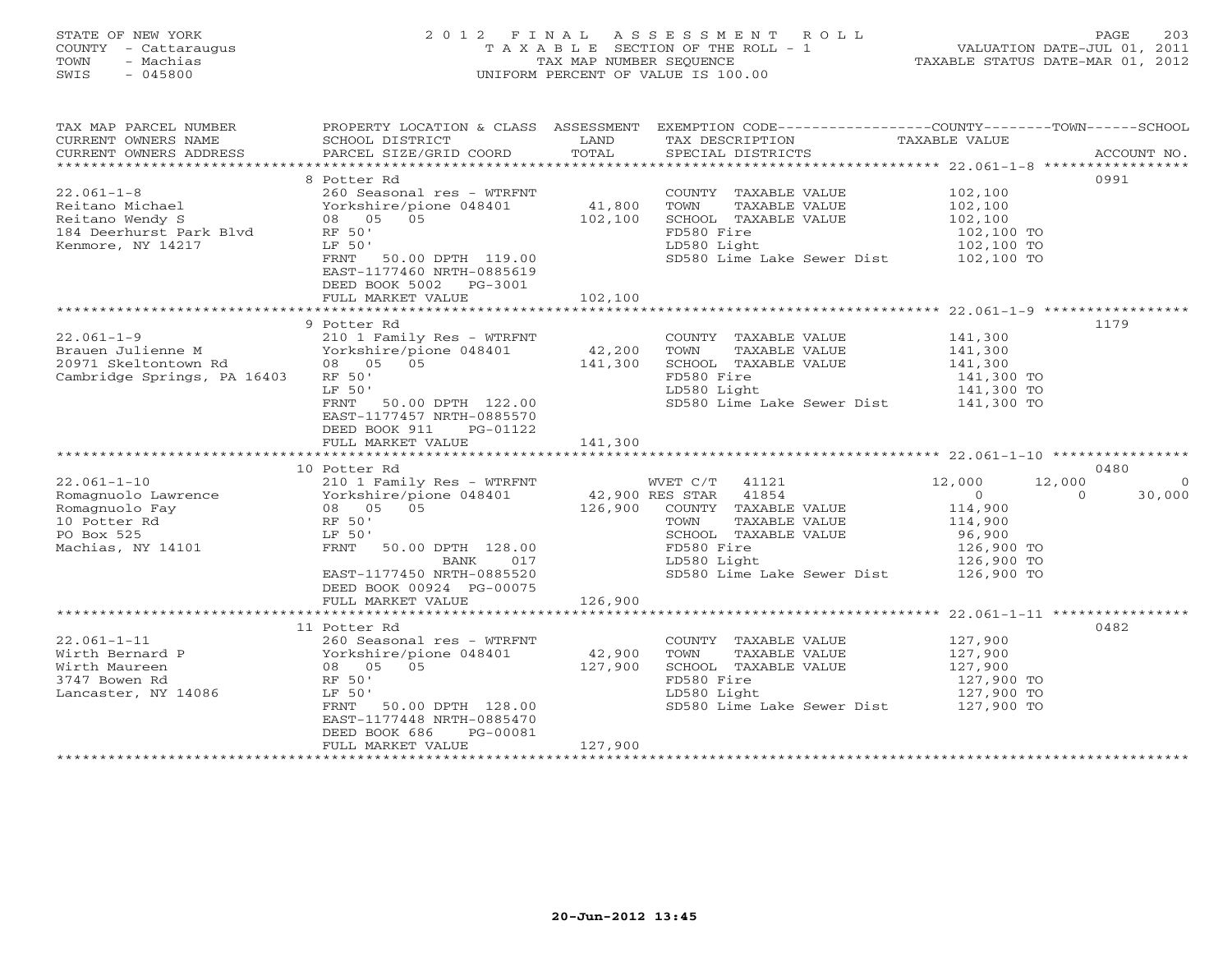STATE OF NEW YORK
COUNTY - Cattaraugus
TOWN - Machias
SWIS - 045800

# 2012 FINAL ASSESSMENT ROLL
TAXABLE SECTION OF THE ROLL - 1
TAX MAP NUMBER SEQUENCE
UNIFORM PERCENT OF VALUE IS 100.00

VALUATION DATE-JUL 01, 2011
TAXABLE STATUS DATE-MAR 01, 2012

| TAX MAP PARCEL NUMBER / CURRENT OWNERS NAME / CURRENT OWNERS ADDRESS | PROPERTY LOCATION & CLASS / SCHOOL DISTRICT / PARCEL SIZE/GRID COORD | ASSESSMENT LAND / TOTAL | EXEMPTION CODE / TAX DESCRIPTION / SPECIAL DISTRICTS | COUNTY | TOWN | SCHOOL / ACCOUNT NO. |
|---|---|---|---|---|---|---|
| **22.061-1-8** | 8 Potter Rd | | | | | 0991 |
| 22.061-1-8 | 260 Seasonal res - WTRFNT | | COUNTY TAXABLE VALUE | 102,100 | | |
| Reitano Michael | Yorkshire/pione 048401 | 41,800 | TOWN TAXABLE VALUE | 102,100 | | |
| Reitano Wendy S | 08 05 05 | 102,100 | SCHOOL TAXABLE VALUE | 102,100 | | |
| 184 Deerhurst Park Blvd | RF 50' | | FD580 Fire | 102,100 TO | | |
| Kenmore, NY 14217 | LF 50' | | LD580 Light | 102,100 TO | | |
| | FRNT 50.00 DPTH 119.00 | | SD580 Lime Lake Sewer Dist | 102,100 TO | | |
| | EAST-1177460 NRTH-0885619 | | | | | |
| | DEED BOOK 5002 PG-3001 | | | | | |
| | FULL MARKET VALUE | 102,100 | | | | |
| **22.061-1-9** | 9 Potter Rd | | | | | 1179 |
| 22.061-1-9 | 210 1 Family Res - WTRFNT | | COUNTY TAXABLE VALUE | 141,300 | | |
| Brauen Julienne M | Yorkshire/pione 048401 | 42,200 | TOWN TAXABLE VALUE | 141,300 | | |
| 20971 Skeltontown Rd | 08 05 05 | 141,300 | SCHOOL TAXABLE VALUE | 141,300 | | |
| Cambridge Springs, PA 16403 | RF 50' | | FD580 Fire | 141,300 TO | | |
| | LF 50' | | LD580 Light | 141,300 TO | | |
| | FRNT 50.00 DPTH 122.00 | | SD580 Lime Lake Sewer Dist | 141,300 TO | | |
| | EAST-1177457 NRTH-0885570 | | | | | |
| | DEED BOOK 911 PG-01122 | | | | | |
| | FULL MARKET VALUE | 141,300 | | | | |
| **22.061-1-10** | 10 Potter Rd | | | | | 0480 |
| 22.061-1-10 | 210 1 Family Res - WTRFNT | | WVET C/T 41121 | 12,000 | 12,000 | 0 |
| Romagnuolo Lawrence | Yorkshire/pione 048401 | 42,900 | RES STAR 41854 | 0 | 0 | 30,000 |
| Romagnuolo Fay | 08 05 05 | 126,900 | COUNTY TAXABLE VALUE | 114,900 | | |
| 10 Potter Rd | RF 50' | | TOWN TAXABLE VALUE | 114,900 | | |
| PO Box 525 | LF 50' | | SCHOOL TAXABLE VALUE | 96,900 | | |
| Machias, NY 14101 | FRNT 50.00 DPTH 128.00 | | FD580 Fire | 126,900 TO | | |
| | BANK 017 | | LD580 Light | 126,900 TO | | |
| | EAST-1177450 NRTH-0885520 | | SD580 Lime Lake Sewer Dist | 126,900 TO | | |
| | DEED BOOK 00924 PG-00075 | | | | | |
| | FULL MARKET VALUE | 126,900 | | | | |
| **22.061-1-11** | 11 Potter Rd | | | | | 0482 |
| 22.061-1-11 | 260 Seasonal res - WTRFNT | | COUNTY TAXABLE VALUE | 127,900 | | |
| Wirth Bernard P | Yorkshire/pione 048401 | 42,900 | TOWN TAXABLE VALUE | 127,900 | | |
| Wirth Maureen | 08 05 05 | 127,900 | SCHOOL TAXABLE VALUE | 127,900 | | |
| 3747 Bowen Rd | RF 50' | | FD580 Fire | 127,900 TO | | |
| Lancaster, NY 14086 | LF 50' | | LD580 Light | 127,900 TO | | |
| | FRNT 50.00 DPTH 128.00 | | SD580 Lime Lake Sewer Dist | 127,900 TO | | |
| | EAST-1177448 NRTH-0885470 | | | | | |
| | DEED BOOK 686 PG-00081 | | | | | |
| | FULL MARKET VALUE | 127,900 | | | | |

20-Jun-2012 13:45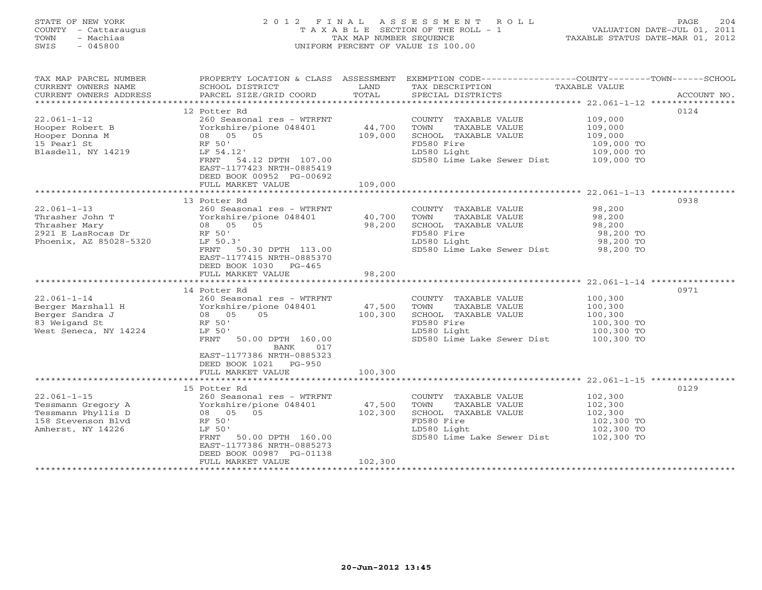STATE OF NEW YORK
COUNTY - Cattaraugus
TOWN - Machias
SWIS - 045800

# 2012 FINAL ASSESSMENT ROLL

TAXABLE SECTION OF THE ROLL - 1
TAX MAP NUMBER SEQUENCE
UNIFORM PERCENT OF VALUE IS 100.00

VALUATION DATE-JUL 01, 2011
TAXABLE STATUS DATE-MAR 01, 2012

| TAX MAP PARCEL NUMBER / CURRENT OWNERS NAME / CURRENT OWNERS ADDRESS | PROPERTY LOCATION & CLASS / SCHOOL DISTRICT / PARCEL SIZE/GRID COORD | ASSESSMENT LAND / TOTAL | EXEMPTION CODE / TAX DESCRIPTION / SPECIAL DISTRICTS | TAXABLE VALUE (COUNTY--TOWN--SCHOOL) | ACCOUNT NO. |
|---|---|---|---|---|---|
| 22.061-1-12 | 12 Potter Rd | | | | 0124 |
| Hooper Robert B | 260 Seasonal res - WTRFNT | | COUNTY TAXABLE VALUE | 109,000 | |
| Hooper Donna M | Yorkshire/pione 048401 | 44,700 | TOWN TAXABLE VALUE | 109,000 | |
| 15 Pearl St | 08 05 05 | 109,000 | SCHOOL TAXABLE VALUE | 109,000 | |
| Blasdell, NY 14219 | RF 50' | | FD580 Fire | 109,000 TO | |
| | LF 54.12' | | LD580 Light | 109,000 TO | |
| | FRNT 54.12 DPTH 107.00 | | SD580 Lime Lake Sewer Dist | 109,000 TO | |
| | EAST-1177423 NRTH-0885419 | | | | |
| | DEED BOOK 00952 PG-00692 | | | | |
| | FULL MARKET VALUE | 109,000 | | | |
| 22.061-1-13 | 13 Potter Rd | | | | 0938 |
| Thrasher John T | 260 Seasonal res - WTRFNT | | COUNTY TAXABLE VALUE | 98,200 | |
| Thrasher Mary | Yorkshire/pione 048401 | 40,700 | TOWN TAXABLE VALUE | 98,200 | |
| 2921 E LasRocas Dr | 08 05 05 | 98,200 | SCHOOL TAXABLE VALUE | 98,200 | |
| Phoenix, AZ 85028-5320 | RF 50' | | FD580 Fire | 98,200 TO | |
| | LF 50.3' | | LD580 Light | 98,200 TO | |
| | FRNT 50.30 DPTH 113.00 | | SD580 Lime Lake Sewer Dist | 98,200 TO | |
| | EAST-1177415 NRTH-0885370 | | | | |
| | DEED BOOK 1030 PG-465 | | | | |
| | FULL MARKET VALUE | 98,200 | | | |
| 22.061-1-14 | 14 Potter Rd | | | | 0971 |
| Berger Marshall H | 260 Seasonal res - WTRFNT | | COUNTY TAXABLE VALUE | 100,300 | |
| Berger Sandra J | Yorkshire/pione 048401 | 47,500 | TOWN TAXABLE VALUE | 100,300 | |
| 83 Weigand St | 08 05 05 | 100,300 | SCHOOL TAXABLE VALUE | 100,300 | |
| West Seneca, NY 14224 | RF 50' | | FD580 Fire | 100,300 TO | |
| | LF 50' | | LD580 Light | 100,300 TO | |
| | FRNT 50.00 DPTH 160.00 | | SD580 Lime Lake Sewer Dist | 100,300 TO | |
| | BANK 017 | | | | |
| | EAST-1177386 NRTH-0885323 | | | | |
| | DEED BOOK 1021 PG-950 | | | | |
| | FULL MARKET VALUE | 100,300 | | | |
| 22.061-1-15 | 15 Potter Rd | | | | 0129 |
| Tessmann Gregory A | 260 Seasonal res - WTRFNT | | COUNTY TAXABLE VALUE | 102,300 | |
| Tessmann Phyllis D | Yorkshire/pione 048401 | 47,500 | TOWN TAXABLE VALUE | 102,300 | |
| 158 Stevenson Blvd | 08 05 05 | 102,300 | SCHOOL TAXABLE VALUE | 102,300 | |
| Amherst, NY 14226 | RF 50' | | FD580 Fire | 102,300 TO | |
| | LF 50' | | LD580 Light | 102,300 TO | |
| | FRNT 50.00 DPTH 160.00 | | SD580 Lime Lake Sewer Dist | 102,300 TO | |
| | EAST-1177386 NRTH-0885273 | | | | |
| | DEED BOOK 00987 PG-01138 | | | | |
| | FULL MARKET VALUE | 102,300 | | | |

20-Jun-2012 13:45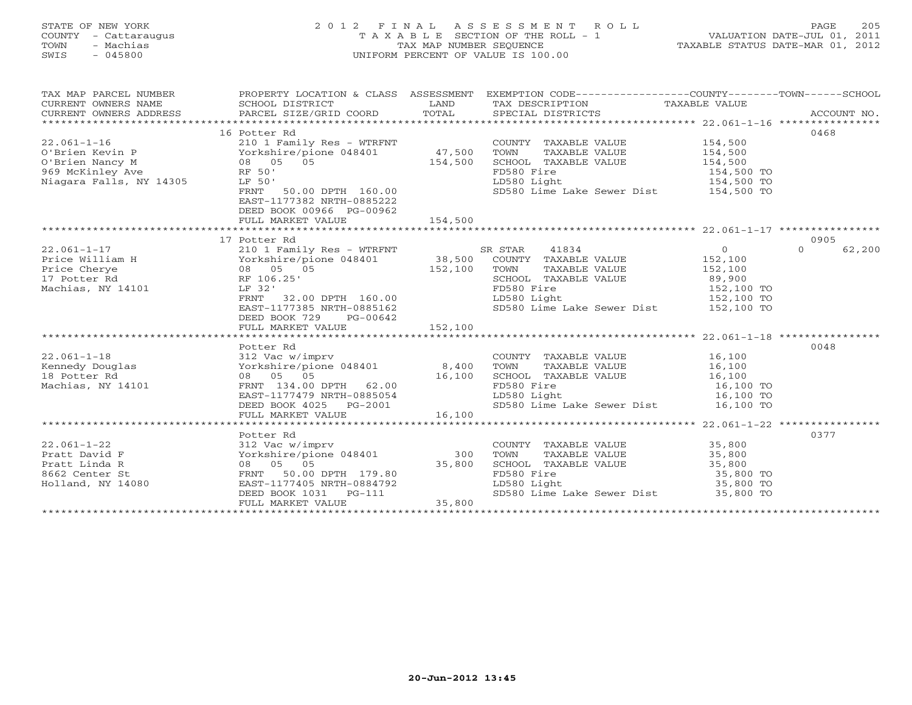STATE OF NEW YORK
COUNTY - Cattaraugus
TOWN - Machias
SWIS - 045800

# 2012 FINAL ASSESSMENT ROLL

TAXABLE SECTION OF THE ROLL - 1
TAX MAP NUMBER SEQUENCE
UNIFORM PERCENT OF VALUE IS 100.00

VALUATION DATE-JUL 01, 2011
TAXABLE STATUS DATE-MAR 01, 2012

| TAX MAP PARCEL NUMBER / CURRENT OWNERS NAME / CURRENT OWNERS ADDRESS | PROPERTY LOCATION & CLASS / SCHOOL DISTRICT / PARCEL SIZE/GRID COORD | ASSESSMENT LAND | TOTAL | EXEMPTION CODE / TAX DESCRIPTION / SPECIAL DISTRICTS | COUNTY / TOWN TAXABLE VALUE | SCHOOL | ACCOUNT NO. |
|---|---|---|---|---|---|---|---|
| | 16 Potter Rd | | | | | | 0468 |
| 22.061-1-16 | 210 1 Family Res - WTRFNT | | | COUNTY TAXABLE VALUE | 154,500 | | |
| O'Brien Kevin P | Yorkshire/pione 048401 | 47,500 | | TOWN TAXABLE VALUE | 154,500 | | |
| O'Brien Nancy M | 08 05 05 | | 154,500 | SCHOOL TAXABLE VALUE | 154,500 | | |
| 969 McKinley Ave | RF 50' | | | FD580 Fire | 154,500 TO | | |
| Niagara Falls, NY 14305 | LF 50' | | | LD580 Light | 154,500 TO | | |
| | FRNT 50.00 DPTH 160.00 | | | SD580 Lime Lake Sewer Dist | 154,500 TO | | |
| | EAST-1177382 NRTH-0885222 | | | | | | |
| | DEED BOOK 00966 PG-00962 | | | | | | |
| | FULL MARKET VALUE | | 154,500 | | | | |
| | 17 Potter Rd | | | | | | 0905 |
| 22.061-1-17 | 210 1 Family Res - WTRFNT | | | SR STAR 41834 | 0 | 0 | 62,200 |
| Price William H | Yorkshire/pione 048401 | 38,500 | | COUNTY TAXABLE VALUE | 152,100 | | |
| Price Cherye | 08 05 05 | | 152,100 | TOWN TAXABLE VALUE | 152,100 | | |
| 17 Potter Rd | RF 106.25' | | | SCHOOL TAXABLE VALUE | 89,900 | | |
| Machias, NY 14101 | LF 32' | | | FD580 Fire | 152,100 TO | | |
| | FRNT 32.00 DPTH 160.00 | | | LD580 Light | 152,100 TO | | |
| | EAST-1177385 NRTH-0885162 | | | SD580 Lime Lake Sewer Dist | 152,100 TO | | |
| | DEED BOOK 729 PG-00642 | | | | | | |
| | FULL MARKET VALUE | | 152,100 | | | | |
| | Potter Rd | | | | | | 0048 |
| 22.061-1-18 | 312 Vac w/imprv | | | COUNTY TAXABLE VALUE | 16,100 | | |
| Kennedy Douglas | Yorkshire/pione 048401 | 8,400 | | TOWN TAXABLE VALUE | 16,100 | | |
| 18 Potter Rd | 08 05 05 | | 16,100 | SCHOOL TAXABLE VALUE | 16,100 | | |
| Machias, NY 14101 | FRNT 134.00 DPTH 62.00 | | | FD580 Fire | 16,100 TO | | |
| | EAST-1177479 NRTH-0885054 | | | LD580 Light | 16,100 TO | | |
| | DEED BOOK 4025 PG-2001 | | | SD580 Lime Lake Sewer Dist | 16,100 TO | | |
| | FULL MARKET VALUE | | 16,100 | | | | |
| | Potter Rd | | | | | | 0377 |
| 22.061-1-22 | 312 Vac w/imprv | | | COUNTY TAXABLE VALUE | 35,800 | | |
| Pratt David F | Yorkshire/pione 048401 | 300 | | TOWN TAXABLE VALUE | 35,800 | | |
| Pratt Linda R | 08 05 05 | | 35,800 | SCHOOL TAXABLE VALUE | 35,800 | | |
| 8662 Center St | FRNT 50.00 DPTH 179.80 | | | FD580 Fire | 35,800 TO | | |
| Holland, NY 14080 | EAST-1177405 NRTH-0884792 | | | LD580 Light | 35,800 TO | | |
| | DEED BOOK 1031 PG-111 | | | SD580 Lime Lake Sewer Dist | 35,800 TO | | |
| | FULL MARKET VALUE | | 35,800 | | | | |

20-Jun-2012 13:45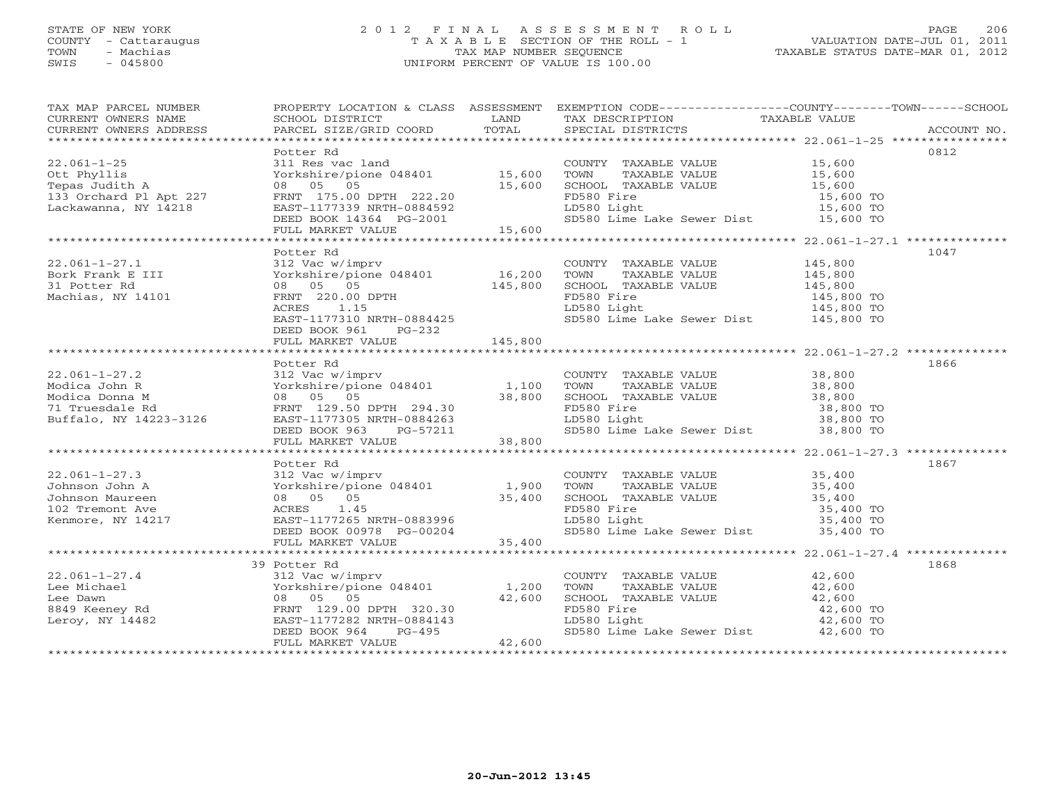STATE OF NEW YORK
COUNTY - Cattaraugus
TOWN - Machias
SWIS - 045800

# 2012 FINAL ASSESSMENT ROLL
TAXABLE SECTION OF THE ROLL - 1
TAX MAP NUMBER SEQUENCE
UNIFORM PERCENT OF VALUE IS 100.00

VALUATION DATE-JUL 01, 2011
TAXABLE STATUS DATE-MAR 01, 2012

| TAX MAP PARCEL NUMBER / CURRENT OWNERS NAME / CURRENT OWNERS ADDRESS | PROPERTY LOCATION & CLASS / SCHOOL DISTRICT / PARCEL SIZE/GRID COORD | ASSESSMENT LAND | TOTAL | EXEMPTION CODE / TAX DESCRIPTION / SPECIAL DISTRICTS | TAXABLE VALUE | ACCOUNT NO. |
|---|---|---|---|---|---|---|
| 22.061-1-25 | Potter Rd | | | | | 0812 |
| 22.061-1-25 | 311 Res vac land | | | COUNTY TAXABLE VALUE | 15,600 | |
| Ott Phyllis | Yorkshire/pione 048401 | 15,600 | | TOWN TAXABLE VALUE | 15,600 | |
| Tepas Judith A | 08 05 05 | | 15,600 | SCHOOL TAXABLE VALUE | 15,600 | |
| 133 Orchard Pl Apt 227 | FRNT 175.00 DPTH 222.20 | | | FD580 Fire | 15,600 TO | |
| Lackawanna, NY 14218 | EAST-1177339 NRTH-0884592 | | | LD580 Light | 15,600 TO | |
| | DEED BOOK 14364 PG-2001 | | | SD580 Lime Lake Sewer Dist | 15,600 TO | |
| | FULL MARKET VALUE | | 15,600 | | | |
| 22.061-1-27.1 | Potter Rd | | | | | 1047 |
| 22.061-1-27.1 | 312 Vac w/imprv | | | COUNTY TAXABLE VALUE | 145,800 | |
| Bork Frank E III | Yorkshire/pione 048401 | 16,200 | | TOWN TAXABLE VALUE | 145,800 | |
| 31 Potter Rd | 08 05 05 | | 145,800 | SCHOOL TAXABLE VALUE | 145,800 | |
| Machias, NY 14101 | FRNT 220.00 DPTH | | | FD580 Fire | 145,800 TO | |
| | ACRES 1.15 | | | LD580 Light | 145,800 TO | |
| | EAST-1177310 NRTH-0884425 | | | SD580 Lime Lake Sewer Dist | 145,800 TO | |
| | DEED BOOK 961 PG-232 | | | | | |
| | FULL MARKET VALUE | | 145,800 | | | |
| 22.061-1-27.2 | Potter Rd | | | | | 1866 |
| 22.061-1-27.2 | 312 Vac w/imprv | | | COUNTY TAXABLE VALUE | 38,800 | |
| Modica John R | Yorkshire/pione 048401 | 1,100 | | TOWN TAXABLE VALUE | 38,800 | |
| Modica Donna M | 08 05 05 | | 38,800 | SCHOOL TAXABLE VALUE | 38,800 | |
| 71 Truesdale Rd | FRNT 129.50 DPTH 294.30 | | | FD580 Fire | 38,800 TO | |
| Buffalo, NY 14223-3126 | EAST-1177305 NRTH-0884263 | | | LD580 Light | 38,800 TO | |
| | DEED BOOK 963 PG-57211 | | | SD580 Lime Lake Sewer Dist | 38,800 TO | |
| | FULL MARKET VALUE | | 38,800 | | | |
| 22.061-1-27.3 | Potter Rd | | | | | 1867 |
| 22.061-1-27.3 | 312 Vac w/imprv | | | COUNTY TAXABLE VALUE | 35,400 | |
| Johnson John A | Yorkshire/pione 048401 | 1,900 | | TOWN TAXABLE VALUE | 35,400 | |
| Johnson Maureen | 08 05 05 | | 35,400 | SCHOOL TAXABLE VALUE | 35,400 | |
| 102 Tremont Ave | ACRES 1.45 | | | FD580 Fire | 35,400 TO | |
| Kenmore, NY 14217 | EAST-1177265 NRTH-0883996 | | | LD580 Light | 35,400 TO | |
| | DEED BOOK 00978 PG-00204 | | | SD580 Lime Lake Sewer Dist | 35,400 TO | |
| | FULL MARKET VALUE | | 35,400 | | | |
| 22.061-1-27.4 | 39 Potter Rd | | | | | 1868 |
| 22.061-1-27.4 | 312 Vac w/imprv | | | COUNTY TAXABLE VALUE | 42,600 | |
| Lee Michael | Yorkshire/pione 048401 | 1,200 | | TOWN TAXABLE VALUE | 42,600 | |
| Lee Dawn | 08 05 05 | | 42,600 | SCHOOL TAXABLE VALUE | 42,600 | |
| 8849 Keeney Rd | FRNT 129.00 DPTH 320.30 | | | FD580 Fire | 42,600 TO | |
| Leroy, NY 14482 | EAST-1177282 NRTH-0884143 | | | LD580 Light | 42,600 TO | |
| | DEED BOOK 964 PG-495 | | | SD580 Lime Lake Sewer Dist | 42,600 TO | |
| | FULL MARKET VALUE | | 42,600 | | | |

20-Jun-2012 13:45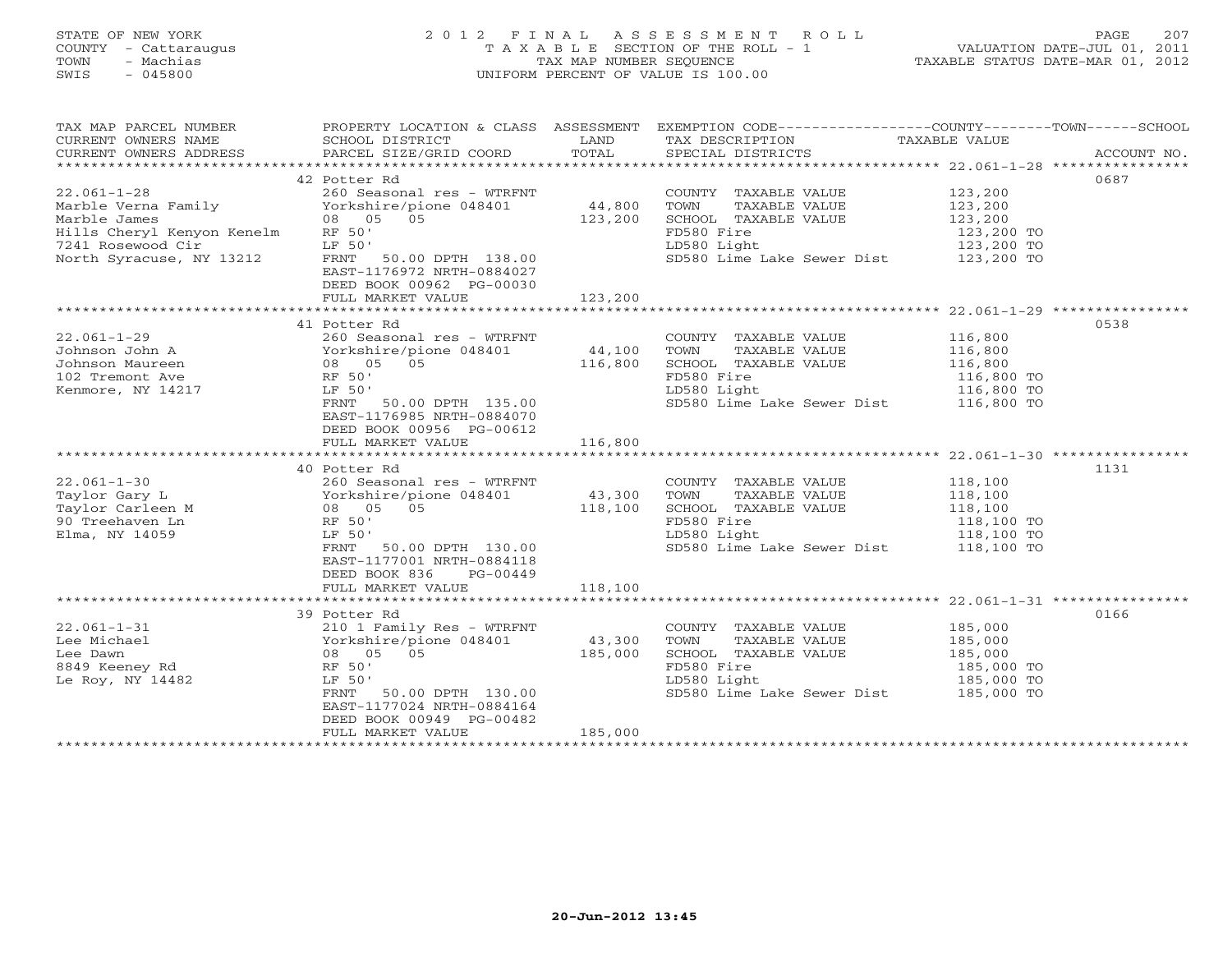STATE OF NEW YORK
COUNTY - Cattaraugus
TOWN - Machias
SWIS - 045800

2012 FINAL ASSESSMENT ROLL
TAXABLE SECTION OF THE ROLL - 1
TAX MAP NUMBER SEQUENCE
UNIFORM PERCENT OF VALUE IS 100.00

VALUATION DATE-JUL 01, 2011
TAXABLE STATUS DATE-MAR 01, 2012

| TAX MAP PARCEL NUMBER / CURRENT OWNERS NAME / CURRENT OWNERS ADDRESS | PROPERTY LOCATION & CLASS / SCHOOL DISTRICT / PARCEL SIZE/GRID COORD | ASSESSMENT LAND / TOTAL | EXEMPTION CODE / TAX DESCRIPTION / SPECIAL DISTRICTS | TAXABLE VALUE | ACCOUNT NO. |
|---|---|---|---|---|---|
| **22.061-1-28** | 42 Potter Rd | | | | 0687 |
| Marble Verna Family | 260 Seasonal res - WTRFNT | | COUNTY TAXABLE VALUE | 123,200 | |
| Marble James | Yorkshire/pione 048401 | 44,800 | TOWN TAXABLE VALUE | 123,200 | |
| Hills Cheryl Kenyon Kenelm | 08 05 05 | 123,200 | SCHOOL TAXABLE VALUE | 123,200 | |
| 7241 Rosewood Cir | RF 50' | | FD580 Fire | 123,200 TO | |
| North Syracuse, NY 13212 | LF 50' | | LD580 Light | 123,200 TO | |
| | FRNT 50.00 DPTH 138.00 | | SD580 Lime Lake Sewer Dist | 123,200 TO | |
| | EAST-1176972 NRTH-0884027 | | | | |
| | DEED BOOK 00962 PG-00030 | | | | |
| | FULL MARKET VALUE | 123,200 | | | |
| **22.061-1-29** | 41 Potter Rd | | | | 0538 |
| Johnson John A | 260 Seasonal res - WTRFNT | | COUNTY TAXABLE VALUE | 116,800 | |
| Johnson Maureen | Yorkshire/pione 048401 | 44,100 | TOWN TAXABLE VALUE | 116,800 | |
| 102 Tremont Ave | 08 05 05 | 116,800 | SCHOOL TAXABLE VALUE | 116,800 | |
| Kenmore, NY 14217 | RF 50' | | FD580 Fire | 116,800 TO | |
| | LF 50' | | LD580 Light | 116,800 TO | |
| | FRNT 50.00 DPTH 135.00 | | SD580 Lime Lake Sewer Dist | 116,800 TO | |
| | EAST-1176985 NRTH-0884070 | | | | |
| | DEED BOOK 00956 PG-00612 | | | | |
| | FULL MARKET VALUE | 116,800 | | | |
| **22.061-1-30** | 40 Potter Rd | | | | 1131 |
| Taylor Gary L | 260 Seasonal res - WTRFNT | | COUNTY TAXABLE VALUE | 118,100 | |
| Taylor Carleen M | Yorkshire/pione 048401 | 43,300 | TOWN TAXABLE VALUE | 118,100 | |
| 90 Treehaven Ln | 08 05 05 | 118,100 | SCHOOL TAXABLE VALUE | 118,100 | |
| Elma, NY 14059 | RF 50' | | FD580 Fire | 118,100 TO | |
| | LF 50' | | LD580 Light | 118,100 TO | |
| | FRNT 50.00 DPTH 130.00 | | SD580 Lime Lake Sewer Dist | 118,100 TO | |
| | EAST-1177001 NRTH-0884118 | | | | |
| | DEED BOOK 836 PG-00449 | | | | |
| | FULL MARKET VALUE | 118,100 | | | |
| **22.061-1-31** | 39 Potter Rd | | | | 0166 |
| Lee Michael | 210 1 Family Res - WTRFNT | | COUNTY TAXABLE VALUE | 185,000 | |
| Lee Dawn | Yorkshire/pione 048401 | 43,300 | TOWN TAXABLE VALUE | 185,000 | |
| 8849 Keeney Rd | 08 05 05 | 185,000 | SCHOOL TAXABLE VALUE | 185,000 | |
| Le Roy, NY 14482 | RF 50' | | FD580 Fire | 185,000 TO | |
| | LF 50' | | LD580 Light | 185,000 TO | |
| | FRNT 50.00 DPTH 130.00 | | SD580 Lime Lake Sewer Dist | 185,000 TO | |
| | EAST-1177024 NRTH-0884164 | | | | |
| | DEED BOOK 00949 PG-00482 | | | | |
| | FULL MARKET VALUE | 185,000 | | | |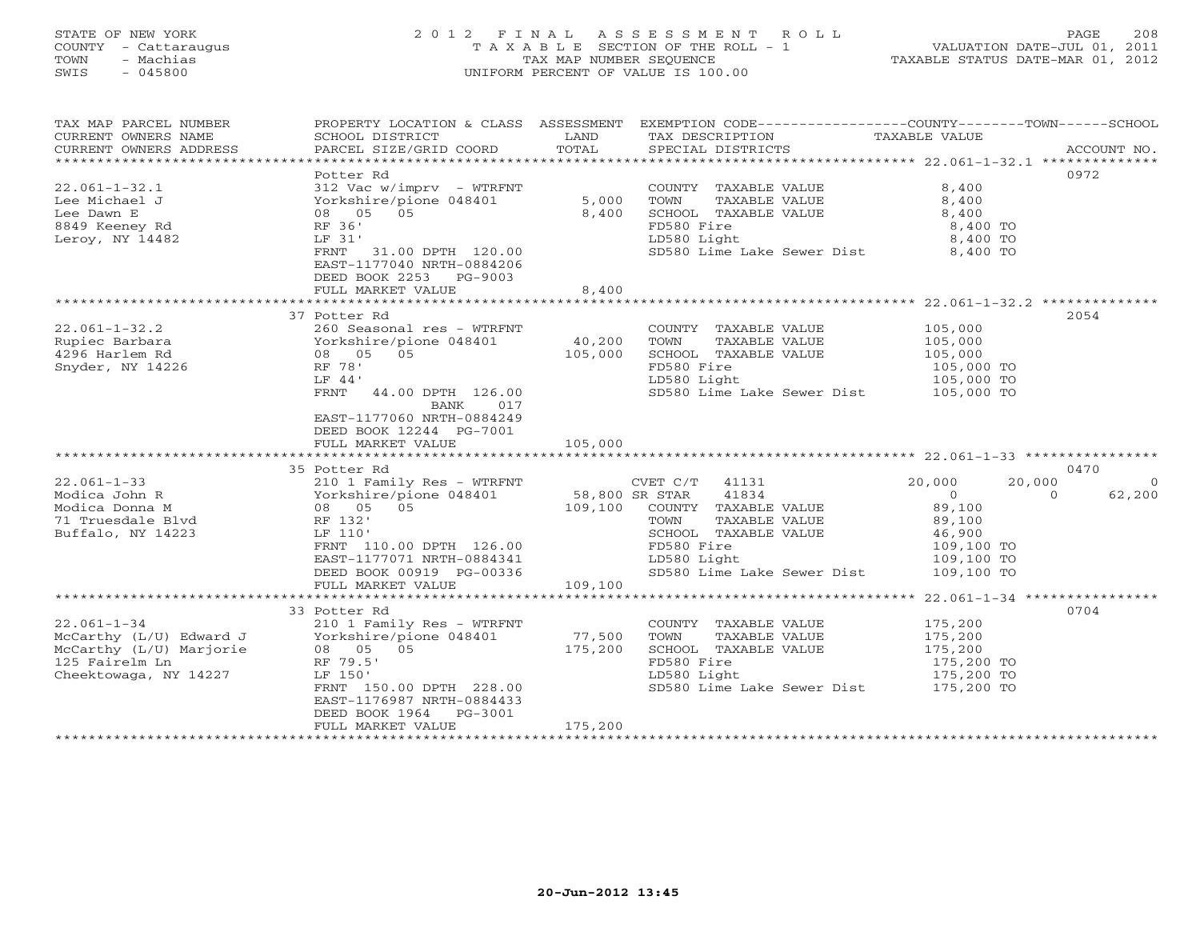STATE OF NEW YORK
COUNTY - Cattaraugus
TOWN - Machias
SWIS - 045800

# 2012 FINAL ASSESSMENT ROLL
TAXABLE SECTION OF THE ROLL - 1
TAX MAP NUMBER SEQUENCE
UNIFORM PERCENT OF VALUE IS 100.00

VALUATION DATE-JUL 01, 2011
TAXABLE STATUS DATE-MAR 01, 2012

| TAX MAP PARCEL NUMBER / CURRENT OWNERS NAME / CURRENT OWNERS ADDRESS | PROPERTY LOCATION & CLASS / SCHOOL DISTRICT / PARCEL SIZE/GRID COORD | ASSESSMENT LAND | ASSESSMENT TOTAL | EXEMPTION CODE / TAX DESCRIPTION / SPECIAL DISTRICTS | COUNTY TAXABLE VALUE | TOWN | SCHOOL | ACCOUNT NO. |
|---|---|---|---|---|---|---|---|---|
| 22.061-1-32.1 | Potter Rd | | | | | | | 0972 |
| Lee Michael J | 312 Vac w/imprv - WTRFNT | | | COUNTY TAXABLE VALUE | 8,400 | | | |
| Lee Dawn E | Yorkshire/pione 048401 | 5,000 | | TOWN TAXABLE VALUE | 8,400 | | | |
| 8849 Keeney Rd | 08 05 05 | | 8,400 | SCHOOL TAXABLE VALUE | 8,400 | | | |
| Leroy, NY 14482 | RF 36' | | | FD580 Fire | 8,400 TO | | | |
| | LF 31' | | | LD580 Light | 8,400 TO | | | |
| | FRNT 31.00 DPTH 120.00 | | | SD580 Lime Lake Sewer Dist | 8,400 TO | | | |
| | EAST-1177040 NRTH-0884206 | | | | | | | |
| | DEED BOOK 2253 PG-9003 | | | | | | | |
| | FULL MARKET VALUE | | 8,400 | | | | | |
| 22.061-1-32.2 | 37 Potter Rd | | | | | | | 2054 |
| Rupiec Barbara | 260 Seasonal res - WTRFNT | | | COUNTY TAXABLE VALUE | 105,000 | | | |
| 4296 Harlem Rd | Yorkshire/pione 048401 | 40,200 | | TOWN TAXABLE VALUE | 105,000 | | | |
| Snyder, NY 14226 | 08 05 05 | | 105,000 | SCHOOL TAXABLE VALUE | 105,000 | | | |
| | RF 78' | | | FD580 Fire | 105,000 TO | | | |
| | LF 44' | | | LD580 Light | 105,000 TO | | | |
| | FRNT 44.00 DPTH 126.00 | | | SD580 Lime Lake Sewer Dist | 105,000 TO | | | |
| | BANK 017 | | | | | | | |
| | EAST-1177060 NRTH-0884249 | | | | | | | |
| | DEED BOOK 12244 PG-7001 | | | | | | | |
| | FULL MARKET VALUE | | 105,000 | | | | | |
| 22.061-1-33 | 35 Potter Rd | | | | | | | 0470 |
| Modica John R | 210 1 Family Res - WTRFNT | | | CVET C/T 41131 | 20,000 | 20,000 | 0 | |
| Modica Donna M | Yorkshire/pione 048401 | 58,800 | | SR STAR 41834 | 0 | 0 | 62,200 | |
| 71 Truesdale Blvd | 08 05 05 | | 109,100 | COUNTY TAXABLE VALUE | 89,100 | | | |
| Buffalo, NY 14223 | RF 132' | | | TOWN TAXABLE VALUE | 89,100 | | | |
| | LF 110' | | | SCHOOL TAXABLE VALUE | 46,900 | | | |
| | FRNT 110.00 DPTH 126.00 | | | FD580 Fire | 109,100 TO | | | |
| | EAST-1177071 NRTH-0884341 | | | LD580 Light | 109,100 TO | | | |
| | DEED BOOK 00919 PG-00336 | | | SD580 Lime Lake Sewer Dist | 109,100 TO | | | |
| | FULL MARKET VALUE | | 109,100 | | | | | |
| 22.061-1-34 | 33 Potter Rd | | | | | | | 0704 |
| McCarthy (L/U) Edward J | 210 1 Family Res - WTRFNT | | | COUNTY TAXABLE VALUE | 175,200 | | | |
| McCarthy (L/U) Marjorie | Yorkshire/pione 048401 | 77,500 | | TOWN TAXABLE VALUE | 175,200 | | | |
| 125 Fairelm Ln | 08 05 05 | | 175,200 | SCHOOL TAXABLE VALUE | 175,200 | | | |
| Cheektowaga, NY 14227 | RF 79.5' | | | FD580 Fire | 175,200 TO | | | |
| | LF 150' | | | LD580 Light | 175,200 TO | | | |
| | FRNT 150.00 DPTH 228.00 | | | SD580 Lime Lake Sewer Dist | 175,200 TO | | | |
| | EAST-1176987 NRTH-0884433 | | | | | | | |
| | DEED BOOK 1964 PG-3001 | | | | | | | |
| | FULL MARKET VALUE | | 175,200 | | | | | |

20-Jun-2012 13:45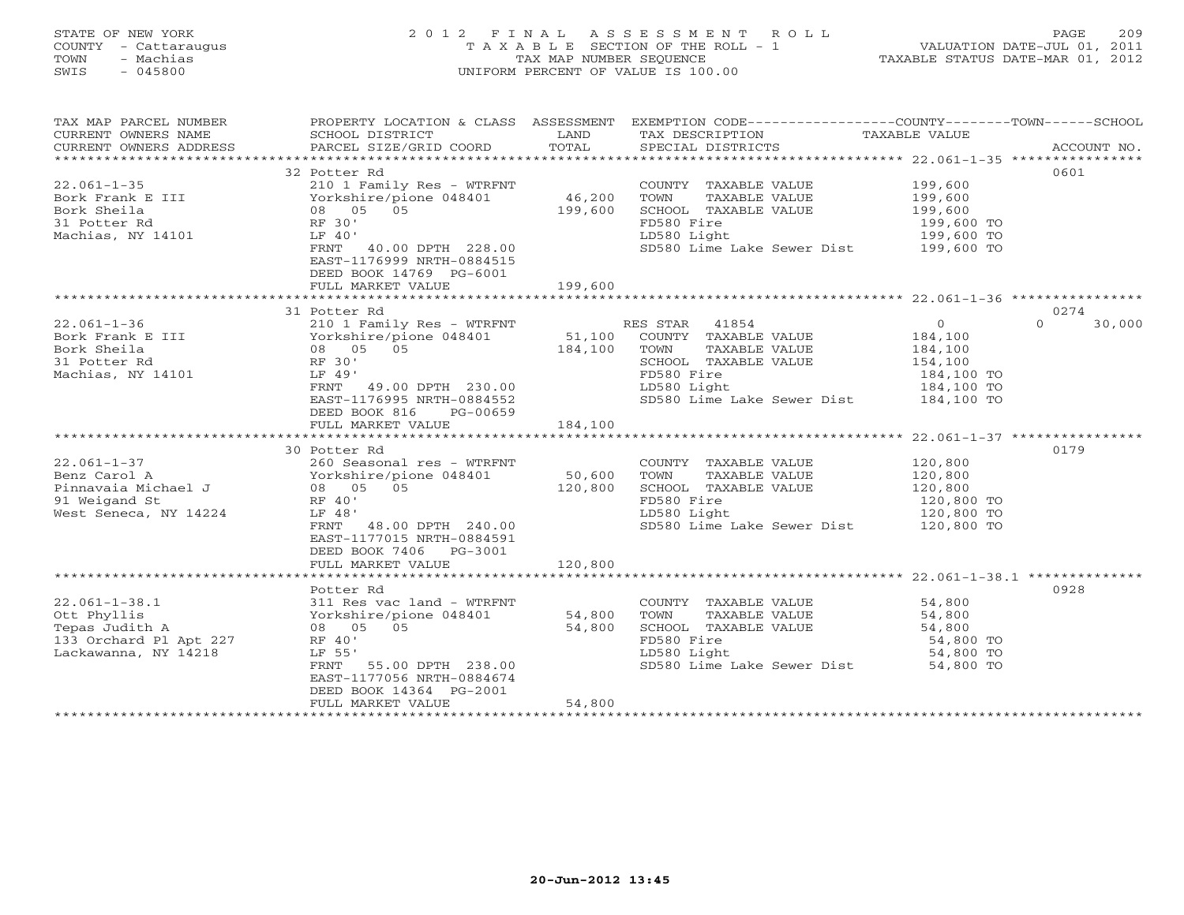STATE OF NEW YORK
COUNTY - Cattaraugus
TOWN - Machias
SWIS - 045800

2 0 1 2 F I N A L A S S E S S M E N T R O L L
T A X A B L E SECTION OF THE ROLL - 1
TAX MAP NUMBER SEQUENCE
UNIFORM PERCENT OF VALUE IS 100.00

VALUATION DATE-JUL 01, 2011
TAXABLE STATUS DATE-MAR 01, 2012

| TAX MAP PARCEL NUMBER / CURRENT OWNERS NAME / CURRENT OWNERS ADDRESS | PROPERTY LOCATION & CLASS / SCHOOL DISTRICT / PARCEL SIZE/GRID COORD | ASSESSMENT LAND / TOTAL | EXEMPTION CODE / TAX DESCRIPTION / SPECIAL DISTRICTS | COUNTY / TOWN / SCHOOL TAXABLE VALUE | ACCOUNT NO. |
|---|---|---|---|---|---|
| 22.061-1-35 | 32 Potter Rd | | | | 0601 |
| | 210 1 Family Res - WTRFNT | | COUNTY TAXABLE VALUE | 199,600 | |
| Bork Frank E III | Yorkshire/pione 048401 | 46,200 | TOWN TAXABLE VALUE | 199,600 | |
| Bork Sheila | 08 05 05 | 199,600 | SCHOOL TAXABLE VALUE | 199,600 | |
| 31 Potter Rd | RF 30' | | FD580 Fire | 199,600 TO | |
| Machias, NY 14101 | LF 40' | | LD580 Light | 199,600 TO | |
| | FRNT 40.00 DPTH 228.00 | | SD580 Lime Lake Sewer Dist | 199,600 TO | |
| | EAST-1176999 NRTH-0884515 | | | | |
| | DEED BOOK 14769 PG-6001 | | | | |
| | FULL MARKET VALUE | 199,600 | | | |
| 22.061-1-36 | 31 Potter Rd | | | | 0274 |
| | 210 1 Family Res - WTRFNT | | RES STAR 41854 | 0 0 30,000 | |
| Bork Frank E III | Yorkshire/pione 048401 | 51,100 | COUNTY TAXABLE VALUE | 184,100 | |
| Bork Sheila | 08 05 05 | 184,100 | TOWN TAXABLE VALUE | 184,100 | |
| 31 Potter Rd | RF 30' | | SCHOOL TAXABLE VALUE | 154,100 | |
| Machias, NY 14101 | LF 49' | | FD580 Fire | 184,100 TO | |
| | FRNT 49.00 DPTH 230.00 | | LD580 Light | 184,100 TO | |
| | EAST-1176995 NRTH-0884552 | | SD580 Lime Lake Sewer Dist | 184,100 TO | |
| | DEED BOOK 816 PG-00659 | | | | |
| | FULL MARKET VALUE | 184,100 | | | |
| 22.061-1-37 | 30 Potter Rd | | | | 0179 |
| | 260 Seasonal res - WTRFNT | | COUNTY TAXABLE VALUE | 120,800 | |
| Benz Carol A | Yorkshire/pione 048401 | 50,600 | TOWN TAXABLE VALUE | 120,800 | |
| Pinnavaia Michael J | 08 05 05 | 120,800 | SCHOOL TAXABLE VALUE | 120,800 | |
| 91 Weigand St | RF 40' | | FD580 Fire | 120,800 TO | |
| West Seneca, NY 14224 | LF 48' | | LD580 Light | 120,800 TO | |
| | FRNT 48.00 DPTH 240.00 | | SD580 Lime Lake Sewer Dist | 120,800 TO | |
| | EAST-1177015 NRTH-0884591 | | | | |
| | DEED BOOK 7406 PG-3001 | | | | |
| | FULL MARKET VALUE | 120,800 | | | |
| 22.061-1-38.1 | Potter Rd | | | | 0928 |
| | 311 Res vac land - WTRFNT | | COUNTY TAXABLE VALUE | 54,800 | |
| Ott Phyllis | Yorkshire/pione 048401 | 54,800 | TOWN TAXABLE VALUE | 54,800 | |
| Tepas Judith A | 08 05 05 | 54,800 | SCHOOL TAXABLE VALUE | 54,800 | |
| 133 Orchard Pl Apt 227 | RF 40' | | FD580 Fire | 54,800 TO | |
| Lackawanna, NY 14218 | LF 55' | | LD580 Light | 54,800 TO | |
| | FRNT 55.00 DPTH 238.00 | | SD580 Lime Lake Sewer Dist | 54,800 TO | |
| | EAST-1177056 NRTH-0884674 | | | | |
| | DEED BOOK 14364 PG-2001 | | | | |
| | FULL MARKET VALUE | 54,800 | | | |

20-Jun-2012 13:45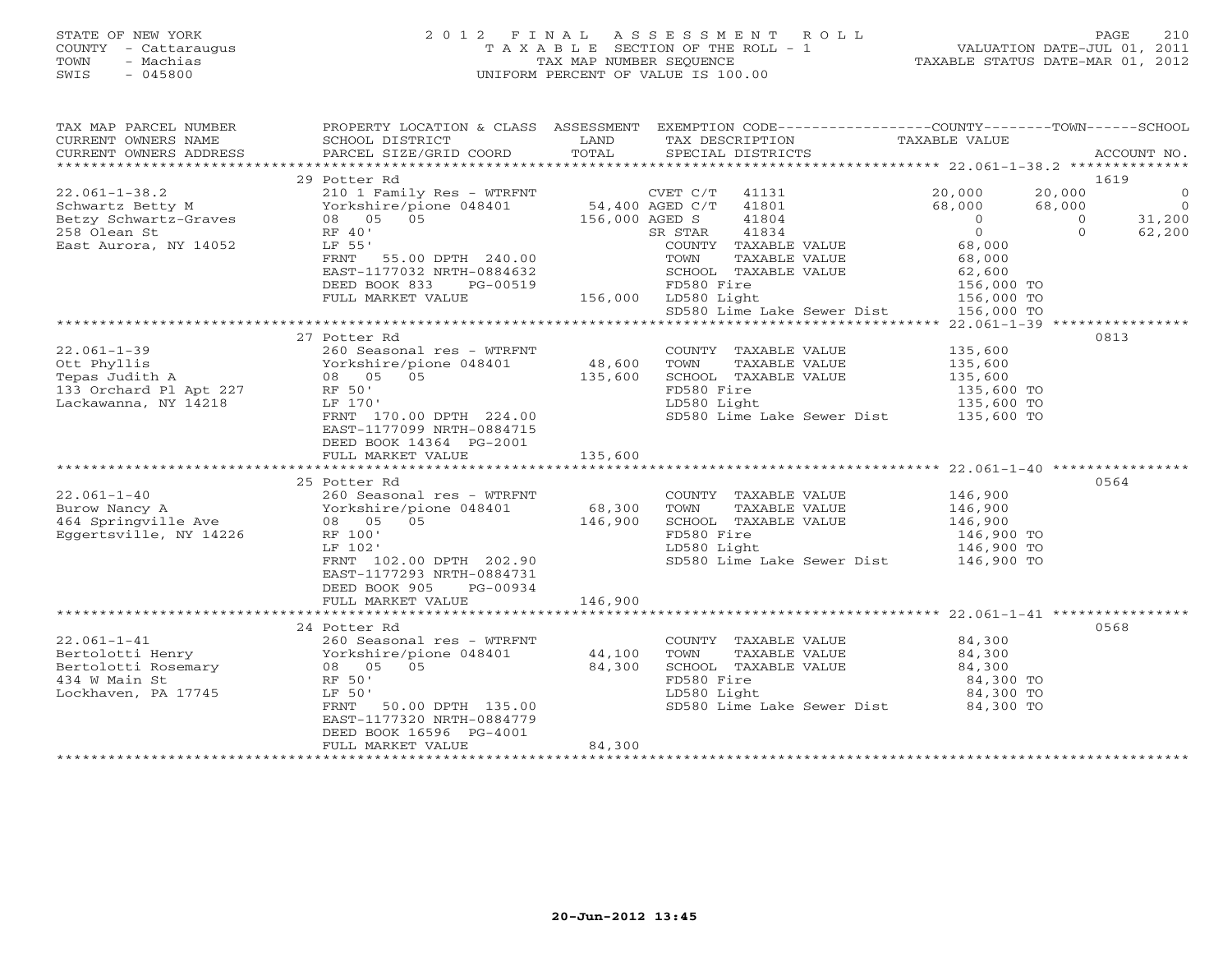STATE OF NEW YORK
COUNTY - Cattaraugus
TOWN - Machias
SWIS - 045800

2012 FINAL ASSESSMENT ROLL
TAXABLE SECTION OF THE ROLL - 1
TAX MAP NUMBER SEQUENCE
UNIFORM PERCENT OF VALUE IS 100.00

VALUATION DATE-JUL 01, 2011
TAXABLE STATUS DATE-MAR 01, 2012

| TAX MAP PARCEL NUMBER / CURRENT OWNERS NAME / CURRENT OWNERS ADDRESS | PROPERTY LOCATION & CLASS / SCHOOL DISTRICT / PARCEL SIZE/GRID COORD | ASSESSMENT LAND / TOTAL | EXEMPTION CODE / TAX DESCRIPTION / SPECIAL DISTRICTS | COUNTY | TOWN | SCHOOL | ACCOUNT NO. |
|---|---|---|---|---|---|---|---|
| 22.061-1-38.2 | 29 Potter Rd | | | | | | 1619 |
| Schwartz Betty M | 210 1 Family Res - WTRFNT | | CVET C/T 41131 | 20,000 | 20,000 | 0 | |
| Betzy Schwartz-Graves | Yorkshire/pione 048401 | 54,400 | AGED C/T 41801 | 68,000 | 68,000 | 0 | |
| 258 Olean St | 08 05 05 | 156,000 | AGED S 41804 | 0 | 0 | 31,200 | |
| East Aurora, NY 14052 | RF 40' | | SR STAR 41834 | 0 | 0 | 62,200 | |
| | LF 55' | | COUNTY TAXABLE VALUE | 68,000 | | | |
| | FRNT 55.00 DPTH 240.00 | | TOWN TAXABLE VALUE | | 68,000 | | |
| | EAST-1177032 NRTH-0884632 | | SCHOOL TAXABLE VALUE | | | 62,600 | |
| | DEED BOOK 833 PG-00519 | | FD580 Fire | 156,000 TO | | | |
| | FULL MARKET VALUE | 156,000 | LD580 Light | 156,000 TO | | | |
| | | | SD580 Lime Lake Sewer Dist | 156,000 TO | | | |
| 22.061-1-39 | 27 Potter Rd | | | | | | 0813 |
| Ott Phyllis | 260 Seasonal res - WTRFNT | | COUNTY TAXABLE VALUE | 135,600 | | | |
| Tepas Judith A | Yorkshire/pione 048401 | 48,600 | TOWN TAXABLE VALUE | | 135,600 | | |
| 133 Orchard Pl Apt 227 | 08 05 05 | 135,600 | SCHOOL TAXABLE VALUE | | | 135,600 | |
| Lackawanna, NY 14218 | RF 50' | | FD580 Fire | 135,600 TO | | | |
| | LF 170' | | LD580 Light | 135,600 TO | | | |
| | FRNT 170.00 DPTH 224.00 | | SD580 Lime Lake Sewer Dist | 135,600 TO | | | |
| | EAST-1177099 NRTH-0884715 | | | | | | |
| | DEED BOOK 14364 PG-2001 | | | | | | |
| | FULL MARKET VALUE | 135,600 | | | | | |
| 22.061-1-40 | 25 Potter Rd | | | | | | 0564 |
| Burow Nancy A | 260 Seasonal res - WTRFNT | | COUNTY TAXABLE VALUE | 146,900 | | | |
| 464 Springville Ave | Yorkshire/pione 048401 | 68,300 | TOWN TAXABLE VALUE | | 146,900 | | |
| Eggertsville, NY 14226 | 08 05 05 | 146,900 | SCHOOL TAXABLE VALUE | | | 146,900 | |
| | RF 100' | | FD580 Fire | 146,900 TO | | | |
| | LF 102' | | LD580 Light | 146,900 TO | | | |
| | FRNT 102.00 DPTH 202.90 | | SD580 Lime Lake Sewer Dist | 146,900 TO | | | |
| | EAST-1177293 NRTH-0884731 | | | | | | |
| | DEED BOOK 905 PG-00934 | | | | | | |
| | FULL MARKET VALUE | 146,900 | | | | | |
| 22.061-1-41 | 24 Potter Rd | | | | | | 0568 |
| Bertolotti Henry | 260 Seasonal res - WTRFNT | | COUNTY TAXABLE VALUE | 84,300 | | | |
| Bertolotti Rosemary | Yorkshire/pione 048401 | 44,100 | TOWN TAXABLE VALUE | | 84,300 | | |
| 434 W Main St | 08 05 05 | 84,300 | SCHOOL TAXABLE VALUE | | | 84,300 | |
| Lockhaven, PA 17745 | RF 50' | | FD580 Fire | 84,300 TO | | | |
| | LF 50' | | LD580 Light | 84,300 TO | | | |
| | FRNT 50.00 DPTH 135.00 | | SD580 Lime Lake Sewer Dist | 84,300 TO | | | |
| | EAST-1177320 NRTH-0884779 | | | | | | |
| | DEED BOOK 16596 PG-4001 | | | | | | |
| | FULL MARKET VALUE | 84,300 | | | | | |

20-Jun-2012 13:45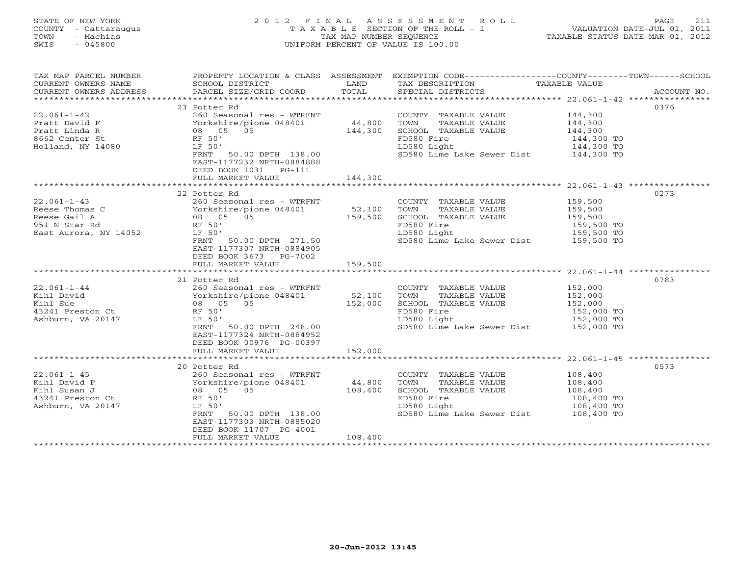STATE OF NEW YORK
COUNTY - Cattaraugus
TOWN - Machias
SWIS - 045800

# 2012 FINAL ASSESSMENT ROLL
TAXABLE SECTION OF THE ROLL - 1
TAX MAP NUMBER SEQUENCE
UNIFORM PERCENT OF VALUE IS 100.00

VALUATION DATE-JUL 01, 2011
TAXABLE STATUS DATE-MAR 01, 2012

| TAX MAP PARCEL NUMBER / CURRENT OWNERS NAME / CURRENT OWNERS ADDRESS | PROPERTY LOCATION & CLASS / SCHOOL DISTRICT / PARCEL SIZE/GRID COORD | ASSESSMENT LAND / TOTAL | EXEMPTION CODE / TAX DESCRIPTION / SPECIAL DISTRICTS | COUNTY / TOWN / SCHOOL TAXABLE VALUE | ACCOUNT NO. |
|---|---|---|---|---|---|
| 22.061-1-42 | 23 Potter Rd | | | | 0376 |
| | 260 Seasonal res - WTRFNT | | COUNTY TAXABLE VALUE | 144,300 | |
| Pratt David F | Yorkshire/pione 048401 | 44,800 | TOWN TAXABLE VALUE | 144,300 | |
| Pratt Linda R | 08 05 05 | 144,300 | SCHOOL TAXABLE VALUE | 144,300 | |
| 8662 Center St | RF 50' | | FD580 Fire | 144,300 TO | |
| Holland, NY 14080 | LF 50' | | LD580 Light | 144,300 TO | |
| | FRNT 50.00 DPTH 138.00 | | SD580 Lime Lake Sewer Dist | 144,300 TO | |
| | EAST-1177232 NRTH-0884888 | | | | |
| | DEED BOOK 1031 PG-111 | | | | |
| | FULL MARKET VALUE | 144,300 | | | |
| 22.061-1-43 | 22 Potter Rd | | | | 0273 |
| | 260 Seasonal res - WTRFNT | | COUNTY TAXABLE VALUE | 159,500 | |
| Reese Thomas C | Yorkshire/pione 048401 | 52,100 | TOWN TAXABLE VALUE | 159,500 | |
| Reese Gail A | 08 05 05 | 159,500 | SCHOOL TAXABLE VALUE | 159,500 | |
| 951 N Star Rd | RF 50' | | FD580 Fire | 159,500 TO | |
| East Aurora, NY 14052 | LF 50' | | LD580 Light | 159,500 TO | |
| | FRNT 50.00 DPTH 271.50 | | SD580 Lime Lake Sewer Dist | 159,500 TO | |
| | EAST-1177307 NRTH-0884905 | | | | |
| | DEED BOOK 3673 PG-7002 | | | | |
| | FULL MARKET VALUE | 159,500 | | | |
| 22.061-1-44 | 21 Potter Rd | | | | 0783 |
| | 260 Seasonal res - WTRFNT | | COUNTY TAXABLE VALUE | 152,000 | |
| Kihl David | Yorkshire/pione 048401 | 52,100 | TOWN TAXABLE VALUE | 152,000 | |
| Kihl Sue | 08 05 05 | 152,000 | SCHOOL TAXABLE VALUE | 152,000 | |
| 43241 Preston Ct | RF 50' | | FD580 Fire | 152,000 TO | |
| Ashburn, VA 20147 | LF 50' | | LD580 Light | 152,000 TO | |
| | FRNT 50.00 DPTH 248.00 | | SD580 Lime Lake Sewer Dist | 152,000 TO | |
| | EAST-1177324 NRTH-0884952 | | | | |
| | DEED BOOK 00976 PG-00397 | | | | |
| | FULL MARKET VALUE | 152,000 | | | |
| 22.061-1-45 | 20 Potter Rd | | | | 0573 |
| | 260 Seasonal res - WTRFNT | | COUNTY TAXABLE VALUE | 108,400 | |
| Kihl David P | Yorkshire/pione 048401 | 44,800 | TOWN TAXABLE VALUE | 108,400 | |
| Kihl Susan J | 08 05 05 | 108,400 | SCHOOL TAXABLE VALUE | 108,400 | |
| 43241 Preston Ct | RF 50' | | FD580 Fire | 108,400 TO | |
| Ashburn, VA 20147 | LF 50' | | LD580 Light | 108,400 TO | |
| | FRNT 50.00 DPTH 138.00 | | SD580 Lime Lake Sewer Dist | 108,400 TO | |
| | EAST-1177303 NRTH-0885020 | | | | |
| | DEED BOOK 11707 PG-4001 | | | | |
| | FULL MARKET VALUE | 108,400 | | | |

20-Jun-2012 13:45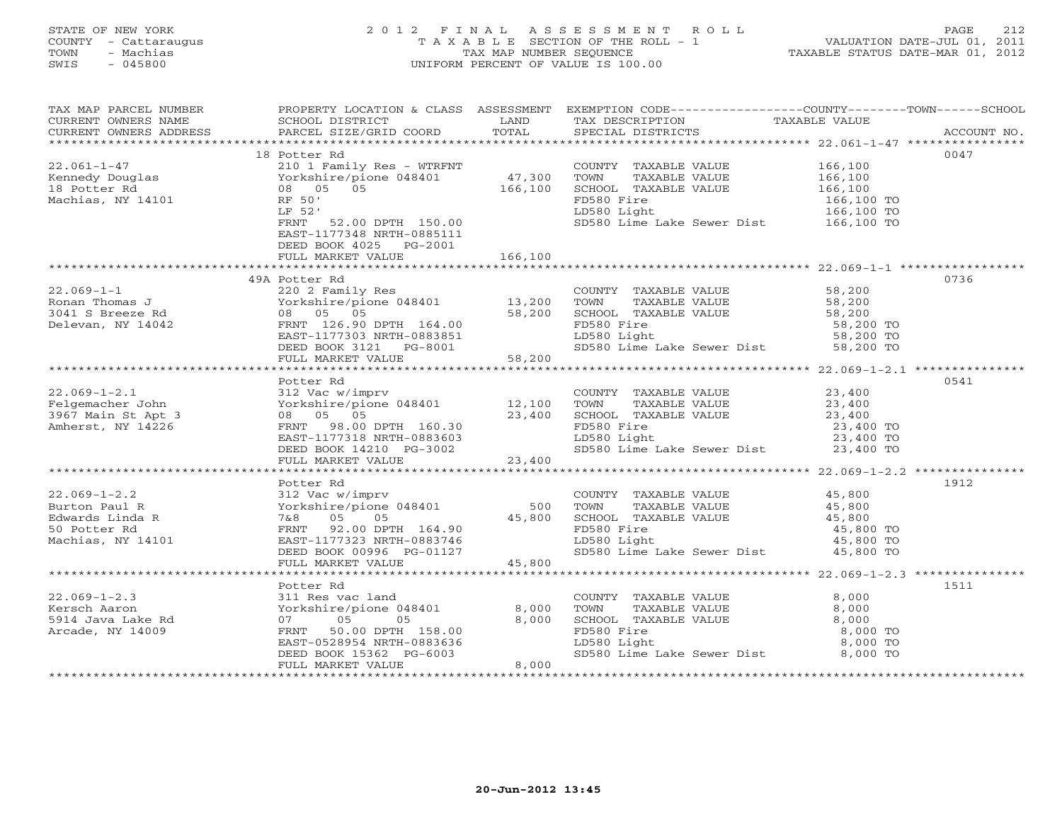STATE OF NEW YORK
COUNTY - Cattaraugus
TOWN - Machias
SWIS - 045800

# 2012 FINAL ASSESSMENT ROLL
TAXABLE SECTION OF THE ROLL - 1
TAX MAP NUMBER SEQUENCE
UNIFORM PERCENT OF VALUE IS 100.00

VALUATION DATE-JUL 01, 2011
TAXABLE STATUS DATE-MAR 01, 2012

| TAX MAP PARCEL NUMBER / CURRENT OWNERS NAME / CURRENT OWNERS ADDRESS | PROPERTY LOCATION & CLASS / SCHOOL DISTRICT / PARCEL SIZE/GRID COORD | ASSESSMENT LAND / TOTAL | EXEMPTION CODE / TAX DESCRIPTION / SPECIAL DISTRICTS | TAXABLE VALUE (COUNTY / TOWN / SCHOOL) | ACCOUNT NO. |
|---|---|---|---|---|---|
| **22.061-1-47** | 18 Potter Rd | | | | 0047 |
| Kennedy Douglas | 210 1 Family Res - WTRFNT | | COUNTY TAXABLE VALUE | 166,100 | |
| 18 Potter Rd | Yorkshire/pione 048401 | 47,300 | TOWN TAXABLE VALUE | 166,100 | |
| Machias, NY 14101 | 08 05 05 | 166,100 | SCHOOL TAXABLE VALUE | 166,100 | |
| | RF 50' | | FD580 Fire | 166,100 TO | |
| | LF 52' | | LD580 Light | 166,100 TO | |
| | FRNT 52.00 DPTH 150.00 | | SD580 Lime Lake Sewer Dist | 166,100 TO | |
| | EAST-1177348 NRTH-0885111 | | | | |
| | DEED BOOK 4025 PG-2001 | | | | |
| | FULL MARKET VALUE | 166,100 | | | |
| **22.069-1-1** | 49A Potter Rd | | | | 0736 |
| Ronan Thomas J | 220 2 Family Res | | COUNTY TAXABLE VALUE | 58,200 | |
| 3041 S Breeze Rd | Yorkshire/pione 048401 | 13,200 | TOWN TAXABLE VALUE | 58,200 | |
| Delevan, NY 14042 | 08 05 05 | 58,200 | SCHOOL TAXABLE VALUE | 58,200 | |
| | FRNT 126.90 DPTH 164.00 | | FD580 Fire | 58,200 TO | |
| | EAST-1177303 NRTH-0883851 | | LD580 Light | 58,200 TO | |
| | DEED BOOK 3121 PG-8001 | | SD580 Lime Lake Sewer Dist | 58,200 TO | |
| | FULL MARKET VALUE | 58,200 | | | |
| **22.069-1-2.1** | Potter Rd | | | | 0541 |
| Felgemacher John | 312 Vac w/imprv | | COUNTY TAXABLE VALUE | 23,400 | |
| 3967 Main St Apt 3 | Yorkshire/pione 048401 | 12,100 | TOWN TAXABLE VALUE | 23,400 | |
| Amherst, NY 14226 | 08 05 05 | 23,400 | SCHOOL TAXABLE VALUE | 23,400 | |
| | FRNT 98.00 DPTH 160.30 | | FD580 Fire | 23,400 TO | |
| | EAST-1177318 NRTH-0883603 | | LD580 Light | 23,400 TO | |
| | DEED BOOK 14210 PG-3002 | | SD580 Lime Lake Sewer Dist | 23,400 TO | |
| | FULL MARKET VALUE | 23,400 | | | |
| **22.069-1-2.2** | Potter Rd | | | | 1912 |
| Burton Paul R | 312 Vac w/imprv | | COUNTY TAXABLE VALUE | 45,800 | |
| Edwards Linda R | Yorkshire/pione 048401 | 500 | TOWN TAXABLE VALUE | 45,800 | |
| 50 Potter Rd | 7&8 05 05 | 45,800 | SCHOOL TAXABLE VALUE | 45,800 | |
| Machias, NY 14101 | FRNT 92.00 DPTH 164.90 | | FD580 Fire | 45,800 TO | |
| | EAST-1177323 NRTH-0883746 | | LD580 Light | 45,800 TO | |
| | DEED BOOK 00996 PG-01127 | | SD580 Lime Lake Sewer Dist | 45,800 TO | |
| | FULL MARKET VALUE | 45,800 | | | |
| **22.069-1-2.3** | Potter Rd | | | | 1511 |
| Kersch Aaron | 311 Res vac land | | COUNTY TAXABLE VALUE | 8,000 | |
| 5914 Java Lake Rd | Yorkshire/pione 048401 | 8,000 | TOWN TAXABLE VALUE | 8,000 | |
| Arcade, NY 14009 | 07 05 05 | 8,000 | SCHOOL TAXABLE VALUE | 8,000 | |
| | FRNT 50.00 DPTH 158.00 | | FD580 Fire | 8,000 TO | |
| | EAST-0528954 NRTH-0883636 | | LD580 Light | 8,000 TO | |
| | DEED BOOK 15362 PG-6003 | | SD580 Lime Lake Sewer Dist | 8,000 TO | |
| | FULL MARKET VALUE | 8,000 | | | |

20-Jun-2012 13:45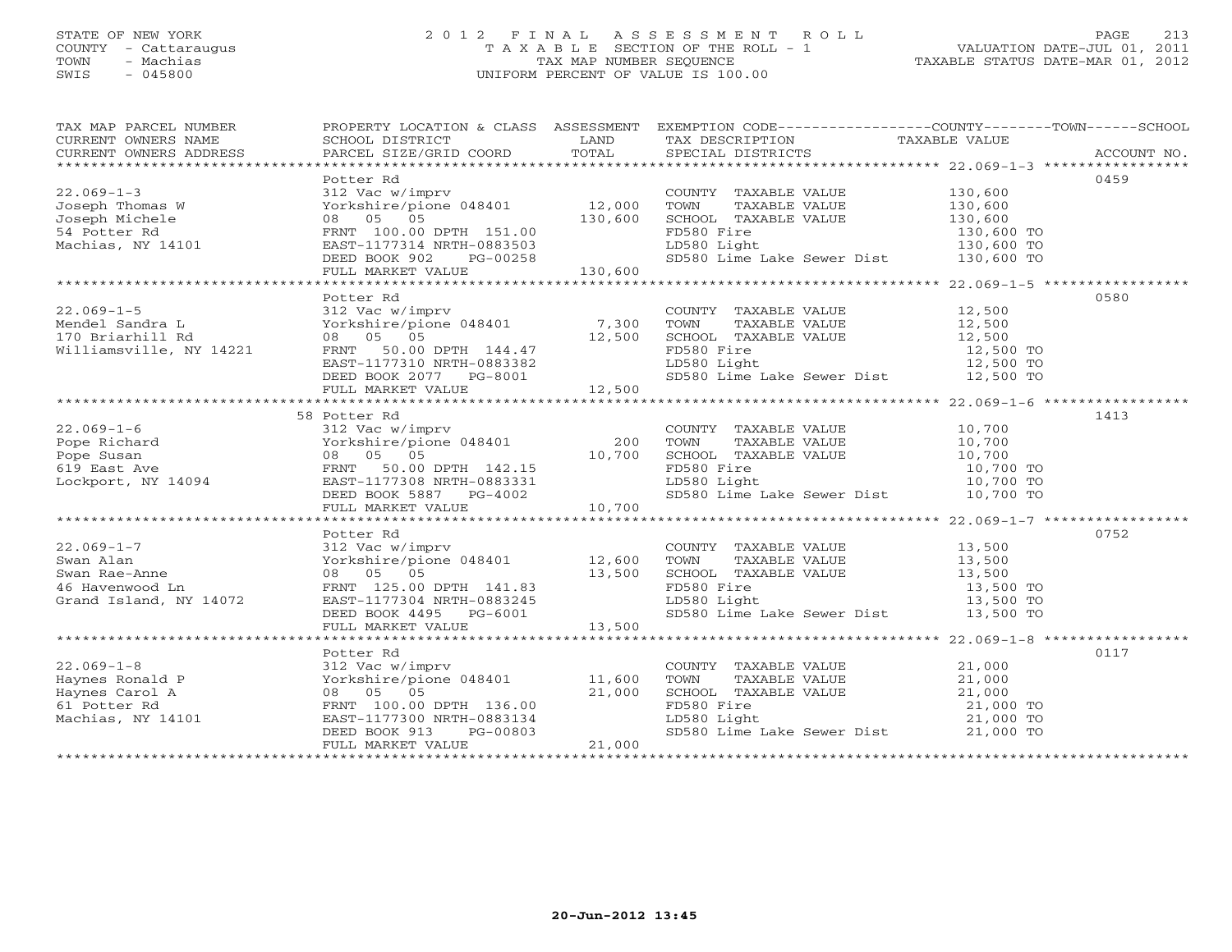STATE OF NEW YORK
COUNTY - Cattaraugus
TOWN - Machias
SWIS - 045800

# 2012 FINAL ASSESSMENT ROLL
TAXABLE SECTION OF THE ROLL - 1
TAX MAP NUMBER SEQUENCE
UNIFORM PERCENT OF VALUE IS 100.00

VALUATION DATE-JUL 01, 2011
TAXABLE STATUS DATE-MAR 01, 2012

| TAX MAP PARCEL NUMBER / CURRENT OWNERS NAME / CURRENT OWNERS ADDRESS | PROPERTY LOCATION & CLASS / SCHOOL DISTRICT / PARCEL SIZE/GRID COORD | ASSESSMENT LAND / TOTAL | EXEMPTION CODE / TAX DESCRIPTION / SPECIAL DISTRICTS | TAXABLE VALUE | ACCOUNT NO. |
|---|---|---|---|---|---|
| 22.069-1-3 | Potter Rd | | | | 0459 |
| Joseph Thomas W | 312 Vac w/imprv | | COUNTY TAXABLE VALUE | 130,600 | |
| Joseph Michele | Yorkshire/pione 048401 | 12,000 | TOWN TAXABLE VALUE | 130,600 | |
| 54 Potter Rd | 08 05 05 | 130,600 | SCHOOL TAXABLE VALUE | 130,600 | |
| Machias, NY 14101 | FRNT 100.00 DPTH 151.00 | | FD580 Fire | 130,600 TO | |
| | EAST-1177314 NRTH-0883503 | | LD580 Light | 130,600 TO | |
| | DEED BOOK 902 PG-00258 | | SD580 Lime Lake Sewer Dist | 130,600 TO | |
| | FULL MARKET VALUE | 130,600 | | | |
| 22.069-1-5 | Potter Rd | | | | 0580 |
| Mendel Sandra L | 312 Vac w/imprv | | COUNTY TAXABLE VALUE | 12,500 | |
| 170 Briarhill Rd | Yorkshire/pione 048401 | 7,300 | TOWN TAXABLE VALUE | 12,500 | |
| Williamsville, NY 14221 | 08 05 05 | 12,500 | SCHOOL TAXABLE VALUE | 12,500 | |
| | FRNT 50.00 DPTH 144.47 | | FD580 Fire | 12,500 TO | |
| | EAST-1177310 NRTH-0883382 | | LD580 Light | 12,500 TO | |
| | DEED BOOK 2077 PG-8001 | | SD580 Lime Lake Sewer Dist | 12,500 TO | |
| | FULL MARKET VALUE | 12,500 | | | |
| 22.069-1-6 | 58 Potter Rd | | | | 1413 |
| Pope Richard | 312 Vac w/imprv | | COUNTY TAXABLE VALUE | 10,700 | |
| Pope Susan | Yorkshire/pione 048401 | 200 | TOWN TAXABLE VALUE | 10,700 | |
| 619 East Ave | 08 05 05 | 10,700 | SCHOOL TAXABLE VALUE | 10,700 | |
| Lockport, NY 14094 | FRNT 50.00 DPTH 142.15 | | FD580 Fire | 10,700 TO | |
| | EAST-1177308 NRTH-0883331 | | LD580 Light | 10,700 TO | |
| | DEED BOOK 5887 PG-4002 | | SD580 Lime Lake Sewer Dist | 10,700 TO | |
| | FULL MARKET VALUE | 10,700 | | | |
| 22.069-1-7 | Potter Rd | | | | 0752 |
| Swan Alan | 312 Vac w/imprv | | COUNTY TAXABLE VALUE | 13,500 | |
| Swan Rae-Anne | Yorkshire/pione 048401 | 12,600 | TOWN TAXABLE VALUE | 13,500 | |
| 46 Havenwood Ln | 08 05 05 | 13,500 | SCHOOL TAXABLE VALUE | 13,500 | |
| Grand Island, NY 14072 | FRNT 125.00 DPTH 141.83 | | FD580 Fire | 13,500 TO | |
| | EAST-1177304 NRTH-0883245 | | LD580 Light | 13,500 TO | |
| | DEED BOOK 4495 PG-6001 | | SD580 Lime Lake Sewer Dist | 13,500 TO | |
| | FULL MARKET VALUE | 13,500 | | | |
| 22.069-1-8 | Potter Rd | | | | 0117 |
| Haynes Ronald P | 312 Vac w/imprv | | COUNTY TAXABLE VALUE | 21,000 | |
| Haynes Carol A | Yorkshire/pione 048401 | 11,600 | TOWN TAXABLE VALUE | 21,000 | |
| 61 Potter Rd | 08 05 05 | 21,000 | SCHOOL TAXABLE VALUE | 21,000 | |
| Machias, NY 14101 | FRNT 100.00 DPTH 136.00 | | FD580 Fire | 21,000 TO | |
| | EAST-1177300 NRTH-0883134 | | LD580 Light | 21,000 TO | |
| | DEED BOOK 913 PG-00803 | | SD580 Lime Lake Sewer Dist | 21,000 TO | |
| | FULL MARKET VALUE | 21,000 | | | |

20-Jun-2012 13:45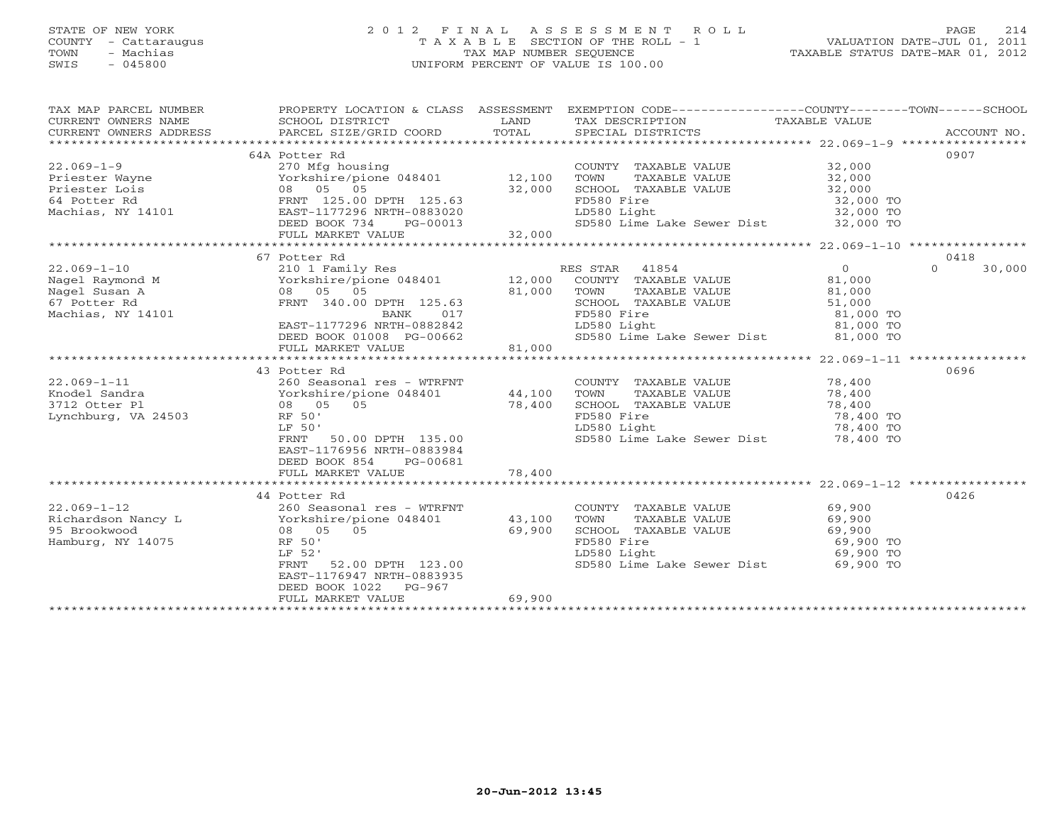STATE OF NEW YORK
COUNTY - Cattaraugus
TOWN - Machias
SWIS - 045800

# 2012 FINAL ASSESSMENT ROLL
TAXABLE SECTION OF THE ROLL - 1
TAX MAP NUMBER SEQUENCE
UNIFORM PERCENT OF VALUE IS 100.00

VALUATION DATE-JUL 01, 2011
TAXABLE STATUS DATE-MAR 01, 2012

| TAX MAP PARCEL NUMBER / CURRENT OWNERS NAME / CURRENT OWNERS ADDRESS | PROPERTY LOCATION & CLASS / SCHOOL DISTRICT / PARCEL SIZE/GRID COORD | ASSESSMENT LAND | TOTAL | EXEMPTION CODE / TAX DESCRIPTION / SPECIAL DISTRICTS | COUNTY TAXABLE VALUE | TOWN | SCHOOL | ACCOUNT NO. |
|---|---|---|---|---|---|---|---|---|
| | 64A Potter Rd | | | | | | | 0907 |
| 22.069-1-9 | 270 Mfg housing | | | COUNTY TAXABLE VALUE | 32,000 | | | |
| Priester Wayne | Yorkshire/pione 048401 | 12,100 | | TOWN TAXABLE VALUE | 32,000 | | | |
| Priester Lois | 08 05 05 | | 32,000 | SCHOOL TAXABLE VALUE | 32,000 | | | |
| 64 Potter Rd | FRNT 125.00 DPTH 125.63 | | | FD580 Fire | 32,000 TO | | | |
| Machias, NY 14101 | EAST-1177296 NRTH-0883020 | | | LD580 Light | 32,000 TO | | | |
| | DEED BOOK 734 PG-00013 | | | SD580 Lime Lake Sewer Dist | 32,000 TO | | | |
| | FULL MARKET VALUE | | 32,000 | | | | | |
| | 67 Potter Rd | | | | | | | 0418 |
| 22.069-1-10 | 210 1 Family Res | | | RES STAR 41854 | 0 | | 0 30,000 | |
| Nagel Raymond M | Yorkshire/pione 048401 | 12,000 | | COUNTY TAXABLE VALUE | 81,000 | | | |
| Nagel Susan A | 08 05 05 | | 81,000 | TOWN TAXABLE VALUE | 81,000 | | | |
| 67 Potter Rd | FRNT 340.00 DPTH 125.63 | | | SCHOOL TAXABLE VALUE | 51,000 | | | |
| Machias, NY 14101 | BANK 017 | | | FD580 Fire | 81,000 TO | | | |
| | EAST-1177296 NRTH-0882842 | | | LD580 Light | 81,000 TO | | | |
| | DEED BOOK 01008 PG-00662 | | | SD580 Lime Lake Sewer Dist | 81,000 TO | | | |
| | FULL MARKET VALUE | | 81,000 | | | | | |
| | 43 Potter Rd | | | | | | | 0696 |
| 22.069-1-11 | 260 Seasonal res - WTRFNT | | | COUNTY TAXABLE VALUE | 78,400 | | | |
| Knodel Sandra | Yorkshire/pione 048401 | 44,100 | | TOWN TAXABLE VALUE | 78,400 | | | |
| 3712 Otter Pl | 08 05 05 | | 78,400 | SCHOOL TAXABLE VALUE | 78,400 | | | |
| Lynchburg, VA 24503 | RF 50' | | | FD580 Fire | 78,400 TO | | | |
| | LF 50' | | | LD580 Light | 78,400 TO | | | |
| | FRNT 50.00 DPTH 135.00 | | | SD580 Lime Lake Sewer Dist | 78,400 TO | | | |
| | EAST-1176956 NRTH-0883984 | | | | | | | |
| | DEED BOOK 854 PG-00681 | | | | | | | |
| | FULL MARKET VALUE | | 78,400 | | | | | |
| | 44 Potter Rd | | | | | | | 0426 |
| 22.069-1-12 | 260 Seasonal res - WTRFNT | | | COUNTY TAXABLE VALUE | 69,900 | | | |
| Richardson Nancy L | Yorkshire/pione 048401 | 43,100 | | TOWN TAXABLE VALUE | 69,900 | | | |
| 95 Brookwood | 08 05 05 | | 69,900 | SCHOOL TAXABLE VALUE | 69,900 | | | |
| Hamburg, NY 14075 | RF 50' | | | FD580 Fire | 69,900 TO | | | |
| | LF 52' | | | LD580 Light | 69,900 TO | | | |
| | FRNT 52.00 DPTH 123.00 | | | SD580 Lime Lake Sewer Dist | 69,900 TO | | | |
| | EAST-1176947 NRTH-0883935 | | | | | | | |
| | DEED BOOK 1022 PG-967 | | | | | | | |
| | FULL MARKET VALUE | | 69,900 | | | | | |

20-Jun-2012 13:45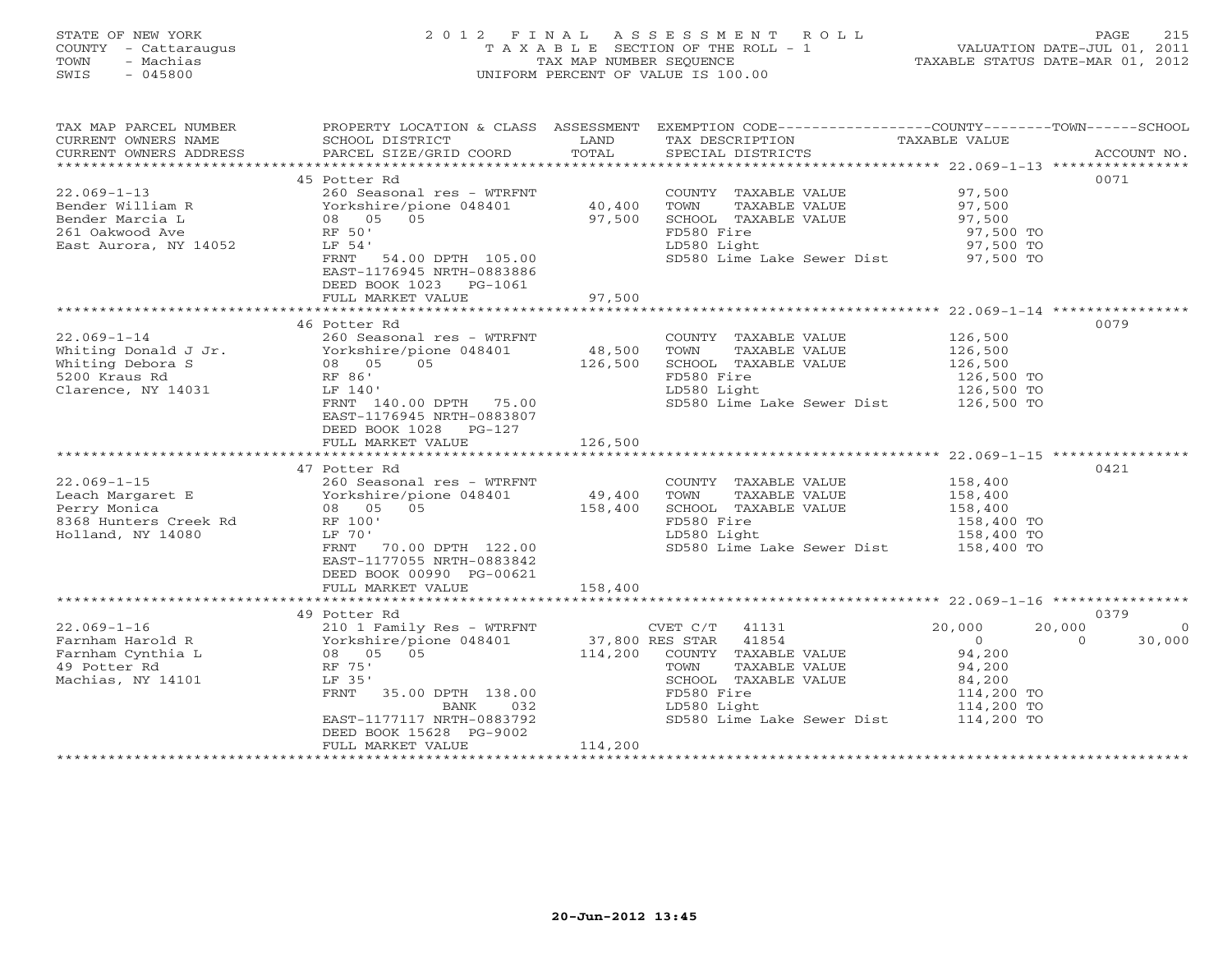STATE OF NEW YORK
COUNTY - Cattaraugus
TOWN - Machias
SWIS - 045800

# 2012 FINAL ASSESSMENT ROLL
TAXABLE SECTION OF THE ROLL - 1
TAX MAP NUMBER SEQUENCE
UNIFORM PERCENT OF VALUE IS 100.00

VALUATION DATE-JUL 01, 2011
TAXABLE STATUS DATE-MAR 01, 2012

| TAX MAP PARCEL NUMBER / CURRENT OWNERS NAME / CURRENT OWNERS ADDRESS | PROPERTY LOCATION & CLASS / SCHOOL DISTRICT / PARCEL SIZE/GRID COORD | ASSESSMENT LAND / TOTAL | EXEMPTION CODE / TAX DESCRIPTION / SPECIAL DISTRICTS | COUNTY | TOWN | SCHOOL | ACCOUNT NO. |
|---|---|---|---|---|---|---|---|
| 22.069-1-13 | 45 Potter Rd | | | | | | 0071 |
| Bender William R | 260 Seasonal res - WTRFNT | | COUNTY TAXABLE VALUE | 97,500 | | | |
| Bender Marcia L | Yorkshire/pione 048401 | 40,400 | TOWN TAXABLE VALUE | | 97,500 | | |
| 261 Oakwood Ave | 08 05 05 | 97,500 | SCHOOL TAXABLE VALUE | | | 97,500 | |
| East Aurora, NY 14052 | RF 50' | | FD580 Fire | 97,500 TO | | | |
| | LF 54' | | LD580 Light | 97,500 TO | | | |
| | FRNT 54.00 DPTH 105.00 | | SD580 Lime Lake Sewer Dist | 97,500 TO | | | |
| | EAST-1176945 NRTH-0883886 | | | | | | |
| | DEED BOOK 1023 PG-1061 | | | | | | |
| | FULL MARKET VALUE | 97,500 | | | | | |
| 22.069-1-14 | 46 Potter Rd | | | | | | 0079 |
| Whiting Donald J Jr. | 260 Seasonal res - WTRFNT | | COUNTY TAXABLE VALUE | 126,500 | | | |
| Whiting Debora S | Yorkshire/pione 048401 | 48,500 | TOWN TAXABLE VALUE | | 126,500 | | |
| 5200 Kraus Rd | 08 05 05 | 126,500 | SCHOOL TAXABLE VALUE | | | 126,500 | |
| Clarence, NY 14031 | RF 86' | | FD580 Fire | 126,500 TO | | | |
| | LF 140' | | LD580 Light | 126,500 TO | | | |
| | FRNT 140.00 DPTH 75.00 | | SD580 Lime Lake Sewer Dist | 126,500 TO | | | |
| | EAST-1176945 NRTH-0883807 | | | | | | |
| | DEED BOOK 1028 PG-127 | | | | | | |
| | FULL MARKET VALUE | 126,500 | | | | | |
| 22.069-1-15 | 47 Potter Rd | | | | | | 0421 |
| Leach Margaret E | 260 Seasonal res - WTRFNT | | COUNTY TAXABLE VALUE | 158,400 | | | |
| Perry Monica | Yorkshire/pione 048401 | 49,400 | TOWN TAXABLE VALUE | | 158,400 | | |
| 8368 Hunters Creek Rd | 08 05 05 | 158,400 | SCHOOL TAXABLE VALUE | | | 158,400 | |
| Holland, NY 14080 | RF 100' | | FD580 Fire | 158,400 TO | | | |
| | LF 70' | | LD580 Light | 158,400 TO | | | |
| | FRNT 70.00 DPTH 122.00 | | SD580 Lime Lake Sewer Dist | 158,400 TO | | | |
| | EAST-1177055 NRTH-0883842 | | | | | | |
| | DEED BOOK 00990 PG-00621 | | | | | | |
| | FULL MARKET VALUE | 158,400 | | | | | |
| 22.069-1-16 | 49 Potter Rd | | | | | | 0379 |
| Farnham Harold R | 210 1 Family Res - WTRFNT | | CVET C/T 41131 | 20,000 | 20,000 | 0 | |
| Farnham Cynthia L | Yorkshire/pione 048401 | 37,800 | RES STAR 41854 | 0 | 0 | 30,000 | |
| 49 Potter Rd | 08 05 05 | 114,200 | COUNTY TAXABLE VALUE | 94,200 | | | |
| Machias, NY 14101 | RF 75' | | TOWN TAXABLE VALUE | | 94,200 | | |
| | LF 35' | | SCHOOL TAXABLE VALUE | | | 84,200 | |
| | FRNT 35.00 DPTH 138.00 | | FD580 Fire | 114,200 TO | | | |
| | BANK 032 | | LD580 Light | 114,200 TO | | | |
| | EAST-1177117 NRTH-0883792 | | SD580 Lime Lake Sewer Dist | 114,200 TO | | | |
| | DEED BOOK 15628 PG-9002 | | | | | | |
| | FULL MARKET VALUE | 114,200 | | | | | |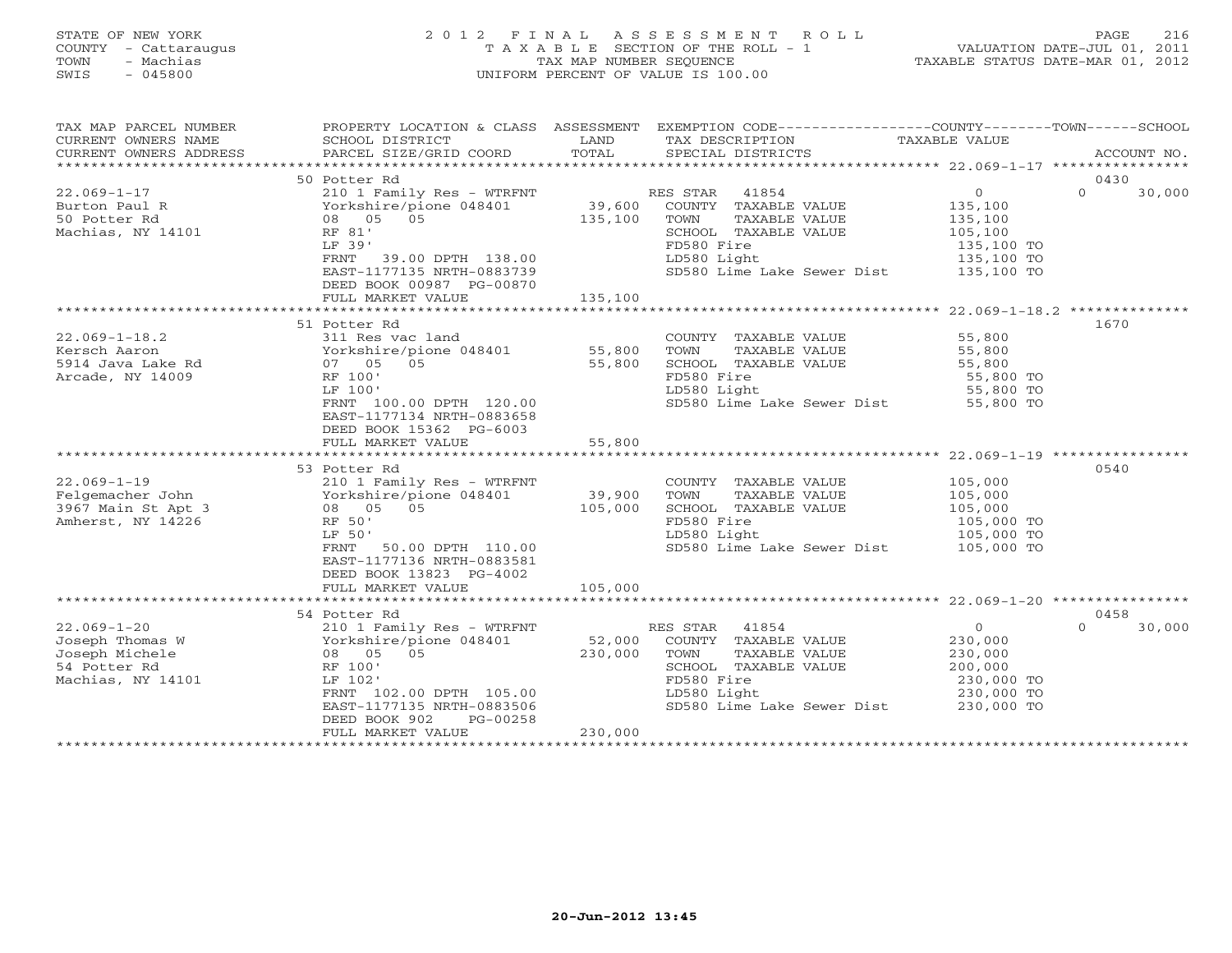STATE OF NEW YORK
COUNTY - Cattaraugus
TOWN - Machias
SWIS - 045800

2012 FINAL ASSESSMENT ROLL
TAXABLE SECTION OF THE ROLL - 1
TAX MAP NUMBER SEQUENCE
UNIFORM PERCENT OF VALUE IS 100.00

VALUATION DATE-JUL 01, 2011
TAXABLE STATUS DATE-MAR 01, 2012

| TAX MAP PARCEL NUMBER / CURRENT OWNERS NAME / CURRENT OWNERS ADDRESS | PROPERTY LOCATION & CLASS / SCHOOL DISTRICT / PARCEL SIZE/GRID COORD | ASSESSMENT LAND / TOTAL | EXEMPTION CODE / TAX DESCRIPTION / SPECIAL DISTRICTS | COUNTY / TAXABLE VALUE | TOWN | SCHOOL / ACCOUNT NO. |
|---|---|---|---|---|---|---|
| | 50 Potter Rd | | | | | 0430 |
| 22.069-1-17 | 210 1 Family Res - WTRFNT | | RES STAR 41854 | 0 | 0 | 30,000 |
| Burton Paul R | Yorkshire/pione 048401 | 39,600 | COUNTY TAXABLE VALUE | 135,100 | | |
| 50 Potter Rd | 08 05 05 | 135,100 | TOWN TAXABLE VALUE | 135,100 | | |
| Machias, NY 14101 | RF 81' | | SCHOOL TAXABLE VALUE | 105,100 | | |
| | LF 39' | | FD580 Fire | 135,100 TO | | |
| | FRNT 39.00 DPTH 138.00 | | LD580 Light | 135,100 TO | | |
| | EAST-1177135 NRTH-0883739 | | SD580 Lime Lake Sewer Dist | 135,100 TO | | |
| | DEED BOOK 00987 PG-00870 | | | | | |
| | FULL MARKET VALUE | 135,100 | | | | |
| | 51 Potter Rd | | | | | 1670 |
| 22.069-1-18.2 | 311 Res vac land | | COUNTY TAXABLE VALUE | 55,800 | | |
| Kersch Aaron | Yorkshire/pione 048401 | 55,800 | TOWN TAXABLE VALUE | 55,800 | | |
| 5914 Java Lake Rd | 07 05 05 | 55,800 | SCHOOL TAXABLE VALUE | 55,800 | | |
| Arcade, NY 14009 | RF 100' | | FD580 Fire | 55,800 TO | | |
| | LF 100' | | LD580 Light | 55,800 TO | | |
| | FRNT 100.00 DPTH 120.00 | | SD580 Lime Lake Sewer Dist | 55,800 TO | | |
| | EAST-1177134 NRTH-0883658 | | | | | |
| | DEED BOOK 15362 PG-6003 | | | | | |
| | FULL MARKET VALUE | 55,800 | | | | |
| | 53 Potter Rd | | | | | 0540 |
| 22.069-1-19 | 210 1 Family Res - WTRFNT | | COUNTY TAXABLE VALUE | 105,000 | | |
| Felgemacher John | Yorkshire/pione 048401 | 39,900 | TOWN TAXABLE VALUE | 105,000 | | |
| 3967 Main St Apt 3 | 08 05 05 | 105,000 | SCHOOL TAXABLE VALUE | 105,000 | | |
| Amherst, NY 14226 | RF 50' | | FD580 Fire | 105,000 TO | | |
| | LF 50' | | LD580 Light | 105,000 TO | | |
| | FRNT 50.00 DPTH 110.00 | | SD580 Lime Lake Sewer Dist | 105,000 TO | | |
| | EAST-1177136 NRTH-0883581 | | | | | |
| | DEED BOOK 13823 PG-4002 | | | | | |
| | FULL MARKET VALUE | 105,000 | | | | |
| | 54 Potter Rd | | | | | 0458 |
| 22.069-1-20 | 210 1 Family Res - WTRFNT | | RES STAR 41854 | 0 | 0 | 30,000 |
| Joseph Thomas W | Yorkshire/pione 048401 | 52,000 | COUNTY TAXABLE VALUE | 230,000 | | |
| Joseph Michele | 08 05 05 | 230,000 | TOWN TAXABLE VALUE | 230,000 | | |
| 54 Potter Rd | RF 100' | | SCHOOL TAXABLE VALUE | 200,000 | | |
| Machias, NY 14101 | LF 102' | | FD580 Fire | 230,000 TO | | |
| | FRNT 102.00 DPTH 105.00 | | LD580 Light | 230,000 TO | | |
| | EAST-1177135 NRTH-0883506 | | SD580 Lime Lake Sewer Dist | 230,000 TO | | |
| | DEED BOOK 902 PG-00258 | | | | | |
| | FULL MARKET VALUE | 230,000 | | | | |

20-Jun-2012 13:45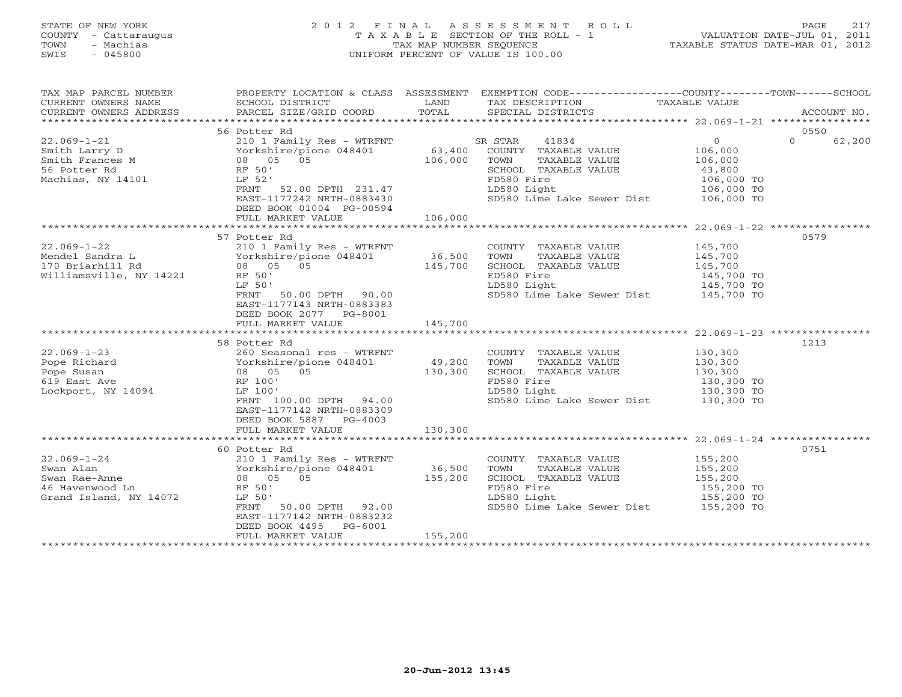STATE OF NEW YORK
COUNTY - Cattaraugus
TOWN - Machias
SWIS - 045800

2012 FINAL ASSESSMENT ROLL
TAXABLE SECTION OF THE ROLL - 1
TAX MAP NUMBER SEQUENCE
UNIFORM PERCENT OF VALUE IS 100.00

VALUATION DATE-JUL 01, 2011
TAXABLE STATUS DATE-MAR 01, 2012

| TAX MAP PARCEL NUMBER / CURRENT OWNERS NAME / CURRENT OWNERS ADDRESS | PROPERTY LOCATION & CLASS / SCHOOL DISTRICT / PARCEL SIZE/GRID COORD | ASSESSMENT LAND / TOTAL | EXEMPTION CODE / TAX DESCRIPTION / SPECIAL DISTRICTS | COUNTY / TOWN / SCHOOL TAXABLE VALUE | ACCOUNT NO. |
|---|---|---|---|---|---|
| | 56 Potter Rd | | | | 0550 |
| 22.069-1-21 | 210 1 Family Res - WTRFNT | | SR STAR 41834 | 0 | 0 62,200 |
| Smith Larry D | Yorkshire/pione 048401 | 63,400 | COUNTY TAXABLE VALUE | 106,000 | |
| Smith Frances M | 08 05 05 | 106,000 | TOWN TAXABLE VALUE | 106,000 | |
| 56 Potter Rd | RF 50' | | SCHOOL TAXABLE VALUE | 43,800 | |
| Machias, NY 14101 | LF 52' | | FD580 Fire | 106,000 TO | |
| | FRNT 52.00 DPTH 231.47 | | LD580 Light | 106,000 TO | |
| | EAST-1177242 NRTH-0883430 | | SD580 Lime Lake Sewer Dist | 106,000 TO | |
| | DEED BOOK 01004 PG-00594 | | | | |
| | FULL MARKET VALUE | 106,000 | | | |
| | 57 Potter Rd | | | | 0579 |
| 22.069-1-22 | 210 1 Family Res - WTRFNT | | COUNTY TAXABLE VALUE | 145,700 | |
| Mendel Sandra L | Yorkshire/pione 048401 | 36,500 | TOWN TAXABLE VALUE | 145,700 | |
| 170 Briarhill Rd | 08 05 05 | 145,700 | SCHOOL TAXABLE VALUE | 145,700 | |
| Williamsville, NY 14221 | RF 50' | | FD580 Fire | 145,700 TO | |
| | LF 50' | | LD580 Light | 145,700 TO | |
| | FRNT 50.00 DPTH 90.00 | | SD580 Lime Lake Sewer Dist | 145,700 TO | |
| | EAST-1177143 NRTH-0883383 | | | | |
| | DEED BOOK 2077 PG-8001 | | | | |
| | FULL MARKET VALUE | 145,700 | | | |
| | 58 Potter Rd | | | | 1213 |
| 22.069-1-23 | 260 Seasonal res - WTRFNT | | COUNTY TAXABLE VALUE | 130,300 | |
| Pope Richard | Yorkshire/pione 048401 | 49,200 | TOWN TAXABLE VALUE | 130,300 | |
| Pope Susan | 08 05 05 | 130,300 | SCHOOL TAXABLE VALUE | 130,300 | |
| 619 East Ave | RF 100' | | FD580 Fire | 130,300 TO | |
| Lockport, NY 14094 | LF 100' | | LD580 Light | 130,300 TO | |
| | FRNT 100.00 DPTH 94.00 | | SD580 Lime Lake Sewer Dist | 130,300 TO | |
| | EAST-1177142 NRTH-0883309 | | | | |
| | DEED BOOK 5887 PG-4003 | | | | |
| | FULL MARKET VALUE | 130,300 | | | |
| | 60 Potter Rd | | | | 0751 |
| 22.069-1-24 | 210 1 Family Res - WTRFNT | | COUNTY TAXABLE VALUE | 155,200 | |
| Swan Alan | Yorkshire/pione 048401 | 36,500 | TOWN TAXABLE VALUE | 155,200 | |
| Swan Rae-Anne | 08 05 05 | 155,200 | SCHOOL TAXABLE VALUE | 155,200 | |
| 46 Havenwood Ln | RF 50' | | FD580 Fire | 155,200 TO | |
| Grand Island, NY 14072 | LF 50' | | LD580 Light | 155,200 TO | |
| | FRNT 50.00 DPTH 92.00 | | SD580 Lime Lake Sewer Dist | 155,200 TO | |
| | EAST-1177142 NRTH-0883232 | | | | |
| | DEED BOOK 4495 PG-6001 | | | | |
| | FULL MARKET VALUE | 155,200 | | | |

20-Jun-2012 13:45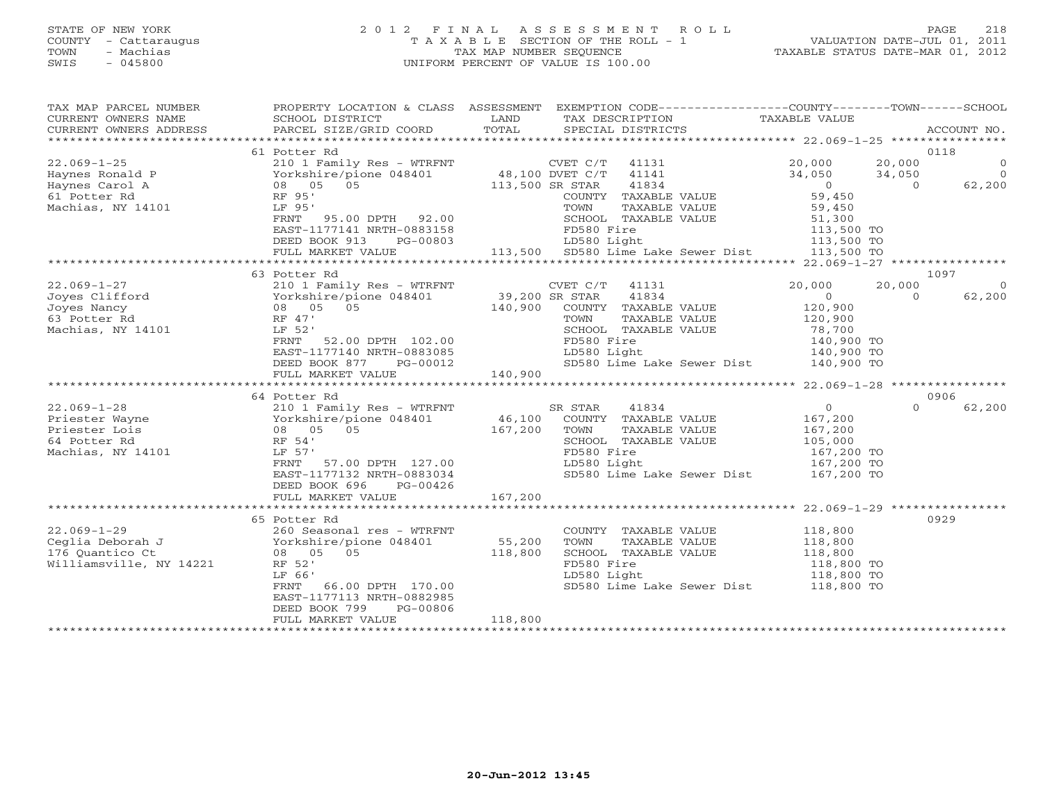STATE OF NEW YORK
COUNTY - Cattaraugus
TOWN - Machias
SWIS - 045800

2012 FINAL ASSESSMENT ROLL
TAXABLE SECTION OF THE ROLL - 1
TAX MAP NUMBER SEQUENCE
UNIFORM PERCENT OF VALUE IS 100.00

VALUATION DATE-JUL 01, 2011
TAXABLE STATUS DATE-MAR 01, 2012

| TAX MAP PARCEL NUMBER / CURRENT OWNERS NAME / CURRENT OWNERS ADDRESS | PROPERTY LOCATION & CLASS / SCHOOL DISTRICT / PARCEL SIZE/GRID COORD | ASSESSMENT LAND / TOTAL | EXEMPTION CODE / TAX DESCRIPTION / SPECIAL DISTRICTS | COUNTY TAXABLE VALUE | TOWN | SCHOOL / ACCOUNT NO. |
|---|---|---|---|---|---|---|
| 22.069-1-25 | 61 Potter Rd | | | | | 0118 |
| Haynes Ronald P | 210 1 Family Res - WTRFNT | | CVET C/T 41131 | 20,000 | 20,000 | 0 |
| Haynes Carol A | Yorkshire/pione 048401 | 48,100 | DVET C/T 41141 | 34,050 | 34,050 | 0 |
| 61 Potter Rd | 08 05 05 | 113,500 | SR STAR 41834 | 0 | 0 | 62,200 |
| Machias, NY 14101 | RF 95' | | COUNTY TAXABLE VALUE | 59,450 | | |
| | LF 95' | | TOWN TAXABLE VALUE | 59,450 | | |
| | FRNT 95.00 DPTH 92.00 | | SCHOOL TAXABLE VALUE | 51,300 | | |
| | EAST-1177141 NRTH-0883158 | | FD580 Fire | 113,500 TO | | |
| | DEED BOOK 913 PG-00803 | | LD580 Light | 113,500 TO | | |
| | FULL MARKET VALUE | 113,500 | SD580 Lime Lake Sewer Dist | 113,500 TO | | |
| 22.069-1-27 | 63 Potter Rd | | | | | 1097 |
| Joyes Clifford | 210 1 Family Res - WTRFNT | | CVET C/T 41131 | 20,000 | 20,000 | 0 |
| Joyes Nancy | Yorkshire/pione 048401 | 39,200 | SR STAR 41834 | 0 | 0 | 62,200 |
| 63 Potter Rd | 08 05 05 | 140,900 | COUNTY TAXABLE VALUE | 120,900 | | |
| Machias, NY 14101 | RF 47' | | TOWN TAXABLE VALUE | 120,900 | | |
| | LF 52' | | SCHOOL TAXABLE VALUE | 78,700 | | |
| | FRNT 52.00 DPTH 102.00 | | FD580 Fire | 140,900 TO | | |
| | EAST-1177140 NRTH-0883085 | | LD580 Light | 140,900 TO | | |
| | DEED BOOK 877 PG-00012 | | SD580 Lime Lake Sewer Dist | 140,900 TO | | |
| | FULL MARKET VALUE | 140,900 | | | | |
| 22.069-1-28 | 64 Potter Rd | | | | | 0906 |
| Priester Wayne | 210 1 Family Res - WTRFNT | | SR STAR 41834 | 0 | 0 | 62,200 |
| Priester Lois | Yorkshire/pione 048401 | 46,100 | COUNTY TAXABLE VALUE | 167,200 | | |
| 64 Potter Rd | 08 05 05 | 167,200 | TOWN TAXABLE VALUE | 167,200 | | |
| Machias, NY 14101 | RF 54' | | SCHOOL TAXABLE VALUE | 105,000 | | |
| | LF 57' | | FD580 Fire | 167,200 TO | | |
| | FRNT 57.00 DPTH 127.00 | | LD580 Light | 167,200 TO | | |
| | EAST-1177132 NRTH-0883034 | | SD580 Lime Lake Sewer Dist | 167,200 TO | | |
| | DEED BOOK 696 PG-00426 | | | | | |
| | FULL MARKET VALUE | 167,200 | | | | |
| 22.069-1-29 | 65 Potter Rd | | | | | 0929 |
| Ceglia Deborah J | 260 Seasonal res - WTRFNT | | COUNTY TAXABLE VALUE | 118,800 | | |
| 176 Quantico Ct | Yorkshire/pione 048401 | 55,200 | TOWN TAXABLE VALUE | 118,800 | | |
| Williamsville, NY 14221 | 08 05 05 | 118,800 | SCHOOL TAXABLE VALUE | 118,800 | | |
| | RF 52' | | FD580 Fire | 118,800 TO | | |
| | LF 66' | | LD580 Light | 118,800 TO | | |
| | FRNT 66.00 DPTH 170.00 | | SD580 Lime Lake Sewer Dist | 118,800 TO | | |
| | EAST-1177113 NRTH-0882985 | | | | | |
| | DEED BOOK 799 PG-00806 | | | | | |
| | FULL MARKET VALUE | 118,800 | | | | |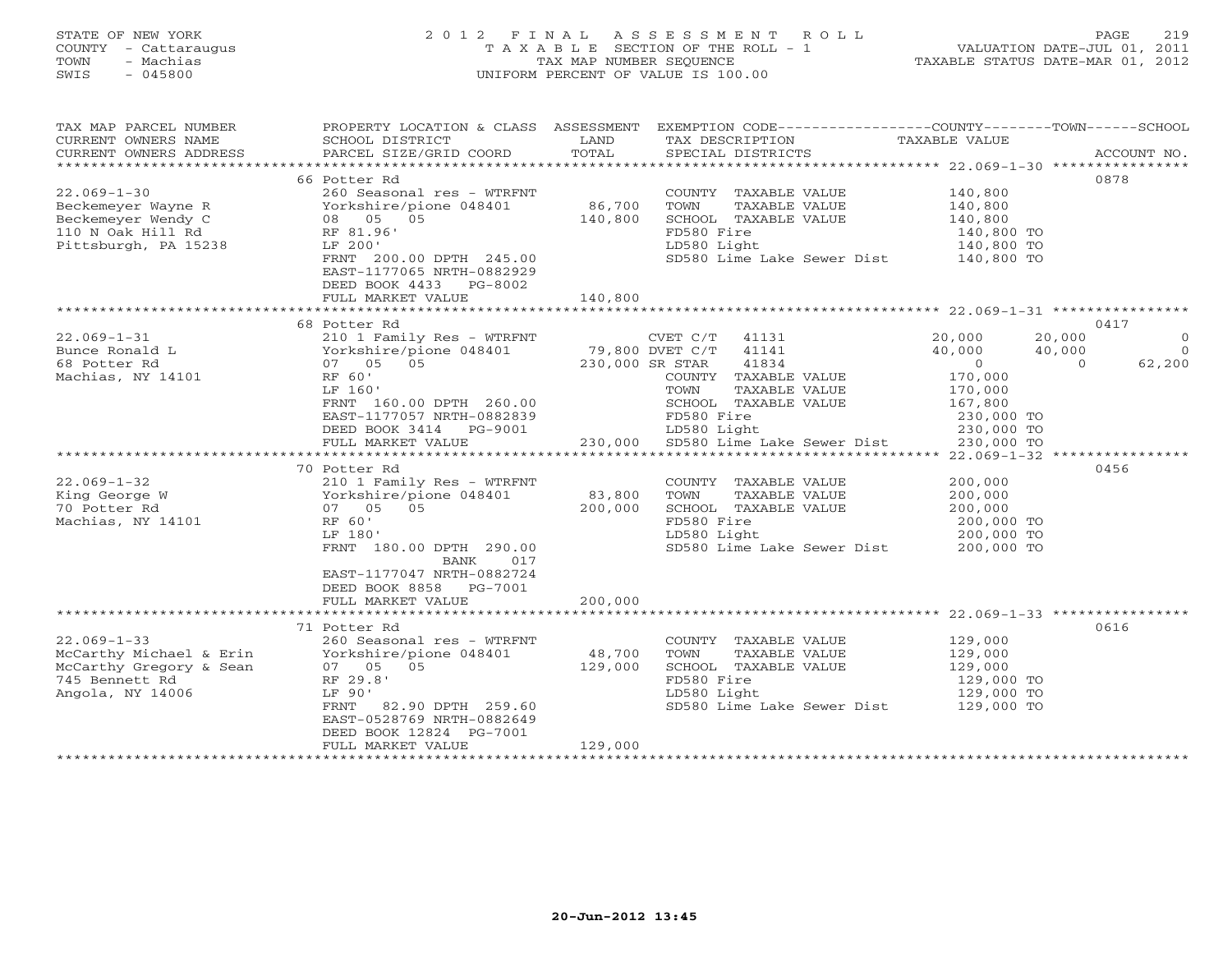STATE OF NEW YORK
COUNTY - Cattaraugus
TOWN - Machias
SWIS - 045800

# 2012 FINAL ASSESSMENT ROLL

TAXABLE SECTION OF THE ROLL - 1
TAX MAP NUMBER SEQUENCE
UNIFORM PERCENT OF VALUE IS 100.00

VALUATION DATE-JUL 01, 2011
TAXABLE STATUS DATE-MAR 01, 2012

| TAX MAP PARCEL NUMBER / CURRENT OWNERS NAME / CURRENT OWNERS ADDRESS | PROPERTY LOCATION & CLASS / SCHOOL DISTRICT / PARCEL SIZE/GRID COORD | ASSESSMENT LAND | TOTAL | EXEMPTION CODE / TAX DESCRIPTION / SPECIAL DISTRICTS | COUNTY TAXABLE VALUE | TOWN | SCHOOL | ACCOUNT NO. |
|---|---|---|---|---|---|---|---|---|
| 22.069-1-30 | 66 Potter Rd | | | | | | | 0878 |
| | 260 Seasonal res - WTRFNT | | | COUNTY TAXABLE VALUE | 140,800 | | | |
| Beckemeyer Wayne R | Yorkshire/pione 048401 | 86,700 | | TOWN TAXABLE VALUE | 140,800 | | | |
| Beckemeyer Wendy C | 08 05 05 | | 140,800 | SCHOOL TAXABLE VALUE | 140,800 | | | |
| 110 N Oak Hill Rd | RF 81.96' | | | FD580 Fire | 140,800 TO | | | |
| Pittsburgh, PA 15238 | LF 200' | | | LD580 Light | 140,800 TO | | | |
| | FRNT 200.00 DPTH 245.00 | | | SD580 Lime Lake Sewer Dist | 140,800 TO | | | |
| | EAST-1177065 NRTH-0882929 | | | | | | | |
| | DEED BOOK 4433 PG-8002 | | | | | | | |
| | FULL MARKET VALUE | | 140,800 | | | | | |
| 22.069-1-31 | 68 Potter Rd | | | | | | | 0417 |
| | 210 1 Family Res - WTRFNT | | | CVET C/T 41131 | 20,000 | 20,000 | 0 | |
| Bunce Ronald L | Yorkshire/pione 048401 | 79,800 | | DVET C/T 41141 | 40,000 | 40,000 | 0 | |
| 68 Potter Rd | 07 05 05 | | 230,000 | SR STAR 41834 | 0 | 0 | 62,200 | |
| Machias, NY 14101 | RF 60' | | | COUNTY TAXABLE VALUE | 170,000 | | | |
| | LF 160' | | | TOWN TAXABLE VALUE | 170,000 | | | |
| | FRNT 160.00 DPTH 260.00 | | | SCHOOL TAXABLE VALUE | 167,800 | | | |
| | EAST-1177057 NRTH-0882839 | | | FD580 Fire | 230,000 TO | | | |
| | DEED BOOK 3414 PG-9001 | | | LD580 Light | 230,000 TO | | | |
| | FULL MARKET VALUE | | 230,000 | SD580 Lime Lake Sewer Dist | 230,000 TO | | | |
| 22.069-1-32 | 70 Potter Rd | | | | | | | 0456 |
| | 210 1 Family Res - WTRFNT | | | COUNTY TAXABLE VALUE | 200,000 | | | |
| King George W | Yorkshire/pione 048401 | 83,800 | | TOWN TAXABLE VALUE | 200,000 | | | |
| 70 Potter Rd | 07 05 05 | | 200,000 | SCHOOL TAXABLE VALUE | 200,000 | | | |
| Machias, NY 14101 | RF 60' | | | FD580 Fire | 200,000 TO | | | |
| | LF 180' | | | LD580 Light | 200,000 TO | | | |
| | FRNT 180.00 DPTH 290.00 | | | SD580 Lime Lake Sewer Dist | 200,000 TO | | | |
| | BANK 017 | | | | | | | |
| | EAST-1177047 NRTH-0882724 | | | | | | | |
| | DEED BOOK 8858 PG-7001 | | | | | | | |
| | FULL MARKET VALUE | | 200,000 | | | | | |
| 22.069-1-33 | 71 Potter Rd | | | | | | | 0616 |
| | 260 Seasonal res - WTRFNT | | | COUNTY TAXABLE VALUE | 129,000 | | | |
| McCarthy Michael & Erin | Yorkshire/pione 048401 | 48,700 | | TOWN TAXABLE VALUE | 129,000 | | | |
| McCarthy Gregory & Sean | 07 05 05 | | 129,000 | SCHOOL TAXABLE VALUE | 129,000 | | | |
| 745 Bennett Rd | RF 29.8' | | | FD580 Fire | 129,000 TO | | | |
| Angola, NY 14006 | LF 90' | | | LD580 Light | 129,000 TO | | | |
| | FRNT 82.90 DPTH 259.60 | | | SD580 Lime Lake Sewer Dist | 129,000 TO | | | |
| | EAST-0528769 NRTH-0882649 | | | | | | | |
| | DEED BOOK 12824 PG-7001 | | | | | | | |
| | FULL MARKET VALUE | | 129,000 | | | | | |

20-Jun-2012 13:45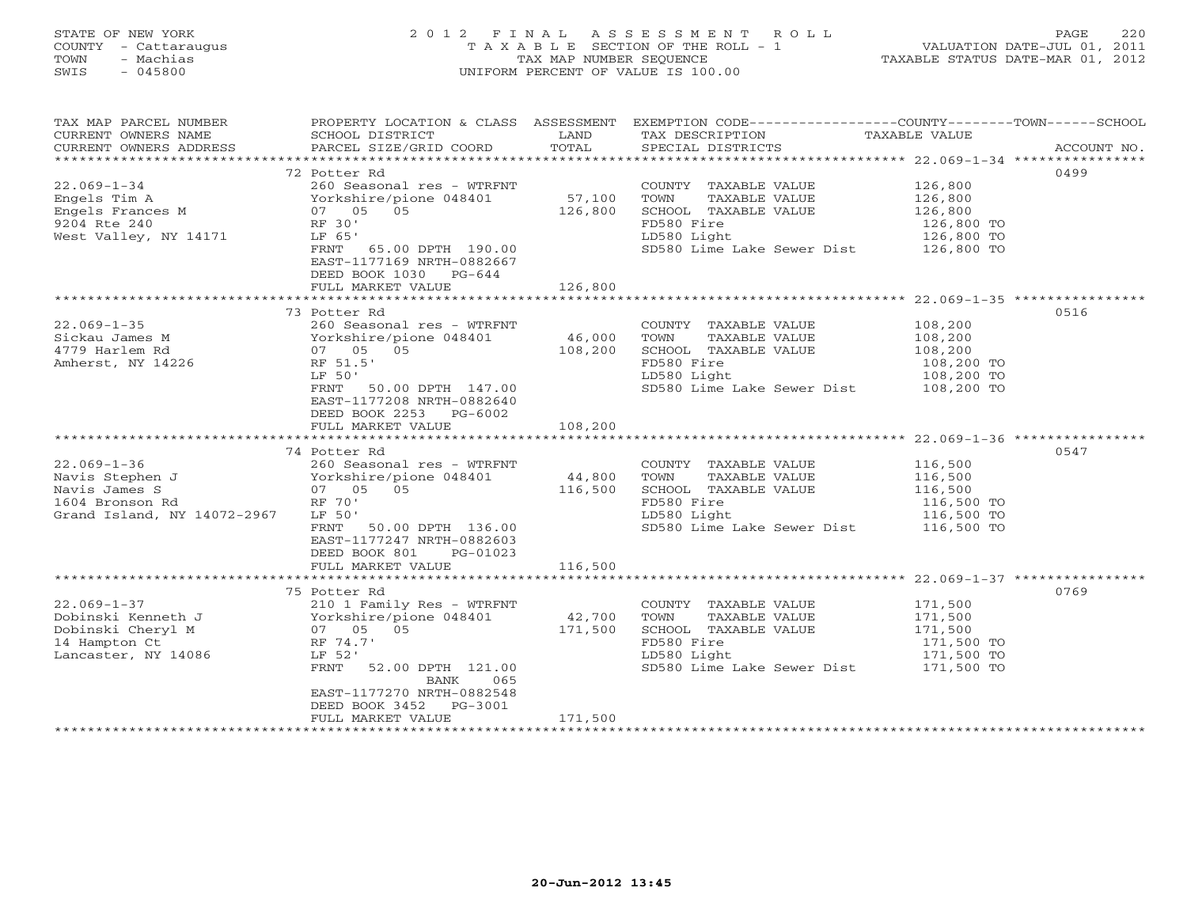STATE OF NEW YORK
COUNTY - Cattaraugus
TOWN - Machias
SWIS - 045800

2012 FINAL ASSESSMENT ROLL
TAXABLE SECTION OF THE ROLL - 1
TAX MAP NUMBER SEQUENCE
UNIFORM PERCENT OF VALUE IS 100.00

VALUATION DATE-JUL 01, 2011
TAXABLE STATUS DATE-MAR 01, 2012

| TAX MAP PARCEL NUMBER / CURRENT OWNERS NAME / CURRENT OWNERS ADDRESS | PROPERTY LOCATION & CLASS / SCHOOL DISTRICT / PARCEL SIZE/GRID COORD | ASSESSMENT LAND / TOTAL | EXEMPTION CODE / TAX DESCRIPTION / SPECIAL DISTRICTS | TAXABLE VALUE (COUNTY / TOWN / SCHOOL) | ACCOUNT NO. |
|---|---|---|---|---|---|
| 22.069-1-34 | 72 Potter Rd | | | | 0499 |
| Engels Tim A | 260 Seasonal res - WTRFNT | | COUNTY TAXABLE VALUE | 126,800 | |
| Engels Frances M | Yorkshire/pione 048401 | 57,100 | TOWN TAXABLE VALUE | 126,800 | |
| 9204 Rte 240 | 07 05 05 | 126,800 | SCHOOL TAXABLE VALUE | 126,800 | |
| West Valley, NY 14171 | RF 30' | | FD580 Fire | 126,800 TO | |
| | LF 65' | | LD580 Light | 126,800 TO | |
| | FRNT 65.00 DPTH 190.00 | | SD580 Lime Lake Sewer Dist | 126,800 TO | |
| | EAST-1177169 NRTH-0882667 | | | | |
| | DEED BOOK 1030 PG-644 | | | | |
| | FULL MARKET VALUE | 126,800 | | | |
| 22.069-1-35 | 73 Potter Rd | | | | 0516 |
| Sickau James M | 260 Seasonal res - WTRFNT | | COUNTY TAXABLE VALUE | 108,200 | |
| 4779 Harlem Rd | Yorkshire/pione 048401 | 46,000 | TOWN TAXABLE VALUE | 108,200 | |
| Amherst, NY 14226 | 07 05 05 | 108,200 | SCHOOL TAXABLE VALUE | 108,200 | |
| | RF 51.5' | | FD580 Fire | 108,200 TO | |
| | LF 50' | | LD580 Light | 108,200 TO | |
| | FRNT 50.00 DPTH 147.00 | | SD580 Lime Lake Sewer Dist | 108,200 TO | |
| | EAST-1177208 NRTH-0882640 | | | | |
| | DEED BOOK 2253 PG-6002 | | | | |
| | FULL MARKET VALUE | 108,200 | | | |
| 22.069-1-36 | 74 Potter Rd | | | | 0547 |
| Navis Stephen J | 260 Seasonal res - WTRFNT | | COUNTY TAXABLE VALUE | 116,500 | |
| Navis James S | Yorkshire/pione 048401 | 44,800 | TOWN TAXABLE VALUE | 116,500 | |
| 1604 Bronson Rd | 07 05 05 | 116,500 | SCHOOL TAXABLE VALUE | 116,500 | |
| Grand Island, NY 14072-2967 | RF 70' | | FD580 Fire | 116,500 TO | |
| | LF 50' | | LD580 Light | 116,500 TO | |
| | FRNT 50.00 DPTH 136.00 | | SD580 Lime Lake Sewer Dist | 116,500 TO | |
| | EAST-1177247 NRTH-0882603 | | | | |
| | DEED BOOK 801 PG-01023 | | | | |
| | FULL MARKET VALUE | 116,500 | | | |
| 22.069-1-37 | 75 Potter Rd | | | | 0769 |
| Dobinski Kenneth J | 210 1 Family Res - WTRFNT | | COUNTY TAXABLE VALUE | 171,500 | |
| Dobinski Cheryl M | Yorkshire/pione 048401 | 42,700 | TOWN TAXABLE VALUE | 171,500 | |
| 14 Hampton Ct | 07 05 05 | 171,500 | SCHOOL TAXABLE VALUE | 171,500 | |
| Lancaster, NY 14086 | RF 74.7' | | FD580 Fire | 171,500 TO | |
| | LF 52' | | LD580 Light | 171,500 TO | |
| | FRNT 52.00 DPTH 121.00 | | SD580 Lime Lake Sewer Dist | 171,500 TO | |
| | BANK 065 | | | | |
| | EAST-1177270 NRTH-0882548 | | | | |
| | DEED BOOK 3452 PG-3001 | | | | |
| | FULL MARKET VALUE | 171,500 | | | |

20-Jun-2012 13:45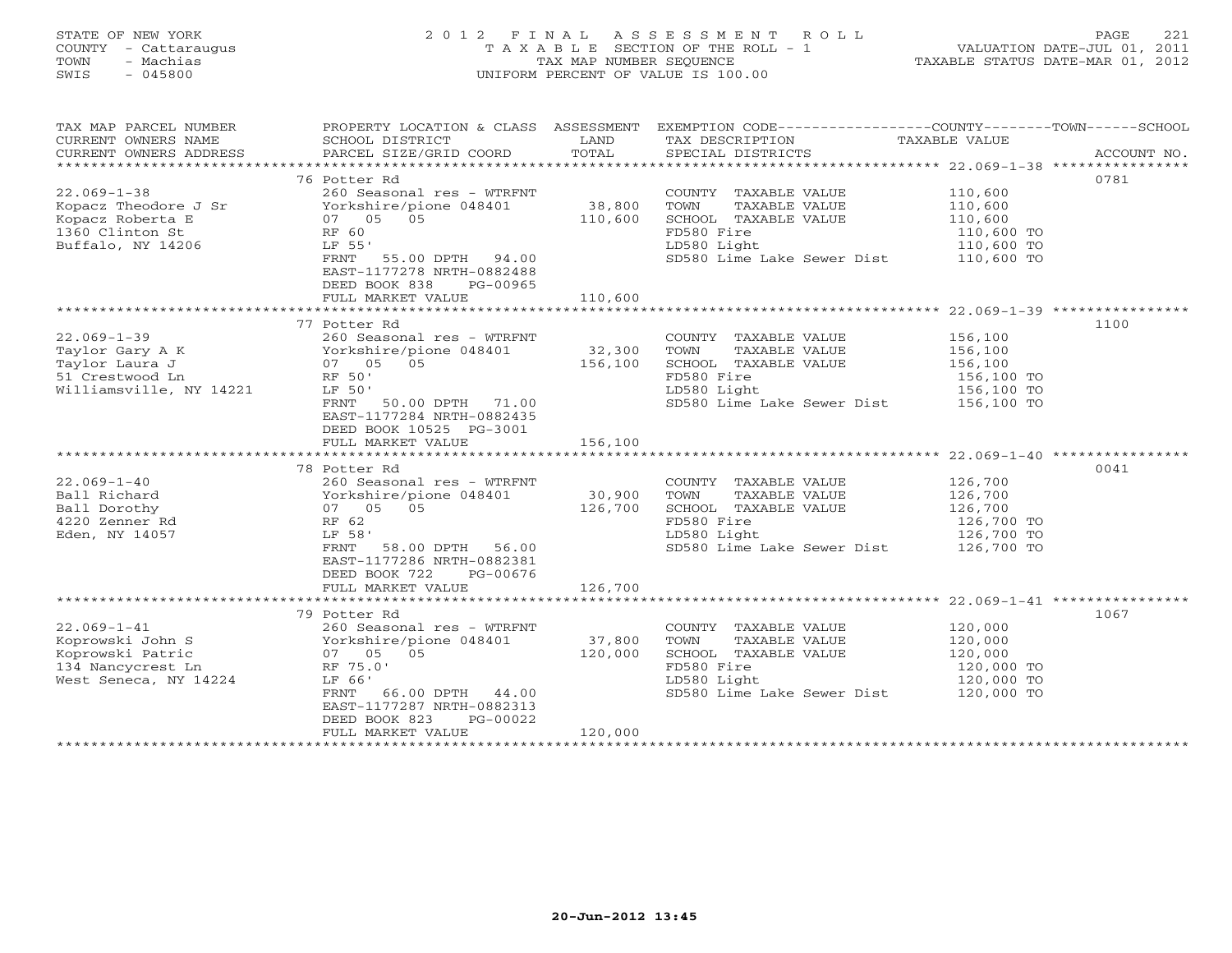STATE OF NEW YORK — 2012 FINAL ASSESSMENT ROLL — TAXABLE SECTION OF THE ROLL - 1 — VALUATION DATE-JUL 01, 2011
COUNTY - Cattaraugus — TAX MAP NUMBER SEQUENCE — TAXABLE STATUS DATE-MAR 01, 2012
TOWN - Machias — UNIFORM PERCENT OF VALUE IS 100.00
SWIS - 045800

| TAX MAP PARCEL NUMBER / CURRENT OWNERS NAME / CURRENT OWNERS ADDRESS | PROPERTY LOCATION & CLASS / SCHOOL DISTRICT / PARCEL SIZE/GRID COORD | ASSESSMENT LAND / TOTAL | EXEMPTION CODE / TAX DESCRIPTION / SPECIAL DISTRICTS | COUNTY--------TOWN------SCHOOL TAXABLE VALUE | ACCOUNT NO. |
|---|---|---|---|---|---|
| 22.069-1-38 | 76 Potter Rd | | | | 0781 |
| 22.069-1-38 | 260 Seasonal res - WTRFNT | | COUNTY TAXABLE VALUE | 110,600 | |
| Kopacz Theodore J Sr | Yorkshire/pione 048401 | 38,800 | TOWN TAXABLE VALUE | 110,600 | |
| Kopacz Roberta E | 07 05 05 | 110,600 | SCHOOL TAXABLE VALUE | 110,600 | |
| 1360 Clinton St | RF 60 | | FD580 Fire | 110,600 TO | |
| Buffalo, NY 14206 | LF 55' | | LD580 Light | 110,600 TO | |
| | FRNT 55.00 DPTH 94.00 | | SD580 Lime Lake Sewer Dist | 110,600 TO | |
| | EAST-1177278 NRTH-0882488 | | | | |
| | DEED BOOK 838 PG-00965 | | | | |
| | FULL MARKET VALUE | 110,600 | | | |
| 22.069-1-39 | 77 Potter Rd | | | | 1100 |
| 22.069-1-39 | 260 Seasonal res - WTRFNT | | COUNTY TAXABLE VALUE | 156,100 | |
| Taylor Gary A K | Yorkshire/pione 048401 | 32,300 | TOWN TAXABLE VALUE | 156,100 | |
| Taylor Laura J | 07 05 05 | 156,100 | SCHOOL TAXABLE VALUE | 156,100 | |
| 51 Crestwood Ln | RF 50' | | FD580 Fire | 156,100 TO | |
| Williamsville, NY 14221 | LF 50' | | LD580 Light | 156,100 TO | |
| | FRNT 50.00 DPTH 71.00 | | SD580 Lime Lake Sewer Dist | 156,100 TO | |
| | EAST-1177284 NRTH-0882435 | | | | |
| | DEED BOOK 10525 PG-3001 | | | | |
| | FULL MARKET VALUE | 156,100 | | | |
| 22.069-1-40 | 78 Potter Rd | | | | 0041 |
| 22.069-1-40 | 260 Seasonal res - WTRFNT | | COUNTY TAXABLE VALUE | 126,700 | |
| Ball Richard | Yorkshire/pione 048401 | 30,900 | TOWN TAXABLE VALUE | 126,700 | |
| Ball Dorothy | 07 05 05 | 126,700 | SCHOOL TAXABLE VALUE | 126,700 | |
| 4220 Zenner Rd | RF 62 | | FD580 Fire | 126,700 TO | |
| Eden, NY 14057 | LF 58' | | LD580 Light | 126,700 TO | |
| | FRNT 58.00 DPTH 56.00 | | SD580 Lime Lake Sewer Dist | 126,700 TO | |
| | EAST-1177286 NRTH-0882381 | | | | |
| | DEED BOOK 722 PG-00676 | | | | |
| | FULL MARKET VALUE | 126,700 | | | |
| 22.069-1-41 | 79 Potter Rd | | | | 1067 |
| 22.069-1-41 | 260 Seasonal res - WTRFNT | | COUNTY TAXABLE VALUE | 120,000 | |
| Koprowski John S | Yorkshire/pione 048401 | 37,800 | TOWN TAXABLE VALUE | 120,000 | |
| Koprowski Patric | 07 05 05 | 120,000 | SCHOOL TAXABLE VALUE | 120,000 | |
| 134 Nancycrest Ln | RF 75.0' | | FD580 Fire | 120,000 TO | |
| West Seneca, NY 14224 | LF 66' | | LD580 Light | 120,000 TO | |
| | FRNT 66.00 DPTH 44.00 | | SD580 Lime Lake Sewer Dist | 120,000 TO | |
| | EAST-1177287 NRTH-0882313 | | | | |
| | DEED BOOK 823 PG-00022 | | | | |
| | FULL MARKET VALUE | 120,000 | | | |

20-Jun-2012 13:45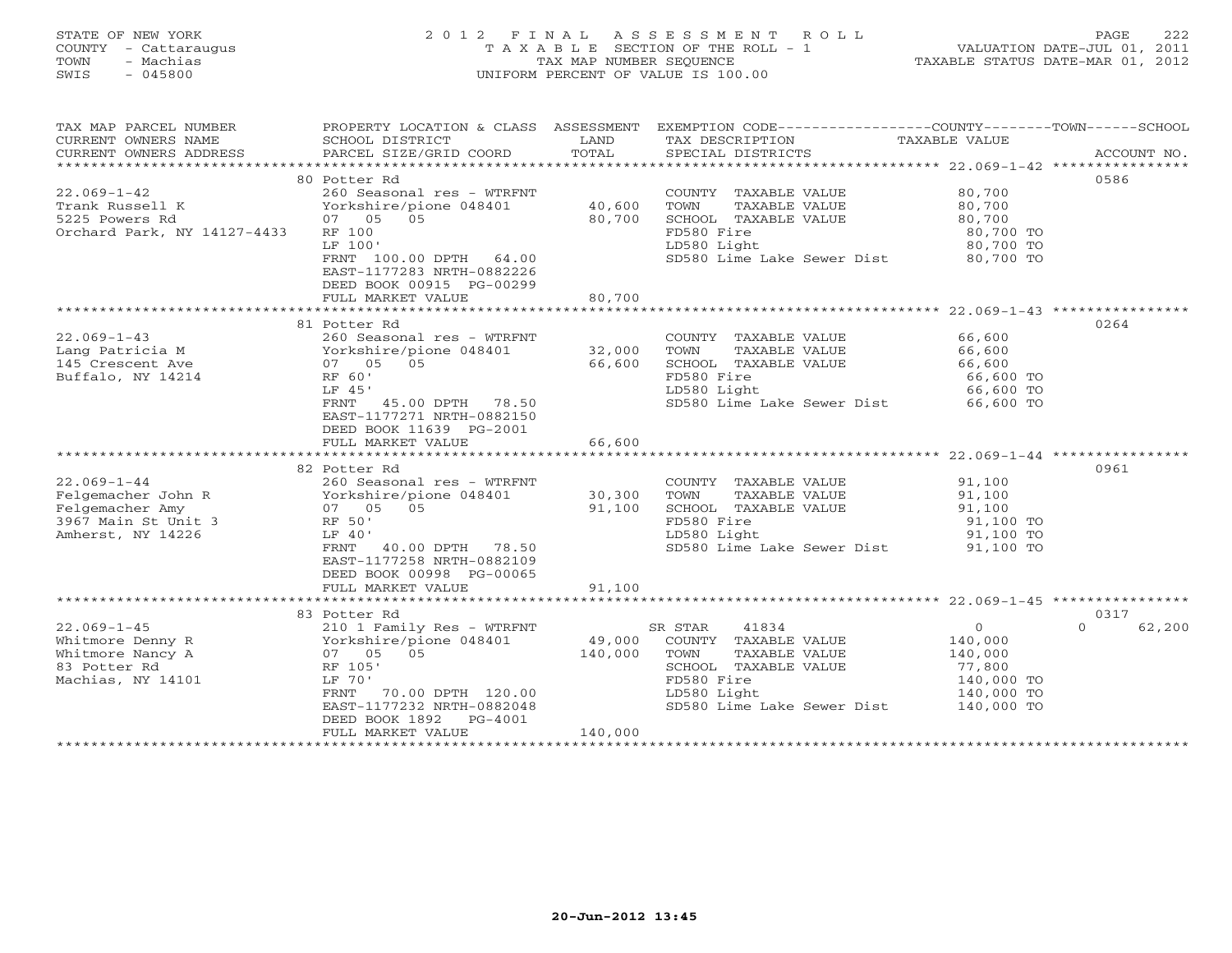STATE OF NEW YORK
COUNTY - Cattaraugus
TOWN - Machias
SWIS - 045800

# 2012 FINAL ASSESSMENT ROLL
TAXABLE SECTION OF THE ROLL - 1
TAX MAP NUMBER SEQUENCE
UNIFORM PERCENT OF VALUE IS 100.00

VALUATION DATE-JUL 01, 2011
TAXABLE STATUS DATE-MAR 01, 2012

| TAX MAP PARCEL NUMBER / CURRENT OWNERS NAME / CURRENT OWNERS ADDRESS | PROPERTY LOCATION & CLASS / SCHOOL DISTRICT / PARCEL SIZE/GRID COORD | ASSESSMENT LAND / TOTAL | EXEMPTION CODE / TAX DESCRIPTION / SPECIAL DISTRICTS | COUNTY / TOWN / SCHOOL TAXABLE VALUE | ACCOUNT NO. |
|---|---|---|---|---|---|
| | 80 Potter Rd | | | | 0586 |
| 22.069-1-42 | 260 Seasonal res - WTRFNT | | COUNTY TAXABLE VALUE | 80,700 | |
| Trank Russell K | Yorkshire/pione 048401 | 40,600 | TOWN TAXABLE VALUE | 80,700 | |
| 5225 Powers Rd | 07 05 05 | 80,700 | SCHOOL TAXABLE VALUE | 80,700 | |
| Orchard Park, NY 14127-4433 | RF 100 | | FD580 Fire | 80,700 TO | |
| | LF 100' | | LD580 Light | 80,700 TO | |
| | FRNT 100.00 DPTH 64.00 | | SD580 Lime Lake Sewer Dist | 80,700 TO | |
| | EAST-1177283 NRTH-0882226 | | | | |
| | DEED BOOK 00915 PG-00299 | | | | |
| | FULL MARKET VALUE | 80,700 | | | |
| | 81 Potter Rd | | | | 0264 |
| 22.069-1-43 | 260 Seasonal res - WTRFNT | | COUNTY TAXABLE VALUE | 66,600 | |
| Lang Patricia M | Yorkshire/pione 048401 | 32,000 | TOWN TAXABLE VALUE | 66,600 | |
| 145 Crescent Ave | 07 05 05 | 66,600 | SCHOOL TAXABLE VALUE | 66,600 | |
| Buffalo, NY 14214 | RF 60' | | FD580 Fire | 66,600 TO | |
| | LF 45' | | LD580 Light | 66,600 TO | |
| | FRNT 45.00 DPTH 78.50 | | SD580 Lime Lake Sewer Dist | 66,600 TO | |
| | EAST-1177271 NRTH-0882150 | | | | |
| | DEED BOOK 11639 PG-2001 | | | | |
| | FULL MARKET VALUE | 66,600 | | | |
| | 82 Potter Rd | | | | 0961 |
| 22.069-1-44 | 260 Seasonal res - WTRFNT | | COUNTY TAXABLE VALUE | 91,100 | |
| Felgemacher John R | Yorkshire/pione 048401 | 30,300 | TOWN TAXABLE VALUE | 91,100 | |
| Felgemacher Amy | 07 05 05 | 91,100 | SCHOOL TAXABLE VALUE | 91,100 | |
| 3967 Main St Unit 3 | RF 50' | | FD580 Fire | 91,100 TO | |
| Amherst, NY 14226 | LF 40' | | LD580 Light | 91,100 TO | |
| | FRNT 40.00 DPTH 78.50 | | SD580 Lime Lake Sewer Dist | 91,100 TO | |
| | EAST-1177258 NRTH-0882109 | | | | |
| | DEED BOOK 00998 PG-00065 | | | | |
| | FULL MARKET VALUE | 91,100 | | | |
| | 83 Potter Rd | | | | 0317 |
| 22.069-1-45 | 210 1 Family Res - WTRFNT | | SR STAR 41834 | 0 0 | 62,200 |
| Whitmore Denny R | Yorkshire/pione 048401 | 49,000 | COUNTY TAXABLE VALUE | 140,000 | |
| Whitmore Nancy A | 07 05 05 | 140,000 | TOWN TAXABLE VALUE | 140,000 | |
| 83 Potter Rd | RF 105' | | SCHOOL TAXABLE VALUE | 77,800 | |
| Machias, NY 14101 | LF 70' | | FD580 Fire | 140,000 TO | |
| | FRNT 70.00 DPTH 120.00 | | LD580 Light | 140,000 TO | |
| | EAST-1177232 NRTH-0882048 | | SD580 Lime Lake Sewer Dist | 140,000 TO | |
| | DEED BOOK 1892 PG-4001 | | | | |
| | FULL MARKET VALUE | 140,000 | | | |

20-Jun-2012 13:45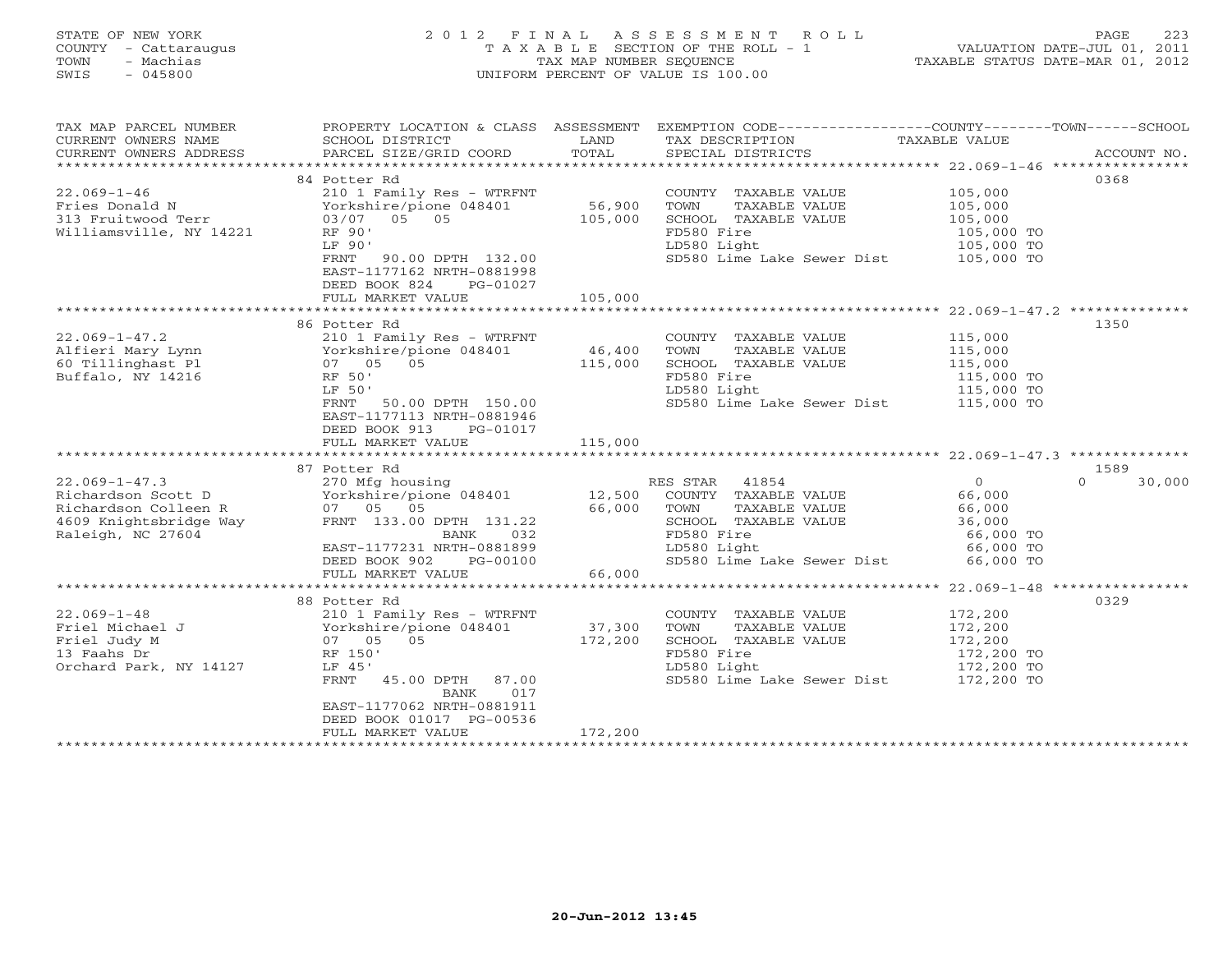STATE OF NEW YORK
COUNTY - Cattaraugus
TOWN - Machias
SWIS - 045800

# 2012 FINAL ASSESSMENT ROLL
TAXABLE SECTION OF THE ROLL - 1
TAX MAP NUMBER SEQUENCE
UNIFORM PERCENT OF VALUE IS 100.00

VALUATION DATE-JUL 01, 2011
TAXABLE STATUS DATE-MAR 01, 2012

| TAX MAP PARCEL NUMBER / CURRENT OWNERS NAME / CURRENT OWNERS ADDRESS | PROPERTY LOCATION & CLASS / SCHOOL DISTRICT / PARCEL SIZE/GRID COORD | ASSESSMENT LAND / TOTAL | EXEMPTION CODE / TAX DESCRIPTION / SPECIAL DISTRICTS | COUNTY / TOWN / SCHOOL TAXABLE VALUE | ACCOUNT NO. |
|---|---|---|---|---|---|
| **22.069-1-46** | 84 Potter Rd | | | | 0368 |
| Fries Donald N | 210 1 Family Res - WTRFNT | | COUNTY TAXABLE VALUE | 105,000 | |
| 313 Fruitwood Terr | Yorkshire/pione 048401 | 56,900 | TOWN TAXABLE VALUE | 105,000 | |
| Williamsville, NY 14221 | 03/07 05 05 | 105,000 | SCHOOL TAXABLE VALUE | 105,000 | |
| | RF 90' | | FD580 Fire | 105,000 TO | |
| | LF 90' | | LD580 Light | 105,000 TO | |
| | FRNT 90.00 DPTH 132.00 | | SD580 Lime Lake Sewer Dist | 105,000 TO | |
| | EAST-1177162 NRTH-0881998 | | | | |
| | DEED BOOK 824 PG-01027 | | | | |
| | FULL MARKET VALUE | 105,000 | | | |
| **22.069-1-47.2** | 86 Potter Rd | | | | 1350 |
| Alfieri Mary Lynn | 210 1 Family Res - WTRFNT | | COUNTY TAXABLE VALUE | 115,000 | |
| 60 Tillinghast Pl | Yorkshire/pione 048401 | 46,400 | TOWN TAXABLE VALUE | 115,000 | |
| Buffalo, NY 14216 | 07 05 05 | 115,000 | SCHOOL TAXABLE VALUE | 115,000 | |
| | RF 50' | | FD580 Fire | 115,000 TO | |
| | LF 50' | | LD580 Light | 115,000 TO | |
| | FRNT 50.00 DPTH 150.00 | | SD580 Lime Lake Sewer Dist | 115,000 TO | |
| | EAST-1177113 NRTH-0881946 | | | | |
| | DEED BOOK 913 PG-01017 | | | | |
| | FULL MARKET VALUE | 115,000 | | | |
| **22.069-1-47.3** | 87 Potter Rd | | | | 1589 |
| Richardson Scott D | 270 Mfg housing | | RES STAR 41854 | 0 / 0 / 30,000 | |
| Richardson Colleen R | Yorkshire/pione 048401 | 12,500 | COUNTY TAXABLE VALUE | 66,000 | |
| 4609 Knightsbridge Way | 07 05 05 | 66,000 | TOWN TAXABLE VALUE | 66,000 | |
| Raleigh, NC 27604 | FRNT 133.00 DPTH 131.22 | | SCHOOL TAXABLE VALUE | 36,000 | |
| | BANK 032 | | FD580 Fire | 66,000 TO | |
| | EAST-1177231 NRTH-0881899 | | LD580 Light | 66,000 TO | |
| | DEED BOOK 902 PG-00100 | | SD580 Lime Lake Sewer Dist | 66,000 TO | |
| | FULL MARKET VALUE | 66,000 | | | |
| **22.069-1-48** | 88 Potter Rd | | | | 0329 |
| Friel Michael J | 210 1 Family Res - WTRFNT | | COUNTY TAXABLE VALUE | 172,200 | |
| Friel Judy M | Yorkshire/pione 048401 | 37,300 | TOWN TAXABLE VALUE | 172,200 | |
| 13 Faahs Dr | 07 05 05 | 172,200 | SCHOOL TAXABLE VALUE | 172,200 | |
| Orchard Park, NY 14127 | RF 150' | | FD580 Fire | 172,200 TO | |
| | LF 45' | | LD580 Light | 172,200 TO | |
| | FRNT 45.00 DPTH 87.00 | | SD580 Lime Lake Sewer Dist | 172,200 TO | |
| | BANK 017 | | | | |
| | EAST-1177062 NRTH-0881911 | | | | |
| | DEED BOOK 01017 PG-00536 | | | | |
| | FULL MARKET VALUE | 172,200 | | | |

20-Jun-2012 13:45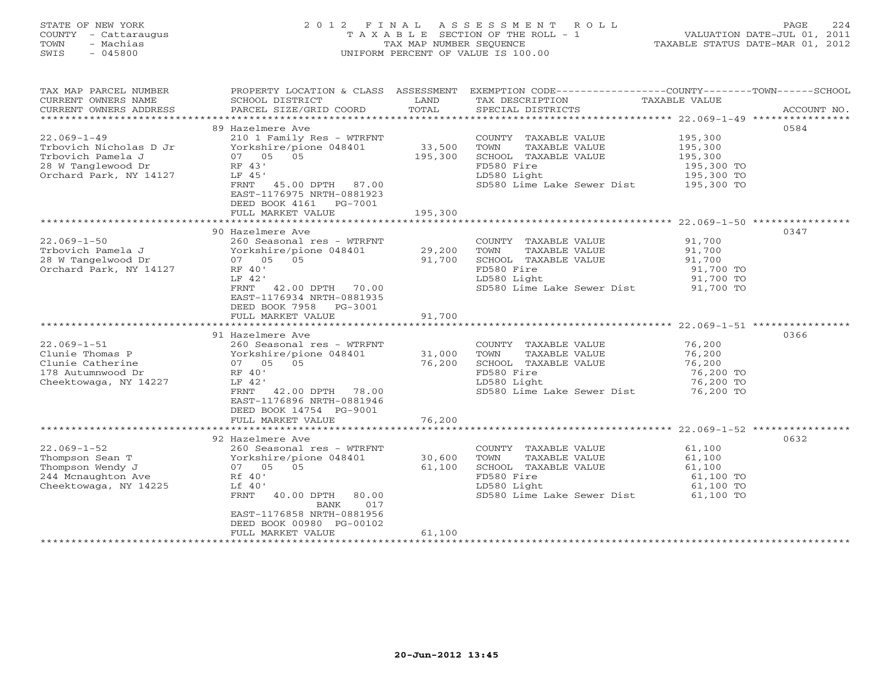STATE OF NEW YORK
COUNTY - Cattaraugus
TOWN - Machias
SWIS - 045800

2012 FINAL ASSESSMENT ROLL
TAXABLE SECTION OF THE ROLL - 1
TAX MAP NUMBER SEQUENCE
UNIFORM PERCENT OF VALUE IS 100.00

VALUATION DATE-JUL 01, 2011
TAXABLE STATUS DATE-MAR 01, 2012

| TAX MAP PARCEL NUMBER / CURRENT OWNERS NAME / CURRENT OWNERS ADDRESS | PROPERTY LOCATION & CLASS / SCHOOL DISTRICT / PARCEL SIZE/GRID COORD | ASSESSMENT LAND / TOTAL | EXEMPTION CODE / TAX DESCRIPTION / SPECIAL DISTRICTS | TAXABLE VALUE (COUNTY / TOWN / SCHOOL) | ACCOUNT NO. |
|---|---|---|---|---|---|
| 22.069-1-49 | 89 Hazelmere Ave | | | | 0584 |
| | 210 1 Family Res - WTRFNT | | COUNTY TAXABLE VALUE | 195,300 | |
| Trbovich Nicholas D Jr | Yorkshire/pione 048401 | 33,500 | TOWN TAXABLE VALUE | 195,300 | |
| Trbovich Pamela J | 07 05 05 | 195,300 | SCHOOL TAXABLE VALUE | 195,300 | |
| 28 W Tanglewood Dr | RF 43' | | FD580 Fire | 195,300 TO | |
| Orchard Park, NY 14127 | LF 45' | | LD580 Light | 195,300 TO | |
| | FRNT 45.00 DPTH 87.00 | | SD580 Lime Lake Sewer Dist | 195,300 TO | |
| | EAST-1176975 NRTH-0881923 | | | | |
| | DEED BOOK 4161 PG-7001 | | | | |
| | FULL MARKET VALUE | 195,300 | | | |
| 22.069-1-50 | 90 Hazelmere Ave | | | | 0347 |
| | 260 Seasonal res - WTRFNT | | COUNTY TAXABLE VALUE | 91,700 | |
| Trbovich Pamela J | Yorkshire/pione 048401 | 29,200 | TOWN TAXABLE VALUE | 91,700 | |
| 28 W Tangelwood Dr | 07 05 05 | 91,700 | SCHOOL TAXABLE VALUE | 91,700 | |
| Orchard Park, NY 14127 | RF 40' | | FD580 Fire | 91,700 TO | |
| | LF 42' | | LD580 Light | 91,700 TO | |
| | FRNT 42.00 DPTH 70.00 | | SD580 Lime Lake Sewer Dist | 91,700 TO | |
| | EAST-1176934 NRTH-0881935 | | | | |
| | DEED BOOK 7958 PG-3001 | | | | |
| | FULL MARKET VALUE | 91,700 | | | |
| 22.069-1-51 | 91 Hazelmere Ave | | | | 0366 |
| | 260 Seasonal res - WTRFNT | | COUNTY TAXABLE VALUE | 76,200 | |
| Clunie Thomas P | Yorkshire/pione 048401 | 31,000 | TOWN TAXABLE VALUE | 76,200 | |
| Clunie Catherine | 07 05 05 | 76,200 | SCHOOL TAXABLE VALUE | 76,200 | |
| 178 Autumnwood Dr | RF 40' | | FD580 Fire | 76,200 TO | |
| Cheektowaga, NY 14227 | LF 42' | | LD580 Light | 76,200 TO | |
| | FRNT 42.00 DPTH 78.00 | | SD580 Lime Lake Sewer Dist | 76,200 TO | |
| | EAST-1176896 NRTH-0881946 | | | | |
| | DEED BOOK 14754 PG-9001 | | | | |
| | FULL MARKET VALUE | 76,200 | | | |
| 22.069-1-52 | 92 Hazelmere Ave | | | | 0632 |
| | 260 Seasonal res - WTRFNT | | COUNTY TAXABLE VALUE | 61,100 | |
| Thompson Sean T | Yorkshire/pione 048401 | 30,600 | TOWN TAXABLE VALUE | 61,100 | |
| Thompson Wendy J | 07 05 05 | 61,100 | SCHOOL TAXABLE VALUE | 61,100 | |
| 244 Mcnaughton Ave | Rf 40' | | FD580 Fire | 61,100 TO | |
| Cheektowaga, NY 14225 | Lf 40' | | LD580 Light | 61,100 TO | |
| | FRNT 40.00 DPTH 80.00 | | SD580 Lime Lake Sewer Dist | 61,100 TO | |
| | BANK 017 | | | | |
| | EAST-1176858 NRTH-0881956 | | | | |
| | DEED BOOK 00980 PG-00102 | | | | |
| | FULL MARKET VALUE | 61,100 | | | |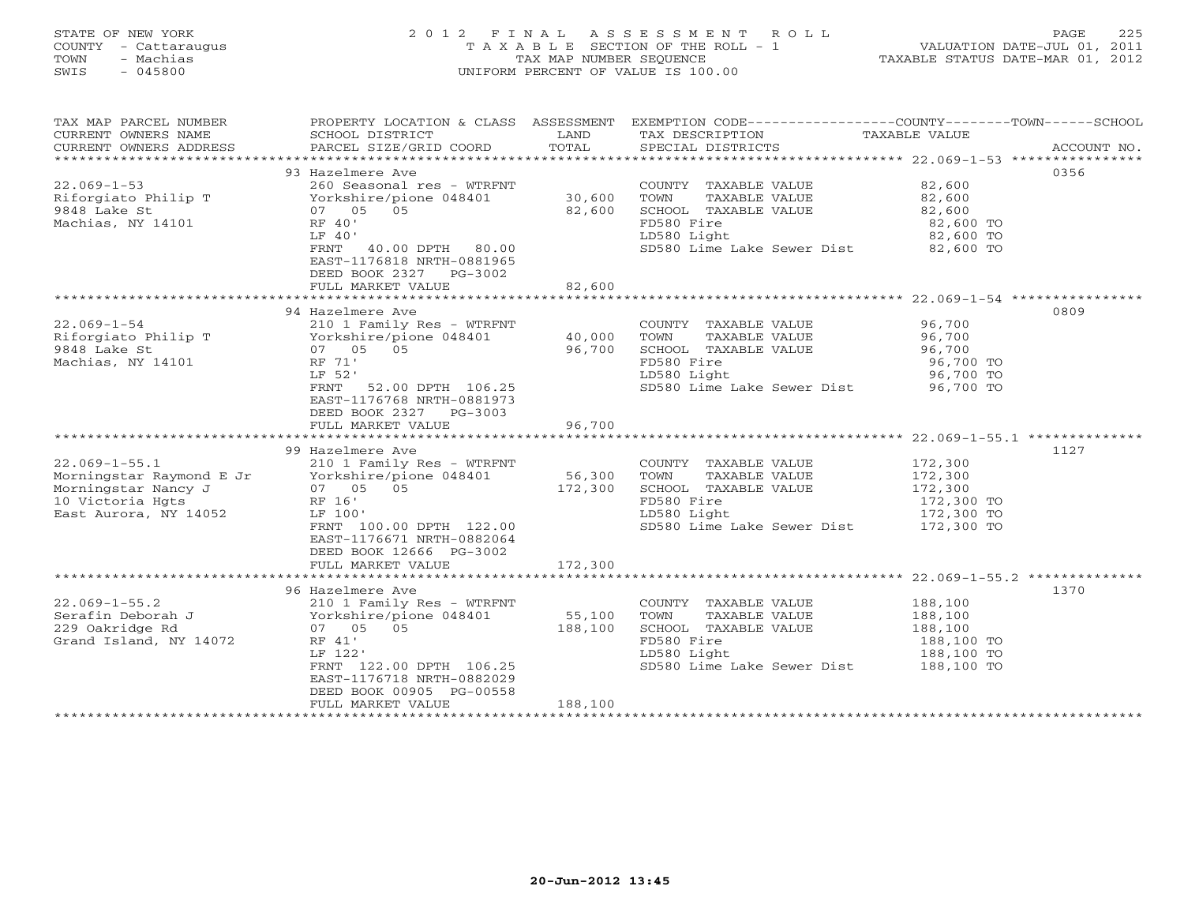STATE OF NEW YORK
COUNTY - Cattaraugus
TOWN - Machias
SWIS - 045800

# 2012 FINAL ASSESSMENT ROLL
TAXABLE SECTION OF THE ROLL - 1
TAX MAP NUMBER SEQUENCE
UNIFORM PERCENT OF VALUE IS 100.00

VALUATION DATE-JUL 01, 2011
TAXABLE STATUS DATE-MAR 01, 2012

| TAX MAP PARCEL NUMBER / CURRENT OWNERS NAME / CURRENT OWNERS ADDRESS | PROPERTY LOCATION & CLASS / SCHOOL DISTRICT / PARCEL SIZE/GRID COORD | ASSESSMENT LAND / TOTAL | EXEMPTION CODE / TAX DESCRIPTION / SPECIAL DISTRICTS | TAXABLE VALUE (COUNTY / TOWN / SCHOOL) | ACCOUNT NO. |
|---|---|---|---|---|---|
| 22.069-1-53 | 93 Hazelmere Ave | | | | 0356 |
| | 260 Seasonal res - WTRFNT | | COUNTY TAXABLE VALUE | 82,600 | |
| Riforgiato Philip T | Yorkshire/pione 048401 | 30,600 | TOWN TAXABLE VALUE | 82,600 | |
| 9848 Lake St | 07 05 05 | 82,600 | SCHOOL TAXABLE VALUE | 82,600 | |
| Machias, NY 14101 | RF 40' | | FD580 Fire | 82,600 TO | |
| | LF 40' | | LD580 Light | 82,600 TO | |
| | FRNT 40.00 DPTH 80.00 | | SD580 Lime Lake Sewer Dist | 82,600 TO | |
| | EAST-1176818 NRTH-0881965 | | | | |
| | DEED BOOK 2327 PG-3002 | | | | |
| | FULL MARKET VALUE | 82,600 | | | |
| 22.069-1-54 | 94 Hazelmere Ave | | | | 0809 |
| | 210 1 Family Res - WTRFNT | | COUNTY TAXABLE VALUE | 96,700 | |
| Riforgiato Philip T | Yorkshire/pione 048401 | 40,000 | TOWN TAXABLE VALUE | 96,700 | |
| 9848 Lake St | 07 05 05 | 96,700 | SCHOOL TAXABLE VALUE | 96,700 | |
| Machias, NY 14101 | RF 71' | | FD580 Fire | 96,700 TO | |
| | LF 52' | | LD580 Light | 96,700 TO | |
| | FRNT 52.00 DPTH 106.25 | | SD580 Lime Lake Sewer Dist | 96,700 TO | |
| | EAST-1176768 NRTH-0881973 | | | | |
| | DEED BOOK 2327 PG-3003 | | | | |
| | FULL MARKET VALUE | 96,700 | | | |
| 22.069-1-55.1 | 99 Hazelmere Ave | | | | 1127 |
| | 210 1 Family Res - WTRFNT | | COUNTY TAXABLE VALUE | 172,300 | |
| Morningstar Raymond E Jr | Yorkshire/pione 048401 | 56,300 | TOWN TAXABLE VALUE | 172,300 | |
| Morningstar Nancy J | 07 05 05 | 172,300 | SCHOOL TAXABLE VALUE | 172,300 | |
| 10 Victoria Hgts | RF 16' | | FD580 Fire | 172,300 TO | |
| East Aurora, NY 14052 | LF 100' | | LD580 Light | 172,300 TO | |
| | FRNT 100.00 DPTH 122.00 | | SD580 Lime Lake Sewer Dist | 172,300 TO | |
| | EAST-1176671 NRTH-0882064 | | | | |
| | DEED BOOK 12666 PG-3002 | | | | |
| | FULL MARKET VALUE | 172,300 | | | |
| 22.069-1-55.2 | 96 Hazelmere Ave | | | | 1370 |
| | 210 1 Family Res - WTRFNT | | COUNTY TAXABLE VALUE | 188,100 | |
| Serafin Deborah J | Yorkshire/pione 048401 | 55,100 | TOWN TAXABLE VALUE | 188,100 | |
| 229 Oakridge Rd | 07 05 05 | 188,100 | SCHOOL TAXABLE VALUE | 188,100 | |
| Grand Island, NY 14072 | RF 41' | | FD580 Fire | 188,100 TO | |
| | LF 122' | | LD580 Light | 188,100 TO | |
| | FRNT 122.00 DPTH 106.25 | | SD580 Lime Lake Sewer Dist | 188,100 TO | |
| | EAST-1176718 NRTH-0882029 | | | | |
| | DEED BOOK 00905 PG-00558 | | | | |
| | FULL MARKET VALUE | 188,100 | | | |

20-Jun-2012 13:45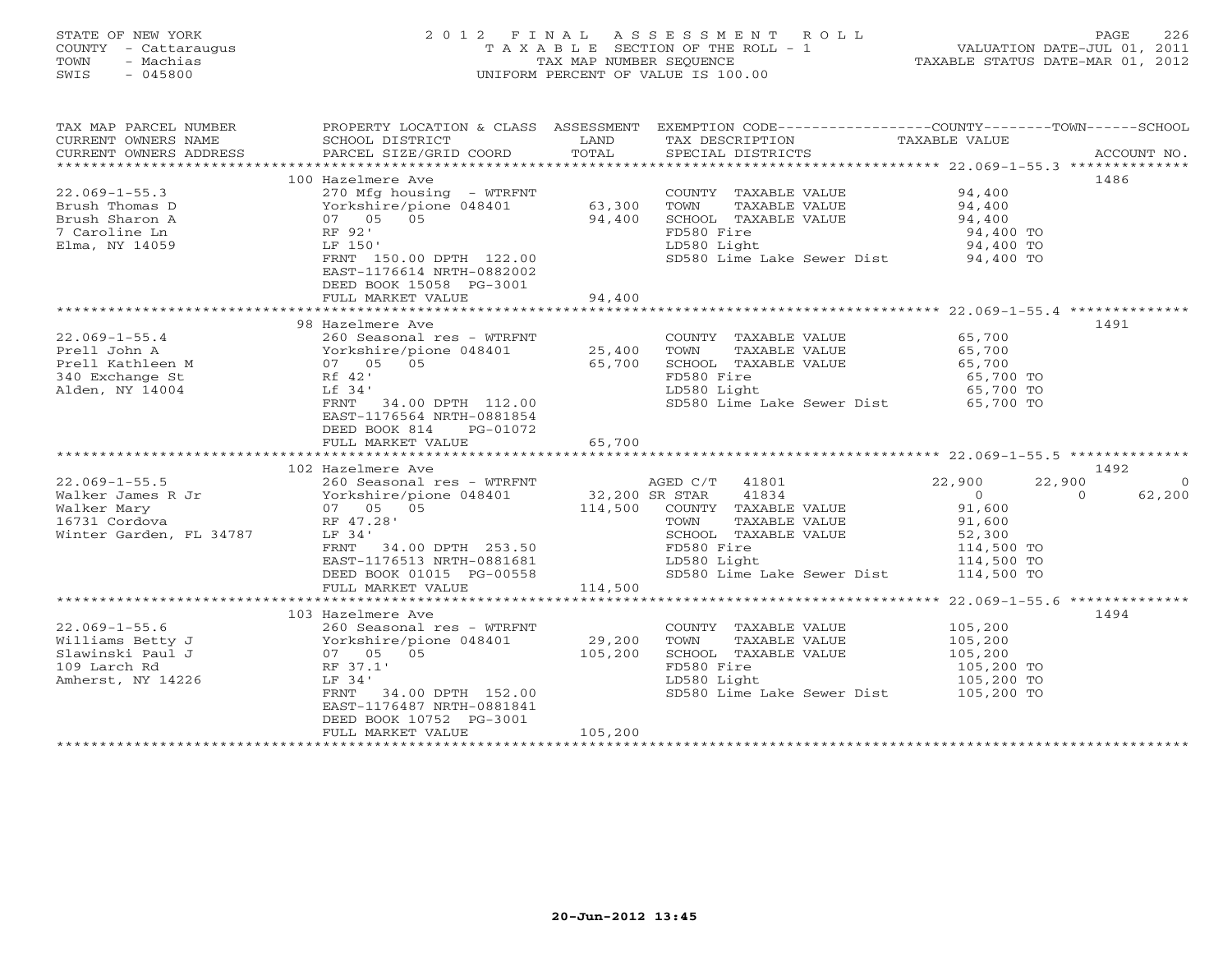STATE OF NEW YORK
COUNTY - Cattaraugus
TOWN - Machias
SWIS - 045800

2012 FINAL ASSESSMENT ROLL
TAXABLE SECTION OF THE ROLL - 1
TAX MAP NUMBER SEQUENCE
UNIFORM PERCENT OF VALUE IS 100.00

VALUATION DATE-JUL 01, 2011
TAXABLE STATUS DATE-MAR 01, 2012

| TAX MAP PARCEL NUMBER / CURRENT OWNERS NAME / CURRENT OWNERS ADDRESS | PROPERTY LOCATION & CLASS / SCHOOL DISTRICT / PARCEL SIZE/GRID COORD | ASSESSMENT LAND / TOTAL | EXEMPTION CODE / TAX DESCRIPTION / SPECIAL DISTRICTS | COUNTY | TOWN | SCHOOL | ACCOUNT NO. |
|---|---|---|---|---|---|---|---|
| **22.069-1-55.3** | 100 Hazelmere Ave | | | | | | 1486 |
| Brush Thomas D | 270 Mfg housing - WTRFNT | | COUNTY TAXABLE VALUE | 94,400 | | | |
| Brush Sharon A | Yorkshire/pione 048401 | 63,300 | TOWN TAXABLE VALUE | | 94,400 | | |
| 7 Caroline Ln | 07 05 05 | 94,400 | SCHOOL TAXABLE VALUE | | | 94,400 | |
| Elma, NY 14059 | RF 92' | | FD580 Fire | 94,400 TO | | | |
| | LF 150' | | LD580 Light | 94,400 TO | | | |
| | FRNT 150.00 DPTH 122.00 | | SD580 Lime Lake Sewer Dist | 94,400 TO | | | |
| | EAST-1176614 NRTH-0882002 | | | | | | |
| | DEED BOOK 15058 PG-3001 | | | | | | |
| | FULL MARKET VALUE | 94,400 | | | | | |
| **22.069-1-55.4** | 98 Hazelmere Ave | | | | | | 1491 |
| Prell John A | 260 Seasonal res - WTRFNT | | COUNTY TAXABLE VALUE | 65,700 | | | |
| Prell Kathleen M | Yorkshire/pione 048401 | 25,400 | TOWN TAXABLE VALUE | | 65,700 | | |
| 340 Exchange St | 07 05 05 | 65,700 | SCHOOL TAXABLE VALUE | | | 65,700 | |
| Alden, NY 14004 | Rf 42' | | FD580 Fire | 65,700 TO | | | |
| | Lf 34' | | LD580 Light | 65,700 TO | | | |
| | FRNT 34.00 DPTH 112.00 | | SD580 Lime Lake Sewer Dist | 65,700 TO | | | |
| | EAST-1176564 NRTH-0881854 | | | | | | |
| | DEED BOOK 814 PG-01072 | | | | | | |
| | FULL MARKET VALUE | 65,700 | | | | | |
| **22.069-1-55.5** | 102 Hazelmere Ave | | | | | | 1492 |
| Walker James R Jr | 260 Seasonal res - WTRFNT | | AGED C/T 41801 | 22,900 | 22,900 | 0 | |
| Walker Mary | Yorkshire/pione 048401 | 32,200 | SR STAR 41834 | 0 | 0 | 62,200 | |
| 16731 Cordova | 07 05 05 | 114,500 | COUNTY TAXABLE VALUE | 91,600 | | | |
| Winter Garden, FL 34787 | RF 47.28' | | TOWN TAXABLE VALUE | | 91,600 | | |
| | LF 34' | | SCHOOL TAXABLE VALUE | | | 52,300 | |
| | FRNT 34.00 DPTH 253.50 | | FD580 Fire | 114,500 TO | | | |
| | EAST-1176513 NRTH-0881681 | | LD580 Light | 114,500 TO | | | |
| | DEED BOOK 01015 PG-00558 | | SD580 Lime Lake Sewer Dist | 114,500 TO | | | |
| | FULL MARKET VALUE | 114,500 | | | | | |
| **22.069-1-55.6** | 103 Hazelmere Ave | | | | | | 1494 |
| Williams Betty J | 260 Seasonal res - WTRFNT | | COUNTY TAXABLE VALUE | 105,200 | | | |
| Slawinski Paul J | Yorkshire/pione 048401 | 29,200 | TOWN TAXABLE VALUE | | 105,200 | | |
| 109 Larch Rd | 07 05 05 | 105,200 | SCHOOL TAXABLE VALUE | | | 105,200 | |
| Amherst, NY 14226 | RF 37.1' | | FD580 Fire | 105,200 TO | | | |
| | LF 34' | | LD580 Light | 105,200 TO | | | |
| | FRNT 34.00 DPTH 152.00 | | SD580 Lime Lake Sewer Dist | 105,200 TO | | | |
| | EAST-1176487 NRTH-0881841 | | | | | | |
| | DEED BOOK 10752 PG-3001 | | | | | | |
| | FULL MARKET VALUE | 105,200 | | | | | |

20-Jun-2012 13:45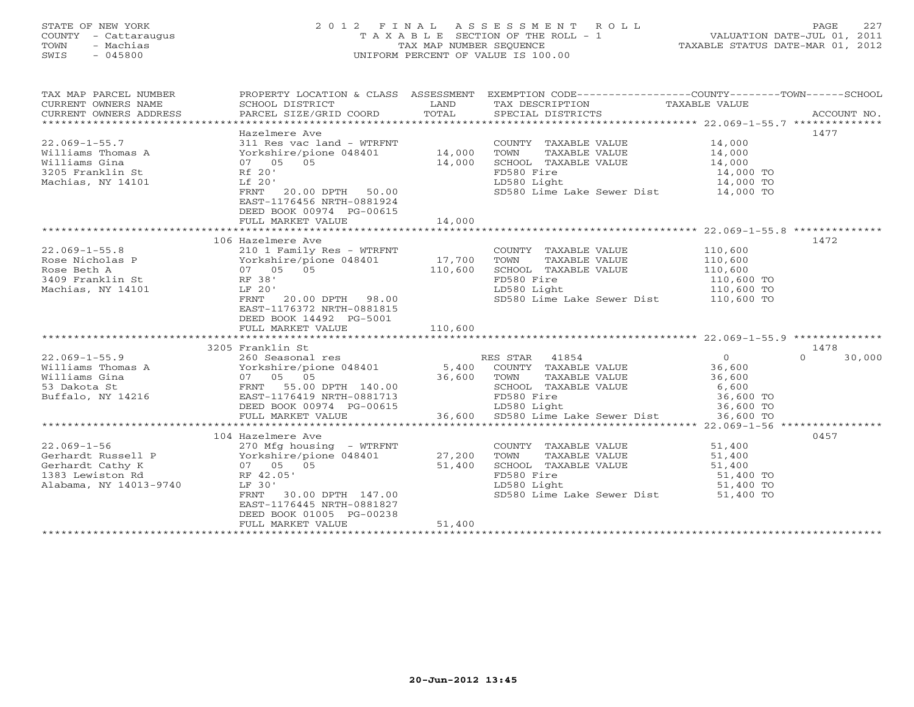STATE OF NEW YORK
COUNTY - Cattaraugus
TOWN - Machias
SWIS - 045800

# 2012 FINAL ASSESSMENT ROLL
TAXABLE SECTION OF THE ROLL - 1
TAX MAP NUMBER SEQUENCE
UNIFORM PERCENT OF VALUE IS 100.00

VALUATION DATE-JUL 01, 2011
TAXABLE STATUS DATE-MAR 01, 2012

| TAX MAP PARCEL NUMBER / CURRENT OWNERS NAME / CURRENT OWNERS ADDRESS | PROPERTY LOCATION & CLASS / SCHOOL DISTRICT / PARCEL SIZE/GRID COORD | ASSESSMENT LAND / TOTAL | EXEMPTION CODE / TAX DESCRIPTION / SPECIAL DISTRICTS | COUNTY / TOWN / SCHOOL TAXABLE VALUE | ACCOUNT NO. |
|---|---|---|---|---|---|
| 22.069-1-55.7 | Hazelmere Ave | | | | 1477 |
| Williams Thomas A | 311 Res vac land - WTRFNT | | COUNTY TAXABLE VALUE | 14,000 | |
| Williams Gina | Yorkshire/pione 048401 | 14,000 | TOWN TAXABLE VALUE | 14,000 | |
| 3205 Franklin St | 07 05 05 | 14,000 | SCHOOL TAXABLE VALUE | 14,000 | |
| Machias, NY 14101 | Rf 20' | | FD580 Fire | 14,000 TO | |
| | Lf 20' | | LD580 Light | 14,000 TO | |
| | FRNT 20.00 DPTH 50.00 | | SD580 Lime Lake Sewer Dist | 14,000 TO | |
| | EAST-1176456 NRTH-0881924 | | | | |
| | DEED BOOK 00974 PG-00615 | | | | |
| | FULL MARKET VALUE | 14,000 | | | |
| 22.069-1-55.8 | 106 Hazelmere Ave | | | | 1472 |
| Rose Nicholas P | 210 1 Family Res - WTRFNT | | COUNTY TAXABLE VALUE | 110,600 | |
| Rose Beth A | Yorkshire/pione 048401 | 17,700 | TOWN TAXABLE VALUE | 110,600 | |
| 3409 Franklin St | 07 05 05 | 110,600 | SCHOOL TAXABLE VALUE | 110,600 | |
| Machias, NY 14101 | RF 38' | | FD580 Fire | 110,600 TO | |
| | LF 20' | | LD580 Light | 110,600 TO | |
| | FRNT 20.00 DPTH 98.00 | | SD580 Lime Lake Sewer Dist | 110,600 TO | |
| | EAST-1176372 NRTH-0881815 | | | | |
| | DEED BOOK 14492 PG-5001 | | | | |
| | FULL MARKET VALUE | 110,600 | | | |
| 22.069-1-55.9 | 3205 Franklin St | | | | 1478 |
| Williams Thomas A | 260 Seasonal res | | RES STAR 41854 | 0 / 0 / 30,000 | |
| Williams Gina | Yorkshire/pione 048401 | 5,400 | COUNTY TAXABLE VALUE | 36,600 | |
| 53 Dakota St | 07 05 05 | 36,600 | TOWN TAXABLE VALUE | 36,600 | |
| Buffalo, NY 14216 | FRNT 55.00 DPTH 140.00 | | SCHOOL TAXABLE VALUE | 6,600 | |
| | EAST-1176419 NRTH-0881713 | | FD580 Fire | 36,600 TO | |
| | DEED BOOK 00974 PG-00615 | | LD580 Light | 36,600 TO | |
| | FULL MARKET VALUE | 36,600 | SD580 Lime Lake Sewer Dist | 36,600 TO | |
| 22.069-1-56 | 104 Hazelmere Ave | | | | 0457 |
| Gerhardt Russell P | 270 Mfg housing - WTRFNT | | COUNTY TAXABLE VALUE | 51,400 | |
| Gerhardt Cathy K | Yorkshire/pione 048401 | 27,200 | TOWN TAXABLE VALUE | 51,400 | |
| 1383 Lewiston Rd | 07 05 05 | 51,400 | SCHOOL TAXABLE VALUE | 51,400 | |
| Alabama, NY 14013-9740 | RF 42.05' | | FD580 Fire | 51,400 TO | |
| | LF 30' | | LD580 Light | 51,400 TO | |
| | FRNT 30.00 DPTH 147.00 | | SD580 Lime Lake Sewer Dist | 51,400 TO | |
| | EAST-1176445 NRTH-0881827 | | | | |
| | DEED BOOK 01005 PG-00238 | | | | |
| | FULL MARKET VALUE | 51,400 | | | |

20-Jun-2012 13:45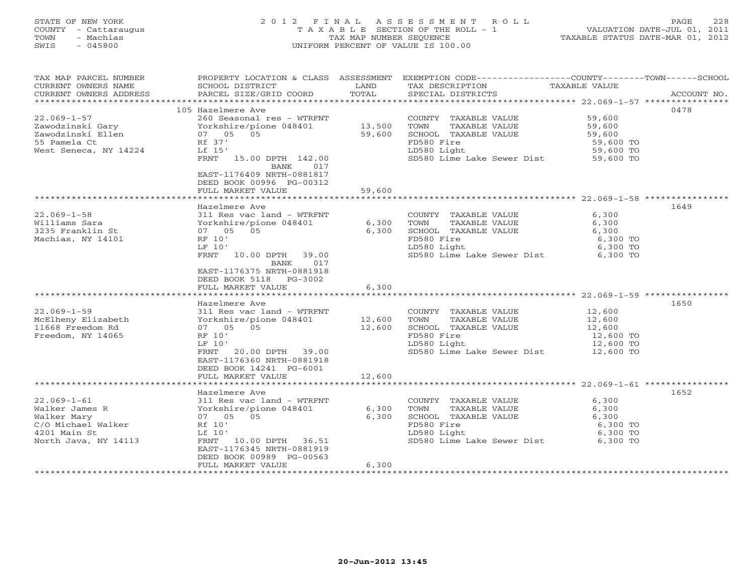STATE OF NEW YORK
COUNTY - Cattaraugus
TOWN - Machias
SWIS - 045800

2012 FINAL ASSESSMENT ROLL
TAXABLE SECTION OF THE ROLL - 1
TAX MAP NUMBER SEQUENCE
UNIFORM PERCENT OF VALUE IS 100.00

VALUATION DATE-JUL 01, 2011
TAXABLE STATUS DATE-MAR 01, 2012

| TAX MAP PARCEL NUMBER / CURRENT OWNERS NAME / CURRENT OWNERS ADDRESS | PROPERTY LOCATION & CLASS / SCHOOL DISTRICT / PARCEL SIZE/GRID COORD | ASSESSMENT LAND / TOTAL | EXEMPTION CODE / TAX DESCRIPTION / SPECIAL DISTRICTS | COUNTY--TOWN--SCHOOL TAXABLE VALUE | ACCOUNT NO. |
|---|---|---|---|---|---|
| | 105 Hazelmere Ave | | | | 0478 |
| 22.069-1-57 | 260 Seasonal res - WTRFNT | | COUNTY TAXABLE VALUE | 59,600 | |
| Zawodzinski Gary | Yorkshire/pione 048401 | 13,500 | TOWN TAXABLE VALUE | 59,600 | |
| Zawodzinski Ellen | 07 05 05 | 59,600 | SCHOOL TAXABLE VALUE | 59,600 | |
| 55 Pamela Ct | Rf 37' | | FD580 Fire | 59,600 TO | |
| West Seneca, NY 14224 | Lf 15' | | LD580 Light | 59,600 TO | |
| | FRNT 15.00 DPTH 142.00 BANK 017 | | SD580 Lime Lake Sewer Dist | 59,600 TO | |
| | EAST-1176409 NRTH-0881817 | | | | |
| | DEED BOOK 00996 PG-00312 | | | | |
| | FULL MARKET VALUE | 59,600 | | | |
| | Hazelmere Ave | | | | 1649 |
| 22.069-1-58 | 311 Res vac land - WTRFNT | | COUNTY TAXABLE VALUE | 6,300 | |
| Williams Sara | Yorkshire/pione 048401 | 6,300 | TOWN TAXABLE VALUE | 6,300 | |
| 3235 Franklin St | 07 05 05 | 6,300 | SCHOOL TAXABLE VALUE | 6,300 | |
| Machias, NY 14101 | RF 10' | | FD580 Fire | 6,300 TO | |
| | LF 10' | | LD580 Light | 6,300 TO | |
| | FRNT 10.00 DPTH 39.00 BANK 017 | | SD580 Lime Lake Sewer Dist | 6,300 TO | |
| | EAST-1176375 NRTH-0881918 | | | | |
| | DEED BOOK 5118 PG-3002 | | | | |
| | FULL MARKET VALUE | 6,300 | | | |
| | Hazelmere Ave | | | | 1650 |
| 22.069-1-59 | 311 Res vac land - WTRFNT | | COUNTY TAXABLE VALUE | 12,600 | |
| McElheny Elizabeth | Yorkshire/pione 048401 | 12,600 | TOWN TAXABLE VALUE | 12,600 | |
| 11668 Freedom Rd | 07 05 05 | 12,600 | SCHOOL TAXABLE VALUE | 12,600 | |
| Freedom, NY 14065 | RF 10' | | FD580 Fire | 12,600 TO | |
| | LF 10' | | LD580 Light | 12,600 TO | |
| | FRNT 20.00 DPTH 39.00 | | SD580 Lime Lake Sewer Dist | 12,600 TO | |
| | EAST-1176360 NRTH-0881918 | | | | |
| | DEED BOOK 14241 PG-6001 | | | | |
| | FULL MARKET VALUE | 12,600 | | | |
| | Hazelmere Ave | | | | 1652 |
| 22.069-1-61 | 311 Res vac land - WTRFNT | | COUNTY TAXABLE VALUE | 6,300 | |
| Walker James R | Yorkshire/pione 048401 | 6,300 | TOWN TAXABLE VALUE | 6,300 | |
| Walker Mary | 07 05 05 | 6,300 | SCHOOL TAXABLE VALUE | 6,300 | |
| C/O Michael Walker | Rf 10' | | FD580 Fire | 6,300 TO | |
| 4201 Main St | Lf 10' | | LD580 Light | 6,300 TO | |
| North Java, NY 14113 | FRNT 10.00 DPTH 36.51 | | SD580 Lime Lake Sewer Dist | 6,300 TO | |
| | EAST-1176345 NRTH-0881919 | | | | |
| | DEED BOOK 00989 PG-00563 | | | | |
| | FULL MARKET VALUE | 6,300 | | | |

20-Jun-2012 13:45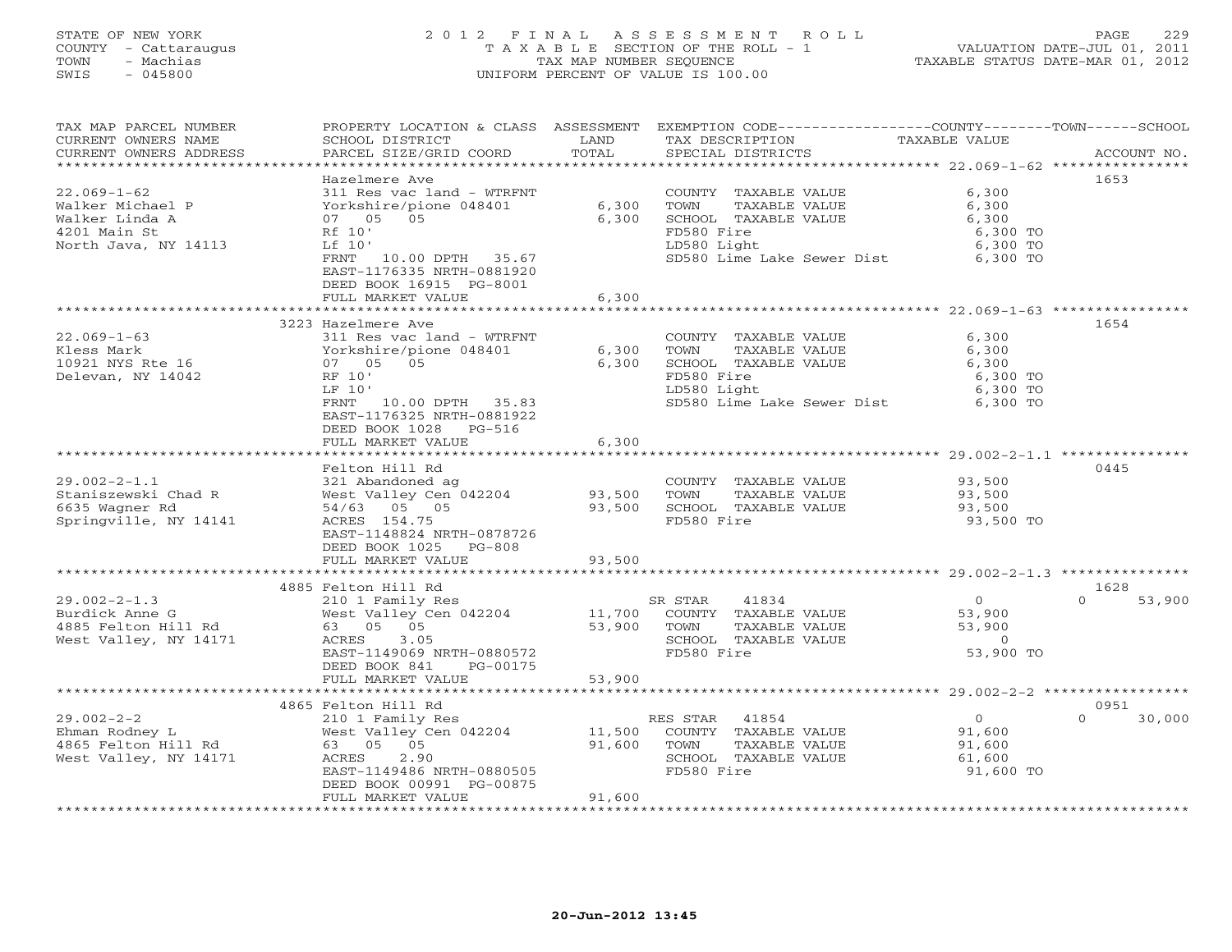STATE OF NEW YORK
COUNTY - Cattaraugus
TOWN - Machias
SWIS - 045800

# 2012 FINAL ASSESSMENT ROLL

TAXABLE SECTION OF THE ROLL - 1
TAX MAP NUMBER SEQUENCE
UNIFORM PERCENT OF VALUE IS 100.00

VALUATION DATE-JUL 01, 2011
TAXABLE STATUS DATE-MAR 01, 2012

| TAX MAP PARCEL NUMBER / CURRENT OWNERS NAME / CURRENT OWNERS ADDRESS | PROPERTY LOCATION & CLASS / SCHOOL DISTRICT / PARCEL SIZE/GRID COORD | ASSESSMENT LAND | TOTAL | EXEMPTION CODE / TAX DESCRIPTION / SPECIAL DISTRICTS | COUNTY TAXABLE VALUE | TOWN | SCHOOL | ACCOUNT NO. |
|---|---|---|---|---|---|---|---|---|
| 22.069-1-62 | Hazelmere Ave | | | | | | | 1653 |
| | 311 Res vac land - WTRFNT | | | COUNTY TAXABLE VALUE | 6,300 | | | |
| Walker Michael P | Yorkshire/pione 048401 | 6,300 | | TOWN TAXABLE VALUE | 6,300 | | | |
| Walker Linda A | 07 05 05 | | 6,300 | SCHOOL TAXABLE VALUE | 6,300 | | | |
| 4201 Main St | Rf 10' | | | FD580 Fire | 6,300 TO | | | |
| North Java, NY 14113 | Lf 10' | | | LD580 Light | 6,300 TO | | | |
| | FRNT 10.00 DPTH 35.67 | | | SD580 Lime Lake Sewer Dist | 6,300 TO | | | |
| | EAST-1176335 NRTH-0881920 | | | | | | | |
| | DEED BOOK 16915 PG-8001 | | | | | | | |
| | FULL MARKET VALUE | | 6,300 | | | | | |
| 22.069-1-63 | 3223 Hazelmere Ave | | | | | | | 1654 |
| | 311 Res vac land - WTRFNT | | | COUNTY TAXABLE VALUE | 6,300 | | | |
| Kless Mark | Yorkshire/pione 048401 | 6,300 | | TOWN TAXABLE VALUE | 6,300 | | | |
| 10921 NYS Rte 16 | 07 05 05 | | 6,300 | SCHOOL TAXABLE VALUE | 6,300 | | | |
| Delevan, NY 14042 | RF 10' | | | FD580 Fire | 6,300 TO | | | |
| | LF 10' | | | LD580 Light | 6,300 TO | | | |
| | FRNT 10.00 DPTH 35.83 | | | SD580 Lime Lake Sewer Dist | 6,300 TO | | | |
| | EAST-1176325 NRTH-0881922 | | | | | | | |
| | DEED BOOK 1028 PG-516 | | | | | | | |
| | FULL MARKET VALUE | | 6,300 | | | | | |
| 29.002-2-1.1 | Felton Hill Rd | | | | | | | 0445 |
| | 321 Abandoned ag | | | COUNTY TAXABLE VALUE | 93,500 | | | |
| Staniszewski Chad R | West Valley Cen 042204 | 93,500 | | TOWN TAXABLE VALUE | 93,500 | | | |
| 6635 Wagner Rd | 54/63 05 05 | | 93,500 | SCHOOL TAXABLE VALUE | 93,500 | | | |
| Springville, NY 14141 | ACRES 154.75 | | | FD580 Fire | 93,500 TO | | | |
| | EAST-1148824 NRTH-0878726 | | | | | | | |
| | DEED BOOK 1025 PG-808 | | | | | | | |
| | FULL MARKET VALUE | | 93,500 | | | | | |
| 29.002-2-1.3 | 4885 Felton Hill Rd | | | | | | | 1628 |
| | 210 1 Family Res | | | SR STAR 41834 | 0 | | 0 | 53,900 |
| Burdick Anne G | West Valley Cen 042204 | 11,700 | | COUNTY TAXABLE VALUE | 53,900 | | | |
| 4885 Felton Hill Rd | 63 05 05 | | 53,900 | TOWN TAXABLE VALUE | 53,900 | | | |
| West Valley, NY 14171 | ACRES 3.05 | | | SCHOOL TAXABLE VALUE | 0 | | | |
| | EAST-1149069 NRTH-0880572 | | | FD580 Fire | 53,900 TO | | | |
| | DEED BOOK 841 PG-00175 | | | | | | | |
| | FULL MARKET VALUE | | 53,900 | | | | | |
| 29.002-2-2 | 4865 Felton Hill Rd | | | | | | | 0951 |
| | 210 1 Family Res | | | RES STAR 41854 | 0 | | 0 | 30,000 |
| Ehman Rodney L | West Valley Cen 042204 | 11,500 | | COUNTY TAXABLE VALUE | 91,600 | | | |
| 4865 Felton Hill Rd | 63 05 05 | | 91,600 | TOWN TAXABLE VALUE | 91,600 | | | |
| West Valley, NY 14171 | ACRES 2.90 | | | SCHOOL TAXABLE VALUE | 61,600 | | | |
| | EAST-1149486 NRTH-0880505 | | | FD580 Fire | 91,600 TO | | | |
| | DEED BOOK 00991 PG-00875 | | | | | | | |
| | FULL MARKET VALUE | | 91,600 | | | | | |

20-Jun-2012 13:45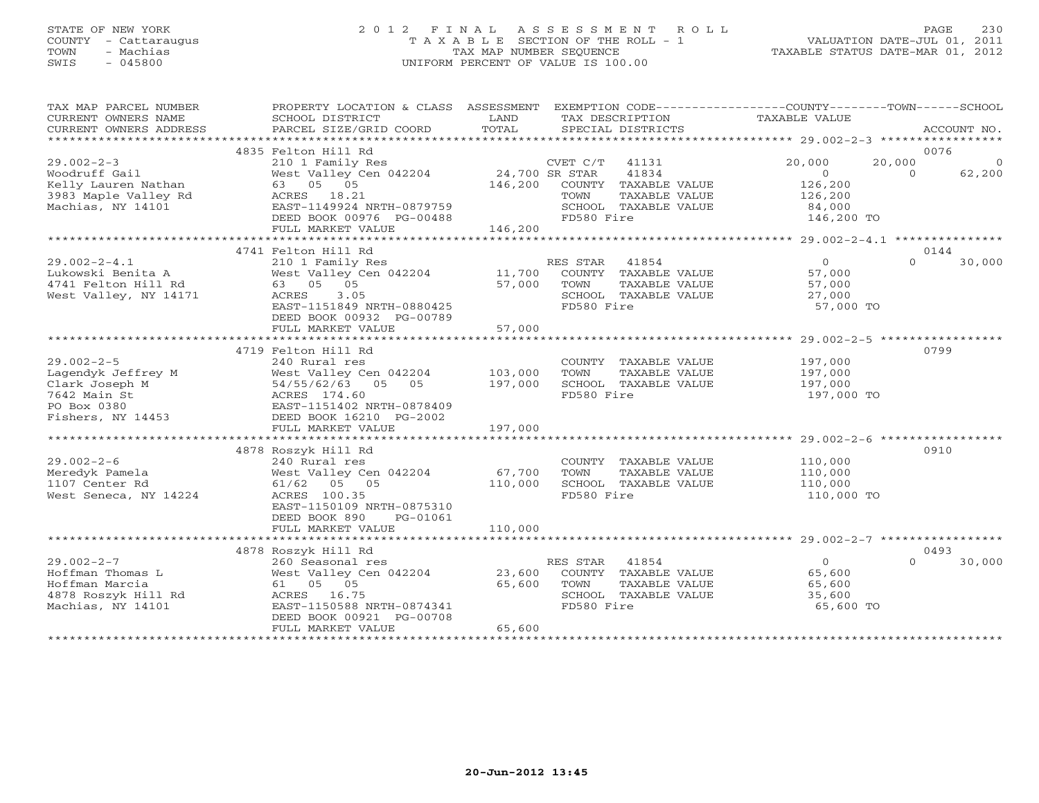STATE OF NEW YORK
COUNTY - Cattaraugus
TOWN - Machias
SWIS - 045800

2012 FINAL ASSESSMENT ROLL
TAXABLE SECTION OF THE ROLL - 1
TAX MAP NUMBER SEQUENCE
UNIFORM PERCENT OF VALUE IS 100.00

VALUATION DATE-JUL 01, 2011
TAXABLE STATUS DATE-MAR 01, 2012

| TAX MAP PARCEL NUMBER / CURRENT OWNERS NAME / CURRENT OWNERS ADDRESS | PROPERTY LOCATION & CLASS / SCHOOL DISTRICT / PARCEL SIZE/GRID COORD | ASSESSMENT LAND | TOTAL | EXEMPTION CODE / TAX DESCRIPTION / SPECIAL DISTRICTS | COUNTY | TOWN | SCHOOL | ACCOUNT NO. |
|---|---|---|---|---|---|---|---|---|
| **29.002-2-3** | 4835 Felton Hill Rd | | | | | | | 0076 |
| Woodruff Gail | 210 1 Family Res | | | CVET C/T 41131 | 20,000 | 20,000 | 0 | |
| Kelly Lauren Nathan | West Valley Cen 042204 | 24,700 | | SR STAR 41834 | 0 | 0 | 62,200 | |
| 3983 Maple Valley Rd | 63 05 05 | | 146,200 | COUNTY TAXABLE VALUE | 126,200 | | | |
| Machias, NY 14101 | ACRES 18.21 | | | TOWN TAXABLE VALUE | | 126,200 | | |
| | EAST-1149924 NRTH-0879759 | | | SCHOOL TAXABLE VALUE | | | 84,000 | |
| | DEED BOOK 00976 PG-00488 | | | FD580 Fire | 146,200 TO | | | |
| | FULL MARKET VALUE | | 146,200 | | | | | |
| **29.002-2-4.1** | 4741 Felton Hill Rd | | | | | | | 0144 |
| Lukowski Benita A | 210 1 Family Res | | | RES STAR 41854 | 0 | 0 | 30,000 | |
| 4741 Felton Hill Rd | West Valley Cen 042204 | 11,700 | | COUNTY TAXABLE VALUE | 57,000 | | | |
| West Valley, NY 14171 | 63 05 05 | | 57,000 | TOWN TAXABLE VALUE | | 57,000 | | |
| | ACRES 3.05 | | | SCHOOL TAXABLE VALUE | | | 27,000 | |
| | EAST-1151849 NRTH-0880425 | | | FD580 Fire | 57,000 TO | | | |
| | DEED BOOK 00932 PG-00789 | | | | | | | |
| | FULL MARKET VALUE | | 57,000 | | | | | |
| **29.002-2-5** | 4719 Felton Hill Rd | | | | | | | 0799 |
| Lagendyk Jeffrey M | 240 Rural res | | | COUNTY TAXABLE VALUE | 197,000 | | | |
| Clark Joseph M | West Valley Cen 042204 | 103,000 | | TOWN TAXABLE VALUE | | 197,000 | | |
| 7642 Main St | 54/55/62/63 05 05 | | 197,000 | SCHOOL TAXABLE VALUE | | | 197,000 | |
| PO Box 0380 | ACRES 174.60 | | | FD580 Fire | 197,000 TO | | | |
| Fishers, NY 14453 | EAST-1151402 NRTH-0878409 | | | | | | | |
| | DEED BOOK 16210 PG-2002 | | | | | | | |
| | FULL MARKET VALUE | | 197,000 | | | | | |
| **29.002-2-6** | 4878 Roszyk Hill Rd | | | | | | | 0910 |
| Meredyk Pamela | 240 Rural res | | | COUNTY TAXABLE VALUE | 110,000 | | | |
| 1107 Center Rd | West Valley Cen 042204 | 67,700 | | TOWN TAXABLE VALUE | | 110,000 | | |
| West Seneca, NY 14224 | 61/62 05 05 | | 110,000 | SCHOOL TAXABLE VALUE | | | 110,000 | |
| | ACRES 100.35 | | | FD580 Fire | 110,000 TO | | | |
| | EAST-1150109 NRTH-0875310 | | | | | | | |
| | DEED BOOK 890 PG-01061 | | | | | | | |
| | FULL MARKET VALUE | | 110,000 | | | | | |
| **29.002-2-7** | 4878 Roszyk Hill Rd | | | | | | | 0493 |
| Hoffman Thomas L | 260 Seasonal res | | | RES STAR 41854 | 0 | 0 | 30,000 | |
| Hoffman Marcia | West Valley Cen 042204 | 23,600 | | COUNTY TAXABLE VALUE | 65,600 | | | |
| 4878 Roszyk Hill Rd | 61 05 05 | | 65,600 | TOWN TAXABLE VALUE | | 65,600 | | |
| Machias, NY 14101 | ACRES 16.75 | | | SCHOOL TAXABLE VALUE | | | 35,600 | |
| | EAST-1150588 NRTH-0874341 | | | FD580 Fire | 65,600 TO | | | |
| | DEED BOOK 00921 PG-00708 | | | | | | | |
| | FULL MARKET VALUE | | 65,600 | | | | | |

20-Jun-2012 13:45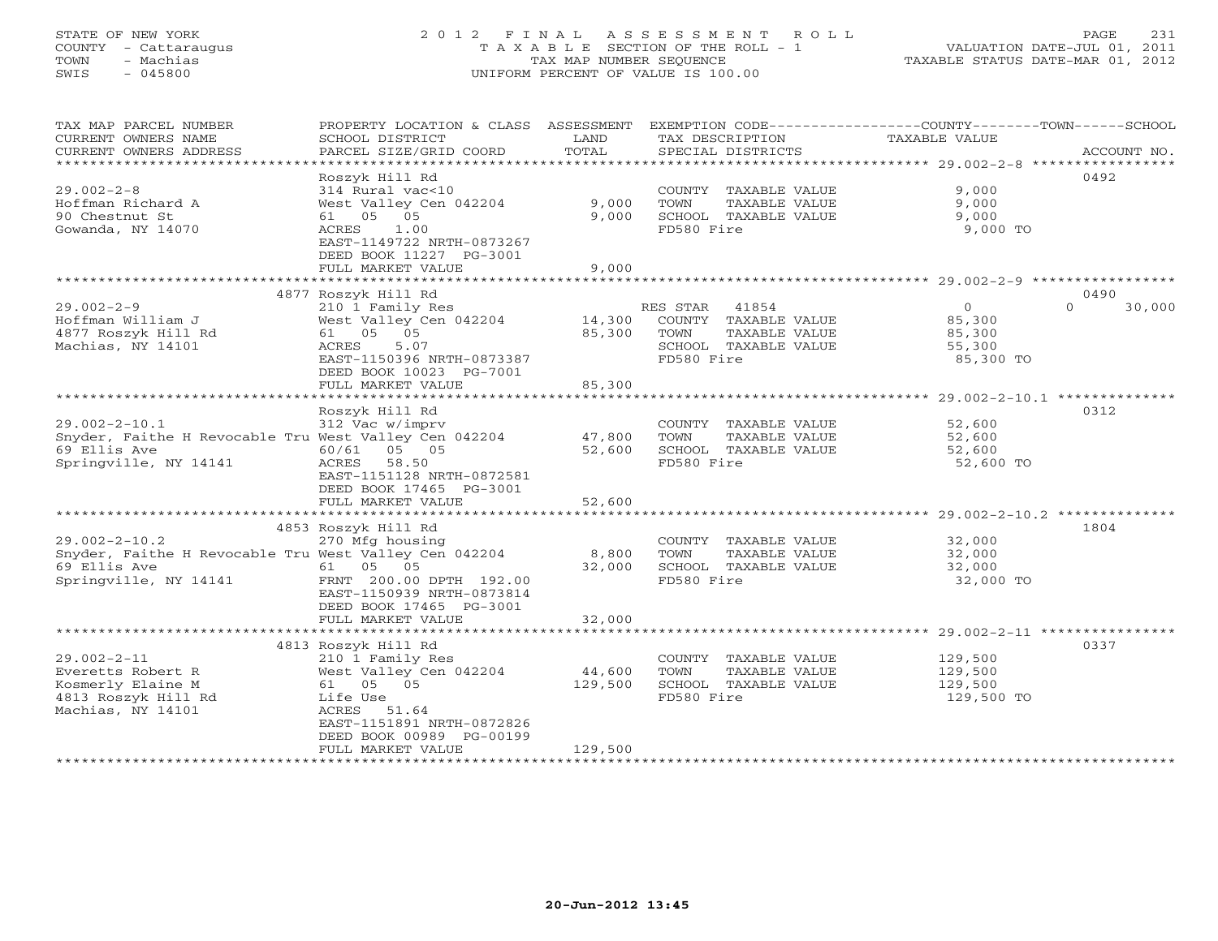STATE OF NEW YORK
COUNTY - Cattaraugus
TOWN - Machias
SWIS - 045800

2012 FINAL ASSESSMENT ROLL
TAXABLE SECTION OF THE ROLL - 1
TAX MAP NUMBER SEQUENCE
UNIFORM PERCENT OF VALUE IS 100.00

VALUATION DATE-JUL 01, 2011
TAXABLE STATUS DATE-MAR 01, 2012

| TAX MAP PARCEL NUMBER / CURRENT OWNERS NAME / CURRENT OWNERS ADDRESS | PROPERTY LOCATION & CLASS / SCHOOL DISTRICT / PARCEL SIZE/GRID COORD | ASSESSMENT LAND | TOTAL | EXEMPTION CODE / TAX DESCRIPTION / SPECIAL DISTRICTS | COUNTY / TOWN / SCHOOL TAXABLE VALUE | ACCOUNT NO. |
|---|---|---|---|---|---|---|
| 29.002-2-8 | Roszyk Hill Rd | | | | | 0492 |
| 29.002-2-8 | 314 Rural vac<10 | | | COUNTY TAXABLE VALUE | 9,000 | |
| Hoffman Richard A | West Valley Cen 042204 | 9,000 | | TOWN TAXABLE VALUE | 9,000 | |
| 90 Chestnut St | 61 05 05 | | 9,000 | SCHOOL TAXABLE VALUE | 9,000 | |
| Gowanda, NY 14070 | ACRES 1.00 | | | FD580 Fire | 9,000 TO | |
| | EAST-1149722 NRTH-0873267 | | | | | |
| | DEED BOOK 11227 PG-3001 | | | | | |
| | FULL MARKET VALUE | | 9,000 | | | |
| 29.002-2-9 | 4877 Roszyk Hill Rd | | | | | 0490 |
| 29.002-2-9 | 210 1 Family Res | | | RES STAR 41854 | 0 / 0 / 30,000 | |
| Hoffman William J | West Valley Cen 042204 | 14,300 | | COUNTY TAXABLE VALUE | 85,300 | |
| 4877 Roszyk Hill Rd | 61 05 05 | | 85,300 | TOWN TAXABLE VALUE | 85,300 | |
| Machias, NY 14101 | ACRES 5.07 | | | SCHOOL TAXABLE VALUE | 55,300 | |
| | EAST-1150396 NRTH-0873387 | | | FD580 Fire | 85,300 TO | |
| | DEED BOOK 10023 PG-7001 | | | | | |
| | FULL MARKET VALUE | | 85,300 | | | |
| 29.002-2-10.1 | Roszyk Hill Rd | | | | | 0312 |
| 29.002-2-10.1 | 312 Vac w/imprv | | | COUNTY TAXABLE VALUE | 52,600 | |
| Snyder, Faithe H Revocable Tru | West Valley Cen 042204 | 47,800 | | TOWN TAXABLE VALUE | 52,600 | |
| 69 Ellis Ave | 60/61 05 05 | | 52,600 | SCHOOL TAXABLE VALUE | 52,600 | |
| Springville, NY 14141 | ACRES 58.50 | | | FD580 Fire | 52,600 TO | |
| | EAST-1151128 NRTH-0872581 | | | | | |
| | DEED BOOK 17465 PG-3001 | | | | | |
| | FULL MARKET VALUE | | 52,600 | | | |
| 29.002-2-10.2 | 4853 Roszyk Hill Rd | | | | | 1804 |
| 29.002-2-10.2 | 270 Mfg housing | | | COUNTY TAXABLE VALUE | 32,000 | |
| Snyder, Faithe H Revocable Tru | West Valley Cen 042204 | 8,800 | | TOWN TAXABLE VALUE | 32,000 | |
| 69 Ellis Ave | 61 05 05 | | 32,000 | SCHOOL TAXABLE VALUE | 32,000 | |
| Springville, NY 14141 | FRNT 200.00 DPTH 192.00 | | | FD580 Fire | 32,000 TO | |
| | EAST-1150939 NRTH-0873814 | | | | | |
| | DEED BOOK 17465 PG-3001 | | | | | |
| | FULL MARKET VALUE | | 32,000 | | | |
| 29.002-2-11 | 4813 Roszyk Hill Rd | | | | | 0337 |
| 29.002-2-11 | 210 1 Family Res | | | COUNTY TAXABLE VALUE | 129,500 | |
| Everetts Robert R | West Valley Cen 042204 | 44,600 | | TOWN TAXABLE VALUE | 129,500 | |
| Kosmerly Elaine M | 61 05 05 | | 129,500 | SCHOOL TAXABLE VALUE | 129,500 | |
| 4813 Roszyk Hill Rd | Life Use | | | FD580 Fire | 129,500 TO | |
| Machias, NY 14101 | ACRES 51.64 | | | | | |
| | EAST-1151891 NRTH-0872826 | | | | | |
| | DEED BOOK 00989 PG-00199 | | | | | |
| | FULL MARKET VALUE | | 129,500 | | | |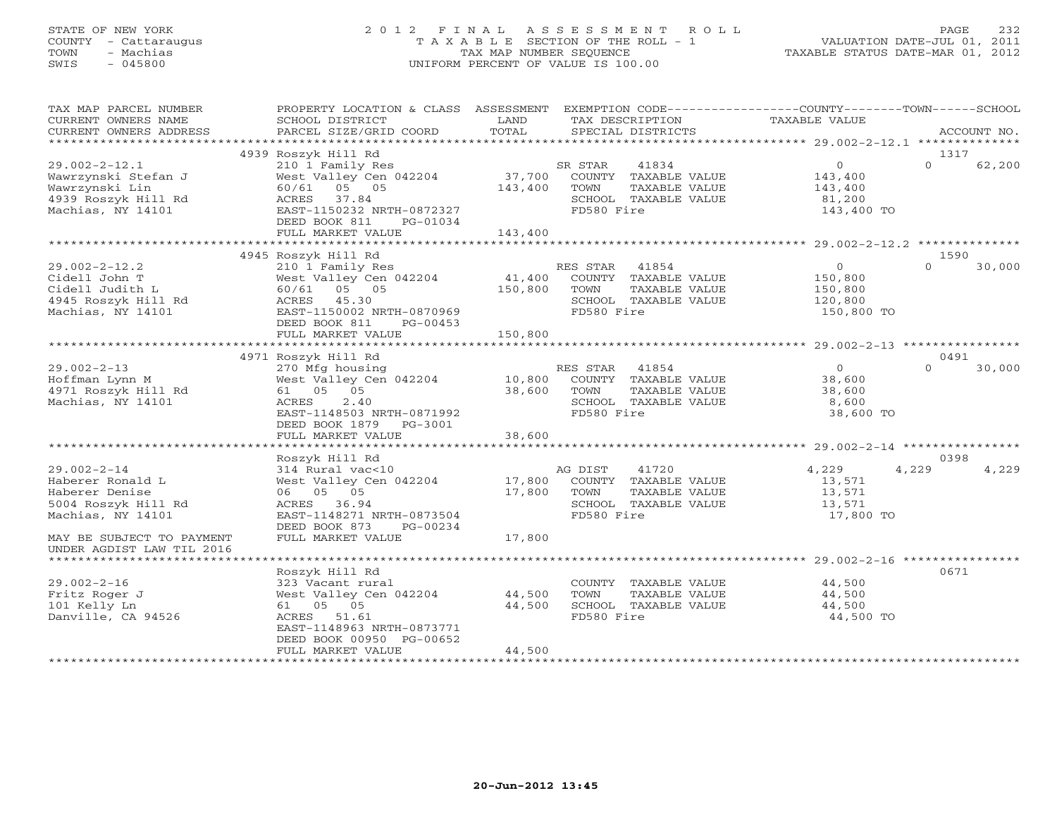STATE OF NEW YORK
COUNTY - Cattaraugus
TOWN - Machias
SWIS - 045800

2012 FINAL ASSESSMENT ROLL
TAXABLE SECTION OF THE ROLL - 1
TAX MAP NUMBER SEQUENCE
UNIFORM PERCENT OF VALUE IS 100.00

VALUATION DATE-JUL 01, 2011
TAXABLE STATUS DATE-MAR 01, 2012

| TAX MAP PARCEL NUMBER / CURRENT OWNERS NAME / CURRENT OWNERS ADDRESS | PROPERTY LOCATION & CLASS / SCHOOL DISTRICT / PARCEL SIZE/GRID COORD | ASSESSMENT LAND / TOTAL | EXEMPTION CODE / TAX DESCRIPTION / SPECIAL DISTRICTS | COUNTY TAXABLE VALUE | TOWN | SCHOOL / ACCOUNT NO. |
|---|---|---|---|---|---|---|
| | 4939 Roszyk Hill Rd | | | | | 1317 |
| 29.002-2-12.1 | 210 1 Family Res | | SR STAR 41834 | 0 | 0 | 62,200 |
| Wawrzynski Stefan J | West Valley Cen 042204 | 37,700 | COUNTY TAXABLE VALUE | 143,400 | | |
| Wawrzynski Lin | 60/61 05 05 | 143,400 | TOWN TAXABLE VALUE | 143,400 | | |
| 4939 Roszyk Hill Rd | ACRES 37.84 | | SCHOOL TAXABLE VALUE | 81,200 | | |
| Machias, NY 14101 | EAST-1150232 NRTH-0872327 | | FD580 Fire | 143,400 TO | | |
| | DEED BOOK 811 PG-01034 | | | | | |
| | FULL MARKET VALUE | 143,400 | | | | |
| | 4945 Roszyk Hill Rd | | | | | 1590 |
| 29.002-2-12.2 | 210 1 Family Res | | RES STAR 41854 | 0 | 0 | 30,000 |
| Cidell John T | West Valley Cen 042204 | 41,400 | COUNTY TAXABLE VALUE | 150,800 | | |
| Cidell Judith L | 60/61 05 05 | 150,800 | TOWN TAXABLE VALUE | 150,800 | | |
| 4945 Roszyk Hill Rd | ACRES 45.30 | | SCHOOL TAXABLE VALUE | 120,800 | | |
| Machias, NY 14101 | EAST-1150002 NRTH-0870969 | | FD580 Fire | 150,800 TO | | |
| | DEED BOOK 811 PG-00453 | | | | | |
| | FULL MARKET VALUE | 150,800 | | | | |
| | 4971 Roszyk Hill Rd | | | | | 0491 |
| 29.002-2-13 | 270 Mfg housing | | RES STAR 41854 | 0 | 0 | 30,000 |
| Hoffman Lynn M | West Valley Cen 042204 | 10,800 | COUNTY TAXABLE VALUE | 38,600 | | |
| 4971 Roszyk Hill Rd | 61 05 05 | 38,600 | TOWN TAXABLE VALUE | 38,600 | | |
| Machias, NY 14101 | ACRES 2.40 | | SCHOOL TAXABLE VALUE | 8,600 | | |
| | EAST-1148503 NRTH-0871992 | | FD580 Fire | 38,600 TO | | |
| | DEED BOOK 1879 PG-3001 | | | | | |
| | FULL MARKET VALUE | 38,600 | | | | |
| | Roszyk Hill Rd | | | | | 0398 |
| 29.002-2-14 | 314 Rural vac<10 | | AG DIST 41720 | 4,229 | 4,229 | 4,229 |
| Haberer Ronald L | West Valley Cen 042204 | 17,800 | COUNTY TAXABLE VALUE | 13,571 | | |
| Haberer Denise | 06 05 05 | 17,800 | TOWN TAXABLE VALUE | 13,571 | | |
| 5004 Roszyk Hill Rd | ACRES 36.94 | | SCHOOL TAXABLE VALUE | 13,571 | | |
| Machias, NY 14101 | EAST-1148271 NRTH-0873504 | | FD580 Fire | 17,800 TO | | |
| | DEED BOOK 873 PG-00234 | | | | | |
| MAY BE SUBJECT TO PAYMENT UNDER AGDIST LAW TIL 2016 | FULL MARKET VALUE | 17,800 | | | | |
| | Roszyk Hill Rd | | | | | 0671 |
| 29.002-2-16 | 323 Vacant rural | | COUNTY TAXABLE VALUE | 44,500 | | |
| Fritz Roger J | West Valley Cen 042204 | 44,500 | TOWN TAXABLE VALUE | 44,500 | | |
| 101 Kelly Ln | 61 05 05 | 44,500 | SCHOOL TAXABLE VALUE | 44,500 | | |
| Danville, CA 94526 | ACRES 51.61 | | FD580 Fire | 44,500 TO | | |
| | EAST-1148963 NRTH-0873771 | | | | | |
| | DEED BOOK 00950 PG-00652 | | | | | |
| | FULL MARKET VALUE | 44,500 | | | | |

20-Jun-2012 13:45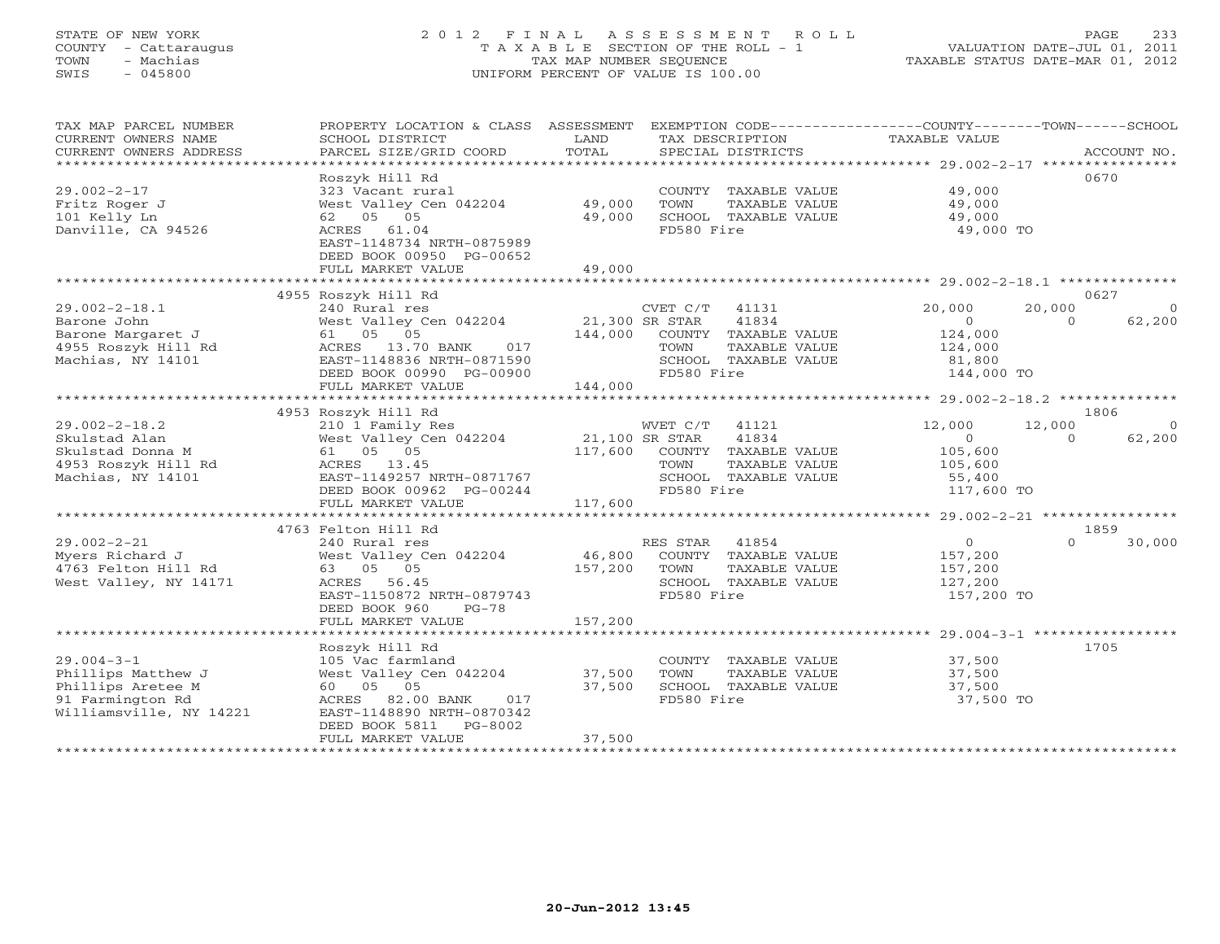STATE OF NEW YORK
COUNTY - Cattaraugus
TOWN - Machias
SWIS - 045800

# 2012 FINAL ASSESSMENT ROLL

TAXABLE SECTION OF THE ROLL - 1
TAX MAP NUMBER SEQUENCE
UNIFORM PERCENT OF VALUE IS 100.00

VALUATION DATE-JUL 01, 2011
TAXABLE STATUS DATE-MAR 01, 2012

| TAX MAP PARCEL NUMBER / CURRENT OWNERS NAME / CURRENT OWNERS ADDRESS | PROPERTY LOCATION & CLASS / SCHOOL DISTRICT / PARCEL SIZE/GRID COORD | ASSESSMENT LAND | TOTAL | EXEMPTION CODE / TAX DESCRIPTION / SPECIAL DISTRICTS | COUNTY TAXABLE VALUE | TOWN | SCHOOL | ACCOUNT NO. |
|---|---|---|---|---|---|---|---|---|
| 29.002-2-17 | Roszyk Hill Rd | | | | | | | 0670 |
| Fritz Roger J | 323 Vacant rural | | | COUNTY TAXABLE VALUE | 49,000 | | | |
| 101 Kelly Ln | West Valley Cen 042204 | 49,000 | | TOWN TAXABLE VALUE | 49,000 | | | |
| Danville, CA 94526 | 62 05 05 | | 49,000 | SCHOOL TAXABLE VALUE | 49,000 | | | |
| | ACRES 61.04 | | | FD580 Fire | 49,000 TO | | | |
| | EAST-1148734 NRTH-0875989 | | | | | | | |
| | DEED BOOK 00950 PG-00652 | | | | | | | |
| | FULL MARKET VALUE | | 49,000 | | | | | |
| 29.002-2-18.1 | 4955 Roszyk Hill Rd | | | | | | | 0627 |
| Barone John | 240 Rural res | | | CVET C/T 41131 | 20,000 | 20,000 | 0 | |
| Barone Margaret J | West Valley Cen 042204 | 21,300 | | SR STAR 41834 | 0 | 0 | 62,200 | |
| 4955 Roszyk Hill Rd | 61 05 05 | | 144,000 | COUNTY TAXABLE VALUE | 124,000 | | | |
| Machias, NY 14101 | ACRES 13.70 BANK 017 | | | TOWN TAXABLE VALUE | 124,000 | | | |
| | EAST-1148836 NRTH-0871590 | | | SCHOOL TAXABLE VALUE | 81,800 | | | |
| | DEED BOOK 00990 PG-00900 | | | FD580 Fire | 144,000 TO | | | |
| | FULL MARKET VALUE | | 144,000 | | | | | |
| 29.002-2-18.2 | 4953 Roszyk Hill Rd | | | | | | | 1806 |
| Skulstad Alan | 210 1 Family Res | | | WVET C/T 41121 | 12,000 | 12,000 | 0 | |
| Skulstad Donna M | West Valley Cen 042204 | 21,100 | | SR STAR 41834 | 0 | 0 | 62,200 | |
| 4953 Roszyk Hill Rd | 61 05 05 | | 117,600 | COUNTY TAXABLE VALUE | 105,600 | | | |
| Machias, NY 14101 | ACRES 13.45 | | | TOWN TAXABLE VALUE | 105,600 | | | |
| | EAST-1149257 NRTH-0871767 | | | SCHOOL TAXABLE VALUE | 55,400 | | | |
| | DEED BOOK 00962 PG-00244 | | | FD580 Fire | 117,600 TO | | | |
| | FULL MARKET VALUE | | 117,600 | | | | | |
| 29.002-2-21 | 4763 Felton Hill Rd | | | | | | | 1859 |
| Myers Richard J | 240 Rural res | | | RES STAR 41854 | 0 | 0 | 30,000 | |
| 4763 Felton Hill Rd | West Valley Cen 042204 | 46,800 | | COUNTY TAXABLE VALUE | 157,200 | | | |
| West Valley, NY 14171 | 63 05 05 | | 157,200 | TOWN TAXABLE VALUE | 157,200 | | | |
| | ACRES 56.45 | | | SCHOOL TAXABLE VALUE | 127,200 | | | |
| | EAST-1150872 NRTH-0879743 | | | FD580 Fire | 157,200 TO | | | |
| | DEED BOOK 960 PG-78 | | | | | | | |
| | FULL MARKET VALUE | | 157,200 | | | | | |
| 29.004-3-1 | Roszyk Hill Rd | | | | | | | 1705 |
| Phillips Matthew J | 105 Vac farmland | | | COUNTY TAXABLE VALUE | 37,500 | | | |
| Phillips Aretee M | West Valley Cen 042204 | 37,500 | | TOWN TAXABLE VALUE | 37,500 | | | |
| 91 Farmington Rd | 60 05 05 | | 37,500 | SCHOOL TAXABLE VALUE | 37,500 | | | |
| Williamsville, NY 14221 | ACRES 82.00 BANK 017 | | | FD580 Fire | 37,500 TO | | | |
| | EAST-1148890 NRTH-0870342 | | | | | | | |
| | DEED BOOK 5811 PG-8002 | | | | | | | |
| | FULL MARKET VALUE | | 37,500 | | | | | |

20-Jun-2012 13:45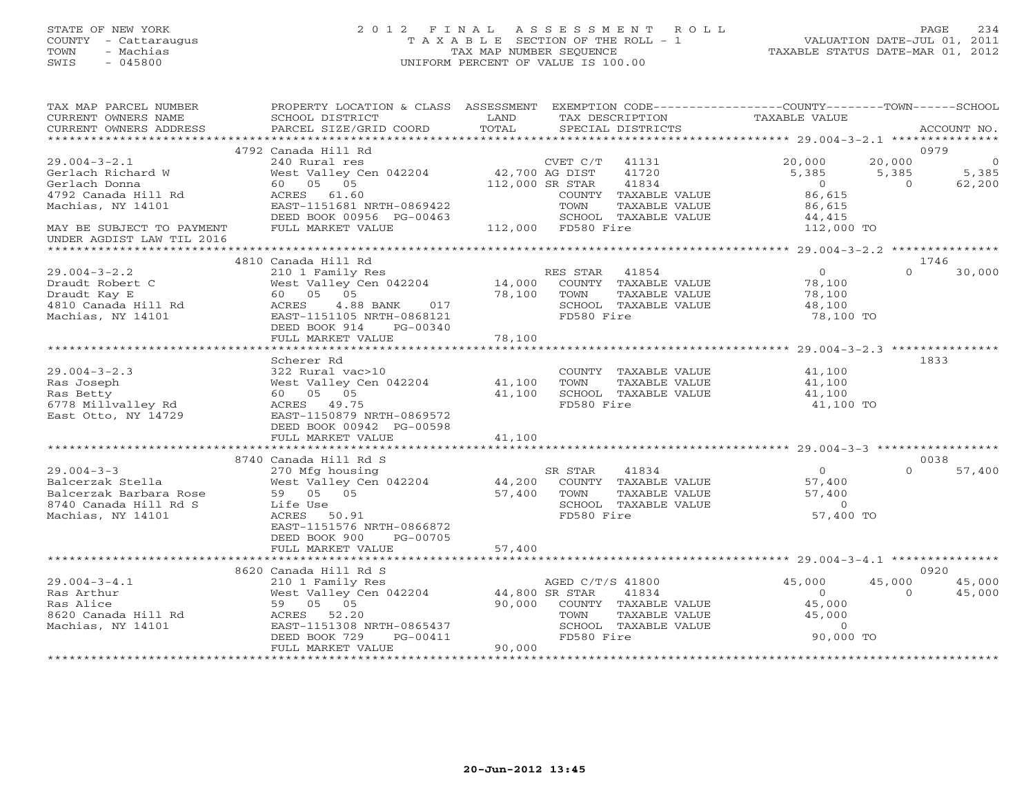STATE OF NEW YORK
COUNTY - Cattaraugus
TOWN - Machias
SWIS - 045800

# 2012 FINAL ASSESSMENT ROLL
TAXABLE SECTION OF THE ROLL - 1
TAX MAP NUMBER SEQUENCE
UNIFORM PERCENT OF VALUE IS 100.00

VALUATION DATE-JUL 01, 2011
TAXABLE STATUS DATE-MAR 01, 2012

| TAX MAP PARCEL NUMBER / CURRENT OWNERS NAME / CURRENT OWNERS ADDRESS | PROPERTY LOCATION & CLASS / SCHOOL DISTRICT / PARCEL SIZE/GRID COORD | ASSESSMENT LAND | TOTAL | EXEMPTION CODE / TAX DESCRIPTION / SPECIAL DISTRICTS | COUNTY | TOWN | SCHOOL | ACCOUNT NO. |
|---|---|---|---|---|---|---|---|---|
| **29.004-3-2.1** | 4792 Canada Hill Rd | | | | | | | 0979 |
| Gerlach Richard W | 240 Rural res | | | CVET C/T 41131 | 20,000 | 20,000 | 0 | |
| Gerlach Donna | West Valley Cen 042204 | 42,700 | | AG DIST 41720 | 5,385 | 5,385 | 5,385 | |
| 4792 Canada Hill Rd | 60 05 05 | | 112,000 | SR STAR 41834 | 0 | 0 | 62,200 | |
| Machias, NY 14101 | ACRES 61.60 | | | COUNTY TAXABLE VALUE | 86,615 | | | |
| | EAST-1151681 NRTH-0869422 | | | TOWN TAXABLE VALUE | | 86,615 | | |
| | DEED BOOK 00956 PG-00463 | | | SCHOOL TAXABLE VALUE | | | 44,415 | |
| MAY BE SUBJECT TO PAYMENT UNDER AGDIST LAW TIL 2016 | FULL MARKET VALUE | | 112,000 | FD580 Fire | 112,000 TO | | | |
| **29.004-3-2.2** | 4810 Canada Hill Rd | | | | | | | 1746 |
| Draudt Robert C | 210 1 Family Res | | | RES STAR 41854 | 0 | | 30,000 | |
| Draudt Kay E | West Valley Cen 042204 | 14,000 | | COUNTY TAXABLE VALUE | 78,100 | | | |
| 4810 Canada Hill Rd | 60 05 05 | | 78,100 | TOWN TAXABLE VALUE | | 78,100 | | |
| Machias, NY 14101 | ACRES 4.88 BANK 017 | | | SCHOOL TAXABLE VALUE | | | 48,100 | |
| | EAST-1151105 NRTH-0868121 | | | FD580 Fire | 78,100 TO | | | |
| | DEED BOOK 914 PG-00340 | | | | | | | |
| | FULL MARKET VALUE | | 78,100 | | | | | |
| **29.004-3-2.3** | Scherer Rd | | | | | | | 1833 |
| Ras Joseph | 322 Rural vac>10 | | | COUNTY TAXABLE VALUE | 41,100 | | | |
| Ras Betty | West Valley Cen 042204 | 41,100 | | TOWN TAXABLE VALUE | | 41,100 | | |
| 6778 Millvalley Rd | 60 05 05 | | 41,100 | SCHOOL TAXABLE VALUE | | | 41,100 | |
| East Otto, NY 14729 | ACRES 49.75 | | | FD580 Fire | 41,100 TO | | | |
| | EAST-1150879 NRTH-0869572 | | | | | | | |
| | DEED BOOK 00942 PG-00598 | | | | | | | |
| | FULL MARKET VALUE | | 41,100 | | | | | |
| **29.004-3-3** | 8740 Canada Hill Rd S | | | | | | | 0038 |
| Balcerzak Stella | 270 Mfg housing | | | SR STAR 41834 | 0 | | 57,400 | |
| Balcerzak Barbara Rose | West Valley Cen 042204 | 44,200 | | COUNTY TAXABLE VALUE | 57,400 | | | |
| 8740 Canada Hill Rd S | 59 05 05 | | 57,400 | TOWN TAXABLE VALUE | | 57,400 | | |
| Machias, NY 14101 | Life Use | | | SCHOOL TAXABLE VALUE | | | 0 | |
| | ACRES 50.91 | | | FD580 Fire | 57,400 TO | | | |
| | EAST-1151576 NRTH-0866872 | | | | | | | |
| | DEED BOOK 900 PG-00705 | | | | | | | |
| | FULL MARKET VALUE | | 57,400 | | | | | |
| **29.004-3-4.1** | 8620 Canada Hill Rd S | | | | | | | 0920 |
| Ras Arthur | 210 1 Family Res | | | AGED C/T/S 41800 | 45,000 | 45,000 | 45,000 | |
| Ras Alice | West Valley Cen 042204 | 44,800 | | SR STAR 41834 | 0 | 0 | 45,000 | |
| 8620 Canada Hill Rd | 59 05 05 | | 90,000 | COUNTY TAXABLE VALUE | 45,000 | | | |
| Machias, NY 14101 | ACRES 52.20 | | | TOWN TAXABLE VALUE | | 45,000 | | |
| | EAST-1151308 NRTH-0865437 | | | SCHOOL TAXABLE VALUE | | | 0 | |
| | DEED BOOK 729 PG-00411 | | | FD580 Fire | 90,000 TO | | | |
| | FULL MARKET VALUE | | 90,000 | | | | | |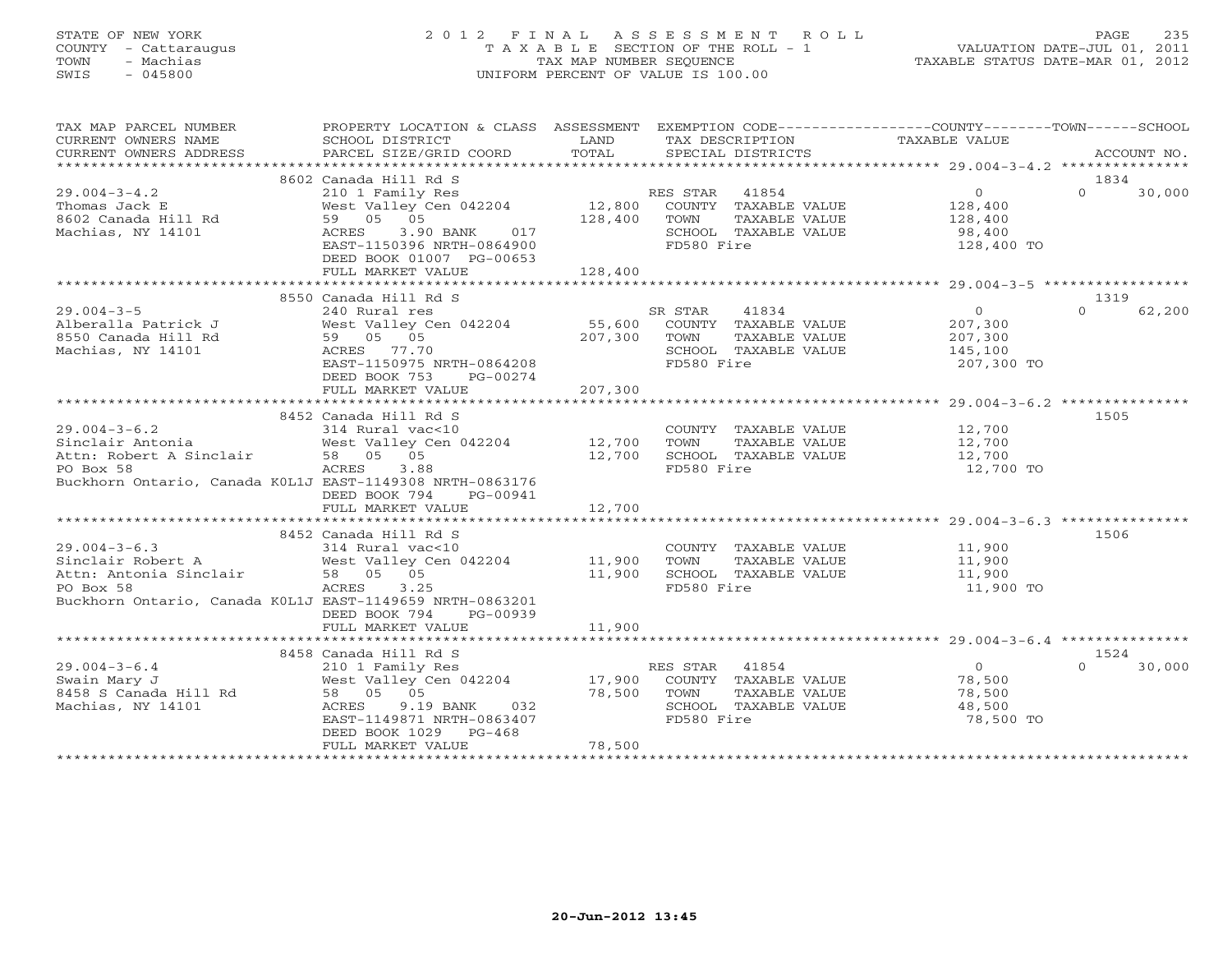STATE OF NEW YORK
COUNTY - Cattaraugus
TOWN - Machias
SWIS - 045800

# 2012 FINAL ASSESSMENT ROLL

TAXABLE SECTION OF THE ROLL - 1
TAX MAP NUMBER SEQUENCE
UNIFORM PERCENT OF VALUE IS 100.00

VALUATION DATE-JUL 01, 2011
TAXABLE STATUS DATE-MAR 01, 2012

| TAX MAP PARCEL NUMBER / CURRENT OWNERS NAME / CURRENT OWNERS ADDRESS | PROPERTY LOCATION & CLASS / SCHOOL DISTRICT / PARCEL SIZE/GRID COORD | ASSESSMENT LAND / TOTAL | EXEMPTION CODE / TAX DESCRIPTION / SPECIAL DISTRICTS | COUNTY / TOWN / SCHOOL TAXABLE VALUE | ACCOUNT NO. |
|---|---|---|---|---|---|
| 29.004-3-4.2 | 8602 Canada Hill Rd S | | | | 1834 |
| Thomas Jack E | 210 1 Family Res | | RES STAR 41854 | 0 | 0 30,000 |
| 8602 Canada Hill Rd | West Valley Cen 042204 | 12,800 | COUNTY TAXABLE VALUE | 128,400 | |
| Machias, NY 14101 | 59 05 05 | 128,400 | TOWN TAXABLE VALUE | 128,400 | |
| | ACRES 3.90 BANK 017 | | SCHOOL TAXABLE VALUE | 98,400 | |
| | EAST-1150396 NRTH-0864900 | | FD580 Fire | 128,400 TO | |
| | DEED BOOK 01007 PG-00653 | | | | |
| | FULL MARKET VALUE | 128,400 | | | |
| 29.004-3-5 | 8550 Canada Hill Rd S | | | | 1319 |
| Alberalla Patrick J | 240 Rural res | | SR STAR 41834 | 0 | 0 62,200 |
| 8550 Canada Hill Rd | West Valley Cen 042204 | 55,600 | COUNTY TAXABLE VALUE | 207,300 | |
| Machias, NY 14101 | 59 05 05 | 207,300 | TOWN TAXABLE VALUE | 207,300 | |
| | ACRES 77.70 | | SCHOOL TAXABLE VALUE | 145,100 | |
| | EAST-1150975 NRTH-0864208 | | FD580 Fire | 207,300 TO | |
| | DEED BOOK 753 PG-00274 | | | | |
| | FULL MARKET VALUE | 207,300 | | | |
| 29.004-3-6.2 | 8452 Canada Hill Rd S | | | | 1505 |
| Sinclair Antonia | 314 Rural vac<10 | | COUNTY TAXABLE VALUE | 12,700 | |
| Attn: Robert A Sinclair | West Valley Cen 042204 | 12,700 | TOWN TAXABLE VALUE | 12,700 | |
| PO Box 58 | 58 05 05 | 12,700 | SCHOOL TAXABLE VALUE | 12,700 | |
| Buckhorn Ontario, Canada K0L1J | ACRES 3.88 | | FD580 Fire | 12,700 TO | |
| | EAST-1149308 NRTH-0863176 | | | | |
| | DEED BOOK 794 PG-00941 | | | | |
| | FULL MARKET VALUE | 12,700 | | | |
| 29.004-3-6.3 | 8452 Canada Hill Rd S | | | | 1506 |
| Sinclair Robert A | 314 Rural vac<10 | | COUNTY TAXABLE VALUE | 11,900 | |
| Attn: Antonia Sinclair | West Valley Cen 042204 | 11,900 | TOWN TAXABLE VALUE | 11,900 | |
| PO Box 58 | 58 05 05 | 11,900 | SCHOOL TAXABLE VALUE | 11,900 | |
| Buckhorn Ontario, Canada K0L1J | ACRES 3.25 | | FD580 Fire | 11,900 TO | |
| | EAST-1149659 NRTH-0863201 | | | | |
| | DEED BOOK 794 PG-00939 | | | | |
| | FULL MARKET VALUE | 11,900 | | | |
| 29.004-3-6.4 | 8458 Canada Hill Rd S | | | | 1524 |
| Swain Mary J | 210 1 Family Res | | RES STAR 41854 | 0 | 0 30,000 |
| 8458 S Canada Hill Rd | West Valley Cen 042204 | 17,900 | COUNTY TAXABLE VALUE | 78,500 | |
| Machias, NY 14101 | 58 05 05 | 78,500 | TOWN TAXABLE VALUE | 78,500 | |
| | ACRES 9.19 BANK 032 | | SCHOOL TAXABLE VALUE | 48,500 | |
| | EAST-1149871 NRTH-0863407 | | FD580 Fire | 78,500 TO | |
| | DEED BOOK 1029 PG-468 | | | | |
| | FULL MARKET VALUE | 78,500 | | | |

20-Jun-2012 13:45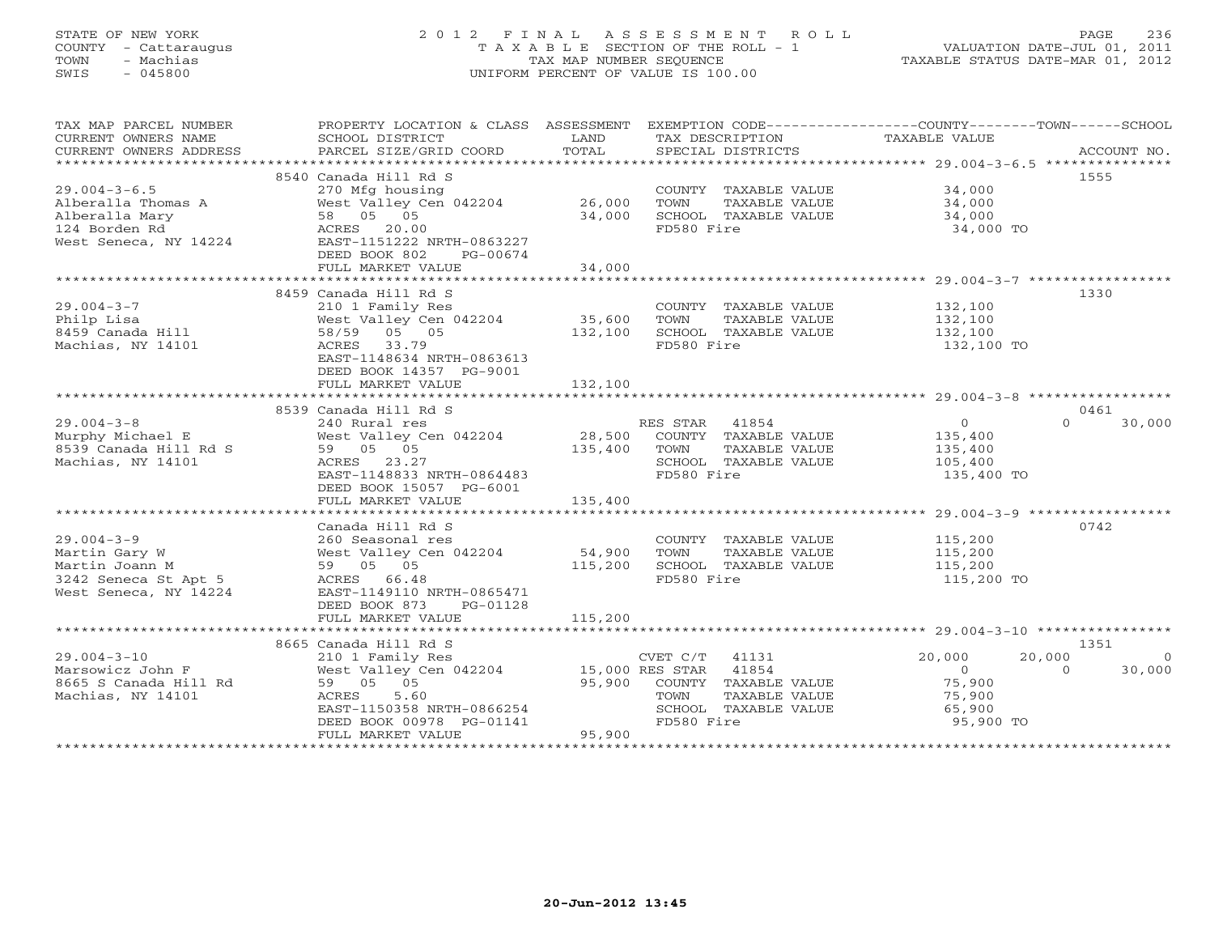STATE OF NEW YORK
COUNTY - Cattaraugus
TOWN - Machias
SWIS - 045800

# 2012 FINAL ASSESSMENT ROLL

TAXABLE SECTION OF THE ROLL - 1
TAX MAP NUMBER SEQUENCE
UNIFORM PERCENT OF VALUE IS 100.00

VALUATION DATE-JUL 01, 2011
TAXABLE STATUS DATE-MAR 01, 2012

| TAX MAP PARCEL NUMBER / CURRENT OWNERS NAME / CURRENT OWNERS ADDRESS | PROPERTY LOCATION & CLASS / SCHOOL DISTRICT / PARCEL SIZE/GRID COORD | ASSESSMENT LAND / TOTAL | EXEMPTION CODE / TAX DESCRIPTION / SPECIAL DISTRICTS | COUNTY TAXABLE VALUE | TOWN | SCHOOL | ACCOUNT NO. |
|---|---|---|---|---|---|---|---|
| 29.004-3-6.5 | 8540 Canada Hill Rd S | | | | | | 1555 |
| Alberalla Thomas A | 270 Mfg housing | | COUNTY TAXABLE VALUE | 34,000 | | | |
| Alberalla Mary | West Valley Cen 042204 | 26,000 | TOWN TAXABLE VALUE | 34,000 | | | |
| 124 Borden Rd | 58 05 05 | 34,000 | SCHOOL TAXABLE VALUE | 34,000 | | | |
| West Seneca, NY 14224 | ACRES 20.00 | | FD580 Fire | 34,000 TO | | | |
| | EAST-1151222 NRTH-0863227 | | | | | | |
| | DEED BOOK 802 PG-00674 | | | | | | |
| | FULL MARKET VALUE | 34,000 | | | | | |
| 29.004-3-7 | 8459 Canada Hill Rd S | | | | | | 1330 |
| Philp Lisa | 210 1 Family Res | | COUNTY TAXABLE VALUE | 132,100 | | | |
| 8459 Canada Hill | West Valley Cen 042204 | 35,600 | TOWN TAXABLE VALUE | 132,100 | | | |
| Machias, NY 14101 | 58/59 05 05 | 132,100 | SCHOOL TAXABLE VALUE | 132,100 | | | |
| | ACRES 33.79 | | FD580 Fire | 132,100 TO | | | |
| | EAST-1148634 NRTH-0863613 | | | | | | |
| | DEED BOOK 14357 PG-9001 | | | | | | |
| | FULL MARKET VALUE | 132,100 | | | | | |
| 29.004-3-8 | 8539 Canada Hill Rd S | | | | | | 0461 |
| Murphy Michael E | 240 Rural res | | RES STAR 41854 | 0 | 0 | 30,000 | |
| 8539 Canada Hill Rd S | West Valley Cen 042204 | 28,500 | COUNTY TAXABLE VALUE | 135,400 | | | |
| Machias, NY 14101 | 59 05 05 | 135,400 | TOWN TAXABLE VALUE | 135,400 | | | |
| | ACRES 23.27 | | SCHOOL TAXABLE VALUE | 105,400 | | | |
| | EAST-1148833 NRTH-0864483 | | FD580 Fire | 135,400 TO | | | |
| | DEED BOOK 15057 PG-6001 | | | | | | |
| | FULL MARKET VALUE | 135,400 | | | | | |
| 29.004-3-9 | Canada Hill Rd S | | | | | | 0742 |
| Martin Gary W | 260 Seasonal res | | COUNTY TAXABLE VALUE | 115,200 | | | |
| Martin Joann M | West Valley Cen 042204 | 54,900 | TOWN TAXABLE VALUE | 115,200 | | | |
| 3242 Seneca St Apt 5 | 59 05 05 | 115,200 | SCHOOL TAXABLE VALUE | 115,200 | | | |
| West Seneca, NY 14224 | ACRES 66.48 | | FD580 Fire | 115,200 TO | | | |
| | EAST-1149110 NRTH-0865471 | | | | | | |
| | DEED BOOK 873 PG-01128 | | | | | | |
| | FULL MARKET VALUE | 115,200 | | | | | |
| 29.004-3-10 | 8665 Canada Hill Rd S | | | | | | 1351 |
| Marsowicz John F | 210 1 Family Res | | CVET C/T 41131 | 20,000 | 20,000 | 0 | |
| 8665 S Canada Hill Rd | West Valley Cen 042204 | 15,000 | RES STAR 41854 | 0 | 0 | 30,000 | |
| Machias, NY 14101 | 59 05 05 | 95,900 | COUNTY TAXABLE VALUE | 75,900 | | | |
| | ACRES 5.60 | | TOWN TAXABLE VALUE | 75,900 | | | |
| | EAST-1150358 NRTH-0866254 | | SCHOOL TAXABLE VALUE | 65,900 | | | |
| | DEED BOOK 00978 PG-01141 | | FD580 Fire | 95,900 TO | | | |
| | FULL MARKET VALUE | 95,900 | | | | | |

20-Jun-2012 13:45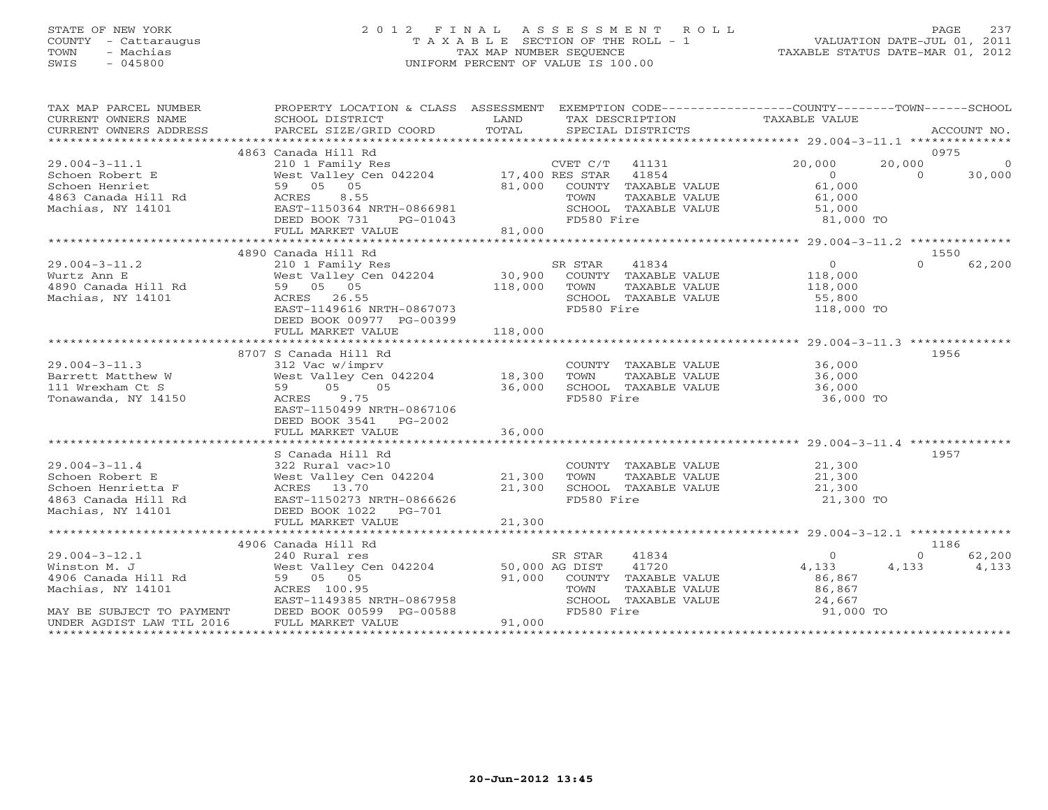STATE OF NEW YORK
COUNTY - Cattaraugus
TOWN - Machias
SWIS - 045800

# 2012 FINAL ASSESSMENT ROLL

TAXABLE SECTION OF THE ROLL - 1
TAX MAP NUMBER SEQUENCE
UNIFORM PERCENT OF VALUE IS 100.00

VALUATION DATE-JUL 01, 2011
TAXABLE STATUS DATE-MAR 01, 2012

| TAX MAP PARCEL NUMBER / CURRENT OWNERS NAME / CURRENT OWNERS ADDRESS | PROPERTY LOCATION & CLASS / SCHOOL DISTRICT / PARCEL SIZE/GRID COORD | ASSESSMENT LAND / TOTAL | EXEMPTION CODE / TAX DESCRIPTION / SPECIAL DISTRICTS | COUNTY | TOWN | SCHOOL | ACCOUNT NO. |
|---|---|---|---|---|---|---|---|
| | 4863 Canada Hill Rd | | | | | | 0975 |
| 29.004-3-11.1 | 210 1 Family Res | | CVET C/T 41131 | 20,000 | 20,000 | 0 | |
| Schoen Robert E | West Valley Cen 042204 | 17,400 | RES STAR 41854 | 0 | 0 | 30,000 | |
| Schoen Henriet | 59 05 05 | 81,000 | COUNTY TAXABLE VALUE | 61,000 | | | |
| 4863 Canada Hill Rd | ACRES 8.55 | | TOWN TAXABLE VALUE | | 61,000 | | |
| Machias, NY 14101 | EAST-1150364 NRTH-0866981 | | SCHOOL TAXABLE VALUE | | | 51,000 | |
| | DEED BOOK 731 PG-01043 | | FD580 Fire | 81,000 TO | | | |
| | FULL MARKET VALUE | 81,000 | | | | | |
| | 4890 Canada Hill Rd | | | | | | 1550 |
| 29.004-3-11.2 | 210 1 Family Res | | SR STAR 41834 | 0 | 0 | 62,200 | |
| Wurtz Ann E | West Valley Cen 042204 | 30,900 | COUNTY TAXABLE VALUE | 118,000 | | | |
| 4890 Canada Hill Rd | 59 05 05 | 118,000 | TOWN TAXABLE VALUE | | 118,000 | | |
| Machias, NY 14101 | ACRES 26.55 | | SCHOOL TAXABLE VALUE | | | 55,800 | |
| | EAST-1149616 NRTH-0867073 | | FD580 Fire | 118,000 TO | | | |
| | DEED BOOK 00977 PG-00399 | | | | | | |
| | FULL MARKET VALUE | 118,000 | | | | | |
| | 8707 S Canada Hill Rd | | | | | | 1956 |
| 29.004-3-11.3 | 312 Vac w/imprv | | COUNTY TAXABLE VALUE | 36,000 | | | |
| Barrett Matthew W | West Valley Cen 042204 | 18,300 | TOWN TAXABLE VALUE | | 36,000 | | |
| 111 Wrexham Ct S | 59 05 05 | 36,000 | SCHOOL TAXABLE VALUE | | | 36,000 | |
| Tonawanda, NY 14150 | ACRES 9.75 | | FD580 Fire | 36,000 TO | | | |
| | EAST-1150499 NRTH-0867106 | | | | | | |
| | DEED BOOK 3541 PG-2002 | | | | | | |
| | FULL MARKET VALUE | 36,000 | | | | | |
| | S Canada Hill Rd | | | | | | 1957 |
| 29.004-3-11.4 | 322 Rural vac>10 | | COUNTY TAXABLE VALUE | 21,300 | | | |
| Schoen Robert E | West Valley Cen 042204 | 21,300 | TOWN TAXABLE VALUE | | 21,300 | | |
| Schoen Henrietta F | ACRES 13.70 | 21,300 | SCHOOL TAXABLE VALUE | | | 21,300 | |
| 4863 Canada Hill Rd | EAST-1150273 NRTH-0866626 | | FD580 Fire | 21,300 TO | | | |
| Machias, NY 14101 | DEED BOOK 1022 PG-701 | | | | | | |
| | FULL MARKET VALUE | 21,300 | | | | | |
| | 4906 Canada Hill Rd | | | | | | 1186 |
| 29.004-3-12.1 | 240 Rural res | | SR STAR 41834 | 0 | 0 | 62,200 | |
| Winston M. J | West Valley Cen 042204 | 50,000 | AG DIST 41720 | 4,133 | 4,133 | 4,133 | |
| 4906 Canada Hill Rd | 59 05 05 | 91,000 | COUNTY TAXABLE VALUE | 86,867 | | | |
| Machias, NY 14101 | ACRES 100.95 | | TOWN TAXABLE VALUE | | 86,867 | | |
| | EAST-1149385 NRTH-0867958 | | SCHOOL TAXABLE VALUE | | | 24,667 | |
| MAY BE SUBJECT TO PAYMENT | DEED BOOK 00599 PG-00588 | | FD580 Fire | 91,000 TO | | | |
| UNDER AGDIST LAW TIL 2016 | FULL MARKET VALUE | 91,000 | | | | | |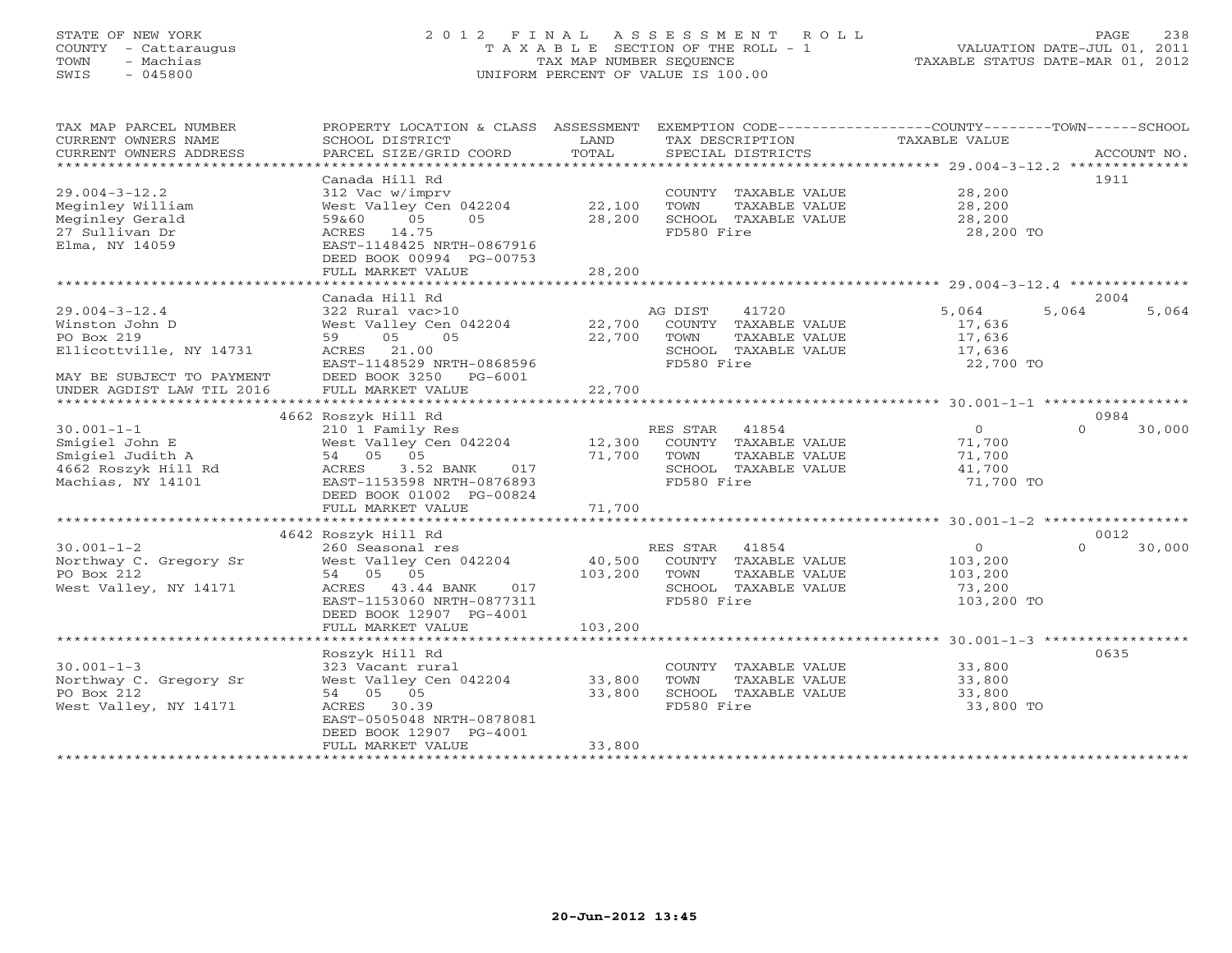STATE OF NEW YORK — COUNTY - Cattaraugus — TOWN - Machias — SWIS - 045800

# 2012 FINAL ASSESSMENT ROLL
TAXABLE SECTION OF THE ROLL - 1
TAX MAP NUMBER SEQUENCE
UNIFORM PERCENT OF VALUE IS 100.00

VALUATION DATE-JUL 01, 2011
TAXABLE STATUS DATE-MAR 01, 2012

| TAX MAP PARCEL NUMBER / CURRENT OWNERS NAME / CURRENT OWNERS ADDRESS | PROPERTY LOCATION & CLASS / SCHOOL DISTRICT / PARCEL SIZE/GRID COORD | ASSESSMENT LAND | TOTAL | EXEMPTION CODE / TAX DESCRIPTION / SPECIAL DISTRICTS | COUNTY TAXABLE VALUE | TOWN | SCHOOL | ACCOUNT NO. |
|---|---|---|---|---|---|---|---|---|
| 29.004-3-12.2 | Canada Hill Rd | | | | | | | 1911 |
| Meginley William | 312 Vac w/imprv | | | COUNTY TAXABLE VALUE | 28,200 | | | |
| Meginley Gerald | West Valley Cen 042204 | 22,100 | | TOWN TAXABLE VALUE | 28,200 | | | |
| 27 Sullivan Dr | 59&60 05 05 | | 28,200 | SCHOOL TAXABLE VALUE | 28,200 | | | |
| Elma, NY 14059 | ACRES 14.75 | | | FD580 Fire | 28,200 TO | | | |
| | EAST-1148425 NRTH-0867916 | | | | | | | |
| | DEED BOOK 00994 PG-00753 | | | | | | | |
| | FULL MARKET VALUE | | 28,200 | | | | | |
| 29.004-3-12.4 | Canada Hill Rd | | | | | | | 2004 |
| Winston John D | 322 Rural vac>10 | | | AG DIST 41720 | 5,064 | 5,064 | 5,064 | |
| PO Box 219 | West Valley Cen 042204 | 22,700 | | COUNTY TAXABLE VALUE | 17,636 | | | |
| Ellicottville, NY 14731 | 59 05 05 | | 22,700 | TOWN TAXABLE VALUE | 17,636 | | | |
| | ACRES 21.00 | | | SCHOOL TAXABLE VALUE | 17,636 | | | |
| | EAST-1148529 NRTH-0868596 | | | FD580 Fire | 22,700 TO | | | |
| MAY BE SUBJECT TO PAYMENT | DEED BOOK 3250 PG-6001 | | | | | | | |
| UNDER AGDIST LAW TIL 2016 | FULL MARKET VALUE | | 22,700 | | | | | |
| 30.001-1-1 | 4662 Roszyk Hill Rd | | | | | | | 0984 |
| Smigiel John E | 210 1 Family Res | | | RES STAR 41854 | 0 | 0 | 30,000 | |
| Smigiel Judith A | West Valley Cen 042204 | 12,300 | | COUNTY TAXABLE VALUE | 71,700 | | | |
| 4662 Roszyk Hill Rd | 54 05 05 | | 71,700 | TOWN TAXABLE VALUE | 71,700 | | | |
| Machias, NY 14101 | ACRES 3.52 BANK 017 | | | SCHOOL TAXABLE VALUE | 41,700 | | | |
| | EAST-1153598 NRTH-0876893 | | | FD580 Fire | 71,700 TO | | | |
| | DEED BOOK 01002 PG-00824 | | | | | | | |
| | FULL MARKET VALUE | | 71,700 | | | | | |
| 30.001-1-2 | 4642 Roszyk Hill Rd | | | | | | | 0012 |
| Northway C. Gregory Sr | 260 Seasonal res | | | RES STAR 41854 | 0 | 0 | 30,000 | |
| PO Box 212 | West Valley Cen 042204 | 40,500 | | COUNTY TAXABLE VALUE | 103,200 | | | |
| West Valley, NY 14171 | 54 05 05 | | 103,200 | TOWN TAXABLE VALUE | 103,200 | | | |
| | ACRES 43.44 BANK 017 | | | SCHOOL TAXABLE VALUE | 73,200 | | | |
| | EAST-1153060 NRTH-0877311 | | | FD580 Fire | 103,200 TO | | | |
| | DEED BOOK 12907 PG-4001 | | | | | | | |
| | FULL MARKET VALUE | | 103,200 | | | | | |
| 30.001-1-3 | Roszyk Hill Rd | | | | | | | 0635 |
| Northway C. Gregory Sr | 323 Vacant rural | | | COUNTY TAXABLE VALUE | 33,800 | | | |
| PO Box 212 | West Valley Cen 042204 | 33,800 | | TOWN TAXABLE VALUE | 33,800 | | | |
| West Valley, NY 14171 | 54 05 05 | | 33,800 | SCHOOL TAXABLE VALUE | 33,800 | | | |
| | ACRES 30.39 | | | FD580 Fire | 33,800 TO | | | |
| | EAST-0505048 NRTH-0878081 | | | | | | | |
| | DEED BOOK 12907 PG-4001 | | | | | | | |
| | FULL MARKET VALUE | | 33,800 | | | | | |

20-Jun-2012 13:45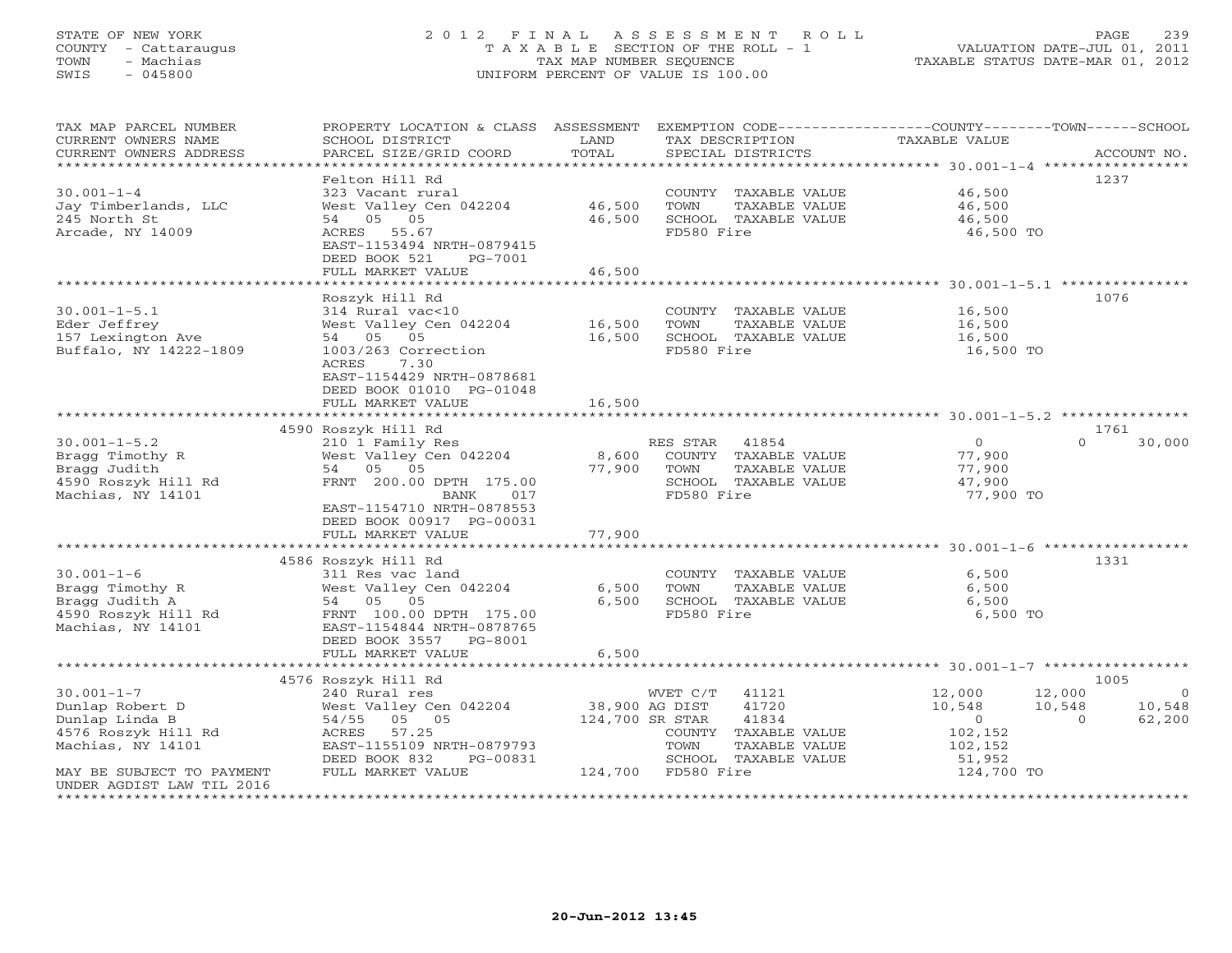STATE OF NEW YORK
COUNTY - Cattaraugus
TOWN - Machias
SWIS - 045800

# 2012 FINAL ASSESSMENT ROLL

TAXABLE SECTION OF THE ROLL - 1
TAX MAP NUMBER SEQUENCE
UNIFORM PERCENT OF VALUE IS 100.00

VALUATION DATE-JUL 01, 2011
TAXABLE STATUS DATE-MAR 01, 2012

| TAX MAP PARCEL NUMBER / CURRENT OWNERS NAME / CURRENT OWNERS ADDRESS | PROPERTY LOCATION & CLASS / SCHOOL DISTRICT / PARCEL SIZE/GRID COORD | ASSESSMENT LAND | TOTAL | EXEMPTION CODE / TAX DESCRIPTION / SPECIAL DISTRICTS | COUNTY TAXABLE VALUE | TOWN | SCHOOL | ACCOUNT NO. |
|---|---|---|---|---|---|---|---|---|
| 30.001-1-4 | Felton Hill Rd | | | | | | | 1237 |
| 30.001-1-4 | 323 Vacant rural | | | COUNTY TAXABLE VALUE | 46,500 | | | |
| Jay Timberlands, LLC | West Valley Cen 042204 | 46,500 | | TOWN TAXABLE VALUE | 46,500 | | | |
| 245 North St | 54 05 05 | | 46,500 | SCHOOL TAXABLE VALUE | 46,500 | | | |
| Arcade, NY 14009 | ACRES 55.67 | | | FD580 Fire | 46,500 TO | | | |
| | EAST-1153494 NRTH-0879415 | | | | | | | |
| | DEED BOOK 521 PG-7001 | | | | | | | |
| | FULL MARKET VALUE | | 46,500 | | | | | |
| 30.001-1-5.1 | Roszyk Hill Rd | | | | | | | 1076 |
| 30.001-1-5.1 | 314 Rural vac<10 | | | COUNTY TAXABLE VALUE | 16,500 | | | |
| Eder Jeffrey | West Valley Cen 042204 | 16,500 | | TOWN TAXABLE VALUE | 16,500 | | | |
| 157 Lexington Ave | 54 05 05 | | 16,500 | SCHOOL TAXABLE VALUE | 16,500 | | | |
| Buffalo, NY 14222-1809 | 1003/263 Correction | | | FD580 Fire | 16,500 TO | | | |
| | ACRES 7.30 | | | | | | | |
| | EAST-1154429 NRTH-0878681 | | | | | | | |
| | DEED BOOK 01010 PG-01048 | | | | | | | |
| | FULL MARKET VALUE | | 16,500 | | | | | |
| 30.001-1-5.2 | 4590 Roszyk Hill Rd | | | | | | | 1761 |
| 30.001-1-5.2 | 210 1 Family Res | | | RES STAR 41854 | 0 | 0 | 30,000 | |
| Bragg Timothy R | West Valley Cen 042204 | 8,600 | | COUNTY TAXABLE VALUE | 77,900 | | | |
| Bragg Judith | 54 05 05 | | 77,900 | TOWN TAXABLE VALUE | 77,900 | | | |
| 4590 Roszyk Hill Rd | FRNT 200.00 DPTH 175.00 | | | SCHOOL TAXABLE VALUE | 47,900 | | | |
| Machias, NY 14101 | BANK 017 | | | FD580 Fire | 77,900 TO | | | |
| | EAST-1154710 NRTH-0878553 | | | | | | | |
| | DEED BOOK 00917 PG-00031 | | | | | | | |
| | FULL MARKET VALUE | | 77,900 | | | | | |
| 30.001-1-6 | 4586 Roszyk Hill Rd | | | | | | | 1331 |
| 30.001-1-6 | 311 Res vac land | | | COUNTY TAXABLE VALUE | 6,500 | | | |
| Bragg Timothy R | West Valley Cen 042204 | 6,500 | | TOWN TAXABLE VALUE | 6,500 | | | |
| Bragg Judith A | 54 05 05 | | 6,500 | SCHOOL TAXABLE VALUE | 6,500 | | | |
| 4590 Roszyk Hill Rd | FRNT 100.00 DPTH 175.00 | | | FD580 Fire | 6,500 TO | | | |
| Machias, NY 14101 | EAST-1154844 NRTH-0878765 | | | | | | | |
| | DEED BOOK 3557 PG-8001 | | | | | | | |
| | FULL MARKET VALUE | | 6,500 | | | | | |
| 30.001-1-7 | 4576 Roszyk Hill Rd | | | | | | | 1005 |
| 30.001-1-7 | 240 Rural res | | | WVET C/T 41121 | 12,000 | 12,000 | 0 | |
| Dunlap Robert D | West Valley Cen 042204 | 38,900 | | AG DIST 41720 | 10,548 | 10,548 | 10,548 | |
| Dunlap Linda B | 54/55 05 05 | | 124,700 | SR STAR 41834 | 0 | 0 | 62,200 | |
| 4576 Roszyk Hill Rd | ACRES 57.25 | | | COUNTY TAXABLE VALUE | 102,152 | | | |
| Machias, NY 14101 | EAST-1155109 NRTH-0879793 | | | TOWN TAXABLE VALUE | 102,152 | | | |
| | DEED BOOK 832 PG-00831 | | | SCHOOL TAXABLE VALUE | 51,952 | | | |
| MAY BE SUBJECT TO PAYMENT UNDER AGDIST LAW TIL 2016 | FULL MARKET VALUE | | 124,700 | FD580 Fire | 124,700 TO | | | |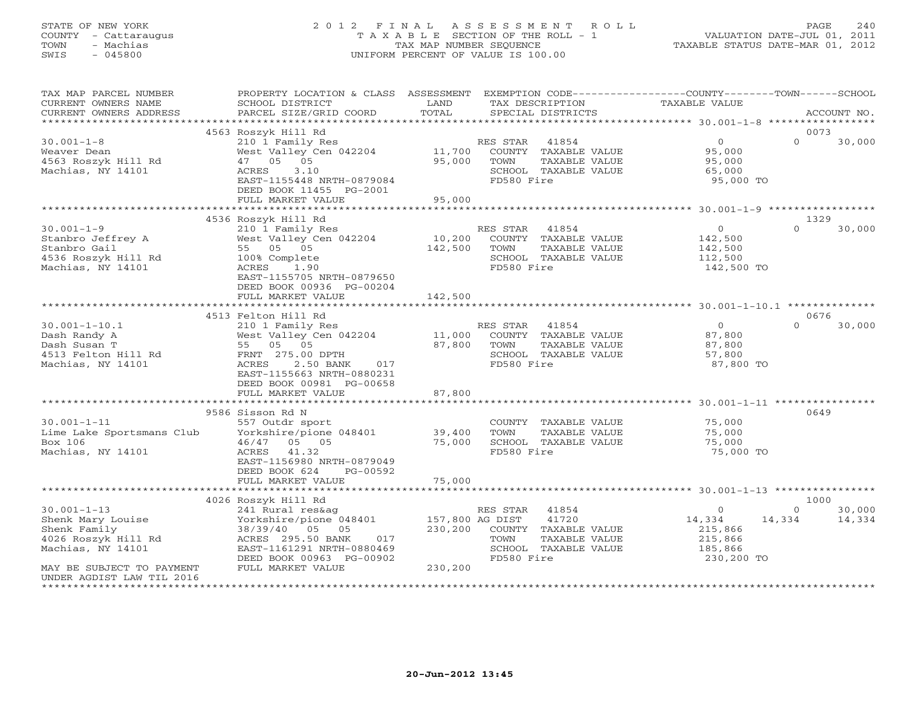STATE OF NEW YORK
COUNTY - Cattaraugus
TOWN - Machias
SWIS - 045800

# 2012 FINAL ASSESSMENT ROLL
TAXABLE SECTION OF THE ROLL - 1
TAX MAP NUMBER SEQUENCE
UNIFORM PERCENT OF VALUE IS 100.00

VALUATION DATE-JUL 01, 2011
TAXABLE STATUS DATE-MAR 01, 2012

| TAX MAP PARCEL NUMBER / CURRENT OWNERS NAME / CURRENT OWNERS ADDRESS | PROPERTY LOCATION & CLASS / SCHOOL DISTRICT / PARCEL SIZE/GRID COORD | ASSESSMENT LAND / TOTAL | EXEMPTION CODE / TAX DESCRIPTION / SPECIAL DISTRICTS | COUNTY TAXABLE VALUE | TOWN | SCHOOL / ACCOUNT NO. |
|---|---|---|---|---|---|---|
| | 4563 Roszyk Hill Rd | | | | | 0073 |
| 30.001-1-8 | 210 1 Family Res | | RES STAR 41854 | 0 | 0 | 30,000 |
| Weaver Dean | West Valley Cen 042204 | 11,700 | COUNTY TAXABLE VALUE | 95,000 | | |
| 4563 Roszyk Hill Rd | 47 05 05 | 95,000 | TOWN TAXABLE VALUE | 95,000 | | |
| Machias, NY 14101 | ACRES 3.10 | | SCHOOL TAXABLE VALUE | 65,000 | | |
| | EAST-1155448 NRTH-0879084 | | FD580 Fire | 95,000 TO | | |
| | DEED BOOK 11455 PG-2001 | | | | | |
| | FULL MARKET VALUE | 95,000 | | | | |
| | 4536 Roszyk Hill Rd | | | | | 1329 |
| 30.001-1-9 | 210 1 Family Res | | RES STAR 41854 | 0 | 0 | 30,000 |
| Stanbro Jeffrey A | West Valley Cen 042204 | 10,200 | COUNTY TAXABLE VALUE | 142,500 | | |
| Stanbro Gail | 55 05 05 | 142,500 | TOWN TAXABLE VALUE | 142,500 | | |
| 4536 Roszyk Hill Rd | 100% Complete | | SCHOOL TAXABLE VALUE | 112,500 | | |
| Machias, NY 14101 | ACRES 1.90 | | FD580 Fire | 142,500 TO | | |
| | EAST-1155705 NRTH-0879650 | | | | | |
| | DEED BOOK 00936 PG-00204 | | | | | |
| | FULL MARKET VALUE | 142,500 | | | | |
| | 4513 Felton Hill Rd | | | | | 0676 |
| 30.001-1-10.1 | 210 1 Family Res | | RES STAR 41854 | 0 | 0 | 30,000 |
| Dash Randy A | West Valley Cen 042204 | 11,000 | COUNTY TAXABLE VALUE | 87,800 | | |
| Dash Susan T | 55 05 05 | 87,800 | TOWN TAXABLE VALUE | 87,800 | | |
| 4513 Felton Hill Rd | FRNT 275.00 DPTH | | SCHOOL TAXABLE VALUE | 57,800 | | |
| Machias, NY 14101 | ACRES 2.50 BANK 017 | | FD580 Fire | 87,800 TO | | |
| | EAST-1155663 NRTH-0880231 | | | | | |
| | DEED BOOK 00981 PG-00658 | | | | | |
| | FULL MARKET VALUE | 87,800 | | | | |
| | 9586 Sisson Rd N | | | | | 0649 |
| 30.001-1-11 | 557 Outdr sport | | COUNTY TAXABLE VALUE | 75,000 | | |
| Lime Lake Sportsmans Club | Yorkshire/pione 048401 | 39,400 | TOWN TAXABLE VALUE | 75,000 | | |
| Box 106 | 46/47 05 05 | 75,000 | SCHOOL TAXABLE VALUE | 75,000 | | |
| Machias, NY 14101 | ACRES 41.32 | | FD580 Fire | 75,000 TO | | |
| | EAST-1156980 NRTH-0879049 | | | | | |
| | DEED BOOK 624 PG-00592 | | | | | |
| | FULL MARKET VALUE | 75,000 | | | | |
| | 4026 Roszyk Hill Rd | | | | | 1000 |
| 30.001-1-13 | 241 Rural res&ag | | RES STAR 41854 | 0 | 0 | 30,000 |
| Shenk Mary Louise | Yorkshire/pione 048401 | 157,800 | AG DIST 41720 | 14,334 | 14,334 | 14,334 |
| Shenk Family | 38/39/40 05 05 | 230,200 | COUNTY TAXABLE VALUE | 215,866 | | |
| 4026 Roszyk Hill Rd | ACRES 295.50 BANK 017 | | TOWN TAXABLE VALUE | 215,866 | | |
| Machias, NY 14101 | EAST-1161291 NRTH-0880469 | | SCHOOL TAXABLE VALUE | 185,866 | | |
| | DEED BOOK 00963 PG-00902 | | FD580 Fire | 230,200 TO | | |
| MAY BE SUBJECT TO PAYMENT | FULL MARKET VALUE | 230,200 | | | | |
| UNDER AGDIST LAW TIL 2016 | | | | | | |

20-Jun-2012 13:45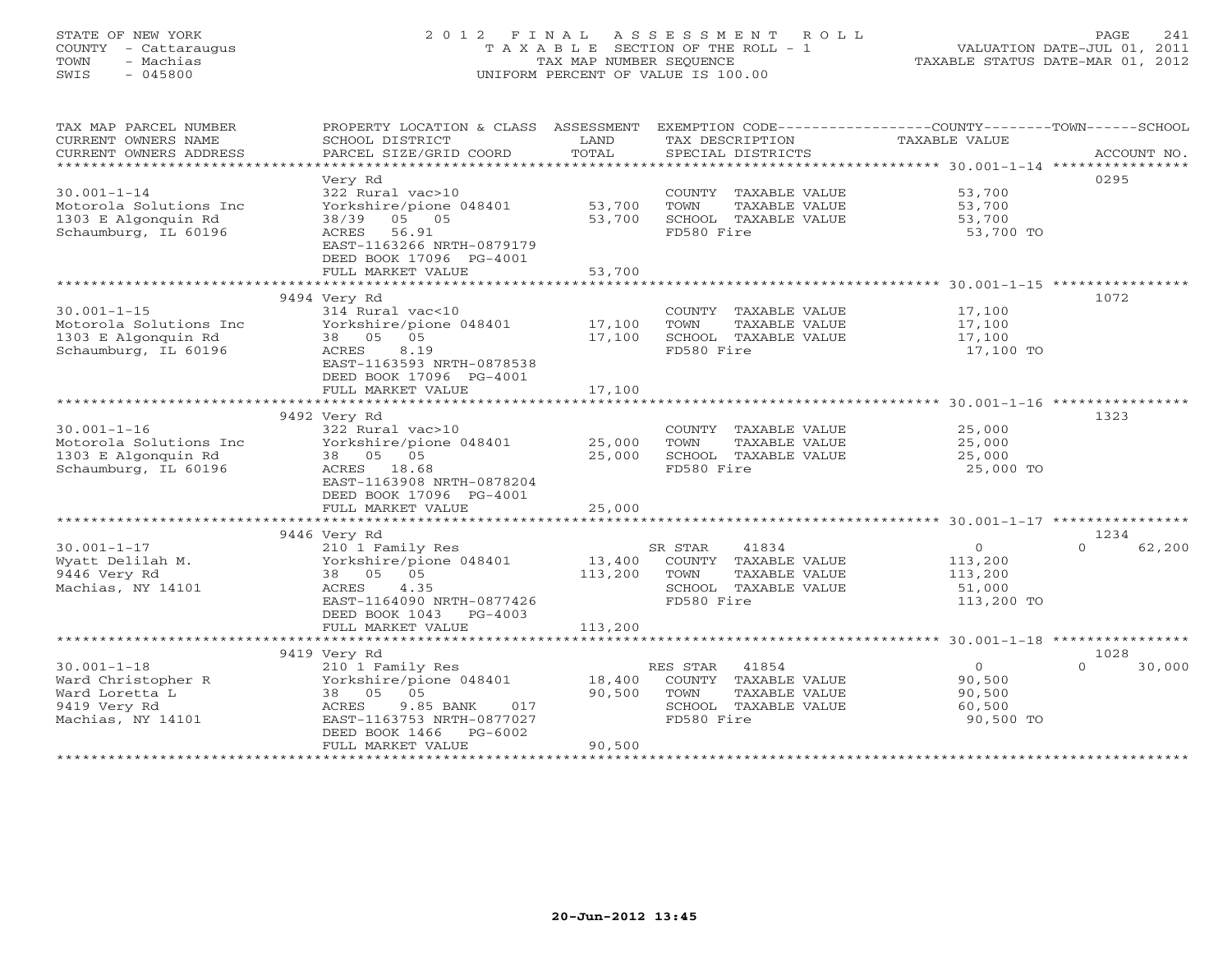STATE OF NEW YORK
COUNTY - Cattaraugus
TOWN - Machias
SWIS - 045800

2012 FINAL ASSESSMENT ROLL
TAXABLE SECTION OF THE ROLL - 1
TAX MAP NUMBER SEQUENCE
UNIFORM PERCENT OF VALUE IS 100.00

VALUATION DATE-JUL 01, 2011
TAXABLE STATUS DATE-MAR 01, 2012

| TAX MAP PARCEL NUMBER / CURRENT OWNERS NAME / CURRENT OWNERS ADDRESS | PROPERTY LOCATION & CLASS / SCHOOL DISTRICT / PARCEL SIZE/GRID COORD | ASSESSMENT LAND | TOTAL | EXEMPTION CODE / TAX DESCRIPTION / SPECIAL DISTRICTS | COUNTY--------TOWN------SCHOOL TAXABLE VALUE | ACCOUNT NO. |
|---|---|---|---|---|---|---|
| 30.001-1-14 | Very Rd | | | | | 0295 |
| | 322 Rural vac>10 | | | COUNTY TAXABLE VALUE | 53,700 | |
| Motorola Solutions Inc | Yorkshire/pione 048401 | 53,700 | | TOWN TAXABLE VALUE | 53,700 | |
| 1303 E Algonquin Rd | 38/39 05 05 | | 53,700 | SCHOOL TAXABLE VALUE | 53,700 | |
| Schaumburg, IL 60196 | ACRES 56.91 | | | FD580 Fire | 53,700 TO | |
| | EAST-1163266 NRTH-0879179 | | | | | |
| | DEED BOOK 17096 PG-4001 | | | | | |
| | FULL MARKET VALUE | | 53,700 | | | |
| 30.001-1-15 | 9494 Very Rd | | | | | 1072 |
| | 314 Rural vac<10 | | | COUNTY TAXABLE VALUE | 17,100 | |
| Motorola Solutions Inc | Yorkshire/pione 048401 | 17,100 | | TOWN TAXABLE VALUE | 17,100 | |
| 1303 E Algonquin Rd | 38 05 05 | | 17,100 | SCHOOL TAXABLE VALUE | 17,100 | |
| Schaumburg, IL 60196 | ACRES 8.19 | | | FD580 Fire | 17,100 TO | |
| | EAST-1163593 NRTH-0878538 | | | | | |
| | DEED BOOK 17096 PG-4001 | | | | | |
| | FULL MARKET VALUE | | 17,100 | | | |
| 30.001-1-16 | 9492 Very Rd | | | | | 1323 |
| | 322 Rural vac>10 | | | COUNTY TAXABLE VALUE | 25,000 | |
| Motorola Solutions Inc | Yorkshire/pione 048401 | 25,000 | | TOWN TAXABLE VALUE | 25,000 | |
| 1303 E Algonquin Rd | 38 05 05 | | 25,000 | SCHOOL TAXABLE VALUE | 25,000 | |
| Schaumburg, IL 60196 | ACRES 18.68 | | | FD580 Fire | 25,000 TO | |
| | EAST-1163908 NRTH-0878204 | | | | | |
| | DEED BOOK 17096 PG-4001 | | | | | |
| | FULL MARKET VALUE | | 25,000 | | | |
| 30.001-1-17 | 9446 Very Rd | | | | | 1234 |
| | 210 1 Family Res | | | SR STAR 41834 | 0 0 62,200 | |
| Wyatt Delilah M. | Yorkshire/pione 048401 | 13,400 | | COUNTY TAXABLE VALUE | 113,200 | |
| 9446 Very Rd | 38 05 05 | | 113,200 | TOWN TAXABLE VALUE | 113,200 | |
| Machias, NY 14101 | ACRES 4.35 | | | SCHOOL TAXABLE VALUE | 51,000 | |
| | EAST-1164090 NRTH-0877426 | | | FD580 Fire | 113,200 TO | |
| | DEED BOOK 1043 PG-4003 | | | | | |
| | FULL MARKET VALUE | | 113,200 | | | |
| 30.001-1-18 | 9419 Very Rd | | | | | 1028 |
| | 210 1 Family Res | | | RES STAR 41854 | 0 0 30,000 | |
| Ward Christopher R | Yorkshire/pione 048401 | 18,400 | | COUNTY TAXABLE VALUE | 90,500 | |
| Ward Loretta L | 38 05 05 | | 90,500 | TOWN TAXABLE VALUE | 90,500 | |
| 9419 Very Rd | ACRES 9.85 BANK 017 | | | SCHOOL TAXABLE VALUE | 60,500 | |
| Machias, NY 14101 | EAST-1163753 NRTH-0877027 | | | FD580 Fire | 90,500 TO | |
| | DEED BOOK 1466 PG-6002 | | | | | |
| | FULL MARKET VALUE | | 90,500 | | | |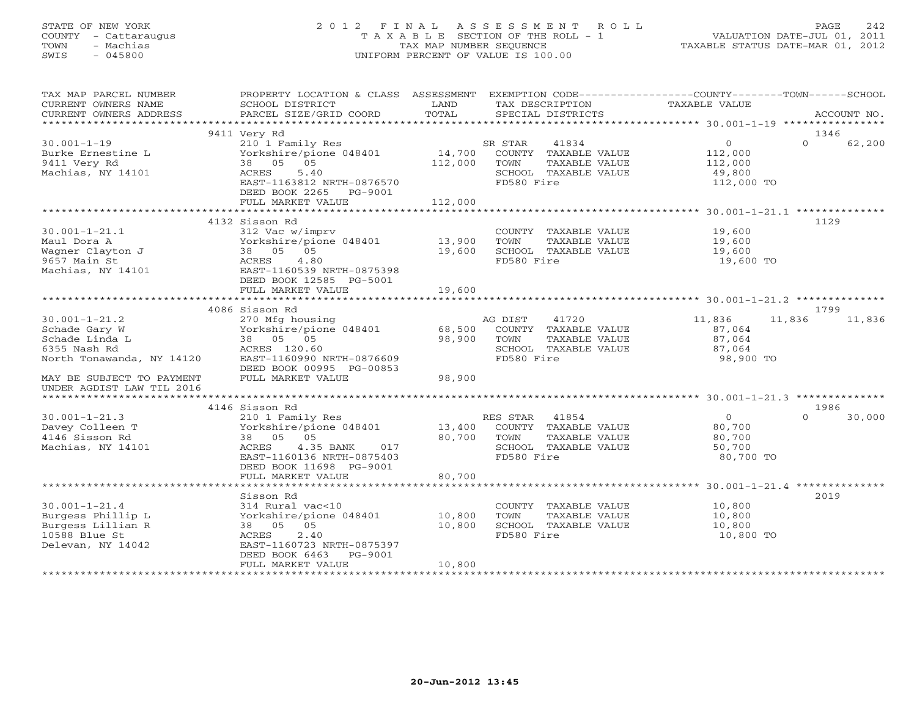STATE OF NEW YORK
COUNTY - Cattaraugus
TOWN - Machias
SWIS - 045800

2012 FINAL ASSESSMENT ROLL
TAXABLE SECTION OF THE ROLL - 1
TAX MAP NUMBER SEQUENCE
UNIFORM PERCENT OF VALUE IS 100.00

VALUATION DATE-JUL 01, 2011
TAXABLE STATUS DATE-MAR 01, 2012

| TAX MAP PARCEL NUMBER / CURRENT OWNERS NAME / CURRENT OWNERS ADDRESS | PROPERTY LOCATION & CLASS / SCHOOL DISTRICT / PARCEL SIZE/GRID COORD | ASSESSMENT LAND / TOTAL | EXEMPTION CODE / TAX DESCRIPTION / SPECIAL DISTRICTS | COUNTY TAXABLE VALUE | TOWN | SCHOOL | ACCOUNT NO. |
|---|---|---|---|---|---|---|---|
| 30.001-1-19 | 9411 Very Rd | | | | | | 1346 |
| 30.001-1-19 | 210 1 Family Res | | SR STAR 41834 | 0 | 0 | 62,200 | |
| Burke Ernestine L | Yorkshire/pione 048401 | 14,700 | COUNTY TAXABLE VALUE | 112,000 | | | |
| 9411 Very Rd | 38 05 05 | 112,000 | TOWN TAXABLE VALUE | 112,000 | | | |
| Machias, NY 14101 | ACRES 5.40 | | SCHOOL TAXABLE VALUE | 49,800 | | | |
| | EAST-1163812 NRTH-0876570 | | FD580 Fire | 112,000 TO | | | |
| | DEED BOOK 2265 PG-9001 | | | | | | |
| | FULL MARKET VALUE | 112,000 | | | | | |
| 30.001-1-21.1 | 4132 Sisson Rd | | | | | | 1129 |
| 30.001-1-21.1 | 312 Vac w/imprv | | COUNTY TAXABLE VALUE | 19,600 | | | |
| Maul Dora A | Yorkshire/pione 048401 | 13,900 | TOWN TAXABLE VALUE | 19,600 | | | |
| Wagner Clayton J | 38 05 05 | 19,600 | SCHOOL TAXABLE VALUE | 19,600 | | | |
| 9657 Main St | ACRES 4.80 | | FD580 Fire | 19,600 TO | | | |
| Machias, NY 14101 | EAST-1160539 NRTH-0875398 | | | | | | |
| | DEED BOOK 12585 PG-5001 | | | | | | |
| | FULL MARKET VALUE | 19,600 | | | | | |
| 30.001-1-21.2 | 4086 Sisson Rd | | | | | | 1799 |
| 30.001-1-21.2 | 270 Mfg housing | | AG DIST 41720 | 11,836 | 11,836 | 11,836 | |
| Schade Gary W | Yorkshire/pione 048401 | 68,500 | COUNTY TAXABLE VALUE | 87,064 | | | |
| Schade Linda L | 38 05 05 | 98,900 | TOWN TAXABLE VALUE | 87,064 | | | |
| 6355 Nash Rd | ACRES 120.60 | | SCHOOL TAXABLE VALUE | 87,064 | | | |
| North Tonawanda, NY 14120 | EAST-1160990 NRTH-0876609 | | FD580 Fire | 98,900 TO | | | |
| | DEED BOOK 00995 PG-00853 | | | | | | |
| MAY BE SUBJECT TO PAYMENT | FULL MARKET VALUE | 98,900 | | | | | |
| UNDER AGDIST LAW TIL 2016 | | | | | | | |
| 30.001-1-21.3 | 4146 Sisson Rd | | | | | | 1986 |
| 30.001-1-21.3 | 210 1 Family Res | | RES STAR 41854 | 0 | 0 | 30,000 | |
| Davey Colleen T | Yorkshire/pione 048401 | 13,400 | COUNTY TAXABLE VALUE | 80,700 | | | |
| 4146 Sisson Rd | 38 05 05 | 80,700 | TOWN TAXABLE VALUE | 80,700 | | | |
| Machias, NY 14101 | ACRES 4.35 BANK 017 | | SCHOOL TAXABLE VALUE | 50,700 | | | |
| | EAST-1160136 NRTH-0875403 | | FD580 Fire | 80,700 TO | | | |
| | DEED BOOK 11698 PG-9001 | | | | | | |
| | FULL MARKET VALUE | 80,700 | | | | | |
| 30.001-1-21.4 | Sisson Rd | | | | | | 2019 |
| 30.001-1-21.4 | 314 Rural vac<10 | | COUNTY TAXABLE VALUE | 10,800 | | | |
| Burgess Phillip L | Yorkshire/pione 048401 | 10,800 | TOWN TAXABLE VALUE | 10,800 | | | |
| Burgess Lillian R | 38 05 05 | 10,800 | SCHOOL TAXABLE VALUE | 10,800 | | | |
| 10588 Blue St | ACRES 2.40 | | FD580 Fire | 10,800 TO | | | |
| Delevan, NY 14042 | EAST-1160723 NRTH-0875397 | | | | | | |
| | DEED BOOK 6463 PG-9001 | | | | | | |
| | FULL MARKET VALUE | 10,800 | | | | | |

20-Jun-2012 13:45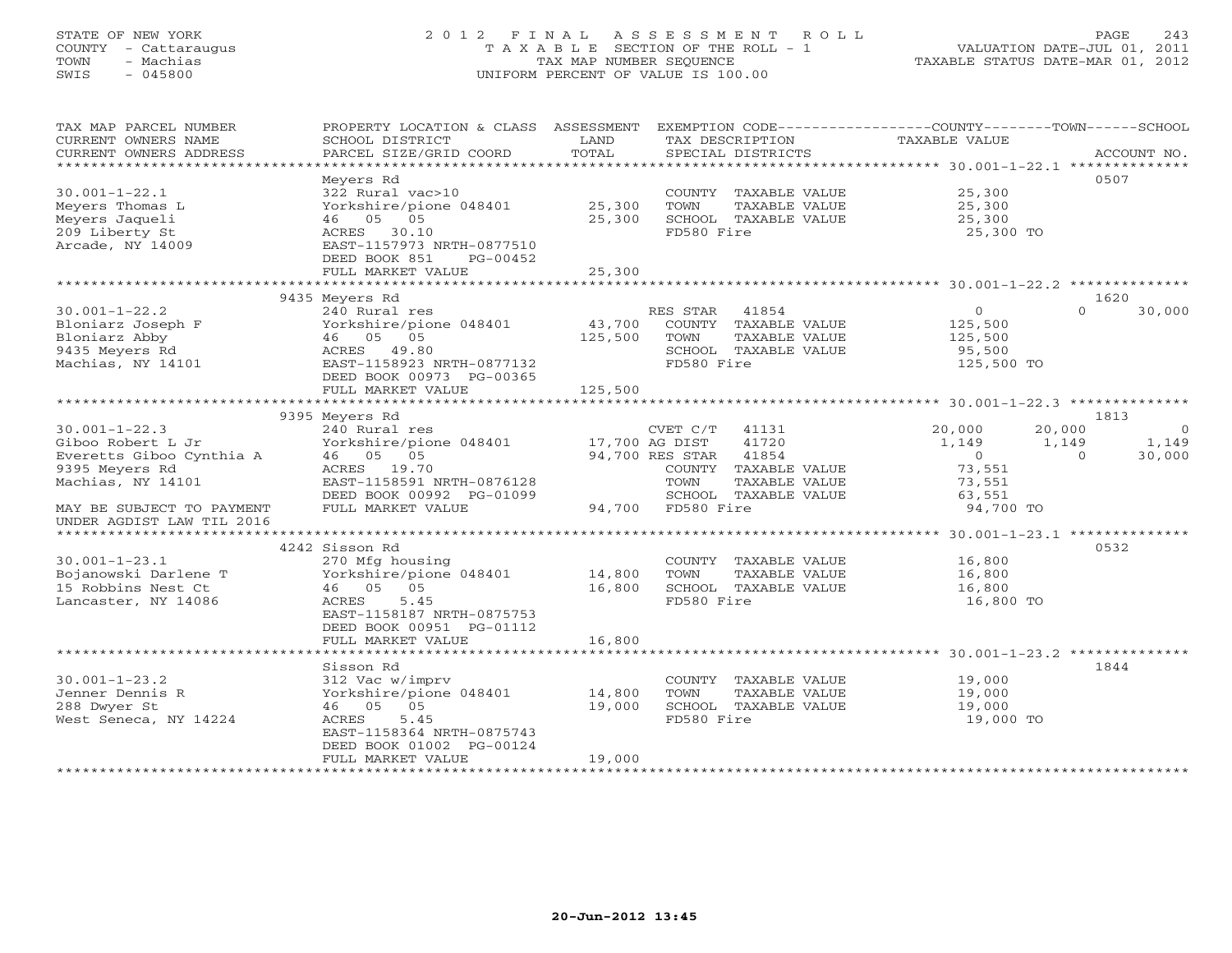STATE OF NEW YORK  
COUNTY - Cattaraugus  
TOWN - Machias  
SWIS - 045800

# 2012 FINAL ASSESSMENT ROLL

TAXABLE SECTION OF THE ROLL - 1  
TAX MAP NUMBER SEQUENCE  
UNIFORM PERCENT OF VALUE IS 100.00

VALUATION DATE-JUL 01, 2011  
TAXABLE STATUS DATE-MAR 01, 2012

| TAX MAP PARCEL NUMBER / CURRENT OWNERS NAME / CURRENT OWNERS ADDRESS | PROPERTY LOCATION & CLASS / SCHOOL DISTRICT / PARCEL SIZE/GRID COORD | ASSESSMENT LAND / TOTAL | EXEMPTION CODE / TAX DESCRIPTION / SPECIAL DISTRICTS | COUNTY TAXABLE VALUE | TOWN | SCHOOL | ACCOUNT NO. |
|---|---|---|---|---|---|---|---|
| **30.001-1-22.1** | Meyers Rd | | | | | | 0507 |
| Meyers Thomas L | 322 Rural vac>10 | | COUNTY TAXABLE VALUE | 25,300 | | | |
| Meyers Jaqueli | Yorkshire/pione 048401 | 25,300 | TOWN TAXABLE VALUE | 25,300 | | | |
| 209 Liberty St | 46 05 05 | 25,300 | SCHOOL TAXABLE VALUE | 25,300 | | | |
| Arcade, NY 14009 | ACRES 30.10 | | FD580 Fire | 25,300 TO | | | |
| | EAST-1157973 NRTH-0877510 | | | | | | |
| | DEED BOOK 851 PG-00452 | | | | | | |
| | FULL MARKET VALUE | 25,300 | | | | | |
| **30.001-1-22.2** | 9435 Meyers Rd | | | | | | 1620 |
| Bloniarz Joseph F | 240 Rural res | | RES STAR 41854 | 0 | 0 | 30,000 | |
| Bloniarz Abby | Yorkshire/pione 048401 | 43,700 | COUNTY TAXABLE VALUE | 125,500 | | | |
| 9435 Meyers Rd | 46 05 05 | 125,500 | TOWN TAXABLE VALUE | 125,500 | | | |
| Machias, NY 14101 | ACRES 49.80 | | SCHOOL TAXABLE VALUE | 95,500 | | | |
| | EAST-1158923 NRTH-0877132 | | FD580 Fire | 125,500 TO | | | |
| | DEED BOOK 00973 PG-00365 | | | | | | |
| | FULL MARKET VALUE | 125,500 | | | | | |
| **30.001-1-22.3** | 9395 Meyers Rd | | | | | | 1813 |
| Giboo Robert L Jr | 240 Rural res | | CVET C/T 41131 | 20,000 | 20,000 | 0 | |
| Everetts Giboo Cynthia A | Yorkshire/pione 048401 | 17,700 | AG DIST 41720 | 1,149 | 1,149 | 1,149 | |
| 9395 Meyers Rd | 46 05 05 | 94,700 | RES STAR 41854 | 0 | 0 | 30,000 | |
| Machias, NY 14101 | ACRES 19.70 | | COUNTY TAXABLE VALUE | 73,551 | | | |
| | EAST-1158591 NRTH-0876128 | | TOWN TAXABLE VALUE | 73,551 | | | |
| | DEED BOOK 00992 PG-01099 | | SCHOOL TAXABLE VALUE | 63,551 | | | |
| MAY BE SUBJECT TO PAYMENT | FULL MARKET VALUE | 94,700 | FD580 Fire | 94,700 TO | | | |
| UNDER AGDIST LAW TIL 2016 | | | | | | | |
| **30.001-1-23.1** | 4242 Sisson Rd | | | | | | 0532 |
| Bojanowski Darlene T | 270 Mfg housing | | COUNTY TAXABLE VALUE | 16,800 | | | |
| 15 Robbins Nest Ct | Yorkshire/pione 048401 | 14,800 | TOWN TAXABLE VALUE | 16,800 | | | |
| Lancaster, NY 14086 | 46 05 05 | 16,800 | SCHOOL TAXABLE VALUE | 16,800 | | | |
| | ACRES 5.45 | | FD580 Fire | 16,800 TO | | | |
| | EAST-1158187 NRTH-0875753 | | | | | | |
| | DEED BOOK 00951 PG-01112 | | | | | | |
| | FULL MARKET VALUE | 16,800 | | | | | |
| **30.001-1-23.2** | Sisson Rd | | | | | | 1844 |
| Jenner Dennis R | 312 Vac w/imprv | | COUNTY TAXABLE VALUE | 19,000 | | | |
| 288 Dwyer St | Yorkshire/pione 048401 | 14,800 | TOWN TAXABLE VALUE | 19,000 | | | |
| West Seneca, NY 14224 | 46 05 05 | 19,000 | SCHOOL TAXABLE VALUE | 19,000 | | | |
| | ACRES 5.45 | | FD580 Fire | 19,000 TO | | | |
| | EAST-1158364 NRTH-0875743 | | | | | | |
| | DEED BOOK 01002 PG-00124 | | | | | | |
| | FULL MARKET VALUE | 19,000 | | | | | |

20-Jun-2012 13:45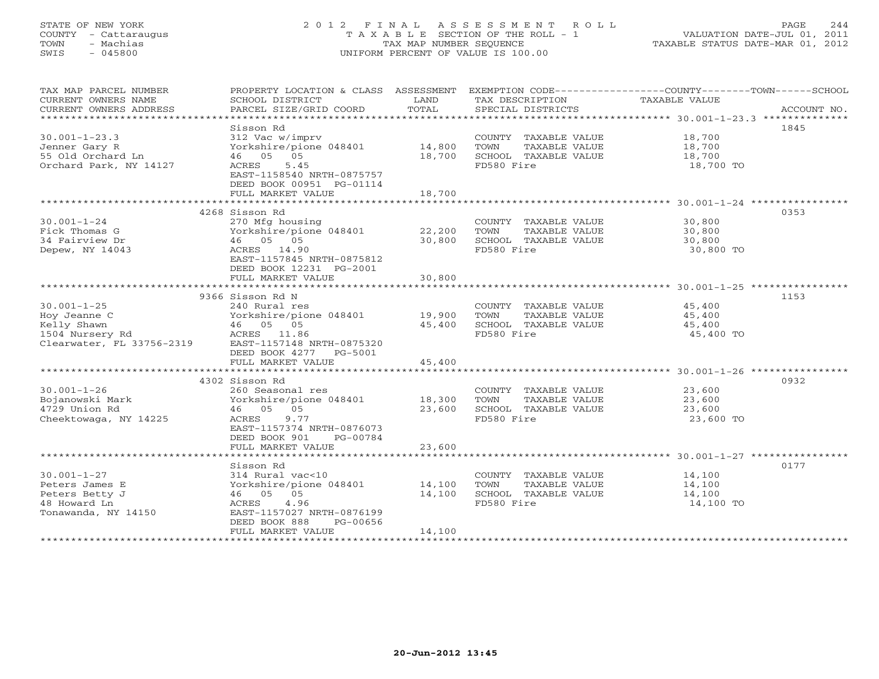STATE OF NEW YORK
COUNTY - Cattaraugus
TOWN - Machias
SWIS - 045800

# 2012 FINAL ASSESSMENT ROLL
TAXABLE SECTION OF THE ROLL - 1
TAX MAP NUMBER SEQUENCE
UNIFORM PERCENT OF VALUE IS 100.00

VALUATION DATE-JUL 01, 2011
TAXABLE STATUS DATE-MAR 01, 2012

| TAX MAP PARCEL NUMBER / CURRENT OWNERS NAME / CURRENT OWNERS ADDRESS | PROPERTY LOCATION & CLASS / SCHOOL DISTRICT / PARCEL SIZE/GRID COORD | ASSESSMENT LAND | TOTAL | EXEMPTION CODE / TAX DESCRIPTION / SPECIAL DISTRICTS | TAXABLE VALUE | ACCOUNT NO. |
|---|---|---|---|---|---|---|
| **30.001-1-23.3** | Sisson Rd | | | | | 1845 |
| 30.001-1-23.3 | 312 Vac w/imprv | | | COUNTY TAXABLE VALUE | 18,700 | |
| Jenner Gary R | Yorkshire/pione 048401 | 14,800 | | TOWN TAXABLE VALUE | 18,700 | |
| 55 Old Orchard Ln | 46 05 05 | | 18,700 | SCHOOL TAXABLE VALUE | 18,700 | |
| Orchard Park, NY 14127 | ACRES 5.45 | | | FD580 Fire | 18,700 TO | |
| | EAST-1158540 NRTH-0875757 | | | | | |
| | DEED BOOK 00951 PG-01114 | | | | | |
| | FULL MARKET VALUE | | 18,700 | | | |
| **30.001-1-24** | 4268 Sisson Rd | | | | | 0353 |
| 30.001-1-24 | 270 Mfg housing | | | COUNTY TAXABLE VALUE | 30,800 | |
| Fick Thomas G | Yorkshire/pione 048401 | 22,200 | | TOWN TAXABLE VALUE | 30,800 | |
| 34 Fairview Dr | 46 05 05 | | 30,800 | SCHOOL TAXABLE VALUE | 30,800 | |
| Depew, NY 14043 | ACRES 14.90 | | | FD580 Fire | 30,800 TO | |
| | EAST-1157845 NRTH-0875812 | | | | | |
| | DEED BOOK 12231 PG-2001 | | | | | |
| | FULL MARKET VALUE | | 30,800 | | | |
| **30.001-1-25** | 9366 Sisson Rd N | | | | | 1153 |
| 30.001-1-25 | 240 Rural res | | | COUNTY TAXABLE VALUE | 45,400 | |
| Hoy Jeanne C | Yorkshire/pione 048401 | 19,900 | | TOWN TAXABLE VALUE | 45,400 | |
| Kelly Shawn | 46 05 05 | | 45,400 | SCHOOL TAXABLE VALUE | 45,400 | |
| 1504 Nursery Rd | ACRES 11.86 | | | FD580 Fire | 45,400 TO | |
| Clearwater, FL 33756-2319 | EAST-1157148 NRTH-0875320 | | | | | |
| | DEED BOOK 4277 PG-5001 | | | | | |
| | FULL MARKET VALUE | | 45,400 | | | |
| **30.001-1-26** | 4302 Sisson Rd | | | | | 0932 |
| 30.001-1-26 | 260 Seasonal res | | | COUNTY TAXABLE VALUE | 23,600 | |
| Bojanowski Mark | Yorkshire/pione 048401 | 18,300 | | TOWN TAXABLE VALUE | 23,600 | |
| 4729 Union Rd | 46 05 05 | | 23,600 | SCHOOL TAXABLE VALUE | 23,600 | |
| Cheektowaga, NY 14225 | ACRES 9.77 | | | FD580 Fire | 23,600 TO | |
| | EAST-1157374 NRTH-0876073 | | | | | |
| | DEED BOOK 901 PG-00784 | | | | | |
| | FULL MARKET VALUE | | 23,600 | | | |
| **30.001-1-27** | Sisson Rd | | | | | 0177 |
| 30.001-1-27 | 314 Rural vac<10 | | | COUNTY TAXABLE VALUE | 14,100 | |
| Peters James E | Yorkshire/pione 048401 | 14,100 | | TOWN TAXABLE VALUE | 14,100 | |
| Peters Betty J | 46 05 05 | | 14,100 | SCHOOL TAXABLE VALUE | 14,100 | |
| 48 Howard Ln | ACRES 4.96 | | | FD580 Fire | 14,100 TO | |
| Tonawanda, NY 14150 | EAST-1157027 NRTH-0876199 | | | | | |
| | DEED BOOK 888 PG-00656 | | | | | |
| | FULL MARKET VALUE | | 14,100 | | | |

20-Jun-2012 13:45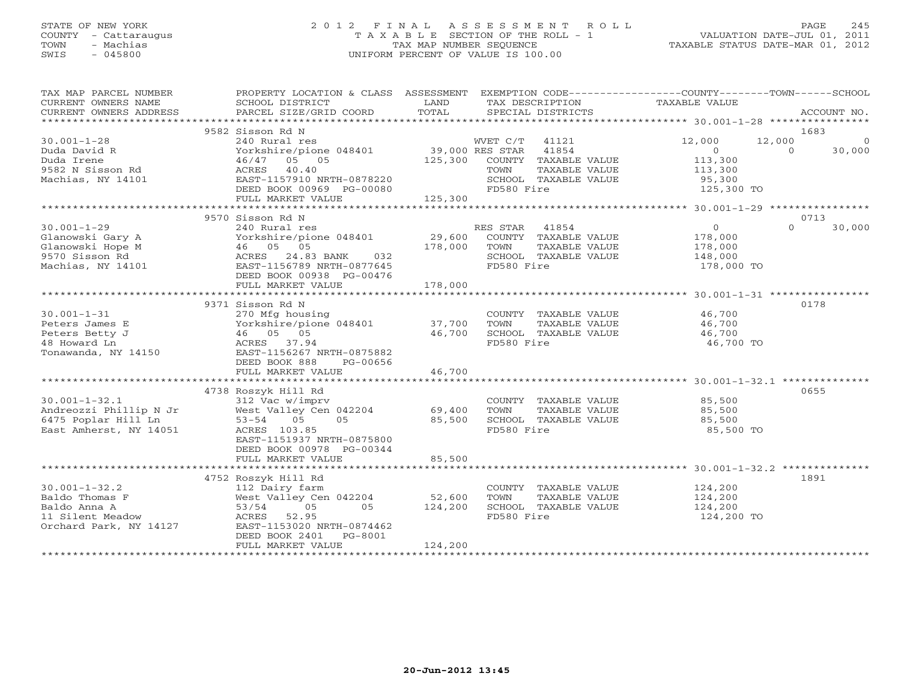STATE OF NEW YORK
COUNTY - Cattaraugus
TOWN - Machias
SWIS - 045800

2 0 1 2 F I N A L A S S E S S M E N T R O L L
T A X A B L E SECTION OF THE ROLL - 1
TAX MAP NUMBER SEQUENCE
UNIFORM PERCENT OF VALUE IS 100.00

VALUATION DATE-JUL 01, 2011
TAXABLE STATUS DATE-MAR 01, 2012

| TAX MAP PARCEL NUMBER / CURRENT OWNERS NAME / CURRENT OWNERS ADDRESS | PROPERTY LOCATION & CLASS / SCHOOL DISTRICT / PARCEL SIZE/GRID COORD | ASSESSMENT LAND / TOTAL | EXEMPTION CODE / TAX DESCRIPTION / SPECIAL DISTRICTS | COUNTY | TOWN | SCHOOL | ACCOUNT NO. |
|---|---|---|---|---|---|---|---|
| 30.001-1-28 | 9582 Sisson Rd N | | | | | | 1683 |
| 30.001-1-28 | 240 Rural res | | WVET C/T 41121 | 12,000 | 12,000 | 0 | |
| Duda David R | Yorkshire/pione 048401 | 39,000 | RES STAR 41854 | 0 | 0 | 30,000 | |
| Duda Irene | 46/47 05 05 | 125,300 | COUNTY TAXABLE VALUE | 113,300 | | | |
| 9582 N Sisson Rd | ACRES 40.40 | | TOWN TAXABLE VALUE | | 113,300 | | |
| Machias, NY 14101 | EAST-1157910 NRTH-0878220 | | SCHOOL TAXABLE VALUE | | | 95,300 | |
| | DEED BOOK 00969 PG-00080 | | FD580 Fire | 125,300 TO | | | |
| | FULL MARKET VALUE | 125,300 | | | | | |
| 30.001-1-29 | 9570 Sisson Rd N | | | | | | 0713 |
| 30.001-1-29 | 240 Rural res | | RES STAR 41854 | 0 | 0 | 30,000 | |
| Glanowski Gary A | Yorkshire/pione 048401 | 29,600 | COUNTY TAXABLE VALUE | 178,000 | | | |
| Glanowski Hope M | 46 05 05 | 178,000 | TOWN TAXABLE VALUE | | 178,000 | | |
| 9570 Sisson Rd | ACRES 24.83 BANK 032 | | SCHOOL TAXABLE VALUE | | | 148,000 | |
| Machias, NY 14101 | EAST-1156789 NRTH-0877645 | | FD580 Fire | 178,000 TO | | | |
| | DEED BOOK 00938 PG-00476 | | | | | | |
| | FULL MARKET VALUE | 178,000 | | | | | |
| 30.001-1-31 | 9371 Sisson Rd N | | | | | | 0178 |
| 30.001-1-31 | 270 Mfg housing | | COUNTY TAXABLE VALUE | 46,700 | | | |
| Peters James E | Yorkshire/pione 048401 | 37,700 | TOWN TAXABLE VALUE | | 46,700 | | |
| Peters Betty J | 46 05 05 | 46,700 | SCHOOL TAXABLE VALUE | | | 46,700 | |
| 48 Howard Ln | ACRES 37.94 | | FD580 Fire | 46,700 TO | | | |
| Tonawanda, NY 14150 | EAST-1156267 NRTH-0875882 | | | | | | |
| | DEED BOOK 888 PG-00656 | | | | | | |
| | FULL MARKET VALUE | 46,700 | | | | | |
| 30.001-1-32.1 | 4738 Roszyk Hill Rd | | | | | | 0655 |
| 30.001-1-32.1 | 312 Vac w/imprv | | COUNTY TAXABLE VALUE | 85,500 | | | |
| Andreozzi Phillip N Jr | West Valley Cen 042204 | 69,400 | TOWN TAXABLE VALUE | | 85,500 | | |
| 6475 Poplar Hill Ln | 53-54 05 05 | 85,500 | SCHOOL TAXABLE VALUE | | | 85,500 | |
| East Amherst, NY 14051 | ACRES 103.85 | | FD580 Fire | 85,500 TO | | | |
| | EAST-1151937 NRTH-0875800 | | | | | | |
| | DEED BOOK 00978 PG-00344 | | | | | | |
| | FULL MARKET VALUE | 85,500 | | | | | |
| 30.001-1-32.2 | 4752 Roszyk Hill Rd | | | | | | 1891 |
| 30.001-1-32.2 | 112 Dairy farm | | COUNTY TAXABLE VALUE | 124,200 | | | |
| Baldo Thomas F | West Valley Cen 042204 | 52,600 | TOWN TAXABLE VALUE | | 124,200 | | |
| Baldo Anna A | 53/54 05 05 | 124,200 | SCHOOL TAXABLE VALUE | | | 124,200 | |
| 11 Silent Meadow | ACRES 52.95 | | FD580 Fire | 124,200 TO | | | |
| Orchard Park, NY 14127 | EAST-1153020 NRTH-0874462 | | | | | | |
| | DEED BOOK 2401 PG-8001 | | | | | | |
| | FULL MARKET VALUE | 124,200 | | | | | |

20-Jun-2012 13:45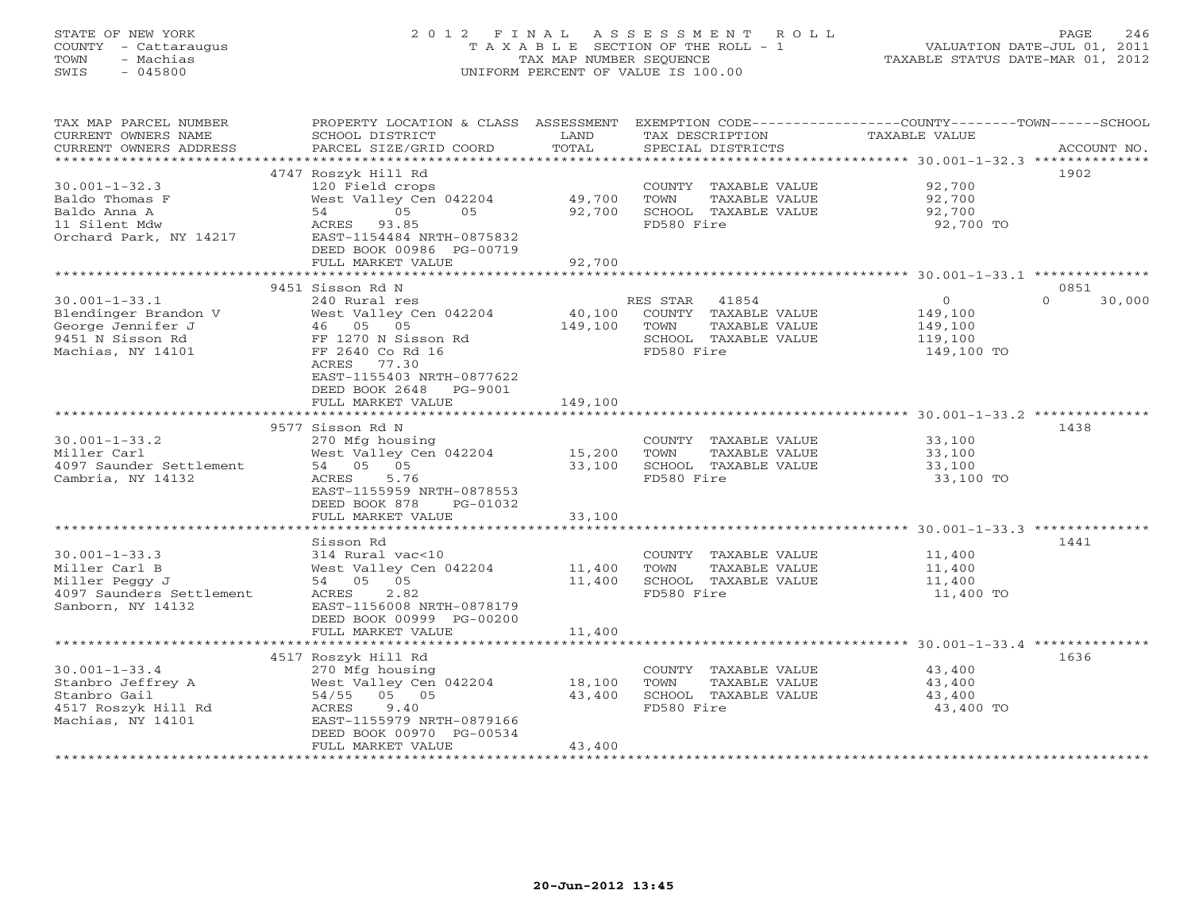STATE OF NEW YORK
COUNTY - Cattaraugus
TOWN - Machias
SWIS - 045800

2 0 1 2 F I N A L A S S E S S M E N T R O L L
T A X A B L E SECTION OF THE ROLL - 1
TAX MAP NUMBER SEQUENCE
UNIFORM PERCENT OF VALUE IS 100.00

VALUATION DATE-JUL 01, 2011
TAXABLE STATUS DATE-MAR 01, 2012

| TAX MAP PARCEL NUMBER / CURRENT OWNERS NAME / CURRENT OWNERS ADDRESS | PROPERTY LOCATION & CLASS / SCHOOL DISTRICT / PARCEL SIZE/GRID COORD | ASSESSMENT LAND | TOTAL | EXEMPTION CODE / TAX DESCRIPTION / SPECIAL DISTRICTS | COUNTY / TOWN / SCHOOL TAXABLE VALUE | ACCOUNT NO. |
|---|---|---|---|---|---|---|
| | 4747 Roszyk Hill Rd | | | | | 1902 |
| 30.001-1-32.3 | 120 Field crops | | | COUNTY TAXABLE VALUE | 92,700 | |
| Baldo Thomas F | West Valley Cen 042204 | 49,700 | | TOWN TAXABLE VALUE | 92,700 | |
| Baldo Anna A | 54 05 05 | | 92,700 | SCHOOL TAXABLE VALUE | 92,700 | |
| 11 Silent Mdw | ACRES 93.85 | | | FD580 Fire | 92,700 TO | |
| Orchard Park, NY 14217 | EAST-1154484 NRTH-0875832 | | | | | |
| | DEED BOOK 00986 PG-00719 | | | | | |
| | FULL MARKET VALUE | | 92,700 | | | |
| | 9451 Sisson Rd N | | | | | 0851 |
| 30.001-1-33.1 | 240 Rural res | | | RES STAR 41854 | 0 0 30,000 | |
| Blendinger Brandon V | West Valley Cen 042204 | 40,100 | | COUNTY TAXABLE VALUE | 149,100 | |
| George Jennifer J | 46 05 05 | | 149,100 | TOWN TAXABLE VALUE | 149,100 | |
| 9451 N Sisson Rd | FF 1270 N Sisson Rd | | | SCHOOL TAXABLE VALUE | 119,100 | |
| Machias, NY 14101 | FF 2640 Co Rd 16 | | | FD580 Fire | 149,100 TO | |
| | ACRES 77.30 | | | | | |
| | EAST-1155403 NRTH-0877622 | | | | | |
| | DEED BOOK 2648 PG-9001 | | | | | |
| | FULL MARKET VALUE | | 149,100 | | | |
| | 9577 Sisson Rd N | | | | | 1438 |
| 30.001-1-33.2 | 270 Mfg housing | | | COUNTY TAXABLE VALUE | 33,100 | |
| Miller Carl | West Valley Cen 042204 | 15,200 | | TOWN TAXABLE VALUE | 33,100 | |
| 4097 Saunder Settlement | 54 05 05 | | 33,100 | SCHOOL TAXABLE VALUE | 33,100 | |
| Cambria, NY 14132 | ACRES 5.76 | | | FD580 Fire | 33,100 TO | |
| | EAST-1155959 NRTH-0878553 | | | | | |
| | DEED BOOK 878 PG-01032 | | | | | |
| | FULL MARKET VALUE | | 33,100 | | | |
| | Sisson Rd | | | | | 1441 |
| 30.001-1-33.3 | 314 Rural vac<10 | | | COUNTY TAXABLE VALUE | 11,400 | |
| Miller Carl B | West Valley Cen 042204 | 11,400 | | TOWN TAXABLE VALUE | 11,400 | |
| Miller Peggy J | 54 05 05 | | 11,400 | SCHOOL TAXABLE VALUE | 11,400 | |
| 4097 Saunders Settlement | ACRES 2.82 | | | FD580 Fire | 11,400 TO | |
| Sanborn, NY 14132 | EAST-1156008 NRTH-0878179 | | | | | |
| | DEED BOOK 00999 PG-00200 | | | | | |
| | FULL MARKET VALUE | | 11,400 | | | |
| | 4517 Roszyk Hill Rd | | | | | 1636 |
| 30.001-1-33.4 | 270 Mfg housing | | | COUNTY TAXABLE VALUE | 43,400 | |
| Stanbro Jeffrey A | West Valley Cen 042204 | 18,100 | | TOWN TAXABLE VALUE | 43,400 | |
| Stanbro Gail | 54/55 05 05 | | 43,400 | SCHOOL TAXABLE VALUE | 43,400 | |
| 4517 Roszyk Hill Rd | ACRES 9.40 | | | FD580 Fire | 43,400 TO | |
| Machias, NY 14101 | EAST-1155979 NRTH-0879166 | | | | | |
| | DEED BOOK 00970 PG-00534 | | | | | |
| | FULL MARKET VALUE | | 43,400 | | | |

20-Jun-2012 13:45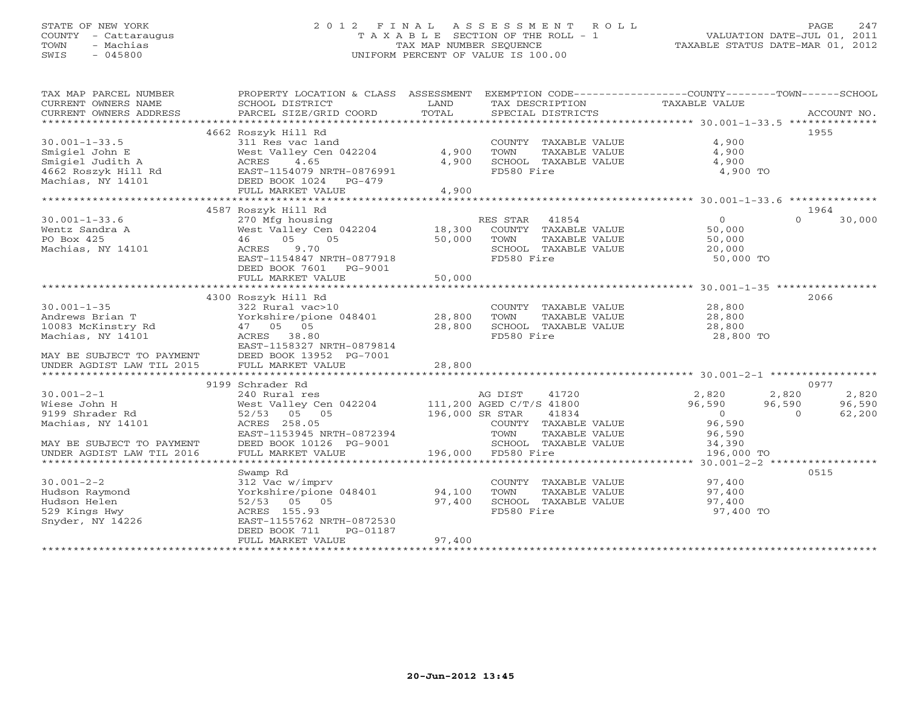STATE OF NEW YORK
COUNTY - Cattaraugus
TOWN - Machias
SWIS - 045800

# 2012 FINAL ASSESSMENT ROLL

TAXABLE SECTION OF THE ROLL - 1
TAX MAP NUMBER SEQUENCE
UNIFORM PERCENT OF VALUE IS 100.00

VALUATION DATE-JUL 01, 2011
TAXABLE STATUS DATE-MAR 01, 2012

| TAX MAP PARCEL NUMBER / CURRENT OWNERS NAME / CURRENT OWNERS ADDRESS | PROPERTY LOCATION & CLASS / SCHOOL DISTRICT / PARCEL SIZE/GRID COORD | ASSESSMENT LAND | TOTAL | EXEMPTION CODE / TAX DESCRIPTION / SPECIAL DISTRICTS | COUNTY TAXABLE VALUE | TOWN | SCHOOL | ACCOUNT NO. |
|---|---|---|---|---|---|---|---|---|
| | 4662 Roszyk Hill Rd | | | | | | | 1955 |
| 30.001-1-33.5 | 311 Res vac land | | | COUNTY TAXABLE VALUE | 4,900 | | | |
| Smigiel John E | West Valley Cen 042204 | 4,900 | | TOWN TAXABLE VALUE | 4,900 | | | |
| Smigiel Judith A | ACRES 4.65 | | 4,900 | SCHOOL TAXABLE VALUE | 4,900 | | | |
| 4662 Roszyk Hill Rd | EAST-1154079 NRTH-0876991 | | | FD580 Fire | 4,900 TO | | | |
| Machias, NY 14101 | DEED BOOK 1024 PG-479 | | | | | | | |
| | FULL MARKET VALUE | | 4,900 | | | | | |
| | 4587 Roszyk Hill Rd | | | | | | | 1964 |
| 30.001-1-33.6 | 270 Mfg housing | | | RES STAR 41854 | 0 | 0 | 30,000 | |
| Wentz Sandra A | West Valley Cen 042204 | 18,300 | | COUNTY TAXABLE VALUE | 50,000 | | | |
| PO Box 425 | 46 05 05 | | 50,000 | TOWN TAXABLE VALUE | 50,000 | | | |
| Machias, NY 14101 | ACRES 9.70 | | | SCHOOL TAXABLE VALUE | 20,000 | | | |
| | EAST-1154847 NRTH-0877918 | | | FD580 Fire | 50,000 TO | | | |
| | DEED BOOK 7601 PG-9001 | | | | | | | |
| | FULL MARKET VALUE | | 50,000 | | | | | |
| | 4300 Roszyk Hill Rd | | | | | | | 2066 |
| 30.001-1-35 | 322 Rural vac>10 | | | COUNTY TAXABLE VALUE | 28,800 | | | |
| Andrews Brian T | Yorkshire/pione 048401 | 28,800 | | TOWN TAXABLE VALUE | 28,800 | | | |
| 10083 McKinstry Rd | 47 05 05 | | 28,800 | SCHOOL TAXABLE VALUE | 28,800 | | | |
| Machias, NY 14101 | ACRES 38.80 | | | FD580 Fire | 28,800 TO | | | |
| | EAST-1158327 NRTH-0879814 | | | | | | | |
| MAY BE SUBJECT TO PAYMENT | DEED BOOK 13952 PG-7001 | | | | | | | |
| UNDER AGDIST LAW TIL 2015 | FULL MARKET VALUE | | 28,800 | | | | | |
| | 9199 Schrader Rd | | | | | | | 0977 |
| 30.001-2-1 | 240 Rural res | | | AG DIST 41720 | 2,820 | 2,820 | 2,820 | |
| Wiese John H | West Valley Cen 042204 | 111,200 | | AGED C/T/S 41800 | 96,590 | 96,590 | 96,590 | |
| 9199 Shrader Rd | 52/53 05 05 | | 196,000 | SR STAR 41834 | 0 | 0 | 62,200 | |
| Machias, NY 14101 | ACRES 258.05 | | | COUNTY TAXABLE VALUE | 96,590 | | | |
| | EAST-1153945 NRTH-0872394 | | | TOWN TAXABLE VALUE | 96,590 | | | |
| MAY BE SUBJECT TO PAYMENT | DEED BOOK 10126 PG-9001 | | | SCHOOL TAXABLE VALUE | 34,390 | | | |
| UNDER AGDIST LAW TIL 2016 | FULL MARKET VALUE | | 196,000 | FD580 Fire | 196,000 TO | | | |
| | Swamp Rd | | | | | | | 0515 |
| 30.001-2-2 | 312 Vac w/imprv | | | COUNTY TAXABLE VALUE | 97,400 | | | |
| Hudson Raymond | Yorkshire/pione 048401 | 94,100 | | TOWN TAXABLE VALUE | 97,400 | | | |
| Hudson Helen | 52/53 05 05 | | 97,400 | SCHOOL TAXABLE VALUE | 97,400 | | | |
| 529 Kings Hwy | ACRES 155.93 | | | FD580 Fire | 97,400 TO | | | |
| Snyder, NY 14226 | EAST-1155762 NRTH-0872530 | | | | | | | |
| | DEED BOOK 711 PG-01187 | | | | | | | |
| | FULL MARKET VALUE | | 97,400 | | | | | |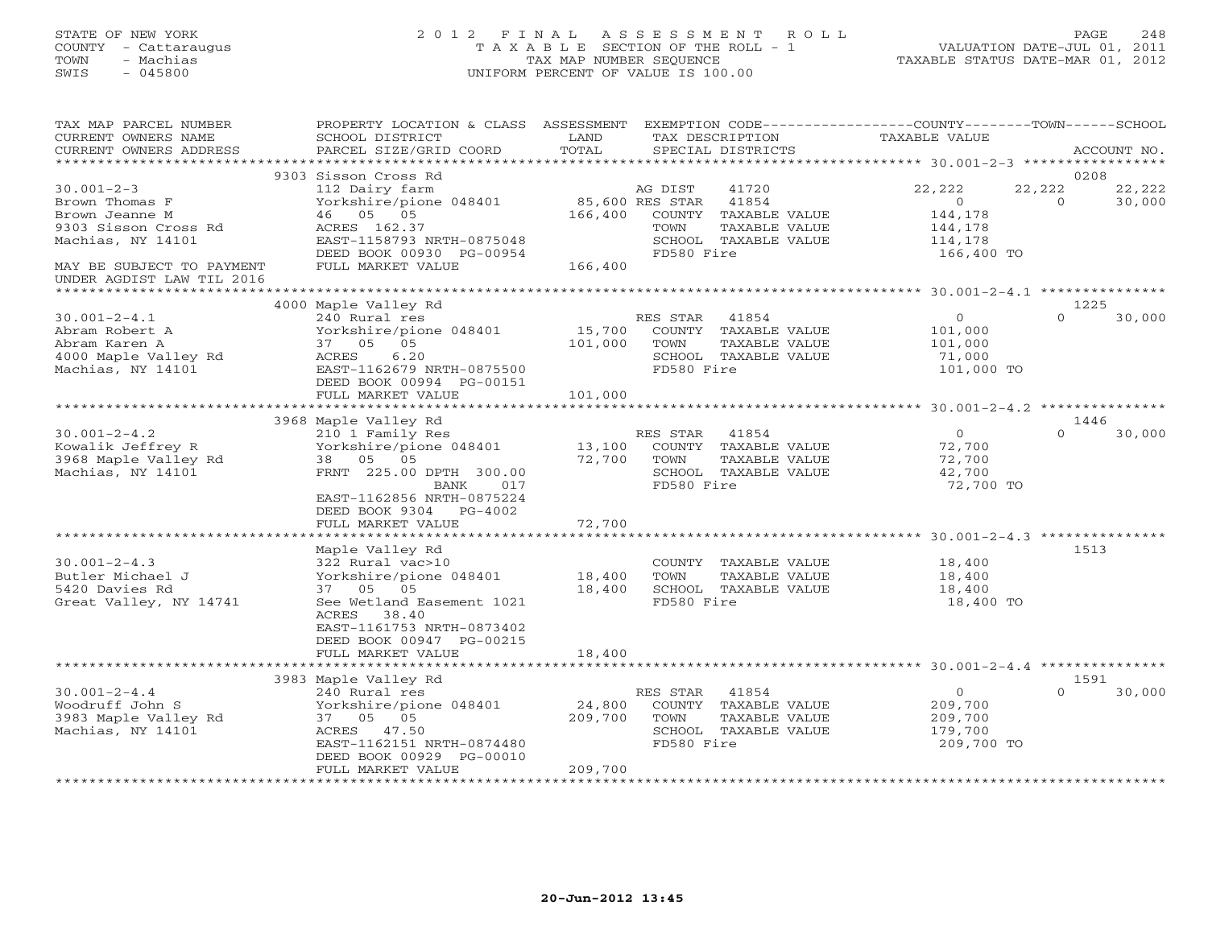STATE OF NEW YORK
COUNTY - Cattaraugus
TOWN - Machias
SWIS - 045800

2 0 1 2 F I N A L A S S E S S M E N T R O L L
T A X A B L E SECTION OF THE ROLL - 1
TAX MAP NUMBER SEQUENCE
UNIFORM PERCENT OF VALUE IS 100.00

VALUATION DATE-JUL 01, 2011
TAXABLE STATUS DATE-MAR 01, 2012

```
TAX MAP PARCEL NUMBER          PROPERTY LOCATION & CLASS  ASSESSMENT  EXEMPTION CODE-----------------COUNTY--------TOWN------SCHOOL
CURRENT OWNERS NAME            SCHOOL DISTRICT               LAND      TAX DESCRIPTION              TAXABLE VALUE
CURRENT OWNERS ADDRESS         PARCEL SIZE/GRID COORD        TOTAL     SPECIAL DISTRICTS                                        ACCOUNT NO.
******************************************************************************************************* 30.001-2-3 *****************
                               9303 Sisson Cross Rd                                                                                 0208
30.001-2-3                     112 Dairy farm                        AG DIST     41720             22,222       22,222        22,222
Brown Thomas F                 Yorkshire/pione 048401     85,600 RES STAR    41854                  0            0        30,000
Brown Jeanne M                 46   05   05              166,400    COUNTY  TAXABLE VALUE        144,178
9303 Sisson Cross Rd           ACRES  162.37                         TOWN    TAXABLE VALUE        144,178
Machias, NY 14101              EAST-1158793 NRTH-0875048             SCHOOL  TAXABLE VALUE        114,178
                               DEED BOOK 00930  PG-00954             FD580 Fire                   166,400 TO
MAY BE SUBJECT TO PAYMENT      FULL MARKET VALUE         166,400
UNDER AGDIST LAW TIL 2016
******************************************************************************************************* 30.001-2-4.1 ***************
                               4000 Maple Valley Rd                                                                                 1225
30.001-2-4.1                   240 Rural res                         RES STAR    41854                  0            0        30,000
Abram Robert A                 Yorkshire/pione 048401     15,700    COUNTY  TAXABLE VALUE        101,000
Abram Karen A                  37   05   05              101,000    TOWN    TAXABLE VALUE        101,000
4000 Maple Valley Rd           ACRES    6.20                         SCHOOL  TAXABLE VALUE         71,000
Machias, NY 14101              EAST-1162679 NRTH-0875500             FD580 Fire                   101,000 TO
                               DEED BOOK 00994  PG-00151
                               FULL MARKET VALUE         101,000
******************************************************************************************************* 30.001-2-4.2 ***************
                               3968 Maple Valley Rd                                                                                 1446
30.001-2-4.2                   210 1 Family Res                      RES STAR    41854                  0            0        30,000
Kowalik Jeffrey R              Yorkshire/pione 048401     13,100    COUNTY  TAXABLE VALUE         72,700
3968 Maple Valley Rd           38   05   05               72,700    TOWN    TAXABLE VALUE         72,700
Machias, NY 14101              FRNT  225.00 DPTH  300.00             SCHOOL  TAXABLE VALUE         42,700
                                              BANK     017           FD580 Fire                    72,700 TO
                               EAST-1162856 NRTH-0875224
                               DEED BOOK 9304   PG-4002
                               FULL MARKET VALUE          72,700
******************************************************************************************************* 30.001-2-4.3 ***************
                               Maple Valley Rd                                                                                      1513
30.001-2-4.3                   322 Rural vac>10                      COUNTY  TAXABLE VALUE         18,400
Butler Michael J               Yorkshire/pione 048401     18,400    TOWN    TAXABLE VALUE         18,400
5420 Davies Rd                 37   05   05               18,400    SCHOOL  TAXABLE VALUE         18,400
Great Valley, NY 14741         See Wetland Easement 1021             FD580 Fire                    18,400 TO
                               ACRES   38.40
                               EAST-1161753 NRTH-0873402
                               DEED BOOK 00947  PG-00215
                               FULL MARKET VALUE          18,400
******************************************************************************************************* 30.001-2-4.4 ***************
                               3983 Maple Valley Rd                                                                                 1591
30.001-2-4.4                   240 Rural res                         RES STAR    41854                  0            0        30,000
Woodruff John S                Yorkshire/pione 048401     24,800    COUNTY  TAXABLE VALUE        209,700
3983 Maple Valley Rd           37   05   05              209,700    TOWN    TAXABLE VALUE        209,700
Machias, NY 14101              ACRES   47.50                         SCHOOL  TAXABLE VALUE        179,700
                               EAST-1162151 NRTH-0874480             FD580 Fire                   209,700 TO
                               DEED BOOK 00929  PG-00010
                               FULL MARKET VALUE         209,700
************************************************************************************************************************************
```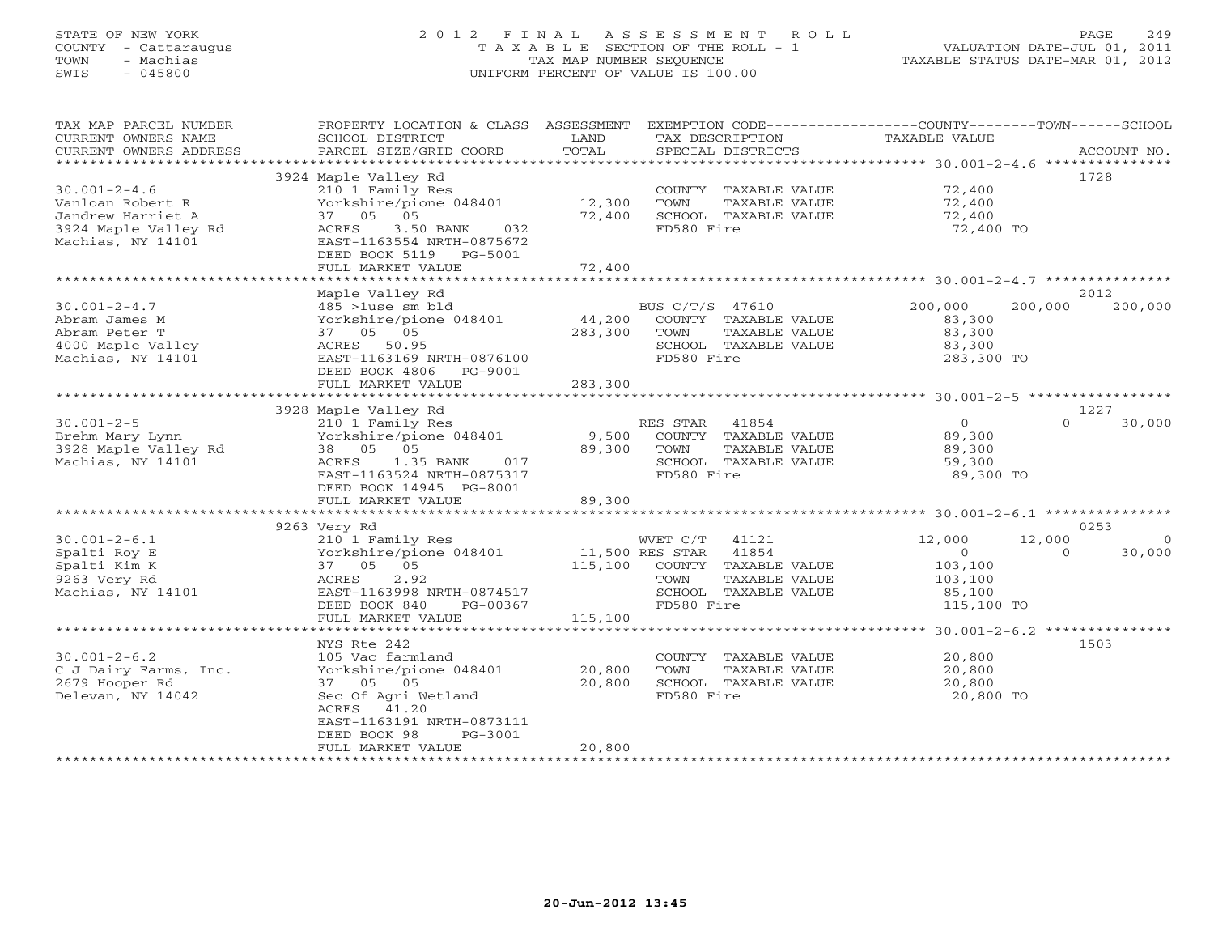STATE OF NEW YORK
COUNTY - Cattaraugus
TOWN - Machias
SWIS - 045800

# 2012 FINAL ASSESSMENT ROLL
TAXABLE SECTION OF THE ROLL - 1
TAX MAP NUMBER SEQUENCE
UNIFORM PERCENT OF VALUE IS 100.00

VALUATION DATE-JUL 01, 2011
TAXABLE STATUS DATE-MAR 01, 2012

| TAX MAP PARCEL NUMBER / CURRENT OWNERS NAME / CURRENT OWNERS ADDRESS | PROPERTY LOCATION & CLASS / SCHOOL DISTRICT / PARCEL SIZE/GRID COORD | ASSESSMENT LAND | TOTAL | EXEMPTION CODE / TAX DESCRIPTION / SPECIAL DISTRICTS | COUNTY TAXABLE VALUE | TOWN | SCHOOL | ACCOUNT NO. |
|---|---|---|---|---|---|---|---|---|
| **30.001-2-4.6** | 3924 Maple Valley Rd | | | | | | | 1728 |
| 30.001-2-4.6 | 210 1 Family Res | | | COUNTY TAXABLE VALUE | 72,400 | | | |
| Vanloan Robert R | Yorkshire/pione 048401 | 12,300 | | TOWN TAXABLE VALUE | 72,400 | | | |
| Jandrew Harriet A | 37 05 05 | | 72,400 | SCHOOL TAXABLE VALUE | 72,400 | | | |
| 3924 Maple Valley Rd | ACRES 3.50 BANK 032 | | | FD580 Fire | 72,400 TO | | | |
| Machias, NY 14101 | EAST-1163554 NRTH-0875672 | | | | | | | |
| | DEED BOOK 5119 PG-5001 | | | | | | | |
| | FULL MARKET VALUE | | 72,400 | | | | | |
| **30.001-2-4.7** | Maple Valley Rd | | | | | | | 2012 |
| 30.001-2-4.7 | 485 >1use sm bld | | | BUS C/T/S 47610 | 200,000 | 200,000 | 200,000 | |
| Abram James M | Yorkshire/pione 048401 | 44,200 | | COUNTY TAXABLE VALUE | 83,300 | | | |
| Abram Peter T | 37 05 05 | | 283,300 | TOWN TAXABLE VALUE | 83,300 | | | |
| 4000 Maple Valley | ACRES 50.95 | | | SCHOOL TAXABLE VALUE | 83,300 | | | |
| Machias, NY 14101 | EAST-1163169 NRTH-0876100 | | | FD580 Fire | 283,300 TO | | | |
| | DEED BOOK 4806 PG-9001 | | | | | | | |
| | FULL MARKET VALUE | | 283,300 | | | | | |
| **30.001-2-5** | 3928 Maple Valley Rd | | | | | | | 1227 |
| 30.001-2-5 | 210 1 Family Res | | | RES STAR 41854 | 0 | 0 | 30,000 | |
| Brehm Mary Lynn | Yorkshire/pione 048401 | 9,500 | | COUNTY TAXABLE VALUE | 89,300 | | | |
| 3928 Maple Valley Rd | 38 05 05 | | 89,300 | TOWN TAXABLE VALUE | 89,300 | | | |
| Machias, NY 14101 | ACRES 1.35 BANK 017 | | | SCHOOL TAXABLE VALUE | 59,300 | | | |
| | EAST-1163524 NRTH-0875317 | | | FD580 Fire | 89,300 TO | | | |
| | DEED BOOK 14945 PG-8001 | | | | | | | |
| | FULL MARKET VALUE | | 89,300 | | | | | |
| **30.001-2-6.1** | 9263 Very Rd | | | | | | | 0253 |
| 30.001-2-6.1 | 210 1 Family Res | | | WVET C/T 41121 | 12,000 | 12,000 | 0 | |
| Spalti Roy E | Yorkshire/pione 048401 | 11,500 | | RES STAR 41854 | 0 | 0 | 30,000 | |
| Spalti Kim K | 37 05 05 | | 115,100 | COUNTY TAXABLE VALUE | 103,100 | | | |
| 9263 Very Rd | ACRES 2.92 | | | TOWN TAXABLE VALUE | 103,100 | | | |
| Machias, NY 14101 | EAST-1163998 NRTH-0874517 | | | SCHOOL TAXABLE VALUE | 85,100 | | | |
| | DEED BOOK 840 PG-00367 | | | FD580 Fire | 115,100 TO | | | |
| | FULL MARKET VALUE | | 115,100 | | | | | |
| **30.001-2-6.2** | NYS Rte 242 | | | | | | | 1503 |
| 30.001-2-6.2 | 105 Vac farmland | | | COUNTY TAXABLE VALUE | 20,800 | | | |
| C J Dairy Farms, Inc. | Yorkshire/pione 048401 | 20,800 | | TOWN TAXABLE VALUE | 20,800 | | | |
| 2679 Hooper Rd | 37 05 05 | | 20,800 | SCHOOL TAXABLE VALUE | 20,800 | | | |
| Delevan, NY 14042 | Sec Of Agri Wetland | | | FD580 Fire | 20,800 TO | | | |
| | ACRES 41.20 | | | | | | | |
| | EAST-1163191 NRTH-0873111 | | | | | | | |
| | DEED BOOK 98 PG-3001 | | | | | | | |
| | FULL MARKET VALUE | | 20,800 | | | | | |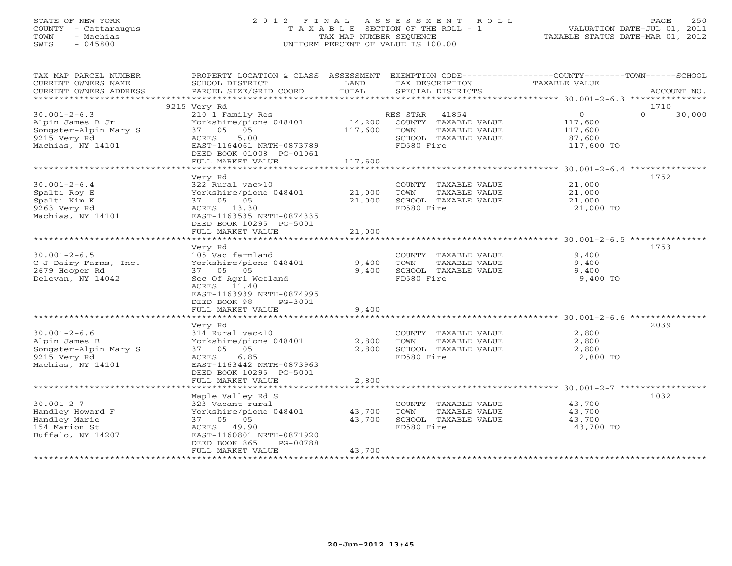STATE OF NEW YORK
COUNTY - Cattaraugus
TOWN - Machias
SWIS - 045800

2012 FINAL ASSESSMENT ROLL
TAXABLE SECTION OF THE ROLL - 1
TAX MAP NUMBER SEQUENCE
UNIFORM PERCENT OF VALUE IS 100.00

VALUATION DATE-JUL 01, 2011
TAXABLE STATUS DATE-MAR 01, 2012

| TAX MAP PARCEL NUMBER / CURRENT OWNERS NAME / CURRENT OWNERS ADDRESS | PROPERTY LOCATION & CLASS / SCHOOL DISTRICT / PARCEL SIZE/GRID COORD | ASSESSMENT LAND / TOTAL | EXEMPTION CODE / TAX DESCRIPTION / SPECIAL DISTRICTS | COUNTY / TOWN / SCHOOL TAXABLE VALUE | ACCOUNT NO. |
|---|---|---|---|---|---|
| **30.001-2-6.3** | 9215 Very Rd | | | | 1710 |
| 30.001-2-6.3 | 210 1 Family Res | | RES STAR 41854 | 0 | 0 30,000 |
| Alpin James B Jr | Yorkshire/pione 048401 | 14,200 | COUNTY TAXABLE VALUE | 117,600 | |
| Songster-Alpin Mary S | 37 05 05 | 117,600 | TOWN TAXABLE VALUE | 117,600 | |
| 9215 Very Rd | ACRES 5.00 | | SCHOOL TAXABLE VALUE | 87,600 | |
| Machias, NY 14101 | EAST-1164061 NRTH-0873789 | | FD580 Fire | 117,600 TO | |
| | DEED BOOK 01008 PG-01061 | | | | |
| | FULL MARKET VALUE | 117,600 | | | |
| **30.001-2-6.4** | Very Rd | | | | 1752 |
| 30.001-2-6.4 | 322 Rural vac>10 | | COUNTY TAXABLE VALUE | 21,000 | |
| Spalti Roy E | Yorkshire/pione 048401 | 21,000 | TOWN TAXABLE VALUE | 21,000 | |
| Spalti Kim K | 37 05 05 | 21,000 | SCHOOL TAXABLE VALUE | 21,000 | |
| 9263 Very Rd | ACRES 13.30 | | FD580 Fire | 21,000 TO | |
| Machias, NY 14101 | EAST-1163535 NRTH-0874335 | | | | |
| | DEED BOOK 10295 PG-5001 | | | | |
| | FULL MARKET VALUE | 21,000 | | | |
| **30.001-2-6.5** | Very Rd | | | | 1753 |
| 30.001-2-6.5 | 105 Vac farmland | | COUNTY TAXABLE VALUE | 9,400 | |
| C J Dairy Farms, Inc. | Yorkshire/pione 048401 | 9,400 | TOWN TAXABLE VALUE | 9,400 | |
| 2679 Hooper Rd | 37 05 05 | 9,400 | SCHOOL TAXABLE VALUE | 9,400 | |
| Delevan, NY 14042 | Sec Of Agri Wetland | | FD580 Fire | 9,400 TO | |
| | ACRES 11.40 | | | | |
| | EAST-1163939 NRTH-0874995 | | | | |
| | DEED BOOK 98 PG-3001 | | | | |
| | FULL MARKET VALUE | 9,400 | | | |
| **30.001-2-6.6** | Very Rd | | | | 2039 |
| 30.001-2-6.6 | 314 Rural vac<10 | | COUNTY TAXABLE VALUE | 2,800 | |
| Alpin James B | Yorkshire/pione 048401 | 2,800 | TOWN TAXABLE VALUE | 2,800 | |
| Songster-Alpin Mary S | 37 05 05 | 2,800 | SCHOOL TAXABLE VALUE | 2,800 | |
| 9215 Very Rd | ACRES 6.85 | | FD580 Fire | 2,800 TO | |
| Machias, NY 14101 | EAST-1163442 NRTH-0873963 | | | | |
| | DEED BOOK 10295 PG-5001 | | | | |
| | FULL MARKET VALUE | 2,800 | | | |
| **30.001-2-7** | Maple Valley Rd S | | | | 1032 |
| 30.001-2-7 | 323 Vacant rural | | COUNTY TAXABLE VALUE | 43,700 | |
| Handley Howard F | Yorkshire/pione 048401 | 43,700 | TOWN TAXABLE VALUE | 43,700 | |
| Handley Marie | 37 05 05 | 43,700 | SCHOOL TAXABLE VALUE | 43,700 | |
| 154 Marion St | ACRES 49.90 | | FD580 Fire | 43,700 TO | |
| Buffalo, NY 14207 | EAST-1160801 NRTH-0871920 | | | | |
| | DEED BOOK 865 PG-00788 | | | | |
| | FULL MARKET VALUE | 43,700 | | | |

20-Jun-2012 13:45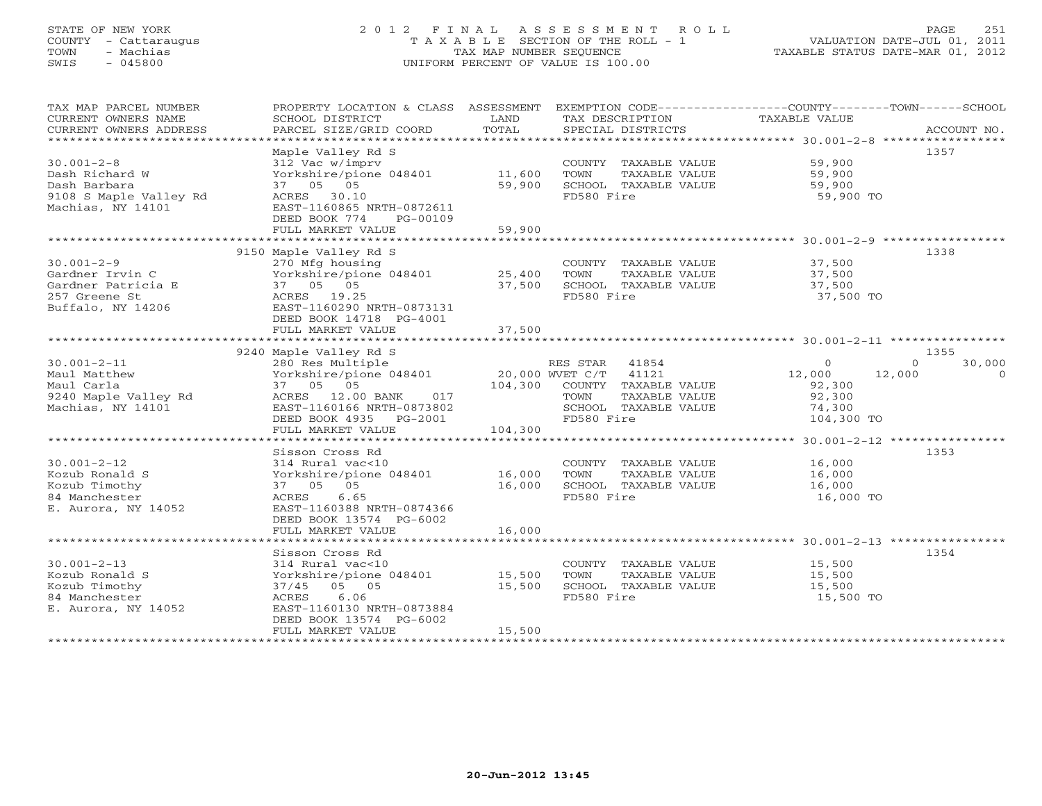STATE OF NEW YORK — COUNTY - Cattaraugus — TOWN - Machias — SWIS - 045800

# 2012 FINAL ASSESSMENT ROLL
TAXABLE SECTION OF THE ROLL - 1
TAX MAP NUMBER SEQUENCE
UNIFORM PERCENT OF VALUE IS 100.00

VALUATION DATE-JUL 01, 2011
TAXABLE STATUS DATE-MAR 01, 2012

| TAX MAP PARCEL NUMBER / CURRENT OWNERS NAME / CURRENT OWNERS ADDRESS | PROPERTY LOCATION & CLASS / SCHOOL DISTRICT / PARCEL SIZE/GRID COORD | ASSESSMENT LAND / TOTAL | EXEMPTION CODE / TAX DESCRIPTION / SPECIAL DISTRICTS | COUNTY / TOWN / SCHOOL TAXABLE VALUE | ACCOUNT NO. |
|---|---|---|---|---|---|
| **30.001-2-8** | Maple Valley Rd S | | | | 1357 |
| Dash Richard W | 312 Vac w/imprv | | COUNTY TAXABLE VALUE | 59,900 | |
| Dash Barbara | Yorkshire/pione 048401 | 11,600 | TOWN TAXABLE VALUE | 59,900 | |
| 9108 S Maple Valley Rd | 37 05 05 | 59,900 | SCHOOL TAXABLE VALUE | 59,900 | |
| Machias, NY 14101 | ACRES 30.10 | | FD580 Fire | 59,900 TO | |
| | EAST-1160865 NRTH-0872611 | | | | |
| | DEED BOOK 774 PG-00109 | | | | |
| | FULL MARKET VALUE | 59,900 | | | |
| **30.001-2-9** | 9150 Maple Valley Rd S | | | | 1338 |
| Gardner Irvin C | 270 Mfg housing | | COUNTY TAXABLE VALUE | 37,500 | |
| Gardner Patricia E | Yorkshire/pione 048401 | 25,400 | TOWN TAXABLE VALUE | 37,500 | |
| 257 Greene St | 37 05 05 | 37,500 | SCHOOL TAXABLE VALUE | 37,500 | |
| Buffalo, NY 14206 | ACRES 19.25 | | FD580 Fire | 37,500 TO | |
| | EAST-1160290 NRTH-0873131 | | | | |
| | DEED BOOK 14718 PG-4001 | | | | |
| | FULL MARKET VALUE | 37,500 | | | |
| **30.001-2-11** | 9240 Maple Valley Rd S | | | | 1355 |
| Maul Matthew | 280 Res Multiple | | RES STAR 41854 | 0 / 0 / 30,000 | |
| Maul Carla | Yorkshire/pione 048401 | 20,000 | WVET C/T 41121 | 12,000 / 12,000 / 0 | |
| 9240 Maple Valley Rd | 37 05 05 | 104,300 | COUNTY TAXABLE VALUE | 92,300 | |
| Machias, NY 14101 | ACRES 12.00 BANK 017 | | TOWN TAXABLE VALUE | 92,300 | |
| | EAST-1160166 NRTH-0873802 | | SCHOOL TAXABLE VALUE | 74,300 | |
| | DEED BOOK 4935 PG-2001 | | FD580 Fire | 104,300 TO | |
| | FULL MARKET VALUE | 104,300 | | | |
| **30.001-2-12** | Sisson Cross Rd | | | | 1353 |
| Kozub Ronald S | 314 Rural vac<10 | | COUNTY TAXABLE VALUE | 16,000 | |
| Kozub Timothy | Yorkshire/pione 048401 | 16,000 | TOWN TAXABLE VALUE | 16,000 | |
| 84 Manchester | 37 05 05 | 16,000 | SCHOOL TAXABLE VALUE | 16,000 | |
| E. Aurora, NY 14052 | ACRES 6.65 | | FD580 Fire | 16,000 TO | |
| | EAST-1160388 NRTH-0874366 | | | | |
| | DEED BOOK 13574 PG-6002 | | | | |
| | FULL MARKET VALUE | 16,000 | | | |
| **30.001-2-13** | Sisson Cross Rd | | | | 1354 |
| Kozub Ronald S | 314 Rural vac<10 | | COUNTY TAXABLE VALUE | 15,500 | |
| Kozub Timothy | Yorkshire/pione 048401 | 15,500 | TOWN TAXABLE VALUE | 15,500 | |
| 84 Manchester | 37/45 05 05 | 15,500 | SCHOOL TAXABLE VALUE | 15,500 | |
| E. Aurora, NY 14052 | ACRES 6.06 | | FD580 Fire | 15,500 TO | |
| | EAST-1160130 NRTH-0873884 | | | | |
| | DEED BOOK 13574 PG-6002 | | | | |
| | FULL MARKET VALUE | 15,500 | | | |

20-Jun-2012 13:45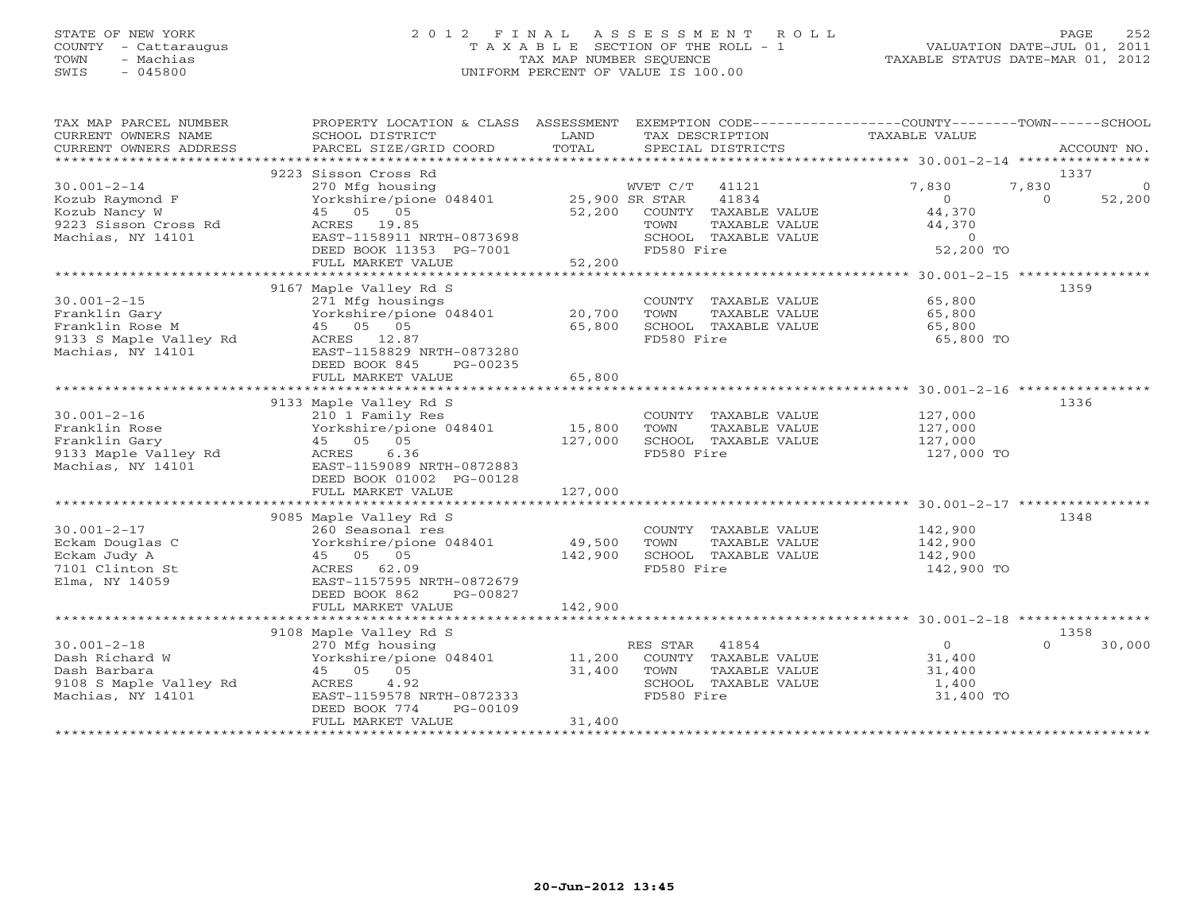STATE OF NEW YORK
COUNTY - Cattaraugus
TOWN - Machias
SWIS - 045800

# 2012 FINAL ASSESSMENT ROLL

TAXABLE SECTION OF THE ROLL - 1
TAX MAP NUMBER SEQUENCE
UNIFORM PERCENT OF VALUE IS 100.00

VALUATION DATE-JUL 01, 2011
TAXABLE STATUS DATE-MAR 01, 2012

| TAX MAP PARCEL NUMBER / CURRENT OWNERS NAME / CURRENT OWNERS ADDRESS | PROPERTY LOCATION & CLASS / SCHOOL DISTRICT / PARCEL SIZE/GRID COORD | ASSESSMENT LAND | TOTAL | EXEMPTION CODE / TAX DESCRIPTION / SPECIAL DISTRICTS | COUNTY TAXABLE VALUE | TOWN | SCHOOL | ACCOUNT NO. |
|---|---|---|---|---|---|---|---|---|
| 30.001-2-14 | 9223 Sisson Cross Rd | | | | | | | 1337 |
| Kozub Raymond F | 270 Mfg housing | | | WVET C/T 41121 | 7,830 | 7,830 | 0 | |
| Kozub Nancy W | Yorkshire/pione 048401 | 25,900 | | SR STAR 41834 | 0 | 0 | 52,200 | |
| 9223 Sisson Cross Rd | 45 05 05 | | 52,200 | COUNTY TAXABLE VALUE | 44,370 | | | |
| Machias, NY 14101 | ACRES 19.85 | | | TOWN TAXABLE VALUE | 44,370 | | | |
| | EAST-1158911 NRTH-0873698 | | | SCHOOL TAXABLE VALUE | 0 | | | |
| | DEED BOOK 11353 PG-7001 | | | FD580 Fire | 52,200 TO | | | |
| | FULL MARKET VALUE | | 52,200 | | | | | |
| 30.001-2-15 | 9167 Maple Valley Rd S | | | | | | | 1359 |
| Franklin Gary | 271 Mfg housings | | | COUNTY TAXABLE VALUE | 65,800 | | | |
| Franklin Rose M | Yorkshire/pione 048401 | 20,700 | | TOWN TAXABLE VALUE | 65,800 | | | |
| 9133 S Maple Valley Rd | 45 05 05 | | 65,800 | SCHOOL TAXABLE VALUE | 65,800 | | | |
| Machias, NY 14101 | ACRES 12.87 | | | FD580 Fire | 65,800 TO | | | |
| | EAST-1158829 NRTH-0873280 | | | | | | | |
| | DEED BOOK 845 PG-00235 | | | | | | | |
| | FULL MARKET VALUE | | 65,800 | | | | | |
| 30.001-2-16 | 9133 Maple Valley Rd S | | | | | | | 1336 |
| Franklin Rose | 210 1 Family Res | | | COUNTY TAXABLE VALUE | 127,000 | | | |
| Franklin Gary | Yorkshire/pione 048401 | 15,800 | | TOWN TAXABLE VALUE | 127,000 | | | |
| 9133 Maple Valley Rd | 45 05 05 | | 127,000 | SCHOOL TAXABLE VALUE | 127,000 | | | |
| Machias, NY 14101 | ACRES 6.36 | | | FD580 Fire | 127,000 TO | | | |
| | EAST-1159089 NRTH-0872883 | | | | | | | |
| | DEED BOOK 01002 PG-00128 | | | | | | | |
| | FULL MARKET VALUE | | 127,000 | | | | | |
| 30.001-2-17 | 9085 Maple Valley Rd S | | | | | | | 1348 |
| Eckam Douglas C | 260 Seasonal res | | | COUNTY TAXABLE VALUE | 142,900 | | | |
| Eckam Judy A | Yorkshire/pione 048401 | 49,500 | | TOWN TAXABLE VALUE | 142,900 | | | |
| 7101 Clinton St | 45 05 05 | | 142,900 | SCHOOL TAXABLE VALUE | 142,900 | | | |
| Elma, NY 14059 | ACRES 62.09 | | | FD580 Fire | 142,900 TO | | | |
| | EAST-1157595 NRTH-0872679 | | | | | | | |
| | DEED BOOK 862 PG-00827 | | | | | | | |
| | FULL MARKET VALUE | | 142,900 | | | | | |
| 30.001-2-18 | 9108 Maple Valley Rd S | | | | | | | 1358 |
| Dash Richard W | 270 Mfg housing | | | RES STAR 41854 | 0 | 0 | 30,000 | |
| Dash Barbara | Yorkshire/pione 048401 | 11,200 | | COUNTY TAXABLE VALUE | 31,400 | | | |
| 9108 S Maple Valley Rd | 45 05 05 | | 31,400 | TOWN TAXABLE VALUE | 31,400 | | | |
| Machias, NY 14101 | ACRES 4.92 | | | SCHOOL TAXABLE VALUE | 1,400 | | | |
| | EAST-1159578 NRTH-0872333 | | | FD580 Fire | 31,400 TO | | | |
| | DEED BOOK 774 PG-00109 | | | | | | | |
| | FULL MARKET VALUE | | 31,400 | | | | | |

20-Jun-2012 13:45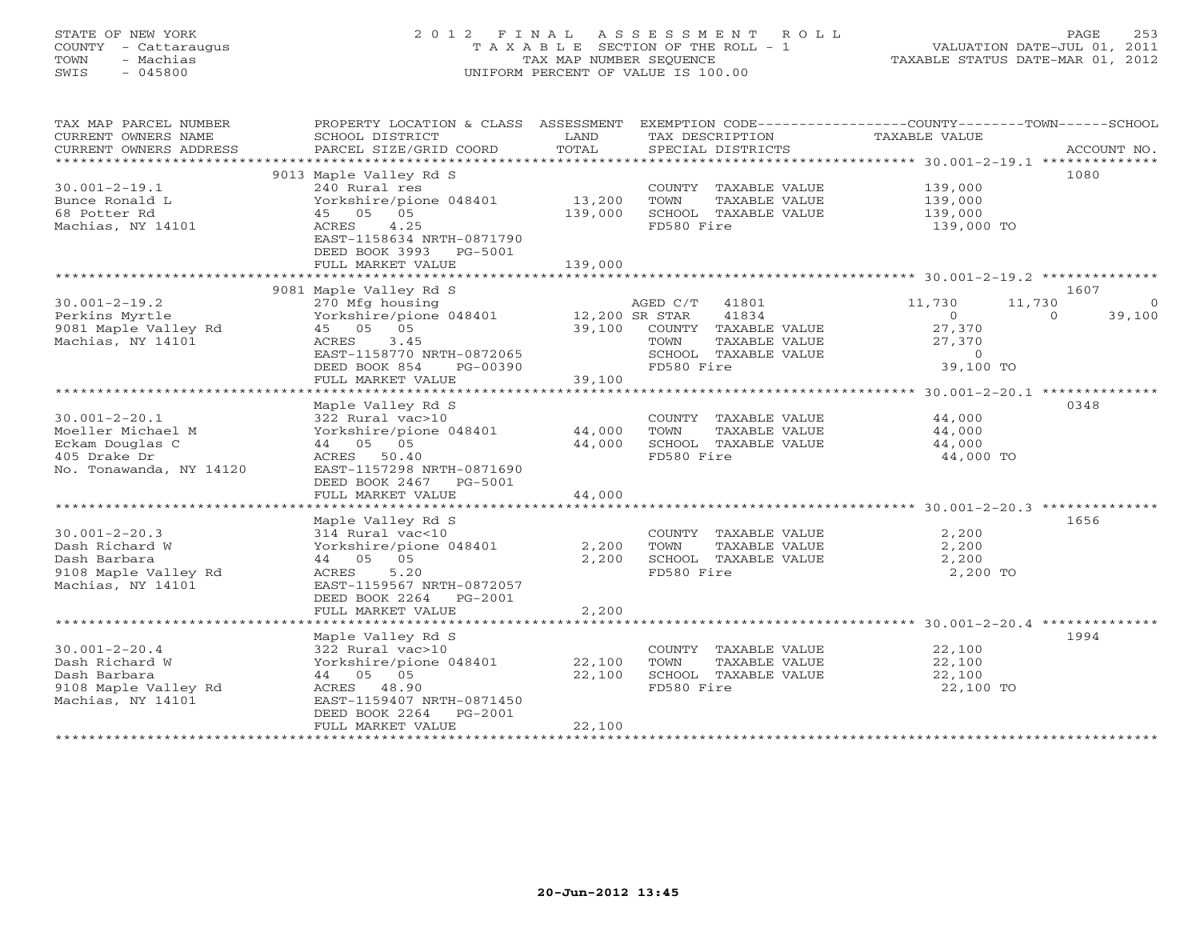STATE OF NEW YORK
COUNTY - Cattaraugus
TOWN - Machias
SWIS - 045800

# 2012 FINAL ASSESSMENT ROLL

TAXABLE SECTION OF THE ROLL - 1
TAX MAP NUMBER SEQUENCE
UNIFORM PERCENT OF VALUE IS 100.00

VALUATION DATE-JUL 01, 2011
TAXABLE STATUS DATE-MAR 01, 2012

| TAX MAP PARCEL NUMBER / CURRENT OWNERS NAME / CURRENT OWNERS ADDRESS | PROPERTY LOCATION & CLASS / SCHOOL DISTRICT / PARCEL SIZE/GRID COORD | ASSESSMENT LAND | TOTAL | EXEMPTION CODE / TAX DESCRIPTION / SPECIAL DISTRICTS | COUNTY TAXABLE VALUE | TOWN | SCHOOL | ACCOUNT NO. |
|---|---|---|---|---|---|---|---|---|
| 30.001-2-19.1 | 9013 Maple Valley Rd S | | | | | | | 1080 |
| Bunce Ronald L | 240 Rural res | | | COUNTY TAXABLE VALUE | 139,000 | | | |
| 68 Potter Rd | Yorkshire/pione 048401 | 13,200 | | TOWN TAXABLE VALUE | 139,000 | | | |
| Machias, NY 14101 | 45 05 05 | | 139,000 | SCHOOL TAXABLE VALUE | 139,000 | | | |
| | ACRES 4.25 | | | FD580 Fire | 139,000 TO | | | |
| | EAST-1158634 NRTH-0871790 | | | | | | | |
| | DEED BOOK 3993 PG-5001 | | | | | | | |
| | FULL MARKET VALUE | | 139,000 | | | | | |
| 30.001-2-19.2 | 9081 Maple Valley Rd S | | | | | | | 1607 |
| Perkins Myrtle | 270 Mfg housing | | | AGED C/T 41801 | 11,730 | 11,730 | 0 | |
| 9081 Maple Valley Rd | Yorkshire/pione 048401 | 12,200 | | SR STAR 41834 | 0 | 0 | 39,100 | |
| Machias, NY 14101 | 45 05 05 | | 39,100 | COUNTY TAXABLE VALUE | 27,370 | | | |
| | ACRES 3.45 | | | TOWN TAXABLE VALUE | 27,370 | | | |
| | EAST-1158770 NRTH-0872065 | | | SCHOOL TAXABLE VALUE | 0 | | | |
| | DEED BOOK 854 PG-00390 | | | FD580 Fire | 39,100 TO | | | |
| | FULL MARKET VALUE | | 39,100 | | | | | |
| 30.001-2-20.1 | Maple Valley Rd S | | | | | | | 0348 |
| Moeller Michael M | 322 Rural vac>10 | | | COUNTY TAXABLE VALUE | 44,000 | | | |
| Eckam Douglas C | Yorkshire/pione 048401 | 44,000 | | TOWN TAXABLE VALUE | 44,000 | | | |
| 405 Drake Dr | 44 05 05 | | 44,000 | SCHOOL TAXABLE VALUE | 44,000 | | | |
| No. Tonawanda, NY 14120 | ACRES 50.40 | | | FD580 Fire | 44,000 TO | | | |
| | EAST-1157298 NRTH-0871690 | | | | | | | |
| | DEED BOOK 2467 PG-5001 | | | | | | | |
| | FULL MARKET VALUE | | 44,000 | | | | | |
| 30.001-2-20.3 | Maple Valley Rd S | | | | | | | 1656 |
| Dash Richard W | 314 Rural vac<10 | | | COUNTY TAXABLE VALUE | 2,200 | | | |
| Dash Barbara | Yorkshire/pione 048401 | 2,200 | | TOWN TAXABLE VALUE | 2,200 | | | |
| 9108 Maple Valley Rd | 44 05 05 | | 2,200 | SCHOOL TAXABLE VALUE | 2,200 | | | |
| Machias, NY 14101 | ACRES 5.20 | | | FD580 Fire | 2,200 TO | | | |
| | EAST-1159567 NRTH-0872057 | | | | | | | |
| | DEED BOOK 2264 PG-2001 | | | | | | | |
| | FULL MARKET VALUE | | 2,200 | | | | | |
| 30.001-2-20.4 | Maple Valley Rd S | | | | | | | 1994 |
| Dash Richard W | 322 Rural vac>10 | | | COUNTY TAXABLE VALUE | 22,100 | | | |
| Dash Barbara | Yorkshire/pione 048401 | 22,100 | | TOWN TAXABLE VALUE | 22,100 | | | |
| 9108 Maple Valley Rd | 44 05 05 | | 22,100 | SCHOOL TAXABLE VALUE | 22,100 | | | |
| Machias, NY 14101 | ACRES 48.90 | | | FD580 Fire | 22,100 TO | | | |
| | EAST-1159407 NRTH-0871450 | | | | | | | |
| | DEED BOOK 2264 PG-2001 | | | | | | | |
| | FULL MARKET VALUE | | 22,100 | | | | | |

20-Jun-2012 13:45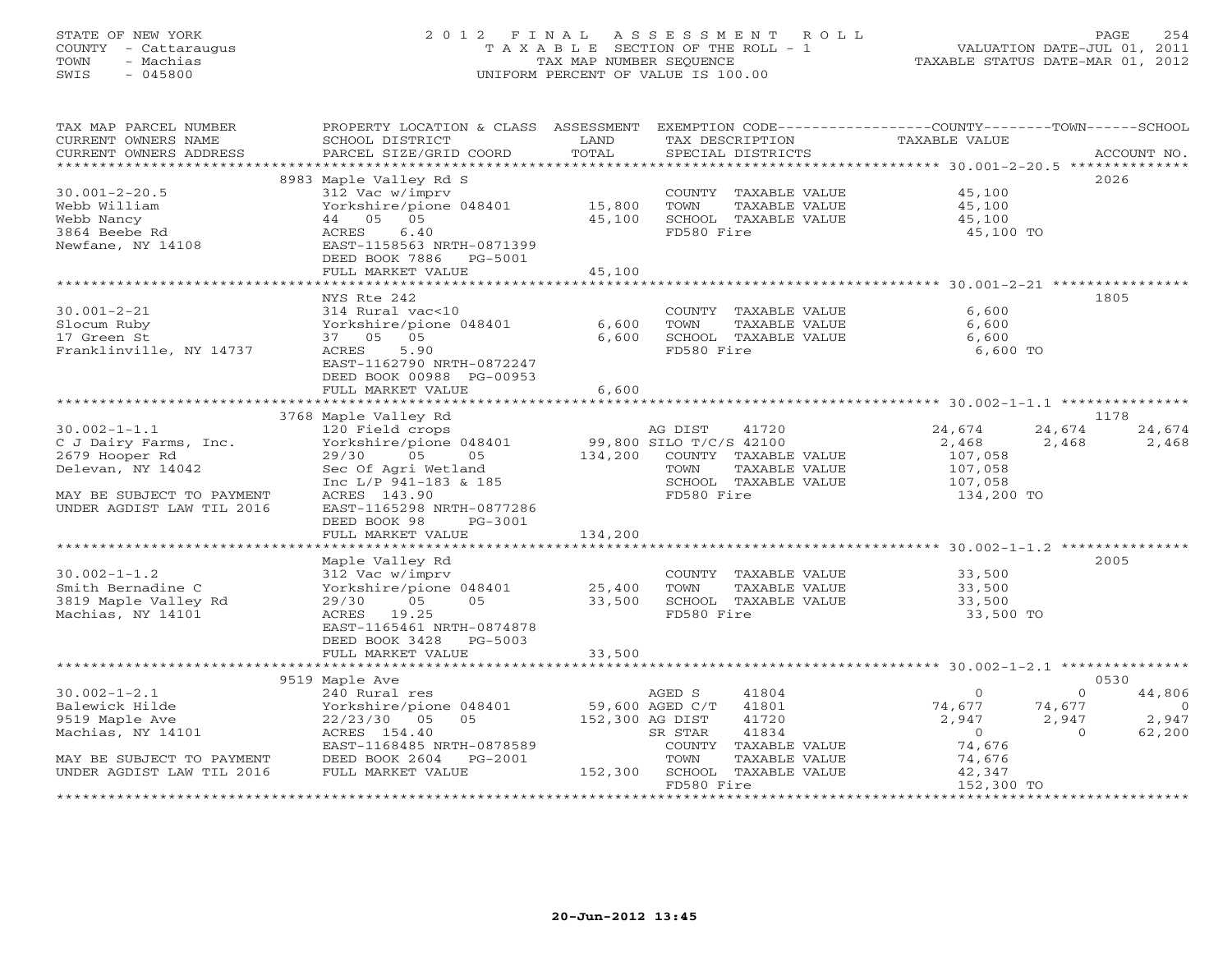STATE OF NEW YORK
COUNTY - Cattaraugus
TOWN - Machias
SWIS - 045800

# 2012 FINAL ASSESSMENT ROLL

TAXABLE SECTION OF THE ROLL - 1
TAX MAP NUMBER SEQUENCE
UNIFORM PERCENT OF VALUE IS 100.00

VALUATION DATE-JUL 01, 2011
TAXABLE STATUS DATE-MAR 01, 2012

| TAX MAP PARCEL NUMBER / CURRENT OWNERS NAME / CURRENT OWNERS ADDRESS | PROPERTY LOCATION & CLASS / SCHOOL DISTRICT / PARCEL SIZE/GRID COORD | ASSESSMENT LAND | TOTAL | EXEMPTION CODE / TAX DESCRIPTION / SPECIAL DISTRICTS | COUNTY | TOWN | SCHOOL | ACCOUNT NO. |
|---|---|---|---|---|---|---|---|---|
| **30.001-2-20.5** | 8983 Maple Valley Rd S | | | | | | | 2026 |
| Webb William | 312 Vac w/imprv | | | COUNTY TAXABLE VALUE | 45,100 | | | |
| Webb Nancy | Yorkshire/pione 048401 | 15,800 | | TOWN TAXABLE VALUE | | 45,100 | | |
| 3864 Beebe Rd | 44 05 05 | | 45,100 | SCHOOL TAXABLE VALUE | | | 45,100 | |
| Newfane, NY 14108 | ACRES 6.40 | | | FD580 Fire | 45,100 TO | | | |
| | EAST-1158563 NRTH-0871399 | | | | | | | |
| | DEED BOOK 7886 PG-5001 | | | | | | | |
| | FULL MARKET VALUE | | 45,100 | | | | | |
| **30.001-2-21** | NYS Rte 242 | | | | | | | 1805 |
| Slocum Ruby | 314 Rural vac<10 | | | COUNTY TAXABLE VALUE | 6,600 | | | |
| 17 Green St | Yorkshire/pione 048401 | 6,600 | | TOWN TAXABLE VALUE | | 6,600 | | |
| Franklinville, NY 14737 | 37 05 05 | | 6,600 | SCHOOL TAXABLE VALUE | | | 6,600 | |
| | ACRES 5.90 | | | FD580 Fire | 6,600 TO | | | |
| | EAST-1162790 NRTH-0872247 | | | | | | | |
| | DEED BOOK 00988 PG-00953 | | | | | | | |
| | FULL MARKET VALUE | | 6,600 | | | | | |
| **30.002-1-1.1** | 3768 Maple Valley Rd | | | | | | | 1178 |
| C J Dairy Farms, Inc. | 120 Field crops | | | AG DIST 41720 | 24,674 | 24,674 | 24,674 | |
| 2679 Hooper Rd | Yorkshire/pione 048401 | 99,800 | | SILO T/C/S 42100 | 2,468 | 2,468 | 2,468 | |
| Delevan, NY 14042 | 29/30 05 05 | | 134,200 | COUNTY TAXABLE VALUE | 107,058 | | | |
| | Sec Of Agri Wetland | | | TOWN TAXABLE VALUE | | 107,058 | | |
| | Inc L/P 941-183 & 185 | | | SCHOOL TAXABLE VALUE | | | 107,058 | |
| MAY BE SUBJECT TO PAYMENT | ACRES 143.90 | | | FD580 Fire | 134,200 TO | | | |
| UNDER AGDIST LAW TIL 2016 | EAST-1165298 NRTH-0877286 | | | | | | | |
| | DEED BOOK 98 PG-3001 | | | | | | | |
| | FULL MARKET VALUE | | 134,200 | | | | | |
| **30.002-1-1.2** | Maple Valley Rd | | | | | | | 2005 |
| Smith Bernadine C | 312 Vac w/imprv | | | COUNTY TAXABLE VALUE | 33,500 | | | |
| 3819 Maple Valley Rd | Yorkshire/pione 048401 | 25,400 | | TOWN TAXABLE VALUE | | 33,500 | | |
| Machias, NY 14101 | 29/30 05 05 | | 33,500 | SCHOOL TAXABLE VALUE | | | 33,500 | |
| | ACRES 19.25 | | | FD580 Fire | 33,500 TO | | | |
| | EAST-1165461 NRTH-0874878 | | | | | | | |
| | DEED BOOK 3428 PG-5003 | | | | | | | |
| | FULL MARKET VALUE | | 33,500 | | | | | |
| **30.002-1-2.1** | 9519 Maple Ave | | | | | | | 0530 |
| Balewick Hilde | 240 Rural res | | | AGED S 41804 | 0 | 0 | 44,806 | |
| 9519 Maple Ave | Yorkshire/pione 048401 | 59,600 | | AGED C/T 41801 | 74,677 | 74,677 | 0 | |
| Machias, NY 14101 | 22/23/30 05 05 | | 152,300 | AG DIST 41720 | 2,947 | 2,947 | 2,947 | |
| | ACRES 154.40 | | | SR STAR 41834 | 0 | 0 | 62,200 | |
| | EAST-1168485 NRTH-0878589 | | | COUNTY TAXABLE VALUE | 74,676 | | | |
| MAY BE SUBJECT TO PAYMENT | DEED BOOK 2604 PG-2001 | | | TOWN TAXABLE VALUE | | 74,676 | | |
| UNDER AGDIST LAW TIL 2016 | FULL MARKET VALUE | | 152,300 | SCHOOL TAXABLE VALUE | | | 42,347 | |
| | | | | FD580 Fire | 152,300 TO | | | |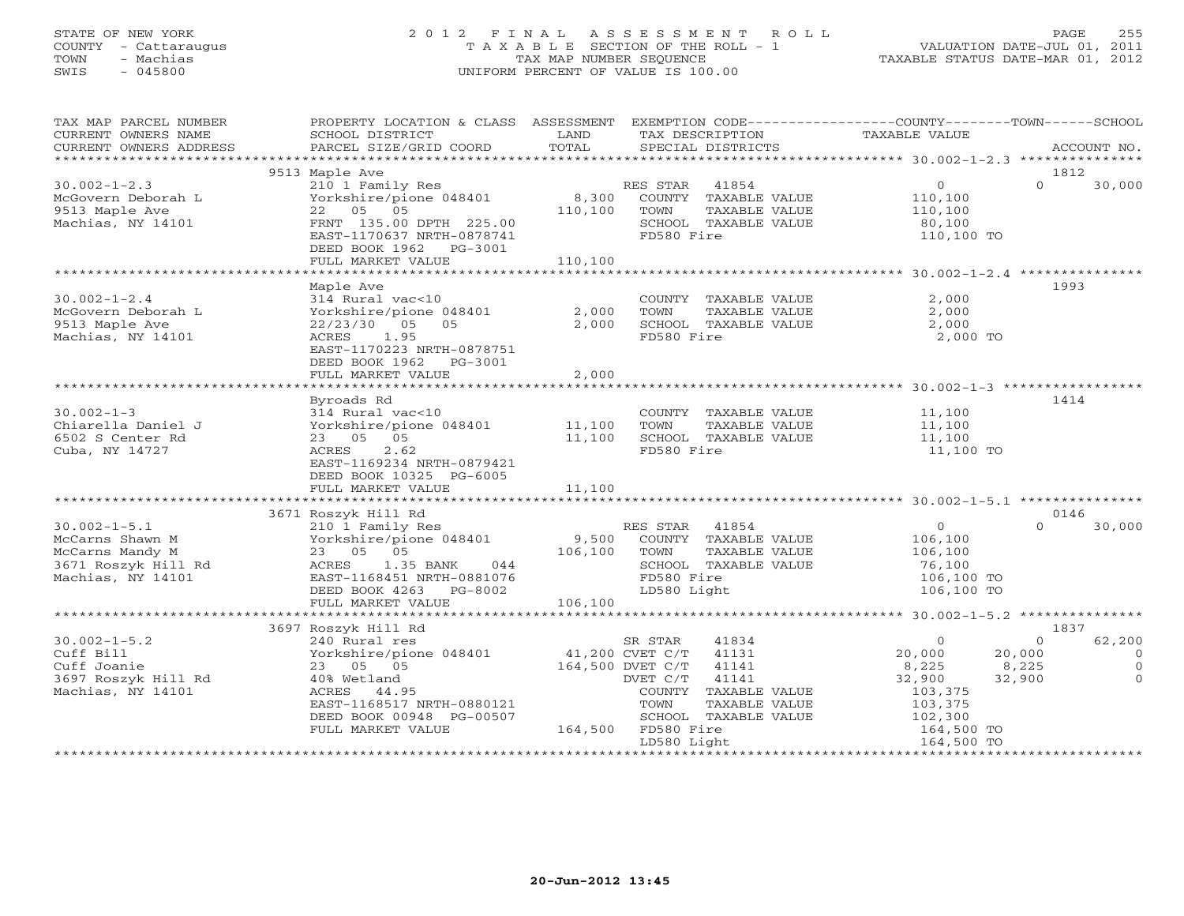STATE OF NEW YORK
COUNTY - Cattaraugus
TOWN - Machias
SWIS - 045800

# 2012 FINAL ASSESSMENT ROLL
TAXABLE SECTION OF THE ROLL - 1
TAX MAP NUMBER SEQUENCE
UNIFORM PERCENT OF VALUE IS 100.00

VALUATION DATE-JUL 01, 2011
TAXABLE STATUS DATE-MAR 01, 2012

| TAX MAP PARCEL NUMBER / CURRENT OWNERS NAME / CURRENT OWNERS ADDRESS | PROPERTY LOCATION & CLASS / SCHOOL DISTRICT / PARCEL SIZE/GRID COORD | ASSESSMENT LAND | TOTAL | EXEMPTION CODE / TAX DESCRIPTION / SPECIAL DISTRICTS | COUNTY TAXABLE VALUE | TOWN | SCHOOL | ACCOUNT NO. |
|---|---|---|---|---|---|---|---|---|
| | 9513 Maple Ave | | | | | | | 1812 |
| 30.002-1-2.3 | 210 1 Family Res | | | RES STAR 41854 | 0 | 0 | 30,000 | |
| McGovern Deborah L | Yorkshire/pione 048401 | 8,300 | | COUNTY TAXABLE VALUE | 110,100 | | | |
| 9513 Maple Ave | 22 05 05 | | 110,100 | TOWN TAXABLE VALUE | 110,100 | | | |
| Machias, NY 14101 | FRNT 135.00 DPTH 225.00 | | | SCHOOL TAXABLE VALUE | 80,100 | | | |
| | EAST-1170637 NRTH-0878741 | | | FD580 Fire | 110,100 TO | | | |
| | DEED BOOK 1962 PG-3001 | | | | | | | |
| | FULL MARKET VALUE | | 110,100 | | | | | |
| | Maple Ave | | | | | | | 1993 |
| 30.002-1-2.4 | 314 Rural vac<10 | | | COUNTY TAXABLE VALUE | 2,000 | | | |
| McGovern Deborah L | Yorkshire/pione 048401 | 2,000 | | TOWN TAXABLE VALUE | 2,000 | | | |
| 9513 Maple Ave | 22/23/30 05 05 | | 2,000 | SCHOOL TAXABLE VALUE | 2,000 | | | |
| Machias, NY 14101 | ACRES 1.95 | | | FD580 Fire | 2,000 TO | | | |
| | EAST-1170223 NRTH-0878751 | | | | | | | |
| | DEED BOOK 1962 PG-3001 | | | | | | | |
| | FULL MARKET VALUE | | 2,000 | | | | | |
| | Byroads Rd | | | | | | | 1414 |
| 30.002-1-3 | 314 Rural vac<10 | | | COUNTY TAXABLE VALUE | 11,100 | | | |
| Chiarella Daniel J | Yorkshire/pione 048401 | 11,100 | | TOWN TAXABLE VALUE | 11,100 | | | |
| 6502 S Center Rd | 23 05 05 | | 11,100 | SCHOOL TAXABLE VALUE | 11,100 | | | |
| Cuba, NY 14727 | ACRES 2.62 | | | FD580 Fire | 11,100 TO | | | |
| | EAST-1169234 NRTH-0879421 | | | | | | | |
| | DEED BOOK 10325 PG-6005 | | | | | | | |
| | FULL MARKET VALUE | | 11,100 | | | | | |
| | 3671 Roszyk Hill Rd | | | | | | | 0146 |
| 30.002-1-5.1 | 210 1 Family Res | | | RES STAR 41854 | 0 | 0 | 30,000 | |
| McCarns Shawn M | Yorkshire/pione 048401 | 9,500 | | COUNTY TAXABLE VALUE | 106,100 | | | |
| McCarns Mandy M | 23 05 05 | | 106,100 | TOWN TAXABLE VALUE | 106,100 | | | |
| 3671 Roszyk Hill Rd | ACRES 1.35 BANK 044 | | | SCHOOL TAXABLE VALUE | 76,100 | | | |
| Machias, NY 14101 | EAST-1168451 NRTH-0881076 | | | FD580 Fire | 106,100 TO | | | |
| | DEED BOOK 4263 PG-8002 | | | LD580 Light | 106,100 TO | | | |
| | FULL MARKET VALUE | | 106,100 | | | | | |
| | 3697 Roszyk Hill Rd | | | | | | | 1837 |
| 30.002-1-5.2 | 240 Rural res | | | SR STAR 41834 | 0 | 0 | 62,200 | |
| Cuff Bill | Yorkshire/pione 048401 | 41,200 | | CVET C/T 41131 | 20,000 | 20,000 | 0 | |
| Cuff Joanie | 23 05 05 | | 164,500 | DVET C/T 41141 | 8,225 | 8,225 | 0 | |
| 3697 Roszyk Hill Rd | 40% Wetland | | | DVET C/T 41141 | 32,900 | 32,900 | 0 | |
| Machias, NY 14101 | ACRES 44.95 | | | COUNTY TAXABLE VALUE | 103,375 | | | |
| | EAST-1168517 NRTH-0880121 | | | TOWN TAXABLE VALUE | 103,375 | | | |
| | DEED BOOK 00948 PG-00507 | | | SCHOOL TAXABLE VALUE | 102,300 | | | |
| | FULL MARKET VALUE | | 164,500 | FD580 Fire | 164,500 TO | | | |
| | | | | LD580 Light | 164,500 TO | | | |

20-Jun-2012 13:45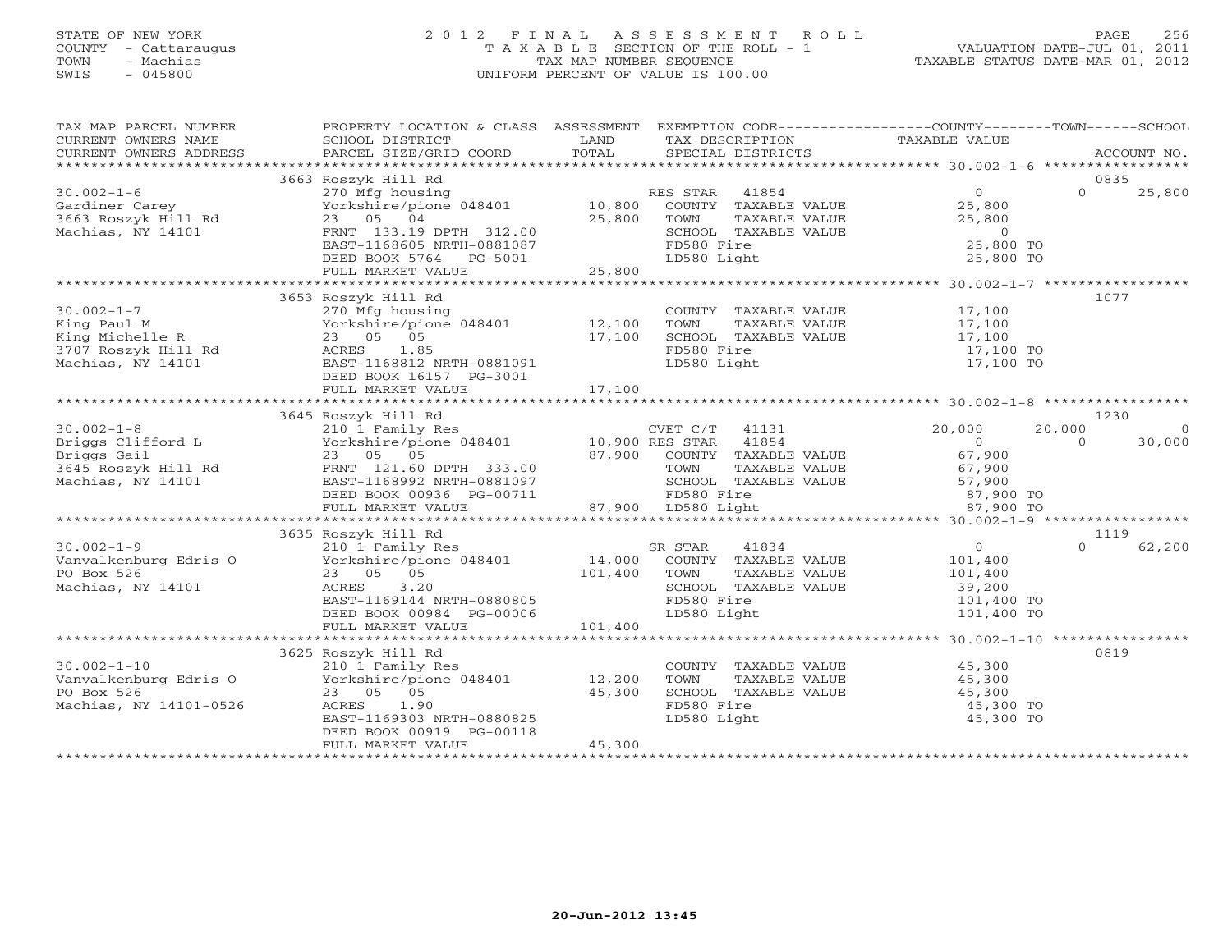STATE OF NEW YORK
COUNTY - Cattaraugus
TOWN - Machias
SWIS - 045800

2012 FINAL ASSESSMENT ROLL
TAXABLE SECTION OF THE ROLL - 1
TAX MAP NUMBER SEQUENCE
UNIFORM PERCENT OF VALUE IS 100.00

VALUATION DATE-JUL 01, 2011
TAXABLE STATUS DATE-MAR 01, 2012

| TAX MAP PARCEL NUMBER / CURRENT OWNERS NAME / CURRENT OWNERS ADDRESS | PROPERTY LOCATION & CLASS / SCHOOL DISTRICT / PARCEL SIZE/GRID COORD | ASSESSMENT LAND | TOTAL | EXEMPTION CODE / TAX DESCRIPTION / SPECIAL DISTRICTS | COUNTY TAXABLE VALUE | TOWN | SCHOOL | ACCOUNT NO. |
|---|---|---|---|---|---|---|---|---|
| | 3663 Roszyk Hill Rd | | | | | | | 0835 |
| 30.002-1-6 | 270 Mfg housing | | | RES STAR 41854 | 0 | 0 | 25,800 | |
| Gardiner Carey | Yorkshire/pione 048401 | 10,800 | | COUNTY TAXABLE VALUE | 25,800 | | | |
| 3663 Roszyk Hill Rd | 23 05 04 | | 25,800 | TOWN TAXABLE VALUE | 25,800 | | | |
| Machias, NY 14101 | FRNT 133.19 DPTH 312.00 | | | SCHOOL TAXABLE VALUE | 0 | | | |
| | EAST-1168605 NRTH-0881087 | | | FD580 Fire | 25,800 TO | | | |
| | DEED BOOK 5764 PG-5001 | | | LD580 Light | 25,800 TO | | | |
| | FULL MARKET VALUE | | 25,800 | | | | | |
| | 3653 Roszyk Hill Rd | | | | | | | 1077 |
| 30.002-1-7 | 270 Mfg housing | | | COUNTY TAXABLE VALUE | 17,100 | | | |
| King Paul M | Yorkshire/pione 048401 | 12,100 | | TOWN TAXABLE VALUE | 17,100 | | | |
| King Michelle R | 23 05 05 | | 17,100 | SCHOOL TAXABLE VALUE | 17,100 | | | |
| 3707 Roszyk Hill Rd | ACRES 1.85 | | | FD580 Fire | 17,100 TO | | | |
| Machias, NY 14101 | EAST-1168812 NRTH-0881091 | | | LD580 Light | 17,100 TO | | | |
| | DEED BOOK 16157 PG-3001 | | | | | | | |
| | FULL MARKET VALUE | | 17,100 | | | | | |
| | 3645 Roszyk Hill Rd | | | | | | | 1230 |
| 30.002-1-8 | 210 1 Family Res | | | CVET C/T 41131 | 20,000 | 20,000 | 0 | |
| Briggs Clifford L | Yorkshire/pione 048401 | 10,900 | | RES STAR 41854 | 0 | 0 | 30,000 | |
| Briggs Gail | 23 05 05 | | 87,900 | COUNTY TAXABLE VALUE | 67,900 | | | |
| 3645 Roszyk Hill Rd | FRNT 121.60 DPTH 333.00 | | | TOWN TAXABLE VALUE | 67,900 | | | |
| Machias, NY 14101 | EAST-1168992 NRTH-0881097 | | | SCHOOL TAXABLE VALUE | 57,900 | | | |
| | DEED BOOK 00936 PG-00711 | | | FD580 Fire | 87,900 TO | | | |
| | FULL MARKET VALUE | | 87,900 | LD580 Light | 87,900 TO | | | |
| | 3635 Roszyk Hill Rd | | | | | | | 1119 |
| 30.002-1-9 | 210 1 Family Res | | | SR STAR 41834 | 0 | 0 | 62,200 | |
| Vanvalkenburg Edris O | Yorkshire/pione 048401 | 14,000 | | COUNTY TAXABLE VALUE | 101,400 | | | |
| PO Box 526 | 23 05 05 | | 101,400 | TOWN TAXABLE VALUE | 101,400 | | | |
| Machias, NY 14101 | ACRES 3.20 | | | SCHOOL TAXABLE VALUE | 39,200 | | | |
| | EAST-1169144 NRTH-0880805 | | | FD580 Fire | 101,400 TO | | | |
| | DEED BOOK 00984 PG-00006 | | | LD580 Light | 101,400 TO | | | |
| | FULL MARKET VALUE | | 101,400 | | | | | |
| | 3625 Roszyk Hill Rd | | | | | | | 0819 |
| 30.002-1-10 | 210 1 Family Res | | | COUNTY TAXABLE VALUE | 45,300 | | | |
| Vanvalkenburg Edris O | Yorkshire/pione 048401 | 12,200 | | TOWN TAXABLE VALUE | 45,300 | | | |
| PO Box 526 | 23 05 05 | | 45,300 | SCHOOL TAXABLE VALUE | 45,300 | | | |
| Machias, NY 14101-0526 | ACRES 1.90 | | | FD580 Fire | 45,300 TO | | | |
| | EAST-1169303 NRTH-0880825 | | | LD580 Light | 45,300 TO | | | |
| | DEED BOOK 00919 PG-00118 | | | | | | | |
| | FULL MARKET VALUE | | 45,300 | | | | | |

20-Jun-2012 13:45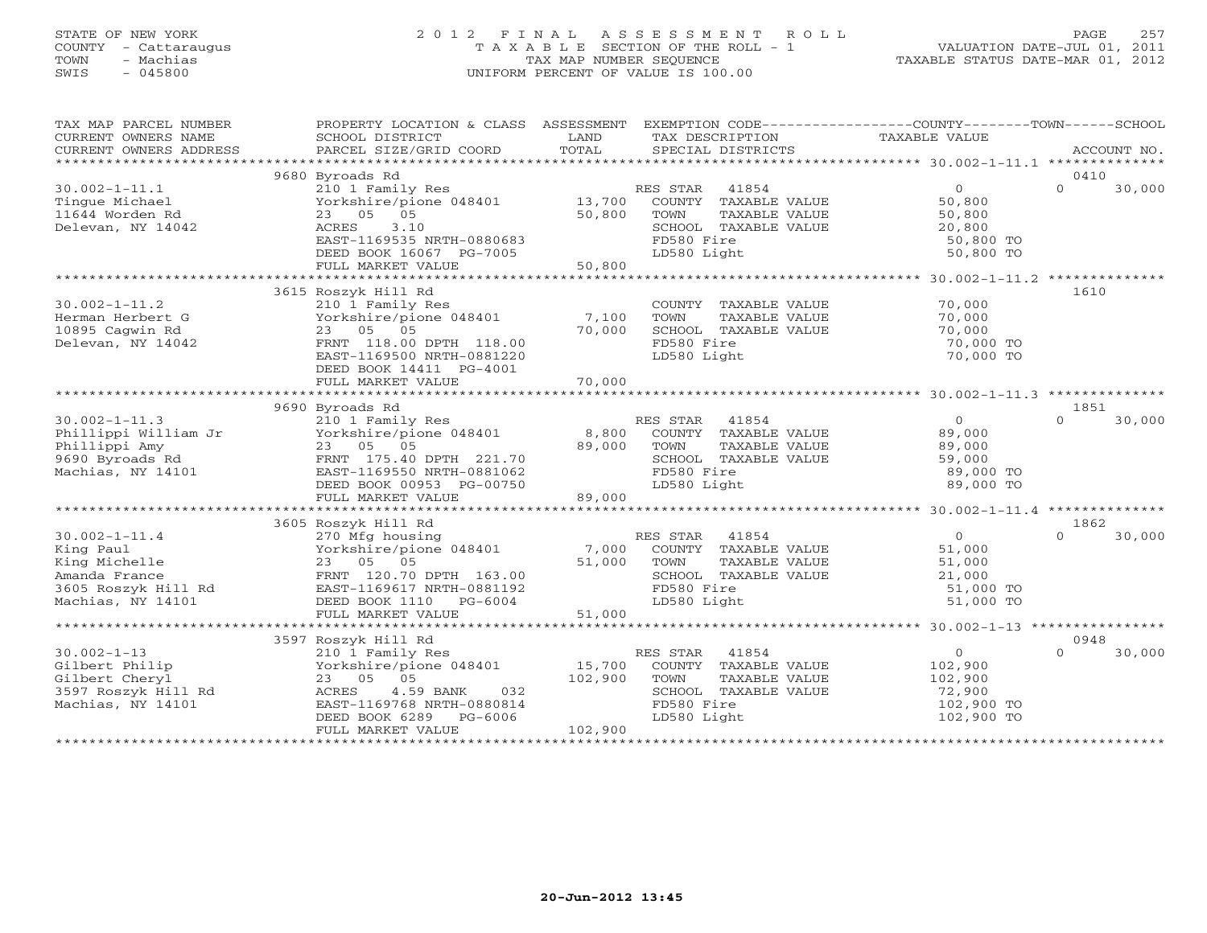STATE OF NEW YORK
COUNTY - Cattaraugus
TOWN - Machias
SWIS - 045800

2012 FINAL ASSESSMENT ROLL
TAXABLE SECTION OF THE ROLL - 1
TAX MAP NUMBER SEQUENCE
UNIFORM PERCENT OF VALUE IS 100.00

VALUATION DATE-JUL 01, 2011
TAXABLE STATUS DATE-MAR 01, 2012

| TAX MAP PARCEL NUMBER / CURRENT OWNERS NAME / CURRENT OWNERS ADDRESS | PROPERTY LOCATION & CLASS / SCHOOL DISTRICT / PARCEL SIZE/GRID COORD | ASSESSMENT LAND / TOTAL | EXEMPTION CODE / TAX DESCRIPTION / SPECIAL DISTRICTS | COUNTY | TOWN | SCHOOL | ACCOUNT NO. |
|---|---|---|---|---|---|---|---|
| **30.002-1-11.1** | 9680 Byroads Rd | | | | | | 0410 |
| Tingue Michael | 210 1 Family Res | | RES STAR 41854 | 0 | 0 | 30,000 | |
| 11644 Worden Rd | Yorkshire/pione 048401 | 13,700 | COUNTY TAXABLE VALUE | 50,800 | | | |
| Delevan, NY 14042 | 23 05 05 | 50,800 | TOWN TAXABLE VALUE | | 50,800 | | |
| | ACRES 3.10 | | SCHOOL TAXABLE VALUE | | | 20,800 | |
| | EAST-1169535 NRTH-0880683 | | FD580 Fire | 50,800 TO | | | |
| | DEED BOOK 16067 PG-7005 | | LD580 Light | 50,800 TO | | | |
| | FULL MARKET VALUE | 50,800 | | | | | |
| **30.002-1-11.2** | 3615 Roszyk Hill Rd | | | | | | 1610 |
| Herman Herbert G | 210 1 Family Res | | COUNTY TAXABLE VALUE | 70,000 | | | |
| 10895 Cagwin Rd | Yorkshire/pione 048401 | 7,100 | TOWN TAXABLE VALUE | | 70,000 | | |
| Delevan, NY 14042 | 23 05 05 | 70,000 | SCHOOL TAXABLE VALUE | | | 70,000 | |
| | FRNT 118.00 DPTH 118.00 | | FD580 Fire | 70,000 TO | | | |
| | EAST-1169500 NRTH-0881220 | | LD580 Light | 70,000 TO | | | |
| | DEED BOOK 14411 PG-4001 | | | | | | |
| | FULL MARKET VALUE | 70,000 | | | | | |
| **30.002-1-11.3** | 9690 Byroads Rd | | | | | | 1851 |
| Phillippi William Jr | 210 1 Family Res | | RES STAR 41854 | 0 | 0 | 30,000 | |
| Phillippi Amy | Yorkshire/pione 048401 | 8,800 | COUNTY TAXABLE VALUE | 89,000 | | | |
| 9690 Byroads Rd | 23 05 05 | 89,000 | TOWN TAXABLE VALUE | | 89,000 | | |
| Machias, NY 14101 | FRNT 175.40 DPTH 221.70 | | SCHOOL TAXABLE VALUE | | | 59,000 | |
| | EAST-1169550 NRTH-0881062 | | FD580 Fire | 89,000 TO | | | |
| | DEED BOOK 00953 PG-00750 | | LD580 Light | 89,000 TO | | | |
| | FULL MARKET VALUE | 89,000 | | | | | |
| **30.002-1-11.4** | 3605 Roszyk Hill Rd | | | | | | 1862 |
| King Paul | 270 Mfg housing | | RES STAR 41854 | 0 | 0 | 30,000 | |
| King Michelle | Yorkshire/pione 048401 | 7,000 | COUNTY TAXABLE VALUE | 51,000 | | | |
| Amanda France | 23 05 05 | 51,000 | TOWN TAXABLE VALUE | | 51,000 | | |
| 3605 Roszyk Hill Rd | FRNT 120.70 DPTH 163.00 | | SCHOOL TAXABLE VALUE | | | 21,000 | |
| Machias, NY 14101 | EAST-1169617 NRTH-0881192 | | FD580 Fire | 51,000 TO | | | |
| | DEED BOOK 1110 PG-6004 | | LD580 Light | 51,000 TO | | | |
| | FULL MARKET VALUE | 51,000 | | | | | |
| **30.002-1-13** | 3597 Roszyk Hill Rd | | | | | | 0948 |
| Gilbert Philip | 210 1 Family Res | | RES STAR 41854 | 0 | 0 | 30,000 | |
| Gilbert Cheryl | Yorkshire/pione 048401 | 15,700 | COUNTY TAXABLE VALUE | 102,900 | | | |
| 3597 Roszyk Hill Rd | 23 05 05 | 102,900 | TOWN TAXABLE VALUE | | 102,900 | | |
| Machias, NY 14101 | ACRES 4.59 BANK 032 | | SCHOOL TAXABLE VALUE | | | 72,900 | |
| | EAST-1169768 NRTH-0880814 | | FD580 Fire | 102,900 TO | | | |
| | DEED BOOK 6289 PG-6006 | | LD580 Light | 102,900 TO | | | |
| | FULL MARKET VALUE | 102,900 | | | | | |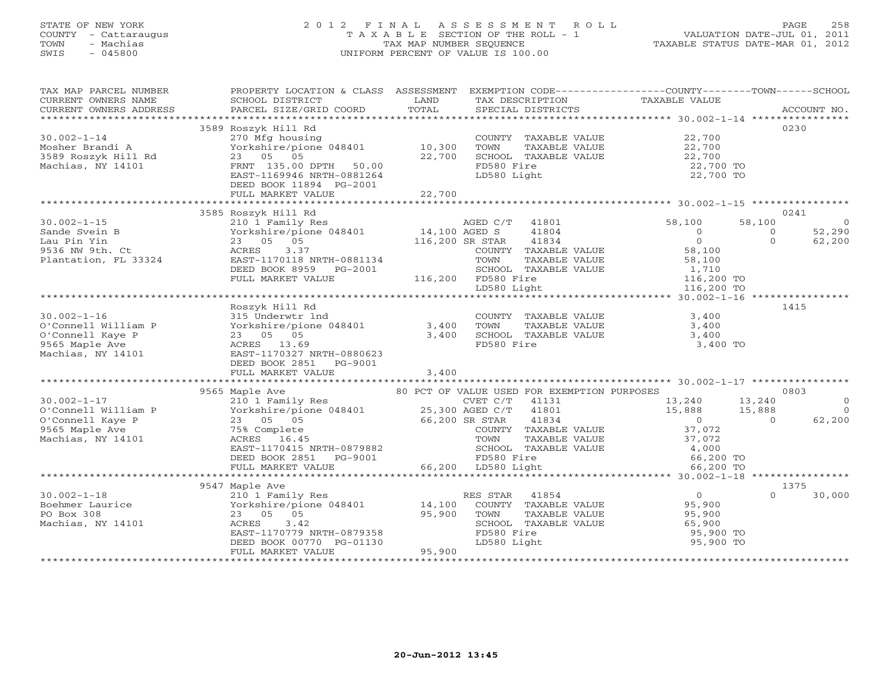STATE OF NEW YORK
COUNTY - Cattaraugus
TOWN - Machias
SWIS - 045800

# 2012 FINAL ASSESSMENT ROLL

TAXABLE SECTION OF THE ROLL - 1
TAX MAP NUMBER SEQUENCE
UNIFORM PERCENT OF VALUE IS 100.00

VALUATION DATE-JUL 01, 2011
TAXABLE STATUS DATE-MAR 01, 2012

| TAX MAP PARCEL NUMBER / CURRENT OWNERS NAME / CURRENT OWNERS ADDRESS | PROPERTY LOCATION & CLASS / SCHOOL DISTRICT / PARCEL SIZE/GRID COORD | ASSESSMENT LAND / TOTAL | EXEMPTION CODE / TAX DESCRIPTION / SPECIAL DISTRICTS | COUNTY TAXABLE VALUE | TOWN | SCHOOL | ACCOUNT NO. |
|---|---|---|---|---|---|---|---|
| 30.002-1-14 | 3589 Roszyk Hill Rd | | | | | | 0230 |
| | 270 Mfg housing | | COUNTY TAXABLE VALUE | 22,700 | | | |
| Mosher Brandi A | Yorkshire/pione 048401 | 10,300 | TOWN TAXABLE VALUE | 22,700 | | | |
| 3589 Roszyk Hill Rd | 23 05 05 | 22,700 | SCHOOL TAXABLE VALUE | 22,700 | | | |
| Machias, NY 14101 | FRNT 135.00 DPTH 50.00 | | FD580 Fire | 22,700 TO | | | |
| | EAST-1169946 NRTH-0881264 | | LD580 Light | 22,700 TO | | | |
| | DEED BOOK 11894 PG-2001 | | | | | | |
| | FULL MARKET VALUE | 22,700 | | | | | |
| 30.002-1-15 | 3585 Roszyk Hill Rd | | | | | | 0241 |
| | 210 1 Family Res | | AGED C/T 41801 | 58,100 | 58,100 | 0 | |
| Sande Svein B | Yorkshire/pione 048401 | 14,100 | AGED S 41804 | 0 | 0 | 52,290 | |
| Lau Pin Yin | 23 05 05 | 116,200 | SR STAR 41834 | 0 | 0 | 62,200 | |
| 9536 NW 9th. Ct | ACRES 3.37 | | COUNTY TAXABLE VALUE | 58,100 | | | |
| Plantation, FL 33324 | EAST-1170118 NRTH-0881134 | | TOWN TAXABLE VALUE | 58,100 | | | |
| | DEED BOOK 8959 PG-2001 | | SCHOOL TAXABLE VALUE | 1,710 | | | |
| | FULL MARKET VALUE | 116,200 | FD580 Fire | 116,200 TO | | | |
| | | | LD580 Light | 116,200 TO | | | |
| 30.002-1-16 | Roszyk Hill Rd | | | | | | 1415 |
| | 315 Underwtr lnd | | COUNTY TAXABLE VALUE | 3,400 | | | |
| O'Connell William P | Yorkshire/pione 048401 | 3,400 | TOWN TAXABLE VALUE | 3,400 | | | |
| O'Connell Kaye P | 23 05 05 | 3,400 | SCHOOL TAXABLE VALUE | 3,400 | | | |
| 9565 Maple Ave | ACRES 13.69 | | FD580 Fire | 3,400 TO | | | |
| Machias, NY 14101 | EAST-1170327 NRTH-0880623 | | | | | | |
| | DEED BOOK 2851 PG-9001 | | | | | | |
| | FULL MARKET VALUE | 3,400 | | | | | |
| 30.002-1-17 | 9565 Maple Ave | | 80 PCT OF VALUE USED FOR EXEMPTION PURPOSES | | | | 0803 |
| | 210 1 Family Res | | CVET C/T 41131 | 13,240 | 13,240 | 0 | |
| O'Connell William P | Yorkshire/pione 048401 | 25,300 | AGED C/T 41801 | 15,888 | 15,888 | 0 | |
| O'Connell Kaye P | 23 05 05 | 66,200 | SR STAR 41834 | 0 | 0 | 62,200 | |
| 9565 Maple Ave | 75% Complete | | COUNTY TAXABLE VALUE | 37,072 | | | |
| Machias, NY 14101 | ACRES 16.45 | | TOWN TAXABLE VALUE | 37,072 | | | |
| | EAST-1170415 NRTH-0879882 | | SCHOOL TAXABLE VALUE | 4,000 | | | |
| | DEED BOOK 2851 PG-9001 | | FD580 Fire | 66,200 TO | | | |
| | FULL MARKET VALUE | 66,200 | LD580 Light | 66,200 TO | | | |
| 30.002-1-18 | 9547 Maple Ave | | | | | | 1375 |
| | 210 1 Family Res | | RES STAR 41854 | 0 | 0 | 30,000 | |
| Boehmer Laurice | Yorkshire/pione 048401 | 14,100 | COUNTY TAXABLE VALUE | 95,900 | | | |
| PO Box 308 | 23 05 05 | 95,900 | TOWN TAXABLE VALUE | 95,900 | | | |
| Machias, NY 14101 | ACRES 3.42 | | SCHOOL TAXABLE VALUE | 65,900 | | | |
| | EAST-1170779 NRTH-0879358 | | FD580 Fire | 95,900 TO | | | |
| | DEED BOOK 00770 PG-01130 | | LD580 Light | 95,900 TO | | | |
| | FULL MARKET VALUE | 95,900 | | | | | |

20-Jun-2012 13:45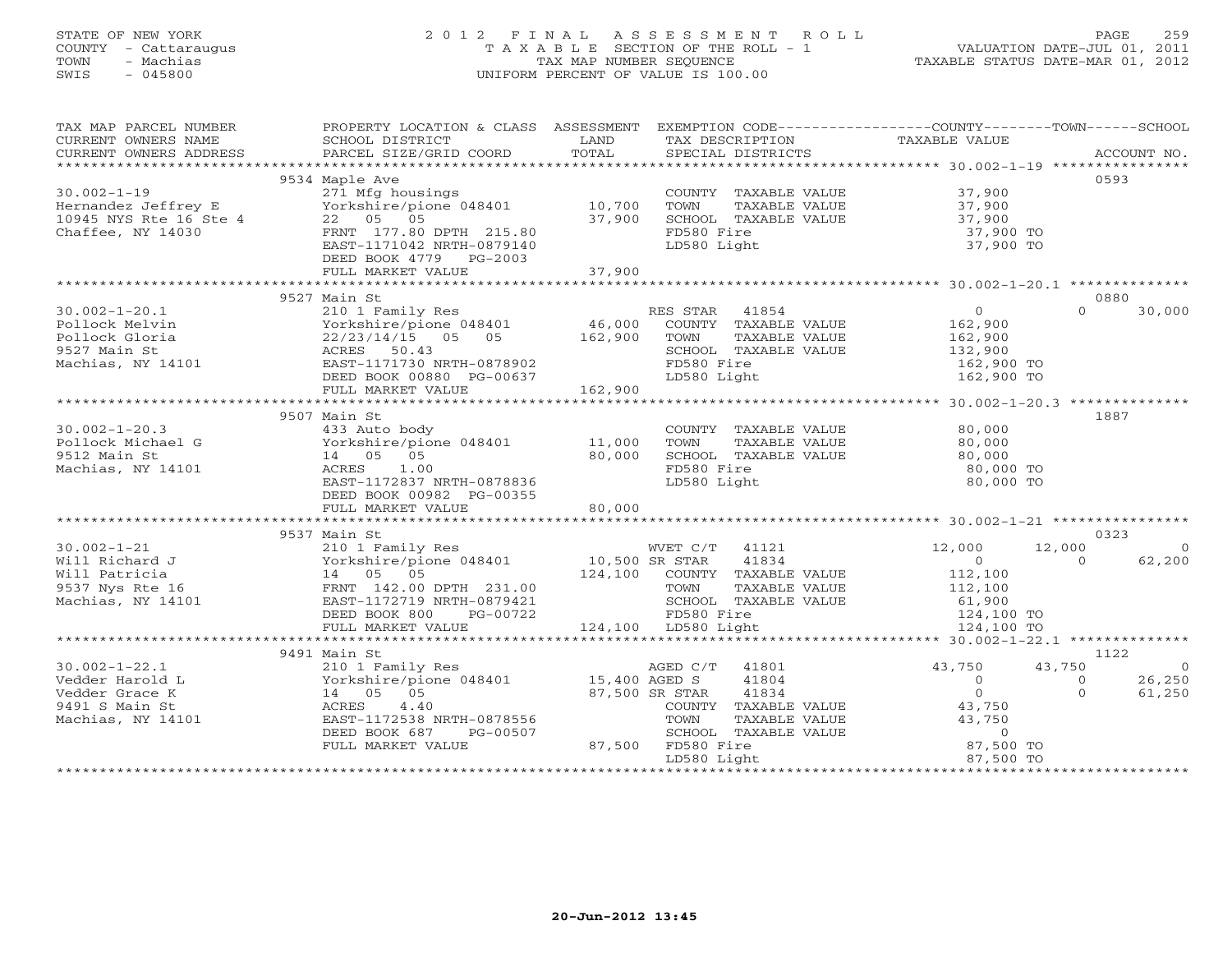STATE OF NEW YORK
COUNTY - Cattaraugus
TOWN - Machias
SWIS - 045800

# 2012 FINAL ASSESSMENT ROLL
TAXABLE SECTION OF THE ROLL - 1
TAX MAP NUMBER SEQUENCE
UNIFORM PERCENT OF VALUE IS 100.00

VALUATION DATE-JUL 01, 2011
TAXABLE STATUS DATE-MAR 01, 2012

| TAX MAP PARCEL NUMBER / CURRENT OWNERS NAME / CURRENT OWNERS ADDRESS | PROPERTY LOCATION & CLASS / SCHOOL DISTRICT / PARCEL SIZE/GRID COORD | ASSESSMENT LAND | TOTAL | EXEMPTION CODE / TAX DESCRIPTION / SPECIAL DISTRICTS | COUNTY TAXABLE VALUE | TOWN | SCHOOL | ACCOUNT NO. |
|---|---|---|---|---|---|---|---|---|
| 30.002-1-19 | 9534 Maple Ave | | | | | | | 0593 |
| Hernandez Jeffrey E | 271 Mfg housings | | | COUNTY TAXABLE VALUE | 37,900 | | | |
| 10945 NYS Rte 16 Ste 4 | Yorkshire/pione 048401 | 10,700 | | TOWN TAXABLE VALUE | 37,900 | | | |
| Chaffee, NY 14030 | 22 05 05 | | 37,900 | SCHOOL TAXABLE VALUE | 37,900 | | | |
| | FRNT 177.80 DPTH 215.80 | | | FD580 Fire | 37,900 TO | | | |
| | EAST-1171042 NRTH-0879140 | | | LD580 Light | 37,900 TO | | | |
| | DEED BOOK 4779 PG-2003 | | | | | | | |
| | FULL MARKET VALUE | | 37,900 | | | | | |
| 30.002-1-20.1 | 9527 Main St | | | | | | | 0880 |
| Pollock Melvin | 210 1 Family Res | | | RES STAR 41854 | 0 | 0 | 30,000 | |
| Pollock Gloria | Yorkshire/pione 048401 | 46,000 | | COUNTY TAXABLE VALUE | 162,900 | | | |
| 9527 Main St | 22/23/14/15 05 05 | | 162,900 | TOWN TAXABLE VALUE | 162,900 | | | |
| Machias, NY 14101 | ACRES 50.43 | | | SCHOOL TAXABLE VALUE | 132,900 | | | |
| | EAST-1171730 NRTH-0878902 | | | FD580 Fire | 162,900 TO | | | |
| | DEED BOOK 00880 PG-00637 | | | LD580 Light | 162,900 TO | | | |
| | FULL MARKET VALUE | | 162,900 | | | | | |
| 30.002-1-20.3 | 9507 Main St | | | | | | | 1887 |
| Pollock Michael G | 433 Auto body | | | COUNTY TAXABLE VALUE | 80,000 | | | |
| 9512 Main St | Yorkshire/pione 048401 | 11,000 | | TOWN TAXABLE VALUE | 80,000 | | | |
| Machias, NY 14101 | 14 05 05 | | 80,000 | SCHOOL TAXABLE VALUE | 80,000 | | | |
| | ACRES 1.00 | | | FD580 Fire | 80,000 TO | | | |
| | EAST-1172837 NRTH-0878836 | | | LD580 Light | 80,000 TO | | | |
| | DEED BOOK 00982 PG-00355 | | | | | | | |
| | FULL MARKET VALUE | | 80,000 | | | | | |
| 30.002-1-21 | 9537 Main St | | | | | | | 0323 |
| Will Richard J | 210 1 Family Res | | | WVET C/T 41121 | 12,000 | 12,000 | 0 | |
| Will Patricia | Yorkshire/pione 048401 | 10,500 | | SR STAR 41834 | 0 | 0 | 62,200 | |
| 9537 Nys Rte 16 | 14 05 05 | | 124,100 | COUNTY TAXABLE VALUE | 112,100 | | | |
| Machias, NY 14101 | FRNT 142.00 DPTH 231.00 | | | TOWN TAXABLE VALUE | 112,100 | | | |
| | EAST-1172719 NRTH-0879421 | | | SCHOOL TAXABLE VALUE | 61,900 | | | |
| | DEED BOOK 800 PG-00722 | | | FD580 Fire | 124,100 TO | | | |
| | FULL MARKET VALUE | | 124,100 | LD580 Light | 124,100 TO | | | |
| 30.002-1-22.1 | 9491 Main St | | | | | | | 1122 |
| Vedder Harold L | 210 1 Family Res | | | AGED C/T 41801 | 43,750 | 43,750 | 0 | |
| Vedder Grace K | Yorkshire/pione 048401 | 15,400 | | AGED S 41804 | 0 | 0 | 26,250 | |
| 9491 S Main St | 14 05 05 | | 87,500 | SR STAR 41834 | 0 | 0 | 61,250 | |
| Machias, NY 14101 | ACRES 4.40 | | | COUNTY TAXABLE VALUE | 43,750 | | | |
| | EAST-1172538 NRTH-0878556 | | | TOWN TAXABLE VALUE | 43,750 | | | |
| | DEED BOOK 687 PG-00507 | | | SCHOOL TAXABLE VALUE | 0 | | | |
| | FULL MARKET VALUE | | 87,500 | FD580 Fire | 87,500 TO | | | |
| | | | | LD580 Light | 87,500 TO | | | |

20-Jun-2012 13:45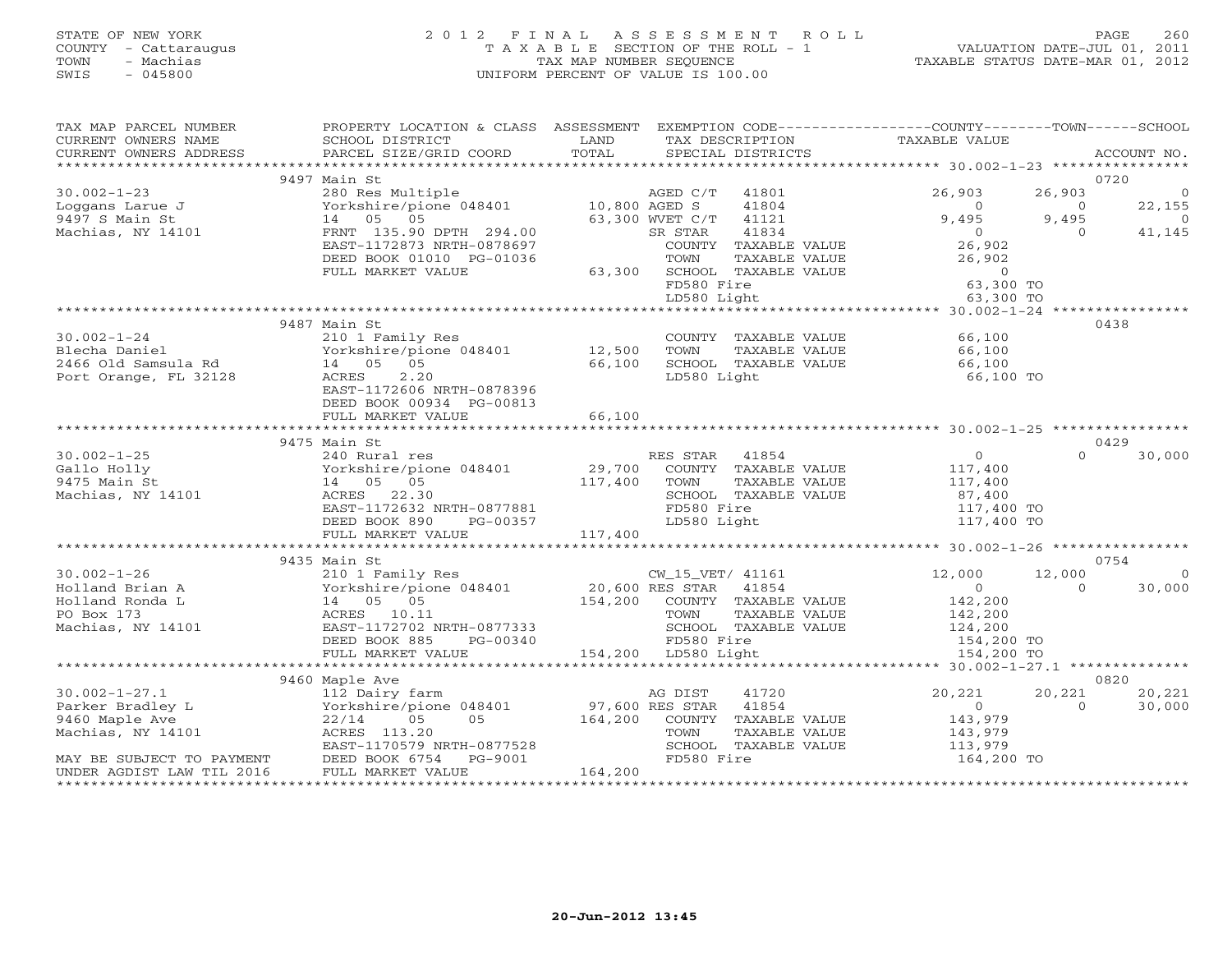STATE OF NEW YORK
COUNTY - Cattaraugus
TOWN - Machias
SWIS - 045800

# 2012 FINAL ASSESSMENT ROLL

TAXABLE SECTION OF THE ROLL - 1
TAX MAP NUMBER SEQUENCE
UNIFORM PERCENT OF VALUE IS 100.00

VALUATION DATE-JUL 01, 2011
TAXABLE STATUS DATE-MAR 01, 2012

| TAX MAP PARCEL NUMBER / CURRENT OWNERS NAME / CURRENT OWNERS ADDRESS | PROPERTY LOCATION & CLASS / SCHOOL DISTRICT / PARCEL SIZE/GRID COORD | ASSESSMENT LAND | TOTAL | EXEMPTION CODE / TAX DESCRIPTION / SPECIAL DISTRICTS | COUNTY | TOWN | SCHOOL | ACCOUNT NO. |
|---|---|---|---|---|---|---|---|---|
| **30.002-1-23** | 9497 Main St | | | | | | | 0720 |
| Loggans Larue J | 280 Res Multiple | | | AGED C/T 41801 | 26,903 | 26,903 | 0 | |
| 9497 S Main St | Yorkshire/pione 048401 | 10,800 | | AGED S 41804 | 0 | 0 | 22,155 | |
| Machias, NY 14101 | 14 05 05 | | 63,300 | WVET C/T 41121 | 9,495 | 9,495 | 0 | |
| | FRNT 135.90 DPTH 294.00 | | | SR STAR 41834 | 0 | 0 | 41,145 | |
| | EAST-1172873 NRTH-0878697 | | | COUNTY TAXABLE VALUE | 26,902 | | | |
| | DEED BOOK 01010 PG-01036 | | | TOWN TAXABLE VALUE | | 26,902 | | |
| | FULL MARKET VALUE | | 63,300 | SCHOOL TAXABLE VALUE | | | 0 | |
| | | | | FD580 Fire | 63,300 TO | | | |
| | | | | LD580 Light | 63,300 TO | | | |
| **30.002-1-24** | 9487 Main St | | | | | | | 0438 |
| Blecha Daniel | 210 1 Family Res | | | COUNTY TAXABLE VALUE | 66,100 | | | |
| 2466 Old Samsula Rd | Yorkshire/pione 048401 | 12,500 | | TOWN TAXABLE VALUE | | 66,100 | | |
| Port Orange, FL 32128 | 14 05 05 | | 66,100 | SCHOOL TAXABLE VALUE | | | 66,100 | |
| | ACRES 2.20 | | | LD580 Light | 66,100 TO | | | |
| | EAST-1172606 NRTH-0878396 | | | | | | | |
| | DEED BOOK 00934 PG-00813 | | | | | | | |
| | FULL MARKET VALUE | | 66,100 | | | | | |
| **30.002-1-25** | 9475 Main St | | | | | | | 0429 |
| Gallo Holly | 240 Rural res | | | RES STAR 41854 | 0 | 0 | 30,000 | |
| 9475 Main St | Yorkshire/pione 048401 | 29,700 | | COUNTY TAXABLE VALUE | 117,400 | | | |
| Machias, NY 14101 | 14 05 05 | | 117,400 | TOWN TAXABLE VALUE | | 117,400 | | |
| | ACRES 22.30 | | | SCHOOL TAXABLE VALUE | | | 87,400 | |
| | EAST-1172632 NRTH-0877881 | | | FD580 Fire | 117,400 TO | | | |
| | DEED BOOK 890 PG-00357 | | | LD580 Light | 117,400 TO | | | |
| | FULL MARKET VALUE | | 117,400 | | | | | |
| **30.002-1-26** | 9435 Main St | | | | | | | 0754 |
| Holland Brian A | 210 1 Family Res | | | CW_15_VET/ 41161 | 12,000 | 12,000 | 0 | |
| Holland Ronda L | Yorkshire/pione 048401 | 20,600 | | RES STAR 41854 | 0 | 0 | 30,000 | |
| PO Box 173 | 14 05 05 | | 154,200 | COUNTY TAXABLE VALUE | 142,200 | | | |
| Machias, NY 14101 | ACRES 10.11 | | | TOWN TAXABLE VALUE | | 142,200 | | |
| | EAST-1172702 NRTH-0877333 | | | SCHOOL TAXABLE VALUE | | | 124,200 | |
| | DEED BOOK 885 PG-00340 | | | FD580 Fire | 154,200 TO | | | |
| | FULL MARKET VALUE | | 154,200 | LD580 Light | 154,200 TO | | | |
| **30.002-1-27.1** | 9460 Maple Ave | | | | | | | 0820 |
| Parker Bradley L | 112 Dairy farm | | | AG DIST 41720 | 20,221 | 20,221 | 20,221 | |
| 9460 Maple Ave | Yorkshire/pione 048401 | 97,600 | | RES STAR 41854 | 0 | 0 | 30,000 | |
| Machias, NY 14101 | 22/14 05 05 | | 164,200 | COUNTY TAXABLE VALUE | 143,979 | | | |
| | ACRES 113.20 | | | TOWN TAXABLE VALUE | | 143,979 | | |
| | EAST-1170579 NRTH-0877528 | | | SCHOOL TAXABLE VALUE | | | 113,979 | |
| MAY BE SUBJECT TO PAYMENT | DEED BOOK 6754 PG-9001 | | | FD580 Fire | 164,200 TO | | | |
| UNDER AGDIST LAW TIL 2016 | FULL MARKET VALUE | | 164,200 | | | | | |

20-Jun-2012 13:45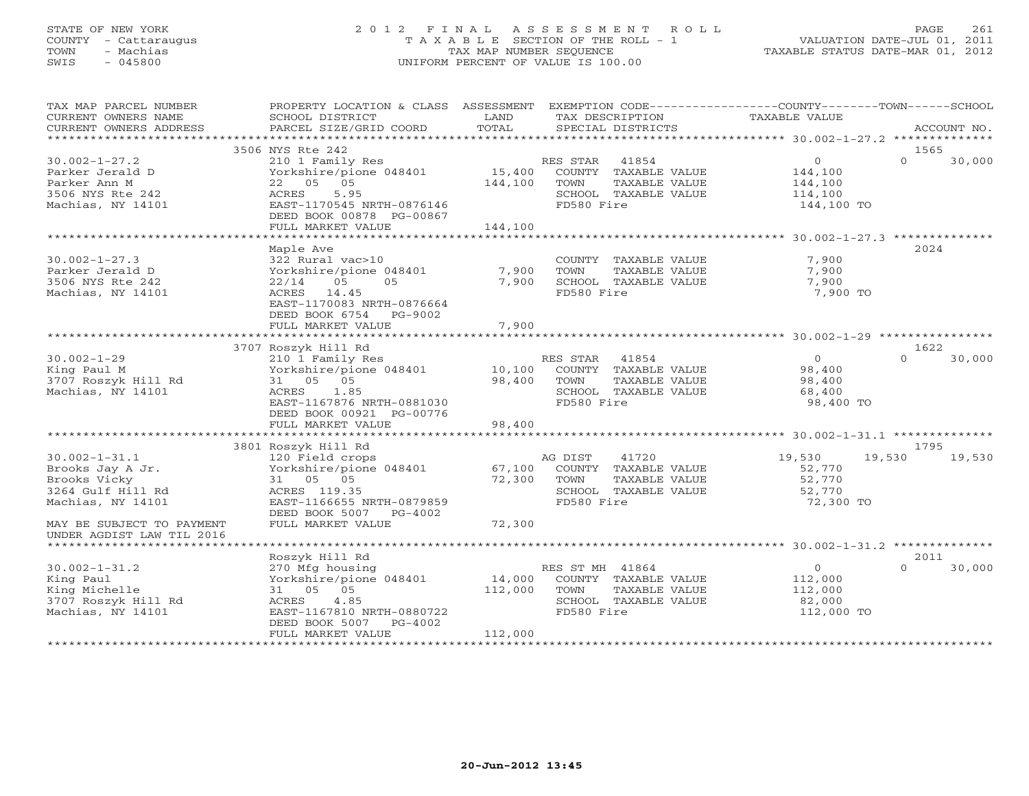STATE OF NEW YORK
COUNTY - Cattaraugus
TOWN - Machias
SWIS - 045800

2012 FINAL ASSESSMENT ROLL
TAXABLE SECTION OF THE ROLL - 1
TAX MAP NUMBER SEQUENCE
UNIFORM PERCENT OF VALUE IS 100.00

VALUATION DATE-JUL 01, 2011
TAXABLE STATUS DATE-MAR 01, 2012

| TAX MAP PARCEL NUMBER / CURRENT OWNERS NAME / CURRENT OWNERS ADDRESS | PROPERTY LOCATION & CLASS / SCHOOL DISTRICT / PARCEL SIZE/GRID COORD | ASSESSMENT LAND / TOTAL | EXEMPTION CODE / TAX DESCRIPTION / SPECIAL DISTRICTS | COUNTY TAXABLE VALUE | TOWN | SCHOOL / ACCOUNT NO. |
|---|---|---|---|---|---|---|
| **30.002-1-27.2** | 3506 NYS Rte 242 | | | | | 1565 |
| Parker Jerald D | 210 1 Family Res | | RES STAR 41854 | 0 | 0 | 30,000 |
| Parker Ann M | Yorkshire/pione 048401 | 15,400 | COUNTY TAXABLE VALUE | 144,100 | | |
| 3506 NYS Rte 242 | 22 05 05 | 144,100 | TOWN TAXABLE VALUE | 144,100 | | |
| Machias, NY 14101 | ACRES 5.95 | | SCHOOL TAXABLE VALUE | 114,100 | | |
| | EAST-1170545 NRTH-0876146 | | FD580 Fire | 144,100 TO | | |
| | DEED BOOK 00878 PG-00867 | | | | | |
| | FULL MARKET VALUE | 144,100 | | | | |
| **30.002-1-27.3** | Maple Ave | | | | | 2024 |
| Parker Jerald D | 322 Rural vac>10 | | COUNTY TAXABLE VALUE | 7,900 | | |
| 3506 NYS Rte 242 | Yorkshire/pione 048401 | 7,900 | TOWN TAXABLE VALUE | 7,900 | | |
| Machias, NY 14101 | 22/14 05 05 | 7,900 | SCHOOL TAXABLE VALUE | 7,900 | | |
| | ACRES 14.45 | | FD580 Fire | 7,900 TO | | |
| | EAST-1170083 NRTH-0876664 | | | | | |
| | DEED BOOK 6754 PG-9002 | | | | | |
| | FULL MARKET VALUE | 7,900 | | | | |
| **30.002-1-29** | 3707 Roszyk Hill Rd | | | | | 1622 |
| King Paul M | 210 1 Family Res | | RES STAR 41854 | 0 | 0 | 30,000 |
| 3707 Roszyk Hill Rd | Yorkshire/pione 048401 | 10,100 | COUNTY TAXABLE VALUE | 98,400 | | |
| Machias, NY 14101 | 31 05 05 | 98,400 | TOWN TAXABLE VALUE | 98,400 | | |
| | ACRES 1.85 | | SCHOOL TAXABLE VALUE | 68,400 | | |
| | EAST-1167876 NRTH-0881030 | | FD580 Fire | 98,400 TO | | |
| | DEED BOOK 00921 PG-00776 | | | | | |
| | FULL MARKET VALUE | 98,400 | | | | |
| **30.002-1-31.1** | 3801 Roszyk Hill Rd | | | | | 1795 |
| Brooks Jay A Jr. | 120 Field crops | | AG DIST 41720 | 19,530 | 19,530 | 19,530 |
| Brooks Vicky | Yorkshire/pione 048401 | 67,100 | COUNTY TAXABLE VALUE | 52,770 | | |
| 3264 Gulf Hill Rd | 31 05 05 | 72,300 | TOWN TAXABLE VALUE | 52,770 | | |
| Machias, NY 14101 | ACRES 119.35 | | SCHOOL TAXABLE VALUE | 52,770 | | |
| | EAST-1166655 NRTH-0879859 | | FD580 Fire | 72,300 TO | | |
| | DEED BOOK 5007 PG-4002 | | | | | |
| MAY BE SUBJECT TO PAYMENT UNDER AGDIST LAW TIL 2016 | FULL MARKET VALUE | 72,300 | | | | |
| **30.002-1-31.2** | Roszyk Hill Rd | | | | | 2011 |
| King Paul | 270 Mfg housing | | RES ST MH 41864 | 0 | 0 | 30,000 |
| King Michelle | Yorkshire/pione 048401 | 14,000 | COUNTY TAXABLE VALUE | 112,000 | | |
| 3707 Roszyk Hill Rd | 31 05 05 | 112,000 | TOWN TAXABLE VALUE | 112,000 | | |
| Machias, NY 14101 | ACRES 4.85 | | SCHOOL TAXABLE VALUE | 82,000 | | |
| | EAST-1167810 NRTH-0880722 | | FD580 Fire | 112,000 TO | | |
| | DEED BOOK 5007 PG-4002 | | | | | |
| | FULL MARKET VALUE | 112,000 | | | | |

20-Jun-2012 13:45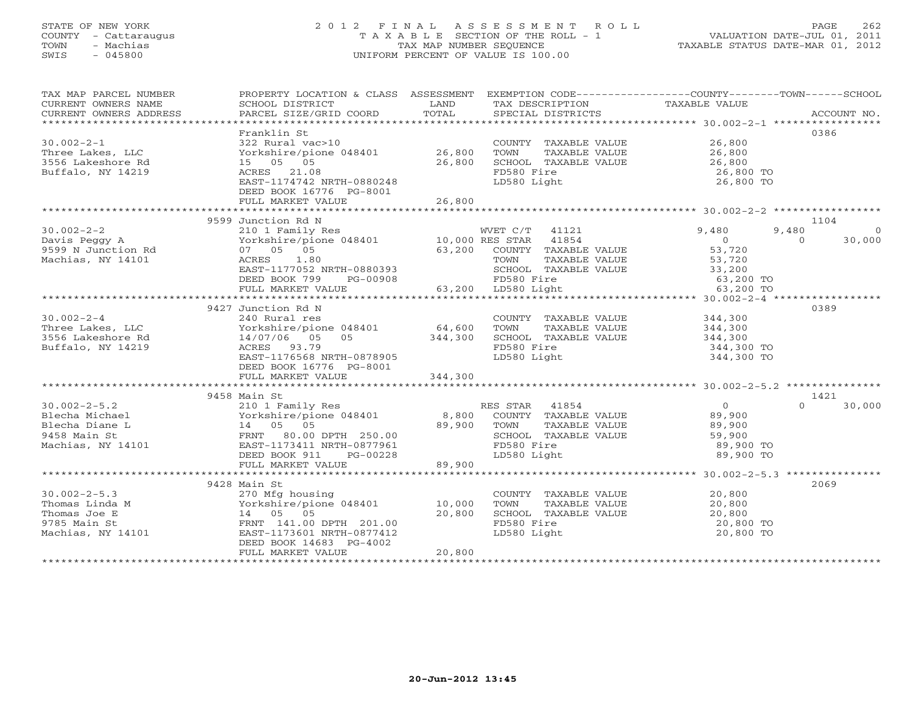STATE OF NEW YORK
COUNTY - Cattaraugus
TOWN - Machias
SWIS - 045800

2012 FINAL ASSESSMENT ROLL
TAXABLE SECTION OF THE ROLL - 1
TAX MAP NUMBER SEQUENCE
UNIFORM PERCENT OF VALUE IS 100.00

VALUATION DATE-JUL 01, 2011
TAXABLE STATUS DATE-MAR 01, 2012

| TAX MAP PARCEL NUMBER / CURRENT OWNERS NAME / CURRENT OWNERS ADDRESS | PROPERTY LOCATION & CLASS / SCHOOL DISTRICT / PARCEL SIZE/GRID COORD | ASSESSMENT LAND | TOTAL | EXEMPTION CODE / TAX DESCRIPTION / SPECIAL DISTRICTS | COUNTY TAXABLE VALUE | TOWN | SCHOOL | ACCOUNT NO. |
|---|---|---|---|---|---|---|---|---|
| 30.002-2-1 | Franklin St | | | | | | | 0386 |
| Three Lakes, LLC | 322 Rural vac>10 | | | COUNTY TAXABLE VALUE | 26,800 | | | |
| 3556 Lakeshore Rd | Yorkshire/pione 048401 | 26,800 | | TOWN TAXABLE VALUE | 26,800 | | | |
| Buffalo, NY 14219 | 15 05 05 | | 26,800 | SCHOOL TAXABLE VALUE | 26,800 | | | |
| | ACRES 21.08 | | | FD580 Fire | 26,800 TO | | | |
| | EAST-1174742 NRTH-0880248 | | | LD580 Light | 26,800 TO | | | |
| | DEED BOOK 16776 PG-8001 | | | | | | | |
| | FULL MARKET VALUE | | 26,800 | | | | | |
| 30.002-2-2 | 9599 Junction Rd N | | | | | | | 1104 |
| Davis Peggy A | 210 1 Family Res | | | WVET C/T 41121 | 9,480 | 9,480 | 0 | |
| 9599 N Junction Rd | Yorkshire/pione 048401 | 10,000 | | RES STAR 41854 | 0 | 0 | 30,000 | |
| Machias, NY 14101 | 07 05 05 | | 63,200 | COUNTY TAXABLE VALUE | 53,720 | | | |
| | ACRES 1.80 | | | TOWN TAXABLE VALUE | 53,720 | | | |
| | EAST-1177052 NRTH-0880393 | | | SCHOOL TAXABLE VALUE | 33,200 | | | |
| | DEED BOOK 799 PG-00908 | | | FD580 Fire | 63,200 TO | | | |
| | FULL MARKET VALUE | | 63,200 | LD580 Light | 63,200 TO | | | |
| 30.002-2-4 | 9427 Junction Rd N | | | | | | | 0389 |
| Three Lakes, LLC | 240 Rural res | | | COUNTY TAXABLE VALUE | 344,300 | | | |
| 3556 Lakeshore Rd | Yorkshire/pione 048401 | 64,600 | | TOWN TAXABLE VALUE | 344,300 | | | |
| Buffalo, NY 14219 | 14/07/06 05 05 | | 344,300 | SCHOOL TAXABLE VALUE | 344,300 | | | |
| | ACRES 93.79 | | | FD580 Fire | 344,300 TO | | | |
| | EAST-1176568 NRTH-0878905 | | | LD580 Light | 344,300 TO | | | |
| | DEED BOOK 16776 PG-8001 | | | | | | | |
| | FULL MARKET VALUE | | 344,300 | | | | | |
| 30.002-2-5.2 | 9458 Main St | | | | | | | 1421 |
| Blecha Michael | 210 1 Family Res | | | RES STAR 41854 | 0 | 0 | 30,000 | |
| Blecha Diane L | Yorkshire/pione 048401 | 8,800 | | COUNTY TAXABLE VALUE | 89,900 | | | |
| 9458 Main St | 14 05 05 | | 89,900 | TOWN TAXABLE VALUE | 89,900 | | | |
| Machias, NY 14101 | FRNT 80.00 DPTH 250.00 | | | SCHOOL TAXABLE VALUE | 59,900 | | | |
| | EAST-1173411 NRTH-0877961 | | | FD580 Fire | 89,900 TO | | | |
| | DEED BOOK 911 PG-00228 | | | LD580 Light | 89,900 TO | | | |
| | FULL MARKET VALUE | | 89,900 | | | | | |
| 30.002-2-5.3 | 9428 Main St | | | | | | | 2069 |
| Thomas Linda M | 270 Mfg housing | | | COUNTY TAXABLE VALUE | 20,800 | | | |
| Thomas Joe E | Yorkshire/pione 048401 | 10,000 | | TOWN TAXABLE VALUE | 20,800 | | | |
| 9785 Main St | 14 05 05 | | 20,800 | SCHOOL TAXABLE VALUE | 20,800 | | | |
| Machias, NY 14101 | FRNT 141.00 DPTH 201.00 | | | FD580 Fire | 20,800 TO | | | |
| | EAST-1173601 NRTH-0877412 | | | LD580 Light | 20,800 TO | | | |
| | DEED BOOK 14683 PG-4002 | | | | | | | |
| | FULL MARKET VALUE | | 20,800 | | | | | |

20-Jun-2012 13:45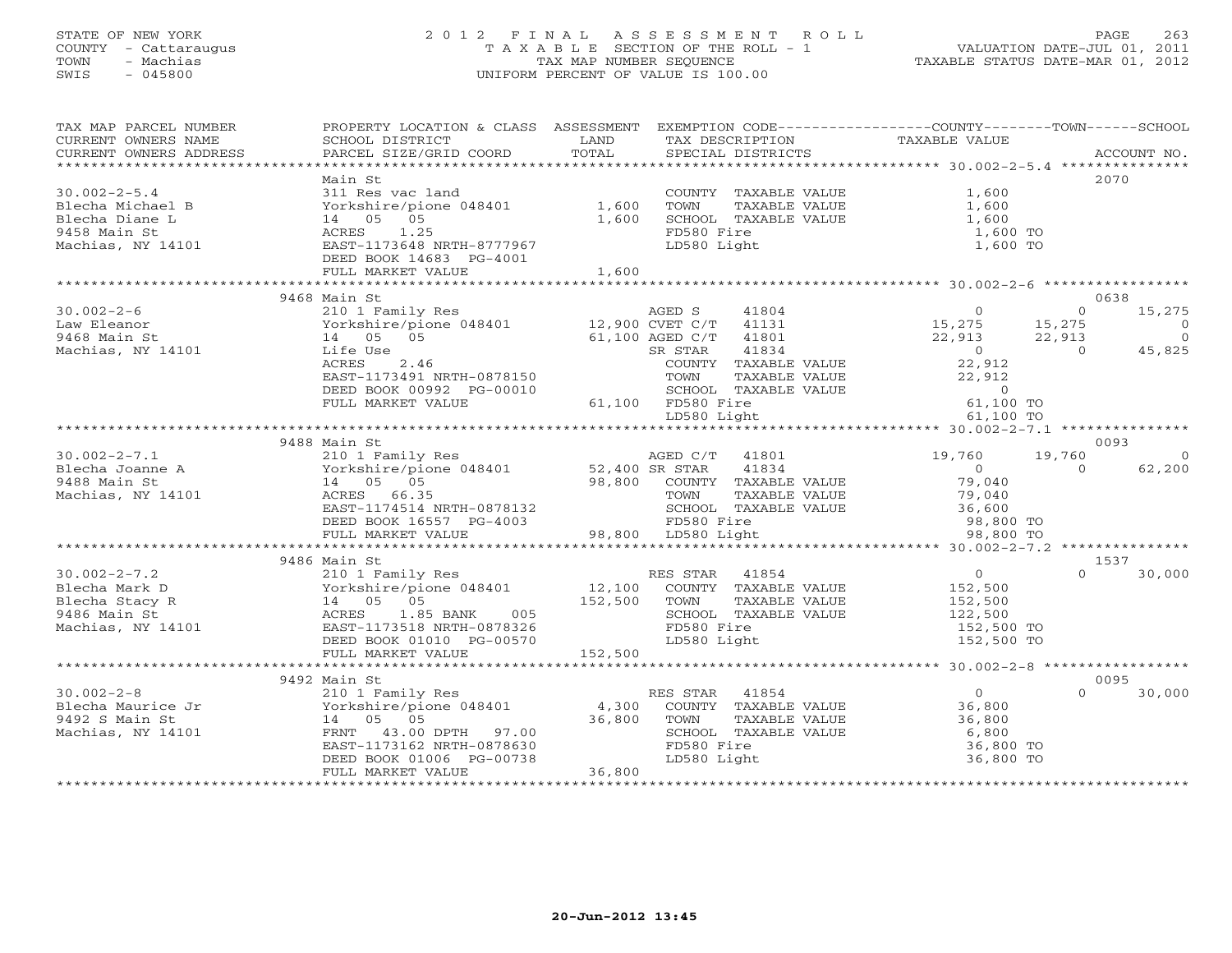STATE OF NEW YORK
COUNTY - Cattaraugus
TOWN - Machias
SWIS - 045800

# 2012 FINAL ASSESSMENT ROLL

TAXABLE SECTION OF THE ROLL - 1
TAX MAP NUMBER SEQUENCE
UNIFORM PERCENT OF VALUE IS 100.00

VALUATION DATE-JUL 01, 2011
TAXABLE STATUS DATE-MAR 01, 2012

| TAX MAP PARCEL NUMBER / CURRENT OWNERS NAME / CURRENT OWNERS ADDRESS | PROPERTY LOCATION & CLASS / SCHOOL DISTRICT / PARCEL SIZE/GRID COORD | ASSESSMENT LAND | TOTAL | EXEMPTION CODE / TAX DESCRIPTION / SPECIAL DISTRICTS | COUNTY TAXABLE VALUE | TOWN | SCHOOL | ACCOUNT NO. |
|---|---|---|---|---|---|---|---|---|
| 30.002-2-5.4 | Main St | | | | | | | 2070 |
| 30.002-2-5.4 | 311 Res vac land | | | COUNTY TAXABLE VALUE | 1,600 | | | |
| Blecha Michael B | Yorkshire/pione 048401 | 1,600 | | TOWN TAXABLE VALUE | 1,600 | | | |
| Blecha Diane L | 14 05 05 | | 1,600 | SCHOOL TAXABLE VALUE | 1,600 | | | |
| 9458 Main St | ACRES 1.25 | | | FD580 Fire | 1,600 TO | | | |
| Machias, NY 14101 | EAST-1173648 NRTH-8777967 | | | LD580 Light | 1,600 TO | | | |
| | DEED BOOK 14683 PG-4001 | | | | | | | |
| | FULL MARKET VALUE | | 1,600 | | | | | |
| 30.002-2-6 | 9468 Main St | | | | | | | 0638 |
| 30.002-2-6 | 210 1 Family Res | | | AGED S 41804 | 0 | 0 | 15,275 | |
| Law Eleanor | Yorkshire/pione 048401 | 12,900 | | CVET C/T 41131 | 15,275 | 15,275 | 0 | |
| 9468 Main St | 14 05 05 | | 61,100 | AGED C/T 41801 | 22,913 | 22,913 | 0 | |
| Machias, NY 14101 | Life Use | | | SR STAR 41834 | 0 | 0 | 45,825 | |
| | ACRES 2.46 | | | COUNTY TAXABLE VALUE | 22,912 | | | |
| | EAST-1173491 NRTH-0878150 | | | TOWN TAXABLE VALUE | 22,912 | | | |
| | DEED BOOK 00992 PG-00010 | | | SCHOOL TAXABLE VALUE | 0 | | | |
| | FULL MARKET VALUE | | 61,100 | FD580 Fire | 61,100 TO | | | |
| | | | | LD580 Light | 61,100 TO | | | |
| 30.002-2-7.1 | 9488 Main St | | | | | | | 0093 |
| 30.002-2-7.1 | 210 1 Family Res | | | AGED C/T 41801 | 19,760 | 19,760 | 0 | |
| Blecha Joanne A | Yorkshire/pione 048401 | 52,400 | | SR STAR 41834 | 0 | 0 | 62,200 | |
| 9488 Main St | 14 05 05 | | 98,800 | COUNTY TAXABLE VALUE | 79,040 | | | |
| Machias, NY 14101 | ACRES 66.35 | | | TOWN TAXABLE VALUE | 79,040 | | | |
| | EAST-1174514 NRTH-0878132 | | | SCHOOL TAXABLE VALUE | 36,600 | | | |
| | DEED BOOK 16557 PG-4003 | | | FD580 Fire | 98,800 TO | | | |
| | FULL MARKET VALUE | | 98,800 | LD580 Light | 98,800 TO | | | |
| 30.002-2-7.2 | 9486 Main St | | | | | | | 1537 |
| 30.002-2-7.2 | 210 1 Family Res | | | RES STAR 41854 | 0 | 0 | 30,000 | |
| Blecha Mark D | Yorkshire/pione 048401 | 12,100 | | COUNTY TAXABLE VALUE | 152,500 | | | |
| Blecha Stacy R | 14 05 05 | | 152,500 | TOWN TAXABLE VALUE | 152,500 | | | |
| 9486 Main St | ACRES 1.85 BANK 005 | | | SCHOOL TAXABLE VALUE | 122,500 | | | |
| Machias, NY 14101 | EAST-1173518 NRTH-0878326 | | | FD580 Fire | 152,500 TO | | | |
| | DEED BOOK 01010 PG-00570 | | | LD580 Light | 152,500 TO | | | |
| | FULL MARKET VALUE | | 152,500 | | | | | |
| 30.002-2-8 | 9492 Main St | | | | | | | 0095 |
| 30.002-2-8 | 210 1 Family Res | | | RES STAR 41854 | 0 | 0 | 30,000 | |
| Blecha Maurice Jr | Yorkshire/pione 048401 | 4,300 | | COUNTY TAXABLE VALUE | 36,800 | | | |
| 9492 S Main St | 14 05 05 | | 36,800 | TOWN TAXABLE VALUE | 36,800 | | | |
| Machias, NY 14101 | FRNT 43.00 DPTH 97.00 | | | SCHOOL TAXABLE VALUE | 6,800 | | | |
| | EAST-1173162 NRTH-0878630 | | | FD580 Fire | 36,800 TO | | | |
| | DEED BOOK 01006 PG-00738 | | | LD580 Light | 36,800 TO | | | |
| | FULL MARKET VALUE | | 36,800 | | | | | |

20-Jun-2012 13:45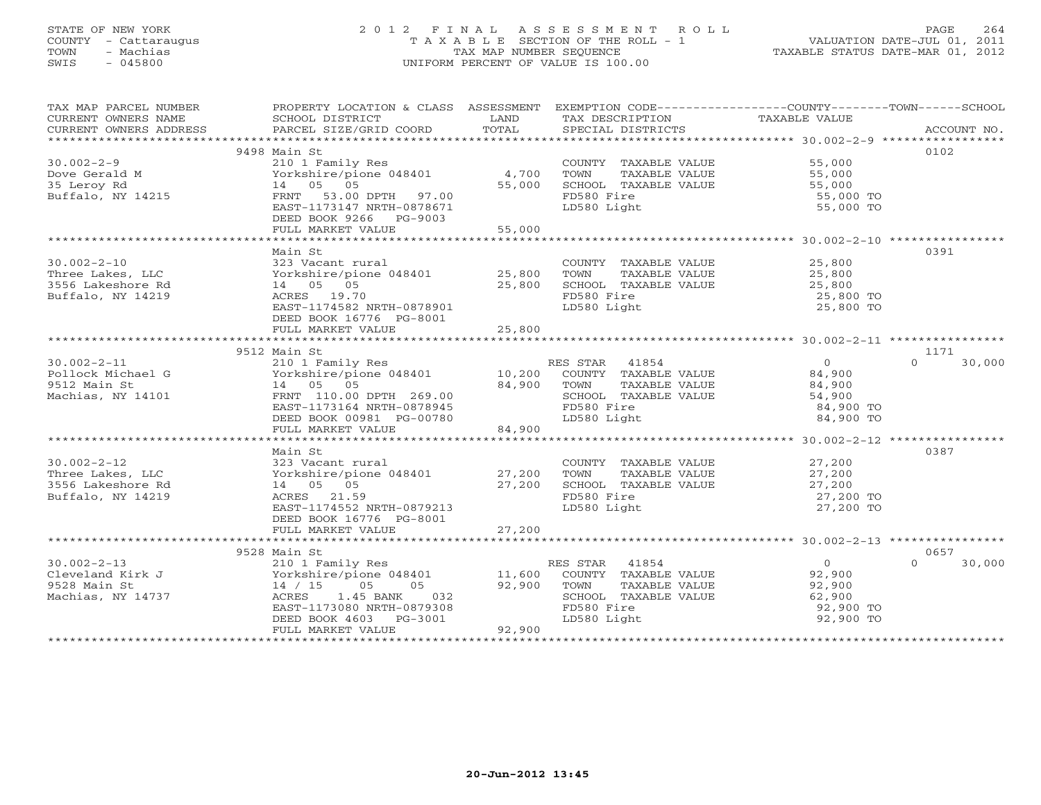STATE OF NEW YORK
COUNTY - Cattaraugus
TOWN - Machias
SWIS - 045800

# 2012 FINAL ASSESSMENT ROLL
TAXABLE SECTION OF THE ROLL - 1
TAX MAP NUMBER SEQUENCE
UNIFORM PERCENT OF VALUE IS 100.00

VALUATION DATE-JUL 01, 2011
TAXABLE STATUS DATE-MAR 01, 2012

| TAX MAP PARCEL NUMBER / CURRENT OWNERS NAME / CURRENT OWNERS ADDRESS | PROPERTY LOCATION & CLASS / SCHOOL DISTRICT / PARCEL SIZE/GRID COORD | ASSESSMENT LAND | TOTAL | EXEMPTION CODE / TAX DESCRIPTION / SPECIAL DISTRICTS | COUNTY/TOWN TAXABLE VALUE | SCHOOL / ACCOUNT NO. |
|---|---|---|---|---|---|---|
| 30.002-2-9 | 9498 Main St | | | | | 0102 |
| 30.002-2-9 | 210 1 Family Res | | | COUNTY TAXABLE VALUE | 55,000 | |
| Dove Gerald M | Yorkshire/pione 048401 | 4,700 | | TOWN TAXABLE VALUE | 55,000 | |
| 35 Leroy Rd | 14 05 05 | | 55,000 | SCHOOL TAXABLE VALUE | 55,000 | |
| Buffalo, NY 14215 | FRNT 53.00 DPTH 97.00 | | | FD580 Fire | 55,000 TO | |
| | EAST-1173147 NRTH-0878671 | | | LD580 Light | 55,000 TO | |
| | DEED BOOK 9266 PG-9003 | | | | | |
| | FULL MARKET VALUE | | 55,000 | | | |
| 30.002-2-10 | Main St | | | | | 0391 |
| 30.002-2-10 | 323 Vacant rural | | | COUNTY TAXABLE VALUE | 25,800 | |
| Three Lakes, LLC | Yorkshire/pione 048401 | 25,800 | | TOWN TAXABLE VALUE | 25,800 | |
| 3556 Lakeshore Rd | 14 05 05 | | 25,800 | SCHOOL TAXABLE VALUE | 25,800 | |
| Buffalo, NY 14219 | ACRES 19.70 | | | FD580 Fire | 25,800 TO | |
| | EAST-1174582 NRTH-0878901 | | | LD580 Light | 25,800 TO | |
| | DEED BOOK 16776 PG-8001 | | | | | |
| | FULL MARKET VALUE | | 25,800 | | | |
| 30.002-2-11 | 9512 Main St | | | | | 1171 |
| 30.002-2-11 | 210 1 Family Res | | | RES STAR 41854 | 0 | 0 30,000 |
| Pollock Michael G | Yorkshire/pione 048401 | 10,200 | | COUNTY TAXABLE VALUE | 84,900 | |
| 9512 Main St | 14 05 05 | | 84,900 | TOWN TAXABLE VALUE | 84,900 | |
| Machias, NY 14101 | FRNT 110.00 DPTH 269.00 | | | SCHOOL TAXABLE VALUE | 54,900 | |
| | EAST-1173164 NRTH-0878945 | | | FD580 Fire | 84,900 TO | |
| | DEED BOOK 00981 PG-00780 | | | LD580 Light | 84,900 TO | |
| | FULL MARKET VALUE | | 84,900 | | | |
| 30.002-2-12 | Main St | | | | | 0387 |
| 30.002-2-12 | 323 Vacant rural | | | COUNTY TAXABLE VALUE | 27,200 | |
| Three Lakes, LLC | Yorkshire/pione 048401 | 27,200 | | TOWN TAXABLE VALUE | 27,200 | |
| 3556 Lakeshore Rd | 14 05 05 | | 27,200 | SCHOOL TAXABLE VALUE | 27,200 | |
| Buffalo, NY 14219 | ACRES 21.59 | | | FD580 Fire | 27,200 TO | |
| | EAST-1174552 NRTH-0879213 | | | LD580 Light | 27,200 TO | |
| | DEED BOOK 16776 PG-8001 | | | | | |
| | FULL MARKET VALUE | | 27,200 | | | |
| 30.002-2-13 | 9528 Main St | | | | | 0657 |
| 30.002-2-13 | 210 1 Family Res | | | RES STAR 41854 | 0 | 0 30,000 |
| Cleveland Kirk J | Yorkshire/pione 048401 | 11,600 | | COUNTY TAXABLE VALUE | 92,900 | |
| 9528 Main St | 14 / 15 05 05 | | 92,900 | TOWN TAXABLE VALUE | 92,900 | |
| Machias, NY 14737 | ACRES 1.45 BANK 032 | | | SCHOOL TAXABLE VALUE | 62,900 | |
| | EAST-1173080 NRTH-0879308 | | | FD580 Fire | 92,900 TO | |
| | DEED BOOK 4603 PG-3001 | | | LD580 Light | 92,900 TO | |
| | FULL MARKET VALUE | | 92,900 | | | |

20-Jun-2012 13:45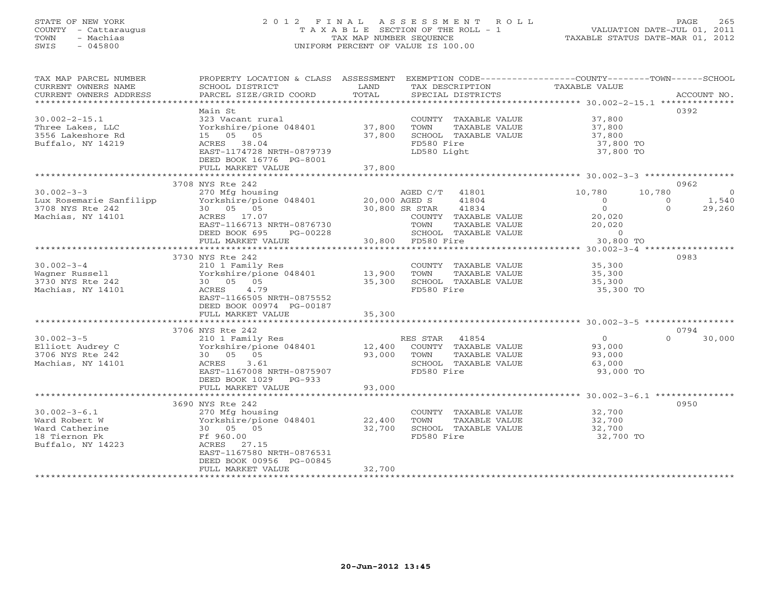STATE OF NEW YORK
COUNTY - Cattaraugus
TOWN - Machias
SWIS - 045800

2 0 1 2 F I N A L A S S E S S M E N T R O L L
T A X A B L E SECTION OF THE ROLL - 1
TAX MAP NUMBER SEQUENCE
UNIFORM PERCENT OF VALUE IS 100.00

VALUATION DATE-JUL 01, 2011
TAXABLE STATUS DATE-MAR 01, 2012

| TAX MAP PARCEL NUMBER / CURRENT OWNERS NAME / CURRENT OWNERS ADDRESS | PROPERTY LOCATION & CLASS / SCHOOL DISTRICT / PARCEL SIZE/GRID COORD | ASSESSMENT LAND | TOTAL | EXEMPTION CODE / TAX DESCRIPTION / SPECIAL DISTRICTS | COUNTY TAXABLE VALUE | TOWN | SCHOOL | ACCOUNT NO. |
|---|---|---|---|---|---|---|---|---|
| 30.002-2-15.1 | Main St | | | | | | | 0392 |
| Three Lakes, LLC | 323 Vacant rural | | | COUNTY TAXABLE VALUE | 37,800 | | | |
| 3556 Lakeshore Rd | Yorkshire/pione 048401 | 37,800 | | TOWN TAXABLE VALUE | 37,800 | | | |
| Buffalo, NY 14219 | 15 05 05 | | 37,800 | SCHOOL TAXABLE VALUE | 37,800 | | | |
| | ACRES 38.04 | | | FD580 Fire | 37,800 TO | | | |
| | EAST-1174728 NRTH-0879739 | | | LD580 Light | 37,800 TO | | | |
| | DEED BOOK 16776 PG-8001 | | | | | | | |
| | FULL MARKET VALUE | | 37,800 | | | | | |
| 30.002-3-3 | 3708 NYS Rte 242 | | | | | | | 0962 |
| Lux Rosemarie Sanfilipp | 270 Mfg housing | | | AGED C/T 41801 | 10,780 | 10,780 | 0 | |
| 3708 NYS Rte 242 | Yorkshire/pione 048401 | 20,000 | | AGED S 41804 | 0 | 0 | 1,540 | |
| Machias, NY 14101 | 30 05 05 | | 30,800 | SR STAR 41834 | 0 | 0 | 29,260 | |
| | ACRES 17.07 | | | COUNTY TAXABLE VALUE | 20,020 | | | |
| | EAST-1166713 NRTH-0876730 | | | TOWN TAXABLE VALUE | 20,020 | | | |
| | DEED BOOK 695 PG-00228 | | | SCHOOL TAXABLE VALUE | 0 | | | |
| | FULL MARKET VALUE | | 30,800 | FD580 Fire | 30,800 TO | | | |
| 30.002-3-4 | 3730 NYS Rte 242 | | | | | | | 0983 |
| Wagner Russell | 210 1 Family Res | | | COUNTY TAXABLE VALUE | 35,300 | | | |
| 3730 NYS Rte 242 | Yorkshire/pione 048401 | 13,900 | | TOWN TAXABLE VALUE | 35,300 | | | |
| Machias, NY 14101 | 30 05 05 | | 35,300 | SCHOOL TAXABLE VALUE | 35,300 | | | |
| | ACRES 4.79 | | | FD580 Fire | 35,300 TO | | | |
| | EAST-1166505 NRTH-0875552 | | | | | | | |
| | DEED BOOK 00974 PG-00187 | | | | | | | |
| | FULL MARKET VALUE | | 35,300 | | | | | |
| 30.002-3-5 | 3706 NYS Rte 242 | | | | | | | 0794 |
| Elliott Audrey C | 210 1 Family Res | | | RES STAR 41854 | 0 | 0 | 30,000 | |
| 3706 NYS Rte 242 | Yorkshire/pione 048401 | 12,400 | | COUNTY TAXABLE VALUE | 93,000 | | | |
| Machias, NY 14101 | 30 05 05 | | 93,000 | TOWN TAXABLE VALUE | 93,000 | | | |
| | ACRES 3.61 | | | SCHOOL TAXABLE VALUE | 63,000 | | | |
| | EAST-1167008 NRTH-0875907 | | | FD580 Fire | 93,000 TO | | | |
| | DEED BOOK 1029 PG-933 | | | | | | | |
| | FULL MARKET VALUE | | 93,000 | | | | | |
| 30.002-3-6.1 | 3690 NYS Rte 242 | | | | | | | 0950 |
| Ward Robert W | 270 Mfg housing | | | COUNTY TAXABLE VALUE | 32,700 | | | |
| Ward Catherine | Yorkshire/pione 048401 | 22,400 | | TOWN TAXABLE VALUE | 32,700 | | | |
| 18 Tiernon Pk | 30 05 05 | | 32,700 | SCHOOL TAXABLE VALUE | 32,700 | | | |
| Buffalo, NY 14223 | Ff 960.00 | | | FD580 Fire | 32,700 TO | | | |
| | ACRES 27.15 | | | | | | | |
| | EAST-1167580 NRTH-0876531 | | | | | | | |
| | DEED BOOK 00956 PG-00845 | | | | | | | |
| | FULL MARKET VALUE | | 32,700 | | | | | |

20-Jun-2012 13:45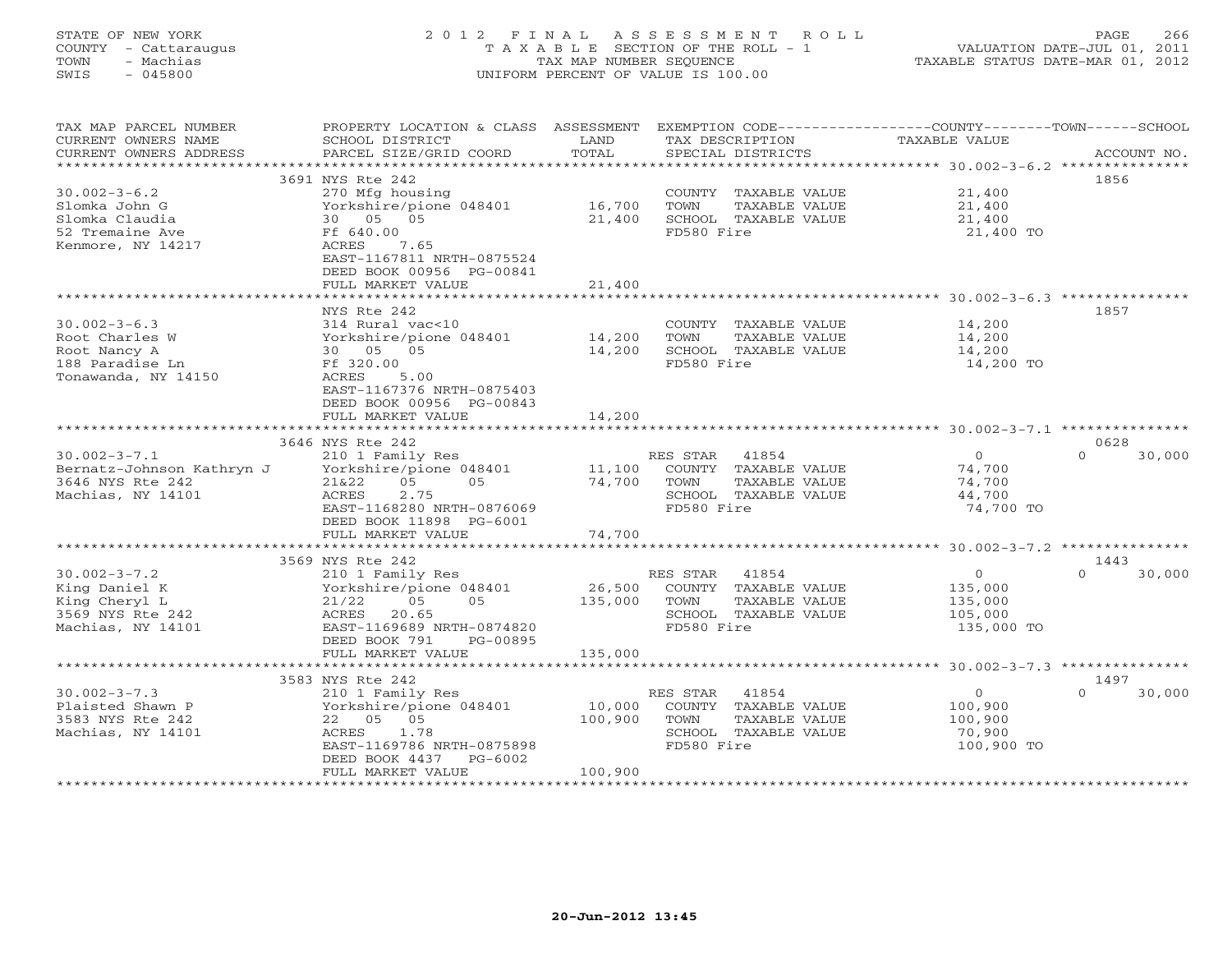STATE OF NEW YORK
COUNTY - Cattaraugus
TOWN - Machias
SWIS - 045800

2 0 1 2 F I N A L A S S E S S M E N T R O L L
T A X A B L E SECTION OF THE ROLL - 1
TAX MAP NUMBER SEQUENCE
UNIFORM PERCENT OF VALUE IS 100.00

VALUATION DATE-JUL 01, 2011
TAXABLE STATUS DATE-MAR 01, 2012

| TAX MAP PARCEL NUMBER / CURRENT OWNERS NAME / CURRENT OWNERS ADDRESS | PROPERTY LOCATION & CLASS / SCHOOL DISTRICT / PARCEL SIZE/GRID COORD | ASSESSMENT LAND | TOTAL | EXEMPTION CODE / TAX DESCRIPTION / SPECIAL DISTRICTS | COUNTY TAXABLE VALUE | TOWN | SCHOOL / ACCOUNT NO. |
|---|---|---|---|---|---|---|---|
| **30.002-3-6.2** | 3691 NYS Rte 242 | | | | | | 1856 |
| 30.002-3-6.2 | 270 Mfg housing | | | COUNTY TAXABLE VALUE | 21,400 | | |
| Slomka John G | Yorkshire/pione 048401 | 16,700 | | TOWN TAXABLE VALUE | 21,400 | | |
| Slomka Claudia | 30 05 05 | | 21,400 | SCHOOL TAXABLE VALUE | 21,400 | | |
| 52 Tremaine Ave | Ff 640.00 | | | FD580 Fire | 21,400 TO | | |
| Kenmore, NY 14217 | ACRES 7.65 | | | | | | |
| | EAST-1167811 NRTH-0875524 | | | | | | |
| | DEED BOOK 00956 PG-00841 | | | | | | |
| | FULL MARKET VALUE | | 21,400 | | | | |
| **30.002-3-6.3** | NYS Rte 242 | | | | | | 1857 |
| 30.002-3-6.3 | 314 Rural vac<10 | | | COUNTY TAXABLE VALUE | 14,200 | | |
| Root Charles W | Yorkshire/pione 048401 | 14,200 | | TOWN TAXABLE VALUE | 14,200 | | |
| Root Nancy A | 30 05 05 | | 14,200 | SCHOOL TAXABLE VALUE | 14,200 | | |
| 188 Paradise Ln | Ff 320.00 | | | FD580 Fire | 14,200 TO | | |
| Tonawanda, NY 14150 | ACRES 5.00 | | | | | | |
| | EAST-1167376 NRTH-0875403 | | | | | | |
| | DEED BOOK 00956 PG-00843 | | | | | | |
| | FULL MARKET VALUE | | 14,200 | | | | |
| **30.002-3-7.1** | 3646 NYS Rte 242 | | | | | | 0628 |
| 30.002-3-7.1 | 210 1 Family Res | | | RES STAR 41854 | 0 | 0 | 30,000 |
| Bernatz-Johnson Kathryn J | Yorkshire/pione 048401 | 11,100 | | COUNTY TAXABLE VALUE | 74,700 | | |
| 3646 NYS Rte 242 | 21&22 05 05 | | 74,700 | TOWN TAXABLE VALUE | 74,700 | | |
| Machias, NY 14101 | ACRES 2.75 | | | SCHOOL TAXABLE VALUE | 44,700 | | |
| | EAST-1168280 NRTH-0876069 | | | FD580 Fire | 74,700 TO | | |
| | DEED BOOK 11898 PG-6001 | | | | | | |
| | FULL MARKET VALUE | | 74,700 | | | | |
| **30.002-3-7.2** | 3569 NYS Rte 242 | | | | | | 1443 |
| 30.002-3-7.2 | 210 1 Family Res | | | RES STAR 41854 | 0 | 0 | 30,000 |
| King Daniel K | Yorkshire/pione 048401 | 26,500 | | COUNTY TAXABLE VALUE | 135,000 | | |
| King Cheryl L | 21/22 05 05 | | 135,000 | TOWN TAXABLE VALUE | 135,000 | | |
| 3569 NYS Rte 242 | ACRES 20.65 | | | SCHOOL TAXABLE VALUE | 105,000 | | |
| Machias, NY 14101 | EAST-1169689 NRTH-0874820 | | | FD580 Fire | 135,000 TO | | |
| | DEED BOOK 791 PG-00895 | | | | | | |
| | FULL MARKET VALUE | | 135,000 | | | | |
| **30.002-3-7.3** | 3583 NYS Rte 242 | | | | | | 1497 |
| 30.002-3-7.3 | 210 1 Family Res | | | RES STAR 41854 | 0 | 0 | 30,000 |
| Plaisted Shawn P | Yorkshire/pione 048401 | 10,000 | | COUNTY TAXABLE VALUE | 100,900 | | |
| 3583 NYS Rte 242 | 22 05 05 | | 100,900 | TOWN TAXABLE VALUE | 100,900 | | |
| Machias, NY 14101 | ACRES 1.78 | | | SCHOOL TAXABLE VALUE | 70,900 | | |
| | EAST-1169786 NRTH-0875898 | | | FD580 Fire | 100,900 TO | | |
| | DEED BOOK 4437 PG-6002 | | | | | | |
| | FULL MARKET VALUE | | 100,900 | | | | |

20-Jun-2012 13:45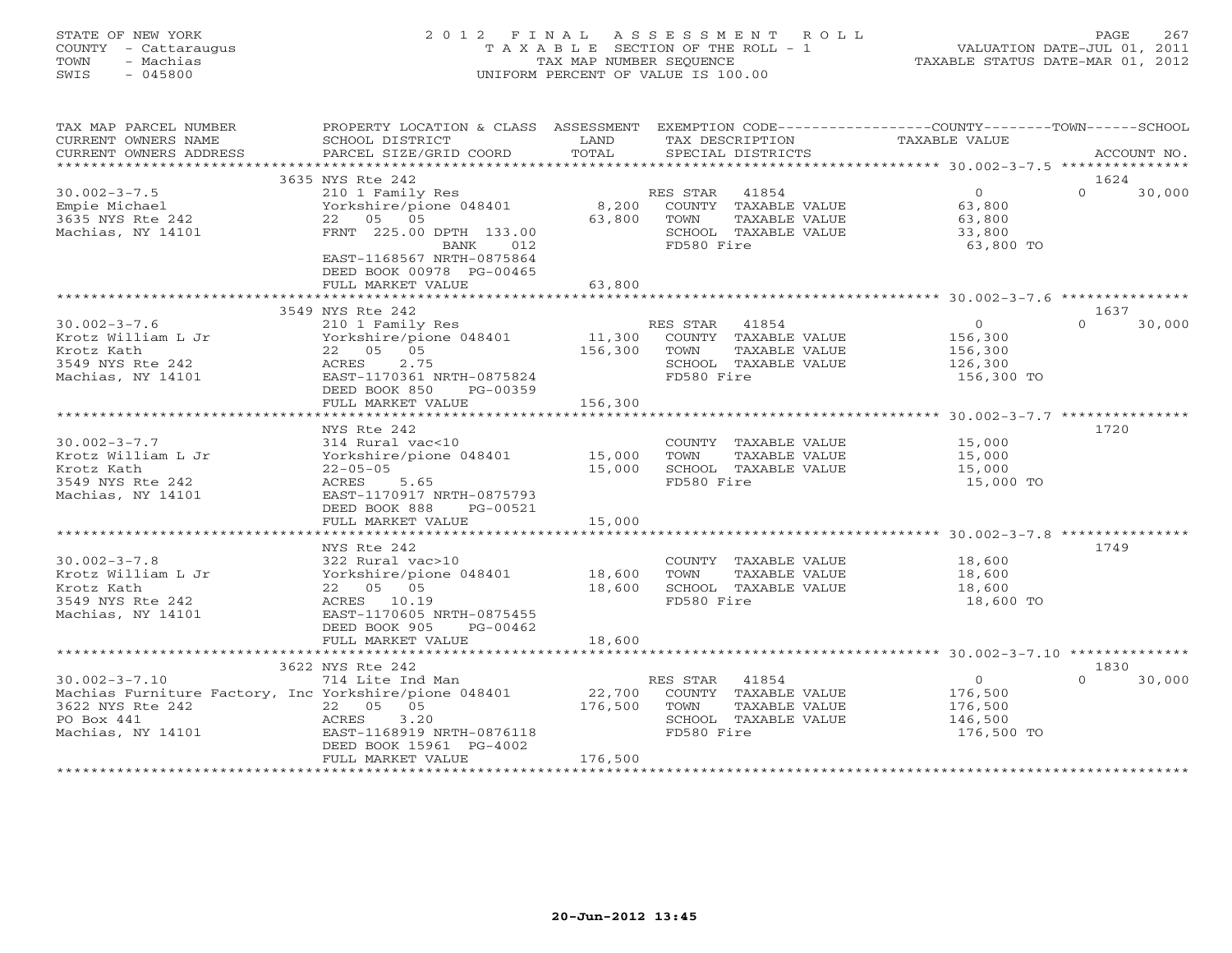STATE OF NEW YORK
COUNTY - Cattaraugus
TOWN - Machias
SWIS - 045800

2012 FINAL ASSESSMENT ROLL
TAXABLE SECTION OF THE ROLL - 1
TAX MAP NUMBER SEQUENCE
UNIFORM PERCENT OF VALUE IS 100.00

VALUATION DATE-JUL 01, 2011
TAXABLE STATUS DATE-MAR 01, 2012

| TAX MAP PARCEL NUMBER / CURRENT OWNERS NAME / CURRENT OWNERS ADDRESS | PROPERTY LOCATION & CLASS / SCHOOL DISTRICT / PARCEL SIZE/GRID COORD | ASSESSMENT LAND / TOTAL | EXEMPTION CODE / TAX DESCRIPTION / SPECIAL DISTRICTS | COUNTY / TOWN / SCHOOL TAXABLE VALUE | ACCOUNT NO. |
|---|---|---|---|---|---|
| **30.002-3-7.5** | 3635 NYS Rte 242 | | | | 1624 |
| 30.002-3-7.5 | 210 1 Family Res | | RES STAR 41854 | 0 | 0 30,000 |
| Empie Michael | Yorkshire/pione 048401 | 8,200 | COUNTY TAXABLE VALUE | 63,800 | |
| 3635 NYS Rte 242 | 22 05 05 | 63,800 | TOWN TAXABLE VALUE | 63,800 | |
| Machias, NY 14101 | FRNT 225.00 DPTH 133.00 | | SCHOOL TAXABLE VALUE | 33,800 | |
| | BANK 012 | | FD580 Fire | 63,800 TO | |
| | EAST-1168567 NRTH-0875864 | | | | |
| | DEED BOOK 00978 PG-00465 | | | | |
| | FULL MARKET VALUE | 63,800 | | | |
| **30.002-3-7.6** | 3549 NYS Rte 242 | | | | 1637 |
| 30.002-3-7.6 | 210 1 Family Res | | RES STAR 41854 | 0 | 0 30,000 |
| Krotz William L Jr | Yorkshire/pione 048401 | 11,300 | COUNTY TAXABLE VALUE | 156,300 | |
| Krotz Kath | 22 05 05 | 156,300 | TOWN TAXABLE VALUE | 156,300 | |
| 3549 NYS Rte 242 | ACRES 2.75 | | SCHOOL TAXABLE VALUE | 126,300 | |
| Machias, NY 14101 | EAST-1170361 NRTH-0875824 | | FD580 Fire | 156,300 TO | |
| | DEED BOOK 850 PG-00359 | | | | |
| | FULL MARKET VALUE | 156,300 | | | |
| **30.002-3-7.7** | NYS Rte 242 | | | | 1720 |
| 30.002-3-7.7 | 314 Rural vac<10 | | COUNTY TAXABLE VALUE | 15,000 | |
| Krotz William L Jr | Yorkshire/pione 048401 | 15,000 | TOWN TAXABLE VALUE | 15,000 | |
| Krotz Kath | 22-05-05 | 15,000 | SCHOOL TAXABLE VALUE | 15,000 | |
| 3549 NYS Rte 242 | ACRES 5.65 | | FD580 Fire | 15,000 TO | |
| Machias, NY 14101 | EAST-1170917 NRTH-0875793 | | | | |
| | DEED BOOK 888 PG-00521 | | | | |
| | FULL MARKET VALUE | 15,000 | | | |
| **30.002-3-7.8** | NYS Rte 242 | | | | 1749 |
| 30.002-3-7.8 | 322 Rural vac>10 | | COUNTY TAXABLE VALUE | 18,600 | |
| Krotz William L Jr | Yorkshire/pione 048401 | 18,600 | TOWN TAXABLE VALUE | 18,600 | |
| Krotz Kath | 22 05 05 | 18,600 | SCHOOL TAXABLE VALUE | 18,600 | |
| 3549 NYS Rte 242 | ACRES 10.19 | | FD580 Fire | 18,600 TO | |
| Machias, NY 14101 | EAST-1170605 NRTH-0875455 | | | | |
| | DEED BOOK 905 PG-00462 | | | | |
| | FULL MARKET VALUE | 18,600 | | | |
| **30.002-3-7.10** | 3622 NYS Rte 242 | | | | 1830 |
| 30.002-3-7.10 | 714 Lite Ind Man | | RES STAR 41854 | 0 | 0 30,000 |
| Machias Furniture Factory, Inc | Yorkshire/pione 048401 | 22,700 | COUNTY TAXABLE VALUE | 176,500 | |
| 3622 NYS Rte 242 | 22 05 05 | 176,500 | TOWN TAXABLE VALUE | 176,500 | |
| PO Box 441 | ACRES 3.20 | | SCHOOL TAXABLE VALUE | 146,500 | |
| Machias, NY 14101 | EAST-1168919 NRTH-0876118 | | FD580 Fire | 176,500 TO | |
| | DEED BOOK 15961 PG-4002 | | | | |
| | FULL MARKET VALUE | 176,500 | | | |

20-Jun-2012 13:45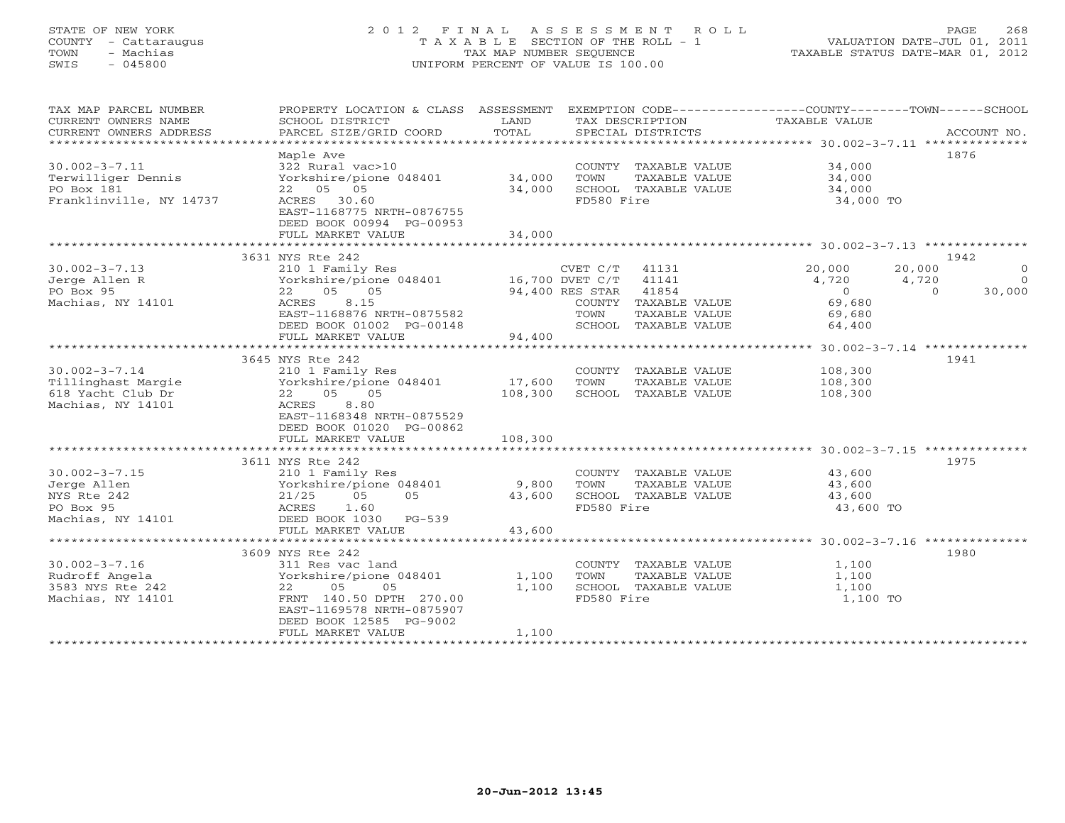STATE OF NEW YORK
COUNTY - Cattaraugus
TOWN - Machias
SWIS - 045800

# 2012 FINAL ASSESSMENT ROLL

TAXABLE SECTION OF THE ROLL - 1
TAX MAP NUMBER SEQUENCE
UNIFORM PERCENT OF VALUE IS 100.00

VALUATION DATE-JUL 01, 2011
TAXABLE STATUS DATE-MAR 01, 2012

| TAX MAP PARCEL NUMBER / CURRENT OWNERS NAME / CURRENT OWNERS ADDRESS | PROPERTY LOCATION & CLASS / SCHOOL DISTRICT / PARCEL SIZE/GRID COORD | ASSESSMENT LAND | TOTAL | EXEMPTION CODE / TAX DESCRIPTION / SPECIAL DISTRICTS | COUNTY TAXABLE VALUE | TOWN | SCHOOL | ACCOUNT NO. |
|---|---|---|---|---|---|---|---|---|
| 30.002-3-7.11 | Maple Ave | | | | | | | 1876 |
| | 322 Rural vac>10 | | | COUNTY TAXABLE VALUE | 34,000 | | | |
| Terwilliger Dennis | Yorkshire/pione 048401 | 34,000 | | TOWN TAXABLE VALUE | 34,000 | | | |
| PO Box 181 | 22 05 05 | | 34,000 | SCHOOL TAXABLE VALUE | 34,000 | | | |
| Franklinville, NY 14737 | ACRES 30.60 | | | FD580 Fire | 34,000 TO | | | |
| | EAST-1168775 NRTH-0876755 | | | | | | | |
| | DEED BOOK 00994 PG-00953 | | | | | | | |
| | FULL MARKET VALUE | | 34,000 | | | | | |
| 30.002-3-7.13 | 3631 NYS Rte 242 | | | | | | | 1942 |
| | 210 1 Family Res | | | CVET C/T 41131 | 20,000 | 20,000 | 0 | |
| Jerge Allen R | Yorkshire/pione 048401 | 16,700 | | DVET C/T 41141 | 4,720 | 4,720 | 0 | |
| PO Box 95 | 22 05 05 | | 94,400 | RES STAR 41854 | 0 | 0 | 30,000 | |
| Machias, NY 14101 | ACRES 8.15 | | | COUNTY TAXABLE VALUE | 69,680 | | | |
| | EAST-1168876 NRTH-0875582 | | | TOWN TAXABLE VALUE | 69,680 | | | |
| | DEED BOOK 01002 PG-00148 | | | SCHOOL TAXABLE VALUE | 64,400 | | | |
| | FULL MARKET VALUE | | 94,400 | | | | | |
| 30.002-3-7.14 | 3645 NYS Rte 242 | | | | | | | 1941 |
| | 210 1 Family Res | | | COUNTY TAXABLE VALUE | 108,300 | | | |
| Tillinghast Margie | Yorkshire/pione 048401 | 17,600 | | TOWN TAXABLE VALUE | 108,300 | | | |
| 618 Yacht Club Dr | 22 05 05 | | 108,300 | SCHOOL TAXABLE VALUE | 108,300 | | | |
| Machias, NY 14101 | ACRES 8.80 | | | | | | | |
| | EAST-1168348 NRTH-0875529 | | | | | | | |
| | DEED BOOK 01020 PG-00862 | | | | | | | |
| | FULL MARKET VALUE | | 108,300 | | | | | |
| 30.002-3-7.15 | 3611 NYS Rte 242 | | | | | | | 1975 |
| | 210 1 Family Res | | | COUNTY TAXABLE VALUE | 43,600 | | | |
| Jerge Allen | Yorkshire/pione 048401 | 9,800 | | TOWN TAXABLE VALUE | 43,600 | | | |
| NYS Rte 242 | 21/25 05 05 | | 43,600 | SCHOOL TAXABLE VALUE | 43,600 | | | |
| PO Box 95 | ACRES 1.60 | | | FD580 Fire | 43,600 TO | | | |
| Machias, NY 14101 | DEED BOOK 1030 PG-539 | | | | | | | |
| | FULL MARKET VALUE | | 43,600 | | | | | |
| 30.002-3-7.16 | 3609 NYS Rte 242 | | | | | | | 1980 |
| | 311 Res vac land | | | COUNTY TAXABLE VALUE | 1,100 | | | |
| Rudroff Angela | Yorkshire/pione 048401 | 1,100 | | TOWN TAXABLE VALUE | 1,100 | | | |
| 3583 NYS Rte 242 | 22 05 05 | | 1,100 | SCHOOL TAXABLE VALUE | 1,100 | | | |
| Machias, NY 14101 | FRNT 140.50 DPTH 270.00 | | | FD580 Fire | 1,100 TO | | | |
| | EAST-1169578 NRTH-0875907 | | | | | | | |
| | DEED BOOK 12585 PG-9002 | | | | | | | |
| | FULL MARKET VALUE | | 1,100 | | | | | |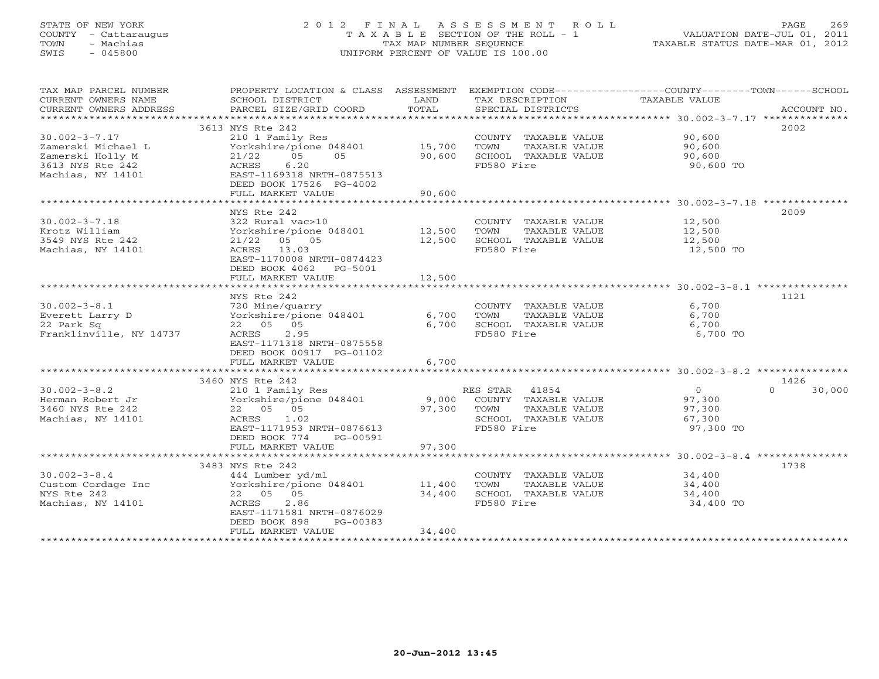STATE OF NEW YORK — COUNTY - Cattaraugus — TOWN - Machias — SWIS - 045800

# 2012 FINAL ASSESSMENT ROLL
TAXABLE SECTION OF THE ROLL - 1
TAX MAP NUMBER SEQUENCE
UNIFORM PERCENT OF VALUE IS 100.00

VALUATION DATE-JUL 01, 2011
TAXABLE STATUS DATE-MAR 01, 2012

| TAX MAP PARCEL NUMBER / CURRENT OWNERS NAME / CURRENT OWNERS ADDRESS | PROPERTY LOCATION & CLASS / SCHOOL DISTRICT / PARCEL SIZE/GRID COORD | ASSESSMENT LAND | ASSESSMENT TOTAL | EXEMPTION CODE / TAX DESCRIPTION / SPECIAL DISTRICTS | COUNTY | TOWN | SCHOOL | ACCOUNT NO. |
|---|---|---|---|---|---|---|---|---|
| 30.002-3-7.17 | 3613 NYS Rte 242 | | | | | | | 2002 |
| Zamerski Michael L | 210 1 Family Res | | | COUNTY TAXABLE VALUE | 90,600 | | | |
| Zamerski Holly M | Yorkshire/pione 048401 | 15,700 | | TOWN TAXABLE VALUE | | 90,600 | | |
| 3613 NYS Rte 242 | 21/22 05 05 | | 90,600 | SCHOOL TAXABLE VALUE | | | 90,600 | |
| Machias, NY 14101 | ACRES 6.20 | | | FD580 Fire | 90,600 TO | | | |
| | EAST-1169318 NRTH-0875513 | | | | | | | |
| | DEED BOOK 17526 PG-4002 | | | | | | | |
| | FULL MARKET VALUE | | 90,600 | | | | | |
| 30.002-3-7.18 | NYS Rte 242 | | | | | | | 2009 |
| Krotz William | 322 Rural vac>10 | | | COUNTY TAXABLE VALUE | 12,500 | | | |
| 3549 NYS Rte 242 | Yorkshire/pione 048401 | 12,500 | | TOWN TAXABLE VALUE | | 12,500 | | |
| Machias, NY 14101 | 21/22 05 05 | | 12,500 | SCHOOL TAXABLE VALUE | | | 12,500 | |
| | ACRES 13.03 | | | FD580 Fire | 12,500 TO | | | |
| | EAST-1170008 NRTH-0874423 | | | | | | | |
| | DEED BOOK 4062 PG-5001 | | | | | | | |
| | FULL MARKET VALUE | | 12,500 | | | | | |
| 30.002-3-8.1 | NYS Rte 242 | | | | | | | 1121 |
| Everett Larry D | 720 Mine/quarry | | | COUNTY TAXABLE VALUE | 6,700 | | | |
| 22 Park Sq | Yorkshire/pione 048401 | 6,700 | | TOWN TAXABLE VALUE | | 6,700 | | |
| Franklinville, NY 14737 | 22 05 05 | | 6,700 | SCHOOL TAXABLE VALUE | | | 6,700 | |
| | ACRES 2.95 | | | FD580 Fire | 6,700 TO | | | |
| | EAST-1171318 NRTH-0875558 | | | | | | | |
| | DEED BOOK 00917 PG-01102 | | | | | | | |
| | FULL MARKET VALUE | | 6,700 | | | | | |
| 30.002-3-8.2 | 3460 NYS Rte 242 | | | | | | | 1426 |
| Herman Robert Jr | 210 1 Family Res | | | RES STAR 41854 | 0 | 0 | 30,000 | |
| 3460 NYS Rte 242 | Yorkshire/pione 048401 | 9,000 | | COUNTY TAXABLE VALUE | 97,300 | | | |
| Machias, NY 14101 | 22 05 05 | | 97,300 | TOWN TAXABLE VALUE | | 97,300 | | |
| | ACRES 1.02 | | | SCHOOL TAXABLE VALUE | | | 67,300 | |
| | EAST-1171953 NRTH-0876613 | | | FD580 Fire | 97,300 TO | | | |
| | DEED BOOK 774 PG-00591 | | | | | | | |
| | FULL MARKET VALUE | | 97,300 | | | | | |
| 30.002-3-8.4 | 3483 NYS Rte 242 | | | | | | | 1738 |
| Custom Cordage Inc | 444 Lumber yd/ml | | | COUNTY TAXABLE VALUE | 34,400 | | | |
| NYS Rte 242 | Yorkshire/pione 048401 | 11,400 | | TOWN TAXABLE VALUE | | 34,400 | | |
| Machias, NY 14101 | 22 05 05 | | 34,400 | SCHOOL TAXABLE VALUE | | | 34,400 | |
| | ACRES 2.86 | | | FD580 Fire | 34,400 TO | | | |
| | EAST-1171581 NRTH-0876029 | | | | | | | |
| | DEED BOOK 898 PG-00383 | | | | | | | |
| | FULL MARKET VALUE | | 34,400 | | | | | |

20-Jun-2012 13:45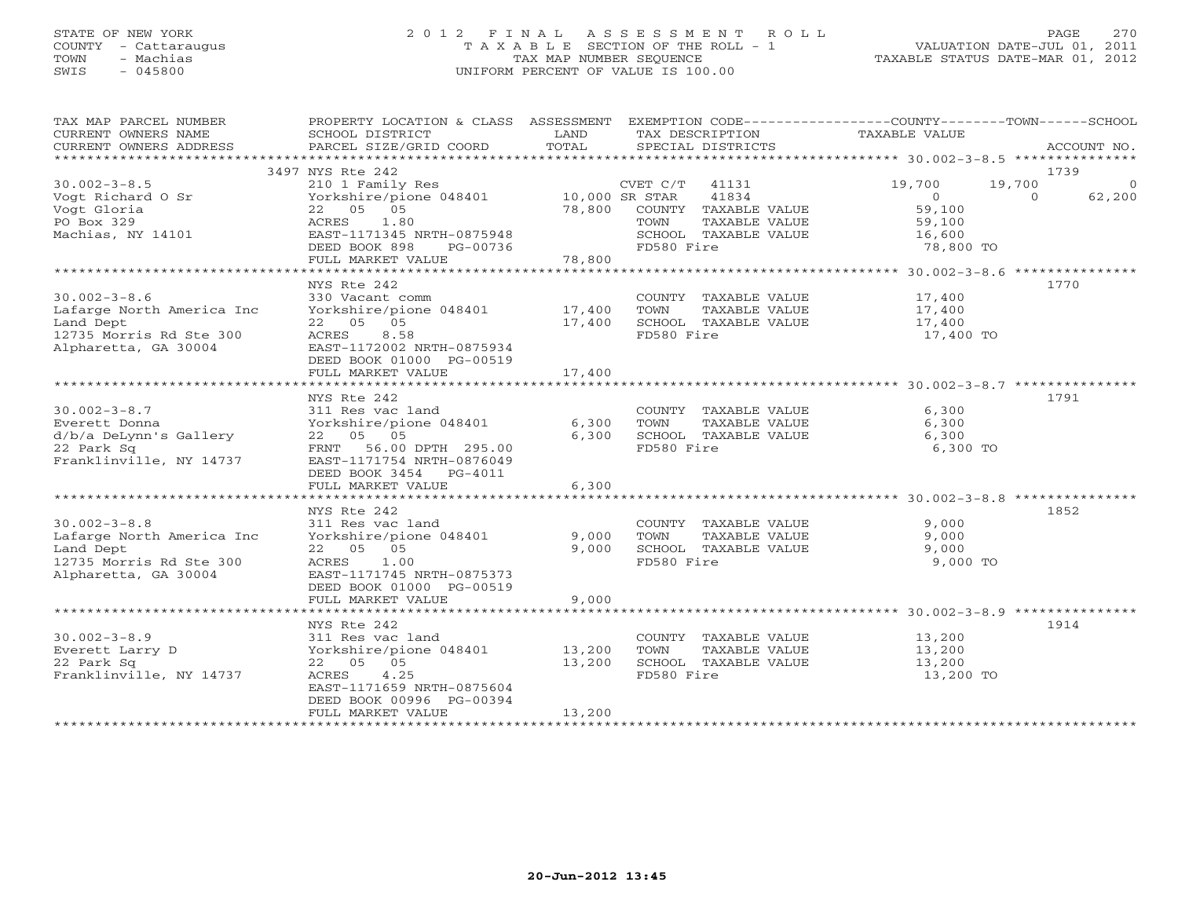STATE OF NEW YORK
COUNTY - Cattaraugus
TOWN - Machias
SWIS - 045800

2012 FINAL ASSESSMENT ROLL
TAXABLE SECTION OF THE ROLL - 1
TAX MAP NUMBER SEQUENCE
UNIFORM PERCENT OF VALUE IS 100.00

VALUATION DATE-JUL 01, 2011
TAXABLE STATUS DATE-MAR 01, 2012

| TAX MAP PARCEL NUMBER / CURRENT OWNERS NAME / CURRENT OWNERS ADDRESS | PROPERTY LOCATION & CLASS / SCHOOL DISTRICT / PARCEL SIZE/GRID COORD | ASSESSMENT LAND | TOTAL | EXEMPTION CODE / TAX DESCRIPTION / SPECIAL DISTRICTS | COUNTY TAXABLE VALUE | TOWN | SCHOOL | ACCOUNT NO. |
|---|---|---|---|---|---|---|---|---|
| 30.002-3-8.5 | 3497 NYS Rte 242 | | | | | | | 1739 |
| 30.002-3-8.5 | 210 1 Family Res | | | CVET C/T 41131 | 19,700 | 19,700 | 0 | |
| Vogt Richard O Sr | Yorkshire/pione 048401 | 10,000 | | SR STAR 41834 | 0 | 0 | 62,200 | |
| Vogt Gloria | 22 05 05 | | 78,800 | COUNTY TAXABLE VALUE | 59,100 | | | |
| PO Box 329 | ACRES 1.80 | | | TOWN TAXABLE VALUE | 59,100 | | | |
| Machias, NY 14101 | EAST-1171345 NRTH-0875948 | | | SCHOOL TAXABLE VALUE | 16,600 | | | |
| | DEED BOOK 898 PG-00736 | | | FD580 Fire | 78,800 TO | | | |
| | FULL MARKET VALUE | | 78,800 | | | | | |
| 30.002-3-8.6 | NYS Rte 242 | | | | | | | 1770 |
| 30.002-3-8.6 | 330 Vacant comm | | | COUNTY TAXABLE VALUE | 17,400 | | | |
| Lafarge North America Inc | Yorkshire/pione 048401 | 17,400 | | TOWN TAXABLE VALUE | 17,400 | | | |
| Land Dept | 22 05 05 | | 17,400 | SCHOOL TAXABLE VALUE | 17,400 | | | |
| 12735 Morris Rd Ste 300 | ACRES 8.58 | | | FD580 Fire | 17,400 TO | | | |
| Alpharetta, GA 30004 | EAST-1172002 NRTH-0875934 | | | | | | | |
| | DEED BOOK 01000 PG-00519 | | | | | | | |
| | FULL MARKET VALUE | | 17,400 | | | | | |
| 30.002-3-8.7 | NYS Rte 242 | | | | | | | 1791 |
| 30.002-3-8.7 | 311 Res vac land | | | COUNTY TAXABLE VALUE | 6,300 | | | |
| Everett Donna | Yorkshire/pione 048401 | 6,300 | | TOWN TAXABLE VALUE | 6,300 | | | |
| d/b/a DeLynn's Gallery | 22 05 05 | | 6,300 | SCHOOL TAXABLE VALUE | 6,300 | | | |
| 22 Park Sq | FRNT 56.00 DPTH 295.00 | | | FD580 Fire | 6,300 TO | | | |
| Franklinville, NY 14737 | EAST-1171754 NRTH-0876049 | | | | | | | |
| | DEED BOOK 3454 PG-4011 | | | | | | | |
| | FULL MARKET VALUE | | 6,300 | | | | | |
| 30.002-3-8.8 | NYS Rte 242 | | | | | | | 1852 |
| 30.002-3-8.8 | 311 Res vac land | | | COUNTY TAXABLE VALUE | 9,000 | | | |
| Lafarge North America Inc | Yorkshire/pione 048401 | 9,000 | | TOWN TAXABLE VALUE | 9,000 | | | |
| Land Dept | 22 05 05 | | 9,000 | SCHOOL TAXABLE VALUE | 9,000 | | | |
| 12735 Morris Rd Ste 300 | ACRES 1.00 | | | FD580 Fire | 9,000 TO | | | |
| Alpharetta, GA 30004 | EAST-1171745 NRTH-0875373 | | | | | | | |
| | DEED BOOK 01000 PG-00519 | | | | | | | |
| | FULL MARKET VALUE | | 9,000 | | | | | |
| 30.002-3-8.9 | NYS Rte 242 | | | | | | | 1914 |
| 30.002-3-8.9 | 311 Res vac land | | | COUNTY TAXABLE VALUE | 13,200 | | | |
| Everett Larry D | Yorkshire/pione 048401 | 13,200 | | TOWN TAXABLE VALUE | 13,200 | | | |
| 22 Park Sq | 22 05 05 | | 13,200 | SCHOOL TAXABLE VALUE | 13,200 | | | |
| Franklinville, NY 14737 | ACRES 4.25 | | | FD580 Fire | 13,200 TO | | | |
| | EAST-1171659 NRTH-0875604 | | | | | | | |
| | DEED BOOK 00996 PG-00394 | | | | | | | |
| | FULL MARKET VALUE | | 13,200 | | | | | |

20-Jun-2012 13:45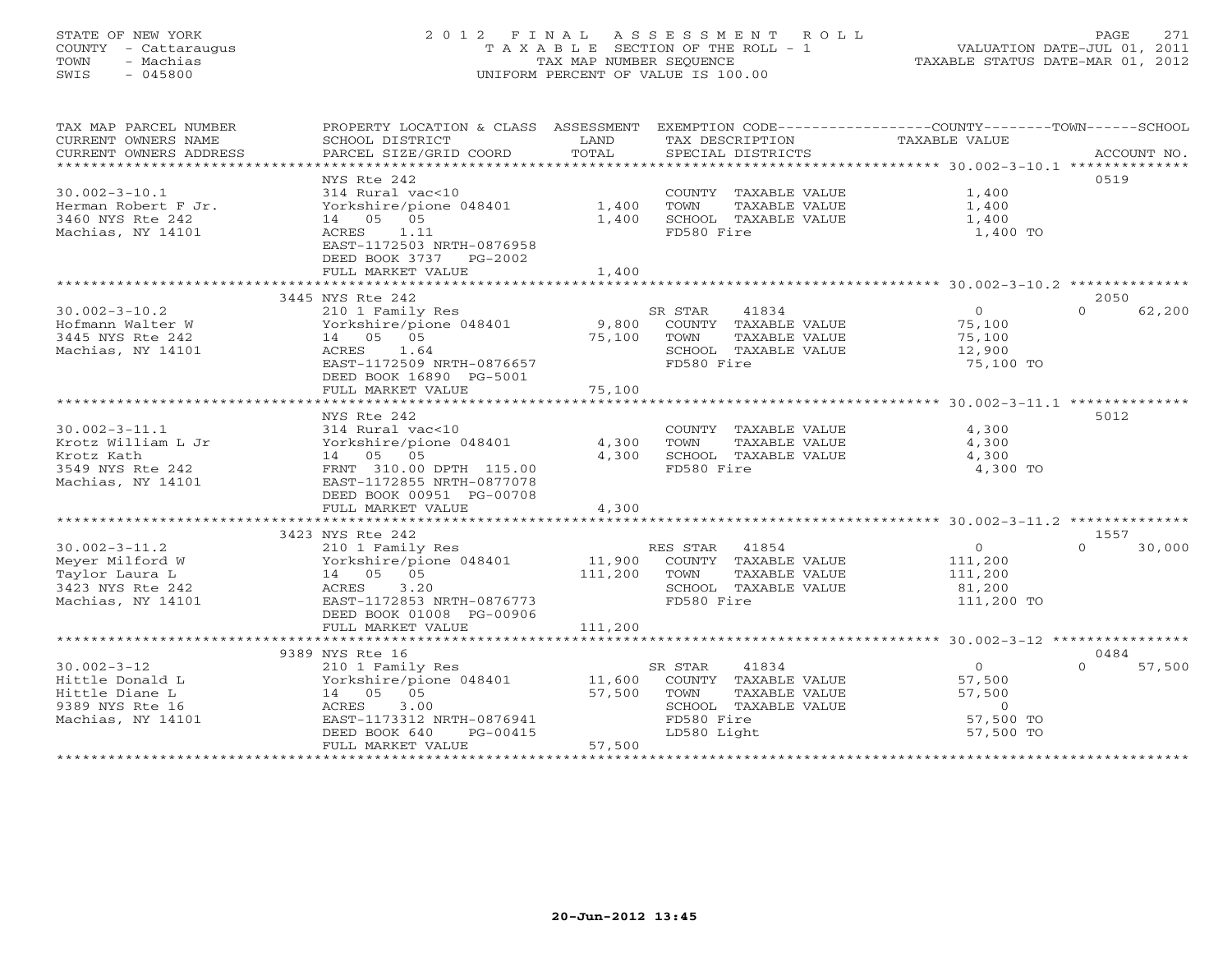STATE OF NEW YORK
COUNTY - Cattaraugus
TOWN - Machias
SWIS - 045800

# 2012 FINAL ASSESSMENT ROLL
TAXABLE SECTION OF THE ROLL - 1
TAX MAP NUMBER SEQUENCE
UNIFORM PERCENT OF VALUE IS 100.00

VALUATION DATE-JUL 01, 2011
TAXABLE STATUS DATE-MAR 01, 2012

| TAX MAP PARCEL NUMBER / CURRENT OWNERS NAME / CURRENT OWNERS ADDRESS | PROPERTY LOCATION & CLASS / SCHOOL DISTRICT / PARCEL SIZE/GRID COORD | ASSESSMENT LAND | TOTAL | EXEMPTION CODE / TAX DESCRIPTION / SPECIAL DISTRICTS | TAXABLE VALUE (COUNTY / TOWN / SCHOOL) | ACCOUNT NO. |
|---|---|---|---|---|---|---|
| **30.002-3-10.1** | NYS Rte 242 | | | | | 0519 |
| Herman Robert F Jr. | 314 Rural vac<10 | | | COUNTY TAXABLE VALUE | 1,400 | |
| 3460 NYS Rte 242 | Yorkshire/pione 048401 | 1,400 | | TOWN TAXABLE VALUE | 1,400 | |
| Machias, NY 14101 | 14 05 05 | | 1,400 | SCHOOL TAXABLE VALUE | 1,400 | |
| | ACRES 1.11 | | | FD580 Fire | 1,400 TO | |
| | EAST-1172503 NRTH-0876958 | | | | | |
| | DEED BOOK 3737 PG-2002 | | | | | |
| | FULL MARKET VALUE | | 1,400 | | | |
| **30.002-3-10.2** | 3445 NYS Rte 242 | | | | | 2050 |
| Hofmann Walter W | 210 1 Family Res | | | SR STAR 41834 | 0 / 0 / 62,200 | |
| 3445 NYS Rte 242 | Yorkshire/pione 048401 | 9,800 | | COUNTY TAXABLE VALUE | 75,100 | |
| Machias, NY 14101 | 14 05 05 | | 75,100 | TOWN TAXABLE VALUE | 75,100 | |
| | ACRES 1.64 | | | SCHOOL TAXABLE VALUE | 12,900 | |
| | EAST-1172509 NRTH-0876657 | | | FD580 Fire | 75,100 TO | |
| | DEED BOOK 16890 PG-5001 | | | | | |
| | FULL MARKET VALUE | | 75,100 | | | |
| **30.002-3-11.1** | NYS Rte 242 | | | | | 5012 |
| Krotz William L Jr | 314 Rural vac<10 | | | COUNTY TAXABLE VALUE | 4,300 | |
| Krotz Kath | Yorkshire/pione 048401 | 4,300 | | TOWN TAXABLE VALUE | 4,300 | |
| 3549 NYS Rte 242 | 14 05 05 | | 4,300 | SCHOOL TAXABLE VALUE | 4,300 | |
| Machias, NY 14101 | FRNT 310.00 DPTH 115.00 | | | FD580 Fire | 4,300 TO | |
| | EAST-1172855 NRTH-0877078 | | | | | |
| | DEED BOOK 00951 PG-00708 | | | | | |
| | FULL MARKET VALUE | | 4,300 | | | |
| **30.002-3-11.2** | 3423 NYS Rte 242 | | | | | 1557 |
| Meyer Milford W | 210 1 Family Res | | | RES STAR 41854 | 0 / 0 / 30,000 | |
| Taylor Laura L | Yorkshire/pione 048401 | 11,900 | | COUNTY TAXABLE VALUE | 111,200 | |
| 3423 NYS Rte 242 | 14 05 05 | | 111,200 | TOWN TAXABLE VALUE | 111,200 | |
| Machias, NY 14101 | ACRES 3.20 | | | SCHOOL TAXABLE VALUE | 81,200 | |
| | EAST-1172853 NRTH-0876773 | | | FD580 Fire | 111,200 TO | |
| | DEED BOOK 01008 PG-00906 | | | | | |
| | FULL MARKET VALUE | | 111,200 | | | |
| **30.002-3-12** | 9389 NYS Rte 16 | | | | | 0484 |
| Hittle Donald L | 210 1 Family Res | | | SR STAR 41834 | 0 / 0 / 57,500 | |
| Hittle Diane L | Yorkshire/pione 048401 | 11,600 | | COUNTY TAXABLE VALUE | 57,500 | |
| 9389 NYS Rte 16 | 14 05 05 | | 57,500 | TOWN TAXABLE VALUE | 57,500 | |
| Machias, NY 14101 | ACRES 3.00 | | | SCHOOL TAXABLE VALUE | 0 | |
| | EAST-1173312 NRTH-0876941 | | | FD580 Fire | 57,500 TO | |
| | DEED BOOK 640 PG-00415 | | | LD580 Light | 57,500 TO | |
| | FULL MARKET VALUE | | 57,500 | | | |

20-Jun-2012 13:45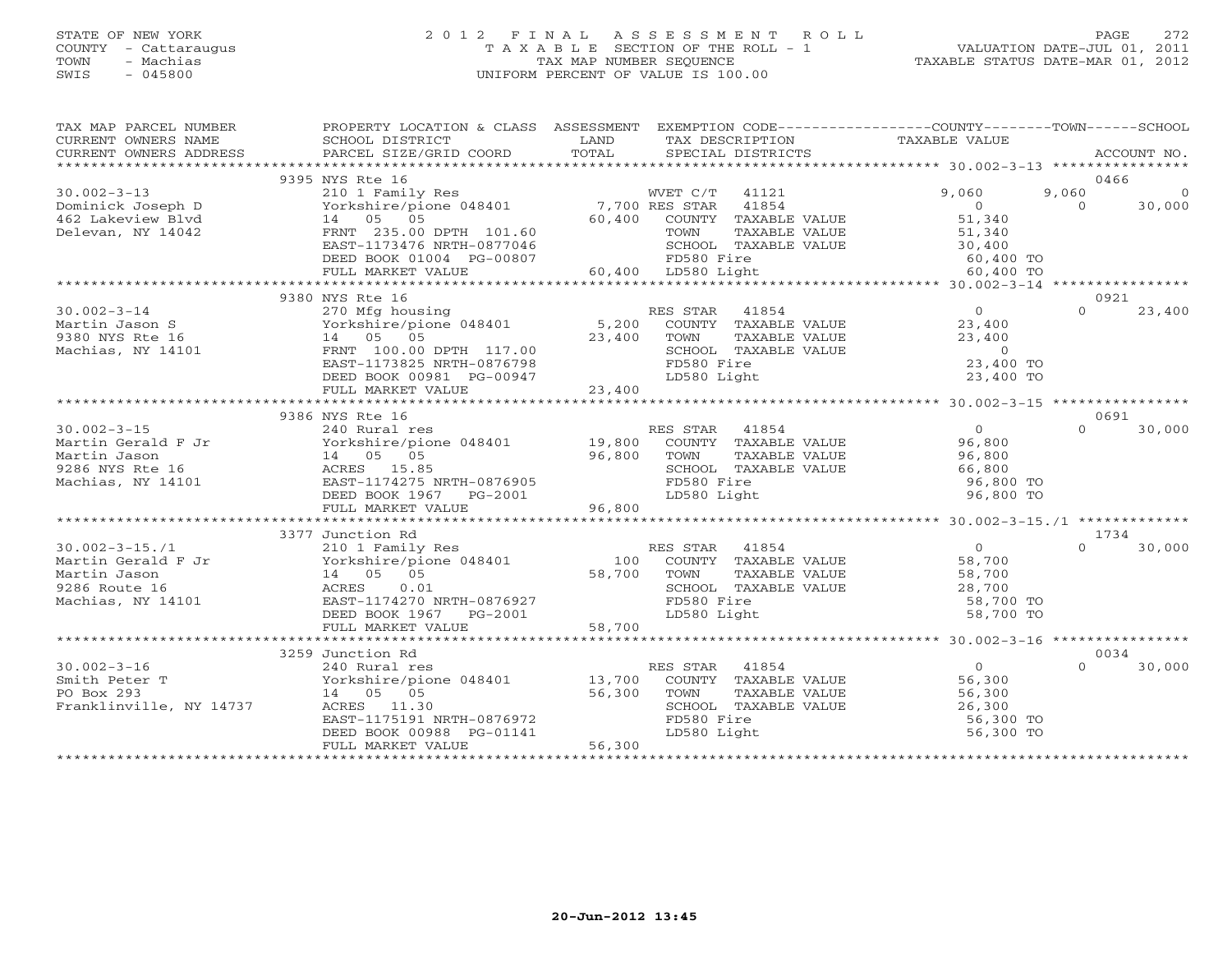STATE OF NEW YORK
COUNTY - Cattaraugus
TOWN - Machias
SWIS - 045800

# 2012 FINAL ASSESSMENT ROLL
TAXABLE SECTION OF THE ROLL - 1
TAX MAP NUMBER SEQUENCE
UNIFORM PERCENT OF VALUE IS 100.00

VALUATION DATE-JUL 01, 2011
TAXABLE STATUS DATE-MAR 01, 2012

| TAX MAP PARCEL NUMBER / CURRENT OWNERS NAME / CURRENT OWNERS ADDRESS | PROPERTY LOCATION & CLASS / SCHOOL DISTRICT / PARCEL SIZE/GRID COORD | ASSESSMENT LAND / TOTAL | EXEMPTION CODE / TAX DESCRIPTION / SPECIAL DISTRICTS | COUNTY TAXABLE VALUE | TOWN | SCHOOL / ACCOUNT NO. |
|---|---|---|---|---|---|---|
| | 9395 NYS Rte 16 | | | | | 0466 |
| 30.002-3-13 | 210 1 Family Res | | WVET C/T 41121 | 9,060 | 9,060 | 0 |
| Dominick Joseph D | Yorkshire/pione 048401 | 7,700 | RES STAR 41854 | 0 | 0 | 30,000 |
| 462 Lakeview Blvd | 14 05 05 | 60,400 | COUNTY TAXABLE VALUE | 51,340 | | |
| Delevan, NY 14042 | FRNT 235.00 DPTH 101.60 | | TOWN TAXABLE VALUE | 51,340 | | |
| | EAST-1173476 NRTH-0877046 | | SCHOOL TAXABLE VALUE | 30,400 | | |
| | DEED BOOK 01004 PG-00807 | | FD580 Fire | 60,400 TO | | |
| | FULL MARKET VALUE | 60,400 | LD580 Light | 60,400 TO | | |
| | 9380 NYS Rte 16 | | | | | 0921 |
| 30.002-3-14 | 270 Mfg housing | | RES STAR 41854 | 0 | 0 | 23,400 |
| Martin Jason S | Yorkshire/pione 048401 | 5,200 | COUNTY TAXABLE VALUE | 23,400 | | |
| 9380 NYS Rte 16 | 14 05 05 | 23,400 | TOWN TAXABLE VALUE | 23,400 | | |
| Machias, NY 14101 | FRNT 100.00 DPTH 117.00 | | SCHOOL TAXABLE VALUE | 0 | | |
| | EAST-1173825 NRTH-0876798 | | FD580 Fire | 23,400 TO | | |
| | DEED BOOK 00981 PG-00947 | | LD580 Light | 23,400 TO | | |
| | FULL MARKET VALUE | 23,400 | | | | |
| | 9386 NYS Rte 16 | | | | | 0691 |
| 30.002-3-15 | 240 Rural res | | RES STAR 41854 | 0 | 0 | 30,000 |
| Martin Gerald F Jr | Yorkshire/pione 048401 | 19,800 | COUNTY TAXABLE VALUE | 96,800 | | |
| Martin Jason | 14 05 05 | 96,800 | TOWN TAXABLE VALUE | 96,800 | | |
| 9286 NYS Rte 16 | ACRES 15.85 | | SCHOOL TAXABLE VALUE | 66,800 | | |
| Machias, NY 14101 | EAST-1174275 NRTH-0876905 | | FD580 Fire | 96,800 TO | | |
| | DEED BOOK 1967 PG-2001 | | LD580 Light | 96,800 TO | | |
| | FULL MARKET VALUE | 96,800 | | | | |
| | 3377 Junction Rd | | | | | 1734 |
| 30.002-3-15./1 | 210 1 Family Res | | RES STAR 41854 | 0 | 0 | 30,000 |
| Martin Gerald F Jr | Yorkshire/pione 048401 | 100 | COUNTY TAXABLE VALUE | 58,700 | | |
| Martin Jason | 14 05 05 | 58,700 | TOWN TAXABLE VALUE | 58,700 | | |
| 9286 Route 16 | ACRES 0.01 | | SCHOOL TAXABLE VALUE | 28,700 | | |
| Machias, NY 14101 | EAST-1174270 NRTH-0876927 | | FD580 Fire | 58,700 TO | | |
| | DEED BOOK 1967 PG-2001 | | LD580 Light | 58,700 TO | | |
| | FULL MARKET VALUE | 58,700 | | | | |
| | 3259 Junction Rd | | | | | 0034 |
| 30.002-3-16 | 240 Rural res | | RES STAR 41854 | 0 | 0 | 30,000 |
| Smith Peter T | Yorkshire/pione 048401 | 13,700 | COUNTY TAXABLE VALUE | 56,300 | | |
| PO Box 293 | 14 05 05 | 56,300 | TOWN TAXABLE VALUE | 56,300 | | |
| Franklinville, NY 14737 | ACRES 11.30 | | SCHOOL TAXABLE VALUE | 26,300 | | |
| | EAST-1175191 NRTH-0876972 | | FD580 Fire | 56,300 TO | | |
| | DEED BOOK 00988 PG-01141 | | LD580 Light | 56,300 TO | | |
| | FULL MARKET VALUE | 56,300 | | | | |

20-Jun-2012 13:45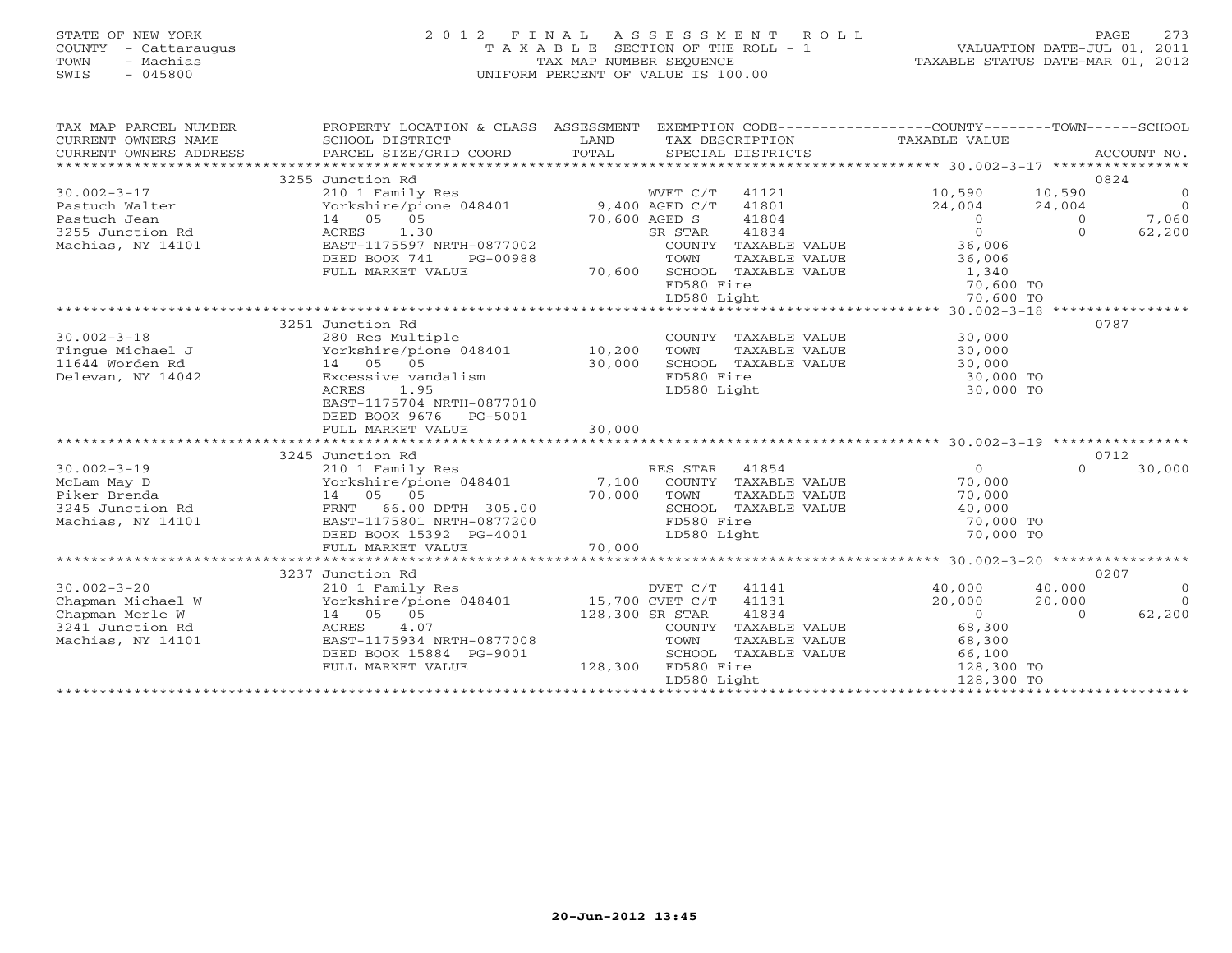STATE OF NEW YORK
COUNTY - Cattaraugus
TOWN - Machias
SWIS - 045800

# 2012 FINAL ASSESSMENT ROLL
TAXABLE SECTION OF THE ROLL - 1
TAX MAP NUMBER SEQUENCE
UNIFORM PERCENT OF VALUE IS 100.00

VALUATION DATE-JUL 01, 2011
TAXABLE STATUS DATE-MAR 01, 2012

| TAX MAP PARCEL NUMBER / CURRENT OWNERS NAME / CURRENT OWNERS ADDRESS | PROPERTY LOCATION & CLASS / SCHOOL DISTRICT / PARCEL SIZE/GRID COORD | ASSESSMENT LAND / TOTAL | EXEMPTION CODE / TAX DESCRIPTION / SPECIAL DISTRICTS | COUNTY TAXABLE VALUE | TOWN | SCHOOL / ACCOUNT NO. |
|---|---|---|---|---|---|---|
| | 3255 Junction Rd | | | | | 0824 |
| 30.002-3-17 | 210 1 Family Res | | WVET C/T 41121 | 10,590 | 10,590 | 0 |
| Pastuch Walter | Yorkshire/pione 048401 | 9,400 | AGED C/T 41801 | 24,004 | 24,004 | 0 |
| Pastuch Jean | 14 05 05 | 70,600 | AGED S 41804 | 0 | 0 | 7,060 |
| 3255 Junction Rd | ACRES 1.30 | | SR STAR 41834 | 0 | 0 | 62,200 |
| Machias, NY 14101 | EAST-1175597 NRTH-0877002 | | COUNTY TAXABLE VALUE | 36,006 | | |
| | DEED BOOK 741 PG-00988 | | TOWN TAXABLE VALUE | 36,006 | | |
| | FULL MARKET VALUE | 70,600 | SCHOOL TAXABLE VALUE | 1,340 | | |
| | | | FD580 Fire | 70,600 TO | | |
| | | | LD580 Light | 70,600 TO | | |
| | 3251 Junction Rd | | | | | 0787 |
| 30.002-3-18 | 280 Res Multiple | | COUNTY TAXABLE VALUE | 30,000 | | |
| Tingue Michael J | Yorkshire/pione 048401 | 10,200 | TOWN TAXABLE VALUE | 30,000 | | |
| 11644 Worden Rd | 14 05 05 | 30,000 | SCHOOL TAXABLE VALUE | 30,000 | | |
| Delevan, NY 14042 | Excessive vandalism | | FD580 Fire | 30,000 TO | | |
| | ACRES 1.95 | | LD580 Light | 30,000 TO | | |
| | EAST-1175704 NRTH-0877010 | | | | | |
| | DEED BOOK 9676 PG-5001 | | | | | |
| | FULL MARKET VALUE | 30,000 | | | | |
| | 3245 Junction Rd | | | | | 0712 |
| 30.002-3-19 | 210 1 Family Res | | RES STAR 41854 | 0 | 0 | 30,000 |
| McLam May D | Yorkshire/pione 048401 | 7,100 | COUNTY TAXABLE VALUE | 70,000 | | |
| Piker Brenda | 14 05 05 | 70,000 | TOWN TAXABLE VALUE | 70,000 | | |
| 3245 Junction Rd | FRNT 66.00 DPTH 305.00 | | SCHOOL TAXABLE VALUE | 40,000 | | |
| Machias, NY 14101 | EAST-1175801 NRTH-0877200 | | FD580 Fire | 70,000 TO | | |
| | DEED BOOK 15392 PG-4001 | | LD580 Light | 70,000 TO | | |
| | FULL MARKET VALUE | 70,000 | | | | |
| | 3237 Junction Rd | | | | | 0207 |
| 30.002-3-20 | 210 1 Family Res | | DVET C/T 41141 | 40,000 | 40,000 | 0 |
| Chapman Michael W | Yorkshire/pione 048401 | 15,700 | CVET C/T 41131 | 20,000 | 20,000 | 0 |
| Chapman Merle W | 14 05 05 | 128,300 | SR STAR 41834 | 0 | 0 | 62,200 |
| 3241 Junction Rd | ACRES 4.07 | | COUNTY TAXABLE VALUE | 68,300 | | |
| Machias, NY 14101 | EAST-1175934 NRTH-0877008 | | TOWN TAXABLE VALUE | 68,300 | | |
| | DEED BOOK 15884 PG-9001 | | SCHOOL TAXABLE VALUE | 66,100 | | |
| | FULL MARKET VALUE | 128,300 | FD580 Fire | 128,300 TO | | |
| | | | LD580 Light | 128,300 TO | | |

20-Jun-2012 13:45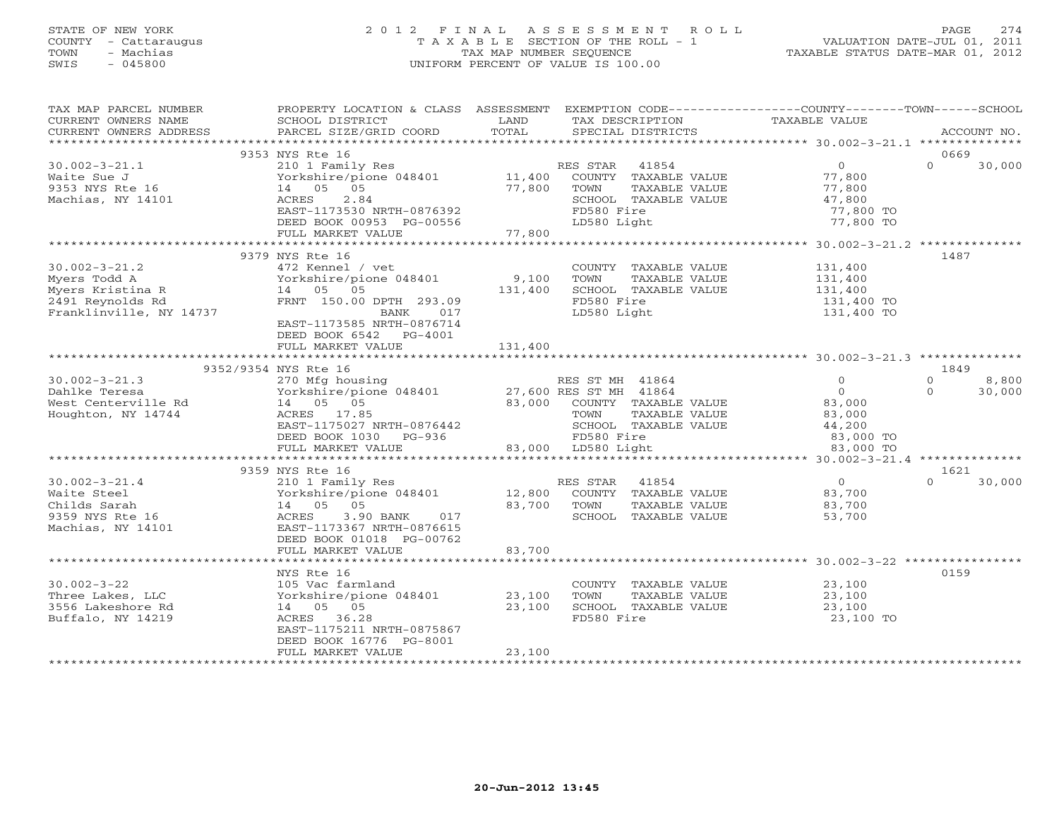STATE OF NEW YORK
COUNTY - Cattaraugus
TOWN - Machias
SWIS - 045800

# 2012 FINAL ASSESSMENT ROLL

TAXABLE SECTION OF THE ROLL - 1
TAX MAP NUMBER SEQUENCE
UNIFORM PERCENT OF VALUE IS 100.00

VALUATION DATE-JUL 01, 2011
TAXABLE STATUS DATE-MAR 01, 2012

| TAX MAP PARCEL NUMBER / CURRENT OWNERS NAME / CURRENT OWNERS ADDRESS | PROPERTY LOCATION & CLASS / SCHOOL DISTRICT / PARCEL SIZE/GRID COORD | ASSESSMENT LAND | TOTAL | EXEMPTION CODE / TAX DESCRIPTION / SPECIAL DISTRICTS | COUNTY TAXABLE VALUE | TOWN | SCHOOL | ACCOUNT NO. |
|---|---|---|---|---|---|---|---|---|
| | 9353 NYS Rte 16 | | | | | | | 0669 |
| 30.002-3-21.1 | 210 1 Family Res | | | RES STAR 41854 | 0 | | 0 | 30,000 |
| Waite Sue J | Yorkshire/pione 048401 | 11,400 | | COUNTY TAXABLE VALUE | 77,800 | | | |
| 9353 NYS Rte 16 | 14 05 05 | | 77,800 | TOWN TAXABLE VALUE | 77,800 | | | |
| Machias, NY 14101 | ACRES 2.84 | | | SCHOOL TAXABLE VALUE | 47,800 | | | |
| | EAST-1173530 NRTH-0876392 | | | FD580 Fire | 77,800 TO | | | |
| | DEED BOOK 00953 PG-00556 | | | LD580 Light | 77,800 TO | | | |
| | FULL MARKET VALUE | | 77,800 | | | | | |
| | 9379 NYS Rte 16 | | | | | | | 1487 |
| 30.002-3-21.2 | 472 Kennel / vet | | | COUNTY TAXABLE VALUE | 131,400 | | | |
| Myers Todd A | Yorkshire/pione 048401 | 9,100 | | TOWN TAXABLE VALUE | 131,400 | | | |
| Myers Kristina R | 14 05 05 | | 131,400 | SCHOOL TAXABLE VALUE | 131,400 | | | |
| 2491 Reynolds Rd | FRNT 150.00 DPTH 293.09 | | | FD580 Fire | 131,400 TO | | | |
| Franklinville, NY 14737 | BANK 017 | | | LD580 Light | 131,400 TO | | | |
| | EAST-1173585 NRTH-0876714 | | | | | | | |
| | DEED BOOK 6542 PG-4001 | | | | | | | |
| | FULL MARKET VALUE | | 131,400 | | | | | |
| | 9352/9354 NYS Rte 16 | | | | | | | 1849 |
| 30.002-3-21.3 | 270 Mfg housing | | | RES ST MH 41864 | 0 | | 0 | 8,800 |
| Dahlke Teresa | Yorkshire/pione 048401 | 27,600 | | RES ST MH 41864 | 0 | | 0 | 30,000 |
| West Centerville Rd | 14 05 05 | | 83,000 | COUNTY TAXABLE VALUE | 83,000 | | | |
| Houghton, NY 14744 | ACRES 17.85 | | | TOWN TAXABLE VALUE | 83,000 | | | |
| | EAST-1175027 NRTH-0876442 | | | SCHOOL TAXABLE VALUE | 44,200 | | | |
| | DEED BOOK 1030 PG-936 | | | FD580 Fire | 83,000 TO | | | |
| | FULL MARKET VALUE | | 83,000 | LD580 Light | 83,000 TO | | | |
| | 9359 NYS Rte 16 | | | | | | | 1621 |
| 30.002-3-21.4 | 210 1 Family Res | | | RES STAR 41854 | 0 | | 0 | 30,000 |
| Waite Steel | Yorkshire/pione 048401 | 12,800 | | COUNTY TAXABLE VALUE | 83,700 | | | |
| Childs Sarah | 14 05 05 | | 83,700 | TOWN TAXABLE VALUE | 83,700 | | | |
| 9359 NYS Rte 16 | ACRES 3.90 BANK 017 | | | SCHOOL TAXABLE VALUE | 53,700 | | | |
| Machias, NY 14101 | EAST-1173367 NRTH-0876615 | | | | | | | |
| | DEED BOOK 01018 PG-00762 | | | | | | | |
| | FULL MARKET VALUE | | 83,700 | | | | | |
| | NYS Rte 16 | | | | | | | 0159 |
| 30.002-3-22 | 105 Vac farmland | | | COUNTY TAXABLE VALUE | 23,100 | | | |
| Three Lakes, LLC | Yorkshire/pione 048401 | 23,100 | | TOWN TAXABLE VALUE | 23,100 | | | |
| 3556 Lakeshore Rd | 14 05 05 | | 23,100 | SCHOOL TAXABLE VALUE | 23,100 | | | |
| Buffalo, NY 14219 | ACRES 36.28 | | | FD580 Fire | 23,100 TO | | | |
| | EAST-1175211 NRTH-0875867 | | | | | | | |
| | DEED BOOK 16776 PG-8001 | | | | | | | |
| | FULL MARKET VALUE | | 23,100 | | | | | |

20-Jun-2012 13:45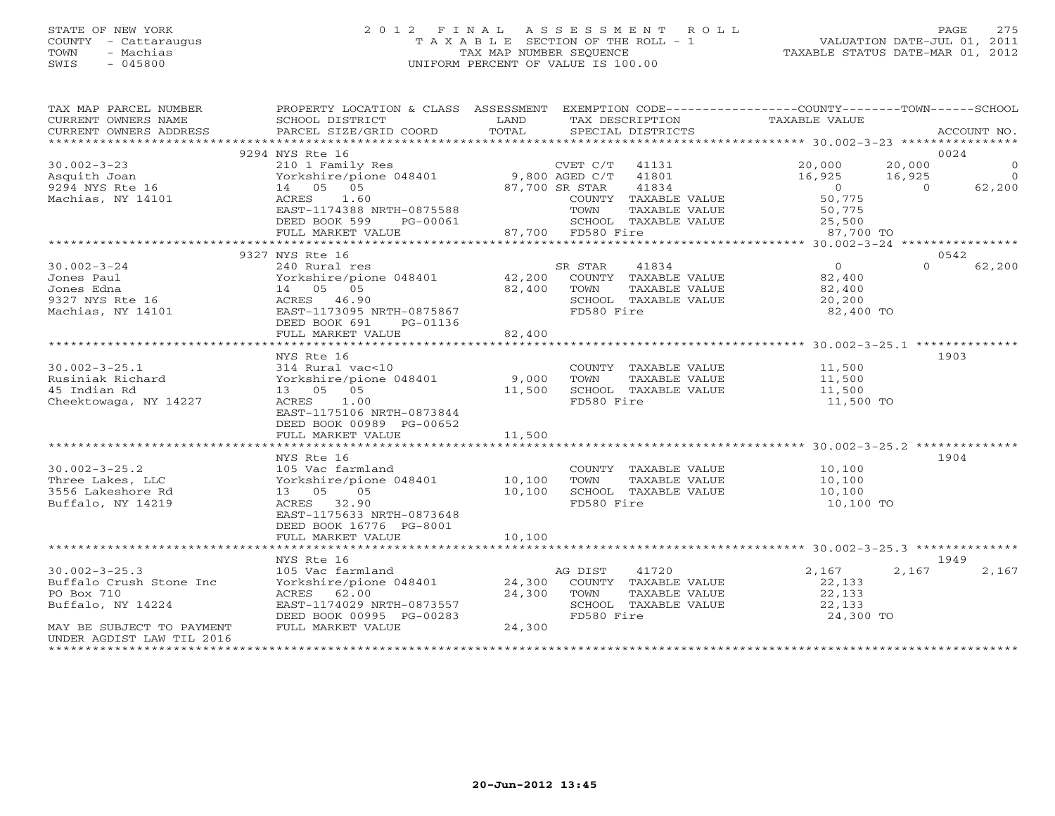STATE OF NEW YORK
COUNTY - Cattaraugus
TOWN - Machias
SWIS - 045800

# 2012 FINAL ASSESSMENT ROLL

TAXABLE SECTION OF THE ROLL - 1
TAX MAP NUMBER SEQUENCE
UNIFORM PERCENT OF VALUE IS 100.00

VALUATION DATE-JUL 01, 2011
TAXABLE STATUS DATE-MAR 01, 2012

| TAX MAP PARCEL NUMBER / CURRENT OWNERS NAME / CURRENT OWNERS ADDRESS | PROPERTY LOCATION & CLASS / SCHOOL DISTRICT / PARCEL SIZE/GRID COORD | ASSESSMENT LAND | TOTAL | EXEMPTION CODE / TAX DESCRIPTION / SPECIAL DISTRICTS | COUNTY TAXABLE VALUE | TOWN | SCHOOL | ACCOUNT NO. |
|---|---|---|---|---|---|---|---|---|
| 30.002-3-23 | 9294 NYS Rte 16 | | | | | | | 0024 |
| Asquith Joan | 210 1 Family Res | | | CVET C/T 41131 | 20,000 | 20,000 | 0 | |
| 9294 NYS Rte 16 | Yorkshire/pione 048401 | 9,800 | | AGED C/T 41801 | 16,925 | 16,925 | 0 | |
| Machias, NY 14101 | 14 05 05 | | 87,700 | SR STAR 41834 | 0 | 0 | 62,200 | |
| | ACRES 1.60 | | | COUNTY TAXABLE VALUE | 50,775 | | | |
| | EAST-1174388 NRTH-0875588 | | | TOWN TAXABLE VALUE | 50,775 | | | |
| | DEED BOOK 599 PG-00061 | | | SCHOOL TAXABLE VALUE | 25,500 | | | |
| | FULL MARKET VALUE | | 87,700 | FD580 Fire | 87,700 TO | | | |
| 30.002-3-24 | 9327 NYS Rte 16 | | | | | | | 0542 |
| Jones Paul | 240 Rural res | | | SR STAR 41834 | 0 | 0 | 62,200 | |
| Jones Edna | Yorkshire/pione 048401 | 42,200 | | COUNTY TAXABLE VALUE | 82,400 | | | |
| 9327 NYS Rte 16 | 14 05 05 | | 82,400 | TOWN TAXABLE VALUE | 82,400 | | | |
| Machias, NY 14101 | ACRES 46.90 | | | SCHOOL TAXABLE VALUE | 20,200 | | | |
| | EAST-1173095 NRTH-0875867 | | | FD580 Fire | 82,400 TO | | | |
| | DEED BOOK 691 PG-01136 | | | | | | | |
| | FULL MARKET VALUE | | 82,400 | | | | | |
| 30.002-3-25.1 | NYS Rte 16 | | | | | | | 1903 |
| Rusiniak Richard | 314 Rural vac<10 | | | COUNTY TAXABLE VALUE | 11,500 | | | |
| 45 Indian Rd | Yorkshire/pione 048401 | 9,000 | | TOWN TAXABLE VALUE | 11,500 | | | |
| Cheektowaga, NY 14227 | 13 05 05 | | 11,500 | SCHOOL TAXABLE VALUE | 11,500 | | | |
| | ACRES 1.00 | | | FD580 Fire | 11,500 TO | | | |
| | EAST-1175106 NRTH-0873844 | | | | | | | |
| | DEED BOOK 00989 PG-00652 | | | | | | | |
| | FULL MARKET VALUE | | 11,500 | | | | | |
| 30.002-3-25.2 | NYS Rte 16 | | | | | | | 1904 |
| Three Lakes, LLC | 105 Vac farmland | | | COUNTY TAXABLE VALUE | 10,100 | | | |
| 3556 Lakeshore Rd | Yorkshire/pione 048401 | 10,100 | | TOWN TAXABLE VALUE | 10,100 | | | |
| Buffalo, NY 14219 | 13 05 05 | | 10,100 | SCHOOL TAXABLE VALUE | 10,100 | | | |
| | ACRES 32.90 | | | FD580 Fire | 10,100 TO | | | |
| | EAST-1175633 NRTH-0873648 | | | | | | | |
| | DEED BOOK 16776 PG-8001 | | | | | | | |
| | FULL MARKET VALUE | | 10,100 | | | | | |
| 30.002-3-25.3 | NYS Rte 16 | | | | | | | 1949 |
| Buffalo Crush Stone Inc | 105 Vac farmland | | | AG DIST 41720 | 2,167 | 2,167 | 2,167 | |
| PO Box 710 | Yorkshire/pione 048401 | 24,300 | | COUNTY TAXABLE VALUE | 22,133 | | | |
| Buffalo, NY 14224 | ACRES 62.00 | | 24,300 | TOWN TAXABLE VALUE | 22,133 | | | |
| | EAST-1174029 NRTH-0873557 | | | SCHOOL TAXABLE VALUE | 22,133 | | | |
| | DEED BOOK 00995 PG-00283 | | | FD580 Fire | 24,300 TO | | | |
| MAY BE SUBJECT TO PAYMENT UNDER AGDIST LAW TIL 2016 | FULL MARKET VALUE | | 24,300 | | | | | |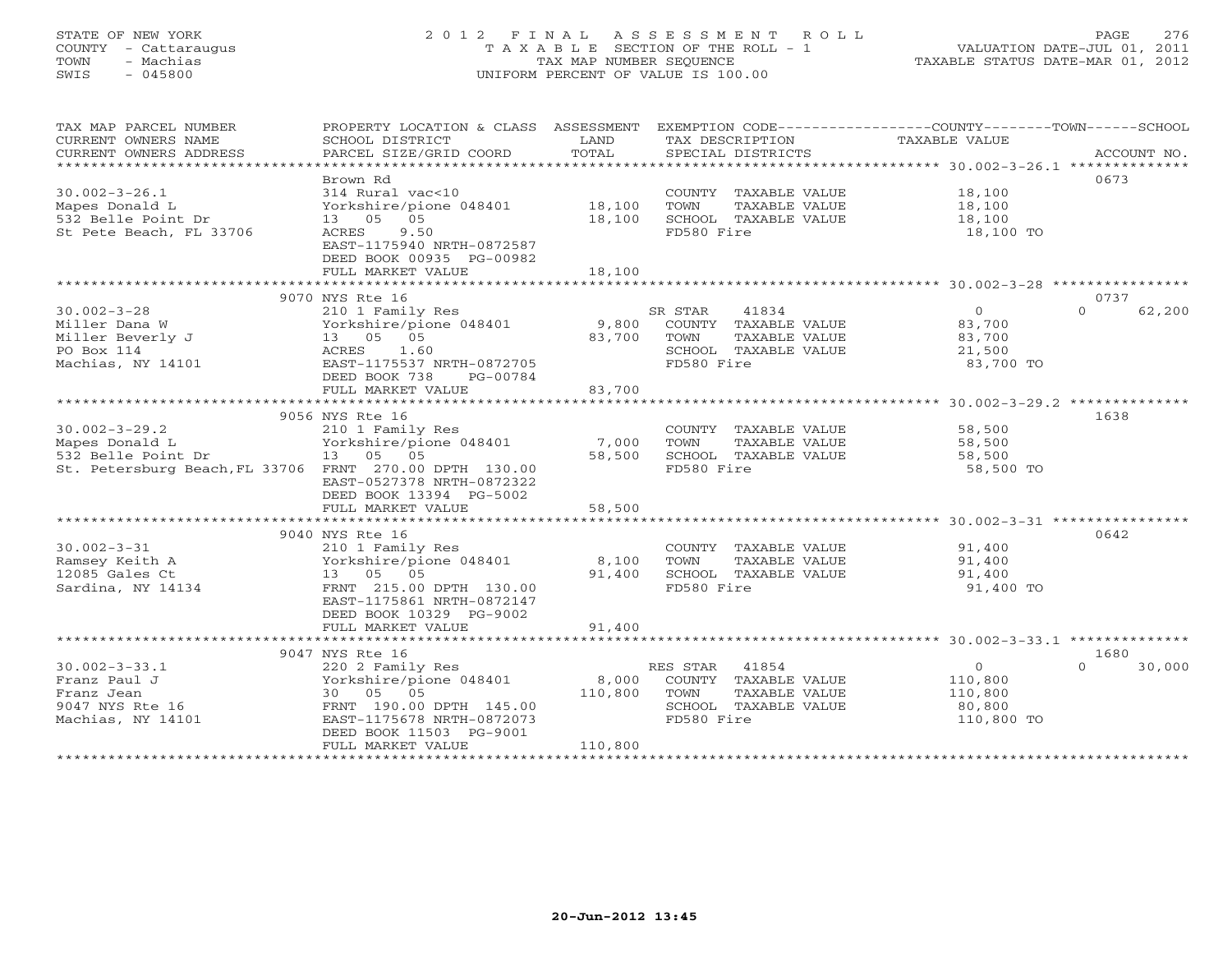STATE OF NEW YORK
COUNTY - Cattaraugus
TOWN - Machias
SWIS - 045800

# 2012 FINAL ASSESSMENT ROLL

TAXABLE SECTION OF THE ROLL - 1
TAX MAP NUMBER SEQUENCE
UNIFORM PERCENT OF VALUE IS 100.00

VALUATION DATE-JUL 01, 2011
TAXABLE STATUS DATE-MAR 01, 2012

| TAX MAP PARCEL NUMBER / CURRENT OWNERS NAME / CURRENT OWNERS ADDRESS | PROPERTY LOCATION & CLASS / SCHOOL DISTRICT / PARCEL SIZE/GRID COORD | ASSESSMENT LAND / TOTAL | EXEMPTION CODE / TAX DESCRIPTION / SPECIAL DISTRICTS | COUNTY / TOWN / SCHOOL TAXABLE VALUE | ACCOUNT NO. |
|---|---|---|---|---|---|
| **30.002-3-26.1** | Brown Rd | | | | 0673 |
| | 314 Rural vac<10 | | COUNTY TAXABLE VALUE | 18,100 | |
| Mapes Donald L | Yorkshire/pione 048401 | 18,100 | TOWN TAXABLE VALUE | 18,100 | |
| 532 Belle Point Dr | 13 05 05 | 18,100 | SCHOOL TAXABLE VALUE | 18,100 | |
| St Pete Beach, FL 33706 | ACRES 9.50 | | FD580 Fire | 18,100 TO | |
| | EAST-1175940 NRTH-0872587 | | | | |
| | DEED BOOK 00935 PG-00982 | | | | |
| | FULL MARKET VALUE | 18,100 | | | |
| **30.002-3-28** | 9070 NYS Rte 16 | | | | 0737 |
| | 210 1 Family Res | | SR STAR 41834 | 0 / 0 / 62,200 | |
| Miller Dana W | Yorkshire/pione 048401 | 9,800 | COUNTY TAXABLE VALUE | 83,700 | |
| Miller Beverly J | 13 05 05 | 83,700 | TOWN TAXABLE VALUE | 83,700 | |
| PO Box 114 | ACRES 1.60 | | SCHOOL TAXABLE VALUE | 21,500 | |
| Machias, NY 14101 | EAST-1175537 NRTH-0872705 | | FD580 Fire | 83,700 TO | |
| | DEED BOOK 738 PG-00784 | | | | |
| | FULL MARKET VALUE | 83,700 | | | |
| **30.002-3-29.2** | 9056 NYS Rte 16 | | | | 1638 |
| | 210 1 Family Res | | COUNTY TAXABLE VALUE | 58,500 | |
| Mapes Donald L | Yorkshire/pione 048401 | 7,000 | TOWN TAXABLE VALUE | 58,500 | |
| 532 Belle Point Dr | 13 05 05 | 58,500 | SCHOOL TAXABLE VALUE | 58,500 | |
| St. Petersburg Beach, FL 33706 | FRNT 270.00 DPTH 130.00 | | FD580 Fire | 58,500 TO | |
| | EAST-0527378 NRTH-0872322 | | | | |
| | DEED BOOK 13394 PG-5002 | | | | |
| | FULL MARKET VALUE | 58,500 | | | |
| **30.002-3-31** | 9040 NYS Rte 16 | | | | 0642 |
| | 210 1 Family Res | | COUNTY TAXABLE VALUE | 91,400 | |
| Ramsey Keith A | Yorkshire/pione 048401 | 8,100 | TOWN TAXABLE VALUE | 91,400 | |
| 12085 Gales Ct | 13 05 05 | 91,400 | SCHOOL TAXABLE VALUE | 91,400 | |
| Sardina, NY 14134 | FRNT 215.00 DPTH 130.00 | | FD580 Fire | 91,400 TO | |
| | EAST-1175861 NRTH-0872147 | | | | |
| | DEED BOOK 10329 PG-9002 | | | | |
| | FULL MARKET VALUE | 91,400 | | | |
| **30.002-3-33.1** | 9047 NYS Rte 16 | | | | 1680 |
| | 220 2 Family Res | | RES STAR 41854 | 0 / 0 / 30,000 | |
| Franz Paul J | Yorkshire/pione 048401 | 8,000 | COUNTY TAXABLE VALUE | 110,800 | |
| Franz Jean | 30 05 05 | 110,800 | TOWN TAXABLE VALUE | 110,800 | |
| 9047 NYS Rte 16 | FRNT 190.00 DPTH 145.00 | | SCHOOL TAXABLE VALUE | 80,800 | |
| Machias, NY 14101 | EAST-1175678 NRTH-0872073 | | FD580 Fire | 110,800 TO | |
| | DEED BOOK 11503 PG-9001 | | | | |
| | FULL MARKET VALUE | 110,800 | | | |

20-Jun-2012 13:45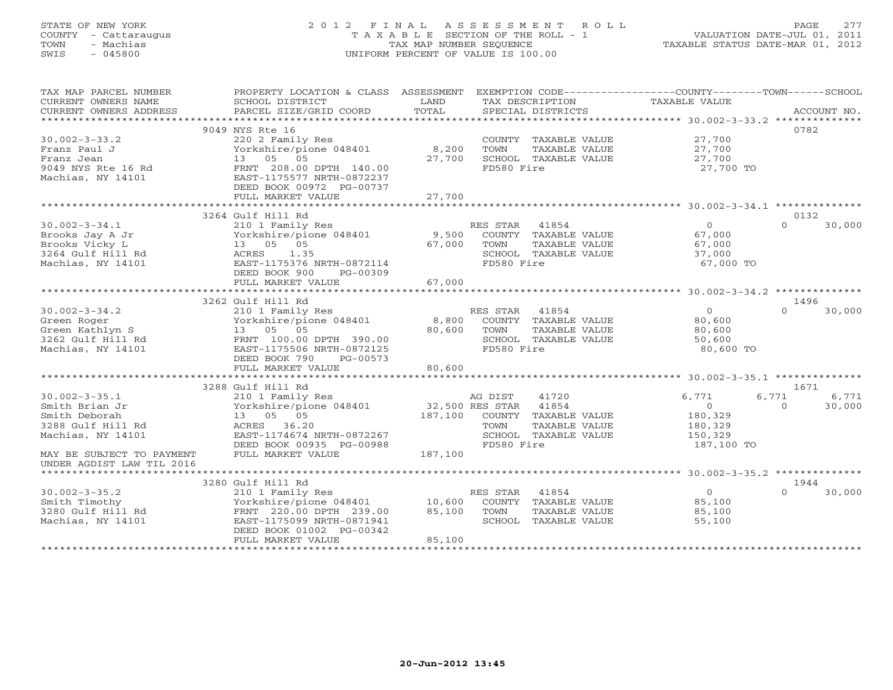STATE OF NEW YORK
COUNTY - Cattaraugus
TOWN - Machias
SWIS - 045800

# 2012 FINAL ASSESSMENT ROLL
TAXABLE SECTION OF THE ROLL - 1
TAX MAP NUMBER SEQUENCE
UNIFORM PERCENT OF VALUE IS 100.00

VALUATION DATE-JUL 01, 2011
TAXABLE STATUS DATE-MAR 01, 2012

| TAX MAP PARCEL NUMBER / CURRENT OWNERS NAME / CURRENT OWNERS ADDRESS | PROPERTY LOCATION & CLASS / SCHOOL DISTRICT / PARCEL SIZE/GRID COORD | ASSESSMENT LAND / TOTAL | EXEMPTION CODE / TAX DESCRIPTION / SPECIAL DISTRICTS | COUNTY TAXABLE VALUE | TOWN | SCHOOL | ACCOUNT NO. |
|---|---|---|---|---|---|---|---|
| | 9049 NYS Rte 16 | | | | | | 0782 |
| 30.002-3-33.2 | 220 2 Family Res | | COUNTY TAXABLE VALUE | 27,700 | | | |
| Franz Paul J | Yorkshire/pione 048401 | 8,200 | TOWN TAXABLE VALUE | 27,700 | | | |
| Franz Jean | 13 05 05 | 27,700 | SCHOOL TAXABLE VALUE | 27,700 | | | |
| 9049 NYS Rte 16 Rd | FRNT 208.00 DPTH 140.00 | | FD580 Fire | 27,700 TO | | | |
| Machias, NY 14101 | EAST-1175577 NRTH-0872237 | | | | | | |
| | DEED BOOK 00972 PG-00737 | | | | | | |
| | FULL MARKET VALUE | 27,700 | | | | | |
| | 3264 Gulf Hill Rd | | | | | | 0132 |
| 30.002-3-34.1 | 210 1 Family Res | | RES STAR 41854 | 0 | 0 | 30,000 | |
| Brooks Jay A Jr | Yorkshire/pione 048401 | 9,500 | COUNTY TAXABLE VALUE | 67,000 | | | |
| Brooks Vicky L | 13 05 05 | 67,000 | TOWN TAXABLE VALUE | 67,000 | | | |
| 3264 Gulf Hill Rd | ACRES 1.35 | | SCHOOL TAXABLE VALUE | 37,000 | | | |
| Machias, NY 14101 | EAST-1175376 NRTH-0872114 | | FD580 Fire | 67,000 TO | | | |
| | DEED BOOK 900 PG-00309 | | | | | | |
| | FULL MARKET VALUE | 67,000 | | | | | |
| | 3262 Gulf Hill Rd | | | | | | 1496 |
| 30.002-3-34.2 | 210 1 Family Res | | RES STAR 41854 | 0 | 0 | 30,000 | |
| Green Roger | Yorkshire/pione 048401 | 8,800 | COUNTY TAXABLE VALUE | 80,600 | | | |
| Green Kathlyn S | 13 05 05 | 80,600 | TOWN TAXABLE VALUE | 80,600 | | | |
| 3262 Gulf Hill Rd | FRNT 100.00 DPTH 390.00 | | SCHOOL TAXABLE VALUE | 50,600 | | | |
| Machias, NY 14101 | EAST-1175506 NRTH-0872125 | | FD580 Fire | 80,600 TO | | | |
| | DEED BOOK 790 PG-00573 | | | | | | |
| | FULL MARKET VALUE | 80,600 | | | | | |
| | 3288 Gulf Hill Rd | | | | | | 1671 |
| 30.002-3-35.1 | 210 1 Family Res | | AG DIST 41720 | 6,771 | 6,771 | 6,771 | |
| Smith Brian Jr | Yorkshire/pione 048401 | 32,500 | RES STAR 41854 | 0 | 0 | 30,000 | |
| Smith Deborah | 13 05 05 | 187,100 | COUNTY TAXABLE VALUE | 180,329 | | | |
| 3288 Gulf Hill Rd | ACRES 36.20 | | TOWN TAXABLE VALUE | 180,329 | | | |
| Machias, NY 14101 | EAST-1174674 NRTH-0872267 | | SCHOOL TAXABLE VALUE | 150,329 | | | |
| | DEED BOOK 00935 PG-00988 | | FD580 Fire | 187,100 TO | | | |
| MAY BE SUBJECT TO PAYMENT | FULL MARKET VALUE | 187,100 | | | | | |
| UNDER AGDIST LAW TIL 2016 | | | | | | | |
| | 3280 Gulf Hill Rd | | | | | | 1944 |
| 30.002-3-35.2 | 210 1 Family Res | | RES STAR 41854 | 0 | 0 | 30,000 | |
| Smith Timothy | Yorkshire/pione 048401 | 10,600 | COUNTY TAXABLE VALUE | 85,100 | | | |
| 3280 Gulf Hill Rd | FRNT 220.00 DPTH 239.00 | 85,100 | TOWN TAXABLE VALUE | 85,100 | | | |
| Machias, NY 14101 | EAST-1175099 NRTH-0871941 | | SCHOOL TAXABLE VALUE | 55,100 | | | |
| | DEED BOOK 01002 PG-00342 | | | | | | |
| | FULL MARKET VALUE | 85,100 | | | | | |

20-Jun-2012 13:45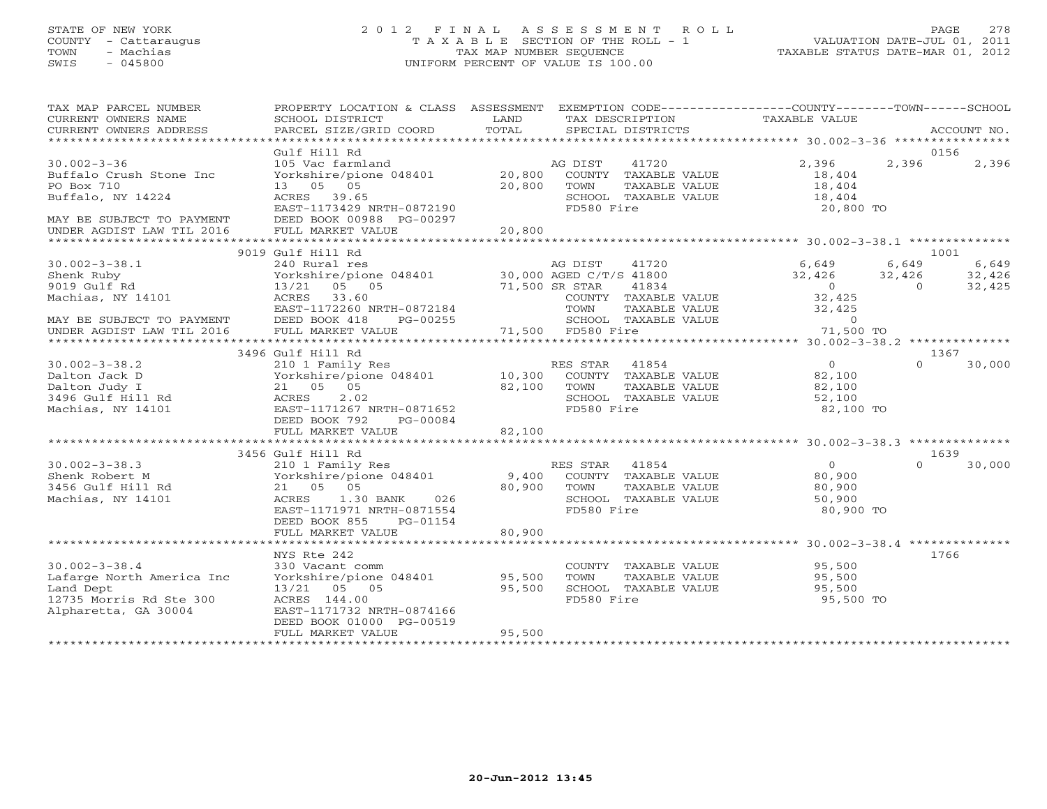STATE OF NEW YORK
COUNTY - Cattaraugus
TOWN - Machias
SWIS - 045800

2012 FINAL ASSESSMENT ROLL
TAXABLE SECTION OF THE ROLL - 1
TAX MAP NUMBER SEQUENCE
UNIFORM PERCENT OF VALUE IS 100.00

VALUATION DATE-JUL 01, 2011
TAXABLE STATUS DATE-MAR 01, 2012

| TAX MAP PARCEL NUMBER / CURRENT OWNERS NAME / CURRENT OWNERS ADDRESS | PROPERTY LOCATION & CLASS / SCHOOL DISTRICT / PARCEL SIZE/GRID COORD | ASSESSMENT LAND | TOTAL | EXEMPTION CODE / TAX DESCRIPTION / SPECIAL DISTRICTS | COUNTY TAXABLE VALUE | TOWN | SCHOOL | ACCOUNT NO. |
|---|---|---|---|---|---|---|---|---|
| 30.002-3-36 | Gulf Hill Rd | | | | | | | 0156 |
| Buffalo Crush Stone Inc | 105 Vac farmland | | | AG DIST 41720 | 2,396 | 2,396 | 2,396 | |
| PO Box 710 | Yorkshire/pione 048401 | 20,800 | | COUNTY TAXABLE VALUE | 18,404 | | | |
| Buffalo, NY 14224 | 13 05 05 | | 20,800 | TOWN TAXABLE VALUE | 18,404 | | | |
| | ACRES 39.65 | | | SCHOOL TAXABLE VALUE | 18,404 | | | |
| | EAST-1173429 NRTH-0872190 | | | FD580 Fire | 20,800 TO | | | |
| MAY BE SUBJECT TO PAYMENT | DEED BOOK 00988 PG-00297 | | | | | | | |
| UNDER AGDIST LAW TIL 2016 | FULL MARKET VALUE | | 20,800 | | | | | |
| 30.002-3-38.1 | 9019 Gulf Hill Rd | | | | | | | 1001 |
| Shenk Ruby | 240 Rural res | | | AG DIST 41720 | 6,649 | 6,649 | 6,649 | |
| 9019 Gulf Rd | Yorkshire/pione 048401 | 30,000 | | AGED C/T/S 41800 | 32,426 | 32,426 | 32,426 | |
| Machias, NY 14101 | 13/21 05 05 | | 71,500 | SR STAR 41834 | 0 | 0 | 32,425 | |
| | ACRES 33.60 | | | COUNTY TAXABLE VALUE | 32,425 | | | |
| | EAST-1172260 NRTH-0872184 | | | TOWN TAXABLE VALUE | 32,425 | | | |
| MAY BE SUBJECT TO PAYMENT | DEED BOOK 418 PG-00255 | | | SCHOOL TAXABLE VALUE | 0 | | | |
| UNDER AGDIST LAW TIL 2016 | FULL MARKET VALUE | | 71,500 | FD580 Fire | 71,500 TO | | | |
| 30.002-3-38.2 | 3496 Gulf Hill Rd | | | | | | | 1367 |
| Dalton Jack D | 210 1 Family Res | | | RES STAR 41854 | 0 | 0 | 30,000 | |
| Dalton Judy I | Yorkshire/pione 048401 | 10,300 | | COUNTY TAXABLE VALUE | 82,100 | | | |
| 3496 Gulf Hill Rd | 21 05 05 | | 82,100 | TOWN TAXABLE VALUE | 82,100 | | | |
| Machias, NY 14101 | ACRES 2.02 | | | SCHOOL TAXABLE VALUE | 52,100 | | | |
| | EAST-1171267 NRTH-0871652 | | | FD580 Fire | 82,100 TO | | | |
| | DEED BOOK 792 PG-00084 | | | | | | | |
| | FULL MARKET VALUE | | 82,100 | | | | | |
| 30.002-3-38.3 | 3456 Gulf Hill Rd | | | | | | | 1639 |
| Shenk Robert M | 210 1 Family Res | | | RES STAR 41854 | 0 | 0 | 30,000 | |
| 3456 Gulf Hill Rd | Yorkshire/pione 048401 | 9,400 | | COUNTY TAXABLE VALUE | 80,900 | | | |
| Machias, NY 14101 | 21 05 05 | | 80,900 | TOWN TAXABLE VALUE | 80,900 | | | |
| | ACRES 1.30 BANK 026 | | | SCHOOL TAXABLE VALUE | 50,900 | | | |
| | EAST-1171971 NRTH-0871554 | | | FD580 Fire | 80,900 TO | | | |
| | DEED BOOK 855 PG-01154 | | | | | | | |
| | FULL MARKET VALUE | | 80,900 | | | | | |
| 30.002-3-38.4 | NYS Rte 242 | | | | | | | 1766 |
| Lafarge North America Inc | 330 Vacant comm | | | COUNTY TAXABLE VALUE | 95,500 | | | |
| Land Dept | Yorkshire/pione 048401 | 95,500 | | TOWN TAXABLE VALUE | 95,500 | | | |
| 12735 Morris Rd Ste 300 | 13/21 05 05 | | 95,500 | SCHOOL TAXABLE VALUE | 95,500 | | | |
| Alpharetta, GA 30004 | ACRES 144.00 | | | FD580 Fire | 95,500 TO | | | |
| | EAST-1171732 NRTH-0874166 | | | | | | | |
| | DEED BOOK 01000 PG-00519 | | | | | | | |
| | FULL MARKET VALUE | | 95,500 | | | | | |

20-Jun-2012 13:45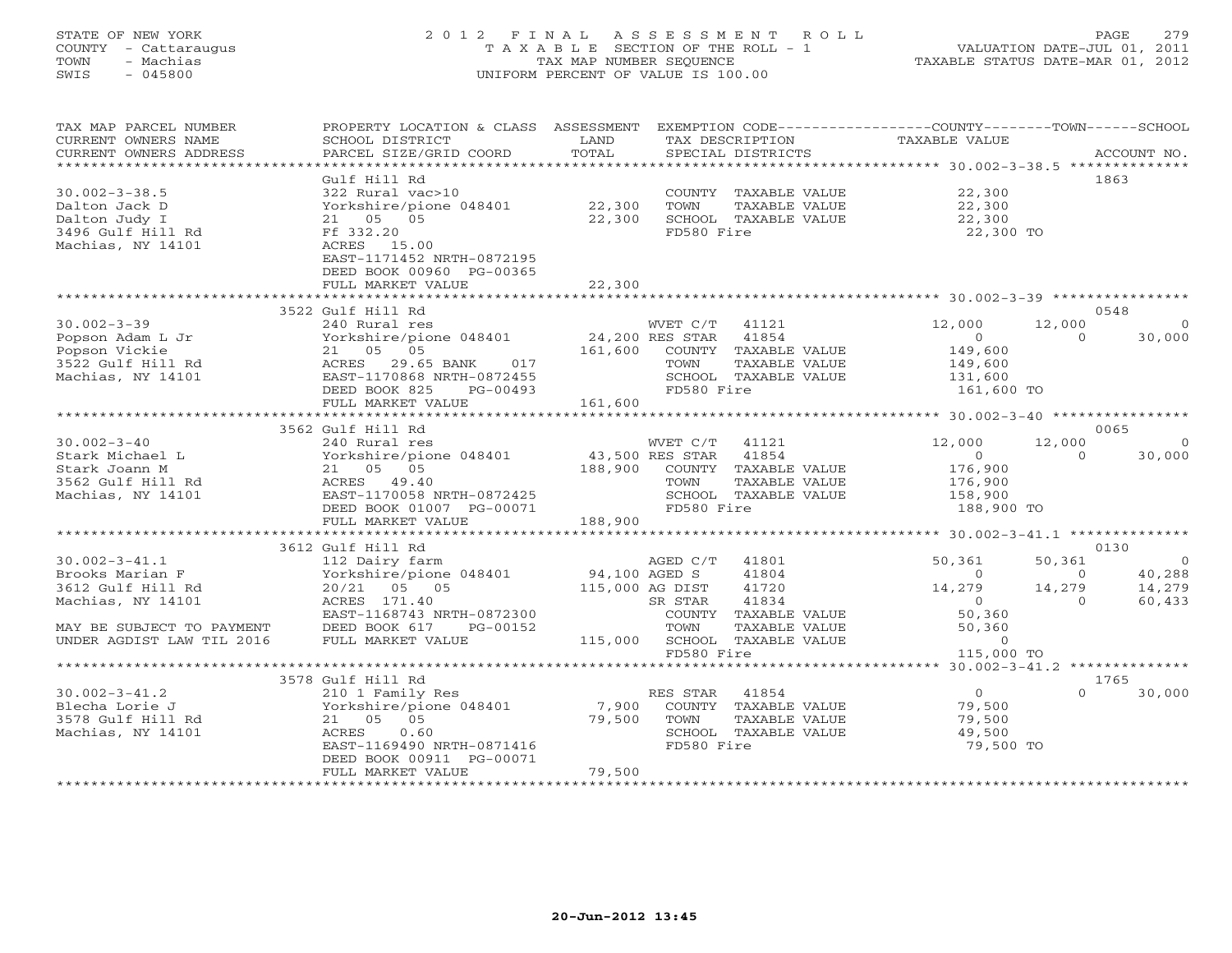STATE OF NEW YORK
COUNTY - Cattaraugus
TOWN - Machias
SWIS - 045800

# 2012 FINAL ASSESSMENT ROLL
TAXABLE SECTION OF THE ROLL - 1
TAX MAP NUMBER SEQUENCE
UNIFORM PERCENT OF VALUE IS 100.00

VALUATION DATE-JUL 01, 2011
TAXABLE STATUS DATE-MAR 01, 2012

| TAX MAP PARCEL NUMBER / CURRENT OWNERS NAME / CURRENT OWNERS ADDRESS | PROPERTY LOCATION & CLASS / SCHOOL DISTRICT / PARCEL SIZE/GRID COORD | ASSESSMENT LAND / TOTAL | EXEMPTION CODE / TAX DESCRIPTION / SPECIAL DISTRICTS | COUNTY TAXABLE VALUE | TOWN | SCHOOL / ACCOUNT NO. |
|---|---|---|---|---|---|---|
| **30.002-3-38.5** | Gulf Hill Rd | | | | | 1863 |
| 30.002-3-38.5 | 322 Rural vac>10 | | COUNTY TAXABLE VALUE | 22,300 | | |
| Dalton Jack D | Yorkshire/pione 048401 | 22,300 | TOWN TAXABLE VALUE | 22,300 | | |
| Dalton Judy I | 21 05 05 | 22,300 | SCHOOL TAXABLE VALUE | 22,300 | | |
| 3496 Gulf Hill Rd | Ff 332.20 | | FD580 Fire | 22,300 TO | | |
| Machias, NY 14101 | ACRES 15.00 | | | | | |
| | EAST-1171452 NRTH-0872195 | | | | | |
| | DEED BOOK 00960 PG-00365 | | | | | |
| | FULL MARKET VALUE | 22,300 | | | | |
| **30.002-3-39** | 3522 Gulf Hill Rd | | | | | 0548 |
| 30.002-3-39 | 240 Rural res | | WVET C/T 41121 | 12,000 | 12,000 | 0 |
| Popson Adam L Jr | Yorkshire/pione 048401 | 24,200 | RES STAR 41854 | 0 | 0 | 30,000 |
| Popson Vickie | 21 05 05 | 161,600 | COUNTY TAXABLE VALUE | 149,600 | | |
| 3522 Gulf Hill Rd | ACRES 29.65 BANK 017 | | TOWN TAXABLE VALUE | 149,600 | | |
| Machias, NY 14101 | EAST-1170868 NRTH-0872455 | | SCHOOL TAXABLE VALUE | 131,600 | | |
| | DEED BOOK 825 PG-00493 | | FD580 Fire | 161,600 TO | | |
| | FULL MARKET VALUE | 161,600 | | | | |
| **30.002-3-40** | 3562 Gulf Hill Rd | | | | | 0065 |
| 30.002-3-40 | 240 Rural res | | WVET C/T 41121 | 12,000 | 12,000 | 0 |
| Stark Michael L | Yorkshire/pione 048401 | 43,500 | RES STAR 41854 | 0 | 0 | 30,000 |
| Stark Joann M | 21 05 05 | 188,900 | COUNTY TAXABLE VALUE | 176,900 | | |
| 3562 Gulf Hill Rd | ACRES 49.40 | | TOWN TAXABLE VALUE | 176,900 | | |
| Machias, NY 14101 | EAST-1170058 NRTH-0872425 | | SCHOOL TAXABLE VALUE | 158,900 | | |
| | DEED BOOK 01007 PG-00071 | | FD580 Fire | 188,900 TO | | |
| | FULL MARKET VALUE | 188,900 | | | | |
| **30.002-3-41.1** | 3612 Gulf Hill Rd | | | | | 0130 |
| 30.002-3-41.1 | 112 Dairy farm | | AGED C/T 41801 | 50,361 | 50,361 | 0 |
| Brooks Marian F | Yorkshire/pione 048401 | 94,100 | AGED S 41804 | 0 | 0 | 40,288 |
| 3612 Gulf Hill Rd | 20/21 05 05 | 115,000 | AG DIST 41720 | 14,279 | 14,279 | 14,279 |
| Machias, NY 14101 | ACRES 171.40 | | SR STAR 41834 | 0 | 0 | 60,433 |
| | EAST-1168743 NRTH-0872300 | | COUNTY TAXABLE VALUE | 50,360 | | |
| MAY BE SUBJECT TO PAYMENT | DEED BOOK 617 PG-00152 | | TOWN TAXABLE VALUE | 50,360 | | |
| UNDER AGDIST LAW TIL 2016 | FULL MARKET VALUE | 115,000 | SCHOOL TAXABLE VALUE | 0 | | |
| | | | FD580 Fire | 115,000 TO | | |
| **30.002-3-41.2** | 3578 Gulf Hill Rd | | | | | 1765 |
| 30.002-3-41.2 | 210 1 Family Res | | RES STAR 41854 | 0 | 0 | 30,000 |
| Blecha Lorie J | Yorkshire/pione 048401 | 7,900 | COUNTY TAXABLE VALUE | 79,500 | | |
| 3578 Gulf Hill Rd | 21 05 05 | 79,500 | TOWN TAXABLE VALUE | 79,500 | | |
| Machias, NY 14101 | ACRES 0.60 | | SCHOOL TAXABLE VALUE | 49,500 | | |
| | EAST-1169490 NRTH-0871416 | | FD580 Fire | 79,500 TO | | |
| | DEED BOOK 00911 PG-00071 | | | | | |
| | FULL MARKET VALUE | 79,500 | | | | |

20-Jun-2012 13:45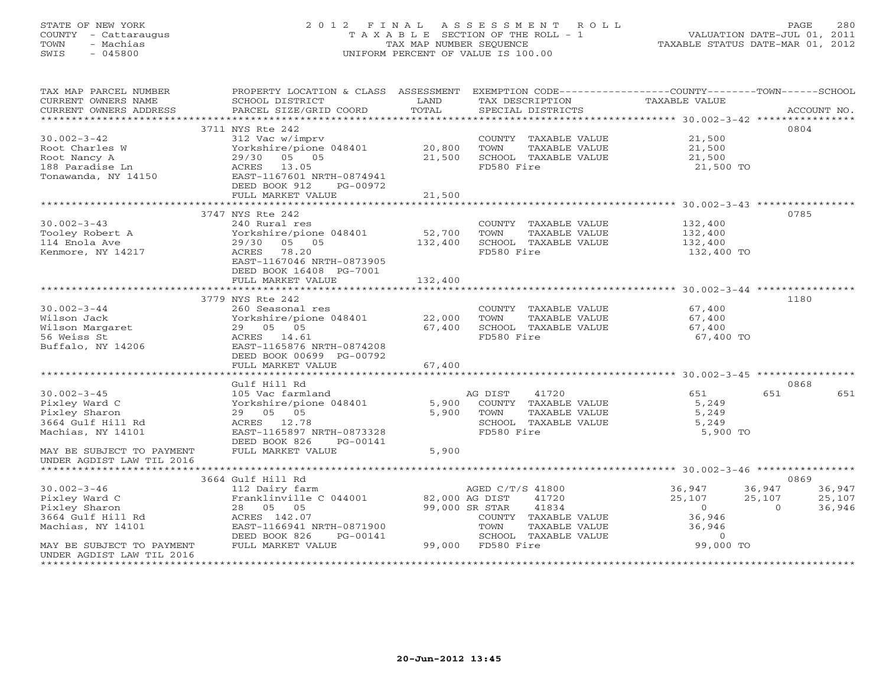STATE OF NEW YORK
COUNTY - Cattaraugus
TOWN - Machias
SWIS - 045800

# 2012 FINAL ASSESSMENT ROLL
TAXABLE SECTION OF THE ROLL - 1
TAX MAP NUMBER SEQUENCE
UNIFORM PERCENT OF VALUE IS 100.00

VALUATION DATE-JUL 01, 2011
TAXABLE STATUS DATE-MAR 01, 2012

| TAX MAP PARCEL NUMBER / CURRENT OWNERS NAME / CURRENT OWNERS ADDRESS | PROPERTY LOCATION & CLASS / SCHOOL DISTRICT / PARCEL SIZE/GRID COORD | ASSESSMENT LAND / TOTAL | EXEMPTION CODE / TAX DESCRIPTION / SPECIAL DISTRICTS | COUNTY TAXABLE VALUE | TOWN | SCHOOL | ACCOUNT NO. |
|---|---|---|---|---|---|---|---|
| | 3711 NYS Rte 242 | | | | | | 0804 |
| 30.002-3-42 | 312 Vac w/imprv | | COUNTY TAXABLE VALUE | 21,500 | | | |
| Root Charles W | Yorkshire/pione 048401 | 20,800 | TOWN TAXABLE VALUE | 21,500 | | | |
| Root Nancy A | 29/30 05 05 | 21,500 | SCHOOL TAXABLE VALUE | 21,500 | | | |
| 188 Paradise Ln | ACRES 13.05 | | FD580 Fire | 21,500 TO | | | |
| Tonawanda, NY 14150 | EAST-1167601 NRTH-0874941 | | | | | | |
| | DEED BOOK 912 PG-00972 | | | | | | |
| | FULL MARKET VALUE | 21,500 | | | | | |
| | 3747 NYS Rte 242 | | | | | | 0785 |
| 30.002-3-43 | 240 Rural res | | COUNTY TAXABLE VALUE | 132,400 | | | |
| Tooley Robert A | Yorkshire/pione 048401 | 52,700 | TOWN TAXABLE VALUE | 132,400 | | | |
| 114 Enola Ave | 29/30 05 05 | 132,400 | SCHOOL TAXABLE VALUE | 132,400 | | | |
| Kenmore, NY 14217 | ACRES 78.20 | | FD580 Fire | 132,400 TO | | | |
| | EAST-1167046 NRTH-0873905 | | | | | | |
| | DEED BOOK 16408 PG-7001 | | | | | | |
| | FULL MARKET VALUE | 132,400 | | | | | |
| | 3779 NYS Rte 242 | | | | | | 1180 |
| 30.002-3-44 | 260 Seasonal res | | COUNTY TAXABLE VALUE | 67,400 | | | |
| Wilson Jack | Yorkshire/pione 048401 | 22,000 | TOWN TAXABLE VALUE | 67,400 | | | |
| Wilson Margaret | 29 05 05 | 67,400 | SCHOOL TAXABLE VALUE | 67,400 | | | |
| 56 Weiss St | ACRES 14.61 | | FD580 Fire | 67,400 TO | | | |
| Buffalo, NY 14206 | EAST-1165876 NRTH-0874208 | | | | | | |
| | DEED BOOK 00699 PG-00792 | | | | | | |
| | FULL MARKET VALUE | 67,400 | | | | | |
| | Gulf Hill Rd | | | | | | 0868 |
| 30.002-3-45 | 105 Vac farmland | | AG DIST 41720 | 651 | 651 | 651 | |
| Pixley Ward C | Yorkshire/pione 048401 | 5,900 | COUNTY TAXABLE VALUE | 5,249 | | | |
| Pixley Sharon | 29 05 05 | 5,900 | TOWN TAXABLE VALUE | 5,249 | | | |
| 3664 Gulf Hill Rd | ACRES 12.78 | | SCHOOL TAXABLE VALUE | 5,249 | | | |
| Machias, NY 14101 | EAST-1165897 NRTH-0873328 | | FD580 Fire | 5,900 TO | | | |
| | DEED BOOK 826 PG-00141 | | | | | | |
| MAY BE SUBJECT TO PAYMENT | FULL MARKET VALUE | 5,900 | | | | | |
| UNDER AGDIST LAW TIL 2016 | | | | | | | |
| | 3664 Gulf Hill Rd | | | | | | 0869 |
| 30.002-3-46 | 112 Dairy farm | | AGED C/T/S 41800 | 36,947 | 36,947 | 36,947 | |
| Pixley Ward C | Franklinville C 044001 | 82,000 | AG DIST 41720 | 25,107 | 25,107 | 25,107 | |
| Pixley Sharon | 28 05 05 | 99,000 | SR STAR 41834 | 0 | 0 | 36,946 | |
| 3664 Gulf Hill Rd | ACRES 142.07 | | COUNTY TAXABLE VALUE | 36,946 | | | |
| Machias, NY 14101 | EAST-1166941 NRTH-0871900 | | TOWN TAXABLE VALUE | 36,946 | | | |
| | DEED BOOK 826 PG-00141 | | SCHOOL TAXABLE VALUE | 0 | | | |
| MAY BE SUBJECT TO PAYMENT | FULL MARKET VALUE | 99,000 | FD580 Fire | 99,000 TO | | | |
| UNDER AGDIST LAW TIL 2016 | | | | | | | |

20-Jun-2012 13:45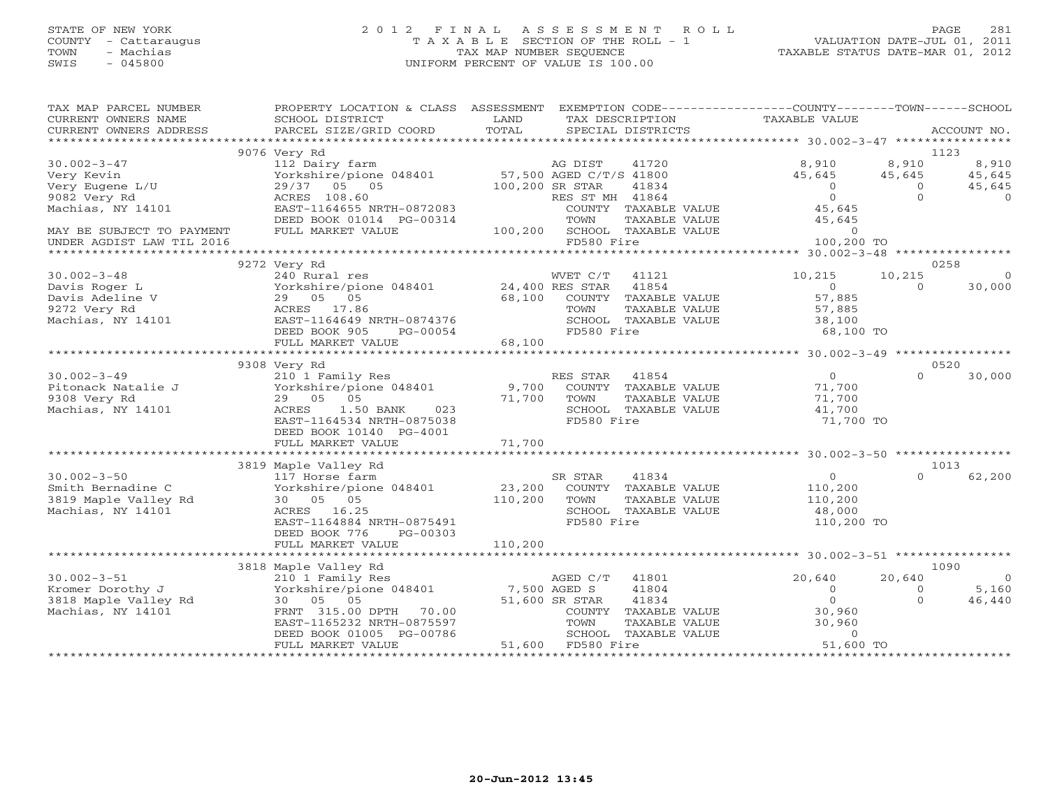STATE OF NEW YORK
COUNTY - Cattaraugus
TOWN - Machias
SWIS - 045800

# 2012 FINAL ASSESSMENT ROLL
TAXABLE SECTION OF THE ROLL - 1
TAX MAP NUMBER SEQUENCE
UNIFORM PERCENT OF VALUE IS 100.00

VALUATION DATE-JUL 01, 2011
TAXABLE STATUS DATE-MAR 01, 2012

```
TAX MAP PARCEL NUMBER          PROPERTY LOCATION & CLASS  ASSESSMENT  EXEMPTION CODE------------------COUNTY--------TOWN------SCHOOL
CURRENT OWNERS NAME            SCHOOL DISTRICT               LAND      TAX DESCRIPTION                 TAXABLE VALUE
CURRENT OWNERS ADDRESS         PARCEL SIZE/GRID COORD        TOTAL     SPECIAL DISTRICTS                                        ACCOUNT NO.
******************************************************************************************************* 30.002-3-47 ****************
                               9076 Very Rd                                                                                  1123
30.002-3-47                    112 Dairy farm                         AG DIST     41720             8,910       8,910       8,910
Very Kevin                     Yorkshire/pione 048401      57,500 AGED C/T/S 41800             45,645      45,645      45,645
Very Eugene L/U                29/37   05   05            100,200 SR STAR     41834                 0           0      45,645
9082 Very Rd                   ACRES 108.60                        RES ST MH  41864                 0           0           0
Machias, NY 14101              EAST-1164655 NRTH-0872083           COUNTY  TAXABLE VALUE           45,645
                               DEED BOOK 01014 PG-00314            TOWN    TAXABLE VALUE           45,645
MAY BE SUBJECT TO PAYMENT      FULL MARKET VALUE           100,200  SCHOOL  TAXABLE VALUE               0
UNDER AGDIST LAW TIL 2016                                           FD580 Fire                     100,200 TO
******************************************************************************************************* 30.002-3-48 ****************
                               9272 Very Rd                                                                                  0258
30.002-3-48                    240 Rural res                        WVET C/T    41121            10,215      10,215           0
Davis Roger L                  Yorkshire/pione 048401      24,400 RES STAR    41854                 0           0      30,000
Davis Adeline V                29   05   05                68,100    COUNTY  TAXABLE VALUE           57,885
9272 Very Rd                   ACRES  17.86                          TOWN    TAXABLE VALUE           57,885
Machias, NY 14101              EAST-1164649 NRTH-0874376             SCHOOL  TAXABLE VALUE           38,100
                               DEED BOOK 905     PG-00054            FD580 Fire                      68,100 TO
                               FULL MARKET VALUE            68,100
******************************************************************************************************* 30.002-3-49 ****************
                               9308 Very Rd                                                                                  0520
30.002-3-49                    210 1 Family Res                     RES STAR    41854                 0           0      30,000
Pitonack Natalie J             Yorkshire/pione 048401       9,700    COUNTY  TAXABLE VALUE           71,700
9308 Very Rd                   29   05   05                71,700    TOWN    TAXABLE VALUE           71,700
Machias, NY 14101              ACRES    1.50 BANK     023            SCHOOL  TAXABLE VALUE           41,700
                               EAST-1164534 NRTH-0875038             FD580 Fire                      71,700 TO
                               DEED BOOK 10140 PG-4001
                               FULL MARKET VALUE            71,700
******************************************************************************************************* 30.002-3-50 ****************
                               3819 Maple Valley Rd                                                                          1013
30.002-3-50                    117 Horse farm                       SR STAR     41834                 0           0      62,200
Smith Bernadine C              Yorkshire/pione 048401      23,200    COUNTY  TAXABLE VALUE          110,200
3819 Maple Valley Rd           30   05   05               110,200    TOWN    TAXABLE VALUE          110,200
Machias, NY 14101              ACRES  16.25                          SCHOOL  TAXABLE VALUE           48,000
                               EAST-1164884 NRTH-0875491             FD580 Fire                     110,200 TO
                               DEED BOOK 776     PG-00303
                               FULL MARKET VALUE           110,200
******************************************************************************************************* 30.002-3-51 ****************
                               3818 Maple Valley Rd                                                                          1090
30.002-3-51                    210 1 Family Res                     AGED C/T    41801            20,640      20,640           0
Kromer Dorothy J               Yorkshire/pione 048401       7,500 AGED S      41804                 0           0       5,160
3818 Maple Valley Rd           30   05   05                51,600 SR STAR     41834                 0           0      46,440
Machias, NY 14101              FRNT 315.00 DPTH  70.00               COUNTY  TAXABLE VALUE           30,960
                               EAST-1165232 NRTH-0875597             TOWN    TAXABLE VALUE           30,960
                               DEED BOOK 01005 PG-00786              SCHOOL  TAXABLE VALUE                0
                               FULL MARKET VALUE            51,600   FD580 Fire                      51,600 TO
************************************************************************************************************************************
```

20-Jun-2012 13:45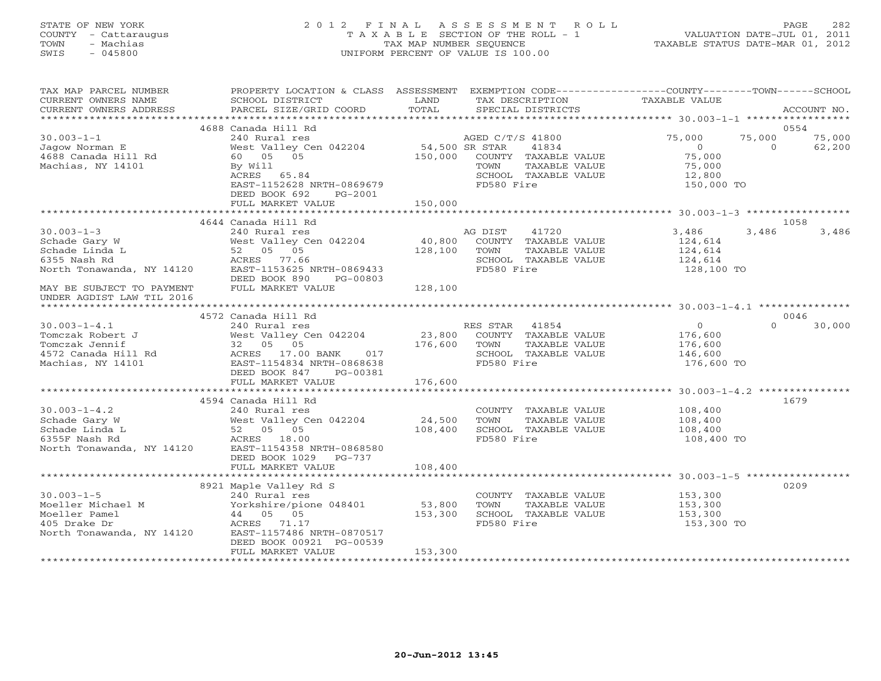STATE OF NEW YORK
COUNTY - Cattaraugus
TOWN - Machias
SWIS - 045800

# 2012 FINAL ASSESSMENT ROLL

TAXABLE SECTION OF THE ROLL - 1
TAX MAP NUMBER SEQUENCE
UNIFORM PERCENT OF VALUE IS 100.00

VALUATION DATE-JUL 01, 2011
TAXABLE STATUS DATE-MAR 01, 2012

| TAX MAP PARCEL NUMBER / CURRENT OWNERS NAME / CURRENT OWNERS ADDRESS | PROPERTY LOCATION & CLASS / SCHOOL DISTRICT / PARCEL SIZE/GRID COORD | ASSESSMENT LAND | TOTAL | EXEMPTION CODE / TAX DESCRIPTION / SPECIAL DISTRICTS | COUNTY TAXABLE VALUE | TOWN | SCHOOL | ACCOUNT NO. |
|---|---|---|---|---|---|---|---|---|
| 30.003-1-1 | 4688 Canada Hill Rd | | | | | | | 0554 |
| Jagow Norman E | 240 Rural res | | | AGED C/T/S 41800 | 75,000 | 75,000 | 75,000 | |
| 4688 Canada Hill Rd | West Valley Cen 042204 | 54,500 | | SR STAR 41834 | 0 | 0 | 62,200 | |
| Machias, NY 14101 | 60 05 05 | | 150,000 | COUNTY TAXABLE VALUE | 75,000 | | | |
| | By Will | | | TOWN TAXABLE VALUE | 75,000 | | | |
| | ACRES 65.84 | | | SCHOOL TAXABLE VALUE | 12,800 | | | |
| | EAST-1152628 NRTH-0869679 | | | FD580 Fire | 150,000 TO | | | |
| | DEED BOOK 692 PG-2001 | | | | | | | |
| | FULL MARKET VALUE | | 150,000 | | | | | |
| 30.003-1-3 | 4644 Canada Hill Rd | | | | | | | 1058 |
| Schade Gary W | 240 Rural res | | | AG DIST 41720 | 3,486 | 3,486 | 3,486 | |
| Schade Linda L | West Valley Cen 042204 | 40,800 | | COUNTY TAXABLE VALUE | 124,614 | | | |
| 6355 Nash Rd | 52 05 05 | | 128,100 | TOWN TAXABLE VALUE | 124,614 | | | |
| North Tonawanda, NY 14120 | ACRES 77.66 | | | SCHOOL TAXABLE VALUE | 124,614 | | | |
| | EAST-1153625 NRTH-0869433 | | | FD580 Fire | 128,100 TO | | | |
| | DEED BOOK 890 PG-00803 | | | | | | | |
| MAY BE SUBJECT TO PAYMENT UNDER AGDIST LAW TIL 2016 | FULL MARKET VALUE | | 128,100 | | | | | |
| 30.003-1-4.1 | 4572 Canada Hill Rd | | | | | | | 0046 |
| Tomczak Robert J | 240 Rural res | | | RES STAR 41854 | 0 | 0 | 30,000 | |
| Tomczak Jennif | West Valley Cen 042204 | 23,800 | | COUNTY TAXABLE VALUE | 176,600 | | | |
| 4572 Canada Hill Rd | 32 05 05 | | 176,600 | TOWN TAXABLE VALUE | 176,600 | | | |
| Machias, NY 14101 | ACRES 17.00 BANK 017 | | | SCHOOL TAXABLE VALUE | 146,600 | | | |
| | EAST-1154834 NRTH-0868638 | | | FD580 Fire | 176,600 TO | | | |
| | DEED BOOK 847 PG-00381 | | | | | | | |
| | FULL MARKET VALUE | | 176,600 | | | | | |
| 30.003-1-4.2 | 4594 Canada Hill Rd | | | | | | | 1679 |
| Schade Gary W | 240 Rural res | | | COUNTY TAXABLE VALUE | 108,400 | | | |
| Schade Linda L | West Valley Cen 042204 | 24,500 | | TOWN TAXABLE VALUE | 108,400 | | | |
| 6355F Nash Rd | 52 05 05 | | 108,400 | SCHOOL TAXABLE VALUE | 108,400 | | | |
| North Tonawanda, NY 14120 | ACRES 18.00 | | | FD580 Fire | 108,400 TO | | | |
| | EAST-1154358 NRTH-0868580 | | | | | | | |
| | DEED BOOK 1029 PG-737 | | | | | | | |
| | FULL MARKET VALUE | | 108,400 | | | | | |
| 30.003-1-5 | 8921 Maple Valley Rd S | | | | | | | 0209 |
| Moeller Michael M | 240 Rural res | | | COUNTY TAXABLE VALUE | 153,300 | | | |
| Moeller Pamel | Yorkshire/pione 048401 | 53,800 | | TOWN TAXABLE VALUE | 153,300 | | | |
| 405 Drake Dr | 44 05 05 | | 153,300 | SCHOOL TAXABLE VALUE | 153,300 | | | |
| North Tonawanda, NY 14120 | ACRES 71.17 | | | FD580 Fire | 153,300 TO | | | |
| | EAST-1157486 NRTH-0870517 | | | | | | | |
| | DEED BOOK 00921 PG-00539 | | | | | | | |
| | FULL MARKET VALUE | | 153,300 | | | | | |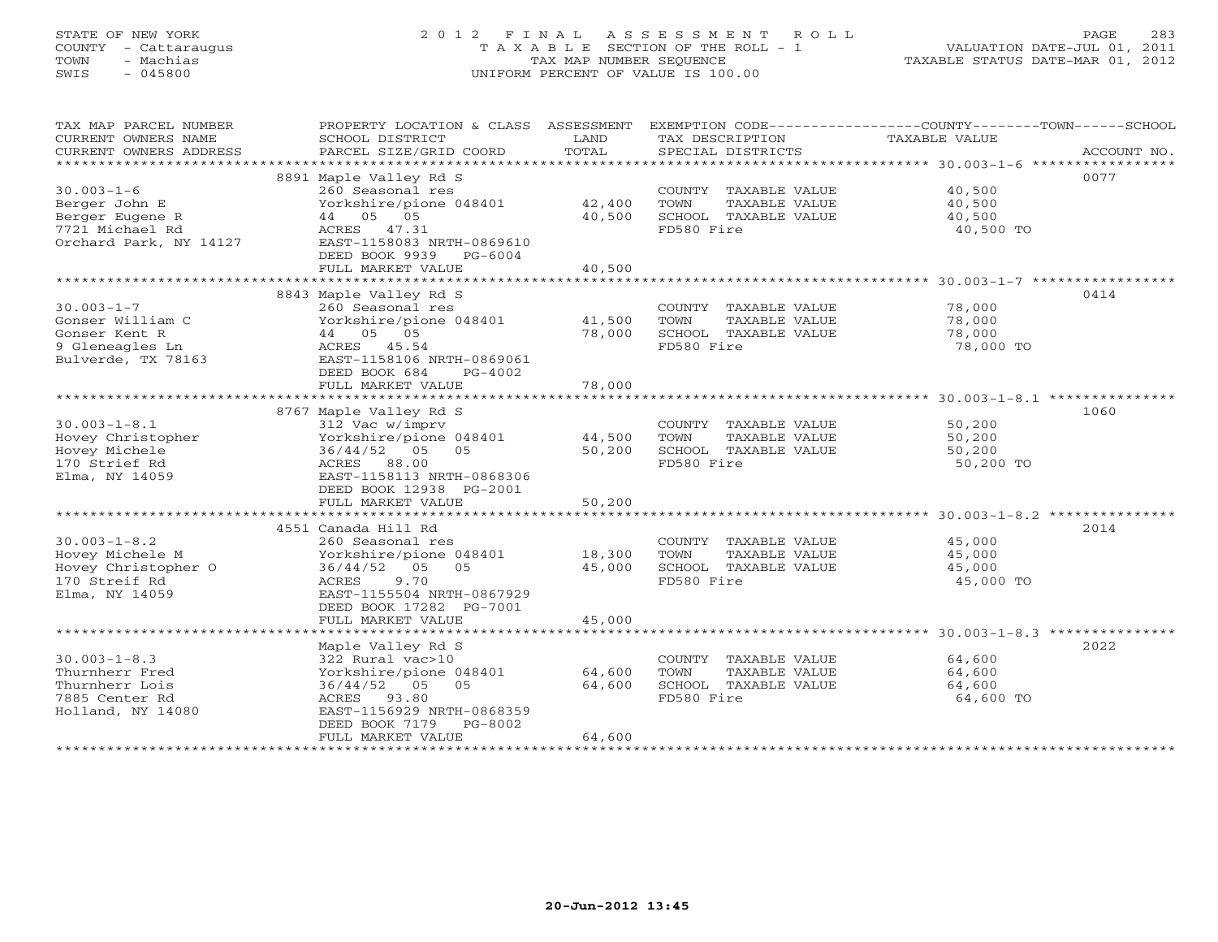STATE OF NEW YORK
COUNTY - Cattaraugus
TOWN - Machias
SWIS - 045800

2 0 1 2 F I N A L A S S E S S M E N T R O L L
T A X A B L E SECTION OF THE ROLL - 1
TAX MAP NUMBER SEQUENCE
UNIFORM PERCENT OF VALUE IS 100.00

VALUATION DATE-JUL 01, 2011
TAXABLE STATUS DATE-MAR 01, 2012

| TAX MAP PARCEL NUMBER / CURRENT OWNERS NAME / CURRENT OWNERS ADDRESS | PROPERTY LOCATION & CLASS / SCHOOL DISTRICT / PARCEL SIZE/GRID COORD | ASSESSMENT LAND / TOTAL | EXEMPTION CODE / TAX DESCRIPTION / SPECIAL DISTRICTS | TAXABLE VALUE (COUNTY / TOWN / SCHOOL) | ACCOUNT NO. |
|---|---|---|---|---|---|
| 30.003-1-6 | 8891 Maple Valley Rd S | | | | 0077 |
| Berger John E | 260 Seasonal res | | COUNTY TAXABLE VALUE | 40,500 | |
| Berger Eugene R | Yorkshire/pione 048401 | 42,400 | TOWN TAXABLE VALUE | 40,500 | |
| 7721 Michael Rd | 44 05 05 | 40,500 | SCHOOL TAXABLE VALUE | 40,500 | |
| Orchard Park, NY 14127 | ACRES 47.31 | | FD580 Fire | 40,500 TO | |
| | EAST-1158083 NRTH-0869610 | | | | |
| | DEED BOOK 9939 PG-6004 | | | | |
| | FULL MARKET VALUE | 40,500 | | | |
| 30.003-1-7 | 8843 Maple Valley Rd S | | | | 0414 |
| Gonser William C | 260 Seasonal res | | COUNTY TAXABLE VALUE | 78,000 | |
| Gonser Kent R | Yorkshire/pione 048401 | 41,500 | TOWN TAXABLE VALUE | 78,000 | |
| 9 Gleneagles Ln | 44 05 05 | 78,000 | SCHOOL TAXABLE VALUE | 78,000 | |
| Bulverde, TX 78163 | ACRES 45.54 | | FD580 Fire | 78,000 TO | |
| | EAST-1158106 NRTH-0869061 | | | | |
| | DEED BOOK 684 PG-4002 | | | | |
| | FULL MARKET VALUE | 78,000 | | | |
| 30.003-1-8.1 | 8767 Maple Valley Rd S | | | | 1060 |
| Hovey Christopher | 312 Vac w/imprv | | COUNTY TAXABLE VALUE | 50,200 | |
| Hovey Michele | Yorkshire/pione 048401 | 44,500 | TOWN TAXABLE VALUE | 50,200 | |
| 170 Strief Rd | 36/44/52 05 05 | 50,200 | SCHOOL TAXABLE VALUE | 50,200 | |
| Elma, NY 14059 | ACRES 88.00 | | FD580 Fire | 50,200 TO | |
| | EAST-1158113 NRTH-0868306 | | | | |
| | DEED BOOK 12938 PG-2001 | | | | |
| | FULL MARKET VALUE | 50,200 | | | |
| 30.003-1-8.2 | 4551 Canada Hill Rd | | | | 2014 |
| Hovey Michele M | 260 Seasonal res | | COUNTY TAXABLE VALUE | 45,000 | |
| Hovey Christopher O | Yorkshire/pione 048401 | 18,300 | TOWN TAXABLE VALUE | 45,000 | |
| 170 Streif Rd | 36/44/52 05 05 | 45,000 | SCHOOL TAXABLE VALUE | 45,000 | |
| Elma, NY 14059 | ACRES 9.70 | | FD580 Fire | 45,000 TO | |
| | EAST-1155504 NRTH-0867929 | | | | |
| | DEED BOOK 17282 PG-7001 | | | | |
| | FULL MARKET VALUE | 45,000 | | | |
| 30.003-1-8.3 | Maple Valley Rd S | | | | 2022 |
| Thurnherr Fred | 322 Rural vac>10 | | COUNTY TAXABLE VALUE | 64,600 | |
| Thurnherr Lois | Yorkshire/pione 048401 | 64,600 | TOWN TAXABLE VALUE | 64,600 | |
| 7885 Center Rd | 36/44/52 05 05 | 64,600 | SCHOOL TAXABLE VALUE | 64,600 | |
| Holland, NY 14080 | ACRES 93.80 | | FD580 Fire | 64,600 TO | |
| | EAST-1156929 NRTH-0868359 | | | | |
| | DEED BOOK 7179 PG-8002 | | | | |
| | FULL MARKET VALUE | 64,600 | | | |

20-Jun-2012 13:45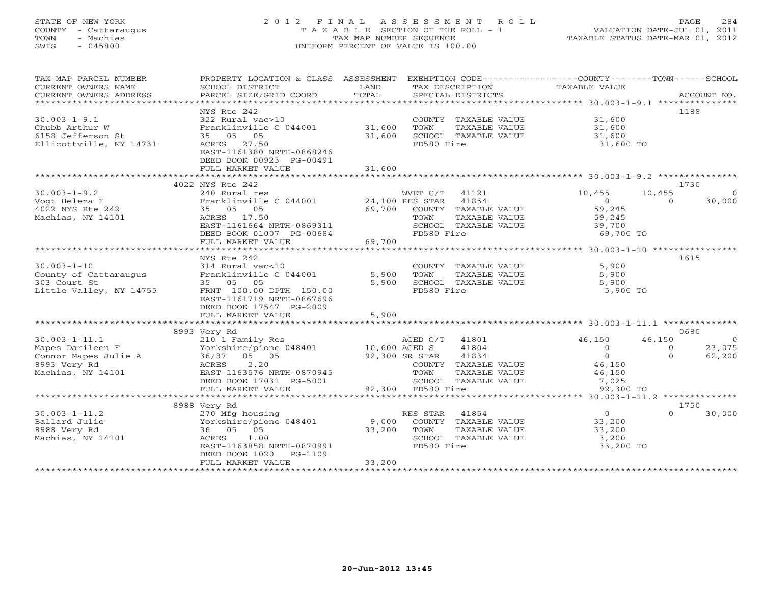STATE OF NEW YORK
COUNTY - Cattaraugus
TOWN - Machias
SWIS - 045800

2012 FINAL ASSESSMENT ROLL
TAXABLE SECTION OF THE ROLL - 1
TAX MAP NUMBER SEQUENCE
UNIFORM PERCENT OF VALUE IS 100.00

VALUATION DATE-JUL 01, 2011
TAXABLE STATUS DATE-MAR 01, 2012

| TAX MAP PARCEL NUMBER / CURRENT OWNERS NAME / CURRENT OWNERS ADDRESS | PROPERTY LOCATION & CLASS / SCHOOL DISTRICT / PARCEL SIZE/GRID COORD | ASSESSMENT LAND / TOTAL | EXEMPTION CODE / TAX DESCRIPTION / SPECIAL DISTRICTS | COUNTY TAXABLE VALUE | TOWN | SCHOOL / ACCOUNT NO. |
|---|---|---|---|---|---|---|
| **30.003-1-9.1** | NYS Rte 242 | | | | | 1188 |
| 30.003-1-9.1 | 322 Rural vac>10 | | COUNTY TAXABLE VALUE | 31,600 | | |
| Chubb Arthur W | Franklinville C 044001 | 31,600 | TOWN TAXABLE VALUE | 31,600 | | |
| 6158 Jefferson St | 35 05 05 | 31,600 | SCHOOL TAXABLE VALUE | 31,600 | | |
| Ellicottville, NY 14731 | ACRES 27.50 | | FD580 Fire | 31,600 TO | | |
| | EAST-1161380 NRTH-0868246 | | | | | |
| | DEED BOOK 00923 PG-00491 | | | | | |
| | FULL MARKET VALUE | 31,600 | | | | |
| **30.003-1-9.2** | 4022 NYS Rte 242 | | | | | 1730 |
| 30.003-1-9.2 | 240 Rural res | | WVET C/T 41121 | 10,455 | 10,455 | 0 |
| Vogt Helena F | Franklinville C 044001 | 24,100 | RES STAR 41854 | 0 | 0 | 30,000 |
| 4022 NYS Rte 242 | 35 05 05 | 69,700 | COUNTY TAXABLE VALUE | 59,245 | | |
| Machias, NY 14101 | ACRES 17.50 | | TOWN TAXABLE VALUE | 59,245 | | |
| | EAST-1161664 NRTH-0869311 | | SCHOOL TAXABLE VALUE | 39,700 | | |
| | DEED BOOK 01007 PG-00684 | | FD580 Fire | 69,700 TO | | |
| | FULL MARKET VALUE | 69,700 | | | | |
| **30.003-1-10** | NYS Rte 242 | | | | | 1615 |
| 30.003-1-10 | 314 Rural vac<10 | | COUNTY TAXABLE VALUE | 5,900 | | |
| County of Cattaraugus | Franklinville C 044001 | 5,900 | TOWN TAXABLE VALUE | 5,900 | | |
| 303 Court St | 35 05 05 | 5,900 | SCHOOL TAXABLE VALUE | 5,900 | | |
| Little Valley, NY 14755 | FRNT 100.00 DPTH 150.00 | | FD580 Fire | 5,900 TO | | |
| | EAST-1161719 NRTH-0867696 | | | | | |
| | DEED BOOK 17547 PG-2009 | | | | | |
| | FULL MARKET VALUE | 5,900 | | | | |
| **30.003-1-11.1** | 8993 Very Rd | | | | | 0680 |
| 30.003-1-11.1 | 210 1 Family Res | | AGED C/T 41801 | 46,150 | 46,150 | 0 |
| Mapes Darileen F | Yorkshire/pione 048401 | 10,600 | AGED S 41804 | 0 | 0 | 23,075 |
| Connor Mapes Julie A | 36/37 05 05 | 92,300 | SR STAR 41834 | 0 | 0 | 62,200 |
| 8993 Very Rd | ACRES 2.20 | | COUNTY TAXABLE VALUE | 46,150 | | |
| Machias, NY 14101 | EAST-1163576 NRTH-0870945 | | TOWN TAXABLE VALUE | 46,150 | | |
| | DEED BOOK 17031 PG-5001 | | SCHOOL TAXABLE VALUE | 7,025 | | |
| | FULL MARKET VALUE | 92,300 | FD580 Fire | 92,300 TO | | |
| **30.003-1-11.2** | 8988 Very Rd | | | | | 1750 |
| 30.003-1-11.2 | 270 Mfg housing | | RES STAR 41854 | 0 | 0 | 30,000 |
| Ballard Julie | Yorkshire/pione 048401 | 9,000 | COUNTY TAXABLE VALUE | 33,200 | | |
| 8988 Very Rd | 36 05 05 | 33,200 | TOWN TAXABLE VALUE | 33,200 | | |
| Machias, NY 14101 | ACRES 1.00 | | SCHOOL TAXABLE VALUE | 3,200 | | |
| | EAST-1163858 NRTH-0870991 | | FD580 Fire | 33,200 TO | | |
| | DEED BOOK 1020 PG-1109 | | | | | |
| | FULL MARKET VALUE | 33,200 | | | | |

20-Jun-2012 13:45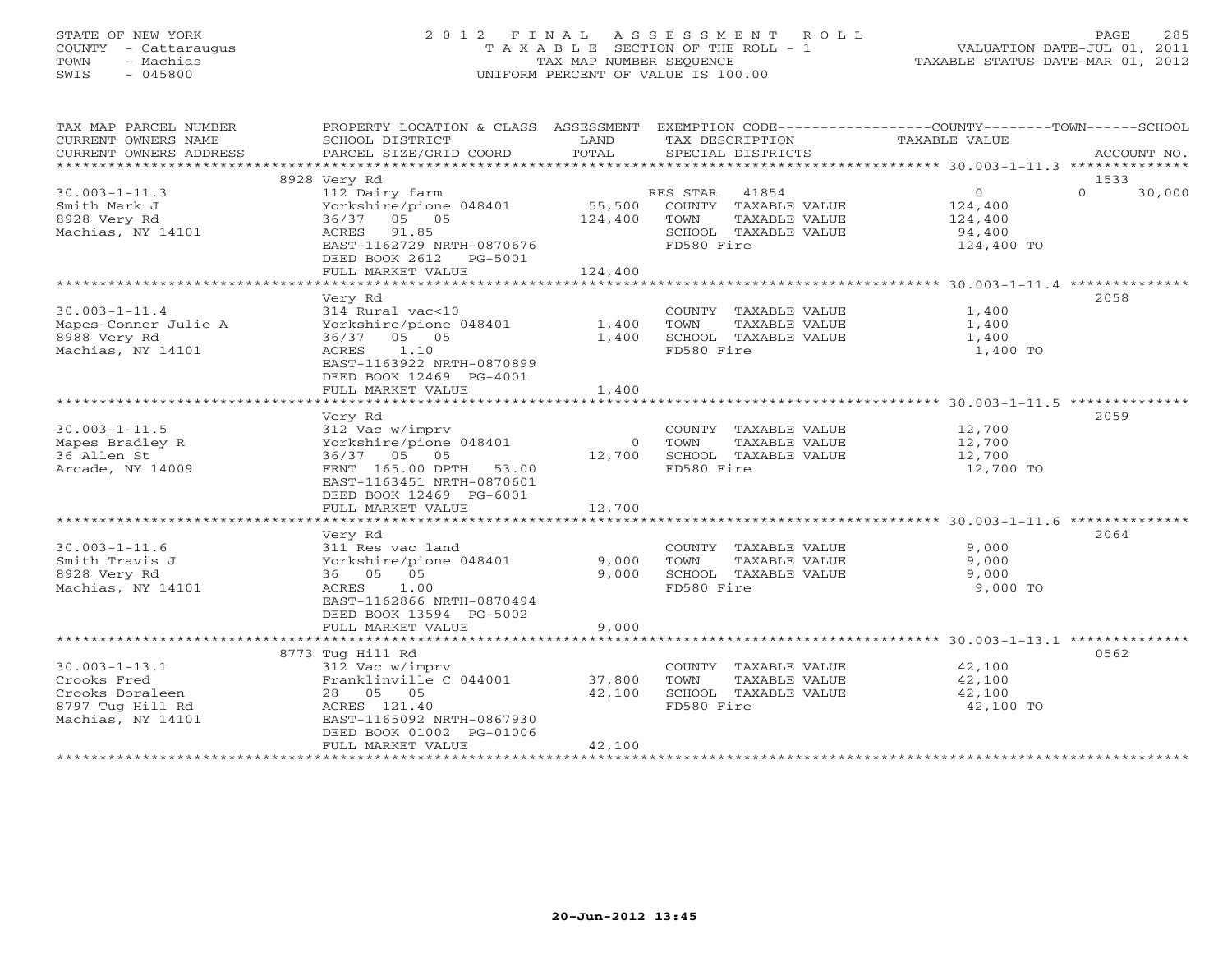STATE OF NEW YORK
COUNTY - Cattaraugus
TOWN - Machias
SWIS - 045800

# 2012 FINAL ASSESSMENT ROLL
TAXABLE SECTION OF THE ROLL - 1
TAX MAP NUMBER SEQUENCE
UNIFORM PERCENT OF VALUE IS 100.00

VALUATION DATE-JUL 01, 2011
TAXABLE STATUS DATE-MAR 01, 2012

| TAX MAP PARCEL NUMBER / CURRENT OWNERS NAME / CURRENT OWNERS ADDRESS | PROPERTY LOCATION & CLASS / SCHOOL DISTRICT / PARCEL SIZE/GRID COORD | ASSESSMENT LAND | TOTAL | EXEMPTION CODE / TAX DESCRIPTION / SPECIAL DISTRICTS | COUNTY TAXABLE VALUE | TOWN | SCHOOL / ACCOUNT NO. |
|---|---|---|---|---|---|---|---|
| 30.003-1-11.3 | 8928 Very Rd | | | | | | 1533 |
| Smith Mark J | 112 Dairy farm | | | RES STAR 41854 | 0 | 0 | 30,000 |
| 8928 Very Rd | Yorkshire/pione 048401 | 55,500 | | COUNTY TAXABLE VALUE | 124,400 | | |
| Machias, NY 14101 | 36/37 05 05 | | 124,400 | TOWN TAXABLE VALUE | 124,400 | | |
| | ACRES 91.85 | | | SCHOOL TAXABLE VALUE | 94,400 | | |
| | EAST-1162729 NRTH-0870676 | | | FD580 Fire | 124,400 TO | | |
| | DEED BOOK 2612 PG-5001 | | | | | | |
| | FULL MARKET VALUE | | 124,400 | | | | |
| 30.003-1-11.4 | Very Rd | | | | | | 2058 |
| Mapes-Conner Julie A | 314 Rural vac<10 | | | COUNTY TAXABLE VALUE | 1,400 | | |
| 8988 Very Rd | Yorkshire/pione 048401 | 1,400 | | TOWN TAXABLE VALUE | 1,400 | | |
| Machias, NY 14101 | 36/37 05 05 | | 1,400 | SCHOOL TAXABLE VALUE | 1,400 | | |
| | ACRES 1.10 | | | FD580 Fire | 1,400 TO | | |
| | EAST-1163922 NRTH-0870899 | | | | | | |
| | DEED BOOK 12469 PG-4001 | | | | | | |
| | FULL MARKET VALUE | | 1,400 | | | | |
| 30.003-1-11.5 | Very Rd | | | | | | 2059 |
| Mapes Bradley R | 312 Vac w/imprv | | | COUNTY TAXABLE VALUE | 12,700 | | |
| 36 Allen St | Yorkshire/pione 048401 | 0 | | TOWN TAXABLE VALUE | 12,700 | | |
| Arcade, NY 14009 | 36/37 05 05 | | 12,700 | SCHOOL TAXABLE VALUE | 12,700 | | |
| | FRNT 165.00 DPTH 53.00 | | | FD580 Fire | 12,700 TO | | |
| | EAST-1163451 NRTH-0870601 | | | | | | |
| | DEED BOOK 12469 PG-6001 | | | | | | |
| | FULL MARKET VALUE | | 12,700 | | | | |
| 30.003-1-11.6 | Very Rd | | | | | | 2064 |
| Smith Travis J | 311 Res vac land | | | COUNTY TAXABLE VALUE | 9,000 | | |
| 8928 Very Rd | Yorkshire/pione 048401 | 9,000 | | TOWN TAXABLE VALUE | 9,000 | | |
| Machias, NY 14101 | 36 05 05 | | 9,000 | SCHOOL TAXABLE VALUE | 9,000 | | |
| | ACRES 1.00 | | | FD580 Fire | 9,000 TO | | |
| | EAST-1162866 NRTH-0870494 | | | | | | |
| | DEED BOOK 13594 PG-5002 | | | | | | |
| | FULL MARKET VALUE | | 9,000 | | | | |
| 30.003-1-13.1 | 8773 Tug Hill Rd | | | | | | 0562 |
| Crooks Fred | 312 Vac w/imprv | | | COUNTY TAXABLE VALUE | 42,100 | | |
| Crooks Doraleen | Franklinville C 044001 | 37,800 | | TOWN TAXABLE VALUE | 42,100 | | |
| 8797 Tug Hill Rd | 28 05 05 | | 42,100 | SCHOOL TAXABLE VALUE | 42,100 | | |
| Machias, NY 14101 | ACRES 121.40 | | | FD580 Fire | 42,100 TO | | |
| | EAST-1165092 NRTH-0867930 | | | | | | |
| | DEED BOOK 01002 PG-01006 | | | | | | |
| | FULL MARKET VALUE | | 42,100 | | | | |

20-Jun-2012 13:45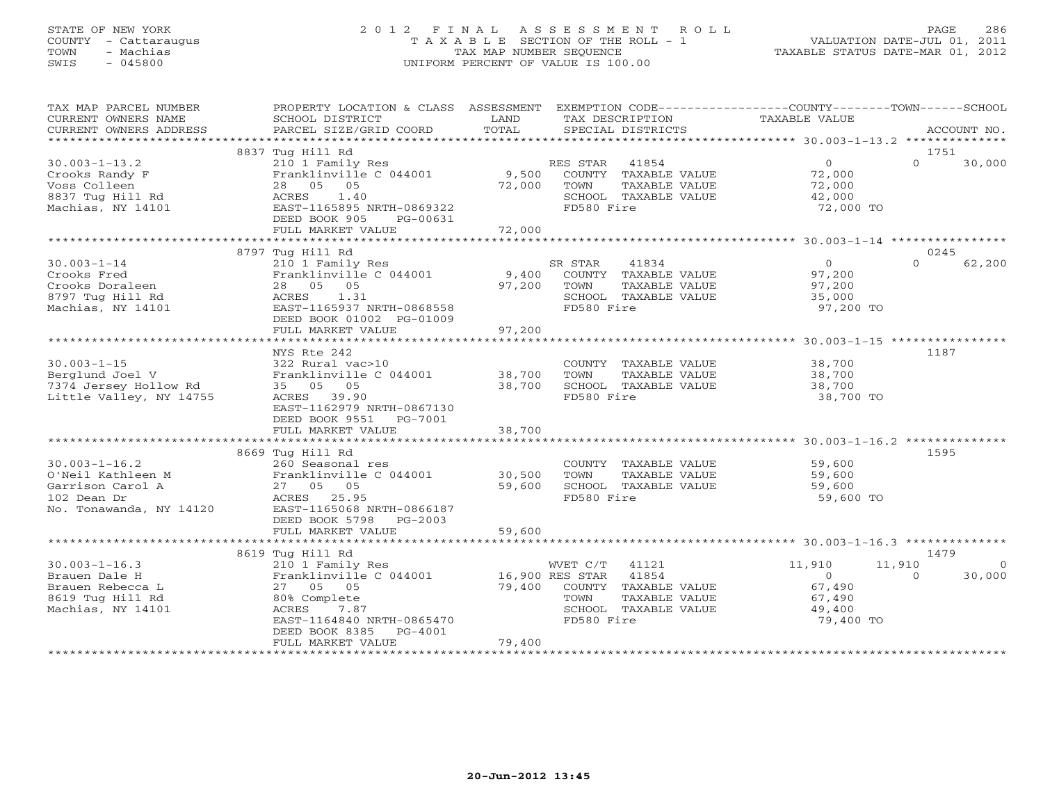STATE OF NEW YORK
COUNTY - Cattaraugus
TOWN - Machias
SWIS - 045800

# 2012 FINAL ASSESSMENT ROLL

TAXABLE SECTION OF THE ROLL - 1
TAX MAP NUMBER SEQUENCE
UNIFORM PERCENT OF VALUE IS 100.00

VALUATION DATE-JUL 01, 2011
TAXABLE STATUS DATE-MAR 01, 2012

| TAX MAP PARCEL NUMBER / CURRENT OWNERS NAME / CURRENT OWNERS ADDRESS | PROPERTY LOCATION & CLASS / SCHOOL DISTRICT / PARCEL SIZE/GRID COORD | ASSESSMENT LAND | TOTAL | EXEMPTION CODE / TAX DESCRIPTION / SPECIAL DISTRICTS | COUNTY TAXABLE VALUE | TOWN | SCHOOL | ACCOUNT NO. |
|---|---|---|---|---|---|---|---|---|
| 30.003-1-13.2 | 8837 Tug Hill Rd | | | | | | | 1751 |
| Crooks Randy F | 210 1 Family Res | | | RES STAR 41854 | 0 | 0 | 30,000 | |
| Voss Colleen | Franklinville C 044001 | 9,500 | | COUNTY TAXABLE VALUE | 72,000 | | | |
| 8837 Tug Hill Rd | 28 05 05 | | 72,000 | TOWN TAXABLE VALUE | 72,000 | | | |
| Machias, NY 14101 | ACRES 1.40 | | | SCHOOL TAXABLE VALUE | 42,000 | | | |
| | EAST-1165895 NRTH-0869322 | | | FD580 Fire | 72,000 TO | | | |
| | DEED BOOK 905 PG-00631 | | | | | | | |
| | FULL MARKET VALUE | | 72,000 | | | | | |
| 30.003-1-14 | 8797 Tug Hill Rd | | | | | | | 0245 |
| Crooks Fred | 210 1 Family Res | | | SR STAR 41834 | 0 | 0 | 62,200 | |
| Crooks Doraleen | Franklinville C 044001 | 9,400 | | COUNTY TAXABLE VALUE | 97,200 | | | |
| 8797 Tug Hill Rd | 28 05 05 | | 97,200 | TOWN TAXABLE VALUE | 97,200 | | | |
| Machias, NY 14101 | ACRES 1.31 | | | SCHOOL TAXABLE VALUE | 35,000 | | | |
| | EAST-1165937 NRTH-0868558 | | | FD580 Fire | 97,200 TO | | | |
| | DEED BOOK 01002 PG-01009 | | | | | | | |
| | FULL MARKET VALUE | | 97,200 | | | | | |
| 30.003-1-15 | NYS Rte 242 | | | | | | | 1187 |
| Berglund Joel V | 322 Rural vac>10 | | | COUNTY TAXABLE VALUE | 38,700 | | | |
| 7374 Jersey Hollow Rd | Franklinville C 044001 | 38,700 | | TOWN TAXABLE VALUE | 38,700 | | | |
| Little Valley, NY 14755 | 35 05 05 | | 38,700 | SCHOOL TAXABLE VALUE | 38,700 | | | |
| | ACRES 39.90 | | | FD580 Fire | 38,700 TO | | | |
| | EAST-1162979 NRTH-0867130 | | | | | | | |
| | DEED BOOK 9551 PG-7001 | | | | | | | |
| | FULL MARKET VALUE | | 38,700 | | | | | |
| 30.003-1-16.2 | 8669 Tug Hill Rd | | | | | | | 1595 |
| O'Neil Kathleen M | 260 Seasonal res | | | COUNTY TAXABLE VALUE | 59,600 | | | |
| Garrison Carol A | Franklinville C 044001 | 30,500 | | TOWN TAXABLE VALUE | 59,600 | | | |
| 102 Dean Dr | 27 05 05 | | 59,600 | SCHOOL TAXABLE VALUE | 59,600 | | | |
| No. Tonawanda, NY 14120 | ACRES 25.95 | | | FD580 Fire | 59,600 TO | | | |
| | EAST-1165068 NRTH-0866187 | | | | | | | |
| | DEED BOOK 5798 PG-2003 | | | | | | | |
| | FULL MARKET VALUE | | 59,600 | | | | | |
| 30.003-1-16.3 | 8619 Tug Hill Rd | | | | | | | 1479 |
| Brauen Dale H | 210 1 Family Res | | | WVET C/T 41121 | 11,910 | 11,910 | 0 | |
| Brauen Rebecca L | Franklinville C 044001 | 16,900 | | RES STAR 41854 | 0 | 0 | 30,000 | |
| 8619 Tug Hill Rd | 27 05 05 | | 79,400 | COUNTY TAXABLE VALUE | 67,490 | | | |
| Machias, NY 14101 | 80% Complete | | | TOWN TAXABLE VALUE | 67,490 | | | |
| | ACRES 7.87 | | | SCHOOL TAXABLE VALUE | 49,400 | | | |
| | EAST-1164840 NRTH-0865470 | | | FD580 Fire | 79,400 TO | | | |
| | DEED BOOK 8385 PG-4001 | | | | | | | |
| | FULL MARKET VALUE | | 79,400 | | | | | |

20-Jun-2012 13:45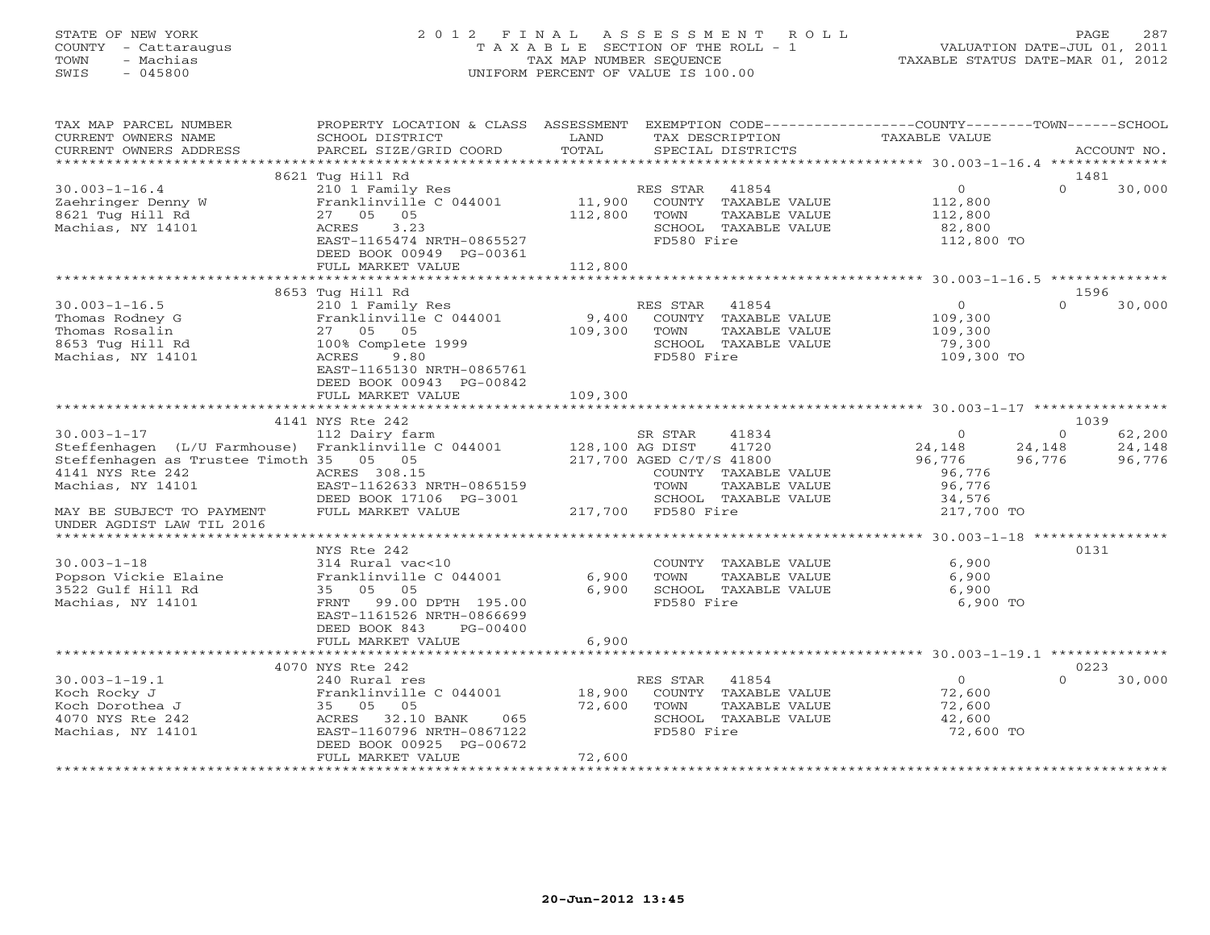STATE OF NEW YORK
COUNTY - Cattaraugus
TOWN - Machias
SWIS - 045800

# 2012 FINAL ASSESSMENT ROLL
TAXABLE SECTION OF THE ROLL - 1
TAX MAP NUMBER SEQUENCE
UNIFORM PERCENT OF VALUE IS 100.00

VALUATION DATE-JUL 01, 2011
TAXABLE STATUS DATE-MAR 01, 2012

| TAX MAP PARCEL NUMBER / CURRENT OWNERS NAME / CURRENT OWNERS ADDRESS | PROPERTY LOCATION & CLASS / SCHOOL DISTRICT / PARCEL SIZE/GRID COORD | ASSESSMENT LAND / TOTAL | EXEMPTION CODE / TAX DESCRIPTION / SPECIAL DISTRICTS | COUNTY | TOWN | SCHOOL | ACCOUNT NO. |
|---|---|---|---|---|---|---|---|
| **30.003-1-16.4** | 8621 Tug Hill Rd | | | | | | 1481 |
| Zaehringer Denny W | 210 1 Family Res | | RES STAR 41854 | 0 | 0 | 30,000 | |
| 8621 Tug Hill Rd | Franklinville C 044001 | 11,900 | COUNTY TAXABLE VALUE | 112,800 | | | |
| Machias, NY 14101 | 27 05 05 | 112,800 | TOWN TAXABLE VALUE | | 112,800 | | |
| | ACRES 3.23 | | SCHOOL TAXABLE VALUE | | | 82,800 | |
| | EAST-1165474 NRTH-0865527 | | FD580 Fire | 112,800 TO | | | |
| | DEED BOOK 00949 PG-00361 | | | | | | |
| | FULL MARKET VALUE | 112,800 | | | | | |
| **30.003-1-16.5** | 8653 Tug Hill Rd | | | | | | 1596 |
| Thomas Rodney G | 210 1 Family Res | | RES STAR 41854 | 0 | 0 | 30,000 | |
| Thomas Rosalin | Franklinville C 044001 | 9,400 | COUNTY TAXABLE VALUE | 109,300 | | | |
| 8653 Tug Hill Rd | 27 05 05 | 109,300 | TOWN TAXABLE VALUE | | 109,300 | | |
| Machias, NY 14101 | 100% Complete 1999 | | SCHOOL TAXABLE VALUE | | | 79,300 | |
| | ACRES 9.80 | | FD580 Fire | 109,300 TO | | | |
| | EAST-1165130 NRTH-0865761 | | | | | | |
| | DEED BOOK 00943 PG-00842 | | | | | | |
| | FULL MARKET VALUE | 109,300 | | | | | |
| **30.003-1-17** | 4141 NYS Rte 242 | | | | | | 1039 |
| Steffenhagen (L/U Farmhouse) | 112 Dairy farm | | SR STAR 41834 | 0 | 0 | 62,200 | |
| Steffenhagen as Trustee Timoth | Franklinville C 044001 | 128,100 | AG DIST 41720 | 24,148 | 24,148 | 24,148 | |
| 4141 NYS Rte 242 | 35 05 05 | 217,700 | AGED C/T/S 41800 | 96,776 | 96,776 | 96,776 | |
| Machias, NY 14101 | ACRES 308.15 | | COUNTY TAXABLE VALUE | 96,776 | | | |
| | EAST-1162633 NRTH-0865159 | | TOWN TAXABLE VALUE | | 96,776 | | |
| | DEED BOOK 17106 PG-3001 | | SCHOOL TAXABLE VALUE | | | 34,576 | |
| MAY BE SUBJECT TO PAYMENT UNDER AGDIST LAW TIL 2016 | FULL MARKET VALUE | 217,700 | FD580 Fire | 217,700 TO | | | |
| **30.003-1-18** | NYS Rte 242 | | | | | | 0131 |
| Popson Vickie Elaine | 314 Rural vac<10 | | COUNTY TAXABLE VALUE | 6,900 | | | |
| 3522 Gulf Hill Rd | Franklinville C 044001 | 6,900 | TOWN TAXABLE VALUE | | 6,900 | | |
| Machias, NY 14101 | 35 05 05 | 6,900 | SCHOOL TAXABLE VALUE | | | 6,900 | |
| | FRNT 99.00 DPTH 195.00 | | FD580 Fire | 6,900 TO | | | |
| | EAST-1161526 NRTH-0866699 | | | | | | |
| | DEED BOOK 843 PG-00400 | | | | | | |
| | FULL MARKET VALUE | 6,900 | | | | | |
| **30.003-1-19.1** | 4070 NYS Rte 242 | | | | | | 0223 |
| Koch Rocky J | 240 Rural res | | RES STAR 41854 | 0 | 0 | 30,000 | |
| Koch Dorothea J | Franklinville C 044001 | 18,900 | COUNTY TAXABLE VALUE | 72,600 | | | |
| 4070 NYS Rte 242 | 35 05 05 | 72,600 | TOWN TAXABLE VALUE | | 72,600 | | |
| Machias, NY 14101 | ACRES 32.10 BANK 065 | | SCHOOL TAXABLE VALUE | | | 42,600 | |
| | EAST-1160796 NRTH-0867122 | | FD580 Fire | 72,600 TO | | | |
| | DEED BOOK 00925 PG-00672 | | | | | | |
| | FULL MARKET VALUE | 72,600 | | | | | |

20-Jun-2012 13:45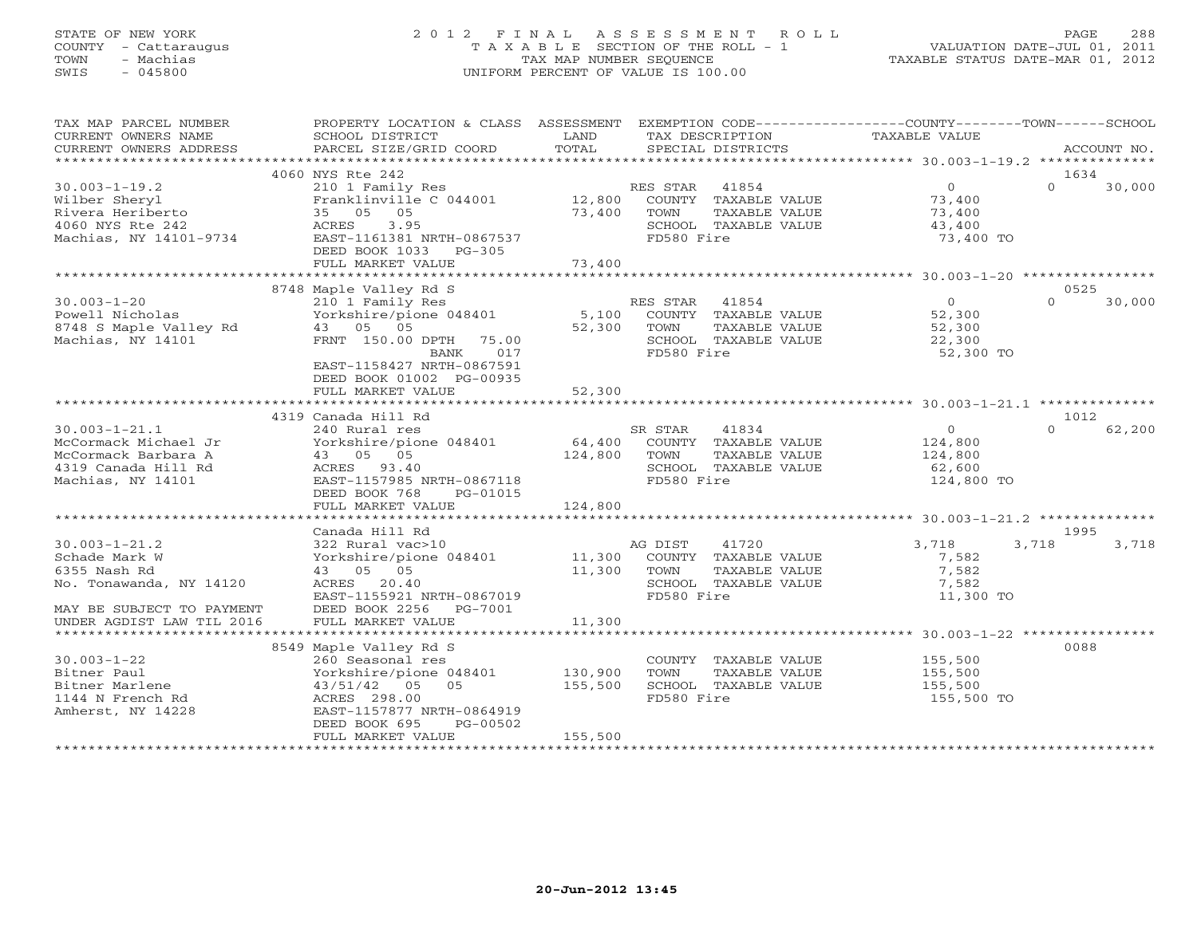STATE OF NEW YORK
COUNTY - Cattaraugus
TOWN - Machias
SWIS - 045800

# 2012 FINAL ASSESSMENT ROLL
TAXABLE SECTION OF THE ROLL - 1
TAX MAP NUMBER SEQUENCE
UNIFORM PERCENT OF VALUE IS 100.00

VALUATION DATE-JUL 01, 2011
TAXABLE STATUS DATE-MAR 01, 2012

| TAX MAP PARCEL NUMBER / CURRENT OWNERS NAME / CURRENT OWNERS ADDRESS | PROPERTY LOCATION & CLASS / SCHOOL DISTRICT / PARCEL SIZE/GRID COORD | ASSESSMENT LAND / TOTAL | EXEMPTION CODE / TAX DESCRIPTION / SPECIAL DISTRICTS | COUNTY | TOWN | SCHOOL / ACCOUNT NO. |
|---|---|---|---|---|---|---|
| | 4060 NYS Rte 242 | | | | | 1634 |
| 30.003-1-19.2 | 210 1 Family Res | | RES STAR 41854 | 0 | 0 | 30,000 |
| Wilber Sheryl | Franklinville C 044001 | 12,800 | COUNTY TAXABLE VALUE | 73,400 | | |
| Rivera Heriberto | 35 05 05 | 73,400 | TOWN TAXABLE VALUE | | 73,400 | |
| 4060 NYS Rte 242 | ACRES 3.95 | | SCHOOL TAXABLE VALUE | | | 43,400 |
| Machias, NY 14101-9734 | EAST-1161381 NRTH-0867537 | | FD580 Fire | 73,400 TO | | |
| | DEED BOOK 1033 PG-305 | | | | | |
| | FULL MARKET VALUE | 73,400 | | | | |
| | 8748 Maple Valley Rd S | | | | | 0525 |
| 30.003-1-20 | 210 1 Family Res | | RES STAR 41854 | 0 | 0 | 30,000 |
| Powell Nicholas | Yorkshire/pione 048401 | 5,100 | COUNTY TAXABLE VALUE | 52,300 | | |
| 8748 S Maple Valley Rd | 43 05 05 | 52,300 | TOWN TAXABLE VALUE | | 52,300 | |
| Machias, NY 14101 | FRNT 150.00 DPTH 75.00 | | SCHOOL TAXABLE VALUE | | | 22,300 |
| | BANK 017 | | FD580 Fire | 52,300 TO | | |
| | EAST-1158427 NRTH-0867591 | | | | | |
| | DEED BOOK 01002 PG-00935 | | | | | |
| | FULL MARKET VALUE | 52,300 | | | | |
| | 4319 Canada Hill Rd | | | | | 1012 |
| 30.003-1-21.1 | 240 Rural res | | SR STAR 41834 | 0 | 0 | 62,200 |
| McCormack Michael Jr | Yorkshire/pione 048401 | 64,400 | COUNTY TAXABLE VALUE | 124,800 | | |
| McCormack Barbara A | 43 05 05 | 124,800 | TOWN TAXABLE VALUE | | 124,800 | |
| 4319 Canada Hill Rd | ACRES 93.40 | | SCHOOL TAXABLE VALUE | | | 62,600 |
| Machias, NY 14101 | EAST-1157985 NRTH-0867118 | | FD580 Fire | 124,800 TO | | |
| | DEED BOOK 768 PG-01015 | | | | | |
| | FULL MARKET VALUE | 124,800 | | | | |
| | Canada Hill Rd | | | | | 1995 |
| 30.003-1-21.2 | 322 Rural vac>10 | | AG DIST 41720 | 3,718 | 3,718 | 3,718 |
| Schade Mark W | Yorkshire/pione 048401 | 11,300 | COUNTY TAXABLE VALUE | 7,582 | | |
| 6355 Nash Rd | 43 05 05 | 11,300 | TOWN TAXABLE VALUE | | 7,582 | |
| No. Tonawanda, NY 14120 | ACRES 20.40 | | SCHOOL TAXABLE VALUE | | | 7,582 |
| | EAST-1155921 NRTH-0867019 | | FD580 Fire | 11,300 TO | | |
| MAY BE SUBJECT TO PAYMENT | DEED BOOK 2256 PG-7001 | | | | | |
| UNDER AGDIST LAW TIL 2016 | FULL MARKET VALUE | 11,300 | | | | |
| | 8549 Maple Valley Rd S | | | | | 0088 |
| 30.003-1-22 | 260 Seasonal res | | COUNTY TAXABLE VALUE | 155,500 | | |
| Bitner Paul | Yorkshire/pione 048401 | 130,900 | TOWN TAXABLE VALUE | | 155,500 | |
| Bitner Marlene | 43/51/42 05 05 | 155,500 | SCHOOL TAXABLE VALUE | | | 155,500 |
| 1144 N French Rd | ACRES 298.00 | | FD580 Fire | 155,500 TO | | |
| Amherst, NY 14228 | EAST-1157877 NRTH-0864919 | | | | | |
| | DEED BOOK 695 PG-00502 | | | | | |
| | FULL MARKET VALUE | 155,500 | | | | |

20-Jun-2012 13:45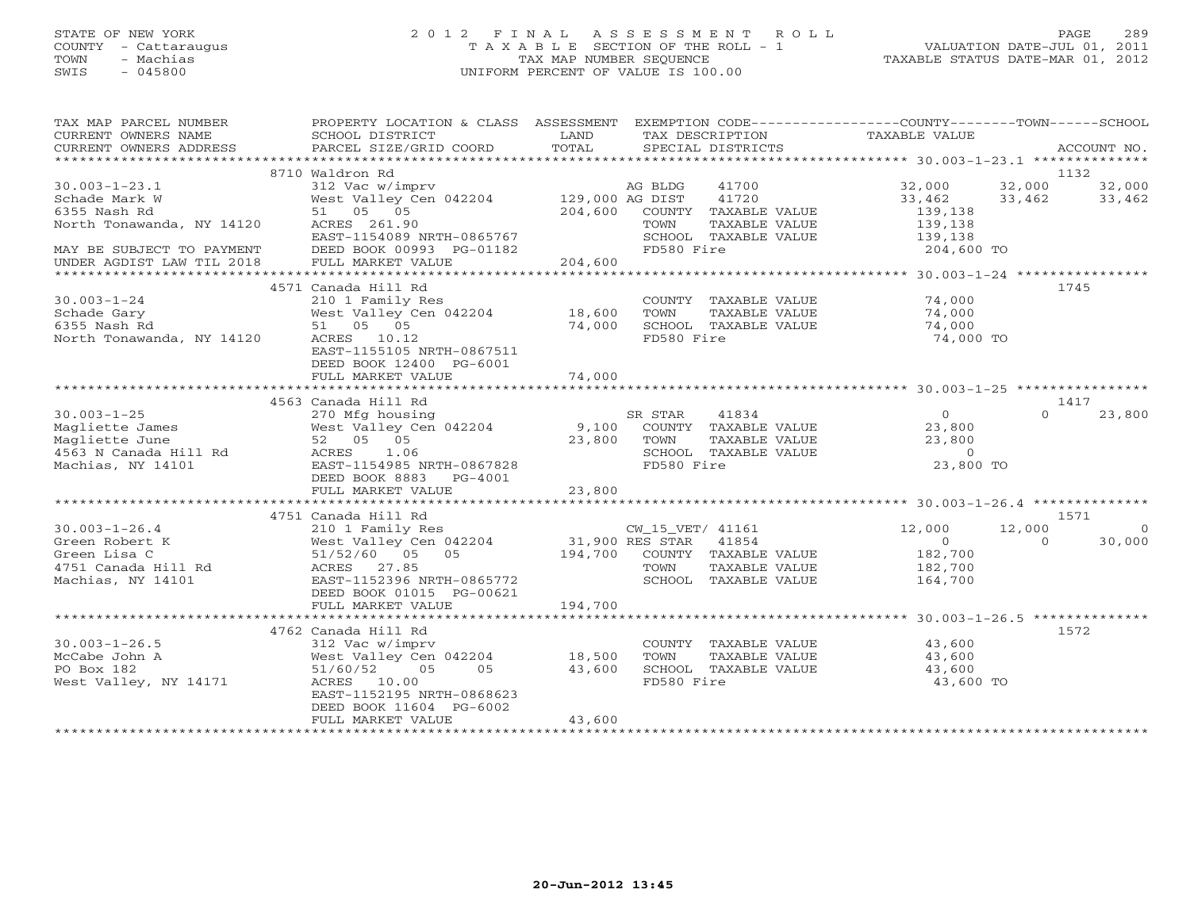STATE OF NEW YORK
COUNTY - Cattaraugus
TOWN - Machias
SWIS - 045800

# 2012 FINAL ASSESSMENT ROLL
TAXABLE SECTION OF THE ROLL - 1
TAX MAP NUMBER SEQUENCE
UNIFORM PERCENT OF VALUE IS 100.00

VALUATION DATE-JUL 01, 2011
TAXABLE STATUS DATE-MAR 01, 2012

| TAX MAP PARCEL NUMBER / CURRENT OWNERS NAME / CURRENT OWNERS ADDRESS | PROPERTY LOCATION & CLASS / SCHOOL DISTRICT / PARCEL SIZE/GRID COORD | ASSESSMENT LAND | TOTAL | EXEMPTION CODE / TAX DESCRIPTION / SPECIAL DISTRICTS | COUNTY TAXABLE VALUE | TOWN | SCHOOL | ACCOUNT NO. |
|---|---|---|---|---|---|---|---|---|
| **30.003-1-23.1** | 8710 Waldron Rd | | | | | | | 1132 |
| 30.003-1-23.1 | 312 Vac w/imprv | | | AG BLDG 41700 | 32,000 | 32,000 | 32,000 | |
| Schade Mark W | West Valley Cen 042204 | 129,000 | | AG DIST 41720 | 33,462 | 33,462 | 33,462 | |
| 6355 Nash Rd | 51 05 05 | | 204,600 | COUNTY TAXABLE VALUE | 139,138 | | | |
| North Tonawanda, NY 14120 | ACRES 261.90 | | | TOWN TAXABLE VALUE | 139,138 | | | |
| | EAST-1154089 NRTH-0865767 | | | SCHOOL TAXABLE VALUE | 139,138 | | | |
| MAY BE SUBJECT TO PAYMENT | DEED BOOK 00993 PG-01182 | | | FD580 Fire | 204,600 TO | | | |
| UNDER AGDIST LAW TIL 2018 | FULL MARKET VALUE | | 204,600 | | | | | |
| **30.003-1-24** | 4571 Canada Hill Rd | | | | | | | 1745 |
| 30.003-1-24 | 210 1 Family Res | | | COUNTY TAXABLE VALUE | 74,000 | | | |
| Schade Gary | West Valley Cen 042204 | 18,600 | | TOWN TAXABLE VALUE | 74,000 | | | |
| 6355 Nash Rd | 51 05 05 | | 74,000 | SCHOOL TAXABLE VALUE | 74,000 | | | |
| North Tonawanda, NY 14120 | ACRES 10.12 | | | FD580 Fire | 74,000 TO | | | |
| | EAST-1155105 NRTH-0867511 | | | | | | | |
| | DEED BOOK 12400 PG-6001 | | | | | | | |
| | FULL MARKET VALUE | | 74,000 | | | | | |
| **30.003-1-25** | 4563 Canada Hill Rd | | | | | | | 1417 |
| 30.003-1-25 | 270 Mfg housing | | | SR STAR 41834 | 0 | 0 | 23,800 | |
| Magliette James | West Valley Cen 042204 | 9,100 | | COUNTY TAXABLE VALUE | 23,800 | | | |
| Magliette June | 52 05 05 | | 23,800 | TOWN TAXABLE VALUE | 23,800 | | | |
| 4563 N Canada Hill Rd | ACRES 1.06 | | | SCHOOL TAXABLE VALUE | 0 | | | |
| Machias, NY 14101 | EAST-1154985 NRTH-0867828 | | | FD580 Fire | 23,800 TO | | | |
| | DEED BOOK 8883 PG-4001 | | | | | | | |
| | FULL MARKET VALUE | | 23,800 | | | | | |
| **30.003-1-26.4** | 4751 Canada Hill Rd | | | | | | | 1571 |
| 30.003-1-26.4 | 210 1 Family Res | | | CW_15_VET/ 41161 | 12,000 | 12,000 | 0 | |
| Green Robert K | West Valley Cen 042204 | 31,900 | | RES STAR 41854 | 0 | 0 | 30,000 | |
| Green Lisa C | 51/52/60 05 05 | | 194,700 | COUNTY TAXABLE VALUE | 182,700 | | | |
| 4751 Canada Hill Rd | ACRES 27.85 | | | TOWN TAXABLE VALUE | 182,700 | | | |
| Machias, NY 14101 | EAST-1152396 NRTH-0865772 | | | SCHOOL TAXABLE VALUE | 164,700 | | | |
| | DEED BOOK 01015 PG-00621 | | | | | | | |
| | FULL MARKET VALUE | | 194,700 | | | | | |
| **30.003-1-26.5** | 4762 Canada Hill Rd | | | | | | | 1572 |
| 30.003-1-26.5 | 312 Vac w/imprv | | | COUNTY TAXABLE VALUE | 43,600 | | | |
| McCabe John A | West Valley Cen 042204 | 18,500 | | TOWN TAXABLE VALUE | 43,600 | | | |
| PO Box 182 | 51/60/52 05 05 | | 43,600 | SCHOOL TAXABLE VALUE | 43,600 | | | |
| West Valley, NY 14171 | ACRES 10.00 | | | FD580 Fire | 43,600 TO | | | |
| | EAST-1152195 NRTH-0868623 | | | | | | | |
| | DEED BOOK 11604 PG-6002 | | | | | | | |
| | FULL MARKET VALUE | | 43,600 | | | | | |

20-Jun-2012 13:45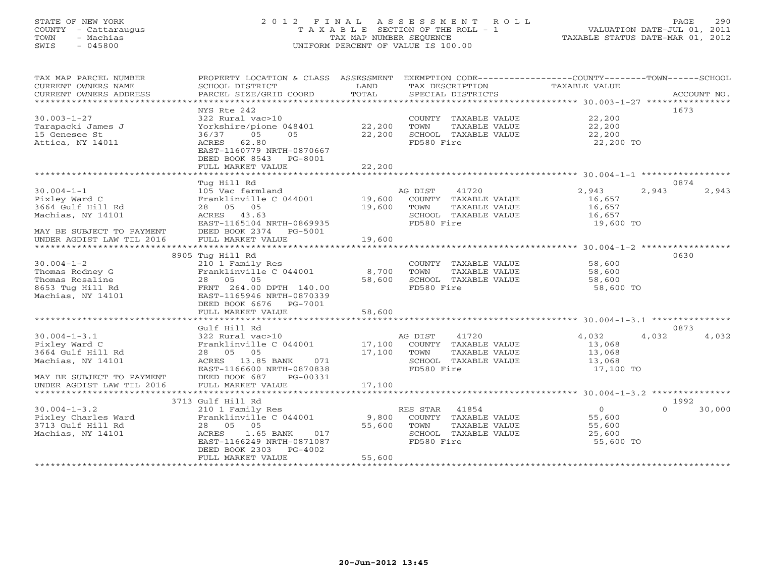STATE OF NEW YORK
COUNTY - Cattaraugus
TOWN - Machias
SWIS - 045800

# 2012 FINAL ASSESSMENT ROLL
TAXABLE SECTION OF THE ROLL - 1
TAX MAP NUMBER SEQUENCE
UNIFORM PERCENT OF VALUE IS 100.00

VALUATION DATE-JUL 01, 2011
TAXABLE STATUS DATE-MAR 01, 2012

| TAX MAP PARCEL NUMBER / CURRENT OWNERS NAME / CURRENT OWNERS ADDRESS | PROPERTY LOCATION & CLASS / SCHOOL DISTRICT / PARCEL SIZE/GRID COORD | ASSESSMENT LAND | TOTAL | EXEMPTION CODE / TAX DESCRIPTION / SPECIAL DISTRICTS | COUNTY | TOWN | SCHOOL | ACCOUNT NO. |
|---|---|---|---|---|---|---|---|---|
| **30.003-1-27** | NYS Rte 242 | | | | | | | 1673 |
| Tarapacki James J | 322 Rural vac>10 | | | COUNTY TAXABLE VALUE | 22,200 | | | |
| 15 Genesee St | Yorkshire/pione 048401 | 22,200 | | TOWN TAXABLE VALUE | | 22,200 | | |
| Attica, NY 14011 | 36/37 05 05 | | 22,200 | SCHOOL TAXABLE VALUE | | | 22,200 | |
| | ACRES 62.80 | | | FD580 Fire | 22,200 TO | | | |
| | EAST-1160779 NRTH-0870667 | | | | | | | |
| | DEED BOOK 8543 PG-8001 | | | | | | | |
| | FULL MARKET VALUE | | 22,200 | | | | | |
| **30.004-1-1** | Tug Hill Rd | | | | | | | 0874 |
| Pixley Ward C | 105 Vac farmland | | | AG DIST 41720 | 2,943 | 2,943 | 2,943 | |
| 3664 Gulf Hill Rd | Franklinville C 044001 | 19,600 | | COUNTY TAXABLE VALUE | 16,657 | | | |
| Machias, NY 14101 | 28 05 05 | | 19,600 | TOWN TAXABLE VALUE | | 16,657 | | |
| | ACRES 43.63 | | | SCHOOL TAXABLE VALUE | | | 16,657 | |
| | EAST-1165104 NRTH-0869935 | | | FD580 Fire | 19,600 TO | | | |
| MAY BE SUBJECT TO PAYMENT | DEED BOOK 2374 PG-5001 | | | | | | | |
| UNDER AGDIST LAW TIL 2016 | FULL MARKET VALUE | | 19,600 | | | | | |
| **30.004-1-2** | 8905 Tug Hill Rd | | | | | | | 0630 |
| Thomas Rodney G | 210 1 Family Res | | | COUNTY TAXABLE VALUE | 58,600 | | | |
| Thomas Rosaline | Franklinville C 044001 | 8,700 | | TOWN TAXABLE VALUE | | 58,600 | | |
| 8653 Tug Hill Rd | 28 05 05 | | 58,600 | SCHOOL TAXABLE VALUE | | | 58,600 | |
| Machias, NY 14101 | FRNT 264.00 DPTH 140.00 | | | FD580 Fire | 58,600 TO | | | |
| | EAST-1165946 NRTH-0870339 | | | | | | | |
| | DEED BOOK 6676 PG-7001 | | | | | | | |
| | FULL MARKET VALUE | | 58,600 | | | | | |
| **30.004-1-3.1** | Gulf Hill Rd | | | | | | | 0873 |
| Pixley Ward C | 322 Rural vac>10 | | | AG DIST 41720 | 4,032 | 4,032 | 4,032 | |
| 3664 Gulf Hill Rd | Franklinville C 044001 | 17,100 | | COUNTY TAXABLE VALUE | 13,068 | | | |
| Machias, NY 14101 | 28 05 05 | | 17,100 | TOWN TAXABLE VALUE | | 13,068 | | |
| | ACRES 13.85 BANK 071 | | | SCHOOL TAXABLE VALUE | | | 13,068 | |
| | EAST-1166600 NRTH-0870838 | | | FD580 Fire | 17,100 TO | | | |
| MAY BE SUBJECT TO PAYMENT | DEED BOOK 687 PG-00331 | | | | | | | |
| UNDER AGDIST LAW TIL 2016 | FULL MARKET VALUE | | 17,100 | | | | | |
| **30.004-1-3.2** | 3713 Gulf Hill Rd | | | | | | | 1992 |
| Pixley Charles Ward | 210 1 Family Res | | | RES STAR 41854 | 0 | 0 | 30,000 | |
| 3713 Gulf Hill Rd | Franklinville C 044001 | 9,800 | | COUNTY TAXABLE VALUE | 55,600 | | | |
| Machias, NY 14101 | 28 05 05 | | 55,600 | TOWN TAXABLE VALUE | | 55,600 | | |
| | ACRES 1.65 BANK 017 | | | SCHOOL TAXABLE VALUE | | | 25,600 | |
| | EAST-1166249 NRTH-0871087 | | | FD580 Fire | 55,600 TO | | | |
| | DEED BOOK 2303 PG-4002 | | | | | | | |
| | FULL MARKET VALUE | | 55,600 | | | | | |

20-Jun-2012 13:45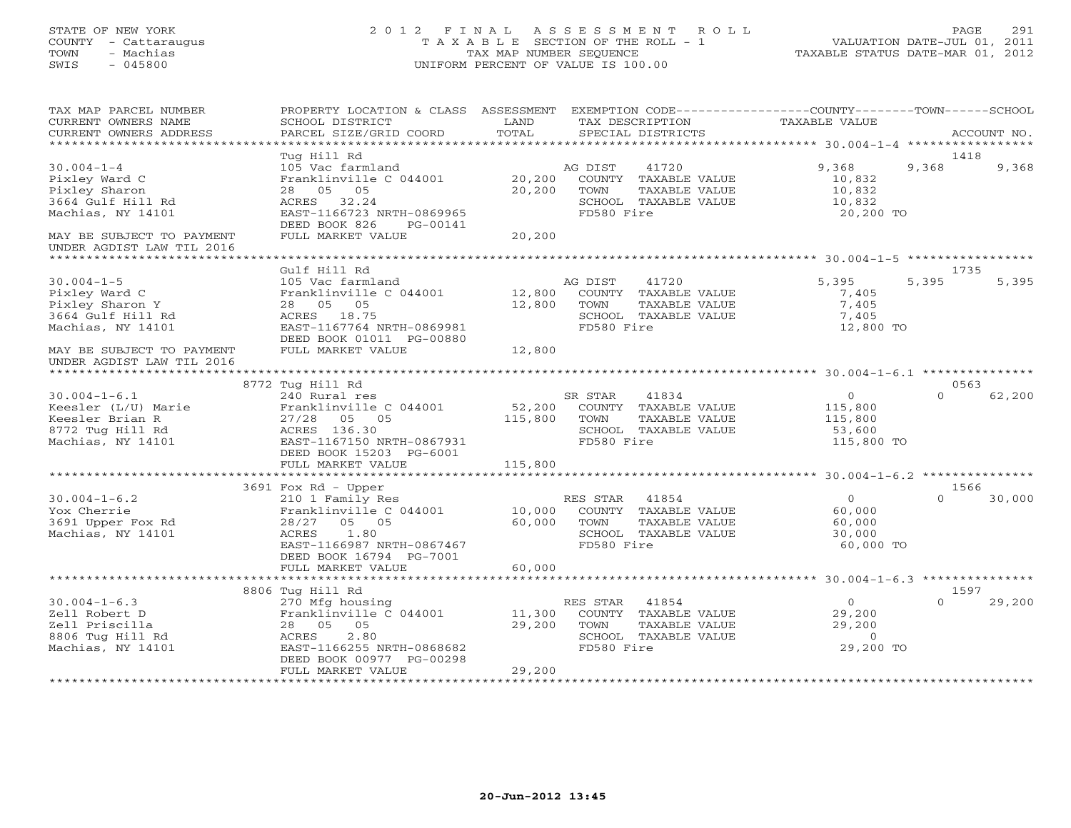STATE OF NEW YORK
COUNTY - Cattaraugus
TOWN - Machias
SWIS - 045800

# 2012 FINAL ASSESSMENT ROLL
TAXABLE SECTION OF THE ROLL - 1
TAX MAP NUMBER SEQUENCE
UNIFORM PERCENT OF VALUE IS 100.00

VALUATION DATE-JUL 01, 2011
TAXABLE STATUS DATE-MAR 01, 2012

| TAX MAP PARCEL NUMBER / CURRENT OWNERS NAME / CURRENT OWNERS ADDRESS | PROPERTY LOCATION & CLASS / SCHOOL DISTRICT / PARCEL SIZE/GRID COORD | ASSESSMENT LAND / TOTAL | EXEMPTION CODE / TAX DESCRIPTION / SPECIAL DISTRICTS | COUNTY TAXABLE VALUE | TOWN | SCHOOL / ACCOUNT NO. |
|---|---|---|---|---|---|---|
| **30.004-1-4** | Tug Hill Rd | | | | | 1418 |
| 30.004-1-4 | 105 Vac farmland | | AG DIST 41720 | 9,368 | 9,368 | 9,368 |
| Pixley Ward C | Franklinville C 044001 | 20,200 | COUNTY TAXABLE VALUE | 10,832 | | |
| Pixley Sharon | 28 05 05 | 20,200 | TOWN TAXABLE VALUE | 10,832 | | |
| 3664 Gulf Hill Rd | ACRES 32.24 | | SCHOOL TAXABLE VALUE | 10,832 | | |
| Machias, NY 14101 | EAST-1166723 NRTH-0869965 | | FD580 Fire | 20,200 TO | | |
| | DEED BOOK 826 PG-00141 | | | | | |
| MAY BE SUBJECT TO PAYMENT UNDER AGDIST LAW TIL 2016 | FULL MARKET VALUE | 20,200 | | | | |
| **30.004-1-5** | Gulf Hill Rd | | | | | 1735 |
| 30.004-1-5 | 105 Vac farmland | | AG DIST 41720 | 5,395 | 5,395 | 5,395 |
| Pixley Ward C | Franklinville C 044001 | 12,800 | COUNTY TAXABLE VALUE | 7,405 | | |
| Pixley Sharon Y | 28 05 05 | 12,800 | TOWN TAXABLE VALUE | 7,405 | | |
| 3664 Gulf Hill Rd | ACRES 18.75 | | SCHOOL TAXABLE VALUE | 7,405 | | |
| Machias, NY 14101 | EAST-1167764 NRTH-0869981 | | FD580 Fire | 12,800 TO | | |
| | DEED BOOK 01011 PG-00880 | | | | | |
| MAY BE SUBJECT TO PAYMENT UNDER AGDIST LAW TIL 2016 | FULL MARKET VALUE | 12,800 | | | | |
| **30.004-1-6.1** | 8772 Tug Hill Rd | | | | | 0563 |
| 30.004-1-6.1 | 240 Rural res | | SR STAR 41834 | 0 | 0 | 62,200 |
| Keesler (L/U) Marie | Franklinville C 044001 | 52,200 | COUNTY TAXABLE VALUE | 115,800 | | |
| Keesler Brian R | 27/28 05 05 | 115,800 | TOWN TAXABLE VALUE | 115,800 | | |
| 8772 Tug Hill Rd | ACRES 136.30 | | SCHOOL TAXABLE VALUE | 53,600 | | |
| Machias, NY 14101 | EAST-1167150 NRTH-0867931 | | FD580 Fire | 115,800 TO | | |
| | DEED BOOK 15203 PG-6001 | | | | | |
| | FULL MARKET VALUE | 115,800 | | | | |
| **30.004-1-6.2** | 3691 Fox Rd - Upper | | | | | 1566 |
| 30.004-1-6.2 | 210 1 Family Res | | RES STAR 41854 | 0 | 0 | 30,000 |
| Yox Cherrie | Franklinville C 044001 | 10,000 | COUNTY TAXABLE VALUE | 60,000 | | |
| 3691 Upper Fox Rd | 28/27 05 05 | 60,000 | TOWN TAXABLE VALUE | 60,000 | | |
| Machias, NY 14101 | ACRES 1.80 | | SCHOOL TAXABLE VALUE | 30,000 | | |
| | EAST-1166987 NRTH-0867467 | | FD580 Fire | 60,000 TO | | |
| | DEED BOOK 16794 PG-7001 | | | | | |
| | FULL MARKET VALUE | 60,000 | | | | |
| **30.004-1-6.3** | 8806 Tug Hill Rd | | | | | 1597 |
| 30.004-1-6.3 | 270 Mfg housing | | RES STAR 41854 | 0 | 0 | 29,200 |
| Zell Robert D | Franklinville C 044001 | 11,300 | COUNTY TAXABLE VALUE | 29,200 | | |
| Zell Priscilla | 28 05 05 | 29,200 | TOWN TAXABLE VALUE | 29,200 | | |
| 8806 Tug Hill Rd | ACRES 2.80 | | SCHOOL TAXABLE VALUE | 0 | | |
| Machias, NY 14101 | EAST-1166255 NRTH-0868682 | | FD580 Fire | 29,200 TO | | |
| | DEED BOOK 00977 PG-00298 | | | | | |
| | FULL MARKET VALUE | 29,200 | | | | |

20-Jun-2012 13:45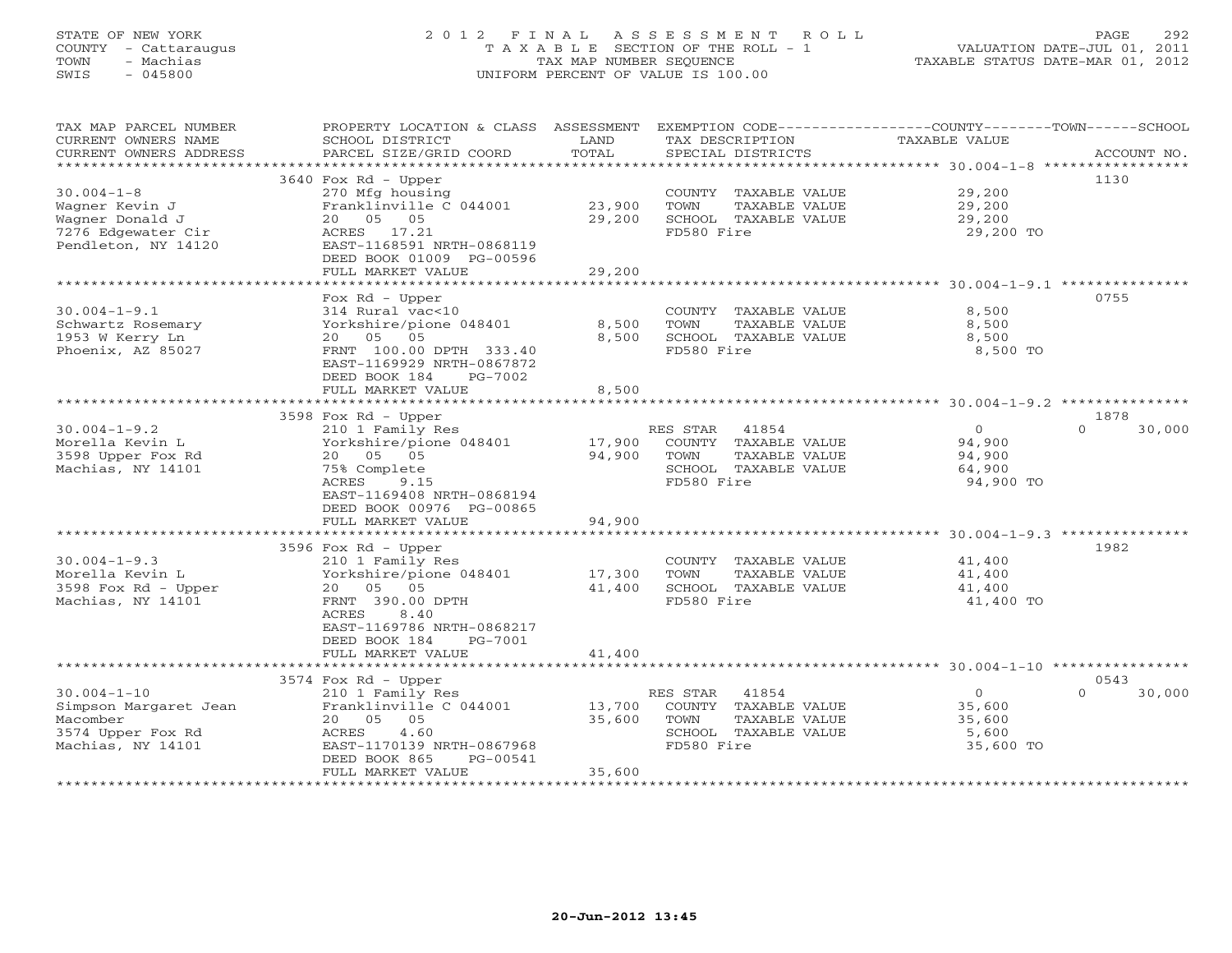STATE OF NEW YORK
COUNTY - Cattaraugus
TOWN - Machias
SWIS - 045800

# 2012 FINAL ASSESSMENT ROLL

TAXABLE SECTION OF THE ROLL - 1
TAX MAP NUMBER SEQUENCE
UNIFORM PERCENT OF VALUE IS 100.00

VALUATION DATE-JUL 01, 2011
TAXABLE STATUS DATE-MAR 01, 2012

| TAX MAP PARCEL NUMBER / CURRENT OWNERS NAME / CURRENT OWNERS ADDRESS | PROPERTY LOCATION & CLASS / SCHOOL DISTRICT / PARCEL SIZE/GRID COORD | ASSESSMENT LAND | TOTAL | EXEMPTION CODE / TAX DESCRIPTION / SPECIAL DISTRICTS | COUNTY TAXABLE VALUE | TOWN | SCHOOL | ACCOUNT NO. |
|---|---|---|---|---|---|---|---|---|
| 30.004-1-8 | 3640 Fox Rd - Upper | | | | | | | 1130 |
| Wagner Kevin J | 270 Mfg housing | | | COUNTY TAXABLE VALUE | 29,200 | | | |
| Wagner Donald J | Franklinville C 044001 | 23,900 | | TOWN TAXABLE VALUE | 29,200 | | | |
| 7276 Edgewater Cir | 20 05 05 | | 29,200 | SCHOOL TAXABLE VALUE | 29,200 | | | |
| Pendleton, NY 14120 | ACRES 17.21 | | | FD580 Fire | 29,200 TO | | | |
| | EAST-1168591 NRTH-0868119 | | | | | | | |
| | DEED BOOK 01009 PG-00596 | | | | | | | |
| | FULL MARKET VALUE | | 29,200 | | | | | |
| 30.004-1-9.1 | Fox Rd - Upper | | | | | | | 0755 |
| Schwartz Rosemary | 314 Rural vac<10 | | | COUNTY TAXABLE VALUE | 8,500 | | | |
| 1953 W Kerry Ln | Yorkshire/pione 048401 | 8,500 | | TOWN TAXABLE VALUE | 8,500 | | | |
| Phoenix, AZ 85027 | 20 05 05 | | 8,500 | SCHOOL TAXABLE VALUE | 8,500 | | | |
| | FRNT 100.00 DPTH 333.40 | | | FD580 Fire | 8,500 TO | | | |
| | EAST-1169929 NRTH-0867872 | | | | | | | |
| | DEED BOOK 184 PG-7002 | | | | | | | |
| | FULL MARKET VALUE | | 8,500 | | | | | |
| 30.004-1-9.2 | 3598 Fox Rd - Upper | | | | | | | 1878 |
| Morella Kevin L | 210 1 Family Res | | | RES STAR 41854 | 0 | 0 | 30,000 | |
| 3598 Upper Fox Rd | Yorkshire/pione 048401 | 17,900 | | COUNTY TAXABLE VALUE | 94,900 | | | |
| Machias, NY 14101 | 20 05 05 | | 94,900 | TOWN TAXABLE VALUE | 94,900 | | | |
| | 75% Complete | | | SCHOOL TAXABLE VALUE | 64,900 | | | |
| | ACRES 9.15 | | | FD580 Fire | 94,900 TO | | | |
| | EAST-1169408 NRTH-0868194 | | | | | | | |
| | DEED BOOK 00976 PG-00865 | | | | | | | |
| | FULL MARKET VALUE | | 94,900 | | | | | |
| 30.004-1-9.3 | 3596 Fox Rd - Upper | | | | | | | 1982 |
| Morella Kevin L | 210 1 Family Res | | | COUNTY TAXABLE VALUE | 41,400 | | | |
| 3598 Fox Rd - Upper | Yorkshire/pione 048401 | 17,300 | | TOWN TAXABLE VALUE | 41,400 | | | |
| Machias, NY 14101 | 20 05 05 | | 41,400 | SCHOOL TAXABLE VALUE | 41,400 | | | |
| | FRNT 390.00 DPTH | | | FD580 Fire | 41,400 TO | | | |
| | ACRES 8.40 | | | | | | | |
| | EAST-1169786 NRTH-0868217 | | | | | | | |
| | DEED BOOK 184 PG-7001 | | | | | | | |
| | FULL MARKET VALUE | | 41,400 | | | | | |
| 30.004-1-10 | 3574 Fox Rd - Upper | | | | | | | 0543 |
| Simpson Margaret Jean | 210 1 Family Res | | | RES STAR 41854 | 0 | 0 | 30,000 | |
| Macomber | Franklinville C 044001 | 13,700 | | COUNTY TAXABLE VALUE | 35,600 | | | |
| 3574 Upper Fox Rd | 20 05 05 | | 35,600 | TOWN TAXABLE VALUE | 35,600 | | | |
| Machias, NY 14101 | ACRES 4.60 | | | SCHOOL TAXABLE VALUE | 5,600 | | | |
| | EAST-1170139 NRTH-0867968 | | | FD580 Fire | 35,600 TO | | | |
| | DEED BOOK 865 PG-00541 | | | | | | | |
| | FULL MARKET VALUE | | 35,600 | | | | | |

20-Jun-2012 13:45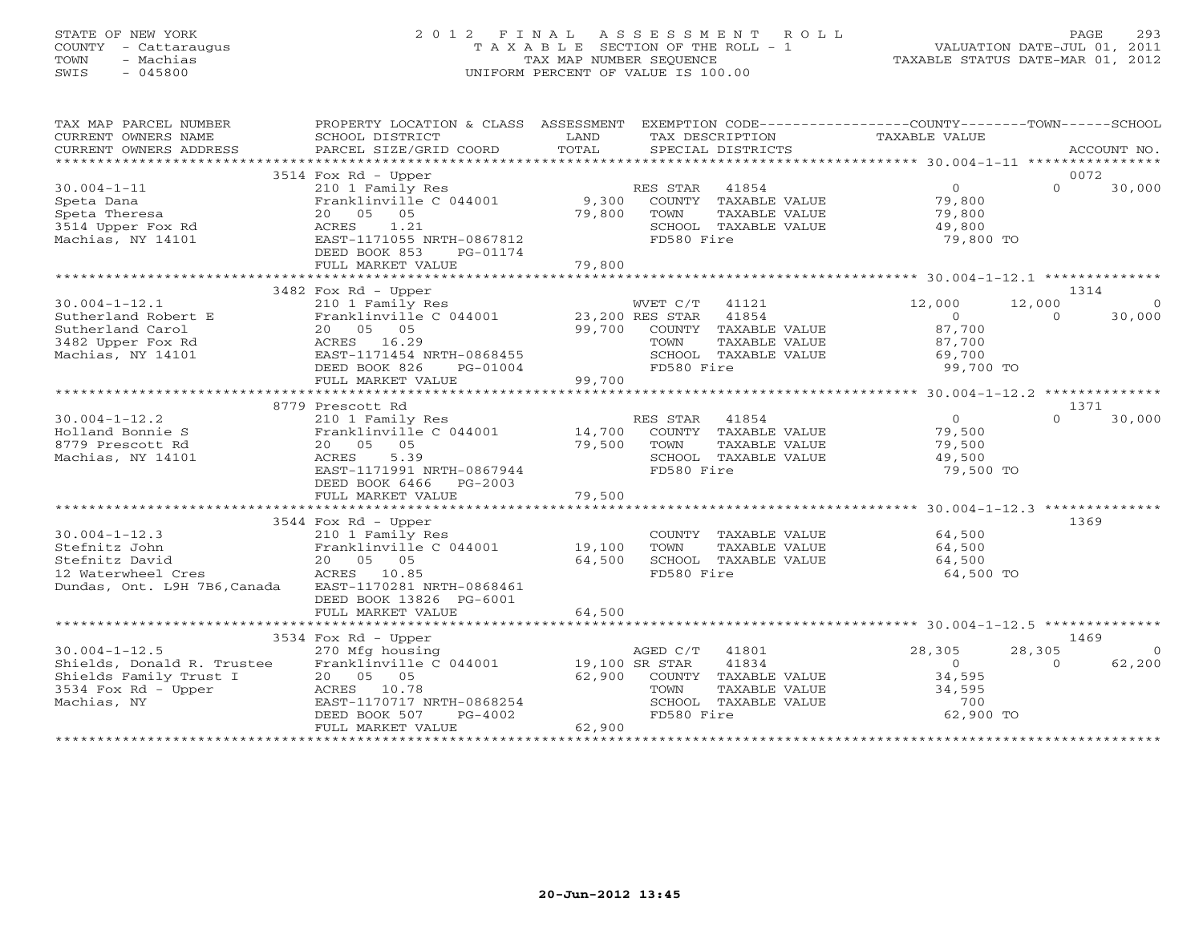STATE OF NEW YORK
COUNTY - Cattaraugus
TOWN - Machias
SWIS - 045800

2012 FINAL ASSESSMENT ROLL
TAXABLE SECTION OF THE ROLL - 1
TAX MAP NUMBER SEQUENCE
UNIFORM PERCENT OF VALUE IS 100.00

VALUATION DATE-JUL 01, 2011
TAXABLE STATUS DATE-MAR 01, 2012

| TAX MAP PARCEL NUMBER / CURRENT OWNERS NAME / CURRENT OWNERS ADDRESS | PROPERTY LOCATION & CLASS / SCHOOL DISTRICT / PARCEL SIZE/GRID COORD | ASSESSMENT LAND / TOTAL | EXEMPTION CODE / TAX DESCRIPTION / SPECIAL DISTRICTS | COUNTY | TOWN | SCHOOL | ACCOUNT NO. |
|---|---|---|---|---|---|---|---|
| 30.004-1-11 | 3514 Fox Rd - Upper | | | | | | 0072 |
| Speta Dana | 210 1 Family Res | | RES STAR 41854 | 0 | 0 | 30,000 | |
| Speta Theresa | Franklinville C 044001 | 9,300 | COUNTY TAXABLE VALUE | 79,800 | | | |
| 3514 Upper Fox Rd | 20 05 05 | 79,800 | TOWN TAXABLE VALUE | | 79,800 | | |
| Machias, NY 14101 | ACRES 1.21 | | SCHOOL TAXABLE VALUE | | | 49,800 | |
| | EAST-1171055 NRTH-0867812 | | FD580 Fire | 79,800 TO | | | |
| | DEED BOOK 853 PG-01174 | | | | | | |
| | FULL MARKET VALUE | 79,800 | | | | | |
| 30.004-1-12.1 | 3482 Fox Rd - Upper | | | | | | 1314 |
| Sutherland Robert E | 210 1 Family Res | | WVET C/T 41121 | 12,000 | 12,000 | 0 | |
| Sutherland Carol | Franklinville C 044001 | 23,200 | RES STAR 41854 | 0 | 0 | 30,000 | |
| 3482 Upper Fox Rd | 20 05 05 | 99,700 | COUNTY TAXABLE VALUE | 87,700 | | | |
| Machias, NY 14101 | ACRES 16.29 | | TOWN TAXABLE VALUE | | 87,700 | | |
| | EAST-1171454 NRTH-0868455 | | SCHOOL TAXABLE VALUE | | | 69,700 | |
| | DEED BOOK 826 PG-01004 | | FD580 Fire | 99,700 TO | | | |
| | FULL MARKET VALUE | 99,700 | | | | | |
| 30.004-1-12.2 | 8779 Prescott Rd | | | | | | 1371 |
| Holland Bonnie S | 210 1 Family Res | | RES STAR 41854 | 0 | 0 | 30,000 | |
| 8779 Prescott Rd | Franklinville C 044001 | 14,700 | COUNTY TAXABLE VALUE | 79,500 | | | |
| Machias, NY 14101 | 20 05 05 | 79,500 | TOWN TAXABLE VALUE | | 79,500 | | |
| | ACRES 5.39 | | SCHOOL TAXABLE VALUE | | | 49,500 | |
| | EAST-1171991 NRTH-0867944 | | FD580 Fire | 79,500 TO | | | |
| | DEED BOOK 6466 PG-2003 | | | | | | |
| | FULL MARKET VALUE | 79,500 | | | | | |
| 30.004-1-12.3 | 3544 Fox Rd - Upper | | | | | | 1369 |
| Stefnitz John | 210 1 Family Res | | COUNTY TAXABLE VALUE | 64,500 | | | |
| Stefnitz David | Franklinville C 044001 | 19,100 | TOWN TAXABLE VALUE | | 64,500 | | |
| 12 Waterwheel Cres | 20 05 05 | 64,500 | SCHOOL TAXABLE VALUE | | | 64,500 | |
| Dundas, Ont. L9H 7B6,Canada | ACRES 10.85 | | FD580 Fire | 64,500 TO | | | |
| | EAST-1170281 NRTH-0868461 | | | | | | |
| | DEED BOOK 13826 PG-6001 | | | | | | |
| | FULL MARKET VALUE | 64,500 | | | | | |
| 30.004-1-12.5 | 3534 Fox Rd - Upper | | | | | | 1469 |
| Shields, Donald R. Trustee | 270 Mfg housing | | AGED C/T 41801 | 28,305 | 28,305 | 0 | |
| Shields Family Trust I | Franklinville C 044001 | 19,100 | SR STAR 41834 | 0 | 0 | 62,200 | |
| 3534 Fox Rd - Upper | 20 05 05 | 62,900 | COUNTY TAXABLE VALUE | 34,595 | | | |
| Machias, NY | ACRES 10.78 | | TOWN TAXABLE VALUE | | 34,595 | | |
| | EAST-1170717 NRTH-0868254 | | SCHOOL TAXABLE VALUE | | | 700 | |
| | DEED BOOK 507 PG-4002 | | FD580 Fire | 62,900 TO | | | |
| | FULL MARKET VALUE | 62,900 | | | | | |

20-Jun-2012 13:45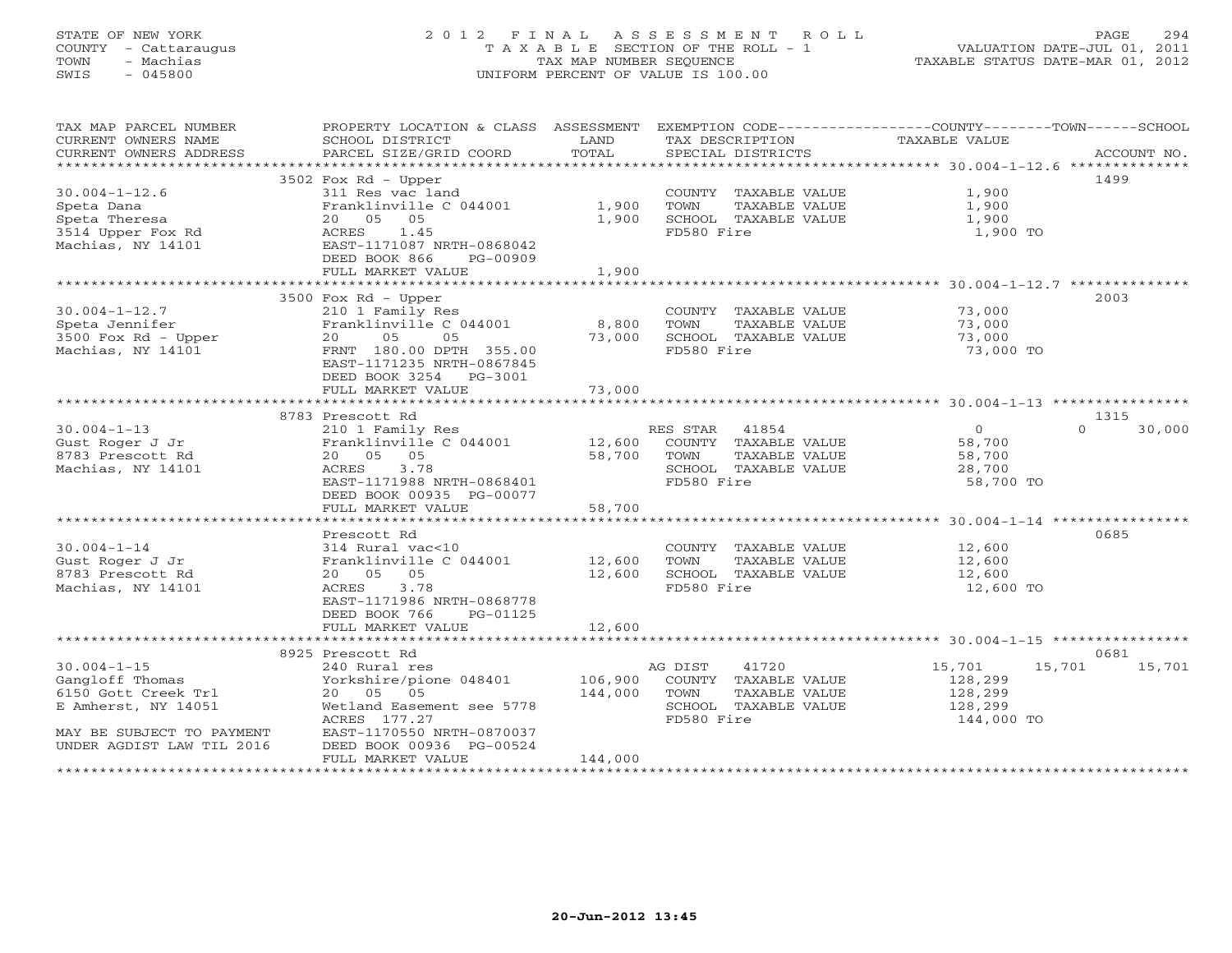STATE OF NEW YORK
COUNTY - Cattaraugus
TOWN - Machias
SWIS - 045800

# 2012 FINAL ASSESSMENT ROLL
TAXABLE SECTION OF THE ROLL - 1
TAX MAP NUMBER SEQUENCE
UNIFORM PERCENT OF VALUE IS 100.00

VALUATION DATE-JUL 01, 2011
TAXABLE STATUS DATE-MAR 01, 2012

| TAX MAP PARCEL NUMBER / CURRENT OWNERS NAME / CURRENT OWNERS ADDRESS | PROPERTY LOCATION & CLASS / SCHOOL DISTRICT / PARCEL SIZE/GRID COORD | ASSESSMENT LAND / TOTAL | EXEMPTION CODE / TAX DESCRIPTION / SPECIAL DISTRICTS | COUNTY | TOWN | SCHOOL | ACCOUNT NO. |
|---|---|---|---|---|---|---|---|
| **30.004-1-12.6** | 3502 Fox Rd - Upper | | | | | | 1499 |
| Speta Dana | 311 Res vac land | | COUNTY TAXABLE VALUE | 1,900 | | | |
| Speta Theresa | Franklinville C 044001 | 1,900 | TOWN TAXABLE VALUE | | 1,900 | | |
| 3514 Upper Fox Rd | 20 05 05 | 1,900 | SCHOOL TAXABLE VALUE | | | 1,900 | |
| Machias, NY 14101 | ACRES 1.45 | | FD580 Fire | 1,900 TO | | | |
| | EAST-1171087 NRTH-0868042 | | | | | | |
| | DEED BOOK 866 PG-00909 | | | | | | |
| | FULL MARKET VALUE | 1,900 | | | | | |
| **30.004-1-12.7** | 3500 Fox Rd - Upper | | | | | | 2003 |
| Speta Jennifer | 210 1 Family Res | | COUNTY TAXABLE VALUE | 73,000 | | | |
| 3500 Fox Rd - Upper | Franklinville C 044001 | 8,800 | TOWN TAXABLE VALUE | | 73,000 | | |
| Machias, NY 14101 | 20 05 05 | 73,000 | SCHOOL TAXABLE VALUE | | | 73,000 | |
| | FRNT 180.00 DPTH 355.00 | | FD580 Fire | 73,000 TO | | | |
| | EAST-1171235 NRTH-0867845 | | | | | | |
| | DEED BOOK 3254 PG-3001 | | | | | | |
| | FULL MARKET VALUE | 73,000 | | | | | |
| **30.004-1-13** | 8783 Prescott Rd | | | | | | 1315 |
| Gust Roger J Jr | 210 1 Family Res | | RES STAR 41854 | 0 | 0 | 30,000 | |
| 8783 Prescott Rd | Franklinville C 044001 | 12,600 | COUNTY TAXABLE VALUE | 58,700 | | | |
| Machias, NY 14101 | 20 05 05 | 58,700 | TOWN TAXABLE VALUE | | 58,700 | | |
| | ACRES 3.78 | | SCHOOL TAXABLE VALUE | | | 28,700 | |
| | EAST-1171988 NRTH-0868401 | | FD580 Fire | 58,700 TO | | | |
| | DEED BOOK 00935 PG-00077 | | | | | | |
| | FULL MARKET VALUE | 58,700 | | | | | |
| **30.004-1-14** | Prescott Rd | | | | | | 0685 |
| Gust Roger J Jr | 314 Rural vac<10 | | COUNTY TAXABLE VALUE | 12,600 | | | |
| 8783 Prescott Rd | Franklinville C 044001 | 12,600 | TOWN TAXABLE VALUE | | 12,600 | | |
| Machias, NY 14101 | 20 05 05 | 12,600 | SCHOOL TAXABLE VALUE | | | 12,600 | |
| | ACRES 3.78 | | FD580 Fire | 12,600 TO | | | |
| | EAST-1171986 NRTH-0868778 | | | | | | |
| | DEED BOOK 766 PG-01125 | | | | | | |
| | FULL MARKET VALUE | 12,600 | | | | | |
| **30.004-1-15** | 8925 Prescott Rd | | | | | | 0681 |
| Gangloff Thomas | 240 Rural res | | AG DIST 41720 | 15,701 | 15,701 | 15,701 | |
| 6150 Gott Creek Trl | Yorkshire/pione 048401 | 106,900 | COUNTY TAXABLE VALUE | 128,299 | | | |
| E Amherst, NY 14051 | 20 05 05 | 144,000 | TOWN TAXABLE VALUE | | 128,299 | | |
| | Wetland Easement see 5778 | | SCHOOL TAXABLE VALUE | | | 128,299 | |
| | ACRES 177.27 | | FD580 Fire | 144,000 TO | | | |
| MAY BE SUBJECT TO PAYMENT | EAST-1170550 NRTH-0870037 | | | | | | |
| UNDER AGDIST LAW TIL 2016 | DEED BOOK 00936 PG-00524 | | | | | | |
| | FULL MARKET VALUE | 144,000 | | | | | |

20-Jun-2012 13:45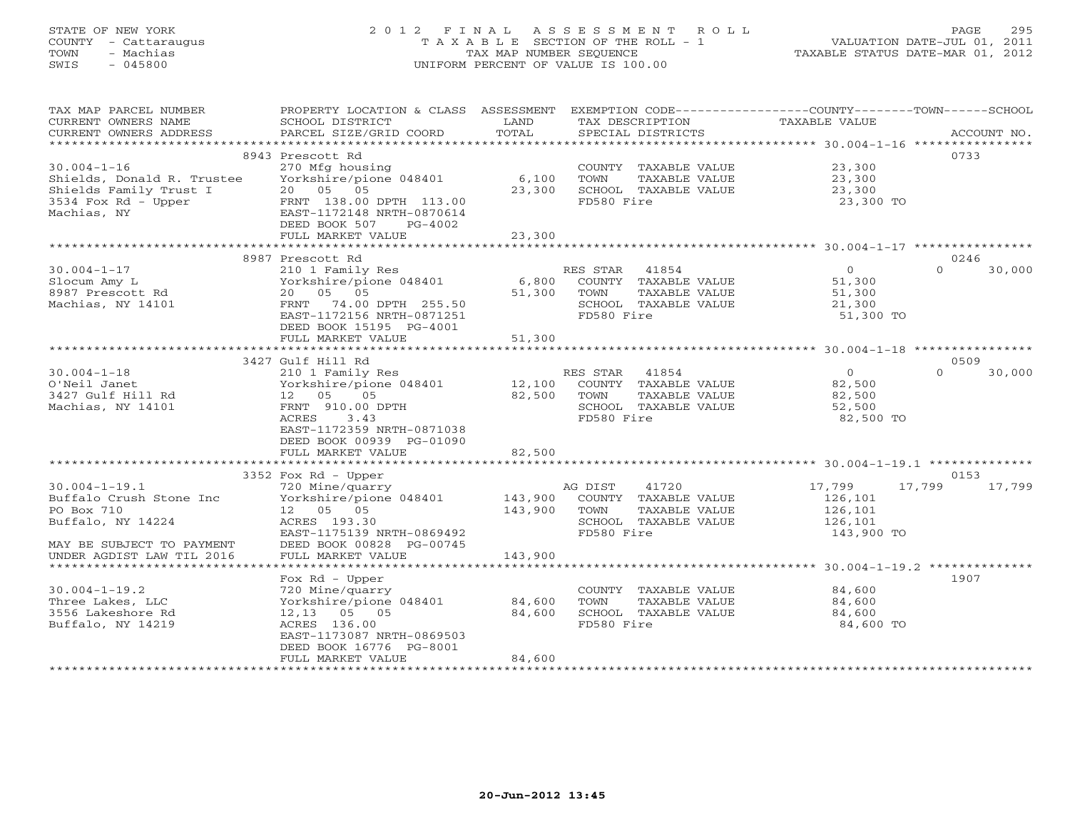STATE OF NEW YORK
COUNTY - Cattaraugus
TOWN - Machias
SWIS - 045800

2 0 1 2 F I N A L A S S E S S M E N T R O L L
T A X A B L E SECTION OF THE ROLL - 1
TAX MAP NUMBER SEQUENCE
UNIFORM PERCENT OF VALUE IS 100.00

VALUATION DATE-JUL 01, 2011
TAXABLE STATUS DATE-MAR 01, 2012

| TAX MAP PARCEL NUMBER / CURRENT OWNERS NAME / CURRENT OWNERS ADDRESS | PROPERTY LOCATION & CLASS / SCHOOL DISTRICT / PARCEL SIZE/GRID COORD | ASSESSMENT LAND / TOTAL | EXEMPTION CODE / TAX DESCRIPTION / SPECIAL DISTRICTS | COUNTY | TOWN | SCHOOL | ACCOUNT NO. |
|---|---|---|---|---|---|---|---|
| **30.004-1-16** | 8943 Prescott Rd | | | | | | 0733 |
| Shields, Donald R. Trustee | 270 Mfg housing | | COUNTY TAXABLE VALUE | 23,300 | | | |
| Shields Family Trust I | Yorkshire/pione 048401 | 6,100 | TOWN TAXABLE VALUE | | 23,300 | | |
| 3534 Fox Rd - Upper | 20 05 05 | 23,300 | SCHOOL TAXABLE VALUE | | | 23,300 | |
| Machias, NY | FRNT 138.00 DPTH 113.00 | | FD580 Fire | 23,300 TO | | | |
| | EAST-1172148 NRTH-0870614 | | | | | | |
| | DEED BOOK 507 PG-4002 | | | | | | |
| | FULL MARKET VALUE | 23,300 | | | | | |
| **30.004-1-17** | 8987 Prescott Rd | | | | | | 0246 |
| Slocum Amy L | 210 1 Family Res | | RES STAR 41854 | 0 | 0 | 30,000 | |
| 8987 Prescott Rd | Yorkshire/pione 048401 | 6,800 | COUNTY TAXABLE VALUE | 51,300 | | | |
| Machias, NY 14101 | 20 05 05 | 51,300 | TOWN TAXABLE VALUE | | 51,300 | | |
| | FRNT 74.00 DPTH 255.50 | | SCHOOL TAXABLE VALUE | | | 21,300 | |
| | EAST-1172156 NRTH-0871251 | | FD580 Fire | 51,300 TO | | | |
| | DEED BOOK 15195 PG-4001 | | | | | | |
| | FULL MARKET VALUE | 51,300 | | | | | |
| **30.004-1-18** | 3427 Gulf Hill Rd | | | | | | 0509 |
| O'Neil Janet | 210 1 Family Res | | RES STAR 41854 | 0 | 0 | 30,000 | |
| 3427 Gulf Hill Rd | Yorkshire/pione 048401 | 12,100 | COUNTY TAXABLE VALUE | 82,500 | | | |
| Machias, NY 14101 | 12 05 05 | 82,500 | TOWN TAXABLE VALUE | | 82,500 | | |
| | FRNT 910.00 DPTH | | SCHOOL TAXABLE VALUE | | | 52,500 | |
| | ACRES 3.43 | | FD580 Fire | 82,500 TO | | | |
| | EAST-1172359 NRTH-0871038 | | | | | | |
| | DEED BOOK 00939 PG-01090 | | | | | | |
| | FULL MARKET VALUE | 82,500 | | | | | |
| **30.004-1-19.1** | 3352 Fox Rd - Upper | | | | | | 0153 |
| Buffalo Crush Stone Inc | 720 Mine/quarry | | AG DIST 41720 | 17,799 | 17,799 | 17,799 | |
| PO Box 710 | Yorkshire/pione 048401 | 143,900 | COUNTY TAXABLE VALUE | 126,101 | | | |
| Buffalo, NY 14224 | 12 05 05 | 143,900 | TOWN TAXABLE VALUE | | 126,101 | | |
| | ACRES 193.30 | | SCHOOL TAXABLE VALUE | | | 126,101 | |
| | EAST-1175139 NRTH-0869492 | | FD580 Fire | 143,900 TO | | | |
| MAY BE SUBJECT TO PAYMENT | DEED BOOK 00828 PG-00745 | | | | | | |
| UNDER AGDIST LAW TIL 2016 | FULL MARKET VALUE | 143,900 | | | | | |
| **30.004-1-19.2** | Fox Rd - Upper | | | | | | 1907 |
| Three Lakes, LLC | 720 Mine/quarry | | COUNTY TAXABLE VALUE | 84,600 | | | |
| 3556 Lakeshore Rd | Yorkshire/pione 048401 | 84,600 | TOWN TAXABLE VALUE | | 84,600 | | |
| Buffalo, NY 14219 | 12,13 05 05 | 84,600 | SCHOOL TAXABLE VALUE | | | 84,600 | |
| | ACRES 136.00 | | FD580 Fire | 84,600 TO | | | |
| | EAST-1173087 NRTH-0869503 | | | | | | |
| | DEED BOOK 16776 PG-8001 | | | | | | |
| | FULL MARKET VALUE | 84,600 | | | | | |

20-Jun-2012 13:45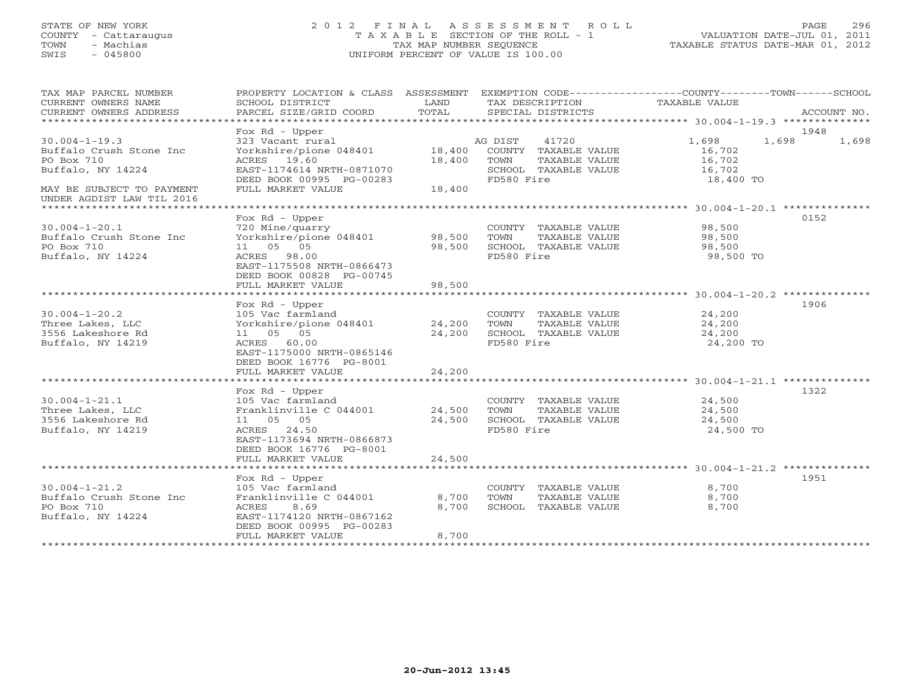STATE OF NEW YORK
COUNTY - Cattaraugus
TOWN - Machias
SWIS - 045800

# 2012 FINAL ASSESSMENT ROLL
TAXABLE SECTION OF THE ROLL - 1
TAX MAP NUMBER SEQUENCE
UNIFORM PERCENT OF VALUE IS 100.00

VALUATION DATE-JUL 01, 2011
TAXABLE STATUS DATE-MAR 01, 2012

| TAX MAP PARCEL NUMBER / CURRENT OWNERS NAME / CURRENT OWNERS ADDRESS | PROPERTY LOCATION & CLASS / SCHOOL DISTRICT / PARCEL SIZE/GRID COORD | ASSESSMENT LAND | ASSESSMENT TOTAL | EXEMPTION CODE / TAX DESCRIPTION / SPECIAL DISTRICTS | COUNTY TAXABLE VALUE | TOWN | SCHOOL | ACCOUNT NO. |
|---|---|---|---|---|---|---|---|---|
| 30.004-1-19.3 | Fox Rd - Upper | | | | | | | 1948 |
| Buffalo Crush Stone Inc | 323 Vacant rural | | | AG DIST 41720 | 1,698 | 1,698 | 1,698 | |
| PO Box 710 | Yorkshire/pione 048401 | 18,400 | | COUNTY TAXABLE VALUE | 16,702 | | | |
| Buffalo, NY 14224 | ACRES 19.60 | | 18,400 | TOWN TAXABLE VALUE | 16,702 | | | |
| | EAST-1174614 NRTH-0871070 | | | SCHOOL TAXABLE VALUE | 16,702 | | | |
| | DEED BOOK 00995 PG-00283 | | | FD580 Fire | 18,400 TO | | | |
| MAY BE SUBJECT TO PAYMENT UNDER AGDIST LAW TIL 2016 | FULL MARKET VALUE | | 18,400 | | | | | |
| 30.004-1-20.1 | Fox Rd - Upper | | | | | | | 0152 |
| Buffalo Crush Stone Inc | 720 Mine/quarry | | | COUNTY TAXABLE VALUE | 98,500 | | | |
| PO Box 710 | Yorkshire/pione 048401 | 98,500 | | TOWN TAXABLE VALUE | 98,500 | | | |
| Buffalo, NY 14224 | 11 05 05 | | 98,500 | SCHOOL TAXABLE VALUE | 98,500 | | | |
| | ACRES 98.00 | | | FD580 Fire | 98,500 TO | | | |
| | EAST-1175508 NRTH-0866473 | | | | | | | |
| | DEED BOOK 00828 PG-00745 | | | | | | | |
| | FULL MARKET VALUE | | 98,500 | | | | | |
| 30.004-1-20.2 | Fox Rd - Upper | | | | | | | 1906 |
| Three Lakes, LLC | 105 Vac farmland | | | COUNTY TAXABLE VALUE | 24,200 | | | |
| 3556 Lakeshore Rd | Yorkshire/pione 048401 | 24,200 | | TOWN TAXABLE VALUE | 24,200 | | | |
| Buffalo, NY 14219 | 11 05 05 | | 24,200 | SCHOOL TAXABLE VALUE | 24,200 | | | |
| | ACRES 60.00 | | | FD580 Fire | 24,200 TO | | | |
| | EAST-1175000 NRTH-0865146 | | | | | | | |
| | DEED BOOK 16776 PG-8001 | | | | | | | |
| | FULL MARKET VALUE | | 24,200 | | | | | |
| 30.004-1-21.1 | Fox Rd - Upper | | | | | | | 1322 |
| Three Lakes, LLC | 105 Vac farmland | | | COUNTY TAXABLE VALUE | 24,500 | | | |
| 3556 Lakeshore Rd | Franklinville C 044001 | 24,500 | | TOWN TAXABLE VALUE | 24,500 | | | |
| Buffalo, NY 14219 | 11 05 05 | | 24,500 | SCHOOL TAXABLE VALUE | 24,500 | | | |
| | ACRES 24.50 | | | FD580 Fire | 24,500 TO | | | |
| | EAST-1173694 NRTH-0866873 | | | | | | | |
| | DEED BOOK 16776 PG-8001 | | | | | | | |
| | FULL MARKET VALUE | | 24,500 | | | | | |
| 30.004-1-21.2 | Fox Rd - Upper | | | | | | | 1951 |
| Buffalo Crush Stone Inc | 105 Vac farmland | | | COUNTY TAXABLE VALUE | 8,700 | | | |
| PO Box 710 | Franklinville C 044001 | 8,700 | | TOWN TAXABLE VALUE | 8,700 | | | |
| Buffalo, NY 14224 | ACRES 8.69 | | 8,700 | SCHOOL TAXABLE VALUE | 8,700 | | | |
| | EAST-1174120 NRTH-0867162 | | | | | | | |
| | DEED BOOK 00995 PG-00283 | | | | | | | |
| | FULL MARKET VALUE | | 8,700 | | | | | |

20-Jun-2012 13:45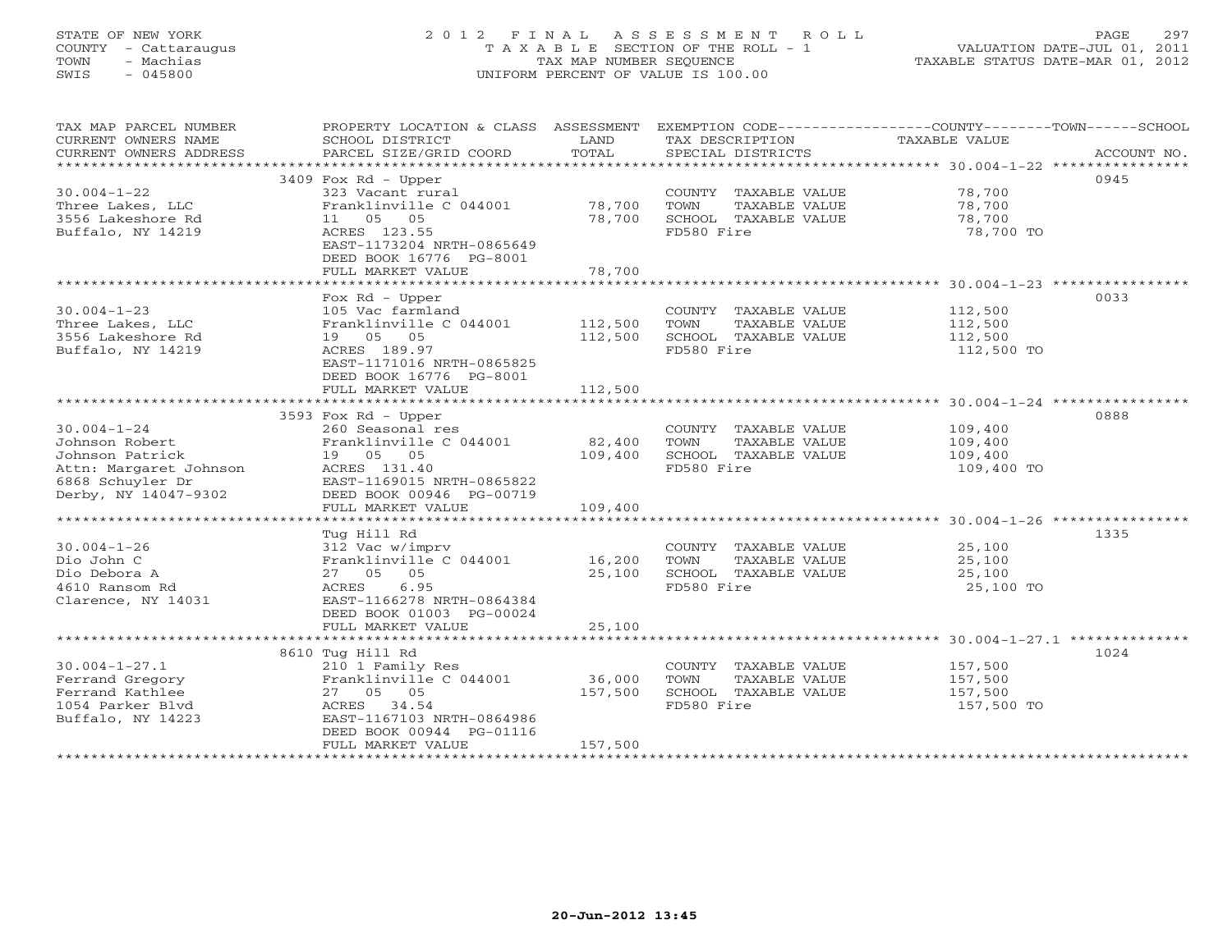STATE OF NEW YORK
COUNTY - Cattaraugus
TOWN - Machias
SWIS - 045800

# 2012 FINAL ASSESSMENT ROLL
TAXABLE SECTION OF THE ROLL - 1
TAX MAP NUMBER SEQUENCE
UNIFORM PERCENT OF VALUE IS 100.00

VALUATION DATE-JUL 01, 2011
TAXABLE STATUS DATE-MAR 01, 2012

| TAX MAP PARCEL NUMBER / CURRENT OWNERS NAME / CURRENT OWNERS ADDRESS | PROPERTY LOCATION & CLASS / SCHOOL DISTRICT / PARCEL SIZE/GRID COORD | ASSESSMENT LAND | TOTAL | EXEMPTION CODE / TAX DESCRIPTION / SPECIAL DISTRICTS | TAXABLE VALUE (COUNTY/TOWN/SCHOOL) | ACCOUNT NO. |
|---|---|---|---|---|---|---|
| 30.004-1-22 | 3409 Fox Rd - Upper | | | | | 0945 |
| Three Lakes, LLC | 323 Vacant rural | | | COUNTY TAXABLE VALUE | 78,700 | |
| 3556 Lakeshore Rd | Franklinville C 044001 | 78,700 | | TOWN TAXABLE VALUE | 78,700 | |
| Buffalo, NY 14219 | 11 05 05 | | 78,700 | SCHOOL TAXABLE VALUE | 78,700 | |
| | ACRES 123.55 | | | FD580 Fire | 78,700 TO | |
| | EAST-1173204 NRTH-0865649 | | | | | |
| | DEED BOOK 16776 PG-8001 | | | | | |
| | FULL MARKET VALUE | | 78,700 | | | |
| 30.004-1-23 | Fox Rd - Upper | | | | | 0033 |
| Three Lakes, LLC | 105 Vac farmland | | | COUNTY TAXABLE VALUE | 112,500 | |
| 3556 Lakeshore Rd | Franklinville C 044001 | 112,500 | | TOWN TAXABLE VALUE | 112,500 | |
| Buffalo, NY 14219 | 19 05 05 | | 112,500 | SCHOOL TAXABLE VALUE | 112,500 | |
| | ACRES 189.97 | | | FD580 Fire | 112,500 TO | |
| | EAST-1171016 NRTH-0865825 | | | | | |
| | DEED BOOK 16776 PG-8001 | | | | | |
| | FULL MARKET VALUE | | 112,500 | | | |
| 30.004-1-24 | 3593 Fox Rd - Upper | | | | | 0888 |
| Johnson Robert | 260 Seasonal res | | | COUNTY TAXABLE VALUE | 109,400 | |
| Johnson Patrick | Franklinville C 044001 | 82,400 | | TOWN TAXABLE VALUE | 109,400 | |
| Attn: Margaret Johnson | 19 05 05 | | 109,400 | SCHOOL TAXABLE VALUE | 109,400 | |
| 6868 Schuyler Dr | ACRES 131.40 | | | FD580 Fire | 109,400 TO | |
| Derby, NY 14047-9302 | EAST-1169015 NRTH-0865822 | | | | | |
| | DEED BOOK 00946 PG-00719 | | | | | |
| | FULL MARKET VALUE | | 109,400 | | | |
| 30.004-1-26 | Tug Hill Rd | | | | | 1335 |
| Dio John C | 312 Vac w/imprv | | | COUNTY TAXABLE VALUE | 25,100 | |
| Dio Debora A | Franklinville C 044001 | 16,200 | | TOWN TAXABLE VALUE | 25,100 | |
| 4610 Ransom Rd | 27 05 05 | | 25,100 | SCHOOL TAXABLE VALUE | 25,100 | |
| Clarence, NY 14031 | ACRES 6.95 | | | FD580 Fire | 25,100 TO | |
| | EAST-1166278 NRTH-0864384 | | | | | |
| | DEED BOOK 01003 PG-00024 | | | | | |
| | FULL MARKET VALUE | | 25,100 | | | |
| 30.004-1-27.1 | 8610 Tug Hill Rd | | | | | 1024 |
| Ferrand Gregory | 210 1 Family Res | | | COUNTY TAXABLE VALUE | 157,500 | |
| Ferrand Kathlee | Franklinville C 044001 | 36,000 | | TOWN TAXABLE VALUE | 157,500 | |
| 1054 Parker Blvd | 27 05 05 | | 157,500 | SCHOOL TAXABLE VALUE | 157,500 | |
| Buffalo, NY 14223 | ACRES 34.54 | | | FD580 Fire | 157,500 TO | |
| | EAST-1167103 NRTH-0864986 | | | | | |
| | DEED BOOK 00944 PG-01116 | | | | | |
| | FULL MARKET VALUE | | 157,500 | | | |

20-Jun-2012 13:45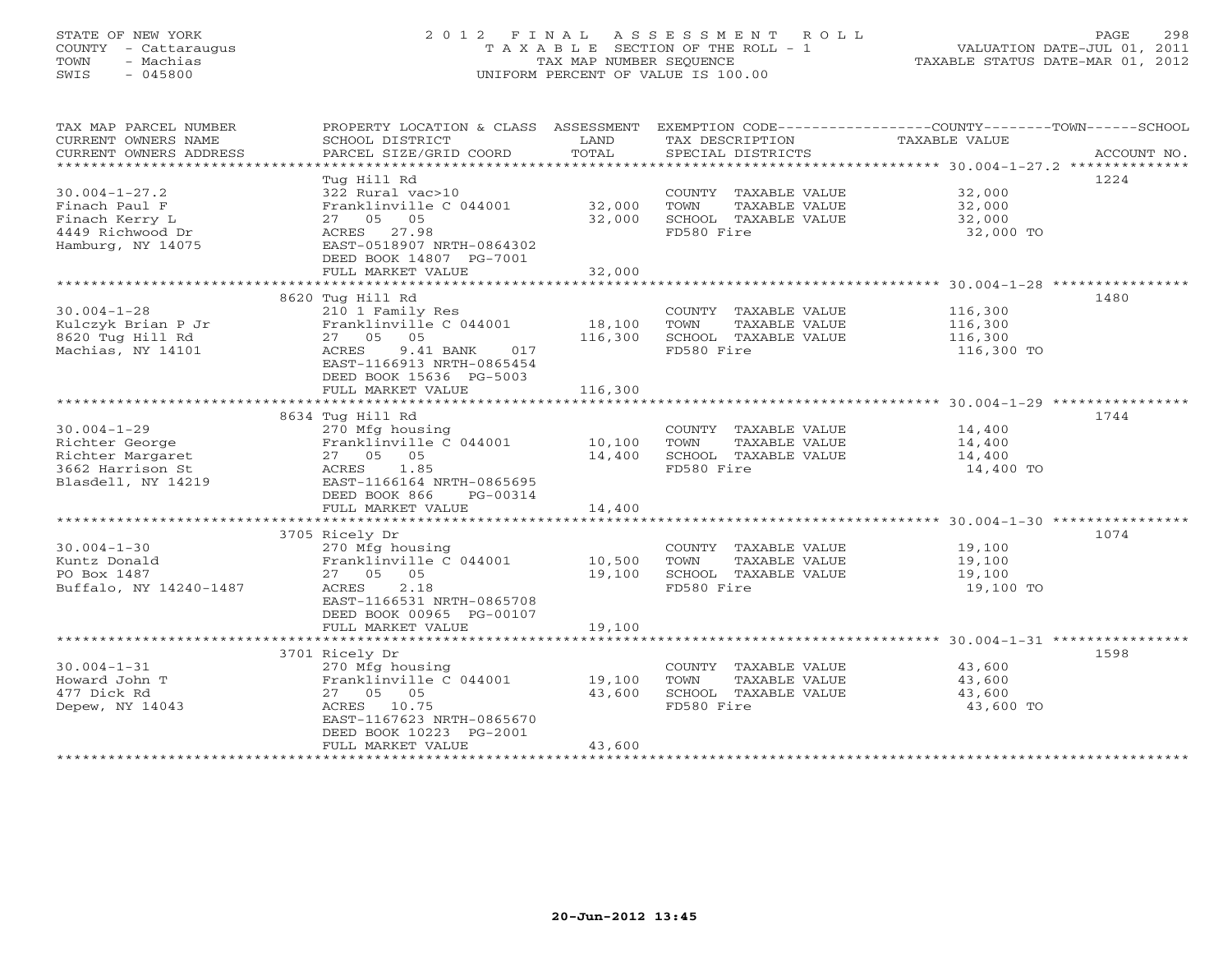STATE OF NEW YORK
COUNTY - Cattaraugus
TOWN - Machias
SWIS - 045800

# 2012 FINAL ASSESSMENT ROLL
TAXABLE SECTION OF THE ROLL - 1
TAX MAP NUMBER SEQUENCE
UNIFORM PERCENT OF VALUE IS 100.00

VALUATION DATE-JUL 01, 2011
TAXABLE STATUS DATE-MAR 01, 2012

| TAX MAP PARCEL NUMBER / CURRENT OWNERS NAME / CURRENT OWNERS ADDRESS | PROPERTY LOCATION & CLASS / SCHOOL DISTRICT / PARCEL SIZE/GRID COORD | ASSESSMENT LAND | TOTAL | EXEMPTION CODE / TAX DESCRIPTION / SPECIAL DISTRICTS | TAXABLE VALUE (COUNTY / TOWN / SCHOOL) | ACCOUNT NO. |
|---|---|---|---|---|---|---|
| **30.004-1-27.2** | Tug Hill Rd | | | | | 1224 |
| 30.004-1-27.2 | 322 Rural vac>10 | | | COUNTY TAXABLE VALUE | 32,000 | |
| Finach Paul F | Franklinville C 044001 | 32,000 | | TOWN TAXABLE VALUE | 32,000 | |
| Finach Kerry L | 27 05 05 | | 32,000 | SCHOOL TAXABLE VALUE | 32,000 | |
| 4449 Richwood Dr | ACRES 27.98 | | | FD580 Fire | 32,000 TO | |
| Hamburg, NY 14075 | EAST-0518907 NRTH-0864302 | | | | | |
| | DEED BOOK 14807 PG-7001 | | | | | |
| | FULL MARKET VALUE | | 32,000 | | | |
| **30.004-1-28** | 8620 Tug Hill Rd | | | | | 1480 |
| 30.004-1-28 | 210 1 Family Res | | | COUNTY TAXABLE VALUE | 116,300 | |
| Kulczyk Brian P Jr | Franklinville C 044001 | 18,100 | | TOWN TAXABLE VALUE | 116,300 | |
| 8620 Tug Hill Rd | 27 05 05 | | 116,300 | SCHOOL TAXABLE VALUE | 116,300 | |
| Machias, NY 14101 | ACRES 9.41 BANK 017 | | | FD580 Fire | 116,300 TO | |
| | EAST-1166913 NRTH-0865454 | | | | | |
| | DEED BOOK 15636 PG-5003 | | | | | |
| | FULL MARKET VALUE | | 116,300 | | | |
| **30.004-1-29** | 8634 Tug Hill Rd | | | | | 1744 |
| 30.004-1-29 | 270 Mfg housing | | | COUNTY TAXABLE VALUE | 14,400 | |
| Richter George | Franklinville C 044001 | 10,100 | | TOWN TAXABLE VALUE | 14,400 | |
| Richter Margaret | 27 05 05 | | 14,400 | SCHOOL TAXABLE VALUE | 14,400 | |
| 3662 Harrison St | ACRES 1.85 | | | FD580 Fire | 14,400 TO | |
| Blasdell, NY 14219 | EAST-1166164 NRTH-0865695 | | | | | |
| | DEED BOOK 866 PG-00314 | | | | | |
| | FULL MARKET VALUE | | 14,400 | | | |
| **30.004-1-30** | 3705 Ricely Dr | | | | | 1074 |
| 30.004-1-30 | 270 Mfg housing | | | COUNTY TAXABLE VALUE | 19,100 | |
| Kuntz Donald | Franklinville C 044001 | 10,500 | | TOWN TAXABLE VALUE | 19,100 | |
| PO Box 1487 | 27 05 05 | | 19,100 | SCHOOL TAXABLE VALUE | 19,100 | |
| Buffalo, NY 14240-1487 | ACRES 2.18 | | | FD580 Fire | 19,100 TO | |
| | EAST-1166531 NRTH-0865708 | | | | | |
| | DEED BOOK 00965 PG-00107 | | | | | |
| | FULL MARKET VALUE | | 19,100 | | | |
| **30.004-1-31** | 3701 Ricely Dr | | | | | 1598 |
| 30.004-1-31 | 270 Mfg housing | | | COUNTY TAXABLE VALUE | 43,600 | |
| Howard John T | Franklinville C 044001 | 19,100 | | TOWN TAXABLE VALUE | 43,600 | |
| 477 Dick Rd | 27 05 05 | | 43,600 | SCHOOL TAXABLE VALUE | 43,600 | |
| Depew, NY 14043 | ACRES 10.75 | | | FD580 Fire | 43,600 TO | |
| | EAST-1167623 NRTH-0865670 | | | | | |
| | DEED BOOK 10223 PG-2001 | | | | | |
| | FULL MARKET VALUE | | 43,600 | | | |

20-Jun-2012 13:45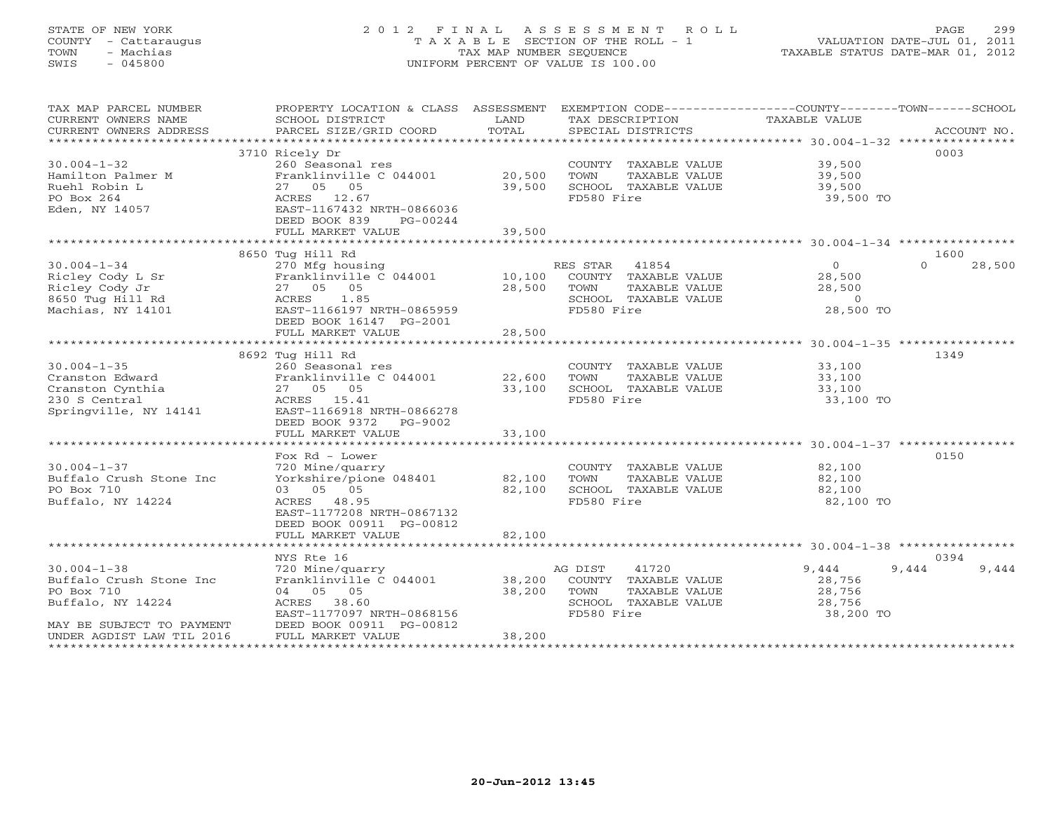STATE OF NEW YORK
COUNTY - Cattaraugus
TOWN - Machias
SWIS - 045800

# 2012 FINAL ASSESSMENT ROLL
TAXABLE SECTION OF THE ROLL - 1
TAX MAP NUMBER SEQUENCE
UNIFORM PERCENT OF VALUE IS 100.00

VALUATION DATE-JUL 01, 2011
TAXABLE STATUS DATE-MAR 01, 2012

| TAX MAP PARCEL NUMBER / CURRENT OWNERS NAME / CURRENT OWNERS ADDRESS | PROPERTY LOCATION & CLASS / SCHOOL DISTRICT / PARCEL SIZE/GRID COORD | ASSESSMENT LAND / TOTAL | EXEMPTION CODE / TAX DESCRIPTION / SPECIAL DISTRICTS | COUNTY TAXABLE VALUE | TOWN | SCHOOL | ACCOUNT NO. |
|---|---|---|---|---|---|---|---|
| | 3710 Ricely Dr | | | | | | 0003 |
| 30.004-1-32 | 260 Seasonal res | | COUNTY TAXABLE VALUE | 39,500 | | | |
| Hamilton Palmer M | Franklinville C 044001 | 20,500 | TOWN TAXABLE VALUE | 39,500 | | | |
| Ruehl Robin L | 27 05 05 | 39,500 | SCHOOL TAXABLE VALUE | 39,500 | | | |
| PO Box 264 | ACRES 12.67 | | FD580 Fire | 39,500 TO | | | |
| Eden, NY 14057 | EAST-1167432 NRTH-0866036 | | | | | | |
| | DEED BOOK 839 PG-00244 | | | | | | |
| | FULL MARKET VALUE | 39,500 | | | | | |
| | 8650 Tug Hill Rd | | | | | | 1600 |
| 30.004-1-34 | 270 Mfg housing | | RES STAR 41854 | 0 | 0 | 28,500 | |
| Ricley Cody L Sr | Franklinville C 044001 | 10,100 | COUNTY TAXABLE VALUE | 28,500 | | | |
| Ricley Cody Jr | 27 05 05 | 28,500 | TOWN TAXABLE VALUE | 28,500 | | | |
| 8650 Tug Hill Rd | ACRES 1.85 | | SCHOOL TAXABLE VALUE | 0 | | | |
| Machias, NY 14101 | EAST-1166197 NRTH-0865959 | | FD580 Fire | 28,500 TO | | | |
| | DEED BOOK 16147 PG-2001 | | | | | | |
| | FULL MARKET VALUE | 28,500 | | | | | |
| | 8692 Tug Hill Rd | | | | | | 1349 |
| 30.004-1-35 | 260 Seasonal res | | COUNTY TAXABLE VALUE | 33,100 | | | |
| Cranston Edward | Franklinville C 044001 | 22,600 | TOWN TAXABLE VALUE | 33,100 | | | |
| Cranston Cynthia | 27 05 05 | 33,100 | SCHOOL TAXABLE VALUE | 33,100 | | | |
| 230 S Central | ACRES 15.41 | | FD580 Fire | 33,100 TO | | | |
| Springville, NY 14141 | EAST-1166918 NRTH-0866278 | | | | | | |
| | DEED BOOK 9372 PG-9002 | | | | | | |
| | FULL MARKET VALUE | 33,100 | | | | | |
| | Fox Rd - Lower | | | | | | 0150 |
| 30.004-1-37 | 720 Mine/quarry | | COUNTY TAXABLE VALUE | 82,100 | | | |
| Buffalo Crush Stone Inc | Yorkshire/pione 048401 | 82,100 | TOWN TAXABLE VALUE | 82,100 | | | |
| PO Box 710 | 03 05 05 | 82,100 | SCHOOL TAXABLE VALUE | 82,100 | | | |
| Buffalo, NY 14224 | ACRES 48.95 | | FD580 Fire | 82,100 TO | | | |
| | EAST-1177208 NRTH-0867132 | | | | | | |
| | DEED BOOK 00911 PG-00812 | | | | | | |
| | FULL MARKET VALUE | 82,100 | | | | | |
| | NYS Rte 16 | | | | | | 0394 |
| 30.004-1-38 | 720 Mine/quarry | | AG DIST 41720 | 9,444 | 9,444 | 9,444 | |
| Buffalo Crush Stone Inc | Franklinville C 044001 | 38,200 | COUNTY TAXABLE VALUE | 28,756 | | | |
| PO Box 710 | 04 05 05 | 38,200 | TOWN TAXABLE VALUE | 28,756 | | | |
| Buffalo, NY 14224 | ACRES 38.60 | | SCHOOL TAXABLE VALUE | 28,756 | | | |
| | EAST-1177097 NRTH-0868156 | | FD580 Fire | 38,200 TO | | | |
| MAY BE SUBJECT TO PAYMENT | DEED BOOK 00911 PG-00812 | | | | | | |
| UNDER AGDIST LAW TIL 2016 | FULL MARKET VALUE | 38,200 | | | | | |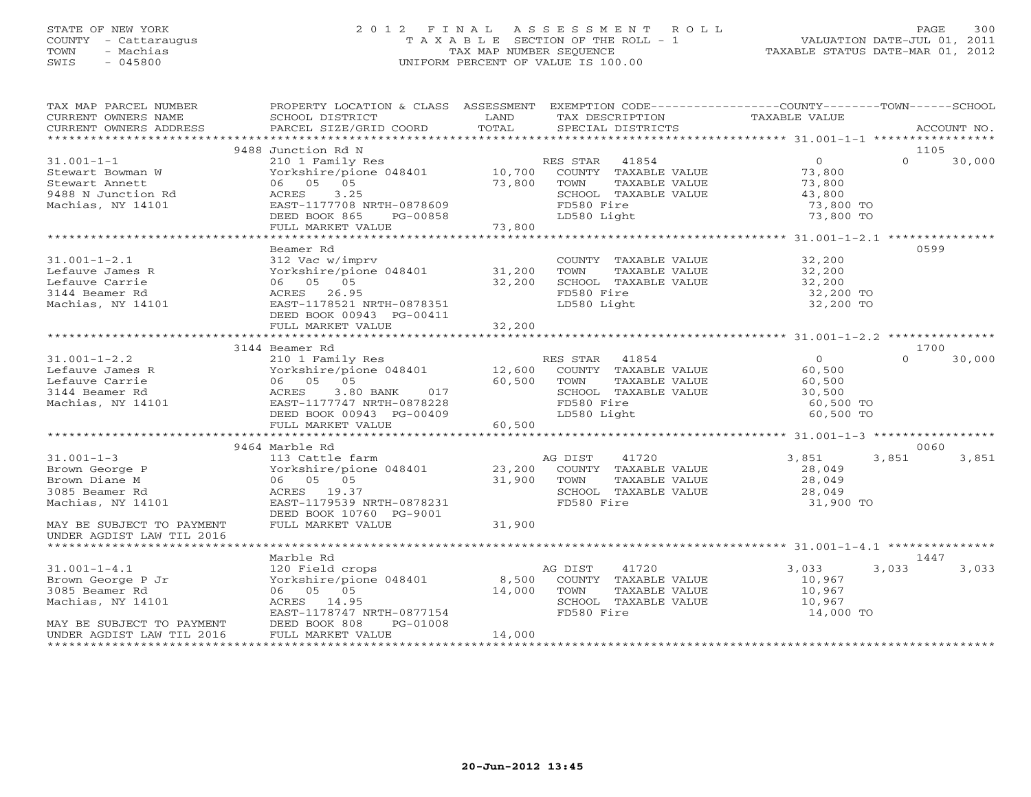STATE OF NEW YORK
COUNTY - Cattaraugus
TOWN - Machias
SWIS - 045800

2012 FINAL ASSESSMENT ROLL
TAXABLE SECTION OF THE ROLL - 1
TAX MAP NUMBER SEQUENCE
UNIFORM PERCENT OF VALUE IS 100.00

VALUATION DATE-JUL 01, 2011
TAXABLE STATUS DATE-MAR 01, 2012

| TAX MAP PARCEL NUMBER / CURRENT OWNERS NAME / CURRENT OWNERS ADDRESS | PROPERTY LOCATION & CLASS / SCHOOL DISTRICT / PARCEL SIZE/GRID COORD | ASSESSMENT LAND | TOTAL | EXEMPTION CODE / TAX DESCRIPTION / SPECIAL DISTRICTS | COUNTY TAXABLE VALUE | TOWN | SCHOOL | ACCOUNT NO. |
|---|---|---|---|---|---|---|---|---|
| | 9488 Junction Rd N | | | | | | | 1105 |
| 31.001-1-1 | 210 1 Family Res | | | RES STAR 41854 | 0 | 0 | 30,000 | |
| Stewart Bowman W | Yorkshire/pione 048401 | 10,700 | | COUNTY TAXABLE VALUE | 73,800 | | | |
| Stewart Annett | 06 05 05 | | 73,800 | TOWN TAXABLE VALUE | 73,800 | | | |
| 9488 N Junction Rd | ACRES 3.25 | | | SCHOOL TAXABLE VALUE | 43,800 | | | |
| Machias, NY 14101 | EAST-1177708 NRTH-0878609 | | | FD580 Fire | 73,800 TO | | | |
| | DEED BOOK 865 PG-00858 | | | LD580 Light | 73,800 TO | | | |
| | FULL MARKET VALUE | | 73,800 | | | | | |
| | Beamer Rd | | | | | | | 0599 |
| 31.001-1-2.1 | 312 Vac w/imprv | | | COUNTY TAXABLE VALUE | 32,200 | | | |
| Lefauve James R | Yorkshire/pione 048401 | 31,200 | | TOWN TAXABLE VALUE | 32,200 | | | |
| Lefauve Carrie | 06 05 05 | | 32,200 | SCHOOL TAXABLE VALUE | 32,200 | | | |
| 3144 Beamer Rd | ACRES 26.95 | | | FD580 Fire | 32,200 TO | | | |
| Machias, NY 14101 | EAST-1178521 NRTH-0878351 | | | LD580 Light | 32,200 TO | | | |
| | DEED BOOK 00943 PG-00411 | | | | | | | |
| | FULL MARKET VALUE | | 32,200 | | | | | |
| | 3144 Beamer Rd | | | | | | | 1700 |
| 31.001-1-2.2 | 210 1 Family Res | | | RES STAR 41854 | 0 | 0 | 30,000 | |
| Lefauve James R | Yorkshire/pione 048401 | 12,600 | | COUNTY TAXABLE VALUE | 60,500 | | | |
| Lefauve Carrie | 06 05 05 | | 60,500 | TOWN TAXABLE VALUE | 60,500 | | | |
| 3144 Beamer Rd | ACRES 3.80 BANK 017 | | | SCHOOL TAXABLE VALUE | 30,500 | | | |
| Machias, NY 14101 | EAST-1177747 NRTH-0878228 | | | FD580 Fire | 60,500 TO | | | |
| | DEED BOOK 00943 PG-00409 | | | LD580 Light | 60,500 TO | | | |
| | FULL MARKET VALUE | | 60,500 | | | | | |
| | 9464 Marble Rd | | | | | | | 0060 |
| 31.001-1-3 | 113 Cattle farm | | | AG DIST 41720 | 3,851 | 3,851 | 3,851 | |
| Brown George P | Yorkshire/pione 048401 | 23,200 | | COUNTY TAXABLE VALUE | 28,049 | | | |
| Brown Diane M | 06 05 05 | | 31,900 | TOWN TAXABLE VALUE | 28,049 | | | |
| 3085 Beamer Rd | ACRES 19.37 | | | SCHOOL TAXABLE VALUE | 28,049 | | | |
| Machias, NY 14101 | EAST-1179539 NRTH-0878231 | | | FD580 Fire | 31,900 TO | | | |
| | DEED BOOK 10760 PG-9001 | | | | | | | |
| MAY BE SUBJECT TO PAYMENT | FULL MARKET VALUE | | 31,900 | | | | | |
| UNDER AGDIST LAW TIL 2016 | | | | | | | | |
| | Marble Rd | | | | | | | 1447 |
| 31.001-1-4.1 | 120 Field crops | | | AG DIST 41720 | 3,033 | 3,033 | 3,033 | |
| Brown George P Jr | Yorkshire/pione 048401 | 8,500 | | COUNTY TAXABLE VALUE | 10,967 | | | |
| 3085 Beamer Rd | 06 05 05 | | 14,000 | TOWN TAXABLE VALUE | 10,967 | | | |
| Machias, NY 14101 | ACRES 14.95 | | | SCHOOL TAXABLE VALUE | 10,967 | | | |
| | EAST-1178747 NRTH-0877154 | | | FD580 Fire | 14,000 TO | | | |
| MAY BE SUBJECT TO PAYMENT | DEED BOOK 808 PG-01008 | | | | | | | |
| UNDER AGDIST LAW TIL 2016 | FULL MARKET VALUE | | 14,000 | | | | | |

20-Jun-2012 13:45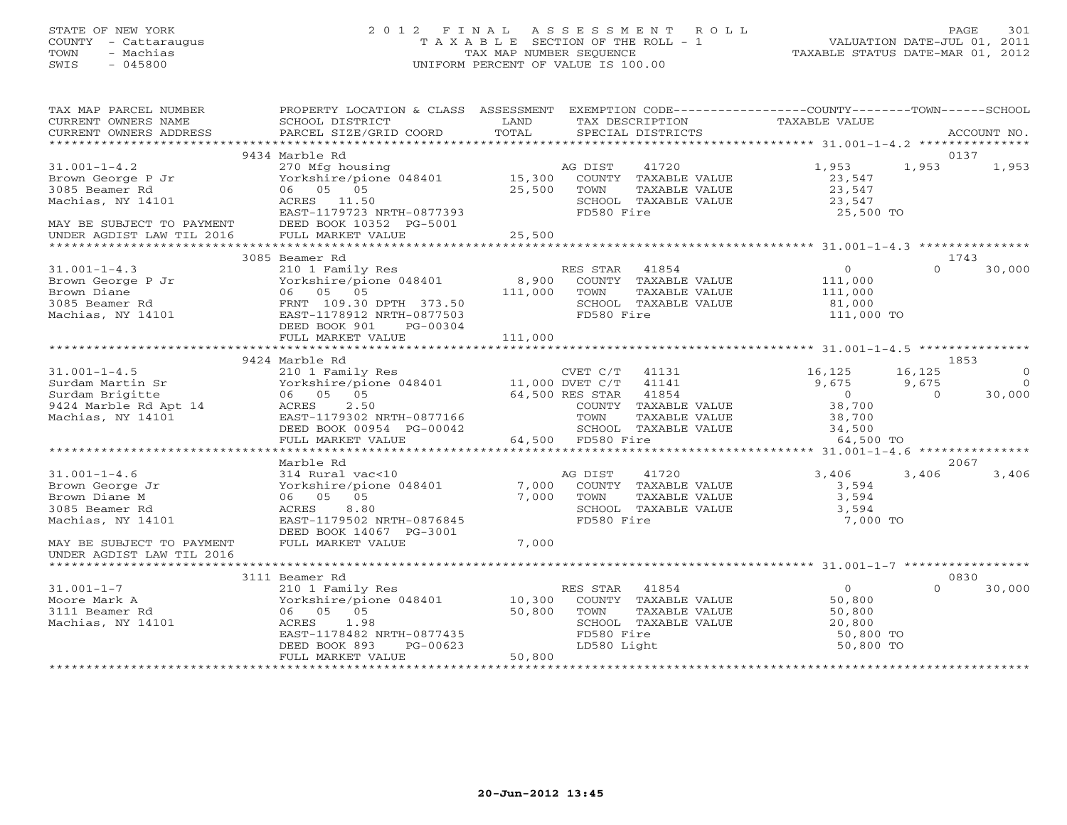STATE OF NEW YORK
COUNTY - Cattaraugus
TOWN - Machias
SWIS - 045800

# 2012 FINAL ASSESSMENT ROLL
TAXABLE SECTION OF THE ROLL - 1
TAX MAP NUMBER SEQUENCE
UNIFORM PERCENT OF VALUE IS 100.00

VALUATION DATE-JUL 01, 2011
TAXABLE STATUS DATE-MAR 01, 2012

| TAX MAP PARCEL NUMBER / CURRENT OWNERS NAME / CURRENT OWNERS ADDRESS | PROPERTY LOCATION & CLASS / SCHOOL DISTRICT / PARCEL SIZE/GRID COORD | ASSESSMENT LAND / TOTAL | EXEMPTION CODE / TAX DESCRIPTION / SPECIAL DISTRICTS | COUNTY TAXABLE VALUE | TOWN | SCHOOL / ACCOUNT NO. |
|---|---|---|---|---|---|---|
| | 9434 Marble Rd | | | | | 0137 |
| 31.001-1-4.2 | 270 Mfg housing | | AG DIST 41720 | 1,953 | 1,953 | 1,953 |
| Brown George P Jr | Yorkshire/pione 048401 | 15,300 | COUNTY TAXABLE VALUE | 23,547 | | |
| 3085 Beamer Rd | 06 05 05 | 25,500 | TOWN TAXABLE VALUE | 23,547 | | |
| Machias, NY 14101 | ACRES 11.50 | | SCHOOL TAXABLE VALUE | 23,547 | | |
| | EAST-1179723 NRTH-0877393 | | FD580 Fire | 25,500 TO | | |
| MAY BE SUBJECT TO PAYMENT | DEED BOOK 10352 PG-5001 | | | | | |
| UNDER AGDIST LAW TIL 2016 | FULL MARKET VALUE | 25,500 | | | | |
| | 3085 Beamer Rd | | | | | 1743 |
| 31.001-1-4.3 | 210 1 Family Res | | RES STAR 41854 | 0 | 0 | 30,000 |
| Brown George P Jr | Yorkshire/pione 048401 | 8,900 | COUNTY TAXABLE VALUE | 111,000 | | |
| Brown Diane | 06 05 05 | 111,000 | TOWN TAXABLE VALUE | 111,000 | | |
| 3085 Beamer Rd | FRNT 109.30 DPTH 373.50 | | SCHOOL TAXABLE VALUE | 81,000 | | |
| Machias, NY 14101 | EAST-1178912 NRTH-0877503 | | FD580 Fire | 111,000 TO | | |
| | DEED BOOK 901 PG-00304 | | | | | |
| | FULL MARKET VALUE | 111,000 | | | | |
| | 9424 Marble Rd | | | | | 1853 |
| 31.001-1-4.5 | 210 1 Family Res | | CVET C/T 41131 | 16,125 | 16,125 | 0 |
| Surdam Martin Sr | Yorkshire/pione 048401 | 11,000 | DVET C/T 41141 | 9,675 | 9,675 | 0 |
| Surdam Brigitte | 06 05 05 | 64,500 | RES STAR 41854 | 0 | 0 | 30,000 |
| 9424 Marble Rd Apt 14 | ACRES 2.50 | | COUNTY TAXABLE VALUE | 38,700 | | |
| Machias, NY 14101 | EAST-1179302 NRTH-0877166 | | TOWN TAXABLE VALUE | 38,700 | | |
| | DEED BOOK 00954 PG-00042 | | SCHOOL TAXABLE VALUE | 34,500 | | |
| | FULL MARKET VALUE | 64,500 | FD580 Fire | 64,500 TO | | |
| | Marble Rd | | | | | 2067 |
| 31.001-1-4.6 | 314 Rural vac<10 | | AG DIST 41720 | 3,406 | 3,406 | 3,406 |
| Brown George Jr | Yorkshire/pione 048401 | 7,000 | COUNTY TAXABLE VALUE | 3,594 | | |
| Brown Diane M | 06 05 05 | 7,000 | TOWN TAXABLE VALUE | 3,594 | | |
| 3085 Beamer Rd | ACRES 8.80 | | SCHOOL TAXABLE VALUE | 3,594 | | |
| Machias, NY 14101 | EAST-1179502 NRTH-0876845 | | FD580 Fire | 7,000 TO | | |
| | DEED BOOK 14067 PG-3001 | | | | | |
| MAY BE SUBJECT TO PAYMENT | FULL MARKET VALUE | 7,000 | | | | |
| UNDER AGDIST LAW TIL 2016 | | | | | | |
| | 3111 Beamer Rd | | | | | 0830 |
| 31.001-1-7 | 210 1 Family Res | | RES STAR 41854 | 0 | 0 | 30,000 |
| Moore Mark A | Yorkshire/pione 048401 | 10,300 | COUNTY TAXABLE VALUE | 50,800 | | |
| 3111 Beamer Rd | 06 05 05 | 50,800 | TOWN TAXABLE VALUE | 50,800 | | |
| Machias, NY 14101 | ACRES 1.98 | | SCHOOL TAXABLE VALUE | 20,800 | | |
| | EAST-1178482 NRTH-0877435 | | FD580 Fire | 50,800 TO | | |
| | DEED BOOK 893 PG-00623 | | LD580 Light | 50,800 TO | | |
| | FULL MARKET VALUE | 50,800 | | | | |

20-Jun-2012 13:45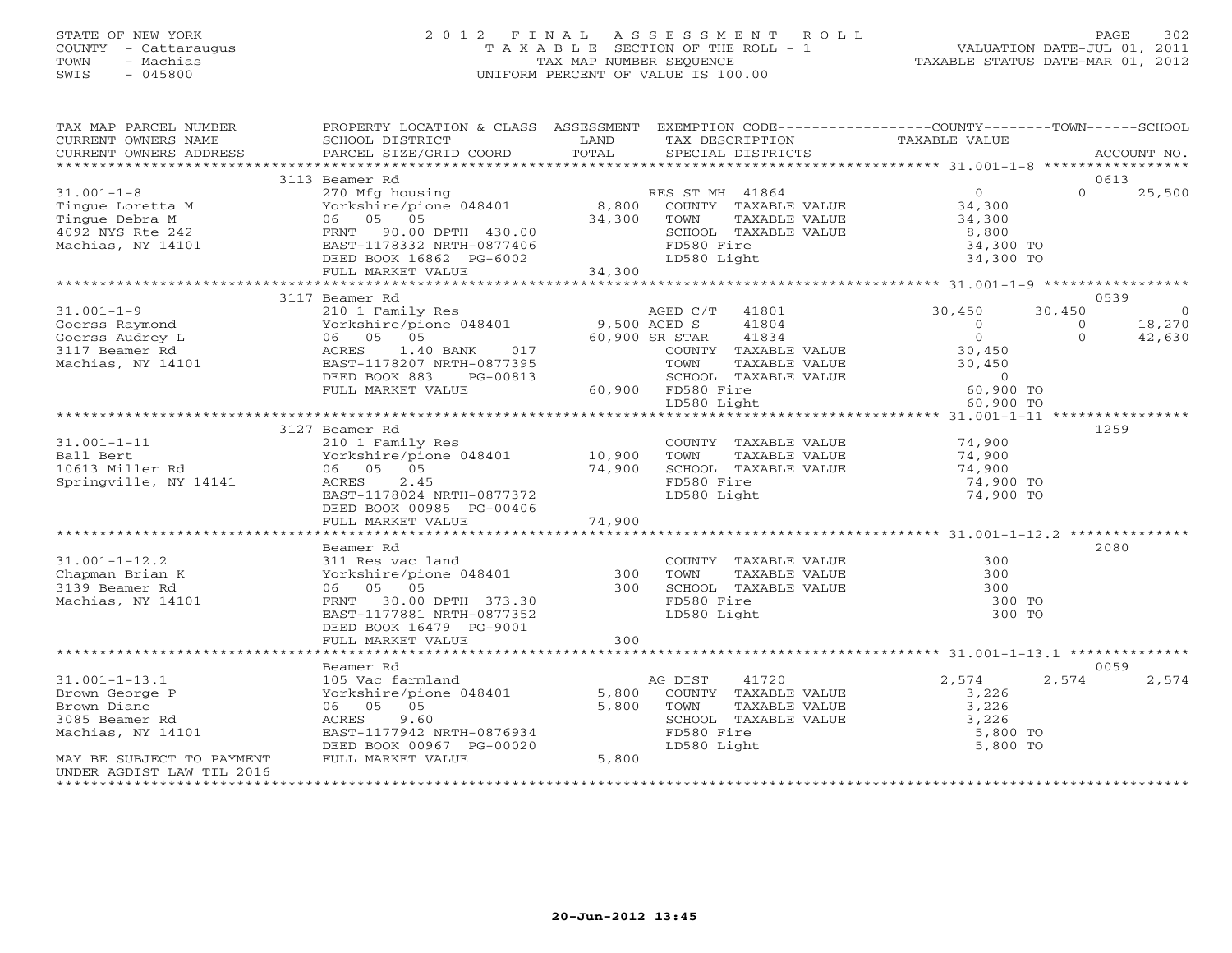STATE OF NEW YORK
COUNTY - Cattaraugus
TOWN - Machias
SWIS - 045800

2012 FINAL ASSESSMENT ROLL
TAXABLE SECTION OF THE ROLL - 1
TAX MAP NUMBER SEQUENCE
UNIFORM PERCENT OF VALUE IS 100.00

VALUATION DATE-JUL 01, 2011
TAXABLE STATUS DATE-MAR 01, 2012

| TAX MAP PARCEL NUMBER / CURRENT OWNERS NAME / CURRENT OWNERS ADDRESS | PROPERTY LOCATION & CLASS / SCHOOL DISTRICT / PARCEL SIZE/GRID COORD | ASSESSMENT LAND | TOTAL | EXEMPTION CODE / TAX DESCRIPTION / SPECIAL DISTRICTS | COUNTY TAXABLE VALUE | TOWN | SCHOOL | ACCOUNT NO. |
|---|---|---|---|---|---|---|---|---|
| | 3113 Beamer Rd | | | | | | | 0613 |
| 31.001-1-8 | 270 Mfg housing | | | RES ST MH 41864 | 0 | 0 | 25,500 | |
| Tingue Loretta M | Yorkshire/pione 048401 | 8,800 | | COUNTY TAXABLE VALUE | 34,300 | | | |
| Tingue Debra M | 06 05 05 | | 34,300 | TOWN TAXABLE VALUE | 34,300 | | | |
| 4092 NYS Rte 242 | FRNT 90.00 DPTH 430.00 | | | SCHOOL TAXABLE VALUE | 8,800 | | | |
| Machias, NY 14101 | EAST-1178332 NRTH-0877406 | | | FD580 Fire | 34,300 TO | | | |
| | DEED BOOK 16862 PG-6002 | | | LD580 Light | 34,300 TO | | | |
| | FULL MARKET VALUE | | 34,300 | | | | | |
| | 3117 Beamer Rd | | | | | | | 0539 |
| 31.001-1-9 | 210 1 Family Res | | | AGED C/T 41801 | 30,450 | 30,450 | 0 | |
| Goerss Raymond | Yorkshire/pione 048401 | 9,500 | | AGED S 41804 | 0 | 0 | 18,270 | |
| Goerss Audrey L | 06 05 05 | | 60,900 | SR STAR 41834 | 0 | 0 | 42,630 | |
| 3117 Beamer Rd | ACRES 1.40 BANK 017 | | | COUNTY TAXABLE VALUE | 30,450 | | | |
| Machias, NY 14101 | EAST-1178207 NRTH-0877395 | | | TOWN TAXABLE VALUE | 30,450 | | | |
| | DEED BOOK 883 PG-00813 | | | SCHOOL TAXABLE VALUE | 0 | | | |
| | FULL MARKET VALUE | | 60,900 | FD580 Fire | 60,900 TO | | | |
| | | | | LD580 Light | 60,900 TO | | | |
| | 3127 Beamer Rd | | | | | | | 1259 |
| 31.001-1-11 | 210 1 Family Res | | | COUNTY TAXABLE VALUE | 74,900 | | | |
| Ball Bert | Yorkshire/pione 048401 | 10,900 | | TOWN TAXABLE VALUE | 74,900 | | | |
| 10613 Miller Rd | 06 05 05 | | 74,900 | SCHOOL TAXABLE VALUE | 74,900 | | | |
| Springville, NY 14141 | ACRES 2.45 | | | FD580 Fire | 74,900 TO | | | |
| | EAST-1178024 NRTH-0877372 | | | LD580 Light | 74,900 TO | | | |
| | DEED BOOK 00985 PG-00406 | | | | | | | |
| | FULL MARKET VALUE | | 74,900 | | | | | |
| | Beamer Rd | | | | | | | 2080 |
| 31.001-1-12.2 | 311 Res vac land | | | COUNTY TAXABLE VALUE | 300 | | | |
| Chapman Brian K | Yorkshire/pione 048401 | 300 | | TOWN TAXABLE VALUE | 300 | | | |
| 3139 Beamer Rd | 06 05 05 | | 300 | SCHOOL TAXABLE VALUE | 300 | | | |
| Machias, NY 14101 | FRNT 30.00 DPTH 373.30 | | | FD580 Fire | 300 TO | | | |
| | EAST-1177881 NRTH-0877352 | | | LD580 Light | 300 TO | | | |
| | DEED BOOK 16479 PG-9001 | | | | | | | |
| | FULL MARKET VALUE | | 300 | | | | | |
| | Beamer Rd | | | | | | | 0059 |
| 31.001-1-13.1 | 105 Vac farmland | | | AG DIST 41720 | 2,574 | 2,574 | 2,574 | |
| Brown George P | Yorkshire/pione 048401 | 5,800 | | COUNTY TAXABLE VALUE | 3,226 | | | |
| Brown Diane | 06 05 05 | | 5,800 | TOWN TAXABLE VALUE | 3,226 | | | |
| 3085 Beamer Rd | ACRES 9.60 | | | SCHOOL TAXABLE VALUE | 3,226 | | | |
| Machias, NY 14101 | EAST-1177942 NRTH-0876934 | | | FD580 Fire | 5,800 TO | | | |
| | DEED BOOK 00967 PG-00020 | | | LD580 Light | 5,800 TO | | | |
| MAY BE SUBJECT TO PAYMENT UNDER AGDIST LAW TIL 2016 | FULL MARKET VALUE | | 5,800 | | | | | |

20-Jun-2012 13:45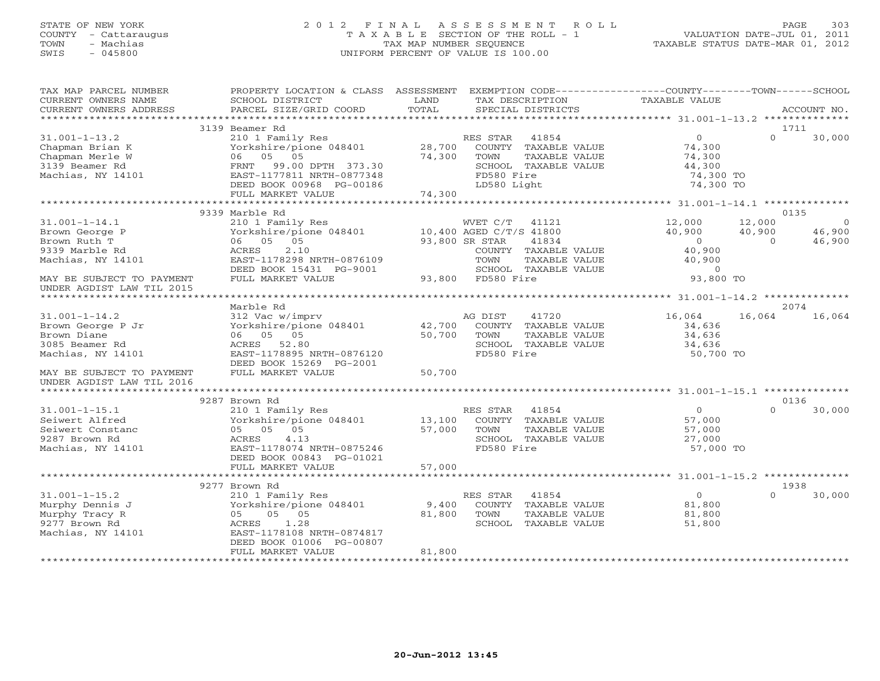STATE OF NEW YORK
COUNTY - Cattaraugus
TOWN - Machias
SWIS - 045800

2012 FINAL ASSESSMENT ROLL
TAXABLE SECTION OF THE ROLL - 1
TAX MAP NUMBER SEQUENCE
UNIFORM PERCENT OF VALUE IS 100.00

VALUATION DATE-JUL 01, 2011
TAXABLE STATUS DATE-MAR 01, 2012

| TAX MAP PARCEL NUMBER / CURRENT OWNERS NAME / CURRENT OWNERS ADDRESS | PROPERTY LOCATION & CLASS / SCHOOL DISTRICT / PARCEL SIZE/GRID COORD | ASSESSMENT LAND / TOTAL | EXEMPTION CODE / TAX DESCRIPTION / SPECIAL DISTRICTS | COUNTY TAXABLE VALUE | TOWN | SCHOOL / ACCOUNT NO. |
|---|---|---|---|---|---|---|
| | 3139 Beamer Rd | | | | | 1711 |
| 31.001-1-13.2 | 210 1 Family Res | | RES STAR 41854 | 0 | 0 | 30,000 |
| Chapman Brian K | Yorkshire/pione 048401 | 28,700 | COUNTY TAXABLE VALUE | 74,300 | | |
| Chapman Merle W | 06 05 05 | 74,300 | TOWN TAXABLE VALUE | 74,300 | | |
| 3139 Beamer Rd | FRNT 99.00 DPTH 373.30 | | SCHOOL TAXABLE VALUE | 44,300 | | |
| Machias, NY 14101 | EAST-1177811 NRTH-0877348 | | FD580 Fire | 74,300 TO | | |
| | DEED BOOK 00968 PG-00186 | | LD580 Light | 74,300 TO | | |
| | FULL MARKET VALUE | 74,300 | | | | |
| | 9339 Marble Rd | | | | | 0135 |
| 31.001-1-14.1 | 210 1 Family Res | | WVET C/T 41121 | 12,000 | 12,000 | 0 |
| Brown George P | Yorkshire/pione 048401 | 10,400 | AGED C/T/S 41800 | 40,900 | 40,900 | 46,900 |
| Brown Ruth T | 06 05 05 | 93,800 | SR STAR 41834 | 0 | 0 | 46,900 |
| 9339 Marble Rd | ACRES 2.10 | | COUNTY TAXABLE VALUE | 40,900 | | |
| Machias, NY 14101 | EAST-1178298 NRTH-0876109 | | TOWN TAXABLE VALUE | 40,900 | | |
| | DEED BOOK 15431 PG-9001 | | SCHOOL TAXABLE VALUE | 0 | | |
| MAY BE SUBJECT TO PAYMENT UNDER AGDIST LAW TIL 2015 | FULL MARKET VALUE | 93,800 | FD580 Fire | 93,800 TO | | |
| | Marble Rd | | | | | 2074 |
| 31.001-1-14.2 | 312 Vac w/imprv | | AG DIST 41720 | 16,064 | 16,064 | 16,064 |
| Brown George P Jr | Yorkshire/pione 048401 | 42,700 | COUNTY TAXABLE VALUE | 34,636 | | |
| Brown Diane | 06 05 05 | 50,700 | TOWN TAXABLE VALUE | 34,636 | | |
| 3085 Beamer Rd | ACRES 52.80 | | SCHOOL TAXABLE VALUE | 34,636 | | |
| Machias, NY 14101 | EAST-1178895 NRTH-0876120 | | FD580 Fire | 50,700 TO | | |
| | DEED BOOK 15269 PG-2001 | | | | | |
| MAY BE SUBJECT TO PAYMENT UNDER AGDIST LAW TIL 2016 | FULL MARKET VALUE | 50,700 | | | | |
| | 9287 Brown Rd | | | | | 0136 |
| 31.001-1-15.1 | 210 1 Family Res | | RES STAR 41854 | 0 | 0 | 30,000 |
| Seiwert Alfred | Yorkshire/pione 048401 | 13,100 | COUNTY TAXABLE VALUE | 57,000 | | |
| Seiwert Constanc | 05 05 05 | 57,000 | TOWN TAXABLE VALUE | 57,000 | | |
| 9287 Brown Rd | ACRES 4.13 | | SCHOOL TAXABLE VALUE | 27,000 | | |
| Machias, NY 14101 | EAST-1178074 NRTH-0875246 | | FD580 Fire | 57,000 TO | | |
| | DEED BOOK 00843 PG-01021 | | | | | |
| | FULL MARKET VALUE | 57,000 | | | | |
| | 9277 Brown Rd | | | | | 1938 |
| 31.001-1-15.2 | 210 1 Family Res | | RES STAR 41854 | 0 | 0 | 30,000 |
| Murphy Dennis J | Yorkshire/pione 048401 | 9,400 | COUNTY TAXABLE VALUE | 81,800 | | |
| Murphy Tracy R | 05 05 05 | 81,800 | TOWN TAXABLE VALUE | 81,800 | | |
| 9277 Brown Rd | ACRES 1.28 | | SCHOOL TAXABLE VALUE | 51,800 | | |
| Machias, NY 14101 | EAST-1178108 NRTH-0874817 | | | | | |
| | DEED BOOK 01006 PG-00807 | | | | | |
| | FULL MARKET VALUE | 81,800 | | | | |

20-Jun-2012 13:45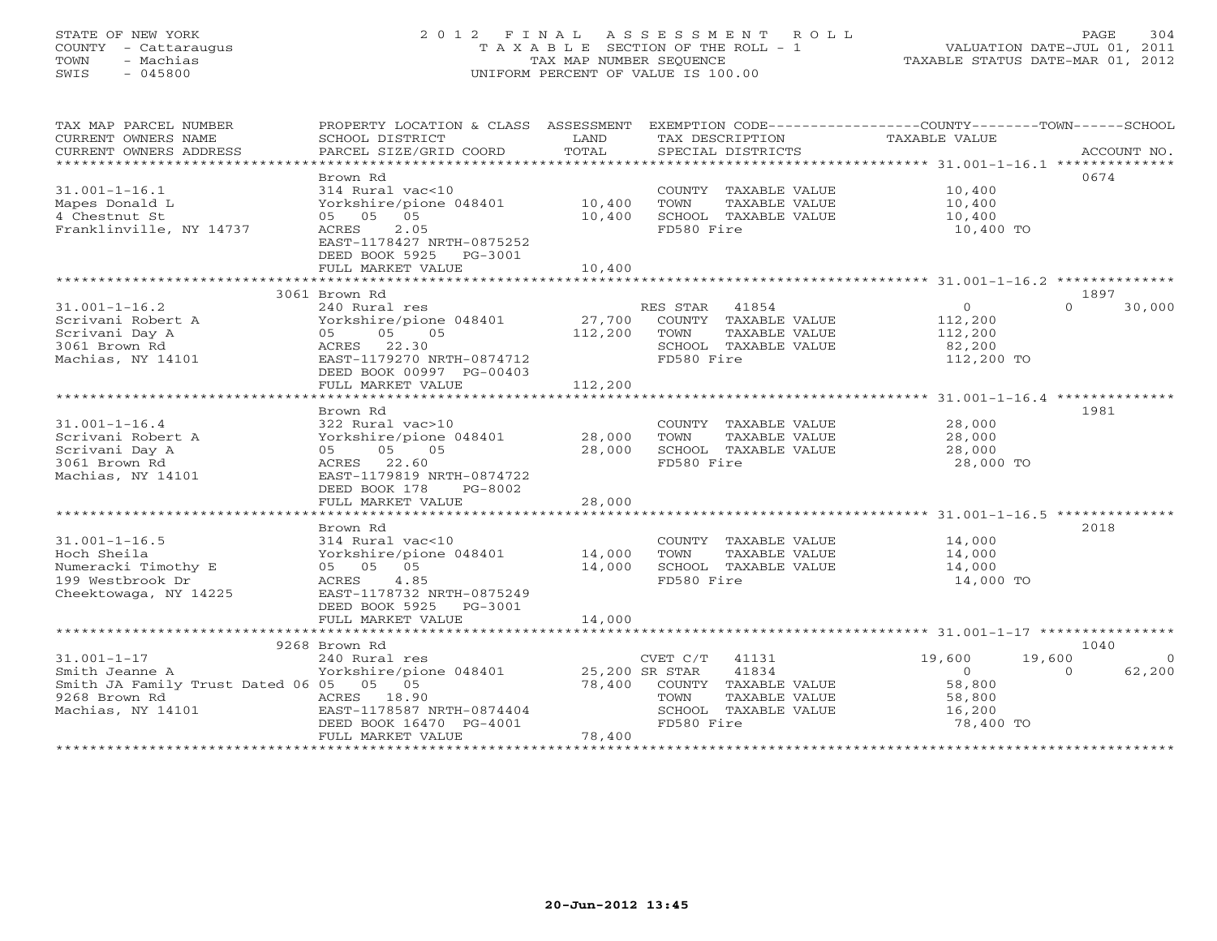STATE OF NEW YORK
COUNTY - Cattaraugus
TOWN - Machias
SWIS - 045800

# 2012 FINAL ASSESSMENT ROLL

TAXABLE SECTION OF THE ROLL - 1
TAX MAP NUMBER SEQUENCE
UNIFORM PERCENT OF VALUE IS 100.00

VALUATION DATE-JUL 01, 2011
TAXABLE STATUS DATE-MAR 01, 2012

| TAX MAP PARCEL NUMBER / CURRENT OWNERS NAME / CURRENT OWNERS ADDRESS | PROPERTY LOCATION & CLASS / SCHOOL DISTRICT / PARCEL SIZE/GRID COORD | ASSESSMENT LAND | TOTAL | EXEMPTION CODE / TAX DESCRIPTION / SPECIAL DISTRICTS | COUNTY TAXABLE VALUE | TOWN | SCHOOL | ACCOUNT NO. |
|---|---|---|---|---|---|---|---|---|
| 31.001-1-16.1 | Brown Rd | | | | | | | 0674 |
| | 314 Rural vac<10 | | | COUNTY TAXABLE VALUE | 10,400 | | | |
| Mapes Donald L | Yorkshire/pione 048401 | 10,400 | | TOWN TAXABLE VALUE | 10,400 | | | |
| 4 Chestnut St | 05 05 05 | | 10,400 | SCHOOL TAXABLE VALUE | 10,400 | | | |
| Franklinville, NY 14737 | ACRES 2.05 | | | FD580 Fire | 10,400 TO | | | |
| | EAST-1178427 NRTH-0875252 | | | | | | | |
| | DEED BOOK 5925 PG-3001 | | | | | | | |
| | FULL MARKET VALUE | | 10,400 | | | | | |
| 31.001-1-16.2 | 3061 Brown Rd | | | | | | | 1897 |
| | 240 Rural res | | | RES STAR 41854 | 0 | | 0 | 30,000 |
| Scrivani Robert A | Yorkshire/pione 048401 | 27,700 | | COUNTY TAXABLE VALUE | 112,200 | | | |
| Scrivani Day A | 05 05 05 | | 112,200 | TOWN TAXABLE VALUE | 112,200 | | | |
| 3061 Brown Rd | ACRES 22.30 | | | SCHOOL TAXABLE VALUE | 82,200 | | | |
| Machias, NY 14101 | EAST-1179270 NRTH-0874712 | | | FD580 Fire | 112,200 TO | | | |
| | DEED BOOK 00997 PG-00403 | | | | | | | |
| | FULL MARKET VALUE | | 112,200 | | | | | |
| 31.001-1-16.4 | Brown Rd | | | | | | | 1981 |
| | 322 Rural vac>10 | | | COUNTY TAXABLE VALUE | 28,000 | | | |
| Scrivani Robert A | Yorkshire/pione 048401 | 28,000 | | TOWN TAXABLE VALUE | 28,000 | | | |
| Scrivani Day A | 05 05 05 | | 28,000 | SCHOOL TAXABLE VALUE | 28,000 | | | |
| 3061 Brown Rd | ACRES 22.60 | | | FD580 Fire | 28,000 TO | | | |
| Machias, NY 14101 | EAST-1179819 NRTH-0874722 | | | | | | | |
| | DEED BOOK 178 PG-8002 | | | | | | | |
| | FULL MARKET VALUE | | 28,000 | | | | | |
| 31.001-1-16.5 | Brown Rd | | | | | | | 2018 |
| | 314 Rural vac<10 | | | COUNTY TAXABLE VALUE | 14,000 | | | |
| Hoch Sheila | Yorkshire/pione 048401 | 14,000 | | TOWN TAXABLE VALUE | 14,000 | | | |
| Numeracki Timothy E | 05 05 05 | | 14,000 | SCHOOL TAXABLE VALUE | 14,000 | | | |
| 199 Westbrook Dr | ACRES 4.85 | | | FD580 Fire | 14,000 TO | | | |
| Cheektowaga, NY 14225 | EAST-1178732 NRTH-0875249 | | | | | | | |
| | DEED BOOK 5925 PG-3001 | | | | | | | |
| | FULL MARKET VALUE | | 14,000 | | | | | |
| 31.001-1-17 | 9268 Brown Rd | | | | | | | 1040 |
| | 240 Rural res | | | CVET C/T 41131 | 19,600 | 19,600 | | 0 |
| Smith Jeanne A | Yorkshire/pione 048401 | 25,200 | | SR STAR 41834 | 0 | | 0 | 62,200 |
| Smith JA Family Trust Dated 06 | 05 05 05 | | 78,400 | COUNTY TAXABLE VALUE | 58,800 | | | |
| 9268 Brown Rd | ACRES 18.90 | | | TOWN TAXABLE VALUE | 58,800 | | | |
| Machias, NY 14101 | EAST-1178587 NRTH-0874404 | | | SCHOOL TAXABLE VALUE | 16,200 | | | |
| | DEED BOOK 16470 PG-4001 | | | FD580 Fire | 78,400 TO | | | |
| | FULL MARKET VALUE | | 78,400 | | | | | |

20-Jun-2012 13:45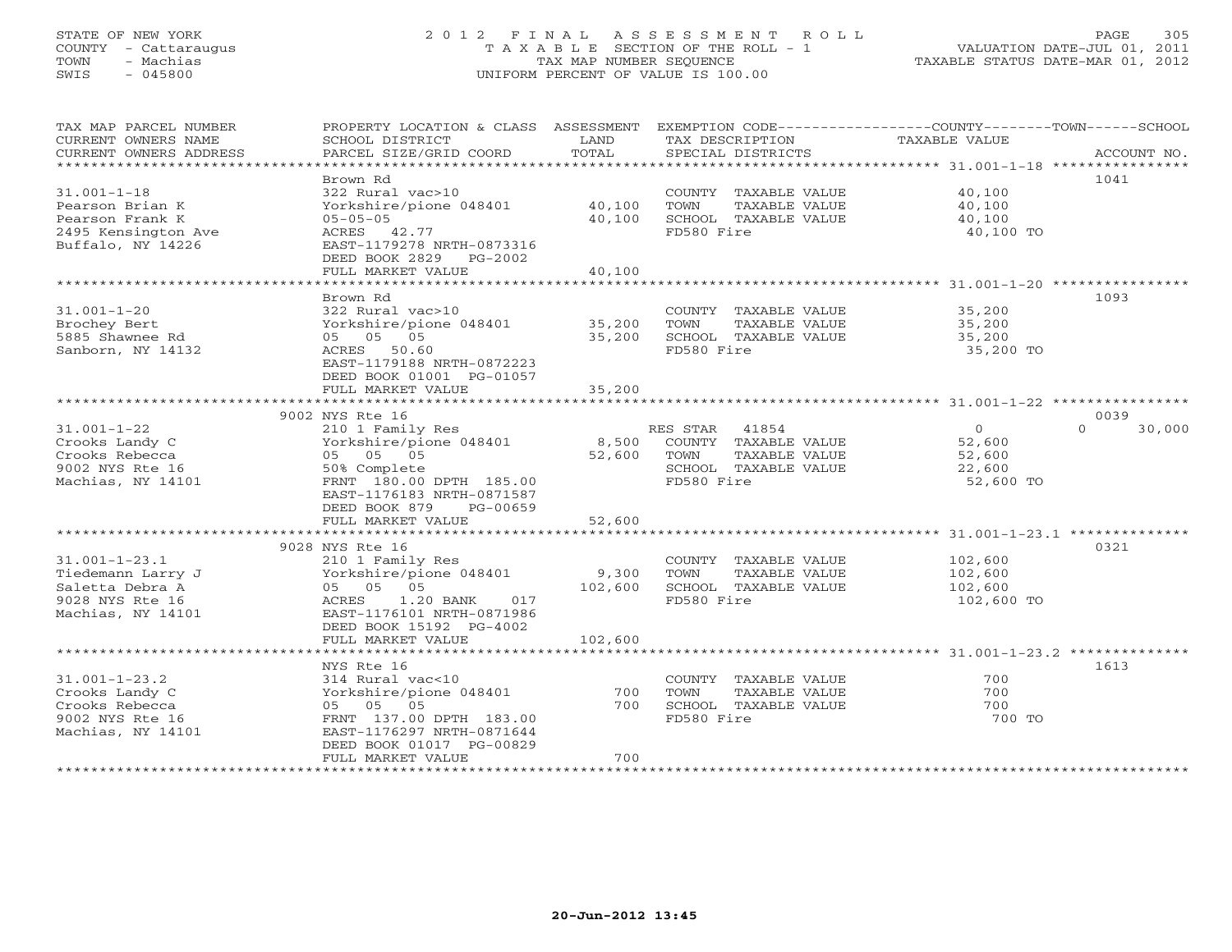STATE OF NEW YORK
COUNTY - Cattaraugus
TOWN - Machias
SWIS - 045800

# 2012 FINAL ASSESSMENT ROLL
TAXABLE SECTION OF THE ROLL - 1
TAX MAP NUMBER SEQUENCE
UNIFORM PERCENT OF VALUE IS 100.00

VALUATION DATE-JUL 01, 2011
TAXABLE STATUS DATE-MAR 01, 2012

| TAX MAP PARCEL NUMBER / CURRENT OWNERS NAME / CURRENT OWNERS ADDRESS | PROPERTY LOCATION & CLASS / SCHOOL DISTRICT / PARCEL SIZE/GRID COORD | ASSESSMENT LAND | TOTAL | EXEMPTION CODE / TAX DESCRIPTION / SPECIAL DISTRICTS | COUNTY / TOWN / SCHOOL TAXABLE VALUE | ACCOUNT NO. |
|---|---|---|---|---|---|---|
| 31.001-1-18 | Brown Rd | | | | | 1041 |
| Pearson Brian K | 322 Rural vac>10 | | | COUNTY TAXABLE VALUE | 40,100 | |
| Pearson Frank K | Yorkshire/pione 048401 | 40,100 | | TOWN TAXABLE VALUE | 40,100 | |
| 2495 Kensington Ave | 05-05-05 | | 40,100 | SCHOOL TAXABLE VALUE | 40,100 | |
| Buffalo, NY 14226 | ACRES 42.77 | | | FD580 Fire | 40,100 TO | |
| | EAST-1179278 NRTH-0873316 | | | | | |
| | DEED BOOK 2829 PG-2002 | | | | | |
| | FULL MARKET VALUE | | 40,100 | | | |
| 31.001-1-20 | Brown Rd | | | | | 1093 |
| Brochey Bert | 322 Rural vac>10 | | | COUNTY TAXABLE VALUE | 35,200 | |
| 5885 Shawnee Rd | Yorkshire/pione 048401 | 35,200 | | TOWN TAXABLE VALUE | 35,200 | |
| Sanborn, NY 14132 | 05 05 05 | | 35,200 | SCHOOL TAXABLE VALUE | 35,200 | |
| | ACRES 50.60 | | | FD580 Fire | 35,200 TO | |
| | EAST-1179188 NRTH-0872223 | | | | | |
| | DEED BOOK 01001 PG-01057 | | | | | |
| | FULL MARKET VALUE | | 35,200 | | | |
| 31.001-1-22 | 9002 NYS Rte 16 | | | | | 0039 |
| Crooks Landy C | 210 1 Family Res | | | RES STAR 41854 | 0 / 0 / 30,000 | |
| Crooks Rebecca | Yorkshire/pione 048401 | 8,500 | | COUNTY TAXABLE VALUE | 52,600 | |
| 9002 NYS Rte 16 | 05 05 05 | | 52,600 | TOWN TAXABLE VALUE | 52,600 | |
| Machias, NY 14101 | 50% Complete | | | SCHOOL TAXABLE VALUE | 22,600 | |
| | FRNT 180.00 DPTH 185.00 | | | FD580 Fire | 52,600 TO | |
| | EAST-1176183 NRTH-0871587 | | | | | |
| | DEED BOOK 879 PG-00659 | | | | | |
| | FULL MARKET VALUE | | 52,600 | | | |
| 31.001-1-23.1 | 9028 NYS Rte 16 | | | | | 0321 |
| Tiedemann Larry J | 210 1 Family Res | | | COUNTY TAXABLE VALUE | 102,600 | |
| Saletta Debra A | Yorkshire/pione 048401 | 9,300 | | TOWN TAXABLE VALUE | 102,600 | |
| 9028 NYS Rte 16 | 05 05 05 | | 102,600 | SCHOOL TAXABLE VALUE | 102,600 | |
| Machias, NY 14101 | ACRES 1.20 BANK 017 | | | FD580 Fire | 102,600 TO | |
| | EAST-1176101 NRTH-0871986 | | | | | |
| | DEED BOOK 15192 PG-4002 | | | | | |
| | FULL MARKET VALUE | | 102,600 | | | |
| 31.001-1-23.2 | NYS Rte 16 | | | | | 1613 |
| Crooks Landy C | 314 Rural vac<10 | | | COUNTY TAXABLE VALUE | 700 | |
| Crooks Rebecca | Yorkshire/pione 048401 | 700 | | TOWN TAXABLE VALUE | 700 | |
| 9002 NYS Rte 16 | 05 05 05 | | 700 | SCHOOL TAXABLE VALUE | 700 | |
| Machias, NY 14101 | FRNT 137.00 DPTH 183.00 | | | FD580 Fire | 700 TO | |
| | EAST-1176297 NRTH-0871644 | | | | | |
| | DEED BOOK 01017 PG-00829 | | | | | |
| | FULL MARKET VALUE | | 700 | | | |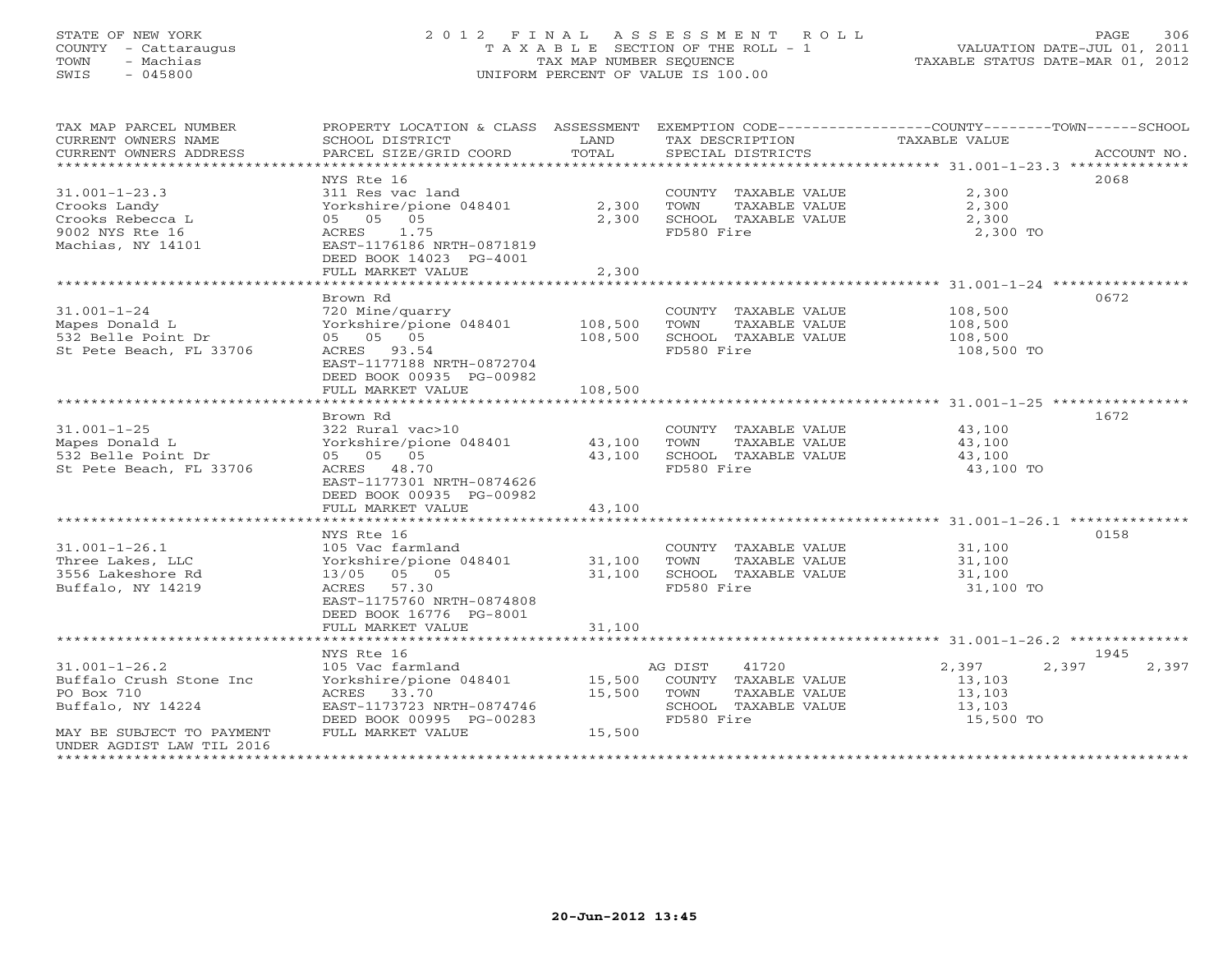STATE OF NEW YORK
COUNTY - Cattaraugus
TOWN - Machias
SWIS - 045800

2012 FINAL ASSESSMENT ROLL
TAXABLE SECTION OF THE ROLL - 1
TAX MAP NUMBER SEQUENCE
UNIFORM PERCENT OF VALUE IS 100.00

VALUATION DATE-JUL 01, 2011
TAXABLE STATUS DATE-MAR 01, 2012

| TAX MAP PARCEL NUMBER / CURRENT OWNERS NAME / CURRENT OWNERS ADDRESS | PROPERTY LOCATION & CLASS / SCHOOL DISTRICT / PARCEL SIZE/GRID COORD | ASSESSMENT LAND | TOTAL | EXEMPTION CODE / TAX DESCRIPTION / SPECIAL DISTRICTS | COUNTY TAXABLE VALUE | TOWN | SCHOOL | ACCOUNT NO. |
|---|---|---|---|---|---|---|---|---|
| 31.001-1-23.3 | NYS Rte 16 | | | | | | | 2068 |
| Crooks Landy | 311 Res vac land | | | COUNTY TAXABLE VALUE | 2,300 | | | |
| Crooks Rebecca L | Yorkshire/pione 048401 | 2,300 | | TOWN TAXABLE VALUE | 2,300 | | | |
| 9002 NYS Rte 16 | 05 05 05 | | 2,300 | SCHOOL TAXABLE VALUE | 2,300 | | | |
| Machias, NY 14101 | ACRES 1.75 | | | FD580 Fire | 2,300 TO | | | |
| | EAST-1176186 NRTH-0871819 | | | | | | | |
| | DEED BOOK 14023 PG-4001 | | | | | | | |
| | FULL MARKET VALUE | | 2,300 | | | | | |
| 31.001-1-24 | Brown Rd | | | | | | | 0672 |
| Mapes Donald L | 720 Mine/quarry | | | COUNTY TAXABLE VALUE | 108,500 | | | |
| 532 Belle Point Dr | Yorkshire/pione 048401 | 108,500 | | TOWN TAXABLE VALUE | 108,500 | | | |
| St Pete Beach, FL 33706 | 05 05 05 | | 108,500 | SCHOOL TAXABLE VALUE | 108,500 | | | |
| | ACRES 93.54 | | | FD580 Fire | 108,500 TO | | | |
| | EAST-1177188 NRTH-0872704 | | | | | | | |
| | DEED BOOK 00935 PG-00982 | | | | | | | |
| | FULL MARKET VALUE | | 108,500 | | | | | |
| 31.001-1-25 | Brown Rd | | | | | | | 1672 |
| Mapes Donald L | 322 Rural vac>10 | | | COUNTY TAXABLE VALUE | 43,100 | | | |
| 532 Belle Point Dr | Yorkshire/pione 048401 | 43,100 | | TOWN TAXABLE VALUE | 43,100 | | | |
| St Pete Beach, FL 33706 | 05 05 05 | | 43,100 | SCHOOL TAXABLE VALUE | 43,100 | | | |
| | ACRES 48.70 | | | FD580 Fire | 43,100 TO | | | |
| | EAST-1177301 NRTH-0874626 | | | | | | | |
| | DEED BOOK 00935 PG-00982 | | | | | | | |
| | FULL MARKET VALUE | | 43,100 | | | | | |
| 31.001-1-26.1 | NYS Rte 16 | | | | | | | 0158 |
| Three Lakes, LLC | 105 Vac farmland | | | COUNTY TAXABLE VALUE | 31,100 | | | |
| 3556 Lakeshore Rd | Yorkshire/pione 048401 | 31,100 | | TOWN TAXABLE VALUE | 31,100 | | | |
| Buffalo, NY 14219 | 13/05 05 05 | | 31,100 | SCHOOL TAXABLE VALUE | 31,100 | | | |
| | ACRES 57.30 | | | FD580 Fire | 31,100 TO | | | |
| | EAST-1175760 NRTH-0874808 | | | | | | | |
| | DEED BOOK 16776 PG-8001 | | | | | | | |
| | FULL MARKET VALUE | | 31,100 | | | | | |
| 31.001-1-26.2 | NYS Rte 16 | | | | | | | 1945 |
| Buffalo Crush Stone Inc | 105 Vac farmland | | | AG DIST 41720 | 2,397 | 2,397 | 2,397 | |
| PO Box 710 | Yorkshire/pione 048401 | 15,500 | | COUNTY TAXABLE VALUE | 13,103 | | | |
| Buffalo, NY 14224 | ACRES 33.70 | | 15,500 | TOWN TAXABLE VALUE | 13,103 | | | |
| | EAST-1173723 NRTH-0874746 | | | SCHOOL TAXABLE VALUE | 13,103 | | | |
| | DEED BOOK 00995 PG-00283 | | | FD580 Fire | 15,500 TO | | | |
| MAY BE SUBJECT TO PAYMENT UNDER AGDIST LAW TIL 2016 | FULL MARKET VALUE | | 15,500 | | | | | |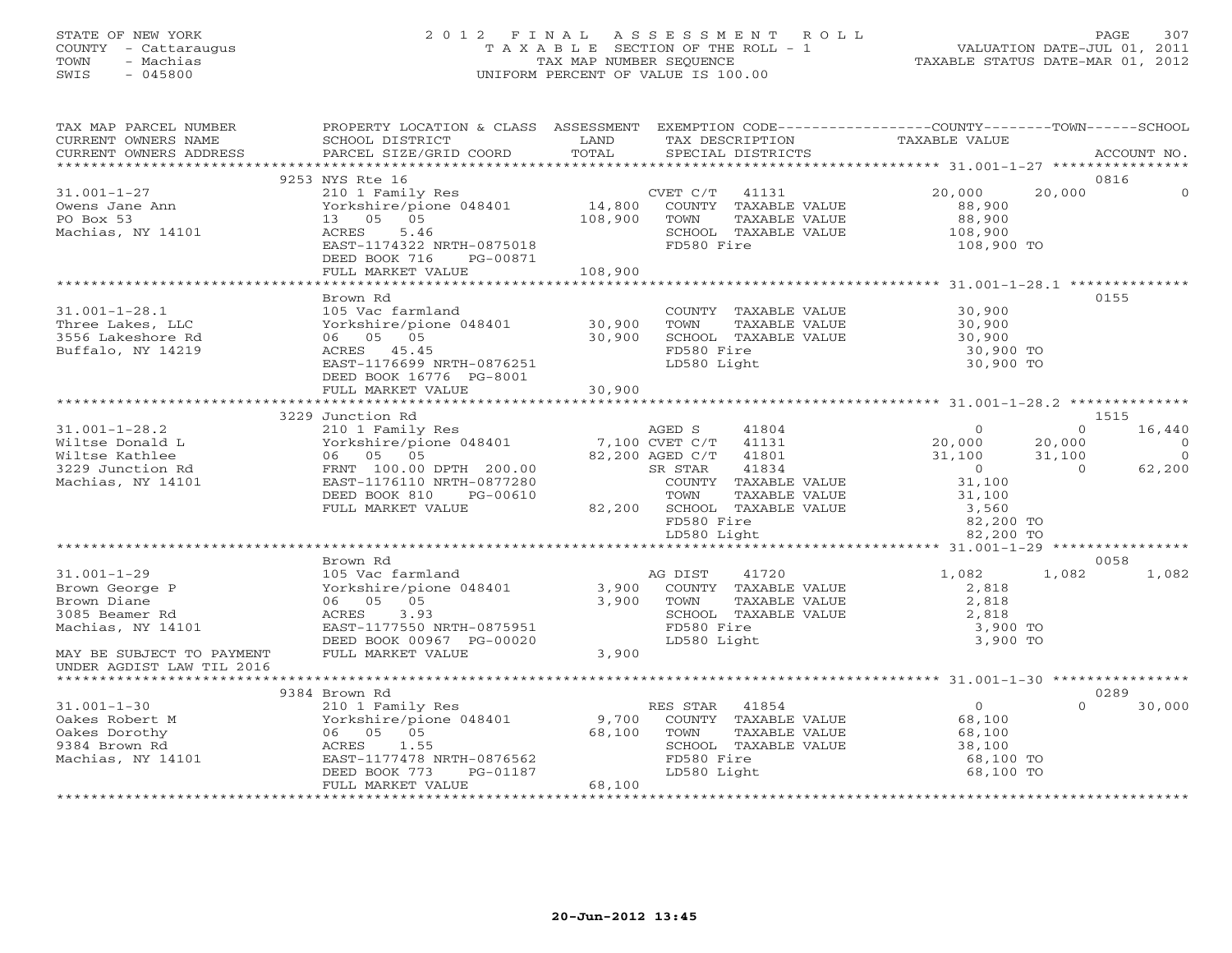STATE OF NEW YORK
COUNTY - Cattaraugus
TOWN - Machias
SWIS - 045800

# 2012 FINAL ASSESSMENT ROLL
TAXABLE SECTION OF THE ROLL - 1
TAX MAP NUMBER SEQUENCE
UNIFORM PERCENT OF VALUE IS 100.00

VALUATION DATE-JUL 01, 2011
TAXABLE STATUS DATE-MAR 01, 2012

| TAX MAP PARCEL NUMBER / CURRENT OWNERS NAME / CURRENT OWNERS ADDRESS | PROPERTY LOCATION & CLASS / SCHOOL DISTRICT / PARCEL SIZE/GRID COORD | ASSESSMENT LAND / TOTAL | EXEMPTION CODE / TAX DESCRIPTION / SPECIAL DISTRICTS | COUNTY TAXABLE VALUE | TOWN | SCHOOL | ACCOUNT NO. |
|---|---|---|---|---|---|---|---|
| | 9253 NYS Rte 16 | | | | | | 0816 |
| 31.001-1-27 | 210 1 Family Res | | CVET C/T 41131 | 20,000 | 20,000 | 0 | |
| Owens Jane Ann | Yorkshire/pione 048401 | 14,800 | COUNTY TAXABLE VALUE | 88,900 | | | |
| PO Box 53 | 13 05 05 | 108,900 | TOWN TAXABLE VALUE | 88,900 | | | |
| Machias, NY 14101 | ACRES 5.46 | | SCHOOL TAXABLE VALUE | 108,900 | | | |
| | EAST-1174322 NRTH-0875018 | | FD580 Fire | 108,900 TO | | | |
| | DEED BOOK 716 PG-00871 | | | | | | |
| | FULL MARKET VALUE | 108,900 | | | | | |
| | Brown Rd | | | | | | 0155 |
| 31.001-1-28.1 | 105 Vac farmland | | COUNTY TAXABLE VALUE | 30,900 | | | |
| Three Lakes, LLC | Yorkshire/pione 048401 | 30,900 | TOWN TAXABLE VALUE | 30,900 | | | |
| 3556 Lakeshore Rd | 06 05 05 | 30,900 | SCHOOL TAXABLE VALUE | 30,900 | | | |
| Buffalo, NY 14219 | ACRES 45.45 | | FD580 Fire | 30,900 TO | | | |
| | EAST-1176699 NRTH-0876251 | | LD580 Light | 30,900 TO | | | |
| | DEED BOOK 16776 PG-8001 | | | | | | |
| | FULL MARKET VALUE | 30,900 | | | | | |
| | 3229 Junction Rd | | | | | | 1515 |
| 31.001-1-28.2 | 210 1 Family Res | | AGED S 41804 | 0 | 0 | 16,440 | |
| Wiltse Donald L | Yorkshire/pione 048401 | 7,100 | CVET C/T 41131 | 20,000 | 20,000 | 0 | |
| Wiltse Kathlee | 06 05 05 | 82,200 | AGED C/T 41801 | 31,100 | 31,100 | 0 | |
| 3229 Junction Rd | FRNT 100.00 DPTH 200.00 | | SR STAR 41834 | 0 | 0 | 62,200 | |
| Machias, NY 14101 | EAST-1176110 NRTH-0877280 | | COUNTY TAXABLE VALUE | 31,100 | | | |
| | DEED BOOK 810 PG-00610 | | TOWN TAXABLE VALUE | 31,100 | | | |
| | FULL MARKET VALUE | 82,200 | SCHOOL TAXABLE VALUE | 3,560 | | | |
| | | | FD580 Fire | 82,200 TO | | | |
| | | | LD580 Light | 82,200 TO | | | |
| | Brown Rd | | | | | | 0058 |
| 31.001-1-29 | 105 Vac farmland | | AG DIST 41720 | 1,082 | 1,082 | 1,082 | |
| Brown George P | Yorkshire/pione 048401 | 3,900 | COUNTY TAXABLE VALUE | 2,818 | | | |
| Brown Diane | 06 05 05 | 3,900 | TOWN TAXABLE VALUE | 2,818 | | | |
| 3085 Beamer Rd | ACRES 3.93 | | SCHOOL TAXABLE VALUE | 2,818 | | | |
| Machias, NY 14101 | EAST-1177550 NRTH-0875951 | | FD580 Fire | 3,900 TO | | | |
| | DEED BOOK 00967 PG-00020 | | LD580 Light | 3,900 TO | | | |
| MAY BE SUBJECT TO PAYMENT UNDER AGDIST LAW TIL 2016 | FULL MARKET VALUE | 3,900 | | | | | |
| | 9384 Brown Rd | | | | | | 0289 |
| 31.001-1-30 | 210 1 Family Res | | RES STAR 41854 | 0 | 0 | 30,000 | |
| Oakes Robert M | Yorkshire/pione 048401 | 9,700 | COUNTY TAXABLE VALUE | 68,100 | | | |
| Oakes Dorothy | 06 05 05 | 68,100 | TOWN TAXABLE VALUE | 68,100 | | | |
| 9384 Brown Rd | ACRES 1.55 | | SCHOOL TAXABLE VALUE | 38,100 | | | |
| Machias, NY 14101 | EAST-1177478 NRTH-0876562 | | FD580 Fire | 68,100 TO | | | |
| | DEED BOOK 773 PG-01187 | | LD580 Light | 68,100 TO | | | |
| | FULL MARKET VALUE | 68,100 | | | | | |

20-Jun-2012 13:45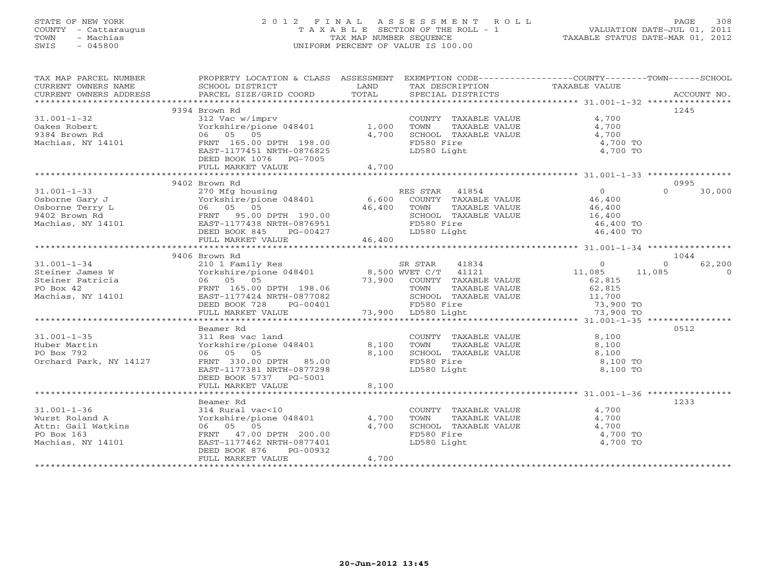STATE OF NEW YORK
COUNTY - Cattaraugus
TOWN - Machias
SWIS - 045800

2012 FINAL ASSESSMENT ROLL
TAXABLE SECTION OF THE ROLL - 1
TAX MAP NUMBER SEQUENCE
UNIFORM PERCENT OF VALUE IS 100.00

VALUATION DATE-JUL 01, 2011
TAXABLE STATUS DATE-MAR 01, 2012

```
TAX MAP PARCEL NUMBER     PROPERTY LOCATION & CLASS  ASSESSMENT  EXEMPTION CODE------------------COUNTY--------TOWN------SCHOOL
CURRENT OWNERS NAME       SCHOOL DISTRICT               LAND      TAX DESCRIPTION            TAXABLE VALUE
CURRENT OWNERS ADDRESS    PARCEL SIZE/GRID COORD        TOTAL     SPECIAL DISTRICTS                                  ACCOUNT NO.
******************************************************************************************************* 31.001-1-32 ****************
                          9394 Brown Rd                                                                                   1245
31.001-1-32               312 Vac w/imprv                         COUNTY  TAXABLE VALUE            4,700
Oakes Robert              Yorkshire/pione 048401       1,000      TOWN    TAXABLE VALUE            4,700
9384 Brown Rd             06  05  05                   4,700      SCHOOL  TAXABLE VALUE            4,700
Machias, NY 14101         FRNT 165.00 DPTH 198.00                 FD580 Fire                        4,700 TO
                          EAST-1177451 NRTH-0876825               LD580 Light                       4,700 TO
                          DEED BOOK 1076   PG-7005
                          FULL MARKET VALUE            4,700
******************************************************************************************************* 31.001-1-33 ****************
                          9402 Brown Rd                                                                                   0995
31.001-1-33               270 Mfg housing                         RES STAR   41854                   0             0      30,000
Osborne Gary J            Yorkshire/pione 048401       6,600      COUNTY  TAXABLE VALUE           46,400
Osborne Terry L           06  05  05                  46,400      TOWN    TAXABLE VALUE           46,400
9402 Brown Rd             FRNT  95.00 DPTH 190.00                 SCHOOL  TAXABLE VALUE           16,400
Machias, NY 14101         EAST-1177438 NRTH-0876951               FD580 Fire                       46,400 TO
                          DEED BOOK 845    PG-00427               LD580 Light                      46,400 TO
                          FULL MARKET VALUE           46,400
******************************************************************************************************* 31.001-1-34 ****************
                          9406 Brown Rd                                                                                   1044
31.001-1-34               210 1 Family Res                        SR STAR    41834                   0             0      62,200
Steiner James W           Yorkshire/pione 048401       8,500 WVET C/T    41121                  11,085        11,085           0
Steiner Patricia          06  05  05                  73,900      COUNTY  TAXABLE VALUE           62,815
PO Box 42                 FRNT 165.00 DPTH 198.06                 TOWN    TAXABLE VALUE           62,815
Machias, NY 14101         EAST-1177424 NRTH-0877082               SCHOOL  TAXABLE VALUE           11,700
                          DEED BOOK 728    PG-00401               FD580 Fire                       73,900 TO
                          FULL MARKET VALUE           73,900      LD580 Light                      73,900 TO
******************************************************************************************************* 31.001-1-35 ****************
                          Beamer Rd                                                                                       0512
31.001-1-35               311 Res vac land                        COUNTY  TAXABLE VALUE            8,100
Huber Martin              Yorkshire/pione 048401       8,100      TOWN    TAXABLE VALUE            8,100
PO Box 792                06  05  05                   8,100      SCHOOL  TAXABLE VALUE            8,100
Orchard Park, NY 14127    FRNT 330.00 DPTH  85.00                 FD580 Fire                        8,100 TO
                          EAST-1177381 NRTH-0877298               LD580 Light                       8,100 TO
                          DEED BOOK 5737   PG-5001
                          FULL MARKET VALUE            8,100
******************************************************************************************************* 31.001-1-36 ****************
                          Beamer Rd                                                                                       1233
31.001-1-36               314 Rural vac<10                        COUNTY  TAXABLE VALUE            4,700
Wurst Roland A            Yorkshire/pione 048401       4,700      TOWN    TAXABLE VALUE            4,700
Attn: Gail Watkins        06  05  05                   4,700      SCHOOL  TAXABLE VALUE            4,700
PO Box 163                FRNT  47.00 DPTH 200.00                 FD580 Fire                        4,700 TO
Machias, NY 14101         EAST-1177462 NRTH-0877401               LD580 Light                       4,700 TO
                          DEED BOOK 876    PG-00932
                          FULL MARKET VALUE            4,700
************************************************************************************************************************************
```

20-Jun-2012 13:45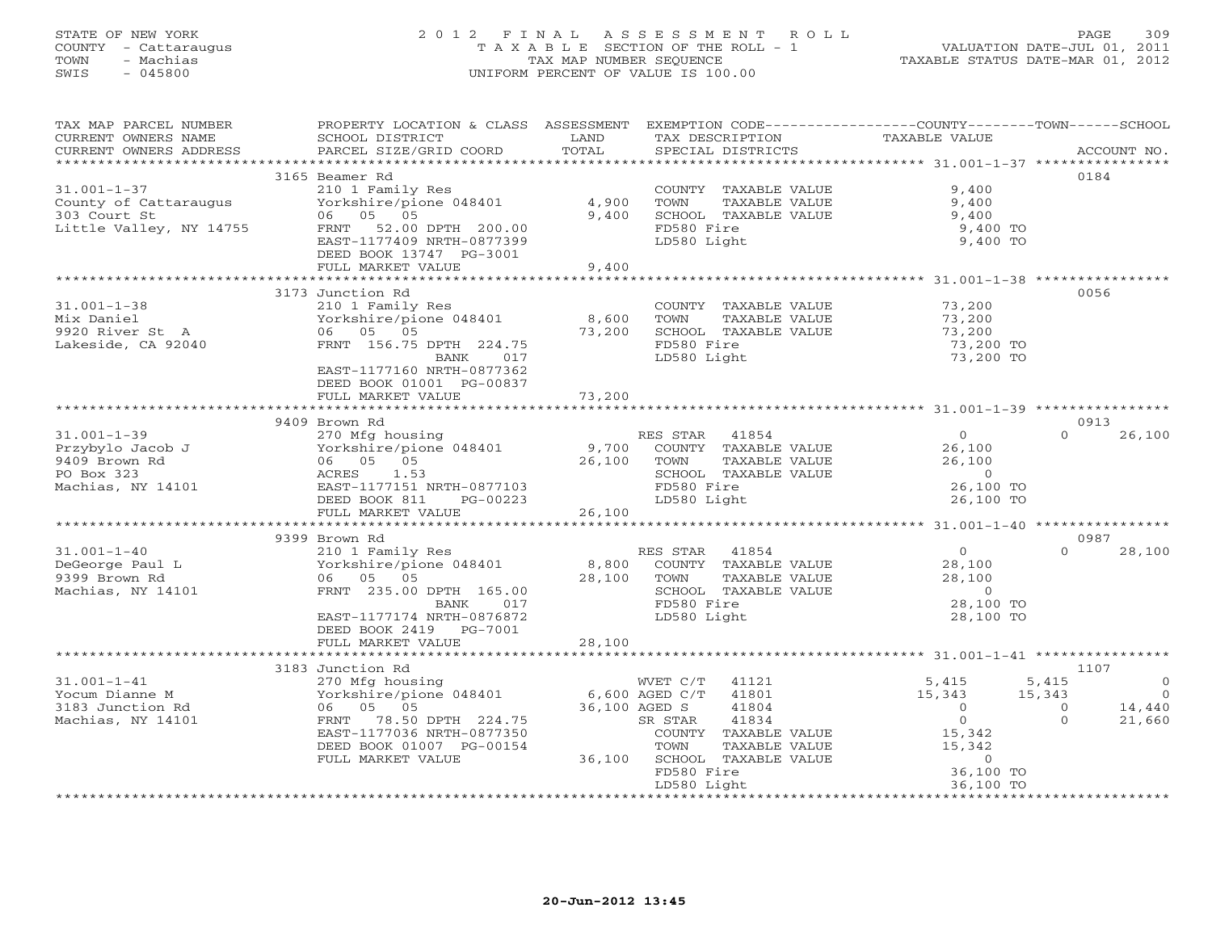STATE OF NEW YORK
COUNTY - Cattaraugus
TOWN - Machias
SWIS - 045800

2012 FINAL ASSESSMENT ROLL
TAXABLE SECTION OF THE ROLL - 1
TAX MAP NUMBER SEQUENCE
UNIFORM PERCENT OF VALUE IS 100.00

VALUATION DATE-JUL 01, 2011
TAXABLE STATUS DATE-MAR 01, 2012

| TAX MAP PARCEL NUMBER / CURRENT OWNERS NAME / CURRENT OWNERS ADDRESS | PROPERTY LOCATION & CLASS / SCHOOL DISTRICT / PARCEL SIZE/GRID COORD | ASSESSMENT LAND | TOTAL | EXEMPTION CODE / TAX DESCRIPTION / SPECIAL DISTRICTS | COUNTY | TOWN | SCHOOL / ACCOUNT NO. |
|---|---|---|---|---|---|---|---|
| | 3165 Beamer Rd | | | | | | 0184 |
| 31.001-1-37 | 210 1 Family Res | | | COUNTY TAXABLE VALUE | 9,400 | | |
| County of Cattaraugus | Yorkshire/pione 048401 | 4,900 | | TOWN TAXABLE VALUE | 9,400 | | |
| 303 Court St | 06 05 05 | | 9,400 | SCHOOL TAXABLE VALUE | 9,400 | | |
| Little Valley, NY 14755 | FRNT 52.00 DPTH 200.00 | | | FD580 Fire | 9,400 TO | | |
| | EAST-1177409 NRTH-0877399 | | | LD580 Light | 9,400 TO | | |
| | DEED BOOK 13747 PG-3001 | | | | | | |
| | FULL MARKET VALUE | | 9,400 | | | | |
| | 3173 Junction Rd | | | | | | 0056 |
| 31.001-1-38 | 210 1 Family Res | | | COUNTY TAXABLE VALUE | 73,200 | | |
| Mix Daniel | Yorkshire/pione 048401 | 8,600 | | TOWN TAXABLE VALUE | 73,200 | | |
| 9920 River St A | 06 05 05 | | 73,200 | SCHOOL TAXABLE VALUE | 73,200 | | |
| Lakeside, CA 92040 | FRNT 156.75 DPTH 224.75 | | | FD580 Fire | 73,200 TO | | |
| | BANK 017 | | | LD580 Light | 73,200 TO | | |
| | EAST-1177160 NRTH-0877362 | | | | | | |
| | DEED BOOK 01001 PG-00837 | | | | | | |
| | FULL MARKET VALUE | | 73,200 | | | | |
| | 9409 Brown Rd | | | | | | 0913 |
| 31.001-1-39 | 270 Mfg housing | | | RES STAR 41854 | 0 | 0 | 26,100 |
| Przybylo Jacob J | Yorkshire/pione 048401 | 9,700 | | COUNTY TAXABLE VALUE | 26,100 | | |
| 9409 Brown Rd | 06 05 05 | | 26,100 | TOWN TAXABLE VALUE | 26,100 | | |
| PO Box 323 | ACRES 1.53 | | | SCHOOL TAXABLE VALUE | 0 | | |
| Machias, NY 14101 | EAST-1177151 NRTH-0877103 | | | FD580 Fire | 26,100 TO | | |
| | DEED BOOK 811 PG-00223 | | | LD580 Light | 26,100 TO | | |
| | FULL MARKET VALUE | | 26,100 | | | | |
| | 9399 Brown Rd | | | | | | 0987 |
| 31.001-1-40 | 210 1 Family Res | | | RES STAR 41854 | 0 | 0 | 28,100 |
| DeGeorge Paul L | Yorkshire/pione 048401 | 8,800 | | COUNTY TAXABLE VALUE | 28,100 | | |
| 9399 Brown Rd | 06 05 05 | | 28,100 | TOWN TAXABLE VALUE | 28,100 | | |
| Machias, NY 14101 | FRNT 235.00 DPTH 165.00 | | | SCHOOL TAXABLE VALUE | 0 | | |
| | BANK 017 | | | FD580 Fire | 28,100 TO | | |
| | EAST-1177174 NRTH-0876872 | | | LD580 Light | 28,100 TO | | |
| | DEED BOOK 2419 PG-7001 | | | | | | |
| | FULL MARKET VALUE | | 28,100 | | | | |
| | 3183 Junction Rd | | | | | | 1107 |
| 31.001-1-41 | 270 Mfg housing | | | WVET C/T 41121 | 5,415 | 5,415 | 0 |
| Yocum Dianne M | Yorkshire/pione 048401 | 6,600 | | AGED C/T 41801 | 15,343 | 15,343 | 0 |
| 3183 Junction Rd | 06 05 05 | | 36,100 | AGED S 41804 | 0 | 0 | 14,440 |
| Machias, NY 14101 | FRNT 78.50 DPTH 224.75 | | | SR STAR 41834 | 0 | 0 | 21,660 |
| | EAST-1177036 NRTH-0877350 | | | COUNTY TAXABLE VALUE | 15,342 | | |
| | DEED BOOK 01007 PG-00154 | | | TOWN TAXABLE VALUE | 15,342 | | |
| | FULL MARKET VALUE | | 36,100 | SCHOOL TAXABLE VALUE | 0 | | |
| | | | | FD580 Fire | 36,100 TO | | |
| | | | | LD580 Light | 36,100 TO | | |

20-Jun-2012 13:45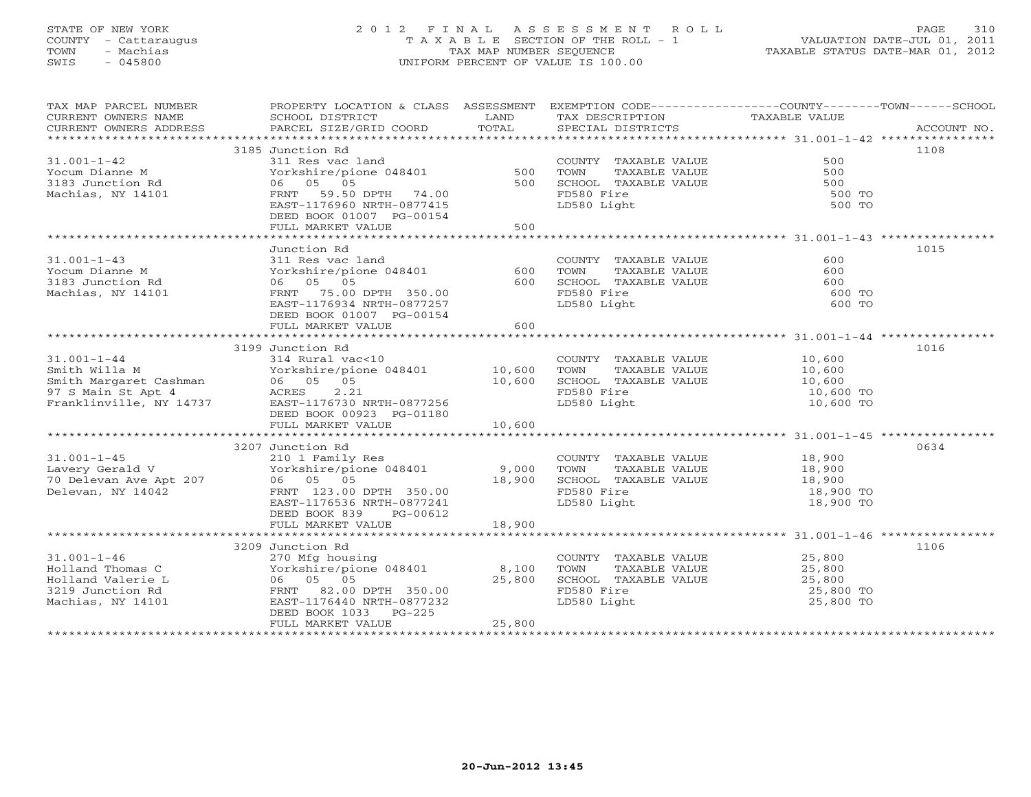STATE OF NEW YORK
COUNTY - Cattaraugus
TOWN - Machias
SWIS - 045800

2012 FINAL ASSESSMENT ROLL
TAXABLE SECTION OF THE ROLL - 1
TAX MAP NUMBER SEQUENCE
UNIFORM PERCENT OF VALUE IS 100.00

VALUATION DATE-JUL 01, 2011
TAXABLE STATUS DATE-MAR 01, 2012

| TAX MAP PARCEL NUMBER / CURRENT OWNERS NAME / CURRENT OWNERS ADDRESS | PROPERTY LOCATION & CLASS / SCHOOL DISTRICT / PARCEL SIZE/GRID COORD | ASSESSMENT LAND | TOTAL | EXEMPTION CODE / TAX DESCRIPTION / SPECIAL DISTRICTS | TAXABLE VALUE (COUNTY--TOWN--SCHOOL) | ACCOUNT NO. |
|---|---|---|---|---|---|---|
| **31.001-1-42** | 3185 Junction Rd | | | | | 1108 |
| Yocum Dianne M | 311 Res vac land | | | COUNTY TAXABLE VALUE | 500 | |
| 3183 Junction Rd | Yorkshire/pione 048401 | 500 | | TOWN TAXABLE VALUE | 500 | |
| Machias, NY 14101 | 06 05 05 | | 500 | SCHOOL TAXABLE VALUE | 500 | |
| | FRNT 59.50 DPTH 74.00 | | | FD580 Fire | 500 TO | |
| | EAST-1176960 NRTH-0877415 | | | LD580 Light | 500 TO | |
| | DEED BOOK 01007 PG-00154 | | | | | |
| | FULL MARKET VALUE | | 500 | | | |
| **31.001-1-43** | Junction Rd | | | | | 1015 |
| Yocum Dianne M | 311 Res vac land | | | COUNTY TAXABLE VALUE | 600 | |
| 3183 Junction Rd | Yorkshire/pione 048401 | 600 | | TOWN TAXABLE VALUE | 600 | |
| Machias, NY 14101 | 06 05 05 | | 600 | SCHOOL TAXABLE VALUE | 600 | |
| | FRNT 75.00 DPTH 350.00 | | | FD580 Fire | 600 TO | |
| | EAST-1176934 NRTH-0877257 | | | LD580 Light | 600 TO | |
| | DEED BOOK 01007 PG-00154 | | | | | |
| | FULL MARKET VALUE | | 600 | | | |
| **31.001-1-44** | 3199 Junction Rd | | | | | 1016 |
| Smith Willa M | 314 Rural vac<10 | | | COUNTY TAXABLE VALUE | 10,600 | |
| Smith Margaret Cashman | Yorkshire/pione 048401 | 10,600 | | TOWN TAXABLE VALUE | 10,600 | |
| 97 S Main St Apt 4 | 06 05 05 | | 10,600 | SCHOOL TAXABLE VALUE | 10,600 | |
| Franklinville, NY 14737 | ACRES 2.21 | | | FD580 Fire | 10,600 TO | |
| | EAST-1176730 NRTH-0877256 | | | LD580 Light | 10,600 TO | |
| | DEED BOOK 00923 PG-01180 | | | | | |
| | FULL MARKET VALUE | | 10,600 | | | |
| **31.001-1-45** | 3207 Junction Rd | | | | | 0634 |
| Lavery Gerald V | 210 1 Family Res | | | COUNTY TAXABLE VALUE | 18,900 | |
| 70 Delevan Ave Apt 207 | Yorkshire/pione 048401 | 9,000 | | TOWN TAXABLE VALUE | 18,900 | |
| Delevan, NY 14042 | 06 05 05 | | 18,900 | SCHOOL TAXABLE VALUE | 18,900 | |
| | FRNT 123.00 DPTH 350.00 | | | FD580 Fire | 18,900 TO | |
| | EAST-1176536 NRTH-0877241 | | | LD580 Light | 18,900 TO | |
| | DEED BOOK 839 PG-00612 | | | | | |
| | FULL MARKET VALUE | | 18,900 | | | |
| **31.001-1-46** | 3209 Junction Rd | | | | | 1106 |
| Holland Thomas C | 270 Mfg housing | | | COUNTY TAXABLE VALUE | 25,800 | |
| Holland Valerie L | Yorkshire/pione 048401 | 8,100 | | TOWN TAXABLE VALUE | 25,800 | |
| 3219 Junction Rd | 06 05 05 | | 25,800 | SCHOOL TAXABLE VALUE | 25,800 | |
| Machias, NY 14101 | FRNT 82.00 DPTH 350.00 | | | FD580 Fire | 25,800 TO | |
| | EAST-1176440 NRTH-0877232 | | | LD580 Light | 25,800 TO | |
| | DEED BOOK 1033 PG-225 | | | | | |
| | FULL MARKET VALUE | | 25,800 | | | |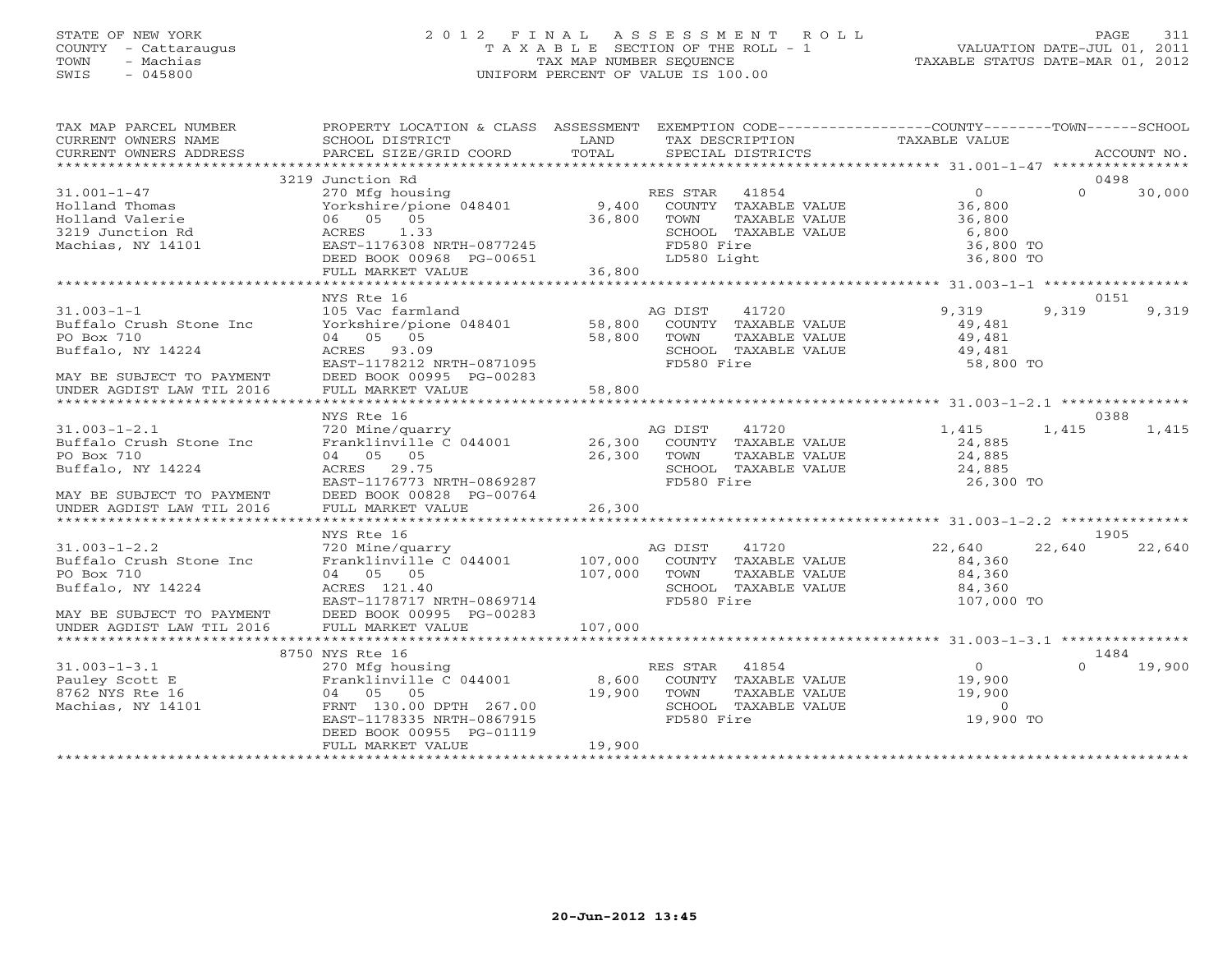STATE OF NEW YORK
COUNTY - Cattaraugus
TOWN - Machias
SWIS - 045800

# 2012 FINAL ASSESSMENT ROLL

TAXABLE SECTION OF THE ROLL - 1
TAX MAP NUMBER SEQUENCE
UNIFORM PERCENT OF VALUE IS 100.00

VALUATION DATE-JUL 01, 2011
TAXABLE STATUS DATE-MAR 01, 2012

| TAX MAP PARCEL NUMBER / CURRENT OWNERS NAME / CURRENT OWNERS ADDRESS | PROPERTY LOCATION & CLASS / SCHOOL DISTRICT / PARCEL SIZE/GRID COORD | ASSESSMENT LAND / TOTAL | EXEMPTION CODE / TAX DESCRIPTION / SPECIAL DISTRICTS | COUNTY TAXABLE VALUE | TOWN | SCHOOL / ACCOUNT NO. |
|---|---|---|---|---|---|---|
| | 3219 Junction Rd | | | | | 0498 |
| 31.001-1-47 | 270 Mfg housing | | RES STAR 41854 | 0 | 0 | 30,000 |
| Holland Thomas | Yorkshire/pione 048401 | 9,400 | COUNTY TAXABLE VALUE | 36,800 | | |
| Holland Valerie | 06 05 05 | 36,800 | TOWN TAXABLE VALUE | 36,800 | | |
| 3219 Junction Rd | ACRES 1.33 | | SCHOOL TAXABLE VALUE | 6,800 | | |
| Machias, NY 14101 | EAST-1176308 NRTH-0877245 | | FD580 Fire | 36,800 TO | | |
| | DEED BOOK 00968 PG-00651 | | LD580 Light | 36,800 TO | | |
| | FULL MARKET VALUE | 36,800 | | | | |
| | NYS Rte 16 | | | | | 0151 |
| 31.003-1-1 | 105 Vac farmland | | AG DIST 41720 | 9,319 | 9,319 | 9,319 |
| Buffalo Crush Stone Inc | Yorkshire/pione 048401 | 58,800 | COUNTY TAXABLE VALUE | 49,481 | | |
| PO Box 710 | 04 05 05 | 58,800 | TOWN TAXABLE VALUE | 49,481 | | |
| Buffalo, NY 14224 | ACRES 93.09 | | SCHOOL TAXABLE VALUE | 49,481 | | |
| | EAST-1178212 NRTH-0871095 | | FD580 Fire | 58,800 TO | | |
| MAY BE SUBJECT TO PAYMENT | DEED BOOK 00995 PG-00283 | | | | | |
| UNDER AGDIST LAW TIL 2016 | FULL MARKET VALUE | 58,800 | | | | |
| | NYS Rte 16 | | | | | 0388 |
| 31.003-1-2.1 | 720 Mine/quarry | | AG DIST 41720 | 1,415 | 1,415 | 1,415 |
| Buffalo Crush Stone Inc | Franklinville C 044001 | 26,300 | COUNTY TAXABLE VALUE | 24,885 | | |
| PO Box 710 | 04 05 05 | 26,300 | TOWN TAXABLE VALUE | 24,885 | | |
| Buffalo, NY 14224 | ACRES 29.75 | | SCHOOL TAXABLE VALUE | 24,885 | | |
| | EAST-1176773 NRTH-0869287 | | FD580 Fire | 26,300 TO | | |
| MAY BE SUBJECT TO PAYMENT | DEED BOOK 00828 PG-00764 | | | | | |
| UNDER AGDIST LAW TIL 2016 | FULL MARKET VALUE | 26,300 | | | | |
| | NYS Rte 16 | | | | | 1905 |
| 31.003-1-2.2 | 720 Mine/quarry | | AG DIST 41720 | 22,640 | 22,640 | 22,640 |
| Buffalo Crush Stone Inc | Franklinville C 044001 | 107,000 | COUNTY TAXABLE VALUE | 84,360 | | |
| PO Box 710 | 04 05 05 | 107,000 | TOWN TAXABLE VALUE | 84,360 | | |
| Buffalo, NY 14224 | ACRES 121.40 | | SCHOOL TAXABLE VALUE | 84,360 | | |
| | EAST-1178717 NRTH-0869714 | | FD580 Fire | 107,000 TO | | |
| MAY BE SUBJECT TO PAYMENT | DEED BOOK 00995 PG-00283 | | | | | |
| UNDER AGDIST LAW TIL 2016 | FULL MARKET VALUE | 107,000 | | | | |
| | 8750 NYS Rte 16 | | | | | 1484 |
| 31.003-1-3.1 | 270 Mfg housing | | RES STAR 41854 | 0 | 0 | 19,900 |
| Pauley Scott E | Franklinville C 044001 | 8,600 | COUNTY TAXABLE VALUE | 19,900 | | |
| 8762 NYS Rte 16 | 04 05 05 | 19,900 | TOWN TAXABLE VALUE | 19,900 | | |
| Machias, NY 14101 | FRNT 130.00 DPTH 267.00 | | SCHOOL TAXABLE VALUE | 0 | | |
| | EAST-1178335 NRTH-0867915 | | FD580 Fire | 19,900 TO | | |
| | DEED BOOK 00955 PG-01119 | | | | | |
| | FULL MARKET VALUE | 19,900 | | | | |

20-Jun-2012 13:45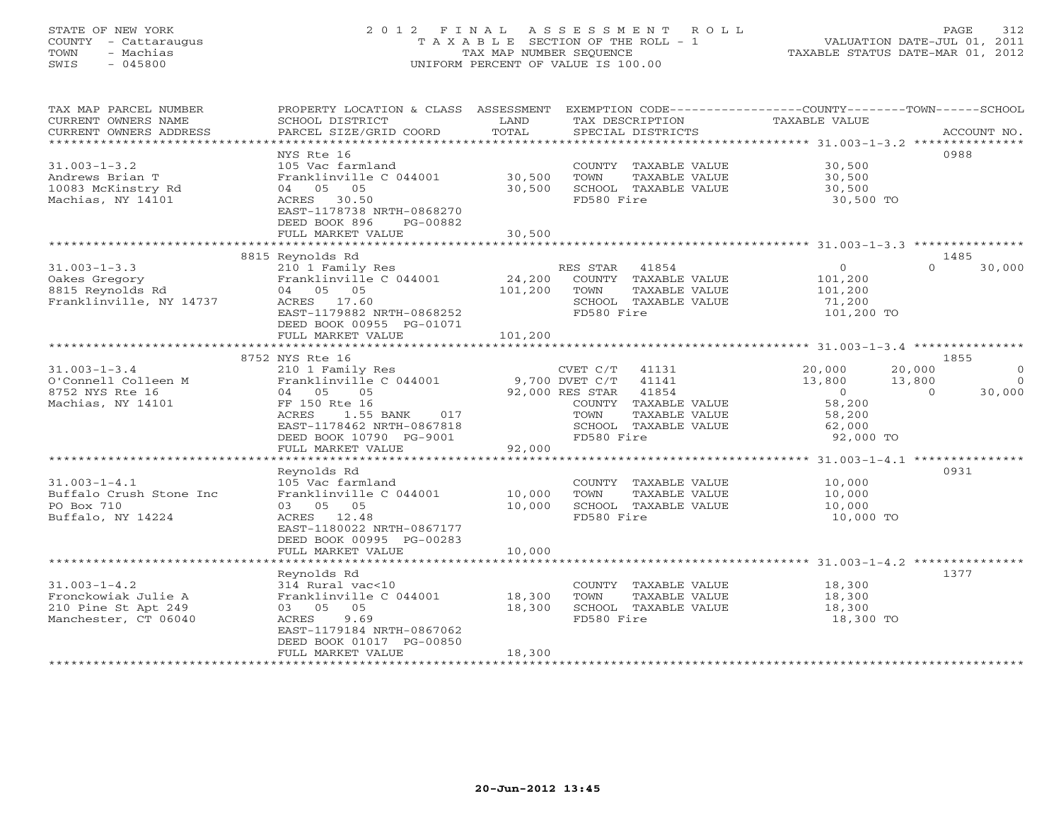STATE OF NEW YORK
COUNTY - Cattaraugus
TOWN - Machias
SWIS - 045800

# 2012 FINAL ASSESSMENT ROLL

TAXABLE SECTION OF THE ROLL - 1
TAX MAP NUMBER SEQUENCE
UNIFORM PERCENT OF VALUE IS 100.00

VALUATION DATE-JUL 01, 2011
TAXABLE STATUS DATE-MAR 01, 2012

| TAX MAP PARCEL NUMBER / CURRENT OWNERS NAME / CURRENT OWNERS ADDRESS | PROPERTY LOCATION & CLASS / SCHOOL DISTRICT / PARCEL SIZE/GRID COORD | ASSESSMENT LAND | TOTAL | EXEMPTION CODE / TAX DESCRIPTION / SPECIAL DISTRICTS | COUNTY TAXABLE VALUE | TOWN | SCHOOL | ACCOUNT NO. |
|---|---|---|---|---|---|---|---|---|
| **31.003-1-3.2** | NYS Rte 16 | | | | | | | 0988 |
| 31.003-1-3.2 | 105 Vac farmland | | | COUNTY TAXABLE VALUE | 30,500 | | | |
| Andrews Brian T | Franklinville C 044001 | 30,500 | | TOWN TAXABLE VALUE | 30,500 | | | |
| 10083 McKinstry Rd | 04 05 05 | | 30,500 | SCHOOL TAXABLE VALUE | 30,500 | | | |
| Machias, NY 14101 | ACRES 30.50 | | | FD580 Fire | 30,500 TO | | | |
| | EAST-1178738 NRTH-0868270 | | | | | | | |
| | DEED BOOK 896 PG-00882 | | | | | | | |
| | FULL MARKET VALUE | | 30,500 | | | | | |
| **31.003-1-3.3** | 8815 Reynolds Rd | | | | | | | 1485 |
| 31.003-1-3.3 | 210 1 Family Res | | | RES STAR 41854 | 0 | 0 | 30,000 | |
| Oakes Gregory | Franklinville C 044001 | 24,200 | | COUNTY TAXABLE VALUE | 101,200 | | | |
| 8815 Reynolds Rd | 04 05 05 | | 101,200 | TOWN TAXABLE VALUE | 101,200 | | | |
| Franklinville, NY 14737 | ACRES 17.60 | | | SCHOOL TAXABLE VALUE | 71,200 | | | |
| | EAST-1179882 NRTH-0868252 | | | FD580 Fire | 101,200 TO | | | |
| | DEED BOOK 00955 PG-01071 | | | | | | | |
| | FULL MARKET VALUE | | 101,200 | | | | | |
| **31.003-1-3.4** | 8752 NYS Rte 16 | | | | | | | 1855 |
| 31.003-1-3.4 | 210 1 Family Res | | | CVET C/T 41131 | 20,000 | 20,000 | 0 | |
| O'Connell Colleen M | Franklinville C 044001 | 9,700 | | DVET C/T 41141 | 13,800 | 13,800 | 0 | |
| 8752 NYS Rte 16 | 04 05 05 | | 92,000 | RES STAR 41854 | 0 | 0 | 30,000 | |
| Machias, NY 14101 | FF 150 Rte 16 | | | COUNTY TAXABLE VALUE | 58,200 | | | |
| | ACRES 1.55 BANK 017 | | | TOWN TAXABLE VALUE | 58,200 | | | |
| | EAST-1178462 NRTH-0867818 | | | SCHOOL TAXABLE VALUE | 62,000 | | | |
| | DEED BOOK 10790 PG-9001 | | | FD580 Fire | 92,000 TO | | | |
| | FULL MARKET VALUE | | 92,000 | | | | | |
| **31.003-1-4.1** | Reynolds Rd | | | | | | | 0931 |
| 31.003-1-4.1 | 105 Vac farmland | | | COUNTY TAXABLE VALUE | 10,000 | | | |
| Buffalo Crush Stone Inc | Franklinville C 044001 | 10,000 | | TOWN TAXABLE VALUE | 10,000 | | | |
| PO Box 710 | 03 05 05 | | 10,000 | SCHOOL TAXABLE VALUE | 10,000 | | | |
| Buffalo, NY 14224 | ACRES 12.48 | | | FD580 Fire | 10,000 TO | | | |
| | EAST-1180022 NRTH-0867177 | | | | | | | |
| | DEED BOOK 00995 PG-00283 | | | | | | | |
| | FULL MARKET VALUE | | 10,000 | | | | | |
| **31.003-1-4.2** | Reynolds Rd | | | | | | | 1377 |
| 31.003-1-4.2 | 314 Rural vac<10 | | | COUNTY TAXABLE VALUE | 18,300 | | | |
| Fronckowiak Julie A | Franklinville C 044001 | 18,300 | | TOWN TAXABLE VALUE | 18,300 | | | |
| 210 Pine St Apt 249 | 03 05 05 | | 18,300 | SCHOOL TAXABLE VALUE | 18,300 | | | |
| Manchester, CT 06040 | ACRES 9.69 | | | FD580 Fire | 18,300 TO | | | |
| | EAST-1179184 NRTH-0867062 | | | | | | | |
| | DEED BOOK 01017 PG-00850 | | | | | | | |
| | FULL MARKET VALUE | | 18,300 | | | | | |

20-Jun-2012 13:45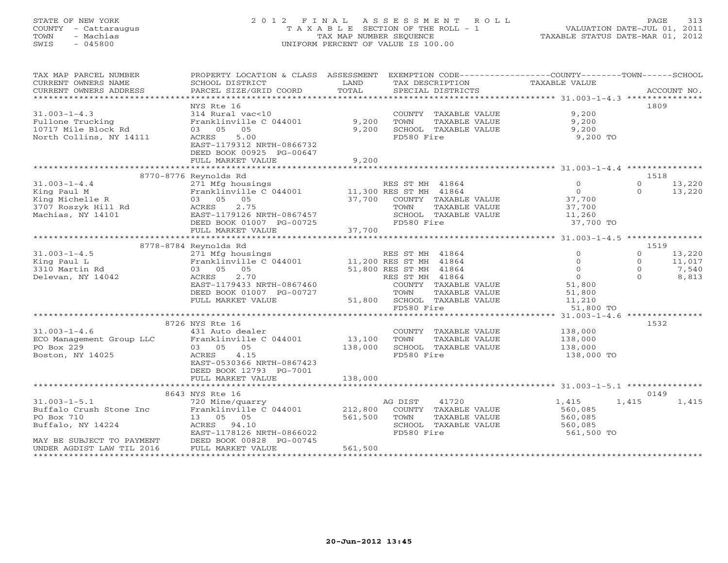STATE OF NEW YORK
COUNTY - Cattaraugus
TOWN - Machias
SWIS - 045800

# 2012 FINAL ASSESSMENT ROLL

TAXABLE SECTION OF THE ROLL - 1
TAX MAP NUMBER SEQUENCE
UNIFORM PERCENT OF VALUE IS 100.00

VALUATION DATE-JUL 01, 2011
TAXABLE STATUS DATE-MAR 01, 2012

| TAX MAP PARCEL NUMBER / CURRENT OWNERS NAME / CURRENT OWNERS ADDRESS | PROPERTY LOCATION & CLASS / SCHOOL DISTRICT / PARCEL SIZE/GRID COORD | ASSESSMENT LAND / TOTAL | EXEMPTION CODE / TAX DESCRIPTION / SPECIAL DISTRICTS | COUNTY TAXABLE VALUE | TOWN | SCHOOL | ACCOUNT NO. |
|---|---|---|---|---|---|---|---|
| 31.003-1-4.3 | NYS Rte 16 | | | | | | 1809 |
| Fullone Trucking | 314 Rural vac<10 | | COUNTY TAXABLE VALUE | 9,200 | | | |
| 10717 Mile Block Rd | Franklinville C 044001 | 9,200 | TOWN TAXABLE VALUE | 9,200 | | | |
| North Collins, NY 14111 | 03 05 05 | 9,200 | SCHOOL TAXABLE VALUE | 9,200 | | | |
| | ACRES 5.00 | | FD580 Fire | 9,200 TO | | | |
| | EAST-1179312 NRTH-0866732 | | | | | | |
| | DEED BOOK 00925 PG-00647 | | | | | | |
| | FULL MARKET VALUE | 9,200 | | | | | |
| 31.003-1-4.4 | 8770-8776 Reynolds Rd | | | | | | 1518 |
| King Paul M | 271 Mfg housings | | RES ST MH 41864 | 0 | 0 | 13,220 | |
| King Michelle R | Franklinville C 044001 | 11,300 | RES ST MH 41864 | 0 | 0 | 13,220 | |
| 3707 Roszyk Hill Rd | 03 05 05 | 37,700 | COUNTY TAXABLE VALUE | 37,700 | | | |
| Machias, NY 14101 | ACRES 2.75 | | TOWN TAXABLE VALUE | 37,700 | | | |
| | EAST-1179126 NRTH-0867457 | | SCHOOL TAXABLE VALUE | 11,260 | | | |
| | DEED BOOK 01007 PG-00725 | | FD580 Fire | 37,700 TO | | | |
| | FULL MARKET VALUE | 37,700 | | | | | |
| 31.003-1-4.5 | 8778-8784 Reynolds Rd | | | | | | 1519 |
| King Paul L | 271 Mfg housings | | RES ST MH 41864 | 0 | 0 | 13,220 | |
| 3310 Martin Rd | Franklinville C 044001 | 11,200 | RES ST MH 41864 | 0 | 0 | 11,017 | |
| Delevan, NY 14042 | 03 05 05 | 51,800 | RES ST MH 41864 | 0 | 0 | 7,540 | |
| | ACRES 2.70 | | RES ST MH 41864 | 0 | 0 | 8,813 | |
| | EAST-1179433 NRTH-0867460 | | COUNTY TAXABLE VALUE | 51,800 | | | |
| | DEED BOOK 01007 PG-00727 | | TOWN TAXABLE VALUE | 51,800 | | | |
| | FULL MARKET VALUE | 51,800 | SCHOOL TAXABLE VALUE | 11,210 | | | |
| | | | FD580 Fire | 51,800 TO | | | |
| 31.003-1-4.6 | 8726 NYS Rte 16 | | | | | | 1532 |
| ECO Management Group LLC | 431 Auto dealer | | COUNTY TAXABLE VALUE | 138,000 | | | |
| PO Box 229 | Franklinville C 044001 | 13,100 | TOWN TAXABLE VALUE | 138,000 | | | |
| Boston, NY 14025 | 03 05 05 | 138,000 | SCHOOL TAXABLE VALUE | 138,000 | | | |
| | ACRES 4.15 | | FD580 Fire | 138,000 TO | | | |
| | EAST-0530366 NRTH-0867423 | | | | | | |
| | DEED BOOK 12793 PG-7001 | | | | | | |
| | FULL MARKET VALUE | 138,000 | | | | | |
| 31.003-1-5.1 | 8643 NYS Rte 16 | | | | | | 0149 |
| Buffalo Crush Stone Inc | 720 Mine/quarry | | AG DIST 41720 | 1,415 | 1,415 | 1,415 | |
| PO Box 710 | Franklinville C 044001 | 212,800 | COUNTY TAXABLE VALUE | 560,085 | | | |
| Buffalo, NY 14224 | 13 05 05 | 561,500 | TOWN TAXABLE VALUE | 560,085 | | | |
| | ACRES 94.10 | | SCHOOL TAXABLE VALUE | 560,085 | | | |
| | EAST-1178126 NRTH-0866022 | | FD580 Fire | 561,500 TO | | | |
| MAY BE SUBJECT TO PAYMENT | DEED BOOK 00828 PG-00745 | | | | | | |
| UNDER AGDIST LAW TIL 2016 | FULL MARKET VALUE | 561,500 | | | | | |

20-Jun-2012 13:45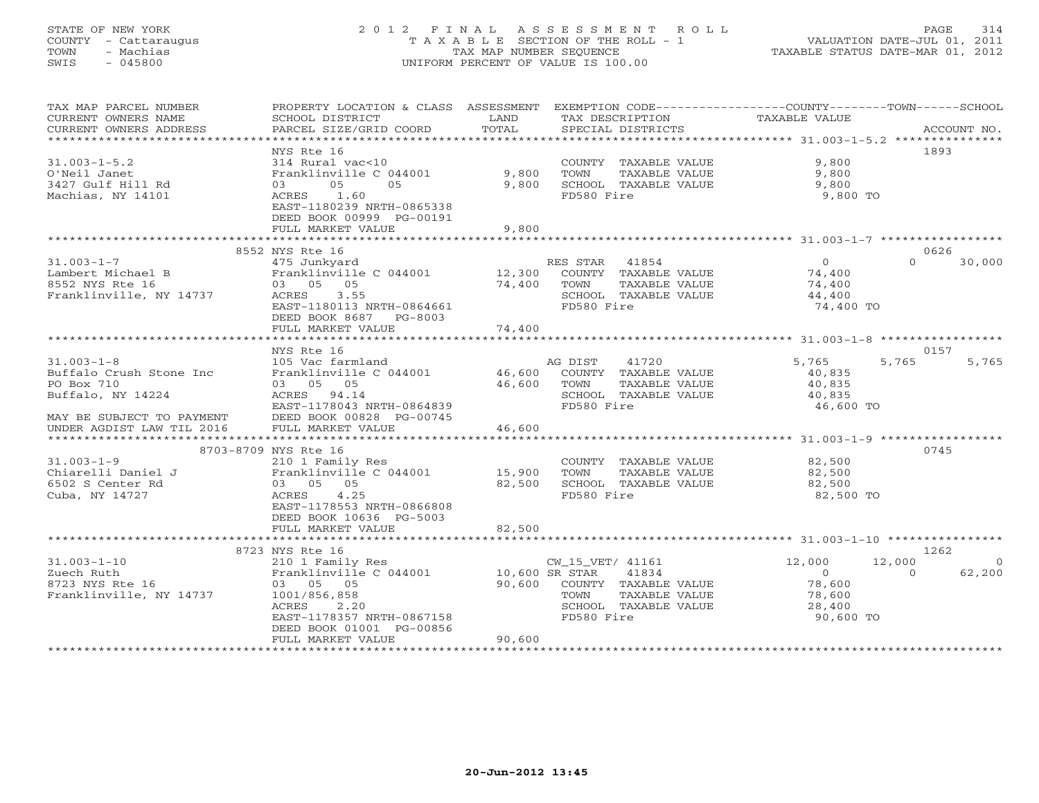STATE OF NEW YORK
COUNTY - Cattaraugus
TOWN - Machias
SWIS - 045800

# 2012 FINAL ASSESSMENT ROLL

TAXABLE SECTION OF THE ROLL - 1
TAX MAP NUMBER SEQUENCE
UNIFORM PERCENT OF VALUE IS 100.00

VALUATION DATE-JUL 01, 2011
TAXABLE STATUS DATE-MAR 01, 2012

| TAX MAP PARCEL NUMBER / CURRENT OWNERS NAME / CURRENT OWNERS ADDRESS | PROPERTY LOCATION & CLASS / SCHOOL DISTRICT / PARCEL SIZE/GRID COORD | ASSESSMENT LAND | TOTAL | EXEMPTION CODE / TAX DESCRIPTION / SPECIAL DISTRICTS | COUNTY TAXABLE VALUE | TOWN | SCHOOL | ACCOUNT NO. |
|---|---|---|---|---|---|---|---|---|
| 31.003-1-5.2 | NYS Rte 16 | | | | | | | 1893 |
| | 314 Rural vac<10 | | | COUNTY TAXABLE VALUE | 9,800 | | | |
| O'Neil Janet | Franklinville C 044001 | 9,800 | | TOWN TAXABLE VALUE | 9,800 | | | |
| 3427 Gulf Hill Rd | 03 05 05 | | 9,800 | SCHOOL TAXABLE VALUE | 9,800 | | | |
| Machias, NY 14101 | ACRES 1.60 | | | FD580 Fire | 9,800 TO | | | |
| | EAST-1180239 NRTH-0865338 | | | | | | | |
| | DEED BOOK 00999 PG-00191 | | | | | | | |
| | FULL MARKET VALUE | | 9,800 | | | | | |
| 31.003-1-7 | 8552 NYS Rte 16 | | | | | | | 0626 |
| | 475 Junkyard | | | RES STAR 41854 | 0 | 0 | 30,000 | |
| Lambert Michael B | Franklinville C 044001 | 12,300 | | COUNTY TAXABLE VALUE | 74,400 | | | |
| 8552 NYS Rte 16 | 03 05 05 | | 74,400 | TOWN TAXABLE VALUE | 74,400 | | | |
| Franklinville, NY 14737 | ACRES 3.55 | | | SCHOOL TAXABLE VALUE | 44,400 | | | |
| | EAST-1180113 NRTH-0864661 | | | FD580 Fire | 74,400 TO | | | |
| | DEED BOOK 8687 PG-8003 | | | | | | | |
| | FULL MARKET VALUE | | 74,400 | | | | | |
| 31.003-1-8 | NYS Rte 16 | | | | | | | 0157 |
| | 105 Vac farmland | | | AG DIST 41720 | 5,765 | 5,765 | 5,765 | |
| Buffalo Crush Stone Inc | Franklinville C 044001 | 46,600 | | COUNTY TAXABLE VALUE | 40,835 | | | |
| PO Box 710 | 03 05 05 | | 46,600 | TOWN TAXABLE VALUE | 40,835 | | | |
| Buffalo, NY 14224 | ACRES 94.14 | | | SCHOOL TAXABLE VALUE | 40,835 | | | |
| | EAST-1178043 NRTH-0864839 | | | FD580 Fire | 46,600 TO | | | |
| MAY BE SUBJECT TO PAYMENT | DEED BOOK 00828 PG-00745 | | | | | | | |
| UNDER AGDIST LAW TIL 2016 | FULL MARKET VALUE | | 46,600 | | | | | |
| 31.003-1-9 | 8703-8709 NYS Rte 16 | | | | | | | 0745 |
| | 210 1 Family Res | | | COUNTY TAXABLE VALUE | 82,500 | | | |
| Chiarelli Daniel J | Franklinville C 044001 | 15,900 | | TOWN TAXABLE VALUE | 82,500 | | | |
| 6502 S Center Rd | 03 05 05 | | 82,500 | SCHOOL TAXABLE VALUE | 82,500 | | | |
| Cuba, NY 14727 | ACRES 4.25 | | | FD580 Fire | 82,500 TO | | | |
| | EAST-1178553 NRTH-0866808 | | | | | | | |
| | DEED BOOK 10636 PG-5003 | | | | | | | |
| | FULL MARKET VALUE | | 82,500 | | | | | |
| 31.003-1-10 | 8723 NYS Rte 16 | | | | | | | 1262 |
| | 210 1 Family Res | | | CW_15_VET/ 41161 | 12,000 | 12,000 | 0 | |
| Zuech Ruth | Franklinville C 044001 | 10,600 | | SR STAR 41834 | 0 | 0 | 62,200 | |
| 8723 NYS Rte 16 | 03 05 05 | | 90,600 | COUNTY TAXABLE VALUE | 78,600 | | | |
| Franklinville, NY 14737 | 1001/856,858 | | | TOWN TAXABLE VALUE | 78,600 | | | |
| | ACRES 2.20 | | | SCHOOL TAXABLE VALUE | 28,400 | | | |
| | EAST-1178357 NRTH-0867158 | | | FD580 Fire | 90,600 TO | | | |
| | DEED BOOK 01001 PG-00856 | | | | | | | |
| | FULL MARKET VALUE | | 90,600 | | | | | |

20-Jun-2012 13:45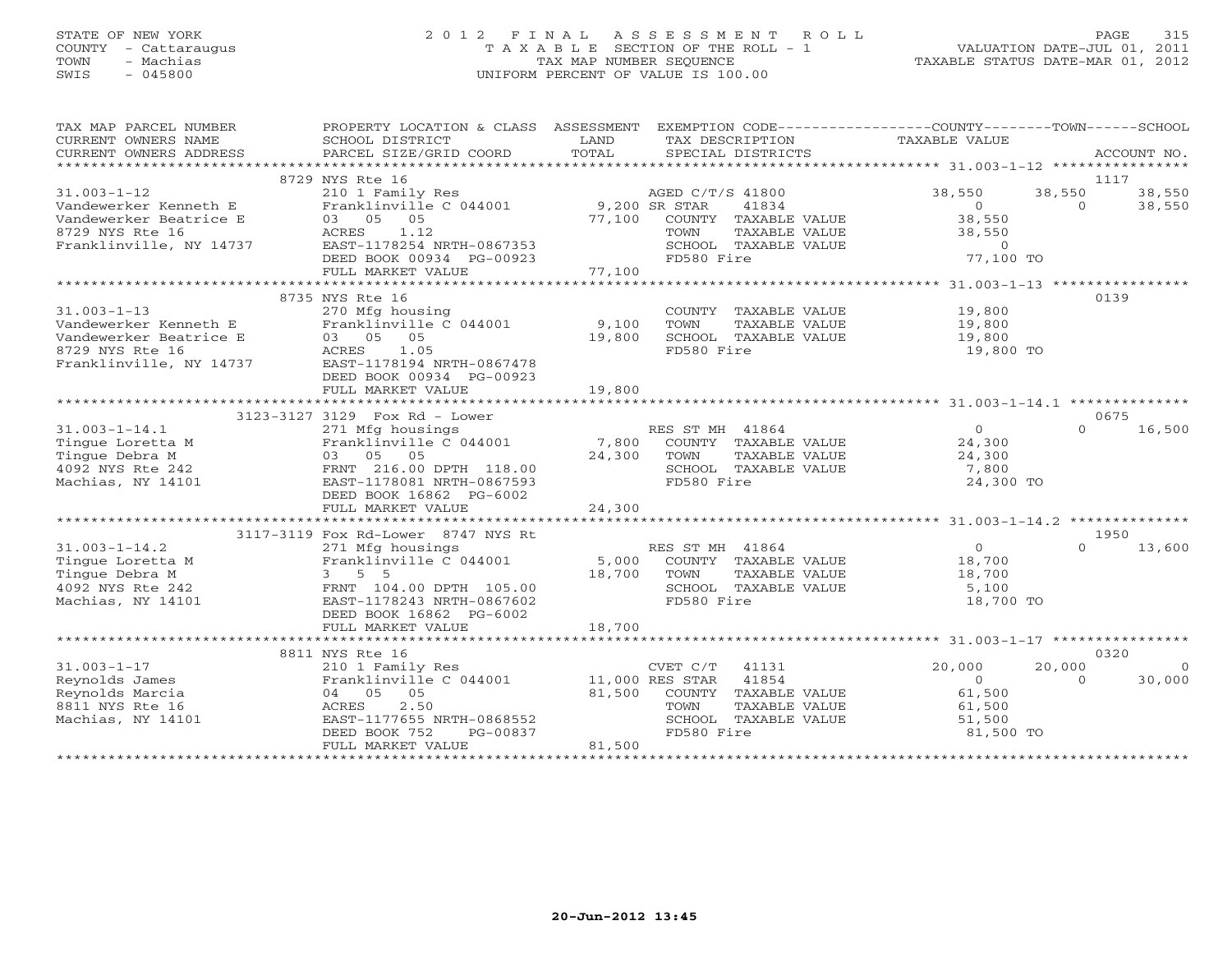STATE OF NEW YORK
COUNTY - Cattaraugus
TOWN - Machias
SWIS - 045800

# 2012 FINAL ASSESSMENT ROLL
TAXABLE SECTION OF THE ROLL - 1
TAX MAP NUMBER SEQUENCE
UNIFORM PERCENT OF VALUE IS 100.00

VALUATION DATE-JUL 01, 2011
TAXABLE STATUS DATE-MAR 01, 2012

| TAX MAP PARCEL NUMBER / CURRENT OWNERS NAME / CURRENT OWNERS ADDRESS | PROPERTY LOCATION & CLASS / SCHOOL DISTRICT / PARCEL SIZE/GRID COORD | ASSESSMENT LAND / TOTAL | EXEMPTION CODE / TAX DESCRIPTION / SPECIAL DISTRICTS | COUNTY | TOWN | SCHOOL |
|---|---|---|---|---|---|---|
| **31.003-1-12** (ACCOUNT NO. 1117) | 8729 NYS Rte 16 | | | | | |
| 31.003-1-12 | 210 1 Family Res | | AGED C/T/S 41800 | 38,550 | 38,550 | 38,550 |
| Vandewerker Kenneth E | Franklinville C 044001 | 9,200 | SR STAR 41834 | 0 | 0 | 38,550 |
| Vandewerker Beatrice E | 03 05 05 | 77,100 | COUNTY TAXABLE VALUE | 38,550 | | |
| 8729 NYS Rte 16 | ACRES 1.12 | | TOWN TAXABLE VALUE | | 38,550 | |
| Franklinville, NY 14737 | EAST-1178254 NRTH-0867353 | | SCHOOL TAXABLE VALUE | | | 0 |
| | DEED BOOK 00934 PG-00923 | | FD580 Fire | 77,100 TO | | |
| | FULL MARKET VALUE | 77,100 | | | | |
| **31.003-1-13** (ACCOUNT NO. 0139) | 8735 NYS Rte 16 | | | | | |
| 31.003-1-13 | 270 Mfg housing | | COUNTY TAXABLE VALUE | 19,800 | | |
| Vandewerker Kenneth E | Franklinville C 044001 | 9,100 | TOWN TAXABLE VALUE | | 19,800 | |
| Vandewerker Beatrice E | 03 05 05 | 19,800 | SCHOOL TAXABLE VALUE | | | 19,800 |
| 8729 NYS Rte 16 | ACRES 1.05 | | FD580 Fire | 19,800 TO | | |
| Franklinville, NY 14737 | EAST-1178194 NRTH-0867478 | | | | | |
| | DEED BOOK 00934 PG-00923 | | | | | |
| | FULL MARKET VALUE | 19,800 | | | | |
| **31.003-1-14.1** (ACCOUNT NO. 0675) | 3123-3127 3129 Fox Rd - Lower | | | | | |
| 31.003-1-14.1 | 271 Mfg housings | | RES ST MH 41864 | 0 | 0 | 16,500 |
| Tingue Loretta M | Franklinville C 044001 | 7,800 | COUNTY TAXABLE VALUE | 24,300 | | |
| Tingue Debra M | 03 05 05 | 24,300 | TOWN TAXABLE VALUE | | 24,300 | |
| 4092 NYS Rte 242 | FRNT 216.00 DPTH 118.00 | | SCHOOL TAXABLE VALUE | | | 7,800 |
| Machias, NY 14101 | EAST-1178081 NRTH-0867593 | | FD580 Fire | 24,300 TO | | |
| | DEED BOOK 16862 PG-6002 | | | | | |
| | FULL MARKET VALUE | 24,300 | | | | |
| **31.003-1-14.2** (ACCOUNT NO. 1950) | 3117-3119 Fox Rd-Lower 8747 NYS Rt | | | | | |
| 31.003-1-14.2 | 271 Mfg housings | | RES ST MH 41864 | 0 | 0 | 13,600 |
| Tingue Loretta M | Franklinville C 044001 | 5,000 | COUNTY TAXABLE VALUE | 18,700 | | |
| Tingue Debra M | 3 5 5 | 18,700 | TOWN TAXABLE VALUE | | 18,700 | |
| 4092 NYS Rte 242 | FRNT 104.00 DPTH 105.00 | | SCHOOL TAXABLE VALUE | | | 5,100 |
| Machias, NY 14101 | EAST-1178243 NRTH-0867602 | | FD580 Fire | 18,700 TO | | |
| | DEED BOOK 16862 PG-6002 | | | | | |
| | FULL MARKET VALUE | 18,700 | | | | |
| **31.003-1-17** (ACCOUNT NO. 0320) | 8811 NYS Rte 16 | | | | | |
| 31.003-1-17 | 210 1 Family Res | | CVET C/T 41131 | 20,000 | 20,000 | 0 |
| Reynolds James | Franklinville C 044001 | 11,000 | RES STAR 41854 | 0 | 0 | 30,000 |
| Reynolds Marcia | 04 05 05 | 81,500 | COUNTY TAXABLE VALUE | 61,500 | | |
| 8811 NYS Rte 16 | ACRES 2.50 | | TOWN TAXABLE VALUE | | 61,500 | |
| Machias, NY 14101 | EAST-1177655 NRTH-0868552 | | SCHOOL TAXABLE VALUE | | | 51,500 |
| | DEED BOOK 752 PG-00837 | | FD580 Fire | 81,500 TO | | |
| | FULL MARKET VALUE | 81,500 | | | | |

20-Jun-2012 13:45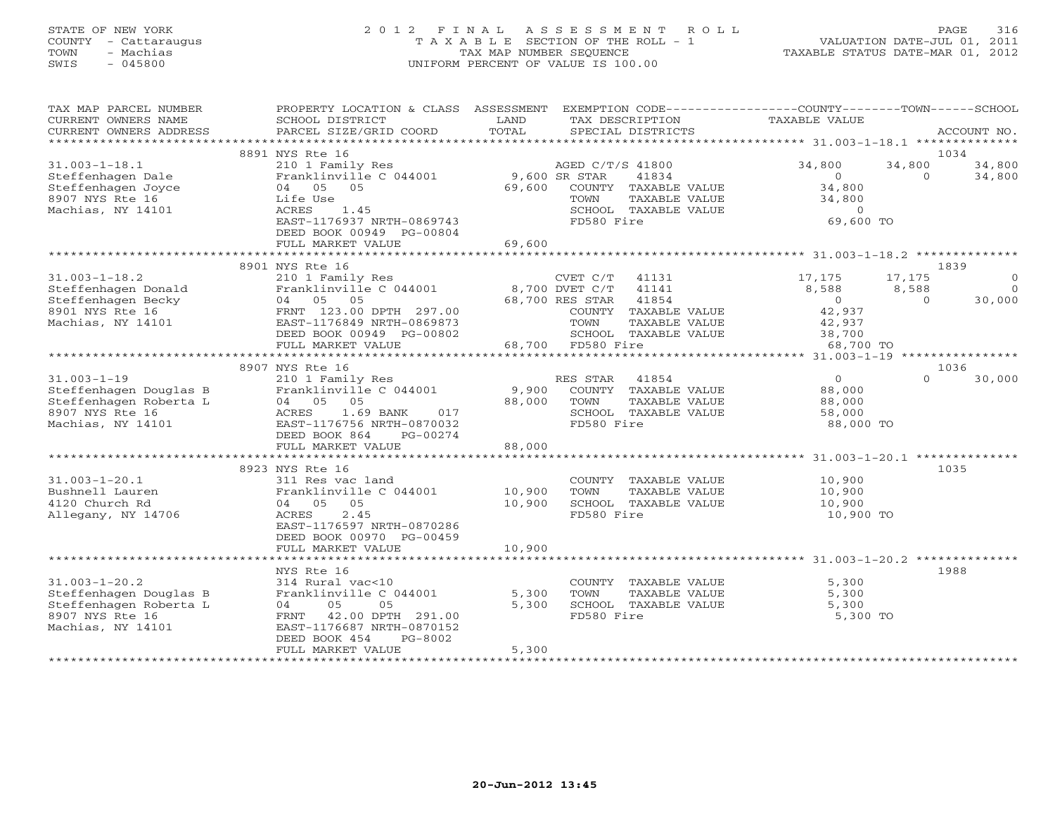STATE OF NEW YORK
COUNTY - Cattaraugus
TOWN - Machias
SWIS - 045800

# 2012 FINAL ASSESSMENT ROLL

TAXABLE SECTION OF THE ROLL - 1
TAX MAP NUMBER SEQUENCE
UNIFORM PERCENT OF VALUE IS 100.00

VALUATION DATE-JUL 01, 2011
TAXABLE STATUS DATE-MAR 01, 2012

| TAX MAP PARCEL NUMBER / CURRENT OWNERS NAME / CURRENT OWNERS ADDRESS | PROPERTY LOCATION & CLASS / SCHOOL DISTRICT / PARCEL SIZE/GRID COORD | ASSESSMENT LAND | TOTAL | EXEMPTION CODE / TAX DESCRIPTION / SPECIAL DISTRICTS | COUNTY TAXABLE VALUE | TOWN | SCHOOL | ACCOUNT NO. |
|---|---|---|---|---|---|---|---|---|
| **31.003-1-18.1** | 8891 NYS Rte 16 | | | | | | | 1034 |
| Steffenhagen Dale | 210 1 Family Res | | | AGED C/T/S 41800 | 34,800 | 34,800 | 34,800 | |
| Steffenhagen Joyce | Franklinville C 044001 | 9,600 | | SR STAR 41834 | 0 | 0 | 34,800 | |
| 8907 NYS Rte 16 | 04 05 05 | | 69,600 | COUNTY TAXABLE VALUE | 34,800 | | | |
| Machias, NY 14101 | Life Use | | | TOWN TAXABLE VALUE | 34,800 | | | |
| | ACRES 1.45 | | | SCHOOL TAXABLE VALUE | 0 | | | |
| | EAST-1176937 NRTH-0869743 | | | FD580 Fire | 69,600 TO | | | |
| | DEED BOOK 00949 PG-00804 | | | | | | | |
| | FULL MARKET VALUE | | 69,600 | | | | | |
| **31.003-1-18.2** | 8901 NYS Rte 16 | | | | | | | 1839 |
| Steffenhagen Donald | 210 1 Family Res | | | CVET C/T 41131 | 17,175 | 17,175 | 0 | |
| Steffenhagen Becky | Franklinville C 044001 | 8,700 | | DVET C/T 41141 | 8,588 | 8,588 | 0 | |
| 8901 NYS Rte 16 | 04 05 05 | | 68,700 | RES STAR 41854 | 0 | 0 | 30,000 | |
| Machias, NY 14101 | FRNT 123.00 DPTH 297.00 | | | COUNTY TAXABLE VALUE | 42,937 | | | |
| | EAST-1176849 NRTH-0869873 | | | TOWN TAXABLE VALUE | 42,937 | | | |
| | DEED BOOK 00949 PG-00802 | | | SCHOOL TAXABLE VALUE | 38,700 | | | |
| | FULL MARKET VALUE | | 68,700 | FD580 Fire | 68,700 TO | | | |
| **31.003-1-19** | 8907 NYS Rte 16 | | | | | | | 1036 |
| Steffenhagen Douglas B | 210 1 Family Res | | | RES STAR 41854 | 0 | 0 | 30,000 | |
| Steffenhagen Roberta L | Franklinville C 044001 | 9,900 | | COUNTY TAXABLE VALUE | 88,000 | | | |
| 8907 NYS Rte 16 | 04 05 05 | | 88,000 | TOWN TAXABLE VALUE | 88,000 | | | |
| Machias, NY 14101 | ACRES 1.69 BANK 017 | | | SCHOOL TAXABLE VALUE | 58,000 | | | |
| | EAST-1176756 NRTH-0870032 | | | FD580 Fire | 88,000 TO | | | |
| | DEED BOOK 864 PG-00274 | | | | | | | |
| | FULL MARKET VALUE | | 88,000 | | | | | |
| **31.003-1-20.1** | 8923 NYS Rte 16 | | | | | | | 1035 |
| Bushnell Lauren | 311 Res vac land | | | COUNTY TAXABLE VALUE | 10,900 | | | |
| 4120 Church Rd | Franklinville C 044001 | 10,900 | | TOWN TAXABLE VALUE | 10,900 | | | |
| Allegany, NY 14706 | 04 05 05 | | 10,900 | SCHOOL TAXABLE VALUE | 10,900 | | | |
| | ACRES 2.45 | | | FD580 Fire | 10,900 TO | | | |
| | EAST-1176597 NRTH-0870286 | | | | | | | |
| | DEED BOOK 00970 PG-00459 | | | | | | | |
| | FULL MARKET VALUE | | 10,900 | | | | | |
| **31.003-1-20.2** | NYS Rte 16 | | | | | | | 1988 |
| Steffenhagen Douglas B | 314 Rural vac<10 | | | COUNTY TAXABLE VALUE | 5,300 | | | |
| Steffenhagen Roberta L | Franklinville C 044001 | 5,300 | | TOWN TAXABLE VALUE | 5,300 | | | |
| 8907 NYS Rte 16 | 04 05 05 | | 5,300 | SCHOOL TAXABLE VALUE | 5,300 | | | |
| Machias, NY 14101 | FRNT 42.00 DPTH 291.00 | | | FD580 Fire | 5,300 TO | | | |
| | EAST-1176687 NRTH-0870152 | | | | | | | |
| | DEED BOOK 454 PG-8002 | | | | | | | |
| | FULL MARKET VALUE | | 5,300 | | | | | |

20-Jun-2012 13:45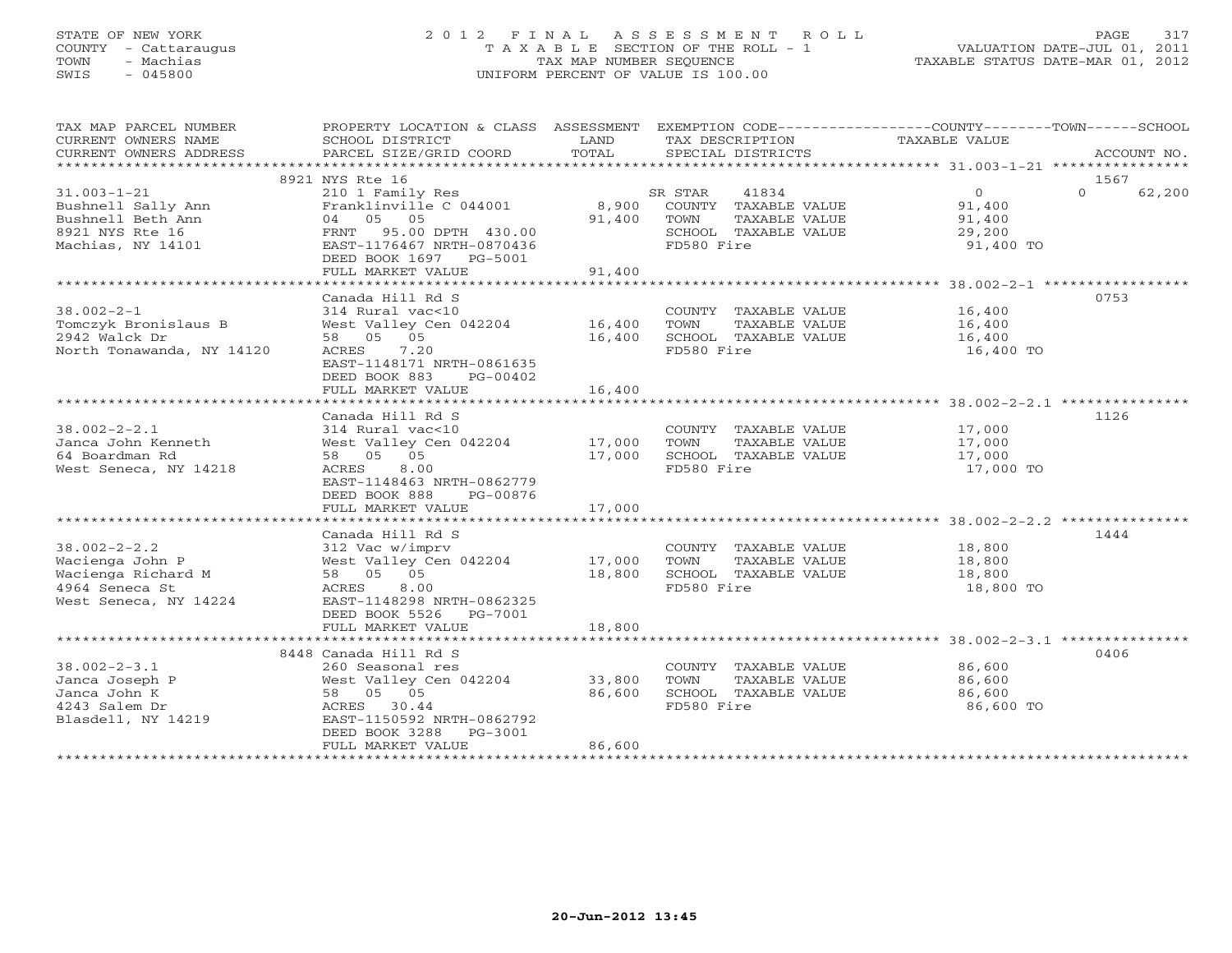STATE OF NEW YORK
COUNTY - Cattaraugus
TOWN - Machias
SWIS - 045800

# 2012 FINAL ASSESSMENT ROLL
TAXABLE SECTION OF THE ROLL - 1
TAX MAP NUMBER SEQUENCE
UNIFORM PERCENT OF VALUE IS 100.00

VALUATION DATE-JUL 01, 2011
TAXABLE STATUS DATE-MAR 01, 2012

| TAX MAP PARCEL NUMBER / CURRENT OWNERS NAME / CURRENT OWNERS ADDRESS | PROPERTY LOCATION & CLASS / SCHOOL DISTRICT / PARCEL SIZE/GRID COORD | ASSESSMENT LAND | TOTAL | EXEMPTION CODE / TAX DESCRIPTION / SPECIAL DISTRICTS | COUNTY TAXABLE VALUE | TOWN | SCHOOL | ACCOUNT NO. |
|---|---|---|---|---|---|---|---|---|
| 31.003-1-21 | 8921 NYS Rte 16 | | | | | | | 1567 |
| | 210 1 Family Res | | | SR STAR 41834 | 0 | 0 | 62,200 | |
| Bushnell Sally Ann | Franklinville C 044001 | 8,900 | | COUNTY TAXABLE VALUE | 91,400 | | | |
| Bushnell Beth Ann | 04 05 05 | | 91,400 | TOWN TAXABLE VALUE | 91,400 | | | |
| 8921 NYS Rte 16 | FRNT 95.00 DPTH 430.00 | | | SCHOOL TAXABLE VALUE | 29,200 | | | |
| Machias, NY 14101 | EAST-1176467 NRTH-0870436 | | | FD580 Fire | 91,400 TO | | | |
| | DEED BOOK 1697 PG-5001 | | | | | | | |
| | FULL MARKET VALUE | | 91,400 | | | | | |
| 38.002-2-1 | Canada Hill Rd S | | | | | | | 0753 |
| | 314 Rural vac<10 | | | COUNTY TAXABLE VALUE | 16,400 | | | |
| Tomczyk Bronislaus B | West Valley Cen 042204 | 16,400 | | TOWN TAXABLE VALUE | 16,400 | | | |
| 2942 Walck Dr | 58 05 05 | | 16,400 | SCHOOL TAXABLE VALUE | 16,400 | | | |
| North Tonawanda, NY 14120 | ACRES 7.20 | | | FD580 Fire | 16,400 TO | | | |
| | EAST-1148171 NRTH-0861635 | | | | | | | |
| | DEED BOOK 883 PG-00402 | | | | | | | |
| | FULL MARKET VALUE | | 16,400 | | | | | |
| 38.002-2-2.1 | Canada Hill Rd S | | | | | | | 1126 |
| | 314 Rural vac<10 | | | COUNTY TAXABLE VALUE | 17,000 | | | |
| Janca John Kenneth | West Valley Cen 042204 | 17,000 | | TOWN TAXABLE VALUE | 17,000 | | | |
| 64 Boardman Rd | 58 05 05 | | 17,000 | SCHOOL TAXABLE VALUE | 17,000 | | | |
| West Seneca, NY 14218 | ACRES 8.00 | | | FD580 Fire | 17,000 TO | | | |
| | EAST-1148463 NRTH-0862779 | | | | | | | |
| | DEED BOOK 888 PG-00876 | | | | | | | |
| | FULL MARKET VALUE | | 17,000 | | | | | |
| 38.002-2-2.2 | Canada Hill Rd S | | | | | | | 1444 |
| | 312 Vac w/imprv | | | COUNTY TAXABLE VALUE | 18,800 | | | |
| Wacienga John P | West Valley Cen 042204 | 17,000 | | TOWN TAXABLE VALUE | 18,800 | | | |
| Wacienga Richard M | 58 05 05 | | 18,800 | SCHOOL TAXABLE VALUE | 18,800 | | | |
| 4964 Seneca St | ACRES 8.00 | | | FD580 Fire | 18,800 TO | | | |
| West Seneca, NY 14224 | EAST-1148298 NRTH-0862325 | | | | | | | |
| | DEED BOOK 5526 PG-7001 | | | | | | | |
| | FULL MARKET VALUE | | 18,800 | | | | | |
| 38.002-2-3.1 | 8448 Canada Hill Rd S | | | | | | | 0406 |
| | 260 Seasonal res | | | COUNTY TAXABLE VALUE | 86,600 | | | |
| Janca Joseph P | West Valley Cen 042204 | 33,800 | | TOWN TAXABLE VALUE | 86,600 | | | |
| Janca John K | 58 05 05 | | 86,600 | SCHOOL TAXABLE VALUE | 86,600 | | | |
| 4243 Salem Dr | ACRES 30.44 | | | FD580 Fire | 86,600 TO | | | |
| Blasdell, NY 14219 | EAST-1150592 NRTH-0862792 | | | | | | | |
| | DEED BOOK 3288 PG-3001 | | | | | | | |
| | FULL MARKET VALUE | | 86,600 | | | | | |

20-Jun-2012 13:45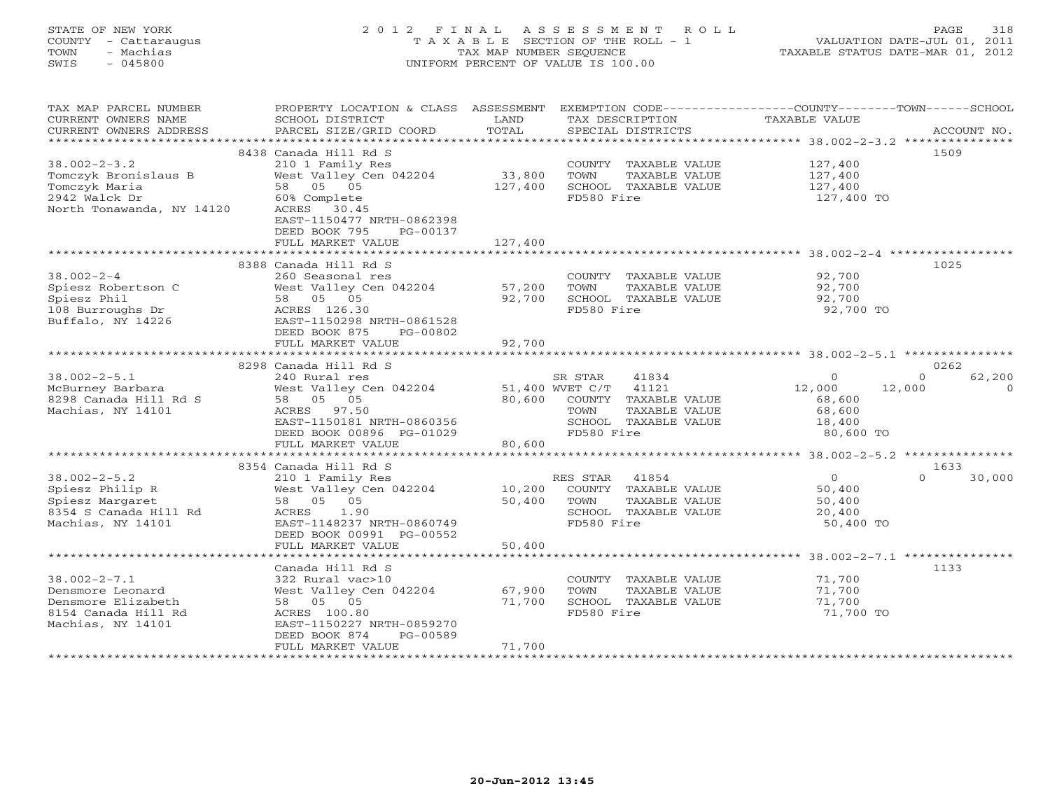STATE OF NEW YORK
COUNTY - Cattaraugus
TOWN - Machias
SWIS - 045800

# 2012 FINAL ASSESSMENT ROLL

TAXABLE SECTION OF THE ROLL - 1
TAX MAP NUMBER SEQUENCE
UNIFORM PERCENT OF VALUE IS 100.00

VALUATION DATE-JUL 01, 2011
TAXABLE STATUS DATE-MAR 01, 2012

| TAX MAP PARCEL NUMBER / CURRENT OWNERS NAME / CURRENT OWNERS ADDRESS | PROPERTY LOCATION & CLASS / SCHOOL DISTRICT / PARCEL SIZE/GRID COORD | ASSESSMENT LAND | TOTAL | EXEMPTION CODE / TAX DESCRIPTION / SPECIAL DISTRICTS | COUNTY TAXABLE VALUE | TOWN | SCHOOL | ACCOUNT NO. |
|---|---|---|---|---|---|---|---|---|
| **38.002-2-3.2** | 8438 Canada Hill Rd S | | | | | | | 1509 |
| Tomczyk Bronislaus B | 210 1 Family Res | | | COUNTY TAXABLE VALUE | 127,400 | | | |
| Tomczyk Maria | West Valley Cen 042204 | 33,800 | | TOWN TAXABLE VALUE | 127,400 | | | |
| 2942 Walck Dr | 58 05 05 | | 127,400 | SCHOOL TAXABLE VALUE | 127,400 | | | |
| North Tonawanda, NY 14120 | 60% Complete | | | FD580 Fire | 127,400 TO | | | |
| | ACRES 30.45 | | | | | | | |
| | EAST-1150477 NRTH-0862398 | | | | | | | |
| | DEED BOOK 795 PG-00137 | | | | | | | |
| | FULL MARKET VALUE | | 127,400 | | | | | |
| **38.002-2-4** | 8388 Canada Hill Rd S | | | | | | | 1025 |
| Spiesz Robertson C | 260 Seasonal res | | | COUNTY TAXABLE VALUE | 92,700 | | | |
| Spiesz Phil | West Valley Cen 042204 | 57,200 | | TOWN TAXABLE VALUE | 92,700 | | | |
| 108 Burroughs Dr | 58 05 05 | | 92,700 | SCHOOL TAXABLE VALUE | 92,700 | | | |
| Buffalo, NY 14226 | ACRES 126.30 | | | FD580 Fire | 92,700 TO | | | |
| | EAST-1150298 NRTH-0861528 | | | | | | | |
| | DEED BOOK 875 PG-00802 | | | | | | | |
| | FULL MARKET VALUE | | 92,700 | | | | | |
| **38.002-2-5.1** | 8298 Canada Hill Rd S | | | | | | | 0262 |
| McBurney Barbara | 240 Rural res | | | SR STAR 41834 | 0 | 0 | 62,200 | |
| 8298 Canada Hill Rd S | West Valley Cen 042204 | 51,400 | | WVET C/T 41121 | 12,000 | 12,000 | 0 | |
| Machias, NY 14101 | 58 05 05 | | 80,600 | COUNTY TAXABLE VALUE | 68,600 | | | |
| | ACRES 97.50 | | | TOWN TAXABLE VALUE | 68,600 | | | |
| | EAST-1150181 NRTH-0860356 | | | SCHOOL TAXABLE VALUE | 18,400 | | | |
| | DEED BOOK 00896 PG-01029 | | | FD580 Fire | 80,600 TO | | | |
| | FULL MARKET VALUE | | 80,600 | | | | | |
| **38.002-2-5.2** | 8354 Canada Hill Rd S | | | | | | | 1633 |
| Spiesz Philip R | 210 1 Family Res | | | RES STAR 41854 | 0 | 0 | 30,000 | |
| Spiesz Margaret | West Valley Cen 042204 | 10,200 | | COUNTY TAXABLE VALUE | 50,400 | | | |
| 8354 S Canada Hill Rd | 58 05 05 | | 50,400 | TOWN TAXABLE VALUE | 50,400 | | | |
| Machias, NY 14101 | ACRES 1.90 | | | SCHOOL TAXABLE VALUE | 20,400 | | | |
| | EAST-1148237 NRTH-0860749 | | | FD580 Fire | 50,400 TO | | | |
| | DEED BOOK 00991 PG-00552 | | | | | | | |
| | FULL MARKET VALUE | | 50,400 | | | | | |
| **38.002-2-7.1** | Canada Hill Rd S | | | | | | | 1133 |
| Densmore Leonard | 322 Rural vac>10 | | | COUNTY TAXABLE VALUE | 71,700 | | | |
| Densmore Elizabeth | West Valley Cen 042204 | 67,900 | | TOWN TAXABLE VALUE | 71,700 | | | |
| 8154 Canada Hill Rd | 58 05 05 | | 71,700 | SCHOOL TAXABLE VALUE | 71,700 | | | |
| Machias, NY 14101 | ACRES 100.80 | | | FD580 Fire | 71,700 TO | | | |
| | EAST-1150227 NRTH-0859270 | | | | | | | |
| | DEED BOOK 874 PG-00589 | | | | | | | |
| | FULL MARKET VALUE | | 71,700 | | | | | |

20-Jun-2012 13:45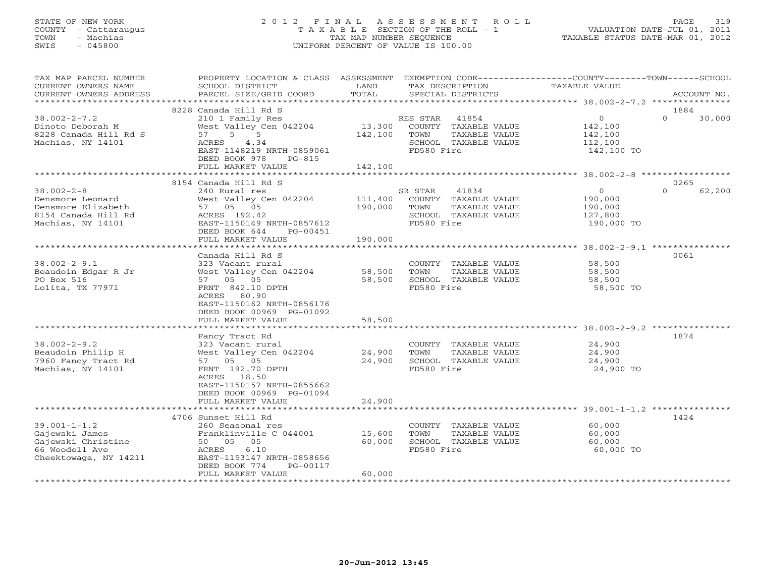STATE OF NEW YORK
COUNTY - Cattaraugus
TOWN - Machias
SWIS - 045800

2012 FINAL ASSESSMENT ROLL
TAXABLE SECTION OF THE ROLL - 1
TAX MAP NUMBER SEQUENCE
UNIFORM PERCENT OF VALUE IS 100.00

VALUATION DATE-JUL 01, 2011
TAXABLE STATUS DATE-MAR 01, 2012

| TAX MAP PARCEL NUMBER / CURRENT OWNERS NAME / CURRENT OWNERS ADDRESS | PROPERTY LOCATION & CLASS / SCHOOL DISTRICT / PARCEL SIZE/GRID COORD | ASSESSMENT LAND / TOTAL | EXEMPTION CODE / TAX DESCRIPTION / SPECIAL DISTRICTS | COUNTY | TOWN | SCHOOL / ACCOUNT NO. |
|---|---|---|---|---|---|---|
| | 8228 Canada Hill Rd S | | | | | 1884 |
| 38.002-2-7.2 | 210 1 Family Res | | RES STAR 41854 | 0 | 0 | 30,000 |
| Dinoto Deborah M | West Valley Cen 042204 | 13,300 | COUNTY TAXABLE VALUE | 142,100 | | |
| 8228 Canada Hill Rd S | 57 5 5 | 142,100 | TOWN TAXABLE VALUE | | 142,100 | |
| Machias, NY 14101 | ACRES 4.34 | | SCHOOL TAXABLE VALUE | | | 112,100 |
| | EAST-1148219 NRTH-0859061 | | FD580 Fire | 142,100 TO | | |
| | DEED BOOK 978 PG-815 | | | | | |
| | FULL MARKET VALUE | 142,100 | | | | |
| | 8154 Canada Hill Rd S | | | | | 0265 |
| 38.002-2-8 | 240 Rural res | | SR STAR 41834 | 0 | 0 | 62,200 |
| Densmore Leonard | West Valley Cen 042204 | 111,400 | COUNTY TAXABLE VALUE | 190,000 | | |
| Densmore Elizabeth | 57 05 05 | 190,000 | TOWN TAXABLE VALUE | | 190,000 | |
| 8154 Canada Hill Rd | ACRES 192.42 | | SCHOOL TAXABLE VALUE | | | 127,800 |
| Machias, NY 14101 | EAST-1150149 NRTH-0857612 | | FD580 Fire | 190,000 TO | | |
| | DEED BOOK 644 PG-00451 | | | | | |
| | FULL MARKET VALUE | 190,000 | | | | |
| | Canada Hill Rd S | | | | | 0061 |
| 38.002-2-9.1 | 323 Vacant rural | | COUNTY TAXABLE VALUE | 58,500 | | |
| Beaudoin Edgar R Jr | West Valley Cen 042204 | 58,500 | TOWN TAXABLE VALUE | | 58,500 | |
| PO Box 516 | 57 05 05 | 58,500 | SCHOOL TAXABLE VALUE | | | 58,500 |
| Lolita, TX 77971 | FRNT 842.10 DPTH | | FD580 Fire | 58,500 TO | | |
| | ACRES 80.90 | | | | | |
| | EAST-1150162 NRTH-0856176 | | | | | |
| | DEED BOOK 00969 PG-01092 | | | | | |
| | FULL MARKET VALUE | 58,500 | | | | |
| | Fancy Tract Rd | | | | | 1874 |
| 38.002-2-9.2 | 323 Vacant rural | | COUNTY TAXABLE VALUE | 24,900 | | |
| Beaudoin Philip H | West Valley Cen 042204 | 24,900 | TOWN TAXABLE VALUE | | 24,900 | |
| 7960 Fancy Tract Rd | 57 05 05 | 24,900 | SCHOOL TAXABLE VALUE | | | 24,900 |
| Machias, NY 14101 | FRNT 192.70 DPTH | | FD580 Fire | 24,900 TO | | |
| | ACRES 18.50 | | | | | |
| | EAST-1150157 NRTH-0855662 | | | | | |
| | DEED BOOK 00969 PG-01094 | | | | | |
| | FULL MARKET VALUE | 24,900 | | | | |
| | 4706 Sunset Hill Rd | | | | | 1424 |
| 39.001-1-1.2 | 260 Seasonal res | | COUNTY TAXABLE VALUE | 60,000 | | |
| Gajewski James | Franklinville C 044001 | 15,600 | TOWN TAXABLE VALUE | | 60,000 | |
| Gajewski Christine | 50 05 05 | 60,000 | SCHOOL TAXABLE VALUE | | | 60,000 |
| 66 Woodell Ave | ACRES 6.10 | | FD580 Fire | 60,000 TO | | |
| Cheektowaga, NY 14211 | EAST-1153147 NRTH-0858656 | | | | | |
| | DEED BOOK 774 PG-00117 | | | | | |
| | FULL MARKET VALUE | 60,000 | | | | |

20-Jun-2012 13:45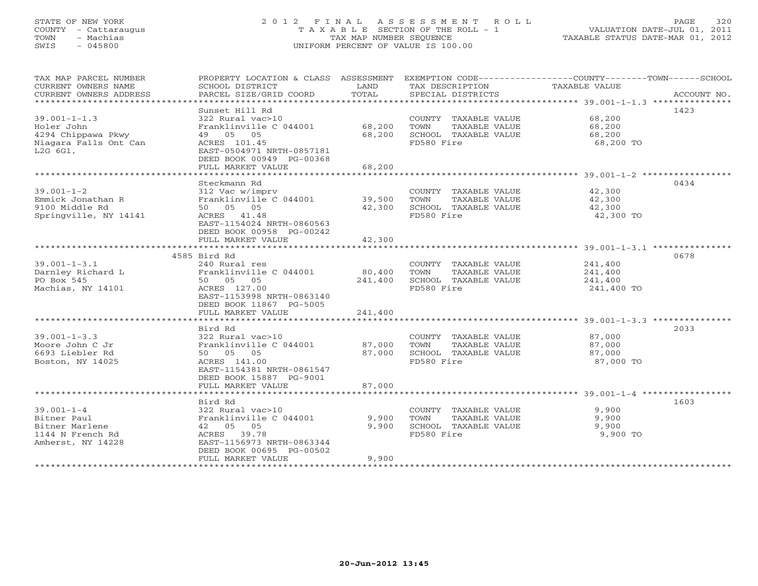STATE OF NEW YORK
COUNTY - Cattaraugus
TOWN - Machias
SWIS - 045800

# 2012 FINAL ASSESSMENT ROLL

TAXABLE SECTION OF THE ROLL - 1
TAX MAP NUMBER SEQUENCE
UNIFORM PERCENT OF VALUE IS 100.00

VALUATION DATE-JUL 01, 2011
TAXABLE STATUS DATE-MAR 01, 2012

| TAX MAP PARCEL NUMBER / CURRENT OWNERS NAME / CURRENT OWNERS ADDRESS | PROPERTY LOCATION & CLASS / SCHOOL DISTRICT / PARCEL SIZE/GRID COORD | ASSESSMENT LAND | TOTAL | EXEMPTION CODE / TAX DESCRIPTION / SPECIAL DISTRICTS | TAXABLE VALUE | ACCOUNT NO. |
|---|---|---|---|---|---|---|
| 39.001-1-1.3 | Sunset Hill Rd | | | | | 1423 |
| Holer John | 322 Rural vac>10 | | | COUNTY TAXABLE VALUE | 68,200 | |
| 4294 Chippawa Pkwy | Franklinville C 044001 | 68,200 | | TOWN TAXABLE VALUE | 68,200 | |
| Niagara Falls Ont Can | 49 05 05 | | 68,200 | SCHOOL TAXABLE VALUE | 68,200 | |
| L2G 6G1, | ACRES 101.45 | | | FD580 Fire | 68,200 TO | |
| | EAST-0504971 NRTH-0857181 | | | | | |
| | DEED BOOK 00949 PG-00368 | | | | | |
| | FULL MARKET VALUE | | 68,200 | | | |
| 39.001-1-2 | Steckmann Rd | | | | | 0434 |
| Emmick Jonathan R | 312 Vac w/imprv | | | COUNTY TAXABLE VALUE | 42,300 | |
| 9100 Middle Rd | Franklinville C 044001 | 39,500 | | TOWN TAXABLE VALUE | 42,300 | |
| Springville, NY 14141 | 50 05 05 | | 42,300 | SCHOOL TAXABLE VALUE | 42,300 | |
| | ACRES 41.48 | | | FD580 Fire | 42,300 TO | |
| | EAST-1154024 NRTH-0860563 | | | | | |
| | DEED BOOK 00958 PG-00242 | | | | | |
| | FULL MARKET VALUE | | 42,300 | | | |
| 39.001-1-3.1 | 4585 Bird Rd | | | | | 0678 |
| Darnley Richard L | 240 Rural res | | | COUNTY TAXABLE VALUE | 241,400 | |
| PO Box 545 | Franklinville C 044001 | 80,400 | | TOWN TAXABLE VALUE | 241,400 | |
| Machias, NY 14101 | 50 05 05 | | 241,400 | SCHOOL TAXABLE VALUE | 241,400 | |
| | ACRES 127.00 | | | FD580 Fire | 241,400 TO | |
| | EAST-1153998 NRTH-0863140 | | | | | |
| | DEED BOOK 11867 PG-5005 | | | | | |
| | FULL MARKET VALUE | | 241,400 | | | |
| 39.001-1-3.3 | Bird Rd | | | | | 2033 |
| Moore John C Jr | 322 Rural vac>10 | | | COUNTY TAXABLE VALUE | 87,000 | |
| 6693 Liebler Rd | Franklinville C 044001 | 87,000 | | TOWN TAXABLE VALUE | 87,000 | |
| Boston, NY 14025 | 50 05 05 | | 87,000 | SCHOOL TAXABLE VALUE | 87,000 | |
| | ACRES 141.00 | | | FD580 Fire | 87,000 TO | |
| | EAST-1154381 NRTH-0861547 | | | | | |
| | DEED BOOK 15887 PG-9001 | | | | | |
| | FULL MARKET VALUE | | 87,000 | | | |
| 39.001-1-4 | Bird Rd | | | | | 1603 |
| Bitner Paul | 322 Rural vac>10 | | | COUNTY TAXABLE VALUE | 9,900 | |
| Bitner Marlene | Franklinville C 044001 | 9,900 | | TOWN TAXABLE VALUE | 9,900 | |
| 1144 N French Rd | 42 05 05 | | 9,900 | SCHOOL TAXABLE VALUE | 9,900 | |
| Amherst, NY 14228 | ACRES 39.78 | | | FD580 Fire | 9,900 TO | |
| | EAST-1156973 NRTH-0863344 | | | | | |
| | DEED BOOK 00695 PG-00502 | | | | | |
| | FULL MARKET VALUE | | 9,900 | | | |

20-Jun-2012 13:45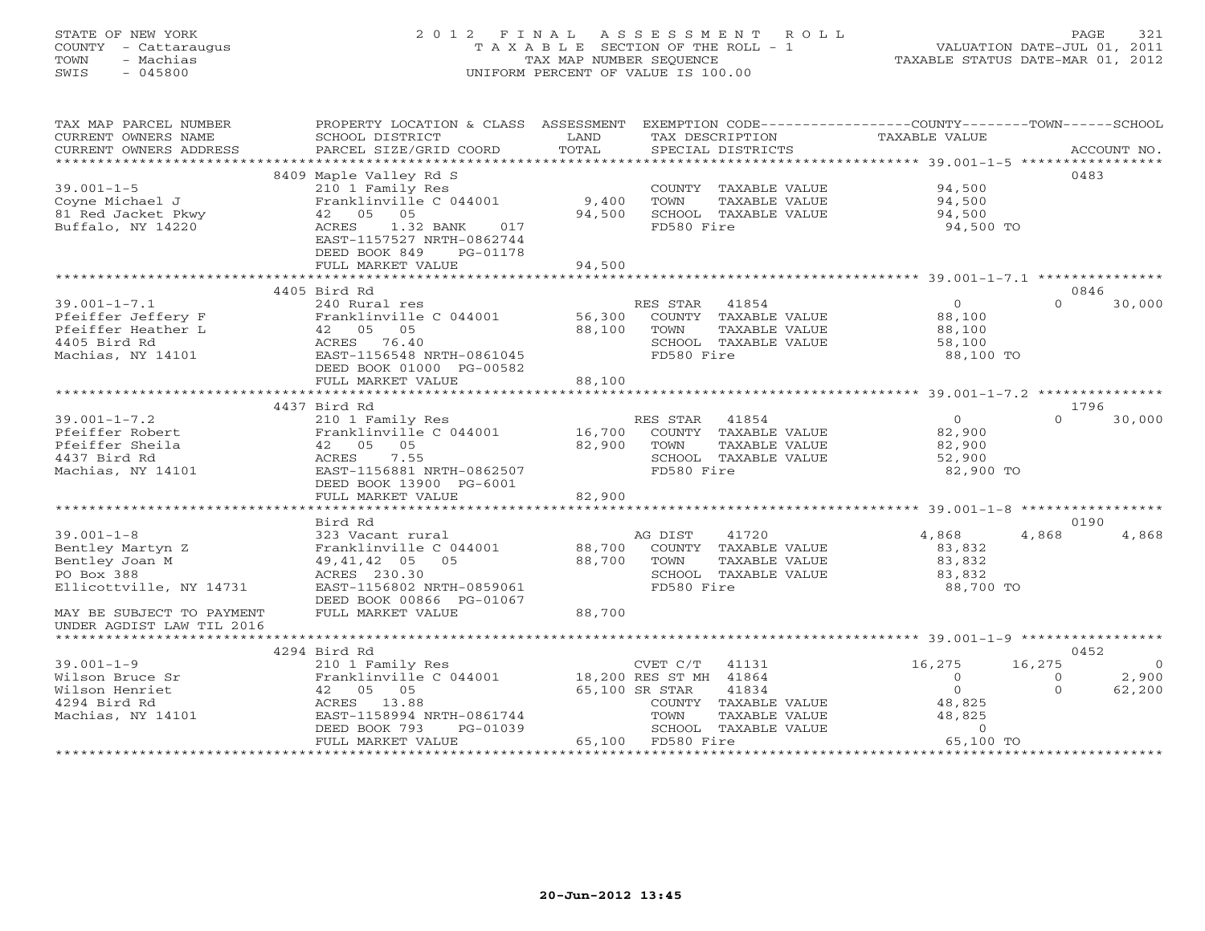STATE OF NEW YORK
COUNTY - Cattaraugus
TOWN - Machias
SWIS - 045800

2012 FINAL ASSESSMENT ROLL
TAXABLE SECTION OF THE ROLL - 1
TAX MAP NUMBER SEQUENCE
UNIFORM PERCENT OF VALUE IS 100.00

VALUATION DATE-JUL 01, 2011
TAXABLE STATUS DATE-MAR 01, 2012

| TAX MAP PARCEL NUMBER / CURRENT OWNERS NAME / CURRENT OWNERS ADDRESS | PROPERTY LOCATION & CLASS / SCHOOL DISTRICT / PARCEL SIZE/GRID COORD | ASSESSMENT LAND / TOTAL | EXEMPTION CODE / TAX DESCRIPTION / SPECIAL DISTRICTS | COUNTY TAXABLE VALUE | TOWN | SCHOOL / ACCOUNT NO. |
|---|---|---|---|---|---|---|
| | 8409 Maple Valley Rd S | | | | | 0483 |
| 39.001-1-5 | 210 1 Family Res | | COUNTY TAXABLE VALUE | 94,500 | | |
| Coyne Michael J | Franklinville C 044001 | 9,400 | TOWN TAXABLE VALUE | 94,500 | | |
| 81 Red Jacket Pkwy | 42 05 05 | 94,500 | SCHOOL TAXABLE VALUE | 94,500 | | |
| Buffalo, NY 14220 | ACRES 1.32 BANK 017 | | FD580 Fire | 94,500 TO | | |
| | EAST-1157527 NRTH-0862744 | | | | | |
| | DEED BOOK 849 PG-01178 | | | | | |
| | FULL MARKET VALUE | 94,500 | | | | |
| | 4405 Bird Rd | | | | | 0846 |
| 39.001-1-7.1 | 240 Rural res | | RES STAR 41854 | 0 | 0 | 30,000 |
| Pfeiffer Jeffery F | Franklinville C 044001 | 56,300 | COUNTY TAXABLE VALUE | 88,100 | | |
| Pfeiffer Heather L | 42 05 05 | 88,100 | TOWN TAXABLE VALUE | 88,100 | | |
| 4405 Bird Rd | ACRES 76.40 | | SCHOOL TAXABLE VALUE | 58,100 | | |
| Machias, NY 14101 | EAST-1156548 NRTH-0861045 | | FD580 Fire | 88,100 TO | | |
| | DEED BOOK 01000 PG-00582 | | | | | |
| | FULL MARKET VALUE | 88,100 | | | | |
| | 4437 Bird Rd | | | | | 1796 |
| 39.001-1-7.2 | 210 1 Family Res | | RES STAR 41854 | 0 | 0 | 30,000 |
| Pfeiffer Robert | Franklinville C 044001 | 16,700 | COUNTY TAXABLE VALUE | 82,900 | | |
| Pfeiffer Sheila | 42 05 05 | 82,900 | TOWN TAXABLE VALUE | 82,900 | | |
| 4437 Bird Rd | ACRES 7.55 | | SCHOOL TAXABLE VALUE | 52,900 | | |
| Machias, NY 14101 | EAST-1156881 NRTH-0862507 | | FD580 Fire | 82,900 TO | | |
| | DEED BOOK 13900 PG-6001 | | | | | |
| | FULL MARKET VALUE | 82,900 | | | | |
| | Bird Rd | | | | | 0190 |
| 39.001-1-8 | 323 Vacant rural | | AG DIST 41720 | 4,868 | 4,868 | 4,868 |
| Bentley Martyn Z | Franklinville C 044001 | 88,700 | COUNTY TAXABLE VALUE | 83,832 | | |
| Bentley Joan M | 49,41,42 05 05 | 88,700 | TOWN TAXABLE VALUE | 83,832 | | |
| PO Box 388 | ACRES 230.30 | | SCHOOL TAXABLE VALUE | 83,832 | | |
| Ellicottville, NY 14731 | EAST-1156802 NRTH-0859061 | | FD580 Fire | 88,700 TO | | |
| | DEED BOOK 00866 PG-01067 | | | | | |
| MAY BE SUBJECT TO PAYMENT | FULL MARKET VALUE | 88,700 | | | | |
| UNDER AGDIST LAW TIL 2016 | | | | | | |
| | 4294 Bird Rd | | | | | 0452 |
| 39.001-1-9 | 210 1 Family Res | | CVET C/T 41131 | 16,275 | 16,275 | 0 |
| Wilson Bruce Sr | Franklinville C 044001 | 18,200 | RES ST MH 41864 | 0 | 0 | 2,900 |
| Wilson Henriet | 42 05 05 | 65,100 | SR STAR 41834 | 0 | 0 | 62,200 |
| 4294 Bird Rd | ACRES 13.88 | | COUNTY TAXABLE VALUE | 48,825 | | |
| Machias, NY 14101 | EAST-1158994 NRTH-0861744 | | TOWN TAXABLE VALUE | 48,825 | | |
| | DEED BOOK 793 PG-01039 | | SCHOOL TAXABLE VALUE | 0 | | |
| | FULL MARKET VALUE | 65,100 | FD580 Fire | 65,100 TO | | |

20-Jun-2012 13:45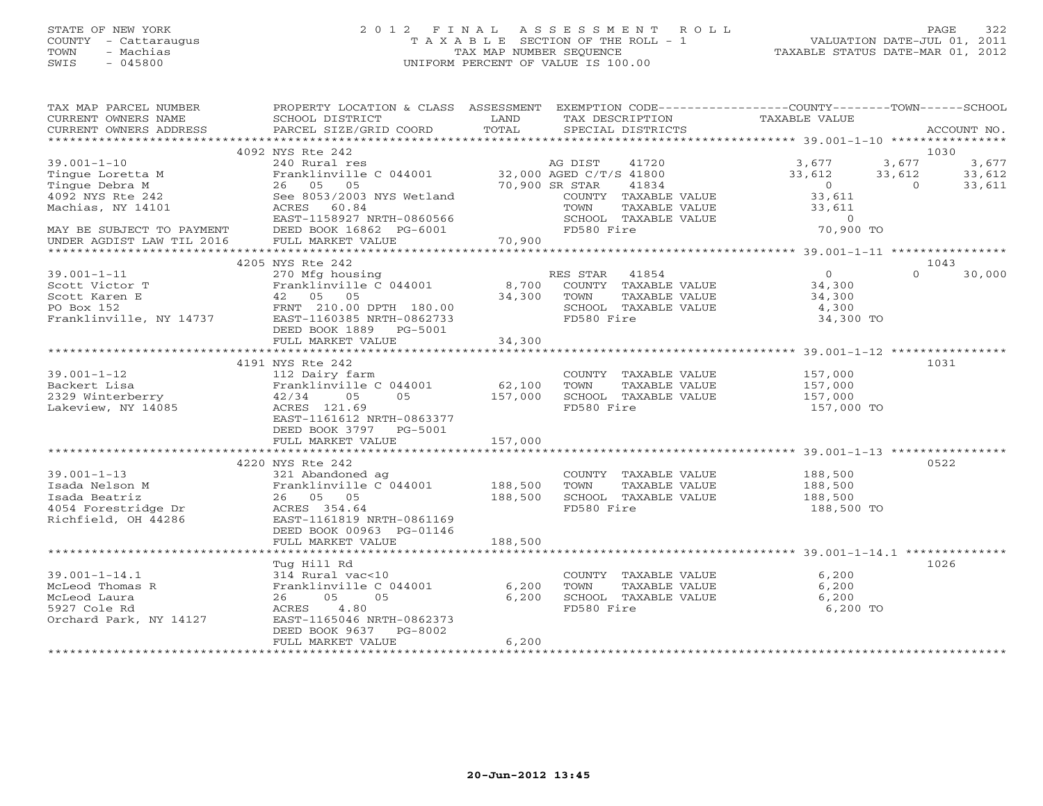STATE OF NEW YORK
COUNTY - Cattaraugus
TOWN - Machias
SWIS - 045800

2012 FINAL ASSESSMENT ROLL
TAXABLE SECTION OF THE ROLL - 1
TAX MAP NUMBER SEQUENCE
UNIFORM PERCENT OF VALUE IS 100.00

VALUATION DATE-JUL 01, 2011
TAXABLE STATUS DATE-MAR 01, 2012

| TAX MAP PARCEL NUMBER / CURRENT OWNERS NAME / CURRENT OWNERS ADDRESS | PROPERTY LOCATION & CLASS / SCHOOL DISTRICT / PARCEL SIZE/GRID COORD | ASSESSMENT LAND / TOTAL | EXEMPTION CODE / TAX DESCRIPTION / SPECIAL DISTRICTS | COUNTY TAXABLE VALUE | TOWN | SCHOOL | ACCOUNT NO. |
|---|---|---|---|---|---|---|---|
| **39.001-1-10** | 4092 NYS Rte 242 | | | | | | 1030 |
| 39.001-1-10 | 240 Rural res | | AG DIST 41720 | 3,677 | 3,677 | 3,677 | |
| Tingue Loretta M | Franklinville C 044001 | 32,000 | AGED C/T/S 41800 | 33,612 | 33,612 | 33,612 | |
| Tingue Debra M | 26 05 05 | 70,900 | SR STAR 41834 | 0 | 0 | 33,611 | |
| 4092 NYS Rte 242 | See 8053/2003 NYS Wetland | | COUNTY TAXABLE VALUE | 33,611 | | | |
| Machias, NY 14101 | ACRES 60.84 | | TOWN TAXABLE VALUE | 33,611 | | | |
| | EAST-1158927 NRTH-0860566 | | SCHOOL TAXABLE VALUE | 0 | | | |
| MAY BE SUBJECT TO PAYMENT | DEED BOOK 16862 PG-6001 | | FD580 Fire | 70,900 TO | | | |
| UNDER AGDIST LAW TIL 2016 | FULL MARKET VALUE | 70,900 | | | | | |
| **39.001-1-11** | 4205 NYS Rte 242 | | | | | | 1043 |
| 39.001-1-11 | 270 Mfg housing | | RES STAR 41854 | 0 | 0 | 30,000 | |
| Scott Victor T | Franklinville C 044001 | 8,700 | COUNTY TAXABLE VALUE | 34,300 | | | |
| Scott Karen E | 42 05 05 | 34,300 | TOWN TAXABLE VALUE | 34,300 | | | |
| PO Box 152 | FRNT 210.00 DPTH 180.00 | | SCHOOL TAXABLE VALUE | 4,300 | | | |
| Franklinville, NY 14737 | EAST-1160385 NRTH-0862733 | | FD580 Fire | 34,300 TO | | | |
| | DEED BOOK 1889 PG-5001 | | | | | | |
| | FULL MARKET VALUE | 34,300 | | | | | |
| **39.001-1-12** | 4191 NYS Rte 242 | | | | | | 1031 |
| 39.001-1-12 | 112 Dairy farm | | COUNTY TAXABLE VALUE | 157,000 | | | |
| Backert Lisa | Franklinville C 044001 | 62,100 | TOWN TAXABLE VALUE | 157,000 | | | |
| 2329 Winterberry | 42/34 05 05 | 157,000 | SCHOOL TAXABLE VALUE | 157,000 | | | |
| Lakeview, NY 14085 | ACRES 121.69 | | FD580 Fire | 157,000 TO | | | |
| | EAST-1161612 NRTH-0863377 | | | | | | |
| | DEED BOOK 3797 PG-5001 | | | | | | |
| | FULL MARKET VALUE | 157,000 | | | | | |
| **39.001-1-13** | 4220 NYS Rte 242 | | | | | | 0522 |
| 39.001-1-13 | 321 Abandoned ag | | COUNTY TAXABLE VALUE | 188,500 | | | |
| Isada Nelson M | Franklinville C 044001 | 188,500 | TOWN TAXABLE VALUE | 188,500 | | | |
| Isada Beatriz | 26 05 05 | 188,500 | SCHOOL TAXABLE VALUE | 188,500 | | | |
| 4054 Forestridge Dr | ACRES 354.64 | | FD580 Fire | 188,500 TO | | | |
| Richfield, OH 44286 | EAST-1161819 NRTH-0861169 | | | | | | |
| | DEED BOOK 00963 PG-01146 | | | | | | |
| | FULL MARKET VALUE | 188,500 | | | | | |
| **39.001-1-14.1** | Tug Hill Rd | | | | | | 1026 |
| 39.001-1-14.1 | 314 Rural vac<10 | | COUNTY TAXABLE VALUE | 6,200 | | | |
| McLeod Thomas R | Franklinville C 044001 | 6,200 | TOWN TAXABLE VALUE | 6,200 | | | |
| McLeod Laura | 26 05 05 | 6,200 | SCHOOL TAXABLE VALUE | 6,200 | | | |
| 5927 Cole Rd | ACRES 4.80 | | FD580 Fire | 6,200 TO | | | |
| Orchard Park, NY 14127 | EAST-1165046 NRTH-0862373 | | | | | | |
| | DEED BOOK 9637 PG-8002 | | | | | | |
| | FULL MARKET VALUE | 6,200 | | | | | |

20-Jun-2012 13:45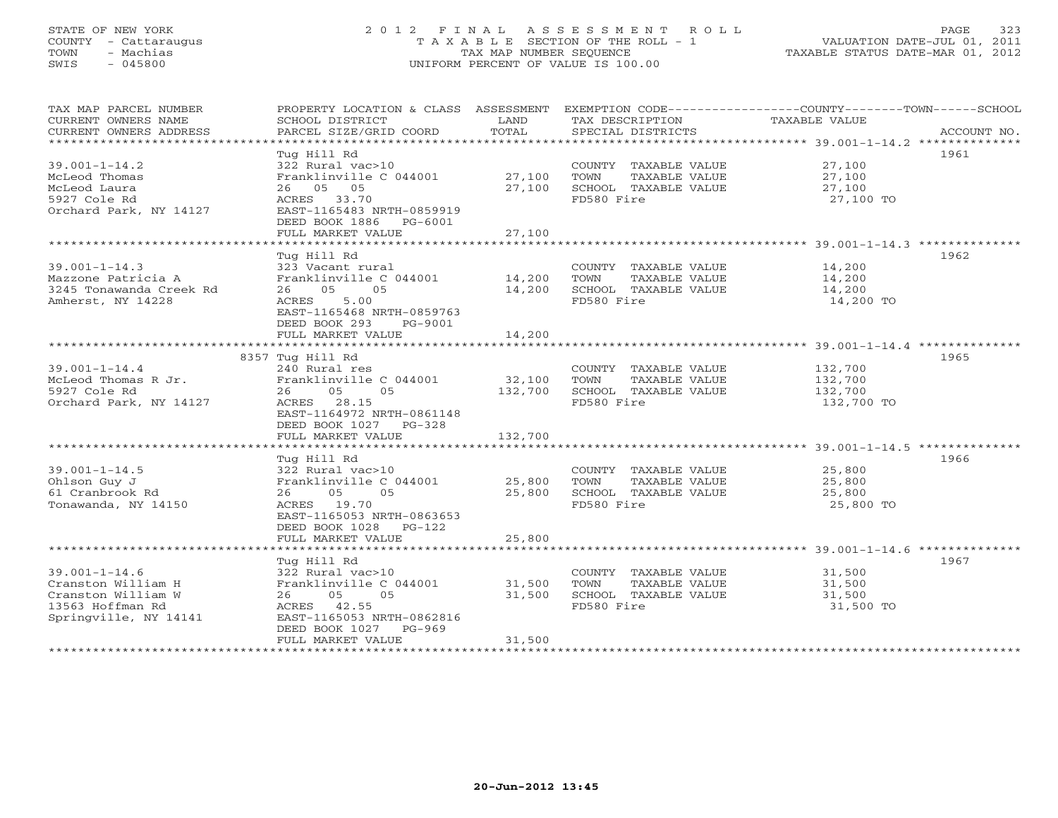STATE OF NEW YORK
COUNTY - Cattaraugus
TOWN - Machias
SWIS - 045800

2012 FINAL ASSESSMENT ROLL
TAXABLE SECTION OF THE ROLL - 1
TAX MAP NUMBER SEQUENCE
UNIFORM PERCENT OF VALUE IS 100.00

VALUATION DATE-JUL 01, 2011
TAXABLE STATUS DATE-MAR 01, 2012

| TAX MAP PARCEL NUMBER / CURRENT OWNERS NAME / CURRENT OWNERS ADDRESS | PROPERTY LOCATION & CLASS / SCHOOL DISTRICT / PARCEL SIZE/GRID COORD | ASSESSMENT LAND | TOTAL | EXEMPTION CODE / TAX DESCRIPTION / SPECIAL DISTRICTS | TAXABLE VALUE (COUNTY / TOWN / SCHOOL) | ACCOUNT NO. |
|---|---|---|---|---|---|---|
| 39.001-1-14.2 | Tug Hill Rd | | | | | 1961 |
| McLeod Thomas | 322 Rural vac>10 | | | COUNTY TAXABLE VALUE | 27,100 | |
| McLeod Laura | Franklinville C 044001 | 27,100 | | TOWN TAXABLE VALUE | 27,100 | |
| 5927 Cole Rd | 26 05 05 | | 27,100 | SCHOOL TAXABLE VALUE | 27,100 | |
| Orchard Park, NY 14127 | ACRES 33.70 | | | FD580 Fire | 27,100 TO | |
| | EAST-1165483 NRTH-0859919 | | | | | |
| | DEED BOOK 1886 PG-6001 | | | | | |
| | FULL MARKET VALUE | | 27,100 | | | |
| 39.001-1-14.3 | Tug Hill Rd | | | | | 1962 |
| Mazzone Patricia A | 323 Vacant rural | | | COUNTY TAXABLE VALUE | 14,200 | |
| 3245 Tonawanda Creek Rd | Franklinville C 044001 | 14,200 | | TOWN TAXABLE VALUE | 14,200 | |
| Amherst, NY 14228 | 26 05 05 | | 14,200 | SCHOOL TAXABLE VALUE | 14,200 | |
| | ACRES 5.00 | | | FD580 Fire | 14,200 TO | |
| | EAST-1165468 NRTH-0859763 | | | | | |
| | DEED BOOK 293 PG-9001 | | | | | |
| | FULL MARKET VALUE | | 14,200 | | | |
| 39.001-1-14.4 | 8357 Tug Hill Rd | | | | | 1965 |
| McLeod Thomas R Jr. | 240 Rural res | | | COUNTY TAXABLE VALUE | 132,700 | |
| 5927 Cole Rd | Franklinville C 044001 | 32,100 | | TOWN TAXABLE VALUE | 132,700 | |
| Orchard Park, NY 14127 | 26 05 05 | | 132,700 | SCHOOL TAXABLE VALUE | 132,700 | |
| | ACRES 28.15 | | | FD580 Fire | 132,700 TO | |
| | EAST-1164972 NRTH-0861148 | | | | | |
| | DEED BOOK 1027 PG-328 | | | | | |
| | FULL MARKET VALUE | | 132,700 | | | |
| 39.001-1-14.5 | Tug Hill Rd | | | | | 1966 |
| Ohlson Guy J | 322 Rural vac>10 | | | COUNTY TAXABLE VALUE | 25,800 | |
| 61 Cranbrook Rd | Franklinville C 044001 | 25,800 | | TOWN TAXABLE VALUE | 25,800 | |
| Tonawanda, NY 14150 | 26 05 05 | | 25,800 | SCHOOL TAXABLE VALUE | 25,800 | |
| | ACRES 19.70 | | | FD580 Fire | 25,800 TO | |
| | EAST-1165053 NRTH-0863653 | | | | | |
| | DEED BOOK 1028 PG-122 | | | | | |
| | FULL MARKET VALUE | | 25,800 | | | |
| 39.001-1-14.6 | Tug Hill Rd | | | | | 1967 |
| Cranston William H | 322 Rural vac>10 | | | COUNTY TAXABLE VALUE | 31,500 | |
| Cranston William W | Franklinville C 044001 | 31,500 | | TOWN TAXABLE VALUE | 31,500 | |
| 13563 Hoffman Rd | 26 05 05 | | 31,500 | SCHOOL TAXABLE VALUE | 31,500 | |
| Springville, NY 14141 | ACRES 42.55 | | | FD580 Fire | 31,500 TO | |
| | EAST-1165053 NRTH-0862816 | | | | | |
| | DEED BOOK 1027 PG-969 | | | | | |
| | FULL MARKET VALUE | | 31,500 | | | |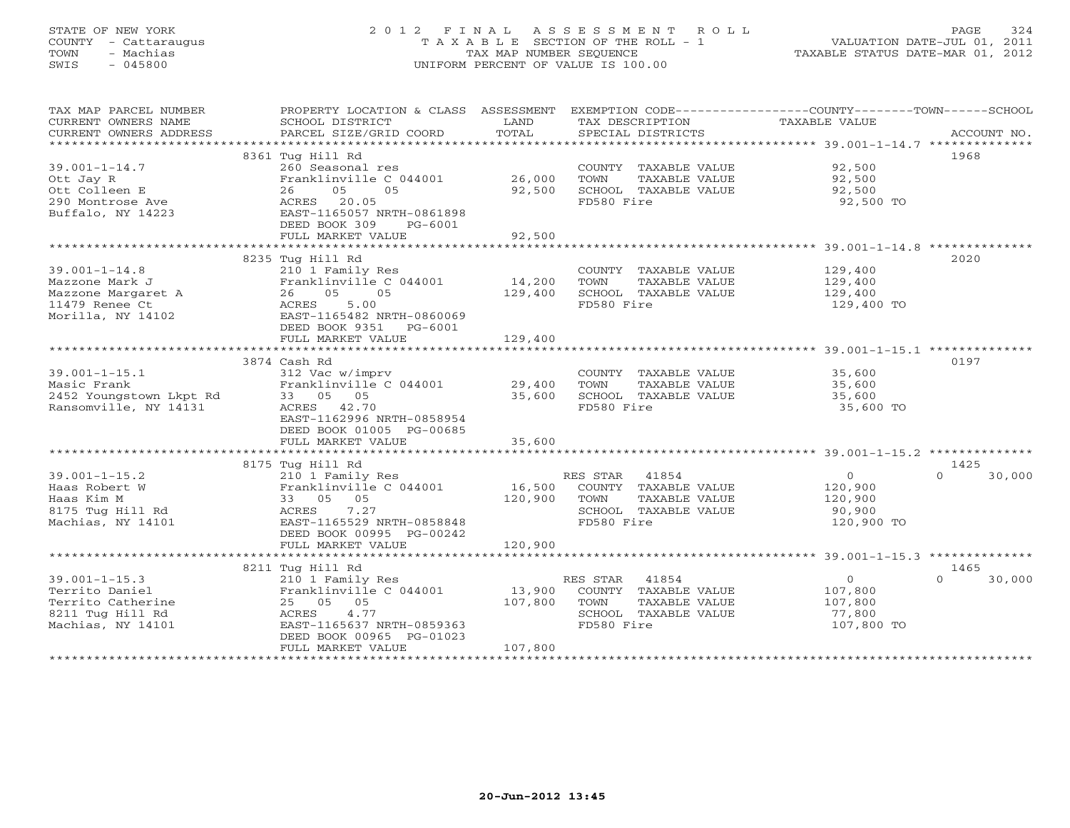STATE OF NEW YORK
COUNTY - Cattaraugus
TOWN - Machias
SWIS - 045800

# 2012 FINAL ASSESSMENT ROLL
TAXABLE SECTION OF THE ROLL - 1
TAX MAP NUMBER SEQUENCE
UNIFORM PERCENT OF VALUE IS 100.00

VALUATION DATE-JUL 01, 2011
TAXABLE STATUS DATE-MAR 01, 2012

| TAX MAP PARCEL NUMBER / CURRENT OWNERS NAME / CURRENT OWNERS ADDRESS | PROPERTY LOCATION & CLASS / SCHOOL DISTRICT / PARCEL SIZE/GRID COORD | ASSESSMENT LAND | TOTAL | EXEMPTION CODE / TAX DESCRIPTION / SPECIAL DISTRICTS | COUNTY / TOWN / SCHOOL TAXABLE VALUE | ACCOUNT NO. |
|---|---|---|---|---|---|---|
| 39.001-1-14.7 | 8361 Tug Hill Rd | | | | | 1968 |
| Ott Jay R | 260 Seasonal res | | | COUNTY TAXABLE VALUE | 92,500 | |
| Ott Colleen E | Franklinville C 044001 | 26,000 | | TOWN TAXABLE VALUE | 92,500 | |
| 290 Montrose Ave | 26 05 05 | | 92,500 | SCHOOL TAXABLE VALUE | 92,500 | |
| Buffalo, NY 14223 | ACRES 20.05 | | | FD580 Fire | 92,500 TO | |
| | EAST-1165057 NRTH-0861898 | | | | | |
| | DEED BOOK 309 PG-6001 | | | | | |
| | FULL MARKET VALUE | | 92,500 | | | |
| 39.001-1-14.8 | 8235 Tug Hill Rd | | | | | 2020 |
| Mazzone Mark J | 210 1 Family Res | | | COUNTY TAXABLE VALUE | 129,400 | |
| Mazzone Margaret A | Franklinville C 044001 | 14,200 | | TOWN TAXABLE VALUE | 129,400 | |
| 11479 Renee Ct | 26 05 05 | | 129,400 | SCHOOL TAXABLE VALUE | 129,400 | |
| Morilla, NY 14102 | ACRES 5.00 | | | FD580 Fire | 129,400 TO | |
| | EAST-1165482 NRTH-0860069 | | | | | |
| | DEED BOOK 9351 PG-6001 | | | | | |
| | FULL MARKET VALUE | | 129,400 | | | |
| 39.001-1-15.1 | 3874 Cash Rd | | | | | 0197 |
| Masic Frank | 312 Vac w/imprv | | | COUNTY TAXABLE VALUE | 35,600 | |
| 2452 Youngstown Lkpt Rd | Franklinville C 044001 | 29,400 | | TOWN TAXABLE VALUE | 35,600 | |
| Ransomville, NY 14131 | 33 05 05 | | 35,600 | SCHOOL TAXABLE VALUE | 35,600 | |
| | ACRES 42.70 | | | FD580 Fire | 35,600 TO | |
| | EAST-1162996 NRTH-0858954 | | | | | |
| | DEED BOOK 01005 PG-00685 | | | | | |
| | FULL MARKET VALUE | | 35,600 | | | |
| 39.001-1-15.2 | 8175 Tug Hill Rd | | | | | 1425 |
| Haas Robert W | 210 1 Family Res | | | RES STAR 41854 | 0 / 0 / 30,000 | |
| Haas Kim M | Franklinville C 044001 | 16,500 | | COUNTY TAXABLE VALUE | 120,900 | |
| 8175 Tug Hill Rd | 33 05 05 | | 120,900 | TOWN TAXABLE VALUE | 120,900 | |
| Machias, NY 14101 | ACRES 7.27 | | | SCHOOL TAXABLE VALUE | 90,900 | |
| | EAST-1165529 NRTH-0858848 | | | FD580 Fire | 120,900 TO | |
| | DEED BOOK 00995 PG-00242 | | | | | |
| | FULL MARKET VALUE | | 120,900 | | | |
| 39.001-1-15.3 | 8211 Tug Hill Rd | | | | | 1465 |
| Territo Daniel | 210 1 Family Res | | | RES STAR 41854 | 0 / 0 / 30,000 | |
| Territo Catherine | Franklinville C 044001 | 13,900 | | COUNTY TAXABLE VALUE | 107,800 | |
| 8211 Tug Hill Rd | 25 05 05 | | 107,800 | TOWN TAXABLE VALUE | 107,800 | |
| Machias, NY 14101 | ACRES 4.77 | | | SCHOOL TAXABLE VALUE | 77,800 | |
| | EAST-1165637 NRTH-0859363 | | | FD580 Fire | 107,800 TO | |
| | DEED BOOK 00965 PG-01023 | | | | | |
| | FULL MARKET VALUE | | 107,800 | | | |

20-Jun-2012 13:45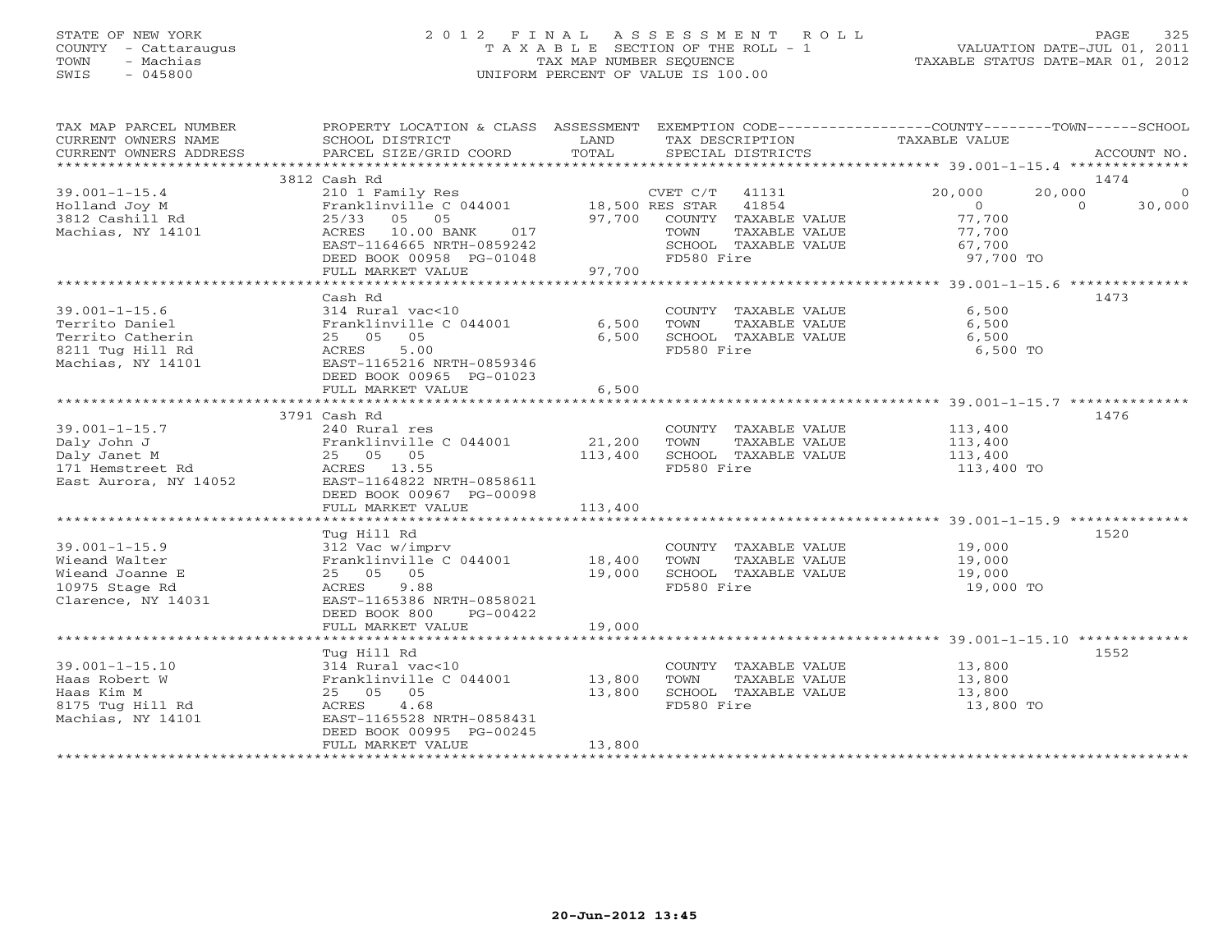STATE OF NEW YORK
COUNTY - Cattaraugus
TOWN - Machias
SWIS - 045800

2 0 1 2 F I N A L A S S E S S M E N T R O L L
T A X A B L E SECTION OF THE ROLL - 1
TAX MAP NUMBER SEQUENCE
UNIFORM PERCENT OF VALUE IS 100.00

VALUATION DATE-JUL 01, 2011
TAXABLE STATUS DATE-MAR 01, 2012

| TAX MAP PARCEL NUMBER / CURRENT OWNERS NAME / CURRENT OWNERS ADDRESS | PROPERTY LOCATION & CLASS / SCHOOL DISTRICT / PARCEL SIZE/GRID COORD | ASSESSMENT LAND / TOTAL | EXEMPTION CODE / TAX DESCRIPTION / SPECIAL DISTRICTS | COUNTY TAXABLE VALUE | TOWN | SCHOOL | ACCOUNT NO. |
|---|---|---|---|---|---|---|---|
| **39.001-1-15.4** | 3812 Cash Rd | | | | | | 1474 |
| 39.001-1-15.4 | 210 1 Family Res | | CVET C/T 41131 | 20,000 | 20,000 | 0 | |
| Holland Joy M | Franklinville C 044001 | 18,500 | RES STAR 41854 | 0 | 0 | 30,000 | |
| 3812 Cashill Rd | 25/33 05 05 | 97,700 | COUNTY TAXABLE VALUE | 77,700 | | | |
| Machias, NY 14101 | ACRES 10.00 BANK 017 | | TOWN TAXABLE VALUE | 77,700 | | | |
| | EAST-1164665 NRTH-0859242 | | SCHOOL TAXABLE VALUE | 67,700 | | | |
| | DEED BOOK 00958 PG-01048 | | FD580 Fire | 97,700 TO | | | |
| | FULL MARKET VALUE | 97,700 | | | | | |
| **39.001-1-15.6** | Cash Rd | | | | | | 1473 |
| 39.001-1-15.6 | 314 Rural vac<10 | | COUNTY TAXABLE VALUE | 6,500 | | | |
| Territo Daniel | Franklinville C 044001 | 6,500 | TOWN TAXABLE VALUE | 6,500 | | | |
| Territo Catherin | 25 05 05 | 6,500 | SCHOOL TAXABLE VALUE | 6,500 | | | |
| 8211 Tug Hill Rd | ACRES 5.00 | | FD580 Fire | 6,500 TO | | | |
| Machias, NY 14101 | EAST-1165216 NRTH-0859346 | | | | | | |
| | DEED BOOK 00965 PG-01023 | | | | | | |
| | FULL MARKET VALUE | 6,500 | | | | | |
| **39.001-1-15.7** | 3791 Cash Rd | | | | | | 1476 |
| 39.001-1-15.7 | 240 Rural res | | COUNTY TAXABLE VALUE | 113,400 | | | |
| Daly John J | Franklinville C 044001 | 21,200 | TOWN TAXABLE VALUE | 113,400 | | | |
| Daly Janet M | 25 05 05 | 113,400 | SCHOOL TAXABLE VALUE | 113,400 | | | |
| 171 Hemstreet Rd | ACRES 13.55 | | FD580 Fire | 113,400 TO | | | |
| East Aurora, NY 14052 | EAST-1164822 NRTH-0858611 | | | | | | |
| | DEED BOOK 00967 PG-00098 | | | | | | |
| | FULL MARKET VALUE | 113,400 | | | | | |
| **39.001-1-15.9** | Tug Hill Rd | | | | | | 1520 |
| 39.001-1-15.9 | 312 Vac w/imprv | | COUNTY TAXABLE VALUE | 19,000 | | | |
| Wieand Walter | Franklinville C 044001 | 18,400 | TOWN TAXABLE VALUE | 19,000 | | | |
| Wieand Joanne E | 25 05 05 | 19,000 | SCHOOL TAXABLE VALUE | 19,000 | | | |
| 10975 Stage Rd | ACRES 9.88 | | FD580 Fire | 19,000 TO | | | |
| Clarence, NY 14031 | EAST-1165386 NRTH-0858021 | | | | | | |
| | DEED BOOK 800 PG-00422 | | | | | | |
| | FULL MARKET VALUE | 19,000 | | | | | |
| **39.001-1-15.10** | Tug Hill Rd | | | | | | 1552 |
| 39.001-1-15.10 | 314 Rural vac<10 | | COUNTY TAXABLE VALUE | 13,800 | | | |
| Haas Robert W | Franklinville C 044001 | 13,800 | TOWN TAXABLE VALUE | 13,800 | | | |
| Haas Kim M | 25 05 05 | 13,800 | SCHOOL TAXABLE VALUE | 13,800 | | | |
| 8175 Tug Hill Rd | ACRES 4.68 | | FD580 Fire | 13,800 TO | | | |
| Machias, NY 14101 | EAST-1165528 NRTH-0858431 | | | | | | |
| | DEED BOOK 00995 PG-00245 | | | | | | |
| | FULL MARKET VALUE | 13,800 | | | | | |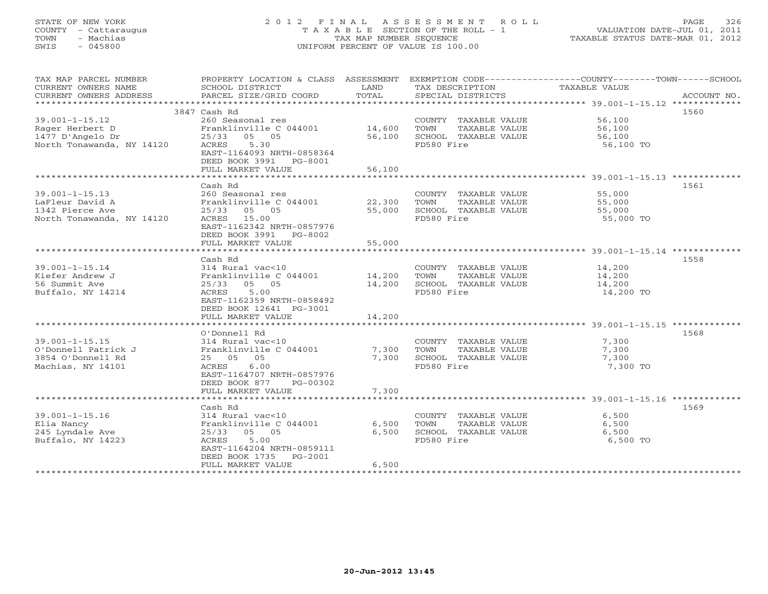STATE OF NEW YORK
COUNTY - Cattaraugus
TOWN - Machias
SWIS - 045800

# 2012 FINAL ASSESSMENT ROLL

TAXABLE SECTION OF THE ROLL - 1
TAX MAP NUMBER SEQUENCE
UNIFORM PERCENT OF VALUE IS 100.00

VALUATION DATE-JUL 01, 2011
TAXABLE STATUS DATE-MAR 01, 2012

| TAX MAP PARCEL NUMBER / CURRENT OWNERS NAME / CURRENT OWNERS ADDRESS | PROPERTY LOCATION & CLASS / SCHOOL DISTRICT / PARCEL SIZE/GRID COORD | ASSESSMENT LAND | TOTAL | EXEMPTION CODE / TAX DESCRIPTION / SPECIAL DISTRICTS | COUNTY--------TOWN------SCHOOL TAXABLE VALUE | ACCOUNT NO. |
|---|---|---|---|---|---|---|
| | 3847 Cash Rd | | | | | 1560 |
| 39.001-1-15.12 | 260 Seasonal res | | | COUNTY TAXABLE VALUE | 56,100 | |
| Rager Herbert D | Franklinville C 044001 | 14,600 | | TOWN TAXABLE VALUE | 56,100 | |
| 1477 D'Angelo Dr | 25/33 05 05 | | 56,100 | SCHOOL TAXABLE VALUE | 56,100 | |
| North Tonawanda, NY 14120 | ACRES 5.30 | | | FD580 Fire | 56,100 TO | |
| | EAST-1164093 NRTH-0858364 | | | | | |
| | DEED BOOK 3991 PG-8001 | | | | | |
| | FULL MARKET VALUE | | 56,100 | | | |
| | Cash Rd | | | | | 1561 |
| 39.001-1-15.13 | 260 Seasonal res | | | COUNTY TAXABLE VALUE | 55,000 | |
| LaFleur David A | Franklinville C 044001 | 22,300 | | TOWN TAXABLE VALUE | 55,000 | |
| 1342 Pierce Ave | 25/33 05 05 | | 55,000 | SCHOOL TAXABLE VALUE | 55,000 | |
| North Tonawanda, NY 14120 | ACRES 15.00 | | | FD580 Fire | 55,000 TO | |
| | EAST-1162342 NRTH-0857976 | | | | | |
| | DEED BOOK 3991 PG-8002 | | | | | |
| | FULL MARKET VALUE | | 55,000 | | | |
| | Cash Rd | | | | | 1558 |
| 39.001-1-15.14 | 314 Rural vac<10 | | | COUNTY TAXABLE VALUE | 14,200 | |
| Kiefer Andrew J | Franklinville C 044001 | 14,200 | | TOWN TAXABLE VALUE | 14,200 | |
| 56 Summit Ave | 25/33 05 05 | | 14,200 | SCHOOL TAXABLE VALUE | 14,200 | |
| Buffalo, NY 14214 | ACRES 5.00 | | | FD580 Fire | 14,200 TO | |
| | EAST-1162359 NRTH-0858492 | | | | | |
| | DEED BOOK 12641 PG-3001 | | | | | |
| | FULL MARKET VALUE | | 14,200 | | | |
| | O'Donnell Rd | | | | | 1568 |
| 39.001-1-15.15 | 314 Rural vac<10 | | | COUNTY TAXABLE VALUE | 7,300 | |
| O'Donnell Patrick J | Franklinville C 044001 | 7,300 | | TOWN TAXABLE VALUE | 7,300 | |
| 3854 O'Donnell Rd | 25 05 05 | | 7,300 | SCHOOL TAXABLE VALUE | 7,300 | |
| Machias, NY 14101 | ACRES 6.00 | | | FD580 Fire | 7,300 TO | |
| | EAST-1164707 NRTH-0857976 | | | | | |
| | DEED BOOK 877 PG-00302 | | | | | |
| | FULL MARKET VALUE | | 7,300 | | | |
| | Cash Rd | | | | | 1569 |
| 39.001-1-15.16 | 314 Rural vac<10 | | | COUNTY TAXABLE VALUE | 6,500 | |
| Elia Nancy | Franklinville C 044001 | 6,500 | | TOWN TAXABLE VALUE | 6,500 | |
| 245 Lyndale Ave | 25/33 05 05 | | 6,500 | SCHOOL TAXABLE VALUE | 6,500 | |
| Buffalo, NY 14223 | ACRES 5.00 | | | FD580 Fire | 6,500 TO | |
| | EAST-1164204 NRTH-0859111 | | | | | |
| | DEED BOOK 1735 PG-2001 | | | | | |
| | FULL MARKET VALUE | | 6,500 | | | |

20-Jun-2012 13:45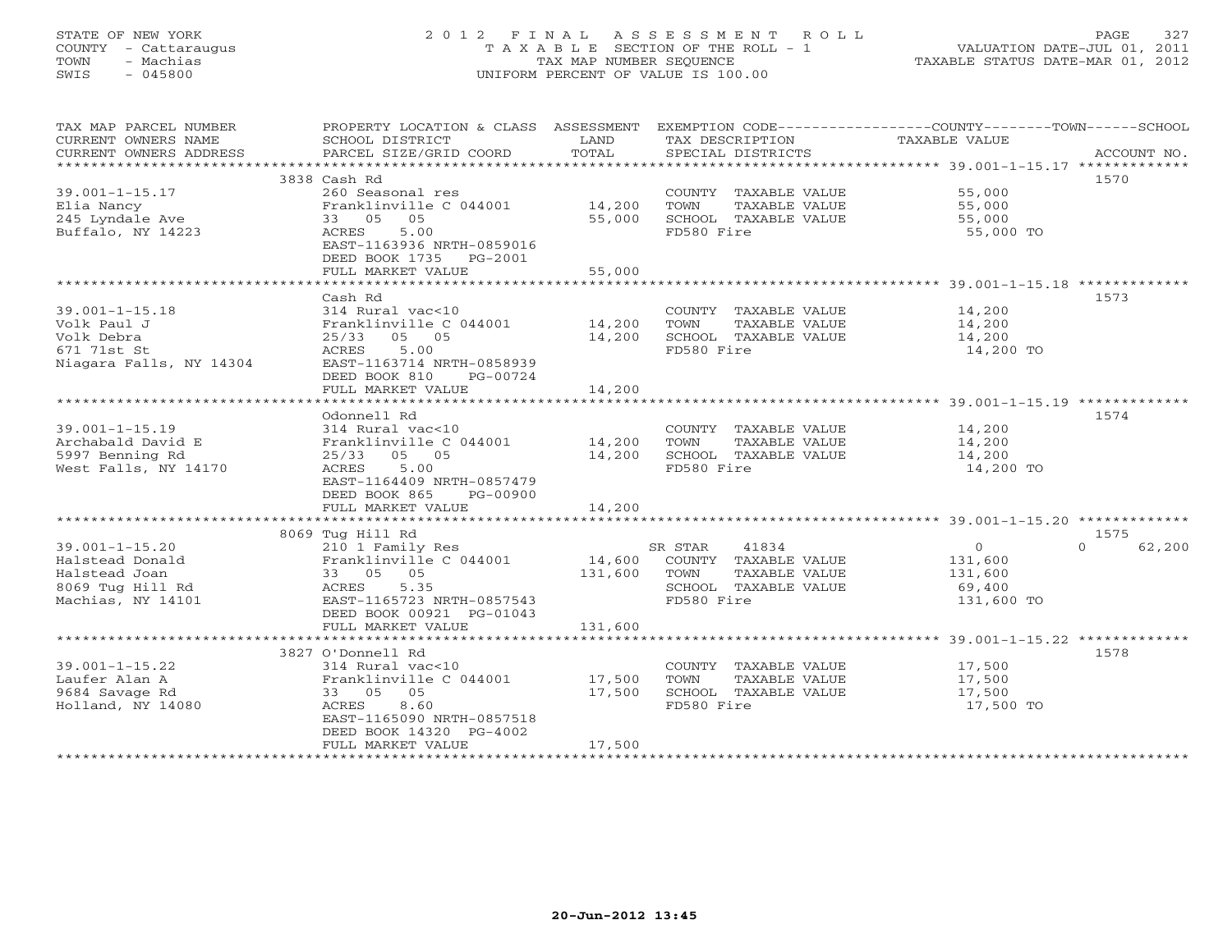STATE OF NEW YORK
COUNTY - Cattaraugus
TOWN - Machias
SWIS - 045800

2012 FINAL ASSESSMENT ROLL
TAXABLE SECTION OF THE ROLL - 1
TAX MAP NUMBER SEQUENCE
UNIFORM PERCENT OF VALUE IS 100.00

VALUATION DATE-JUL 01, 2011
TAXABLE STATUS DATE-MAR 01, 2012

| TAX MAP PARCEL NUMBER / CURRENT OWNERS NAME / CURRENT OWNERS ADDRESS | PROPERTY LOCATION & CLASS / SCHOOL DISTRICT / PARCEL SIZE/GRID COORD | ASSESSMENT LAND / TOTAL | EXEMPTION CODE / TAX DESCRIPTION / SPECIAL DISTRICTS | COUNTY / TOWN / SCHOOL TAXABLE VALUE | ACCOUNT NO. |
|---|---|---|---|---|---|
| 39.001-1-15.17 | 3838 Cash Rd | | | | 1570 |
| Elia Nancy | 260 Seasonal res | | COUNTY TAXABLE VALUE | 55,000 | |
| 245 Lyndale Ave | Franklinville C 044001 | 14,200 | TOWN TAXABLE VALUE | 55,000 | |
| Buffalo, NY 14223 | 33 05 05 | 55,000 | SCHOOL TAXABLE VALUE | 55,000 | |
| | ACRES 5.00 | | FD580 Fire | 55,000 TO | |
| | EAST-1163936 NRTH-0859016 | | | | |
| | DEED BOOK 1735 PG-2001 | | | | |
| | FULL MARKET VALUE | 55,000 | | | |
| 39.001-1-15.18 | Cash Rd | | | | 1573 |
| Volk Paul J | 314 Rural vac<10 | | COUNTY TAXABLE VALUE | 14,200 | |
| Volk Debra | Franklinville C 044001 | 14,200 | TOWN TAXABLE VALUE | 14,200 | |
| 671 71st St | 25/33 05 05 | 14,200 | SCHOOL TAXABLE VALUE | 14,200 | |
| Niagara Falls, NY 14304 | ACRES 5.00 | | FD580 Fire | 14,200 TO | |
| | EAST-1163714 NRTH-0858939 | | | | |
| | DEED BOOK 810 PG-00724 | | | | |
| | FULL MARKET VALUE | 14,200 | | | |
| 39.001-1-15.19 | Odonnell Rd | | | | 1574 |
| Archabald David E | 314 Rural vac<10 | | COUNTY TAXABLE VALUE | 14,200 | |
| 5997 Benning Rd | Franklinville C 044001 | 14,200 | TOWN TAXABLE VALUE | 14,200 | |
| West Falls, NY 14170 | 25/33 05 05 | 14,200 | SCHOOL TAXABLE VALUE | 14,200 | |
| | ACRES 5.00 | | FD580 Fire | 14,200 TO | |
| | EAST-1164409 NRTH-0857479 | | | | |
| | DEED BOOK 865 PG-00900 | | | | |
| | FULL MARKET VALUE | 14,200 | | | |
| 39.001-1-15.20 | 8069 Tug Hill Rd | | | | 1575 |
| Halstead Donald | 210 1 Family Res | | SR STAR 41834 | 0 / 0 / 62,200 | |
| Halstead Joan | Franklinville C 044001 | 14,600 | COUNTY TAXABLE VALUE | 131,600 | |
| 8069 Tug Hill Rd | 33 05 05 | 131,600 | TOWN TAXABLE VALUE | 131,600 | |
| Machias, NY 14101 | ACRES 5.35 | | SCHOOL TAXABLE VALUE | 69,400 | |
| | EAST-1165723 NRTH-0857543 | | FD580 Fire | 131,600 TO | |
| | DEED BOOK 00921 PG-01043 | | | | |
| | FULL MARKET VALUE | 131,600 | | | |
| 39.001-1-15.22 | 3827 O'Donnell Rd | | | | 1578 |
| Laufer Alan A | 314 Rural vac<10 | | COUNTY TAXABLE VALUE | 17,500 | |
| 9684 Savage Rd | Franklinville C 044001 | 17,500 | TOWN TAXABLE VALUE | 17,500 | |
| Holland, NY 14080 | 33 05 05 | 17,500 | SCHOOL TAXABLE VALUE | 17,500 | |
| | ACRES 8.60 | | FD580 Fire | 17,500 TO | |
| | EAST-1165090 NRTH-0857518 | | | | |
| | DEED BOOK 14320 PG-4002 | | | | |
| | FULL MARKET VALUE | 17,500 | | | |

20-Jun-2012 13:45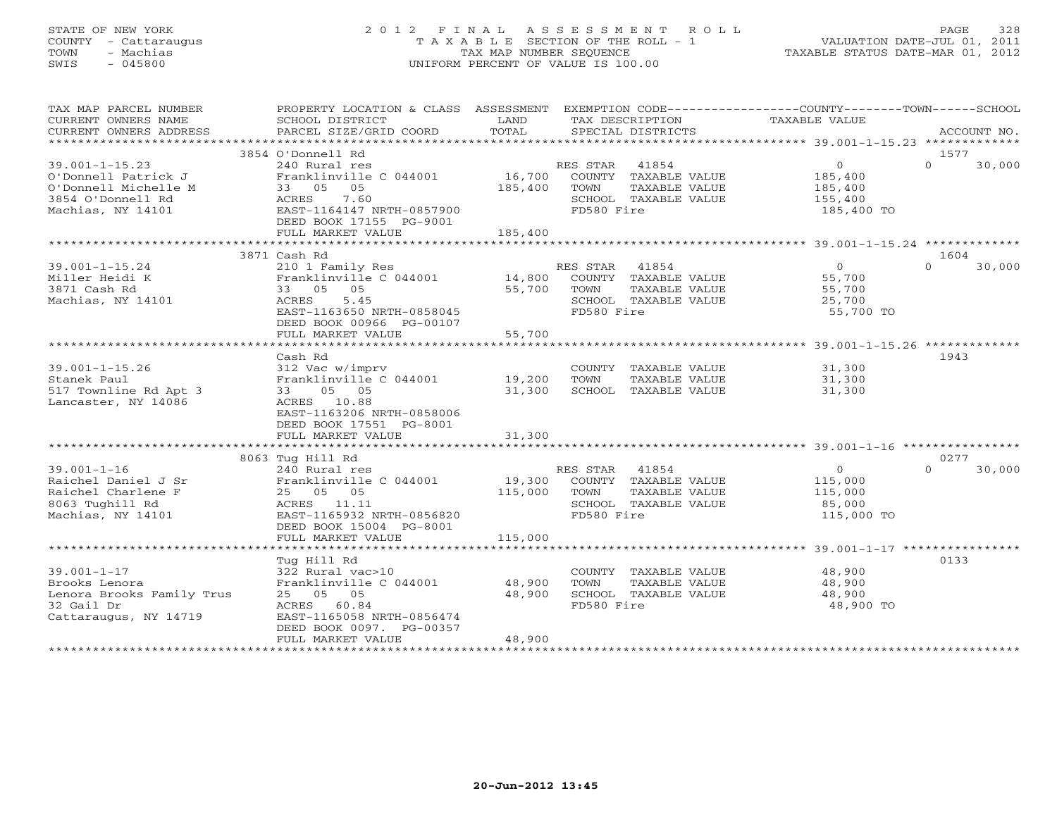STATE OF NEW YORK
COUNTY - Cattaraugus
TOWN - Machias
SWIS - 045800

# 2012 FINAL ASSESSMENT ROLL
TAXABLE SECTION OF THE ROLL - 1
TAX MAP NUMBER SEQUENCE
UNIFORM PERCENT OF VALUE IS 100.00

VALUATION DATE-JUL 01, 2011
TAXABLE STATUS DATE-MAR 01, 2012

| TAX MAP PARCEL NUMBER / CURRENT OWNERS NAME / CURRENT OWNERS ADDRESS | PROPERTY LOCATION & CLASS / SCHOOL DISTRICT / PARCEL SIZE/GRID COORD | ASSESSMENT LAND / TOTAL | EXEMPTION CODE / TAX DESCRIPTION / SPECIAL DISTRICTS | COUNTY / TAXABLE VALUE | TOWN | SCHOOL | ACCOUNT NO. |
|---|---|---|---|---|---|---|---|
| | 3854 O'Donnell Rd | | | | | | 1577 |
| 39.001-1-15.23 | 240 Rural res | | RES STAR 41854 | 0 | 0 | 30,000 | |
| O'Donnell Patrick J | Franklinville C 044001 | 16,700 | COUNTY TAXABLE VALUE | 185,400 | | | |
| O'Donnell Michelle M | 33 05 05 | 185,400 | TOWN TAXABLE VALUE | 185,400 | | | |
| 3854 O'Donnell Rd | ACRES 7.60 | | SCHOOL TAXABLE VALUE | 155,400 | | | |
| Machias, NY 14101 | EAST-1164147 NRTH-0857900 | | FD580 Fire | 185,400 TO | | | |
| | DEED BOOK 17155 PG-9001 | | | | | | |
| | FULL MARKET VALUE | 185,400 | | | | | |
| | 3871 Cash Rd | | | | | | 1604 |
| 39.001-1-15.24 | 210 1 Family Res | | RES STAR 41854 | 0 | 0 | 30,000 | |
| Miller Heidi K | Franklinville C 044001 | 14,800 | COUNTY TAXABLE VALUE | 55,700 | | | |
| 3871 Cash Rd | 33 05 05 | 55,700 | TOWN TAXABLE VALUE | 55,700 | | | |
| Machias, NY 14101 | ACRES 5.45 | | SCHOOL TAXABLE VALUE | 25,700 | | | |
| | EAST-1163650 NRTH-0858045 | | FD580 Fire | 55,700 TO | | | |
| | DEED BOOK 00966 PG-00107 | | | | | | |
| | FULL MARKET VALUE | 55,700 | | | | | |
| | Cash Rd | | | | | | 1943 |
| 39.001-1-15.26 | 312 Vac w/imprv | | COUNTY TAXABLE VALUE | 31,300 | | | |
| Stanek Paul | Franklinville C 044001 | 19,200 | TOWN TAXABLE VALUE | 31,300 | | | |
| 517 Townline Rd Apt 3 | 33 05 05 | 31,300 | SCHOOL TAXABLE VALUE | 31,300 | | | |
| Lancaster, NY 14086 | ACRES 10.88 | | | | | | |
| | EAST-1163206 NRTH-0858006 | | | | | | |
| | DEED BOOK 17551 PG-8001 | | | | | | |
| | FULL MARKET VALUE | 31,300 | | | | | |
| | 8063 Tug Hill Rd | | | | | | 0277 |
| 39.001-1-16 | 240 Rural res | | RES STAR 41854 | 0 | 0 | 30,000 | |
| Raichel Daniel J Sr | Franklinville C 044001 | 19,300 | COUNTY TAXABLE VALUE | 115,000 | | | |
| Raichel Charlene F | 25 05 05 | 115,000 | TOWN TAXABLE VALUE | 115,000 | | | |
| 8063 Tughill Rd | ACRES 11.11 | | SCHOOL TAXABLE VALUE | 85,000 | | | |
| Machias, NY 14101 | EAST-1165932 NRTH-0856820 | | FD580 Fire | 115,000 TO | | | |
| | DEED BOOK 15004 PG-8001 | | | | | | |
| | FULL MARKET VALUE | 115,000 | | | | | |
| | Tug Hill Rd | | | | | | 0133 |
| 39.001-1-17 | 322 Rural vac>10 | | COUNTY TAXABLE VALUE | 48,900 | | | |
| Brooks Lenora | Franklinville C 044001 | 48,900 | TOWN TAXABLE VALUE | 48,900 | | | |
| Lenora Brooks Family Trus | 25 05 05 | 48,900 | SCHOOL TAXABLE VALUE | 48,900 | | | |
| 32 Gail Dr | ACRES 60.84 | | FD580 Fire | 48,900 TO | | | |
| Cattaraugus, NY 14719 | EAST-1165058 NRTH-0856474 | | | | | | |
| | DEED BOOK 0097. PG-00357 | | | | | | |
| | FULL MARKET VALUE | 48,900 | | | | | |

20-Jun-2012 13:45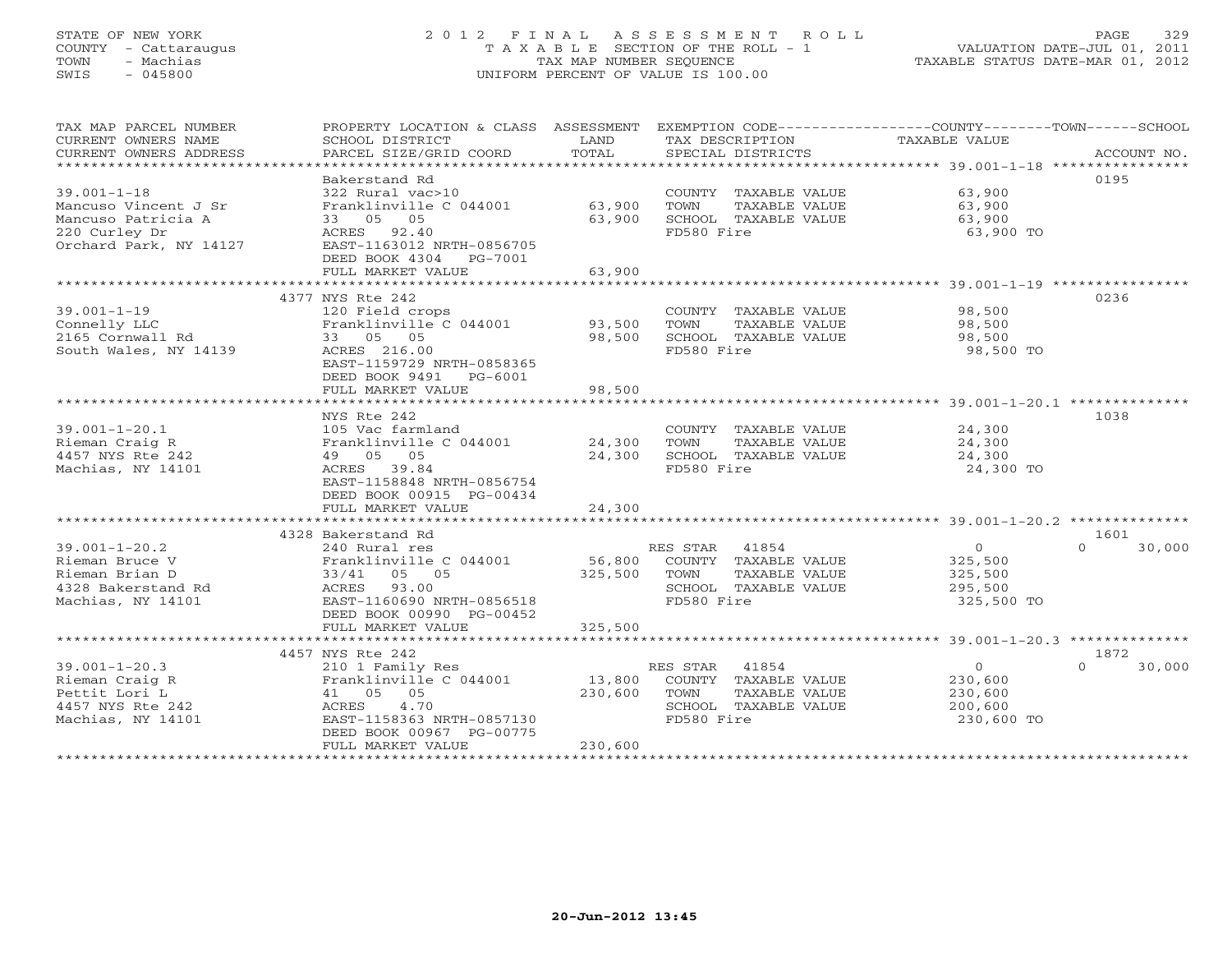STATE OF NEW YORK
COUNTY - Cattaraugus
TOWN - Machias
SWIS - 045800

# 2012 FINAL ASSESSMENT ROLL
TAXABLE SECTION OF THE ROLL - 1
TAX MAP NUMBER SEQUENCE
UNIFORM PERCENT OF VALUE IS 100.00

VALUATION DATE-JUL 01, 2011
TAXABLE STATUS DATE-MAR 01, 2012

| TAX MAP PARCEL NUMBER / CURRENT OWNERS NAME / CURRENT OWNERS ADDRESS | PROPERTY LOCATION & CLASS / SCHOOL DISTRICT / PARCEL SIZE/GRID COORD | ASSESSMENT LAND | TOTAL | EXEMPTION CODE / TAX DESCRIPTION / SPECIAL DISTRICTS | COUNTY | TOWN | SCHOOL | ACCOUNT NO. |
|---|---|---|---|---|---|---|---|---|
| 39.001-1-18 | Bakerstand Rd | | | | | | | 0195 |
| Mancuso Vincent J Sr | 322 Rural vac>10 | | | COUNTY TAXABLE VALUE | 63,900 | | | |
| Mancuso Patricia A | Franklinville C 044001 | 63,900 | | TOWN TAXABLE VALUE | | 63,900 | | |
| 220 Curley Dr | 33 05 05 | | 63,900 | SCHOOL TAXABLE VALUE | | | 63,900 | |
| Orchard Park, NY 14127 | ACRES 92.40 | | | FD580 Fire | 63,900 TO | | | |
| | EAST-1163012 NRTH-0856705 | | | | | | | |
| | DEED BOOK 4304 PG-7001 | | | | | | | |
| | FULL MARKET VALUE | | 63,900 | | | | | |
| 39.001-1-19 | 4377 NYS Rte 242 | | | | | | | 0236 |
| Connelly LLC | 120 Field crops | | | COUNTY TAXABLE VALUE | 98,500 | | | |
| 2165 Cornwall Rd | Franklinville C 044001 | 93,500 | | TOWN TAXABLE VALUE | | 98,500 | | |
| South Wales, NY 14139 | 33 05 05 | | 98,500 | SCHOOL TAXABLE VALUE | | | 98,500 | |
| | ACRES 216.00 | | | FD580 Fire | 98,500 TO | | | |
| | EAST-1159729 NRTH-0858365 | | | | | | | |
| | DEED BOOK 9491 PG-6001 | | | | | | | |
| | FULL MARKET VALUE | | 98,500 | | | | | |
| 39.001-1-20.1 | NYS Rte 242 | | | | | | | 1038 |
| Rieman Craig R | 105 Vac farmland | | | COUNTY TAXABLE VALUE | 24,300 | | | |
| 4457 NYS Rte 242 | Franklinville C 044001 | 24,300 | | TOWN TAXABLE VALUE | | 24,300 | | |
| Machias, NY 14101 | 49 05 05 | | 24,300 | SCHOOL TAXABLE VALUE | | | 24,300 | |
| | ACRES 39.84 | | | FD580 Fire | 24,300 TO | | | |
| | EAST-1158848 NRTH-0856754 | | | | | | | |
| | DEED BOOK 00915 PG-00434 | | | | | | | |
| | FULL MARKET VALUE | | 24,300 | | | | | |
| 39.001-1-20.2 | 4328 Bakerstand Rd | | | | | | | 1601 |
| Rieman Bruce V | 240 Rural res | | | RES STAR 41854 | 0 | 0 | 30,000 | |
| Rieman Brian D | Franklinville C 044001 | 56,800 | | COUNTY TAXABLE VALUE | 325,500 | | | |
| 4328 Bakerstand Rd | 33/41 05 05 | | 325,500 | TOWN TAXABLE VALUE | | 325,500 | | |
| Machias, NY 14101 | ACRES 93.00 | | | SCHOOL TAXABLE VALUE | | | 295,500 | |
| | EAST-1160690 NRTH-0856518 | | | FD580 Fire | 325,500 TO | | | |
| | DEED BOOK 00990 PG-00452 | | | | | | | |
| | FULL MARKET VALUE | | 325,500 | | | | | |
| 39.001-1-20.3 | 4457 NYS Rte 242 | | | | | | | 1872 |
| Rieman Craig R | 210 1 Family Res | | | RES STAR 41854 | 0 | 0 | 30,000 | |
| Pettit Lori L | Franklinville C 044001 | 13,800 | | COUNTY TAXABLE VALUE | 230,600 | | | |
| 4457 NYS Rte 242 | 41 05 05 | | 230,600 | TOWN TAXABLE VALUE | | 230,600 | | |
| Machias, NY 14101 | ACRES 4.70 | | | SCHOOL TAXABLE VALUE | | | 200,600 | |
| | EAST-1158363 NRTH-0857130 | | | FD580 Fire | 230,600 TO | | | |
| | DEED BOOK 00967 PG-00775 | | | | | | | |
| | FULL MARKET VALUE | | 230,600 | | | | | |

20-Jun-2012 13:45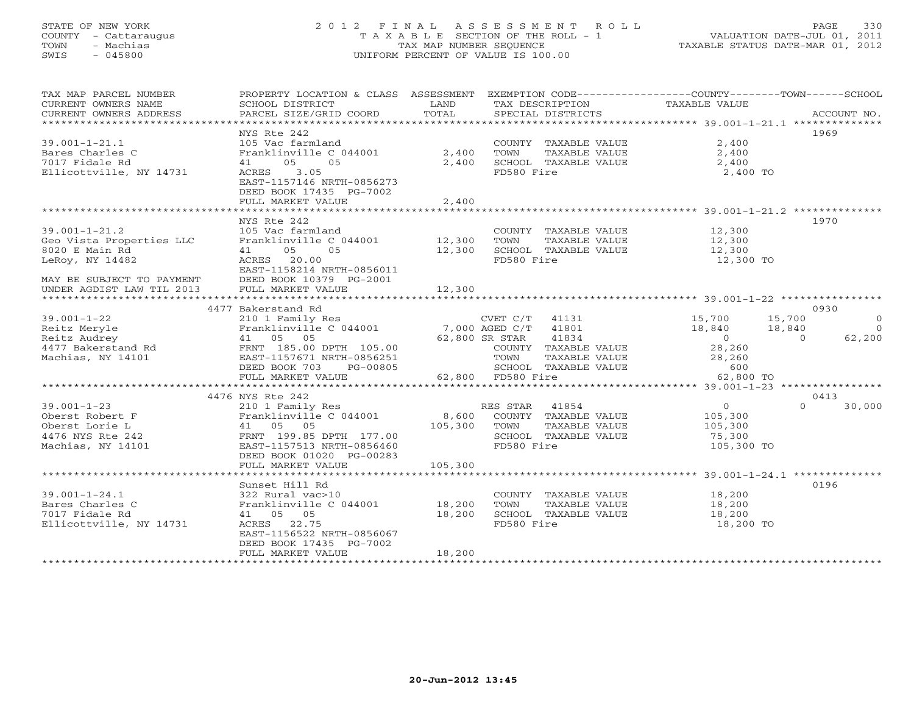STATE OF NEW YORK
COUNTY - Cattaraugus
TOWN - Machias
SWIS - 045800

# 2012 FINAL ASSESSMENT ROLL

TAXABLE SECTION OF THE ROLL - 1
TAX MAP NUMBER SEQUENCE
UNIFORM PERCENT OF VALUE IS 100.00

VALUATION DATE-JUL 01, 2011
TAXABLE STATUS DATE-MAR 01, 2012

| TAX MAP PARCEL NUMBER / CURRENT OWNERS NAME / CURRENT OWNERS ADDRESS | PROPERTY LOCATION & CLASS / SCHOOL DISTRICT / PARCEL SIZE/GRID COORD | ASSESSMENT LAND | TOTAL | EXEMPTION CODE / TAX DESCRIPTION / SPECIAL DISTRICTS | COUNTY TAXABLE VALUE | TOWN | SCHOOL | ACCOUNT NO. |
|---|---|---|---|---|---|---|---|---|
| **39.001-1-21.1** | NYS Rte 242 | | | | | | | 1969 |
| 39.001-1-21.1 | 105 Vac farmland | | | COUNTY TAXABLE VALUE | 2,400 | | | |
| Bares Charles C | Franklinville C 044001 | 2,400 | | TOWN TAXABLE VALUE | 2,400 | | | |
| 7017 Fidale Rd | 41 05 05 | | 2,400 | SCHOOL TAXABLE VALUE | 2,400 | | | |
| Ellicottville, NY 14731 | ACRES 3.05 | | | FD580 Fire | 2,400 TO | | | |
| | EAST-1157146 NRTH-0856273 | | | | | | | |
| | DEED BOOK 17435 PG-7002 | | | | | | | |
| | FULL MARKET VALUE | | 2,400 | | | | | |
| **39.001-1-21.2** | NYS Rte 242 | | | | | | | 1970 |
| 39.001-1-21.2 | 105 Vac farmland | | | COUNTY TAXABLE VALUE | 12,300 | | | |
| Geo Vista Properties LLC | Franklinville C 044001 | 12,300 | | TOWN TAXABLE VALUE | 12,300 | | | |
| 8020 E Main Rd | 41 05 05 | | 12,300 | SCHOOL TAXABLE VALUE | 12,300 | | | |
| LeRoy, NY 14482 | ACRES 20.00 | | | FD580 Fire | 12,300 TO | | | |
| | EAST-1158214 NRTH-0856011 | | | | | | | |
| MAY BE SUBJECT TO PAYMENT | DEED BOOK 10379 PG-2001 | | | | | | | |
| UNDER AGDIST LAW TIL 2013 | FULL MARKET VALUE | | 12,300 | | | | | |
| **39.001-1-22** | 4477 Bakerstand Rd | | | | | | | 0930 |
| 39.001-1-22 | 210 1 Family Res | | | CVET C/T 41131 | 15,700 | 15,700 | 0 | |
| Reitz Meryle | Franklinville C 044001 | 7,000 | | AGED C/T 41801 | 18,840 | 18,840 | 0 | |
| Reitz Audrey | 41 05 05 | | 62,800 | SR STAR 41834 | 0 | 0 | 62,200 | |
| 4477 Bakerstand Rd | FRNT 185.00 DPTH 105.00 | | | COUNTY TAXABLE VALUE | 28,260 | | | |
| Machias, NY 14101 | EAST-1157671 NRTH-0856251 | | | TOWN TAXABLE VALUE | 28,260 | | | |
| | DEED BOOK 703 PG-00805 | | | SCHOOL TAXABLE VALUE | 600 | | | |
| | FULL MARKET VALUE | | 62,800 | FD580 Fire | 62,800 TO | | | |
| **39.001-1-23** | 4476 NYS Rte 242 | | | | | | | 0413 |
| 39.001-1-23 | 210 1 Family Res | | | RES STAR 41854 | 0 | 0 | 30,000 | |
| Oberst Robert F | Franklinville C 044001 | 8,600 | | COUNTY TAXABLE VALUE | 105,300 | | | |
| Oberst Lorie L | 41 05 05 | | 105,300 | TOWN TAXABLE VALUE | 105,300 | | | |
| 4476 NYS Rte 242 | FRNT 199.85 DPTH 177.00 | | | SCHOOL TAXABLE VALUE | 75,300 | | | |
| Machias, NY 14101 | EAST-1157513 NRTH-0856460 | | | FD580 Fire | 105,300 TO | | | |
| | DEED BOOK 01020 PG-00283 | | | | | | | |
| | FULL MARKET VALUE | | 105,300 | | | | | |
| **39.001-1-24.1** | Sunset Hill Rd | | | | | | | 0196 |
| 39.001-1-24.1 | 322 Rural vac>10 | | | COUNTY TAXABLE VALUE | 18,200 | | | |
| Bares Charles C | Franklinville C 044001 | 18,200 | | TOWN TAXABLE VALUE | 18,200 | | | |
| 7017 Fidale Rd | 41 05 05 | | 18,200 | SCHOOL TAXABLE VALUE | 18,200 | | | |
| Ellicottville, NY 14731 | ACRES 22.75 | | | FD580 Fire | 18,200 TO | | | |
| | EAST-1156522 NRTH-0856067 | | | | | | | |
| | DEED BOOK 17435 PG-7002 | | | | | | | |
| | FULL MARKET VALUE | | 18,200 | | | | | |

20-Jun-2012 13:45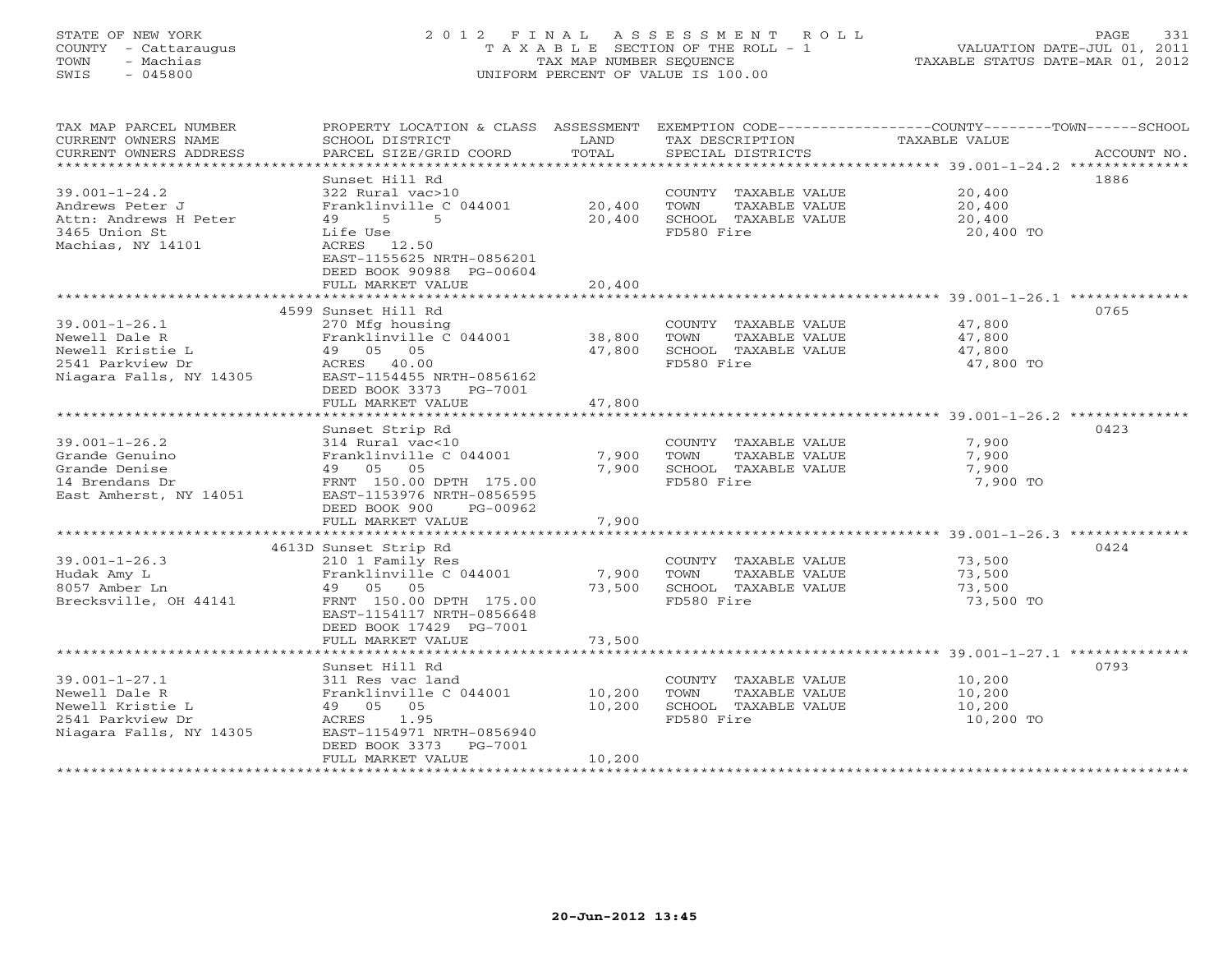STATE OF NEW YORK
COUNTY - Cattaraugus
TOWN - Machias
SWIS - 045800

2012 FINAL ASSESSMENT ROLL
TAXABLE SECTION OF THE ROLL - 1
TAX MAP NUMBER SEQUENCE
UNIFORM PERCENT OF VALUE IS 100.00

VALUATION DATE-JUL 01, 2011
TAXABLE STATUS DATE-MAR 01, 2012

| TAX MAP PARCEL NUMBER / CURRENT OWNERS NAME / CURRENT OWNERS ADDRESS | PROPERTY LOCATION & CLASS / SCHOOL DISTRICT / PARCEL SIZE/GRID COORD | ASSESSMENT LAND / TOTAL | EXEMPTION CODE / TAX DESCRIPTION / SPECIAL DISTRICTS | COUNTY--------TOWN------SCHOOL TAXABLE VALUE | ACCOUNT NO. |
|---|---|---|---|---|---|
| 39.001-1-24.2 | Sunset Hill Rd | | | | 1886 |
| 39.001-1-24.2 | 322 Rural vac>10 | | COUNTY TAXABLE VALUE | 20,400 | |
| Andrews Peter J | Franklinville C 044001 | 20,400 | TOWN TAXABLE VALUE | 20,400 | |
| Attn: Andrews H Peter | 49 5 5 | 20,400 | SCHOOL TAXABLE VALUE | 20,400 | |
| 3465 Union St | Life Use | | FD580 Fire | 20,400 TO | |
| Machias, NY 14101 | ACRES 12.50 | | | | |
| | EAST-1155625 NRTH-0856201 | | | | |
| | DEED BOOK 90988 PG-00604 | | | | |
| | FULL MARKET VALUE | 20,400 | | | |
| 39.001-1-26.1 | 4599 Sunset Hill Rd | | | | 0765 |
| 39.001-1-26.1 | 270 Mfg housing | | COUNTY TAXABLE VALUE | 47,800 | |
| Newell Dale R | Franklinville C 044001 | 38,800 | TOWN TAXABLE VALUE | 47,800 | |
| Newell Kristie L | 49 05 05 | 47,800 | SCHOOL TAXABLE VALUE | 47,800 | |
| 2541 Parkview Dr | ACRES 40.00 | | FD580 Fire | 47,800 TO | |
| Niagara Falls, NY 14305 | EAST-1154455 NRTH-0856162 | | | | |
| | DEED BOOK 3373 PG-7001 | | | | |
| | FULL MARKET VALUE | 47,800 | | | |
| 39.001-1-26.2 | Sunset Strip Rd | | | | 0423 |
| 39.001-1-26.2 | 314 Rural vac<10 | | COUNTY TAXABLE VALUE | 7,900 | |
| Grande Genuino | Franklinville C 044001 | 7,900 | TOWN TAXABLE VALUE | 7,900 | |
| Grande Denise | 49 05 05 | 7,900 | SCHOOL TAXABLE VALUE | 7,900 | |
| 14 Brendans Dr | FRNT 150.00 DPTH 175.00 | | FD580 Fire | 7,900 TO | |
| East Amherst, NY 14051 | EAST-1153976 NRTH-0856595 | | | | |
| | DEED BOOK 900 PG-00962 | | | | |
| | FULL MARKET VALUE | 7,900 | | | |
| 39.001-1-26.3 | 4613D Sunset Strip Rd | | | | 0424 |
| 39.001-1-26.3 | 210 1 Family Res | | COUNTY TAXABLE VALUE | 73,500 | |
| Hudak Amy L | Franklinville C 044001 | 7,900 | TOWN TAXABLE VALUE | 73,500 | |
| 8057 Amber Ln | 49 05 05 | 73,500 | SCHOOL TAXABLE VALUE | 73,500 | |
| Brecksville, OH 44141 | FRNT 150.00 DPTH 175.00 | | FD580 Fire | 73,500 TO | |
| | EAST-1154117 NRTH-0856648 | | | | |
| | DEED BOOK 17429 PG-7001 | | | | |
| | FULL MARKET VALUE | 73,500 | | | |
| 39.001-1-27.1 | Sunset Hill Rd | | | | 0793 |
| 39.001-1-27.1 | 311 Res vac land | | COUNTY TAXABLE VALUE | 10,200 | |
| Newell Dale R | Franklinville C 044001 | 10,200 | TOWN TAXABLE VALUE | 10,200 | |
| Newell Kristie L | 49 05 05 | 10,200 | SCHOOL TAXABLE VALUE | 10,200 | |
| 2541 Parkview Dr | ACRES 1.95 | | FD580 Fire | 10,200 TO | |
| Niagara Falls, NY 14305 | EAST-1154971 NRTH-0856940 | | | | |
| | DEED BOOK 3373 PG-7001 | | | | |
| | FULL MARKET VALUE | 10,200 | | | |

20-Jun-2012 13:45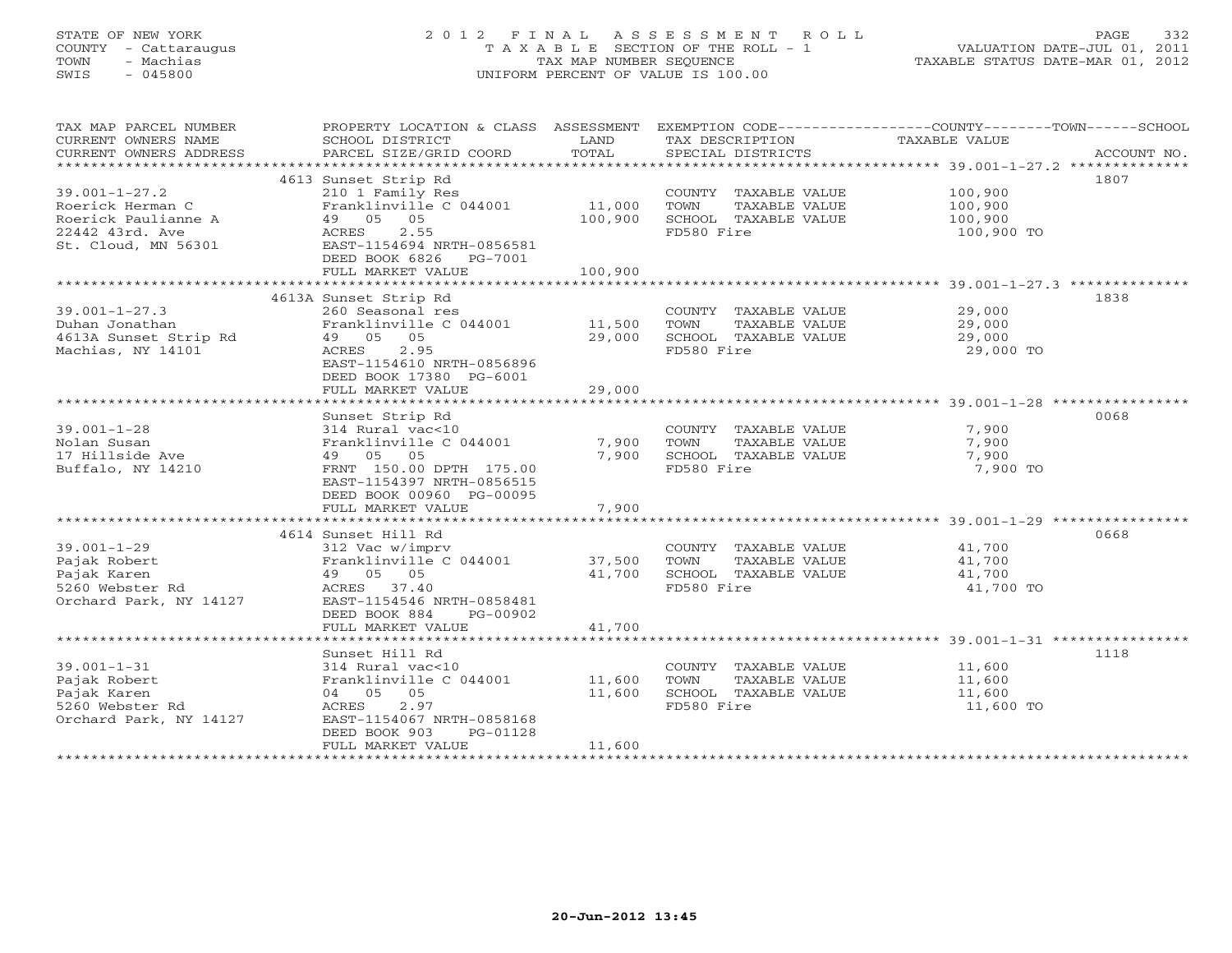STATE OF NEW YORK
COUNTY - Cattaraugus
TOWN - Machias
SWIS - 045800

2 0 1 2 F I N A L A S S E S S M E N T R O L L
T A X A B L E SECTION OF THE ROLL - 1
TAX MAP NUMBER SEQUENCE
UNIFORM PERCENT OF VALUE IS 100.00

VALUATION DATE-JUL 01, 2011
TAXABLE STATUS DATE-MAR 01, 2012

| TAX MAP PARCEL NUMBER / CURRENT OWNERS NAME / CURRENT OWNERS ADDRESS | PROPERTY LOCATION & CLASS / SCHOOL DISTRICT / PARCEL SIZE/GRID COORD | ASSESSMENT LAND / TOTAL | EXEMPTION CODE / TAX DESCRIPTION / SPECIAL DISTRICTS | COUNTY--------TOWN------SCHOOL TAXABLE VALUE | ACCOUNT NO. |
|---|---|---|---|---|---|
| **39.001-1-27.2** | 4613 Sunset Strip Rd | | | | 1807 |
| Roerick Herman C | 210 1 Family Res | | COUNTY TAXABLE VALUE | 100,900 | |
| Roerick Paulianne A | Franklinville C 044001 | 11,000 | TOWN TAXABLE VALUE | 100,900 | |
| 22442 43rd. Ave | 49 05 05 | 100,900 | SCHOOL TAXABLE VALUE | 100,900 | |
| St. Cloud, MN 56301 | ACRES 2.55 | | FD580 Fire | 100,900 TO | |
| | EAST-1154694 NRTH-0856581 | | | | |
| | DEED BOOK 6826 PG-7001 | | | | |
| | FULL MARKET VALUE | 100,900 | | | |
| **39.001-1-27.3** | 4613A Sunset Strip Rd | | | | 1838 |
| Duhan Jonathan | 260 Seasonal res | | COUNTY TAXABLE VALUE | 29,000 | |
| 4613A Sunset Strip Rd | Franklinville C 044001 | 11,500 | TOWN TAXABLE VALUE | 29,000 | |
| Machias, NY 14101 | 49 05 05 | 29,000 | SCHOOL TAXABLE VALUE | 29,000 | |
| | ACRES 2.95 | | FD580 Fire | 29,000 TO | |
| | EAST-1154610 NRTH-0856896 | | | | |
| | DEED BOOK 17380 PG-6001 | | | | |
| | FULL MARKET VALUE | 29,000 | | | |
| **39.001-1-28** | Sunset Strip Rd | | | | 0068 |
| Nolan Susan | 314 Rural vac<10 | | COUNTY TAXABLE VALUE | 7,900 | |
| 17 Hillside Ave | Franklinville C 044001 | 7,900 | TOWN TAXABLE VALUE | 7,900 | |
| Buffalo, NY 14210 | 49 05 05 | 7,900 | SCHOOL TAXABLE VALUE | 7,900 | |
| | FRNT 150.00 DPTH 175.00 | | FD580 Fire | 7,900 TO | |
| | EAST-1154397 NRTH-0856515 | | | | |
| | DEED BOOK 00960 PG-00095 | | | | |
| | FULL MARKET VALUE | 7,900 | | | |
| **39.001-1-29** | 4614 Sunset Hill Rd | | | | 0668 |
| Pajak Robert | 312 Vac w/imprv | | COUNTY TAXABLE VALUE | 41,700 | |
| Pajak Karen | Franklinville C 044001 | 37,500 | TOWN TAXABLE VALUE | 41,700 | |
| 5260 Webster Rd | 49 05 05 | 41,700 | SCHOOL TAXABLE VALUE | 41,700 | |
| Orchard Park, NY 14127 | ACRES 37.40 | | FD580 Fire | 41,700 TO | |
| | EAST-1154546 NRTH-0858481 | | | | |
| | DEED BOOK 884 PG-00902 | | | | |
| | FULL MARKET VALUE | 41,700 | | | |
| **39.001-1-31** | Sunset Hill Rd | | | | 1118 |
| Pajak Robert | 314 Rural vac<10 | | COUNTY TAXABLE VALUE | 11,600 | |
| Pajak Karen | Franklinville C 044001 | 11,600 | TOWN TAXABLE VALUE | 11,600 | |
| 5260 Webster Rd | 04 05 05 | 11,600 | SCHOOL TAXABLE VALUE | 11,600 | |
| Orchard Park, NY 14127 | ACRES 2.97 | | FD580 Fire | 11,600 TO | |
| | EAST-1154067 NRTH-0858168 | | | | |
| | DEED BOOK 903 PG-01128 | | | | |
| | FULL MARKET VALUE | 11,600 | | | |

20-Jun-2012 13:45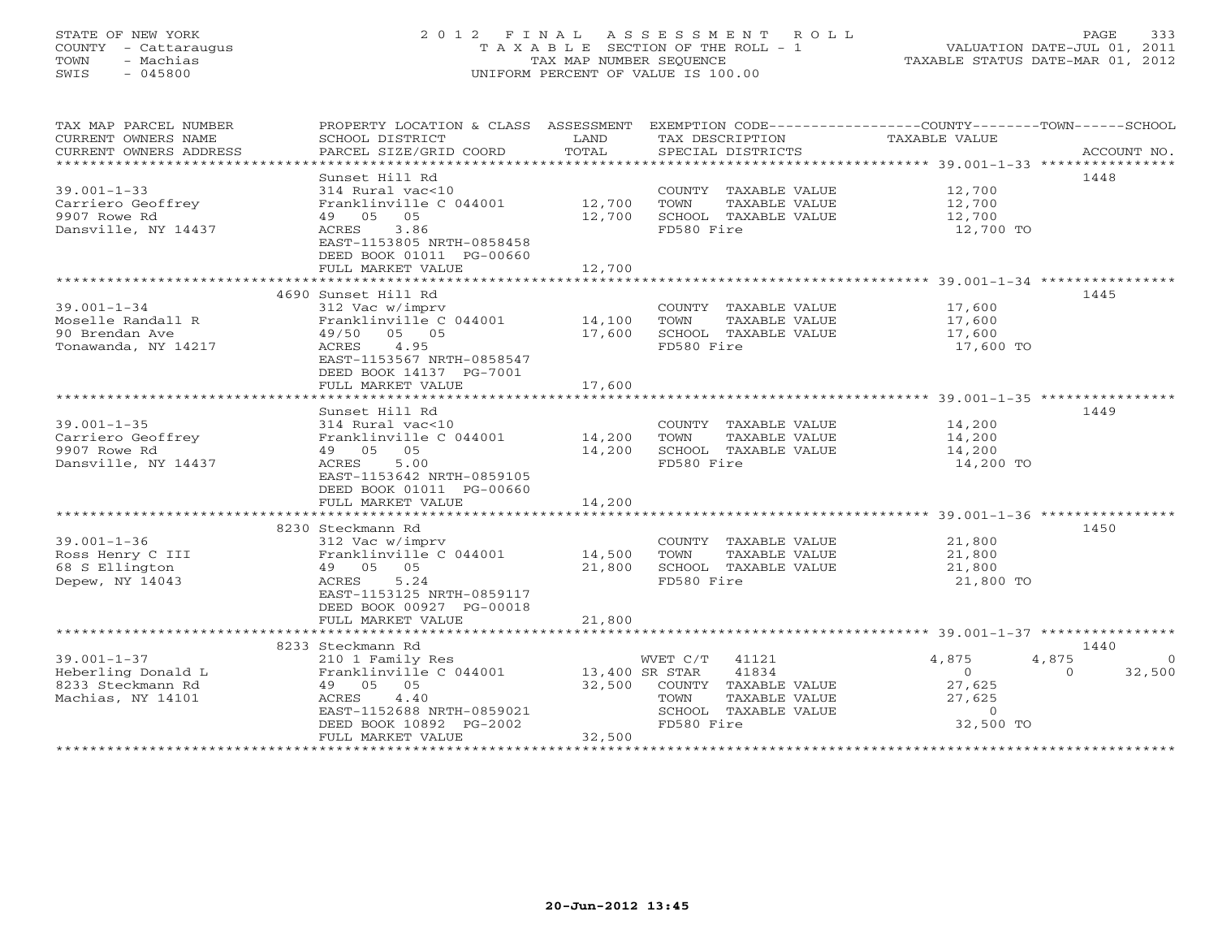STATE OF NEW YORK
COUNTY - Cattaraugus
TOWN - Machias
SWIS - 045800

# 2012 FINAL ASSESSMENT ROLL

TAXABLE SECTION OF THE ROLL - 1
TAX MAP NUMBER SEQUENCE
UNIFORM PERCENT OF VALUE IS 100.00

VALUATION DATE-JUL 01, 2011
TAXABLE STATUS DATE-MAR 01, 2012

| TAX MAP PARCEL NUMBER / CURRENT OWNERS NAME / CURRENT OWNERS ADDRESS | PROPERTY LOCATION & CLASS / SCHOOL DISTRICT / PARCEL SIZE/GRID COORD | ASSESSMENT LAND | TOTAL | EXEMPTION CODE / TAX DESCRIPTION / SPECIAL DISTRICTS | COUNTY TAXABLE VALUE | TOWN | SCHOOL | ACCOUNT NO. |
|---|---|---|---|---|---|---|---|---|
| 39.001-1-33 | Sunset Hill Rd | | | | | | | 1448 |
| Carriero Geoffrey | 314 Rural vac<10 | | | COUNTY TAXABLE VALUE | 12,700 | | | |
| 9907 Rowe Rd | Franklinville C 044001 | 12,700 | | TOWN TAXABLE VALUE | 12,700 | | | |
| Dansville, NY 14437 | 49 05 05 | | 12,700 | SCHOOL TAXABLE VALUE | 12,700 | | | |
| | ACRES 3.86 | | | FD580 Fire | 12,700 TO | | | |
| | EAST-1153805 NRTH-0858458 | | | | | | | |
| | DEED BOOK 01011 PG-00660 | | | | | | | |
| | FULL MARKET VALUE | | 12,700 | | | | | |
| 39.001-1-34 | 4690 Sunset Hill Rd | | | | | | | 1445 |
| Moselle Randall R | 312 Vac w/imprv | | | COUNTY TAXABLE VALUE | 17,600 | | | |
| 90 Brendan Ave | Franklinville C 044001 | 14,100 | | TOWN TAXABLE VALUE | 17,600 | | | |
| Tonawanda, NY 14217 | 49/50 05 05 | | 17,600 | SCHOOL TAXABLE VALUE | 17,600 | | | |
| | ACRES 4.95 | | | FD580 Fire | 17,600 TO | | | |
| | EAST-1153567 NRTH-0858547 | | | | | | | |
| | DEED BOOK 14137 PG-7001 | | | | | | | |
| | FULL MARKET VALUE | | 17,600 | | | | | |
| 39.001-1-35 | Sunset Hill Rd | | | | | | | 1449 |
| Carriero Geoffrey | 314 Rural vac<10 | | | COUNTY TAXABLE VALUE | 14,200 | | | |
| 9907 Rowe Rd | Franklinville C 044001 | 14,200 | | TOWN TAXABLE VALUE | 14,200 | | | |
| Dansville, NY 14437 | 49 05 05 | | 14,200 | SCHOOL TAXABLE VALUE | 14,200 | | | |
| | ACRES 5.00 | | | FD580 Fire | 14,200 TO | | | |
| | EAST-1153642 NRTH-0859105 | | | | | | | |
| | DEED BOOK 01011 PG-00660 | | | | | | | |
| | FULL MARKET VALUE | | 14,200 | | | | | |
| 39.001-1-36 | 8230 Steckmann Rd | | | | | | | 1450 |
| Ross Henry C III | 312 Vac w/imprv | | | COUNTY TAXABLE VALUE | 21,800 | | | |
| 68 S Ellington | Franklinville C 044001 | 14,500 | | TOWN TAXABLE VALUE | 21,800 | | | |
| Depew, NY 14043 | 49 05 05 | | 21,800 | SCHOOL TAXABLE VALUE | 21,800 | | | |
| | ACRES 5.24 | | | FD580 Fire | 21,800 TO | | | |
| | EAST-1153125 NRTH-0859117 | | | | | | | |
| | DEED BOOK 00927 PG-00018 | | | | | | | |
| | FULL MARKET VALUE | | 21,800 | | | | | |
| 39.001-1-37 | 8233 Steckmann Rd | | | | | | | 1440 |
| Heberling Donald L | 210 1 Family Res | | | WVET C/T 41121 | 4,875 | 4,875 | 0 | |
| 8233 Steckmann Rd | Franklinville C 044001 | 13,400 | | SR STAR 41834 | 0 | 0 | 32,500 | |
| Machias, NY 14101 | 49 05 05 | | 32,500 | COUNTY TAXABLE VALUE | 27,625 | | | |
| | ACRES 4.40 | | | TOWN TAXABLE VALUE | 27,625 | | | |
| | EAST-1152688 NRTH-0859021 | | | SCHOOL TAXABLE VALUE | 0 | | | |
| | DEED BOOK 10892 PG-2002 | | | FD580 Fire | 32,500 TO | | | |
| | FULL MARKET VALUE | | 32,500 | | | | | |

20-Jun-2012 13:45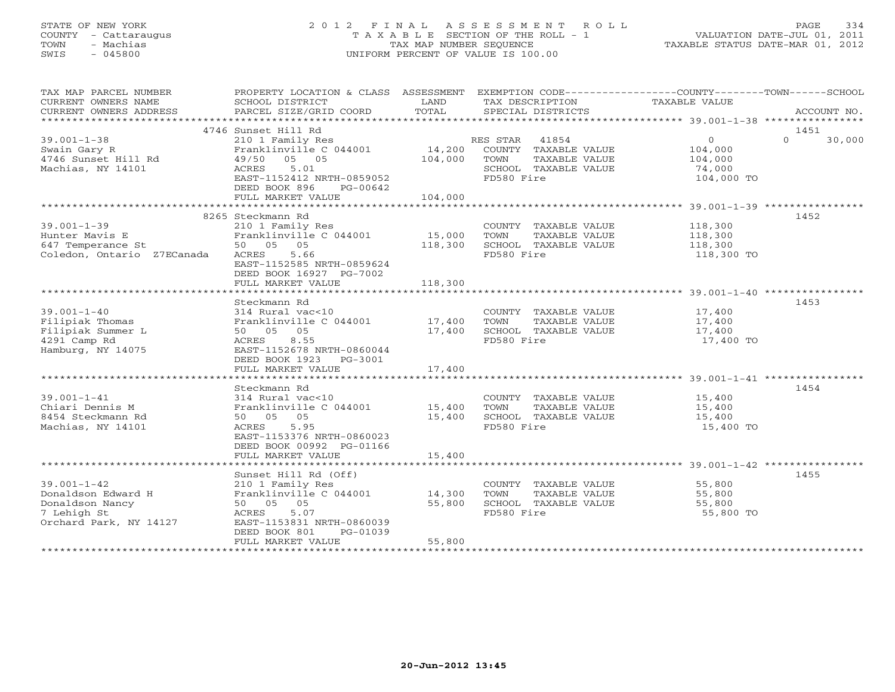STATE OF NEW YORK
COUNTY - Cattaraugus
TOWN - Machias
SWIS - 045800

# 2012 FINAL ASSESSMENT ROLL

TAXABLE SECTION OF THE ROLL - 1
TAX MAP NUMBER SEQUENCE
UNIFORM PERCENT OF VALUE IS 100.00

VALUATION DATE-JUL 01, 2011
TAXABLE STATUS DATE-MAR 01, 2012

| TAX MAP PARCEL NUMBER / CURRENT OWNERS NAME / CURRENT OWNERS ADDRESS | PROPERTY LOCATION & CLASS / SCHOOL DISTRICT / PARCEL SIZE/GRID COORD | ASSESSMENT LAND / TOTAL | EXEMPTION CODE / TAX DESCRIPTION / SPECIAL DISTRICTS | COUNTY / TOWN / SCHOOL TAXABLE VALUE | ACCOUNT NO. |
|---|---|---|---|---|---|
| 39.001-1-38 | 4746 Sunset Hill Rd | | | | 1451 |
| Swain Gary R | 210 1 Family Res | | RES STAR 41854 | 0 / 0 / 30,000 | |
| 4746 Sunset Hill Rd | Franklinville C 044001 | 14,200 | COUNTY TAXABLE VALUE | 104,000 | |
| Machias, NY 14101 | 49/50 05 05 | 104,000 | TOWN TAXABLE VALUE | 104,000 | |
| | ACRES 5.01 | | SCHOOL TAXABLE VALUE | 74,000 | |
| | EAST-1152412 NRTH-0859052 | | FD580 Fire | 104,000 TO | |
| | DEED BOOK 896 PG-00642 | | | | |
| | FULL MARKET VALUE | 104,000 | | | |
| 39.001-1-39 | 8265 Steckmann Rd | | | | 1452 |
| Hunter Mavis E | 210 1 Family Res | | COUNTY TAXABLE VALUE | 118,300 | |
| 647 Temperance St | Franklinville C 044001 | 15,000 | TOWN TAXABLE VALUE | 118,300 | |
| Coledon, Ontario Z7ECanada | 50 05 05 | 118,300 | SCHOOL TAXABLE VALUE | 118,300 | |
| | ACRES 5.66 | | FD580 Fire | 118,300 TO | |
| | EAST-1152585 NRTH-0859624 | | | | |
| | DEED BOOK 16927 PG-7002 | | | | |
| | FULL MARKET VALUE | 118,300 | | | |
| 39.001-1-40 | Steckmann Rd | | | | 1453 |
| Filipiak Thomas | 314 Rural vac<10 | | COUNTY TAXABLE VALUE | 17,400 | |
| Filipiak Summer L | Franklinville C 044001 | 17,400 | TOWN TAXABLE VALUE | 17,400 | |
| 4291 Camp Rd | 50 05 05 | 17,400 | SCHOOL TAXABLE VALUE | 17,400 | |
| Hamburg, NY 14075 | ACRES 8.55 | | FD580 Fire | 17,400 TO | |
| | EAST-1152678 NRTH-0860044 | | | | |
| | DEED BOOK 1923 PG-3001 | | | | |
| | FULL MARKET VALUE | 17,400 | | | |
| 39.001-1-41 | Steckmann Rd | | | | 1454 |
| Chiari Dennis M | 314 Rural vac<10 | | COUNTY TAXABLE VALUE | 15,400 | |
| 8454 Steckmann Rd | Franklinville C 044001 | 15,400 | TOWN TAXABLE VALUE | 15,400 | |
| Machias, NY 14101 | 50 05 05 | 15,400 | SCHOOL TAXABLE VALUE | 15,400 | |
| | ACRES 5.95 | | FD580 Fire | 15,400 TO | |
| | EAST-1153376 NRTH-0860023 | | | | |
| | DEED BOOK 00992 PG-01166 | | | | |
| | FULL MARKET VALUE | 15,400 | | | |
| 39.001-1-42 | Sunset Hill Rd (Off) | | | | 1455 |
| Donaldson Edward H | 210 1 Family Res | | COUNTY TAXABLE VALUE | 55,800 | |
| Donaldson Nancy | Franklinville C 044001 | 14,300 | TOWN TAXABLE VALUE | 55,800 | |
| 7 Lehigh St | 50 05 05 | 55,800 | SCHOOL TAXABLE VALUE | 55,800 | |
| Orchard Park, NY 14127 | ACRES 5.07 | | FD580 Fire | 55,800 TO | |
| | EAST-1153831 NRTH-0860039 | | | | |
| | DEED BOOK 801 PG-01039 | | | | |
| | FULL MARKET VALUE | 55,800 | | | |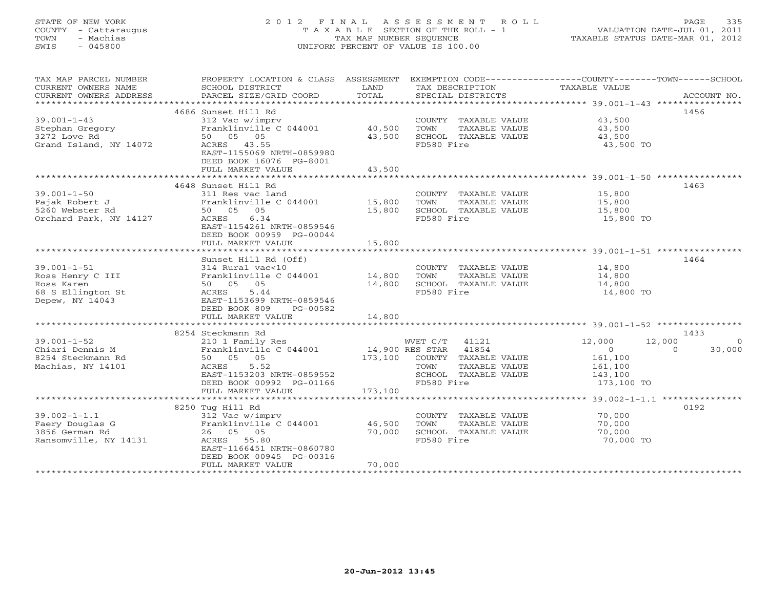STATE OF NEW YORK
COUNTY - Cattaraugus
TOWN - Machias
SWIS - 045800

# 2012 FINAL ASSESSMENT ROLL
TAXABLE SECTION OF THE ROLL - 1
TAX MAP NUMBER SEQUENCE
UNIFORM PERCENT OF VALUE IS 100.00

VALUATION DATE-JUL 01, 2011
TAXABLE STATUS DATE-MAR 01, 2012

| TAX MAP PARCEL NUMBER / CURRENT OWNERS NAME / CURRENT OWNERS ADDRESS | PROPERTY LOCATION & CLASS / SCHOOL DISTRICT / PARCEL SIZE/GRID COORD | ASSESSMENT LAND / TOTAL | EXEMPTION CODE / TAX DESCRIPTION / SPECIAL DISTRICTS | COUNTY TAXABLE VALUE | TOWN | SCHOOL | ACCOUNT NO. |
|---|---|---|---|---|---|---|---|
| 39.001-1-43 | 4686 Sunset Hill Rd | | | | | | 1456 |
| Stephan Gregory | 312 Vac w/imprv | | COUNTY TAXABLE VALUE | 43,500 | | | |
| 3272 Love Rd | Franklinville C 044001 | 40,500 | TOWN TAXABLE VALUE | 43,500 | | | |
| Grand Island, NY 14072 | 50 05 05 | 43,500 | SCHOOL TAXABLE VALUE | 43,500 | | | |
| | ACRES 43.55 | | FD580 Fire | 43,500 TO | | | |
| | EAST-1155069 NRTH-0859980 | | | | | | |
| | DEED BOOK 16076 PG-8001 | | | | | | |
| | FULL MARKET VALUE | 43,500 | | | | | |
| 39.001-1-50 | 4648 Sunset Hill Rd | | | | | | 1463 |
| Pajak Robert J | 311 Res vac land | | COUNTY TAXABLE VALUE | 15,800 | | | |
| 5260 Webster Rd | Franklinville C 044001 | 15,800 | TOWN TAXABLE VALUE | 15,800 | | | |
| Orchard Park, NY 14127 | 50 05 05 | 15,800 | SCHOOL TAXABLE VALUE | 15,800 | | | |
| | ACRES 6.34 | | FD580 Fire | 15,800 TO | | | |
| | EAST-1154261 NRTH-0859546 | | | | | | |
| | DEED BOOK 00959 PG-00044 | | | | | | |
| | FULL MARKET VALUE | 15,800 | | | | | |
| 39.001-1-51 | Sunset Hill Rd (Off) | | | | | | 1464 |
| Ross Henry C III | 314 Rural vac<10 | | COUNTY TAXABLE VALUE | 14,800 | | | |
| Ross Karen | Franklinville C 044001 | 14,800 | TOWN TAXABLE VALUE | 14,800 | | | |
| 68 S Ellington St | 50 05 05 | 14,800 | SCHOOL TAXABLE VALUE | 14,800 | | | |
| Depew, NY 14043 | ACRES 5.44 | | FD580 Fire | 14,800 TO | | | |
| | EAST-1153699 NRTH-0859546 | | | | | | |
| | DEED BOOK 809 PG-00582 | | | | | | |
| | FULL MARKET VALUE | 14,800 | | | | | |
| 39.001-1-52 | 8254 Steckmann Rd | | | | | | 1433 |
| Chiari Dennis M | 210 1 Family Res | | WVET C/T 41121 | 12,000 | 12,000 | 0 | |
| 8254 Steckmann Rd | Franklinville C 044001 | 14,900 | RES STAR 41854 | 0 | 0 | 30,000 | |
| Machias, NY 14101 | 50 05 05 | 173,100 | COUNTY TAXABLE VALUE | 161,100 | | | |
| | ACRES 5.52 | | TOWN TAXABLE VALUE | 161,100 | | | |
| | EAST-1153203 NRTH-0859552 | | SCHOOL TAXABLE VALUE | 143,100 | | | |
| | DEED BOOK 00992 PG-01166 | | FD580 Fire | 173,100 TO | | | |
| | FULL MARKET VALUE | 173,100 | | | | | |
| 39.002-1-1.1 | 8250 Tug Hill Rd | | | | | | 0192 |
| Faery Douglas G | 312 Vac w/imprv | | COUNTY TAXABLE VALUE | 70,000 | | | |
| 3856 German Rd | Franklinville C 044001 | 46,500 | TOWN TAXABLE VALUE | 70,000 | | | |
| Ransomville, NY 14131 | 26 05 05 | 70,000 | SCHOOL TAXABLE VALUE | 70,000 | | | |
| | ACRES 55.80 | | FD580 Fire | 70,000 TO | | | |
| | EAST-1166451 NRTH-0860780 | | | | | | |
| | DEED BOOK 00945 PG-00316 | | | | | | |
| | FULL MARKET VALUE | 70,000 | | | | | |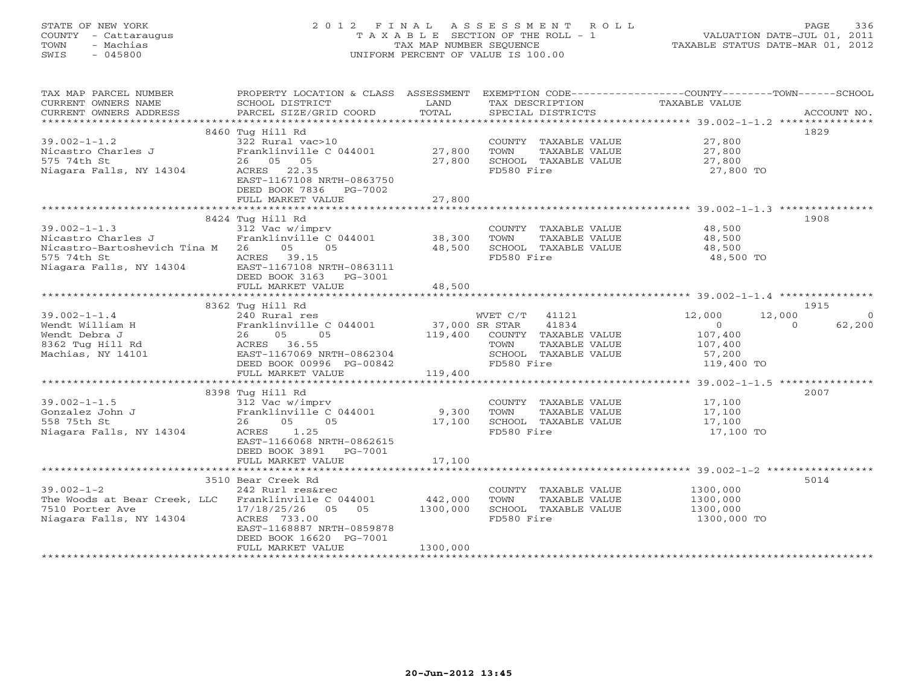STATE OF NEW YORK
COUNTY - Cattaraugus
TOWN - Machias
SWIS - 045800

# 2012 FINAL ASSESSMENT ROLL
TAXABLE SECTION OF THE ROLL - 1
TAX MAP NUMBER SEQUENCE
UNIFORM PERCENT OF VALUE IS 100.00

VALUATION DATE-JUL 01, 2011
TAXABLE STATUS DATE-MAR 01, 2012

| TAX MAP PARCEL NUMBER / CURRENT OWNERS NAME / CURRENT OWNERS ADDRESS | PROPERTY LOCATION & CLASS / SCHOOL DISTRICT / PARCEL SIZE/GRID COORD | ASSESSMENT LAND / TOTAL | EXEMPTION CODE / TAX DESCRIPTION / SPECIAL DISTRICTS | COUNTY | TOWN | SCHOOL | ACCOUNT NO. |
|---|---|---|---|---|---|---|---|
| **39.002-1-1.2** | 8460 Tug Hill Rd | | | | | | 1829 |
| 39.002-1-1.2 | 322 Rural vac>10 | | COUNTY TAXABLE VALUE | 27,800 | | | |
| Nicastro Charles J | Franklinville C 044001 | 27,800 | TOWN TAXABLE VALUE | | 27,800 | | |
| 575 74th St | 26 05 05 | 27,800 | SCHOOL TAXABLE VALUE | | | 27,800 | |
| Niagara Falls, NY 14304 | ACRES 22.35 | | FD580 Fire | 27,800 TO | | | |
| | EAST-1167108 NRTH-0863750 | | | | | | |
| | DEED BOOK 7836 PG-7002 | | | | | | |
| | FULL MARKET VALUE | 27,800 | | | | | |
| **39.002-1-1.3** | 8424 Tug Hill Rd | | | | | | 1908 |
| 39.002-1-1.3 | 312 Vac w/imprv | | COUNTY TAXABLE VALUE | 48,500 | | | |
| Nicastro Charles J | Franklinville C 044001 | 38,300 | TOWN TAXABLE VALUE | | 48,500 | | |
| Nicastro-Bartoshevich Tina M | 26 05 05 | 48,500 | SCHOOL TAXABLE VALUE | | | 48,500 | |
| 575 74th St | ACRES 39.15 | | FD580 Fire | 48,500 TO | | | |
| Niagara Falls, NY 14304 | EAST-1167108 NRTH-0863111 | | | | | | |
| | DEED BOOK 3163 PG-3001 | | | | | | |
| | FULL MARKET VALUE | 48,500 | | | | | |
| **39.002-1-1.4** | 8362 Tug Hill Rd | | | | | | 1915 |
| 39.002-1-1.4 | 240 Rural res | | WVET C/T 41121 | 12,000 | 12,000 | 0 | |
| Wendt William H | Franklinville C 044001 | 37,000 | SR STAR 41834 | 0 | 0 | 62,200 | |
| Wendt Debra J | 26 05 05 | 119,400 | COUNTY TAXABLE VALUE | 107,400 | | | |
| 8362 Tug Hill Rd | ACRES 36.55 | | TOWN TAXABLE VALUE | | 107,400 | | |
| Machias, NY 14101 | EAST-1167069 NRTH-0862304 | | SCHOOL TAXABLE VALUE | | | 57,200 | |
| | DEED BOOK 00996 PG-00842 | | FD580 Fire | 119,400 TO | | | |
| | FULL MARKET VALUE | 119,400 | | | | | |
| **39.002-1-1.5** | 8398 Tug Hill Rd | | | | | | 2007 |
| 39.002-1-1.5 | 312 Vac w/imprv | | COUNTY TAXABLE VALUE | 17,100 | | | |
| Gonzalez John J | Franklinville C 044001 | 9,300 | TOWN TAXABLE VALUE | | 17,100 | | |
| 558 75th St | 26 05 05 | 17,100 | SCHOOL TAXABLE VALUE | | | 17,100 | |
| Niagara Falls, NY 14304 | ACRES 1.25 | | FD580 Fire | 17,100 TO | | | |
| | EAST-1166068 NRTH-0862615 | | | | | | |
| | DEED BOOK 3891 PG-7001 | | | | | | |
| | FULL MARKET VALUE | 17,100 | | | | | |
| **39.002-1-2** | 3510 Bear Creek Rd | | | | | | 5014 |
| 39.002-1-2 | 242 Rurl res&rec | | COUNTY TAXABLE VALUE | 1300,000 | | | |
| The Woods at Bear Creek, LLC | Franklinville C 044001 | 442,000 | TOWN TAXABLE VALUE | | 1300,000 | | |
| 7510 Porter Ave | 17/18/25/26 05 05 | 1300,000 | SCHOOL TAXABLE VALUE | | | 1300,000 | |
| Niagara Falls, NY 14304 | ACRES 733.00 | | FD580 Fire | 1300,000 TO | | | |
| | EAST-1168887 NRTH-0859878 | | | | | | |
| | DEED BOOK 16620 PG-7001 | | | | | | |
| | FULL MARKET VALUE | 1300,000 | | | | | |

20-Jun-2012 13:45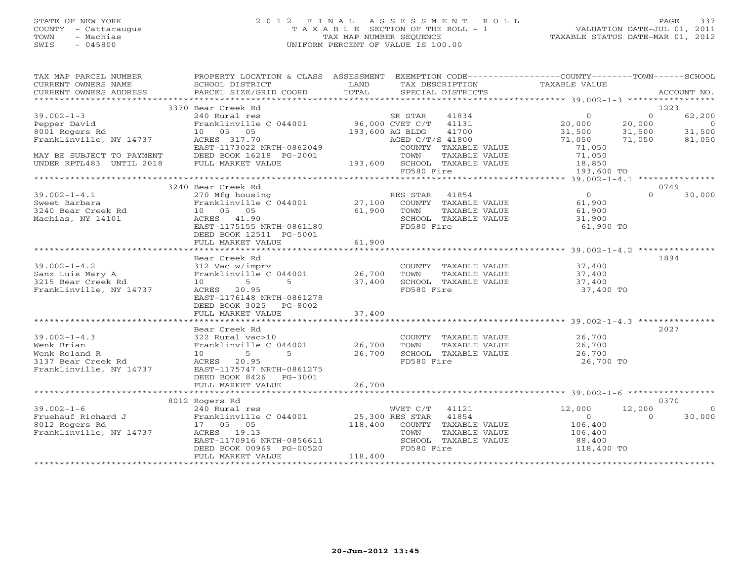STATE OF NEW YORK
COUNTY - Cattaraugus
TOWN - Machias
SWIS - 045800

2012 FINAL ASSESSMENT ROLL
TAXABLE SECTION OF THE ROLL - 1
TAX MAP NUMBER SEQUENCE
UNIFORM PERCENT OF VALUE IS 100.00

VALUATION DATE-JUL 01, 2011
TAXABLE STATUS DATE-MAR 01, 2012

| TAX MAP PARCEL NUMBER / CURRENT OWNERS NAME / CURRENT OWNERS ADDRESS | PROPERTY LOCATION & CLASS / SCHOOL DISTRICT / PARCEL SIZE/GRID COORD | ASSESSMENT LAND / TOTAL | EXEMPTION CODE / TAX DESCRIPTION / SPECIAL DISTRICTS | COUNTY TAXABLE VALUE | TOWN | SCHOOL | ACCOUNT NO. |
|---|---|---|---|---|---|---|---|
| | 3370 Bear Creek Rd | | | | | | 1223 |
| 39.002-1-3 | 240 Rural res | | SR STAR 41834 | 0 | 0 | 62,200 | |
| Pepper David | Franklinville C 044001 | 96,000 | CVET C/T 41131 | 20,000 | 20,000 | 0 | |
| 8001 Rogers Rd | 10 05 05 | 193,600 | AG BLDG 41700 | 31,500 | 31,500 | 31,500 | |
| Franklinville, NY 14737 | ACRES 317.70 | | AGED C/T/S 41800 | 71,050 | 71,050 | 81,050 | |
| | EAST-1173022 NRTH-0862049 | | COUNTY TAXABLE VALUE | 71,050 | | | |
| MAY BE SUBJECT TO PAYMENT | DEED BOOK 16218 PG-2001 | | TOWN TAXABLE VALUE | 71,050 | | | |
| UNDER RPTL483 UNTIL 2018 | FULL MARKET VALUE | 193,600 | SCHOOL TAXABLE VALUE | 18,850 | | | |
| | | | FD580 Fire | 193,600 TO | | | |
| | 3240 Bear Creek Rd | | | | | | 0749 |
| 39.002-1-4.1 | 270 Mfg housing | | RES STAR 41854 | 0 | 0 | 30,000 | |
| Sweet Barbara | Franklinville C 044001 | 27,100 | COUNTY TAXABLE VALUE | 61,900 | | | |
| 3240 Bear Creek Rd | 10 05 05 | 61,900 | TOWN TAXABLE VALUE | 61,900 | | | |
| Machias, NY 14101 | ACRES 41.90 | | SCHOOL TAXABLE VALUE | 31,900 | | | |
| | EAST-1175155 NRTH-0861180 | | FD580 Fire | 61,900 TO | | | |
| | DEED BOOK 12511 PG-5001 | | | | | | |
| | FULL MARKET VALUE | 61,900 | | | | | |
| | Bear Creek Rd | | | | | | 1894 |
| 39.002-1-4.2 | 312 Vac w/imprv | | COUNTY TAXABLE VALUE | 37,400 | | | |
| Sanz Luis Mary A | Franklinville C 044001 | 26,700 | TOWN TAXABLE VALUE | 37,400 | | | |
| 3215 Bear Creek Rd | 10 5 5 | 37,400 | SCHOOL TAXABLE VALUE | 37,400 | | | |
| Franklinville, NY 14737 | ACRES 20.95 | | FD580 Fire | 37,400 TO | | | |
| | EAST-1176148 NRTH-0861278 | | | | | | |
| | DEED BOOK 3025 PG-8002 | | | | | | |
| | FULL MARKET VALUE | 37,400 | | | | | |
| | Bear Creek Rd | | | | | | 2027 |
| 39.002-1-4.3 | 322 Rural vac>10 | | COUNTY TAXABLE VALUE | 26,700 | | | |
| Wenk Brian | Franklinville C 044001 | 26,700 | TOWN TAXABLE VALUE | 26,700 | | | |
| Wenk Roland R | 10 5 5 | 26,700 | SCHOOL TAXABLE VALUE | 26,700 | | | |
| 3137 Bear Creek Rd | ACRES 20.95 | | FD580 Fire | 26,700 TO | | | |
| Franklinville, NY 14737 | EAST-1175747 NRTH-0861275 | | | | | | |
| | DEED BOOK 8426 PG-3001 | | | | | | |
| | FULL MARKET VALUE | 26,700 | | | | | |
| | 8012 Rogers Rd | | | | | | 0370 |
| 39.002-1-6 | 240 Rural res | | WVET C/T 41121 | 12,000 | 12,000 | 0 | |
| Fruehauf Richard J | Franklinville C 044001 | 25,300 | RES STAR 41854 | 0 | 0 | 30,000 | |
| 8012 Rogers Rd | 17 05 05 | 118,400 | COUNTY TAXABLE VALUE | 106,400 | | | |
| Franklinville, NY 14737 | ACRES 19.13 | | TOWN TAXABLE VALUE | 106,400 | | | |
| | EAST-1170916 NRTH-0856611 | | SCHOOL TAXABLE VALUE | 88,400 | | | |
| | DEED BOOK 00969 PG-00520 | | FD580 Fire | 118,400 TO | | | |
| | FULL MARKET VALUE | 118,400 | | | | | |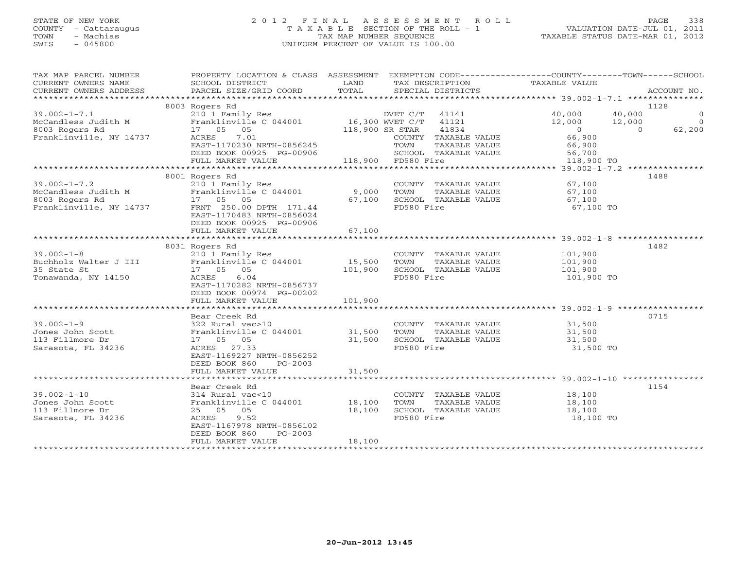STATE OF NEW YORK
COUNTY - Cattaraugus
TOWN - Machias
SWIS - 045800

# 2012 FINAL ASSESSMENT ROLL

TAXABLE SECTION OF THE ROLL - 1
TAX MAP NUMBER SEQUENCE
UNIFORM PERCENT OF VALUE IS 100.00

VALUATION DATE-JUL 01, 2011
TAXABLE STATUS DATE-MAR 01, 2012

| TAX MAP PARCEL NUMBER / CURRENT OWNERS NAME / CURRENT OWNERS ADDRESS | PROPERTY LOCATION & CLASS / SCHOOL DISTRICT / PARCEL SIZE/GRID COORD | ASSESSMENT LAND | TOTAL | EXEMPTION CODE / TAX DESCRIPTION / SPECIAL DISTRICTS | COUNTY TAXABLE VALUE | TOWN | SCHOOL | ACCOUNT NO. |
|---|---|---|---|---|---|---|---|---|
| | 8003 Rogers Rd | | | | | | | 1128 |
| 39.002-1-7.1 | 210 1 Family Res | | | DVET C/T 41141 | 40,000 | 40,000 | 0 | |
| McCandless Judith M | Franklinville C 044001 | 16,300 | | WVET C/T 41121 | 12,000 | 12,000 | 0 | |
| 8003 Rogers Rd | 17 05 05 | | 118,900 | SR STAR 41834 | 0 | 0 | 62,200 | |
| Franklinville, NY 14737 | ACRES 7.01 | | | COUNTY TAXABLE VALUE | 66,900 | | | |
| | EAST-1170230 NRTH-0856245 | | | TOWN TAXABLE VALUE | 66,900 | | | |
| | DEED BOOK 00925 PG-00906 | | | SCHOOL TAXABLE VALUE | 56,700 | | | |
| | FULL MARKET VALUE | | 118,900 | FD580 Fire | 118,900 TO | | | |
| | 8001 Rogers Rd | | | | | | | 1488 |
| 39.002-1-7.2 | 210 1 Family Res | | | COUNTY TAXABLE VALUE | 67,100 | | | |
| McCandless Judith M | Franklinville C 044001 | 9,000 | | TOWN TAXABLE VALUE | 67,100 | | | |
| 8003 Rogers Rd | 17 05 05 | | 67,100 | SCHOOL TAXABLE VALUE | 67,100 | | | |
| Franklinville, NY 14737 | FRNT 250.00 DPTH 171.44 | | | FD580 Fire | 67,100 TO | | | |
| | EAST-1170483 NRTH-0856024 | | | | | | | |
| | DEED BOOK 00925 PG-00906 | | | | | | | |
| | FULL MARKET VALUE | | 67,100 | | | | | |
| | 8031 Rogers Rd | | | | | | | 1482 |
| 39.002-1-8 | 210 1 Family Res | | | COUNTY TAXABLE VALUE | 101,900 | | | |
| Buchholz Walter J III | Franklinville C 044001 | 15,500 | | TOWN TAXABLE VALUE | 101,900 | | | |
| 35 State St | 17 05 05 | | 101,900 | SCHOOL TAXABLE VALUE | 101,900 | | | |
| Tonawanda, NY 14150 | ACRES 6.04 | | | FD580 Fire | 101,900 TO | | | |
| | EAST-1170282 NRTH-0856737 | | | | | | | |
| | DEED BOOK 00974 PG-00202 | | | | | | | |
| | FULL MARKET VALUE | | 101,900 | | | | | |
| | Bear Creek Rd | | | | | | | 0715 |
| 39.002-1-9 | 322 Rural vac>10 | | | COUNTY TAXABLE VALUE | 31,500 | | | |
| Jones John Scott | Franklinville C 044001 | 31,500 | | TOWN TAXABLE VALUE | 31,500 | | | |
| 113 Fillmore Dr | 17 05 05 | | 31,500 | SCHOOL TAXABLE VALUE | 31,500 | | | |
| Sarasota, FL 34236 | ACRES 27.33 | | | FD580 Fire | 31,500 TO | | | |
| | EAST-1169227 NRTH-0856252 | | | | | | | |
| | DEED BOOK 860 PG-2003 | | | | | | | |
| | FULL MARKET VALUE | | 31,500 | | | | | |
| | Bear Creek Rd | | | | | | | 1154 |
| 39.002-1-10 | 314 Rural vac<10 | | | COUNTY TAXABLE VALUE | 18,100 | | | |
| Jones John Scott | Franklinville C 044001 | 18,100 | | TOWN TAXABLE VALUE | 18,100 | | | |
| 113 Fillmore Dr | 25 05 05 | | 18,100 | SCHOOL TAXABLE VALUE | 18,100 | | | |
| Sarasota, FL 34236 | ACRES 9.52 | | | FD580 Fire | 18,100 TO | | | |
| | EAST-1167978 NRTH-0856102 | | | | | | | |
| | DEED BOOK 860 PG-2003 | | | | | | | |
| | FULL MARKET VALUE | | 18,100 | | | | | |

20-Jun-2012 13:45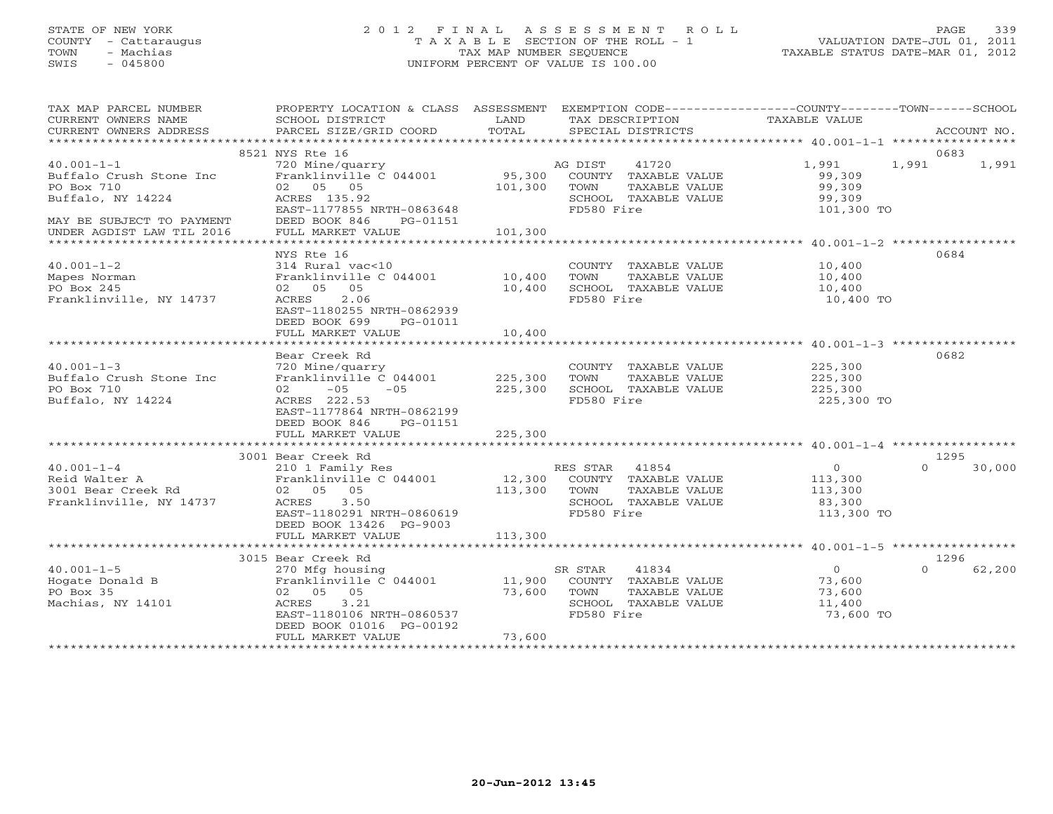STATE OF NEW YORK
COUNTY - Cattaraugus
TOWN - Machias
SWIS - 045800

2012 FINAL ASSESSMENT ROLL
TAXABLE SECTION OF THE ROLL - 1
TAX MAP NUMBER SEQUENCE
UNIFORM PERCENT OF VALUE IS 100.00

VALUATION DATE-JUL 01, 2011
TAXABLE STATUS DATE-MAR 01, 2012

| TAX MAP PARCEL NUMBER / CURRENT OWNERS NAME / CURRENT OWNERS ADDRESS | PROPERTY LOCATION & CLASS / SCHOOL DISTRICT / PARCEL SIZE/GRID COORD | ASSESSMENT LAND / TOTAL | EXEMPTION CODE / TAX DESCRIPTION / SPECIAL DISTRICTS | COUNTY | TOWN | SCHOOL / ACCOUNT NO. |
|---|---|---|---|---|---|---|
| 40.001-1-1 | 8521 NYS Rte 16 | | | | | 0683 |
| Buffalo Crush Stone Inc | 720 Mine/quarry | | AG DIST 41720 | 1,991 | 1,991 | 1,991 |
| PO Box 710 | Franklinville C 044001 | 95,300 | COUNTY TAXABLE VALUE | 99,309 | | |
| Buffalo, NY 14224 | 02 05 05 | 101,300 | TOWN TAXABLE VALUE | | 99,309 | |
| | ACRES 135.92 | | SCHOOL TAXABLE VALUE | | | 99,309 |
| | EAST-1177855 NRTH-0863648 | | FD580 Fire | 101,300 TO | | |
| MAY BE SUBJECT TO PAYMENT | DEED BOOK 846 PG-01151 | | | | | |
| UNDER AGDIST LAW TIL 2016 | FULL MARKET VALUE | 101,300 | | | | |
| 40.001-1-2 | NYS Rte 16 | | | | | 0684 |
| Mapes Norman | 314 Rural vac<10 | | COUNTY TAXABLE VALUE | 10,400 | | |
| PO Box 245 | Franklinville C 044001 | 10,400 | TOWN TAXABLE VALUE | | 10,400 | |
| Franklinville, NY 14737 | 02 05 05 | 10,400 | SCHOOL TAXABLE VALUE | | | 10,400 |
| | ACRES 2.06 | | FD580 Fire | 10,400 TO | | |
| | EAST-1180255 NRTH-0862939 | | | | | |
| | DEED BOOK 699 PG-01011 | | | | | |
| | FULL MARKET VALUE | 10,400 | | | | |
| 40.001-1-3 | Bear Creek Rd | | | | | 0682 |
| Buffalo Crush Stone Inc | 720 Mine/quarry | | COUNTY TAXABLE VALUE | 225,300 | | |
| PO Box 710 | Franklinville C 044001 | 225,300 | TOWN TAXABLE VALUE | | 225,300 | |
| Buffalo, NY 14224 | 02 -05 -05 | 225,300 | SCHOOL TAXABLE VALUE | | | 225,300 |
| | ACRES 222.53 | | FD580 Fire | 225,300 TO | | |
| | EAST-1177864 NRTH-0862199 | | | | | |
| | DEED BOOK 846 PG-01151 | | | | | |
| | FULL MARKET VALUE | 225,300 | | | | |
| 40.001-1-4 | 3001 Bear Creek Rd | | | | | 1295 |
| Reid Walter A | 210 1 Family Res | | RES STAR 41854 | 0 | 0 | 30,000 |
| 3001 Bear Creek Rd | Franklinville C 044001 | 12,300 | COUNTY TAXABLE VALUE | 113,300 | | |
| Franklinville, NY 14737 | 02 05 05 | 113,300 | TOWN TAXABLE VALUE | | 113,300 | |
| | ACRES 3.50 | | SCHOOL TAXABLE VALUE | | | 83,300 |
| | EAST-1180291 NRTH-0860619 | | FD580 Fire | 113,300 TO | | |
| | DEED BOOK 13426 PG-9003 | | | | | |
| | FULL MARKET VALUE | 113,300 | | | | |
| 40.001-1-5 | 3015 Bear Creek Rd | | | | | 1296 |
| Hogate Donald B | 270 Mfg housing | | SR STAR 41834 | 0 | 0 | 62,200 |
| PO Box 35 | Franklinville C 044001 | 11,900 | COUNTY TAXABLE VALUE | 73,600 | | |
| Machias, NY 14101 | 02 05 05 | 73,600 | TOWN TAXABLE VALUE | | 73,600 | |
| | ACRES 3.21 | | SCHOOL TAXABLE VALUE | | | 11,400 |
| | EAST-1180106 NRTH-0860537 | | FD580 Fire | 73,600 TO | | |
| | DEED BOOK 01016 PG-00192 | | | | | |
| | FULL MARKET VALUE | 73,600 | | | | |

20-Jun-2012 13:45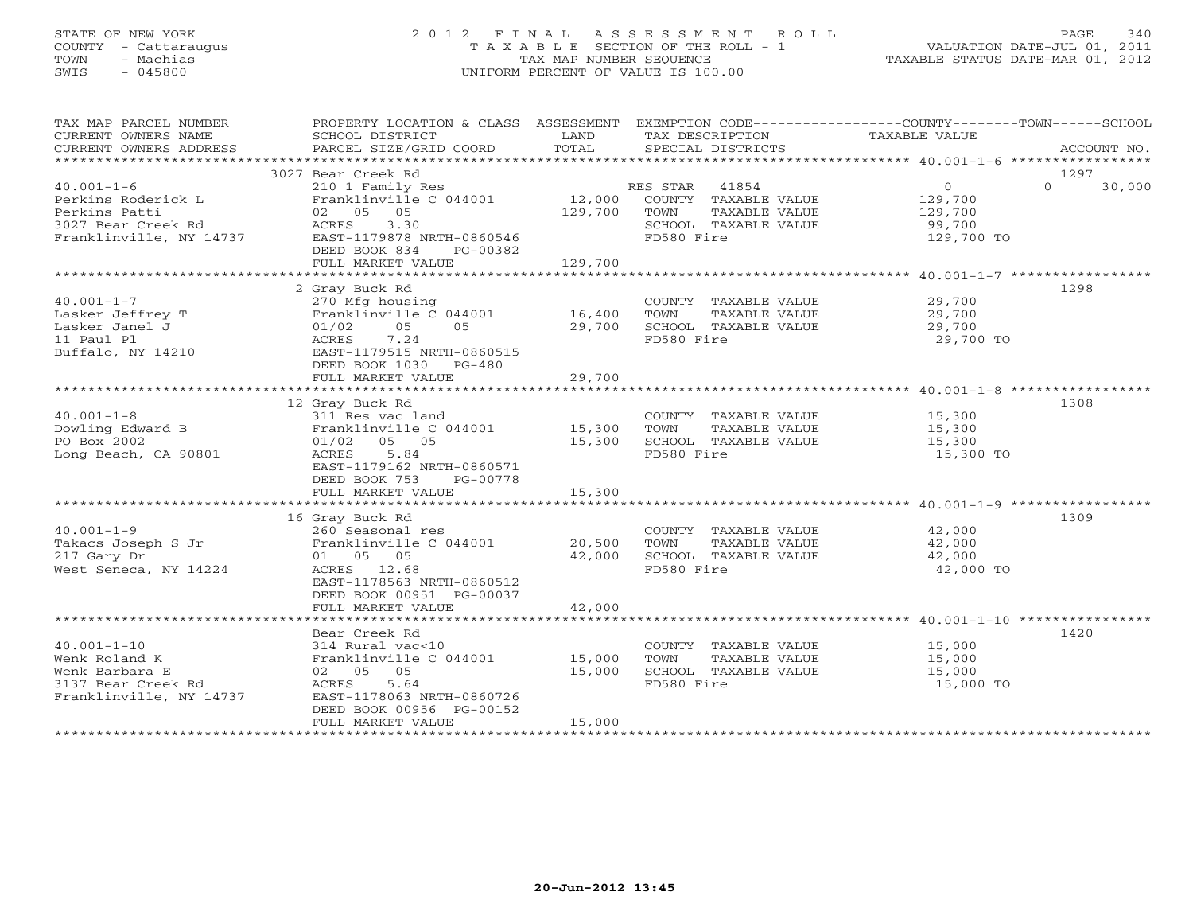STATE OF NEW YORK
COUNTY - Cattaraugus
TOWN - Machias
SWIS - 045800

# 2012 FINAL ASSESSMENT ROLL
TAXABLE SECTION OF THE ROLL - 1
TAX MAP NUMBER SEQUENCE
UNIFORM PERCENT OF VALUE IS 100.00

VALUATION DATE-JUL 01, 2011
TAXABLE STATUS DATE-MAR 01, 2012

| TAX MAP PARCEL NUMBER / CURRENT OWNERS NAME / CURRENT OWNERS ADDRESS | PROPERTY LOCATION & CLASS / SCHOOL DISTRICT / PARCEL SIZE/GRID COORD | ASSESSMENT LAND | TOTAL | EXEMPTION CODE / TAX DESCRIPTION / SPECIAL DISTRICTS | COUNTY TAXABLE VALUE | TOWN | SCHOOL | ACCOUNT NO. |
|---|---|---|---|---|---|---|---|---|
| 40.001-1-6 | 3027 Bear Creek Rd | | | | | | | 1297 |
| Perkins Roderick L | 210 1 Family Res | | | RES STAR 41854 | 0 | 0 | 30,000 | |
| Perkins Patti | Franklinville C 044001 | 12,000 | | COUNTY TAXABLE VALUE | 129,700 | | | |
| 3027 Bear Creek Rd | 02 05 05 | | 129,700 | TOWN TAXABLE VALUE | 129,700 | | | |
| Franklinville, NY 14737 | ACRES 3.30 | | | SCHOOL TAXABLE VALUE | 99,700 | | | |
| | EAST-1179878 NRTH-0860546 | | | FD580 Fire | 129,700 TO | | | |
| | DEED BOOK 834 PG-00382 | | | | | | | |
| | FULL MARKET VALUE | | 129,700 | | | | | |
| 40.001-1-7 | 2 Gray Buck Rd | | | | | | | 1298 |
| Lasker Jeffrey T | 270 Mfg housing | | | COUNTY TAXABLE VALUE | 29,700 | | | |
| Lasker Janel J | Franklinville C 044001 | 16,400 | | TOWN TAXABLE VALUE | 29,700 | | | |
| 11 Paul Pl | 01/02 05 05 | | 29,700 | SCHOOL TAXABLE VALUE | 29,700 | | | |
| Buffalo, NY 14210 | ACRES 7.24 | | | FD580 Fire | 29,700 TO | | | |
| | EAST-1179515 NRTH-0860515 | | | | | | | |
| | DEED BOOK 1030 PG-480 | | | | | | | |
| | FULL MARKET VALUE | | 29,700 | | | | | |
| 40.001-1-8 | 12 Gray Buck Rd | | | | | | | 1308 |
| Dowling Edward B | 311 Res vac land | | | COUNTY TAXABLE VALUE | 15,300 | | | |
| PO Box 2002 | Franklinville C 044001 | 15,300 | | TOWN TAXABLE VALUE | 15,300 | | | |
| Long Beach, CA 90801 | 01/02 05 05 | | 15,300 | SCHOOL TAXABLE VALUE | 15,300 | | | |
| | ACRES 5.84 | | | FD580 Fire | 15,300 TO | | | |
| | EAST-1179162 NRTH-0860571 | | | | | | | |
| | DEED BOOK 753 PG-00778 | | | | | | | |
| | FULL MARKET VALUE | | 15,300 | | | | | |
| 40.001-1-9 | 16 Gray Buck Rd | | | | | | | 1309 |
| Takacs Joseph S Jr | 260 Seasonal res | | | COUNTY TAXABLE VALUE | 42,000 | | | |
| 217 Gary Dr | Franklinville C 044001 | 20,500 | | TOWN TAXABLE VALUE | 42,000 | | | |
| West Seneca, NY 14224 | 01 05 05 | | 42,000 | SCHOOL TAXABLE VALUE | 42,000 | | | |
| | ACRES 12.68 | | | FD580 Fire | 42,000 TO | | | |
| | EAST-1178563 NRTH-0860512 | | | | | | | |
| | DEED BOOK 00951 PG-00037 | | | | | | | |
| | FULL MARKET VALUE | | 42,000 | | | | | |
| 40.001-1-10 | Bear Creek Rd | | | | | | | 1420 |
| Wenk Roland K | 314 Rural vac<10 | | | COUNTY TAXABLE VALUE | 15,000 | | | |
| Wenk Barbara E | Franklinville C 044001 | 15,000 | | TOWN TAXABLE VALUE | 15,000 | | | |
| 3137 Bear Creek Rd | 02 05 05 | | 15,000 | SCHOOL TAXABLE VALUE | 15,000 | | | |
| Franklinville, NY 14737 | ACRES 5.64 | | | FD580 Fire | 15,000 TO | | | |
| | EAST-1178063 NRTH-0860726 | | | | | | | |
| | DEED BOOK 00956 PG-00152 | | | | | | | |
| | FULL MARKET VALUE | | 15,000 | | | | | |

20-Jun-2012 13:45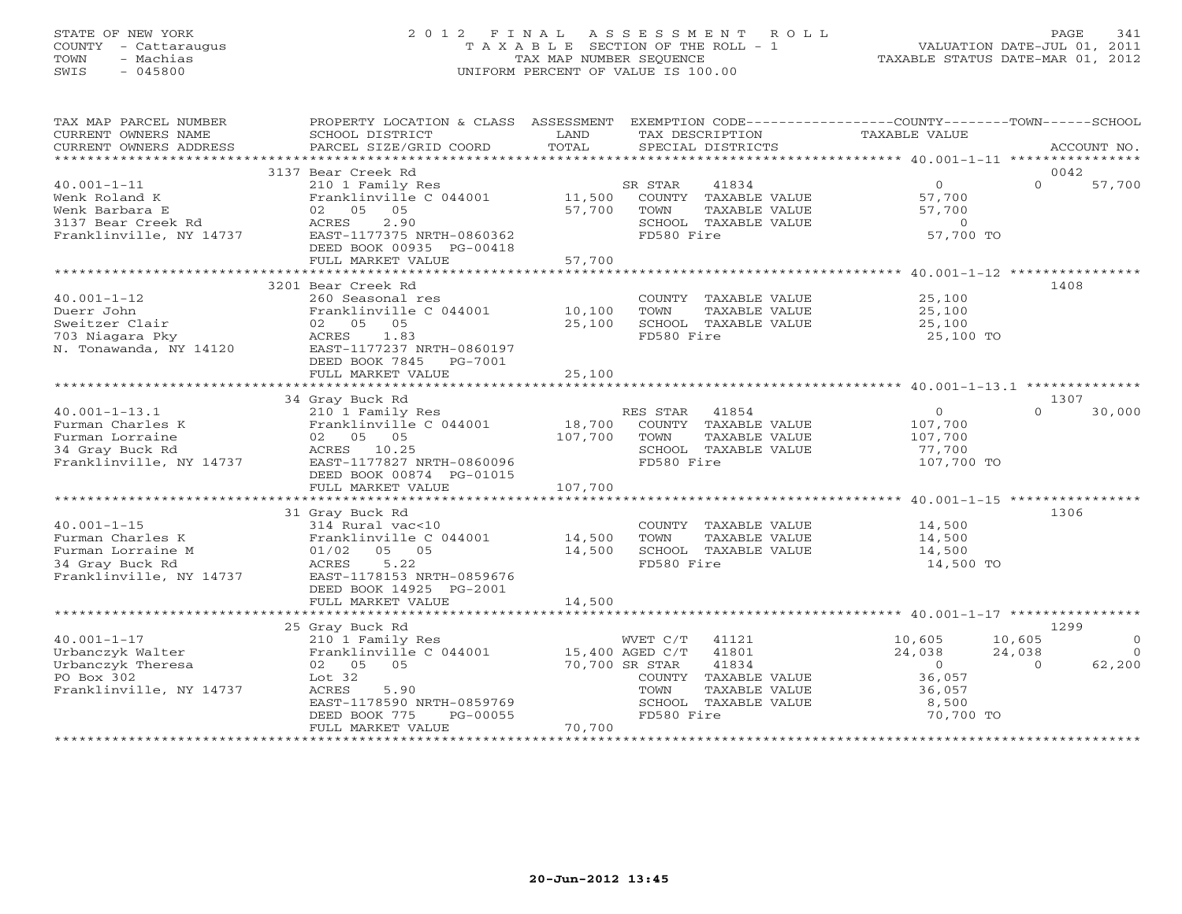STATE OF NEW YORK
COUNTY - Cattaraugus
TOWN - Machias
SWIS - 045800

2012 FINAL ASSESSMENT ROLL
TAXABLE SECTION OF THE ROLL - 1
TAX MAP NUMBER SEQUENCE
UNIFORM PERCENT OF VALUE IS 100.00

VALUATION DATE-JUL 01, 2011
TAXABLE STATUS DATE-MAR 01, 2012

| TAX MAP PARCEL NUMBER / CURRENT OWNERS NAME / CURRENT OWNERS ADDRESS | PROPERTY LOCATION & CLASS / SCHOOL DISTRICT / PARCEL SIZE/GRID COORD | ASSESSMENT LAND / TOTAL | EXEMPTION CODE / TAX DESCRIPTION / SPECIAL DISTRICTS | COUNTY TAXABLE VALUE | TOWN | SCHOOL | ACCOUNT NO. |
|---|---|---|---|---|---|---|---|
| 40.001-1-11 | 3137 Bear Creek Rd | | | | | | 0042 |
| Wenk Roland K | 210 1 Family Res | | SR STAR 41834 | 0 | 0 | 57,700 | |
| Wenk Barbara E | Franklinville C 044001 | 11,500 | COUNTY TAXABLE VALUE | 57,700 | | | |
| 3137 Bear Creek Rd | 02 05 05 | 57,700 | TOWN TAXABLE VALUE | 57,700 | | | |
| Franklinville, NY 14737 | ACRES 2.90 | | SCHOOL TAXABLE VALUE | 0 | | | |
| | EAST-1177375 NRTH-0860362 | | FD580 Fire | 57,700 TO | | | |
| | DEED BOOK 00935 PG-00418 | | | | | | |
| | FULL MARKET VALUE | 57,700 | | | | | |
| 40.001-1-12 | 3201 Bear Creek Rd | | | | | | 1408 |
| Duerr John | 260 Seasonal res | | COUNTY TAXABLE VALUE | 25,100 | | | |
| Sweitzer Clair | Franklinville C 044001 | 10,100 | TOWN TAXABLE VALUE | 25,100 | | | |
| 703 Niagara Pky | 02 05 05 | 25,100 | SCHOOL TAXABLE VALUE | 25,100 | | | |
| N. Tonawanda, NY 14120 | ACRES 1.83 | | FD580 Fire | 25,100 TO | | | |
| | EAST-1177237 NRTH-0860197 | | | | | | |
| | DEED BOOK 7845 PG-7001 | | | | | | |
| | FULL MARKET VALUE | 25,100 | | | | | |
| 40.001-1-13.1 | 34 Gray Buck Rd | | | | | | 1307 |
| Furman Charles K | 210 1 Family Res | | RES STAR 41854 | 0 | 0 | 30,000 | |
| Furman Lorraine | Franklinville C 044001 | 18,700 | COUNTY TAXABLE VALUE | 107,700 | | | |
| 34 Gray Buck Rd | 02 05 05 | 107,700 | TOWN TAXABLE VALUE | 107,700 | | | |
| Franklinville, NY 14737 | ACRES 10.25 | | SCHOOL TAXABLE VALUE | 77,700 | | | |
| | EAST-1177827 NRTH-0860096 | | FD580 Fire | 107,700 TO | | | |
| | DEED BOOK 00874 PG-01015 | | | | | | |
| | FULL MARKET VALUE | 107,700 | | | | | |
| 40.001-1-15 | 31 Gray Buck Rd | | | | | | 1306 |
| Furman Charles K | 314 Rural vac<10 | | COUNTY TAXABLE VALUE | 14,500 | | | |
| Furman Lorraine M | Franklinville C 044001 | 14,500 | TOWN TAXABLE VALUE | 14,500 | | | |
| 34 Gray Buck Rd | 01/02 05 05 | 14,500 | SCHOOL TAXABLE VALUE | 14,500 | | | |
| Franklinville, NY 14737 | ACRES 5.22 | | FD580 Fire | 14,500 TO | | | |
| | EAST-1178153 NRTH-0859676 | | | | | | |
| | DEED BOOK 14925 PG-2001 | | | | | | |
| | FULL MARKET VALUE | 14,500 | | | | | |
| 40.001-1-17 | 25 Gray Buck Rd | | | | | | 1299 |
| Urbanczyk Walter | 210 1 Family Res | | WVET C/T 41121 | 10,605 | 10,605 | 0 | |
| Urbanczyk Theresa | Franklinville C 044001 | 15,400 | AGED C/T 41801 | 24,038 | 24,038 | 0 | |
| PO Box 302 | 02 05 05 | 70,700 | SR STAR 41834 | 0 | 0 | 62,200 | |
| Franklinville, NY 14737 | Lot 32 | | COUNTY TAXABLE VALUE | 36,057 | | | |
| | ACRES 5.90 | | TOWN TAXABLE VALUE | 36,057 | | | |
| | EAST-1178590 NRTH-0859769 | | SCHOOL TAXABLE VALUE | 8,500 | | | |
| | DEED BOOK 775 PG-00055 | | FD580 Fire | 70,700 TO | | | |
| | FULL MARKET VALUE | 70,700 | | | | | |

20-Jun-2012 13:45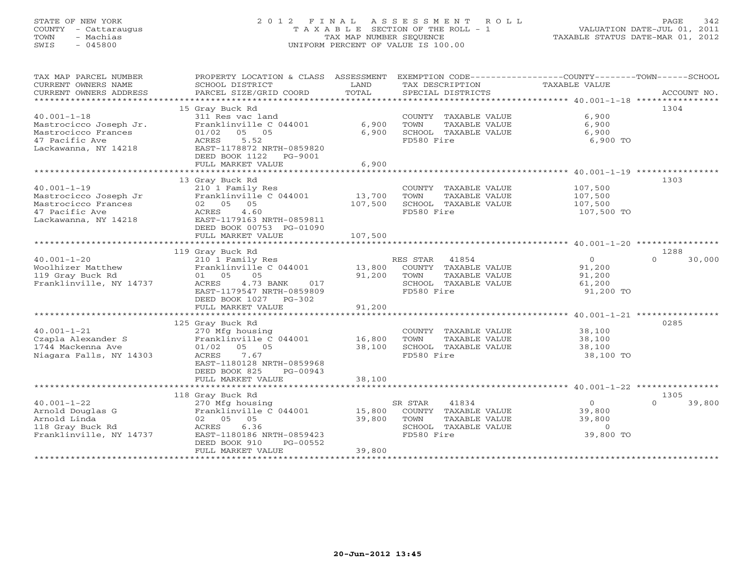STATE OF NEW YORK
COUNTY - Cattaraugus
TOWN - Machias
SWIS - 045800

2012 FINAL ASSESSMENT ROLL
TAXABLE SECTION OF THE ROLL - 1
TAX MAP NUMBER SEQUENCE
UNIFORM PERCENT OF VALUE IS 100.00

VALUATION DATE-JUL 01, 2011
TAXABLE STATUS DATE-MAR 01, 2012

| TAX MAP PARCEL NUMBER / CURRENT OWNERS NAME / CURRENT OWNERS ADDRESS | PROPERTY LOCATION & CLASS / SCHOOL DISTRICT / PARCEL SIZE/GRID COORD | ASSESSMENT LAND | TOTAL | EXEMPTION CODE / TAX DESCRIPTION / SPECIAL DISTRICTS | COUNTY / TOWN / SCHOOL TAXABLE VALUE | ACCOUNT NO. |
|---|---|---|---|---|---|---|
| 40.001-1-18 | 15 Gray Buck Rd | | | | | 1304 |
| | 311 Res vac land | | | COUNTY TAXABLE VALUE | 6,900 | |
| Mastrocicco Joseph Jr. | Franklinville C 044001 | 6,900 | | TOWN TAXABLE VALUE | 6,900 | |
| Mastrocicco Frances | 01/02 05 05 | | 6,900 | SCHOOL TAXABLE VALUE | 6,900 | |
| 47 Pacific Ave | ACRES 5.52 | | | FD580 Fire | 6,900 TO | |
| Lackawanna, NY 14218 | EAST-1178872 NRTH-0859820 | | | | | |
| | DEED BOOK 1122 PG-9001 | | | | | |
| | FULL MARKET VALUE | | 6,900 | | | |
| 40.001-1-19 | 13 Gray Buck Rd | | | | | 1303 |
| | 210 1 Family Res | | | COUNTY TAXABLE VALUE | 107,500 | |
| Mastrocicco Joseph Jr | Franklinville C 044001 | 13,700 | | TOWN TAXABLE VALUE | 107,500 | |
| Mastrocicco Frances | 02 05 05 | | 107,500 | SCHOOL TAXABLE VALUE | 107,500 | |
| 47 Pacific Ave | ACRES 4.60 | | | FD580 Fire | 107,500 TO | |
| Lackawanna, NY 14218 | EAST-1179163 NRTH-0859811 | | | | | |
| | DEED BOOK 00753 PG-01090 | | | | | |
| | FULL MARKET VALUE | | 107,500 | | | |
| 40.001-1-20 | 119 Gray Buck Rd | | | | | 1288 |
| | 210 1 Family Res | | | RES STAR 41854 | 0 / 0 / 30,000 | |
| Woolhizer Matthew | Franklinville C 044001 | 13,800 | | COUNTY TAXABLE VALUE | 91,200 | |
| 119 Gray Buck Rd | 01 05 05 | | 91,200 | TOWN TAXABLE VALUE | 91,200 | |
| Franklinville, NY 14737 | ACRES 4.73 BANK 017 | | | SCHOOL TAXABLE VALUE | 61,200 | |
| | EAST-1179547 NRTH-0859809 | | | FD580 Fire | 91,200 TO | |
| | DEED BOOK 1027 PG-302 | | | | | |
| | FULL MARKET VALUE | | 91,200 | | | |
| 40.001-1-21 | 125 Gray Buck Rd | | | | | 0285 |
| | 270 Mfg housing | | | COUNTY TAXABLE VALUE | 38,100 | |
| Czapla Alexander S | Franklinville C 044001 | 16,800 | | TOWN TAXABLE VALUE | 38,100 | |
| 1744 Mackenna Ave | 01/02 05 05 | | 38,100 | SCHOOL TAXABLE VALUE | 38,100 | |
| Niagara Falls, NY 14303 | ACRES 7.67 | | | FD580 Fire | 38,100 TO | |
| | EAST-1180128 NRTH-0859968 | | | | | |
| | DEED BOOK 825 PG-00943 | | | | | |
| | FULL MARKET VALUE | | 38,100 | | | |
| 40.001-1-22 | 118 Gray Buck Rd | | | | | 1305 |
| | 270 Mfg housing | | | SR STAR 41834 | 0 / 0 / 39,800 | |
| Arnold Douglas G | Franklinville C 044001 | 15,800 | | COUNTY TAXABLE VALUE | 39,800 | |
| Arnold Linda | 02 05 05 | | 39,800 | TOWN TAXABLE VALUE | 39,800 | |
| 118 Gray Buck Rd | ACRES 6.36 | | | SCHOOL TAXABLE VALUE | 0 | |
| Franklinville, NY 14737 | EAST-1180186 NRTH-0859423 | | | FD580 Fire | 39,800 TO | |
| | DEED BOOK 910 PG-00552 | | | | | |
| | FULL MARKET VALUE | | 39,800 | | | |

20-Jun-2012 13:45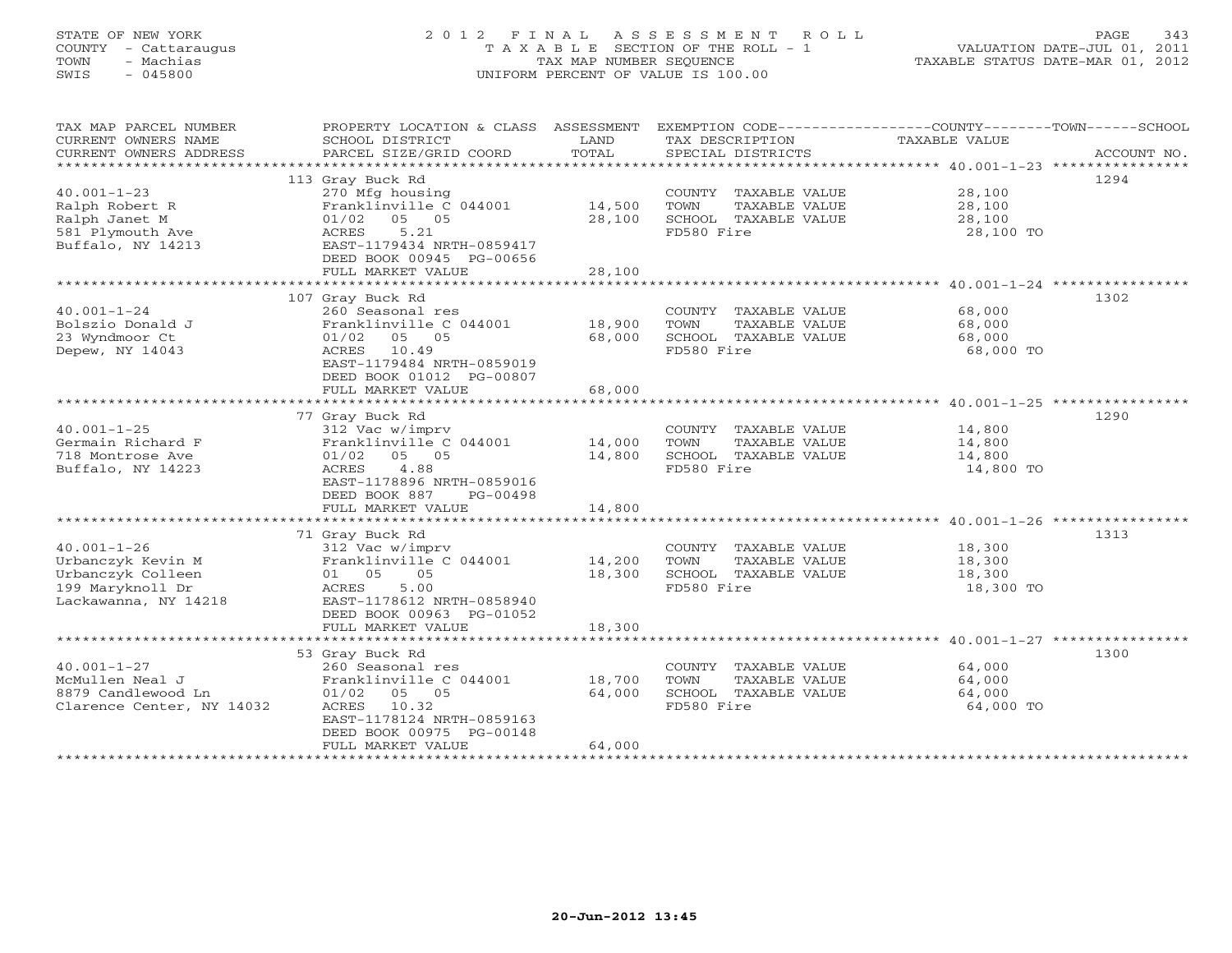STATE OF NEW YORK
COUNTY - Cattaraugus
TOWN - Machias
SWIS - 045800

2012 FINAL ASSESSMENT ROLL
TAXABLE SECTION OF THE ROLL - 1
TAX MAP NUMBER SEQUENCE
UNIFORM PERCENT OF VALUE IS 100.00

VALUATION DATE-JUL 01, 2011
TAXABLE STATUS DATE-MAR 01, 2012

| TAX MAP PARCEL NUMBER / CURRENT OWNERS NAME / CURRENT OWNERS ADDRESS | PROPERTY LOCATION & CLASS / SCHOOL DISTRICT / PARCEL SIZE/GRID COORD | ASSESSMENT LAND | TOTAL | EXEMPTION CODE / TAX DESCRIPTION / SPECIAL DISTRICTS | TAXABLE VALUE (COUNTY / TOWN / SCHOOL) | ACCOUNT NO. |
|---|---|---|---|---|---|---|
| 40.001-1-23 | 113 Gray Buck Rd | | | | | 1294 |
| Ralph Robert R | 270 Mfg housing | | | COUNTY TAXABLE VALUE | 28,100 | |
| Ralph Janet M | Franklinville C 044001 | 14,500 | | TOWN TAXABLE VALUE | 28,100 | |
| 581 Plymouth Ave | 01/02 05 05 | | 28,100 | SCHOOL TAXABLE VALUE | 28,100 | |
| Buffalo, NY 14213 | ACRES 5.21 | | | FD580 Fire | 28,100 TO | |
| | EAST-1179434 NRTH-0859417 | | | | | |
| | DEED BOOK 00945 PG-00656 | | | | | |
| | FULL MARKET VALUE | | 28,100 | | | |
| 40.001-1-24 | 107 Gray Buck Rd | | | | | 1302 |
| Bolszio Donald J | 260 Seasonal res | | | COUNTY TAXABLE VALUE | 68,000 | |
| 23 Wyndmoor Ct | Franklinville C 044001 | 18,900 | | TOWN TAXABLE VALUE | 68,000 | |
| Depew, NY 14043 | 01/02 05 05 | | 68,000 | SCHOOL TAXABLE VALUE | 68,000 | |
| | ACRES 10.49 | | | FD580 Fire | 68,000 TO | |
| | EAST-1179484 NRTH-0859019 | | | | | |
| | DEED BOOK 01012 PG-00807 | | | | | |
| | FULL MARKET VALUE | | 68,000 | | | |
| 40.001-1-25 | 77 Gray Buck Rd | | | | | 1290 |
| Germain Richard F | 312 Vac w/imprv | | | COUNTY TAXABLE VALUE | 14,800 | |
| 718 Montrose Ave | Franklinville C 044001 | 14,000 | | TOWN TAXABLE VALUE | 14,800 | |
| Buffalo, NY 14223 | 01/02 05 05 | | 14,800 | SCHOOL TAXABLE VALUE | 14,800 | |
| | ACRES 4.88 | | | FD580 Fire | 14,800 TO | |
| | EAST-1178896 NRTH-0859016 | | | | | |
| | DEED BOOK 887 PG-00498 | | | | | |
| | FULL MARKET VALUE | | 14,800 | | | |
| 40.001-1-26 | 71 Gray Buck Rd | | | | | 1313 |
| Urbanczyk Kevin M | 312 Vac w/imprv | | | COUNTY TAXABLE VALUE | 18,300 | |
| Urbanczyk Colleen | Franklinville C 044001 | 14,200 | | TOWN TAXABLE VALUE | 18,300 | |
| 199 Maryknoll Dr | 01 05 05 | | 18,300 | SCHOOL TAXABLE VALUE | 18,300 | |
| Lackawanna, NY 14218 | ACRES 5.00 | | | FD580 Fire | 18,300 TO | |
| | EAST-1178612 NRTH-0858940 | | | | | |
| | DEED BOOK 00963 PG-01052 | | | | | |
| | FULL MARKET VALUE | | 18,300 | | | |
| 40.001-1-27 | 53 Gray Buck Rd | | | | | 1300 |
| McMullen Neal J | 260 Seasonal res | | | COUNTY TAXABLE VALUE | 64,000 | |
| 8879 Candlewood Ln | Franklinville C 044001 | 18,700 | | TOWN TAXABLE VALUE | 64,000 | |
| Clarence Center, NY 14032 | 01/02 05 05 | | 64,000 | SCHOOL TAXABLE VALUE | 64,000 | |
| | ACRES 10.32 | | | FD580 Fire | 64,000 TO | |
| | EAST-1178124 NRTH-0859163 | | | | | |
| | DEED BOOK 00975 PG-00148 | | | | | |
| | FULL MARKET VALUE | | 64,000 | | | |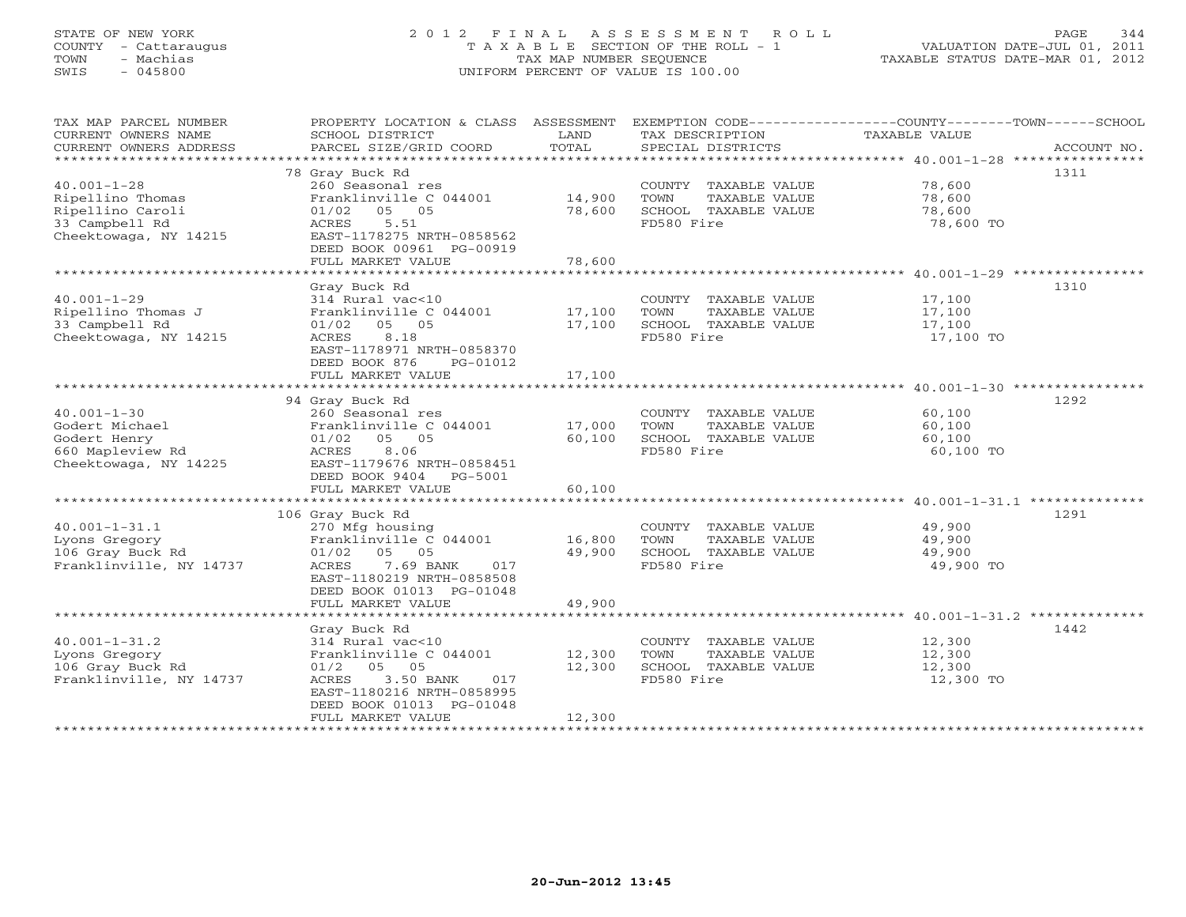STATE OF NEW YORK
COUNTY - Cattaraugus
TOWN - Machias
SWIS - 045800

# 2012 FINAL ASSESSMENT ROLL
TAXABLE SECTION OF THE ROLL - 1
TAX MAP NUMBER SEQUENCE
UNIFORM PERCENT OF VALUE IS 100.00

VALUATION DATE-JUL 01, 2011
TAXABLE STATUS DATE-MAR 01, 2012

| TAX MAP PARCEL NUMBER / CURRENT OWNERS NAME / CURRENT OWNERS ADDRESS | PROPERTY LOCATION & CLASS / SCHOOL DISTRICT / PARCEL SIZE/GRID COORD | ASSESSMENT LAND | ASSESSMENT TOTAL | EXEMPTION CODE / TAX DESCRIPTION / SPECIAL DISTRICTS | TAXABLE VALUE | ACCOUNT NO. |
|---|---|---|---|---|---|---|
| 40.001-1-28 | 78 Gray Buck Rd | | | | | 1311 |
| Ripellino Thomas | 260 Seasonal res | | | COUNTY TAXABLE VALUE | 78,600 | |
| Ripellino Caroli | Franklinville C 044001 | 14,900 | | TOWN TAXABLE VALUE | 78,600 | |
| 33 Campbell Rd | 01/02 05 05 | | 78,600 | SCHOOL TAXABLE VALUE | 78,600 | |
| Cheektowaga, NY 14215 | ACRES 5.51 | | | FD580 Fire | 78,600 TO | |
| | EAST-1178275 NRTH-0858562 | | | | | |
| | DEED BOOK 00961 PG-00919 | | | | | |
| | FULL MARKET VALUE | | 78,600 | | | |
| 40.001-1-29 | Gray Buck Rd | | | | | 1310 |
| Ripellino Thomas J | 314 Rural vac<10 | | | COUNTY TAXABLE VALUE | 17,100 | |
| 33 Campbell Rd | Franklinville C 044001 | 17,100 | | TOWN TAXABLE VALUE | 17,100 | |
| Cheektowaga, NY 14215 | 01/02 05 05 | | 17,100 | SCHOOL TAXABLE VALUE | 17,100 | |
| | ACRES 8.18 | | | FD580 Fire | 17,100 TO | |
| | EAST-1178971 NRTH-0858370 | | | | | |
| | DEED BOOK 876 PG-01012 | | | | | |
| | FULL MARKET VALUE | | 17,100 | | | |
| 40.001-1-30 | 94 Gray Buck Rd | | | | | 1292 |
| Godert Michael | 260 Seasonal res | | | COUNTY TAXABLE VALUE | 60,100 | |
| Godert Henry | Franklinville C 044001 | 17,000 | | TOWN TAXABLE VALUE | 60,100 | |
| 660 Mapleview Rd | 01/02 05 05 | | 60,100 | SCHOOL TAXABLE VALUE | 60,100 | |
| Cheektowaga, NY 14225 | ACRES 8.06 | | | FD580 Fire | 60,100 TO | |
| | EAST-1179676 NRTH-0858451 | | | | | |
| | DEED BOOK 9404 PG-5001 | | | | | |
| | FULL MARKET VALUE | | 60,100 | | | |
| 40.001-1-31.1 | 106 Gray Buck Rd | | | | | 1291 |
| Lyons Gregory | 270 Mfg housing | | | COUNTY TAXABLE VALUE | 49,900 | |
| 106 Gray Buck Rd | Franklinville C 044001 | 16,800 | | TOWN TAXABLE VALUE | 49,900 | |
| Franklinville, NY 14737 | 01/02 05 05 | | 49,900 | SCHOOL TAXABLE VALUE | 49,900 | |
| | ACRES 7.69 BANK 017 | | | FD580 Fire | 49,900 TO | |
| | EAST-1180219 NRTH-0858508 | | | | | |
| | DEED BOOK 01013 PG-01048 | | | | | |
| | FULL MARKET VALUE | | 49,900 | | | |
| 40.001-1-31.2 | Gray Buck Rd | | | | | 1442 |
| Lyons Gregory | 314 Rural vac<10 | | | COUNTY TAXABLE VALUE | 12,300 | |
| 106 Gray Buck Rd | Franklinville C 044001 | 12,300 | | TOWN TAXABLE VALUE | 12,300 | |
| Franklinville, NY 14737 | 01/2 05 05 | | 12,300 | SCHOOL TAXABLE VALUE | 12,300 | |
| | ACRES 3.50 BANK 017 | | | FD580 Fire | 12,300 TO | |
| | EAST-1180216 NRTH-0858995 | | | | | |
| | DEED BOOK 01013 PG-01048 | | | | | |
| | FULL MARKET VALUE | | 12,300 | | | |

20-Jun-2012 13:45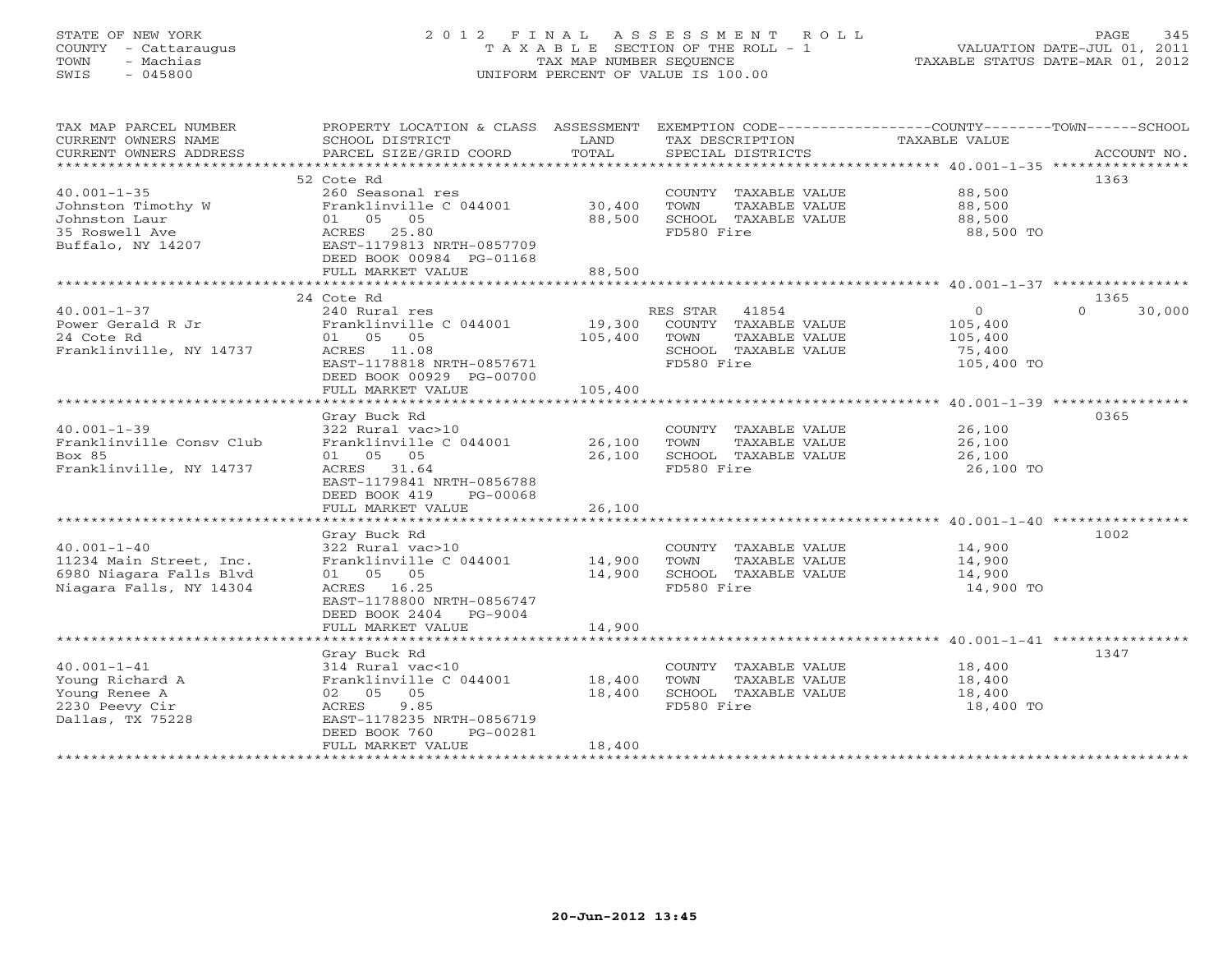STATE OF NEW YORK
COUNTY - Cattaraugus
TOWN - Machias
SWIS - 045800

2012 FINAL ASSESSMENT ROLL
TAXABLE SECTION OF THE ROLL - 1
TAX MAP NUMBER SEQUENCE
UNIFORM PERCENT OF VALUE IS 100.00

VALUATION DATE-JUL 01, 2011
TAXABLE STATUS DATE-MAR 01, 2012

| TAX MAP PARCEL NUMBER / CURRENT OWNERS NAME / CURRENT OWNERS ADDRESS | PROPERTY LOCATION & CLASS / SCHOOL DISTRICT / PARCEL SIZE/GRID COORD | ASSESSMENT LAND | TOTAL | EXEMPTION CODE / TAX DESCRIPTION / SPECIAL DISTRICTS | COUNTY TAXABLE VALUE | TOWN | SCHOOL / ACCOUNT NO. |
|---|---|---|---|---|---|---|---|
| 40.001-1-35 | 52 Cote Rd | | | | | | 1363 |
| Johnston Timothy W | 260 Seasonal res | | | COUNTY TAXABLE VALUE | 88,500 | | |
| Johnston Laur | Franklinville C 044001 | 30,400 | | TOWN TAXABLE VALUE | 88,500 | | |
| 35 Roswell Ave | 01 05 05 | | 88,500 | SCHOOL TAXABLE VALUE | 88,500 | | |
| Buffalo, NY 14207 | ACRES 25.80 | | | FD580 Fire | 88,500 TO | | |
| | EAST-1179813 NRTH-0857709 | | | | | | |
| | DEED BOOK 00984 PG-01168 | | | | | | |
| | FULL MARKET VALUE | | 88,500 | | | | |
| 40.001-1-37 | 24 Cote Rd | | | | | | 1365 |
| Power Gerald R Jr | 240 Rural res | | | RES STAR 41854 | 0 | 0 | 30,000 |
| 24 Cote Rd | Franklinville C 044001 | 19,300 | | COUNTY TAXABLE VALUE | 105,400 | | |
| Franklinville, NY 14737 | 01 05 05 | | 105,400 | TOWN TAXABLE VALUE | 105,400 | | |
| | ACRES 11.08 | | | SCHOOL TAXABLE VALUE | 75,400 | | |
| | EAST-1178818 NRTH-0857671 | | | FD580 Fire | 105,400 TO | | |
| | DEED BOOK 00929 PG-00700 | | | | | | |
| | FULL MARKET VALUE | | 105,400 | | | | |
| 40.001-1-39 | Gray Buck Rd | | | | | | 0365 |
| Franklinville Consv Club | 322 Rural vac>10 | | | COUNTY TAXABLE VALUE | 26,100 | | |
| Box 85 | Franklinville C 044001 | 26,100 | | TOWN TAXABLE VALUE | 26,100 | | |
| Franklinville, NY 14737 | 01 05 05 | | 26,100 | SCHOOL TAXABLE VALUE | 26,100 | | |
| | ACRES 31.64 | | | FD580 Fire | 26,100 TO | | |
| | EAST-1179841 NRTH-0856788 | | | | | | |
| | DEED BOOK 419 PG-00068 | | | | | | |
| | FULL MARKET VALUE | | 26,100 | | | | |
| 40.001-1-40 | Gray Buck Rd | | | | | | 1002 |
| 11234 Main Street, Inc. | 322 Rural vac>10 | | | COUNTY TAXABLE VALUE | 14,900 | | |
| 6980 Niagara Falls Blvd | Franklinville C 044001 | 14,900 | | TOWN TAXABLE VALUE | 14,900 | | |
| Niagara Falls, NY 14304 | 01 05 05 | | 14,900 | SCHOOL TAXABLE VALUE | 14,900 | | |
| | ACRES 16.25 | | | FD580 Fire | 14,900 TO | | |
| | EAST-1178800 NRTH-0856747 | | | | | | |
| | DEED BOOK 2404 PG-9004 | | | | | | |
| | FULL MARKET VALUE | | 14,900 | | | | |
| 40.001-1-41 | Gray Buck Rd | | | | | | 1347 |
| Young Richard A | 314 Rural vac<10 | | | COUNTY TAXABLE VALUE | 18,400 | | |
| Young Renee A | Franklinville C 044001 | 18,400 | | TOWN TAXABLE VALUE | 18,400 | | |
| 2230 Peevy Cir | 02 05 05 | | 18,400 | SCHOOL TAXABLE VALUE | 18,400 | | |
| Dallas, TX 75228 | ACRES 9.85 | | | FD580 Fire | 18,400 TO | | |
| | EAST-1178235 NRTH-0856719 | | | | | | |
| | DEED BOOK 760 PG-00281 | | | | | | |
| | FULL MARKET VALUE | | 18,400 | | | | |

20-Jun-2012 13:45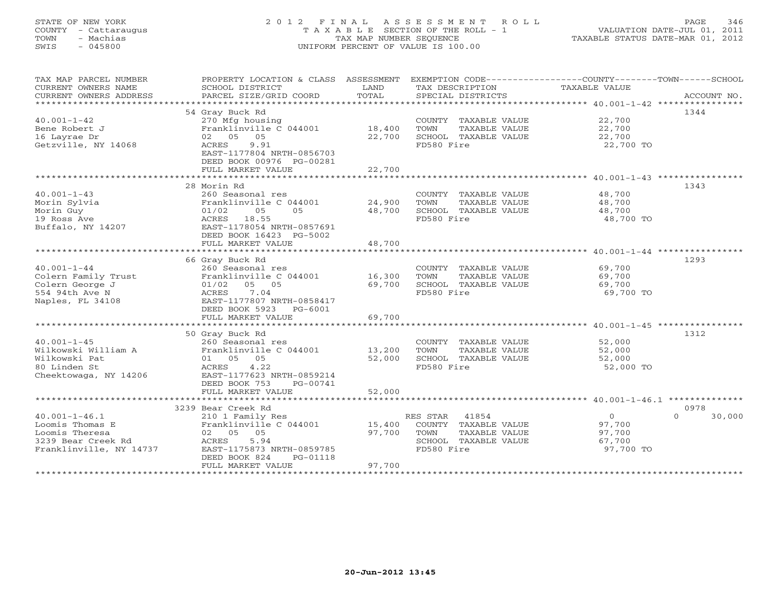STATE OF NEW YORK
COUNTY - Cattaraugus
TOWN - Machias
SWIS - 045800

# 2012 FINAL ASSESSMENT ROLL
TAXABLE SECTION OF THE ROLL - 1
TAX MAP NUMBER SEQUENCE
UNIFORM PERCENT OF VALUE IS 100.00

VALUATION DATE-JUL 01, 2011
TAXABLE STATUS DATE-MAR 01, 2012

| TAX MAP PARCEL NUMBER / CURRENT OWNERS NAME / CURRENT OWNERS ADDRESS | PROPERTY LOCATION & CLASS / SCHOOL DISTRICT / PARCEL SIZE/GRID COORD | ASSESSMENT LAND | TOTAL | EXEMPTION CODE / TAX DESCRIPTION / SPECIAL DISTRICTS | COUNTY | TOWN | SCHOOL | ACCOUNT NO. |
|---|---|---|---|---|---|---|---|---|
| 40.001-1-42 | 54 Gray Buck Rd | | | | | | | 1344 |
| Bene Robert J | 270 Mfg housing | | | COUNTY TAXABLE VALUE | 22,700 | | | |
| 16 Layrae Dr | Franklinville C 044001 | 18,400 | | TOWN TAXABLE VALUE | | 22,700 | | |
| Getzville, NY 14068 | 02 05 05 | | 22,700 | SCHOOL TAXABLE VALUE | | | 22,700 | |
| | ACRES 9.91 | | | FD580 Fire | 22,700 TO | | | |
| | EAST-1177804 NRTH-0856703 | | | | | | | |
| | DEED BOOK 00976 PG-00281 | | | | | | | |
| | FULL MARKET VALUE | | 22,700 | | | | | |
| 40.001-1-43 | 28 Morin Rd | | | | | | | 1343 |
| Morin Sylvia | 260 Seasonal res | | | COUNTY TAXABLE VALUE | 48,700 | | | |
| Morin Guy | Franklinville C 044001 | 24,900 | | TOWN TAXABLE VALUE | | 48,700 | | |
| 19 Ross Ave | 01/02 05 05 | | 48,700 | SCHOOL TAXABLE VALUE | | | 48,700 | |
| Buffalo, NY 14207 | ACRES 18.55 | | | FD580 Fire | 48,700 TO | | | |
| | EAST-1178054 NRTH-0857691 | | | | | | | |
| | DEED BOOK 16423 PG-5002 | | | | | | | |
| | FULL MARKET VALUE | | 48,700 | | | | | |
| 40.001-1-44 | 66 Gray Buck Rd | | | | | | | 1293 |
| Colern Family Trust | 260 Seasonal res | | | COUNTY TAXABLE VALUE | 69,700 | | | |
| Colern George J | Franklinville C 044001 | 16,300 | | TOWN TAXABLE VALUE | | 69,700 | | |
| 554 94th Ave N | 01/02 05 05 | | 69,700 | SCHOOL TAXABLE VALUE | | | 69,700 | |
| Naples, FL 34108 | ACRES 7.04 | | | FD580 Fire | 69,700 TO | | | |
| | EAST-1177807 NRTH-0858417 | | | | | | | |
| | DEED BOOK 5923 PG-6001 | | | | | | | |
| | FULL MARKET VALUE | | 69,700 | | | | | |
| 40.001-1-45 | 50 Gray Buck Rd | | | | | | | 1312 |
| Wilkowski William A | 260 Seasonal res | | | COUNTY TAXABLE VALUE | 52,000 | | | |
| Wilkowski Pat | Franklinville C 044001 | 13,200 | | TOWN TAXABLE VALUE | | 52,000 | | |
| 80 Linden St | 01 05 05 | | 52,000 | SCHOOL TAXABLE VALUE | | | 52,000 | |
| Cheektowaga, NY 14206 | ACRES 4.22 | | | FD580 Fire | 52,000 TO | | | |
| | EAST-1177623 NRTH-0859214 | | | | | | | |
| | DEED BOOK 753 PG-00741 | | | | | | | |
| | FULL MARKET VALUE | | 52,000 | | | | | |
| 40.001-1-46.1 | 3239 Bear Creek Rd | | | | | | | 0978 |
| Loomis Thomas E | 210 1 Family Res | | | RES STAR 41854 | 0 | 0 | 30,000 | |
| Loomis Theresa | Franklinville C 044001 | 15,400 | | COUNTY TAXABLE VALUE | 97,700 | | | |
| 3239 Bear Creek Rd | 02 05 05 | | 97,700 | TOWN TAXABLE VALUE | | 97,700 | | |
| Franklinville, NY 14737 | ACRES 5.94 | | | SCHOOL TAXABLE VALUE | | | 67,700 | |
| | EAST-1175873 NRTH-0859785 | | | FD580 Fire | 97,700 TO | | | |
| | DEED BOOK 824 PG-01118 | | | | | | | |
| | FULL MARKET VALUE | | 97,700 | | | | | |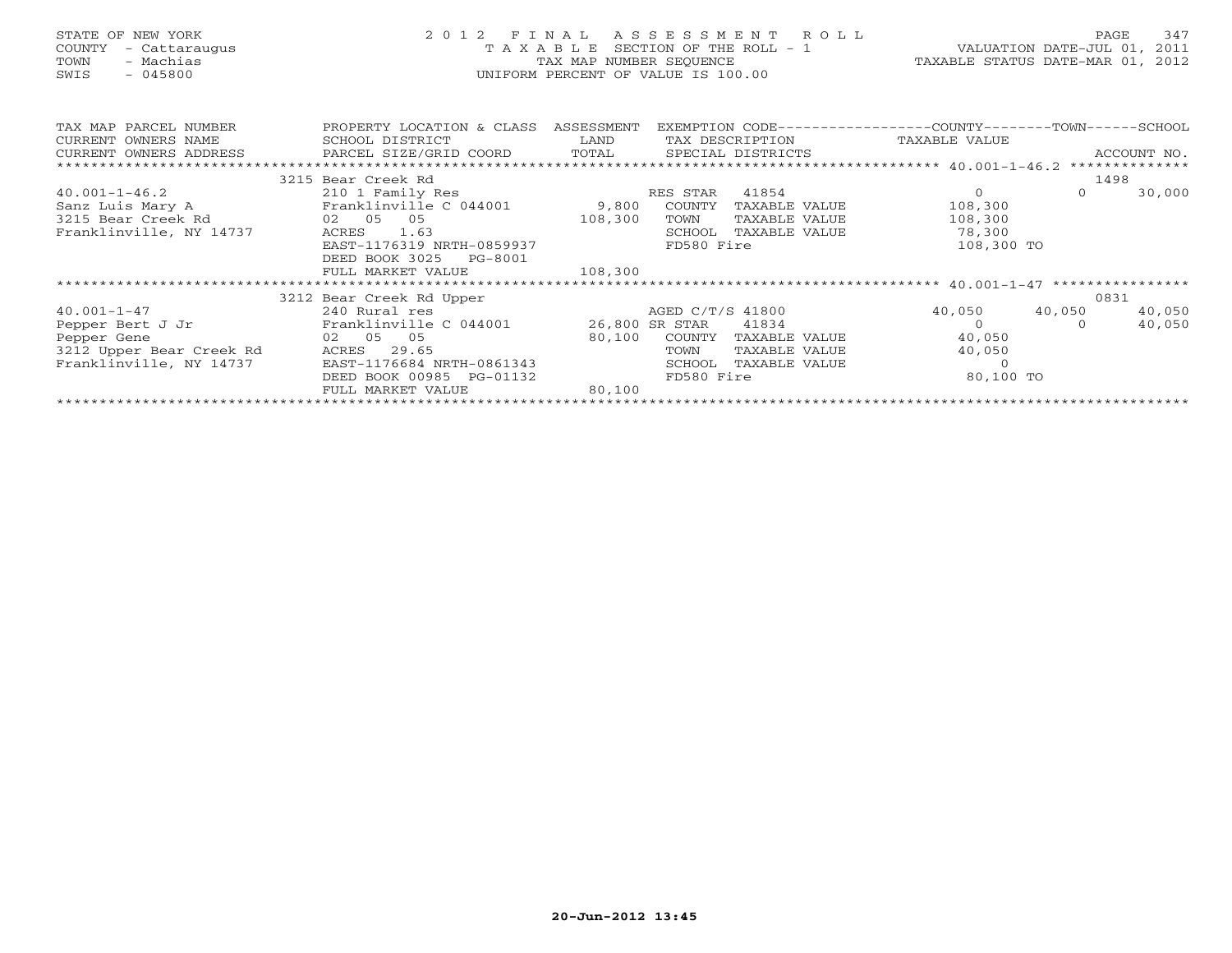STATE OF NEW YORK
COUNTY - Cattaraugus
TOWN - Machias
SWIS - 045800

2 0 1 2 F I N A L A S S E S S M E N T R O L L
T A X A B L E SECTION OF THE ROLL - 1
TAX MAP NUMBER SEQUENCE
UNIFORM PERCENT OF VALUE IS 100.00

VALUATION DATE-JUL 01, 2011
TAXABLE STATUS DATE-MAR 01, 2012

| TAX MAP PARCEL NUMBER<br>CURRENT OWNERS NAME<br>CURRENT OWNERS ADDRESS | PROPERTY LOCATION & CLASS<br>SCHOOL DISTRICT<br>PARCEL SIZE/GRID COORD | ASSESSMENT<br>LAND<br>TOTAL | EXEMPTION CODE<br>TAX DESCRIPTION<br>SPECIAL DISTRICTS | COUNTY<br>TAXABLE VALUE | TOWN | SCHOOL<br>ACCOUNT NO. |
|---|---|---|---|---|---|---|
| ******** 40.001-1-46.2 ******** | 3215 Bear Creek Rd | | | | | 1498 |
| 40.001-1-46.2 | 210 1 Family Res | | RES STAR 41854 | 0 | 0 | 30,000 |
| Sanz Luis Mary A | Franklinville C 044001 | 9,800 | COUNTY TAXABLE VALUE | 108,300 | | |
| 3215 Bear Creek Rd | 02 05 05 | 108,300 | TOWN TAXABLE VALUE | 108,300 | | |
| Franklinville, NY 14737 | ACRES 1.63 | | SCHOOL TAXABLE VALUE | 78,300 | | |
| | EAST-1176319 NRTH-0859937 | | FD580 Fire | 108,300 TO | | |
| | DEED BOOK 3025 PG-8001 | | | | | |
| | FULL MARKET VALUE | 108,300 | | | | |
| ******** 40.001-1-47 ******** | 3212 Bear Creek Rd Upper | | | | | 0831 |
| 40.001-1-47 | 240 Rural res | | AGED C/T/S 41800 | 40,050 | 40,050 | 40,050 |
| Pepper Bert J Jr | Franklinville C 044001 | 26,800 | SR STAR 41834 | 0 | 0 | 40,050 |
| Pepper Gene | 02 05 05 | 80,100 | COUNTY TAXABLE VALUE | 40,050 | | |
| 3212 Upper Bear Creek Rd | ACRES 29.65 | | TOWN TAXABLE VALUE | 40,050 | | |
| Franklinville, NY 14737 | EAST-1176684 NRTH-0861343 | | SCHOOL TAXABLE VALUE | 0 | | |
| | DEED BOOK 00985 PG-01132 | | FD580 Fire | 80,100 TO | | |
| | FULL MARKET VALUE | 80,100 | | | | |

20-Jun-2012 13:45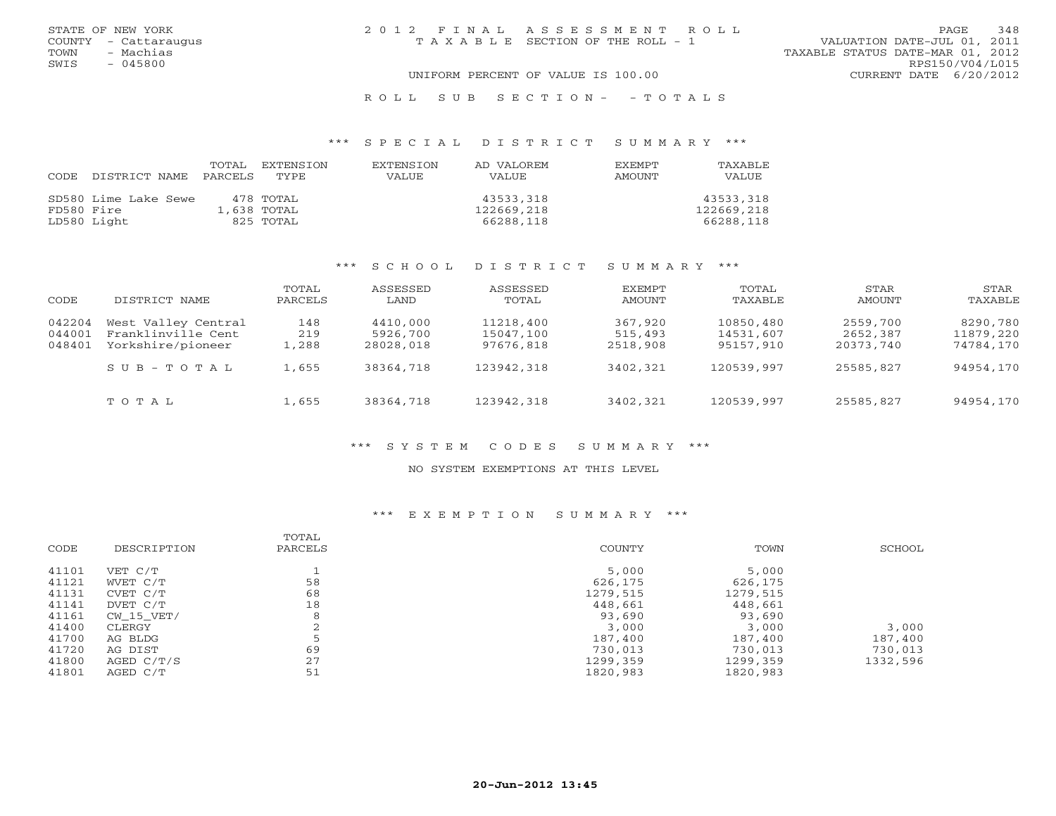STATE OF NEW YORK
COUNTY - Cattaraugus
TOWN - Machias
SWIS - 045800

2012 FINAL ASSESSMENT ROLL
TAXABLE SECTION OF THE ROLL - 1

VALUATION DATE-JUL 01, 2011
TAXABLE STATUS DATE-MAR 01, 2012
RPS150/V04/L015
CURRENT DATE 6/20/2012

UNIFORM PERCENT OF VALUE IS 100.00

ROLL SUB SECTION- - TOTALS

### *** SPECIAL DISTRICT SUMMARY ***

| CODE | DISTRICT NAME | TOTAL PARCELS | EXTENSION TYPE | EXTENSION VALUE | AD VALOREM VALUE | EXEMPT AMOUNT | TAXABLE VALUE |
|---|---|---|---|---|---|---|---|
| SD580 | Lime Lake Sewe | 478 | TOTAL | | 43533,318 | | 43533,318 |
| FD580 | Fire | 1,638 | TOTAL | | 122669,218 | | 122669,218 |
| LD580 | Light | 825 | TOTAL | | 66288,118 | | 66288,118 |

### *** SCHOOL DISTRICT SUMMARY ***

| CODE | DISTRICT NAME | TOTAL PARCELS | ASSESSED LAND | ASSESSED TOTAL | EXEMPT AMOUNT | TOTAL TAXABLE | STAR AMOUNT | STAR TAXABLE |
|---|---|---|---|---|---|---|---|---|
| 042204 | West Valley Central | 148 | 4410,000 | 11218,400 | 367,920 | 10850,480 | 2559,700 | 8290,780 |
| 044001 | Franklinville Cent | 219 | 5926,700 | 15047,100 | 515,493 | 14531,607 | 2652,387 | 11879,220 |
| 048401 | Yorkshire/pioneer | 1,288 | 28028,018 | 97676,818 | 2518,908 | 95157,910 | 20373,740 | 74784,170 |
| | SUB-TOTAL | 1,655 | 38364,718 | 123942,318 | 3402,321 | 120539,997 | 25585,827 | 94954,170 |
| | TOTAL | 1,655 | 38364,718 | 123942,318 | 3402,321 | 120539,997 | 25585,827 | 94954,170 |

### *** SYSTEM CODES SUMMARY ***

NO SYSTEM EXEMPTIONS AT THIS LEVEL

### *** EXEMPTION SUMMARY ***

| CODE | DESCRIPTION | TOTAL PARCELS | COUNTY | TOWN | SCHOOL |
|---|---|---|---|---|---|
| 41101 | VET C/T | 1 | 5,000 | 5,000 | |
| 41121 | WVET C/T | 58 | 626,175 | 626,175 | |
| 41131 | CVET C/T | 68 | 1279,515 | 1279,515 | |
| 41141 | DVET C/T | 18 | 448,661 | 448,661 | |
| 41161 | CW_15_VET/ | 8 | 93,690 | 93,690 | |
| 41400 | CLERGY | 2 | 3,000 | 3,000 | 3,000 |
| 41700 | AG BLDG | 5 | 187,400 | 187,400 | 187,400 |
| 41720 | AG DIST | 69 | 730,013 | 730,013 | 730,013 |
| 41800 | AGED C/T/S | 27 | 1299,359 | 1299,359 | 1332,596 |
| 41801 | AGED C/T | 51 | 1820,983 | 1820,983 | |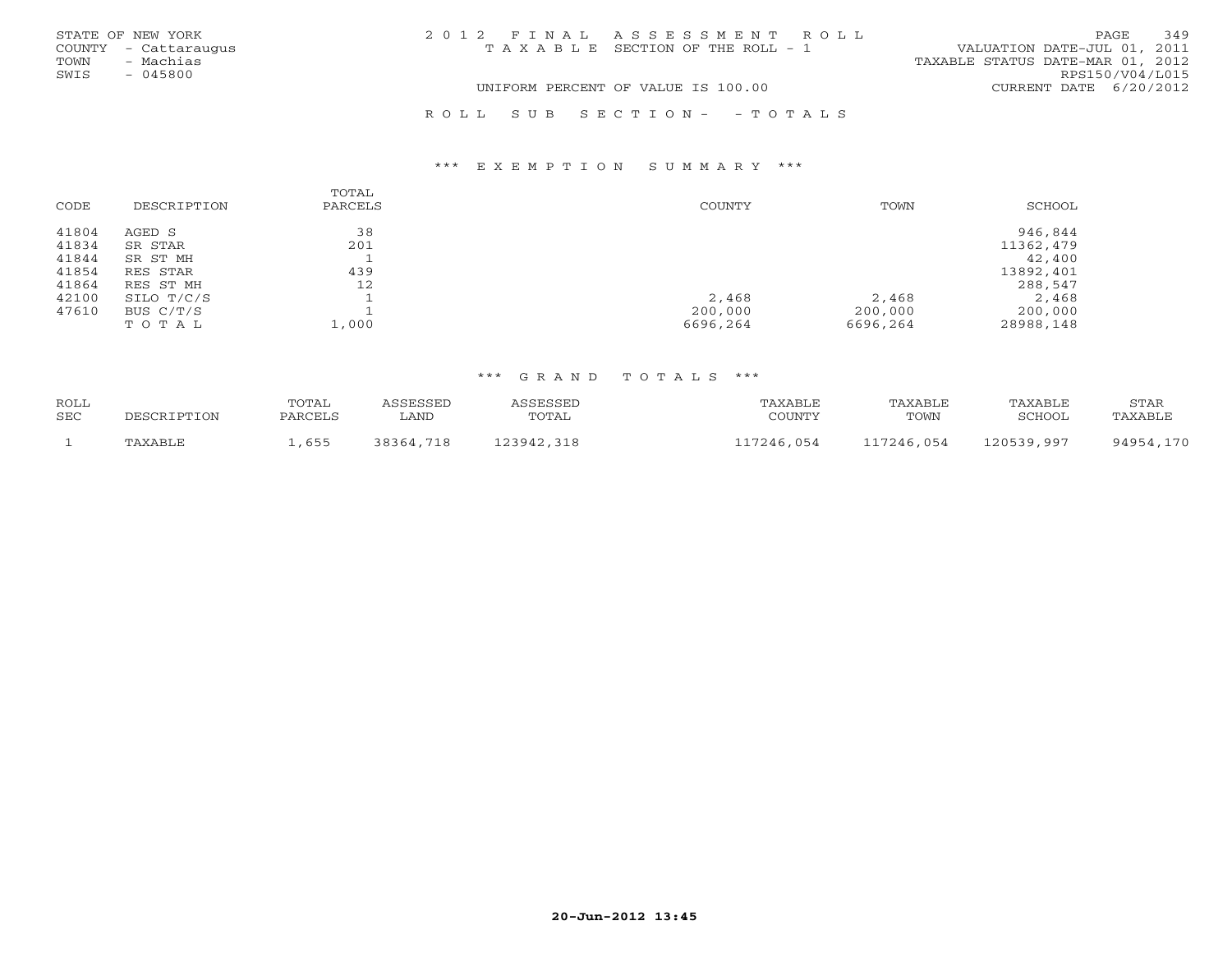STATE OF NEW YORK
COUNTY - Cattaraugus
TOWN - Machias
SWIS - 045800

2 0 1 2 F I N A L A S S E S S M E N T R O L L
T A X A B L E SECTION OF THE ROLL - 1
UNIFORM PERCENT OF VALUE IS 100.00

VALUATION DATE-JUL 01, 2011
TAXABLE STATUS DATE-MAR 01, 2012
RPS150/V04/L015
CURRENT DATE 6/20/2012

R O L L S U B S E C T I O N - - T O T A L S

*** E X E M P T I O N S U M M A R Y ***

| CODE | DESCRIPTION | TOTAL PARCELS | COUNTY | TOWN | SCHOOL |
|---|---|---|---|---|---|
| 41804 | AGED S | 38 | | | 946,844 |
| 41834 | SR STAR | 201 | | | 11362,479 |
| 41844 | SR ST MH | 1 | | | 42,400 |
| 41854 | RES STAR | 439 | | | 13892,401 |
| 41864 | RES ST MH | 12 | | | 288,547 |
| 42100 | SILO T/C/S | 1 | 2,468 | 2,468 | 2,468 |
| 47610 | BUS C/T/S | 1 | 200,000 | 200,000 | 200,000 |
| | T O T A L | 1,000 | 6696,264 | 6696,264 | 28988,148 |

*** G R A N D T O T A L S ***

| ROLL SEC | DESCRIPTION | TOTAL PARCELS | ASSESSED LAND | ASSESSED TOTAL | TAXABLE COUNTY | TAXABLE TOWN | TAXABLE SCHOOL | STAR TAXABLE |
|---|---|---|---|---|---|---|---|---|
| 1 | TAXABLE | 1,655 | 38364,718 | 123942,318 | 117246,054 | 117246,054 | 120539,997 | 94954,170 |

20-Jun-2012 13:45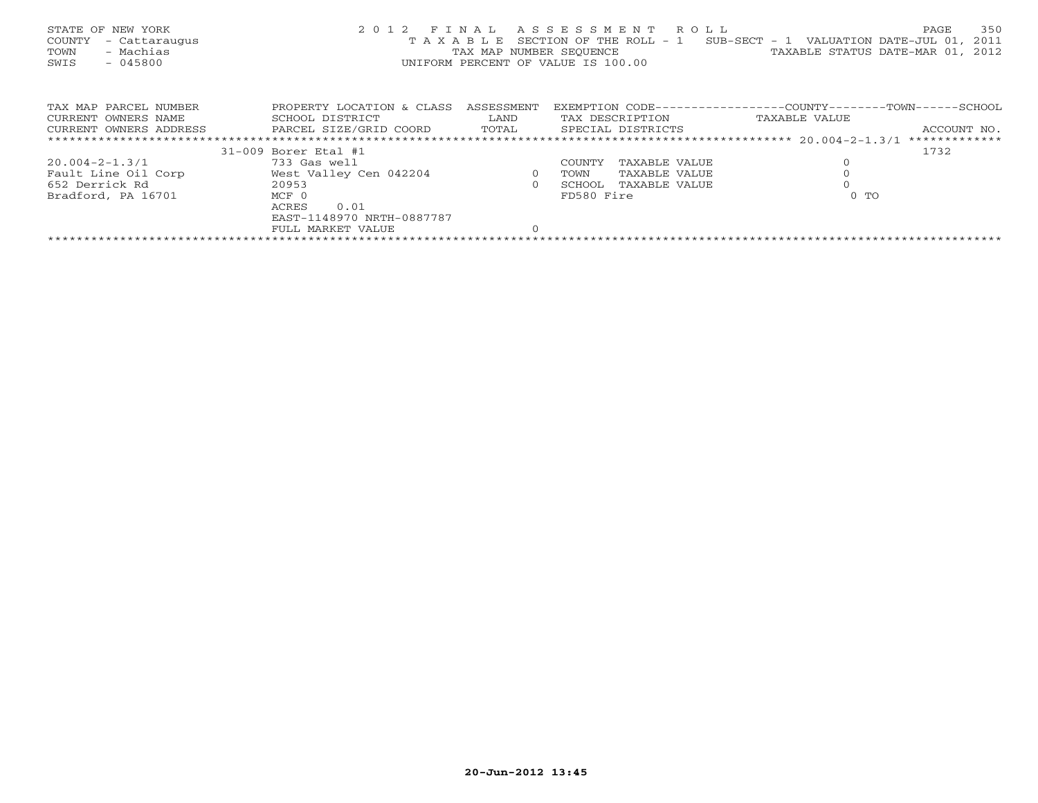STATE OF NEW YORK
COUNTY - Cattaraugus
TOWN - Machias
SWIS - 045800

2 0 1 2 F I N A L A S S E S S M E N T R O L L
T A X A B L E SECTION OF THE ROLL - 1 SUB-SECT - 1 VALUATION DATE-JUL 01, 2011
TAX MAP NUMBER SEQUENCE TAXABLE STATUS DATE-MAR 01, 2012
UNIFORM PERCENT OF VALUE IS 100.00

| TAX MAP PARCEL NUMBER / CURRENT OWNERS NAME / CURRENT OWNERS ADDRESS | PROPERTY LOCATION & CLASS / SCHOOL DISTRICT / PARCEL SIZE/GRID COORD | ASSESSMENT LAND / TOTAL | EXEMPTION CODE / TAX DESCRIPTION / SPECIAL DISTRICTS | COUNTY--------TOWN------SCHOOL TAXABLE VALUE | ACCOUNT NO. |
|---|---|---|---|---|---|
| 20.004-2-1.3/1 | 31-009 Borer Etal #1 | | | | 1732 |
| | 733 Gas well | | COUNTY TAXABLE VALUE | 0 | |
| Fault Line Oil Corp | West Valley Cen 042204 | 0 | TOWN TAXABLE VALUE | 0 | |
| 652 Derrick Rd | 20953 | 0 | SCHOOL TAXABLE VALUE | 0 | |
| Bradford, PA 16701 | MCF 0 | | FD580 Fire | 0 TO | |
| | ACRES 0.01 | | | | |
| | EAST-1148970 NRTH-0887787 | | | | |
| | FULL MARKET VALUE | 0 | | | |

20-Jun-2012 13:45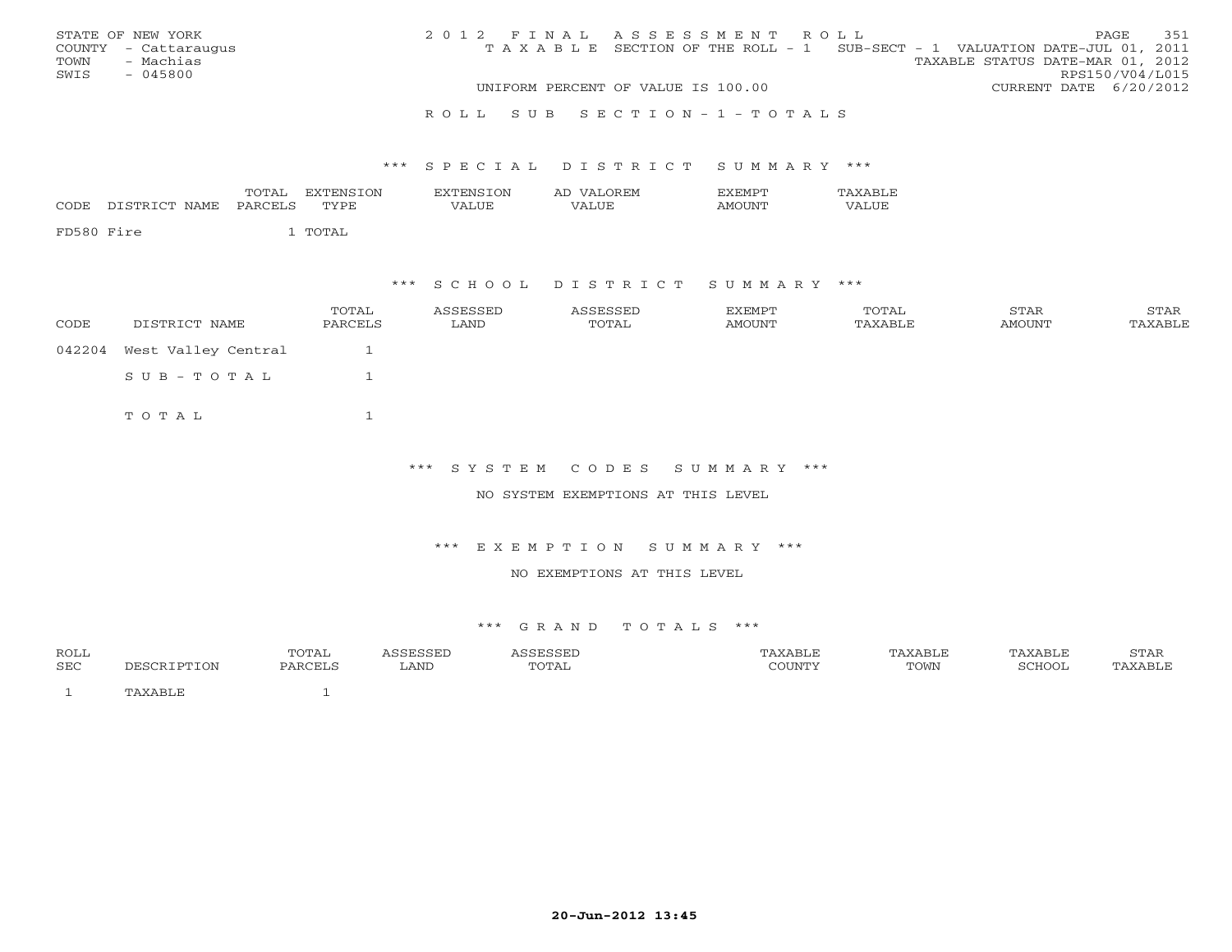STATE OF NEW YORK
COUNTY - Cattaraugus
TOWN - Machias
SWIS - 045800

2 0 1 2 F I N A L A S S E S S M E N T R O L L
T A X A B L E SECTION OF THE ROLL - 1 SUB-SECT - 1 VALUATION DATE-JUL 01, 2011
TAXABLE STATUS DATE-MAR 01, 2012
RPS150/V04/L015
UNIFORM PERCENT OF VALUE IS 100.00 CURRENT DATE 6/20/2012

R O L L S U B S E C T I O N - 1 - T O T A L S

*** S P E C I A L D I S T R I C T S U M M A R Y ***

| CODE | DISTRICT NAME | TOTAL PARCELS | EXTENSION TYPE | EXTENSION VALUE | AD VALOREM VALUE | EXEMPT AMOUNT | TAXABLE VALUE |
|---|---|---|---|---|---|---|---|
| FD580 | Fire | 1 | TOTAL | | | | |

*** S C H O O L D I S T R I C T S U M M A R Y ***

| CODE | DISTRICT NAME | TOTAL PARCELS | ASSESSED LAND | ASSESSED TOTAL | EXEMPT AMOUNT | TOTAL TAXABLE | STAR AMOUNT | STAR TAXABLE |
|---|---|---|---|---|---|---|---|---|
| 042204 | West Valley Central | 1 | | | | | | |
| | S U B - T O T A L | 1 | | | | | | |
| | T O T A L | 1 | | | | | | |

*** S Y S T E M C O D E S S U M M A R Y ***

NO SYSTEM EXEMPTIONS AT THIS LEVEL

*** E X E M P T I O N S U M M A R Y ***

NO EXEMPTIONS AT THIS LEVEL

*** G R A N D T O T A L S ***

| ROLL SEC | DESCRIPTION | TOTAL PARCELS | ASSESSED LAND | ASSESSED TOTAL | TAXABLE COUNTY | TAXABLE TOWN | TAXABLE SCHOOL | STAR TAXABLE |
|---|---|---|---|---|---|---|---|---|
| 1 | TAXABLE | 1 | | | | | | |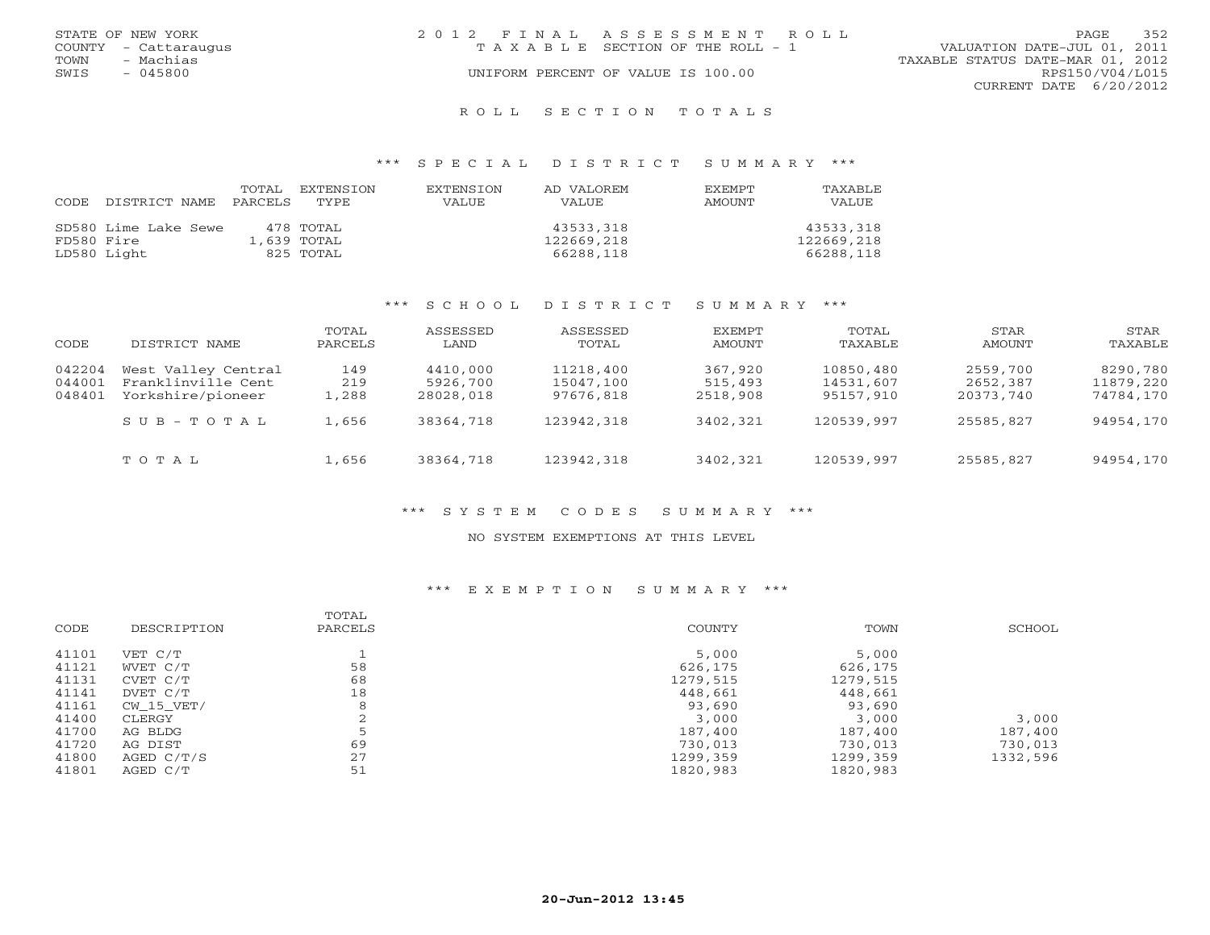STATE OF NEW YORK
COUNTY - Cattaraugus
TOWN - Machias
SWIS - 045800

2 0 1 2 F I N A L A S S E S S M E N T R O L L
T A X A B L E SECTION OF THE ROLL - 1
UNIFORM PERCENT OF VALUE IS 100.00

VALUATION DATE-JUL 01, 2011
TAXABLE STATUS DATE-MAR 01, 2012
RPS150/V04/L015
CURRENT DATE 6/20/2012

## R O L L S E C T I O N T O T A L S

### *** S P E C I A L D I S T R I C T S U M M A R Y ***

| CODE | DISTRICT NAME | TOTAL PARCELS | EXTENSION TYPE | EXTENSION VALUE | AD VALOREM VALUE | EXEMPT AMOUNT | TAXABLE VALUE |
|---|---|---|---|---|---|---|---|
| SD580 | Lime Lake Sewe | 478 | TOTAL | | 43533,318 | | 43533,318 |
| FD580 | Fire | 1,639 | TOTAL | | 122669,218 | | 122669,218 |
| LD580 | Light | 825 | TOTAL | | 66288,118 | | 66288,118 |

### *** S C H O O L D I S T R I C T S U M M A R Y ***

| CODE | DISTRICT NAME | TOTAL PARCELS | ASSESSED LAND | ASSESSED TOTAL | EXEMPT AMOUNT | TOTAL TAXABLE | STAR AMOUNT | STAR TAXABLE |
|---|---|---|---|---|---|---|---|---|
| 042204 | West Valley Central | 149 | 4410,000 | 11218,400 | 367,920 | 10850,480 | 2559,700 | 8290,780 |
| 044001 | Franklinville Cent | 219 | 5926,700 | 15047,100 | 515,493 | 14531,607 | 2652,387 | 11879,220 |
| 048401 | Yorkshire/pioneer | 1,288 | 28028,018 | 97676,818 | 2518,908 | 95157,910 | 20373,740 | 74784,170 |
| | S U B - T O T A L | 1,656 | 38364,718 | 123942,318 | 3402,321 | 120539,997 | 25585,827 | 94954,170 |
| | T O T A L | 1,656 | 38364,718 | 123942,318 | 3402,321 | 120539,997 | 25585,827 | 94954,170 |

### *** S Y S T E M C O D E S S U M M A R Y ***

NO SYSTEM EXEMPTIONS AT THIS LEVEL

### *** E X E M P T I O N S U M M A R Y ***

| CODE | DESCRIPTION | TOTAL PARCELS | COUNTY | TOWN | SCHOOL |
|---|---|---|---|---|---|
| 41101 | VET C/T | 1 | 5,000 | 5,000 | |
| 41121 | WVET C/T | 58 | 626,175 | 626,175 | |
| 41131 | CVET C/T | 68 | 1279,515 | 1279,515 | |
| 41141 | DVET C/T | 18 | 448,661 | 448,661 | |
| 41161 | CW_15_VET/ | 8 | 93,690 | 93,690 | |
| 41400 | CLERGY | 2 | 3,000 | 3,000 | 3,000 |
| 41700 | AG BLDG | 5 | 187,400 | 187,400 | 187,400 |
| 41720 | AG DIST | 69 | 730,013 | 730,013 | 730,013 |
| 41800 | AGED C/T/S | 27 | 1299,359 | 1299,359 | 1332,596 |
| 41801 | AGED C/T | 51 | 1820,983 | 1820,983 | |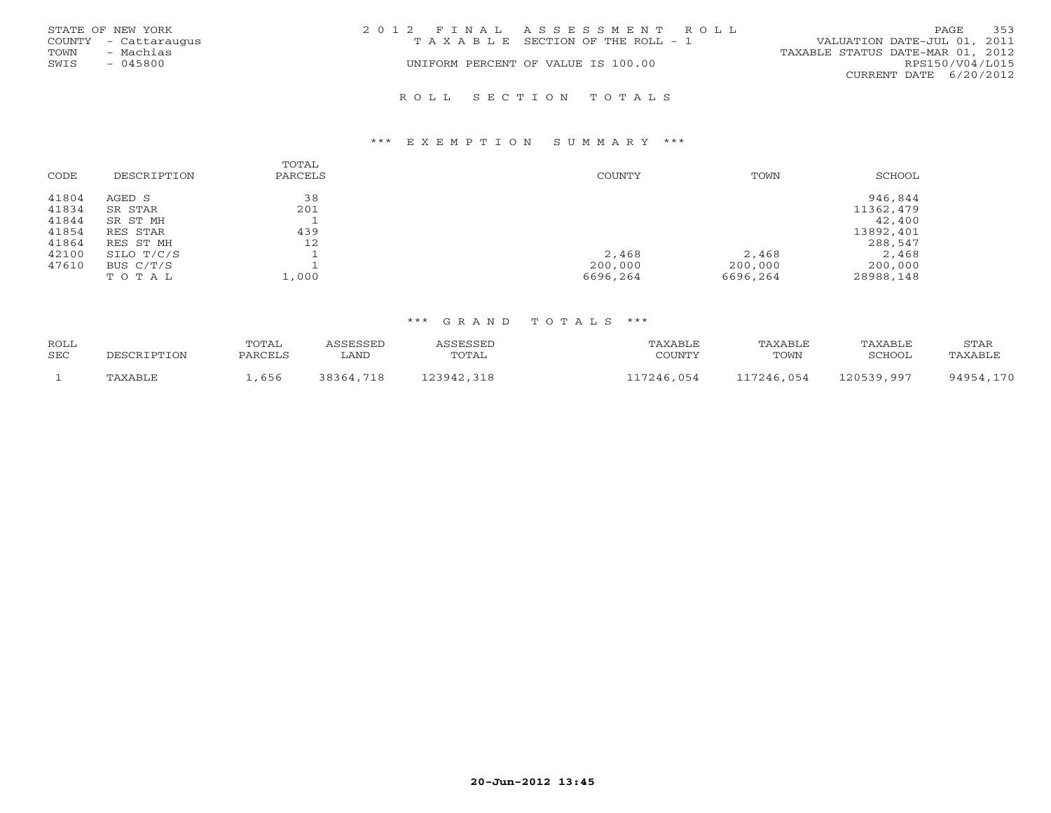STATE OF NEW YORK
COUNTY - Cattaraugus
TOWN - Machias
SWIS - 045800

2 0 1 2 F I N A L A S S E S S M E N T R O L L
T A X A B L E SECTION OF THE ROLL - 1
UNIFORM PERCENT OF VALUE IS 100.00

VALUATION DATE-JUL 01, 2011
TAXABLE STATUS DATE-MAR 01, 2012
RPS150/V04/L015
CURRENT DATE 6/20/2012

## R O L L S E C T I O N T O T A L S

### *** E X E M P T I O N S U M M A R Y ***

| CODE | DESCRIPTION | TOTAL PARCELS | COUNTY | TOWN | SCHOOL |
|---|---|---|---|---|---|
| 41804 | AGED S | 38 | | | 946,844 |
| 41834 | SR STAR | 201 | | | 11362,479 |
| 41844 | SR ST MH | 1 | | | 42,400 |
| 41854 | RES STAR | 439 | | | 13892,401 |
| 41864 | RES ST MH | 12 | | | 288,547 |
| 42100 | SILO T/C/S | 1 | 2,468 | 2,468 | 2,468 |
| 47610 | BUS C/T/S | 1 | 200,000 | 200,000 | 200,000 |
| | T O T A L | 1,000 | 6696,264 | 6696,264 | 28988,148 |

### *** G R A N D T O T A L S ***

| ROLL SEC | DESCRIPTION | TOTAL PARCELS | ASSESSED LAND | ASSESSED TOTAL | TAXABLE COUNTY | TAXABLE TOWN | TAXABLE SCHOOL | STAR TAXABLE |
|---|---|---|---|---|---|---|---|---|
| 1 | TAXABLE | 1,656 | 38364,718 | 123942,318 | 117246,054 | 117246,054 | 120539,997 | 94954,170 |

20-Jun-2012 13:45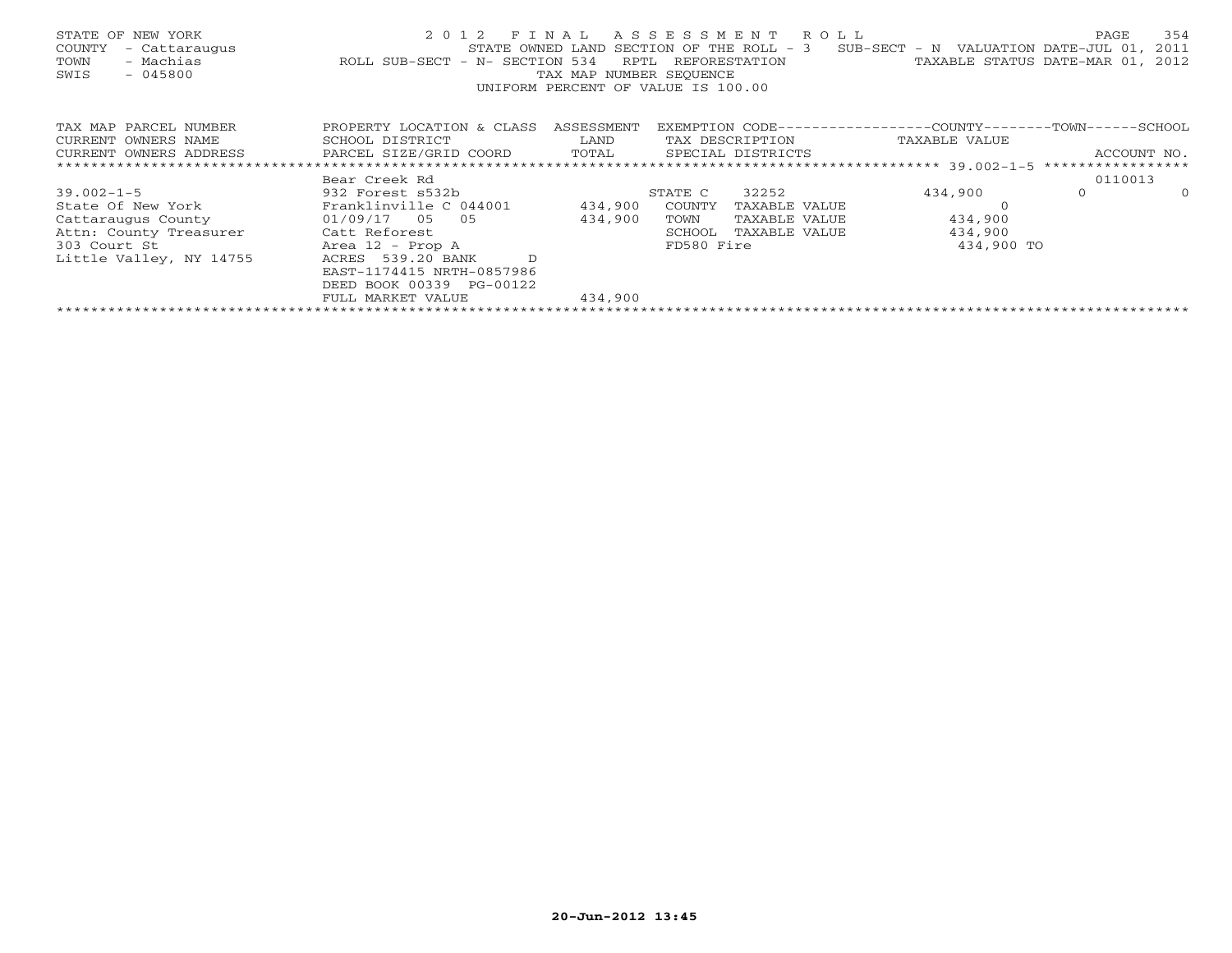STATE OF NEW YORK                    2 0 1 2   F I N A L   A S S E S S M E N T   R O L L
COUNTY - Cattaraugus                 STATE OWNED LAND SECTION OF THE ROLL - 3   SUB-SECT - N  VALUATION DATE-JUL 01, 2011
TOWN - Machias                       ROLL SUB-SECT - N- SECTION 534   RPTL  REFORESTATION     TAXABLE STATUS DATE-MAR 01, 2012
SWIS - 045800                        TAX MAP NUMBER SEQUENCE
                                     UNIFORM PERCENT OF VALUE IS 100.00

| TAX MAP PARCEL NUMBER / CURRENT OWNERS NAME / CURRENT OWNERS ADDRESS | PROPERTY LOCATION & CLASS / SCHOOL DISTRICT / PARCEL SIZE/GRID COORD | ASSESSMENT LAND / TOTAL | EXEMPTION CODE / TAX DESCRIPTION / SPECIAL DISTRICTS | COUNTY TAXABLE VALUE | TOWN | SCHOOL / ACCOUNT NO. |
|---|---|---|---|---|---|---|
| | Bear Creek Rd | | | | | 0110013 |
| 39.002-1-5 | 932 Forest s532b | | STATE C 32252 | 434,900 | 0 | 0 |
| State Of New York | Franklinville C 044001 | 434,900 | COUNTY TAXABLE VALUE | 0 | | |
| Cattaraugus County | 01/09/17 05 05 | 434,900 | TOWN TAXABLE VALUE | 434,900 | | |
| Attn: County Treasurer | Catt Reforest | | SCHOOL TAXABLE VALUE | 434,900 | | |
| 303 Court St | Area 12 - Prop A | | FD580 Fire | 434,900 TO | | |
| Little Valley, NY 14755 | ACRES 539.20 BANK D | | | | | |
| | EAST-1174415 NRTH-0857986 | | | | | |
| | DEED BOOK 00339 PG-00122 | | | | | |
| | FULL MARKET VALUE | 434,900 | | | | |

20-Jun-2012 13:45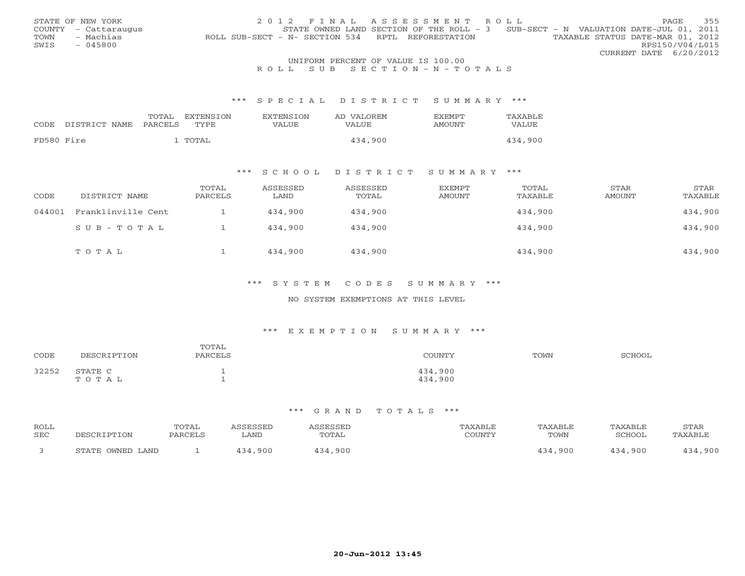STATE OF NEW YORK
COUNTY - Cattaraugus
TOWN - Machias
SWIS - 045800

2 0 1 2 F I N A L A S S E S S M E N T R O L L
STATE OWNED LAND SECTION OF THE ROLL - 3 SUB-SECT - N VALUATION DATE-JUL 01, 2011
ROLL SUB-SECT - N- SECTION 534 RPTL REFORESTATION TAXABLE STATUS DATE-MAR 01, 2012
RPS150/V04/L015
CURRENT DATE 6/20/2012

UNIFORM PERCENT OF VALUE IS 100.00

R O L L S U B S E C T I O N - N - T O T A L S

### \*\*\* S P E C I A L D I S T R I C T S U M M A R Y \*\*\*

| CODE | DISTRICT NAME | TOTAL PARCELS | EXTENSION TYPE | EXTENSION VALUE | AD VALOREM VALUE | EXEMPT AMOUNT | TAXABLE VALUE |
|---|---|---|---|---|---|---|---|
| FD580 | Fire | 1 | TOTAL | | 434,900 | | 434,900 |

### \*\*\* S C H O O L D I S T R I C T S U M M A R Y \*\*\*

| CODE | DISTRICT NAME | TOTAL PARCELS | ASSESSED LAND | ASSESSED TOTAL | EXEMPT AMOUNT | TOTAL TAXABLE | STAR AMOUNT | STAR TAXABLE |
|---|---|---|---|---|---|---|---|---|
| 044001 | Franklinville Cent | 1 | 434,900 | 434,900 | | 434,900 | | 434,900 |
| | S U B - T O T A L | 1 | 434,900 | 434,900 | | 434,900 | | 434,900 |
| | T O T A L | 1 | 434,900 | 434,900 | | 434,900 | | 434,900 |

### \*\*\* S Y S T E M C O D E S S U M M A R Y \*\*\*

NO SYSTEM EXEMPTIONS AT THIS LEVEL

### \*\*\* E X E M P T I O N S U M M A R Y \*\*\*

| CODE | DESCRIPTION | TOTAL PARCELS | COUNTY | TOWN | SCHOOL |
|---|---|---|---|---|---|
| 32252 | STATE C | 1 | 434,900 | | |
| | T O T A L | 1 | 434,900 | | |

### \*\*\* G R A N D T O T A L S \*\*\*

| ROLL SEC | DESCRIPTION | TOTAL PARCELS | ASSESSED LAND | ASSESSED TOTAL | TAXABLE COUNTY | TAXABLE TOWN | TAXABLE SCHOOL | STAR TAXABLE |
|---|---|---|---|---|---|---|---|---|
| 3 | STATE OWNED LAND | 1 | 434,900 | 434,900 | | 434,900 | 434,900 | 434,900 |

20-Jun-2012 13:45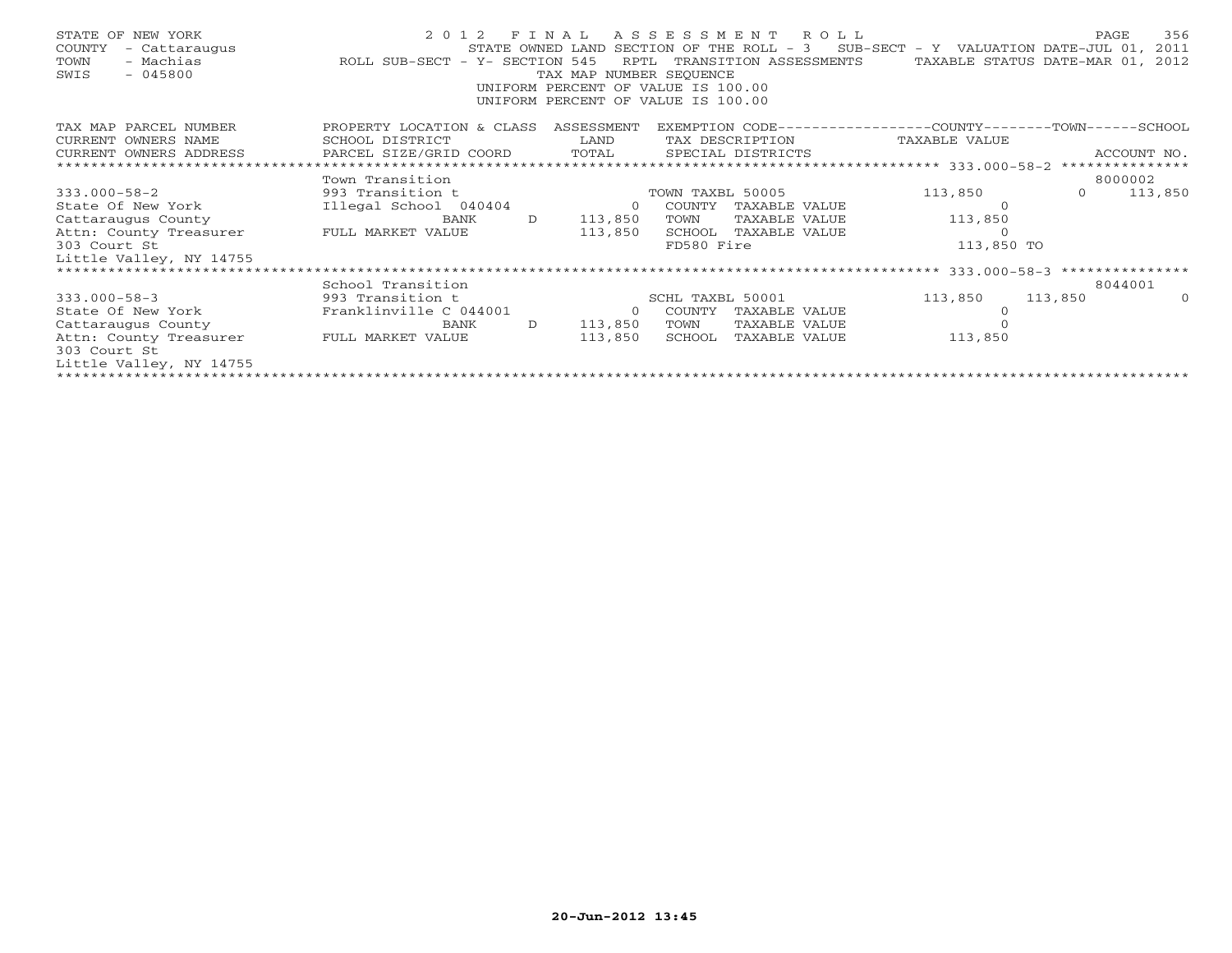STATE OF NEW YORK 2012 FINAL ASSESSMENT ROLL
COUNTY - Cattaraugus STATE OWNED LAND SECTION OF THE ROLL - 3 SUB-SECT - Y VALUATION DATE-JUL 01, 2011
TOWN - Machias ROLL SUB-SECT - Y- SECTION 545 RPTL TRANSITION ASSESSMENTS TAXABLE STATUS DATE-MAR 01, 2012
SWIS - 045800 TAX MAP NUMBER SEQUENCE
UNIFORM PERCENT OF VALUE IS 100.00
UNIFORM PERCENT OF VALUE IS 100.00

| TAX MAP PARCEL NUMBER / CURRENT OWNERS NAME / CURRENT OWNERS ADDRESS | PROPERTY LOCATION & CLASS / SCHOOL DISTRICT / PARCEL SIZE/GRID COORD | ASSESSMENT LAND / TOTAL | EXEMPTION CODE / TAX DESCRIPTION / SPECIAL DISTRICTS | COUNTY TAXABLE VALUE | TOWN | SCHOOL / ACCOUNT NO. |
|---|---|---|---|---|---|---|
| 333.000-58-2 | Town Transition | | | | | 8000002 |
| 333.000-58-2 | 993 Transition t | | TOWN TAXBL 50005 | 113,850 | 0 | 113,850 |
| State Of New York | Illegal School 040404 | 0 | COUNTY TAXABLE VALUE | 0 | | |
| Cattaraugus County | BANK D | 113,850 | TOWN TAXABLE VALUE | 113,850 | | |
| Attn: County Treasurer | FULL MARKET VALUE | 113,850 | SCHOOL TAXABLE VALUE | 0 | | |
| 303 Court St | | | FD580 Fire | 113,850 TO | | |
| Little Valley, NY 14755 | | | | | | |
| 333.000-58-3 | School Transition | | | | | 8044001 |
| 333.000-58-3 | 993 Transition t | | SCHL TAXBL 50001 | 113,850 | 113,850 | 0 |
| State Of New York | Franklinville C 044001 | 0 | COUNTY TAXABLE VALUE | 0 | | |
| Cattaraugus County | BANK D | 113,850 | TOWN TAXABLE VALUE | 0 | | |
| Attn: County Treasurer | FULL MARKET VALUE | 113,850 | SCHOOL TAXABLE VALUE | 113,850 | | |
| 303 Court St | | | | | | |
| Little Valley, NY 14755 | | | | | | |

20-Jun-2012 13:45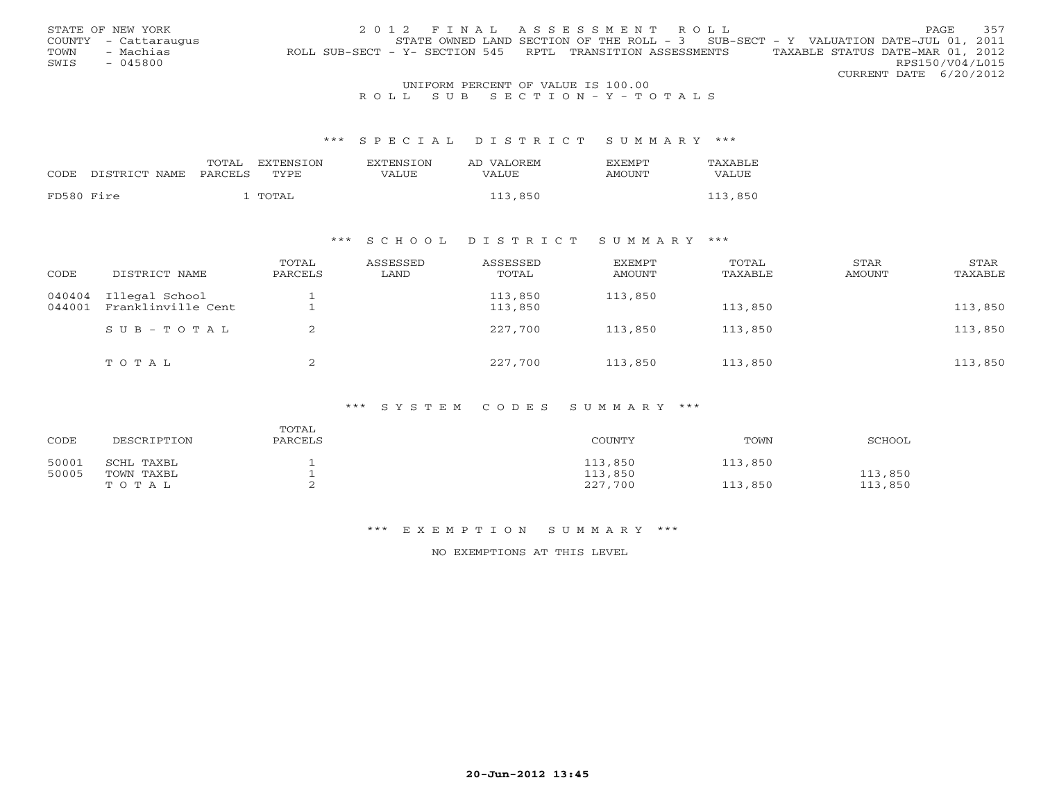STATE OF NEW YORK
COUNTY - Cattaraugus
TOWN - Machias
SWIS - 045800

2012 FINAL ASSESSMENT ROLL
STATE OWNED LAND SECTION OF THE ROLL - 3 SUB-SECT - Y VALUATION DATE-JUL 01, 2011
ROLL SUB-SECT - Y- SECTION 545 RPTL TRANSITION ASSESSMENTS TAXABLE STATUS DATE-MAR 01, 2012
RPS150/V04/L015
CURRENT DATE 6/20/2012

UNIFORM PERCENT OF VALUE IS 100.00

ROLL SUB SECTION-Y-TOTALS

*** SPECIAL DISTRICT SUMMARY ***

| CODE | DISTRICT NAME | TOTAL PARCELS | EXTENSION TYPE | EXTENSION VALUE | AD VALOREM VALUE | EXEMPT AMOUNT | TAXABLE VALUE |
|---|---|---|---|---|---|---|---|
| FD580 | Fire | 1 | TOTAL | | 113,850 | | 113,850 |

*** SCHOOL DISTRICT SUMMARY ***

| CODE | DISTRICT NAME | TOTAL PARCELS | ASSESSED LAND | ASSESSED TOTAL | EXEMPT AMOUNT | TOTAL TAXABLE | STAR AMOUNT | STAR TAXABLE |
|---|---|---|---|---|---|---|---|---|
| 040404 | Illegal School | 1 | | 113,850 | 113,850 | | | |
| 044001 | Franklinville Cent | 1 | | 113,850 | | 113,850 | | 113,850 |
| | SUB-TOTAL | 2 | | 227,700 | 113,850 | 113,850 | | 113,850 |
| | TOTAL | 2 | | 227,700 | 113,850 | 113,850 | | 113,850 |

*** SYSTEM CODES SUMMARY ***

| CODE | DESCRIPTION | TOTAL PARCELS | COUNTY | TOWN | SCHOOL |
|---|---|---|---|---|---|
| 50001 | SCHL TAXBL | 1 | 113,850 | 113,850 | |
| 50005 | TOWN TAXBL | 1 | 113,850 | | 113,850 |
| | TOTAL | 2 | 227,700 | 113,850 | 113,850 |

*** EXEMPTION SUMMARY ***

NO EXEMPTIONS AT THIS LEVEL

20-Jun-2012 13:45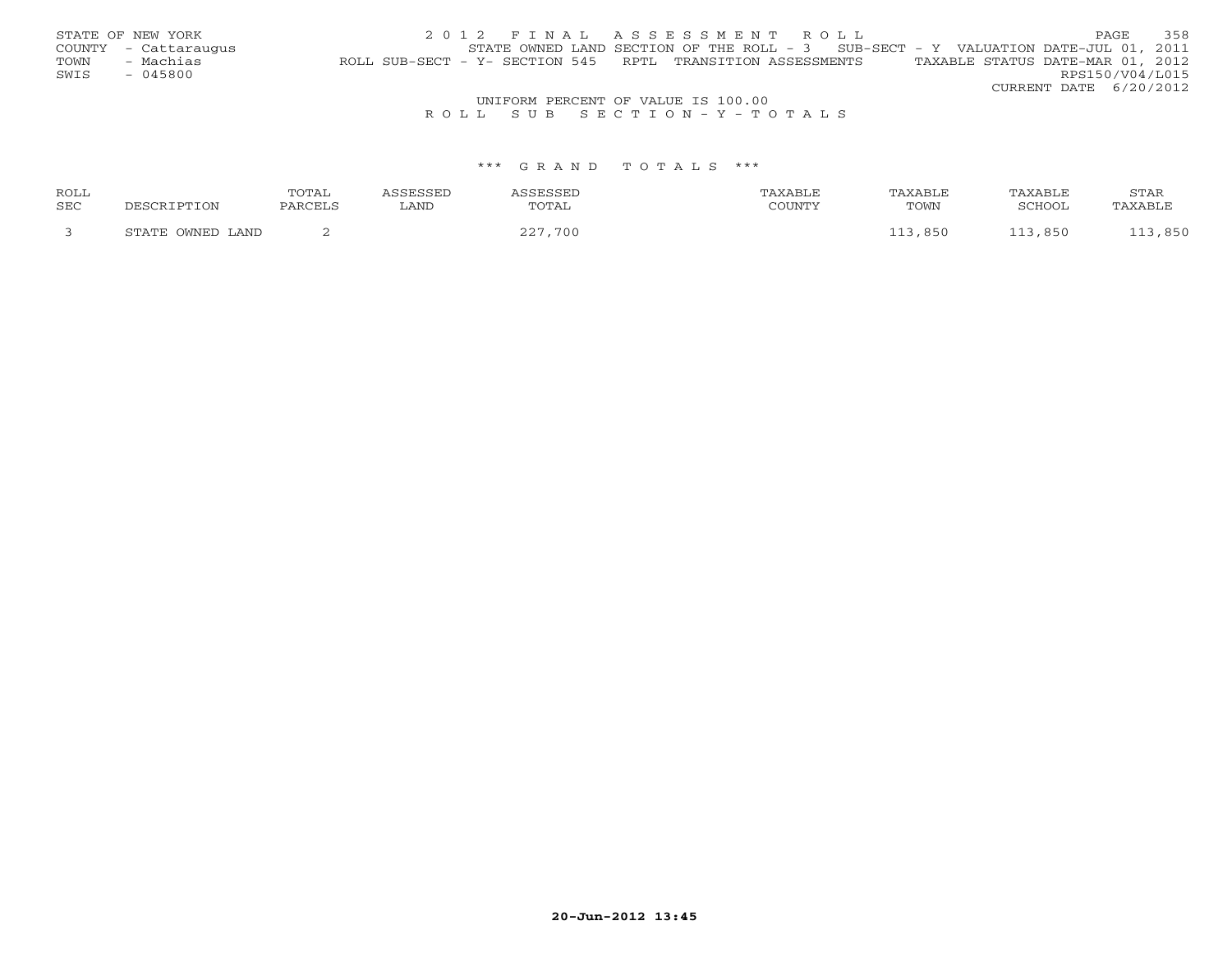STATE OF NEW YORK
COUNTY - Cattaraugus
TOWN - Machias
SWIS - 045800

2 0 1 2 F I N A L A S S E S S M E N T R O L L

STATE OWNED LAND SECTION OF THE ROLL - 3 SUB-SECT - Y VALUATION DATE-JUL 01, 2011

ROLL SUB-SECT - Y- SECTION 545 RPTL TRANSITION ASSESSMENTS TAXABLE STATUS DATE-MAR 01, 2012

RPS150/V04/L015

CURRENT DATE 6/20/2012

UNIFORM PERCENT OF VALUE IS 100.00

R O L L S U B S E C T I O N - Y - T O T A L S

*** G R A N D T O T A L S ***

| ROLL SEC | DESCRIPTION | TOTAL PARCELS | ASSESSED LAND | ASSESSED TOTAL | TAXABLE COUNTY | TAXABLE TOWN | TAXABLE SCHOOL | STAR TAXABLE |
|---|---|---|---|---|---|---|---|---|
| 3 | STATE OWNED LAND | 2 | | 227,700 | | 113,850 | 113,850 | 113,850 |

20-Jun-2012 13:45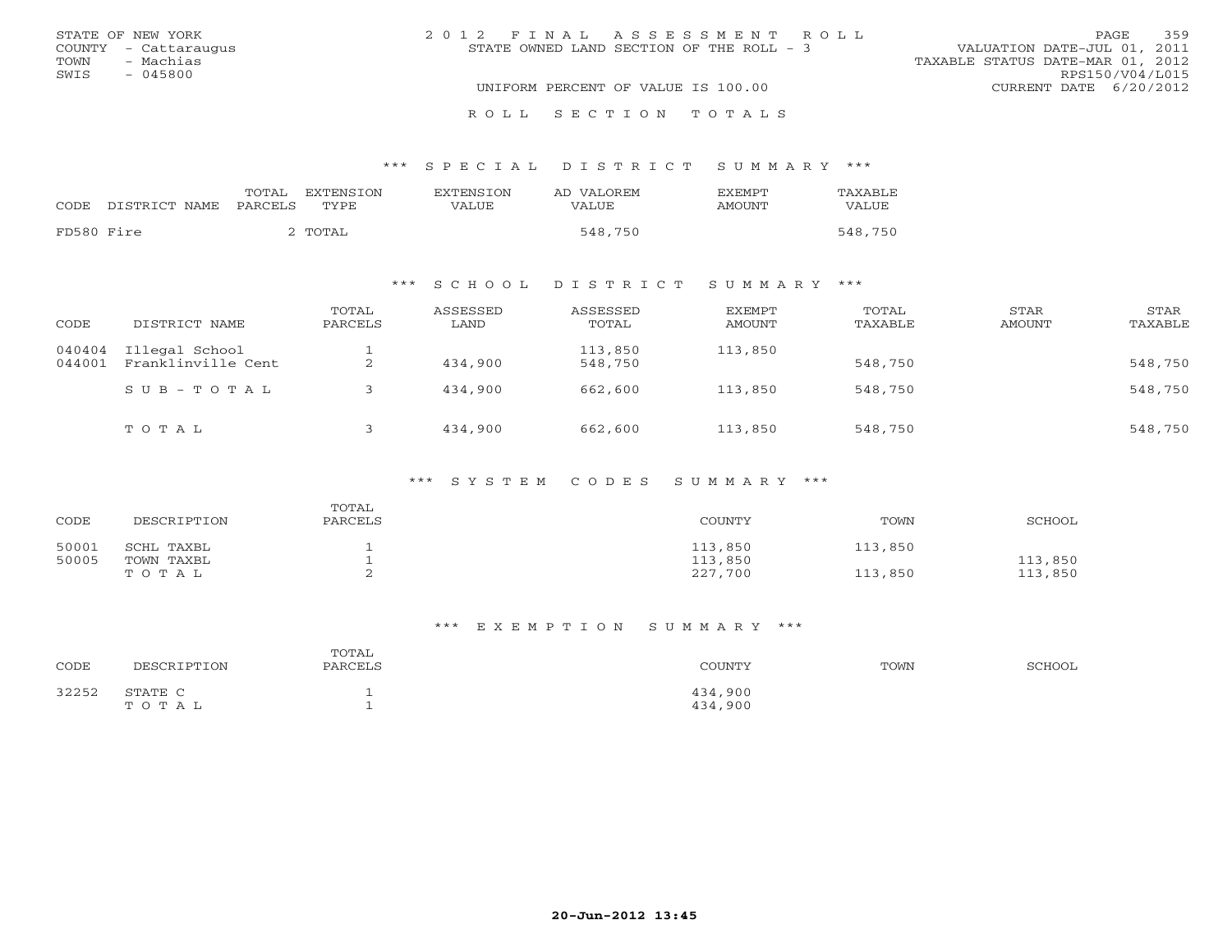STATE OF NEW YORK
COUNTY - Cattaraugus
TOWN - Machias
SWIS - 045800

# 2012 FINAL ASSESSMENT ROLL
STATE OWNED LAND SECTION OF THE ROLL - 3

UNIFORM PERCENT OF VALUE IS 100.00

VALUATION DATE-JUL 01, 2011
TAXABLE STATUS DATE-MAR 01, 2012
RPS150/V04/L015
CURRENT DATE 6/20/2012

## ROLL SECTION TOTALS

### *** SPECIAL DISTRICT SUMMARY ***

| CODE | DISTRICT NAME | TOTAL PARCELS | EXTENSION TYPE | EXTENSION VALUE | AD VALOREM VALUE | EXEMPT AMOUNT | TAXABLE VALUE |
|---|---|---|---|---|---|---|---|
| FD580 | Fire | 2 | TOTAL | | 548,750 | | 548,750 |

### *** SCHOOL DISTRICT SUMMARY ***

| CODE | DISTRICT NAME | TOTAL PARCELS | ASSESSED LAND | ASSESSED TOTAL | EXEMPT AMOUNT | TOTAL TAXABLE | STAR AMOUNT | STAR TAXABLE |
|---|---|---|---|---|---|---|---|---|
| 040404 | Illegal School | 1 | | 113,850 | 113,850 | | | |
| 044001 | Franklinville Cent | 2 | 434,900 | 548,750 | | 548,750 | | 548,750 |
| | SUB-TOTAL | 3 | 434,900 | 662,600 | 113,850 | 548,750 | | 548,750 |
| | TOTAL | 3 | 434,900 | 662,600 | 113,850 | 548,750 | | 548,750 |

### *** SYSTEM CODES SUMMARY ***

| CODE | DESCRIPTION | TOTAL PARCELS | COUNTY | TOWN | SCHOOL |
|---|---|---|---|---|---|
| 50001 | SCHL TAXBL | 1 | 113,850 | 113,850 | |
| 50005 | TOWN TAXBL | 1 | 113,850 | | 113,850 |
| | TOTAL | 2 | 227,700 | 113,850 | 113,850 |

### *** EXEMPTION SUMMARY ***

| CODE | DESCRIPTION | TOTAL PARCELS | COUNTY | TOWN | SCHOOL |
|---|---|---|---|---|---|
| 32252 | STATE C | 1 | 434,900 | | |
| | TOTAL | 1 | 434,900 | | |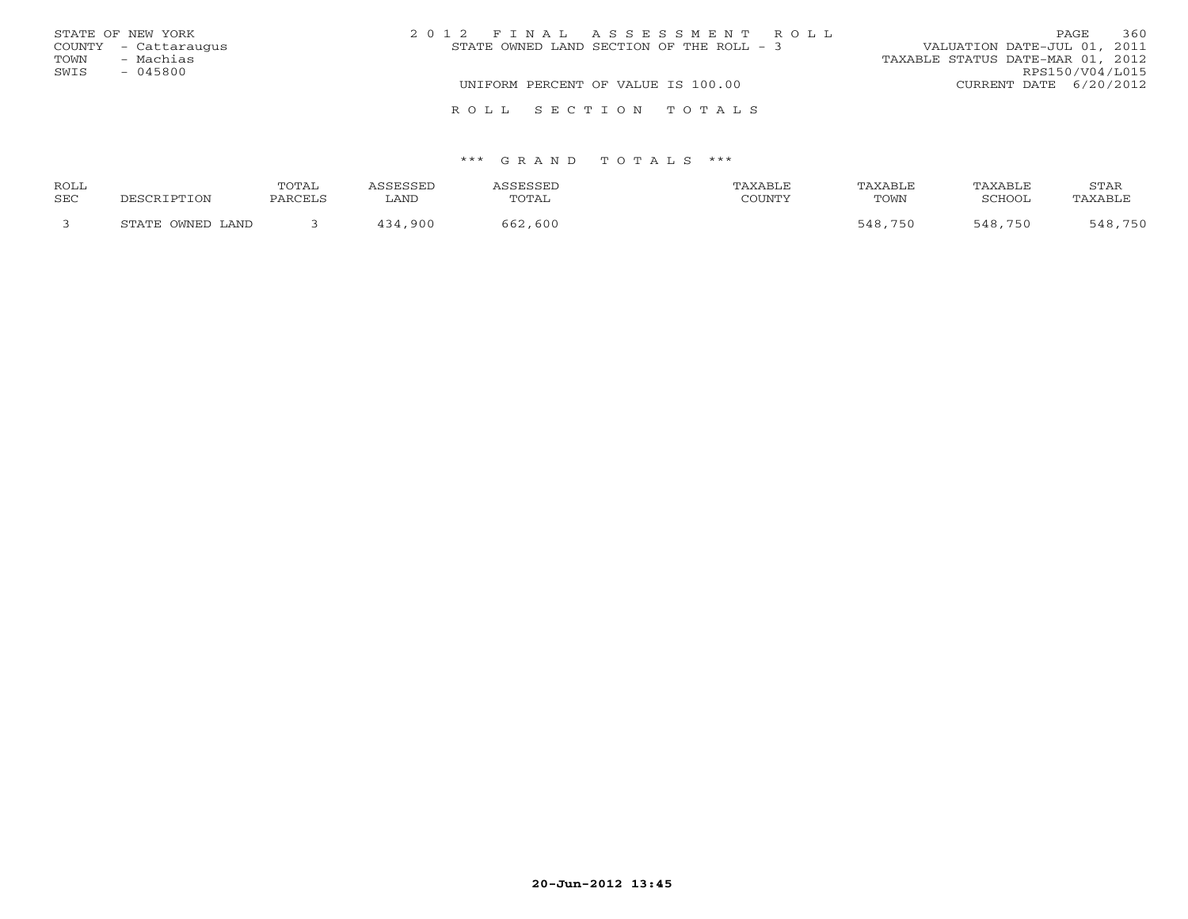STATE OF NEW YORK
COUNTY - Cattaraugus
TOWN - Machias
SWIS - 045800

2012 FINAL ASSESSMENT ROLL
STATE OWNED LAND SECTION OF THE ROLL - 3

VALUATION DATE-JUL 01, 2011
TAXABLE STATUS DATE-MAR 01, 2012
RPS150/V04/L015

UNIFORM PERCENT OF VALUE IS 100.00

CURRENT DATE 6/20/2012

ROLL SECTION TOTALS

*** GRAND TOTALS ***

| ROLL SEC | DESCRIPTION | TOTAL PARCELS | ASSESSED LAND | ASSESSED TOTAL | TAXABLE COUNTY | TAXABLE TOWN | TAXABLE SCHOOL | STAR TAXABLE |
|---|---|---|---|---|---|---|---|---|
| 3 | STATE OWNED LAND | 3 | 434,900 | 662,600 | | 548,750 | 548,750 | 548,750 |

20-Jun-2012 13:45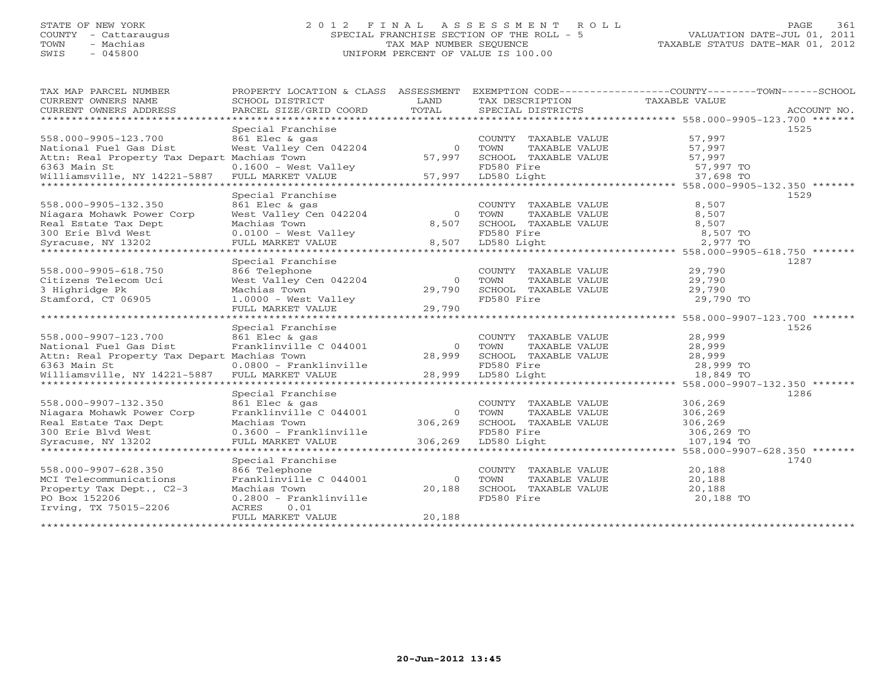STATE OF NEW YORK
COUNTY - Cattaraugus
TOWN - Machias
SWIS - 045800

# 2012 FINAL ASSESSMENT ROLL

SPECIAL FRANCHISE SECTION OF THE ROLL - 5
TAX MAP NUMBER SEQUENCE
UNIFORM PERCENT OF VALUE IS 100.00

VALUATION DATE-JUL 01, 2011
TAXABLE STATUS DATE-MAR 01, 2012

| TAX MAP PARCEL NUMBER / CURRENT OWNERS NAME / CURRENT OWNERS ADDRESS | PROPERTY LOCATION & CLASS / SCHOOL DISTRICT / PARCEL SIZE/GRID COORD | ASSESSMENT LAND / TOTAL | EXEMPTION CODE / TAX DESCRIPTION / SPECIAL DISTRICTS | COUNTY / TOWN / SCHOOL TAXABLE VALUE | ACCOUNT NO. |
|---|---|---|---|---|---|
| **558.000-9905-123.700** | Special Franchise | | | | 1525 |
| 558.000-9905-123.700 | 861 Elec & gas | | COUNTY TAXABLE VALUE | 57,997 | |
| National Fuel Gas Dist | West Valley Cen 042204 | 0 | TOWN TAXABLE VALUE | 57,997 | |
| Attn: Real Property Tax Depart | Machias Town | 57,997 | SCHOOL TAXABLE VALUE | 57,997 | |
| 6363 Main St | 0.1600 - West Valley | | FD580 Fire | 57,997 TO | |
| Williamsville, NY 14221-5887 | FULL MARKET VALUE | 57,997 | LD580 Light | 37,698 TO | |
| **558.000-9905-132.350** | Special Franchise | | | | 1529 |
| 558.000-9905-132.350 | 861 Elec & gas | | COUNTY TAXABLE VALUE | 8,507 | |
| Niagara Mohawk Power Corp | West Valley Cen 042204 | 0 | TOWN TAXABLE VALUE | 8,507 | |
| Real Estate Tax Dept | Machias Town | 8,507 | SCHOOL TAXABLE VALUE | 8,507 | |
| 300 Erie Blvd West | 0.0100 - West Valley | | FD580 Fire | 8,507 TO | |
| Syracuse, NY 13202 | FULL MARKET VALUE | 8,507 | LD580 Light | 2,977 TO | |
| **558.000-9905-618.750** | Special Franchise | | | | 1287 |
| 558.000-9905-618.750 | 866 Telephone | | COUNTY TAXABLE VALUE | 29,790 | |
| Citizens Telecom Uci | West Valley Cen 042204 | 0 | TOWN TAXABLE VALUE | 29,790 | |
| 3 Highridge Pk | Machias Town | 29,790 | SCHOOL TAXABLE VALUE | 29,790 | |
| Stamford, CT 06905 | 1.0000 - West Valley | | FD580 Fire | 29,790 TO | |
| | FULL MARKET VALUE | 29,790 | | | |
| **558.000-9907-123.700** | Special Franchise | | | | 1526 |
| 558.000-9907-123.700 | 861 Elec & gas | | COUNTY TAXABLE VALUE | 28,999 | |
| National Fuel Gas Dist | Franklinville C 044001 | 0 | TOWN TAXABLE VALUE | 28,999 | |
| Attn: Real Property Tax Depart | Machias Town | 28,999 | SCHOOL TAXABLE VALUE | 28,999 | |
| 6363 Main St | 0.0800 - Franklinville | | FD580 Fire | 28,999 TO | |
| Williamsville, NY 14221-5887 | FULL MARKET VALUE | 28,999 | LD580 Light | 18,849 TO | |
| **558.000-9907-132.350** | Special Franchise | | | | 1286 |
| 558.000-9907-132.350 | 861 Elec & gas | | COUNTY TAXABLE VALUE | 306,269 | |
| Niagara Mohawk Power Corp | Franklinville C 044001 | 0 | TOWN TAXABLE VALUE | 306,269 | |
| Real Estate Tax Dept | Machias Town | 306,269 | SCHOOL TAXABLE VALUE | 306,269 | |
| 300 Erie Blvd West | 0.3600 - Franklinville | | FD580 Fire | 306,269 TO | |
| Syracuse, NY 13202 | FULL MARKET VALUE | 306,269 | LD580 Light | 107,194 TO | |
| **558.000-9907-628.350** | Special Franchise | | | | 1740 |
| 558.000-9907-628.350 | 866 Telephone | | COUNTY TAXABLE VALUE | 20,188 | |
| MCI Telecommunications | Franklinville C 044001 | 0 | TOWN TAXABLE VALUE | 20,188 | |
| Property Tax Dept., C2-3 | Machias Town | 20,188 | SCHOOL TAXABLE VALUE | 20,188 | |
| PO Box 152206 | 0.2800 - Franklinville | | FD580 Fire | 20,188 TO | |
| Irving, TX 75015-2206 | ACRES 0.01 | | | | |
| | FULL MARKET VALUE | 20,188 | | | |

20-Jun-2012 13:45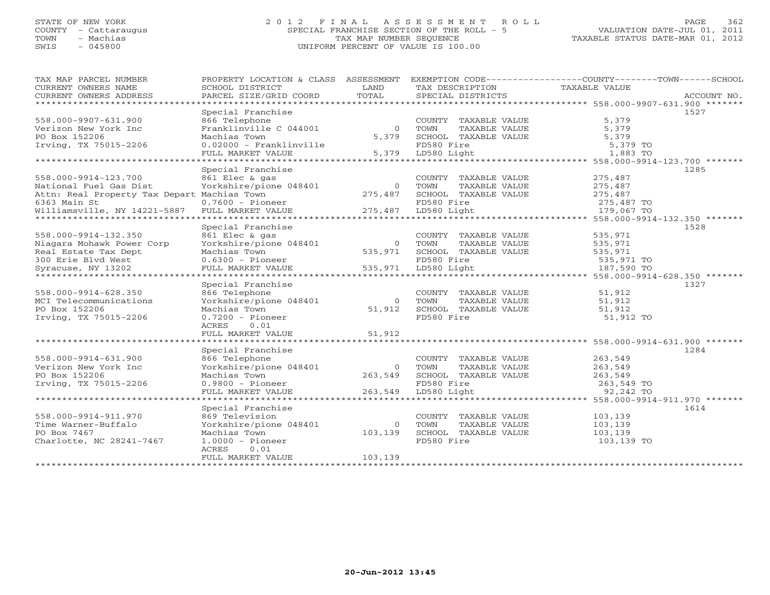STATE OF NEW YORK
COUNTY - Cattaraugus
TOWN - Machias
SWIS - 045800

# 2012 FINAL ASSESSMENT ROLL
SPECIAL FRANCHISE SECTION OF THE ROLL - 5
TAX MAP NUMBER SEQUENCE
UNIFORM PERCENT OF VALUE IS 100.00

VALUATION DATE-JUL 01, 2011
TAXABLE STATUS DATE-MAR 01, 2012

| TAX MAP PARCEL NUMBER / CURRENT OWNERS NAME / CURRENT OWNERS ADDRESS | PROPERTY LOCATION & CLASS / SCHOOL DISTRICT / PARCEL SIZE/GRID COORD | ASSESSMENT LAND / TOTAL | EXEMPTION CODE / TAX DESCRIPTION / SPECIAL DISTRICTS | TAXABLE VALUE (COUNTY / TOWN / SCHOOL) | ACCOUNT NO. |
|---|---|---|---|---|---|
| **558.000-9907-631.900** | Special Franchise | | | | 1527 |
| 558.000-9907-631.900 | 866 Telephone | | COUNTY TAXABLE VALUE | 5,379 | |
| Verizon New York Inc | Franklinville C 044001 | 0 | TOWN TAXABLE VALUE | 5,379 | |
| PO Box 152206 | Machias Town | 5,379 | SCHOOL TAXABLE VALUE | 5,379 | |
| Irving, TX 75015-2206 | 0.02000 - Franklinville | | FD580 Fire | 5,379 TO | |
| | FULL MARKET VALUE | 5,379 | LD580 Light | 1,883 TO | |
| **558.000-9914-123.700** | Special Franchise | | | | 1285 |
| 558.000-9914-123.700 | 861 Elec & gas | | COUNTY TAXABLE VALUE | 275,487 | |
| National Fuel Gas Dist | Yorkshire/pione 048401 | 0 | TOWN TAXABLE VALUE | 275,487 | |
| Attn: Real Property Tax Depart | Machias Town | 275,487 | SCHOOL TAXABLE VALUE | 275,487 | |
| 6363 Main St | 0.7600 - Pioneer | | FD580 Fire | 275,487 TO | |
| Williamsville, NY 14221-5887 | FULL MARKET VALUE | 275,487 | LD580 Light | 179,067 TO | |
| **558.000-9914-132.350** | Special Franchise | | | | 1528 |
| 558.000-9914-132.350 | 861 Elec & gas | | COUNTY TAXABLE VALUE | 535,971 | |
| Niagara Mohawk Power Corp | Yorkshire/pione 048401 | 0 | TOWN TAXABLE VALUE | 535,971 | |
| Real Estate Tax Dept | Machias Town | 535,971 | SCHOOL TAXABLE VALUE | 535,971 | |
| 300 Erie Blvd West | 0.6300 - Pioneer | | FD580 Fire | 535,971 TO | |
| Syracuse, NY 13202 | FULL MARKET VALUE | 535,971 | LD580 Light | 187,590 TO | |
| **558.000-9914-628.350** | Special Franchise | | | | 1327 |
| 558.000-9914-628.350 | 866 Telephone | | COUNTY TAXABLE VALUE | 51,912 | |
| MCI Telecommunications | Yorkshire/pione 048401 | 0 | TOWN TAXABLE VALUE | 51,912 | |
| PO Box 152206 | Machias Town | 51,912 | SCHOOL TAXABLE VALUE | 51,912 | |
| Irving, TX 75015-2206 | 0.7200 - Pioneer | | FD580 Fire | 51,912 TO | |
| | ACRES 0.01 | | | | |
| | FULL MARKET VALUE | 51,912 | | | |
| **558.000-9914-631.900** | Special Franchise | | | | 1284 |
| 558.000-9914-631.900 | 866 Telephone | | COUNTY TAXABLE VALUE | 263,549 | |
| Verizon New York Inc | Yorkshire/pione 048401 | 0 | TOWN TAXABLE VALUE | 263,549 | |
| PO Box 152206 | Machias Town | 263,549 | SCHOOL TAXABLE VALUE | 263,549 | |
| Irving, TX 75015-2206 | 0.9800 - Pioneer | | FD580 Fire | 263,549 TO | |
| | FULL MARKET VALUE | 263,549 | LD580 Light | 92,242 TO | |
| **558.000-9914-911.970** | Special Franchise | | | | 1614 |
| 558.000-9914-911.970 | 869 Television | | COUNTY TAXABLE VALUE | 103,139 | |
| Time Warner-Buffalo | Yorkshire/pione 048401 | 0 | TOWN TAXABLE VALUE | 103,139 | |
| PO Box 7467 | Machias Town | 103,139 | SCHOOL TAXABLE VALUE | 103,139 | |
| Charlotte, NC 28241-7467 | 1.0000 - Pioneer | | FD580 Fire | 103,139 TO | |
| | ACRES 0.01 | | | | |
| | FULL MARKET VALUE | 103,139 | | | |

20-Jun-2012 13:45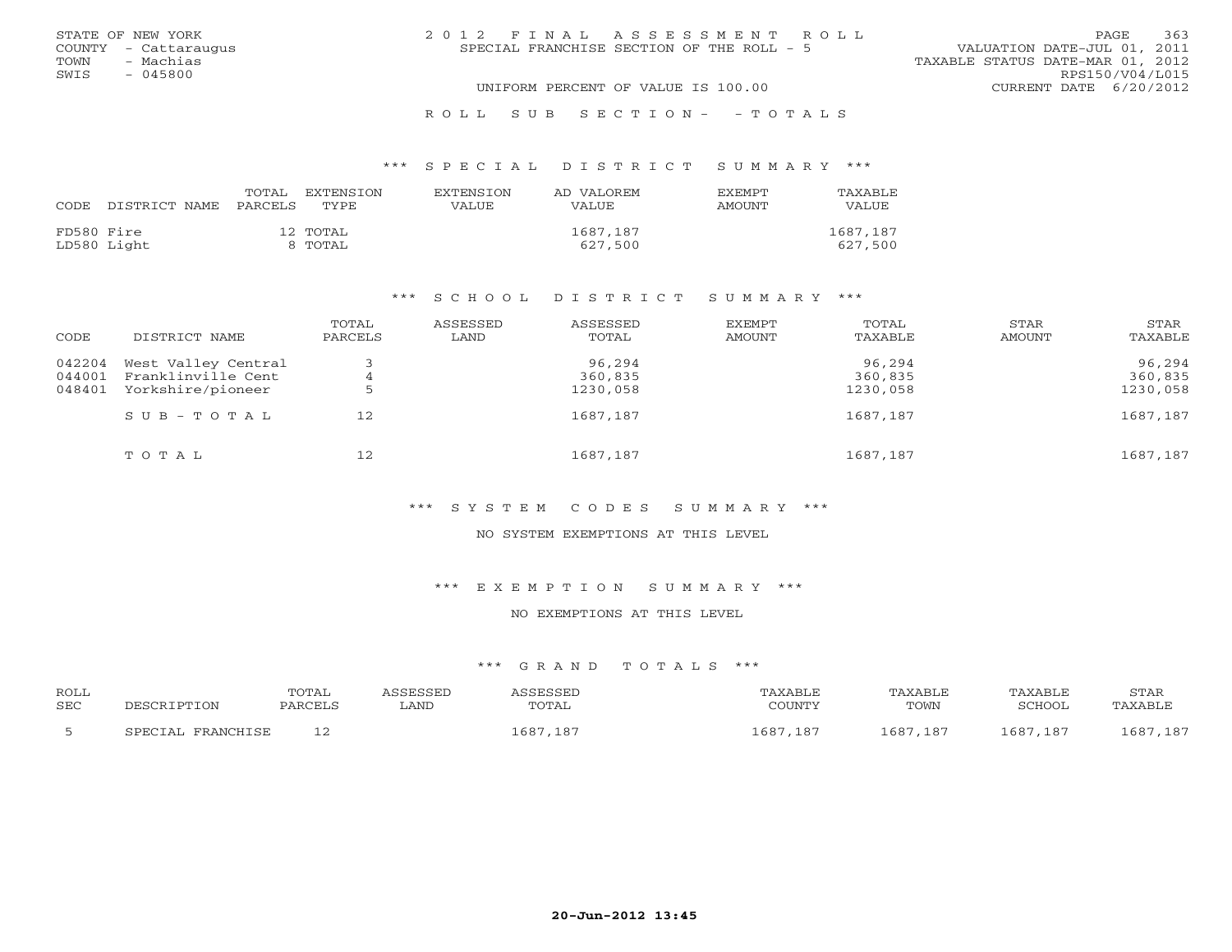STATE OF NEW YORK
COUNTY - Cattaraugus
TOWN - Machias
SWIS - 045800

2012 FINAL ASSESSMENT ROLL
SPECIAL FRANCHISE SECTION OF THE ROLL - 5

VALUATION DATE-JUL 01, 2011
TAXABLE STATUS DATE-MAR 01, 2012
RPS150/V04/L015
CURRENT DATE 6/20/2012

UNIFORM PERCENT OF VALUE IS 100.00

ROLL SUB SECTION- - TOTALS

### *** SPECIAL DISTRICT SUMMARY ***

| CODE | DISTRICT NAME | TOTAL PARCELS | EXTENSION TYPE | EXTENSION VALUE | AD VALOREM VALUE | EXEMPT AMOUNT | TAXABLE VALUE |
|---|---|---|---|---|---|---|---|
| FD580 | Fire | 12 | TOTAL | | 1687,187 | | 1687,187 |
| LD580 | Light | 8 | TOTAL | | 627,500 | | 627,500 |

### *** SCHOOL DISTRICT SUMMARY ***

| CODE | DISTRICT NAME | TOTAL PARCELS | ASSESSED LAND | ASSESSED TOTAL | EXEMPT AMOUNT | TOTAL TAXABLE | STAR AMOUNT | STAR TAXABLE |
|---|---|---|---|---|---|---|---|---|
| 042204 | West Valley Central | 3 | | 96,294 | | 96,294 | | 96,294 |
| 044001 | Franklinville Cent | 4 | | 360,835 | | 360,835 | | 360,835 |
| 048401 | Yorkshire/pioneer | 5 | | 1230,058 | | 1230,058 | | 1230,058 |
| | SUB-TOTAL | 12 | | 1687,187 | | 1687,187 | | 1687,187 |
| | TOTAL | 12 | | 1687,187 | | 1687,187 | | 1687,187 |

### *** SYSTEM CODES SUMMARY ***

NO SYSTEM EXEMPTIONS AT THIS LEVEL

### *** EXEMPTION SUMMARY ***

NO EXEMPTIONS AT THIS LEVEL

### *** GRAND TOTALS ***

| ROLL SEC | DESCRIPTION | TOTAL PARCELS | ASSESSED LAND | ASSESSED TOTAL | TAXABLE COUNTY | TAXABLE TOWN | TAXABLE SCHOOL | STAR TAXABLE |
|---|---|---|---|---|---|---|---|---|
| 5 | SPECIAL FRANCHISE | 12 | | 1687,187 | 1687,187 | 1687,187 | 1687,187 | 1687,187 |

20-Jun-2012 13:45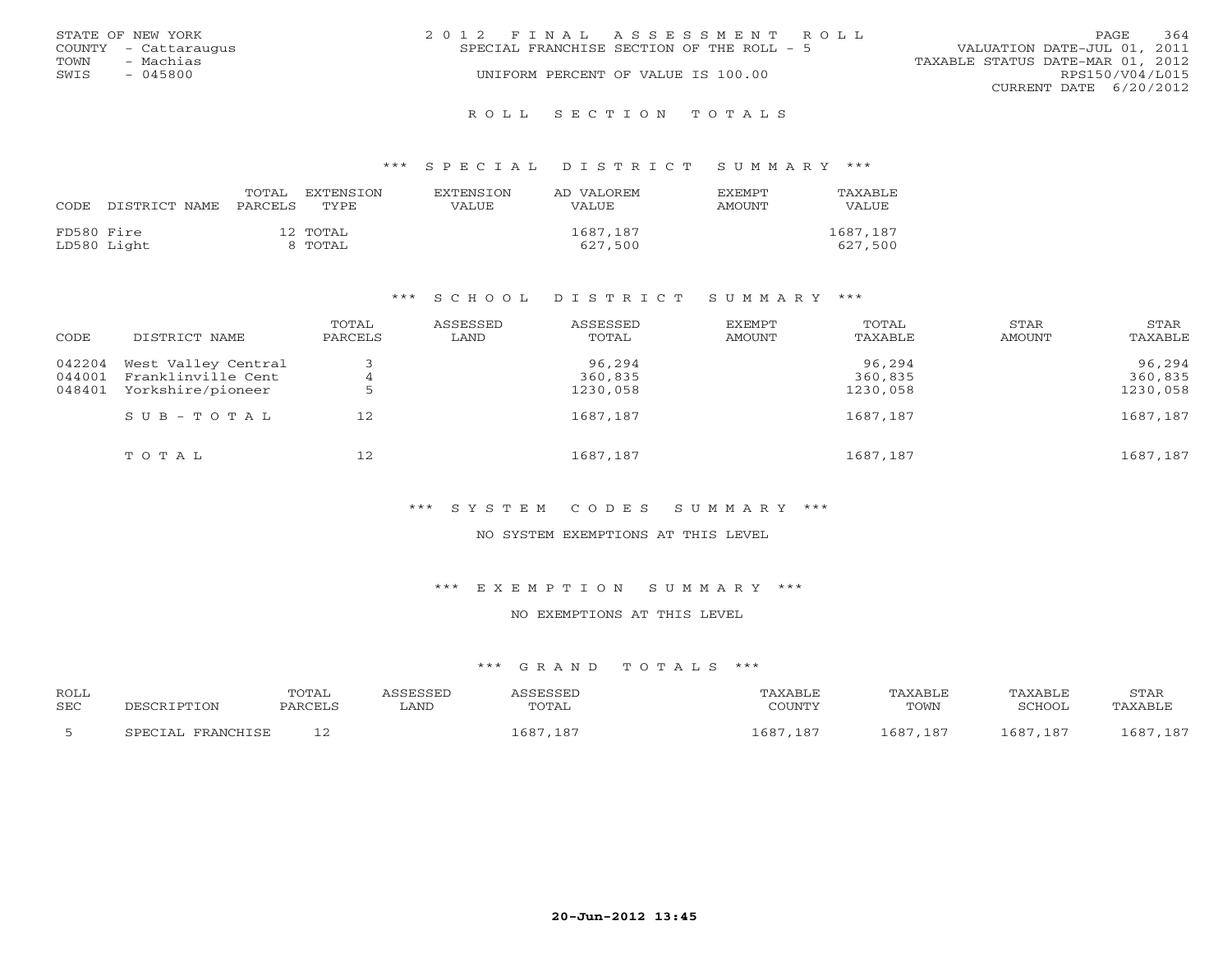STATE OF NEW YORK
COUNTY - Cattaraugus
TOWN - Machias
SWIS - 045800

# 2012 FINAL ASSESSMENT ROLL

SPECIAL FRANCHISE SECTION OF THE ROLL - 5

UNIFORM PERCENT OF VALUE IS 100.00

VALUATION DATE-JUL 01, 2011
TAXABLE STATUS DATE-MAR 01, 2012
RPS150/V04/L015
CURRENT DATE 6/20/2012

## ROLL SECTION TOTALS

### *** SPECIAL DISTRICT SUMMARY ***

| CODE | DISTRICT NAME | TOTAL PARCELS | EXTENSION TYPE | EXTENSION VALUE | AD VALOREM VALUE | EXEMPT AMOUNT | TAXABLE VALUE |
|---|---|---|---|---|---|---|---|
| FD580 | Fire | 12 | TOTAL | | 1687,187 | | 1687,187 |
| LD580 | Light | 8 | TOTAL | | 627,500 | | 627,500 |

### *** SCHOOL DISTRICT SUMMARY ***

| CODE | DISTRICT NAME | TOTAL PARCELS | ASSESSED LAND | ASSESSED TOTAL | EXEMPT AMOUNT | TOTAL TAXABLE | STAR AMOUNT | STAR TAXABLE |
|---|---|---|---|---|---|---|---|---|
| 042204 | West Valley Central | 3 | | 96,294 | | 96,294 | | 96,294 |
| 044001 | Franklinville Cent | 4 | | 360,835 | | 360,835 | | 360,835 |
| 048401 | Yorkshire/pioneer | 5 | | 1230,058 | | 1230,058 | | 1230,058 |
| | SUB-TOTAL | 12 | | 1687,187 | | 1687,187 | | 1687,187 |
| | TOTAL | 12 | | 1687,187 | | 1687,187 | | 1687,187 |

### *** SYSTEM CODES SUMMARY ***

NO SYSTEM EXEMPTIONS AT THIS LEVEL

### *** EXEMPTION SUMMARY ***

NO EXEMPTIONS AT THIS LEVEL

### *** GRAND TOTALS ***

| ROLL SEC | DESCRIPTION | TOTAL PARCELS | ASSESSED LAND | ASSESSED TOTAL | TAXABLE COUNTY | TAXABLE TOWN | TAXABLE SCHOOL | STAR TAXABLE |
|---|---|---|---|---|---|---|---|---|
| 5 | SPECIAL FRANCHISE | 12 | | 1687,187 | 1687,187 | 1687,187 | 1687,187 | 1687,187 |

20-Jun-2012 13:45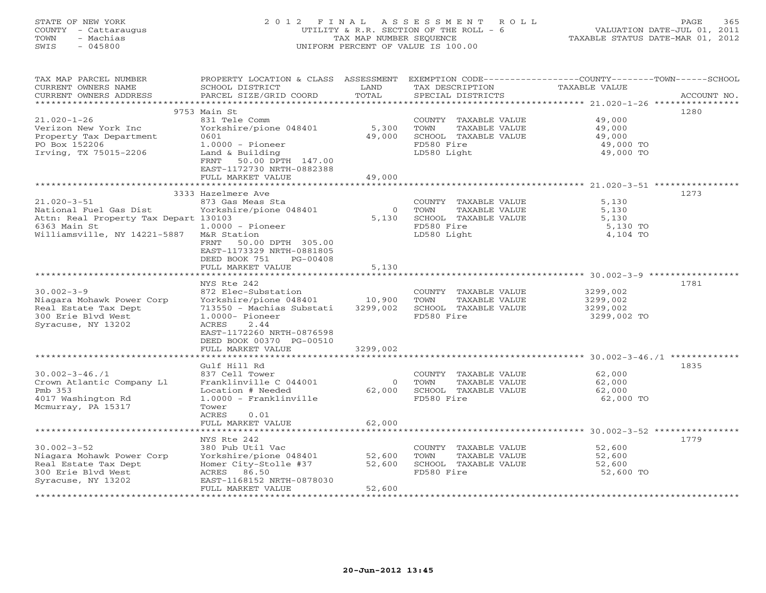STATE OF NEW YORK
COUNTY - Cattaraugus
TOWN - Machias
SWIS - 045800

# 2012 FINAL ASSESSMENT ROLL

UTILITY & R.R. SECTION OF THE ROLL - 6
TAX MAP NUMBER SEQUENCE
UNIFORM PERCENT OF VALUE IS 100.00

VALUATION DATE-JUL 01, 2011
TAXABLE STATUS DATE-MAR 01, 2012

| TAX MAP PARCEL NUMBER / CURRENT OWNERS NAME / CURRENT OWNERS ADDRESS | PROPERTY LOCATION & CLASS / SCHOOL DISTRICT / PARCEL SIZE/GRID COORD | ASSESSMENT LAND | TOTAL | EXEMPTION CODE / TAX DESCRIPTION / SPECIAL DISTRICTS | TAXABLE VALUE (COUNTY / TOWN / SCHOOL) | ACCOUNT NO. |
|---|---|---|---|---|---|---|
| 21.020-1-26 | 9753 Main St | | | | | 1280 |
| | 831 Tele Comm | | | COUNTY TAXABLE VALUE | 49,000 | |
| Verizon New York Inc | Yorkshire/pione 048401 | 5,300 | | TOWN TAXABLE VALUE | 49,000 | |
| Property Tax Department | 0601 | | 49,000 | SCHOOL TAXABLE VALUE | 49,000 | |
| PO Box 152206 | 1.0000 - Pioneer | | | FD580 Fire | 49,000 TO | |
| Irving, TX 75015-2206 | Land & Building | | | LD580 Light | 49,000 TO | |
| | FRNT 50.00 DPTH 147.00 | | | | | |
| | EAST-1172730 NRTH-0882388 | | | | | |
| | FULL MARKET VALUE | | 49,000 | | | |
| 21.020-3-51 | 3333 Hazelmere Ave | | | | | 1273 |
| | 873 Gas Meas Sta | | | COUNTY TAXABLE VALUE | 5,130 | |
| National Fuel Gas Dist | Yorkshire/pione 048401 | 0 | | TOWN TAXABLE VALUE | 5,130 | |
| Attn: Real Property Tax Depart | 130103 | | 5,130 | SCHOOL TAXABLE VALUE | 5,130 | |
| 6363 Main St | 1.0000 - Pioneer | | | FD580 Fire | 5,130 TO | |
| Williamsville, NY 14221-5887 | M&R Station | | | LD580 Light | 4,104 TO | |
| | FRNT 50.00 DPTH 305.00 | | | | | |
| | EAST-1173329 NRTH-0881805 | | | | | |
| | DEED BOOK 751 PG-00408 | | | | | |
| | FULL MARKET VALUE | | 5,130 | | | |
| 30.002-3-9 | NYS Rte 242 | | | | | 1781 |
| | 872 Elec-Substation | | | COUNTY TAXABLE VALUE | 3299,002 | |
| Niagara Mohawk Power Corp | Yorkshire/pione 048401 | 10,900 | | TOWN TAXABLE VALUE | 3299,002 | |
| Real Estate Tax Dept | 713550 - Machias Substati | | 3299,002 | SCHOOL TAXABLE VALUE | 3299,002 | |
| 300 Erie Blvd West | 1.0000- Pioneer | | | FD580 Fire | 3299,002 TO | |
| Syracuse, NY 13202 | ACRES 2.44 | | | | | |
| | EAST-1172260 NRTH-0876598 | | | | | |
| | DEED BOOK 00370 PG-00510 | | | | | |
| | FULL MARKET VALUE | | 3299,002 | | | |
| 30.002-3-46./1 | Gulf Hill Rd | | | | | 1835 |
| | 837 Cell Tower | | | COUNTY TAXABLE VALUE | 62,000 | |
| Crown Atlantic Company Ll | Franklinville C 044001 | 0 | | TOWN TAXABLE VALUE | 62,000 | |
| Pmb 353 | Location # Needed | | 62,000 | SCHOOL TAXABLE VALUE | 62,000 | |
| 4017 Washington Rd | 1.0000 - Franklinville | | | FD580 Fire | 62,000 TO | |
| Mcmurray, PA 15317 | Tower | | | | | |
| | ACRES 0.01 | | | | | |
| | FULL MARKET VALUE | | 62,000 | | | |
| 30.002-3-52 | NYS Rte 242 | | | | | 1779 |
| | 380 Pub Util Vac | | | COUNTY TAXABLE VALUE | 52,600 | |
| Niagara Mohawk Power Corp | Yorkshire/pione 048401 | 52,600 | | TOWN TAXABLE VALUE | 52,600 | |
| Real Estate Tax Dept | Homer City-Stolle #37 | | 52,600 | SCHOOL TAXABLE VALUE | 52,600 | |
| 300 Erie Blvd West | ACRES 86.50 | | | FD580 Fire | 52,600 TO | |
| Syracuse, NY 13202 | EAST-1168152 NRTH-0878030 | | | | | |
| | FULL MARKET VALUE | | 52,600 | | | |

20-Jun-2012 13:45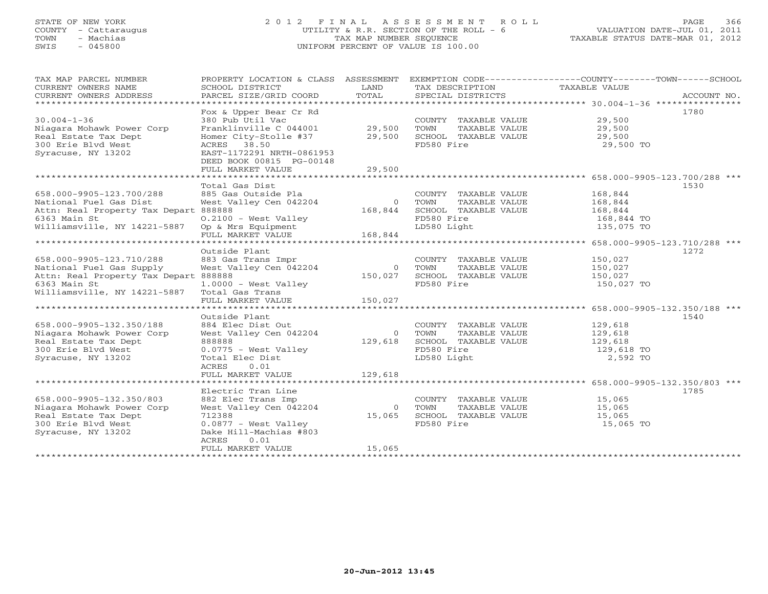STATE OF NEW YORK
COUNTY - Cattaraugus
TOWN - Machias
SWIS - 045800

# 2012 FINAL ASSESSMENT ROLL
UTILITY & R.R. SECTION OF THE ROLL - 6
TAX MAP NUMBER SEQUENCE
UNIFORM PERCENT OF VALUE IS 100.00

VALUATION DATE-JUL 01, 2011
TAXABLE STATUS DATE-MAR 01, 2012

| TAX MAP PARCEL NUMBER / CURRENT OWNERS NAME / CURRENT OWNERS ADDRESS | PROPERTY LOCATION & CLASS / SCHOOL DISTRICT / PARCEL SIZE/GRID COORD | ASSESSMENT LAND / TOTAL | EXEMPTION CODE / TAX DESCRIPTION / SPECIAL DISTRICTS | COUNTY--------TOWN------SCHOOL TAXABLE VALUE | ACCOUNT NO. |
|---|---|---|---|---|---|
| 30.004-1-36 | Fox & Upper Bear Cr Rd | | | | 1780 |
| | 380 Pub Util Vac | | COUNTY TAXABLE VALUE | 29,500 | |
| Niagara Mohawk Power Corp | Franklinville C 044001 | 29,500 | TOWN TAXABLE VALUE | 29,500 | |
| Real Estate Tax Dept | Homer City-Stolle #37 | 29,500 | SCHOOL TAXABLE VALUE | 29,500 | |
| 300 Erie Blvd West | ACRES 38.50 | | FD580 Fire | 29,500 TO | |
| Syracuse, NY 13202 | EAST-1172291 NRTH-0861953 | | | | |
| | DEED BOOK 00815 PG-00148 | | | | |
| | FULL MARKET VALUE | 29,500 | | | |
| 658.000-9905-123.700/288 | Total Gas Dist | | | | 1530 |
| | 885 Gas Outside Pla | | COUNTY TAXABLE VALUE | 168,844 | |
| National Fuel Gas Dist | West Valley Cen 042204 | 0 | TOWN TAXABLE VALUE | 168,844 | |
| Attn: Real Property Tax Depart | 888888 | 168,844 | SCHOOL TAXABLE VALUE | 168,844 | |
| 6363 Main St | 0.2100 - West Valley | | FD580 Fire | 168,844 TO | |
| Williamsville, NY 14221-5887 | Op & Mrs Equipment | | LD580 Light | 135,075 TO | |
| | FULL MARKET VALUE | 168,844 | | | |
| 658.000-9905-123.710/288 | Outside Plant | | | | 1272 |
| | 883 Gas Trans Impr | | COUNTY TAXABLE VALUE | 150,027 | |
| National Fuel Gas Supply | West Valley Cen 042204 | 0 | TOWN TAXABLE VALUE | 150,027 | |
| Attn: Real Property Tax Depart | 888888 | 150,027 | SCHOOL TAXABLE VALUE | 150,027 | |
| 6363 Main St | 1.0000 - West Valley | | FD580 Fire | 150,027 TO | |
| Williamsville, NY 14221-5887 | Total Gas Trans | | | | |
| | FULL MARKET VALUE | 150,027 | | | |
| 658.000-9905-132.350/188 | Outside Plant | | | | 1540 |
| | 884 Elec Dist Out | | COUNTY TAXABLE VALUE | 129,618 | |
| Niagara Mohawk Power Corp | West Valley Cen 042204 | 0 | TOWN TAXABLE VALUE | 129,618 | |
| Real Estate Tax Dept | 888888 | 129,618 | SCHOOL TAXABLE VALUE | 129,618 | |
| 300 Erie Blvd West | 0.0775 - West Valley | | FD580 Fire | 129,618 TO | |
| Syracuse, NY 13202 | Total Elec Dist | | LD580 Light | 2,592 TO | |
| | ACRES 0.01 | | | | |
| | FULL MARKET VALUE | 129,618 | | | |
| 658.000-9905-132.350/803 | Electric Tran Line | | | | 1785 |
| | 882 Elec Trans Imp | | COUNTY TAXABLE VALUE | 15,065 | |
| Niagara Mohawk Power Corp | West Valley Cen 042204 | 0 | TOWN TAXABLE VALUE | 15,065 | |
| Real Estate Tax Dept | 712388 | 15,065 | SCHOOL TAXABLE VALUE | 15,065 | |
| 300 Erie Blvd West | 0.0877 - West Valley | | FD580 Fire | 15,065 TO | |
| Syracuse, NY 13202 | Dake Hill-Machias #803 | | | | |
| | ACRES 0.01 | | | | |
| | FULL MARKET VALUE | 15,065 | | | |

20-Jun-2012 13:45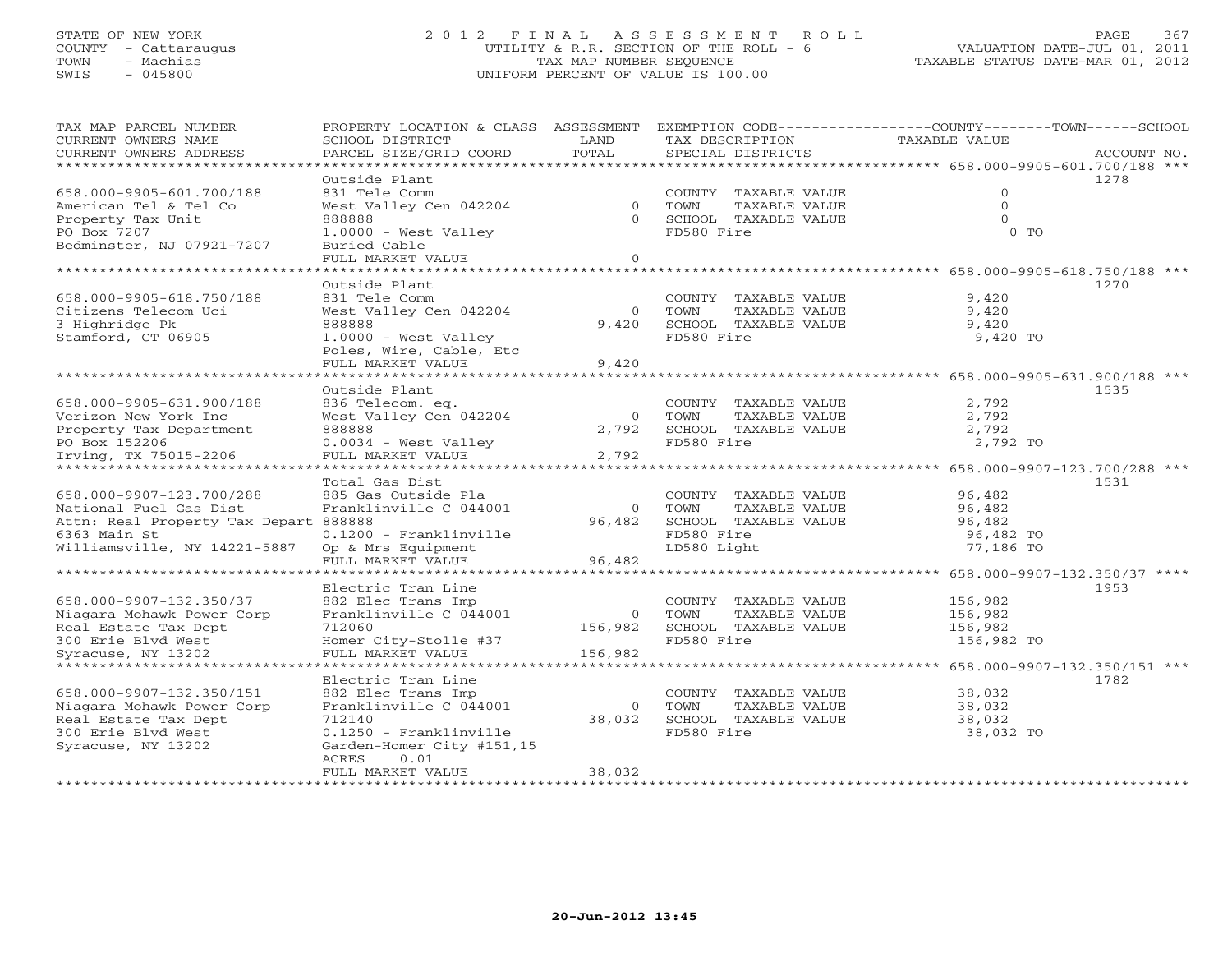STATE OF NEW YORK
COUNTY - Cattaraugus
TOWN - Machias
SWIS - 045800

# 2012 FINAL ASSESSMENT ROLL
UTILITY & R.R. SECTION OF THE ROLL - 6
TAX MAP NUMBER SEQUENCE
UNIFORM PERCENT OF VALUE IS 100.00

VALUATION DATE-JUL 01, 2011
TAXABLE STATUS DATE-MAR 01, 2012

| TAX MAP PARCEL NUMBER / CURRENT OWNERS NAME / CURRENT OWNERS ADDRESS | PROPERTY LOCATION & CLASS / SCHOOL DISTRICT / PARCEL SIZE/GRID COORD | ASSESSMENT LAND / TOTAL | EXEMPTION CODE / TAX DESCRIPTION / SPECIAL DISTRICTS | TAXABLE VALUE (COUNTY / TOWN / SCHOOL) | ACCOUNT NO. |
|---|---|---|---|---|---|
| **658.000-9905-601.700/188** | Outside Plant | | | | 1278 |
| 658.000-9905-601.700/188 | 831 Tele Comm | | COUNTY TAXABLE VALUE | 0 | |
| American Tel & Tel Co | West Valley Cen 042204 | 0 | TOWN TAXABLE VALUE | 0 | |
| Property Tax Unit | 888888 | 0 | SCHOOL TAXABLE VALUE | 0 | |
| PO Box 7207 | 1.0000 - West Valley | | FD580 Fire | 0 TO | |
| Bedminster, NJ 07921-7207 | Buried Cable | | | | |
| | FULL MARKET VALUE | 0 | | | |
| **658.000-9905-618.750/188** | Outside Plant | | | | 1270 |
| 658.000-9905-618.750/188 | 831 Tele Comm | | COUNTY TAXABLE VALUE | 9,420 | |
| Citizens Telecom Uci | West Valley Cen 042204 | 0 | TOWN TAXABLE VALUE | 9,420 | |
| 3 Highridge Pk | 888888 | 9,420 | SCHOOL TAXABLE VALUE | 9,420 | |
| Stamford, CT 06905 | 1.0000 - West Valley | | FD580 Fire | 9,420 TO | |
| | Poles, Wire, Cable, Etc | | | | |
| | FULL MARKET VALUE | 9,420 | | | |
| **658.000-9905-631.900/188** | Outside Plant | | | | 1535 |
| 658.000-9905-631.900/188 | 836 Telecom. eq. | | COUNTY TAXABLE VALUE | 2,792 | |
| Verizon New York Inc | West Valley Cen 042204 | 0 | TOWN TAXABLE VALUE | 2,792 | |
| Property Tax Department | 888888 | 2,792 | SCHOOL TAXABLE VALUE | 2,792 | |
| PO Box 152206 | 0.0034 - West Valley | | FD580 Fire | 2,792 TO | |
| Irving, TX 75015-2206 | FULL MARKET VALUE | 2,792 | | | |
| **658.000-9907-123.700/288** | Total Gas Dist | | | | 1531 |
| 658.000-9907-123.700/288 | 885 Gas Outside Pla | | COUNTY TAXABLE VALUE | 96,482 | |
| National Fuel Gas Dist | Franklinville C 044001 | 0 | TOWN TAXABLE VALUE | 96,482 | |
| Attn: Real Property Tax Depart | 888888 | 96,482 | SCHOOL TAXABLE VALUE | 96,482 | |
| 6363 Main St | 0.1200 - Franklinville | | FD580 Fire | 96,482 TO | |
| Williamsville, NY 14221-5887 | Op & Mrs Equipment | | LD580 Light | 77,186 TO | |
| | FULL MARKET VALUE | 96,482 | | | |
| **658.000-9907-132.350/37** | Electric Tran Line | | | | 1953 |
| 658.000-9907-132.350/37 | 882 Elec Trans Imp | | COUNTY TAXABLE VALUE | 156,982 | |
| Niagara Mohawk Power Corp | Franklinville C 044001 | 0 | TOWN TAXABLE VALUE | 156,982 | |
| Real Estate Tax Dept | 712060 | 156,982 | SCHOOL TAXABLE VALUE | 156,982 | |
| 300 Erie Blvd West | Homer City-Stolle #37 | | FD580 Fire | 156,982 TO | |
| Syracuse, NY 13202 | FULL MARKET VALUE | 156,982 | | | |
| **658.000-9907-132.350/151** | Electric Tran Line | | | | 1782 |
| 658.000-9907-132.350/151 | 882 Elec Trans Imp | | COUNTY TAXABLE VALUE | 38,032 | |
| Niagara Mohawk Power Corp | Franklinville C 044001 | 0 | TOWN TAXABLE VALUE | 38,032 | |
| Real Estate Tax Dept | 712140 | 38,032 | SCHOOL TAXABLE VALUE | 38,032 | |
| 300 Erie Blvd West | 0.1250 - Franklinville | | FD580 Fire | 38,032 TO | |
| Syracuse, NY 13202 | Garden-Homer City #151,15 | | | | |
| | ACRES 0.01 | | | | |
| | FULL MARKET VALUE | 38,032 | | | |

20-Jun-2012 13:45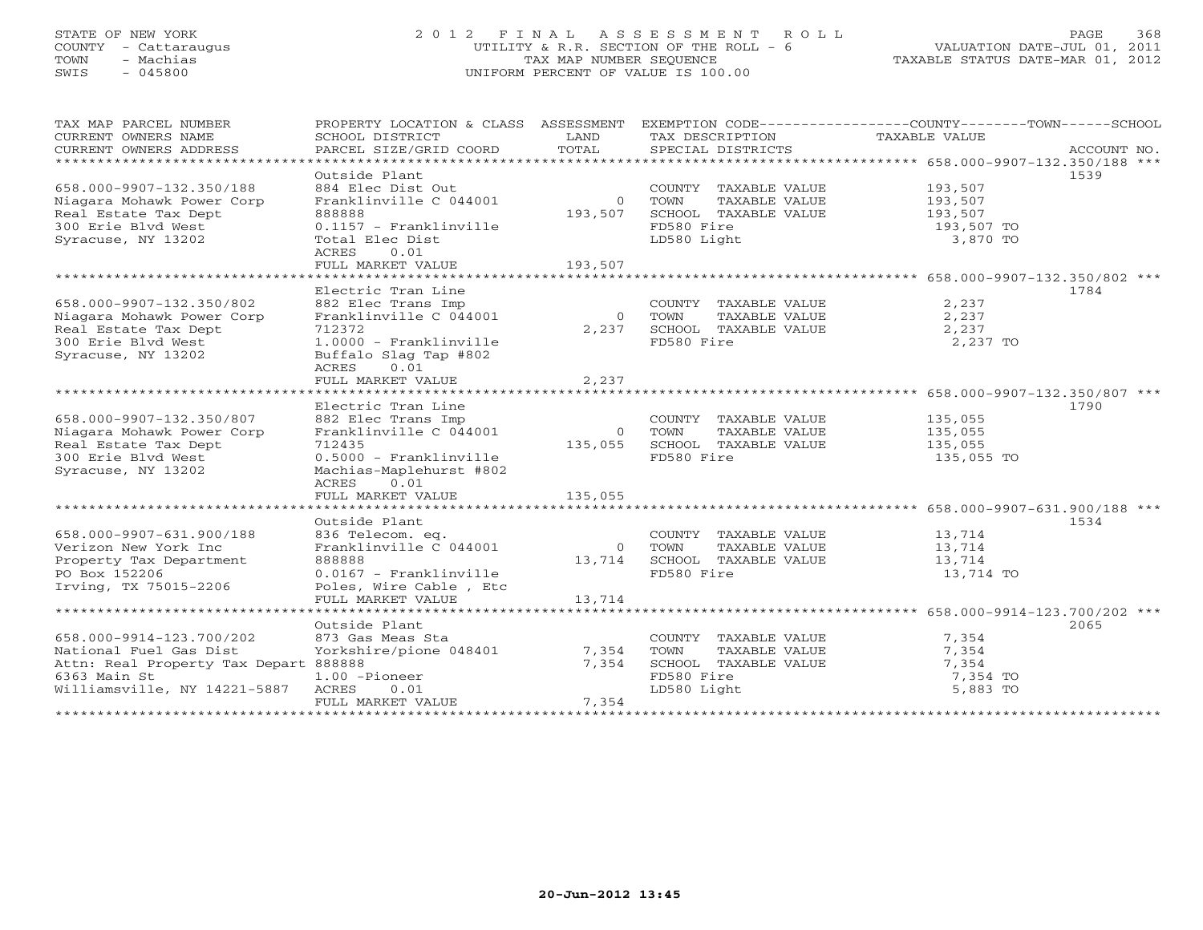STATE OF NEW YORK
COUNTY - Cattaraugus
TOWN - Machias
SWIS - 045800

# 2012 FINAL ASSESSMENT ROLL

UTILITY & R.R. SECTION OF THE ROLL - 6
TAX MAP NUMBER SEQUENCE
UNIFORM PERCENT OF VALUE IS 100.00

VALUATION DATE-JUL 01, 2011
TAXABLE STATUS DATE-MAR 01, 2012

| TAX MAP PARCEL NUMBER / CURRENT OWNERS NAME / CURRENT OWNERS ADDRESS | PROPERTY LOCATION & CLASS / SCHOOL DISTRICT / PARCEL SIZE/GRID COORD | ASSESSMENT LAND / TOTAL | EXEMPTION CODE / TAX DESCRIPTION / SPECIAL DISTRICTS | TAXABLE VALUE (COUNTY--------TOWN------SCHOOL) | ACCOUNT NO. |
|---|---|---|---|---|---|
| **658.000-9907-132.350/188** | Outside Plant | | | | 1539 |
| 658.000-9907-132.350/188 | 884 Elec Dist Out | | COUNTY TAXABLE VALUE | 193,507 | |
| Niagara Mohawk Power Corp | Franklinville C 044001 | 0 | TOWN TAXABLE VALUE | 193,507 | |
| Real Estate Tax Dept | 888888 | 193,507 | SCHOOL TAXABLE VALUE | 193,507 | |
| 300 Erie Blvd West | 0.1157 - Franklinville | | FD580 Fire | 193,507 TO | |
| Syracuse, NY 13202 | Total Elec Dist | | LD580 Light | 3,870 TO | |
| | ACRES 0.01 | | | | |
| | FULL MARKET VALUE | 193,507 | | | |
| **658.000-9907-132.350/802** | Electric Tran Line | | | | 1784 |
| 658.000-9907-132.350/802 | 882 Elec Trans Imp | | COUNTY TAXABLE VALUE | 2,237 | |
| Niagara Mohawk Power Corp | Franklinville C 044001 | 0 | TOWN TAXABLE VALUE | 2,237 | |
| Real Estate Tax Dept | 712372 | 2,237 | SCHOOL TAXABLE VALUE | 2,237 | |
| 300 Erie Blvd West | 1.0000 - Franklinville | | FD580 Fire | 2,237 TO | |
| Syracuse, NY 13202 | Buffalo Slag Tap #802 | | | | |
| | ACRES 0.01 | | | | |
| | FULL MARKET VALUE | 2,237 | | | |
| **658.000-9907-132.350/807** | Electric Tran Line | | | | 1790 |
| 658.000-9907-132.350/807 | 882 Elec Trans Imp | | COUNTY TAXABLE VALUE | 135,055 | |
| Niagara Mohawk Power Corp | Franklinville C 044001 | 0 | TOWN TAXABLE VALUE | 135,055 | |
| Real Estate Tax Dept | 712435 | 135,055 | SCHOOL TAXABLE VALUE | 135,055 | |
| 300 Erie Blvd West | 0.5000 - Franklinville | | FD580 Fire | 135,055 TO | |
| Syracuse, NY 13202 | Machias-Maplehurst #802 | | | | |
| | ACRES 0.01 | | | | |
| | FULL MARKET VALUE | 135,055 | | | |
| **658.000-9907-631.900/188** | Outside Plant | | | | 1534 |
| 658.000-9907-631.900/188 | 836 Telecom. eq. | | COUNTY TAXABLE VALUE | 13,714 | |
| Verizon New York Inc | Franklinville C 044001 | 0 | TOWN TAXABLE VALUE | 13,714 | |
| Property Tax Department | 888888 | 13,714 | SCHOOL TAXABLE VALUE | 13,714 | |
| PO Box 152206 | 0.0167 - Franklinville | | FD580 Fire | 13,714 TO | |
| Irving, TX 75015-2206 | Poles, Wire Cable , Etc | | | | |
| | FULL MARKET VALUE | 13,714 | | | |
| **658.000-9914-123.700/202** | Outside Plant | | | | 2065 |
| 658.000-9914-123.700/202 | 873 Gas Meas Sta | | COUNTY TAXABLE VALUE | 7,354 | |
| National Fuel Gas Dist | Yorkshire/pione 048401 | 7,354 | TOWN TAXABLE VALUE | 7,354 | |
| Attn: Real Property Tax Depart | 888888 | 7,354 | SCHOOL TAXABLE VALUE | 7,354 | |
| 6363 Main St | 1.00 -Pioneer | | FD580 Fire | 7,354 TO | |
| Williamsville, NY 14221-5887 | ACRES 0.01 | | LD580 Light | 5,883 TO | |
| | FULL MARKET VALUE | 7,354 | | | |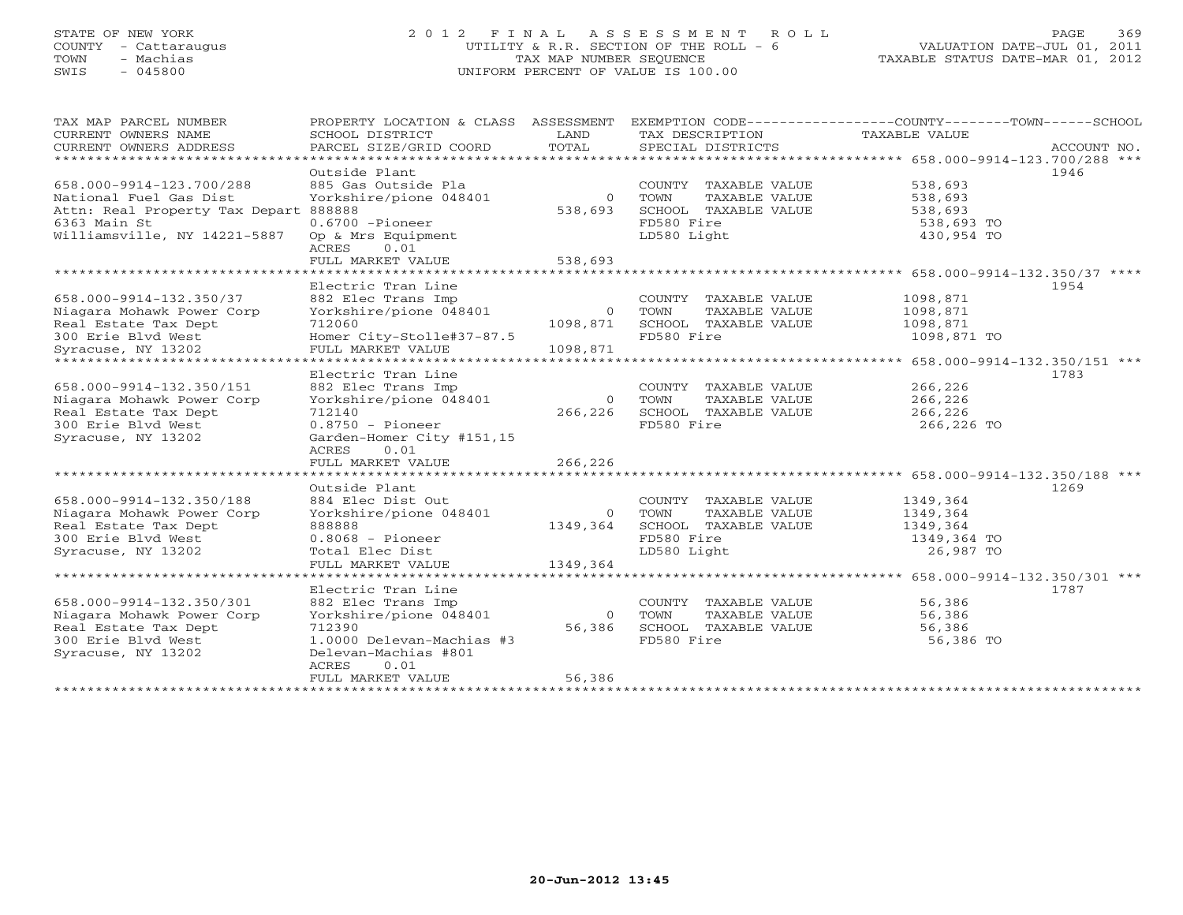STATE OF NEW YORK
COUNTY - Cattaraugus
TOWN - Machias
SWIS - 045800

# 2012 FINAL ASSESSMENT ROLL

UTILITY & R.R. SECTION OF THE ROLL - 6
TAX MAP NUMBER SEQUENCE
UNIFORM PERCENT OF VALUE IS 100.00

VALUATION DATE-JUL 01, 2011
TAXABLE STATUS DATE-MAR 01, 2012

| TAX MAP PARCEL NUMBER / CURRENT OWNERS NAME / CURRENT OWNERS ADDRESS | PROPERTY LOCATION & CLASS / SCHOOL DISTRICT / PARCEL SIZE/GRID COORD | ASSESSMENT LAND / TOTAL | EXEMPTION CODE / TAX DESCRIPTION / SPECIAL DISTRICTS | COUNTY--------TOWN------SCHOOL TAXABLE VALUE | ACCOUNT NO. |
|---|---|---|---|---|---|
| **658.000-9914-123.700/288** | Outside Plant | | | | 1946 |
| 658.000-9914-123.700/288 | 885 Gas Outside Pla | | COUNTY TAXABLE VALUE | 538,693 | |
| National Fuel Gas Dist | Yorkshire/pione 048401 | 0 | TOWN TAXABLE VALUE | 538,693 | |
| Attn: Real Property Tax Depart | 888888 | 538,693 | SCHOOL TAXABLE VALUE | 538,693 | |
| 6363 Main St | 0.6700 -Pioneer | | FD580 Fire | 538,693 TO | |
| Williamsville, NY 14221-5887 | Op & Mrs Equipment | | LD580 Light | 430,954 TO | |
| | ACRES 0.01 | | | | |
| | FULL MARKET VALUE | 538,693 | | | |
| **658.000-9914-132.350/37** | Electric Tran Line | | | | 1954 |
| 658.000-9914-132.350/37 | 882 Elec Trans Imp | | COUNTY TAXABLE VALUE | 1098,871 | |
| Niagara Mohawk Power Corp | Yorkshire/pione 048401 | 0 | TOWN TAXABLE VALUE | 1098,871 | |
| Real Estate Tax Dept | 712060 | 1098,871 | SCHOOL TAXABLE VALUE | 1098,871 | |
| 300 Erie Blvd West | Homer City-Stolle#37-87.5 | | FD580 Fire | 1098,871 TO | |
| Syracuse, NY 13202 | FULL MARKET VALUE | 1098,871 | | | |
| **658.000-9914-132.350/151** | Electric Tran Line | | | | 1783 |
| 658.000-9914-132.350/151 | 882 Elec Trans Imp | | COUNTY TAXABLE VALUE | 266,226 | |
| Niagara Mohawk Power Corp | Yorkshire/pione 048401 | 0 | TOWN TAXABLE VALUE | 266,226 | |
| Real Estate Tax Dept | 712140 | 266,226 | SCHOOL TAXABLE VALUE | 266,226 | |
| 300 Erie Blvd West | 0.8750 - Pioneer | | FD580 Fire | 266,226 TO | |
| Syracuse, NY 13202 | Garden-Homer City #151,15 | | | | |
| | ACRES 0.01 | | | | |
| | FULL MARKET VALUE | 266,226 | | | |
| **658.000-9914-132.350/188** | Outside Plant | | | | 1269 |
| 658.000-9914-132.350/188 | 884 Elec Dist Out | | COUNTY TAXABLE VALUE | 1349,364 | |
| Niagara Mohawk Power Corp | Yorkshire/pione 048401 | 0 | TOWN TAXABLE VALUE | 1349,364 | |
| Real Estate Tax Dept | 888888 | 1349,364 | SCHOOL TAXABLE VALUE | 1349,364 | |
| 300 Erie Blvd West | 0.8068 - Pioneer | | FD580 Fire | 1349,364 TO | |
| Syracuse, NY 13202 | Total Elec Dist | | LD580 Light | 26,987 TO | |
| | FULL MARKET VALUE | 1349,364 | | | |
| **658.000-9914-132.350/301** | Electric Tran Line | | | | 1787 |
| 658.000-9914-132.350/301 | 882 Elec Trans Imp | | COUNTY TAXABLE VALUE | 56,386 | |
| Niagara Mohawk Power Corp | Yorkshire/pione 048401 | 0 | TOWN TAXABLE VALUE | 56,386 | |
| Real Estate Tax Dept | 712390 | 56,386 | SCHOOL TAXABLE VALUE | 56,386 | |
| 300 Erie Blvd West | 1.0000 Delevan-Machias #3 | | FD580 Fire | 56,386 TO | |
| Syracuse, NY 13202 | Delevan-Machias #801 | | | | |
| | ACRES 0.01 | | | | |
| | FULL MARKET VALUE | 56,386 | | | |

20-Jun-2012 13:45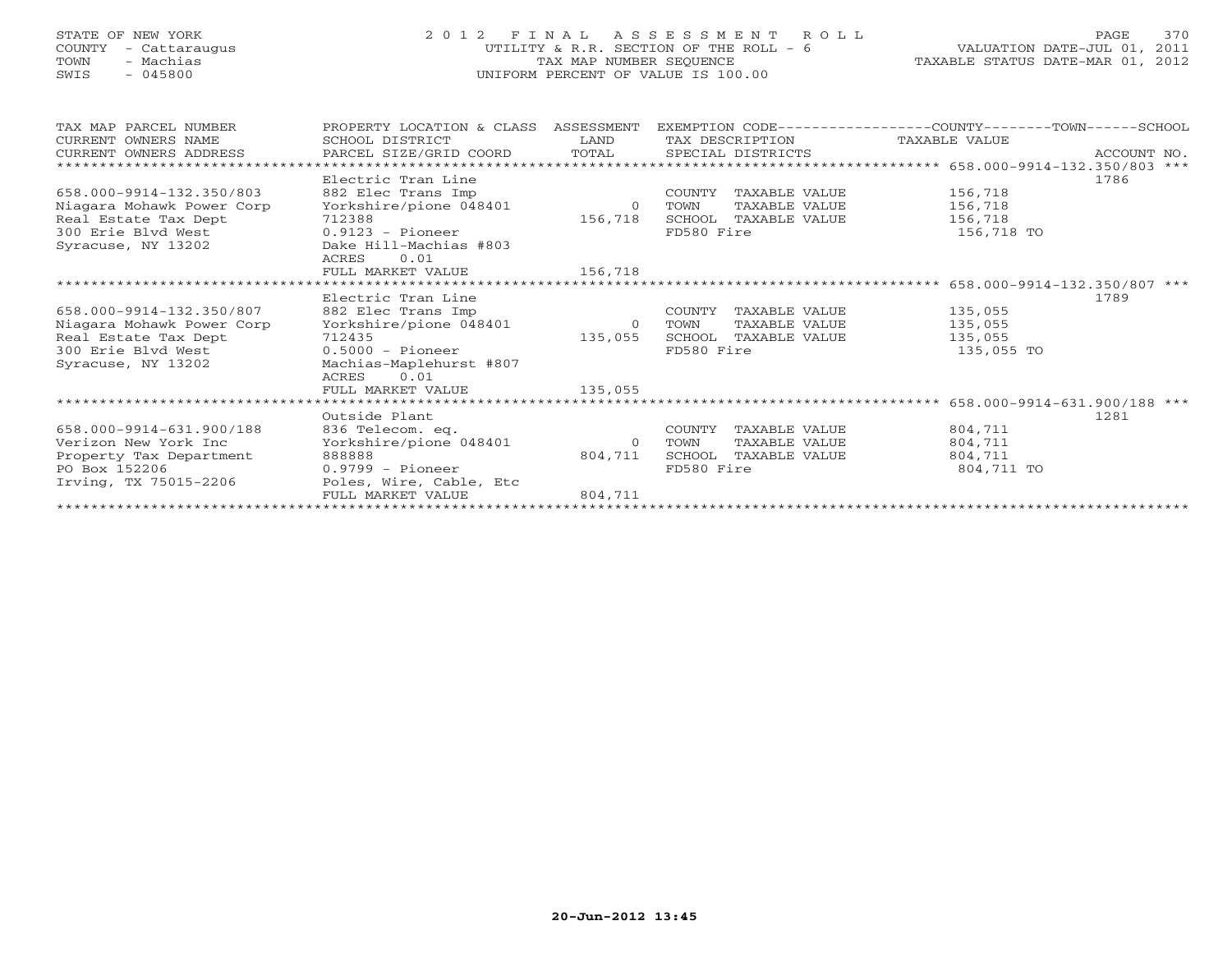STATE OF NEW YORK
COUNTY - Cattaraugus
TOWN - Machias
SWIS - 045800

# 2012 FINAL ASSESSMENT ROLL
UTILITY & R.R. SECTION OF THE ROLL - 6
TAX MAP NUMBER SEQUENCE
UNIFORM PERCENT OF VALUE IS 100.00

VALUATION DATE-JUL 01, 2011
TAXABLE STATUS DATE-MAR 01, 2012

| TAX MAP PARCEL NUMBER / CURRENT OWNERS NAME / CURRENT OWNERS ADDRESS | PROPERTY LOCATION & CLASS / SCHOOL DISTRICT / PARCEL SIZE/GRID COORD | ASSESSMENT LAND | TOTAL | EXEMPTION CODE / TAX DESCRIPTION / SPECIAL DISTRICTS | TAXABLE VALUE (COUNTY / TOWN / SCHOOL) | ACCOUNT NO. |
|---|---|---|---|---|---|---|
| **658.000-9914-132.350/803** | Electric Tran Line | | | | | 1786 |
| 658.000-9914-132.350/803 | 882 Elec Trans Imp | | | COUNTY TAXABLE VALUE | 156,718 | |
| Niagara Mohawk Power Corp | Yorkshire/pione 048401 | 0 | | TOWN TAXABLE VALUE | 156,718 | |
| Real Estate Tax Dept | 712388 | | 156,718 | SCHOOL TAXABLE VALUE | 156,718 | |
| 300 Erie Blvd West | 0.9123 - Pioneer | | | FD580 Fire | 156,718 TO | |
| Syracuse, NY 13202 | Dake Hill-Machias #803 | | | | | |
| | ACRES 0.01 | | | | | |
| | FULL MARKET VALUE | | 156,718 | | | |
| **658.000-9914-132.350/807** | Electric Tran Line | | | | | 1789 |
| 658.000-9914-132.350/807 | 882 Elec Trans Imp | | | COUNTY TAXABLE VALUE | 135,055 | |
| Niagara Mohawk Power Corp | Yorkshire/pione 048401 | 0 | | TOWN TAXABLE VALUE | 135,055 | |
| Real Estate Tax Dept | 712435 | | 135,055 | SCHOOL TAXABLE VALUE | 135,055 | |
| 300 Erie Blvd West | 0.5000 - Pioneer | | | FD580 Fire | 135,055 TO | |
| Syracuse, NY 13202 | Machias-Maplehurst #807 | | | | | |
| | ACRES 0.01 | | | | | |
| | FULL MARKET VALUE | | 135,055 | | | |
| **658.000-9914-631.900/188** | Outside Plant | | | | | 1281 |
| 658.000-9914-631.900/188 | 836 Telecom. eq. | | | COUNTY TAXABLE VALUE | 804,711 | |
| Verizon New York Inc | Yorkshire/pione 048401 | 0 | | TOWN TAXABLE VALUE | 804,711 | |
| Property Tax Department | 888888 | | 804,711 | SCHOOL TAXABLE VALUE | 804,711 | |
| PO Box 152206 | 0.9799 - Pioneer | | | FD580 Fire | 804,711 TO | |
| Irving, TX 75015-2206 | Poles, Wire, Cable, Etc | | | | | |
| | FULL MARKET VALUE | | 804,711 | | | |

20-Jun-2012 13:45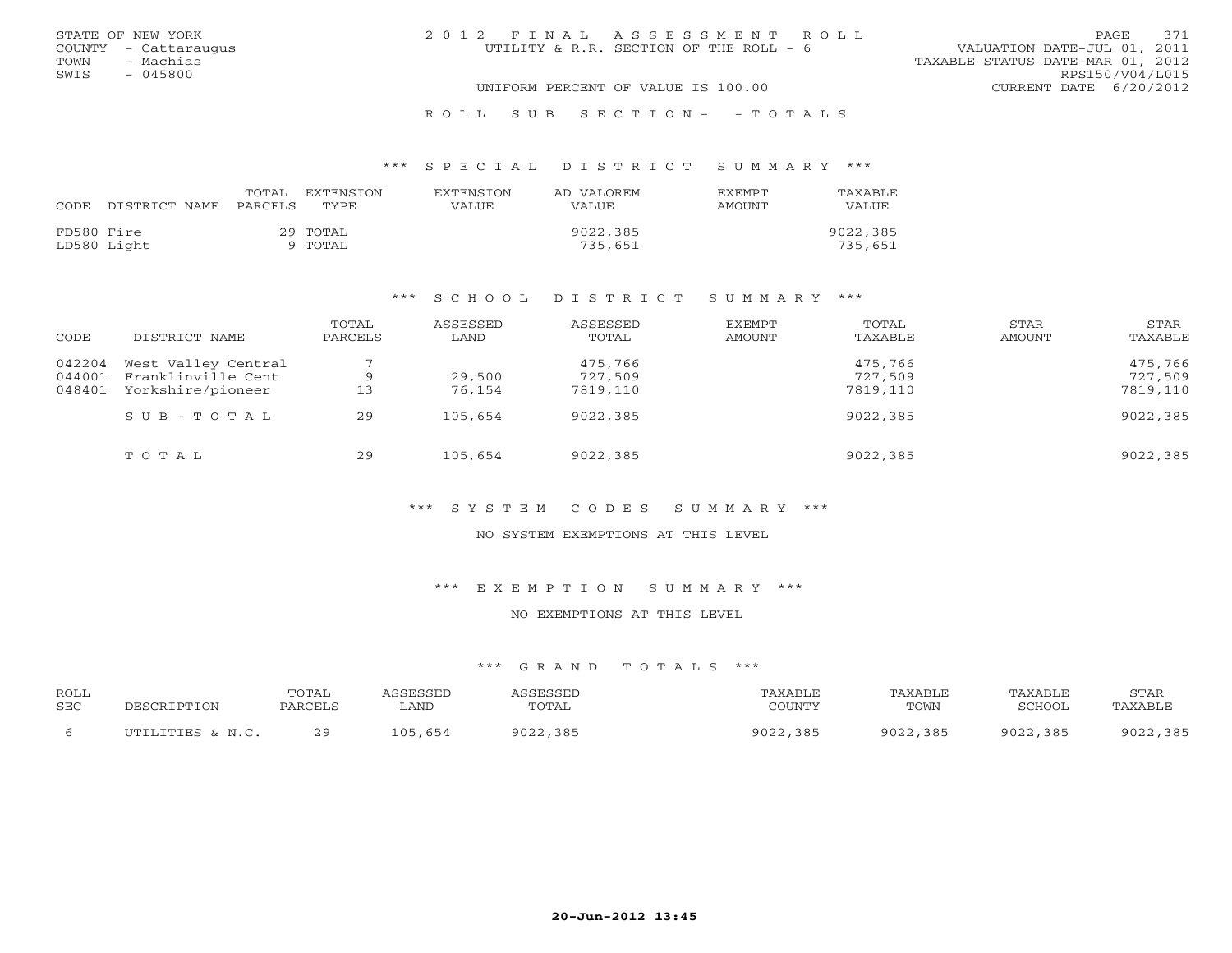STATE OF NEW YORK
COUNTY - Cattaraugus
TOWN - Machias
SWIS - 045800

2012 FINAL ASSESSMENT ROLL
UTILITY & R.R. SECTION OF THE ROLL - 6

VALUATION DATE-JUL 01, 2011
TAXABLE STATUS DATE-MAR 01, 2012
RPS150/V04/L015
CURRENT DATE 6/20/2012

UNIFORM PERCENT OF VALUE IS 100.00

ROLL SUB SECTION- - TOTALS

*** SPECIAL DISTRICT SUMMARY ***

| CODE | DISTRICT NAME | TOTAL PARCELS | EXTENSION TYPE | EXTENSION VALUE | AD VALOREM VALUE | EXEMPT AMOUNT | TAXABLE VALUE |
|---|---|---|---|---|---|---|---|
| FD580 | Fire | 29 | TOTAL | | 9022,385 | | 9022,385 |
| LD580 | Light | 9 | TOTAL | | 735,651 | | 735,651 |

*** SCHOOL DISTRICT SUMMARY ***

| CODE | DISTRICT NAME | TOTAL PARCELS | ASSESSED LAND | ASSESSED TOTAL | EXEMPT AMOUNT | TOTAL TAXABLE | STAR AMOUNT | STAR TAXABLE |
|---|---|---|---|---|---|---|---|---|
| 042204 | West Valley Central | 7 | | 475,766 | | 475,766 | | 475,766 |
| 044001 | Franklinville Cent | 9 | 29,500 | 727,509 | | 727,509 | | 727,509 |
| 048401 | Yorkshire/pioneer | 13 | 76,154 | 7819,110 | | 7819,110 | | 7819,110 |
| | SUB-TOTAL | 29 | 105,654 | 9022,385 | | 9022,385 | | 9022,385 |
| | TOTAL | 29 | 105,654 | 9022,385 | | 9022,385 | | 9022,385 |

*** SYSTEM CODES SUMMARY ***

NO SYSTEM EXEMPTIONS AT THIS LEVEL

*** EXEMPTION SUMMARY ***

NO EXEMPTIONS AT THIS LEVEL

*** GRAND TOTALS ***

| ROLL SEC | DESCRIPTION | TOTAL PARCELS | ASSESSED LAND | ASSESSED TOTAL | TAXABLE COUNTY | TAXABLE TOWN | TAXABLE SCHOOL | STAR TAXABLE |
|---|---|---|---|---|---|---|---|---|
| 6 | UTILITIES & N.C. | 29 | 105,654 | 9022,385 | 9022,385 | 9022,385 | 9022,385 | 9022,385 |

20-Jun-2012 13:45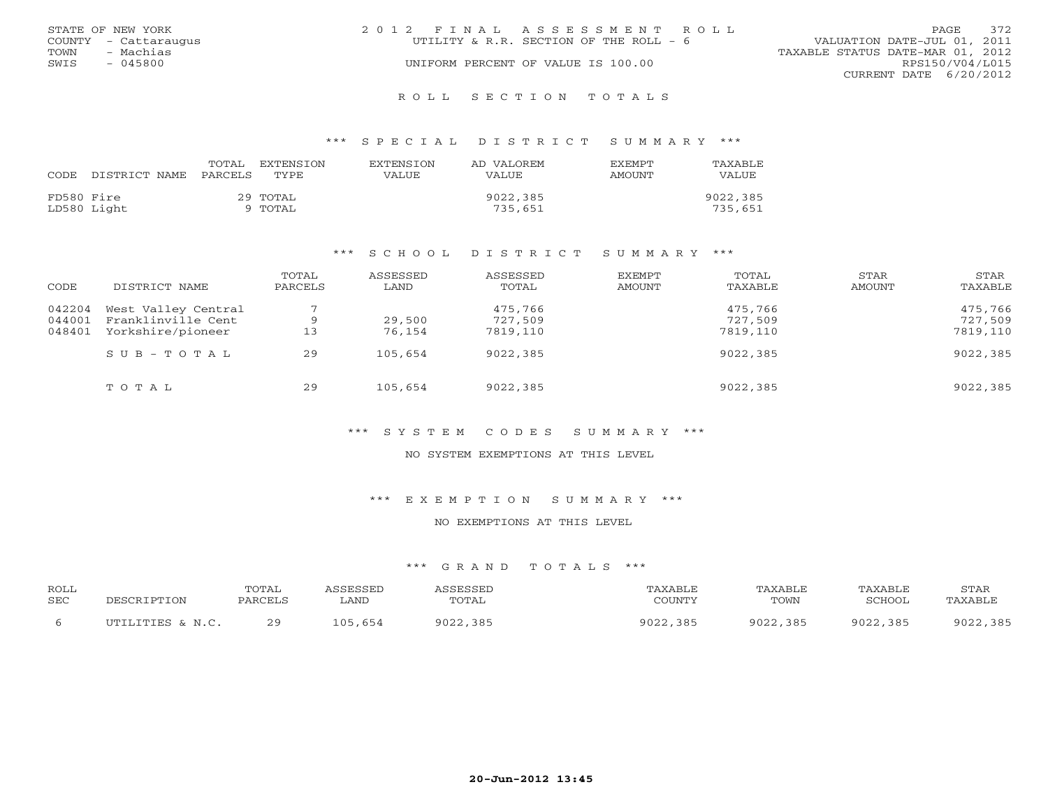STATE OF NEW YORK
COUNTY - Cattaraugus
TOWN - Machias
SWIS - 045800

2 0 1 2 F I N A L A S S E S S M E N T R O L L
UTILITY & R.R. SECTION OF THE ROLL - 6
UNIFORM PERCENT OF VALUE IS 100.00

VALUATION DATE-JUL 01, 2011
TAXABLE STATUS DATE-MAR 01, 2012
RPS150/V04/L015
CURRENT DATE 6/20/2012

## R O L L S E C T I O N T O T A L S

### *** S P E C I A L D I S T R I C T S U M M A R Y ***

| CODE DISTRICT NAME | TOTAL PARCELS | EXTENSION TYPE | EXTENSION VALUE | AD VALOREM VALUE | EXEMPT AMOUNT | TAXABLE VALUE |
|---|---|---|---|---|---|---|
| FD580 Fire | 29 | TOTAL | | 9022,385 | | 9022,385 |
| LD580 Light | 9 | TOTAL | | 735,651 | | 735,651 |

### *** S C H O O L D I S T R I C T S U M M A R Y ***

| CODE | DISTRICT NAME | TOTAL PARCELS | ASSESSED LAND | ASSESSED TOTAL | EXEMPT AMOUNT | TOTAL TAXABLE | STAR AMOUNT | STAR TAXABLE |
|---|---|---|---|---|---|---|---|---|
| 042204 | West Valley Central | 7 | | 475,766 | | 475,766 | | 475,766 |
| 044001 | Franklinville Cent | 9 | 29,500 | 727,509 | | 727,509 | | 727,509 |
| 048401 | Yorkshire/pioneer | 13 | 76,154 | 7819,110 | | 7819,110 | | 7819,110 |
| | S U B - T O T A L | 29 | 105,654 | 9022,385 | | 9022,385 | | 9022,385 |
| | T O T A L | 29 | 105,654 | 9022,385 | | 9022,385 | | 9022,385 |

### *** S Y S T E M C O D E S S U M M A R Y ***

NO SYSTEM EXEMPTIONS AT THIS LEVEL

### *** E X E M P T I O N S U M M A R Y ***

NO EXEMPTIONS AT THIS LEVEL

### *** G R A N D T O T A L S ***

| ROLL SEC | DESCRIPTION | TOTAL PARCELS | ASSESSED LAND | ASSESSED TOTAL | TAXABLE COUNTY | TAXABLE TOWN | TAXABLE SCHOOL | STAR TAXABLE |
|---|---|---|---|---|---|---|---|---|
| 6 | UTILITIES & N.C. | 29 | 105,654 | 9022,385 | 9022,385 | 9022,385 | 9022,385 | 9022,385 |

20-Jun-2012 13:45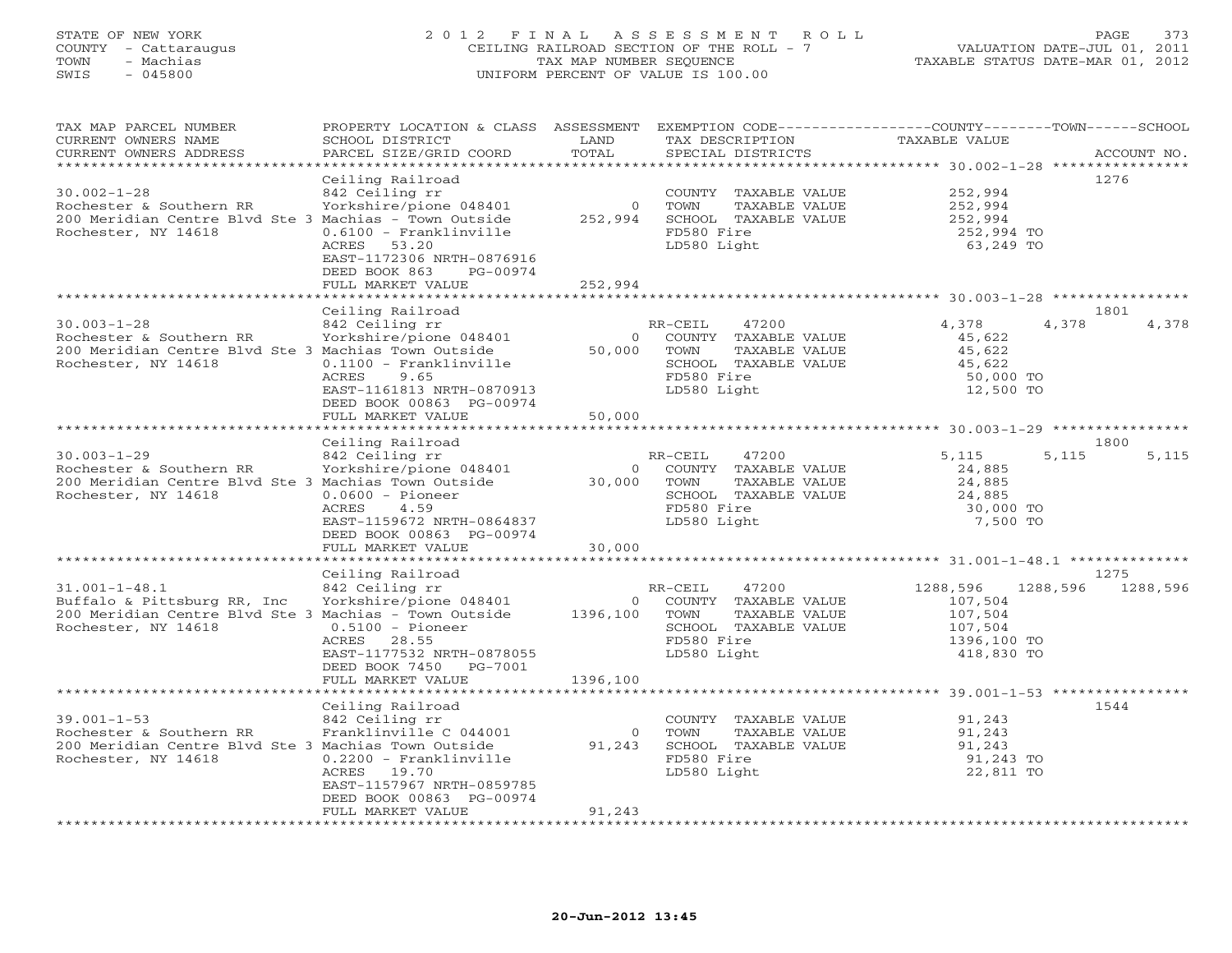STATE OF NEW YORK
COUNTY - Cattaraugus
TOWN - Machias
SWIS - 045800

2012 FINAL ASSESSMENT ROLL
CEILING RAILROAD SECTION OF THE ROLL - 7
TAX MAP NUMBER SEQUENCE
UNIFORM PERCENT OF VALUE IS 100.00

VALUATION DATE-JUL 01, 2011
TAXABLE STATUS DATE-MAR 01, 2012

| TAX MAP PARCEL NUMBER / CURRENT OWNERS NAME / CURRENT OWNERS ADDRESS | PROPERTY LOCATION & CLASS / SCHOOL DISTRICT / PARCEL SIZE/GRID COORD | ASSESSMENT LAND / TOTAL | EXEMPTION CODE / TAX DESCRIPTION / SPECIAL DISTRICTS | COUNTY | TOWN | SCHOOL | ACCOUNT NO. |
|---|---|---|---|---|---|---|---|
| **30.002-1-28** | Ceiling Railroad | | | | | | 1276 |
| 30.002-1-28 | 842 Ceiling rr | | COUNTY TAXABLE VALUE | 252,994 | | | |
| Rochester & Southern RR | Yorkshire/pione 048401 | 0 | TOWN TAXABLE VALUE | | 252,994 | | |
| 200 Meridian Centre Blvd Ste 3 | Machias - Town Outside | 252,994 | SCHOOL TAXABLE VALUE | | | 252,994 | |
| Rochester, NY 14618 | 0.6100 - Franklinville | | FD580 Fire | 252,994 TO | | | |
| | ACRES 53.20 | | LD580 Light | 63,249 TO | | | |
| | EAST-1172306 NRTH-0876916 | | | | | | |
| | DEED BOOK 863 PG-00974 | | | | | | |
| | FULL MARKET VALUE | 252,994 | | | | | |
| **30.003-1-28** | Ceiling Railroad | | | | | | 1801 |
| 30.003-1-28 | 842 Ceiling rr | | RR-CEIL 47200 | 4,378 | 4,378 | 4,378 | |
| Rochester & Southern RR | Yorkshire/pione 048401 | 0 | COUNTY TAXABLE VALUE | 45,622 | | | |
| 200 Meridian Centre Blvd Ste 3 | Machias Town Outside | 50,000 | TOWN TAXABLE VALUE | | 45,622 | | |
| Rochester, NY 14618 | 0.1100 - Franklinville | | SCHOOL TAXABLE VALUE | | | 45,622 | |
| | ACRES 9.65 | | FD580 Fire | 50,000 TO | | | |
| | EAST-1161813 NRTH-0870913 | | LD580 Light | 12,500 TO | | | |
| | DEED BOOK 00863 PG-00974 | | | | | | |
| | FULL MARKET VALUE | 50,000 | | | | | |
| **30.003-1-29** | Ceiling Railroad | | | | | | 1800 |
| 30.003-1-29 | 842 Ceiling rr | | RR-CEIL 47200 | 5,115 | 5,115 | 5,115 | |
| Rochester & Southern RR | Yorkshire/pione 048401 | 0 | COUNTY TAXABLE VALUE | 24,885 | | | |
| 200 Meridian Centre Blvd Ste 3 | Machias Town Outside | 30,000 | TOWN TAXABLE VALUE | | 24,885 | | |
| Rochester, NY 14618 | 0.0600 - Pioneer | | SCHOOL TAXABLE VALUE | | | 24,885 | |
| | ACRES 4.59 | | FD580 Fire | 30,000 TO | | | |
| | EAST-1159672 NRTH-0864837 | | LD580 Light | 7,500 TO | | | |
| | DEED BOOK 00863 PG-00974 | | | | | | |
| | FULL MARKET VALUE | 30,000 | | | | | |
| **31.001-1-48.1** | Ceiling Railroad | | | | | | 1275 |
| 31.001-1-48.1 | 842 Ceiling rr | | RR-CEIL 47200 | 1288,596 | 1288,596 | 1288,596 | |
| Buffalo & Pittsburg RR, Inc | Yorkshire/pione 048401 | 0 | COUNTY TAXABLE VALUE | 107,504 | | | |
| 200 Meridian Centre Blvd Ste 3 | Machias - Town Outside | 1396,100 | TOWN TAXABLE VALUE | | 107,504 | | |
| Rochester, NY 14618 | 0.5100 - Pioneer | | SCHOOL TAXABLE VALUE | | | 107,504 | |
| | ACRES 28.55 | | FD580 Fire | 1396,100 TO | | | |
| | EAST-1177532 NRTH-0878055 | | LD580 Light | 418,830 TO | | | |
| | DEED BOOK 7450 PG-7001 | | | | | | |
| | FULL MARKET VALUE | 1396,100 | | | | | |
| **39.001-1-53** | Ceiling Railroad | | | | | | 1544 |
| 39.001-1-53 | 842 Ceiling rr | | COUNTY TAXABLE VALUE | 91,243 | | | |
| Rochester & Southern RR | Franklinville C 044001 | 0 | TOWN TAXABLE VALUE | | 91,243 | | |
| 200 Meridian Centre Blvd Ste 3 | Machias Town Outside | 91,243 | SCHOOL TAXABLE VALUE | | | 91,243 | |
| Rochester, NY 14618 | 0.2200 - Franklinville | | FD580 Fire | 91,243 TO | | | |
| | ACRES 19.70 | | LD580 Light | 22,811 TO | | | |
| | EAST-1157967 NRTH-0859785 | | | | | | |
| | DEED BOOK 00863 PG-00974 | | | | | | |
| | FULL MARKET VALUE | 91,243 | | | | | |

20-Jun-2012 13:45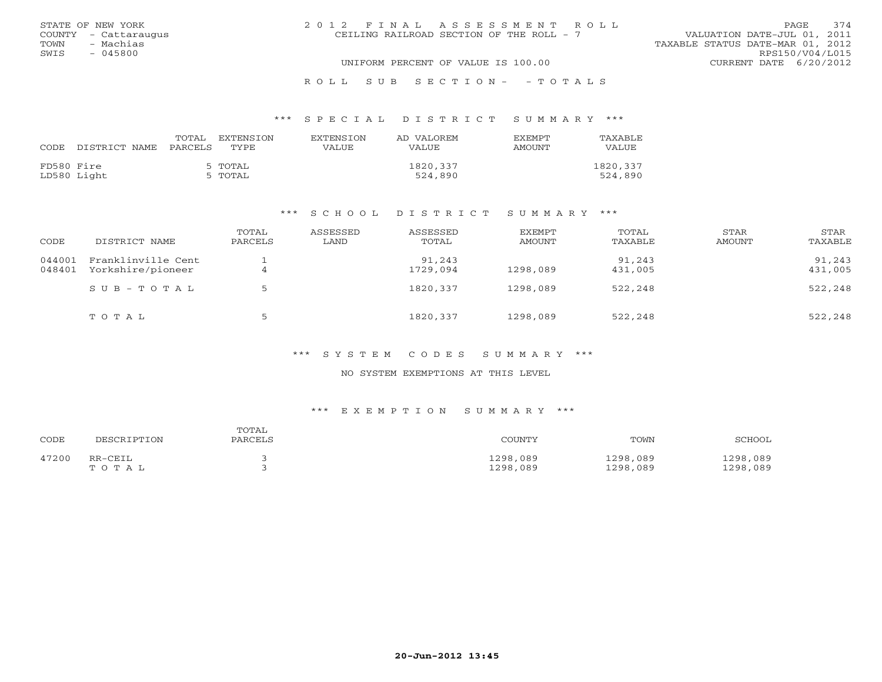STATE OF NEW YORK
COUNTY - Cattaraugus
TOWN - Machias
SWIS - 045800

2012 FINAL ASSESSMENT ROLL
CEILING RAILROAD SECTION OF THE ROLL - 7
UNIFORM PERCENT OF VALUE IS 100.00

VALUATION DATE-JUL 01, 2011
TAXABLE STATUS DATE-MAR 01, 2012
RPS150/V04/L015
CURRENT DATE 6/20/2012

ROLL SUB SECTION- - TOTALS

*** SPECIAL DISTRICT SUMMARY ***

| CODE | DISTRICT NAME | TOTAL PARCELS | EXTENSION TYPE | EXTENSION VALUE | AD VALOREM VALUE | EXEMPT AMOUNT | TAXABLE VALUE |
|---|---|---|---|---|---|---|---|
| FD580 | Fire | 5 | TOTAL | | 1820,337 | | 1820,337 |
| LD580 | Light | 5 | TOTAL | | 524,890 | | 524,890 |

*** SCHOOL DISTRICT SUMMARY ***

| CODE | DISTRICT NAME | TOTAL PARCELS | ASSESSED LAND | ASSESSED TOTAL | EXEMPT AMOUNT | TOTAL TAXABLE | STAR AMOUNT | STAR TAXABLE |
|---|---|---|---|---|---|---|---|---|
| 044001 | Franklinville Cent | 1 | | 91,243 | | 91,243 | | 91,243 |
| 048401 | Yorkshire/pioneer | 4 | | 1729,094 | 1298,089 | 431,005 | | 431,005 |
| | SUB-TOTAL | 5 | | 1820,337 | 1298,089 | 522,248 | | 522,248 |
| | TOTAL | 5 | | 1820,337 | 1298,089 | 522,248 | | 522,248 |

*** SYSTEM CODES SUMMARY ***

NO SYSTEM EXEMPTIONS AT THIS LEVEL

*** EXEMPTION SUMMARY ***

| CODE | DESCRIPTION | TOTAL PARCELS | COUNTY | TOWN | SCHOOL |
|---|---|---|---|---|---|
| 47200 | RR-CEIL | 3 | 1298,089 | 1298,089 | 1298,089 |
| | TOTAL | 3 | 1298,089 | 1298,089 | 1298,089 |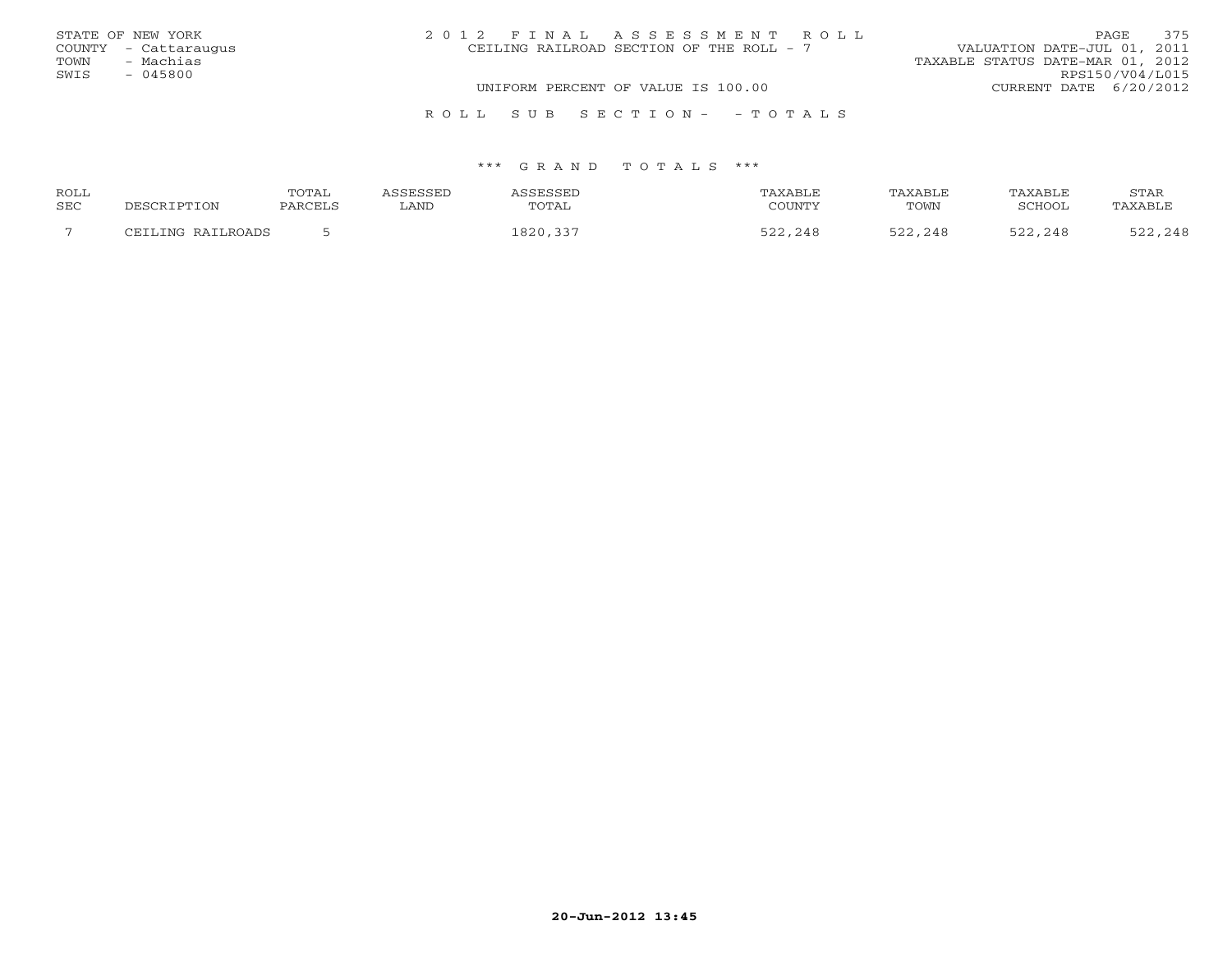STATE OF NEW YORK
COUNTY - Cattaraugus
TOWN - Machias
SWIS - 045800

2 0 1 2 F I N A L A S S E S S M E N T R O L L
CEILING RAILROAD SECTION OF THE ROLL - 7
UNIFORM PERCENT OF VALUE IS 100.00

VALUATION DATE-JUL 01, 2011
TAXABLE STATUS DATE-MAR 01, 2012
RPS150/V04/L015
CURRENT DATE 6/20/2012

R O L L S U B S E C T I O N - - T O T A L S

*** G R A N D T O T A L S ***

| ROLL SEC | DESCRIPTION | TOTAL PARCELS | ASSESSED LAND | ASSESSED TOTAL | TAXABLE COUNTY | TAXABLE TOWN | TAXABLE SCHOOL | STAR TAXABLE |
|---|---|---|---|---|---|---|---|---|
| 7 | CEILING RAILROADS | 5 | | 1820,337 | 522,248 | 522,248 | 522,248 | 522,248 |

20-Jun-2012 13:45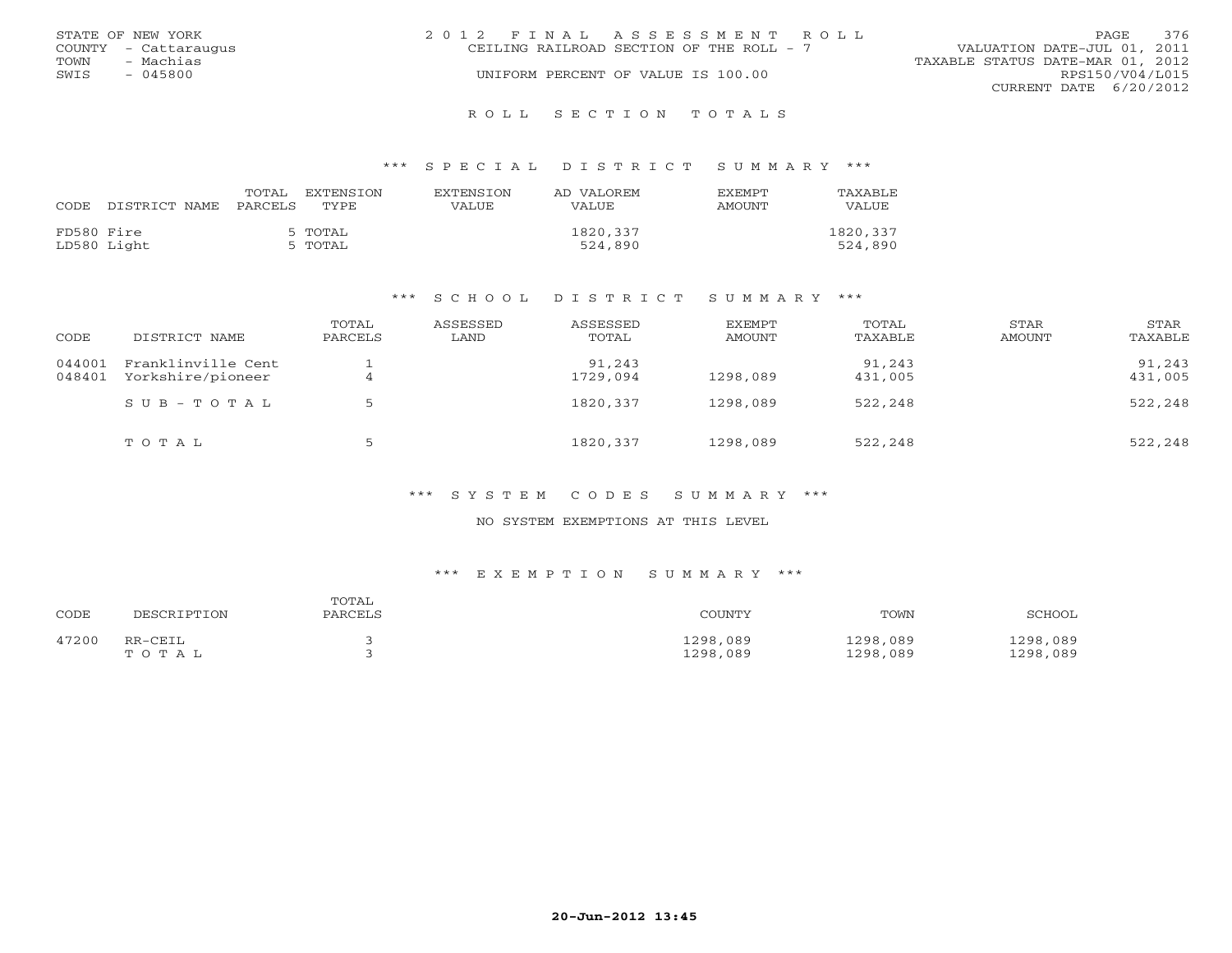STATE OF NEW YORK
COUNTY - Cattaraugus
TOWN - Machias
SWIS - 045800

2012 FINAL ASSESSMENT ROLL
CEILING RAILROAD SECTION OF THE ROLL - 7
UNIFORM PERCENT OF VALUE IS 100.00

VALUATION DATE-JUL 01, 2011
TAXABLE STATUS DATE-MAR 01, 2012
RPS150/V04/L015
CURRENT DATE 6/20/2012

## ROLL SECTION TOTALS

### *** SPECIAL DISTRICT SUMMARY ***

| CODE | DISTRICT NAME | TOTAL PARCELS | EXTENSION TYPE | EXTENSION VALUE | AD VALOREM VALUE | EXEMPT AMOUNT | TAXABLE VALUE |
|---|---|---|---|---|---|---|---|
| FD580 | Fire | 5 | TOTAL | | 1820,337 | | 1820,337 |
| LD580 | Light | 5 | TOTAL | | 524,890 | | 524,890 |

### *** SCHOOL DISTRICT SUMMARY ***

| CODE | DISTRICT NAME | TOTAL PARCELS | ASSESSED LAND | ASSESSED TOTAL | EXEMPT AMOUNT | TOTAL TAXABLE | STAR AMOUNT | STAR TAXABLE |
|---|---|---|---|---|---|---|---|---|
| 044001 | Franklinville Cent | 1 | | 91,243 | | 91,243 | | 91,243 |
| 048401 | Yorkshire/pioneer | 4 | | 1729,094 | 1298,089 | 431,005 | | 431,005 |
| | SUB-TOTAL | 5 | | 1820,337 | 1298,089 | 522,248 | | 522,248 |
| | TOTAL | 5 | | 1820,337 | 1298,089 | 522,248 | | 522,248 |

### *** SYSTEM CODES SUMMARY ***

NO SYSTEM EXEMPTIONS AT THIS LEVEL

### *** EXEMPTION SUMMARY ***

| CODE | DESCRIPTION | TOTAL PARCELS | COUNTY | TOWN | SCHOOL |
|---|---|---|---|---|---|
| 47200 | RR-CEIL | 3 | 1298,089 | 1298,089 | 1298,089 |
| | TOTAL | 3 | 1298,089 | 1298,089 | 1298,089 |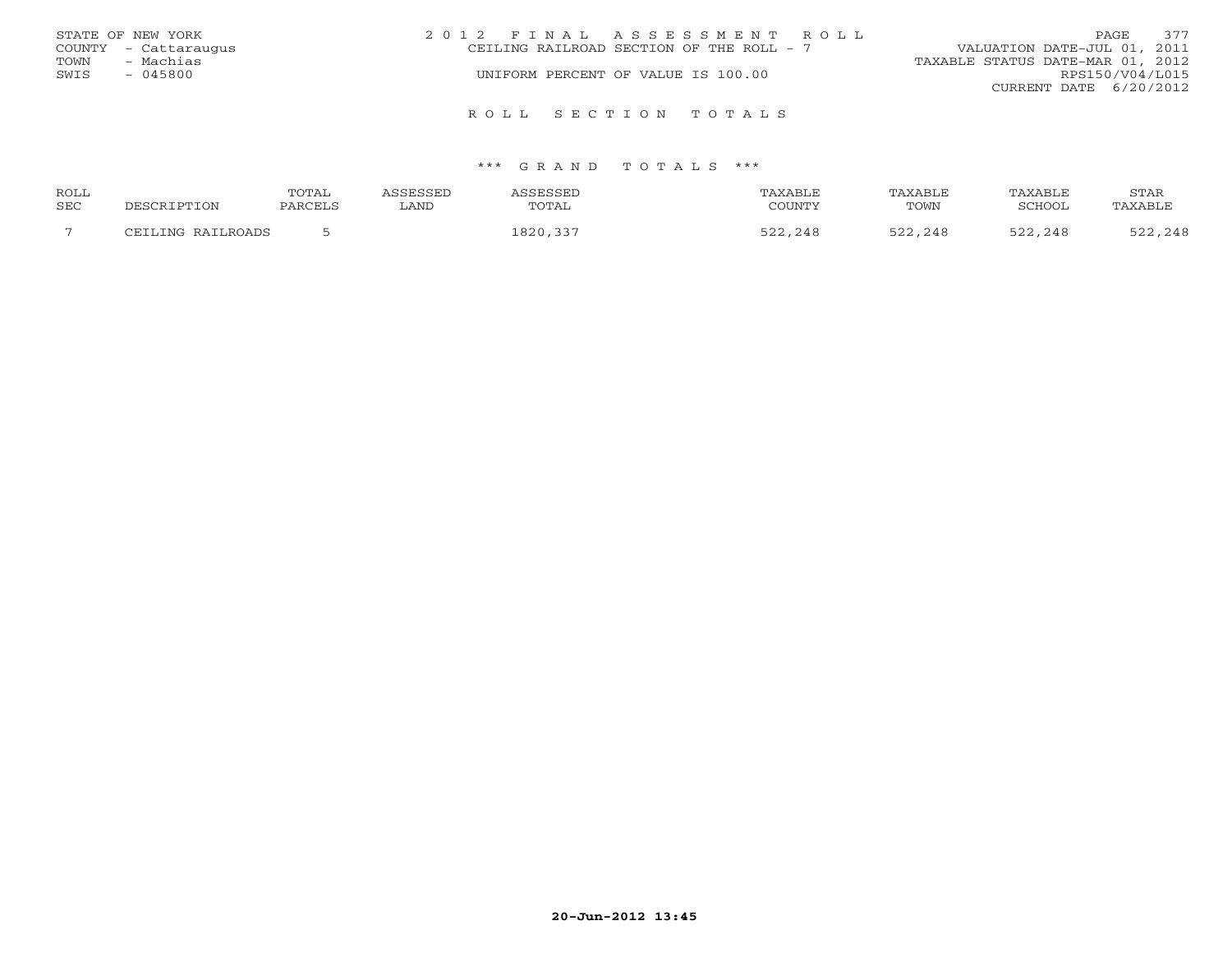STATE OF NEW YORK
COUNTY - Cattaraugus
TOWN - Machias
SWIS - 045800

# 2012 FINAL ASSESSMENT ROLL

CEILING RAILROAD SECTION OF THE ROLL - 7

UNIFORM PERCENT OF VALUE IS 100.00

VALUATION DATE-JUL 01, 2011
TAXABLE STATUS DATE-MAR 01, 2012
RPS150/V04/L015
CURRENT DATE 6/20/2012

## ROLL SECTION TOTALS

### *** GRAND TOTALS ***

| ROLL SEC | DESCRIPTION | TOTAL PARCELS | ASSESSED LAND | ASSESSED TOTAL | TAXABLE COUNTY | TAXABLE TOWN | TAXABLE SCHOOL | STAR TAXABLE |
|---|---|---|---|---|---|---|---|---|
| 7 | CEILING RAILROADS | 5 | | 1820,337 | 522,248 | 522,248 | 522,248 | 522,248 |

20-Jun-2012 13:45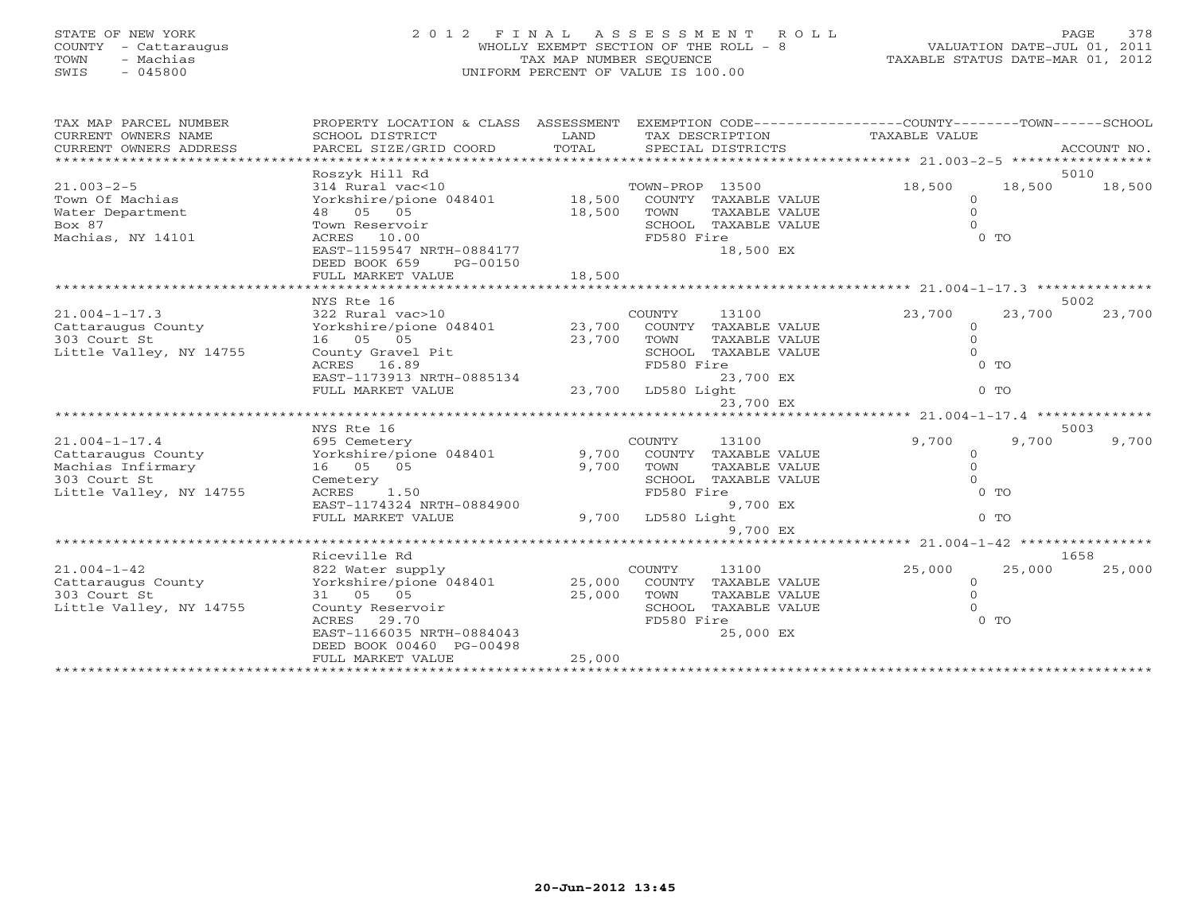STATE OF NEW YORK
COUNTY - Cattaraugus
TOWN - Machias
SWIS - 045800

# 2012 FINAL ASSESSMENT ROLL

WHOLLY EXEMPT SECTION OF THE ROLL - 8
TAX MAP NUMBER SEQUENCE
UNIFORM PERCENT OF VALUE IS 100.00

VALUATION DATE-JUL 01, 2011
TAXABLE STATUS DATE-MAR 01, 2012

| TAX MAP PARCEL NUMBER / CURRENT OWNERS NAME / CURRENT OWNERS ADDRESS | PROPERTY LOCATION & CLASS / SCHOOL DISTRICT / PARCEL SIZE/GRID COORD | ASSESSMENT LAND | TOTAL | EXEMPTION CODE / TAX DESCRIPTION / SPECIAL DISTRICTS | COUNTY TAXABLE VALUE | TOWN | SCHOOL | ACCOUNT NO. |
|---|---|---|---|---|---|---|---|---|
| 21.003-2-5 | Roszyk Hill Rd | | | | | | | 5010 |
| Town Of Machias | 314 Rural vac<10 | | | TOWN-PROP 13500 | 18,500 | 18,500 | 18,500 | |
| Water Department | Yorkshire/pione 048401 | 18,500 | | COUNTY TAXABLE VALUE | 0 | | | |
| Box 87 | 48 05 05 | | 18,500 | TOWN TAXABLE VALUE | 0 | | | |
| Machias, NY 14101 | Town Reservoir | | | SCHOOL TAXABLE VALUE | 0 | | | |
| | ACRES 10.00 | | | FD580 Fire | 0 TO | | | |
| | EAST-1159547 NRTH-0884177 | | | 18,500 EX | | | | |
| | DEED BOOK 659 PG-00150 | | | | | | | |
| | FULL MARKET VALUE | | 18,500 | | | | | |
| 21.004-1-17.3 | NYS Rte 16 | | | | | | | 5002 |
| Cattaraugus County | 322 Rural vac>10 | | | COUNTY 13100 | 23,700 | 23,700 | 23,700 | |
| 303 Court St | Yorkshire/pione 048401 | 23,700 | | COUNTY TAXABLE VALUE | 0 | | | |
| Little Valley, NY 14755 | 16 05 05 | | 23,700 | TOWN TAXABLE VALUE | 0 | | | |
| | County Gravel Pit | | | SCHOOL TAXABLE VALUE | 0 | | | |
| | ACRES 16.89 | | | FD580 Fire | 0 TO | | | |
| | EAST-1173913 NRTH-0885134 | | | 23,700 EX | | | | |
| | FULL MARKET VALUE | | 23,700 | LD580 Light | 0 TO | | | |
| | | | | 23,700 EX | | | | |
| 21.004-1-17.4 | NYS Rte 16 | | | | | | | 5003 |
| Cattaraugus County | 695 Cemetery | | | COUNTY 13100 | 9,700 | 9,700 | 9,700 | |
| Machias Infirmary | Yorkshire/pione 048401 | 9,700 | | COUNTY TAXABLE VALUE | 0 | | | |
| 303 Court St | 16 05 05 | | 9,700 | TOWN TAXABLE VALUE | 0 | | | |
| Little Valley, NY 14755 | Cemetery | | | SCHOOL TAXABLE VALUE | 0 | | | |
| | ACRES 1.50 | | | FD580 Fire | 0 TO | | | |
| | EAST-1174324 NRTH-0884900 | | | 9,700 EX | | | | |
| | FULL MARKET VALUE | | 9,700 | LD580 Light | 0 TO | | | |
| | | | | 9,700 EX | | | | |
| 21.004-1-42 | Riceville Rd | | | | | | | 1658 |
| Cattaraugus County | 822 Water supply | | | COUNTY 13100 | 25,000 | 25,000 | 25,000 | |
| 303 Court St | Yorkshire/pione 048401 | 25,000 | | COUNTY TAXABLE VALUE | 0 | | | |
| Little Valley, NY 14755 | 31 05 05 | | 25,000 | TOWN TAXABLE VALUE | 0 | | | |
| | County Reservoir | | | SCHOOL TAXABLE VALUE | 0 | | | |
| | ACRES 29.70 | | | FD580 Fire | 0 TO | | | |
| | EAST-1166035 NRTH-0884043 | | | 25,000 EX | | | | |
| | DEED BOOK 00460 PG-00498 | | | | | | | |
| | FULL MARKET VALUE | | 25,000 | | | | | |

20-Jun-2012 13:45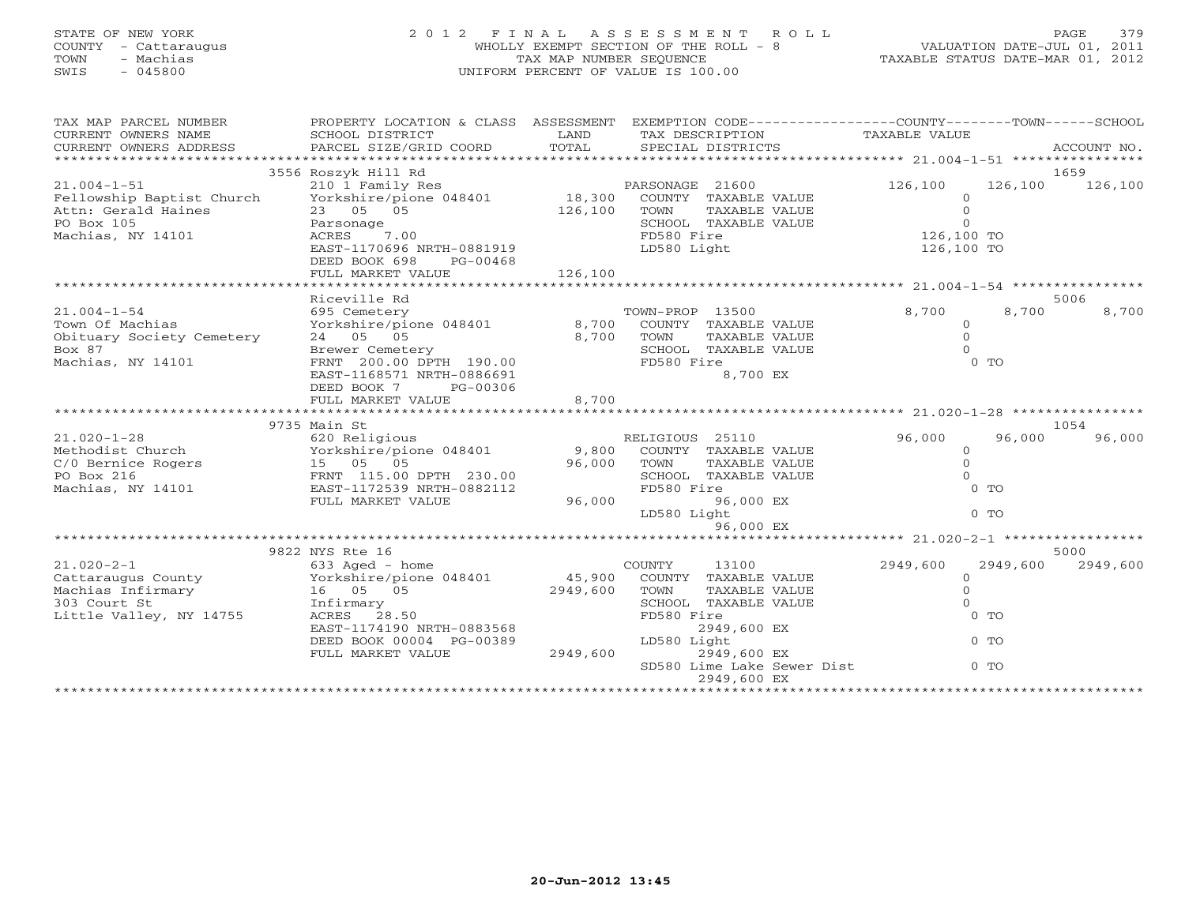STATE OF NEW YORK
COUNTY - Cattaraugus
TOWN - Machias
SWIS - 045800

2012 FINAL ASSESSMENT ROLL
WHOLLY EXEMPT SECTION OF THE ROLL - 8
TAX MAP NUMBER SEQUENCE
UNIFORM PERCENT OF VALUE IS 100.00

VALUATION DATE-JUL 01, 2011
TAXABLE STATUS DATE-MAR 01, 2012

| TAX MAP PARCEL NUMBER / CURRENT OWNERS NAME / CURRENT OWNERS ADDRESS | PROPERTY LOCATION & CLASS / SCHOOL DISTRICT / PARCEL SIZE/GRID COORD | ASSESSMENT LAND / TOTAL | EXEMPTION CODE / TAX DESCRIPTION / SPECIAL DISTRICTS | COUNTY TAXABLE VALUE | TOWN | SCHOOL / ACCOUNT NO. |
|---|---|---|---|---|---|---|
| | 3556 Roszyk Hill Rd | | | | | 1659 |
| 21.004-1-51 | 210 1 Family Res | | PARSONAGE 21600 | 126,100 | 126,100 | 126,100 |
| Fellowship Baptist Church | Yorkshire/pione 048401 | 18,300 | COUNTY TAXABLE VALUE | 0 | | |
| Attn: Gerald Haines | 23 05 05 | 126,100 | TOWN TAXABLE VALUE | 0 | | |
| PO Box 105 | Parsonage | | SCHOOL TAXABLE VALUE | 0 | | |
| Machias, NY 14101 | ACRES 7.00 | | FD580 Fire | 126,100 TO | | |
| | EAST-1170696 NRTH-0881919 | | LD580 Light | 126,100 TO | | |
| | DEED BOOK 698 PG-00468 | | | | | |
| | FULL MARKET VALUE | 126,100 | | | | |
| | Riceville Rd | | | | | 5006 |
| 21.004-1-54 | 695 Cemetery | | TOWN-PROP 13500 | 8,700 | 8,700 | 8,700 |
| Town Of Machias | Yorkshire/pione 048401 | 8,700 | COUNTY TAXABLE VALUE | 0 | | |
| Obituary Society Cemetery | 24 05 05 | 8,700 | TOWN TAXABLE VALUE | 0 | | |
| Box 87 | Brewer Cemetery | | SCHOOL TAXABLE VALUE | 0 | | |
| Machias, NY 14101 | FRNT 200.00 DPTH 190.00 | | FD580 Fire | 0 TO | | |
| | EAST-1168571 NRTH-0886691 | | 8,700 EX | | | |
| | DEED BOOK 7 PG-00306 | | | | | |
| | FULL MARKET VALUE | 8,700 | | | | |
| | 9735 Main St | | | | | 1054 |
| 21.020-1-28 | 620 Religious | | RELIGIOUS 25110 | 96,000 | 96,000 | 96,000 |
| Methodist Church | Yorkshire/pione 048401 | 9,800 | COUNTY TAXABLE VALUE | 0 | | |
| C/0 Bernice Rogers | 15 05 05 | 96,000 | TOWN TAXABLE VALUE | 0 | | |
| PO Box 216 | FRNT 115.00 DPTH 230.00 | | SCHOOL TAXABLE VALUE | 0 | | |
| Machias, NY 14101 | EAST-1172539 NRTH-0882112 | | FD580 Fire | 0 TO | | |
| | FULL MARKET VALUE | 96,000 | 96,000 EX | | | |
| | | | LD580 Light | 0 TO | | |
| | | | 96,000 EX | | | |
| | 9822 NYS Rte 16 | | | | | 5000 |
| 21.020-2-1 | 633 Aged - home | | COUNTY 13100 | 2949,600 | 2949,600 | 2949,600 |
| Cattaraugus County | Yorkshire/pione 048401 | 45,900 | COUNTY TAXABLE VALUE | 0 | | |
| Machias Infirmary | 16 05 05 | 2949,600 | TOWN TAXABLE VALUE | 0 | | |
| 303 Court St | Infirmary | | SCHOOL TAXABLE VALUE | 0 | | |
| Little Valley, NY 14755 | ACRES 28.50 | | FD580 Fire | 0 TO | | |
| | EAST-1174190 NRTH-0883568 | | 2949,600 EX | | | |
| | DEED BOOK 00004 PG-00389 | | LD580 Light | 0 TO | | |
| | FULL MARKET VALUE | 2949,600 | 2949,600 EX | | | |
| | | | SD580 Lime Lake Sewer Dist | 0 TO | | |
| | | | 2949,600 EX | | | |

20-Jun-2012 13:45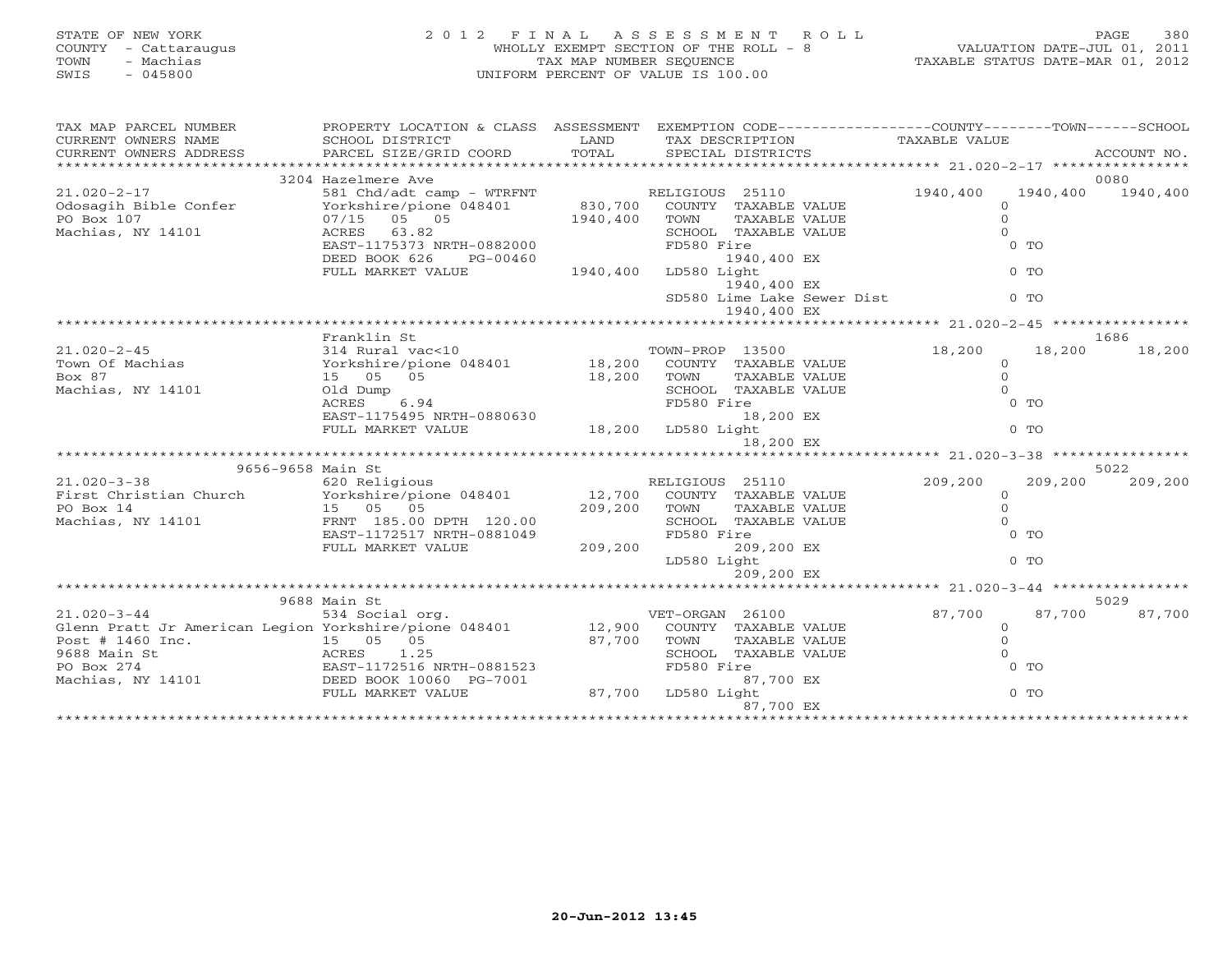STATE OF NEW YORK | COUNTY - Cattaraugus | TOWN - Machias | SWIS - 045800

# 2012 FINAL ASSESSMENT ROLL
WHOLLY EXEMPT SECTION OF THE ROLL - 8
TAX MAP NUMBER SEQUENCE
UNIFORM PERCENT OF VALUE IS 100.00

VALUATION DATE-JUL 01, 2011
TAXABLE STATUS DATE-MAR 01, 2012

| TAX MAP PARCEL NUMBER / CURRENT OWNERS NAME / CURRENT OWNERS ADDRESS | PROPERTY LOCATION & CLASS / SCHOOL DISTRICT / PARCEL SIZE/GRID COORD | ASSESSMENT LAND / TOTAL | EXEMPTION CODE / TAX DESCRIPTION / SPECIAL DISTRICTS | COUNTY TAXABLE VALUE | TOWN | SCHOOL / ACCOUNT NO. |
|---|---|---|---|---|---|---|
| **21.020-2-17** | 3204 Hazelmere Ave | | | | | 0080 |
| Odosagih Bible Confer | 581 Chd/adt camp - WTRFNT | | RELIGIOUS 25110 | 1940,400 | 1940,400 | 1940,400 |
| PO Box 107 | Yorkshire/pione 048401 | 830,700 | COUNTY TAXABLE VALUE | 0 | | |
| Machias, NY 14101 | 07/15 05 05 | 1940,400 | TOWN TAXABLE VALUE | 0 | | |
| | ACRES 63.82 | | SCHOOL TAXABLE VALUE | 0 | | |
| | EAST-1175373 NRTH-0882000 | | FD580 Fire 1940,400 EX | 0 TO | | |
| | DEED BOOK 626 PG-00460 | | | | | |
| | FULL MARKET VALUE | 1940,400 | LD580 Light 1940,400 EX | 0 TO | | |
| | | | SD580 Lime Lake Sewer Dist 1940,400 EX | 0 TO | | |
| **21.020-2-45** | Franklin St | | | | | 1686 |
| Town Of Machias | 314 Rural vac<10 | | TOWN-PROP 13500 | 18,200 | 18,200 | 18,200 |
| Box 87 | Yorkshire/pione 048401 | 18,200 | COUNTY TAXABLE VALUE | 0 | | |
| Machias, NY 14101 | 15 05 05 | 18,200 | TOWN TAXABLE VALUE | 0 | | |
| | Old Dump | | SCHOOL TAXABLE VALUE | 0 | | |
| | ACRES 6.94 | | FD580 Fire 18,200 EX | 0 TO | | |
| | EAST-1175495 NRTH-0880630 | | | | | |
| | FULL MARKET VALUE | 18,200 | LD580 Light 18,200 EX | 0 TO | | |
| **21.020-3-38** | 9656-9658 Main St | | | | | 5022 |
| First Christian Church | 620 Religious | | RELIGIOUS 25110 | 209,200 | 209,200 | 209,200 |
| PO Box 14 | Yorkshire/pione 048401 | 12,700 | COUNTY TAXABLE VALUE | 0 | | |
| Machias, NY 14101 | 15 05 05 | 209,200 | TOWN TAXABLE VALUE | 0 | | |
| | FRNT 185.00 DPTH 120.00 | | SCHOOL TAXABLE VALUE | 0 | | |
| | EAST-1172517 NRTH-0881049 | | FD580 Fire 209,200 EX | 0 TO | | |
| | FULL MARKET VALUE | 209,200 | LD580 Light 209,200 EX | 0 TO | | |
| **21.020-3-44** | 9688 Main St | | | | | 5029 |
| Glenn Pratt Jr American Legion | 534 Social org. | | VET-ORGAN 26100 | 87,700 | 87,700 | 87,700 |
| Post # 1460 Inc. | Yorkshire/pione 048401 | 12,900 | COUNTY TAXABLE VALUE | 0 | | |
| 9688 Main St | 15 05 05 | 87,700 | TOWN TAXABLE VALUE | 0 | | |
| PO Box 274 | ACRES 1.25 | | SCHOOL TAXABLE VALUE | 0 | | |
| Machias, NY 14101 | EAST-1172516 NRTH-0881523 | | FD580 Fire 87,700 EX | 0 TO | | |
| | DEED BOOK 10060 PG-7001 | | | | | |
| | FULL MARKET VALUE | 87,700 | LD580 Light 87,700 EX | 0 TO | | |

20-Jun-2012 13:45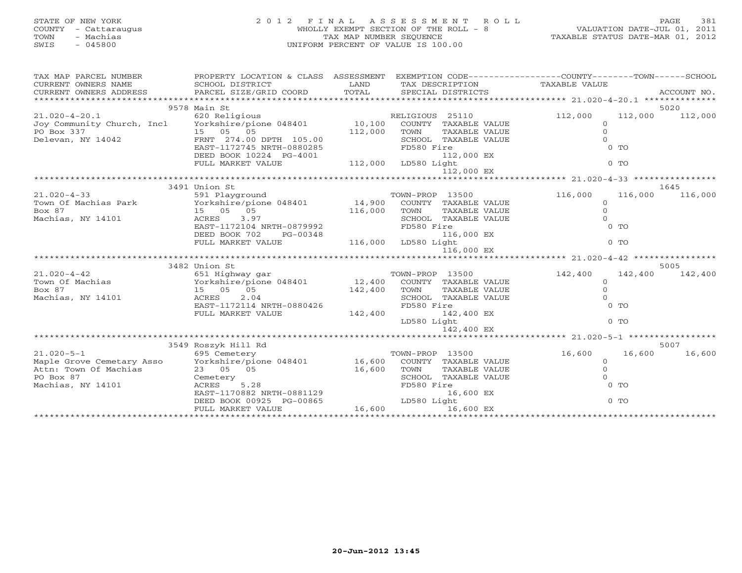STATE OF NEW YORK
COUNTY - Cattaraugus
TOWN - Machias
SWIS - 045800

2012 FINAL ASSESSMENT ROLL
WHOLLY EXEMPT SECTION OF THE ROLL - 8
TAX MAP NUMBER SEQUENCE
UNIFORM PERCENT OF VALUE IS 100.00

VALUATION DATE-JUL 01, 2011
TAXABLE STATUS DATE-MAR 01, 2012

| TAX MAP PARCEL NUMBER / CURRENT OWNERS NAME / CURRENT OWNERS ADDRESS | PROPERTY LOCATION & CLASS / SCHOOL DISTRICT / PARCEL SIZE/GRID COORD | ASSESSMENT LAND / TOTAL | EXEMPTION CODE / TAX DESCRIPTION / SPECIAL DISTRICTS | COUNTY TAXABLE VALUE | TOWN | SCHOOL / ACCOUNT NO. |
|---|---|---|---|---|---|---|
| **21.020-4-20.1** | 9578 Main St | | | | | 5020 |
| 21.020-4-20.1 | 620 Religious | | RELIGIOUS 25110 | 112,000 | 112,000 | 112,000 |
| Joy Community Church, Incl | Yorkshire/pione 048401 | 10,100 | COUNTY TAXABLE VALUE | 0 | | |
| PO Box 337 | 15 05 05 | 112,000 | TOWN TAXABLE VALUE | 0 | | |
| Delevan, NY 14042 | FRNT 274.00 DPTH 105.00 | | SCHOOL TAXABLE VALUE | 0 | | |
| | EAST-1172745 NRTH-0880285 | | FD580 Fire | | 0 TO | |
| | DEED BOOK 10224 PG-4001 | | 112,000 EX | | | |
| | FULL MARKET VALUE | 112,000 | LD580 Light | | 0 TO | |
| | | | 112,000 EX | | | |
| **21.020-4-33** | 3491 Union St | | | | | 1645 |
| 21.020-4-33 | 591 Playground | | TOWN-PROP 13500 | 116,000 | 116,000 | 116,000 |
| Town Of Machias Park | Yorkshire/pione 048401 | 14,900 | COUNTY TAXABLE VALUE | 0 | | |
| Box 87 | 15 05 05 | 116,000 | TOWN TAXABLE VALUE | 0 | | |
| Machias, NY 14101 | ACRES 3.97 | | SCHOOL TAXABLE VALUE | 0 | | |
| | EAST-1172104 NRTH-0879992 | | FD580 Fire | | 0 TO | |
| | DEED BOOK 702 PG-00348 | | 116,000 EX | | | |
| | FULL MARKET VALUE | 116,000 | LD580 Light | | 0 TO | |
| | | | 116,000 EX | | | |
| **21.020-4-42** | 3482 Union St | | | | | 5005 |
| 21.020-4-42 | 651 Highway gar | | TOWN-PROP 13500 | 142,400 | 142,400 | 142,400 |
| Town Of Machias | Yorkshire/pione 048401 | 12,400 | COUNTY TAXABLE VALUE | 0 | | |
| Box 87 | 15 05 05 | 142,400 | TOWN TAXABLE VALUE | 0 | | |
| Machias, NY 14101 | ACRES 2.04 | | SCHOOL TAXABLE VALUE | 0 | | |
| | EAST-1172114 NRTH-0880426 | | FD580 Fire | | 0 TO | |
| | FULL MARKET VALUE | 142,400 | 142,400 EX | | | |
| | | | LD580 Light | | 0 TO | |
| | | | 142,400 EX | | | |
| **21.020-5-1** | 3549 Roszyk Hill Rd | | | | | 5007 |
| 21.020-5-1 | 695 Cemetery | | TOWN-PROP 13500 | 16,600 | 16,600 | 16,600 |
| Maple Grove Cemetary Asso | Yorkshire/pione 048401 | 16,600 | COUNTY TAXABLE VALUE | 0 | | |
| Attn: Town Of Machias | 23 05 05 | 16,600 | TOWN TAXABLE VALUE | 0 | | |
| PO Box 87 | Cemetery | | SCHOOL TAXABLE VALUE | 0 | | |
| Machias, NY 14101 | ACRES 5.28 | | FD580 Fire | | 0 TO | |
| | EAST-1170882 NRTH-0881129 | | 16,600 EX | | | |
| | DEED BOOK 00925 PG-00865 | | LD580 Light | | 0 TO | |
| | FULL MARKET VALUE | 16,600 | 16,600 EX | | | |

20-Jun-2012 13:45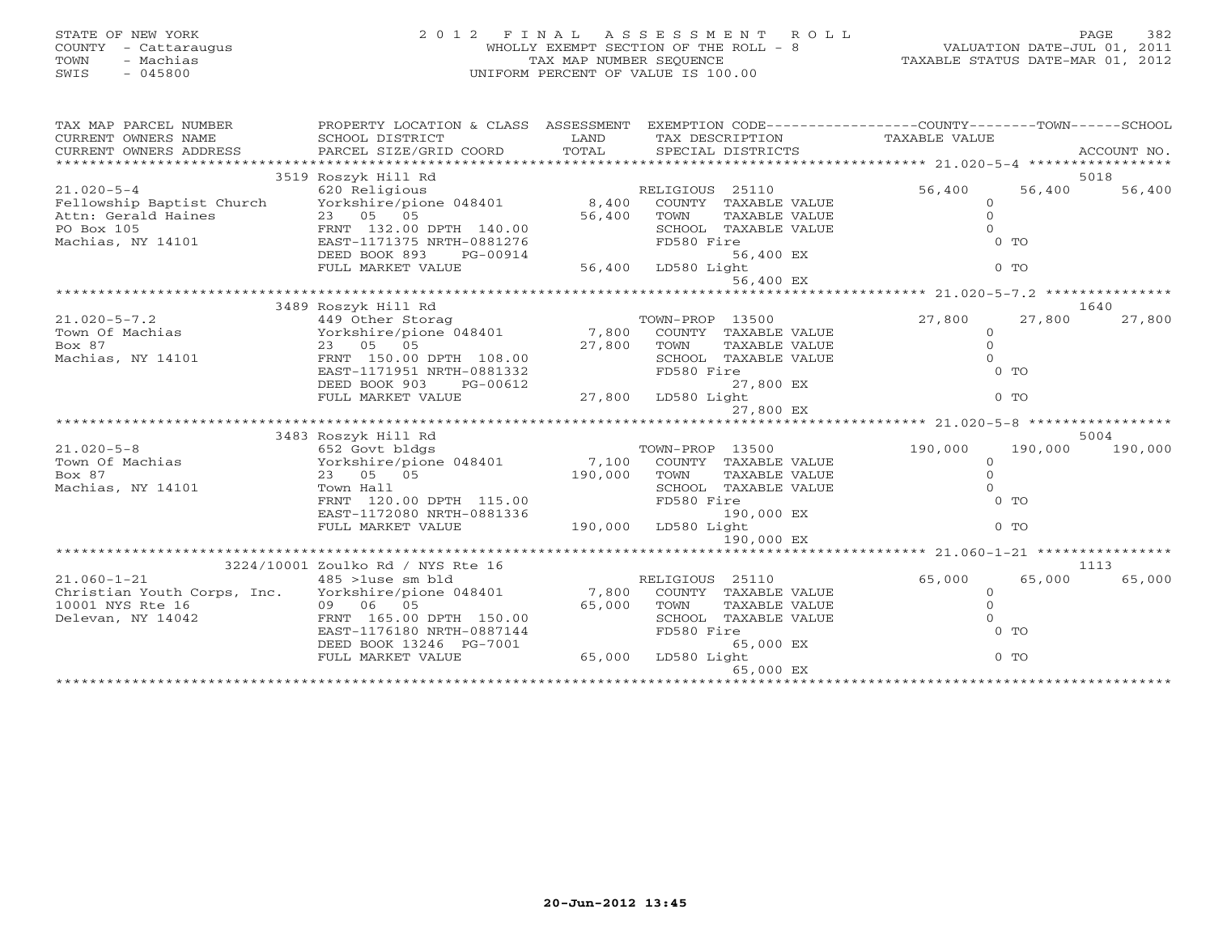STATE OF NEW YORK
COUNTY - Cattaraugus
TOWN - Machias
SWIS - 045800

# 2012 FINAL ASSESSMENT ROLL
WHOLLY EXEMPT SECTION OF THE ROLL - 8
TAX MAP NUMBER SEQUENCE
UNIFORM PERCENT OF VALUE IS 100.00

VALUATION DATE-JUL 01, 2011
TAXABLE STATUS DATE-MAR 01, 2012

| TAX MAP PARCEL NUMBER / CURRENT OWNERS NAME / CURRENT OWNERS ADDRESS | PROPERTY LOCATION & CLASS / SCHOOL DISTRICT / PARCEL SIZE/GRID COORD | ASSESSMENT LAND | TOTAL | EXEMPTION CODE / TAX DESCRIPTION / SPECIAL DISTRICTS | COUNTY TAXABLE VALUE | TOWN | SCHOOL / ACCOUNT NO. |
|---|---|---|---|---|---|---|---|
| **21.020-5-4** | 3519 Roszyk Hill Rd | | | | | | 5018 |
| Fellowship Baptist Church | 620 Religious | | | RELIGIOUS 25110 | 56,400 | 56,400 | 56,400 |
| Attn: Gerald Haines | Yorkshire/pione 048401 | 8,400 | | COUNTY TAXABLE VALUE | 0 | | |
| PO Box 105 | 23 05 05 | | 56,400 | TOWN TAXABLE VALUE | 0 | | |
| Machias, NY 14101 | FRNT 132.00 DPTH 140.00 | | | SCHOOL TAXABLE VALUE | 0 | | |
| | EAST-1171375 NRTH-0881276 | | | FD580 Fire 56,400 EX | 0 TO | | |
| | DEED BOOK 893 PG-00914 | | | | | | |
| | FULL MARKET VALUE | | 56,400 | LD580 Light 56,400 EX | 0 TO | | |
| **21.020-5-7.2** | 3489 Roszyk Hill Rd | | | | | | 1640 |
| Town Of Machias | 449 Other Storag | | | TOWN-PROP 13500 | 27,800 | 27,800 | 27,800 |
| Box 87 | Yorkshire/pione 048401 | 7,800 | | COUNTY TAXABLE VALUE | 0 | | |
| Machias, NY 14101 | 23 05 05 | | 27,800 | TOWN TAXABLE VALUE | 0 | | |
| | FRNT 150.00 DPTH 108.00 | | | SCHOOL TAXABLE VALUE | 0 | | |
| | EAST-1171951 NRTH-0881332 | | | FD580 Fire 27,800 EX | 0 TO | | |
| | DEED BOOK 903 PG-00612 | | | | | | |
| | FULL MARKET VALUE | | 27,800 | LD580 Light 27,800 EX | 0 TO | | |
| **21.020-5-8** | 3483 Roszyk Hill Rd | | | | | | 5004 |
| Town Of Machias | 652 Govt bldgs | | | TOWN-PROP 13500 | 190,000 | 190,000 | 190,000 |
| Box 87 | Yorkshire/pione 048401 | 7,100 | | COUNTY TAXABLE VALUE | 0 | | |
| Machias, NY 14101 | 23 05 05 | | 190,000 | TOWN TAXABLE VALUE | 0 | | |
| | Town Hall | | | SCHOOL TAXABLE VALUE | 0 | | |
| | FRNT 120.00 DPTH 115.00 | | | FD580 Fire 190,000 EX | 0 TO | | |
| | EAST-1172080 NRTH-0881336 | | | | | | |
| | FULL MARKET VALUE | | 190,000 | LD580 Light 190,000 EX | 0 TO | | |
| **21.060-1-21** | 3224/10001 Zoulko Rd / NYS Rte 16 | | | | | | 1113 |
| Christian Youth Corps, Inc. | 485 >1use sm bld | | | RELIGIOUS 25110 | 65,000 | 65,000 | 65,000 |
| 10001 NYS Rte 16 | Yorkshire/pione 048401 | 7,800 | | COUNTY TAXABLE VALUE | 0 | | |
| Delevan, NY 14042 | 09 06 05 | | 65,000 | TOWN TAXABLE VALUE | 0 | | |
| | FRNT 165.00 DPTH 150.00 | | | SCHOOL TAXABLE VALUE | 0 | | |
| | EAST-1176180 NRTH-0887144 | | | FD580 Fire 65,000 EX | 0 TO | | |
| | DEED BOOK 13246 PG-7001 | | | | | | |
| | FULL MARKET VALUE | | 65,000 | LD580 Light 65,000 EX | 0 TO | | |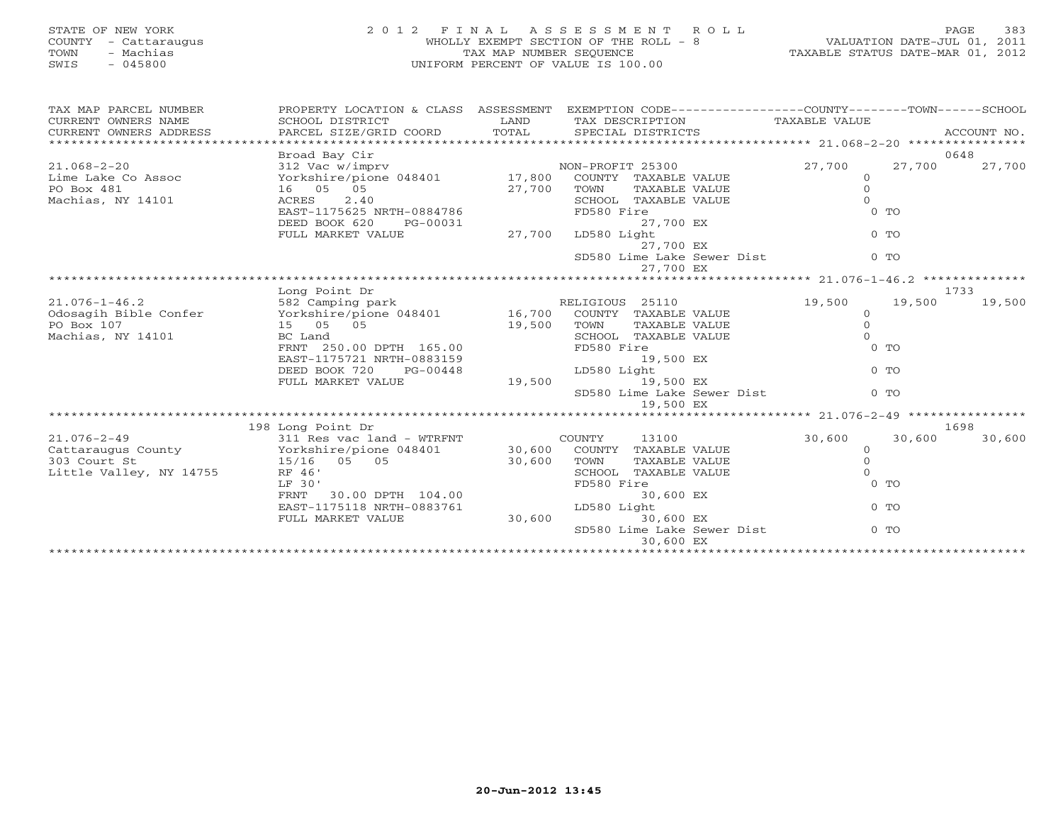STATE OF NEW YORK
COUNTY - Cattaraugus
TOWN - Machias
SWIS - 045800

# 2012 FINAL ASSESSMENT ROLL

WHOLLY EXEMPT SECTION OF THE ROLL - 8
TAX MAP NUMBER SEQUENCE
UNIFORM PERCENT OF VALUE IS 100.00

VALUATION DATE-JUL 01, 2011
TAXABLE STATUS DATE-MAR 01, 2012

| TAX MAP PARCEL NUMBER / CURRENT OWNERS NAME / CURRENT OWNERS ADDRESS | PROPERTY LOCATION & CLASS / SCHOOL DISTRICT / PARCEL SIZE/GRID COORD | ASSESSMENT LAND / TOTAL | EXEMPTION CODE / TAX DESCRIPTION / SPECIAL DISTRICTS | COUNTY TAXABLE VALUE | TOWN | SCHOOL / ACCOUNT NO. |
|---|---|---|---|---|---|---|
| 21.068-2-20 | Broad Bay Cir | | | | | 0648 |
| | 312 Vac w/imprv | | NON-PROFIT 25300 | 27,700 | 27,700 | 27,700 |
| Lime Lake Co Assoc | Yorkshire/pione 048401 | 17,800 | COUNTY TAXABLE VALUE | 0 | | |
| PO Box 481 | 16 05 05 | 27,700 | TOWN TAXABLE VALUE | 0 | | |
| Machias, NY 14101 | ACRES 2.40 | | SCHOOL TAXABLE VALUE | 0 | | |
| | EAST-1175625 NRTH-0884786 | | FD580 Fire | 0 TO | | |
| | DEED BOOK 620 PG-00031 | | 27,700 EX | | | |
| | FULL MARKET VALUE | 27,700 | LD580 Light | 0 TO | | |
| | | | 27,700 EX | | | |
| | | | SD580 Lime Lake Sewer Dist | 0 TO | | |
| | | | 27,700 EX | | | |
| 21.076-1-46.2 | Long Point Dr | | | | | 1733 |
| | 582 Camping park | | RELIGIOUS 25110 | 19,500 | 19,500 | 19,500 |
| Odosagih Bible Confer | Yorkshire/pione 048401 | 16,700 | COUNTY TAXABLE VALUE | 0 | | |
| PO Box 107 | 15 05 05 | 19,500 | TOWN TAXABLE VALUE | 0 | | |
| Machias, NY 14101 | BC Land | | SCHOOL TAXABLE VALUE | 0 | | |
| | FRNT 250.00 DPTH 165.00 | | FD580 Fire | 0 TO | | |
| | EAST-1175721 NRTH-0883159 | | 19,500 EX | | | |
| | DEED BOOK 720 PG-00448 | | LD580 Light | 0 TO | | |
| | FULL MARKET VALUE | 19,500 | 19,500 EX | | | |
| | | | SD580 Lime Lake Sewer Dist | 0 TO | | |
| | | | 19,500 EX | | | |
| 21.076-2-49 | 198 Long Point Dr | | | | | 1698 |
| | 311 Res vac land - WTRFNT | | COUNTY 13100 | 30,600 | 30,600 | 30,600 |
| Cattaraugus County | Yorkshire/pione 048401 | 30,600 | COUNTY TAXABLE VALUE | 0 | | |
| 303 Court St | 15/16 05 05 | 30,600 | TOWN TAXABLE VALUE | 0 | | |
| Little Valley, NY 14755 | RF 46' | | SCHOOL TAXABLE VALUE | 0 | | |
| | LF 30' | | FD580 Fire | 0 TO | | |
| | FRNT 30.00 DPTH 104.00 | | 30,600 EX | | | |
| | EAST-1175118 NRTH-0883761 | | LD580 Light | 0 TO | | |
| | FULL MARKET VALUE | 30,600 | 30,600 EX | | | |
| | | | SD580 Lime Lake Sewer Dist | 0 TO | | |
| | | | 30,600 EX | | | |

20-Jun-2012 13:45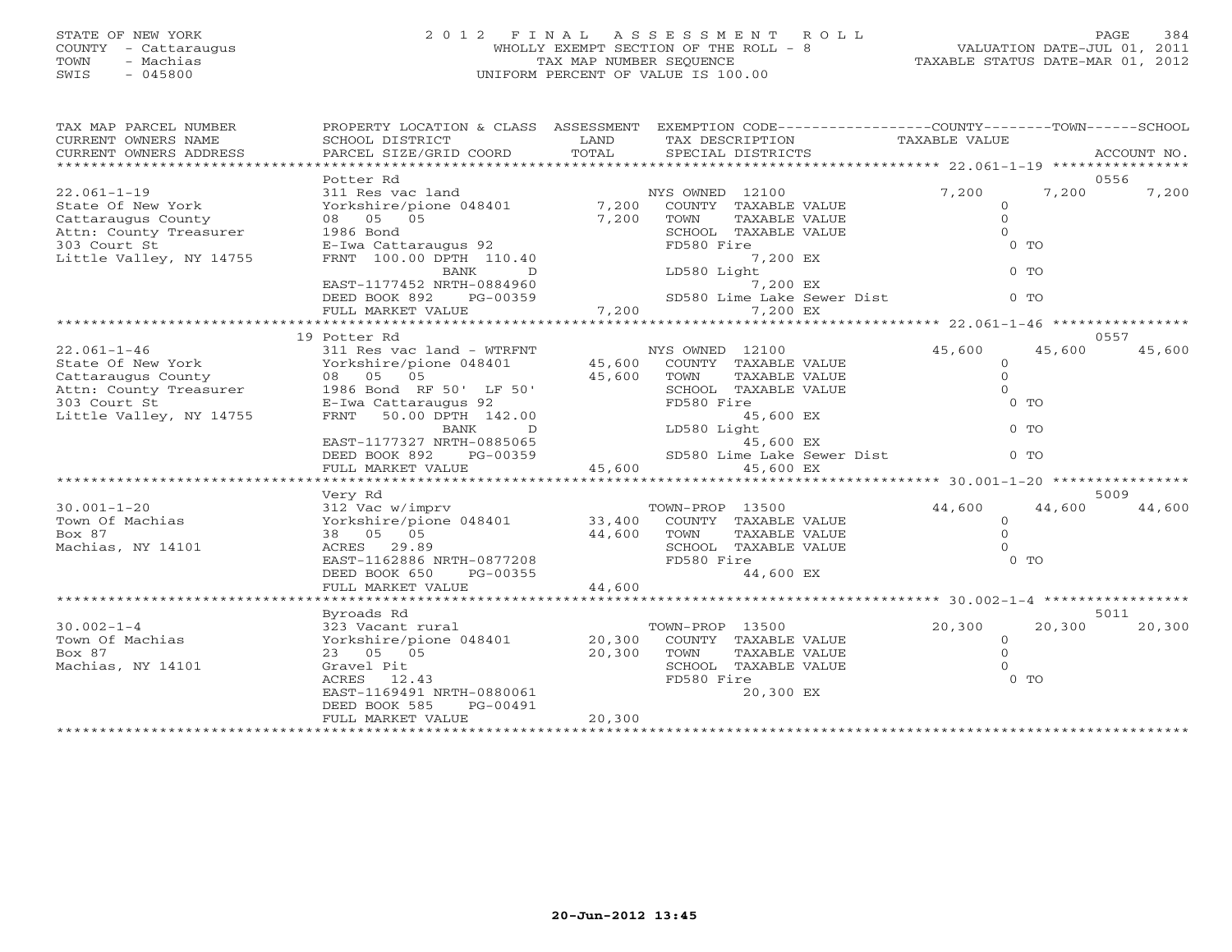STATE OF NEW YORK
COUNTY - Cattaraugus
TOWN - Machias
SWIS - 045800

# 2012 FINAL ASSESSMENT ROLL
WHOLLY EXEMPT SECTION OF THE ROLL - 8
TAX MAP NUMBER SEQUENCE
UNIFORM PERCENT OF VALUE IS 100.00

VALUATION DATE-JUL 01, 2011
TAXABLE STATUS DATE-MAR 01, 2012

| TAX MAP PARCEL NUMBER / CURRENT OWNERS NAME / CURRENT OWNERS ADDRESS | PROPERTY LOCATION & CLASS / SCHOOL DISTRICT / PARCEL SIZE/GRID COORD | ASSESSMENT LAND | TOTAL | EXEMPTION CODE / TAX DESCRIPTION / SPECIAL DISTRICTS | COUNTY TAXABLE VALUE | TOWN | SCHOOL | ACCOUNT NO. |
|---|---|---|---|---|---|---|---|---|
| | Potter Rd | | | | | | | 0556 |
| 22.061-1-19 | 311 Res vac land | | | NYS OWNED 12100 | 7,200 | 7,200 | 7,200 | |
| State Of New York | Yorkshire/pione 048401 | 7,200 | | COUNTY TAXABLE VALUE | 0 | | | |
| Cattaraugus County | 08 05 05 | | 7,200 | TOWN TAXABLE VALUE | 0 | | | |
| Attn: County Treasurer | 1986 Bond | | | SCHOOL TAXABLE VALUE | 0 | | | |
| 303 Court St | E-Iwa Cattaraugus 92 | | | FD580 Fire | 0 TO | | | |
| Little Valley, NY 14755 | FRNT 100.00 DPTH 110.40 | | | 7,200 EX | | | | |
| | BANK D | | | LD580 Light | 0 TO | | | |
| | EAST-1177452 NRTH-0884960 | | | 7,200 EX | | | | |
| | DEED BOOK 892 PG-00359 | | | SD580 Lime Lake Sewer Dist | 0 TO | | | |
| | FULL MARKET VALUE | | 7,200 | 7,200 EX | | | | |
| | 19 Potter Rd | | | | | | | 0557 |
| 22.061-1-46 | 311 Res vac land - WTRFNT | | | NYS OWNED 12100 | 45,600 | 45,600 | 45,600 | |
| State Of New York | Yorkshire/pione 048401 | 45,600 | | COUNTY TAXABLE VALUE | 0 | | | |
| Cattaraugus County | 08 05 05 | | 45,600 | TOWN TAXABLE VALUE | 0 | | | |
| Attn: County Treasurer | 1986 Bond RF 50' LF 50' | | | SCHOOL TAXABLE VALUE | 0 | | | |
| 303 Court St | E-Iwa Cattaraugus 92 | | | FD580 Fire | 0 TO | | | |
| Little Valley, NY 14755 | FRNT 50.00 DPTH 142.00 | | | 45,600 EX | | | | |
| | BANK D | | | LD580 Light | 0 TO | | | |
| | EAST-1177327 NRTH-0885065 | | | 45,600 EX | | | | |
| | DEED BOOK 892 PG-00359 | | | SD580 Lime Lake Sewer Dist | 0 TO | | | |
| | FULL MARKET VALUE | | 45,600 | 45,600 EX | | | | |
| | Very Rd | | | | | | | 5009 |
| 30.001-1-20 | 312 Vac w/imprv | | | TOWN-PROP 13500 | 44,600 | 44,600 | 44,600 | |
| Town Of Machias | Yorkshire/pione 048401 | 33,400 | | COUNTY TAXABLE VALUE | 0 | | | |
| Box 87 | 38 05 05 | | 44,600 | TOWN TAXABLE VALUE | 0 | | | |
| Machias, NY 14101 | ACRES 29.89 | | | SCHOOL TAXABLE VALUE | 0 | | | |
| | EAST-1162886 NRTH-0877208 | | | FD580 Fire | 0 TO | | | |
| | DEED BOOK 650 PG-00355 | | | 44,600 EX | | | | |
| | FULL MARKET VALUE | | 44,600 | | | | | |
| | Byroads Rd | | | | | | | 5011 |
| 30.002-1-4 | 323 Vacant rural | | | TOWN-PROP 13500 | 20,300 | 20,300 | 20,300 | |
| Town Of Machias | Yorkshire/pione 048401 | 20,300 | | COUNTY TAXABLE VALUE | 0 | | | |
| Box 87 | 23 05 05 | | 20,300 | TOWN TAXABLE VALUE | 0 | | | |
| Machias, NY 14101 | Gravel Pit | | | SCHOOL TAXABLE VALUE | 0 | | | |
| | ACRES 12.43 | | | FD580 Fire | 0 TO | | | |
| | EAST-1169491 NRTH-0880061 | | | 20,300 EX | | | | |
| | DEED BOOK 585 PG-00491 | | | | | | | |
| | FULL MARKET VALUE | | 20,300 | | | | | |

20-Jun-2012 13:45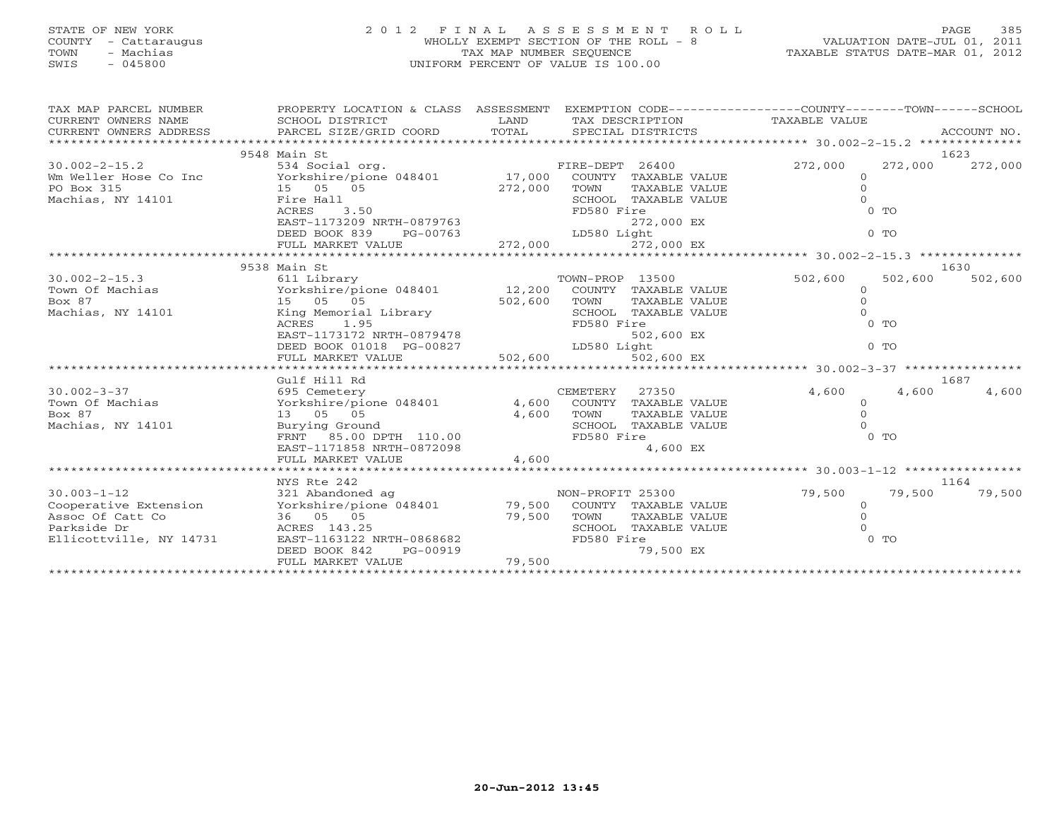STATE OF NEW YORK
COUNTY - Cattaraugus
TOWN - Machias
SWIS - 045800

# 2012 FINAL ASSESSMENT ROLL

WHOLLY EXEMPT SECTION OF THE ROLL - 8
TAX MAP NUMBER SEQUENCE
UNIFORM PERCENT OF VALUE IS 100.00

VALUATION DATE-JUL 01, 2011
TAXABLE STATUS DATE-MAR 01, 2012

| TAX MAP PARCEL NUMBER / CURRENT OWNERS NAME / CURRENT OWNERS ADDRESS | PROPERTY LOCATION & CLASS / SCHOOL DISTRICT / PARCEL SIZE/GRID COORD | ASSESSMENT LAND / TOTAL | EXEMPTION CODE / TAX DESCRIPTION / SPECIAL DISTRICTS | COUNTY TAXABLE VALUE | TOWN | SCHOOL / ACCOUNT NO. |
|---|---|---|---|---|---|---|
| | 9548 Main St | | | | | 1623 |
| 30.002-2-15.2 | 534 Social org. | | FIRE-DEPT 26400 | 272,000 | 272,000 | 272,000 |
| Wm Weller Hose Co Inc | Yorkshire/pione 048401 | 17,000 | COUNTY TAXABLE VALUE | 0 | | |
| PO Box 315 | 15 05 05 | 272,000 | TOWN TAXABLE VALUE | 0 | | |
| Machias, NY 14101 | Fire Hall | | SCHOOL TAXABLE VALUE | 0 | | |
| | ACRES 3.50 | | FD580 Fire | 0 TO | | |
| | EAST-1173209 NRTH-0879763 | | 272,000 EX | | | |
| | DEED BOOK 839 PG-00763 | | LD580 Light | 0 TO | | |
| | FULL MARKET VALUE | 272,000 | 272,000 EX | | | |
| | 9538 Main St | | | | | 1630 |
| 30.002-2-15.3 | 611 Library | | TOWN-PROP 13500 | 502,600 | 502,600 | 502,600 |
| Town Of Machias | Yorkshire/pione 048401 | 12,200 | COUNTY TAXABLE VALUE | 0 | | |
| Box 87 | 15 05 05 | 502,600 | TOWN TAXABLE VALUE | 0 | | |
| Machias, NY 14101 | King Memorial Library | | SCHOOL TAXABLE VALUE | 0 | | |
| | ACRES 1.95 | | FD580 Fire | 0 TO | | |
| | EAST-1173172 NRTH-0879478 | | 502,600 EX | | | |
| | DEED BOOK 01018 PG-00827 | | LD580 Light | 0 TO | | |
| | FULL MARKET VALUE | 502,600 | 502,600 EX | | | |
| | Gulf Hill Rd | | | | | 1687 |
| 30.002-3-37 | 695 Cemetery | | CEMETERY 27350 | 4,600 | 4,600 | 4,600 |
| Town Of Machias | Yorkshire/pione 048401 | 4,600 | COUNTY TAXABLE VALUE | 0 | | |
| Box 87 | 13 05 05 | 4,600 | TOWN TAXABLE VALUE | 0 | | |
| Machias, NY 14101 | Burying Ground | | SCHOOL TAXABLE VALUE | 0 | | |
| | FRNT 85.00 DPTH 110.00 | | FD580 Fire | 0 TO | | |
| | EAST-1171858 NRTH-0872098 | | 4,600 EX | | | |
| | FULL MARKET VALUE | 4,600 | | | | |
| | NYS Rte 242 | | | | | 1164 |
| 30.003-1-12 | 321 Abandoned ag | | NON-PROFIT 25300 | 79,500 | 79,500 | 79,500 |
| Cooperative Extension | Yorkshire/pione 048401 | 79,500 | COUNTY TAXABLE VALUE | 0 | | |
| Assoc Of Catt Co | 36 05 05 | 79,500 | TOWN TAXABLE VALUE | 0 | | |
| Parkside Dr | ACRES 143.25 | | SCHOOL TAXABLE VALUE | 0 | | |
| Ellicottville, NY 14731 | EAST-1163122 NRTH-0868682 | | FD580 Fire | 0 TO | | |
| | DEED BOOK 842 PG-00919 | | 79,500 EX | | | |
| | FULL MARKET VALUE | 79,500 | | | | |

20-Jun-2012 13:45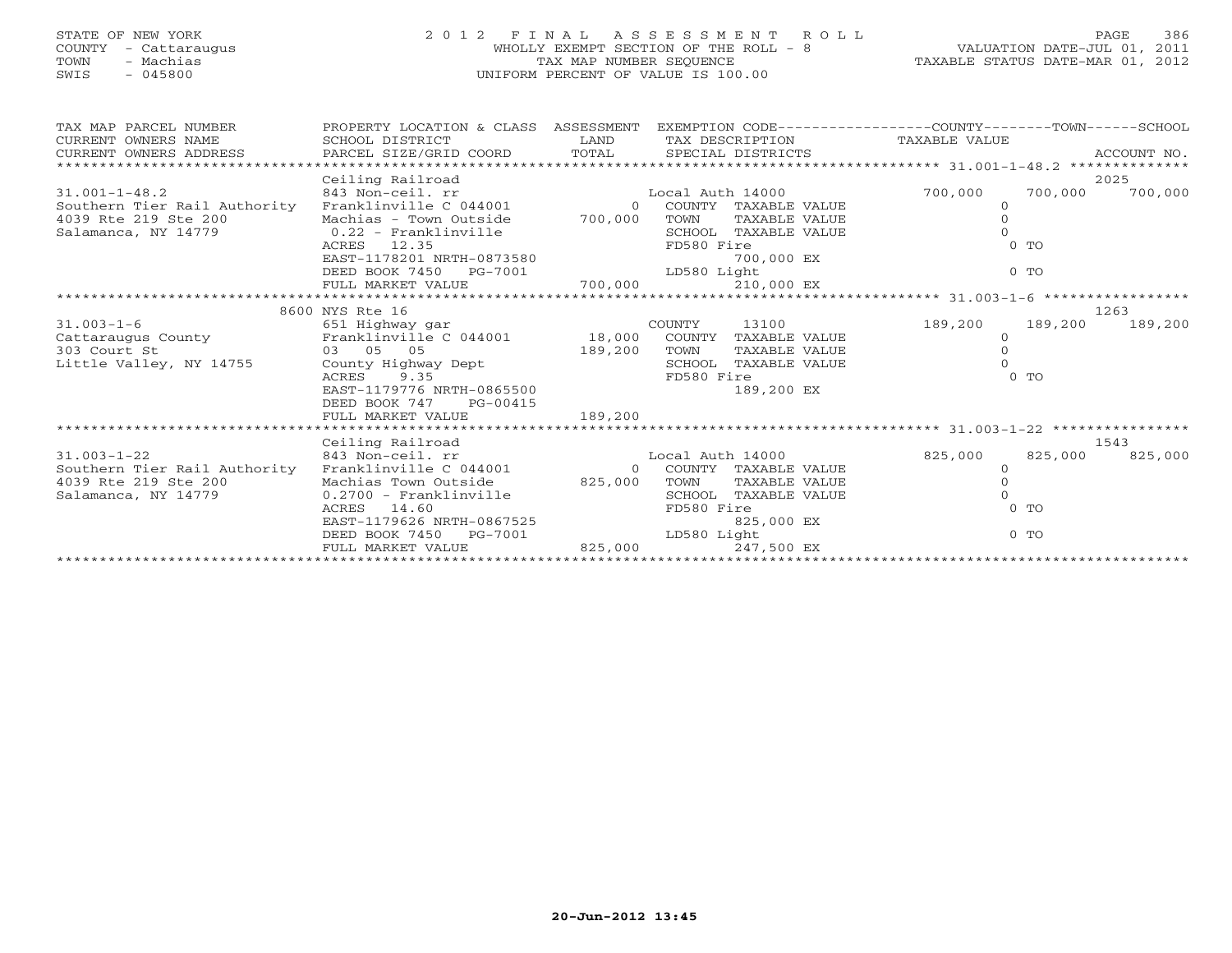STATE OF NEW YORK
COUNTY - Cattaraugus
TOWN - Machias
SWIS - 045800

# 2012 FINAL ASSESSMENT ROLL

WHOLLY EXEMPT SECTION OF THE ROLL - 8
TAX MAP NUMBER SEQUENCE
UNIFORM PERCENT OF VALUE IS 100.00

VALUATION DATE-JUL 01, 2011
TAXABLE STATUS DATE-MAR 01, 2012

| TAX MAP PARCEL NUMBER / CURRENT OWNERS NAME / CURRENT OWNERS ADDRESS | PROPERTY LOCATION & CLASS / SCHOOL DISTRICT / PARCEL SIZE/GRID COORD | ASSESSMENT LAND / TOTAL | EXEMPTION CODE / TAX DESCRIPTION / SPECIAL DISTRICTS | COUNTY TAXABLE VALUE | TOWN | SCHOOL / ACCOUNT NO. |
|---|---|---|---|---|---|---|
| 31.001-1-48.2 | Ceiling Railroad | | | | | 2025 |
| | 843 Non-ceil. rr | | Local Auth 14000 | 700,000 | 700,000 | 700,000 |
| Southern Tier Rail Authority | Franklinville C 044001 | 0 | COUNTY TAXABLE VALUE | 0 | | |
| 4039 Rte 219 Ste 200 | Machias - Town Outside | 700,000 | TOWN TAXABLE VALUE | 0 | | |
| Salamanca, NY 14779 | 0.22 - Franklinville | | SCHOOL TAXABLE VALUE | 0 | | |
| | ACRES 12.35 | | FD580 Fire | 0 TO | | |
| | EAST-1178201 NRTH-0873580 | | 700,000 EX | | | |
| | DEED BOOK 7450 PG-7001 | | LD580 Light | 0 TO | | |
| | FULL MARKET VALUE | 700,000 | 210,000 EX | | | |
| 31.003-1-6 | 8600 NYS Rte 16 | | | | | 1263 |
| | 651 Highway gar | | COUNTY 13100 | 189,200 | 189,200 | 189,200 |
| Cattaraugus County | Franklinville C 044001 | 18,000 | COUNTY TAXABLE VALUE | 0 | | |
| 303 Court St | 03 05 05 | 189,200 | TOWN TAXABLE VALUE | 0 | | |
| Little Valley, NY 14755 | County Highway Dept | | SCHOOL TAXABLE VALUE | 0 | | |
| | ACRES 9.35 | | FD580 Fire | 0 TO | | |
| | EAST-1179776 NRTH-0865500 | | 189,200 EX | | | |
| | DEED BOOK 747 PG-00415 | | | | | |
| | FULL MARKET VALUE | 189,200 | | | | |
| 31.003-1-22 | Ceiling Railroad | | | | | 1543 |
| | 843 Non-ceil. rr | | Local Auth 14000 | 825,000 | 825,000 | 825,000 |
| Southern Tier Rail Authority | Franklinville C 044001 | 0 | COUNTY TAXABLE VALUE | 0 | | |
| 4039 Rte 219 Ste 200 | Machias Town Outside | 825,000 | TOWN TAXABLE VALUE | 0 | | |
| Salamanca, NY 14779 | 0.2700 - Franklinville | | SCHOOL TAXABLE VALUE | 0 | | |
| | ACRES 14.60 | | FD580 Fire | 0 TO | | |
| | EAST-1179626 NRTH-0867525 | | 825,000 EX | | | |
| | DEED BOOK 7450 PG-7001 | | LD580 Light | 0 TO | | |
| | FULL MARKET VALUE | 825,000 | 247,500 EX | | | |

20-Jun-2012 13:45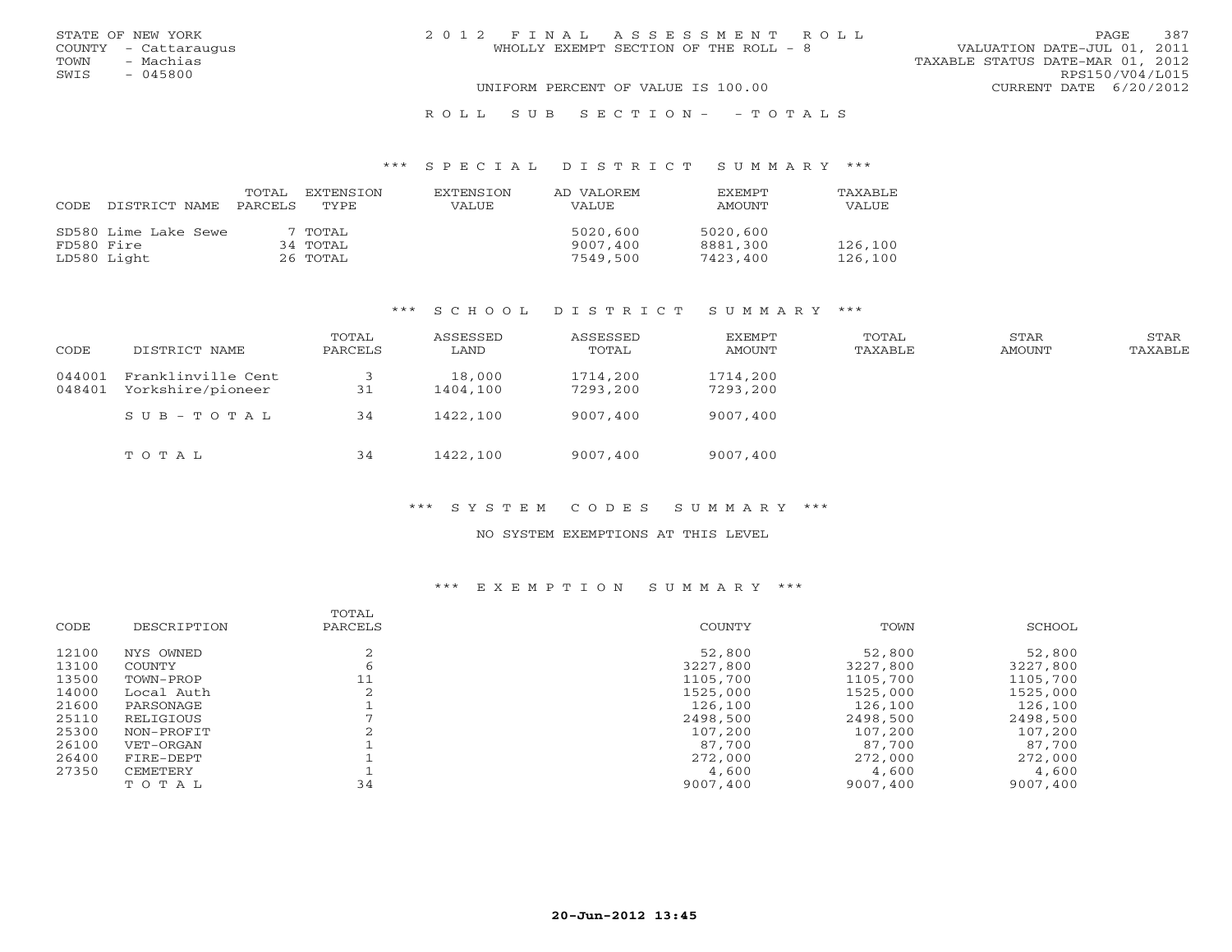STATE OF NEW YORK
COUNTY - Cattaraugus
TOWN - Machias
SWIS - 045800

2012 FINAL ASSESSMENT ROLL
WHOLLY EXEMPT SECTION OF THE ROLL - 8

VALUATION DATE-JUL 01, 2011
TAXABLE STATUS DATE-MAR 01, 2012
RPS150/V04/L015
CURRENT DATE 6/20/2012

UNIFORM PERCENT OF VALUE IS 100.00

ROLL SUB SECTION- - TOTALS

## *** SPECIAL DISTRICT SUMMARY ***

| CODE | DISTRICT NAME | TOTAL PARCELS | EXTENSION TYPE | EXTENSION VALUE | AD VALOREM VALUE | EXEMPT AMOUNT | TAXABLE VALUE |
|---|---|---|---|---|---|---|---|
| SD580 | Lime Lake Sewe | 7 | TOTAL | | 5020,600 | 5020,600 | |
| FD580 | Fire | 34 | TOTAL | | 9007,400 | 8881,300 | 126,100 |
| LD580 | Light | 26 | TOTAL | | 7549,500 | 7423,400 | 126,100 |

## *** SCHOOL DISTRICT SUMMARY ***

| CODE | DISTRICT NAME | TOTAL PARCELS | ASSESSED LAND | ASSESSED TOTAL | EXEMPT AMOUNT | TOTAL TAXABLE | STAR AMOUNT | STAR TAXABLE |
|---|---|---|---|---|---|---|---|---|
| 044001 | Franklinville Cent | 3 | 18,000 | 1714,200 | 1714,200 | | | |
| 048401 | Yorkshire/pioneer | 31 | 1404,100 | 7293,200 | 7293,200 | | | |
| | SUB-TOTAL | 34 | 1422,100 | 9007,400 | 9007,400 | | | |
| | TOTAL | 34 | 1422,100 | 9007,400 | 9007,400 | | | |

## *** SYSTEM CODES SUMMARY ***

NO SYSTEM EXEMPTIONS AT THIS LEVEL

## *** EXEMPTION SUMMARY ***

| CODE | DESCRIPTION | TOTAL PARCELS | COUNTY | TOWN | SCHOOL |
|---|---|---|---|---|---|
| 12100 | NYS OWNED | 2 | 52,800 | 52,800 | 52,800 |
| 13100 | COUNTY | 6 | 3227,800 | 3227,800 | 3227,800 |
| 13500 | TOWN-PROP | 11 | 1105,700 | 1105,700 | 1105,700 |
| 14000 | Local Auth | 2 | 1525,000 | 1525,000 | 1525,000 |
| 21600 | PARSONAGE | 1 | 126,100 | 126,100 | 126,100 |
| 25110 | RELIGIOUS | 7 | 2498,500 | 2498,500 | 2498,500 |
| 25300 | NON-PROFIT | 2 | 107,200 | 107,200 | 107,200 |
| 26100 | VET-ORGAN | 1 | 87,700 | 87,700 | 87,700 |
| 26400 | FIRE-DEPT | 1 | 272,000 | 272,000 | 272,000 |
| 27350 | CEMETERY | 1 | 4,600 | 4,600 | 4,600 |
| | TOTAL | 34 | 9007,400 | 9007,400 | 9007,400 |

20-Jun-2012 13:45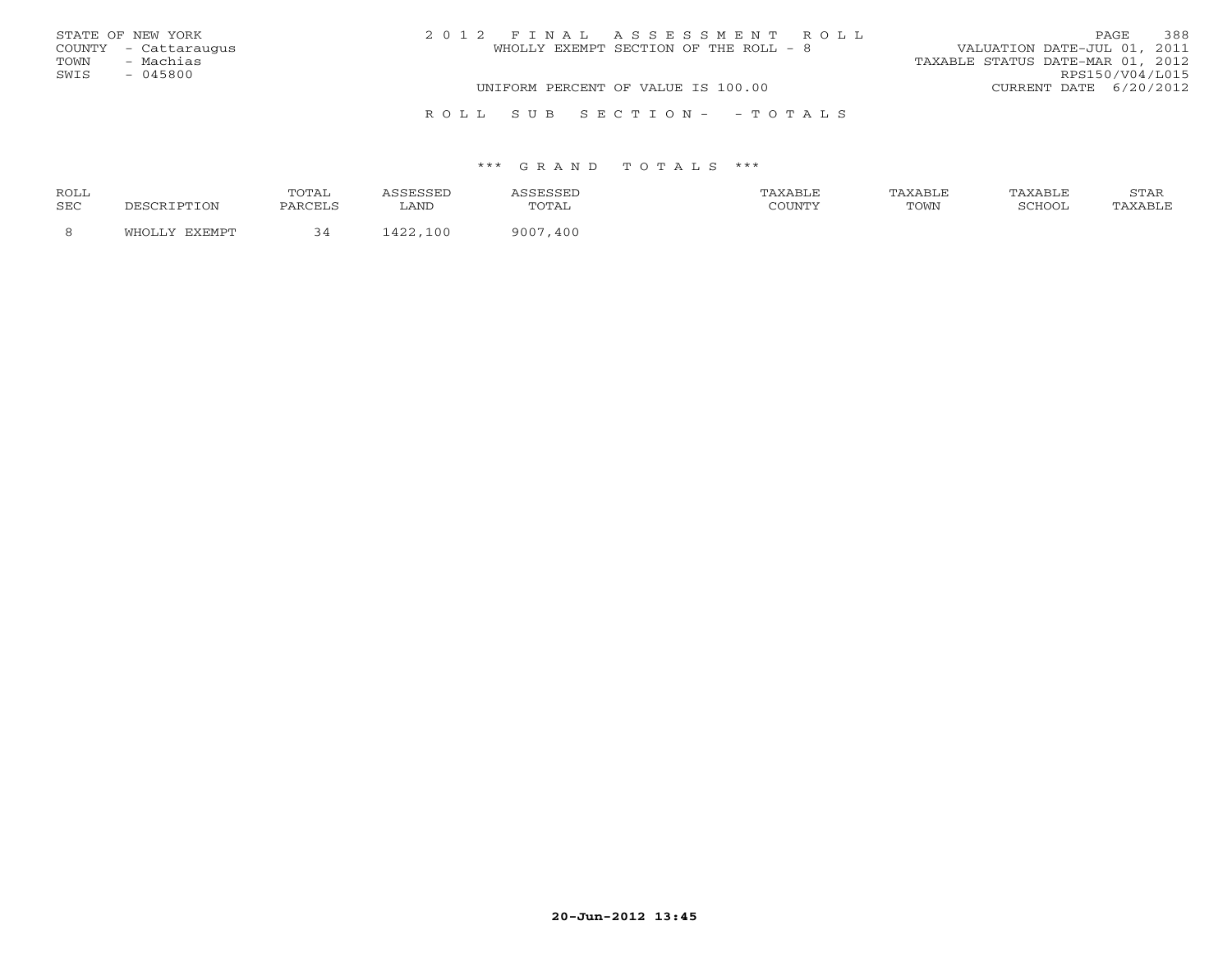STATE OF NEW YORK
COUNTY - Cattaraugus
TOWN - Machias
SWIS - 045800

2012 FINAL ASSESSMENT ROLL
WHOLLY EXEMPT SECTION OF THE ROLL - 8

VALUATION DATE-JUL 01, 2011
TAXABLE STATUS DATE-MAR 01, 2012
RPS150/V04/L015

UNIFORM PERCENT OF VALUE IS 100.00

CURRENT DATE 6/20/2012

ROLL SUB SECTION- - TOTALS

*** GRAND TOTALS ***

| ROLL SEC | DESCRIPTION | TOTAL PARCELS | ASSESSED LAND | ASSESSED TOTAL | TAXABLE COUNTY | TAXABLE TOWN | TAXABLE SCHOOL | STAR TAXABLE |
|---|---|---|---|---|---|---|---|---|
| 8 | WHOLLY EXEMPT | 34 | 1422,100 | 9007,400 | | | | |

20-Jun-2012 13:45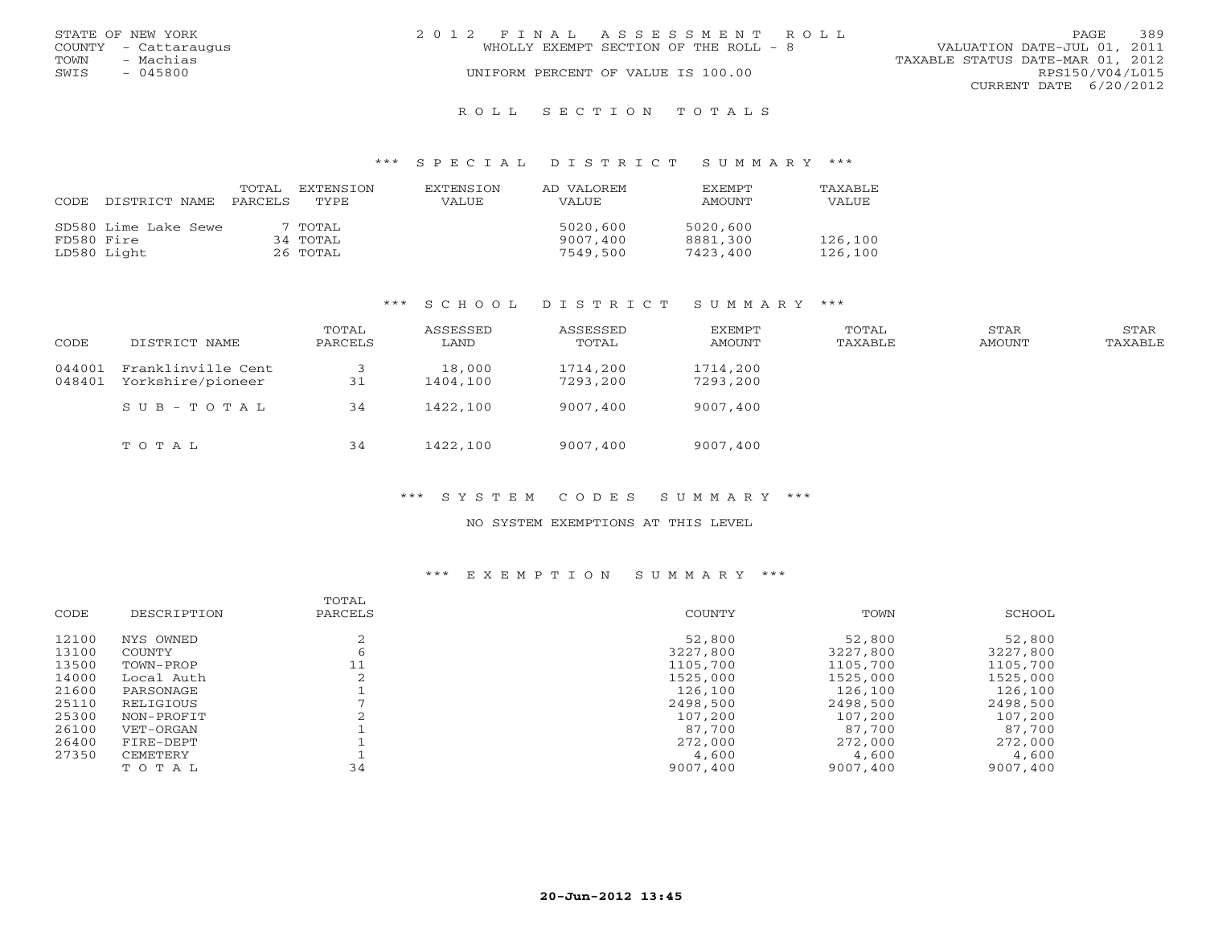STATE OF NEW YORK
COUNTY - Cattaraugus
TOWN - Machias
SWIS - 045800

2 0 1 2 F I N A L A S S E S S M E N T R O L L
WHOLLY EXEMPT SECTION OF THE ROLL - 8
UNIFORM PERCENT OF VALUE IS 100.00

VALUATION DATE-JUL 01, 2011
TAXABLE STATUS DATE-MAR 01, 2012
RPS150/V04/L015
CURRENT DATE 6/20/2012

## R O L L S E C T I O N T O T A L S

### *** S P E C I A L D I S T R I C T S U M M A R Y ***

| CODE | DISTRICT NAME | TOTAL PARCELS | EXTENSION TYPE | EXTENSION VALUE | AD VALOREM VALUE | EXEMPT AMOUNT | TAXABLE VALUE |
|---|---|---|---|---|---|---|---|
| SD580 | Lime Lake Sewe | 7 | TOTAL | | 5020,600 | 5020,600 | |
| FD580 | Fire | 34 | TOTAL | | 9007,400 | 8881,300 | 126,100 |
| LD580 | Light | 26 | TOTAL | | 7549,500 | 7423,400 | 126,100 |

### *** S C H O O L D I S T R I C T S U M M A R Y ***

| CODE | DISTRICT NAME | TOTAL PARCELS | ASSESSED LAND | ASSESSED TOTAL | EXEMPT AMOUNT | TOTAL TAXABLE | STAR AMOUNT | STAR TAXABLE |
|---|---|---|---|---|---|---|---|---|
| 044001 | Franklinville Cent | 3 | 18,000 | 1714,200 | 1714,200 | | | |
| 048401 | Yorkshire/pioneer | 31 | 1404,100 | 7293,200 | 7293,200 | | | |
| | S U B - T O T A L | 34 | 1422,100 | 9007,400 | 9007,400 | | | |
| | T O T A L | 34 | 1422,100 | 9007,400 | 9007,400 | | | |

### *** S Y S T E M C O D E S S U M M A R Y ***

NO SYSTEM EXEMPTIONS AT THIS LEVEL

### *** E X E M P T I O N S U M M A R Y ***

| CODE | DESCRIPTION | TOTAL PARCELS | COUNTY | TOWN | SCHOOL |
|---|---|---|---|---|---|
| 12100 | NYS OWNED | 2 | 52,800 | 52,800 | 52,800 |
| 13100 | COUNTY | 6 | 3227,800 | 3227,800 | 3227,800 |
| 13500 | TOWN-PROP | 11 | 1105,700 | 1105,700 | 1105,700 |
| 14000 | Local Auth | 2 | 1525,000 | 1525,000 | 1525,000 |
| 21600 | PARSONAGE | 1 | 126,100 | 126,100 | 126,100 |
| 25110 | RELIGIOUS | 7 | 2498,500 | 2498,500 | 2498,500 |
| 25300 | NON-PROFIT | 2 | 107,200 | 107,200 | 107,200 |
| 26100 | VET-ORGAN | 1 | 87,700 | 87,700 | 87,700 |
| 26400 | FIRE-DEPT | 1 | 272,000 | 272,000 | 272,000 |
| 27350 | CEMETERY | 1 | 4,600 | 4,600 | 4,600 |
| | T O T A L | 34 | 9007,400 | 9007,400 | 9007,400 |

20-Jun-2012 13:45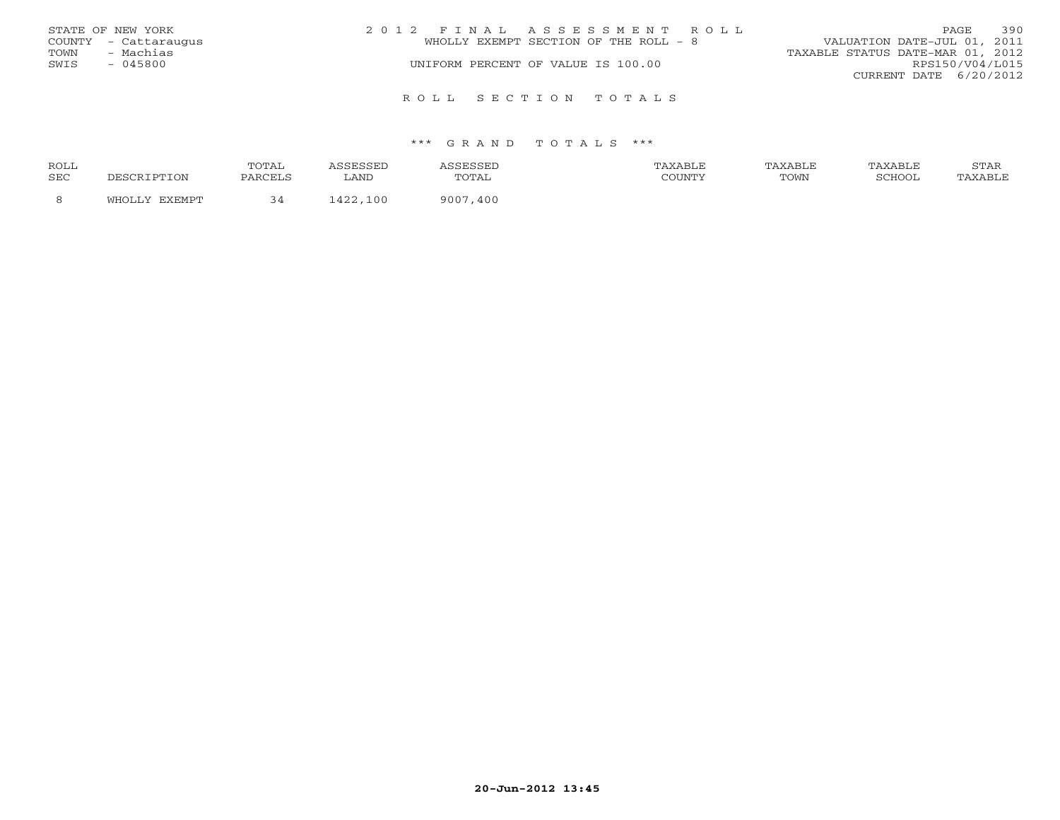STATE OF NEW YORK
COUNTY - Cattaraugus
TOWN - Machias
SWIS - 045800

2 0 1 2 F I N A L A S S E S S M E N T R O L L
WHOLLY EXEMPT SECTION OF THE ROLL - 8
UNIFORM PERCENT OF VALUE IS 100.00

VALUATION DATE-JUL 01, 2011
TAXABLE STATUS DATE-MAR 01, 2012
RPS150/V04/L015
CURRENT DATE 6/20/2012

## R O L L S E C T I O N T O T A L S

### *** G R A N D T O T A L S ***

| ROLL SEC | DESCRIPTION | TOTAL PARCELS | ASSESSED LAND | ASSESSED TOTAL | TAXABLE COUNTY | TAXABLE TOWN | TAXABLE SCHOOL | STAR TAXABLE |
|---|---|---|---|---|---|---|---|---|
| 8 | WHOLLY EXEMPT | 34 | 1422,100 | 9007,400 | | | | |

20-Jun-2012 13:45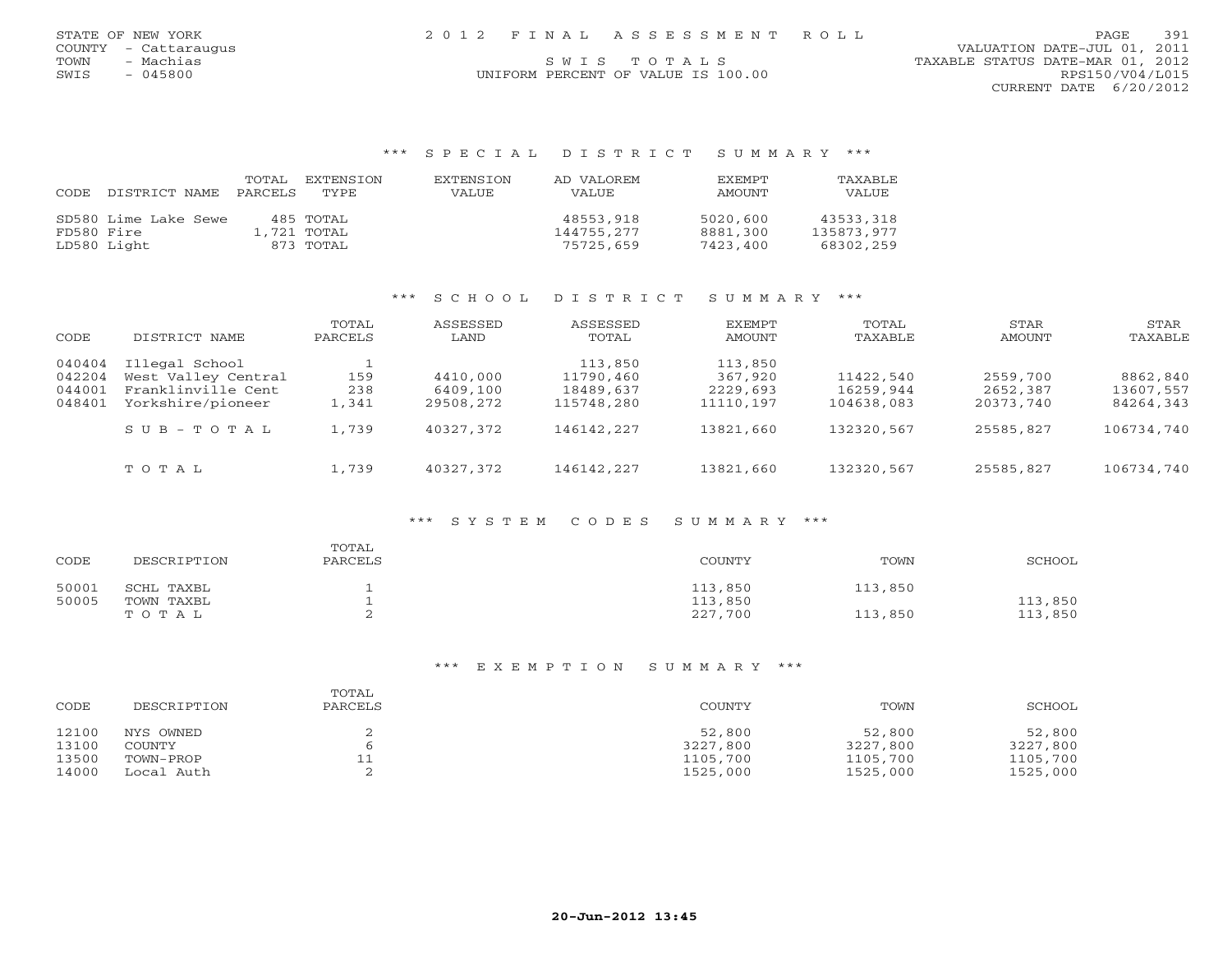STATE OF NEW YORK
COUNTY - Cattaraugus
TOWN - Machias
SWIS - 045800

2012 FINAL ASSESSMENT ROLL
SWIS TOTALS
UNIFORM PERCENT OF VALUE IS 100.00

VALUATION DATE-JUL 01, 2011
TAXABLE STATUS DATE-MAR 01, 2012
RPS150/V04/L015
CURRENT DATE 6/20/2012

### *** SPECIAL DISTRICT SUMMARY ***

| CODE | DISTRICT NAME | TOTAL PARCELS | EXTENSION TYPE | EXTENSION VALUE | AD VALOREM VALUE | EXEMPT AMOUNT | TAXABLE VALUE |
|---|---|---|---|---|---|---|---|
| SD580 | Lime Lake Sewe | 485 | TOTAL | | 48553,918 | 5020,600 | 43533,318 |
| FD580 | Fire | 1,721 | TOTAL | | 144755,277 | 8881,300 | 135873,977 |
| LD580 | Light | 873 | TOTAL | | 75725,659 | 7423,400 | 68302,259 |

### *** SCHOOL DISTRICT SUMMARY ***

| CODE | DISTRICT NAME | TOTAL PARCELS | ASSESSED LAND | ASSESSED TOTAL | EXEMPT AMOUNT | TOTAL TAXABLE | STAR AMOUNT | STAR TAXABLE |
|---|---|---|---|---|---|---|---|---|
| 040404 | Illegal School | 1 | | 113,850 | 113,850 | | | |
| 042204 | West Valley Central | 159 | 4410,000 | 11790,460 | 367,920 | 11422,540 | 2559,700 | 8862,840 |
| 044001 | Franklinville Cent | 238 | 6409,100 | 18489,637 | 2229,693 | 16259,944 | 2652,387 | 13607,557 |
| 048401 | Yorkshire/pioneer | 1,341 | 29508,272 | 115748,280 | 11110,197 | 104638,083 | 20373,740 | 84264,343 |
| | SUB-TOTAL | 1,739 | 40327,372 | 146142,227 | 13821,660 | 132320,567 | 25585,827 | 106734,740 |
| | TOTAL | 1,739 | 40327,372 | 146142,227 | 13821,660 | 132320,567 | 25585,827 | 106734,740 |

### *** SYSTEM CODES SUMMARY ***

| CODE | DESCRIPTION | TOTAL PARCELS | COUNTY | TOWN | SCHOOL |
|---|---|---|---|---|---|
| 50001 | SCHL TAXBL | 1 | 113,850 | 113,850 | |
| 50005 | TOWN TAXBL | 1 | 113,850 | | 113,850 |
| | TOTAL | 2 | 227,700 | 113,850 | 113,850 |

### *** EXEMPTION SUMMARY ***

| CODE | DESCRIPTION | TOTAL PARCELS | COUNTY | TOWN | SCHOOL |
|---|---|---|---|---|---|
| 12100 | NYS OWNED | 2 | 52,800 | 52,800 | 52,800 |
| 13100 | COUNTY | 6 | 3227,800 | 3227,800 | 3227,800 |
| 13500 | TOWN-PROP | 11 | 1105,700 | 1105,700 | 1105,700 |
| 14000 | Local Auth | 2 | 1525,000 | 1525,000 | 1525,000 |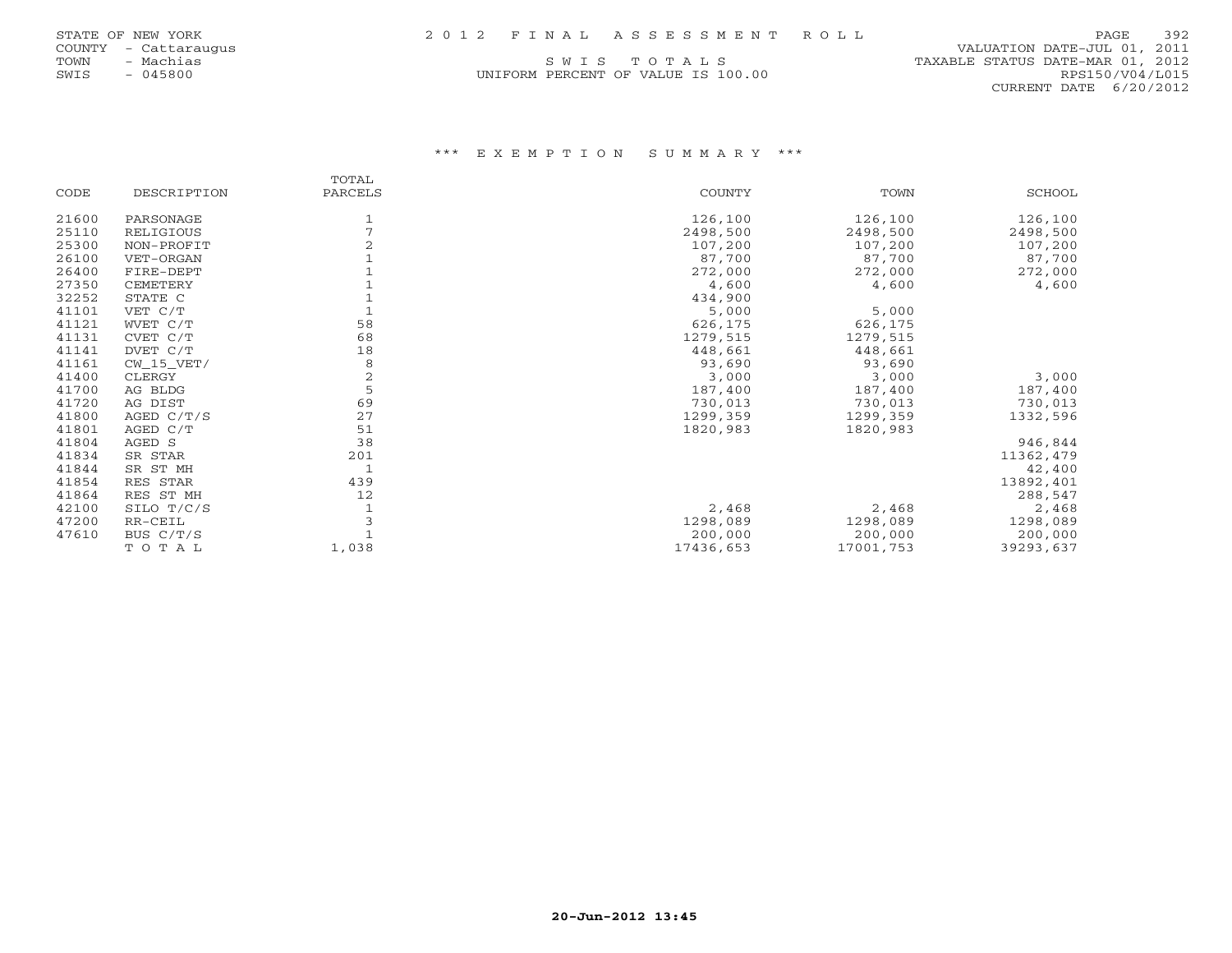# *** EXEMPTION SUMMARY ***

| CODE | DESCRIPTION | TOTAL PARCELS | COUNTY | TOWN | SCHOOL |
|---|---|---|---|---|---|
| 21600 | PARSONAGE | 1 | 126,100 | 126,100 | 126,100 |
| 25110 | RELIGIOUS | 7 | 2498,500 | 2498,500 | 2498,500 |
| 25300 | NON-PROFIT | 2 | 107,200 | 107,200 | 107,200 |
| 26100 | VET-ORGAN | 1 | 87,700 | 87,700 | 87,700 |
| 26400 | FIRE-DEPT | 1 | 272,000 | 272,000 | 272,000 |
| 27350 | CEMETERY | 1 | 4,600 | 4,600 | 4,600 |
| 32252 | STATE C | 1 | 434,900 | | |
| 41101 | VET C/T | 1 | 5,000 | 5,000 | |
| 41121 | WVET C/T | 58 | 626,175 | 626,175 | |
| 41131 | CVET C/T | 68 | 1279,515 | 1279,515 | |
| 41141 | DVET C/T | 18 | 448,661 | 448,661 | |
| 41161 | CW_15_VET/ | 8 | 93,690 | 93,690 | |
| 41400 | CLERGY | 2 | 3,000 | 3,000 | 3,000 |
| 41700 | AG BLDG | 5 | 187,400 | 187,400 | 187,400 |
| 41720 | AG DIST | 69 | 730,013 | 730,013 | 730,013 |
| 41800 | AGED C/T/S | 27 | 1299,359 | 1299,359 | 1332,596 |
| 41801 | AGED C/T | 51 | 1820,983 | 1820,983 | |
| 41804 | AGED S | 38 | | | 946,844 |
| 41834 | SR STAR | 201 | | | 11362,479 |
| 41844 | SR ST MH | 1 | | | 42,400 |
| 41854 | RES STAR | 439 | | | 13892,401 |
| 41864 | RES ST MH | 12 | | | 288,547 |
| 42100 | SILO T/C/S | 1 | 2,468 | 2,468 | 2,468 |
| 47200 | RR-CEIL | 3 | 1298,089 | 1298,089 | 1298,089 |
| 47610 | BUS C/T/S | 1 | 200,000 | 200,000 | 200,000 |
| | T O T A L | 1,038 | 17436,653 | 17001,753 | 39293,637 |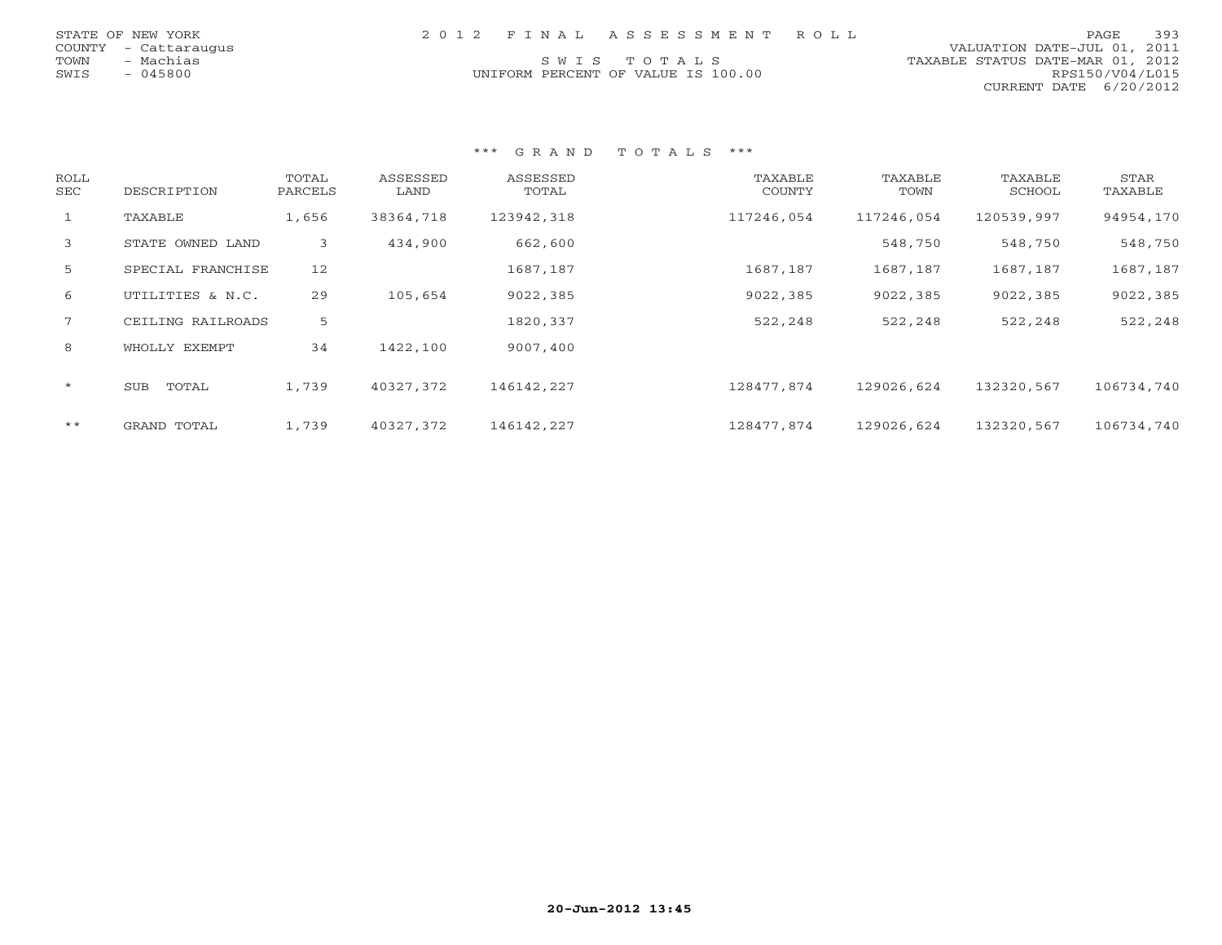STATE OF NEW YORK
COUNTY - Cattaraugus
TOWN - Machias
SWIS - 045800

2 0 1 2 F I N A L A S S E S S M E N T R O L L

S W I S T O T A L S

UNIFORM PERCENT OF VALUE IS 100.00

VALUATION DATE-JUL 01, 2011
TAXABLE STATUS DATE-MAR 01, 2012
RPS150/V04/L015
CURRENT DATE 6/20/2012

*** G R A N D T O T A L S ***

| ROLL SEC | DESCRIPTION | TOTAL PARCELS | ASSESSED LAND | ASSESSED TOTAL | TAXABLE COUNTY | TAXABLE TOWN | TAXABLE SCHOOL | STAR TAXABLE |
|---|---|---|---|---|---|---|---|---|
| 1 | TAXABLE | 1,656 | 38364,718 | 123942,318 | 117246,054 | 117246,054 | 120539,997 | 94954,170 |
| 3 | STATE OWNED LAND | 3 | 434,900 | 662,600 | | 548,750 | 548,750 | 548,750 |
| 5 | SPECIAL FRANCHISE | 12 | | 1687,187 | 1687,187 | 1687,187 | 1687,187 | 1687,187 |
| 6 | UTILITIES & N.C. | 29 | 105,654 | 9022,385 | 9022,385 | 9022,385 | 9022,385 | 9022,385 |
| 7 | CEILING RAILROADS | 5 | | 1820,337 | 522,248 | 522,248 | 522,248 | 522,248 |
| 8 | WHOLLY EXEMPT | 34 | 1422,100 | 9007,400 | | | | |
| * | SUB TOTAL | 1,739 | 40327,372 | 146142,227 | 128477,874 | 129026,624 | 132320,567 | 106734,740 |
| ** | GRAND TOTAL | 1,739 | 40327,372 | 146142,227 | 128477,874 | 129026,624 | 132320,567 | 106734,740 |

20-Jun-2012 13:45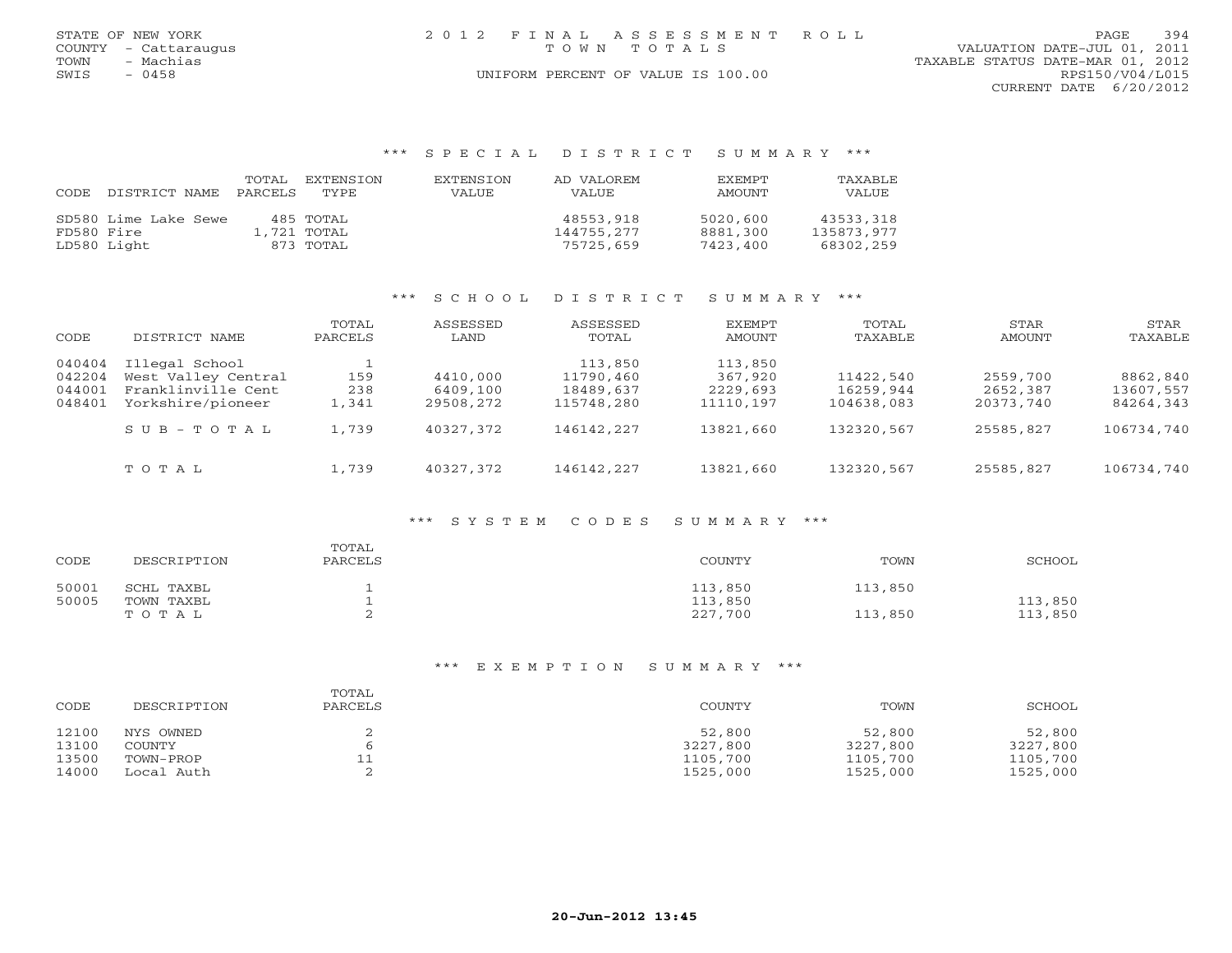STATE OF NEW YORK
COUNTY - Cattaraugus
TOWN - Machias
SWIS - 0458

2012 FINAL ASSESSMENT ROLL
TOWN TOTALS
UNIFORM PERCENT OF VALUE IS 100.00

VALUATION DATE-JUL 01, 2011
TAXABLE STATUS DATE-MAR 01, 2012
RPS150/V04/L015
CURRENT DATE 6/20/2012

### *** SPECIAL DISTRICT SUMMARY ***

| CODE | DISTRICT NAME | TOTAL PARCELS | EXTENSION TYPE | EXTENSION VALUE | AD VALOREM VALUE | EXEMPT AMOUNT | TAXABLE VALUE |
|---|---|---|---|---|---|---|---|
| SD580 | Lime Lake Sewe | 485 | TOTAL | | 48553,918 | 5020,600 | 43533,318 |
| FD580 | Fire | 1,721 | TOTAL | | 144755,277 | 8881,300 | 135873,977 |
| LD580 | Light | 873 | TOTAL | | 75725,659 | 7423,400 | 68302,259 |

### *** SCHOOL DISTRICT SUMMARY ***

| CODE | DISTRICT NAME | TOTAL PARCELS | ASSESSED LAND | ASSESSED TOTAL | EXEMPT AMOUNT | TOTAL TAXABLE | STAR AMOUNT | STAR TAXABLE |
|---|---|---|---|---|---|---|---|---|
| 040404 | Illegal School | 1 | | 113,850 | 113,850 | | | |
| 042204 | West Valley Central | 159 | 4410,000 | 11790,460 | 367,920 | 11422,540 | 2559,700 | 8862,840 |
| 044001 | Franklinville Cent | 238 | 6409,100 | 18489,637 | 2229,693 | 16259,944 | 2652,387 | 13607,557 |
| 048401 | Yorkshire/pioneer | 1,341 | 29508,272 | 115748,280 | 11110,197 | 104638,083 | 20373,740 | 84264,343 |
| | SUB-TOTAL | 1,739 | 40327,372 | 146142,227 | 13821,660 | 132320,567 | 25585,827 | 106734,740 |
| | TOTAL | 1,739 | 40327,372 | 146142,227 | 13821,660 | 132320,567 | 25585,827 | 106734,740 |

### *** SYSTEM CODES SUMMARY ***

| CODE | DESCRIPTION | TOTAL PARCELS | COUNTY | TOWN | SCHOOL |
|---|---|---|---|---|---|
| 50001 | SCHL TAXBL | 1 | 113,850 | 113,850 | |
| 50005 | TOWN TAXBL | 1 | 113,850 | | 113,850 |
| | TOTAL | 2 | 227,700 | 113,850 | 113,850 |

### *** EXEMPTION SUMMARY ***

| CODE | DESCRIPTION | TOTAL PARCELS | COUNTY | TOWN | SCHOOL |
|---|---|---|---|---|---|
| 12100 | NYS OWNED | 2 | 52,800 | 52,800 | 52,800 |
| 13100 | COUNTY | 6 | 3227,800 | 3227,800 | 3227,800 |
| 13500 | TOWN-PROP | 11 | 1105,700 | 1105,700 | 1105,700 |
| 14000 | Local Auth | 2 | 1525,000 | 1525,000 | 1525,000 |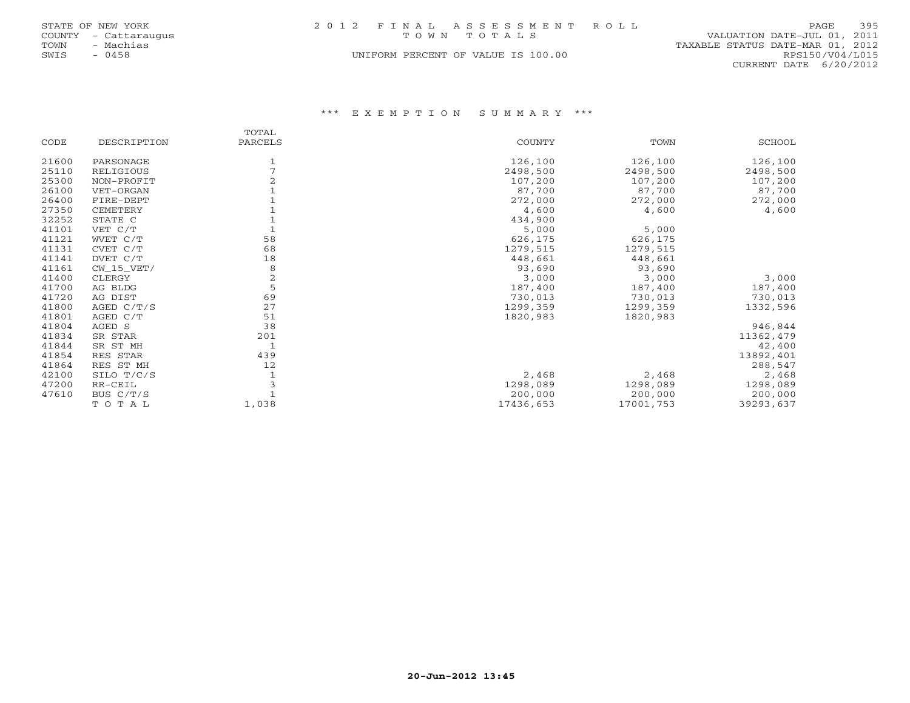STATE OF NEW YORK
COUNTY - Cattaraugus
TOWN - Machias
SWIS - 0458

2012 FINAL ASSESSMENT ROLL
TOWN TOTALS
UNIFORM PERCENT OF VALUE IS 100.00

VALUATION DATE-JUL 01, 2011
TAXABLE STATUS DATE-MAR 01, 2012
RPS150/V04/L015
CURRENT DATE 6/20/2012

### *** EXEMPTION SUMMARY ***

| CODE | DESCRIPTION | TOTAL PARCELS | COUNTY | TOWN | SCHOOL |
|---|---|---|---|---|---|
| 21600 | PARSONAGE | 1 | 126,100 | 126,100 | 126,100 |
| 25110 | RELIGIOUS | 7 | 2498,500 | 2498,500 | 2498,500 |
| 25300 | NON-PROFIT | 2 | 107,200 | 107,200 | 107,200 |
| 26100 | VET-ORGAN | 1 | 87,700 | 87,700 | 87,700 |
| 26400 | FIRE-DEPT | 1 | 272,000 | 272,000 | 272,000 |
| 27350 | CEMETERY | 1 | 4,600 | 4,600 | 4,600 |
| 32252 | STATE C | 1 | 434,900 | | |
| 41101 | VET C/T | 1 | 5,000 | 5,000 | |
| 41121 | WVET C/T | 58 | 626,175 | 626,175 | |
| 41131 | CVET C/T | 68 | 1279,515 | 1279,515 | |
| 41141 | DVET C/T | 18 | 448,661 | 448,661 | |
| 41161 | CW_15_VET/ | 8 | 93,690 | 93,690 | |
| 41400 | CLERGY | 2 | 3,000 | 3,000 | 3,000 |
| 41700 | AG BLDG | 5 | 187,400 | 187,400 | 187,400 |
| 41720 | AG DIST | 69 | 730,013 | 730,013 | 730,013 |
| 41800 | AGED C/T/S | 27 | 1299,359 | 1299,359 | 1332,596 |
| 41801 | AGED C/T | 51 | 1820,983 | 1820,983 | |
| 41804 | AGED S | 38 | | | 946,844 |
| 41834 | SR STAR | 201 | | | 11362,479 |
| 41844 | SR ST MH | 1 | | | 42,400 |
| 41854 | RES STAR | 439 | | | 13892,401 |
| 41864 | RES ST MH | 12 | | | 288,547 |
| 42100 | SILO T/C/S | 1 | 2,468 | 2,468 | 2,468 |
| 47200 | RR-CEIL | 3 | 1298,089 | 1298,089 | 1298,089 |
| 47610 | BUS C/T/S | 1 | 200,000 | 200,000 | 200,000 |
| | TOTAL | 1,038 | 17436,653 | 17001,753 | 39293,637 |

20-Jun-2012 13:45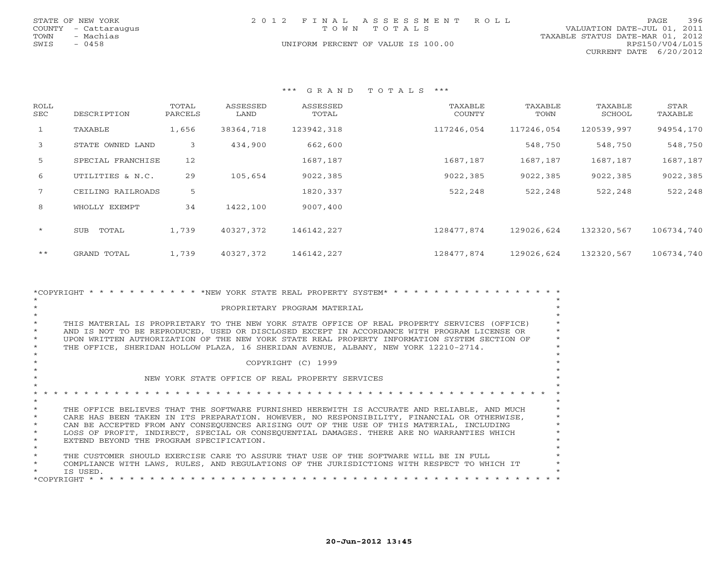STATE OF NEW YORK
COUNTY - Cattaraugus
TOWN - Machias
SWIS - 0458

2012 FINAL ASSESSMENT ROLL
TOWN TOTALS
UNIFORM PERCENT OF VALUE IS 100.00

VALUATION DATE-JUL 01, 2011
TAXABLE STATUS DATE-MAR 01, 2012
RPS150/V04/L015
CURRENT DATE 6/20/2012

### *** GRAND TOTALS ***

| ROLL SEC | DESCRIPTION | TOTAL PARCELS | ASSESSED LAND | ASSESSED TOTAL | TAXABLE COUNTY | TAXABLE TOWN | TAXABLE SCHOOL | STAR TAXABLE |
|---|---|---|---|---|---|---|---|---|
| 1 | TAXABLE | 1,656 | 38364,718 | 123942,318 | 117246,054 | 117246,054 | 120539,997 | 94954,170 |
| 3 | STATE OWNED LAND | 3 | 434,900 | 662,600 | | 548,750 | 548,750 | 548,750 |
| 5 | SPECIAL FRANCHISE | 12 | | 1687,187 | 1687,187 | 1687,187 | 1687,187 | 1687,187 |
| 6 | UTILITIES & N.C. | 29 | 105,654 | 9022,385 | 9022,385 | 9022,385 | 9022,385 | 9022,385 |
| 7 | CEILING RAILROADS | 5 | | 1820,337 | 522,248 | 522,248 | 522,248 | 522,248 |
| 8 | WHOLLY EXEMPT | 34 | 1422,100 | 9007,400 | | | | |
| * | SUB TOTAL | 1,739 | 40327,372 | 146142,227 | 128477,874 | 129026,624 | 132320,567 | 106734,740 |
| ** | GRAND TOTAL | 1,739 | 40327,372 | 146142,227 | 128477,874 | 129026,624 | 132320,567 | 106734,740 |

*COPYRIGHT * * * * * * * * * * * *NEW YORK STATE REAL PROPERTY SYSTEM* * * * * * * * * * * * * * * * * *

PROPRIETARY PROGRAM MATERIAL

THIS MATERIAL IS PROPRIETARY TO THE NEW YORK STATE OFFICE OF REAL PROPERTY SERVICES (OFFICE) AND IS NOT TO BE REPRODUCED, USED OR DISCLOSED EXCEPT IN ACCORDANCE WITH PROGRAM LICENSE OR UPON WRITTEN AUTHORIZATION OF THE NEW YORK STATE REAL PROPERTY INFORMATION SYSTEM SECTION OF THE OFFICE, SHERIDAN HOLLOW PLAZA, 16 SHERIDAN AVENUE, ALBANY, NEW YORK 12210-2714.

COPYRIGHT (C) 1999

NEW YORK STATE OFFICE OF REAL PROPERTY SERVICES

THE OFFICE BELIEVES THAT THE SOFTWARE FURNISHED HEREWITH IS ACCURATE AND RELIABLE, AND MUCH CARE HAS BEEN TAKEN IN ITS PREPARATION. HOWEVER, NO RESPONSIBILITY, FINANCIAL OR OTHERWISE, CAN BE ACCEPTED FROM ANY CONSEQUENCES ARISING OUT OF THE USE OF THIS MATERIAL, INCLUDING LOSS OF PROFIT, INDIRECT, SPECIAL OR CONSEQUENTIAL DAMAGES. THERE ARE NO WARRANTIES WHICH EXTEND BEYOND THE PROGRAM SPECIFICATION.

THE CUSTOMER SHOULD EXERCISE CARE TO ASSURE THAT USE OF THE SOFTWARE WILL BE IN FULL COMPLIANCE WITH LAWS, RULES, AND REGULATIONS OF THE JURISDICTIONS WITH RESPECT TO WHICH IT IS USED.

*COPYRIGHT * * * * * * * * * * * * * * * * * * * * * * * * * * * * * * * * * * * * * * * * * * * * *

20-Jun-2012 13:45